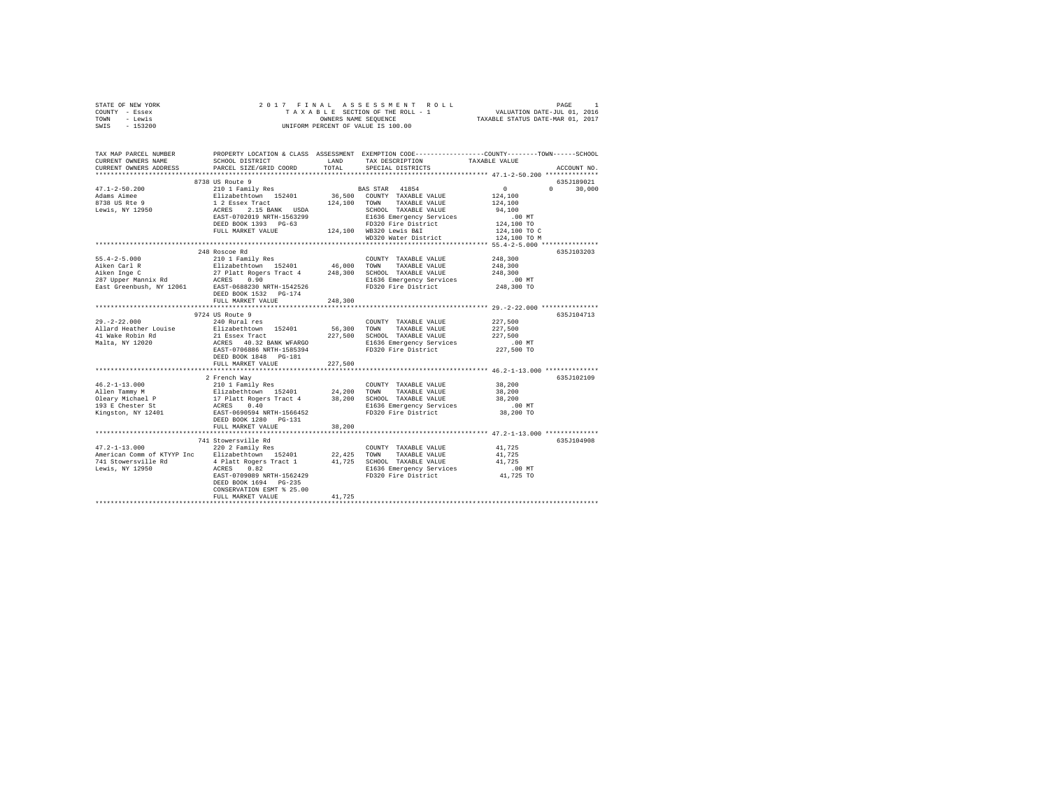STATE OF NEW YORK — 2017 FINAL ASSESSMENT ROLL — TAXABLE SECTION OF THE ROLL - 1 — VALUATION DATE-JUL 01, 2016
COUNTY - Essex — OWNERS NAME SEQUENCE — TAXABLE STATUS DATE-MAR 01, 2017
TOWN - Lewis — UNIFORM PERCENT OF VALUE IS 100.00
SWIS - 153200

| TAX MAP PARCEL NUMBER / CURRENT OWNERS NAME / CURRENT OWNERS ADDRESS | PROPERTY LOCATION & CLASS / SCHOOL DISTRICT / PARCEL SIZE/GRID COORD | ASSESSMENT LAND / TOTAL | EXEMPTION CODE / TAX DESCRIPTION / SPECIAL DISTRICTS | COUNTY / TOWN / SCHOOL TAXABLE VALUE | ACCOUNT NO. |
|---|---|---|---|---|---|
| 47.1-2-50.200 | 8738 US Route 9 | | | | 635J189021 |
| 47.1-2-50.200 | 210 1 Family Res | | BAS STAR 41854 | 0 0 30,000 | |
| Adams Aimee | Elizabethtown 152401 | 36,500 | COUNTY TAXABLE VALUE | 124,100 | |
| 8738 US Rte 9 | 1 2 Essex Tract | 124,100 | TOWN TAXABLE VALUE | 124,100 | |
| Lewis, NY 12950 | ACRES 2.15 BANK USDA | | SCHOOL TAXABLE VALUE | 94,100 | |
| | EAST-0702019 NRTH-1563299 | | E1636 Emergency Services | .00 MT | |
| | DEED BOOK 1393 PG-63 | | FD320 Fire District | 124,100 TO | |
| | FULL MARKET VALUE | 124,100 | WB320 Lewis B&I | 124,100 TO C | |
| | | | WD320 Water District | 124,100 TO M | |
| 55.4-2-5.000 | 248 Roscoe Rd | | | | 635J103203 |
| 55.4-2-5.000 | 210 1 Family Res | | COUNTY TAXABLE VALUE | 248,300 | |
| Aiken Carl R | Elizabethtown 152401 | 46,000 | TOWN TAXABLE VALUE | 248,300 | |
| Aiken Inge C | 27 Platt Rogers Tract 4 | 248,300 | SCHOOL TAXABLE VALUE | 248,300 | |
| 287 Upper Mannix Rd | ACRES 0.90 | | E1636 Emergency Services | .00 MT | |
| East Greenbush, NY 12061 | EAST-0688230 NRTH-1542526 | | FD320 Fire District | 248,300 TO | |
| | DEED BOOK 1532 PG-174 | | | | |
| | FULL MARKET VALUE | 248,300 | | | |
| 29.-2-22.000 | 9724 US Route 9 | | | | 635J104713 |
| 29.-2-22.000 | 240 Rural res | | COUNTY TAXABLE VALUE | 227,500 | |
| Allard Heather Louise | Elizabethtown 152401 | 56,300 | TOWN TAXABLE VALUE | 227,500 | |
| 41 Wake Robin Rd | 21 Essex Tract | 227,500 | SCHOOL TAXABLE VALUE | 227,500 | |
| Malta, NY 12020 | ACRES 40.32 BANK WFARGO | | E1636 Emergency Services | .00 MT | |
| | EAST-0706886 NRTH-1585394 | | FD320 Fire District | 227,500 TO | |
| | DEED BOOK 1848 PG-181 | | | | |
| | FULL MARKET VALUE | 227,500 | | | |
| 46.2-1-13.000 | 2 French Way | | | | 635J102109 |
| 46.2-1-13.000 | 210 1 Family Res | | COUNTY TAXABLE VALUE | 38,200 | |
| Allen Tammy M | Elizabethtown 152401 | 24,200 | TOWN TAXABLE VALUE | 38,200 | |
| Oleary Michael P | 17 Platt Rogers Tract 4 | 38,200 | SCHOOL TAXABLE VALUE | 38,200 | |
| 193 E Chester St | ACRES 0.40 | | E1636 Emergency Services | .00 MT | |
| Kingston, NY 12401 | EAST-0690594 NRTH-1566452 | | FD320 Fire District | 38,200 TO | |
| | DEED BOOK 1280 PG-131 | | | | |
| | FULL MARKET VALUE | 38,200 | | | |
| 47.2-1-13.000 | 741 Stowersville Rd | | | | 635J104908 |
| 47.2-1-13.000 | 220 2 Family Res | | COUNTY TAXABLE VALUE | 41,725 | |
| American Comm of KTYYP Inc | Elizabethtown 152401 | 22,425 | TOWN TAXABLE VALUE | 41,725 | |
| 741 Stowersville Rd | 4 Platt Rogers Tract 1 | 41,725 | SCHOOL TAXABLE VALUE | 41,725 | |
| Lewis, NY 12950 | ACRES 0.82 | | E1636 Emergency Services | .00 MT | |
| | EAST-0709089 NRTH-1562429 | | FD320 Fire District | 41,725 TO | |
| | DEED BOOK 1694 PG-235 | | | | |
| | CONSERVATION ESMT % 25.00 | | | | |
| | FULL MARKET VALUE | 41,725 | | | |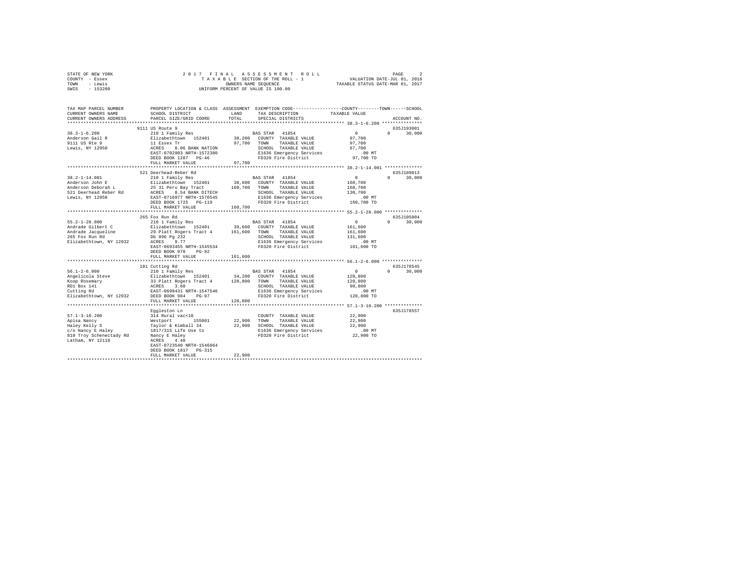STATE OF NEW YORK
COUNTY - Essex
TOWN - Lewis
SWIS - 153200

2017 FINAL ASSESSMENT ROLL
TAXABLE SECTION OF THE ROLL - 1
OWNERS NAME SEQUENCE
UNIFORM PERCENT OF VALUE IS 100.00

VALUATION DATE-JUL 01, 2016
TAXABLE STATUS DATE-MAR 01, 2017

```
TAX MAP PARCEL NUMBER          PROPERTY LOCATION & CLASS  ASSESSMENT  EXEMPTION CODE-----------------COUNTY--------TOWN------SCHOOL
CURRENT OWNERS NAME            SCHOOL DISTRICT              LAND      TAX DESCRIPTION            TAXABLE VALUE
CURRENT OWNERS ADDRESS         PARCEL SIZE/GRID COORD       TOTAL     SPECIAL DISTRICTS                                  ACCOUNT NO.
******************************************************************************************************* 38.3-1-6.200 ***************
                               9111 US Route 9                                                                           635J193001
38.3-1-6.200                   210 1 Family Res                        BAS STAR  41854                  0            0      30,000
Anderson Gail R                Elizabethtown  152401        38,200    COUNTY  TAXABLE VALUE         97,700
9111 US Rte 9                  11 Essex Tr                  97,700    TOWN    TAXABLE VALUE         97,700
Lewis, NY 12950                ACRES    8.06 BANK NATION              SCHOOL  TAXABLE VALUE         67,700
                               EAST-0702903 NRTH-1572380              E1636 Emergency Services            .00 MT
                               DEED BOOK 1207   PG-46                 FD320 Fire District           97,700 TO
                               FULL MARKET VALUE            97,700
******************************************************************************************************* 38.2-1-14.001 **************
                               521 Deerhead-Reber Rd                                                                     635J189013
38.2-1-14.001                  210 1 Family Res                        BAS STAR  41854                  0            0      30,000
Anderson John E                Elizabethtown  152401        38,600    COUNTY  TAXABLE VALUE        160,700
Anderson Deborah L             25 31 Peru Bay Tract        160,700    TOWN    TAXABLE VALUE        160,700
521 Deerhead Reber Rd          ACRES    8.54 BANK DITECH              SCHOOL  TAXABLE VALUE        130,700
Lewis, NY 12950                EAST-0716977 NRTH-1576545              E1636 Emergency Services            .00 MT
                               DEED BOOK 1725   PG-119                FD320 Fire District          160,700 TO
                               FULL MARKET VALUE           160,700
******************************************************************************************************* 55.2-1-28.000 **************
                               265 Fox Run Rd                                                                            635J105004
55.2-1-28.000                  210 1 Family Res                        BAS STAR  41854                  0            0      30,000
Andrade Gilbert C              Elizabethtown  152401        39,600    COUNTY  TAXABLE VALUE        161,600
Andrade Jacqueline             29 Platt Rogers Tract 4     161,600    TOWN    TAXABLE VALUE        161,600
265 Fox Run Rd                 Db 896 Pg 232                          SCHOOL  TAXABLE VALUE        131,600
Elizabethtown, NY 12932        ACRES    9.77                          E1636 Emergency Services            .00 MT
                               EAST-0693455 NRTH-1545534              FD320 Fire District          161,600 TO
                               DEED BOOK 970    PG-92
                               FULL MARKET VALUE           161,600
******************************************************************************************************* 56.1-2-6.000 ***************
                               181 Cutting Rd                                                                            635J178545
56.1-2-6.000                   210 1 Family Res                        BAS STAR  41854                  0            0      30,000
Angelicola Steve               Elizabethtown  152401        34,200    COUNTY  TAXABLE VALUE        120,800
Koop Rosemary                  33 Platt Rogers Tract 4     120,800    TOWN    TAXABLE VALUE        120,800
RD1 Box 141                    ACRES    3.60                          SCHOOL  TAXABLE VALUE         90,800
Cutting Rd                     EAST-0698431 NRTH-1547546              E1636 Emergency Services            .00 MT
Elizabethtown, NY 12932        DEED BOOK 984    PG-97                 FD320 Fire District          120,800 TO
                               FULL MARKET VALUE           120,800
******************************************************************************************************* 57.1-3-10.200 **************
                               Eggleston Ln                                                                              635J178557
57.1-3-10.200                  314 Rural vac<10                        COUNTY  TAXABLE VALUE         22,900
Apisa Nancy                    Westport      155001         22,900    TOWN    TAXABLE VALUE         22,900
Haley Kelly S                  Taylor & Kimball 34          22,900    SCHOOL  TAXABLE VALUE         22,900
c/o Nancy E Haley              1817/315 Life Use to                   E1636 Emergency Services            .00 MT
810 Troy Schenectady Rd        Nancy E Haley                          FD320 Fire District           22,900 TO
Latham, NY 12110               ACRES    4.40
                               EAST-0723540 NRTH-1546864
                               DEED BOOK 1817   PG-315
                               FULL MARKET VALUE            22,900
************************************************************************************************************************************
```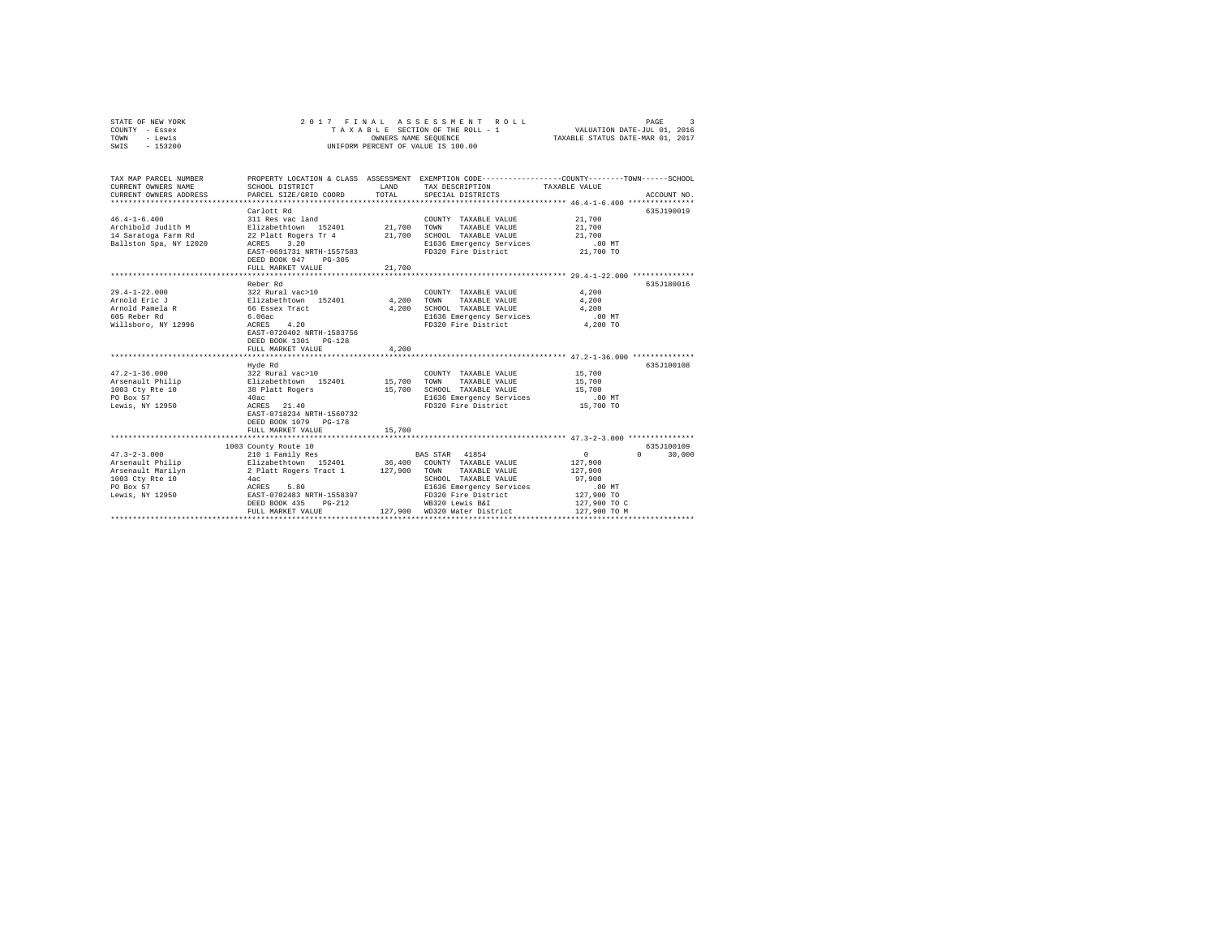STATE OF NEW YORK
COUNTY - Essex
TOWN - Lewis
SWIS - 153200

2 0 1 7 F I N A L A S S E S S M E N T R O L L
T A X A B L E SECTION OF THE ROLL - 1
OWNERS NAME SEQUENCE
UNIFORM PERCENT OF VALUE IS 100.00

VALUATION DATE-JUL 01, 2016
TAXABLE STATUS DATE-MAR 01, 2017

```
TAX MAP PARCEL NUMBER     PROPERTY LOCATION & CLASS  ASSESSMENT  EXEMPTION CODE-----------------COUNTY--------TOWN------SCHOOL
CURRENT OWNERS NAME       SCHOOL DISTRICT            LAND        TAX DESCRIPTION              TAXABLE VALUE
CURRENT OWNERS ADDRESS    PARCEL SIZE/GRID COORD     TOTAL       SPECIAL DISTRICTS                                  ACCOUNT NO.
*********************************************************************************************** 46.4-1-6.400 ***************
                          Carlott Rd                                                                              635J190019
46.4-1-6.400              311 Res vac land                       COUNTY  TAXABLE VALUE            21,700
Archibold Judith M        Elizabethtown  152401      21,700      TOWN    TAXABLE VALUE            21,700
14 Saratoga Farm Rd       22 Platt Rogers Tr 4       21,700      SCHOOL  TAXABLE VALUE            21,700
Ballston Spa, NY 12020    ACRES    3.20                          E1636 Emergency Services            .00 MT
                          EAST-0691731 NRTH-1557583              FD320 Fire District            21,700 TO
                          DEED BOOK 947    PG-305
                          FULL MARKET VALUE          21,700
*********************************************************************************************** 29.4-1-22.000 **************
                          Reber Rd                                                                                635J180016
29.4-1-22.000             322 Rural vac>10                       COUNTY  TAXABLE VALUE             4,200
Arnold Eric J             Elizabethtown  152401       4,200      TOWN    TAXABLE VALUE             4,200
Arnold Pamela R           66 Essex Tract              4,200      SCHOOL  TAXABLE VALUE             4,200
605 Reber Rd              6.06ac                                 E1636 Emergency Services            .00 MT
Willsboro, NY 12996       ACRES    4.20                          FD320 Fire District             4,200 TO
                          EAST-0720402 NRTH-1583756
                          DEED BOOK 1301   PG-128
                          FULL MARKET VALUE           4,200
*********************************************************************************************** 47.2-1-36.000 **************
                          Hyde Rd                                                                                 635J100108
47.2-1-36.000             322 Rural vac>10                       COUNTY  TAXABLE VALUE            15,700
Arsenault Philip          Elizabethtown  152401      15,700      TOWN    TAXABLE VALUE            15,700
1003 Cty Rte 10           38 Platt Rogers            15,700      SCHOOL  TAXABLE VALUE            15,700
PO Box 57                 40ac                                   E1636 Emergency Services            .00 MT
Lewis, NY 12950           ACRES   21.40                          FD320 Fire District            15,700 TO
                          EAST-0718234 NRTH-1560732
                          DEED BOOK 1079   PG-178
                          FULL MARKET VALUE          15,700
*********************************************************************************************** 47.3-2-3.000 ***************
                      1003 County Route 10                                                                        635J100109
47.3-2-3.000              210 1 Family Res                       BAS STAR  41854                     0            0      30,000
Arsenault Philip          Elizabethtown  152401      36,400      COUNTY  TAXABLE VALUE           127,900
Arsenault Marilyn         2 Platt Rogers Tract 1    127,900      TOWN    TAXABLE VALUE           127,900
1003 Cty Rte 10           4ac                                    SCHOOL  TAXABLE VALUE            97,900
PO Box 57                 ACRES    5.80                          E1636 Emergency Services            .00 MT
Lewis, NY 12950           EAST-0702483 NRTH-1558397              FD320 Fire District           127,900 TO
                          DEED BOOK 435    PG-212                WB320 Lewis B&I               127,900 TO C
                          FULL MARKET VALUE         127,900      WD320 Water District          127,900 TO M
****************************************************************************************************************************
```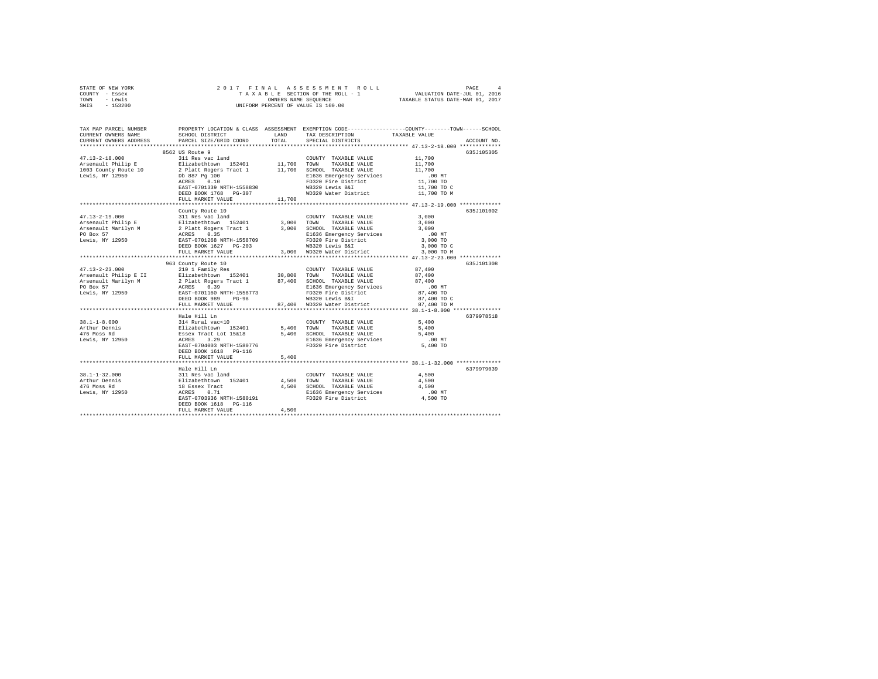STATE OF NEW YORK
COUNTY - Essex
TOWN - Lewis
SWIS - 153200

2 0 1 7 F I N A L A S S E S S M E N T R O L L
T A X A B L E SECTION OF THE ROLL - 1
OWNERS NAME SEQUENCE
UNIFORM PERCENT OF VALUE IS 100.00

VALUATION DATE-JUL 01, 2016
TAXABLE STATUS DATE-MAR 01, 2017

```
TAX MAP PARCEL NUMBER          PROPERTY LOCATION & CLASS  ASSESSMENT  EXEMPTION CODE-----------------COUNTY--------TOWN------SCHOOL
CURRENT OWNERS NAME            SCHOOL DISTRICT               LAND      TAX DESCRIPTION            TAXABLE VALUE
CURRENT OWNERS ADDRESS         PARCEL SIZE/GRID COORD        TOTAL     SPECIAL DISTRICTS                                  ACCOUNT NO.
************************************************************************************************ 47.13-2-18.000 *************
                               8562 US Route 9                                                                        635J105305
47.13-2-18.000                 311 Res vac land                        COUNTY  TAXABLE VALUE           11,700
Arsenault Philip E             Elizabethtown  152401       11,700      TOWN    TAXABLE VALUE           11,700
1003 County Route 10           2 Platt Rogers Tract 1      11,700      SCHOOL  TAXABLE VALUE           11,700
Lewis, NY 12950                Db 887 Pg 100                           E1636 Emergency Services          .00 MT
                               ACRES    0.10                           FD320 Fire District             11,700 TO
                               EAST-0701339 NRTH-1558830               WB320 Lewis B&I                 11,700 TO C
                               DEED BOOK 1768   PG-307                 WD320 Water District            11,700 TO M
                               FULL MARKET VALUE           11,700
************************************************************************************************ 47.13-2-19.000 *************
                               County Route 10                                                                        635J101002
47.13-2-19.000                 311 Res vac land                        COUNTY  TAXABLE VALUE            3,000
Arsenault Philip E             Elizabethtown  152401        3,000      TOWN    TAXABLE VALUE            3,000
Arsenault Marilyn M            2 Platt Rogers Tract 1       3,000      SCHOOL  TAXABLE VALUE            3,000
PO Box 57                      ACRES    0.35                           E1636 Emergency Services          .00 MT
Lewis, NY 12950                EAST-0701268 NRTH-1558709               FD320 Fire District              3,000 TO
                               DEED BOOK 1627   PG-203                 WB320 Lewis B&I                  3,000 TO C
                               FULL MARKET VALUE            3,000      WD320 Water District             3,000 TO M
************************************************************************************************ 47.13-2-23.000 *************
                               963 County Route 10                                                                    635J101308
47.13-2-23.000                 210 1 Family Res                        COUNTY  TAXABLE VALUE           87,400
Arsenault Philip E II          Elizabethtown  152401       30,800      TOWN    TAXABLE VALUE           87,400
Arsenault Marilyn M            2 Platt Rogers Tract 1      87,400      SCHOOL  TAXABLE VALUE           87,400
PO Box 57                      ACRES    0.39                           E1636 Emergency Services          .00 MT
Lewis, NY 12950                EAST-0701160 NRTH-1558773               FD320 Fire District             87,400 TO
                               DEED BOOK 989    PG-98                  WB320 Lewis B&I                 87,400 TO C
                               FULL MARKET VALUE           87,400      WD320 Water District            87,400 TO M
************************************************************************************************ 38.1-1-8.000 ***************
                               Hale Hill Ln                                                                           6379978518
38.1-1-8.000                   314 Rural vac<10                        COUNTY  TAXABLE VALUE            5,400
Arthur Dennis                  Elizabethtown  152401        5,400      TOWN    TAXABLE VALUE            5,400
476 Moss Rd                    Essex Tract Lot 15&18        5,400      SCHOOL  TAXABLE VALUE            5,400
Lewis, NY 12950                ACRES    3.29                           E1636 Emergency Services          .00 MT
                               EAST-0704003 NRTH-1580776               FD320 Fire District              5,400 TO
                               DEED BOOK 1618   PG-116
                               FULL MARKET VALUE            5,400
************************************************************************************************ 38.1-1-32.000 **************
                               Hale Hill Ln                                                                           6379979039
38.1-1-32.000                  311 Res vac land                        COUNTY  TAXABLE VALUE            4,500
Arthur Dennis                  Elizabethtown  152401        4,500      TOWN    TAXABLE VALUE            4,500
476 Moss Rd                    18 Essex Tract               4,500      SCHOOL  TAXABLE VALUE            4,500
Lewis, NY 12950                ACRES    0.71                           E1636 Emergency Services          .00 MT
                               EAST-0703936 NRTH-1580191               FD320 Fire District              4,500 TO
                               DEED BOOK 1618   PG-116
                               FULL MARKET VALUE            4,500
******************************************************************************************************************************
```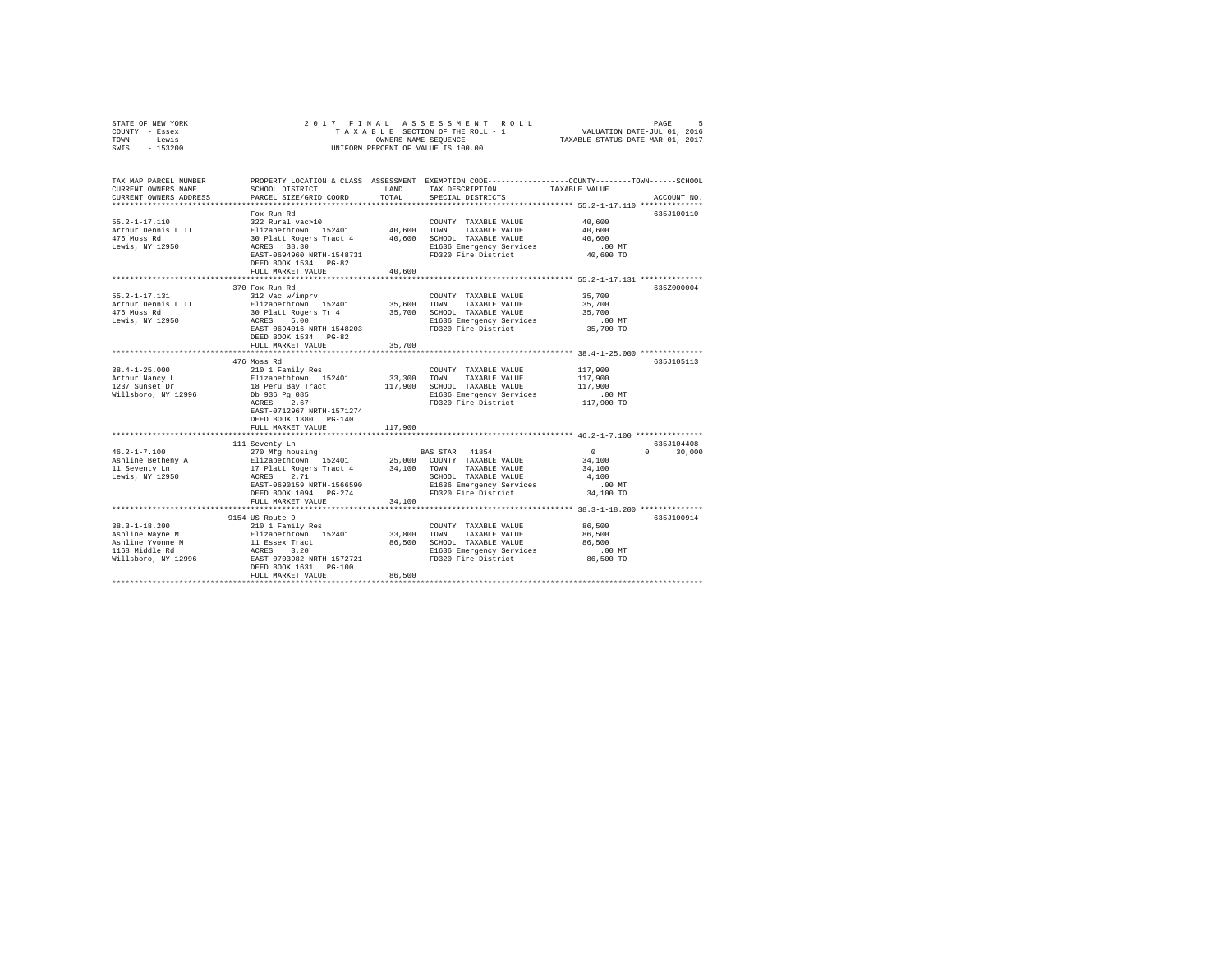STATE OF NEW YORK
COUNTY - Essex
TOWN - Lewis
SWIS - 153200

2017 FINAL ASSESSMENT ROLL
TAXABLE SECTION OF THE ROLL - 1
OWNERS NAME SEQUENCE
UNIFORM PERCENT OF VALUE IS 100.00

VALUATION DATE-JUL 01, 2016
TAXABLE STATUS DATE-MAR 01, 2017

| TAX MAP PARCEL NUMBER / CURRENT OWNERS NAME / CURRENT OWNERS ADDRESS | PROPERTY LOCATION & CLASS / SCHOOL DISTRICT / PARCEL SIZE/GRID COORD | ASSESSMENT LAND / TOTAL | EXEMPTION CODE / TAX DESCRIPTION / SPECIAL DISTRICTS | COUNTY / TOWN / SCHOOL TAXABLE VALUE | ACCOUNT NO. |
|---|---|---|---|---|---|
| **55.2-1-17.110** | Fox Run Rd | | | | 635J100110 |
| 55.2-1-17.110 | 322 Rural vac>10 | | COUNTY TAXABLE VALUE | 40,600 | |
| Arthur Dennis L II | Elizabethtown 152401 | 40,600 | TOWN TAXABLE VALUE | 40,600 | |
| 476 Moss Rd | 30 Platt Rogers Tract 4 | 40,600 | SCHOOL TAXABLE VALUE | 40,600 | |
| Lewis, NY 12950 | ACRES 38.30 | | E1636 Emergency Services | .00 MT | |
| | EAST-0694960 NRTH-1548731 | | FD320 Fire District | 40,600 TO | |
| | DEED BOOK 1534 PG-82 | | | | |
| | FULL MARKET VALUE | 40,600 | | | |
| **55.2-1-17.131** | 370 Fox Run Rd | | | | 635Z000004 |
| 55.2-1-17.131 | 312 Vac w/imprv | | COUNTY TAXABLE VALUE | 35,700 | |
| Arthur Dennis L II | Elizabethtown 152401 | 35,600 | TOWN TAXABLE VALUE | 35,700 | |
| 476 Moss Rd | 30 Platt Rogers Tr 4 | 35,700 | SCHOOL TAXABLE VALUE | 35,700 | |
| Lewis, NY 12950 | ACRES 5.00 | | E1636 Emergency Services | .00 MT | |
| | EAST-0694016 NRTH-1548203 | | FD320 Fire District | 35,700 TO | |
| | DEED BOOK 1534 PG-82 | | | | |
| | FULL MARKET VALUE | 35,700 | | | |
| **38.4-1-25.000** | 476 Moss Rd | | | | 635J105113 |
| 38.4-1-25.000 | 210 1 Family Res | | COUNTY TAXABLE VALUE | 117,900 | |
| Arthur Nancy L | Elizabethtown 152401 | 33,300 | TOWN TAXABLE VALUE | 117,900 | |
| 1237 Sunset Dr | 18 Peru Bay Tract | 117,900 | SCHOOL TAXABLE VALUE | 117,900 | |
| Willsboro, NY 12996 | Db 936 Pg 085 | | E1636 Emergency Services | .00 MT | |
| | ACRES 2.67 | | FD320 Fire District | 117,900 TO | |
| | EAST-0712967 NRTH-1571274 | | | | |
| | DEED BOOK 1380 PG-140 | | | | |
| | FULL MARKET VALUE | 117,900 | | | |
| **46.2-1-7.100** | 111 Seventy Ln | | | | 635J104408 |
| 46.2-1-7.100 | 270 Mfg housing | | BAS STAR 41854 | 0 0 30,000 | |
| Ashline Betheny A | Elizabethtown 152401 | 25,000 | COUNTY TAXABLE VALUE | 34,100 | |
| 11 Seventy Ln | 17 Platt Rogers Tract 4 | 34,100 | TOWN TAXABLE VALUE | 34,100 | |
| Lewis, NY 12950 | ACRES 2.71 | | SCHOOL TAXABLE VALUE | 4,100 | |
| | EAST-0690159 NRTH-1566590 | | E1636 Emergency Services | .00 MT | |
| | DEED BOOK 1094 PG-274 | | FD320 Fire District | 34,100 TO | |
| | FULL MARKET VALUE | 34,100 | | | |
| **38.3-1-18.200** | 9154 US Route 9 | | | | 635J100914 |
| 38.3-1-18.200 | 210 1 Family Res | | COUNTY TAXABLE VALUE | 86,500 | |
| Ashline Wayne M | Elizabethtown 152401 | 33,800 | TOWN TAXABLE VALUE | 86,500 | |
| Ashline Yvonne M | 11 Essex Tract | 86,500 | SCHOOL TAXABLE VALUE | 86,500 | |
| 1168 Middle Rd | ACRES 3.20 | | E1636 Emergency Services | .00 MT | |
| Willsboro, NY 12996 | EAST-0703982 NRTH-1572721 | | FD320 Fire District | 86,500 TO | |
| | DEED BOOK 1631 PG-100 | | | | |
| | FULL MARKET VALUE | 86,500 | | | |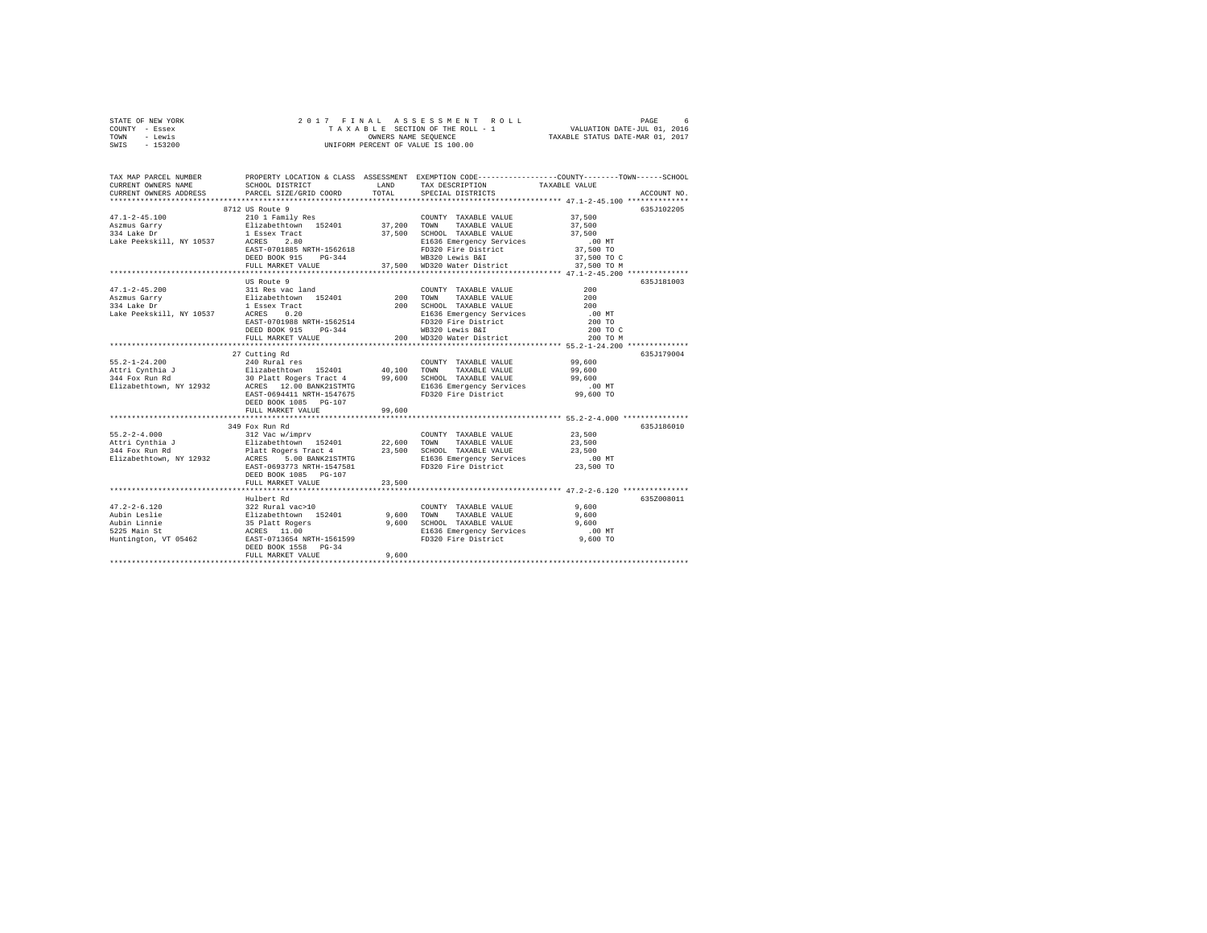STATE OF NEW YORK                    2 0 1 7   F I N A L   A S S E S S M E N T   R O L L
COUNTY - Essex                       T A X A B L E  SECTION OF THE ROLL - 1                VALUATION DATE-JUL 01, 2016
TOWN   - Lewis                       OWNERS NAME SEQUENCE                                  TAXABLE STATUS DATE-MAR 01, 2017
SWIS   - 153200                      UNIFORM PERCENT OF VALUE IS 100.00

```
TAX MAP PARCEL NUMBER          PROPERTY LOCATION & CLASS  ASSESSMENT  EXEMPTION CODE-----------------COUNTY--------TOWN------SCHOOL
CURRENT OWNERS NAME            SCHOOL DISTRICT             LAND       TAX DESCRIPTION              TAXABLE VALUE
CURRENT OWNERS ADDRESS         PARCEL SIZE/GRID COORD      TOTAL      SPECIAL DISTRICTS                                     ACCOUNT NO.
************************************************************************************************ 47.1-2-45.100 **************
                               8712 US Route 9                                                                           635J102205
47.1-2-45.100                  210 1 Family Res                       COUNTY  TAXABLE VALUE          37,500
Aszmus Garry                   Elizabethtown  152401       37,200     TOWN    TAXABLE VALUE          37,500
334 Lake Dr                    1 Essex Tract               37,500     SCHOOL  TAXABLE VALUE          37,500
Lake Peekskill, NY 10537       ACRES    2.80                          E1636 Emergency Services          .00 MT
                               EAST-0701885 NRTH-1562618              FD320 Fire District            37,500 TO
                               DEED BOOK 915    PG-344                WB320 Lewis B&I                37,500 TO C
                               FULL MARKET VALUE           37,500     WD320 Water District           37,500 TO M
************************************************************************************************ 47.1-2-45.200 **************
                               US Route 9                                                                                635J181003
47.1-2-45.200                  311 Res vac land                       COUNTY  TAXABLE VALUE             200
Aszmus Garry                   Elizabethtown  152401          200     TOWN    TAXABLE VALUE             200
334 Lake Dr                    1 Essex Tract                  200     SCHOOL  TAXABLE VALUE             200
Lake Peekskill, NY 10537       ACRES    0.20                          E1636 Emergency Services          .00 MT
                               EAST-0701988 NRTH-1562514              FD320 Fire District               200 TO
                               DEED BOOK 915    PG-344                WB320 Lewis B&I                   200 TO C
                               FULL MARKET VALUE              200     WD320 Water District              200 TO M
************************************************************************************************ 55.2-1-24.200 **************
                               27 Cutting Rd                                                                             635J179004
55.2-1-24.200                  240 Rural res                          COUNTY  TAXABLE VALUE          99,600
Attri Cynthia J                Elizabethtown  152401       40,100     TOWN    TAXABLE VALUE          99,600
344 Fox Run Rd                 30 Platt Rogers Tract 4     99,600     SCHOOL  TAXABLE VALUE          99,600
Elizabethtown, NY 12932        ACRES   12.00 BANK21STMTG              E1636 Emergency Services          .00 MT
                               EAST-0694411 NRTH-1547675              FD320 Fire District            99,600 TO
                               DEED BOOK 1085   PG-107
                               FULL MARKET VALUE           99,600
************************************************************************************************ 55.2-2-4.000 ***************
                               349 Fox Run Rd                                                                            635J186010
55.2-2-4.000                   312 Vac w/imprv                        COUNTY  TAXABLE VALUE          23,500
Attri Cynthia J                Elizabethtown  152401       22,600     TOWN    TAXABLE VALUE          23,500
344 Fox Run Rd                 Platt Rogers Tract 4        23,500     SCHOOL  TAXABLE VALUE          23,500
Elizabethtown, NY 12932        ACRES    5.00 BANK21STMTG              E1636 Emergency Services          .00 MT
                               EAST-0693773 NRTH-1547581              FD320 Fire District            23,500 TO
                               DEED BOOK 1085   PG-107
                               FULL MARKET VALUE           23,500
************************************************************************************************ 47.2-2-6.120 ***************
                               Hulbert Rd                                                                                635Z008011
47.2-2-6.120                   322 Rural vac>10                       COUNTY  TAXABLE VALUE           9,600
Aubin Leslie                   Elizabethtown  152401        9,600     TOWN    TAXABLE VALUE           9,600
Aubin Linnie                   35 Platt Rogers              9,600     SCHOOL  TAXABLE VALUE           9,600
5225 Main St                   ACRES   11.00                          E1636 Emergency Services          .00 MT
Huntington, VT 05462           EAST-0713654 NRTH-1561599              FD320 Fire District             9,600 TO
                               DEED BOOK 1558   PG-34
                               FULL MARKET VALUE            9,600
******************************************************************************************************************************
```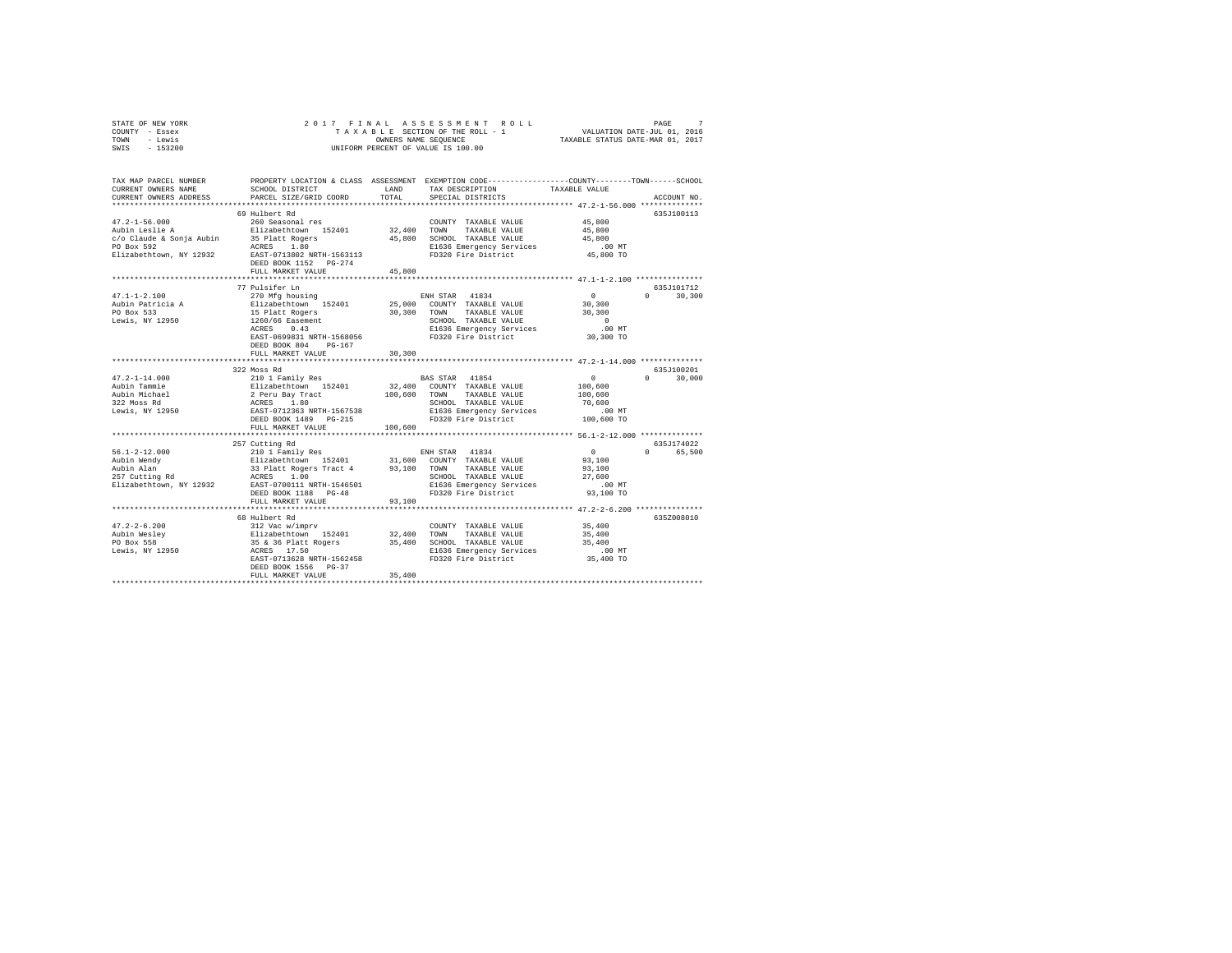STATE OF NEW YORK — 2017 FINAL ASSESSMENT ROLL
COUNTY - Essex — TAXABLE SECTION OF THE ROLL - 1 — VALUATION DATE-JUL 01, 2016
TOWN - Lewis — OWNERS NAME SEQUENCE — TAXABLE STATUS DATE-MAR 01, 2017
SWIS - 153200 — UNIFORM PERCENT OF VALUE IS 100.00

```
TAX MAP PARCEL NUMBER     PROPERTY LOCATION & CLASS  ASSESSMENT  EXEMPTION CODE-----------------COUNTY--------TOWN------SCHOOL
CURRENT OWNERS NAME       SCHOOL DISTRICT             LAND       TAX DESCRIPTION           TAXABLE VALUE
CURRENT OWNERS ADDRESS    PARCEL SIZE/GRID COORD      TOTAL      SPECIAL DISTRICTS                                     ACCOUNT NO.
********************************************************************************************* 47.2-1-56.000 **************
                          69 Hulbert Rd                                                                                635J100113
47.2-1-56.000             260 Seasonal res                        COUNTY  TAXABLE VALUE          45,800
Aubin Leslie A            Elizabethtown  152401      32,400      TOWN    TAXABLE VALUE          45,800
c/o Claude & Sonja Aubin  35 Platt Rogers            45,800      SCHOOL  TAXABLE VALUE          45,800
PO Box 592                ACRES    1.80                           E1636 Emergency Services          .00 MT
Elizabethtown, NY 12932   EAST-0713802 NRTH-1563113               FD320 Fire District            45,800 TO
                          DEED BOOK 1152   PG-274
                          FULL MARKET VALUE          45,800
********************************************************************************************* 47.1-1-2.100 ***************
                          77 Pulsifer Ln                                                                               635J101712
47.1-1-2.100              270 Mfg housing                         ENH STAR  41834                    0          0      30,300
Aubin Patricia A          Elizabethtown  152401      25,000      COUNTY  TAXABLE VALUE          30,300
PO Box 533                15 Platt Rogers            30,300      TOWN    TAXABLE VALUE          30,300
Lewis, NY 12950           1260/66 Easement                        SCHOOL  TAXABLE VALUE               0
                          ACRES    0.43                           E1636 Emergency Services          .00 MT
                          EAST-0699831 NRTH-1568056               FD320 Fire District            30,300 TO
                          DEED BOOK 804    PG-167
                          FULL MARKET VALUE          30,300
********************************************************************************************* 47.2-1-14.000 **************
                          322 Moss Rd                                                                                  635J100201
47.2-1-14.000             210 1 Family Res                        BAS STAR  41854                    0          0      30,000
Aubin Tammie              Elizabethtown  152401      32,400      COUNTY  TAXABLE VALUE         100,600
Aubin Michael             2 Peru Bay Tract          100,600      TOWN    TAXABLE VALUE         100,600
322 Moss Rd               ACRES    1.80                           SCHOOL  TAXABLE VALUE          70,600
Lewis, NY 12950           EAST-0712363 NRTH-1567538               E1636 Emergency Services          .00 MT
                          DEED BOOK 1489   PG-215                 FD320 Fire District           100,600 TO
                          FULL MARKET VALUE         100,600
********************************************************************************************* 56.1-2-12.000 **************
                          257 Cutting Rd                                                                               635J174022
56.1-2-12.000             210 1 Family Res                        ENH STAR  41834                    0          0      65,500
Aubin Wendy               Elizabethtown  152401      31,600      COUNTY  TAXABLE VALUE          93,100
Aubin Alan                33 Platt Rogers Tract 4    93,100      TOWN    TAXABLE VALUE          93,100
257 Cutting Rd            ACRES    1.00                           SCHOOL  TAXABLE VALUE          27,600
Elizabethtown, NY 12932   EAST-0700111 NRTH-1546501               E1636 Emergency Services          .00 MT
                          DEED BOOK 1188   PG-48                  FD320 Fire District            93,100 TO
                          FULL MARKET VALUE          93,100
********************************************************************************************* 47.2-2-6.200 ***************
                          68 Hulbert Rd                                                                                635Z008010
47.2-2-6.200              312 Vac w/imprv                         COUNTY  TAXABLE VALUE          35,400
Aubin Wesley              Elizabethtown  152401      32,400      TOWN    TAXABLE VALUE          35,400
PO Box 558                35 & 36 Platt Rogers       35,400      SCHOOL  TAXABLE VALUE          35,400
Lewis, NY 12950           ACRES   17.50                           E1636 Emergency Services          .00 MT
                          EAST-0713628 NRTH-1562458               FD320 Fire District            35,400 TO
                          DEED BOOK 1556   PG-37
                          FULL MARKET VALUE          35,400
****************************************************************************************************************************
```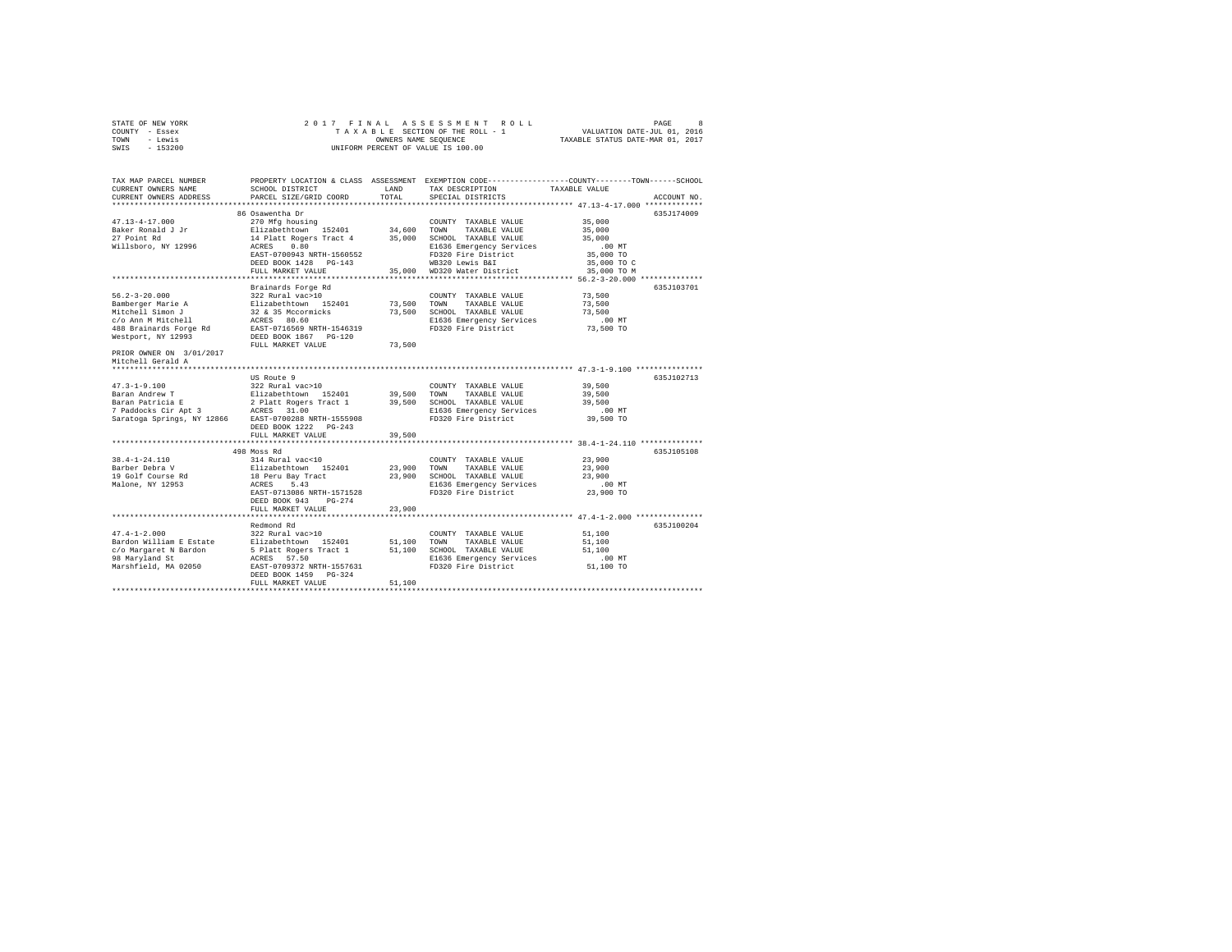STATE OF NEW YORK
COUNTY - Essex
TOWN - Lewis
SWIS - 153200

2 0 1 7 F I N A L A S S E S S M E N T R O L L
T A X A B L E SECTION OF THE ROLL - 1
OWNERS NAME SEQUENCE
UNIFORM PERCENT OF VALUE IS 100.00

VALUATION DATE-JUL 01, 2016
TAXABLE STATUS DATE-MAR 01, 2017

```
TAX MAP PARCEL NUMBER          PROPERTY LOCATION & CLASS  ASSESSMENT  EXEMPTION CODE-----------------COUNTY--------TOWN------SCHOOL
CURRENT OWNERS NAME            SCHOOL DISTRICT             LAND       TAX DESCRIPTION            TAXABLE VALUE
CURRENT OWNERS ADDRESS         PARCEL SIZE/GRID COORD      TOTAL      SPECIAL DISTRICTS                                  ACCOUNT NO.
****************************************************************************************************** 47.13-4-17.000 *************
                               86 Osawentha Dr                                                                          635J174009
47.13-4-17.000                 270 Mfg housing                         COUNTY  TAXABLE VALUE          35,000
Baker Ronald J Jr              Elizabethtown  152401      34,600      TOWN    TAXABLE VALUE          35,000
27 Point Rd                    14 Platt Rogers Tract 4    35,000      SCHOOL  TAXABLE VALUE          35,000
Willsboro, NY 12996            ACRES    0.80                           E1636 Emergency Services          .00 MT
                               EAST-0700943 NRTH-1560552               FD320 Fire District            35,000 TO
                               DEED BOOK 1428   PG-143                 WB320 Lewis B&I                35,000 TO C
                               FULL MARKET VALUE          35,000      WD320 Water District           35,000 TO M
****************************************************************************************************** 56.2-3-20.000 **************
                               Brainards Forge Rd                                                                       635J103701
56.2-3-20.000                  322 Rural vac>10                        COUNTY  TAXABLE VALUE          73,500
Bamberger Marie A              Elizabethtown  152401      73,500      TOWN    TAXABLE VALUE          73,500
Mitchell Simon J               32 & 35 Mccormicks         73,500      SCHOOL  TAXABLE VALUE          73,500
c/o Ann M Mitchell             ACRES   80.60                           E1636 Emergency Services          .00 MT
488 Brainards Forge Rd         EAST-0716569 NRTH-1546319               FD320 Fire District            73,500 TO
Westport, NY 12993             DEED BOOK 1867   PG-120
                               FULL MARKET VALUE          73,500
PRIOR OWNER ON 3/01/2017
Mitchell Gerald A
****************************************************************************************************** 47.3-1-9.100 ***************
                               US Route 9                                                                               635J102713
47.3-1-9.100                   322 Rural vac>10                        COUNTY  TAXABLE VALUE          39,500
Baran Andrew T                 Elizabethtown  152401      39,500      TOWN    TAXABLE VALUE          39,500
Baran Patricia E               2 Platt Rogers Tract 1     39,500      SCHOOL  TAXABLE VALUE          39,500
7 Paddocks Cir Apt 3           ACRES   31.00                           E1636 Emergency Services          .00 MT
Saratoga Springs, NY 12866     EAST-0700288 NRTH-1555908               FD320 Fire District            39,500 TO
                               DEED BOOK 1222   PG-243
                               FULL MARKET VALUE          39,500
****************************************************************************************************** 38.4-1-24.110 **************
                               498 Moss Rd                                                                              635J105108
38.4-1-24.110                  314 Rural vac<10                        COUNTY  TAXABLE VALUE          23,900
Barber Debra V                 Elizabethtown  152401      23,900      TOWN    TAXABLE VALUE          23,900
19 Golf Course Rd              18 Peru Bay Tract          23,900      SCHOOL  TAXABLE VALUE          23,900
Malone, NY 12953               ACRES    5.43                           E1636 Emergency Services          .00 MT
                               EAST-0713086 NRTH-1571528               FD320 Fire District            23,900 TO
                               DEED BOOK 943    PG-274
                               FULL MARKET VALUE          23,900
****************************************************************************************************** 47.4-1-2.000 ***************
                               Redmond Rd                                                                               635J100204
47.4-1-2.000                   322 Rural vac>10                        COUNTY  TAXABLE VALUE          51,100
Bardon William E Estate        Elizabethtown  152401      51,100      TOWN    TAXABLE VALUE          51,100
c/o Margaret N Bardon          5 Platt Rogers Tract 1     51,100      SCHOOL  TAXABLE VALUE          51,100
98 Maryland St                 ACRES   57.50                           E1636 Emergency Services          .00 MT
Marshfield, MA 02050           EAST-0709372 NRTH-1557631               FD320 Fire District            51,100 TO
                               DEED BOOK 1459   PG-324
                               FULL MARKET VALUE          51,100
************************************************************************************************************************************
```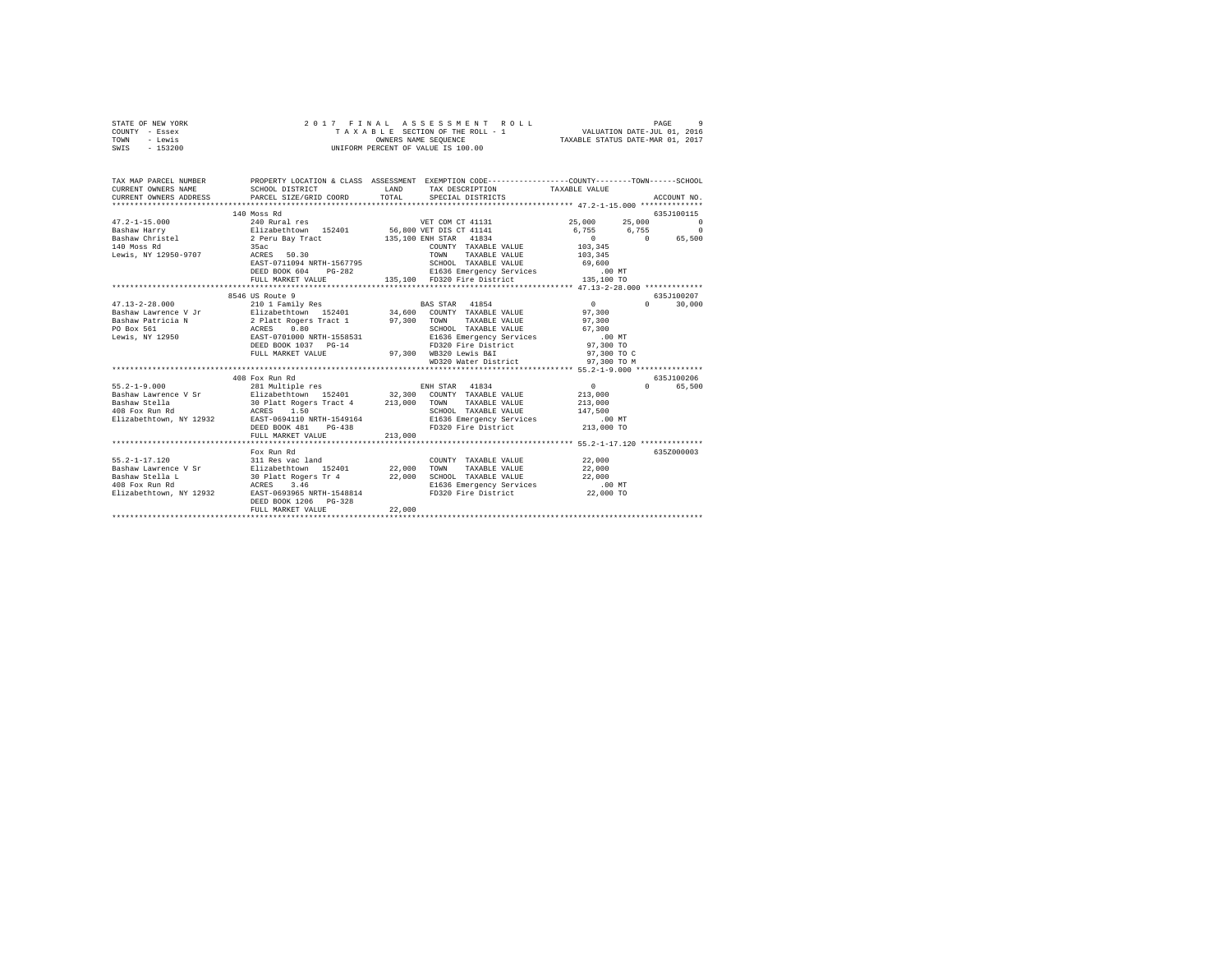STATE OF NEW YORK
COUNTY - Essex
TOWN - Lewis
SWIS - 153200

2 0 1 7 F I N A L A S S E S S M E N T R O L L
T A X A B L E SECTION OF THE ROLL - 1
OWNERS NAME SEQUENCE
UNIFORM PERCENT OF VALUE IS 100.00

VALUATION DATE-JUL 01, 2016
TAXABLE STATUS DATE-MAR 01, 2017

```
TAX MAP PARCEL NUMBER          PROPERTY LOCATION & CLASS  ASSESSMENT  EXEMPTION CODE-----------------COUNTY--------TOWN------SCHOOL
CURRENT OWNERS NAME            SCHOOL DISTRICT             LAND       TAX DESCRIPTION            TAXABLE VALUE
CURRENT OWNERS ADDRESS         PARCEL SIZE/GRID COORD      TOTAL      SPECIAL DISTRICTS                                   ACCOUNT NO.
******************************************************************************************************* 47.2-1-15.000 **************
                          140 Moss Rd                                                                                 635J100115
47.2-1-15.000              240 Rural res                          VET COM CT 41131              25,000      25,000             0
Bashaw Harry               Elizabethtown  152401        56,800 VET DIS CT 41141               6,755       6,755             0
Bashaw Christel            2 Peru Bay Tract            135,100 ENH STAR  41834                   0           0        65,500
140 Moss Rd                35ac                                    COUNTY  TAXABLE VALUE         103,345
Lewis, NY 12950-9707       ACRES   50.30                           TOWN    TAXABLE VALUE         103,345
                           EAST-0711094 NRTH-1567795               SCHOOL  TAXABLE VALUE          69,600
                           DEED BOOK 604    PG-282                 E1636 Emergency Services          .00 MT
                           FULL MARKET VALUE           135,100    FD320 Fire District           135,100 TO
******************************************************************************************************* 47.13-2-28.000 *************
                          8546 US Route 9                                                                             635J100207
47.13-2-28.000             210 1 Family Res                       BAS STAR  41854                   0           0        30,000
Bashaw Lawrence V Jr       Elizabethtown  152401        34,600    COUNTY  TAXABLE VALUE          97,300
Bashaw Patricia N          2 Platt Rogers Tract 1       97,300    TOWN    TAXABLE VALUE          97,300
PO Box 561                 ACRES    0.80                          SCHOOL  TAXABLE VALUE          67,300
Lewis, NY 12950            EAST-0701000 NRTH-1558531              E1636 Emergency Services          .00 MT
                           DEED BOOK 1037   PG-14                 FD320 Fire District            97,300 TO
                           FULL MARKET VALUE            97,300    WB320 Lewis B&I                97,300 TO C
                                                                  WD320 Water District           97,300 TO M
******************************************************************************************************* 55.2-1-9.000 ***************
                          408 Fox Run Rd                                                                              635J100206
55.2-1-9.000               281 Multiple res                       ENH STAR  41834                   0           0        65,500
Bashaw Lawrence V Sr       Elizabethtown  152401        32,300    COUNTY  TAXABLE VALUE         213,000
Bashaw Stella              30 Platt Rogers Tract 4     213,000    TOWN    TAXABLE VALUE         213,000
408 Fox Run Rd             ACRES    1.50                          SCHOOL  TAXABLE VALUE         147,500
Elizabethtown, NY 12932    EAST-0694110 NRTH-1549164              E1636 Emergency Services          .00 MT
                           DEED BOOK 481    PG-438                FD320 Fire District           213,000 TO
                           FULL MARKET VALUE           213,000
******************************************************************************************************* 55.2-1-17.120 **************
                          Fox Run Rd                                                                                  635Z000003
55.2-1-17.120              311 Res vac land                       COUNTY  TAXABLE VALUE          22,000
Bashaw Lawrence V Sr       Elizabethtown  152401        22,000    TOWN    TAXABLE VALUE          22,000
Bashaw Stella L            30 Platt Rogers Tr 4         22,000    SCHOOL  TAXABLE VALUE          22,000
408 Fox Run Rd             ACRES    3.46                          E1636 Emergency Services          .00 MT
Elizabethtown, NY 12932    EAST-0693965 NRTH-1548814              FD320 Fire District            22,000 TO
                           DEED BOOK 1206   PG-328
                           FULL MARKET VALUE            22,000
************************************************************************************************************************************
```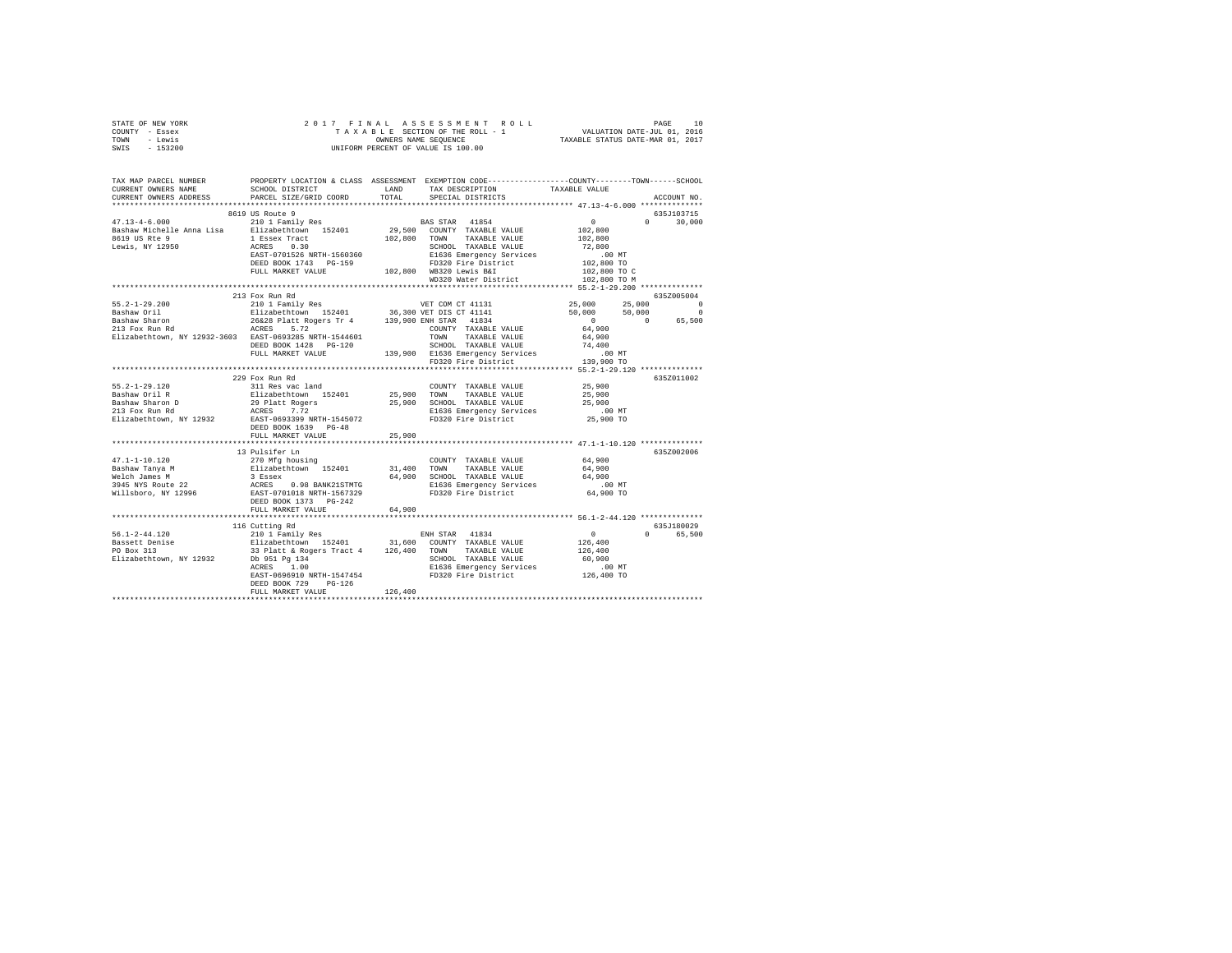```
STATE OF NEW YORK              2 0 1 7   F I N A L   A S S E S S M E N T   R O L L                     PAGE    10
COUNTY  - Essex                   T A X A B L E  SECTION OF THE ROLL - 1              VALUATION DATE-JUL 01, 2016
TOWN    - Lewis                          OWNERS NAME SEQUENCE                      TAXABLE STATUS DATE-MAR 01, 2017
SWIS    - 153200                  UNIFORM PERCENT OF VALUE IS 100.00

TAX MAP PARCEL NUMBER          PROPERTY LOCATION & CLASS  ASSESSMENT  EXEMPTION CODE------------------COUNTY--------TOWN------SCHOOL
CURRENT OWNERS NAME            SCHOOL DISTRICT              LAND      TAX DESCRIPTION           TAXABLE VALUE
CURRENT OWNERS ADDRESS         PARCEL SIZE/GRID COORD       TOTAL     SPECIAL DISTRICTS                                    ACCOUNT NO.
****************************************************************************************************** 47.13-4-6.000 **************
                          8619 US Route 9                                                                                635J103715
47.13-4-6.000                  210 1 Family Res                        BAS STAR  41854                 0            0       30,000
Bashaw Michelle Anna Lisa      Elizabethtown  152401        29,500   COUNTY  TAXABLE VALUE          102,800
8619 US Rte 9                  1 Essex Tract               102,800   TOWN    TAXABLE VALUE          102,800
Lewis, NY 12950                ACRES    0.30                         SCHOOL  TAXABLE VALUE           72,800
                               EAST-0701526 NRTH-1560360             E1636 Emergency Services           .00 MT
                               DEED BOOK 1743   PG-159               FD320 Fire District            102,800 TO
                               FULL MARKET VALUE           102,800   WB320 Lewis B&I                102,800 TO C
                                                                     WD320 Water District           102,800 TO M
****************************************************************************************************** 55.2-1-29.200 **************
                          213 Fox Run Rd                                                                                 635Z005004
55.2-1-29.200                  210 1 Family Res                        VET COM CT 41131           25,000       25,000            0
Bashaw Oril                    Elizabethtown  152401        36,300 VET DIS CT 41141              50,000       50,000            0
Bashaw Sharon                  26&28 Platt Rogers Tr 4     139,900 ENH STAR  41834                    0            0       65,500
213 Fox Run Rd                 ACRES    5.72                         COUNTY  TAXABLE VALUE           64,900
Elizabethtown, NY 12932-3603  EAST-0693285 NRTH-1544601             TOWN    TAXABLE VALUE           64,900
                               DEED BOOK 1428   PG-120               SCHOOL  TAXABLE VALUE           74,400
                               FULL MARKET VALUE           139,900   E1636 Emergency Services           .00 MT
                                                                     FD320 Fire District            139,900 TO
****************************************************************************************************** 55.2-1-29.120 **************
                          229 Fox Run Rd                                                                                 635Z011002
55.2-1-29.120                  311 Res vac land                        COUNTY  TAXABLE VALUE           25,900
Bashaw Oril R                  Elizabethtown  152401        25,900   TOWN    TAXABLE VALUE           25,900
Bashaw Sharon D                29 Platt Rogers              25,900   SCHOOL  TAXABLE VALUE           25,900
213 Fox Run Rd                 ACRES    7.72                         E1636 Emergency Services           .00 MT
Elizabethtown, NY 12932        EAST-0693399 NRTH-1545072             FD320 Fire District             25,900 TO
                               DEED BOOK 1639   PG-48
                               FULL MARKET VALUE            25,900
****************************************************************************************************** 47.1-1-10.120 **************
                          13 Pulsifer Ln                                                                                 635Z002006
47.1-1-10.120                  270 Mfg housing                         COUNTY  TAXABLE VALUE           64,900
Bashaw Tanya M                 Elizabethtown  152401        31,400   TOWN    TAXABLE VALUE           64,900
Welch James M                  3 Essex                      64,900   SCHOOL  TAXABLE VALUE           64,900
3945 NYS Route 22              ACRES    0.98 BANK21STMTG             E1636 Emergency Services           .00 MT
Willsboro, NY 12996            EAST-0701018 NRTH-1567329             FD320 Fire District             64,900 TO
                               DEED BOOK 1373   PG-242
                               FULL MARKET VALUE            64,900
****************************************************************************************************** 56.1-2-44.120 **************
                          116 Cutting Rd                                                                                 635J180029
56.1-2-44.120                  210 1 Family Res                        ENH STAR  41834                 0            0       65,500
Bassett Denise                 Elizabethtown  152401        31,600   COUNTY  TAXABLE VALUE          126,400
PO Box 313                     33 Platt & Rogers Tract 4   126,400   TOWN    TAXABLE VALUE          126,400
Elizabethtown, NY 12932        Db 951 Pg 134                         SCHOOL  TAXABLE VALUE           60,900
                               ACRES    1.00                         E1636 Emergency Services           .00 MT
                               EAST-0696910 NRTH-1547454             FD320 Fire District            126,400 TO
                               DEED BOOK 729    PG-126
                               FULL MARKET VALUE           126,400
************************************************************************************************************************************
```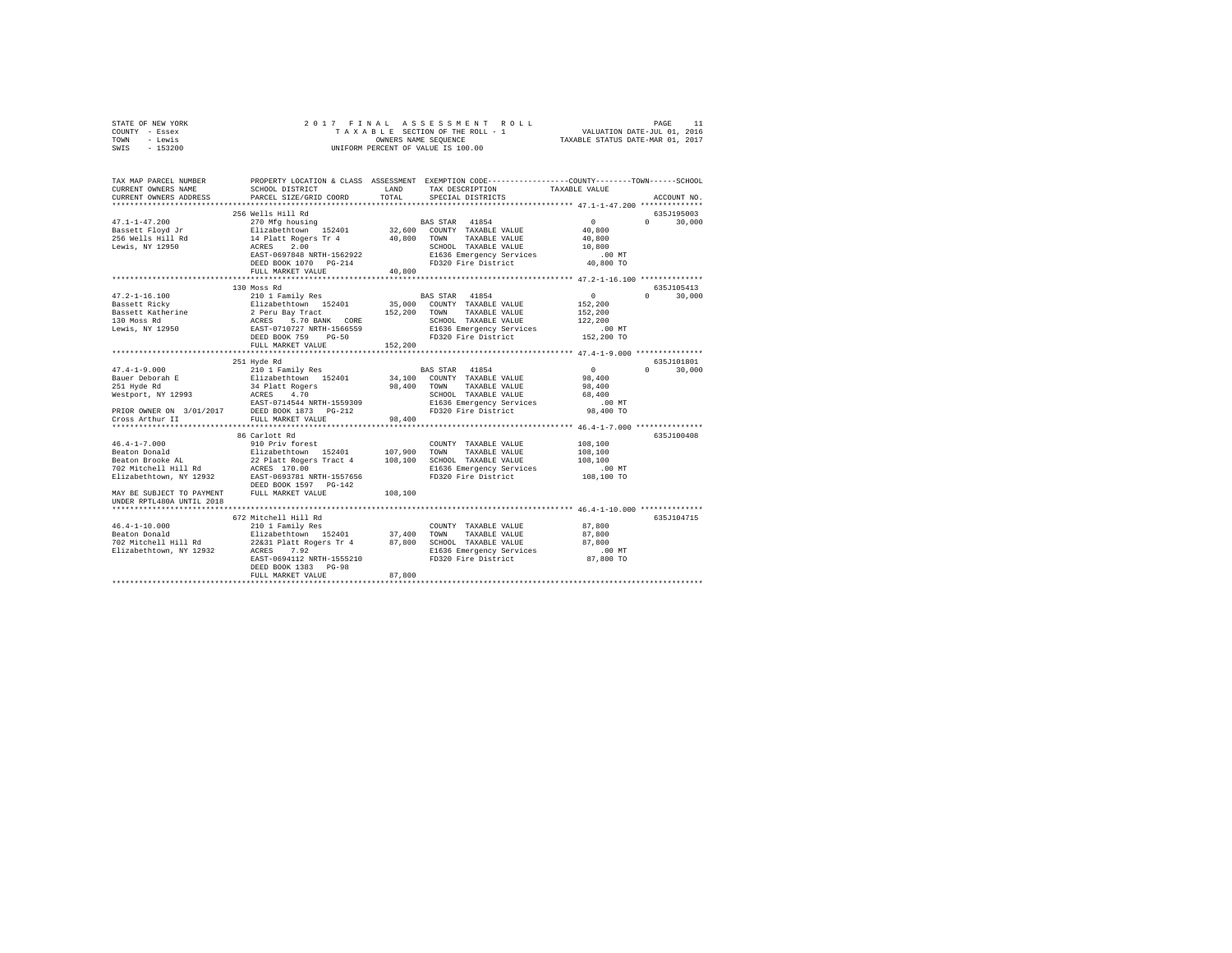STATE OF NEW YORK — 2017 FINAL ASSESSMENT ROLL
COUNTY - Essex — TAXABLE SECTION OF THE ROLL - 1 — VALUATION DATE-JUL 01, 2016
TOWN - Lewis — OWNERS NAME SEQUENCE — TAXABLE STATUS DATE-MAR 01, 2017
SWIS - 153200 — UNIFORM PERCENT OF VALUE IS 100.00

```
TAX MAP PARCEL NUMBER          PROPERTY LOCATION & CLASS  ASSESSMENT  EXEMPTION CODE-----------------COUNTY--------TOWN------SCHOOL
CURRENT OWNERS NAME            SCHOOL DISTRICT               LAND      TAX DESCRIPTION              TAXABLE VALUE
CURRENT OWNERS ADDRESS         PARCEL SIZE/GRID COORD        TOTAL     SPECIAL DISTRICTS                                     ACCOUNT NO.
************************************************************************************************ 47.1-1-47.200 **************
                               256 Wells Hill Rd                                                                         635J195003
47.1-1-47.200                  270 Mfg housing                          BAS STAR  41854                  0             0     30,000
Bassett Floyd Jr               Elizabethtown  152401         32,600    COUNTY  TAXABLE VALUE          40,800
256 Wells Hill Rd              14 Platt Rogers Tr 4          40,800    TOWN    TAXABLE VALUE          40,800
Lewis, NY 12950                ACRES    2.00                           SCHOOL  TAXABLE VALUE          10,800
                               EAST-0697848 NRTH-1562922               E1636 Emergency Services           .00 MT
                               DEED BOOK 1070   PG-214                 FD320 Fire District            40,800 TO
                               FULL MARKET VALUE             40,800
************************************************************************************************ 47.2-1-16.100 **************
                               130 Moss Rd                                                                               635J105413
47.2-1-16.100                  210 1 Family Res                         BAS STAR  41854                  0             0     30,000
Bassett Ricky                  Elizabethtown  152401         35,000    COUNTY  TAXABLE VALUE         152,200
Bassett Katherine              2 Peru Bay Tract             152,200    TOWN    TAXABLE VALUE         152,200
130 Moss Rd                    ACRES    5.70 BANK  CORE                SCHOOL  TAXABLE VALUE         122,200
Lewis, NY 12950                EAST-0710727 NRTH-1566559               E1636 Emergency Services           .00 MT
                               DEED BOOK 759    PG-50                  FD320 Fire District           152,200 TO
                               FULL MARKET VALUE            152,200
************************************************************************************************ 47.4-1-9.000 ***************
                               251 Hyde Rd                                                                               635J101801
47.4-1-9.000                   210 1 Family Res                         BAS STAR  41854                  0             0     30,000
Bauer Deborah E                Elizabethtown  152401         34,100    COUNTY  TAXABLE VALUE          98,400
251 Hyde Rd                    34 Platt Rogers               98,400    TOWN    TAXABLE VALUE          98,400
Westport, NY 12993             ACRES    4.70                           SCHOOL  TAXABLE VALUE          68,400
                               EAST-0714544 NRTH-1559309               E1636 Emergency Services           .00 MT
PRIOR OWNER ON 3/01/2017       DEED BOOK 1873   PG-212                 FD320 Fire District            98,400 TO
Cross Arthur II                FULL MARKET VALUE             98,400
************************************************************************************************ 46.4-1-7.000 ***************
                               86 Carlott Rd                                                                             635J100408
46.4-1-7.000                   910 Priv forest                         COUNTY  TAXABLE VALUE         108,100
Beaton Donald                  Elizabethtown  152401        107,900    TOWN    TAXABLE VALUE         108,100
Beaton Brooke AL               22 Platt Rogers Tract 4      108,100    SCHOOL  TAXABLE VALUE         108,100
702 Mitchell Hill Rd           ACRES  170.00                           E1636 Emergency Services           .00 MT
Elizabethtown, NY 12932        EAST-0693781 NRTH-1557656               FD320 Fire District           108,100 TO
                               DEED BOOK 1597   PG-142
MAY BE SUBJECT TO PAYMENT      FULL MARKET VALUE            108,100
UNDER RPTL480A UNTIL 2018
************************************************************************************************ 46.4-1-10.000 **************
                               672 Mitchell Hill Rd                                                                      635J104715
46.4-1-10.000                  210 1 Family Res                        COUNTY  TAXABLE VALUE          87,800
Beaton Donald                  Elizabethtown  152401         37,400    TOWN    TAXABLE VALUE          87,800
702 Mitchell Hill Rd           22&31 Platt Rogers Tr 4       87,800    SCHOOL  TAXABLE VALUE          87,800
Elizabethtown, NY 12932        ACRES    7.92                           E1636 Emergency Services           .00 MT
                               EAST-0694112 NRTH-1555210               FD320 Fire District            87,800 TO
                               DEED BOOK 1383   PG-98
                               FULL MARKET VALUE             87,800
******************************************************************************************************************************
```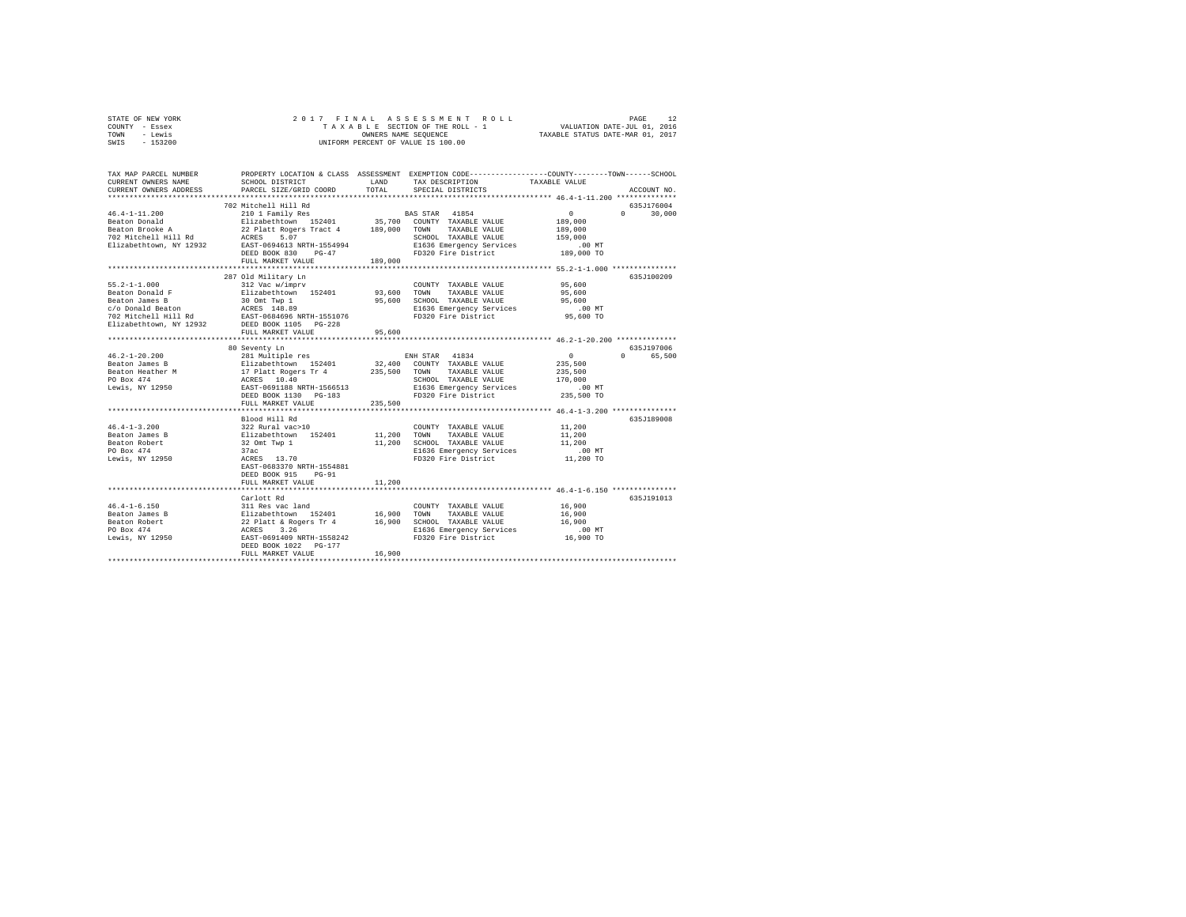STATE OF NEW YORK
COUNTY - Essex
TOWN - Lewis
SWIS - 153200

2017 FINAL ASSESSMENT ROLL
TAXABLE SECTION OF THE ROLL - 1
OWNERS NAME SEQUENCE
UNIFORM PERCENT OF VALUE IS 100.00

VALUATION DATE-JUL 01, 2016
TAXABLE STATUS DATE-MAR 01, 2017

```
TAX MAP PARCEL NUMBER      PROPERTY LOCATION & CLASS  ASSESSMENT  EXEMPTION CODE-----------------COUNTY--------TOWN------SCHOOL
CURRENT OWNERS NAME        SCHOOL DISTRICT              LAND      TAX DESCRIPTION            TAXABLE VALUE
CURRENT OWNERS ADDRESS     PARCEL SIZE/GRID COORD       TOTAL     SPECIAL DISTRICTS                                    ACCOUNT NO.
****************************************************************************************************** 46.4-1-11.200 **************
                           702 Mitchell Hill Rd                                                                        635J176004
46.4-1-11.200              210 1 Family Res                      BAS STAR  41854                  0            0      30,000
Beaton Donald              Elizabethtown  152401       35,700   COUNTY  TAXABLE VALUE          189,000
Beaton Brooke A            22 Platt Rogers Tract 4    189,000   TOWN    TAXABLE VALUE          189,000
702 Mitchell Hill Rd       ACRES    5.07                         SCHOOL  TAXABLE VALUE          159,000
Elizabethtown, NY 12932    EAST-0694613 NRTH-1554994             E1636 Emergency Services           .00 MT
                           DEED BOOK 830    PG-47                FD320 Fire District            189,000 TO
                           FULL MARKET VALUE          189,000
****************************************************************************************************** 55.2-1-1.000 ***************
                           287 Old Military Ln                                                                         635J100209
55.2-1-1.000               312 Vac w/imprv                       COUNTY  TAXABLE VALUE           95,600
Beaton Donald F            Elizabethtown  152401       93,600   TOWN    TAXABLE VALUE           95,600
Beaton James B             30 Omt Twp 1                95,600   SCHOOL  TAXABLE VALUE           95,600
c/o Donald Beaton          ACRES  148.89                         E1636 Emergency Services           .00 MT
702 Mitchell Hill Rd       EAST-0684696 NRTH-1551076             FD320 Fire District             95,600 TO
Elizabethtown, NY 12932    DEED BOOK 1105   PG-228
                           FULL MARKET VALUE           95,600
****************************************************************************************************** 46.2-1-20.200 **************
                           80 Seventy Ln                                                                               635J197006
46.2-1-20.200              281 Multiple res                      ENH STAR  41834                  0            0      65,500
Beaton James B             Elizabethtown  152401       32,400   COUNTY  TAXABLE VALUE          235,500
Beaton Heather M           17 Platt Rogers Tr 4       235,500   TOWN    TAXABLE VALUE          235,500
PO Box 474                 ACRES   10.40                         SCHOOL  TAXABLE VALUE          170,000
Lewis, NY 12950            EAST-0691188 NRTH-1566513             E1636 Emergency Services           .00 MT
                           DEED BOOK 1130   PG-183               FD320 Fire District            235,500 TO
                           FULL MARKET VALUE          235,500
****************************************************************************************************** 46.4-1-3.200 ***************
                           Blood Hill Rd                                                                               635J189008
46.4-1-3.200               322 Rural vac>10                      COUNTY  TAXABLE VALUE           11,200
Beaton James B             Elizabethtown  152401       11,200   TOWN    TAXABLE VALUE           11,200
Beaton Robert              32 Omt Twp 1                11,200   SCHOOL  TAXABLE VALUE           11,200
PO Box 474                 37ac                                  E1636 Emergency Services           .00 MT
Lewis, NY 12950            ACRES   13.70                         FD320 Fire District             11,200 TO
                           EAST-0683370 NRTH-1554881
                           DEED BOOK 915    PG-91
                           FULL MARKET VALUE           11,200
****************************************************************************************************** 46.4-1-6.150 ***************
                           Carlott Rd                                                                                  635J191013
46.4-1-6.150               311 Res vac land                      COUNTY  TAXABLE VALUE           16,900
Beaton James B             Elizabethtown  152401       16,900   TOWN    TAXABLE VALUE           16,900
Beaton Robert              22 Platt & Rogers Tr 4      16,900   SCHOOL  TAXABLE VALUE           16,900
PO Box 474                 ACRES    3.26                         E1636 Emergency Services           .00 MT
Lewis, NY 12950            EAST-0691409 NRTH-1558242             FD320 Fire District             16,900 TO
                           DEED BOOK 1022   PG-177
                           FULL MARKET VALUE           16,900
************************************************************************************************************************************
```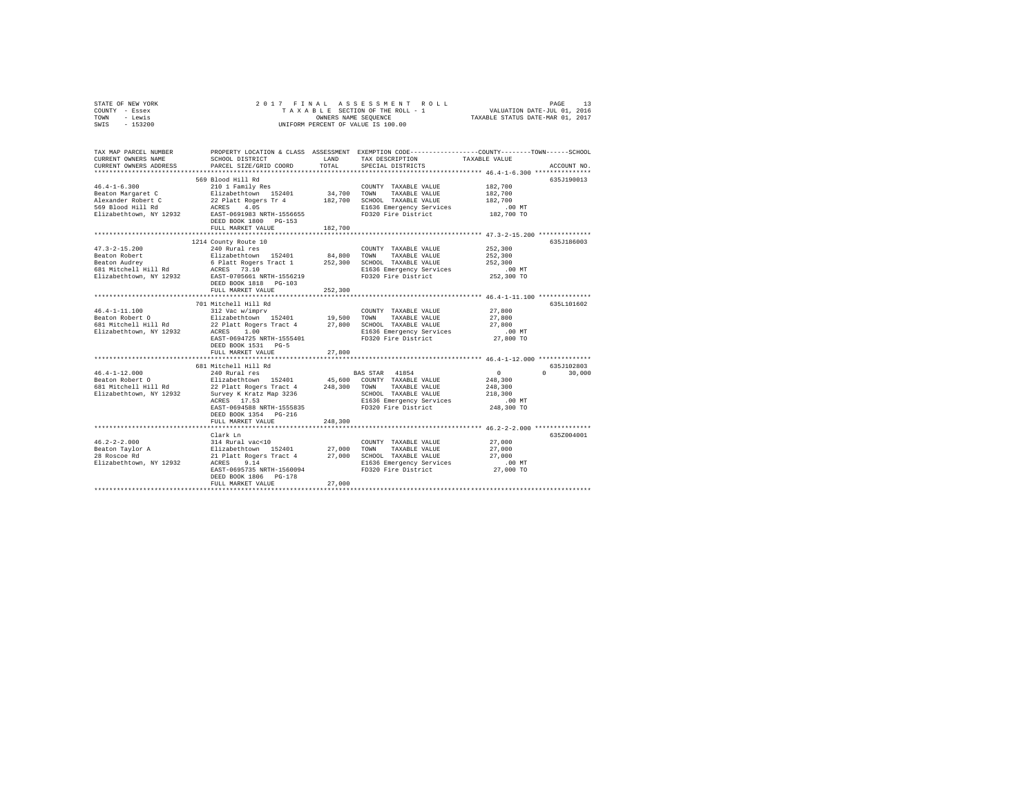STATE OF NEW YORK | 2 0 1 7 F I N A L A S S E S S M E N T R O L L | PAGE 13
COUNTY - Essex | T A X A B L E SECTION OF THE ROLL - 1 | VALUATION DATE-JUL 01, 2016
TOWN - Lewis | OWNERS NAME SEQUENCE | TAXABLE STATUS DATE-MAR 01, 2017
SWIS - 153200 | UNIFORM PERCENT OF VALUE IS 100.00

```
TAX MAP PARCEL NUMBER          PROPERTY LOCATION & CLASS  ASSESSMENT  EXEMPTION CODE-----------------COUNTY--------TOWN------SCHOOL
CURRENT OWNERS NAME            SCHOOL DISTRICT               LAND      TAX DESCRIPTION            TAXABLE VALUE
CURRENT OWNERS ADDRESS         PARCEL SIZE/GRID COORD        TOTAL     SPECIAL DISTRICTS                                   ACCOUNT NO.
*********************************************************************************************** 46.4-1-6.300 ***************
                               569 Blood Hill Rd                                                                    635J190013
46.4-1-6.300                   210 1 Family Res                        COUNTY  TAXABLE VALUE           182,700
Beaton Margaret C              Elizabethtown  152401      34,700      TOWN    TAXABLE VALUE           182,700
Alexander Robert C             22 Platt Rogers Tr 4      182,700      SCHOOL  TAXABLE VALUE           182,700
569 Blood Hill Rd              ACRES    4.05                           E1636 Emergency Services           .00 MT
Elizabethtown, NY 12932        EAST-0691983 NRTH-1556655               FD320 Fire District            182,700 TO
                               DEED BOOK 1800   PG-153
                               FULL MARKET VALUE         182,700
*********************************************************************************************** 47.3-2-15.200 **************
                               1214 County Route 10                                                                 635J186003
47.3-2-15.200                  240 Rural res                           COUNTY  TAXABLE VALUE           252,300
Beaton Robert                  Elizabethtown  152401      84,800      TOWN    TAXABLE VALUE           252,300
Beaton Audrey                  6 Platt Rogers Tract 1    252,300      SCHOOL  TAXABLE VALUE           252,300
681 Mitchell Hill Rd           ACRES   73.10                           E1636 Emergency Services           .00 MT
Elizabethtown, NY 12932        EAST-0705661 NRTH-1556219               FD320 Fire District            252,300 TO
                               DEED BOOK 1818   PG-103
                               FULL MARKET VALUE         252,300
*********************************************************************************************** 46.4-1-11.100 **************
                               701 Mitchell Hill Rd                                                                 635L101602
46.4-1-11.100                  312 Vac w/imprv                         COUNTY  TAXABLE VALUE            27,800
Beaton Robert O                Elizabethtown  152401      19,500      TOWN    TAXABLE VALUE            27,800
681 Mitchell Hill Rd           22 Platt Rogers Tract 4    27,800      SCHOOL  TAXABLE VALUE            27,800
Elizabethtown, NY 12932        ACRES    1.00                           E1636 Emergency Services           .00 MT
                               EAST-0694725 NRTH-1555401               FD320 Fire District             27,800 TO
                               DEED BOOK 1531   PG-5
                               FULL MARKET VALUE          27,800
*********************************************************************************************** 46.4-1-12.000 **************
                               681 Mitchell Hill Rd                                                                 635J102803
46.4-1-12.000                  240 Rural res                          BAS STAR  41854                       0          0     30,000
Beaton Robert O                Elizabethtown  152401      45,600      COUNTY  TAXABLE VALUE           248,300
681 Mitchell Hill Rd           22 Platt Rogers Tract 4   248,300      TOWN    TAXABLE VALUE           248,300
Elizabethtown, NY 12932        Survey K Kratz Map 3236                 SCHOOL  TAXABLE VALUE           218,300
                               ACRES   17.53                           E1636 Emergency Services           .00 MT
                               EAST-0694588 NRTH-1555835               FD320 Fire District            248,300 TO
                               DEED BOOK 1354   PG-216
                               FULL MARKET VALUE         248,300
*********************************************************************************************** 46.2-2-2.000 ***************
                               Clark Ln                                                                             635Z004001
46.2-2-2.000                   314 Rural vac<10                        COUNTY  TAXABLE VALUE            27,000
Beaton Taylor A                Elizabethtown  152401      27,000      TOWN    TAXABLE VALUE            27,000
28 Roscoe Rd                   21 Platt Rogers Tract 4    27,000      SCHOOL  TAXABLE VALUE            27,000
Elizabethtown, NY 12932        ACRES    9.14                           E1636 Emergency Services           .00 MT
                               EAST-0695735 NRTH-1560094               FD320 Fire District             27,000 TO
                               DEED BOOK 1806   PG-178
                               FULL MARKET VALUE          27,000
****************************************************************************************************************************
```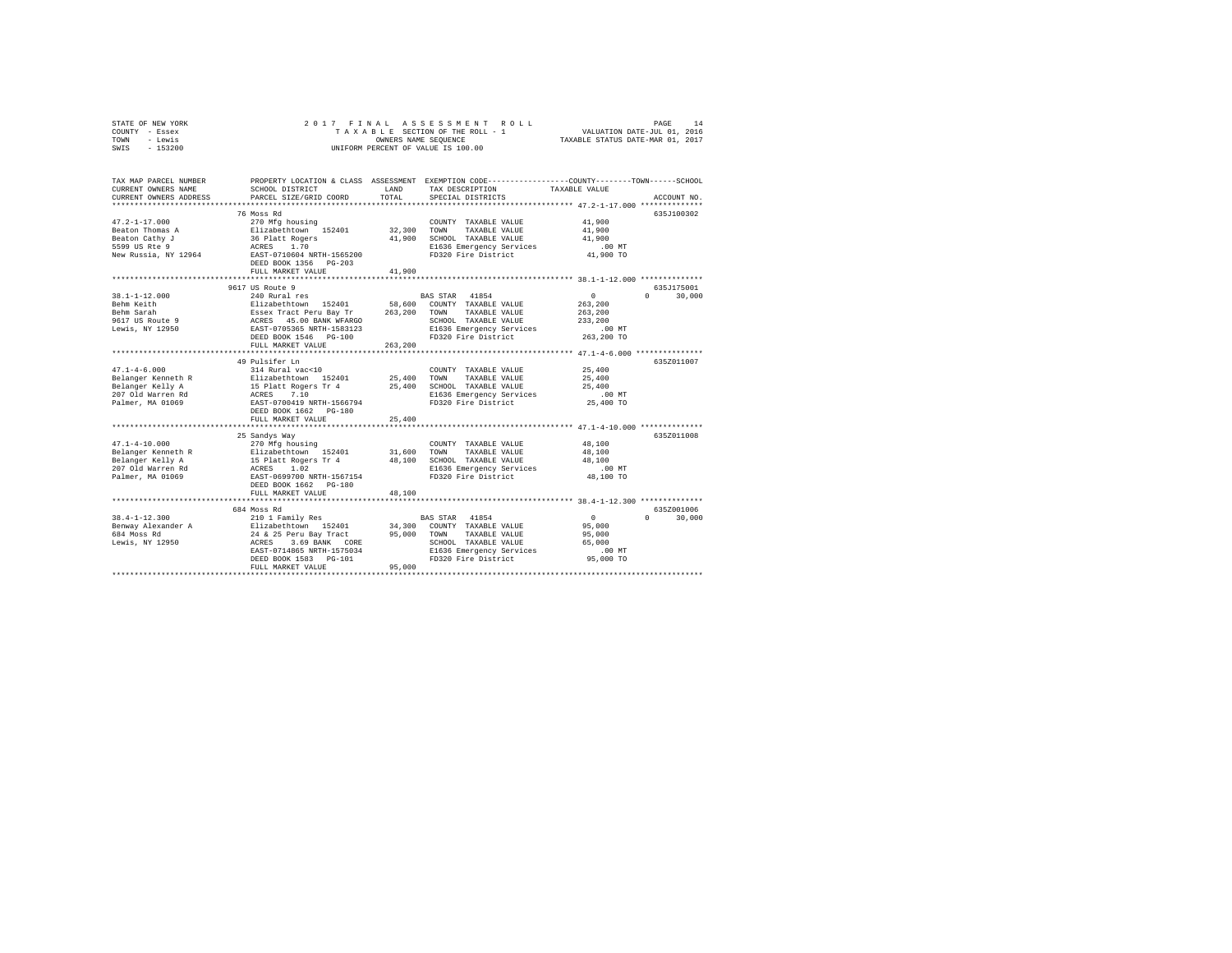STATE OF NEW YORK
COUNTY - Essex
TOWN - Lewis
SWIS - 153200

2017 FINAL ASSESSMENT ROLL
TAXABLE SECTION OF THE ROLL - 1
OWNERS NAME SEQUENCE
UNIFORM PERCENT OF VALUE IS 100.00

VALUATION DATE-JUL 01, 2016
TAXABLE STATUS DATE-MAR 01, 2017

| TAX MAP PARCEL NUMBER / CURRENT OWNERS NAME / CURRENT OWNERS ADDRESS | PROPERTY LOCATION & CLASS / SCHOOL DISTRICT / PARCEL SIZE/GRID COORD | ASSESSMENT LAND | TOTAL | EXEMPTION CODE / TAX DESCRIPTION / SPECIAL DISTRICTS | COUNTY | TOWN | SCHOOL / TAXABLE VALUE | ACCOUNT NO. |
|---|---|---|---|---|---|---|---|---|
| **47.2-1-17.000** | 76 Moss Rd | | | | | | | 635J100302 |
| Beaton Thomas A | 270 Mfg housing | | | COUNTY TAXABLE VALUE | 41,900 | | | |
| Beaton Cathy J | Elizabethtown 152401 | 32,300 | | TOWN TAXABLE VALUE | | 41,900 | | |
| 5599 US Rte 9 | 36 Platt Rogers | | 41,900 | SCHOOL TAXABLE VALUE | | | 41,900 | |
| New Russia, NY 12964 | ACRES 1.70 | | | E1636 Emergency Services | | | .00 MT | |
| | EAST-0710604 NRTH-1565200 | | | FD320 Fire District | | | 41,900 TO | |
| | DEED BOOK 1356 PG-203 | | | | | | | |
| | FULL MARKET VALUE | | 41,900 | | | | | |
| **38.1-1-12.000** | 9617 US Route 9 | | | | | | | 635J175001 |
| Behm Keith | 240 Rural res | | | BAS STAR 41854 | 0 | 0 | 30,000 | |
| Behm Sarah | Elizabethtown 152401 | 58,600 | | COUNTY TAXABLE VALUE | 263,200 | | | |
| 9617 US Route 9 | Essex Tract Peru Bay Tr | | 263,200 | TOWN TAXABLE VALUE | | 263,200 | | |
| Lewis, NY 12950 | ACRES 45.00 BANK WFARGO | | | SCHOOL TAXABLE VALUE | | | 233,200 | |
| | EAST-0705365 NRTH-1583123 | | | E1636 Emergency Services | | | .00 MT | |
| | DEED BOOK 1546 PG-100 | | | FD320 Fire District | | | 263,200 TO | |
| | FULL MARKET VALUE | | 263,200 | | | | | |
| **47.1-4-6.000** | 49 Pulsifer Ln | | | | | | | 635Z011007 |
| Belanger Kenneth R | 314 Rural vac<10 | | | COUNTY TAXABLE VALUE | 25,400 | | | |
| Belanger Kelly A | Elizabethtown 152401 | 25,400 | | TOWN TAXABLE VALUE | | 25,400 | | |
| 207 Old Warren Rd | 15 Platt Rogers Tr 4 | | 25,400 | SCHOOL TAXABLE VALUE | | | 25,400 | |
| Palmer, MA 01069 | ACRES 7.10 | | | E1636 Emergency Services | | | .00 MT | |
| | EAST-0700419 NRTH-1566794 | | | FD320 Fire District | | | 25,400 TO | |
| | DEED BOOK 1662 PG-180 | | | | | | | |
| | FULL MARKET VALUE | | 25,400 | | | | | |
| **47.1-4-10.000** | 25 Sandys Way | | | | | | | 635Z011008 |
| Belanger Kenneth R | 270 Mfg housing | | | COUNTY TAXABLE VALUE | 48,100 | | | |
| Belanger Kelly A | Elizabethtown 152401 | 31,600 | | TOWN TAXABLE VALUE | | 48,100 | | |
| 207 Old Warren Rd | 15 Platt Rogers Tr 4 | | 48,100 | SCHOOL TAXABLE VALUE | | | 48,100 | |
| Palmer, MA 01069 | ACRES 1.02 | | | E1636 Emergency Services | | | .00 MT | |
| | EAST-0699700 NRTH-1567154 | | | FD320 Fire District | | | 48,100 TO | |
| | DEED BOOK 1662 PG-180 | | | | | | | |
| | FULL MARKET VALUE | | 48,100 | | | | | |
| **38.4-1-12.300** | 684 Moss Rd | | | | | | | 635Z001006 |
| Benway Alexander A | 210 1 Family Res | | | BAS STAR 41854 | 0 | 0 | 30,000 | |
| 684 Moss Rd | Elizabethtown 152401 | 34,300 | | COUNTY TAXABLE VALUE | 95,000 | | | |
| Lewis, NY 12950 | 24 & 25 Peru Bay Tract | | 95,000 | TOWN TAXABLE VALUE | | 95,000 | | |
| | ACRES 3.69 BANK CORE | | | SCHOOL TAXABLE VALUE | | | 65,000 | |
| | EAST-0714865 NRTH-1575034 | | | E1636 Emergency Services | | | .00 MT | |
| | DEED BOOK 1583 PG-101 | | | FD320 Fire District | | | 95,000 TO | |
| | FULL MARKET VALUE | | 95,000 | | | | | |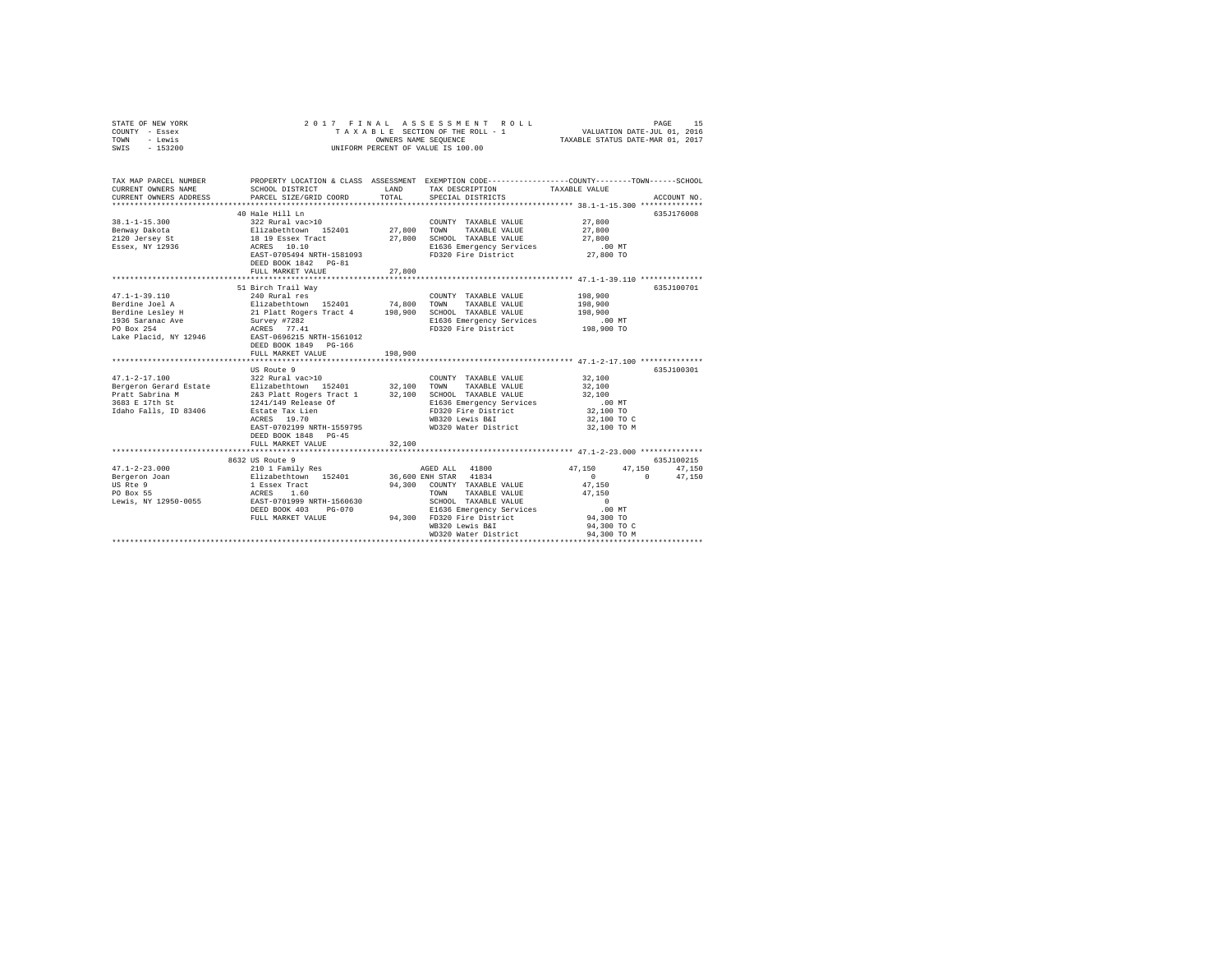STATE OF NEW YORK — COUNTY - Essex — TOWN - Lewis — SWIS - 153200

2 0 1 7 F I N A L A S S E S S M E N T R O L L
T A X A B L E SECTION OF THE ROLL - 1
OWNERS NAME SEQUENCE
UNIFORM PERCENT OF VALUE IS 100.00

VALUATION DATE-JUL 01, 2016
TAXABLE STATUS DATE-MAR 01, 2017

| TAX MAP PARCEL NUMBER / CURRENT OWNERS NAME / CURRENT OWNERS ADDRESS | PROPERTY LOCATION & CLASS / SCHOOL DISTRICT / PARCEL SIZE/GRID COORD | ASSESSMENT LAND / TOTAL | EXEMPTION CODE / TAX DESCRIPTION / SPECIAL DISTRICTS | COUNTY | TOWN | SCHOOL / TAXABLE VALUE | ACCOUNT NO. |
|---|---|---|---|---|---|---|---|
| **38.1-1-15.300** | 40 Hale Hill Ln | | | | | | 635J176008 |
| Benway Dakota | 322 Rural vac>10 | | COUNTY TAXABLE VALUE | 27,800 | | | |
| 2120 Jersey St | Elizabethtown 152401 | 27,800 | TOWN TAXABLE VALUE | 27,800 | | | |
| Essex, NY 12936 | 18 19 Essex Tract | 27,800 | SCHOOL TAXABLE VALUE | 27,800 | | | |
| | ACRES 10.10 | | E1636 Emergency Services | .00 MT | | | |
| | EAST-0705494 NRTH-1581093 | | FD320 Fire District | 27,800 TO | | | |
| | DEED BOOK 1842 PG-81 | | | | | | |
| | FULL MARKET VALUE | 27,800 | | | | | |
| **47.1-1-39.110** | 51 Birch Trail Way | | | | | | 635J100701 |
| Berdine Joel A | 240 Rural res | | COUNTY TAXABLE VALUE | 198,900 | | | |
| Berdine Lesley H | Elizabethtown 152401 | 74,800 | TOWN TAXABLE VALUE | 198,900 | | | |
| 1936 Saranac Ave | 21 Platt Rogers Tract 4 | 198,900 | SCHOOL TAXABLE VALUE | 198,900 | | | |
| PO Box 254 | Survey #7282 | | E1636 Emergency Services | .00 MT | | | |
| Lake Placid, NY 12946 | ACRES 77.41 | | FD320 Fire District | 198,900 TO | | | |
| | EAST-0696215 NRTH-1561012 | | | | | | |
| | DEED BOOK 1849 PG-166 | | | | | | |
| | FULL MARKET VALUE | 198,900 | | | | | |
| **47.1-2-17.100** | US Route 9 | | | | | | 635J100301 |
| Bergeron Gerard Estate | 322 Rural vac>10 | | COUNTY TAXABLE VALUE | 32,100 | | | |
| Pratt Sabrina M | Elizabethtown 152401 | 32,100 | TOWN TAXABLE VALUE | 32,100 | | | |
| 3683 E 17th St | 2&3 Platt Rogers Tract 1 | 32,100 | SCHOOL TAXABLE VALUE | 32,100 | | | |
| Idaho Falls, ID 83406 | 1241/149 Release Of | | E1636 Emergency Services | .00 MT | | | |
| | Estate Tax Lien | | FD320 Fire District | 32,100 TO | | | |
| | ACRES 19.70 | | WB320 Lewis B&I | 32,100 TO C | | | |
| | EAST-0702199 NRTH-1559795 | | WD320 Water District | 32,100 TO M | | | |
| | DEED BOOK 1848 PG-45 | | | | | | |
| | FULL MARKET VALUE | 32,100 | | | | | |
| **47.1-2-23.000** | 8632 US Route 9 | | | | | | 635J100215 |
| Bergeron Joan | 210 1 Family Res | | AGED ALL 41800 | 47,150 | 47,150 | 47,150 | |
| US Rte 9 | Elizabethtown 152401 | 36,600 | ENH STAR 41834 | 0 | 0 | 47,150 | |
| PO Box 55 | 1 Essex Tract | 94,300 | COUNTY TAXABLE VALUE | 47,150 | | | |
| Lewis, NY 12950-0055 | ACRES 1.60 | | TOWN TAXABLE VALUE | 47,150 | | | |
| | EAST-0701999 NRTH-1560630 | | SCHOOL TAXABLE VALUE | 0 | | | |
| | DEED BOOK 403 PG-070 | | E1636 Emergency Services | .00 MT | | | |
| | FULL MARKET VALUE | 94,300 | FD320 Fire District | 94,300 TO | | | |
| | | | WB320 Lewis B&I | 94,300 TO C | | | |
| | | | WD320 Water District | 94,300 TO M | | | |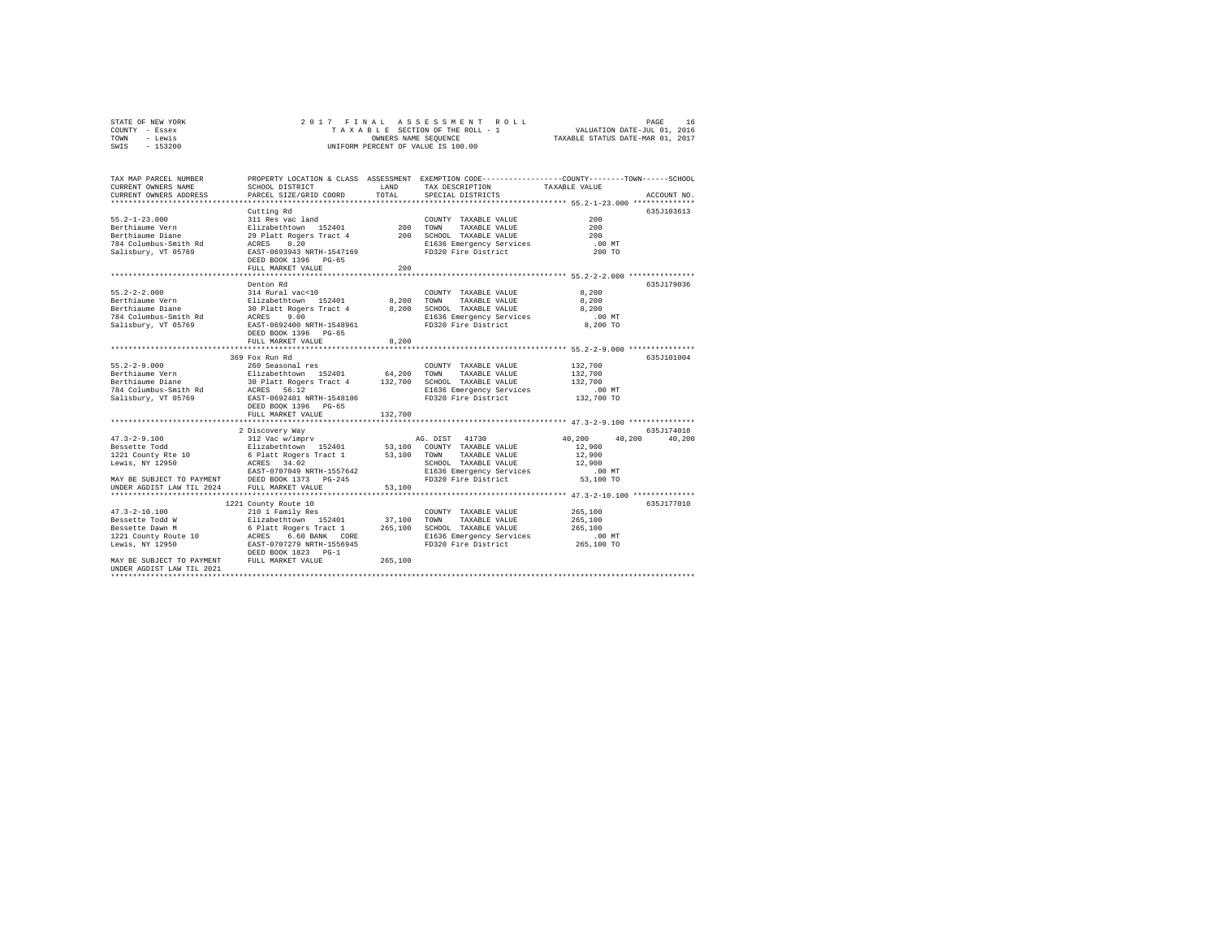STATE OF NEW YORK — 2017 FINAL ASSESSMENT ROLL
COUNTY - Essex — TAXABLE SECTION OF THE ROLL - 1 — VALUATION DATE-JUL 01, 2016
TOWN - Lewis — OWNERS NAME SEQUENCE — TAXABLE STATUS DATE-MAR 01, 2017
SWIS - 153200 — UNIFORM PERCENT OF VALUE IS 100.00

```
TAX MAP PARCEL NUMBER      PROPERTY LOCATION & CLASS  ASSESSMENT  EXEMPTION CODE-----------------COUNTY--------TOWN------SCHOOL
CURRENT OWNERS NAME        SCHOOL DISTRICT              LAND      TAX DESCRIPTION            TAXABLE VALUE
CURRENT OWNERS ADDRESS     PARCEL SIZE/GRID COORD       TOTAL     SPECIAL DISTRICTS                                  ACCOUNT NO.
******************************************************************************************** 55.2-1-23.000 **************
                           Cutting Rd                                                                          635J103613
55.2-1-23.000              311 Res vac land                       COUNTY  TAXABLE VALUE            200
Berthiaume Vern            Elizabethtown  152401         200      TOWN    TAXABLE VALUE            200
Berthiaume Diane           29 Platt Rogers Tract 4       200      SCHOOL  TAXABLE VALUE            200
784 Columbus-Smith Rd      ACRES    0.20                          E1636 Emergency Services          .00 MT
Salisbury, VT 05769        EAST-0693943 NRTH-1547169              FD320 Fire District              200 TO
                           DEED BOOK 1396   PG-65
                           FULL MARKET VALUE             200
******************************************************************************************** 55.2-2-2.000 ***************
                           Denton Rd                                                                           635J179036
55.2-2-2.000               314 Rural vac<10                       COUNTY  TAXABLE VALUE          8,200
Berthiaume Vern            Elizabethtown  152401       8,200      TOWN    TAXABLE VALUE          8,200
Berthiaume Diane           30 Platt Rogers Tract 4     8,200      SCHOOL  TAXABLE VALUE          8,200
784 Columbus-Smith Rd      ACRES    9.00                          E1636 Emergency Services          .00 MT
Salisbury, VT 05769        EAST-0692400 NRTH-1548961              FD320 Fire District            8,200 TO
                           DEED BOOK 1396   PG-65
                           FULL MARKET VALUE           8,200
******************************************************************************************** 55.2-2-9.000 ***************
                           369 Fox Run Rd                                                                      635J101004
55.2-2-9.000               260 Seasonal res                       COUNTY  TAXABLE VALUE        132,700
Berthiaume Vern            Elizabethtown  152401      64,200      TOWN    TAXABLE VALUE        132,700
Berthiaume Diane           30 Platt Rogers Tract 4   132,700      SCHOOL  TAXABLE VALUE        132,700
784 Columbus-Smith Rd      ACRES   56.12                          E1636 Emergency Services          .00 MT
Salisbury, VT 05769        EAST-0692481 NRTH-1548186              FD320 Fire District          132,700 TO
                           DEED BOOK 1396   PG-65
                           FULL MARKET VALUE         132,700
******************************************************************************************** 47.3-2-9.100 ***************
                           2 Discovery Way                                                                     635J174018
47.3-2-9.100               312 Vac w/imprv                        AG. DIST  41730               40,200     40,200     40,200
Bessette Todd              Elizabethtown  152401      53,100      COUNTY  TAXABLE VALUE         12,900
1221 County Rte 10         6 Platt Rogers Tract 1     53,100      TOWN    TAXABLE VALUE         12,900
Lewis, NY 12950            ACRES   34.02                          SCHOOL  TAXABLE VALUE         12,900
                           EAST-0707049 NRTH-1557642              E1636 Emergency Services          .00 MT
MAY BE SUBJECT TO PAYMENT  DEED BOOK 1373   PG-245                FD320 Fire District           53,100 TO
UNDER AGDIST LAW TIL 2024  FULL MARKET VALUE          53,100
******************************************************************************************** 47.3-2-10.100 **************
                           1221 County Route 10                                                                635J177010
47.3-2-10.100              210 1 Family Res                       COUNTY  TAXABLE VALUE        265,100
Bessette Todd W            Elizabethtown  152401      37,100      TOWN    TAXABLE VALUE        265,100
Bessette Dawn M            6 Platt Rogers Tract 1    265,100      SCHOOL  TAXABLE VALUE        265,100
1221 County Route 10       ACRES    6.60 BANK  CORE               E1636 Emergency Services          .00 MT
Lewis, NY 12950            EAST-0707279 NRTH-1556945              FD320 Fire District          265,100 TO
                           DEED BOOK 1823   PG-1
MAY BE SUBJECT TO PAYMENT  FULL MARKET VALUE         265,100
UNDER AGDIST LAW TIL 2021
****************************************************************************************************************************
```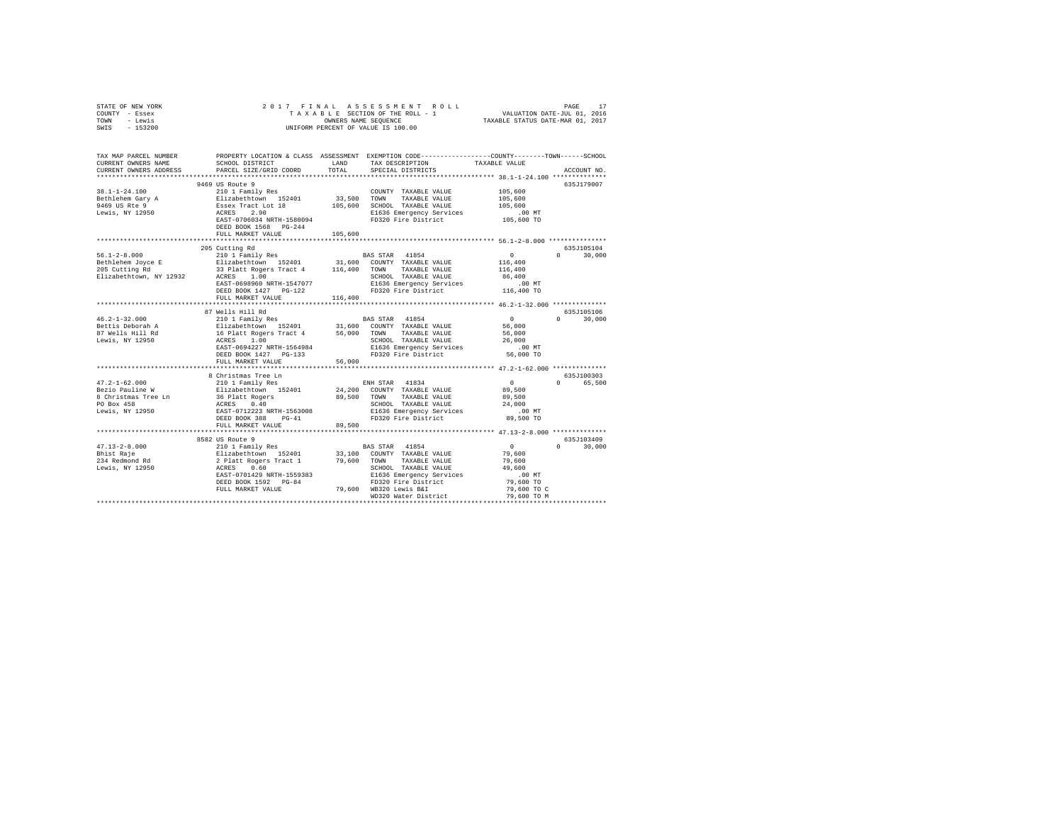STATE OF NEW YORK
COUNTY - Essex
TOWN - Lewis
SWIS - 153200

2017 FINAL ASSESSMENT ROLL
TAXABLE SECTION OF THE ROLL - 1
OWNERS NAME SEQUENCE
UNIFORM PERCENT OF VALUE IS 100.00

VALUATION DATE-JUL 01, 2016
TAXABLE STATUS DATE-MAR 01, 2017

```
TAX MAP PARCEL NUMBER    PROPERTY LOCATION & CLASS  ASSESSMENT  EXEMPTION CODE-----------------COUNTY--------TOWN------SCHOOL
CURRENT OWNERS NAME      SCHOOL DISTRICT             LAND       TAX DESCRIPTION             TAXABLE VALUE
CURRENT OWNERS ADDRESS   PARCEL SIZE/GRID COORD      TOTAL      SPECIAL DISTRICTS                                  ACCOUNT NO.
******************************************************************************************* 38.1-1-24.100 **************
                         9469 US Route 9                                                                        635J179007
38.1-1-24.100            210 1 Family Res                       COUNTY  TAXABLE VALUE        105,600
Bethlehem Gary A         Elizabethtown  152401      33,500      TOWN    TAXABLE VALUE        105,600
9469 US Rte 9            Essex Tract Lot 18        105,600      SCHOOL  TAXABLE VALUE        105,600
Lewis, NY 12950          ACRES    2.90                          E1636 Emergency Services        .00 MT
                         EAST-0706034 NRTH-1580094              FD320 Fire District          105,600 TO
                         DEED BOOK 1568   PG-244
                         FULL MARKET VALUE         105,600
******************************************************************************************* 56.1-2-8.000 ***************
                         205 Cutting Rd                                                                         635J105104
56.1-2-8.000             210 1 Family Res                   BAS STAR  41854                0           0       30,000
Bethlehem Joyce E        Elizabethtown  152401      31,600      COUNTY  TAXABLE VALUE        116,400
205 Cutting Rd           33 Platt Rogers Tract 4   116,400      TOWN    TAXABLE VALUE        116,400
Elizabethtown, NY 12932  ACRES    1.00                          SCHOOL  TAXABLE VALUE         86,400
                         EAST-0698960 NRTH-1547077              E1636 Emergency Services        .00 MT
                         DEED BOOK 1427   PG-122                FD320 Fire District          116,400 TO
                         FULL MARKET VALUE         116,400
******************************************************************************************* 46.2-1-32.000 **************
                         87 Wells Hill Rd                                                                       635J105106
46.2-1-32.000            210 1 Family Res                   BAS STAR  41854                0           0       30,000
Bettis Deborah A         Elizabethtown  152401      31,600      COUNTY  TAXABLE VALUE         56,000
87 Wells Hill Rd         16 Platt Rogers Tract 4    56,000      TOWN    TAXABLE VALUE         56,000
Lewis, NY 12950          ACRES    1.00                          SCHOOL  TAXABLE VALUE         26,000
                         EAST-0694227 NRTH-1564984              E1636 Emergency Services        .00 MT
                         DEED BOOK 1427   PG-133                FD320 Fire District           56,000 TO
                         FULL MARKET VALUE          56,000
******************************************************************************************* 47.2-1-62.000 **************
                         8 Christmas Tree Ln                                                                    635J100303
47.2-1-62.000            210 1 Family Res                   ENH STAR  41834                0           0       65,500
Bezio Pauline W          Elizabethtown  152401      24,200      COUNTY  TAXABLE VALUE         89,500
8 Christmas Tree Ln      36 Platt Rogers            89,500      TOWN    TAXABLE VALUE         89,500
PO Box 458               ACRES    0.40                          SCHOOL  TAXABLE VALUE         24,000
Lewis, NY 12950          EAST-0712223 NRTH-1563008              E1636 Emergency Services        .00 MT
                         DEED BOOK 388    PG-41                 FD320 Fire District           89,500 TO
                         FULL MARKET VALUE          89,500
******************************************************************************************* 47.13-2-8.000 **************
                         8582 US Route 9                                                                        635J103409
47.13-2-8.000            210 1 Family Res                   BAS STAR  41854                0           0       30,000
Bhist Raje               Elizabethtown  152401      33,100      COUNTY  TAXABLE VALUE         79,600
234 Redmond Rd           2 Platt Rogers Tract 1     79,600      TOWN    TAXABLE VALUE         79,600
Lewis, NY 12950          ACRES    0.60                          SCHOOL  TAXABLE VALUE         49,600
                         EAST-0701429 NRTH-1559383              E1636 Emergency Services        .00 MT
                         DEED BOOK 1592   PG-84                 FD320 Fire District           79,600 TO
                         FULL MARKET VALUE          79,600      WB320 Lewis B&I               79,600 TO C
                                                                WD320 Water District          79,600 TO M
************************************************************************************************************************
```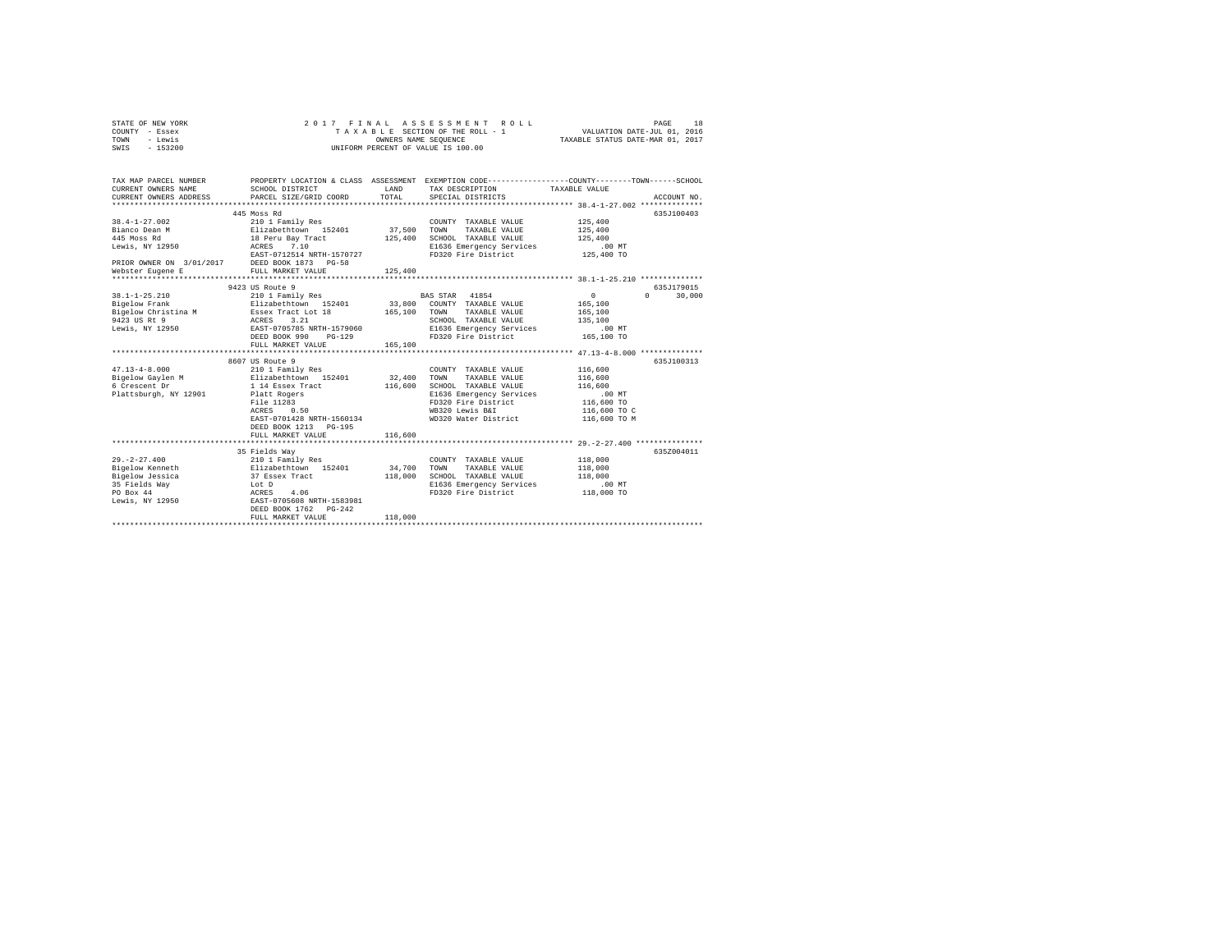STATE OF NEW YORK | 2017 FINAL ASSESSMENT ROLL | PAGE 18
COUNTY - Essex | TAXABLE SECTION OF THE ROLL - 1 | VALUATION DATE-JUL 01, 2016
TOWN - Lewis | OWNERS NAME SEQUENCE | TAXABLE STATUS DATE-MAR 01, 2017
SWIS - 153200 | UNIFORM PERCENT OF VALUE IS 100.00

```
TAX MAP PARCEL NUMBER          PROPERTY LOCATION & CLASS  ASSESSMENT  EXEMPTION CODE-----------------COUNTY--------TOWN------SCHOOL
CURRENT OWNERS NAME            SCHOOL DISTRICT              LAND      TAX DESCRIPTION              TAXABLE VALUE
CURRENT OWNERS ADDRESS         PARCEL SIZE/GRID COORD       TOTAL     SPECIAL DISTRICTS                                    ACCOUNT NO.
******************************************************************************************************* 38.4-1-27.002 **************
                          445 Moss Rd                                                                                    635J100403
38.4-1-27.002                  210 1 Family Res                       COUNTY  TAXABLE VALUE          125,400
Bianco Dean M                  Elizabethtown  152401       37,500     TOWN    TAXABLE VALUE          125,400
445 Moss Rd                    18 Peru Bay Tract          125,400     SCHOOL  TAXABLE VALUE          125,400
Lewis, NY 12950                ACRES    7.10                          E1636 Emergency Services           .00 MT
                               EAST-0712514 NRTH-1570727              FD320 Fire District            125,400 TO
PRIOR OWNER ON 3/01/2017       DEED BOOK 1873   PG-58
Webster Eugene E               FULL MARKET VALUE          125,400
******************************************************************************************************* 38.1-1-25.210 **************
                          9423 US Route 9                                                                                635J179015
38.1-1-25.210                  210 1 Family Res                       BAS STAR   41854                 0            0      30,000
Bigelow Frank                  Elizabethtown  152401       33,800     COUNTY  TAXABLE VALUE          165,100
Bigelow Christina M            Essex Tract Lot 18         165,100     TOWN    TAXABLE VALUE          165,100
9423 US Rt 9                   ACRES    3.21                          SCHOOL  TAXABLE VALUE          135,100
Lewis, NY 12950                EAST-0705785 NRTH-1579060              E1636 Emergency Services           .00 MT
                               DEED BOOK 990    PG-129                FD320 Fire District            165,100 TO
                               FULL MARKET VALUE          165,100
******************************************************************************************************* 47.13-4-8.000 **************
                          8607 US Route 9                                                                                635J100313
47.13-4-8.000                  210 1 Family Res                       COUNTY  TAXABLE VALUE          116,600
Bigelow Gaylen M               Elizabethtown  152401       32,400     TOWN    TAXABLE VALUE          116,600
6 Crescent Dr                  1 14 Essex Tract           116,600     SCHOOL  TAXABLE VALUE          116,600
Plattsburgh, NY 12901          Platt Rogers                           E1636 Emergency Services           .00 MT
                               File 11283                             FD320 Fire District            116,600 TO
                               ACRES    0.50                          WB320 Lewis B&I                116,600 TO C
                               EAST-0701428 NRTH-1560134              WD320 Water District           116,600 TO M
                               DEED BOOK 1213   PG-195
                               FULL MARKET VALUE          116,600
******************************************************************************************************* 29.-2-27.400 ***************
                          35 Fields Way                                                                                  635Z004011
29.-2-27.400                   210 1 Family Res                       COUNTY  TAXABLE VALUE          118,000
Bigelow Kenneth                Elizabethtown  152401       34,700     TOWN    TAXABLE VALUE          118,000
Bigelow Jessica                37 Essex Tract             118,000     SCHOOL  TAXABLE VALUE          118,000
35 Fields Way                  Lot D                                  E1636 Emergency Services           .00 MT
PO Box 44                      ACRES    4.06                          FD320 Fire District            118,000 TO
Lewis, NY 12950                EAST-0705608 NRTH-1583981
                               DEED BOOK 1762   PG-242
                               FULL MARKET VALUE          118,000
************************************************************************************************************************************
```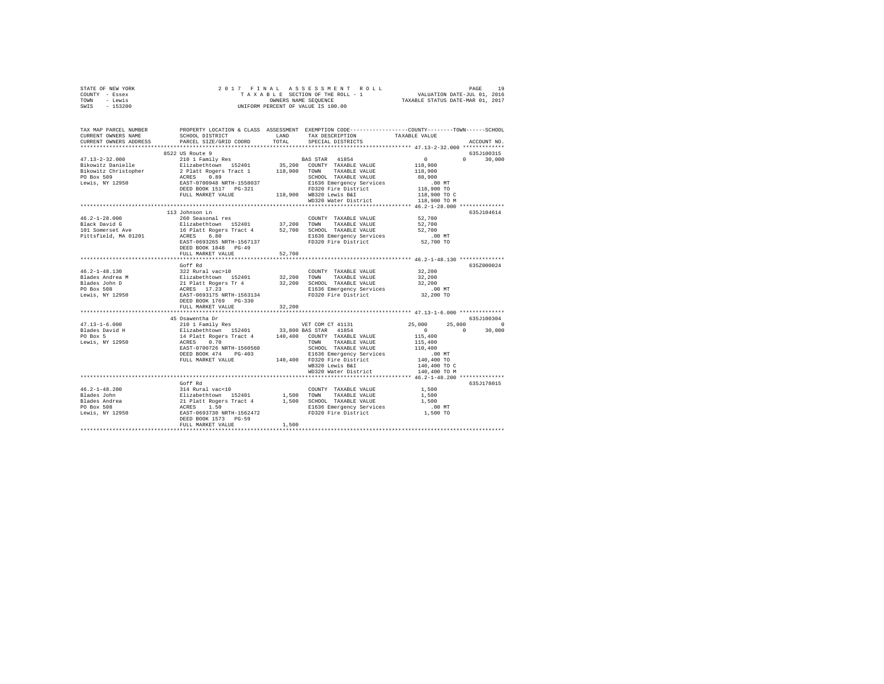STATE OF NEW YORK
COUNTY - Essex
TOWN - Lewis
SWIS - 153200

2017 FINAL ASSESSMENT ROLL
TAXABLE SECTION OF THE ROLL - 1
OWNERS NAME SEQUENCE
UNIFORM PERCENT OF VALUE IS 100.00

VALUATION DATE-JUL 01, 2016
TAXABLE STATUS DATE-MAR 01, 2017

```
TAX MAP PARCEL NUMBER          PROPERTY LOCATION & CLASS  ASSESSMENT  EXEMPTION CODE-----------------COUNTY--------TOWN------SCHOOL
CURRENT OWNERS NAME            SCHOOL DISTRICT               LAND      TAX DESCRIPTION            TAXABLE VALUE
CURRENT OWNERS ADDRESS         PARCEL SIZE/GRID COORD        TOTAL     SPECIAL DISTRICTS                                   ACCOUNT NO.
****************************************************************************************************** 47.13-2-32.000 *************
                      8522 US Route 9                                                                                      635J100315
47.13-2-32.000                 210 1 Family Res                        BAS STAR  41854              0            0       30,000
Bikowitz Danielle              Elizabethtown  152401         35,200    COUNTY  TAXABLE VALUE         118,900
Bikowitz Christopher           2 Platt Rogers Tract 1       118,900    TOWN    TAXABLE VALUE         118,900
PO Box 509                     ACRES    0.89                           SCHOOL  TAXABLE VALUE          88,900
Lewis, NY 12950                EAST-0700948 NRTH-1558037               E1636 Emergency Services            .00 MT
                               DEED BOOK 1517   PG-321                 FD320 Fire District           118,900 TO
                               FULL MARKET VALUE            118,900    WB320 Lewis B&I               118,900 TO C
                                                                       WD320 Water District          118,900 TO M
****************************************************************************************************** 46.2-1-28.000 **************
                      113 Johnson Ln                                                                                       635J104614
46.2-1-28.000                  260 Seasonal res                        COUNTY  TAXABLE VALUE          52,700
Black David G                  Elizabethtown  152401         37,200    TOWN    TAXABLE VALUE          52,700
101 Somerset Ave               16 Platt Rogers Tract 4       52,700    SCHOOL  TAXABLE VALUE          52,700
Pittsfield, MA 01201           ACRES    6.80                           E1636 Emergency Services            .00 MT
                               EAST-0693265 NRTH-1567137               FD320 Fire District            52,700 TO
                               DEED BOOK 1848   PG-49
                               FULL MARKET VALUE             52,700
****************************************************************************************************** 46.2-1-48.130 **************
                      Goff Rd                                                                                              635Z000024
46.2-1-48.130                  322 Rural vac>10                        COUNTY  TAXABLE VALUE          32,200
Blades Andrea M                Elizabethtown  152401         32,200    TOWN    TAXABLE VALUE          32,200
Blades John D                  21 Platt Rogers Tr 4          32,200    SCHOOL  TAXABLE VALUE          32,200
PO Box 508                     ACRES   17.23                           E1636 Emergency Services            .00 MT
Lewis, NY 12950                EAST-0693175 NRTH-1563134               FD320 Fire District            32,200 TO
                               DEED BOOK 1769   PG-330
                               FULL MARKET VALUE             32,200
****************************************************************************************************** 47.13-1-6.000 **************
                      45 Osawentha Dr                                                                                      635J100304
47.13-1-6.000                  210 1 Family Res                        VET COM CT 41131        25,000       25,000            0
Blades David H                 Elizabethtown  152401         33,800 BAS STAR  41854                 0            0       30,000
PO Box 5                       14 Platt Rogers Tract 4      140,400    COUNTY  TAXABLE VALUE         115,400
Lewis, NY 12950                ACRES    0.70                           TOWN    TAXABLE VALUE         115,400
                               EAST-0700726 NRTH-1560560               SCHOOL  TAXABLE VALUE         110,400
                               DEED BOOK 474    PG-403                 E1636 Emergency Services            .00 MT
                               FULL MARKET VALUE            140,400    FD320 Fire District           140,400 TO
                                                                       WB320 Lewis B&I               140,400 TO C
                                                                       WD320 Water District          140,400 TO M
****************************************************************************************************** 46.2-1-48.200 **************
                      Goff Rd                                                                                              635J178015
46.2-1-48.200                  314 Rural vac<10                        COUNTY  TAXABLE VALUE           1,500
Blades John                    Elizabethtown  152401          1,500    TOWN    TAXABLE VALUE           1,500
Blades Andrea                  21 Platt Rogers Tract 4        1,500    SCHOOL  TAXABLE VALUE           1,500
PO Box 508                     ACRES    1.50                           E1636 Emergency Services            .00 MT
Lewis, NY 12950                EAST-0693730 NRTH-1562472               FD320 Fire District             1,500 TO
                               DEED BOOK 1573   PG-59
                               FULL MARKET VALUE              1,500
************************************************************************************************************************************
```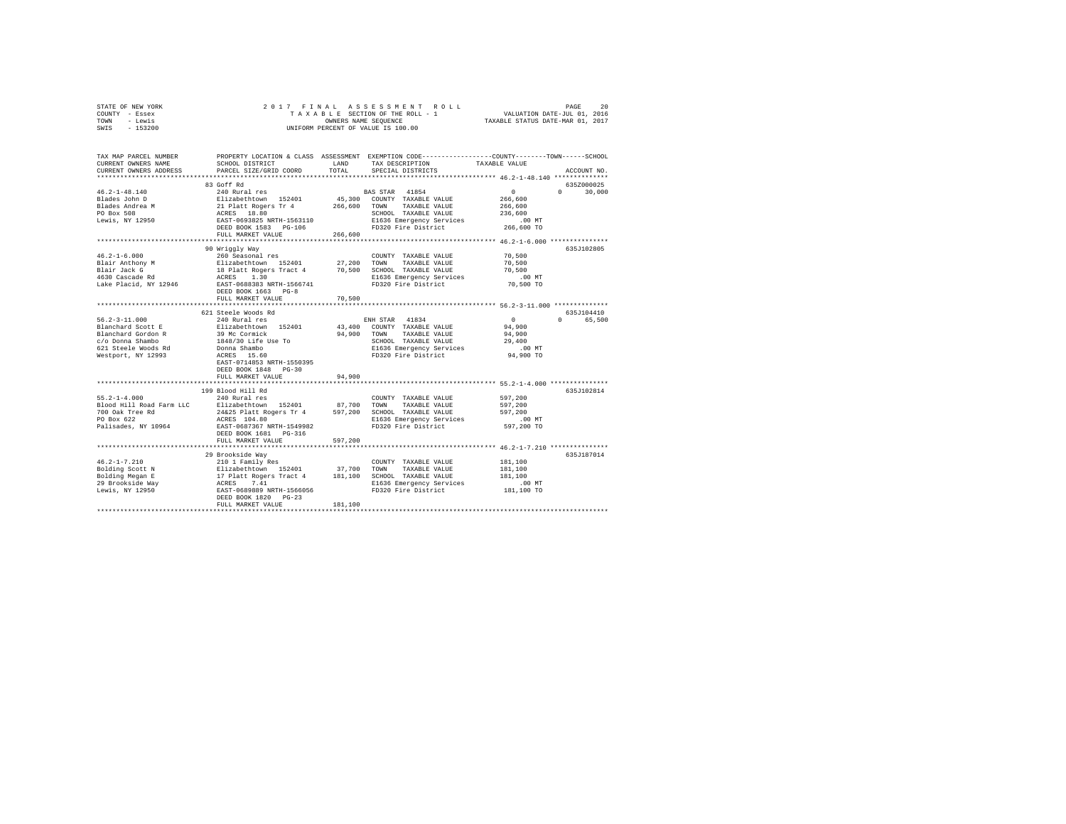```
STATE OF NEW YORK                2 0 1 7   F I N A L   A S S E S S M E N T   R O L L                      PAGE    20
COUNTY  - Essex                      T A X A B L E  SECTION OF THE ROLL - 1                  VALUATION DATE-JUL 01, 2016
TOWN    - Lewis                             OWNERS NAME SEQUENCE                           TAXABLE STATUS DATE-MAR 01, 2017
SWIS    - 153200                       UNIFORM PERCENT OF VALUE IS 100.00

TAX MAP PARCEL NUMBER          PROPERTY LOCATION & CLASS  ASSESSMENT  EXEMPTION CODE-----------------COUNTY--------TOWN------SCHOOL
CURRENT OWNERS NAME            SCHOOL DISTRICT              LAND      TAX DESCRIPTION            TAXABLE VALUE
CURRENT OWNERS ADDRESS         PARCEL SIZE/GRID COORD       TOTAL     SPECIAL DISTRICTS                                  ACCOUNT NO.
****************************************************************************************************** 46.2-1-48.140 **************
                               83 Goff Rd                                                                             635Z000025
46.2-1-48.140                  240 Rural res                          BAS STAR  41854                 0             0      30,000
Blades John D                  Elizabethtown  152401        45,300    COUNTY  TAXABLE VALUE         266,600
Blades Andrea M                21 Platt Rogers Tr 4        266,600    TOWN    TAXABLE VALUE         266,600
PO Box 508                     ACRES  18.80                           SCHOOL  TAXABLE VALUE         236,600
Lewis, NY 12950                EAST-0693825 NRTH-1563110              E1636 Emergency Services            .00 MT
                               DEED BOOK 1583   PG-106                FD320 Fire District               266,600 TO
                               FULL MARKET VALUE           266,600
****************************************************************************************************** 46.2-1-6.000 ***************
                               90 Wriggly Way                                                                         635J102805
46.2-1-6.000                   260 Seasonal res                       COUNTY  TAXABLE VALUE          70,500
Blair Anthony M                Elizabethtown  152401        27,200    TOWN    TAXABLE VALUE          70,500
Blair Jack G                   18 Platt Rogers Tract 4      70,500    SCHOOL  TAXABLE VALUE          70,500
4630 Cascade Rd                ACRES   1.30                           E1636 Emergency Services            .00 MT
Lake Placid, NY 12946          EAST-0688383 NRTH-1566741              FD320 Fire District                70,500 TO
                               DEED BOOK 1663   PG-8
                               FULL MARKET VALUE            70,500
****************************************************************************************************** 56.2-3-11.000 **************
                               621 Steele Woods Rd                                                                    635J104410
56.2-3-11.000                  240 Rural res                          ENH STAR  41834                 0             0      65,500
Blanchard Scott E              Elizabethtown  152401        43,400    COUNTY  TAXABLE VALUE          94,900
Blanchard Gordon R             39 Mc Cormick                94,900    TOWN    TAXABLE VALUE          94,900
c/o Donna Shambo               1848/30 Life Use To                    SCHOOL  TAXABLE VALUE          29,400
621 Steele Woods Rd            Donna Shambo                           E1636 Emergency Services            .00 MT
Westport, NY 12993             ACRES  15.60                           FD320 Fire District                94,900 TO
                               EAST-0714853 NRTH-1550395
                               DEED BOOK 1848   PG-30
                               FULL MARKET VALUE            94,900
****************************************************************************************************** 55.2-1-4.000 ***************
                               199 Blood Hill Rd                                                                      635J102814
55.2-1-4.000                   240 Rural res                          COUNTY  TAXABLE VALUE         597,200
Blood Hill Road Farm LLC       Elizabethtown  152401        87,700    TOWN    TAXABLE VALUE         597,200
700 Oak Tree Rd                24&25 Platt Rogers Tr 4     597,200    SCHOOL  TAXABLE VALUE         597,200
PO Box 622                     ACRES 104.80                           E1636 Emergency Services            .00 MT
Palisades, NY 10964            EAST-0687367 NRTH-1549982              FD320 Fire District               597,200 TO
                               DEED BOOK 1681   PG-316
                               FULL MARKET VALUE           597,200
****************************************************************************************************** 46.2-1-7.210 ***************
                               29 Brookside Way                                                                       635J187014
46.2-1-7.210                   210 1 Family Res                       COUNTY  TAXABLE VALUE         181,100
Bolding Scott N                Elizabethtown  152401        37,700    TOWN    TAXABLE VALUE         181,100
Bolding Megan E                17 Platt Rogers Tract 4     181,100    SCHOOL  TAXABLE VALUE         181,100
29 Brookside Way               ACRES   7.41                           E1636 Emergency Services            .00 MT
Lewis, NY 12950                EAST-0689889 NRTH-1566056              FD320 Fire District               181,100 TO
                               DEED BOOK 1820   PG-23
                               FULL MARKET VALUE           181,100
************************************************************************************************************************************
```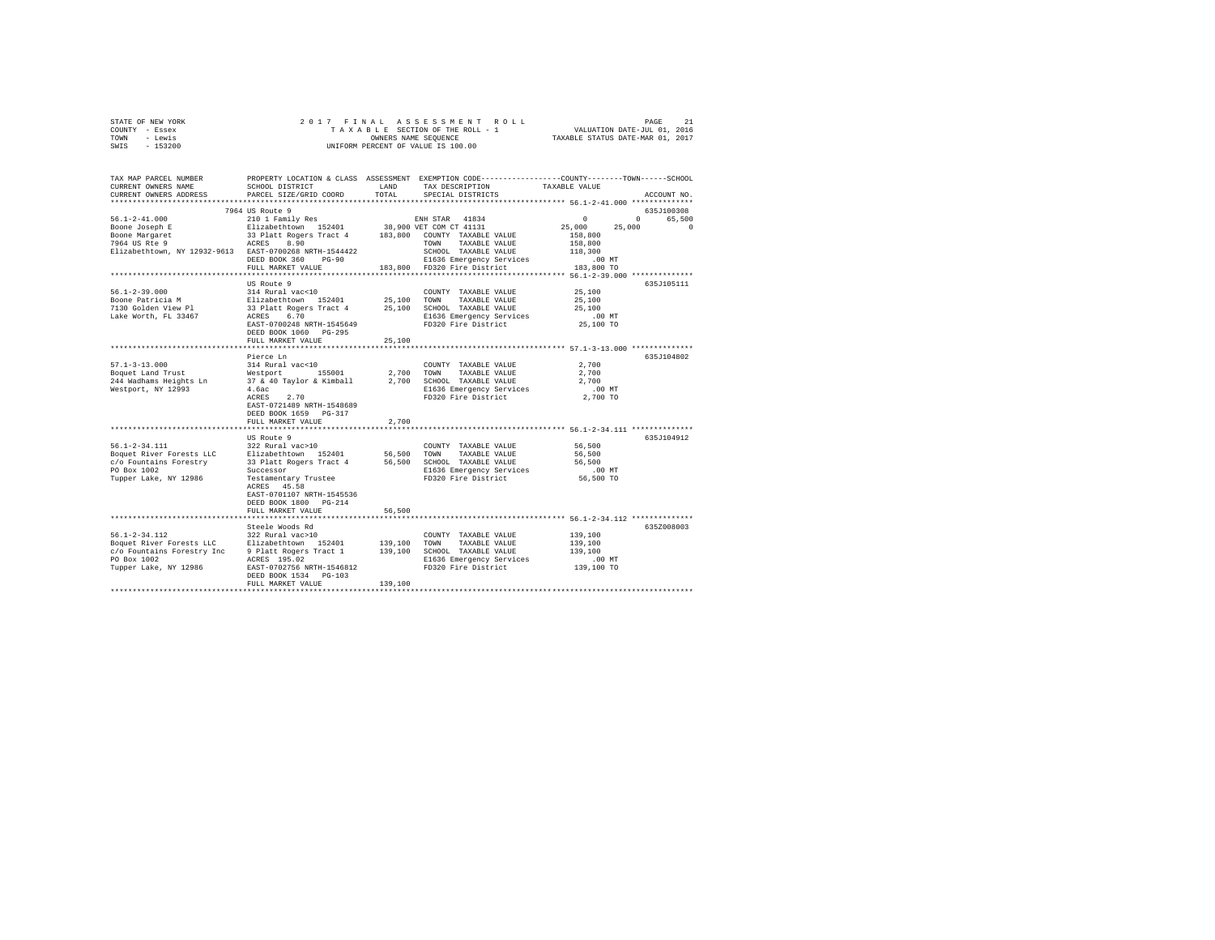STATE OF NEW YORK
COUNTY - Essex
TOWN - Lewis
SWIS - 153200

2 0 1 7 F I N A L A S S E S S M E N T R O L L
T A X A B L E SECTION OF THE ROLL - 1
OWNERS NAME SEQUENCE
UNIFORM PERCENT OF VALUE IS 100.00

VALUATION DATE-JUL 01, 2016
TAXABLE STATUS DATE-MAR 01, 2017

```
TAX MAP PARCEL NUMBER          PROPERTY LOCATION & CLASS  ASSESSMENT  EXEMPTION CODE-----------------COUNTY--------TOWN------SCHOOL
CURRENT OWNERS NAME            SCHOOL DISTRICT              LAND      TAX DESCRIPTION            TAXABLE VALUE
CURRENT OWNERS ADDRESS         PARCEL SIZE/GRID COORD       TOTAL     SPECIAL DISTRICTS                                   ACCOUNT NO.
*********************************************************************************************** 56.1-2-41.000 **************
                               7964 US Route 9                                                                        635J100308
56.1-2-41.000                  210 1 Family Res                       ENH STAR  41834                   0          0      65,500
Boone Joseph E                 Elizabethtown  152401        38,900 VET COM CT 41131            25,000     25,000           0
Boone Margaret                 33 Platt Rogers Tract 4     183,800   COUNTY  TAXABLE VALUE        158,800
7964 US Rte 9                  ACRES    8.90                          TOWN    TAXABLE VALUE        158,800
Elizabethtown, NY 12932-9613   EAST-0700268 NRTH-1544422              SCHOOL  TAXABLE VALUE        118,300
                               DEED BOOK 360    PG-90                 E1636 Emergency Services          .00 MT
                               FULL MARKET VALUE            183,800   FD320 Fire District           183,800 TO
*********************************************************************************************** 56.1-2-39.000 **************
                               US Route 9                                                                             635J105111
56.1-2-39.000                  314 Rural vac<10                       COUNTY  TAXABLE VALUE         25,100
Boone Patricia M               Elizabethtown  152401        25,100    TOWN    TAXABLE VALUE         25,100
7130 Golden View Pl            33 Platt Rogers Tract 4      25,100    SCHOOL  TAXABLE VALUE         25,100
Lake Worth, FL 33467           ACRES    6.70                          E1636 Emergency Services          .00 MT
                               EAST-0700248 NRTH-1545649              FD320 Fire District            25,100 TO
                               DEED BOOK 1060   PG-295
                               FULL MARKET VALUE             25,100
*********************************************************************************************** 57.1-3-13.000 **************
                               Pierce Ln                                                                              635J104802
57.1-3-13.000                  314 Rural vac<10                       COUNTY  TAXABLE VALUE          2,700
Boquet Land Trust              Westport       155001         2,700    TOWN    TAXABLE VALUE          2,700
244 Wadhams Heights Ln         37 & 40 Taylor & Kimball      2,700    SCHOOL  TAXABLE VALUE          2,700
Westport, NY 12993             4.6ac                                  E1636 Emergency Services          .00 MT
                               ACRES    2.70                          FD320 Fire District             2,700 TO
                               EAST-0721489 NRTH-1548689
                               DEED BOOK 1659   PG-317
                               FULL MARKET VALUE              2,700
*********************************************************************************************** 56.1-2-34.111 **************
                               US Route 9                                                                             635J104912
56.1-2-34.111                  322 Rural vac>10                       COUNTY  TAXABLE VALUE         56,500
Boquet River Forests LLC       Elizabethtown  152401        56,500    TOWN    TAXABLE VALUE         56,500
c/o Fountains Forestry         33 Platt Rogers Tract 4      56,500    SCHOOL  TAXABLE VALUE         56,500
PO Box 1002                    Successor                              E1636 Emergency Services          .00 MT
Tupper Lake, NY 12986          Testamentary Trustee                   FD320 Fire District            56,500 TO
                               ACRES   45.58
                               EAST-0701107 NRTH-1545536
                               DEED BOOK 1800   PG-214
                               FULL MARKET VALUE             56,500
*********************************************************************************************** 56.1-2-34.112 **************
                               Steele Woods Rd                                                                        635Z008003
56.1-2-34.112                  322 Rural vac>10                       COUNTY  TAXABLE VALUE        139,100
Boquet River Forests LLC       Elizabethtown  152401       139,100    TOWN    TAXABLE VALUE        139,100
c/o Fountains Forestry Inc     9 Platt Rogers Tract 1      139,100    SCHOOL  TAXABLE VALUE        139,100
PO Box 1002                    ACRES  195.02                          E1636 Emergency Services          .00 MT
Tupper Lake, NY 12986          EAST-0702756 NRTH-1546812              FD320 Fire District           139,100 TO
                               DEED BOOK 1534   PG-103
                               FULL MARKET VALUE            139,100
****************************************************************************************************************************
```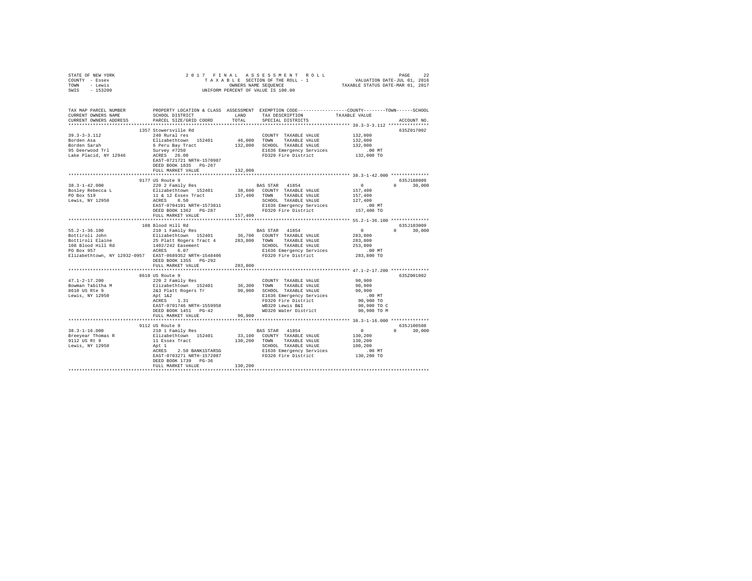STATE OF NEW YORK
COUNTY - Essex
TOWN - Lewis
SWIS - 153200

2017 FINAL ASSESSMENT ROLL
TAXABLE SECTION OF THE ROLL - 1
OWNERS NAME SEQUENCE
UNIFORM PERCENT OF VALUE IS 100.00

VALUATION DATE-JUL 01, 2016
TAXABLE STATUS DATE-MAR 01, 2017

```
TAX MAP PARCEL NUMBER     PROPERTY LOCATION & CLASS  ASSESSMENT  EXEMPTION CODE-----------------COUNTY--------TOWN------SCHOOL
CURRENT OWNERS NAME       SCHOOL DISTRICT               LAND      TAX DESCRIPTION            TAXABLE VALUE
CURRENT OWNERS ADDRESS    PARCEL SIZE/GRID COORD        TOTAL     SPECIAL DISTRICTS                                    ACCOUNT NO.
******************************************************************************************************* 39.3-3-3.112 ***************
                          1357 Stowersville Rd                                                                          635Z017002
39.3-3-3.112              240 Rural res                           COUNTY  TAXABLE VALUE          132,000
Borden Asa                Elizabethtown  152401       46,000      TOWN    TAXABLE VALUE          132,000
Borden Sarah              6 Peru Bay Tract            132,000     SCHOOL  TAXABLE VALUE          132,000
95 Deerwood Trl           Survey #7250                            E1636 Emergency Services          .00 MT
Lake Placid, NY 12946     ACRES   26.00                           FD320 Fire District            132,000 TO
                          EAST-0721721 NRTH-1570987
                          DEED BOOK 1835   PG-267
                          FULL MARKET VALUE           132,000
******************************************************************************************************* 38.3-1-42.000 **************
                          9177 US Route 9                                                                               635J188009
38.3-1-42.000             220 2 Family Res                        BAS STAR  41854                    0           0      30,000
Bosley Rebecca L          Elizabethtown  152401       38,600      COUNTY  TAXABLE VALUE          157,400
PO Box 519                11 & 12 Essex Tract         157,400     TOWN    TAXABLE VALUE          157,400
Lewis, NY 12950           ACRES    8.50                           SCHOOL  TAXABLE VALUE          127,400
                          EAST-0704191 NRTH-1573811               E1636 Emergency Services          .00 MT
                          DEED BOOK 1362   PG-287                 FD320 Fire District            157,400 TO
                          FULL MARKET VALUE           157,400
******************************************************************************************************* 55.2-1-36.100 **************
                          108 Blood Hill Rd                                                                             635J103009
55.2-1-36.100             210 1 Family Res                        BAS STAR  41854                    0           0      30,000
Bottiroli John            Elizabethtown  152401       36,700      COUNTY  TAXABLE VALUE          283,800
Bottiroli Elaine          25 Platt Rogers Tract 4     283,800     TOWN    TAXABLE VALUE          283,800
108 Blood Hill Rd         1402/242 Easement                       SCHOOL  TAXABLE VALUE          253,800
PO Box 957                ACRES    6.07                           E1636 Emergency Services          .00 MT
Elizabethtown, NY 12932-0957  EAST-0689352 NRTH-1548406           FD320 Fire District            283,800 TO
                          DEED BOOK 1355   PG-292
                          FULL MARKET VALUE           283,800
******************************************************************************************************* 47.1-2-17.200 **************
                          8610 US Route 9                                                                               635Z001002
47.1-2-17.200             220 2 Family Res                        COUNTY  TAXABLE VALUE           90,900
Bowman Tabitha M          Elizabethtown  152401       36,300      TOWN    TAXABLE VALUE           90,900
8610 US Rte 9             2&3 Platt Rogers Tr          90,900     SCHOOL  TAXABLE VALUE           90,900
Lewis, NY 12950           Apt 1&2                                 E1636 Emergency Services          .00 MT
                          ACRES    1.31                           FD320 Fire District             90,900 TO
                          EAST-0701746 NRTH-1559958               WB320 Lewis B&I                 90,900 TO C
                          DEED BOOK 1451   PG-42                  WD320 Water District            90,900 TO M
                          FULL MARKET VALUE            90,900
******************************************************************************************************* 38.3-1-16.000 **************
                          9112 US Route 9                                                                               635J100508
38.3-1-16.000             210 1 Family Res                        BAS STAR  41854                    0           0      30,000
Breeyear Thomas R         Elizabethtown  152401       33,100      COUNTY  TAXABLE VALUE          130,200
9112 US Rt 9              11 Essex Tract              130,200     TOWN    TAXABLE VALUE          130,200
Lewis, NY 12950           Apt 1                                   SCHOOL  TAXABLE VALUE          100,200
                          ACRES    2.50 BANK1STARSG               E1636 Emergency Services          .00 MT
                          EAST-0703271 NRTH-1572087               FD320 Fire District            130,200 TO
                          DEED BOOK 1739   PG-36
                          FULL MARKET VALUE           130,200
************************************************************************************************************************************
```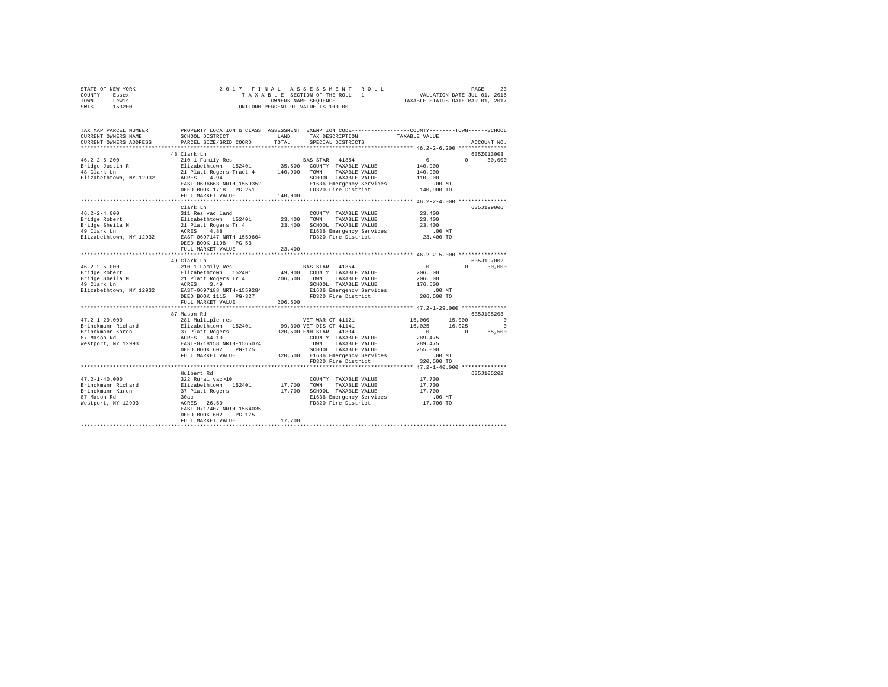STATE OF NEW YORK | 2017 FINAL ASSESSMENT ROLL | PAGE 23
COUNTY - Essex | TAXABLE SECTION OF THE ROLL - 1 | VALUATION DATE-JUL 01, 2016
TOWN - Lewis | OWNERS NAME SEQUENCE | TAXABLE STATUS DATE-MAR 01, 2017
SWIS - 153200 | UNIFORM PERCENT OF VALUE IS 100.00

```
TAX MAP PARCEL NUMBER     PROPERTY LOCATION & CLASS  ASSESSMENT  EXEMPTION CODE-----------------COUNTY--------TOWN------SCHOOL
CURRENT OWNERS NAME       SCHOOL DISTRICT               LAND     TAX DESCRIPTION           TAXABLE VALUE
CURRENT OWNERS ADDRESS    PARCEL SIZE/GRID COORD        TOTAL    SPECIAL DISTRICTS                                  ACCOUNT NO.
******************************************************************************************** 46.2-2-6.200 ***************
                          48 Clark Ln                                                                              635Z013003
46.2-2-6.200              210 1 Family Res                  BAS STAR  41854                 0           0      30,000
Bridge Justin R           Elizabethtown  152401     35,500   COUNTY  TAXABLE VALUE        140,900
48 Clark Ln               21 Platt Rogers Tract 4  140,900   TOWN    TAXABLE VALUE        140,900
Elizabethtown, NY 12932   ACRES    4.94                      SCHOOL  TAXABLE VALUE        110,900
                          EAST-0696663 NRTH-1559352          E1636 Emergency Services         .00 MT
                          DEED BOOK 1718   PG-251            FD320 Fire District          140,900 TO
                          FULL MARKET VALUE        140,900
******************************************************************************************** 46.2-2-4.000 ***************
                          Clark Ln                                                                                 635J199006
46.2-2-4.000              311 Res vac land                   COUNTY  TAXABLE VALUE         23,400
Bridge Robert             Elizabethtown  152401     23,400   TOWN    TAXABLE VALUE         23,400
Bridge Sheila M           21 Platt Rogers Tr 4      23,400   SCHOOL  TAXABLE VALUE         23,400
49 Clark Ln               ACRES    4.88                      E1636 Emergency Services         .00 MT
Elizabethtown, NY 12932   EAST-0697147 NRTH-1559604          FD320 Fire District           23,400 TO
                          DEED BOOK 1198   PG-53
                          FULL MARKET VALUE         23,400
******************************************************************************************** 46.2-2-5.000 ***************
                          49 Clark Ln                                                                              635J197002
46.2-2-5.000              210 1 Family Res                  BAS STAR  41854                 0           0      30,000
Bridge Robert             Elizabethtown  152401     49,900   COUNTY  TAXABLE VALUE        206,500
Bridge Sheila M           21 Platt Rogers Tr 4     206,500   TOWN    TAXABLE VALUE        206,500
49 Clark Ln               ACRES    3.49                      SCHOOL  TAXABLE VALUE        176,500
Elizabethtown, NY 12932   EAST-0697188 NRTH-1559284          E1636 Emergency Services         .00 MT
                          DEED BOOK 1115   PG-327            FD320 Fire District          206,500 TO
                          FULL MARKET VALUE        206,500
******************************************************************************************** 47.2-1-29.000 **************
                          87 Mason Rd                                                                              635J105203
47.2-1-29.000             281 Multiple res                  VET WAR CT 41121           15,000      15,000           0
Brinckmann Richard        Elizabethtown  152401     99,300 VET DIS CT 41141            16,025      16,025           0
Brinckmann Karen          37 Platt Rogers          320,500 ENH STAR  41834                  0           0      65,500
87 Mason Rd               ACRES   64.10                      COUNTY  TAXABLE VALUE        289,475
Westport, NY 12993        EAST-0718158 NRTH-1565074          TOWN    TAXABLE VALUE        289,475
                          DEED BOOK 602    PG-175            SCHOOL  TAXABLE VALUE        255,000
                          FULL MARKET VALUE        320,500   E1636 Emergency Services         .00 MT
                                                             FD320 Fire District          320,500 TO
******************************************************************************************** 47.2-1-40.000 **************
                          Hulbert Rd                                                                               635J105202
47.2-1-40.000             322 Rural vac>10                   COUNTY  TAXABLE VALUE         17,700
Brinckmann Richard        Elizabethtown  152401     17,700   TOWN    TAXABLE VALUE         17,700
Brinckmann Karen          37 Platt Rogers           17,700   SCHOOL  TAXABLE VALUE         17,700
87 Mason Rd               30ac                               E1636 Emergency Services         .00 MT
Westport, NY 12993        ACRES   26.50                      FD320 Fire District           17,700 TO
                          EAST-0717407 NRTH-1564035
                          DEED BOOK 602    PG-175
                          FULL MARKET VALUE         17,700
****************************************************************************************************************************
```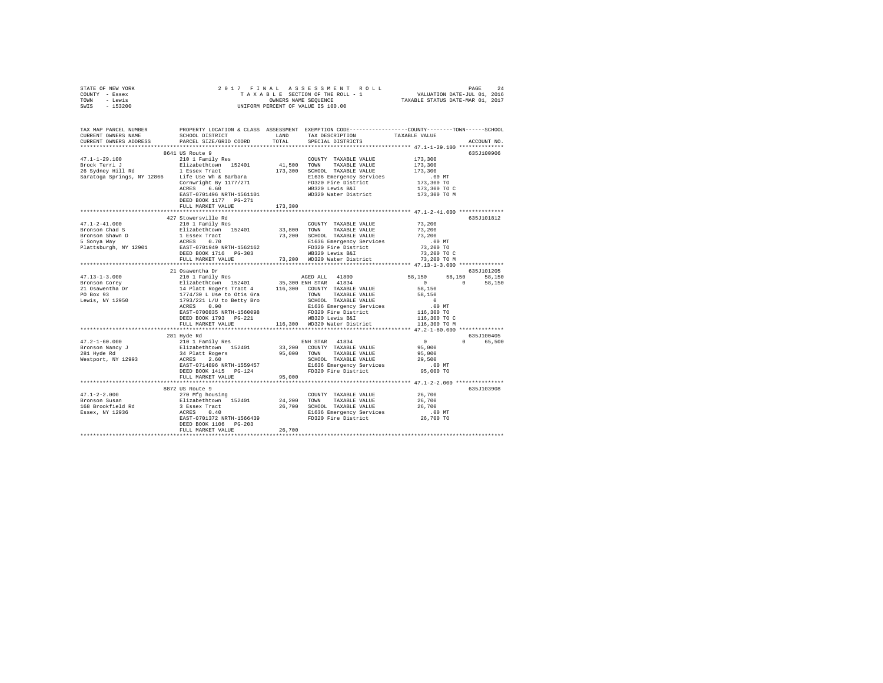STATE OF NEW YORK — 2017 FINAL ASSESSMENT ROLL
COUNTY - Essex — TAXABLE SECTION OF THE ROLL - 1 — VALUATION DATE-JUL 01, 2016
TOWN - Lewis — OWNERS NAME SEQUENCE — TAXABLE STATUS DATE-MAR 01, 2017
SWIS - 153200 — UNIFORM PERCENT OF VALUE IS 100.00

```
TAX MAP PARCEL NUMBER          PROPERTY LOCATION & CLASS  ASSESSMENT  EXEMPTION CODE-----------------COUNTY--------TOWN------SCHOOL
CURRENT OWNERS NAME            SCHOOL DISTRICT              LAND      TAX DESCRIPTION              TAXABLE VALUE
CURRENT OWNERS ADDRESS         PARCEL SIZE/GRID COORD       TOTAL     SPECIAL DISTRICTS                                   ACCOUNT NO.
******************************************************************************************************* 47.1-1-29.100 **************
                               8641 US Route 9                                                                          635J100906
47.1-1-29.100                  210 1 Family Res                        COUNTY  TAXABLE VALUE           173,300
Brock Terri J                  Elizabethtown  152401        41,500     TOWN    TAXABLE VALUE           173,300
26 Sydney Hill Rd              1 Essex Tract               173,300     SCHOOL  TAXABLE VALUE           173,300
Saratoga Springs, NY 12866     Life Use Wh & Barbara                   E1636 Emergency Services            .00 MT
                               Cornwright By 1177/271                  FD320 Fire District             173,300 TO
                               ACRES    6.60                           WB320 Lewis B&I                 173,300 TO C
                               EAST-0701496 NRTH-1561101               WD320 Water District            173,300 TO M
                               DEED BOOK 1177   PG-271
                               FULL MARKET VALUE           173,300
******************************************************************************************************* 47.1-2-41.000 **************
                               427 Stowersville Rd                                                                      635J101812
47.1-2-41.000                  210 1 Family Res                        COUNTY  TAXABLE VALUE            73,200
Bronson Chad S                 Elizabethtown  152401        33,800     TOWN    TAXABLE VALUE            73,200
Bronson Shawn D                1 Essex Tract                73,200     SCHOOL  TAXABLE VALUE            73,200
5 Sonya Way                    ACRES    0.70                           E1636 Emergency Services            .00 MT
Plattsburgh, NY 12901          EAST-0701949 NRTH-1562162               FD320 Fire District              73,200 TO
                               DEED BOOK 1716   PG-303                 WB320 Lewis B&I                  73,200 TO C
                               FULL MARKET VALUE            73,200     WD320 Water District             73,200 TO M
******************************************************************************************************* 47.13-1-3.000 **************
                               21 Osawentha Dr                                                                          635J101205
47.13-1-3.000                  210 1 Family Res                        AGED ALL  41800                  58,150      58,150      58,150
Bronson Corey                  Elizabethtown  152401        35,300 ENH STAR  41834                       0           0      58,150
21 Osawentha Dr                14 Platt Rogers Tract 4     116,300     COUNTY  TAXABLE VALUE            58,150
PO Box 93                      1774/30 L Use to Otis Gra               TOWN    TAXABLE VALUE            58,150
Lewis, NY 12950                1793/221 L/U to Betty Bro               SCHOOL  TAXABLE VALUE                 0
                               ACRES    0.90                           E1636 Emergency Services            .00 MT
                               EAST-0700835 NRTH-1560098               FD320 Fire District             116,300 TO
                               DEED BOOK 1793   PG-221                 WB320 Lewis B&I                 116,300 TO C
                               FULL MARKET VALUE           116,300     WD320 Water District            116,300 TO M
******************************************************************************************************* 47.2-1-60.000 **************
                               281 Hyde Rd                                                                              635J100405
47.2-1-60.000                  210 1 Family Res                        ENH STAR  41834                       0           0      65,500
Bronson Nancy J                Elizabethtown  152401        33,200     COUNTY  TAXABLE VALUE            95,000
281 Hyde Rd                    34 Platt Rogers              95,000     TOWN    TAXABLE VALUE            95,000
Westport, NY 12993             ACRES    2.60                           SCHOOL  TAXABLE VALUE            29,500
                               EAST-0714896 NRTH-1559457               E1636 Emergency Services            .00 MT
                               DEED BOOK 1415   PG-124                 FD320 Fire District              95,000 TO
                               FULL MARKET VALUE            95,000
******************************************************************************************************* 47.1-2-2.000 ***************
                               8872 US Route 9                                                                          635J103908
47.1-2-2.000                   270 Mfg housing                         COUNTY  TAXABLE VALUE            26,700
Bronson Susan                  Elizabethtown  152401        24,200     TOWN    TAXABLE VALUE            26,700
168 Brookfield Rd              3 Essex Tract                26,700     SCHOOL  TAXABLE VALUE            26,700
Essex, NY 12936                ACRES    0.40                           E1636 Emergency Services            .00 MT
                               EAST-0701372 NRTH-1566439               FD320 Fire District              26,700 TO
                               DEED BOOK 1106   PG-203
                               FULL MARKET VALUE            26,700
************************************************************************************************************************************
```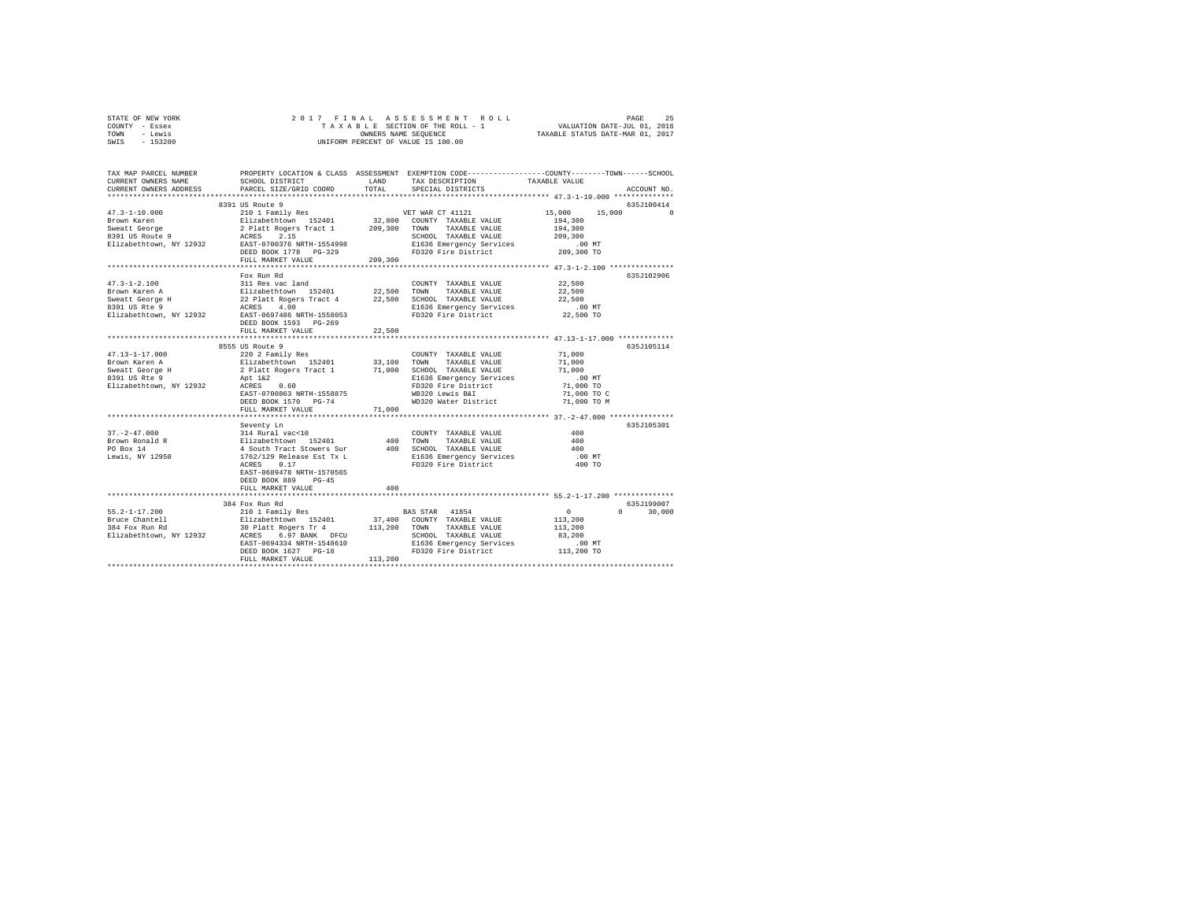STATE OF NEW YORK　　　　2017 FINAL ASSESSMENT ROLL　　　　PAGE 25
COUNTY - Essex　　　　TAXABLE SECTION OF THE ROLL - 1　　　　VALUATION DATE-JUL 01, 2016
TOWN - Lewis　　　　OWNERS NAME SEQUENCE　　　　TAXABLE STATUS DATE-MAR 01, 2017
SWIS - 153200　　　　UNIFORM PERCENT OF VALUE IS 100.00

```
TAX MAP PARCEL NUMBER          PROPERTY LOCATION & CLASS  ASSESSMENT  EXEMPTION CODE-----------------COUNTY--------TOWN------SCHOOL
CURRENT OWNERS NAME            SCHOOL DISTRICT               LAND      TAX DESCRIPTION            TAXABLE VALUE
CURRENT OWNERS ADDRESS         PARCEL SIZE/GRID COORD        TOTAL     SPECIAL DISTRICTS                                  ACCOUNT NO.
*********************************************************************************************** 47.3-1-10.000 **************
                               8391 US Route 9                                                                          635J100414
47.3-1-10.000                  210 1 Family Res                         VET WAR CT 41121        15,000    15,000          0
Brown Karen                    Elizabethtown  152401        32,800   COUNTY  TAXABLE VALUE       194,300
Sweatt George                  2 Platt Rogers Tract 1      209,300   TOWN    TAXABLE VALUE       194,300
8391 US Route 9                ACRES    2.15                         SCHOOL  TAXABLE VALUE       209,300
Elizabethtown, NY 12932        EAST-0700376 NRTH-1554998             E1636 Emergency Services        .00 MT
                               DEED BOOK 1778   PG-329               FD320 Fire District         209,300 TO
                               FULL MARKET VALUE           209,300
*********************************************************************************************** 47.3-1-2.100 ***************
                               Fox Run Rd                                                                               635J102906
47.3-1-2.100                   311 Res vac land                         COUNTY  TAXABLE VALUE        22,500
Brown Karen A                  Elizabethtown  152401        22,500   TOWN    TAXABLE VALUE        22,500
Sweatt George H                22 Platt Rogers Tract 4      22,500   SCHOOL  TAXABLE VALUE        22,500
8391 US Rte 9                  ACRES    4.00                         E1636 Emergency Services        .00 MT
Elizabethtown, NY 12932        EAST-0697486 NRTH-1558053             FD320 Fire District          22,500 TO
                               DEED BOOK 1593   PG-269
                               FULL MARKET VALUE            22,500
*********************************************************************************************** 47.13-1-17.000 *************
                               8555 US Route 9                                                                          635J105114
47.13-1-17.000                 220 2 Family Res                         COUNTY  TAXABLE VALUE        71,000
Brown Karen A                  Elizabethtown  152401        33,100   TOWN    TAXABLE VALUE        71,000
Sweatt George H                2 Platt Rogers Tract 1       71,000   SCHOOL  TAXABLE VALUE        71,000
8391 US Rte 9                  Apt 1&2                               E1636 Emergency Services        .00 MT
Elizabethtown, NY 12932        ACRES    0.60                         FD320 Fire District          71,000 TO
                               EAST-0700863 NRTH-1558875             WB320 Lewis B&I              71,000 TO C
                               DEED BOOK 1570   PG-74                WD320 Water District         71,000 TO M
                               FULL MARKET VALUE            71,000
*********************************************************************************************** 37.-2-47.000 ***************
                               Seventy Ln                                                                               635J105301
37.-2-47.000                   314 Rural vac<10                         COUNTY  TAXABLE VALUE           400
Brown Ronald R                 Elizabethtown  152401           400   TOWN    TAXABLE VALUE           400
PO Box 14                      4 South Tract Stowers Sur       400   SCHOOL  TAXABLE VALUE           400
Lewis, NY 12950                1762/129 Release Est Tx L             E1636 Emergency Services        .00 MT
                               ACRES    0.17                         FD320 Fire District             400 TO
                               EAST-0689478 NRTH-1570565
                               DEED BOOK 889    PG-45
                               FULL MARKET VALUE               400
*********************************************************************************************** 55.2-1-17.200 **************
                               384 Fox Run Rd                                                                           635J199007
55.2-1-17.200                  210 1 Family Res                         BAS STAR  41854              0         0     30,000
Bruce Chantell                 Elizabethtown  152401        37,400   COUNTY  TAXABLE VALUE       113,200
384 Fox Run Rd                 30 Platt Rogers Tr 4        113,200   TOWN    TAXABLE VALUE       113,200
Elizabethtown, NY 12932        ACRES    6.97 BANK   DFCU             SCHOOL  TAXABLE VALUE        83,200
                               EAST-0694334 NRTH-1548610             E1636 Emergency Services        .00 MT
                               DEED BOOK 1627   PG-18                FD320 Fire District         113,200 TO
                               FULL MARKET VALUE           113,200
****************************************************************************************************************************
```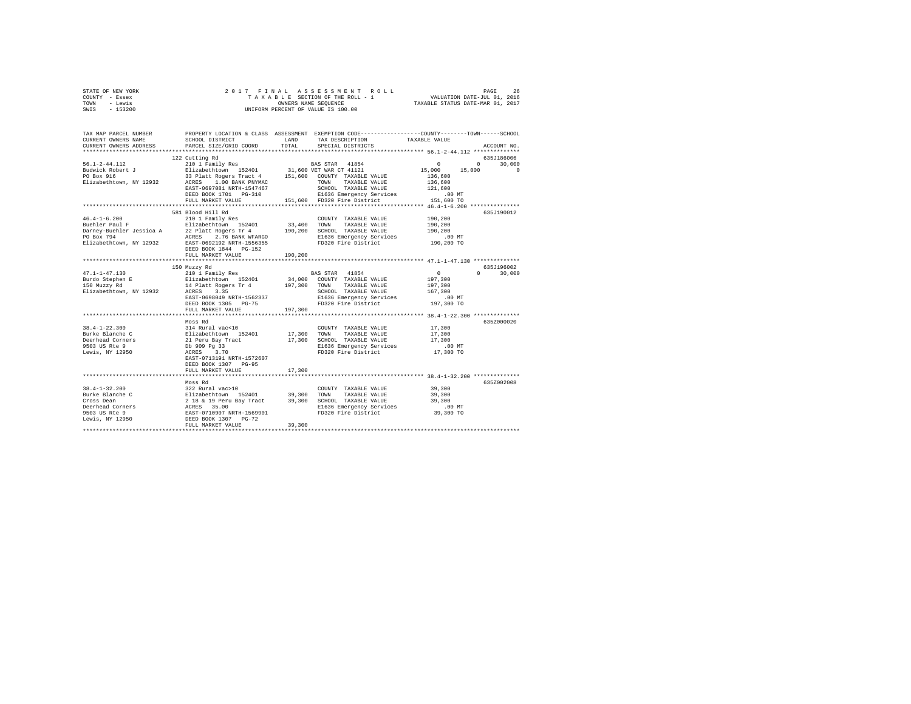STATE OF NEW YORK — 2017 FINAL ASSESSMENT ROLL
COUNTY - Essex — TAXABLE SECTION OF THE ROLL - 1 — VALUATION DATE-JUL 01, 2016
TOWN - Lewis — OWNERS NAME SEQUENCE — TAXABLE STATUS DATE-MAR 01, 2017
SWIS - 153200 — UNIFORM PERCENT OF VALUE IS 100.00

| TAX MAP PARCEL NUMBER / CURRENT OWNERS NAME / CURRENT OWNERS ADDRESS | PROPERTY LOCATION & CLASS / SCHOOL DISTRICT / PARCEL SIZE/GRID COORD | ASSESSMENT LAND | TOTAL | EXEMPTION CODE / TAX DESCRIPTION / SPECIAL DISTRICTS | COUNTY TAXABLE VALUE | TOWN | SCHOOL | ACCOUNT NO. |
|---|---|---|---|---|---|---|---|---|
| 56.1-2-44.112 | 122 Cutting Rd | | | | | | | 635J186006 |
| Budwick Robert J | 210 1 Family Res | | | BAS STAR 41854 | 0 | 0 | 30,000 | |
| PO Box 916 | Elizabethtown 152401 | 31,600 | | VET WAR CT 41121 | 15,000 | 15,000 | 0 | |
| Elizabethtown, NY 12932 | 33 Platt Rogers Tract 4 | | 151,600 | COUNTY TAXABLE VALUE | 136,600 | | | |
| | ACRES 1.00 BANK PNYMAC | | | TOWN TAXABLE VALUE | 136,600 | | | |
| | EAST-0697081 NRTH-1547467 | | | SCHOOL TAXABLE VALUE | 121,600 | | | |
| | DEED BOOK 1701 PG-310 | | | E1636 Emergency Services | .00 MT | | | |
| | FULL MARKET VALUE | | 151,600 | FD320 Fire District | 151,600 TO | | | |
| 46.4-1-6.200 | 581 Blood Hill Rd | | | | | | | 635J190012 |
| Buehler Paul F | 210 1 Family Res | | | COUNTY TAXABLE VALUE | 190,200 | | | |
| Darney-Buehler Jessica A | Elizabethtown 152401 | 33,400 | | TOWN TAXABLE VALUE | 190,200 | | | |
| PO Box 794 | 22 Platt Rogers Tr 4 | | 190,200 | SCHOOL TAXABLE VALUE | 190,200 | | | |
| Elizabethtown, NY 12932 | ACRES 2.76 BANK WFARGO | | | E1636 Emergency Services | .00 MT | | | |
| | EAST-0692192 NRTH-1556355 | | | FD320 Fire District | 190,200 TO | | | |
| | DEED BOOK 1844 PG-152 | | | | | | | |
| | FULL MARKET VALUE | | 190,200 | | | | | |
| 47.1-1-47.130 | 150 Muzzy Rd | | | | | | | 635J196002 |
| Burdo Stephen E | 210 1 Family Res | | | BAS STAR 41854 | 0 | 0 | 30,000 | |
| 150 Muzzy Rd | Elizabethtown 152401 | 34,000 | | COUNTY TAXABLE VALUE | 197,300 | | | |
| Elizabethtown, NY 12932 | 14 Platt Rogers Tr 4 | | 197,300 | TOWN TAXABLE VALUE | 197,300 | | | |
| | ACRES 3.35 | | | SCHOOL TAXABLE VALUE | 167,300 | | | |
| | EAST-0698049 NRTH-1562337 | | | E1636 Emergency Services | .00 MT | | | |
| | DEED BOOK 1305 PG-75 | | | FD320 Fire District | 197,300 TO | | | |
| | FULL MARKET VALUE | | 197,300 | | | | | |
| 38.4-1-22.300 | Moss Rd | | | | | | | 635Z000020 |
| Burke Blanche C | 314 Rural vac<10 | | | COUNTY TAXABLE VALUE | 17,300 | | | |
| Deerhead Corners | Elizabethtown 152401 | 17,300 | | TOWN TAXABLE VALUE | 17,300 | | | |
| 9503 US Rte 9 | 21 Peru Bay Tract | | 17,300 | SCHOOL TAXABLE VALUE | 17,300 | | | |
| Lewis, NY 12950 | Db 909 Pg 33 | | | E1636 Emergency Services | .00 MT | | | |
| | ACRES 3.70 | | | FD320 Fire District | 17,300 TO | | | |
| | EAST-0713191 NRTH-1572607 | | | | | | | |
| | DEED BOOK 1307 PG-95 | | | | | | | |
| | FULL MARKET VALUE | | 17,300 | | | | | |
| 38.4-1-32.200 | Moss Rd | | | | | | | 635Z002008 |
| Burke Blanche C | 322 Rural vac>10 | | | COUNTY TAXABLE VALUE | 39,300 | | | |
| Cross Dean | Elizabethtown 152401 | 39,300 | | TOWN TAXABLE VALUE | 39,300 | | | |
| Deerhead Corners | 2 18 & 19 Peru Bay Tract | | 39,300 | SCHOOL TAXABLE VALUE | 39,300 | | | |
| 9503 US Rte 9 | ACRES 35.00 | | | E1636 Emergency Services | .00 MT | | | |
| Lewis, NY 12950 | EAST-0710907 NRTH-1569901 | | | FD320 Fire District | 39,300 TO | | | |
| | DEED BOOK 1307 PG-72 | | | | | | | |
| | FULL MARKET VALUE | | 39,300 | | | | | |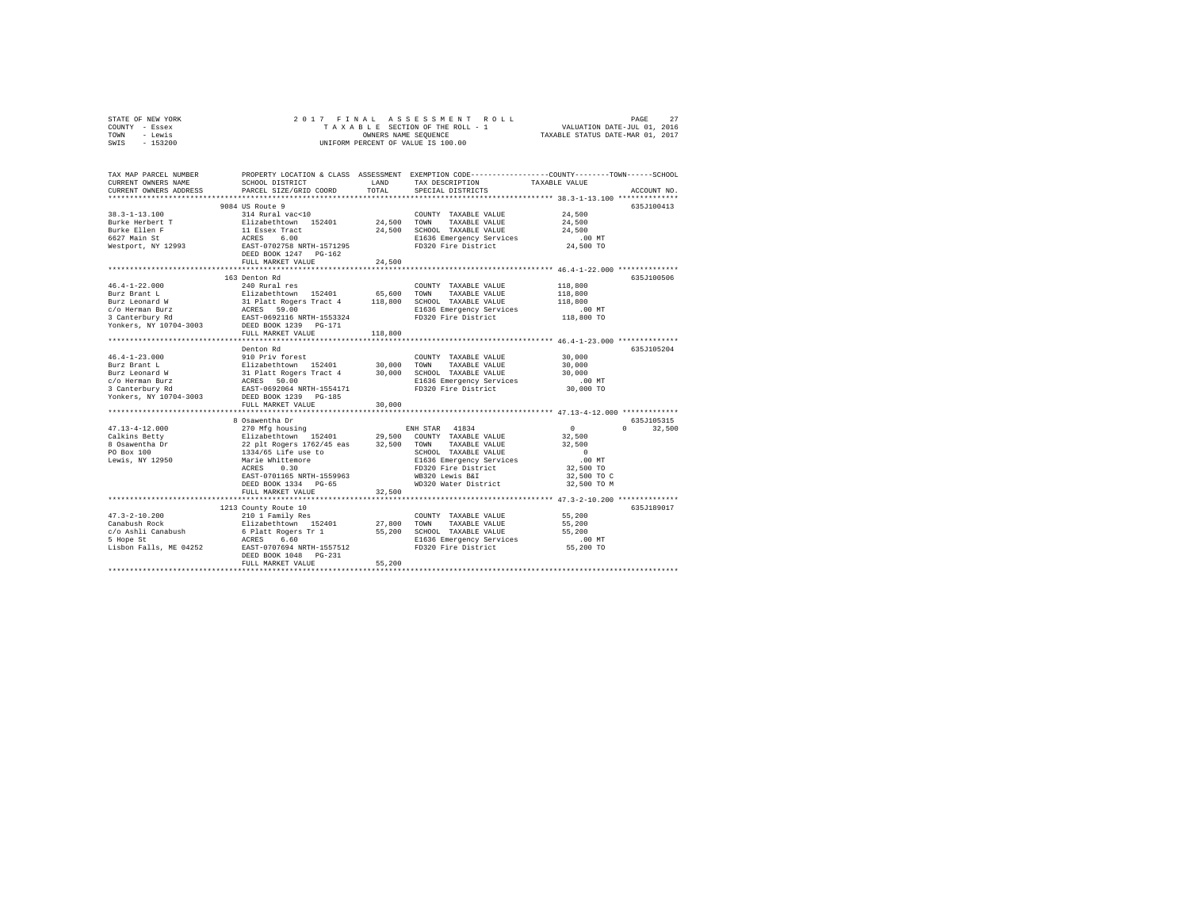STATE OF NEW YORK — 2017 FINAL ASSESSMENT ROLL
COUNTY - Essex — TAXABLE SECTION OF THE ROLL - 1 — VALUATION DATE-JUL 01, 2016
TOWN - Lewis — OWNERS NAME SEQUENCE — TAXABLE STATUS DATE-MAR 01, 2017
SWIS - 153200 — UNIFORM PERCENT OF VALUE IS 100.00

| TAX MAP PARCEL NUMBER / CURRENT OWNERS NAME / CURRENT OWNERS ADDRESS | PROPERTY LOCATION & CLASS / SCHOOL DISTRICT / PARCEL SIZE/GRID COORD | ASSESSMENT LAND | TOTAL | EXEMPTION CODE / TAX DESCRIPTION / SPECIAL DISTRICTS | COUNTY / TOWN / SCHOOL TAXABLE VALUE | ACCOUNT NO. |
|---|---|---|---|---|---|---|
| 38.3-1-13.100 | 9084 US Route 9 | | | | | 635J100413 |
| | 314 Rural vac<10 | | | COUNTY TAXABLE VALUE | 24,500 | |
| Burke Herbert T | Elizabethtown 152401 | 24,500 | | TOWN TAXABLE VALUE | 24,500 | |
| Burke Ellen F | 11 Essex Tract | | 24,500 | SCHOOL TAXABLE VALUE | 24,500 | |
| 6627 Main St | ACRES 6.00 | | | E1636 Emergency Services | .00 MT | |
| Westport, NY 12993 | EAST-0702758 NRTH-1571295 | | | FD320 Fire District | 24,500 TO | |
| | DEED BOOK 1247 PG-162 | | | | | |
| | FULL MARKET VALUE | | 24,500 | | | |
| 46.4-1-22.000 | 163 Denton Rd | | | | | 635J100506 |
| | 240 Rural res | | | COUNTY TAXABLE VALUE | 118,800 | |
| Burz Brant L | Elizabethtown 152401 | 65,600 | | TOWN TAXABLE VALUE | 118,800 | |
| Burz Leonard W | 31 Platt Rogers Tract 4 | | 118,800 | SCHOOL TAXABLE VALUE | 118,800 | |
| c/o Herman Burz | ACRES 59.00 | | | E1636 Emergency Services | .00 MT | |
| 3 Canterbury Rd | EAST-0692116 NRTH-1553324 | | | FD320 Fire District | 118,800 TO | |
| Yonkers, NY 10704-3003 | DEED BOOK 1239 PG-171 | | | | | |
| | FULL MARKET VALUE | | 118,800 | | | |
| 46.4-1-23.000 | Denton Rd | | | | | 635J105204 |
| | 910 Priv forest | | | COUNTY TAXABLE VALUE | 30,000 | |
| Burz Brant L | Elizabethtown 152401 | 30,000 | | TOWN TAXABLE VALUE | 30,000 | |
| Burz Leonard W | 31 Platt Rogers Tract 4 | | 30,000 | SCHOOL TAXABLE VALUE | 30,000 | |
| c/o Herman Burz | ACRES 50.00 | | | E1636 Emergency Services | .00 MT | |
| 3 Canterbury Rd | EAST-0692064 NRTH-1554171 | | | FD320 Fire District | 30,000 TO | |
| Yonkers, NY 10704-3003 | DEED BOOK 1239 PG-185 | | | | | |
| | FULL MARKET VALUE | | 30,000 | | | |
| 47.13-4-12.000 | 8 Osawentha Dr | | | | | 635J105315 |
| | 270 Mfg housing | | | ENH STAR 41834 | 0 / 0 / 32,500 | |
| Calkins Betty | Elizabethtown 152401 | 29,500 | | COUNTY TAXABLE VALUE | 32,500 | |
| 8 Osawentha Dr | 22 plt Rogers 1762/45 eas | | 32,500 | TOWN TAXABLE VALUE | 32,500 | |
| PO Box 100 | 1334/65 Life use to | | | SCHOOL TAXABLE VALUE | 0 | |
| Lewis, NY 12950 | Marie Whittemore | | | E1636 Emergency Services | .00 MT | |
| | ACRES 0.30 | | | FD320 Fire District | 32,500 TO | |
| | EAST-0701165 NRTH-1559963 | | | WB320 Lewis B&I | 32,500 TO C | |
| | DEED BOOK 1334 PG-65 | | | WD320 Water District | 32,500 TO M | |
| | FULL MARKET VALUE | | 32,500 | | | |
| 47.3-2-10.200 | 1213 County Route 10 | | | | | 635J189017 |
| | 210 1 Family Res | | | COUNTY TAXABLE VALUE | 55,200 | |
| Canabush Rock | Elizabethtown 152401 | 27,800 | | TOWN TAXABLE VALUE | 55,200 | |
| c/o Ashli Canabush | 6 Platt Rogers Tr 1 | | 55,200 | SCHOOL TAXABLE VALUE | 55,200 | |
| 5 Hope St | ACRES 6.60 | | | E1636 Emergency Services | .00 MT | |
| Lisbon Falls, ME 04252 | EAST-0707694 NRTH-1557512 | | | FD320 Fire District | 55,200 TO | |
| | DEED BOOK 1048 PG-231 | | | | | |
| | FULL MARKET VALUE | | 55,200 | | | |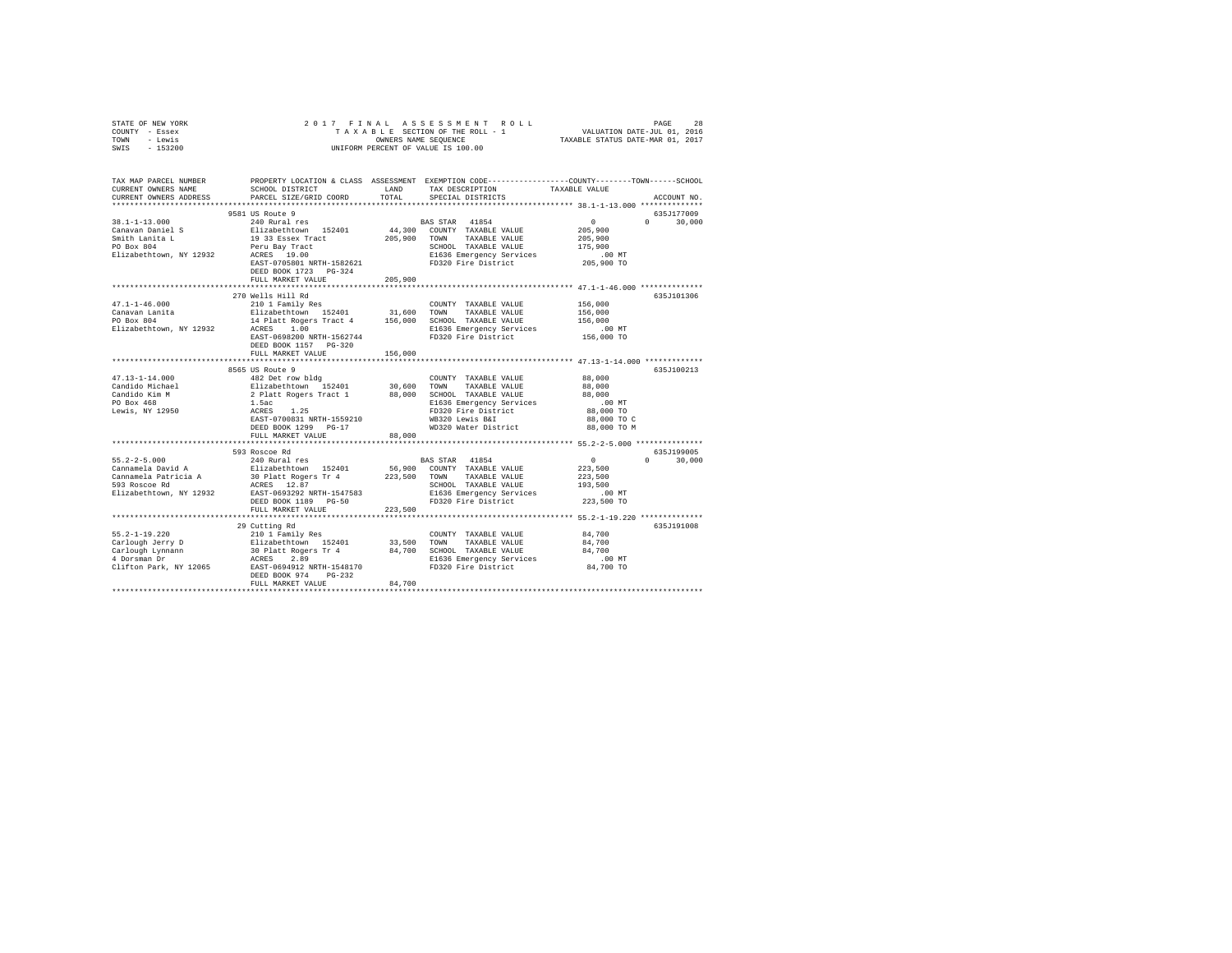STATE OF NEW YORK
COUNTY - Essex
TOWN - Lewis
SWIS - 153200

2017 FINAL ASSESSMENT ROLL
TAXABLE SECTION OF THE ROLL - 1
OWNERS NAME SEQUENCE
UNIFORM PERCENT OF VALUE IS 100.00

VALUATION DATE-JUL 01, 2016
TAXABLE STATUS DATE-MAR 01, 2017

```
TAX MAP PARCEL NUMBER          PROPERTY LOCATION & CLASS  ASSESSMENT  EXEMPTION CODE-----------------COUNTY--------TOWN------SCHOOL
CURRENT OWNERS NAME            SCHOOL DISTRICT             LAND        TAX DESCRIPTION            TAXABLE VALUE
CURRENT OWNERS ADDRESS         PARCEL SIZE/GRID COORD      TOTAL       SPECIAL DISTRICTS                                   ACCOUNT NO.
****************************************************************************************************** 38.1-1-13.000 **************
                               9581 US Route 9                                                                             635J177009
38.1-1-13.000                  240 Rural res                           BAS STAR  41854                  0            0      30,000
Canavan Daniel S               Elizabethtown  152401        44,300     COUNTY  TAXABLE VALUE         205,900
Smith Lanita L                 19 33 Essex Tract           205,900     TOWN    TAXABLE VALUE         205,900
PO Box 804                     Peru Bay Tract                          SCHOOL  TAXABLE VALUE         175,900
Elizabethtown, NY 12932        ACRES  19.00                            E1636 Emergency Services          .00 MT
                               EAST-0705801 NRTH-1582621               FD320 Fire District           205,900 TO
                               DEED BOOK 1723   PG-324
                               FULL MARKET VALUE           205,900
****************************************************************************************************** 47.1-1-46.000 **************
                               270 Wells Hill Rd                                                                           635J101306
47.1-1-46.000                  210 1 Family Res                        COUNTY  TAXABLE VALUE         156,000
Canavan Lanita                 Elizabethtown  152401        31,600     TOWN    TAXABLE VALUE         156,000
PO Box 804                     14 Platt Rogers Tract 4     156,000     SCHOOL  TAXABLE VALUE         156,000
Elizabethtown, NY 12932        ACRES   1.00                            E1636 Emergency Services          .00 MT
                               EAST-0698200 NRTH-1562744               FD320 Fire District           156,000 TO
                               DEED BOOK 1157   PG-320
                               FULL MARKET VALUE           156,000
****************************************************************************************************** 47.13-1-14.000 *************
                               8565 US Route 9                                                                             635J100213
47.13-1-14.000                 482 Det row bldg                        COUNTY  TAXABLE VALUE          88,000
Candido Michael                Elizabethtown  152401        30,600     TOWN    TAXABLE VALUE          88,000
Candido Kim M                  2 Platt Rogers Tract 1       88,000     SCHOOL  TAXABLE VALUE          88,000
PO Box 468                     1.5ac                                   E1636 Emergency Services          .00 MT
Lewis, NY 12950                ACRES   1.25                            FD320 Fire District            88,000 TO
                               EAST-0700831 NRTH-1559210               WB320 Lewis B&I                88,000 TO C
                               DEED BOOK 1299   PG-17                  WD320 Water District           88,000 TO M
                               FULL MARKET VALUE            88,000
****************************************************************************************************** 55.2-2-5.000 ***************
                               593 Roscoe Rd                                                                               635J199005
55.2-2-5.000                   240 Rural res                           BAS STAR  41854                  0            0      30,000
Cannamela David A              Elizabethtown  152401        56,900     COUNTY  TAXABLE VALUE         223,500
Cannamela Patricia A           30 Platt Rogers Tr 4        223,500     TOWN    TAXABLE VALUE         223,500
593 Roscoe Rd                  ACRES  12.87                            SCHOOL  TAXABLE VALUE         193,500
Elizabethtown, NY 12932        EAST-0693292 NRTH-1547583               E1636 Emergency Services          .00 MT
                               DEED BOOK 1189   PG-50                  FD320 Fire District           223,500 TO
                               FULL MARKET VALUE           223,500
****************************************************************************************************** 55.2-1-19.220 **************
                               29 Cutting Rd                                                                               635J191008
55.2-1-19.220                  210 1 Family Res                        COUNTY  TAXABLE VALUE          84,700
Carlough Jerry D               Elizabethtown  152401        33,500     TOWN    TAXABLE VALUE          84,700
Carlough Lynnann               30 Platt Rogers Tr 4         84,700     SCHOOL  TAXABLE VALUE          84,700
4 Dorsman Dr                   ACRES   2.89                            E1636 Emergency Services          .00 MT
Clifton Park, NY 12065         EAST-0694912 NRTH-1548170               FD320 Fire District            84,700 TO
                               DEED BOOK 974    PG-232
                               FULL MARKET VALUE            84,700
************************************************************************************************************************************
```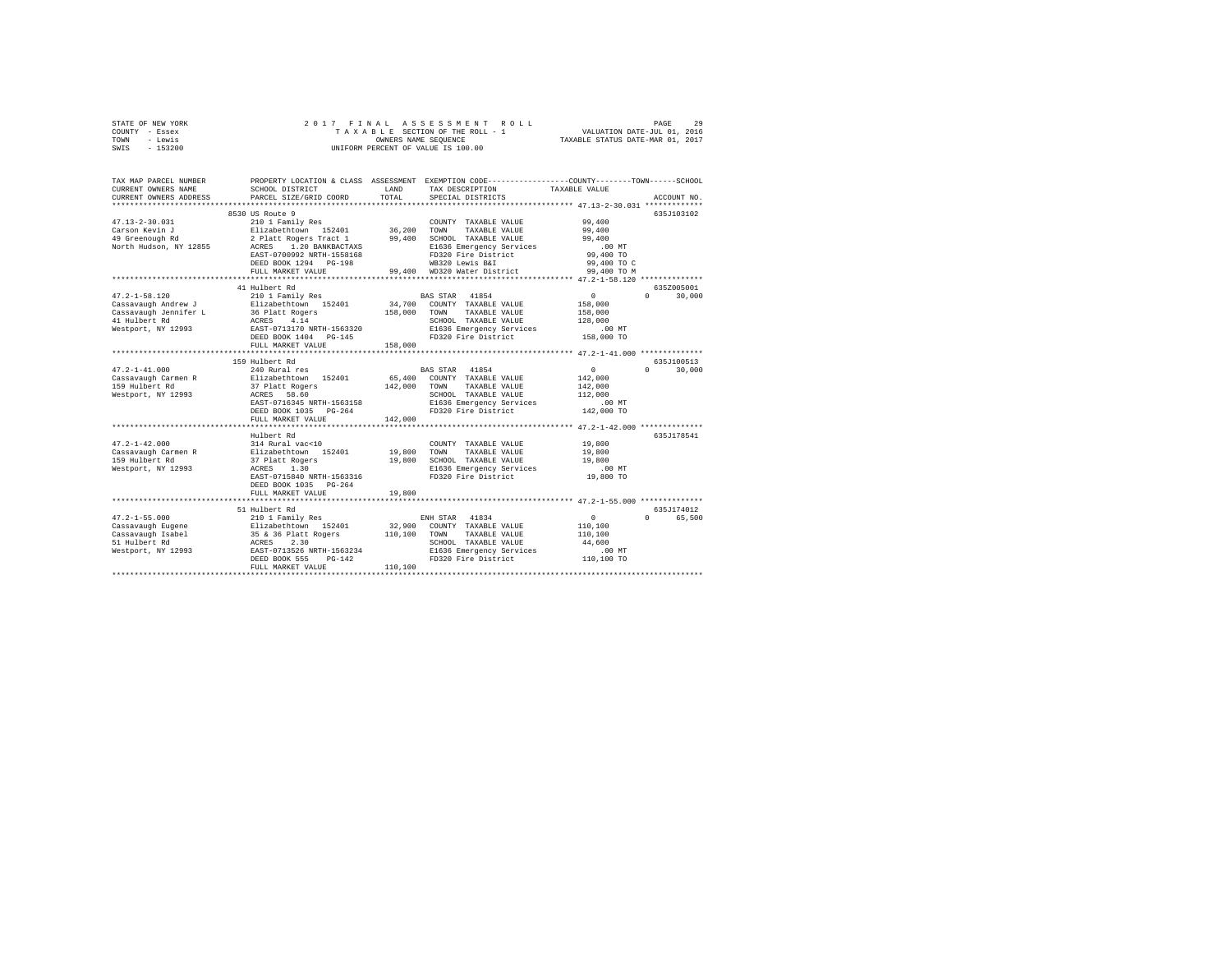STATE OF NEW YORK | 2017 FINAL ASSESSMENT ROLL | VALUATION DATE-JUL 01, 2016
COUNTY - Essex | TAXABLE SECTION OF THE ROLL - 1 | TAXABLE STATUS DATE-MAR 01, 2017
TOWN - Lewis | OWNERS NAME SEQUENCE
SWIS - 153200 | UNIFORM PERCENT OF VALUE IS 100.00

```
TAX MAP PARCEL NUMBER          PROPERTY LOCATION & CLASS  ASSESSMENT  EXEMPTION CODE-----------------COUNTY--------TOWN------SCHOOL
CURRENT OWNERS NAME            SCHOOL DISTRICT             LAND       TAX DESCRIPTION           TAXABLE VALUE
CURRENT OWNERS ADDRESS         PARCEL SIZE/GRID COORD      TOTAL      SPECIAL DISTRICTS                                  ACCOUNT NO.
************************************************************************************************* 47.13-2-30.031 *************
                               8530 US Route 9                                                                        635J103102
47.13-2-30.031                 210 1 Family Res                       COUNTY  TAXABLE VALUE          99,400
Carson Kevin J                 Elizabethtown  152401       36,200     TOWN    TAXABLE VALUE          99,400
49 Greenough Rd                2 Platt Rogers Tract 1      99,400     SCHOOL  TAXABLE VALUE          99,400
North Hudson, NY 12855         ACRES    1.20 BANKBACTAXS              E1636 Emergency Services           .00 MT
                               EAST-0700992 NRTH-1558168              FD320 Fire District            99,400 TO
                               DEED BOOK 1294   PG-198                WB320 Lewis B&I                99,400 TO C
                               FULL MARKET VALUE           99,400     WD320 Water District           99,400 TO M
************************************************************************************************* 47.2-1-58.120 **************
                               41 Hulbert Rd                                                                          635Z005001
47.2-1-58.120                  210 1 Family Res                       BAS STAR  41854                    0          0     30,000
Cassavaugh Andrew J            Elizabethtown  152401       34,700     COUNTY  TAXABLE VALUE         158,000
Cassavaugh Jennifer L          36 Platt Rogers            158,000     TOWN    TAXABLE VALUE         158,000
41 Hulbert Rd                  ACRES    4.14                          SCHOOL  TAXABLE VALUE         128,000
Westport, NY 12993             EAST-0713170 NRTH-1563320              E1636 Emergency Services           .00 MT
                               DEED BOOK 1404   PG-145                FD320 Fire District           158,000 TO
                               FULL MARKET VALUE          158,000
************************************************************************************************* 47.2-1-41.000 **************
                               159 Hulbert Rd                                                                         635J100513
47.2-1-41.000                  240 Rural res                          BAS STAR  41854                    0          0     30,000
Cassavaugh Carmen R            Elizabethtown  152401       65,400     COUNTY  TAXABLE VALUE         142,000
159 Hulbert Rd                 37 Platt Rogers            142,000     TOWN    TAXABLE VALUE         142,000
Westport, NY 12993             ACRES   58.60                          SCHOOL  TAXABLE VALUE         112,000
                               EAST-0716345 NRTH-1563158              E1636 Emergency Services           .00 MT
                               DEED BOOK 1035   PG-264                FD320 Fire District           142,000 TO
                               FULL MARKET VALUE          142,000
************************************************************************************************* 47.2-1-42.000 **************
                               Hulbert Rd                                                                             635J178541
47.2-1-42.000                  314 Rural vac<10                       COUNTY  TAXABLE VALUE          19,800
Cassavaugh Carmen R            Elizabethtown  152401       19,800     TOWN    TAXABLE VALUE          19,800
159 Hulbert Rd                 37 Platt Rogers             19,800     SCHOOL  TAXABLE VALUE          19,800
Westport, NY 12993             ACRES    1.30                          E1636 Emergency Services           .00 MT
                               EAST-0715840 NRTH-1563316              FD320 Fire District            19,800 TO
                               DEED BOOK 1035   PG-264
                               FULL MARKET VALUE           19,800
************************************************************************************************* 47.2-1-55.000 **************
                               51 Hulbert Rd                                                                          635J174012
47.2-1-55.000                  210 1 Family Res                       ENH STAR  41834                    0          0     65,500
Cassavaugh Eugene              Elizabethtown  152401       32,900     COUNTY  TAXABLE VALUE         110,100
Cassavaugh Isabel              35 & 36 Platt Rogers       110,100     TOWN    TAXABLE VALUE         110,100
51 Hulbert Rd                  ACRES    2.30                          SCHOOL  TAXABLE VALUE          44,600
Westport, NY 12993             EAST-0713526 NRTH-1563234              E1636 Emergency Services           .00 MT
                               DEED BOOK 555    PG-142                FD320 Fire District           110,100 TO
                               FULL MARKET VALUE          110,100
********************************************************************************************************************************
```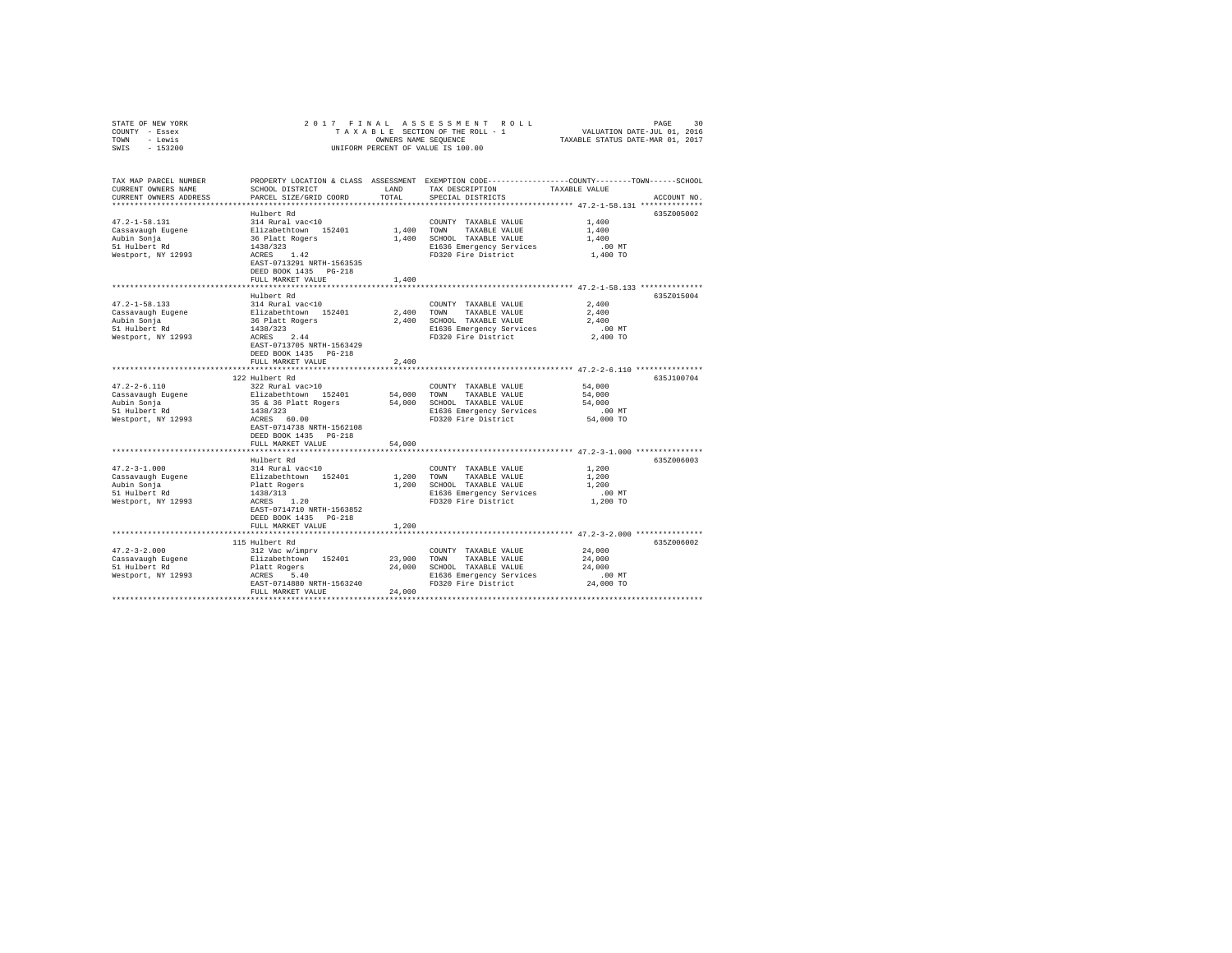STATE OF NEW YORK — 2017 FINAL ASSESSMENT ROLL — PAGE 30
COUNTY - Essex — TAXABLE SECTION OF THE ROLL - 1 — VALUATION DATE-JUL 01, 2016
TOWN - Lewis — OWNERS NAME SEQUENCE — TAXABLE STATUS DATE-MAR 01, 2017
SWIS - 153200 — UNIFORM PERCENT OF VALUE IS 100.00

| TAX MAP PARCEL NUMBER / CURRENT OWNERS NAME / CURRENT OWNERS ADDRESS | PROPERTY LOCATION & CLASS / SCHOOL DISTRICT / PARCEL SIZE/GRID COORD | ASSESSMENT LAND | TOTAL | EXEMPTION CODE / TAX DESCRIPTION / SPECIAL DISTRICTS | TAXABLE VALUE (COUNTY / TOWN / SCHOOL) | ACCOUNT NO. |
|---|---|---|---|---|---|---|
| **47.2-1-58.131** | Hulbert Rd | | | | | 635Z005002 |
| Cassavaugh Eugene | 314 Rural vac<10 | | | COUNTY TAXABLE VALUE | 1,400 | |
| Aubin Sonja | Elizabethtown 152401 | 1,400 | | TOWN TAXABLE VALUE | 1,400 | |
| 51 Hulbert Rd | 36 Platt Rogers | | 1,400 | SCHOOL TAXABLE VALUE | 1,400 | |
| Westport, NY 12993 | 1438/323 | | | E1636 Emergency Services | .00 MT | |
| | ACRES 1.42 | | | FD320 Fire District | 1,400 TO | |
| | EAST-0713291 NRTH-1563535 | | | | | |
| | DEED BOOK 1435 PG-218 | | | | | |
| | FULL MARKET VALUE | | 1,400 | | | |
| **47.2-1-58.133** | Hulbert Rd | | | | | 635Z015004 |
| Cassavaugh Eugene | 314 Rural vac<10 | | | COUNTY TAXABLE VALUE | 2,400 | |
| Aubin Sonja | Elizabethtown 152401 | 2,400 | | TOWN TAXABLE VALUE | 2,400 | |
| 51 Hulbert Rd | 36 Platt Rogers | | 2,400 | SCHOOL TAXABLE VALUE | 2,400 | |
| Westport, NY 12993 | 1438/323 | | | E1636 Emergency Services | .00 MT | |
| | ACRES 2.44 | | | FD320 Fire District | 2,400 TO | |
| | EAST-0713705 NRTH-1563429 | | | | | |
| | DEED BOOK 1435 PG-218 | | | | | |
| | FULL MARKET VALUE | | 2,400 | | | |
| **47.2-2-6.110** | 122 Hulbert Rd | | | | | 635J100704 |
| Cassavaugh Eugene | 322 Rural vac>10 | | | COUNTY TAXABLE VALUE | 54,000 | |
| Aubin Sonja | Elizabethtown 152401 | 54,000 | | TOWN TAXABLE VALUE | 54,000 | |
| 51 Hulbert Rd | 35 & 36 Platt Rogers | | 54,000 | SCHOOL TAXABLE VALUE | 54,000 | |
| Westport, NY 12993 | 1438/323 | | | E1636 Emergency Services | .00 MT | |
| | ACRES 60.00 | | | FD320 Fire District | 54,000 TO | |
| | EAST-0714738 NRTH-1562108 | | | | | |
| | DEED BOOK 1435 PG-218 | | | | | |
| | FULL MARKET VALUE | | 54,000 | | | |
| **47.2-3-1.000** | Hulbert Rd | | | | | 635Z006003 |
| Cassavaugh Eugene | 314 Rural vac<10 | | | COUNTY TAXABLE VALUE | 1,200 | |
| Aubin Sonja | Elizabethtown 152401 | 1,200 | | TOWN TAXABLE VALUE | 1,200 | |
| 51 Hulbert Rd | Platt Rogers | | 1,200 | SCHOOL TAXABLE VALUE | 1,200 | |
| Westport, NY 12993 | 1438/313 | | | E1636 Emergency Services | .00 MT | |
| | ACRES 1.20 | | | FD320 Fire District | 1,200 TO | |
| | EAST-0714710 NRTH-1563852 | | | | | |
| | DEED BOOK 1435 PG-218 | | | | | |
| | FULL MARKET VALUE | | 1,200 | | | |
| **47.2-3-2.000** | 115 Hulbert Rd | | | | | 635Z006002 |
| Cassavaugh Eugene | 312 Vac w/imprv | | | COUNTY TAXABLE VALUE | 24,000 | |
| 51 Hulbert Rd | Elizabethtown 152401 | 23,900 | | TOWN TAXABLE VALUE | 24,000 | |
| Westport, NY 12993 | Platt Rogers | | 24,000 | SCHOOL TAXABLE VALUE | 24,000 | |
| | ACRES 5.40 | | | E1636 Emergency Services | .00 MT | |
| | EAST-0714880 NRTH-1563240 | | | FD320 Fire District | 24,000 TO | |
| | FULL MARKET VALUE | | 24,000 | | | |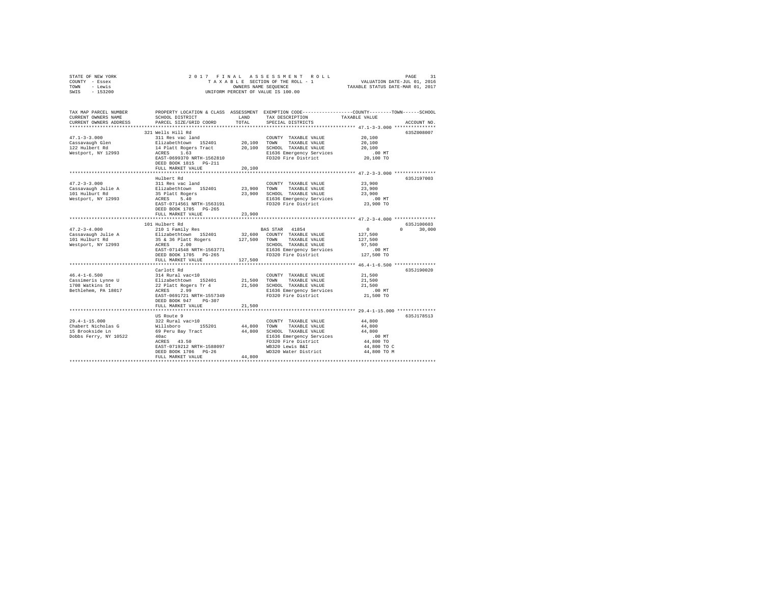STATE OF NEW YORK
COUNTY - Essex
TOWN - Lewis
SWIS - 153200

2 0 1 7 F I N A L A S S E S S M E N T R O L L
T A X A B L E SECTION OF THE ROLL - 1
OWNERS NAME SEQUENCE
UNIFORM PERCENT OF VALUE IS 100.00

VALUATION DATE-JUL 01, 2016
TAXABLE STATUS DATE-MAR 01, 2017

```
TAX MAP PARCEL NUMBER      PROPERTY LOCATION & CLASS  ASSESSMENT  EXEMPTION CODE-----------------COUNTY--------TOWN------SCHOOL
CURRENT OWNERS NAME        SCHOOL DISTRICT              LAND      TAX DESCRIPTION              TAXABLE VALUE
CURRENT OWNERS ADDRESS     PARCEL SIZE/GRID COORD       TOTAL     SPECIAL DISTRICTS                                    ACCOUNT NO.
******************************************************************************************** 47.1-3-3.000 ***************
                           321 Wells Hill Rd                                                                          635Z008007
47.1-3-3.000               311 Res vac land                        COUNTY  TAXABLE VALUE            20,100
Cassavaugh Glen            Elizabethtown  152401        20,100    TOWN    TAXABLE VALUE            20,100
122 Hulbert Rd             14 Platt Rogers Tract        20,100    SCHOOL  TAXABLE VALUE            20,100
Westport, NY 12993         ACRES    1.63                           E1636 Emergency Services           .00 MT
                           EAST-0699370 NRTH-1562810               FD320 Fire District             20,100 TO
                           DEED BOOK 1815   PG-211
                           FULL MARKET VALUE            20,100
******************************************************************************************** 47.2-3-3.000 ***************
                           Hulbert Rd                                                                                 635J197003
47.2-3-3.000               311 Res vac land                        COUNTY  TAXABLE VALUE            23,900
Cassavaugh Julie A         Elizabethtown  152401        23,900    TOWN    TAXABLE VALUE            23,900
101 Hulburt Rd             35 Platt Rogers              23,900    SCHOOL  TAXABLE VALUE            23,900
Westport, NY 12993         ACRES    5.40                           E1636 Emergency Services           .00 MT
                           EAST-0714561 NRTH-1563191               FD320 Fire District             23,900 TO
                           DEED BOOK 1705   PG-265
                           FULL MARKET VALUE            23,900
******************************************************************************************** 47.2-3-4.000 ***************
                           101 Hulbert Rd                                                                             635J100603
47.2-3-4.000               210 1 Family Res                        BAS STAR  41854                     0            0      30,000
Cassavaugh Julie A         Elizabethtown  152401        32,600    COUNTY  TAXABLE VALUE           127,500
101 Hulburt Rd             35 & 36 Platt Rogers        127,500    TOWN    TAXABLE VALUE           127,500
Westport, NY 12993         ACRES    2.00                           SCHOOL  TAXABLE VALUE            97,500
                           EAST-0714548 NRTH-1563771               E1636 Emergency Services           .00 MT
                           DEED BOOK 1705   PG-265                 FD320 Fire District            127,500 TO
                           FULL MARKET VALUE           127,500
******************************************************************************************** 46.4-1-6.500 ***************
                           Carlott Rd                                                                                 635J190020
46.4-1-6.500               314 Rural vac<10                        COUNTY  TAXABLE VALUE            21,500
Cassimeris Lynne U         Elizabethtown  152401        21,500    TOWN    TAXABLE VALUE            21,500
1708 Watkins St            22 Platt Rogers Tr 4         21,500    SCHOOL  TAXABLE VALUE            21,500
Bethlehem, PA 18017        ACRES    2.99                           E1636 Emergency Services           .00 MT
                           EAST-0691721 NRTH-1557349               FD320 Fire District             21,500 TO
                           DEED BOOK 947    PG-307
                           FULL MARKET VALUE            21,500
******************************************************************************************** 29.4-1-15.000 **************
                           US Route 9                                                                                 635J178513
29.4-1-15.000              322 Rural vac>10                        COUNTY  TAXABLE VALUE            44,800
Chabert Nicholas G         Willsboro      155201        44,800    TOWN    TAXABLE VALUE            44,800
15 Brookside Ln            69 Peru Bay Tract            44,800    SCHOOL  TAXABLE VALUE            44,800
Dobbs Ferry, NY 10522      40ac                                    E1636 Emergency Services           .00 MT
                           ACRES   43.50                           FD320 Fire District             44,800 TO
                           EAST-0719212 NRTH-1588097               WB320 Lewis B&I                 44,800 TO C
                           DEED BOOK 1706   PG-26                  WD320 Water District            44,800 TO M
                           FULL MARKET VALUE            44,800
****************************************************************************************************************************
```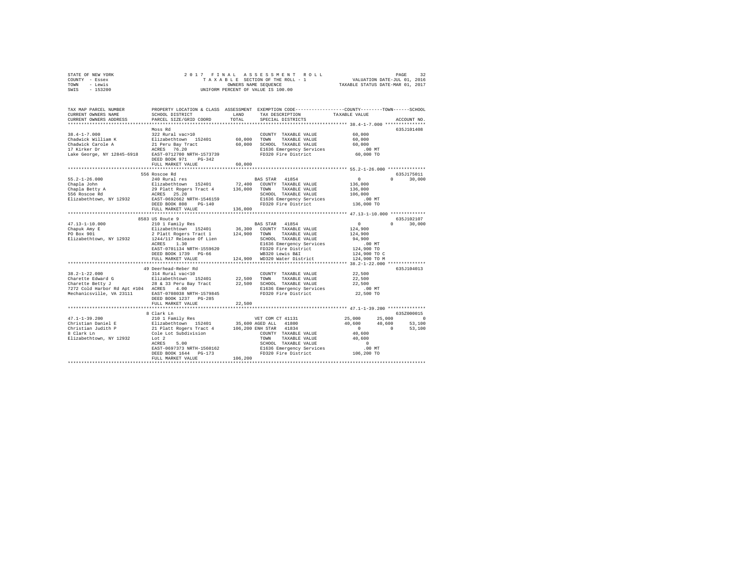STATE OF NEW YORK
COUNTY - Essex
TOWN - Lewis
SWIS - 153200

2017 FINAL ASSESSMENT ROLL
TAXABLE SECTION OF THE ROLL - 1
OWNERS NAME SEQUENCE
UNIFORM PERCENT OF VALUE IS 100.00

VALUATION DATE-JUL 01, 2016
TAXABLE STATUS DATE-MAR 01, 2017

```
TAX MAP PARCEL NUMBER          PROPERTY LOCATION & CLASS  ASSESSMENT  EXEMPTION CODE------------------COUNTY--------TOWN------SCHOOL
CURRENT OWNERS NAME            SCHOOL DISTRICT             LAND       TAX DESCRIPTION            TAXABLE VALUE
CURRENT OWNERS ADDRESS         PARCEL SIZE/GRID COORD      TOTAL      SPECIAL DISTRICTS                                   ACCOUNT NO.
******************************************************************************************************* 38.4-1-7.000 ***************
                               Moss Rd                                                                                635J101408
38.4-1-7.000                   322 Rural vac>10                        COUNTY  TAXABLE VALUE          60,000
Chadwick William K             Elizabethtown  152401       60,000     TOWN    TAXABLE VALUE          60,000
Chadwick Carole A              21 Peru Bay Tract           60,000     SCHOOL  TAXABLE VALUE          60,000
17 Kirker Dr                   ACRES  76.20                            E1636 Emergency Services          .00 MT
Lake George, NY 12845-6918     EAST-0712700 NRTH-1573739               FD320 Fire District           60,000 TO
                               DEED BOOK 971    PG-342
                               FULL MARKET VALUE           60,000
******************************************************************************************************* 55.2-1-26.000 **************
                               556 Roscoe Rd                                                                          635J175011
55.2-1-26.000                  240 Rural res                           BAS STAR  41854                 0            0     30,000
Chapla John                    Elizabethtown  152401       72,400     COUNTY  TAXABLE VALUE         136,000
Chapla Betty A                 29 Platt Rogers Tract 4    136,000     TOWN    TAXABLE VALUE         136,000
556 Roscoe Rd                  ACRES  25.20                            SCHOOL  TAXABLE VALUE         106,000
Elizabethtown, NY 12932        EAST-0692662 NRTH-1546159               E1636 Emergency Services          .00 MT
                               DEED BOOK 808    PG-140                 FD320 Fire District          136,000 TO
                               FULL MARKET VALUE          136,000
******************************************************************************************************* 47.13-1-10.000 *************
                               8583 US Route 9                                                                        635J102107
47.13-1-10.000                 210 1 Family Res                        BAS STAR  41854                 0            0     30,000
Chapuk Amy E                   Elizabethtown  152401       36,300     COUNTY  TAXABLE VALUE         124,900
PO Box 901                     2 Platt Rogers Tract 1     124,900     TOWN    TAXABLE VALUE         124,900
Elizabethtown, NY 12932        1244/117 Release Of Lien                SCHOOL  TAXABLE VALUE          94,900
                               ACRES   1.30                            E1636 Emergency Services          .00 MT
                               EAST-0701134 NRTH-1559620               FD320 Fire District          124,900 TO
                               DEED BOOK 1739   PG-66                  WB320 Lewis B&I              124,900 TO C
                               FULL MARKET VALUE          124,900     WD320 Water District         124,900 TO M
******************************************************************************************************* 38.2-1-22.000 **************
                               49 Deerhead-Reber Rd                                                                   635J104013
38.2-1-22.000                  314 Rural vac<10                        COUNTY  TAXABLE VALUE          22,500
Charette Edward G              Elizabethtown  152401       22,500     TOWN    TAXABLE VALUE          22,500
Charette Betty J               28 & 33 Peru Bay Tract      22,500     SCHOOL  TAXABLE VALUE          22,500
7272 Cold Harbor Rd Apt #104   ACRES   4.00                            E1636 Emergency Services          .00 MT
Mechanicsville, VA 23111       EAST-0708038 NRTH-1579845               FD320 Fire District           22,500 TO
                               DEED BOOK 1237   PG-285
                               FULL MARKET VALUE           22,500
******************************************************************************************************* 47.1-1-39.200 **************
                               8 Clark Ln                                                                             635Z000015
47.1-1-39.200                  210 1 Family Res                        VET COM CT 41131           25,000       25,000          0
Christian Daniel E             Elizabethtown  152401       35,600 AGED ALL   41800               40,600       40,600     53,100
Christian Judith P             21 Platt Rogers Tract 4    106,200 ENH STAR   41834                    0            0     53,100
8 Clark Ln                     Cole Lot Subdivision                    COUNTY  TAXABLE VALUE          40,600
Elizabethtown, NY 12932        Lot 2                                   TOWN    TAXABLE VALUE          40,600
                               ACRES   5.00                            SCHOOL  TAXABLE VALUE               0
                               EAST-0697373 NRTH-1560162               E1636 Emergency Services          .00 MT
                               DEED BOOK 1644   PG-173                 FD320 Fire District          106,200 TO
                               FULL MARKET VALUE          106,200
************************************************************************************************************************************
```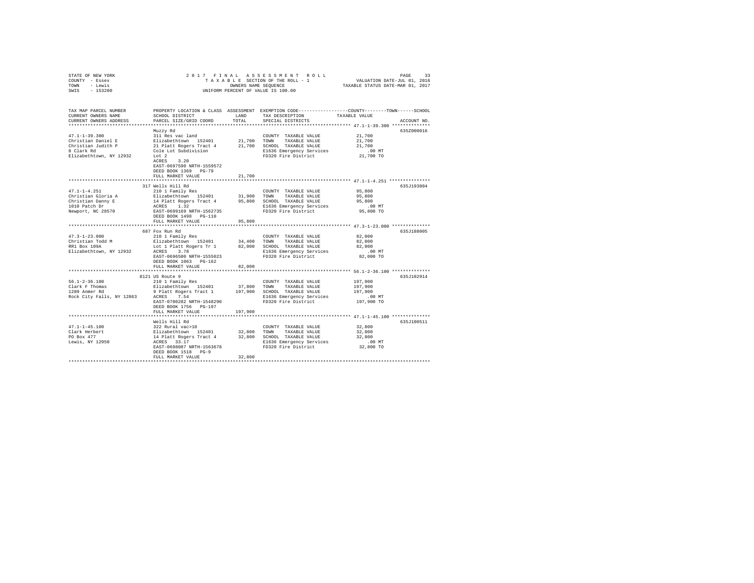STATE OF NEW YORK
COUNTY - Essex
TOWN - Lewis
SWIS - 153200

2 0 1 7 F I N A L A S S E S S M E N T R O L L
T A X A B L E SECTION OF THE ROLL - 1
OWNERS NAME SEQUENCE
UNIFORM PERCENT OF VALUE IS 100.00

VALUATION DATE-JUL 01, 2016
TAXABLE STATUS DATE-MAR 01, 2017

```
TAX MAP PARCEL NUMBER          PROPERTY LOCATION & CLASS  ASSESSMENT  EXEMPTION CODE-----------------COUNTY--------TOWN------SCHOOL
CURRENT OWNERS NAME            SCHOOL DISTRICT             LAND       TAX DESCRIPTION            TAXABLE VALUE
CURRENT OWNERS ADDRESS         PARCEL SIZE/GRID COORD      TOTAL      SPECIAL DISTRICTS                                   ACCOUNT NO.
************************************************************************************************* 47.1-1-39.300 **************
                               Muzzy Rd                                                                                635Z000016
47.1-1-39.300                  311 Res vac land                       COUNTY  TAXABLE VALUE            21,700
Christian Daniel E             Elizabethtown  152401       21,700     TOWN    TAXABLE VALUE            21,700
Christian Judith P             21 Platt Rogers Tract 4     21,700     SCHOOL  TAXABLE VALUE            21,700
8 Clark Rd                     Cole Lot Subdivision                   E1636 Emergency Services            .00 MT
Elizabethtown, NY 12932        Lot 2                                  FD320 Fire District              21,700 TO
                               ACRES    3.20
                               EAST-0697590 NRTH-1559572
                               DEED BOOK 1369   PG-79
                               FULL MARKET VALUE           21,700
************************************************************************************************* 47.1-1-4.251 ***************
                               317 Wells Hill Rd                                                                       635J193004
47.1-1-4.251                   210 1 Family Res                       COUNTY  TAXABLE VALUE            95,800
Christian Gloria A             Elizabethtown  152401       31,900     TOWN    TAXABLE VALUE            95,800
Christian Danny E              14 Platt Rogers Tract 4     95,800     SCHOOL  TAXABLE VALUE            95,800
1010 Patch Dr                  ACRES    1.32                          E1636 Emergency Services            .00 MT
Newport, NC 28570              EAST-0699169 NRTH-1562735              FD320 Fire District              95,800 TO
                               DEED BOOK 1498   PG-110
                               FULL MARKET VALUE           95,800
************************************************************************************************* 47.3-1-23.000 **************
                               687 Fox Run Rd                                                                          635J188005
47.3-1-23.000                  210 1 Family Res                       COUNTY  TAXABLE VALUE            82,000
Christian Todd M               Elizabethtown  152401       34,400     TOWN    TAXABLE VALUE            82,000
RR1 Box 109A                   Lot 1 Platt Rogers Tr 1     82,000     SCHOOL  TAXABLE VALUE            82,000
Elizabethtown, NY 12932        ACRES    3.78                          E1636 Emergency Services            .00 MT
                               EAST-0696500 NRTH-1555023              FD320 Fire District              82,000 TO
                               DEED BOOK 1063   PG-162
                               FULL MARKET VALUE           82,000
************************************************************************************************* 56.1-2-36.100 **************
                               8121 US Route 9                                                                         635J102914
56.1-2-36.100                  210 1 Family Res                       COUNTY  TAXABLE VALUE           197,900
Clark F Thomas                 Elizabethtown  152401       37,800     TOWN    TAXABLE VALUE           197,900
1289 Anmer Rd                  9 Platt Rogers Tract 1     197,900     SCHOOL  TAXABLE VALUE           197,900
Rock City Falls, NY 12863      ACRES    7.54                          E1636 Emergency Services            .00 MT
                               EAST-0700282 NRTH-1548290              FD320 Fire District             197,900 TO
                               DEED BOOK 1756   PG-197
                               FULL MARKET VALUE          197,900
************************************************************************************************* 47.1-1-45.100 **************
                               Wells Hill Rd                                                                           635J100511
47.1-1-45.100                  322 Rural vac>10                       COUNTY  TAXABLE VALUE            32,800
Clark Herbert                  Elizabethtown  152401       32,800     TOWN    TAXABLE VALUE            32,800
PO Box 477                     14 Platt Rogers Tract 4     32,800     SCHOOL  TAXABLE VALUE            32,800
Lewis, NY 12950                ACRES   33.17                          E1636 Emergency Services            .00 MT
                               EAST-0698087 NRTH-1563678              FD320 Fire District              32,800 TO
                               DEED BOOK 1518   PG-9
                               FULL MARKET VALUE           32,800
******************************************************************************************************************************
```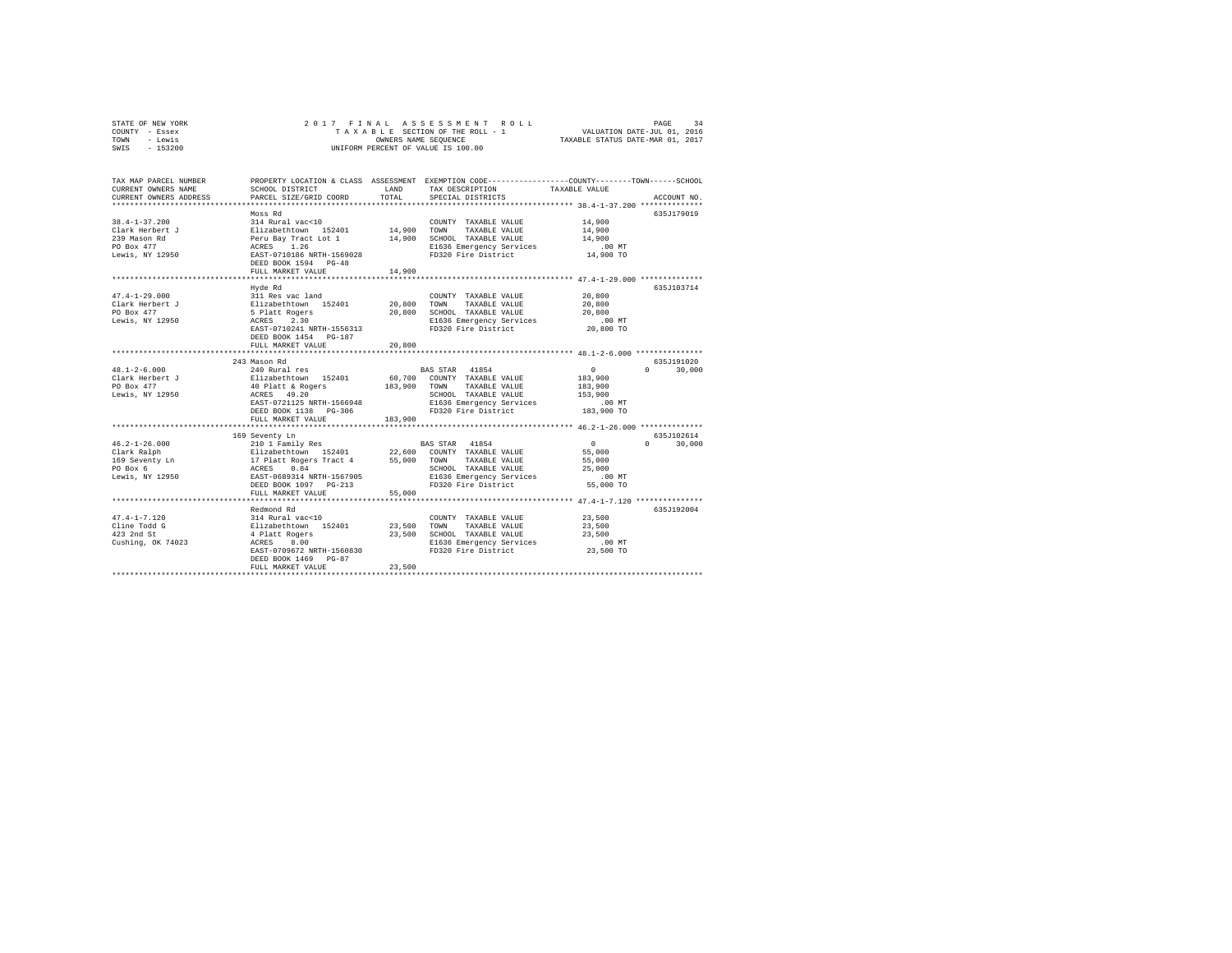STATE OF NEW YORK
COUNTY - Essex
TOWN - Lewis
SWIS - 153200

2 0 1 7 F I N A L A S S E S S M E N T R O L L
T A X A B L E SECTION OF THE ROLL - 1
OWNERS NAME SEQUENCE
UNIFORM PERCENT OF VALUE IS 100.00

VALUATION DATE-JUL 01, 2016
TAXABLE STATUS DATE-MAR 01, 2017

| TAX MAP PARCEL NUMBER / CURRENT OWNERS NAME / CURRENT OWNERS ADDRESS | PROPERTY LOCATION & CLASS / SCHOOL DISTRICT / PARCEL SIZE/GRID COORD | ASSESSMENT LAND / TOTAL | EXEMPTION CODE / TAX DESCRIPTION / SPECIAL DISTRICTS | COUNTY / TOWN / SCHOOL TAXABLE VALUE | ACCOUNT NO. |
|---|---|---|---|---|---|
| 38.4-1-37.200 | Moss Rd | | | | 635J179019 |
| 38.4-1-37.200 | 314 Rural vac<10 | | COUNTY TAXABLE VALUE | 14,900 | |
| Clark Herbert J | Elizabethtown 152401 | 14,900 | TOWN TAXABLE VALUE | 14,900 | |
| 239 Mason Rd | Peru Bay Tract Lot 1 | 14,900 | SCHOOL TAXABLE VALUE | 14,900 | |
| PO Box 477 | ACRES 1.26 | | E1636 Emergency Services | .00 MT | |
| Lewis, NY 12950 | EAST-0710186 NRTH-1569028 | | FD320 Fire District | 14,900 TO | |
| | DEED BOOK 1594 PG-48 | | | | |
| | FULL MARKET VALUE | 14,900 | | | |
| 47.4-1-29.000 | Hyde Rd | | | | 635J103714 |
| 47.4-1-29.000 | 311 Res vac land | | COUNTY TAXABLE VALUE | 20,800 | |
| Clark Herbert J | Elizabethtown 152401 | 20,800 | TOWN TAXABLE VALUE | 20,800 | |
| PO Box 477 | 5 Platt Rogers | 20,800 | SCHOOL TAXABLE VALUE | 20,800 | |
| Lewis, NY 12950 | ACRES 2.30 | | E1636 Emergency Services | .00 MT | |
| | EAST-0710241 NRTH-1556313 | | FD320 Fire District | 20,800 TO | |
| | DEED BOOK 1454 PG-187 | | | | |
| | FULL MARKET VALUE | 20,800 | | | |
| 48.1-2-6.000 | 243 Mason Rd | | | | 635J191020 |
| 48.1-2-6.000 | 240 Rural res | | BAS STAR 41854 | 0 0 30,000 | |
| Clark Herbert J | Elizabethtown 152401 | 60,700 | COUNTY TAXABLE VALUE | 183,900 | |
| PO Box 477 | 40 Platt & Rogers | 183,900 | TOWN TAXABLE VALUE | 183,900 | |
| Lewis, NY 12950 | ACRES 49.20 | | SCHOOL TAXABLE VALUE | 153,900 | |
| | EAST-0721125 NRTH-1566948 | | E1636 Emergency Services | .00 MT | |
| | DEED BOOK 1138 PG-306 | | FD320 Fire District | 183,900 TO | |
| | FULL MARKET VALUE | 183,900 | | | |
| 46.2-1-26.000 | 169 Seventy Ln | | | | 635J102614 |
| 46.2-1-26.000 | 210 1 Family Res | | BAS STAR 41854 | 0 0 30,000 | |
| Clark Ralph | Elizabethtown 152401 | 22,600 | COUNTY TAXABLE VALUE | 55,000 | |
| 169 Seventy Ln | 17 Platt Rogers Tract 4 | 55,000 | TOWN TAXABLE VALUE | 55,000 | |
| PO Box 6 | ACRES 0.84 | | SCHOOL TAXABLE VALUE | 25,000 | |
| Lewis, NY 12950 | EAST-0689314 NRTH-1567905 | | E1636 Emergency Services | .00 MT | |
| | DEED BOOK 1097 PG-213 | | FD320 Fire District | 55,000 TO | |
| | FULL MARKET VALUE | 55,000 | | | |
| 47.4-1-7.120 | Redmond Rd | | | | 635J192004 |
| 47.4-1-7.120 | 314 Rural vac<10 | | COUNTY TAXABLE VALUE | 23,500 | |
| Cline Todd G | Elizabethtown 152401 | 23,500 | TOWN TAXABLE VALUE | 23,500 | |
| 423 2nd St | 4 Platt Rogers | 23,500 | SCHOOL TAXABLE VALUE | 23,500 | |
| Cushing, OK 74023 | ACRES 8.00 | | E1636 Emergency Services | .00 MT | |
| | EAST-0709672 NRTH-1560830 | | FD320 Fire District | 23,500 TO | |
| | DEED BOOK 1469 PG-87 | | | | |
| | FULL MARKET VALUE | 23,500 | | | |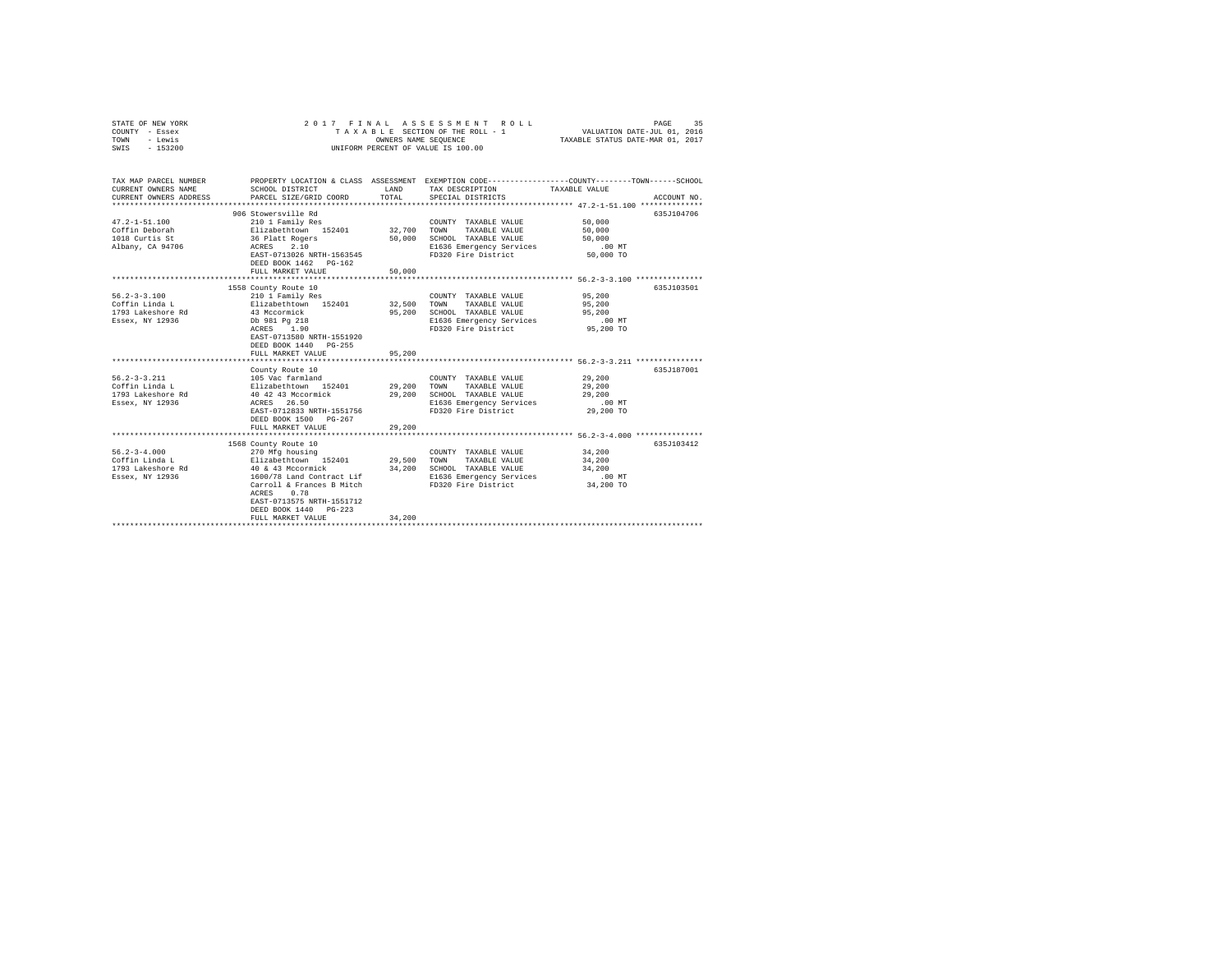STATE OF NEW YORK
COUNTY - Essex
TOWN - Lewis
SWIS - 153200

2 0 1 7 F I N A L A S S E S S M E N T R O L L
T A X A B L E SECTION OF THE ROLL - 1
OWNERS NAME SEQUENCE
UNIFORM PERCENT OF VALUE IS 100.00

VALUATION DATE-JUL 01, 2016
TAXABLE STATUS DATE-MAR 01, 2017

```
TAX MAP PARCEL NUMBER          PROPERTY LOCATION & CLASS  ASSESSMENT  EXEMPTION CODE-----------------COUNTY--------TOWN------SCHOOL
CURRENT OWNERS NAME            SCHOOL DISTRICT              LAND      TAX DESCRIPTION            TAXABLE VALUE
CURRENT OWNERS ADDRESS         PARCEL SIZE/GRID COORD       TOTAL     SPECIAL DISTRICTS                                    ACCOUNT NO.
****************************************************************************************************** 47.2-1-51.100 **************
                               906 Stowersville Rd                                                                        635J104706
47.2-1-51.100                  210 1 Family Res                        COUNTY  TAXABLE VALUE            50,000
Coffin Deborah                 Elizabethtown  152401        32,700     TOWN    TAXABLE VALUE            50,000
1018 Curtis St                 36 Platt Rogers              50,000     SCHOOL  TAXABLE VALUE            50,000
Albany, CA 94706               ACRES    2.10                           E1636 Emergency Services            .00 MT
                               EAST-0713026 NRTH-1563545               FD320 Fire District              50,000 TO
                               DEED BOOK 1462   PG-162
                               FULL MARKET VALUE            50,000
****************************************************************************************************** 56.2-3-3.100 ***************
                               1558 County Route 10                                                                       635J103501
56.2-3-3.100                   210 1 Family Res                        COUNTY  TAXABLE VALUE            95,200
Coffin Linda L                 Elizabethtown  152401        32,500     TOWN    TAXABLE VALUE            95,200
1793 Lakeshore Rd              43 Mccormick                 95,200     SCHOOL  TAXABLE VALUE            95,200
Essex, NY 12936                Db 981 Pg 218                           E1636 Emergency Services            .00 MT
                               ACRES    1.90                           FD320 Fire District              95,200 TO
                               EAST-0713580 NRTH-1551920
                               DEED BOOK 1440   PG-255
                               FULL MARKET VALUE            95,200
****************************************************************************************************** 56.2-3-3.211 ***************
                               County Route 10                                                                            635J187001
56.2-3-3.211                   105 Vac farmland                        COUNTY  TAXABLE VALUE            29,200
Coffin Linda L                 Elizabethtown  152401        29,200     TOWN    TAXABLE VALUE            29,200
1793 Lakeshore Rd              40 42 43 Mccormick           29,200     SCHOOL  TAXABLE VALUE            29,200
Essex, NY 12936                ACRES   26.50                           E1636 Emergency Services            .00 MT
                               EAST-0712833 NRTH-1551756               FD320 Fire District              29,200 TO
                               DEED BOOK 1500   PG-267
                               FULL MARKET VALUE            29,200
****************************************************************************************************** 56.2-3-4.000 ***************
                               1568 County Route 10                                                                       635J103412
56.2-3-4.000                   270 Mfg housing                         COUNTY  TAXABLE VALUE            34,200
Coffin Linda L                 Elizabethtown  152401        29,500     TOWN    TAXABLE VALUE            34,200
1793 Lakeshore Rd              40 & 43 Mccormick            34,200     SCHOOL  TAXABLE VALUE            34,200
Essex, NY 12936                1600/78 Land Contract Lif               E1636 Emergency Services            .00 MT
                               Carroll & Frances B Mitch               FD320 Fire District              34,200 TO
                               ACRES    0.78
                               EAST-0713575 NRTH-1551712
                               DEED BOOK 1440   PG-223
                               FULL MARKET VALUE            34,200
************************************************************************************************************************************
```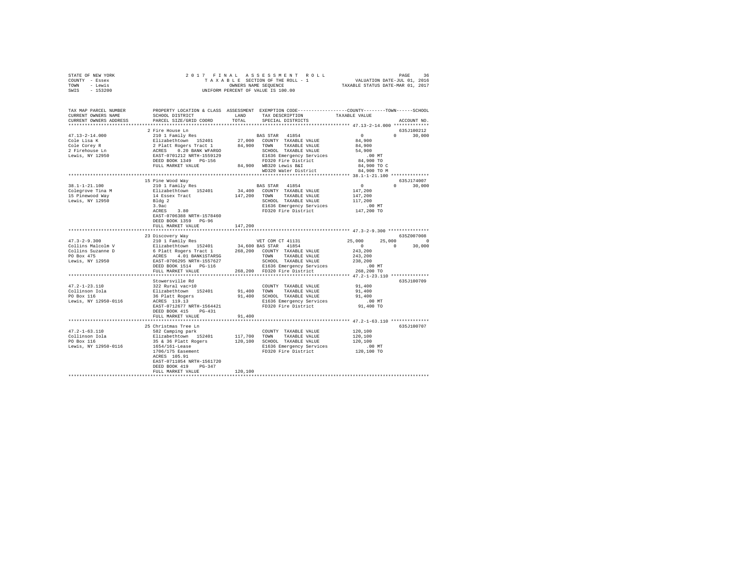STATE OF NEW YORK — 2017 FINAL ASSESSMENT ROLL — PAGE 36
COUNTY - Essex — TAXABLE SECTION OF THE ROLL - 1 — VALUATION DATE-JUL 01, 2016
TOWN - Lewis — OWNERS NAME SEQUENCE — TAXABLE STATUS DATE-MAR 01, 2017
SWIS - 153200 — UNIFORM PERCENT OF VALUE IS 100.00

| TAX MAP PARCEL NUMBER / CURRENT OWNERS NAME / CURRENT OWNERS ADDRESS | PROPERTY LOCATION & CLASS / SCHOOL DISTRICT / PARCEL SIZE/GRID COORD | ASSESSMENT LAND / TOTAL | EXEMPTION CODE / TAX DESCRIPTION / SPECIAL DISTRICTS | COUNTY | TOWN | SCHOOL / TAXABLE VALUE | ACCOUNT NO. |
|---|---|---|---|---|---|---|---|
| 47.13-2-14.000 | 2 Fire House Ln | | | | | | 635J100212 |
| | 210 1 Family Res | | BAS STAR 41854 | 0 | 0 | 30,000 | |
| Cole Lisa K | Elizabethtown 152401 | 27,000 | COUNTY TAXABLE VALUE | 84,900 | | | |
| Cole Corey R | 2 Platt Rogers Tract 1 | 84,900 | TOWN TAXABLE VALUE | | 84,900 | | |
| 2 Firehouse Ln | ACRES 0.20 BANK WFARGO | | SCHOOL TAXABLE VALUE | | | 54,900 | |
| Lewis, NY 12950 | EAST-0701212 NRTH-1559129 | | E1636 Emergency Services | | | .00 MT | |
| | DEED BOOK 1349 PG-156 | | FD320 Fire District | | | 84,900 TO | |
| | FULL MARKET VALUE | 84,900 | WB320 Lewis B&I | | | 84,900 TO C | |
| | | | WD320 Water District | | | 84,900 TO M | |
| 38.1-1-21.100 | 15 Pine Wood Way | | | | | | 635J174007 |
| | 210 1 Family Res | | BAS STAR 41854 | 0 | 0 | 30,000 | |
| Colegrove Tina M | Elizabethtown 152401 | 34,400 | COUNTY TAXABLE VALUE | 147,200 | | | |
| 15 Pinewood Way | 14 Essex Tract | 147,200 | TOWN TAXABLE VALUE | | 147,200 | | |
| Lewis, NY 12950 | Bldg 2 | | SCHOOL TAXABLE VALUE | | | 117,200 | |
| | 3.9ac | | E1636 Emergency Services | | | .00 MT | |
| | ACRES 3.80 | | FD320 Fire District | | | 147,200 TO | |
| | EAST-0706388 NRTH-1578460 | | | | | | |
| | DEED BOOK 1359 PG-96 | | | | | | |
| | FULL MARKET VALUE | 147,200 | | | | | |
| 47.3-2-9.300 | 23 Discovery Way | | | | | | 635Z007008 |
| | 210 1 Family Res | | VET COM CT 41131 | 25,000 | 25,000 | 0 | |
| Collins Malcolm V | Elizabethtown 152401 | 34,600 | BAS STAR 41854 | 0 | 0 | 30,000 | |
| Collins Suzanne D | 6 Platt Rogers Tract 1 | 268,200 | COUNTY TAXABLE VALUE | 243,200 | | | |
| PO Box 475 | ACRES 4.01 BANK1STARSG | | TOWN TAXABLE VALUE | | 243,200 | | |
| Lewis, NY 12950 | EAST-0706295 NRTH-1557627 | | SCHOOL TAXABLE VALUE | | | 238,200 | |
| | DEED BOOK 1514 PG-116 | | E1636 Emergency Services | | | .00 MT | |
| | FULL MARKET VALUE | 268,200 | FD320 Fire District | | | 268,200 TO | |
| 47.2-1-23.110 | Stowersville Rd | | | | | | 635J100709 |
| | 322 Rural vac>10 | | COUNTY TAXABLE VALUE | 91,400 | | | |
| Collinson Iola | Elizabethtown 152401 | 91,400 | TOWN TAXABLE VALUE | | 91,400 | | |
| PO Box 116 | 36 Platt Rogers | 91,400 | SCHOOL TAXABLE VALUE | | | 91,400 | |
| Lewis, NY 12950-0116 | ACRES 119.13 | | E1636 Emergency Services | | | .00 MT | |
| | EAST-0712677 NRTH-1564421 | | FD320 Fire District | | | 91,400 TO | |
| | DEED BOOK 415 PG-431 | | | | | | |
| | FULL MARKET VALUE | 91,400 | | | | | |
| 47.2-1-63.110 | 25 Christmas Tree Ln | | | | | | 635J100707 |
| | 582 Camping park | | COUNTY TAXABLE VALUE | 120,100 | | | |
| Collinson Iola | Elizabethtown 152401 | 117,700 | TOWN TAXABLE VALUE | | 120,100 | | |
| PO Box 116 | 35 & 36 Platt Rogers | 120,100 | SCHOOL TAXABLE VALUE | | | 120,100 | |
| Lewis, NY 12950-0116 | 1654/161-Lease | | E1636 Emergency Services | | | .00 MT | |
| | 1706/175 Easement | | FD320 Fire District | | | 120,100 TO | |
| | ACRES 105.91 | | | | | | |
| | EAST-0711054 NRTH-1561720 | | | | | | |
| | DEED BOOK 419 PG-347 | | | | | | |
| | FULL MARKET VALUE | 120,100 | | | | | |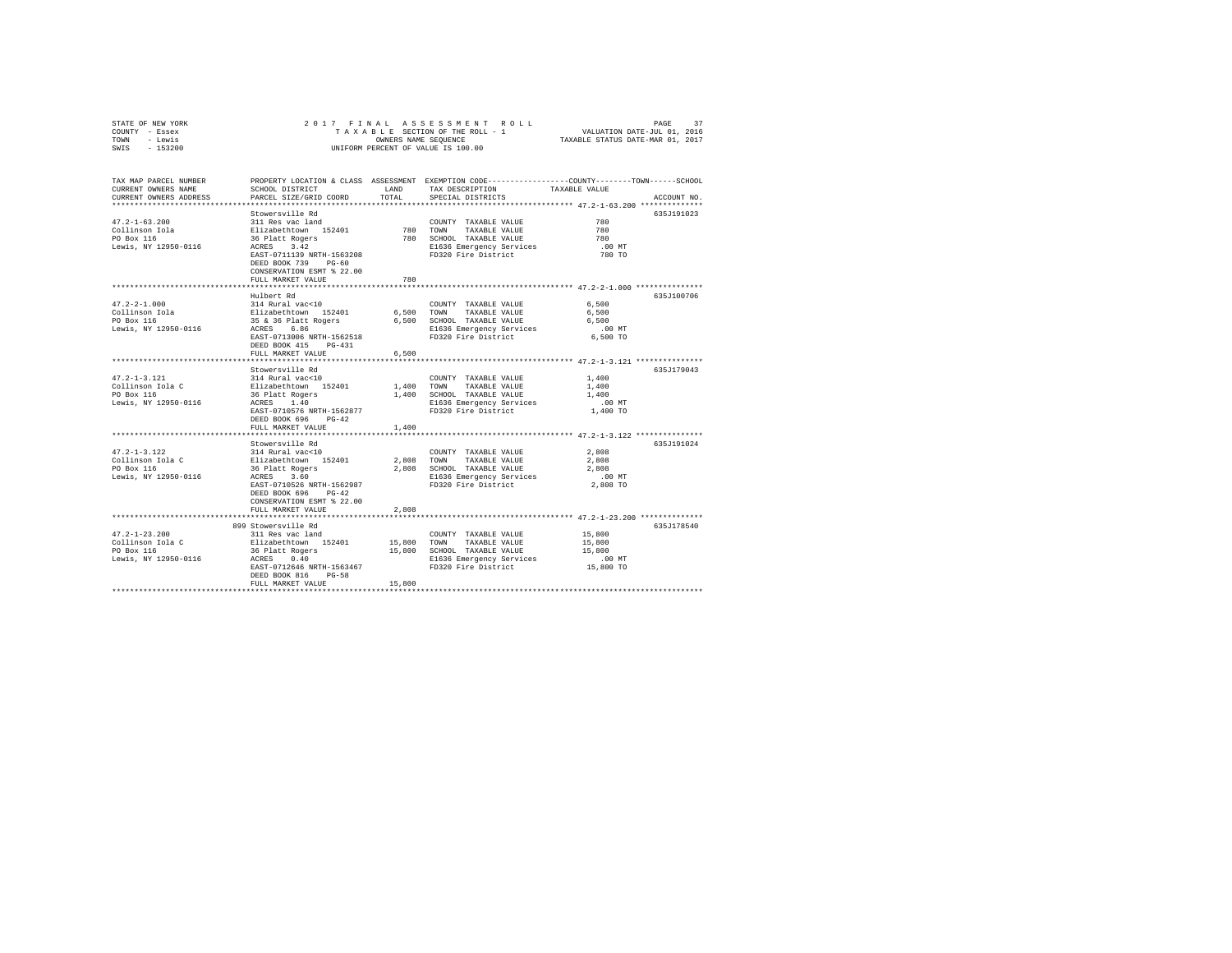STATE OF NEW YORK 2 0 1 7 F I N A L A S S E S S M E N T R O L L
COUNTY - Essex T A X A B L E SECTION OF THE ROLL - 1 VALUATION DATE-JUL 01, 2016
TOWN - Lewis OWNERS NAME SEQUENCE TAXABLE STATUS DATE-MAR 01, 2017
SWIS - 153200 UNIFORM PERCENT OF VALUE IS 100.00

| TAX MAP PARCEL NUMBER<br>CURRENT OWNERS NAME<br>CURRENT OWNERS ADDRESS | PROPERTY LOCATION & CLASS<br>SCHOOL DISTRICT<br>PARCEL SIZE/GRID COORD | ASSESSMENT<br>LAND<br>TOTAL | EXEMPTION CODE<br>TAX DESCRIPTION<br>SPECIAL DISTRICTS | COUNTY--------TOWN------SCHOOL<br>TAXABLE VALUE | ACCOUNT NO. |
|---|---|---|---|---|---|
| **47.2-1-63.200** | Stowersville Rd | | | | 635J191023 |
| 47.2-1-63.200 | 311 Res vac land | | COUNTY TAXABLE VALUE | 780 | |
| Collinson Iola | Elizabethtown 152401 | 780 | TOWN TAXABLE VALUE | 780 | |
| PO Box 116 | 36 Platt Rogers | 780 | SCHOOL TAXABLE VALUE | 780 | |
| Lewis, NY 12950-0116 | ACRES 3.42 | | E1636 Emergency Services | .00 MT | |
| | EAST-0711139 NRTH-1563208 | | FD320 Fire District | 780 TO | |
| | DEED BOOK 739 PG-60 | | | | |
| | CONSERVATION ESMT % 22.00 | | | | |
| | FULL MARKET VALUE | 780 | | | |
| **47.2-2-1.000** | Hulbert Rd | | | | 635J100706 |
| 47.2-2-1.000 | 314 Rural vac<10 | | COUNTY TAXABLE VALUE | 6,500 | |
| Collinson Iola | Elizabethtown 152401 | 6,500 | TOWN TAXABLE VALUE | 6,500 | |
| PO Box 116 | 35 & 36 Platt Rogers | 6,500 | SCHOOL TAXABLE VALUE | 6,500 | |
| Lewis, NY 12950-0116 | ACRES 6.86 | | E1636 Emergency Services | .00 MT | |
| | EAST-0713006 NRTH-1562518 | | FD320 Fire District | 6,500 TO | |
| | DEED BOOK 415 PG-431 | | | | |
| | FULL MARKET VALUE | 6,500 | | | |
| **47.2-1-3.121** | Stowersville Rd | | | | 635J179043 |
| 47.2-1-3.121 | 314 Rural vac<10 | | COUNTY TAXABLE VALUE | 1,400 | |
| Collinson Iola C | Elizabethtown 152401 | 1,400 | TOWN TAXABLE VALUE | 1,400 | |
| PO Box 116 | 36 Platt Rogers | 1,400 | SCHOOL TAXABLE VALUE | 1,400 | |
| Lewis, NY 12950-0116 | ACRES 1.40 | | E1636 Emergency Services | .00 MT | |
| | EAST-0710576 NRTH-1562877 | | FD320 Fire District | 1,400 TO | |
| | DEED BOOK 696 PG-42 | | | | |
| | FULL MARKET VALUE | 1,400 | | | |
| **47.2-1-3.122** | Stowersville Rd | | | | 635J191024 |
| 47.2-1-3.122 | 314 Rural vac<10 | | COUNTY TAXABLE VALUE | 2,808 | |
| Collinson Iola C | Elizabethtown 152401 | 2,808 | TOWN TAXABLE VALUE | 2,808 | |
| PO Box 116 | 36 Platt Rogers | 2,808 | SCHOOL TAXABLE VALUE | 2,808 | |
| Lewis, NY 12950-0116 | ACRES 3.60 | | E1636 Emergency Services | .00 MT | |
| | EAST-0710526 NRTH-1562987 | | FD320 Fire District | 2,808 TO | |
| | DEED BOOK 696 PG-42 | | | | |
| | CONSERVATION ESMT % 22.00 | | | | |
| | FULL MARKET VALUE | 2,808 | | | |
| **47.2-1-23.200** | 899 Stowersville Rd | | | | 635J178540 |
| 47.2-1-23.200 | 311 Res vac land | | COUNTY TAXABLE VALUE | 15,800 | |
| Collinson Iola C | Elizabethtown 152401 | 15,800 | TOWN TAXABLE VALUE | 15,800 | |
| PO Box 116 | 36 Platt Rogers | 15,800 | SCHOOL TAXABLE VALUE | 15,800 | |
| Lewis, NY 12950-0116 | ACRES 0.40 | | E1636 Emergency Services | .00 MT | |
| | EAST-0712646 NRTH-1563467 | | FD320 Fire District | 15,800 TO | |
| | DEED BOOK 816 PG-58 | | | | |
| | FULL MARKET VALUE | 15,800 | | | |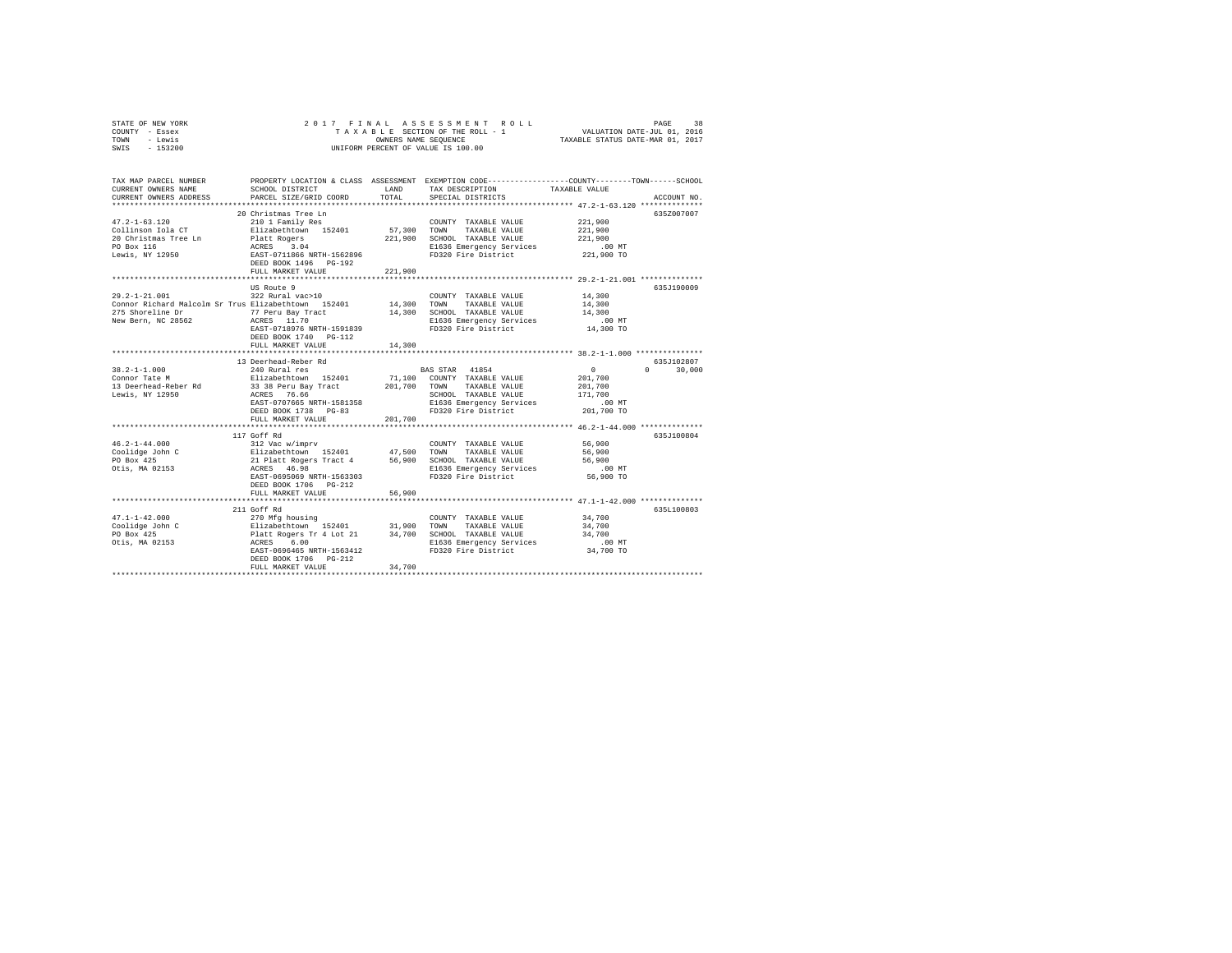STATE OF NEW YORK &nbsp;&nbsp;&nbsp;&nbsp; 2017 FINAL ASSESSMENT ROLL &nbsp;&nbsp;&nbsp;&nbsp; PAGE 38
COUNTY - Essex &nbsp;&nbsp;&nbsp;&nbsp; TAXABLE SECTION OF THE ROLL - 1 &nbsp;&nbsp;&nbsp;&nbsp; VALUATION DATE-JUL 01, 2016
TOWN - Lewis &nbsp;&nbsp;&nbsp;&nbsp; OWNERS NAME SEQUENCE &nbsp;&nbsp;&nbsp;&nbsp; TAXABLE STATUS DATE-MAR 01, 2017
SWIS - 153200 &nbsp;&nbsp;&nbsp;&nbsp; UNIFORM PERCENT OF VALUE IS 100.00

| TAX MAP PARCEL NUMBER / CURRENT OWNERS NAME / CURRENT OWNERS ADDRESS | PROPERTY LOCATION & CLASS / SCHOOL DISTRICT / PARCEL SIZE/GRID COORD | ASSESSMENT LAND | TOTAL | EXEMPTION CODE / TAX DESCRIPTION / SPECIAL DISTRICTS | COUNTY / TOWN / SCHOOL TAXABLE VALUE | ACCOUNT NO. |
|---|---|---|---|---|---|---|
| **47.2-1-63.120** | 20 Christmas Tree Ln | | | | | 635Z007007 |
| 47.2-1-63.120 | 210 1 Family Res | | | COUNTY TAXABLE VALUE | 221,900 | |
| Collinson Iola CT | Elizabethtown 152401 | 57,300 | | TOWN TAXABLE VALUE | 221,900 | |
| 20 Christmas Tree Ln | Platt Rogers | | 221,900 | SCHOOL TAXABLE VALUE | 221,900 | |
| PO Box 116 | ACRES 3.04 | | | E1636 Emergency Services | .00 MT | |
| Lewis, NY 12950 | EAST-0711866 NRTH-1562896 | | | FD320 Fire District | 221,900 TO | |
| | DEED BOOK 1496 PG-192 | | | | | |
| | FULL MARKET VALUE | | 221,900 | | | |
| **29.2-1-21.001** | US Route 9 | | | | | 635J190009 |
| 29.2-1-21.001 | 322 Rural vac>10 | | | COUNTY TAXABLE VALUE | 14,300 | |
| Connor Richard Malcolm Sr Trus | Elizabethtown 152401 | 14,300 | | TOWN TAXABLE VALUE | 14,300 | |
| 275 Shoreline Dr | 77 Peru Bay Tract | | 14,300 | SCHOOL TAXABLE VALUE | 14,300 | |
| New Bern, NC 28562 | ACRES 11.70 | | | E1636 Emergency Services | .00 MT | |
| | EAST-0718976 NRTH-1591839 | | | FD320 Fire District | 14,300 TO | |
| | DEED BOOK 1740 PG-112 | | | | | |
| | FULL MARKET VALUE | | 14,300 | | | |
| **38.2-1-1.000** | 13 Deerhead-Reber Rd | | | | | 635J102807 |
| 38.2-1-1.000 | 240 Rural res | | | BAS STAR 41854 | 0 / 0 / 30,000 | |
| Connor Tate M | Elizabethtown 152401 | 71,100 | | COUNTY TAXABLE VALUE | 201,700 | |
| 13 Deerhead-Reber Rd | 33 38 Peru Bay Tract | | 201,700 | TOWN TAXABLE VALUE | 201,700 | |
| Lewis, NY 12950 | ACRES 76.66 | | | SCHOOL TAXABLE VALUE | 171,700 | |
| | EAST-0707665 NRTH-1581358 | | | E1636 Emergency Services | .00 MT | |
| | DEED BOOK 1738 PG-83 | | | FD320 Fire District | 201,700 TO | |
| | FULL MARKET VALUE | | 201,700 | | | |
| **46.2-1-44.000** | 117 Goff Rd | | | | | 635J100804 |
| 46.2-1-44.000 | 312 Vac w/imprv | | | COUNTY TAXABLE VALUE | 56,900 | |
| Coolidge John C | Elizabethtown 152401 | 47,500 | | TOWN TAXABLE VALUE | 56,900 | |
| PO Box 425 | 21 Platt Rogers Tract 4 | | 56,900 | SCHOOL TAXABLE VALUE | 56,900 | |
| Otis, MA 02153 | ACRES 46.98 | | | E1636 Emergency Services | .00 MT | |
| | EAST-0695069 NRTH-1563303 | | | FD320 Fire District | 56,900 TO | |
| | DEED BOOK 1706 PG-212 | | | | | |
| | FULL MARKET VALUE | | 56,900 | | | |
| **47.1-1-42.000** | 211 Goff Rd | | | | | 635L100803 |
| 47.1-1-42.000 | 270 Mfg housing | | | COUNTY TAXABLE VALUE | 34,700 | |
| Coolidge John C | Elizabethtown 152401 | 31,900 | | TOWN TAXABLE VALUE | 34,700 | |
| PO Box 425 | Platt Rogers Tr 4 Lot 21 | | 34,700 | SCHOOL TAXABLE VALUE | 34,700 | |
| Otis, MA 02153 | ACRES 6.00 | | | E1636 Emergency Services | .00 MT | |
| | EAST-0696465 NRTH-1563412 | | | FD320 Fire District | 34,700 TO | |
| | DEED BOOK 1706 PG-212 | | | | | |
| | FULL MARKET VALUE | | 34,700 | | | |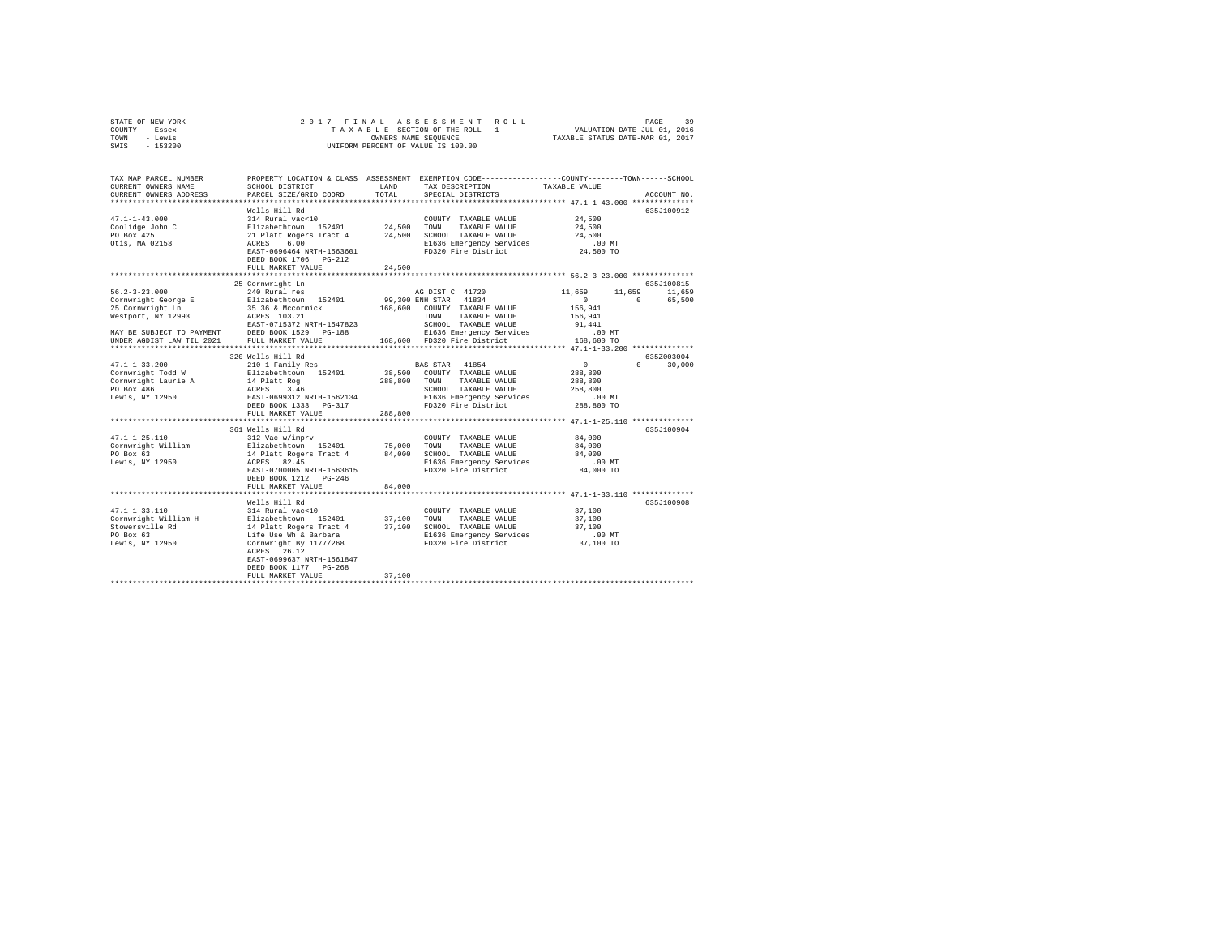STATE OF NEW YORK
COUNTY - Essex
TOWN - Lewis
SWIS - 153200

2 0 1 7 F I N A L A S S E S S M E N T R O L L
T A X A B L E SECTION OF THE ROLL - 1
OWNERS NAME SEQUENCE
UNIFORM PERCENT OF VALUE IS 100.00

VALUATION DATE-JUL 01, 2016
TAXABLE STATUS DATE-MAR 01, 2017

```
TAX MAP PARCEL NUMBER          PROPERTY LOCATION & CLASS  ASSESSMENT  EXEMPTION CODE-----------------COUNTY--------TOWN------SCHOOL
CURRENT OWNERS NAME            SCHOOL DISTRICT              LAND      TAX DESCRIPTION            TAXABLE VALUE
CURRENT OWNERS ADDRESS         PARCEL SIZE/GRID COORD       TOTAL     SPECIAL DISTRICTS                                    ACCOUNT NO.
****************************************************************************************************** 47.1-1-43.000 **************
                               Wells Hill Rd                                                                           635J100912
47.1-1-43.000                  314 Rural vac<10                      COUNTY  TAXABLE VALUE            24,500
Coolidge John C                Elizabethtown  152401       24,500    TOWN    TAXABLE VALUE            24,500
PO Box 425                     21 Platt Rogers Tract 4     24,500    SCHOOL  TAXABLE VALUE            24,500
Otis, MA 02153                 ACRES    6.00                         E1636 Emergency Services           .00 MT
                               EAST-0696464 NRTH-1563601             FD320 Fire District            24,500 TO
                               DEED BOOK 1706   PG-212
                               FULL MARKET VALUE           24,500
****************************************************************************************************** 56.2-3-23.000 **************
                               25 Cornwright Ln                                                                        635J100815
56.2-3-23.000                  240 Rural res                         AG DIST C  41720             11,659      11,659      11,659
Cornwright George E            Elizabethtown  152401       99,300 ENH STAR  41834                 0           0          65,500
25 Cornwright Ln               35 36 & Mccormick          168,600    COUNTY  TAXABLE VALUE           156,941
Westport, NY 12993             ACRES  103.21                         TOWN    TAXABLE VALUE           156,941
                               EAST-0715372 NRTH-1547823             SCHOOL  TAXABLE VALUE            91,441
MAY BE SUBJECT TO PAYMENT      DEED BOOK 1529   PG-188               E1636 Emergency Services           .00 MT
UNDER AGDIST LAW TIL 2021      FULL MARKET VALUE          168,600    FD320 Fire District           168,600 TO
****************************************************************************************************** 47.1-1-33.200 **************
                               320 Wells Hill Rd                                                                       635Z003004
47.1-1-33.200                  210 1 Family Res                      BAS STAR   41854              0           0          30,000
Cornwright Todd W              Elizabethtown  152401       38,500    COUNTY  TAXABLE VALUE           288,800
Cornwright Laurie A            14 Platt Rog               288,800    TOWN    TAXABLE VALUE           288,800
PO Box 486                     ACRES    3.46                         SCHOOL  TAXABLE VALUE           258,800
Lewis, NY 12950                EAST-0699312 NRTH-1562134             E1636 Emergency Services           .00 MT
                               DEED BOOK 1333   PG-317               FD320 Fire District           288,800 TO
                               FULL MARKET VALUE          288,800
****************************************************************************************************** 47.1-1-25.110 **************
                               361 Wells Hill Rd                                                                       635J100904
47.1-1-25.110                  312 Vac w/imprv                       COUNTY  TAXABLE VALUE            84,000
Cornwright William             Elizabethtown  152401       75,000    TOWN    TAXABLE VALUE            84,000
PO Box 63                      14 Platt Rogers Tract 4     84,000    SCHOOL  TAXABLE VALUE            84,000
Lewis, NY 12950                ACRES   82.45                         E1636 Emergency Services           .00 MT
                               EAST-0700005 NRTH-1563615             FD320 Fire District            84,000 TO
                               DEED BOOK 1212   PG-246
                               FULL MARKET VALUE           84,000
****************************************************************************************************** 47.1-1-33.110 **************
                               Wells Hill Rd                                                                           635J100908
47.1-1-33.110                  314 Rural vac<10                      COUNTY  TAXABLE VALUE            37,100
Cornwright William H           Elizabethtown  152401       37,100    TOWN    TAXABLE VALUE            37,100
Stowersville Rd                14 Platt Rogers Tract 4     37,100    SCHOOL  TAXABLE VALUE            37,100
PO Box 63                      Life Use Wh & Barbara                 E1636 Emergency Services           .00 MT
Lewis, NY 12950                Cornwright By 1177/268                FD320 Fire District            37,100 TO
                               ACRES   26.12
                               EAST-0699637 NRTH-1561847
                               DEED BOOK 1177   PG-268
                               FULL MARKET VALUE           37,100
************************************************************************************************************************************
```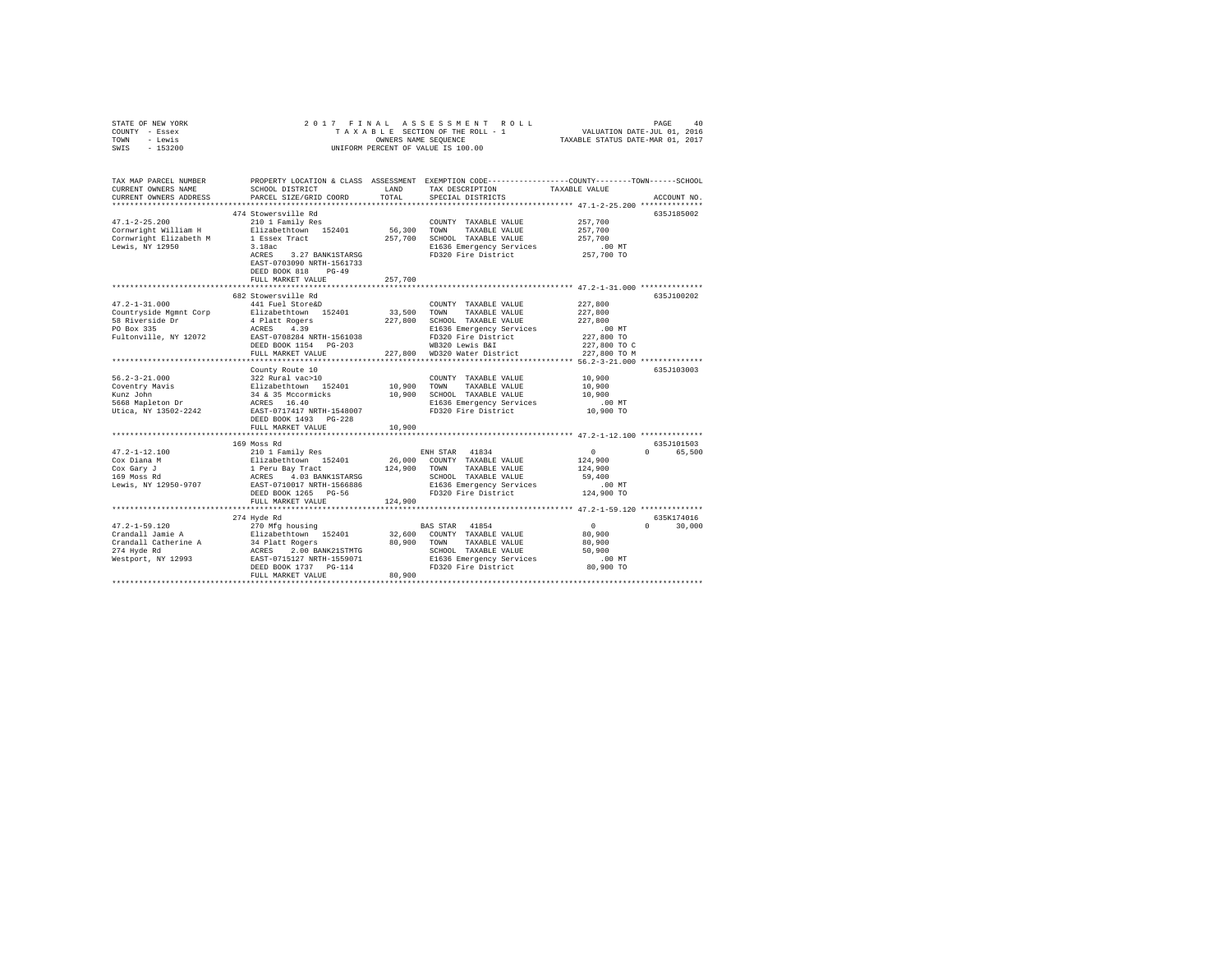STATE OF NEW YORK
COUNTY - Essex
TOWN - Lewis
SWIS - 153200

2 0 1 7 F I N A L A S S E S S M E N T R O L L
T A X A B L E SECTION OF THE ROLL - 1
OWNERS NAME SEQUENCE
UNIFORM PERCENT OF VALUE IS 100.00

VALUATION DATE-JUL 01, 2016
TAXABLE STATUS DATE-MAR 01, 2017

```
TAX MAP PARCEL NUMBER          PROPERTY LOCATION & CLASS  ASSESSMENT  EXEMPTION CODE-----------------COUNTY--------TOWN------SCHOOL
CURRENT OWNERS NAME            SCHOOL DISTRICT             LAND       TAX DESCRIPTION            TAXABLE VALUE
CURRENT OWNERS ADDRESS         PARCEL SIZE/GRID COORD      TOTAL      SPECIAL DISTRICTS                                     ACCOUNT NO.
******************************************************************************************************* 47.1-2-25.200 **************
                               474 Stowersville Rd                                                                      635J185002
47.1-2-25.200                  210 1 Family Res                        COUNTY  TAXABLE VALUE         257,700
Cornwright William H           Elizabethtown  152401       56,300     TOWN    TAXABLE VALUE         257,700
Cornwright Elizabeth M         1 Essex Tract              257,700     SCHOOL  TAXABLE VALUE         257,700
Lewis, NY 12950                3.18ac                                  E1636 Emergency Services        .00 MT
                               ACRES    3.27 BANK1STARSG               FD320 Fire District          257,700 TO
                               EAST-0703090 NRTH-1561733
                               DEED BOOK 818    PG-49
                               FULL MARKET VALUE          257,700
******************************************************************************************************* 47.2-1-31.000 **************
                               682 Stowersville Rd                                                                      635J100202
47.2-1-31.000                  441 Fuel Store&D                        COUNTY  TAXABLE VALUE         227,800
Countryside Mgmnt Corp         Elizabethtown  152401       33,500     TOWN    TAXABLE VALUE         227,800
58 Riverside Dr                4 Platt Rogers             227,800     SCHOOL  TAXABLE VALUE         227,800
PO Box 335                     ACRES    4.39                           E1636 Emergency Services        .00 MT
Fultonville, NY 12072          EAST-0708284 NRTH-1561038               FD320 Fire District          227,800 TO
                               DEED BOOK 1154   PG-203                 WB320 Lewis B&I              227,800 TO C
                               FULL MARKET VALUE          227,800     WD320 Water District         227,800 TO M
******************************************************************************************************* 56.2-3-21.000 **************
                               County Route 10                                                                          635J103003
56.2-3-21.000                  322 Rural vac>10                        COUNTY  TAXABLE VALUE          10,900
Coventry Mavis                 Elizabethtown  152401       10,900     TOWN    TAXABLE VALUE          10,900
Kunz John                      34 & 35 Mccormicks          10,900     SCHOOL  TAXABLE VALUE          10,900
5668 Mapleton Dr               ACRES   16.40                           E1636 Emergency Services        .00 MT
Utica, NY 13502-2242           EAST-0717417 NRTH-1548007               FD320 Fire District           10,900 TO
                               DEED BOOK 1493   PG-228
                               FULL MARKET VALUE           10,900
******************************************************************************************************* 47.2-1-12.100 **************
                               169 Moss Rd                                                                              635J101503
47.2-1-12.100                  210 1 Family Res                        ENH STAR  41834                     0          0     65,500
Cox Diana M                    Elizabethtown  152401       26,000     COUNTY  TAXABLE VALUE         124,900
Cox Gary J                     1 Peru Bay Tract           124,900     TOWN    TAXABLE VALUE         124,900
169 Moss Rd                    ACRES    4.03 BANK1STARSG               SCHOOL  TAXABLE VALUE          59,400
Lewis, NY 12950-9707           EAST-0710017 NRTH-1566886               E1636 Emergency Services        .00 MT
                               DEED BOOK 1265   PG-56                  FD320 Fire District          124,900 TO
                               FULL MARKET VALUE          124,900
******************************************************************************************************* 47.2-1-59.120 **************
                               274 Hyde Rd                                                                              635K174016
47.2-1-59.120                  270 Mfg housing                         BAS STAR  41854                     0          0     30,000
Crandall Jamie A               Elizabethtown  152401       32,600     COUNTY  TAXABLE VALUE          80,900
Crandall Catherine A           34 Platt Rogers             80,900     TOWN    TAXABLE VALUE          80,900
274 Hyde Rd                    ACRES    2.00 BANK21STMTG               SCHOOL  TAXABLE VALUE          50,900
Westport, NY 12993             EAST-0715127 NRTH-1559071               E1636 Emergency Services        .00 MT
                               DEED BOOK 1737   PG-114                 FD320 Fire District           80,900 TO
                               FULL MARKET VALUE           80,900
************************************************************************************************************************************
```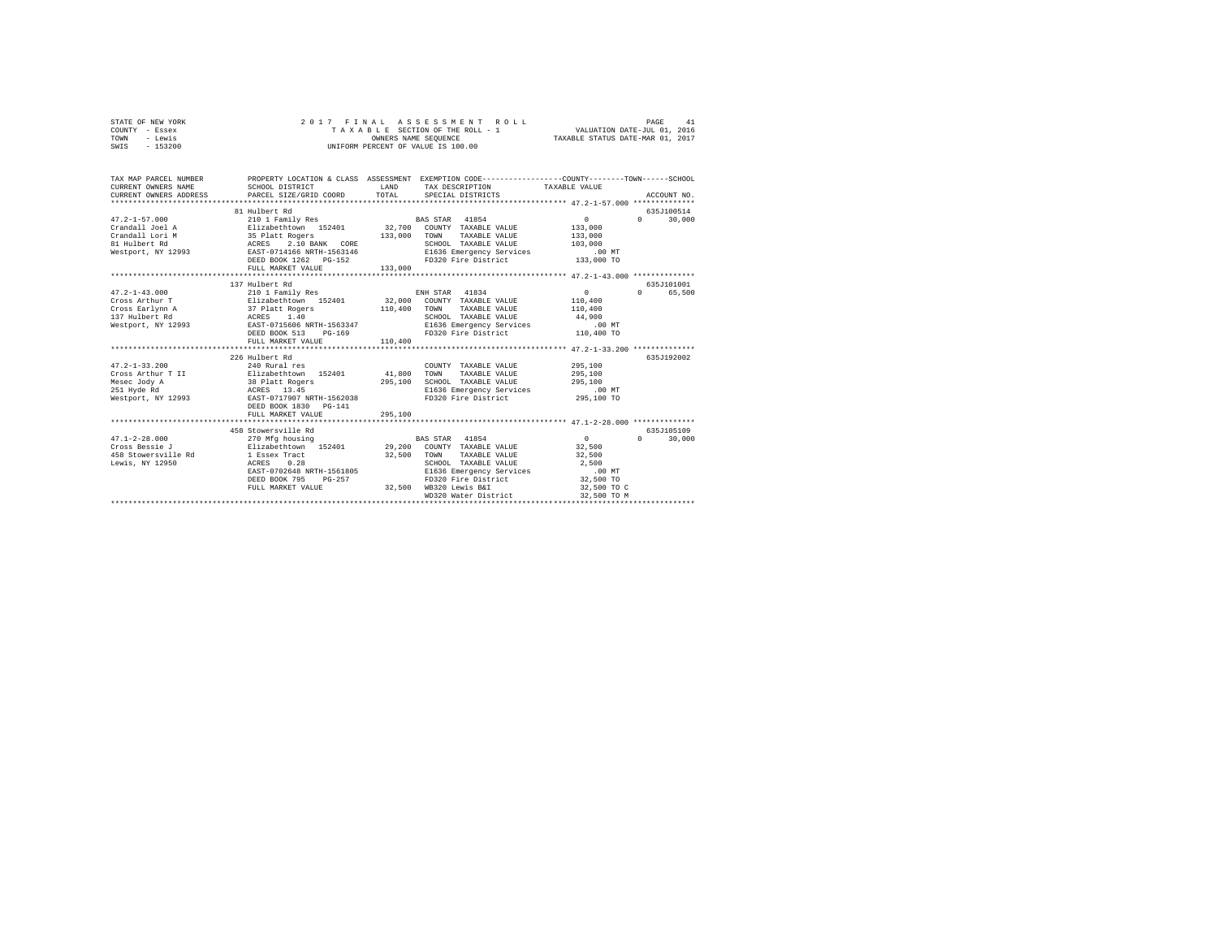```
STATE OF NEW YORK                2 0 1 7   F I N A L   A S S E S S M E N T   R O L L                          PAGE    41
COUNTY  - Essex                      T A X A B L E  SECTION OF THE ROLL - 1                    VALUATION DATE-JUL 01, 2016
TOWN    - Lewis                              OWNERS NAME SEQUENCE                         TAXABLE STATUS DATE-MAR 01, 2017
SWIS    - 153200                     UNIFORM PERCENT OF VALUE IS 100.00


TAX MAP PARCEL NUMBER          PROPERTY LOCATION & CLASS  ASSESSMENT  EXEMPTION CODE-----------------COUNTY--------TOWN------SCHOOL
CURRENT OWNERS NAME            SCHOOL DISTRICT              LAND      TAX DESCRIPTION           TAXABLE VALUE
CURRENT OWNERS ADDRESS         PARCEL SIZE/GRID COORD       TOTAL     SPECIAL DISTRICTS                                   ACCOUNT NO.
****************************************************************************************************** 47.2-1-57.000 **************
                               81 Hulbert Rd                                                                            635J100514
47.2-1-57.000                  210 1 Family Res                        BAS STAR  41854                  0            0      30,000
Crandall Joel A                Elizabethtown  152401       32,700   COUNTY  TAXABLE VALUE          133,000
Crandall Lori M                35 Platt Rogers            133,000   TOWN    TAXABLE VALUE          133,000
81 Hulbert Rd                  ACRES    2.10 BANK   CORE            SCHOOL  TAXABLE VALUE          103,000
Westport, NY 12993             EAST-0714166 NRTH-1563146            E1636 Emergency Services            .00 MT
                               DEED BOOK 1262   PG-152              FD320 Fire District            133,000 TO
                               FULL MARKET VALUE          133,000
****************************************************************************************************** 47.2-1-43.000 **************
                               137 Hulbert Rd                                                                           635J101001
47.2-1-43.000                  210 1 Family Res                        ENH STAR  41834                  0            0      65,500
Cross Arthur T                 Elizabethtown  152401       32,000   COUNTY  TAXABLE VALUE          110,400
Cross Earlynn A                37 Platt Rogers            110,400   TOWN    TAXABLE VALUE          110,400
137 Hulbert Rd                 ACRES    1.40                        SCHOOL  TAXABLE VALUE           44,900
Westport, NY 12993             EAST-0715606 NRTH-1563347            E1636 Emergency Services            .00 MT
                               DEED BOOK 513    PG-169              FD320 Fire District            110,400 TO
                               FULL MARKET VALUE          110,400
****************************************************************************************************** 47.2-1-33.200 **************
                               226 Hulbert Rd                                                                           635J192002
47.2-1-33.200                  240 Rural res                           COUNTY  TAXABLE VALUE          295,100
Cross Arthur T II              Elizabethtown  152401       41,800   TOWN    TAXABLE VALUE          295,100
Mesec Jody A                   38 Platt Rogers            295,100   SCHOOL  TAXABLE VALUE          295,100
251 Hyde Rd                    ACRES   13.45                        E1636 Emergency Services            .00 MT
Westport, NY 12993             EAST-0717907 NRTH-1562038            FD320 Fire District            295,100 TO
                               DEED BOOK 1830   PG-141
                               FULL MARKET VALUE          295,100
****************************************************************************************************** 47.1-2-28.000 **************
                               458 Stowersville Rd                                                                      635J105109
47.1-2-28.000                  270 Mfg housing                         BAS STAR  41854                  0            0      30,000
Cross Bessie J                 Elizabethtown  152401       29,200   COUNTY  TAXABLE VALUE           32,500
458 Stowersville Rd            1 Essex Tract               32,500   TOWN    TAXABLE VALUE           32,500
Lewis, NY 12950                ACRES    0.28                        SCHOOL  TAXABLE VALUE            2,500
                               EAST-0702648 NRTH-1561805            E1636 Emergency Services            .00 MT
                               DEED BOOK 795    PG-257              FD320 Fire District             32,500 TO
                               FULL MARKET VALUE           32,500   WB320 Lewis B&I                 32,500 TO C
                                                                    WD320 Water District            32,500 TO M
************************************************************************************************************************************
```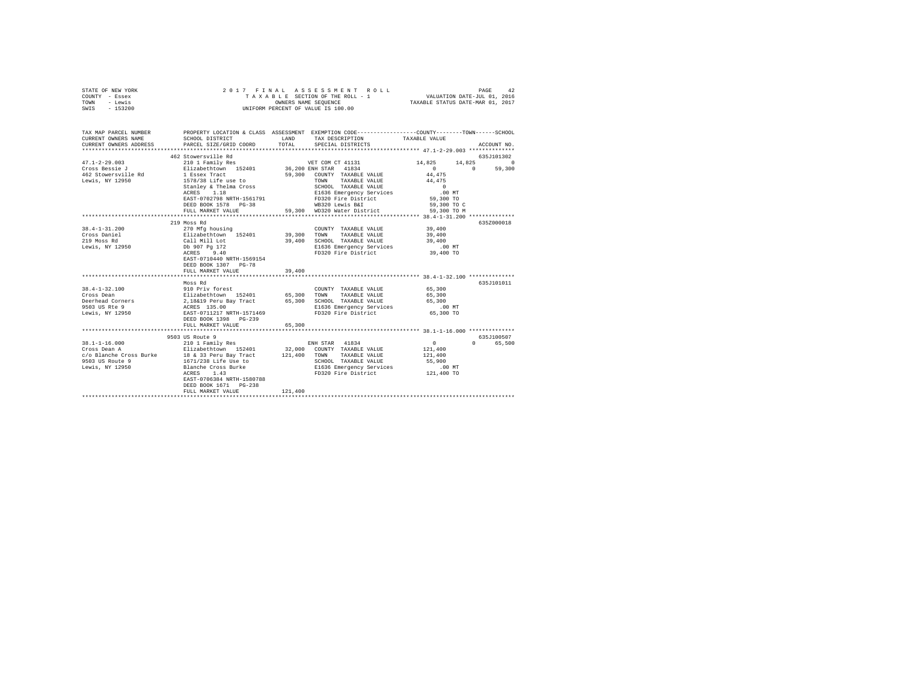STATE OF NEW YORK
COUNTY - Essex
TOWN - Lewis
SWIS - 153200

2 0 1 7 F I N A L A S S E S S M E N T R O L L
T A X A B L E SECTION OF THE ROLL - 1
OWNERS NAME SEQUENCE
UNIFORM PERCENT OF VALUE IS 100.00

VALUATION DATE-JUL 01, 2016
TAXABLE STATUS DATE-MAR 01, 2017

| TAX MAP PARCEL NUMBER<br>CURRENT OWNERS NAME<br>CURRENT OWNERS ADDRESS | PROPERTY LOCATION & CLASS<br>SCHOOL DISTRICT<br>PARCEL SIZE/GRID COORD | ASSESSMENT<br>LAND<br>TOTAL | EXEMPTION CODE<br>TAX DESCRIPTION<br>SPECIAL DISTRICTS | COUNTY | TOWN | SCHOOL<br>TAXABLE VALUE<br>ACCOUNT NO. |
|---|---|---|---|---|---|---|
| **47.1-2-29.003** | 462 Stowersville Rd | | | | | 635J101302 |
| 47.1-2-29.003 | 210 1 Family Res | | VET COM CT 41131 | 14,825 | 14,825 | 0 |
| Cross Bessie J | Elizabethtown 152401 | 36,200 | ENH STAR 41834 | 0 | 0 | 59,300 |
| 462 Stowersville Rd | 1 Essex Tract | 59,300 | COUNTY TAXABLE VALUE | 44,475 | | |
| Lewis, NY 12950 | 1578/38 Life use to | | TOWN TAXABLE VALUE | | 44,475 | |
| | Stanley & Thelma Cross | | SCHOOL TAXABLE VALUE | | | 0 |
| | ACRES 1.18 | | E1636 Emergency Services | .00 MT | | |
| | EAST-0702798 NRTH-1561791 | | FD320 Fire District | 59,300 TO | | |
| | DEED BOOK 1578 PG-38 | | WB320 Lewis B&I | 59,300 TO C | | |
| | FULL MARKET VALUE | 59,300 | WD320 Water District | 59,300 TO M | | |
| **38.4-1-31.200** | 219 Moss Rd | | | | | 635Z000018 |
| 38.4-1-31.200 | 270 Mfg housing | | COUNTY TAXABLE VALUE | 39,400 | | |
| Cross Daniel | Elizabethtown 152401 | 39,300 | TOWN TAXABLE VALUE | | 39,400 | |
| 219 Moss Rd | Call Mill Lot | 39,400 | SCHOOL TAXABLE VALUE | | | 39,400 |
| Lewis, NY 12950 | Db 907 Pg 172 | | E1636 Emergency Services | .00 MT | | |
| | ACRES 9.40 | | FD320 Fire District | 39,400 TO | | |
| | EAST-0710440 NRTH-1569154 | | | | | |
| | DEED BOOK 1307 PG-78 | | | | | |
| | FULL MARKET VALUE | 39,400 | | | | |
| **38.4-1-32.100** | Moss Rd | | | | | 635J101011 |
| 38.4-1-32.100 | 910 Priv forest | | COUNTY TAXABLE VALUE | 65,300 | | |
| Cross Dean | Elizabethtown 152401 | 65,300 | TOWN TAXABLE VALUE | | 65,300 | |
| Deerhead Corners | 2,18&19 Peru Bay Tract | 65,300 | SCHOOL TAXABLE VALUE | | | 65,300 |
| 9503 US Rte 9 | ACRES 135.00 | | E1636 Emergency Services | .00 MT | | |
| Lewis, NY 12950 | EAST-0711217 NRTH-1571469 | | FD320 Fire District | 65,300 TO | | |
| | DEED BOOK 1398 PG-239 | | | | | |
| | FULL MARKET VALUE | 65,300 | | | | |
| **38.1-1-16.000** | 9503 US Route 9 | | | | | 635J100507 |
| 38.1-1-16.000 | 210 1 Family Res | | ENH STAR 41834 | 0 | 0 | 65,500 |
| Cross Dean A | Elizabethtown 152401 | 32,000 | COUNTY TAXABLE VALUE | 121,400 | | |
| c/o Blanche Cross Burke | 18 & 33 Peru Bay Tract | 121,400 | TOWN TAXABLE VALUE | | 121,400 | |
| 9503 US Route 9 | 1671/238 Life Use to | | SCHOOL TAXABLE VALUE | | | 55,900 |
| Lewis, NY 12950 | Blanche Cross Burke | | E1636 Emergency Services | .00 MT | | |
| | ACRES 1.43 | | FD320 Fire District | 121,400 TO | | |
| | EAST-0706384 NRTH-1580788 | | | | | |
| | DEED BOOK 1671 PG-238 | | | | | |
| | FULL MARKET VALUE | 121,400 | | | | |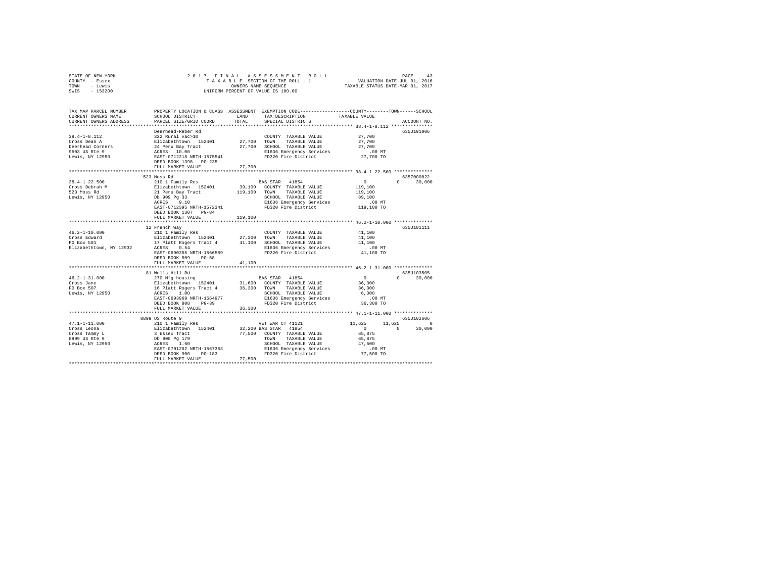STATE OF NEW YORK
COUNTY - Essex
TOWN - Lewis
SWIS - 153200

2 0 1 7 F I N A L A S S E S S M E N T R O L L
T A X A B L E SECTION OF THE ROLL - 1
OWNERS NAME SEQUENCE
UNIFORM PERCENT OF VALUE IS 100.00

VALUATION DATE-JUL 01, 2016
TAXABLE STATUS DATE-MAR 01, 2017

```
TAX MAP PARCEL NUMBER     PROPERTY LOCATION & CLASS  ASSESSMENT  EXEMPTION CODE-----------------COUNTY--------TOWN------SCHOOL
CURRENT OWNERS NAME       SCHOOL DISTRICT             LAND       TAX DESCRIPTION            TAXABLE VALUE
CURRENT OWNERS ADDRESS    PARCEL SIZE/GRID COORD      TOTAL      SPECIAL DISTRICTS                                    ACCOUNT NO.
******************************************************************************************* 38.4-1-8.112 ***************
                          Deerhead-Reber Rd                                                                           635J191006
38.4-1-8.112              322 Rural vac>10                       COUNTY  TAXABLE VALUE          27,700
Cross Dean A              Elizabethtown  152401       27,700     TOWN    TAXABLE VALUE          27,700
Deerhead Corners          24 Peru Bay Tract           27,700     SCHOOL  TAXABLE VALUE          27,700
9503 US Rte 9             ACRES  10.00                           E1636 Emergency Services          .00 MT
Lewis, NY 12950           EAST-0712218 NRTH-1575541              FD320 Fire District            27,700 TO
                          DEED BOOK 1398   PG-235
                          FULL MARKET VALUE           27,700
******************************************************************************************* 38.4-1-22.500 **************
                          523 Moss Rd                                                                                 635Z000022
38.4-1-22.500             210 1 Family Res                       BAS STAR  41854                     0          0     30,000
Cross Debrah M            Elizabethtown  152401       39,100     COUNTY  TAXABLE VALUE         119,100
523 Moss Rd               21 Peru Bay Tract          119,100     TOWN    TAXABLE VALUE         119,100
Lewis, NY 12950           Db 909 Pg 33                           SCHOOL  TAXABLE VALUE          89,100
                          ACRES   9.10                           E1636 Emergency Services          .00 MT
                          EAST-0712395 NRTH-1572341              FD320 Fire District           119,100 TO
                          DEED BOOK 1307   PG-84
                          FULL MARKET VALUE          119,100
******************************************************************************************* 46.2-1-10.000 **************
                          12 French Way                                                                               635J101111
46.2-1-10.000             210 1 Family Res                       COUNTY  TAXABLE VALUE          41,100
Cross Edward              Elizabethtown  152401       27,300     TOWN    TAXABLE VALUE          41,100
PO Box 501                17 Platt Rogers Tract 4     41,100     SCHOOL  TAXABLE VALUE          41,100
Elizabethtown, NY 12932   ACRES   0.54                           E1636 Emergency Services          .00 MT
                          EAST-0690355 NRTH-1566559              FD320 Fire District            41,100 TO
                          DEED BOOK 509    PG-58
                          FULL MARKET VALUE           41,100
******************************************************************************************* 46.2-1-31.000 **************
                          81 Wells Hill Rd                                                                            635J103505
46.2-1-31.000             270 Mfg housing                        BAS STAR  41854                     0          0     30,000
Cross Jane                Elizabethtown  152401       31,600     COUNTY  TAXABLE VALUE          36,300
PO Box 507                16 Platt Rogers Tract 4     36,300     TOWN    TAXABLE VALUE          36,300
Lewis, NY 12950           ACRES   1.00                           SCHOOL  TAXABLE VALUE           6,300
                          EAST-0693969 NRTH-1564977              E1636 Emergency Services          .00 MT
                          DEED BOOK 808    PG-39                 FD320 Fire District            36,300 TO
                          FULL MARKET VALUE           36,300
******************************************************************************************* 47.1-1-11.000 **************
                          8899 US Route 9                                                                             635J102606
47.1-1-11.000             210 1 Family Res                       VET WAR CT 41121               11,625     11,625          0
Cross Leona               Elizabethtown  152401       32,200     BAS STAR  41854                     0          0     30,000
Cross Tammy L             3 Essex Tract               77,500     COUNTY  TAXABLE VALUE          65,875
8899 US Rte 9             Db 900 Pg 179                          TOWN    TAXABLE VALUE          65,875
Lewis, NY 12950           ACRES   1.60                           SCHOOL  TAXABLE VALUE          47,500
                          EAST-0701202 NRTH-1567353              E1636 Emergency Services          .00 MT
                          DEED BOOK 900    PG-183                FD320 Fire District            77,500 TO
                          FULL MARKET VALUE           77,500
************************************************************************************************************************
```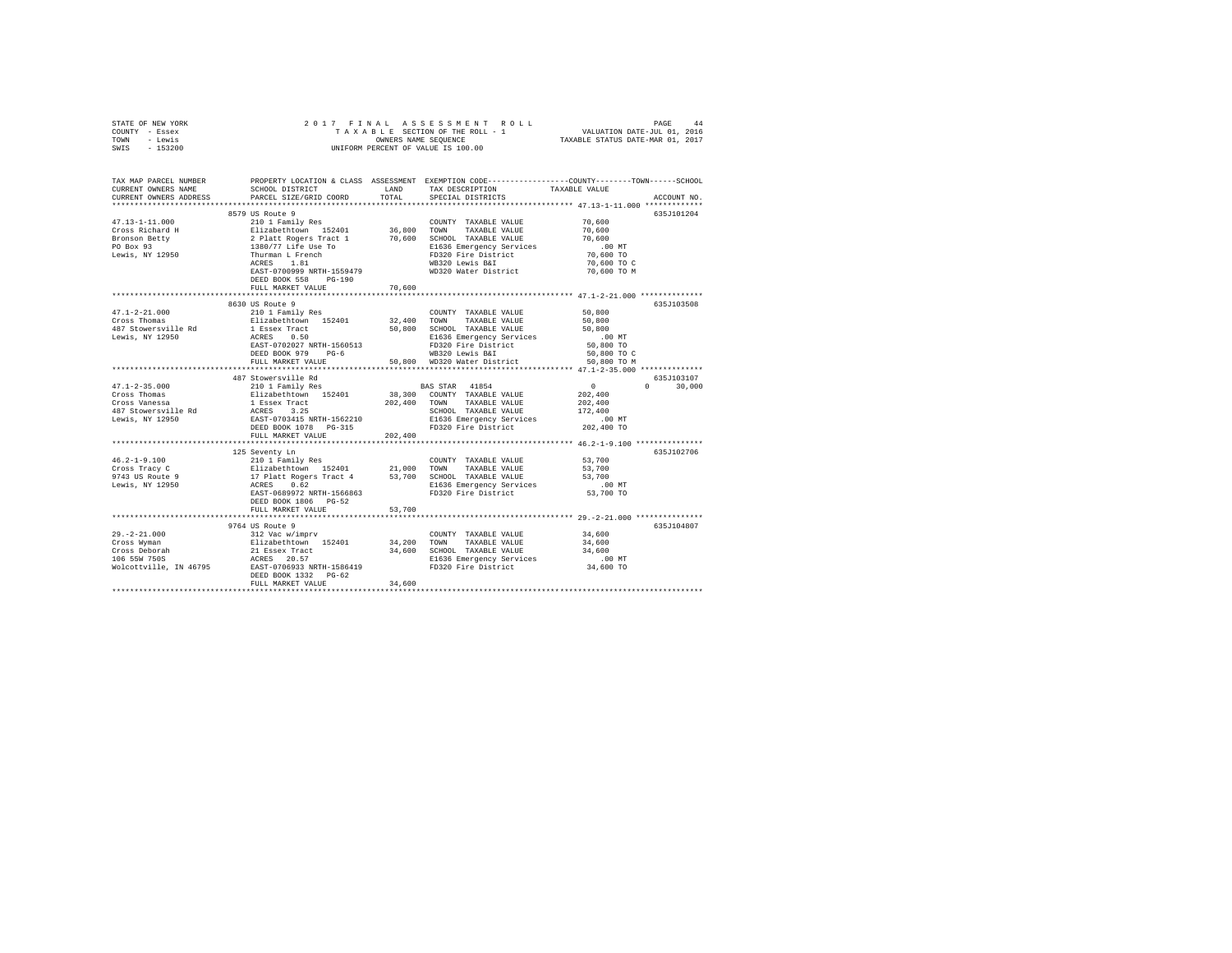STATE OF NEW YORK
COUNTY - Essex
TOWN - Lewis
SWIS - 153200

2 0 1 7 F I N A L A S S E S S M E N T R O L L
T A X A B L E SECTION OF THE ROLL - 1
OWNERS NAME SEQUENCE
UNIFORM PERCENT OF VALUE IS 100.00

VALUATION DATE-JUL 01, 2016
TAXABLE STATUS DATE-MAR 01, 2017

```
TAX MAP PARCEL NUMBER          PROPERTY LOCATION & CLASS  ASSESSMENT  EXEMPTION CODE-----------------COUNTY--------TOWN------SCHOOL
CURRENT OWNERS NAME            SCHOOL DISTRICT              LAND      TAX DESCRIPTION           TAXABLE VALUE
CURRENT OWNERS ADDRESS         PARCEL SIZE/GRID COORD       TOTAL     SPECIAL DISTRICTS                                   ACCOUNT NO.
************************************************************************************************** 47.13-1-11.000 *************
                               8579 US Route 9                                                                         635J101204
47.13-1-11.000                 210 1 Family Res                        COUNTY  TAXABLE VALUE          70,600
Cross Richard H                Elizabethtown  152401       36,800      TOWN    TAXABLE VALUE          70,600
Bronson Betty                  2 Platt Rogers Tract 1      70,600      SCHOOL  TAXABLE VALUE          70,600
PO Box 93                      1380/77 Life Use To                     E1636 Emergency Services          .00 MT
Lewis, NY 12950                Thurman L French                        FD320 Fire District            70,600 TO
                               ACRES    1.81                           WB320 Lewis B&I                70,600 TO C
                               EAST-0700999 NRTH-1559479               WD320 Water District           70,600 TO M
                               DEED BOOK 558    PG-190
                               FULL MARKET VALUE           70,600
************************************************************************************************** 47.1-2-21.000 **************
                               8630 US Route 9                                                                         635J103508
47.1-2-21.000                  210 1 Family Res                        COUNTY  TAXABLE VALUE          50,800
Cross Thomas                   Elizabethtown  152401       32,400      TOWN    TAXABLE VALUE          50,800
487 Stowersville Rd            1 Essex Tract               50,800      SCHOOL  TAXABLE VALUE          50,800
Lewis, NY 12950                ACRES    0.50                           E1636 Emergency Services          .00 MT
                               EAST-0702027 NRTH-1560513               FD320 Fire District            50,800 TO
                               DEED BOOK 979    PG-6                   WB320 Lewis B&I                50,800 TO C
                               FULL MARKET VALUE           50,800      WD320 Water District           50,800 TO M
************************************************************************************************** 47.1-2-35.000 **************
                               487 Stowersville Rd                                                                     635J103107
47.1-2-35.000                  210 1 Family Res                        BAS STAR  41854                     0          0     30,000
Cross Thomas                   Elizabethtown  152401       38,300      COUNTY  TAXABLE VALUE         202,400
Cross Vanessa                  1 Essex Tract              202,400      TOWN    TAXABLE VALUE         202,400
487 Stowersville Rd            ACRES    3.25                           SCHOOL  TAXABLE VALUE         172,400
Lewis, NY 12950                EAST-0703415 NRTH-1562210               E1636 Emergency Services          .00 MT
                               DEED BOOK 1078   PG-315                 FD320 Fire District           202,400 TO
                               FULL MARKET VALUE          202,400
************************************************************************************************** 46.2-1-9.100 ***************
                               125 Seventy Ln                                                                          635J102706
46.2-1-9.100                   210 1 Family Res                        COUNTY  TAXABLE VALUE          53,700
Cross Tracy C                  Elizabethtown  152401       21,000      TOWN    TAXABLE VALUE          53,700
9743 US Route 9                17 Platt Rogers Tract 4     53,700      SCHOOL  TAXABLE VALUE          53,700
Lewis, NY 12950                ACRES    0.62                           E1636 Emergency Services          .00 MT
                               EAST-0689972 NRTH-1566863               FD320 Fire District            53,700 TO
                               DEED BOOK 1806   PG-52
                               FULL MARKET VALUE           53,700
************************************************************************************************** 29.-2-21.000 ***************
                               9764 US Route 9                                                                         635J104807
29.-2-21.000                   312 Vac w/imprv                         COUNTY  TAXABLE VALUE          34,600
Cross Wyman                    Elizabethtown  152401       34,200      TOWN    TAXABLE VALUE          34,600
Cross Deborah                  21 Essex Tract              34,600      SCHOOL  TAXABLE VALUE          34,600
106 55W 750S                   ACRES   20.57                           E1636 Emergency Services          .00 MT
Wolcottville, IN 46795         EAST-0706933 NRTH-1586419               FD320 Fire District            34,600 TO
                               DEED BOOK 1332   PG-62
                               FULL MARKET VALUE           34,600
********************************************************************************************************************************
```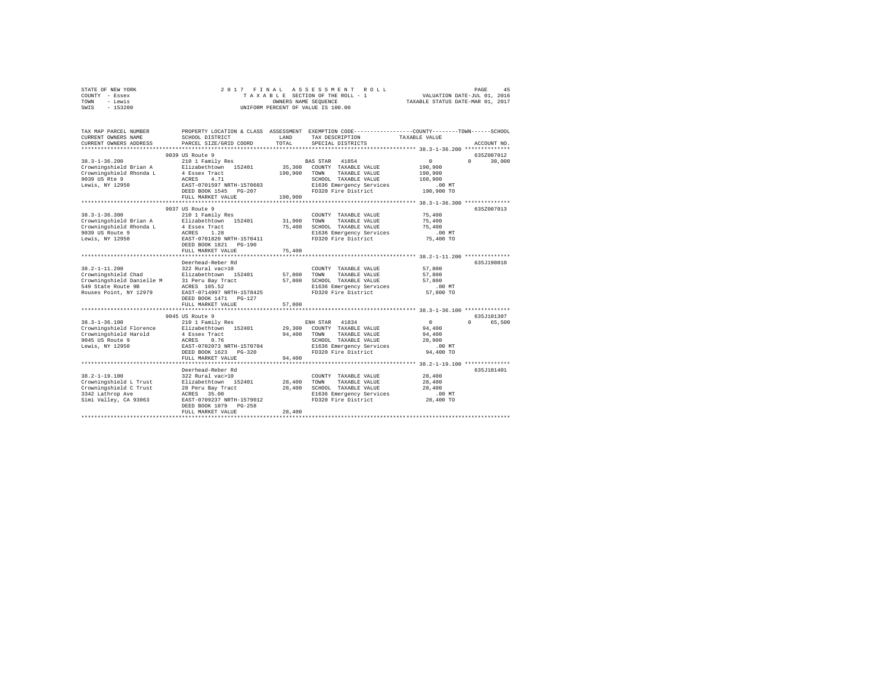STATE OF NEW YORK
COUNTY - Essex
TOWN - Lewis
SWIS - 153200

2017 FINAL ASSESSMENT ROLL
TAXABLE SECTION OF THE ROLL - 1
OWNERS NAME SEQUENCE
UNIFORM PERCENT OF VALUE IS 100.00

VALUATION DATE-JUL 01, 2016
TAXABLE STATUS DATE-MAR 01, 2017

```
TAX MAP PARCEL NUMBER          PROPERTY LOCATION & CLASS  ASSESSMENT  EXEMPTION CODE-----------------COUNTY--------TOWN------SCHOOL
CURRENT OWNERS NAME            SCHOOL DISTRICT             LAND       TAX DESCRIPTION              TAXABLE VALUE
CURRENT OWNERS ADDRESS         PARCEL SIZE/GRID COORD      TOTAL      SPECIAL DISTRICTS                                      ACCOUNT NO.
******************************************************************************************************* 38.3-1-36.200 **************
                               9039 US Route 9                                                                              635Z007012
38.3-1-36.200                  210 1 Family Res                       BAS STAR  41854              0            0       30,000
Crowningshield Brian A         Elizabethtown  152401       35,300    COUNTY  TAXABLE VALUE        190,900
Crowningshield Rhonda L        4 Essex Tract              190,900    TOWN    TAXABLE VALUE        190,900
9039 US Rte 9                  ACRES    4.71                         SCHOOL  TAXABLE VALUE        160,900
Lewis, NY 12950                EAST-0701597 NRTH-1570603             E1636 Emergency Services          .00 MT
                               DEED BOOK 1545   PG-207               FD320 Fire District           190,900 TO
                               FULL MARKET VALUE          190,900
******************************************************************************************************* 38.3-1-36.300 **************
                               9037 US Route 9                                                                              635Z007013
38.3-1-36.300                  210 1 Family Res                       COUNTY  TAXABLE VALUE         75,400
Crowningshield Brian A         Elizabethtown  152401       31,900    TOWN    TAXABLE VALUE         75,400
Crowningshield Rhonda L        4 Essex Tract               75,400    SCHOOL  TAXABLE VALUE         75,400
9039 US Route 9                ACRES    1.28                         E1636 Emergency Services          .00 MT
Lewis, NY 12950                EAST-0701820 NRTH-1570411             FD320 Fire District            75,400 TO
                               DEED BOOK 1821   PG-190
                               FULL MARKET VALUE           75,400
******************************************************************************************************* 38.2-1-11.200 **************
                               Deerhead-Reber Rd                                                                            635J190010
38.2-1-11.200                  322 Rural vac>10                       COUNTY  TAXABLE VALUE         57,800
Crowningshield Chad            Elizabethtown  152401       57,800    TOWN    TAXABLE VALUE         57,800
Crowningshield Danielle M      31 Peru Bay Tract           57,800    SCHOOL  TAXABLE VALUE         57,800
549 State Route 9B             ACRES  105.52                         E1636 Emergency Services          .00 MT
Rouses Point, NY 12979         EAST-0714997 NRTH-1578425             FD320 Fire District            57,800 TO
                               DEED BOOK 1471   PG-127
                               FULL MARKET VALUE           57,800
******************************************************************************************************* 38.3-1-36.100 **************
                               9045 US Route 9                                                                              635J101307
38.3-1-36.100                  210 1 Family Res                       ENH STAR  41834              0            0       65,500
Crowningshield Florence        Elizabethtown  152401       29,300    COUNTY  TAXABLE VALUE         94,400
Crowningshield Harold          4 Essex Tract               94,400    TOWN    TAXABLE VALUE         94,400
9045 US Route 9                ACRES    0.76                         SCHOOL  TAXABLE VALUE         28,900
Lewis, NY 12950                EAST-0702073 NRTH-1570704             E1636 Emergency Services          .00 MT
                               DEED BOOK 1623   PG-320               FD320 Fire District            94,400 TO
                               FULL MARKET VALUE           94,400
******************************************************************************************************* 38.2-1-19.100 **************
                               Deerhead-Reber Rd                                                                            635J101401
38.2-1-19.100                  322 Rural vac>10                       COUNTY  TAXABLE VALUE         28,400
Crowningshield L Trust         Elizabethtown  152401       28,400    TOWN    TAXABLE VALUE         28,400
Crowningshield C Trust         28 Peru Bay Tract           28,400    SCHOOL  TAXABLE VALUE         28,400
3342 Lathrop Ave               ACRES   35.00                         E1636 Emergency Services          .00 MT
Simi Valley, CA 93063          EAST-0709237 NRTH-1579012             FD320 Fire District            28,400 TO
                               DEED BOOK 1079   PG-258
                               FULL MARKET VALUE           28,400
************************************************************************************************************************************
```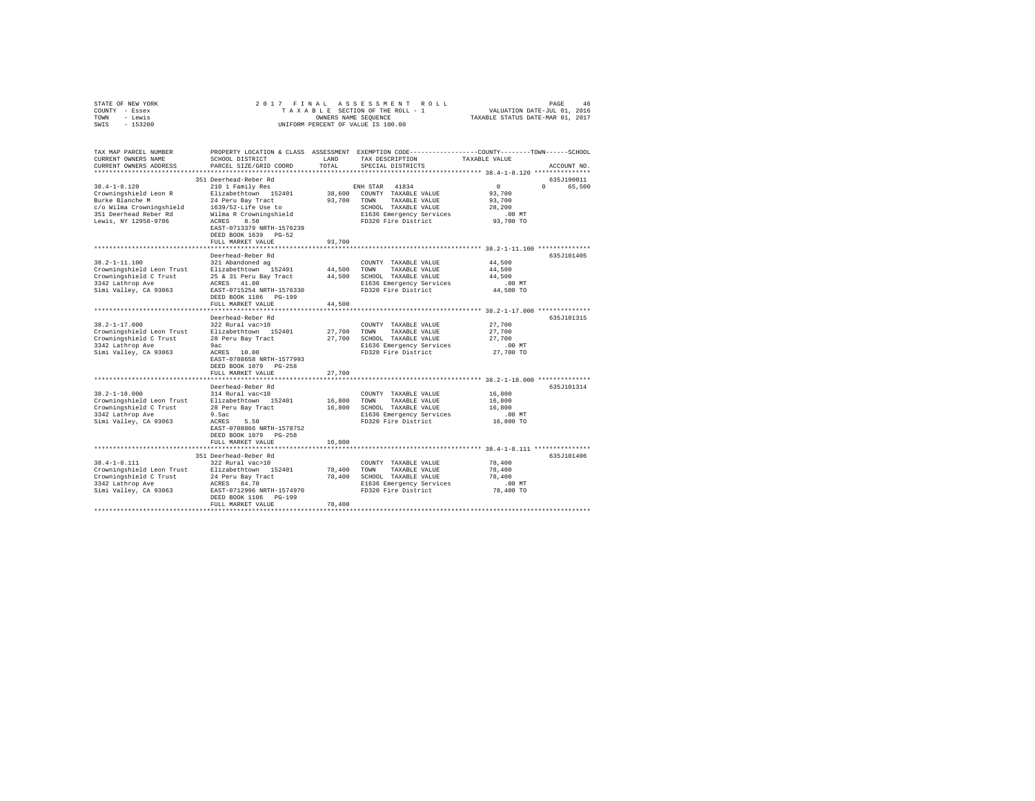STATE OF NEW YORK
COUNTY - Essex
TOWN - Lewis
SWIS - 153200

2017 FINAL ASSESSMENT ROLL
TAXABLE SECTION OF THE ROLL - 1
OWNERS NAME SEQUENCE
UNIFORM PERCENT OF VALUE IS 100.00

VALUATION DATE-JUL 01, 2016
TAXABLE STATUS DATE-MAR 01, 2017

| TAX MAP PARCEL NUMBER / CURRENT OWNERS NAME / CURRENT OWNERS ADDRESS | PROPERTY LOCATION & CLASS / SCHOOL DISTRICT / PARCEL SIZE/GRID COORD | ASSESSMENT LAND / TOTAL | EXEMPTION CODE / TAX DESCRIPTION / SPECIAL DISTRICTS | COUNTY / TOWN / SCHOOL TAXABLE VALUE | ACCOUNT NO. |
|---|---|---|---|---|---|
| 38.4-1-8.120 | 351 Deerhead-Reber Rd | | | | 635J190011 |
| | 210 1 Family Res | | ENH STAR 41834 | 0 0 65,500 | |
| Crowningshield Leon R | Elizabethtown 152401 | 38,600 | COUNTY TAXABLE VALUE | 93,700 | |
| Burke Blanche M | 24 Peru Bay Tract | 93,700 | TOWN TAXABLE VALUE | 93,700 | |
| c/o Wilma Crowningshield | 1639/52-Life Use to | | SCHOOL TAXABLE VALUE | 28,200 | |
| 351 Deerhead Reber Rd | Wilma R Crowningshield | | E1636 Emergency Services | .00 MT | |
| Lewis, NY 12950-9706 | ACRES 8.50 | | FD320 Fire District | 93,700 TO | |
| | EAST-0713379 NRTH-1576239 | | | | |
| | DEED BOOK 1639 PG-52 | | | | |
| | FULL MARKET VALUE | 93,700 | | | |
| 38.2-1-11.100 | Deerhead-Reber Rd | | | | 635J101405 |
| | 321 Abandoned ag | | COUNTY TAXABLE VALUE | 44,500 | |
| Crowningshield Leon Trust | Elizabethtown 152401 | 44,500 | TOWN TAXABLE VALUE | 44,500 | |
| Crowningshield C Trust | 25 & 31 Peru Bay Tract | 44,500 | SCHOOL TAXABLE VALUE | 44,500 | |
| 3342 Lathrop Ave | ACRES 41.00 | | E1636 Emergency Services | .00 MT | |
| Simi Valley, CA 93063 | EAST-0715254 NRTH-1576330 | | FD320 Fire District | 44,500 TO | |
| | DEED BOOK 1106 PG-199 | | | | |
| | FULL MARKET VALUE | 44,500 | | | |
| 38.2-1-17.000 | Deerhead-Reber Rd | | | | 635J101315 |
| | 322 Rural vac>10 | | COUNTY TAXABLE VALUE | 27,700 | |
| Crowningshield Leon Trust | Elizabethtown 152401 | 27,700 | TOWN TAXABLE VALUE | 27,700 | |
| Crowningshield C Trust | 28 Peru Bay Tract | 27,700 | SCHOOL TAXABLE VALUE | 27,700 | |
| 3342 Lathrop Ave | 9ac | | E1636 Emergency Services | .00 MT | |
| Simi Valley, CA 93063 | ACRES 10.00 | | FD320 Fire District | 27,700 TO | |
| | EAST-0708658 NRTH-1577993 | | | | |
| | DEED BOOK 1079 PG-258 | | | | |
| | FULL MARKET VALUE | 27,700 | | | |
| 38.2-1-18.000 | Deerhead-Reber Rd | | | | 635J101314 |
| | 314 Rural vac<10 | | COUNTY TAXABLE VALUE | 16,800 | |
| Crowningshield Leon Trust | Elizabethtown 152401 | 16,800 | TOWN TAXABLE VALUE | 16,800 | |
| Crowningshield C Trust | 28 Peru Bay Tract | 16,800 | SCHOOL TAXABLE VALUE | 16,800 | |
| 3342 Lathrop Ave | 9.5ac | | E1636 Emergency Services | .00 MT | |
| Simi Valley, CA 93063 | ACRES 5.50 | | FD320 Fire District | 16,800 TO | |
| | EAST-0708866 NRTH-1578752 | | | | |
| | DEED BOOK 1079 PG-258 | | | | |
| | FULL MARKET VALUE | 16,800 | | | |
| 38.4-1-8.111 | 351 Deerhead-Reber Rd | | | | 635J101406 |
| | 322 Rural vac>10 | | COUNTY TAXABLE VALUE | 78,400 | |
| Crowningshield Leon Trust | Elizabethtown 152401 | 78,400 | TOWN TAXABLE VALUE | 78,400 | |
| Crowningshield C Trust | 24 Peru Bay Tract | 78,400 | SCHOOL TAXABLE VALUE | 78,400 | |
| 3342 Lathrop Ave | ACRES 84.70 | | E1636 Emergency Services | .00 MT | |
| Simi Valley, CA 93063 | EAST-0712996 NRTH-1574970 | | FD320 Fire District | 78,400 TO | |
| | DEED BOOK 1106 PG-199 | | | | |
| | FULL MARKET VALUE | 78,400 | | | |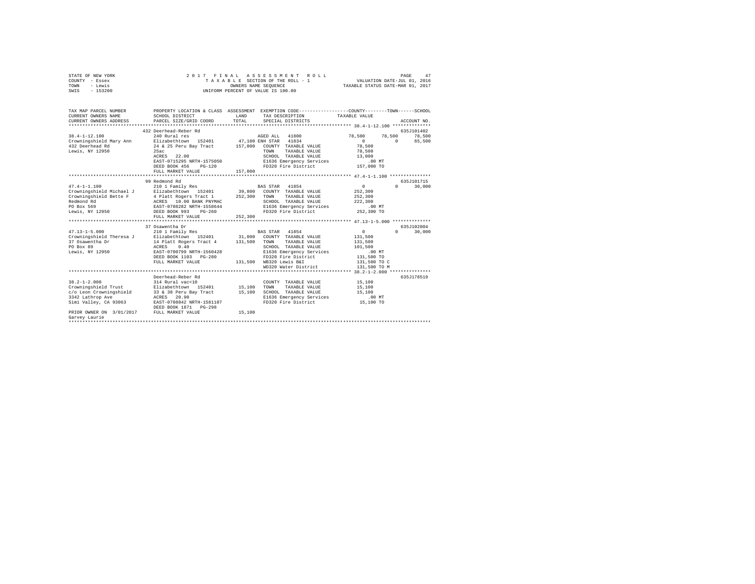STATE OF NEW YORK | COUNTY - Essex | TOWN - Lewis | SWIS - 153200

2017 FINAL ASSESSMENT ROLL
TAXABLE SECTION OF THE ROLL - 1
OWNERS NAME SEQUENCE
UNIFORM PERCENT OF VALUE IS 100.00

VALUATION DATE-JUL 01, 2016
TAXABLE STATUS DATE-MAR 01, 2017

```
TAX MAP PARCEL NUMBER       PROPERTY LOCATION & CLASS  ASSESSMENT  EXEMPTION CODE-----------------COUNTY--------TOWN------SCHOOL
CURRENT OWNERS NAME         SCHOOL DISTRICT              LAND      TAX DESCRIPTION            TAXABLE VALUE
CURRENT OWNERS ADDRESS      PARCEL SIZE/GRID COORD       TOTAL     SPECIAL DISTRICTS                                      ACCOUNT NO.
******************************************************************************************************* 38.4-1-12.100 **************
                            432 Deerhead-Reber Rd                                                                         635J101402
38.4-1-12.100               240 Rural res                          AGED ALL  41800              78,500     78,500      78,500
Crowningshield Mary Ann     Elizabethtown  152401       47,100 ENH STAR  41834                      0          0       65,500
432 Deerhead Rd             24 & 25 Peru Bay Tract     157,000   COUNTY  TAXABLE VALUE           78,500
Lewis, NY 12950             25ac                                 TOWN    TAXABLE VALUE           78,500
                            ACRES   22.00                        SCHOOL  TAXABLE VALUE           13,000
                            EAST-0715295 NRTH-1575050            E1636 Emergency Services            .00 MT
                            DEED BOOK 456    PG-120              FD320 Fire District            157,000 TO
                            FULL MARKET VALUE          157,000
******************************************************************************************************* 47.4-1-1.100 ***************
                            99 Redmond Rd                                                                                 635J101715
47.4-1-1.100                210 1 Family Res                       BAS STAR  41854                   0          0       30,000
Crowningshield Michael J    Elizabethtown  152401       39,800   COUNTY  TAXABLE VALUE          252,300
Crowningshield Bette F      4 Platt Rogers Tract 1     252,300   TOWN    TAXABLE VALUE          252,300
Redmond Rd                  ACRES   10.00 BANK PNYMAC            SCHOOL  TAXABLE VALUE          222,300
PO Box 569                  EAST-0708282 NRTH-1558644            E1636 Emergency Services            .00 MT
Lewis, NY 12950             DEED BOOK 993    PG-260              FD320 Fire District            252,300 TO
                            FULL MARKET VALUE          252,300
******************************************************************************************************* 47.13-1-5.000 **************
                            37 Osawentha Dr                                                                               635J102004
47.13-1-5.000               210 1 Family Res                       BAS STAR  41854                   0          0       30,000
Crowningshield Theresa J    Elizabethtown  152401       31,000   COUNTY  TAXABLE VALUE          131,500
37 Osawentha Dr             14 Platt Rogers Tract 4    131,500   TOWN    TAXABLE VALUE          131,500
PO Box 89                   ACRES    0.40                        SCHOOL  TAXABLE VALUE          101,500
Lewis, NY 12950             EAST-0700799 NRTH-1560428            E1636 Emergency Services            .00 MT
                            DEED BOOK 1103   PG-280              FD320 Fire District            131,500 TO
                            FULL MARKET VALUE          131,500   WB320 Lewis B&I                131,500 TO C
                                                                 WD320 Water District           131,500 TO M
******************************************************************************************************* 38.2-1-2.000 ***************
                            Deerhead-Reber Rd                                                                             635J178519
38.2-1-2.000                314 Rural vac<10                         COUNTY  TAXABLE VALUE           15,100
Crowningshield Trust        Elizabethtown  152401       15,100   TOWN    TAXABLE VALUE           15,100
c/o Leon Crowningshield     33 & 38 Peru Bay Tract      15,100   SCHOOL  TAXABLE VALUE           15,100
3342 Lathrop Ave            ACRES   20.90                        E1636 Emergency Services            .00 MT
Simi Valley, CA 93063       EAST-0708842 NRTH-1581107            FD320 Fire District             15,100 TO
                            DEED BOOK 1871   PG-298
PRIOR OWNER ON 3/01/2017    FULL MARKET VALUE           15,100
Garvey Laurie
************************************************************************************************************************************
```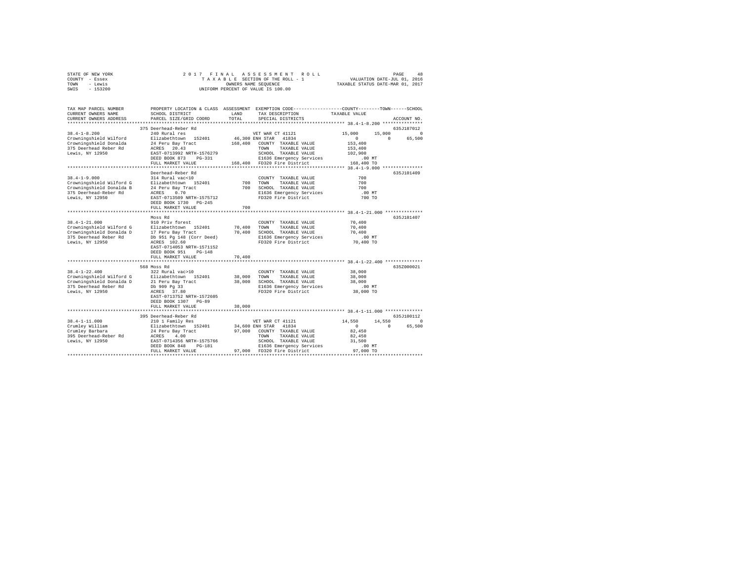STATE OF NEW YORK 2017 FINAL ASSESSMENT ROLL  
COUNTY - Essex TAXABLE SECTION OF THE ROLL - 1 VALUATION DATE-JUL 01, 2016  
TOWN - Lewis OWNERS NAME SEQUENCE TAXABLE STATUS DATE-MAR 01, 2017  
SWIS - 153200 UNIFORM PERCENT OF VALUE IS 100.00

```
TAX MAP PARCEL NUMBER          PROPERTY LOCATION & CLASS  ASSESSMENT  EXEMPTION CODE-----------------COUNTY--------TOWN------SCHOOL
CURRENT OWNERS NAME            SCHOOL DISTRICT             LAND       TAX DESCRIPTION             TAXABLE VALUE
CURRENT OWNERS ADDRESS         PARCEL SIZE/GRID COORD      TOTAL      SPECIAL DISTRICTS                                      ACCOUNT NO.
******************************************************************************************************* 38.4-1-8.200 ***************
                               375 Deerhead-Reber Rd                                                                         635J187012
38.4-1-8.200                   240 Rural res                          VET WAR CT 41121              15,000      15,000           0
Crowningshield Wilford         Elizabethtown  152401      46,300 ENH STAR  41834                         0           0      65,500
Crowningshield Donalda         24 Peru Bay Tract         168,400   COUNTY  TAXABLE VALUE           153,400
375 Deerhead Reber Rd          ACRES  20.43                        TOWN    TAXABLE VALUE           153,400
Lewis, NY 12950                EAST-0713992 NRTH-1576279           SCHOOL  TAXABLE VALUE           102,900
                               DEED BOOK 873   PG-331              E1636 Emergency Services            .00 MT
                               FULL MARKET VALUE         168,400   FD320 Fire District             168,400 TO
******************************************************************************************************* 38.4-1-9.000 ***************
                               Deerhead-Reber Rd                                                                             635J101409
38.4-1-9.000                   314 Rural vac<10                       COUNTY  TAXABLE VALUE               700
Crowningshield Wilford G       Elizabethtown  152401         700   TOWN    TAXABLE VALUE               700
Crowningshield Donalda B       24 Peru Bay Tract             700   SCHOOL  TAXABLE VALUE               700
375 Deerhead-Reber Rd          ACRES   0.70                        E1636 Emergency Services            .00 MT
Lewis, NY 12950                EAST-0713509 NRTH-1575712           FD320 Fire District                 700 TO
                               DEED BOOK 1730  PG-245
                               FULL MARKET VALUE             700
******************************************************************************************************* 38.4-1-21.000 **************
                               Moss Rd                                                                                       635J101407
38.4-1-21.000                  910 Priv forest                        COUNTY  TAXABLE VALUE            70,400
Crowningshield Wilford G       Elizabethtown  152401      70,400   TOWN    TAXABLE VALUE            70,400
Crowningshield Donalda D       17 Peru Bay Tract          70,400   SCHOOL  TAXABLE VALUE            70,400
375 Deerhead Reber Rd          Db 951 Pg 148 (Corr Deed)           E1636 Emergency Services            .00 MT
Lewis, NY 12950                ACRES 102.60                        FD320 Fire District              70,400 TO
                               EAST-0714053 NRTH-1571152
                               DEED BOOK 951   PG-148
                               FULL MARKET VALUE          70,400
******************************************************************************************************* 38.4-1-22.400 **************
                               568 Moss Rd                                                                                   635Z000021
38.4-1-22.400                  322 Rural vac>10                       COUNTY  TAXABLE VALUE            38,000
Crowningshield Wilford G       Elizabethtown  152401      38,000   TOWN    TAXABLE VALUE            38,000
Crowningshield Donalda D       21 Peru Bay Tract          38,000   SCHOOL  TAXABLE VALUE            38,000
375 Deerhead Reber Rd          Db 909 Pg 33                        E1636 Emergency Services            .00 MT
Lewis, NY 12950                ACRES  37.80                        FD320 Fire District              38,000 TO
                               EAST-0713752 NRTH-1572605
                               DEED BOOK 1307  PG-89
                               FULL MARKET VALUE          38,000
******************************************************************************************************* 38.4-1-11.000 **************
                               395 Deerhead-Reber Rd                                                                         635J100112
38.4-1-11.000                  210 1 Family Res                       VET WAR CT 41121              14,550      14,550           0
Crumley William                Elizabethtown  152401      34,600 ENH STAR  41834                         0           0      65,500
Crumley Barbara                24 Peru Bay Tract          97,000   COUNTY  TAXABLE VALUE            82,450
395 Deerhead-Reber Rd          ACRES   4.00                        TOWN    TAXABLE VALUE            82,450
Lewis, NY 12950                EAST-0714356 NRTH-1575766           SCHOOL  TAXABLE VALUE            31,500
                               DEED BOOK 848   PG-181              E1636 Emergency Services            .00 MT
                               FULL MARKET VALUE          97,000   FD320 Fire District              97,000 TO
************************************************************************************************************************************
```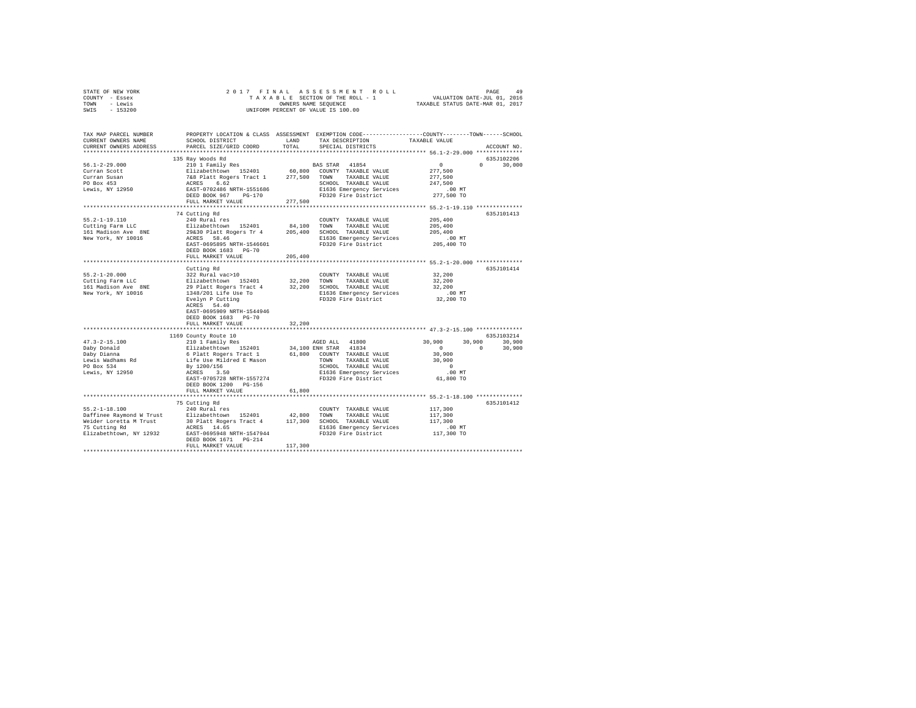STATE OF NEW YORK — 2017 FINAL ASSESSMENT ROLL
COUNTY - Essex — TAXABLE SECTION OF THE ROLL - 1 — VALUATION DATE-JUL 01, 2016
TOWN - Lewis — OWNERS NAME SEQUENCE — TAXABLE STATUS DATE-MAR 01, 2017
SWIS - 153200 — UNIFORM PERCENT OF VALUE IS 100.00

| TAX MAP PARCEL NUMBER / CURRENT OWNERS NAME / CURRENT OWNERS ADDRESS | PROPERTY LOCATION & CLASS / SCHOOL DISTRICT / PARCEL SIZE/GRID COORD | ASSESSMENT LAND | TOTAL | EXEMPTION CODE / TAX DESCRIPTION / SPECIAL DISTRICTS | COUNTY | TOWN | SCHOOL | ACCOUNT NO. |
|---|---|---|---|---|---|---|---|---|
| **56.1-2-29.000** | 135 Ray Woods Rd | | | | | | | 635J102206 |
| Curran Scott | 210 1 Family Res | | | BAS STAR 41854 | 0 | 0 | 30,000 | |
| Curran Susan | Elizabethtown 152401 | 60,800 | | COUNTY TAXABLE VALUE | 277,500 | | | |
| PO Box 453 | 7&8 Platt Rogers Tract 1 | | 277,500 | TOWN TAXABLE VALUE | | 277,500 | | |
| Lewis, NY 12950 | ACRES 6.62 | | | SCHOOL TAXABLE VALUE | | | 247,500 | |
| | EAST-0702486 NRTH-1551686 | | | E1636 Emergency Services | .00 MT | | | |
| | DEED BOOK 967 PG-170 | | | FD320 Fire District | 277,500 TO | | | |
| | FULL MARKET VALUE | | 277,500 | | | | | |
| **55.2-1-19.110** | 74 Cutting Rd | | | | | | | 635J101413 |
| Cutting Farm LLC | 240 Rural res | | | COUNTY TAXABLE VALUE | 205,400 | | | |
| 161 Madison Ave 8NE | Elizabethtown 152401 | 84,100 | | TOWN TAXABLE VALUE | | 205,400 | | |
| New York, NY 10016 | 29&30 Platt Rogers Tr 4 | | 205,400 | SCHOOL TAXABLE VALUE | | | 205,400 | |
| | ACRES 58.46 | | | E1636 Emergency Services | .00 MT | | | |
| | EAST-0695895 NRTH-1546601 | | | FD320 Fire District | 205,400 TO | | | |
| | DEED BOOK 1683 PG-70 | | | | | | | |
| | FULL MARKET VALUE | | 205,400 | | | | | |
| **55.2-1-20.000** | Cutting Rd | | | | | | | 635J101414 |
| Cutting Farm LLC | 322 Rural vac>10 | | | COUNTY TAXABLE VALUE | 32,200 | | | |
| 161 Madison Ave 8NE | Elizabethtown 152401 | 32,200 | | TOWN TAXABLE VALUE | | 32,200 | | |
| New York, NY 10016 | 29 Platt Rogers Tract 4 | | 32,200 | SCHOOL TAXABLE VALUE | | | 32,200 | |
| | 1348/201 Life Use To | | | E1636 Emergency Services | .00 MT | | | |
| | Evelyn P Cutting | | | FD320 Fire District | 32,200 TO | | | |
| | ACRES 54.40 | | | | | | | |
| | EAST-0695909 NRTH-1544946 | | | | | | | |
| | DEED BOOK 1683 PG-70 | | | | | | | |
| | FULL MARKET VALUE | | 32,200 | | | | | |
| **47.3-2-15.100** | 1169 County Route 10 | | | | | | | 635J103214 |
| Daby Donald | 210 1 Family Res | | | AGED ALL 41800 | 30,900 | 30,900 | 30,900 | |
| Daby Dianna | Elizabethtown 152401 | 34,100 | | ENH STAR 41834 | 0 | 0 | 30,900 | |
| Lewis Wadhams Rd | 6 Platt Rogers Tract 1 | | 61,800 | COUNTY TAXABLE VALUE | 30,900 | | | |
| PO Box 534 | Life Use Mildred E Mason | | | TOWN TAXABLE VALUE | | 30,900 | | |
| Lewis, NY 12950 | By 1200/156 | | | SCHOOL TAXABLE VALUE | | | 0 | |
| | ACRES 3.50 | | | E1636 Emergency Services | .00 MT | | | |
| | EAST-0705728 NRTH-1557274 | | | FD320 Fire District | 61,800 TO | | | |
| | DEED BOOK 1200 PG-156 | | | | | | | |
| | FULL MARKET VALUE | | 61,800 | | | | | |
| **55.2-1-18.100** | 75 Cutting Rd | | | | | | | 635J101412 |
| Daffinee Raymond W Trust | 240 Rural res | | | COUNTY TAXABLE VALUE | 117,300 | | | |
| Weider Loretta M Trust | Elizabethtown 152401 | 42,800 | | TOWN TAXABLE VALUE | | 117,300 | | |
| 75 Cutting Rd | 30 Platt Rogers Tract 4 | | 117,300 | SCHOOL TAXABLE VALUE | | | 117,300 | |
| Elizabethtown, NY 12932 | ACRES 14.65 | | | E1636 Emergency Services | .00 MT | | | |
| | EAST-0695948 NRTH-1547944 | | | FD320 Fire District | 117,300 TO | | | |
| | DEED BOOK 1671 PG-214 | | | | | | | |
| | FULL MARKET VALUE | | 117,300 | | | | | |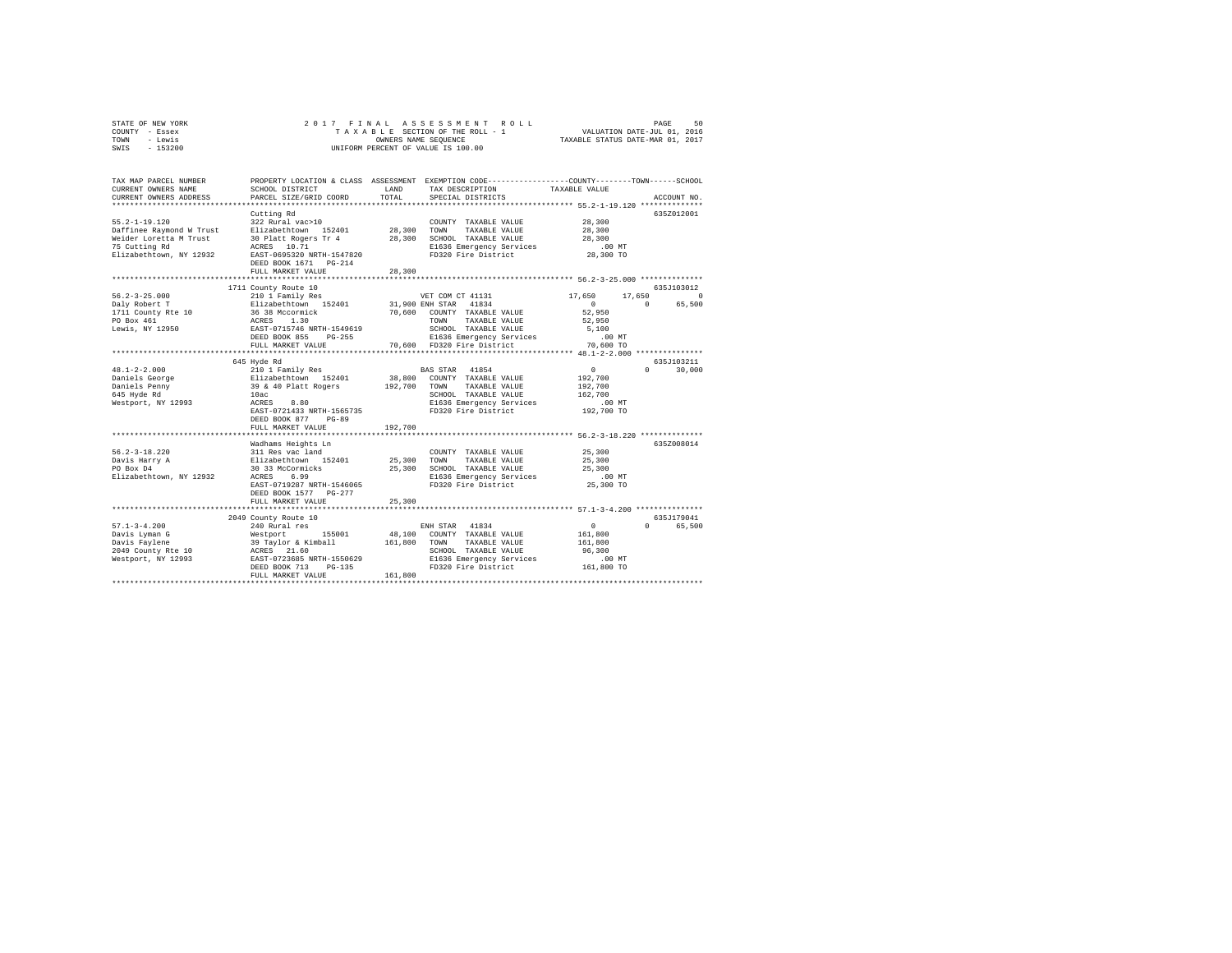STATE OF NEW YORK                    2 0 1 7   F I N A L   A S S E S S M E N T   R O L L                    PAGE    50
COUNTY - Essex                          T A X A B L E  SECTION OF THE ROLL - 1                 VALUATION DATE-JUL 01, 2016
TOWN   - Lewis                                  OWNERS NAME SEQUENCE                        TAXABLE STATUS DATE-MAR 01, 2017
SWIS   - 153200                          UNIFORM PERCENT OF VALUE IS 100.00

```
TAX MAP PARCEL NUMBER     PROPERTY LOCATION & CLASS  ASSESSMENT  EXEMPTION CODE-----------------COUNTY--------TOWN------SCHOOL
CURRENT OWNERS NAME       SCHOOL DISTRICT               LAND      TAX DESCRIPTION            TAXABLE VALUE
CURRENT OWNERS ADDRESS    PARCEL SIZE/GRID COORD        TOTAL     SPECIAL DISTRICTS                                     ACCOUNT NO.
******************************************************************************************** 55.2-1-19.120 **************
                          Cutting Rd                                                                               635Z012001
55.2-1-19.120             322 Rural vac>10                        COUNTY  TAXABLE VALUE            28,300
Daffinee Raymond W Trust  Elizabethtown  152401        28,300     TOWN    TAXABLE VALUE            28,300
Weider Loretta M Trust    30 Platt Rogers Tr 4         28,300     SCHOOL  TAXABLE VALUE            28,300
75 Cutting Rd             ACRES   10.71                           E1636 Emergency Services            .00 MT
Elizabethtown, NY 12932   EAST-0695320 NRTH-1547820               FD320 Fire District              28,300 TO
                          DEED BOOK 1671   PG-214
                          FULL MARKET VALUE            28,300
******************************************************************************************** 56.2-3-25.000 **************
                      1711 County Route 10                                                                         635J103012
56.2-3-25.000             210 1 Family Res                        VET COM CT 41131            17,650      17,650           0
Daly Robert T             Elizabethtown  152401        31,900 ENH STAR  41834                   0           0      65,500
1711 County Rte 10        36 38 Mccormick              70,600     COUNTY  TAXABLE VALUE            52,950
PO Box 461                ACRES    1.30                           TOWN    TAXABLE VALUE            52,950
Lewis, NY 12950           EAST-0715746 NRTH-1549619               SCHOOL  TAXABLE VALUE             5,100
                          DEED BOOK 855    PG-255                 E1636 Emergency Services            .00 MT
                          FULL MARKET VALUE            70,600     FD320 Fire District              70,600 TO
******************************************************************************************** 48.1-2-2.000 ***************
                      645 Hyde Rd                                                                                  635J103211
48.1-2-2.000              210 1 Family Res                        BAS STAR  41854                   0           0      30,000
Daniels George            Elizabethtown  152401        38,800     COUNTY  TAXABLE VALUE           192,700
Daniels Penny             39 & 40 Platt Rogers        192,700     TOWN    TAXABLE VALUE           192,700
645 Hyde Rd               10ac                                    SCHOOL  TAXABLE VALUE           162,700
Westport, NY 12993        ACRES    8.80                           E1636 Emergency Services            .00 MT
                          EAST-0721433 NRTH-1565735               FD320 Fire District             192,700 TO
                          DEED BOOK 877    PG-89
                          FULL MARKET VALUE           192,700
******************************************************************************************** 56.2-3-18.220 **************
                          Wadhams Heights Ln                                                                       635Z008014
56.2-3-18.220             311 Res vac land                        COUNTY  TAXABLE VALUE            25,300
Davis Harry A             Elizabethtown  152401        25,300     TOWN    TAXABLE VALUE            25,300
PO Box D4                 30 33 McCormicks             25,300     SCHOOL  TAXABLE VALUE            25,300
Elizabethtown, NY 12932   ACRES    6.99                           E1636 Emergency Services            .00 MT
                          EAST-0719287 NRTH-1546065               FD320 Fire District              25,300 TO
                          DEED BOOK 1577   PG-277
                          FULL MARKET VALUE            25,300
******************************************************************************************** 57.1-3-4.200 ***************
                      2049 County Route 10                                                                         635J179041
57.1-3-4.200              240 Rural res                           ENH STAR  41834                   0           0      65,500
Davis Lyman G             Westport       155001        48,100     COUNTY  TAXABLE VALUE           161,800
Davis Faylene             39 Taylor & Kimball         161,800     TOWN    TAXABLE VALUE           161,800
2049 County Rte 10        ACRES   21.60                           SCHOOL  TAXABLE VALUE            96,300
Westport, NY 12993        EAST-0723685 NRTH-1550629               E1636 Emergency Services            .00 MT
                          DEED BOOK 713    PG-135                 FD320 Fire District             161,800 TO
                          FULL MARKET VALUE           161,800
****************************************************************************************************************************
```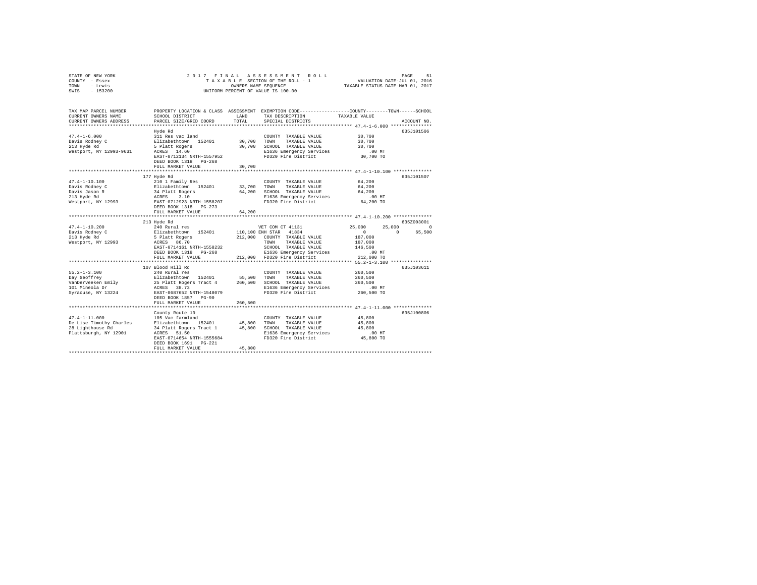STATE OF NEW YORK
COUNTY - Essex
TOWN - Lewis
SWIS - 153200

2017 FINAL ASSESSMENT ROLL
TAXABLE SECTION OF THE ROLL - 1
OWNERS NAME SEQUENCE
UNIFORM PERCENT OF VALUE IS 100.00

VALUATION DATE-JUL 01, 2016
TAXABLE STATUS DATE-MAR 01, 2017

```
TAX MAP PARCEL NUMBER     PROPERTY LOCATION & CLASS  ASSESSMENT  EXEMPTION CODE-----------------COUNTY--------TOWN------SCHOOL
CURRENT OWNERS NAME       SCHOOL DISTRICT              LAND      TAX DESCRIPTION            TAXABLE VALUE
CURRENT OWNERS ADDRESS    PARCEL SIZE/GRID COORD       TOTAL     SPECIAL DISTRICTS                                  ACCOUNT NO.
****************************************************************************************************** 47.4-1-6.000 ***************
                          Hyde Rd                                                                                   635J101506
47.4-1-6.000              311 Res vac land                       COUNTY  TAXABLE VALUE            30,700
Davis Rodney C            Elizabethtown  152401       30,700     TOWN    TAXABLE VALUE            30,700
213 Hyde Rd               5 Platt Rogers              30,700     SCHOOL  TAXABLE VALUE            30,700
Westport, NY 12993-9631   ACRES  14.60                           E1636 Emergency Services            .00 MT
                          EAST-0712134 NRTH-1557952              FD320 Fire District              30,700 TO
                          DEED BOOK 1318   PG-268
                          FULL MARKET VALUE           30,700
****************************************************************************************************** 47.4-1-10.100 **************
                          177 Hyde Rd                                                                               635J101507
47.4-1-10.100             210 1 Family Res                       COUNTY  TAXABLE VALUE            64,200
Davis Rodney C            Elizabethtown  152401       33,700     TOWN    TAXABLE VALUE            64,200
Davis Jason R             34 Platt Rogers             64,200     SCHOOL  TAXABLE VALUE            64,200
213 Hyde Rd               ACRES   3.10                           E1636 Emergency Services            .00 MT
Westport, NY 12993        EAST-0712923 NRTH-1558207              FD320 Fire District              64,200 TO
                          DEED BOOK 1318   PG-273
                          FULL MARKET VALUE           64,200
****************************************************************************************************** 47.4-1-10.200 **************
                          213 Hyde Rd                                                                               635Z003001
47.4-1-10.200             240 Rural res                          VET COM CT 41131           25,000      25,000           0
Davis Rodney C            Elizabethtown  152401      110,100     ENH STAR  41834                 0           0      65,500
213 Hyde Rd               5 Platt Rogers             212,000     COUNTY  TAXABLE VALUE           187,000
Westport, NY 12993        ACRES  86.70                           TOWN    TAXABLE VALUE           187,000
                          EAST-0714161 NRTH-1558232              SCHOOL  TAXABLE VALUE           146,500
                          DEED BOOK 1318   PG-268                E1636 Emergency Services            .00 MT
                          FULL MARKET VALUE          212,000     FD320 Fire District             212,000 TO
****************************************************************************************************** 55.2-1-3.100 ***************
                          107 Blood Hill Rd                                                                         635J103611
55.2-1-3.100              240 Rural res                          COUNTY  TAXABLE VALUE           260,500
Day Geoffrey              Elizabethtown  152401       55,500     TOWN    TAXABLE VALUE           260,500
VanDerveeken Emily        25 Platt Rogers Tract 4    260,500     SCHOOL  TAXABLE VALUE           260,500
101 Mineola Dr            ACRES  38.73                           E1636 Emergency Services            .00 MT
Syracuse, NY 13224        EAST-0687652 NRTH-1548079              FD320 Fire District             260,500 TO
                          DEED BOOK 1857   PG-90
                          FULL MARKET VALUE          260,500
****************************************************************************************************** 47.4-1-11.000 **************
                          County Route 10                                                                           635J100806
47.4-1-11.000             105 Vac farmland                       COUNTY  TAXABLE VALUE            45,800
De Lise Timothy Charles   Elizabethtown  152401       45,800     TOWN    TAXABLE VALUE            45,800
28 Lighthouse Rd          34 Platt Rogers Tract 1     45,800     SCHOOL  TAXABLE VALUE            45,800
Plattsburgh, NY 12901     ACRES  51.50                           E1636 Emergency Services            .00 MT
                          EAST-0714654 NRTH-1555684              FD320 Fire District              45,800 TO
                          DEED BOOK 1691   PG-221
                          FULL MARKET VALUE           45,800
************************************************************************************************************************************
```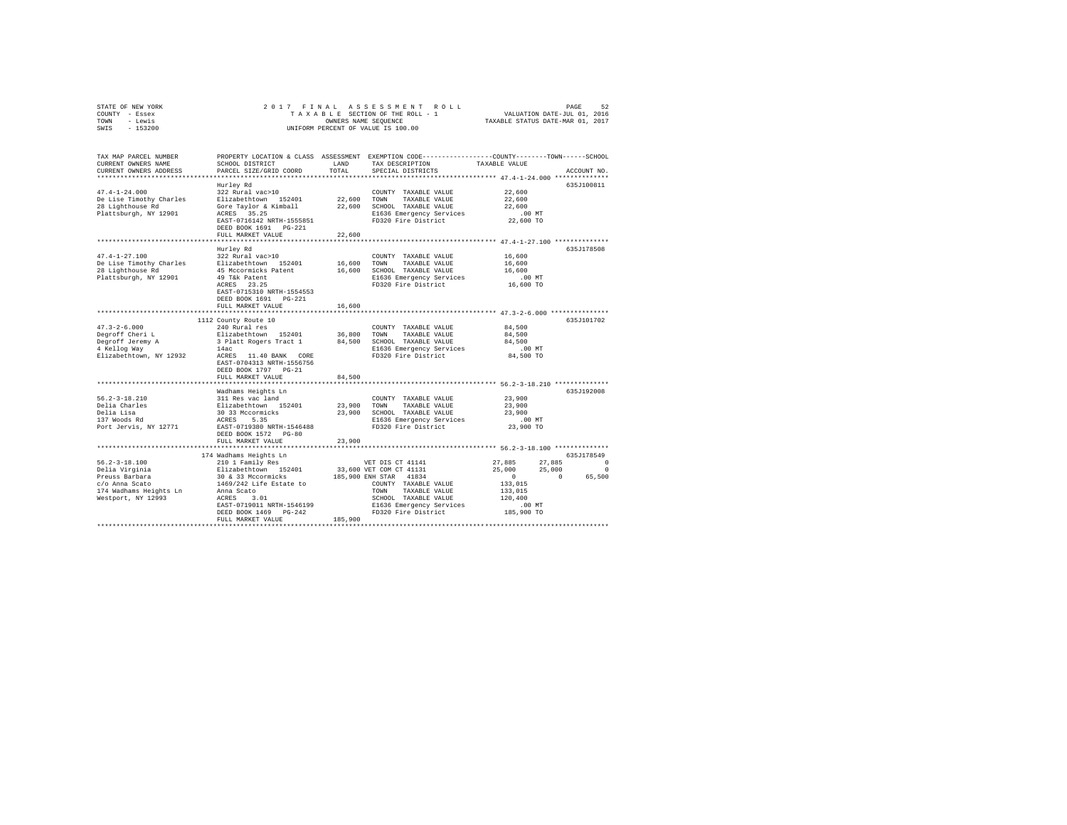STATE OF NEW YORK — 2017 FINAL ASSESSMENT ROLL — TAXABLE SECTION OF THE ROLL - 1
COUNTY - Essex — OWNERS NAME SEQUENCE — VALUATION DATE-JUL 01, 2016
TOWN - Lewis — UNIFORM PERCENT OF VALUE IS 100.00 — TAXABLE STATUS DATE-MAR 01, 2017
SWIS - 153200

| TAX MAP PARCEL NUMBER / CURRENT OWNERS NAME / CURRENT OWNERS ADDRESS | PROPERTY LOCATION & CLASS / SCHOOL DISTRICT / PARCEL SIZE/GRID COORD | ASSESSMENT LAND / TOTAL | EXEMPTION CODE / TAX DESCRIPTION / SPECIAL DISTRICTS | COUNTY | TOWN | SCHOOL | ACCOUNT NO. |
|---|---|---|---|---|---|---|---|
| **47.4-1-24.000** | Hurley Rd | | | | | | 635J100811 |
| 47.4-1-24.000 | 322 Rural vac>10 | | COUNTY TAXABLE VALUE | 22,600 | | | |
| De Lise Timothy Charles | Elizabethtown 152401 | 22,600 | TOWN TAXABLE VALUE | | 22,600 | | |
| 28 Lighthouse Rd | Gore Taylor & Kimball | 22,600 | SCHOOL TAXABLE VALUE | | | 22,600 | |
| Plattsburgh, NY 12901 | ACRES 35.25 | | E1636 Emergency Services | .00 MT | | | |
| | EAST-0716142 NRTH-1555851 | | FD320 Fire District | 22,600 TO | | | |
| | DEED BOOK 1691 PG-221 | | | | | | |
| | FULL MARKET VALUE | 22,600 | | | | | |
| **47.4-1-27.100** | Hurley Rd | | | | | | 635J178508 |
| 47.4-1-27.100 | 322 Rural vac>10 | | COUNTY TAXABLE VALUE | 16,600 | | | |
| De Lise Timothy Charles | Elizabethtown 152401 | 16,600 | TOWN TAXABLE VALUE | | 16,600 | | |
| 28 Lighthouse Rd | 45 Mccormicks Patent | 16,600 | SCHOOL TAXABLE VALUE | | | 16,600 | |
| Plattsburgh, NY 12901 | 49 T&k Patent | | E1636 Emergency Services | .00 MT | | | |
| | ACRES 23.25 | | FD320 Fire District | 16,600 TO | | | |
| | EAST-0715310 NRTH-1554553 | | | | | | |
| | DEED BOOK 1691 PG-221 | | | | | | |
| | FULL MARKET VALUE | 16,600 | | | | | |
| **47.3-2-6.000** | 1112 County Route 10 | | | | | | 635J101702 |
| 47.3-2-6.000 | 240 Rural res | | COUNTY TAXABLE VALUE | 84,500 | | | |
| Degroff Cheri L | Elizabethtown 152401 | 36,800 | TOWN TAXABLE VALUE | | 84,500 | | |
| Degroff Jeremy A | 3 Platt Rogers Tract 1 | 84,500 | SCHOOL TAXABLE VALUE | | | 84,500 | |
| 4 Kellog Way | 14ac | | E1636 Emergency Services | .00 MT | | | |
| Elizabethtown, NY 12932 | ACRES 11.40 BANK CORE | | FD320 Fire District | 84,500 TO | | | |
| | EAST-0704313 NRTH-1556756 | | | | | | |
| | DEED BOOK 1797 PG-21 | | | | | | |
| | FULL MARKET VALUE | 84,500 | | | | | |
| **56.2-3-18.210** | Wadhams Heights Ln | | | | | | 635J192008 |
| 56.2-3-18.210 | 311 Res vac land | | COUNTY TAXABLE VALUE | 23,900 | | | |
| Delia Charles | Elizabethtown 152401 | 23,900 | TOWN TAXABLE VALUE | | 23,900 | | |
| Delia Lisa | 30 33 Mccormicks | 23,900 | SCHOOL TAXABLE VALUE | | | 23,900 | |
| 137 Woods Rd | ACRES 5.35 | | E1636 Emergency Services | .00 MT | | | |
| Port Jervis, NY 12771 | EAST-0719380 NRTH-1546488 | | FD320 Fire District | 23,900 TO | | | |
| | DEED BOOK 1572 PG-80 | | | | | | |
| | FULL MARKET VALUE | 23,900 | | | | | |
| **56.2-3-18.100** | 174 Wadhams Heights Ln | | | | | | 635J178549 |
| 56.2-3-18.100 | 210 1 Family Res | | VET DIS CT 41141 | 27,885 | 27,885 | 0 | |
| Delia Virginia | Elizabethtown 152401 | 33,600 | VET COM CT 41131 | 25,000 | 25,000 | 0 | |
| Preuss Barbara | 30 & 33 Mccormicks | 185,900 | ENH STAR 41834 | 0 | 0 | 65,500 | |
| c/o Anna Scato | 1469/242 Life Estate to | | COUNTY TAXABLE VALUE | 133,015 | | | |
| 174 Wadhams Heights Ln | Anna Scato | | TOWN TAXABLE VALUE | | 133,015 | | |
| Westport, NY 12993 | ACRES 3.01 | | SCHOOL TAXABLE VALUE | | | 120,400 | |
| | EAST-0719011 NRTH-1546199 | | E1636 Emergency Services | .00 MT | | | |
| | DEED BOOK 1469 PG-242 | | FD320 Fire District | 185,900 TO | | | |
| | FULL MARKET VALUE | 185,900 | | | | | |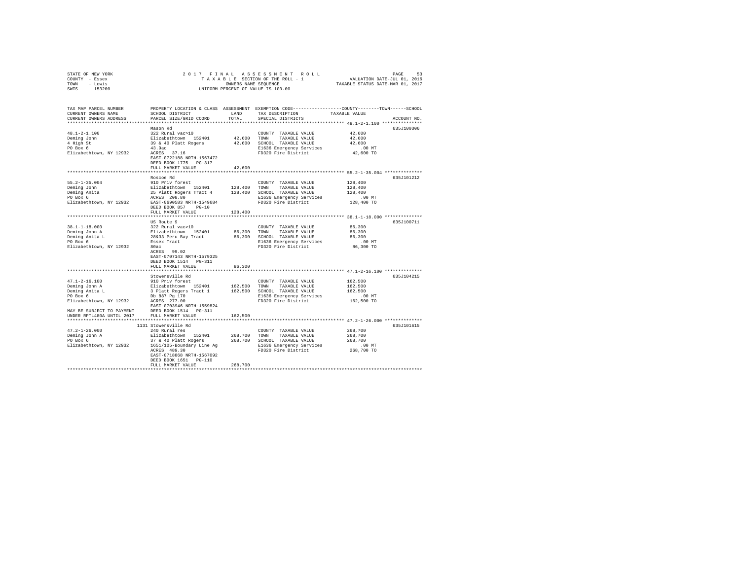STATE OF NEW YORK COUNTY - Essex TOWN - Lewis SWIS - 153200

2 0 1 7 F I N A L A S S E S S M E N T R O L L
T A X A B L E SECTION OF THE ROLL - 1
OWNERS NAME SEQUENCE
UNIFORM PERCENT OF VALUE IS 100.00

VALUATION DATE-JUL 01, 2016
TAXABLE STATUS DATE-MAR 01, 2017

| TAX MAP PARCEL NUMBER / CURRENT OWNERS NAME / CURRENT OWNERS ADDRESS | PROPERTY LOCATION & CLASS / SCHOOL DISTRICT / PARCEL SIZE/GRID COORD | ASSESSMENT LAND / TOTAL | EXEMPTION CODE / TAX DESCRIPTION / SPECIAL DISTRICTS | COUNTY / TOWN / SCHOOL TAXABLE VALUE | ACCOUNT NO. |
|---|---|---|---|---|---|
| **48.1-2-1.100** | Mason Rd | | | | 635J100306 |
| Deming John | 322 Rural vac>10 | | COUNTY TAXABLE VALUE | 42,600 | |
| 4 High St | Elizabethtown 152401 | 42,600 | TOWN TAXABLE VALUE | 42,600 | |
| PO Box 6 | 39 & 40 Platt Rogers | 42,600 | SCHOOL TAXABLE VALUE | 42,600 | |
| Elizabethtown, NY 12932 | 43.9ac | | E1636 Emergency Services | .00 MT | |
| | ACRES 37.16 | | FD320 Fire District | 42,600 TO | |
| | EAST-0722188 NRTH-1567472 | | | | |
| | DEED BOOK 1775 PG-317 | | | | |
| | FULL MARKET VALUE | 42,600 | | | |
| **55.2-1-35.004** | Roscoe Rd | | | | 635J101212 |
| Deming John | 910 Priv forest | | COUNTY TAXABLE VALUE | 128,400 | |
| Deming Anita | Elizabethtown 152401 | 128,400 | TOWN TAXABLE VALUE | 128,400 | |
| PO Box 6 | 25 Platt Rogers Tract 4 | 128,400 | SCHOOL TAXABLE VALUE | 128,400 | |
| Elizabethtown, NY 12932 | ACRES 208.80 | | E1636 Emergency Services | .00 MT | |
| | EAST-0690583 NRTH-1549684 | | FD320 Fire District | 128,400 TO | |
| | DEED BOOK 857 PG-10 | | | | |
| | FULL MARKET VALUE | 128,400 | | | |
| **38.1-1-18.000** | US Route 9 | | | | 635J100711 |
| Deming John A | 322 Rural vac>10 | | COUNTY TAXABLE VALUE | 86,300 | |
| Deming Anita L | Elizabethtown 152401 | 86,300 | TOWN TAXABLE VALUE | 86,300 | |
| PO Box 6 | 28&33 Peru Bay Tract | 86,300 | SCHOOL TAXABLE VALUE | 86,300 | |
| Elizabethtown, NY 12932 | Essex Tract | | E1636 Emergency Services | .00 MT | |
| | 80ac | | FD320 Fire District | 86,300 TO | |
| | ACRES 99.02 | | | | |
| | EAST-0707143 NRTH-1579325 | | | | |
| | DEED BOOK 1514 PG-311 | | | | |
| | FULL MARKET VALUE | 86,300 | | | |
| **47.1-2-16.100** | Stowersville Rd | | | | 635J104215 |
| Deming John A | 910 Priv forest | | COUNTY TAXABLE VALUE | 162,500 | |
| Deming Anita L | Elizabethtown 152401 | 162,500 | TOWN TAXABLE VALUE | 162,500 | |
| PO Box 6 | 3 Platt Rogers Tract 1 | 162,500 | SCHOOL TAXABLE VALUE | 162,500 | |
| Elizabethtown, NY 12932 | Db 887 Pg 170 | | E1636 Emergency Services | .00 MT | |
| | ACRES 277.00 | | FD320 Fire District | 162,500 TO | |
| | EAST-0703946 NRTH-1559824 | | | | |
| MAY BE SUBJECT TO PAYMENT | DEED BOOK 1514 PG-311 | | | | |
| UNDER RPTL480A UNTIL 2017 | FULL MARKET VALUE | 162,500 | | | |
| **47.2-1-26.000** | 1131 Stowersville Rd | | | | 635J101615 |
| Deming John A | 240 Rural res | | COUNTY TAXABLE VALUE | 268,700 | |
| PO Box 6 | Elizabethtown 152401 | 268,700 | TOWN TAXABLE VALUE | 268,700 | |
| Elizabethtown, NY 12932 | 37 & 40 Platt Rogers | 268,700 | SCHOOL TAXABLE VALUE | 268,700 | |
| | 1651/105-Boundary Line Ag | | E1636 Emergency Services | .00 MT | |
| | ACRES 489.30 | | FD320 Fire District | 268,700 TO | |
| | EAST-0718868 NRTH-1567092 | | | | |
| | DEED BOOK 1651 PG-110 | | | | |
| | FULL MARKET VALUE | 268,700 | | | |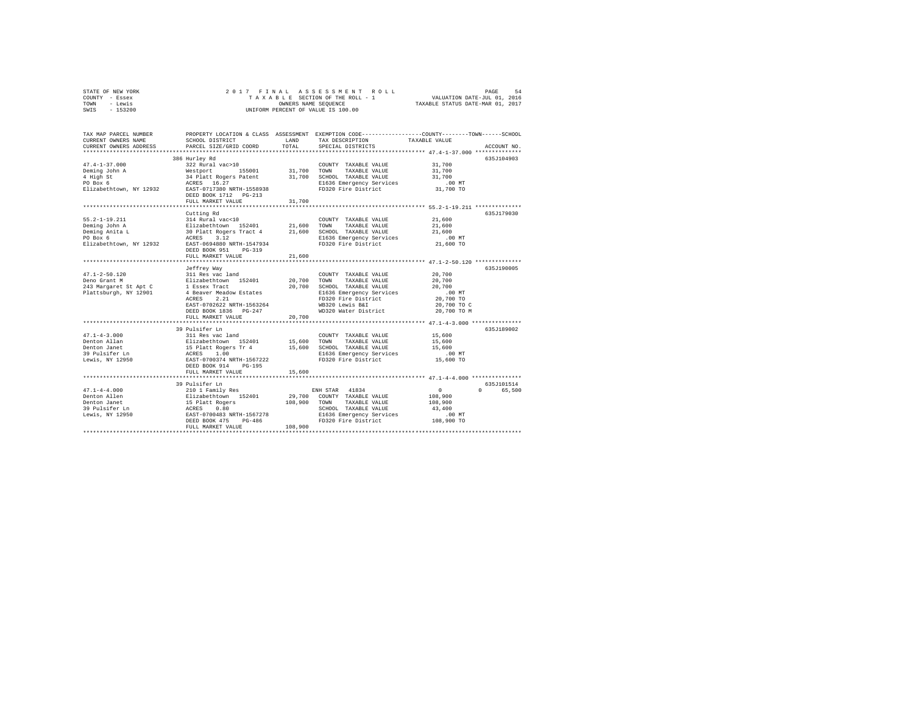STATE OF NEW YORK — 2017 FINAL ASSESSMENT ROLL
COUNTY - Essex — TAXABLE SECTION OF THE ROLL - 1 — VALUATION DATE-JUL 01, 2016
TOWN - Lewis — OWNERS NAME SEQUENCE — TAXABLE STATUS DATE-MAR 01, 2017
SWIS - 153200 — UNIFORM PERCENT OF VALUE IS 100.00

```
TAX MAP PARCEL NUMBER          PROPERTY LOCATION & CLASS  ASSESSMENT  EXEMPTION CODE-----------------COUNTY--------TOWN------SCHOOL
CURRENT OWNERS NAME            SCHOOL DISTRICT              LAND      TAX DESCRIPTION             TAXABLE VALUE
CURRENT OWNERS ADDRESS         PARCEL SIZE/GRID COORD       TOTAL     SPECIAL DISTRICTS                                   ACCOUNT NO.
******************************************************************************************************* 47.4-1-37.000 **************
                               386 Hurley Rd                                                                              635J104903
47.4-1-37.000                  322 Rural vac>10                       COUNTY  TAXABLE VALUE            31,700
Deming John A                  Westport      155001       31,700      TOWN    TAXABLE VALUE            31,700
4 High St                      34 Platt Rogers Patent     31,700      SCHOOL  TAXABLE VALUE            31,700
PO Box 6                       ACRES   16.27                          E1636 Emergency Services            .00 MT
Elizabethtown, NY 12932        EAST-0717380 NRTH-1558938              FD320 Fire District              31,700 TO
                               DEED BOOK 1712   PG-213
                               FULL MARKET VALUE          31,700
******************************************************************************************************* 55.2-1-19.211 **************
                               Cutting Rd                                                                                 635J179030
55.2-1-19.211                  314 Rural vac<10                       COUNTY  TAXABLE VALUE            21,600
Deming John A                  Elizabethtown  152401      21,600      TOWN    TAXABLE VALUE            21,600
Deming Anita L                 30 Platt Rogers Tract 4    21,600      SCHOOL  TAXABLE VALUE            21,600
PO Box 6                       ACRES    3.12                          E1636 Emergency Services            .00 MT
Elizabethtown, NY 12932        EAST-0694880 NRTH-1547934              FD320 Fire District              21,600 TO
                               DEED BOOK 951    PG-319
                               FULL MARKET VALUE          21,600
******************************************************************************************************* 47.1-2-50.120 **************
                               Jeffrey Way                                                                                635J190005
47.1-2-50.120                  311 Res vac land                       COUNTY  TAXABLE VALUE            20,700
Deno Grant M                   Elizabethtown  152401      20,700      TOWN    TAXABLE VALUE            20,700
243 Margaret St Apt C          1 Essex Tract              20,700      SCHOOL  TAXABLE VALUE            20,700
Plattsburgh, NY 12901          4 Beaver Meadow Estates                E1636 Emergency Services            .00 MT
                               ACRES    2.21                          FD320 Fire District              20,700 TO
                               EAST-0702622 NRTH-1563264              WB320 Lewis B&I                  20,700 TO C
                               DEED BOOK 1836   PG-247                WD320 Water District             20,700 TO M
                               FULL MARKET VALUE          20,700
******************************************************************************************************* 47.1-4-3.000 ***************
                               39 Pulsifer Ln                                                                             635J189002
47.1-4-3.000                   311 Res vac land                       COUNTY  TAXABLE VALUE            15,600
Denton Allan                   Elizabethtown  152401      15,600      TOWN    TAXABLE VALUE            15,600
Denton Janet                   15 Platt Rogers Tr 4       15,600      SCHOOL  TAXABLE VALUE            15,600
39 Pulsifer Ln                 ACRES    1.00                          E1636 Emergency Services            .00 MT
Lewis, NY 12950                EAST-0700374 NRTH-1567222              FD320 Fire District              15,600 TO
                               DEED BOOK 914    PG-195
                               FULL MARKET VALUE          15,600
******************************************************************************************************* 47.1-4-4.000 ***************
                               39 Pulsifer Ln                                                                             635J101514
47.1-4-4.000                   210 1 Family Res                       ENH STAR  41834                       0           0      65,500
Denton Allen                   Elizabethtown  152401      29,700      COUNTY  TAXABLE VALUE           108,900
Denton Janet                   15 Platt Rogers           108,900      TOWN    TAXABLE VALUE           108,900
39 Pulsifer Ln                 ACRES    0.80                          SCHOOL  TAXABLE VALUE            43,400
Lewis, NY 12950                EAST-0700483 NRTH-1567278              E1636 Emergency Services            .00 MT
                               DEED BOOK 475    PG-486                FD320 Fire District             108,900 TO
                               FULL MARKET VALUE         108,900
************************************************************************************************************************************
```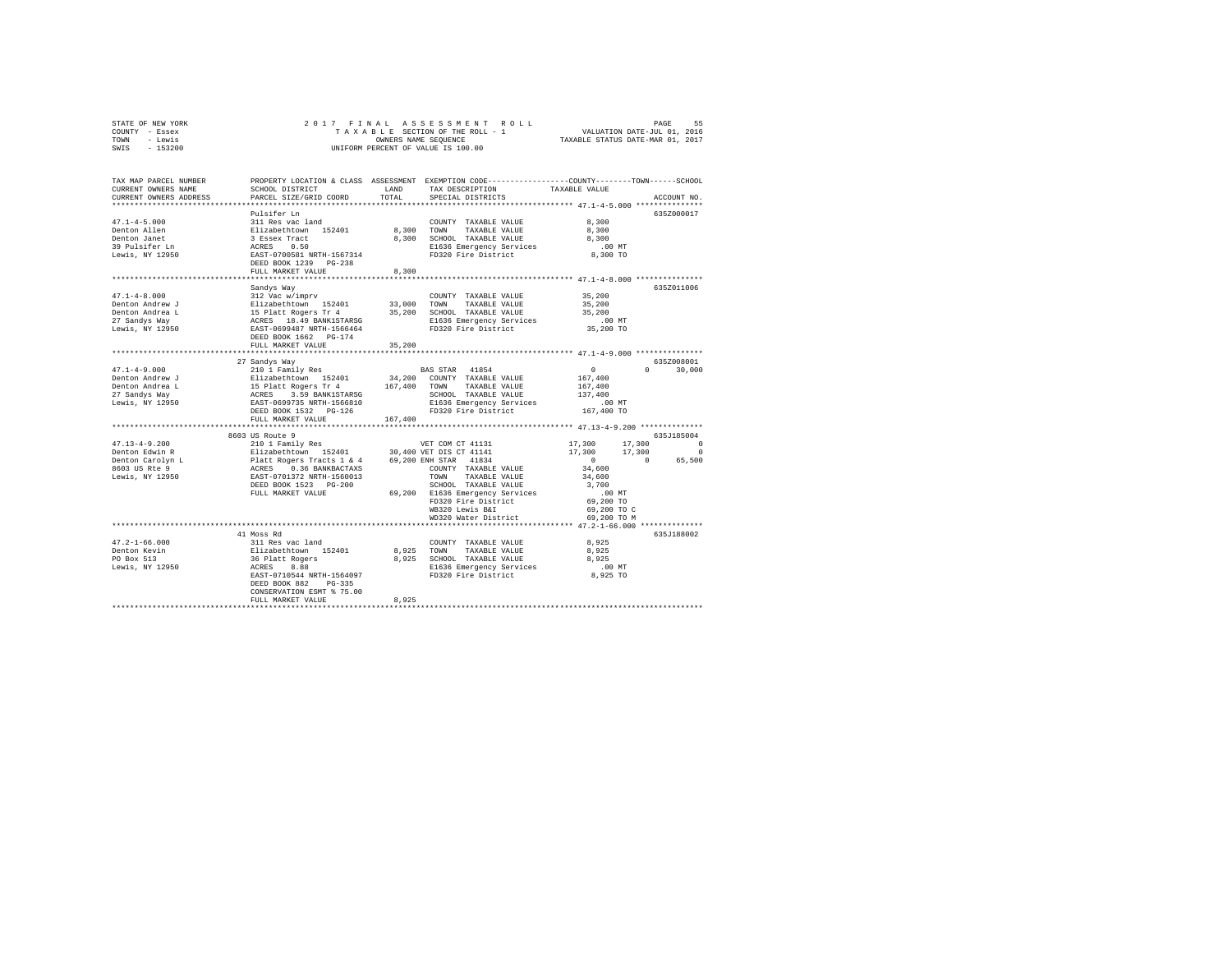STATE OF NEW YORK · COUNTY - Essex · TOWN - Lewis · SWIS - 153200

**2017 FINAL ASSESSMENT ROLL**
TAXABLE SECTION OF THE ROLL - 1
OWNERS NAME SEQUENCE
UNIFORM PERCENT OF VALUE IS 100.00

VALUATION DATE-JUL 01, 2016
TAXABLE STATUS DATE-MAR 01, 2017

| TAX MAP PARCEL NUMBER / CURRENT OWNERS NAME / CURRENT OWNERS ADDRESS | PROPERTY LOCATION & CLASS / SCHOOL DISTRICT / PARCEL SIZE/GRID COORD | ASSESSMENT LAND | TOTAL | EXEMPTION CODE / TAX DESCRIPTION / SPECIAL DISTRICTS | COUNTY TAXABLE VALUE | TOWN | SCHOOL | ACCOUNT NO. |
|---|---|---|---|---|---|---|---|---|
| **47.1-4-5.000** | Pulsifer Ln | | | | | | | 635Z000017 |
| 47.1-4-5.000 | 311 Res vac land | | | COUNTY TAXABLE VALUE | 8,300 | | | |
| Denton Allen | Elizabethtown 152401 | 8,300 | | TOWN TAXABLE VALUE | 8,300 | | | |
| Denton Janet | 3 Essex Tract | | 8,300 | SCHOOL TAXABLE VALUE | 8,300 | | | |
| 39 Pulsifer Ln | ACRES 0.50 | | | E1636 Emergency Services | .00 MT | | | |
| Lewis, NY 12950 | EAST-0700581 NRTH-1567314 | | | FD320 Fire District | 8,300 TO | | | |
| | DEED BOOK 1239 PG-238 | | | | | | | |
| | FULL MARKET VALUE | | 8,300 | | | | | |
| **47.1-4-8.000** | Sandys Way | | | | | | | 635Z011006 |
| 47.1-4-8.000 | 312 Vac w/imprv | | | COUNTY TAXABLE VALUE | 35,200 | | | |
| Denton Andrew J | Elizabethtown 152401 | 33,000 | | TOWN TAXABLE VALUE | 35,200 | | | |
| Denton Andrea L | 15 Platt Rogers Tr 4 | | 35,200 | SCHOOL TAXABLE VALUE | 35,200 | | | |
| 27 Sandys Way | ACRES 18.49 BANK1STARSG | | | E1636 Emergency Services | .00 MT | | | |
| Lewis, NY 12950 | EAST-0699487 NRTH-1566464 | | | FD320 Fire District | 35,200 TO | | | |
| | DEED BOOK 1662 PG-174 | | | | | | | |
| | FULL MARKET VALUE | | 35,200 | | | | | |
| **47.1-4-9.000** | 27 Sandys Way | | | | | | | 635Z008001 |
| 47.1-4-9.000 | 210 1 Family Res | | | BAS STAR 41854 | 0 | 0 | 30,000 | |
| Denton Andrew J | Elizabethtown 152401 | 34,200 | | COUNTY TAXABLE VALUE | 167,400 | | | |
| Denton Andrea L | 15 Platt Rogers Tr 4 | | 167,400 | TOWN TAXABLE VALUE | 167,400 | | | |
| 27 Sandys Way | ACRES 3.59 BANK1STARSG | | | SCHOOL TAXABLE VALUE | 137,400 | | | |
| Lewis, NY 12950 | EAST-0699735 NRTH-1566810 | | | E1636 Emergency Services | .00 MT | | | |
| | DEED BOOK 1532 PG-126 | | | FD320 Fire District | 167,400 TO | | | |
| | FULL MARKET VALUE | | 167,400 | | | | | |
| **47.13-4-9.200** | 8603 US Route 9 | | | | | | | 635J185004 |
| 47.13-4-9.200 | 210 1 Family Res | | | VET COM CT 41131 | 17,300 | 17,300 | 0 | |
| Denton Edwin R | Elizabethtown 152401 | 30,400 | | VET DIS CT 41141 | 17,300 | 17,300 | 0 | |
| Denton Carolyn L | Platt Rogers Tracts 1 & 4 | | 69,200 | ENH STAR 41834 | 0 | 0 | 65,500 | |
| 8603 US Rte 9 | ACRES 0.36 BANKBACTAXS | | | COUNTY TAXABLE VALUE | 34,600 | | | |
| Lewis, NY 12950 | EAST-0701372 NRTH-1560013 | | | TOWN TAXABLE VALUE | 34,600 | | | |
| | DEED BOOK 1523 PG-200 | | | SCHOOL TAXABLE VALUE | 3,700 | | | |
| | FULL MARKET VALUE | | 69,200 | E1636 Emergency Services | .00 MT | | | |
| | | | | FD320 Fire District | 69,200 TO | | | |
| | | | | WB320 Lewis B&I | 69,200 TO C | | | |
| | | | | WD320 Water District | 69,200 TO M | | | |
| **47.2-1-66.000** | 41 Moss Rd | | | | | | | 635J188002 |
| 47.2-1-66.000 | 311 Res vac land | | | COUNTY TAXABLE VALUE | 8,925 | | | |
| Denton Kevin | Elizabethtown 152401 | 8,925 | | TOWN TAXABLE VALUE | 8,925 | | | |
| PO Box 513 | 36 Platt Rogers | | 8,925 | SCHOOL TAXABLE VALUE | 8,925 | | | |
| Lewis, NY 12950 | ACRES 8.80 | | | E1636 Emergency Services | .00 MT | | | |
| | EAST-0710544 NRTH-1564097 | | | FD320 Fire District | 8,925 TO | | | |
| | DEED BOOK 882 PG-335 | | | | | | | |
| | CONSERVATION ESMT % 75.00 | | | | | | | |
| | FULL MARKET VALUE | | 8,925 | | | | | |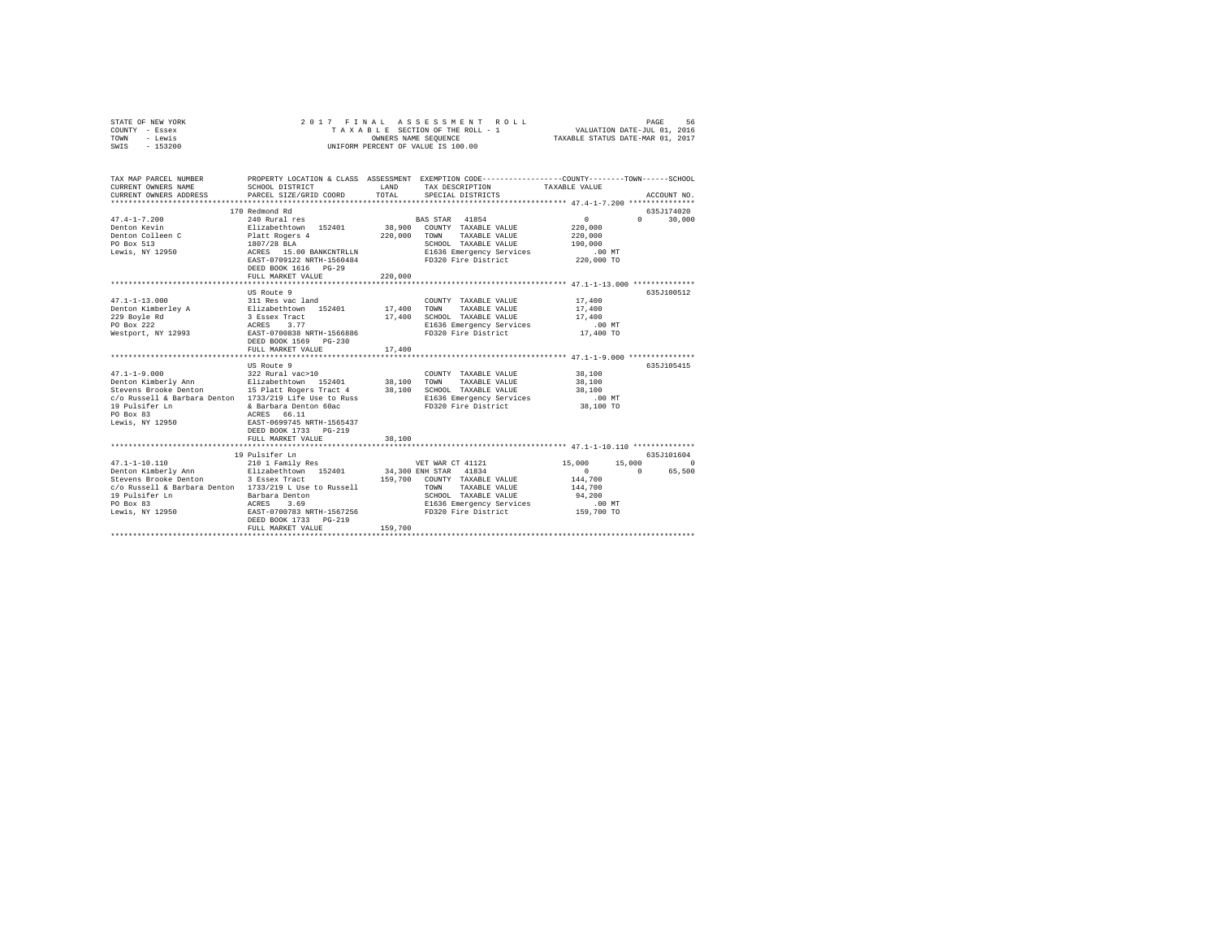STATE OF NEW YORK — 2017 FINAL ASSESSMENT ROLL
COUNTY - Essex — TAXABLE SECTION OF THE ROLL - 1 — VALUATION DATE-JUL 01, 2016
TOWN - Lewis — OWNERS NAME SEQUENCE — TAXABLE STATUS DATE-MAR 01, 2017
SWIS - 153200 — UNIFORM PERCENT OF VALUE IS 100.00

| TAX MAP PARCEL NUMBER / CURRENT OWNERS NAME / CURRENT OWNERS ADDRESS | PROPERTY LOCATION & CLASS / SCHOOL DISTRICT / PARCEL SIZE/GRID COORD | ASSESSMENT LAND / TOTAL | EXEMPTION CODE / TAX DESCRIPTION / SPECIAL DISTRICTS | COUNTY | TOWN | SCHOOL / ACCOUNT NO. |
|---|---|---|---|---|---|---|
| **47.4-1-7.200** | 170 Redmond Rd | | | | | 635J174020 |
| Denton Kevin | 240 Rural res | | BAS STAR 41854 | 0 | 0 | 30,000 |
| Denton Colleen C | Elizabethtown 152401 | 38,900 | COUNTY TAXABLE VALUE | 220,000 | | |
| PO Box 513 | Platt Rogers 4 | 220,000 | TOWN TAXABLE VALUE | | 220,000 | |
| Lewis, NY 12950 | 1807/28 BLA | | SCHOOL TAXABLE VALUE | | | 190,000 |
| | ACRES 15.00 BANKCNTRLLN | | E1636 Emergency Services | .00 MT | | |
| | EAST-0709122 NRTH-1560484 | | FD320 Fire District | 220,000 TO | | |
| | DEED BOOK 1616 PG-29 | | | | | |
| | FULL MARKET VALUE | 220,000 | | | | |
| **47.1-1-13.000** | US Route 9 | | | | | 635J100512 |
| Denton Kimberley A | 311 Res vac land | | COUNTY TAXABLE VALUE | 17,400 | | |
| 229 Boyle Rd | Elizabethtown 152401 | 17,400 | TOWN TAXABLE VALUE | | 17,400 | |
| PO Box 222 | 3 Essex Tract | 17,400 | SCHOOL TAXABLE VALUE | | | 17,400 |
| Westport, NY 12993 | ACRES 3.77 | | E1636 Emergency Services | .00 MT | | |
| | EAST-0700838 NRTH-1566886 | | FD320 Fire District | 17,400 TO | | |
| | DEED BOOK 1569 PG-230 | | | | | |
| | FULL MARKET VALUE | 17,400 | | | | |
| **47.1-1-9.000** | US Route 9 | | | | | 635J105415 |
| Denton Kimberly Ann | 322 Rural vac>10 | | COUNTY TAXABLE VALUE | 38,100 | | |
| Stevens Brooke Denton | Elizabethtown 152401 | 38,100 | TOWN TAXABLE VALUE | | 38,100 | |
| c/o Russell & Barbara Denton | 15 Platt Rogers Tract 4 | 38,100 | SCHOOL TAXABLE VALUE | | | 38,100 |
| 19 Pulsifer Ln | 1733/219 Life Use to Russ | | E1636 Emergency Services | .00 MT | | |
| PO Box 83 | & Barbara Denton 60ac | | FD320 Fire District | 38,100 TO | | |
| Lewis, NY 12950 | ACRES 66.11 | | | | | |
| | EAST-0699745 NRTH-1565437 | | | | | |
| | DEED BOOK 1733 PG-219 | | | | | |
| | FULL MARKET VALUE | 38,100 | | | | |
| **47.1-1-10.110** | 19 Pulsifer Ln | | | | | 635J101604 |
| Denton Kimberly Ann | 210 1 Family Res | | VET WAR CT 41121 | 15,000 | 15,000 | 0 |
| Stevens Brooke Denton | Elizabethtown 152401 | 34,300 | ENH STAR 41834 | 0 | 0 | 65,500 |
| c/o Russell & Barbara Denton | 3 Essex Tract | 159,700 | COUNTY TAXABLE VALUE | 144,700 | | |
| 19 Pulsifer Ln | 1733/219 L Use to Russell | | TOWN TAXABLE VALUE | | 144,700 | |
| PO Box 83 | Barbara Denton | | SCHOOL TAXABLE VALUE | | | 94,200 |
| Lewis, NY 12950 | ACRES 3.69 | | E1636 Emergency Services | .00 MT | | |
| | EAST-0700703 NRTH-1567256 | | FD320 Fire District | 159,700 TO | | |
| | DEED BOOK 1733 PG-219 | | | | | |
| | FULL MARKET VALUE | 159,700 | | | | |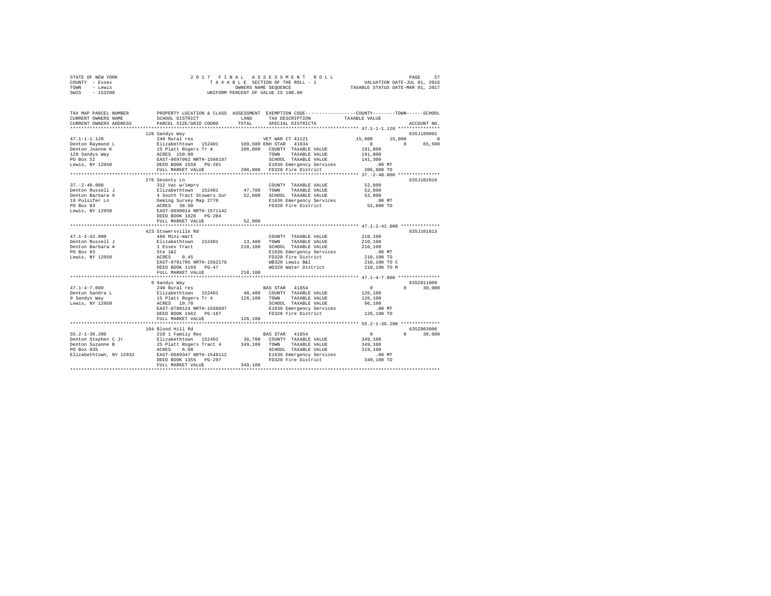STATE OF NEW YORK                2 0 1 7   F I N A L   A S S E S S M E N T   R O L L
COUNTY - Essex                   T A X A B L E SECTION OF THE ROLL - 1                 VALUATION DATE-JUL 01, 2016
TOWN - Lewis                     OWNERS NAME SEQUENCE                                   TAXABLE STATUS DATE-MAR 01, 2017
SWIS - 153200                    UNIFORM PERCENT OF VALUE IS 100.00

```
TAX MAP PARCEL NUMBER     PROPERTY LOCATION & CLASS  ASSESSMENT  EXEMPTION CODE-----------------COUNTY--------TOWN------SCHOOL
CURRENT OWNERS NAME       SCHOOL DISTRICT             LAND       TAX DESCRIPTION            TAXABLE VALUE
CURRENT OWNERS ADDRESS    PARCEL SIZE/GRID COORD      TOTAL      SPECIAL DISTRICTS                                   ACCOUNT NO.
******************************************************************************************* 47.1-1-1.120 ***************
                          128 Sandys Way                                                                        635J189001
47.1-1-1.120              240 Rural res                        VET WAR CT 41121           15,000      15,000           0
Denton Raymond L          Elizabethtown  152401       109,500 ENH STAR  41834                  0           0      65,500
Denton Joanne K           15 Platt Rogers Tr 4        206,800  COUNTY  TAXABLE VALUE        191,800
128 Sandys Way            ACRES  150.00                        TOWN    TAXABLE VALUE        191,800
PO Box 52                 EAST-0697992 NRTH-1566187            SCHOOL  TAXABLE VALUE        141,300
Lewis, NY 12950           DEED BOOK 1558   PG-281              E1636 Emergency Services         .00 MT
                          FULL MARKET VALUE           206,800  FD320 Fire District          206,800 TO
******************************************************************************************* 37.-2-48.000 ***************
                          276 Seventy Ln                                                                        635J102010
37.-2-48.000              312 Vac w/imprv                      COUNTY  TAXABLE VALUE         52,800
Denton Russell J          Elizabethtown  152401        47,700  TOWN    TAXABLE VALUE         52,800
Denton Barbara A          4 South Tract Stowers Sur    52,800  SCHOOL  TAXABLE VALUE         52,800
19 Pulsifer Ln            Deming Survey Map 2770               E1636 Emergency Services         .00 MT
PO Box 83                 ACRES   38.90                        FD320 Fire District           52,800 TO
Lewis, NY 12950           EAST-0690014 NRTH-1571142
                          DEED BOOK 1828   PG-204
                          FULL MARKET VALUE            52,800
******************************************************************************************* 47.1-2-42.000 **************
                          423 Stowersville Rd                                                                   635J101813
47.1-2-42.000             486 Mini-mart                        COUNTY  TAXABLE VALUE        210,100
Denton Russell J          Elizabethtown  152401        13,400  TOWN    TAXABLE VALUE        210,100
Denton Barbara A          1 Essex Tract               210,100  SCHOOL  TAXABLE VALUE        210,100
PO Box 83                 Ste 1&2                              E1636 Emergency Services         .00 MT
Lewis, NY 12950           ACRES    0.45                        FD320 Fire District          210,100 TO
                          EAST-0701795 NRTH-1562176            WB320 Lewis B&I              210,100 TO C
                          DEED BOOK 1169   PG-47               WD320 Water District         210,100 TO M
                          FULL MARKET VALUE           210,100
******************************************************************************************* 47.1-4-7.000 ***************
                          9 Sandys Way                                                                          635Z011009
47.1-4-7.000              240 Rural res                        BAS STAR  41854                  0           0      30,000
Denton Sandra L           Elizabethtown  152401        40,400  COUNTY  TAXABLE VALUE        126,100
9 Sandys Way              15 Platt Rogers Tr 4        126,100  TOWN    TAXABLE VALUE        126,100
Lewis, NY 12950           ACRES   10.70                        SCHOOL  TAXABLE VALUE         96,100
                          EAST-0700124 NRTH-1566697            E1636 Emergency Services         .00 MT
                          DEED BOOK 1662   PG-187              FD320 Fire District          126,100 TO
                          FULL MARKET VALUE           126,100
******************************************************************************************* 55.2-1-36.200 **************
                          104 Blood Hill Rd                                                                     635Z003006
55.2-1-36.200             210 1 Family Res                     BAS STAR  41854                  0           0      30,000
Denton Stephen C Jr       Elizabethtown  152401        36,700  COUNTY  TAXABLE VALUE        349,100
Denton Suzanne B          25 Platt Rogers Tract 4     349,100  TOWN    TAXABLE VALUE        349,100
PO Box 835                ACRES    6.08                        SCHOOL  TAXABLE VALUE        319,100
Elizabethtown, NY 12932   EAST-0689347 NRTH-1548112            E1636 Emergency Services         .00 MT
                          DEED BOOK 1355   PG-297              FD320 Fire District          349,100 TO
                          FULL MARKET VALUE           349,100
************************************************************************************************************************
```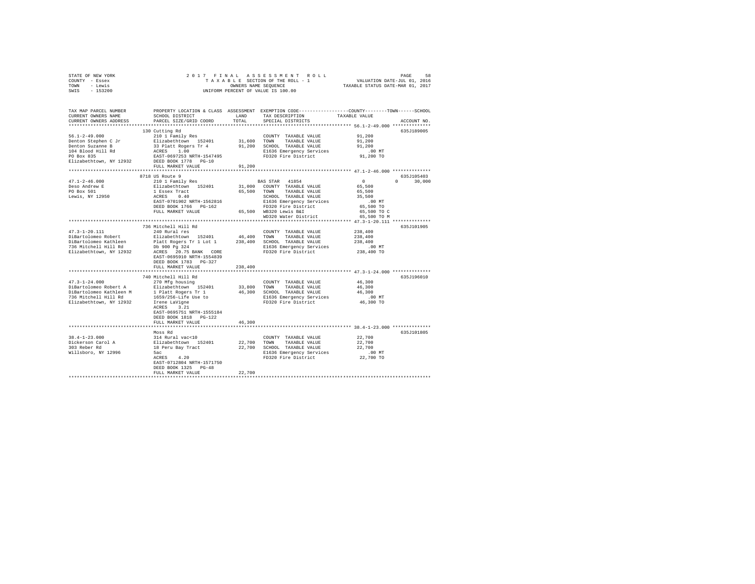STATE OF NEW YORK — COUNTY - Essex — TOWN - Lewis — SWIS - 153200

2017 FINAL ASSESSMENT ROLL
TAXABLE SECTION OF THE ROLL - 1
OWNERS NAME SEQUENCE
UNIFORM PERCENT OF VALUE IS 100.00

VALUATION DATE-JUL 01, 2016
TAXABLE STATUS DATE-MAR 01, 2017

| TAX MAP PARCEL NUMBER / CURRENT OWNERS NAME / CURRENT OWNERS ADDRESS | PROPERTY LOCATION & CLASS / SCHOOL DISTRICT / PARCEL SIZE/GRID COORD | ASSESSMENT LAND / TOTAL | EXEMPTION CODE / TAX DESCRIPTION / SPECIAL DISTRICTS | COUNTY / TOWN / SCHOOL TAXABLE VALUE | ACCOUNT NO. |
|---|---|---|---|---|---|
| **56.1-2-49.000** | 130 Cutting Rd | | | | 635J189005 |
| Denton Stephen C Jr | 210 1 Family Res | | COUNTY TAXABLE VALUE | 91,200 | |
| Denton Suzanne B | Elizabethtown 152401 | 31,600 | TOWN TAXABLE VALUE | 91,200 | |
| 104 Blood Hill Rd | 33 Platt Rogers Tr 4 | 91,200 | SCHOOL TAXABLE VALUE | 91,200 | |
| PO Box 835 | ACRES 1.00 | | E1636 Emergency Services | .00 MT | |
| Elizabethtown, NY 12932 | EAST-0697253 NRTH-1547495 | | FD320 Fire District | 91,200 TO | |
| | DEED BOOK 1778 PG-10 | | | | |
| | FULL MARKET VALUE | 91,200 | | | |
| **47.1-2-46.000** | 8718 US Route 9 | | | | 635J105403 |
| Deso Andrew E | 210 1 Family Res | | BAS STAR 41854 | 0 / 0 / 30,000 | |
| PO Box 501 | Elizabethtown 152401 | 31,000 | COUNTY TAXABLE VALUE | 65,500 | |
| Lewis, NY 12950 | 1 Essex Tract | 65,500 | TOWN TAXABLE VALUE | 65,500 | |
| | ACRES 0.40 | | SCHOOL TAXABLE VALUE | 35,500 | |
| | EAST-0701902 NRTH-1562816 | | E1636 Emergency Services | .00 MT | |
| | DEED BOOK 1766 PG-162 | | FD320 Fire District | 65,500 TO | |
| | FULL MARKET VALUE | 65,500 | WB320 Lewis B&I | 65,500 TO C | |
| | | | WD320 Water District | 65,500 TO M | |
| **47.3-1-20.111** | 736 Mitchell Hill Rd | | | | 635J101905 |
| DiBartolomeo Robert | 240 Rural res | | COUNTY TAXABLE VALUE | 238,400 | |
| DiBartolomeo Kathleen | Elizabethtown 152401 | 46,400 | TOWN TAXABLE VALUE | 238,400 | |
| 736 Mitchell Hill Rd | Platt Rogers Tr 1 Lot 1 | 238,400 | SCHOOL TAXABLE VALUE | 238,400 | |
| Elizabethtown, NY 12932 | Db 900 Pg 324 | | E1636 Emergency Services | .00 MT | |
| | ACRES 20.75 BANK CORE | | FD320 Fire District | 238,400 TO | |
| | EAST-0695910 NRTH-1554839 | | | | |
| | DEED BOOK 1783 PG-327 | | | | |
| | FULL MARKET VALUE | 238,400 | | | |
| **47.3-1-24.000** | 740 Mitchell Hill Rd | | | | 635J196010 |
| DiBartolomeo Robert A | 270 Mfg housing | | COUNTY TAXABLE VALUE | 46,300 | |
| DiBartolomeo Kathleen M | Elizabethtown 152401 | 33,800 | TOWN TAXABLE VALUE | 46,300 | |
| 736 Mitchell Hill Rd | 1 Platt Rogers Tr 1 | 46,300 | SCHOOL TAXABLE VALUE | 46,300 | |
| Elizabethtown, NY 12932 | 1659/256-Life Use to | | E1636 Emergency Services | .00 MT | |
| | Irene LaVigne | | FD320 Fire District | 46,300 TO | |
| | ACRES 3.21 | | | | |
| | EAST-0695751 NRTH-1555184 | | | | |
| | DEED BOOK 1818 PG-122 | | | | |
| | FULL MARKET VALUE | 46,300 | | | |
| **38.4-1-23.000** | Moss Rd | | | | 635J101805 |
| Dickerson Carol A | 314 Rural vac<10 | | COUNTY TAXABLE VALUE | 22,700 | |
| 303 Reber Rd | Elizabethtown 152401 | 22,700 | TOWN TAXABLE VALUE | 22,700 | |
| Willsboro, NY 12996 | 18 Peru Bay Tract | 22,700 | SCHOOL TAXABLE VALUE | 22,700 | |
| | 5ac | | E1636 Emergency Services | .00 MT | |
| | ACRES 4.20 | | FD320 Fire District | 22,700 TO | |
| | EAST-0712804 NRTH-1571750 | | | | |
| | DEED BOOK 1325 PG-48 | | | | |
| | FULL MARKET VALUE | 22,700 | | | |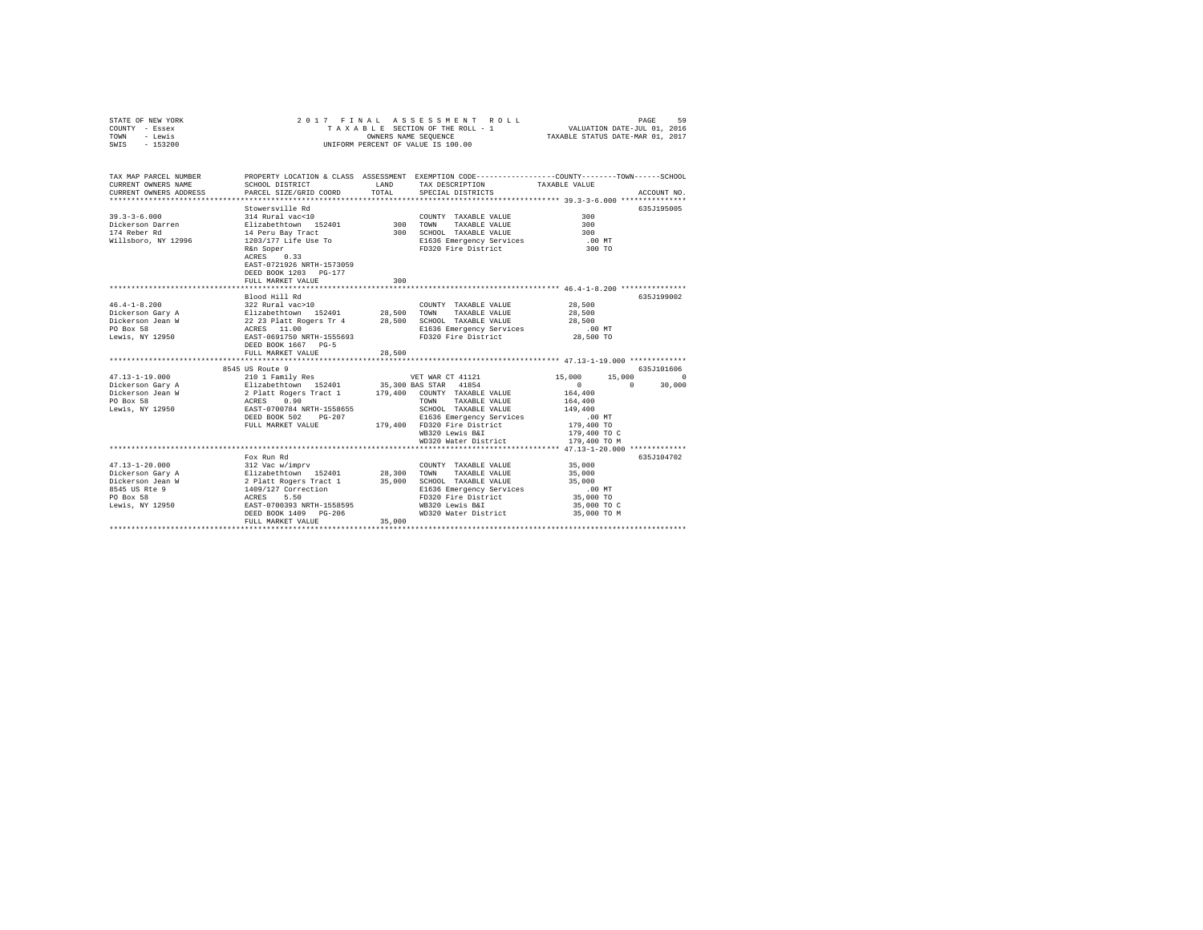STATE OF NEW YORK · COUNTY - Essex · TOWN - Lewis · SWIS - 153200

# 2017 FINAL ASSESSMENT ROLL

TAXABLE SECTION OF THE ROLL - 1 · OWNERS NAME SEQUENCE · UNIFORM PERCENT OF VALUE IS 100.00

VALUATION DATE-JUL 01, 2016 · TAXABLE STATUS DATE-MAR 01, 2017

```
TAX MAP PARCEL NUMBER      PROPERTY LOCATION & CLASS  ASSESSMENT  EXEMPTION CODE-----------------COUNTY--------TOWN------SCHOOL
CURRENT OWNERS NAME        SCHOOL DISTRICT             LAND       TAX DESCRIPTION            TAXABLE VALUE
CURRENT OWNERS ADDRESS     PARCEL SIZE/GRID COORD      TOTAL      SPECIAL DISTRICTS                                    ACCOUNT NO.
******************************************************************************************** 39.3-3-6.000 ***************
                           Stowersville Rd                                                                          635J195005
39.3-3-6.000               314 Rural vac<10                         COUNTY  TAXABLE VALUE              300
Dickerson Darren           Elizabethtown  152401          300      TOWN    TAXABLE VALUE              300
174 Reber Rd               14 Peru Bay Tract              300      SCHOOL  TAXABLE VALUE              300
Willsboro, NY 12996        1203/177 Life Use To                     E1636 Emergency Services            .00 MT
                           R&n Soper                                FD320 Fire District                300 TO
                           ACRES    0.33
                           EAST-0721926 NRTH-1573059
                           DEED BOOK 1203   PG-177
                           FULL MARKET VALUE              300
******************************************************************************************** 46.4-1-8.200 ***************
                           Blood Hill Rd                                                                            635J199002
46.4-1-8.200               322 Rural vac>10                         COUNTY  TAXABLE VALUE           28,500
Dickerson Gary A           Elizabethtown  152401       28,500      TOWN    TAXABLE VALUE           28,500
Dickerson Jean W           22 23 Platt Rogers Tr 4     28,500      SCHOOL  TAXABLE VALUE           28,500
PO Box 58                  ACRES   11.00                            E1636 Emergency Services            .00 MT
Lewis, NY 12950            EAST-0691750 NRTH-1555693                FD320 Fire District             28,500 TO
                           DEED BOOK 1667   PG-5
                           FULL MARKET VALUE           28,500
******************************************************************************************** 47.13-1-19.000 *************
                     8545 US Route 9                                                                                635J101606
47.13-1-19.000             210 1 Family Res                 VET WAR CT 41121               15,000      15,000           0
Dickerson Gary A           Elizabethtown  152401       35,300 BAS STAR  41854                    0           0      30,000
Dickerson Jean W           2 Platt Rogers Tract 1     179,400  COUNTY  TAXABLE VALUE          164,400
PO Box 58                  ACRES    0.90                        TOWN    TAXABLE VALUE          164,400
Lewis, NY 12950            EAST-0700784 NRTH-1558655            SCHOOL  TAXABLE VALUE          149,400
                           DEED BOOK 502    PG-207              E1636 Emergency Services           .00 MT
                           FULL MARKET VALUE          179,400  FD320 Fire District            179,400 TO
                                                                WB320 Lewis B&I                179,400 TO C
                                                                WD320 Water District           179,400 TO M
******************************************************************************************** 47.13-1-20.000 *************
                           Fox Run Rd                                                                               635J104702
47.13-1-20.000             312 Vac w/imprv                          COUNTY  TAXABLE VALUE           35,000
Dickerson Gary A           Elizabethtown  152401       28,300      TOWN    TAXABLE VALUE           35,000
Dickerson Jean W           2 Platt Rogers Tract 1      35,000      SCHOOL  TAXABLE VALUE           35,000
8545 US Rte 9              1409/127 Correction                      E1636 Emergency Services            .00 MT
PO Box 58                  ACRES    5.50                            FD320 Fire District             35,000 TO
Lewis, NY 12950            EAST-0700393 NRTH-1558595                WB320 Lewis B&I                 35,000 TO C
                           DEED BOOK 1409   PG-206                  WD320 Water District            35,000 TO M
                           FULL MARKET VALUE           35,000
****************************************************************************************************************************
```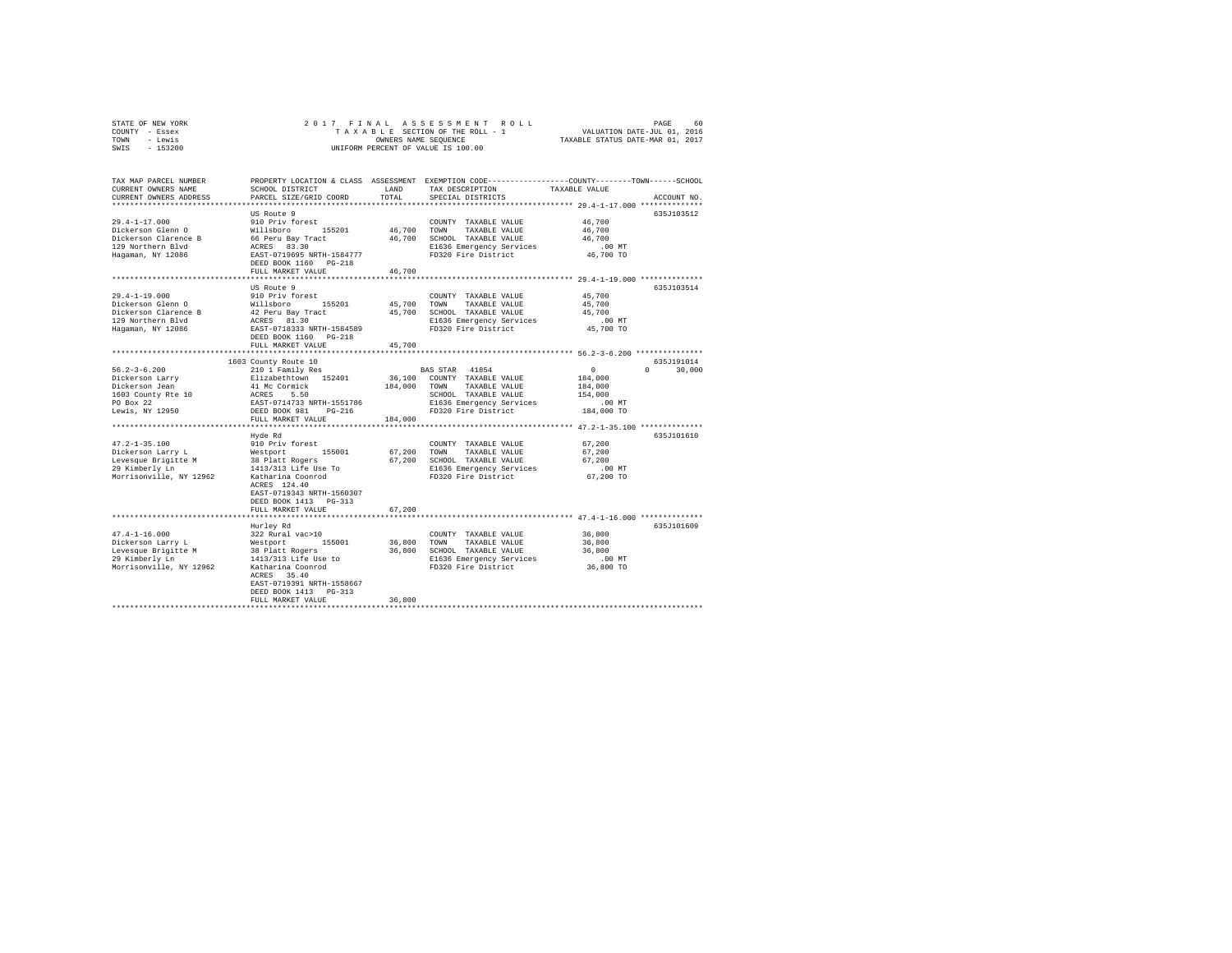STATE OF NEW YORK
COUNTY - Essex
TOWN - Lewis
SWIS - 153200

2017 FINAL ASSESSMENT ROLL
TAXABLE SECTION OF THE ROLL - 1
OWNERS NAME SEQUENCE
UNIFORM PERCENT OF VALUE IS 100.00

VALUATION DATE-JUL 01, 2016
TAXABLE STATUS DATE-MAR 01, 2017

```
TAX MAP PARCEL NUMBER     PROPERTY LOCATION & CLASS  ASSESSMENT  EXEMPTION CODE-----------------COUNTY--------TOWN------SCHOOL
CURRENT OWNERS NAME       SCHOOL DISTRICT               LAND      TAX DESCRIPTION              TAXABLE VALUE
CURRENT OWNERS ADDRESS    PARCEL SIZE/GRID COORD        TOTAL     SPECIAL DISTRICTS                                   ACCOUNT NO.
******************************************************************************************* 29.4-1-17.000 **************
                          US Route 9                                                                                  635J103512
29.4-1-17.000             910 Priv forest                          COUNTY  TAXABLE VALUE            46,700
Dickerson Glenn O         Willsboro      155201       46,700   TOWN    TAXABLE VALUE            46,700
Dickerson Clarence B      66 Peru Bay Tract           46,700   SCHOOL  TAXABLE VALUE            46,700
129 Northern Blvd         ACRES  83.30                             E1636 Emergency Services           .00 MT
Hagaman, NY 12086         EAST-0719695 NRTH-1584777                FD320 Fire District              46,700 TO
                          DEED BOOK 1160   PG-218
                          FULL MARKET VALUE           46,700
******************************************************************************************* 29.4-1-19.000 **************
                          US Route 9                                                                                  635J103514
29.4-1-19.000             910 Priv forest                          COUNTY  TAXABLE VALUE            45,700
Dickerson Glenn O         Willsboro      155201       45,700   TOWN    TAXABLE VALUE            45,700
Dickerson Clarence B      42 Peru Bay Tract           45,700   SCHOOL  TAXABLE VALUE            45,700
129 Northern Blvd         ACRES  81.30                             E1636 Emergency Services           .00 MT
Hagaman, NY 12086         EAST-0718333 NRTH-1584589                FD320 Fire District              45,700 TO
                          DEED BOOK 1160   PG-218
                          FULL MARKET VALUE           45,700
******************************************************************************************* 56.2-3-6.200 ***************
                      1603 County Route 10                                                                            635J191014
56.2-3-6.200              210 1 Family Res                     BAS STAR  41854                      0            0      30,000
Dickerson Larry           Elizabethtown  152401       36,100   COUNTY  TAXABLE VALUE           184,000
Dickerson Jean            41 Mc Cormick              184,000   TOWN    TAXABLE VALUE           184,000
1603 County Rte 10        ACRES   5.50                             SCHOOL  TAXABLE VALUE           154,000
PO Box 22                 EAST-0714733 NRTH-1551786                E1636 Emergency Services           .00 MT
Lewis, NY 12950           DEED BOOK 981    PG-216                  FD320 Fire District             184,000 TO
                          FULL MARKET VALUE          184,000
******************************************************************************************* 47.2-1-35.100 **************
                          Hyde Rd                                                                                     635J101610
47.2-1-35.100             910 Priv forest                          COUNTY  TAXABLE VALUE            67,200
Dickerson Larry L         Westport       155001       67,200   TOWN    TAXABLE VALUE            67,200
Levesque Brigitte M       38 Platt Rogers             67,200   SCHOOL  TAXABLE VALUE            67,200
29 Kimberly Ln            1413/313 Life Use To                     E1636 Emergency Services           .00 MT
Morrisonville, NY 12962   Katharina Coonrod                        FD320 Fire District              67,200 TO
                          ACRES 124.40
                          EAST-0719343 NRTH-1560307
                          DEED BOOK 1413   PG-313
                          FULL MARKET VALUE           67,200
******************************************************************************************* 47.4-1-16.000 **************
                          Hurley Rd                                                                                   635J101609
47.4-1-16.000             322 Rural vac>10                         COUNTY  TAXABLE VALUE            36,800
Dickerson Larry L         Westport       155001       36,800   TOWN    TAXABLE VALUE            36,800
Levesque Brigitte M       38 Platt Rogers             36,800   SCHOOL  TAXABLE VALUE            36,800
29 Kimberly Ln            1413/313 Life Use to                     E1636 Emergency Services           .00 MT
Morrisonville, NY 12962   Katharina Coonrod                        FD320 Fire District              36,800 TO
                          ACRES  35.40
                          EAST-0719391 NRTH-1558667
                          DEED BOOK 1413   PG-313
                          FULL MARKET VALUE           36,800
************************************************************************************************************************
```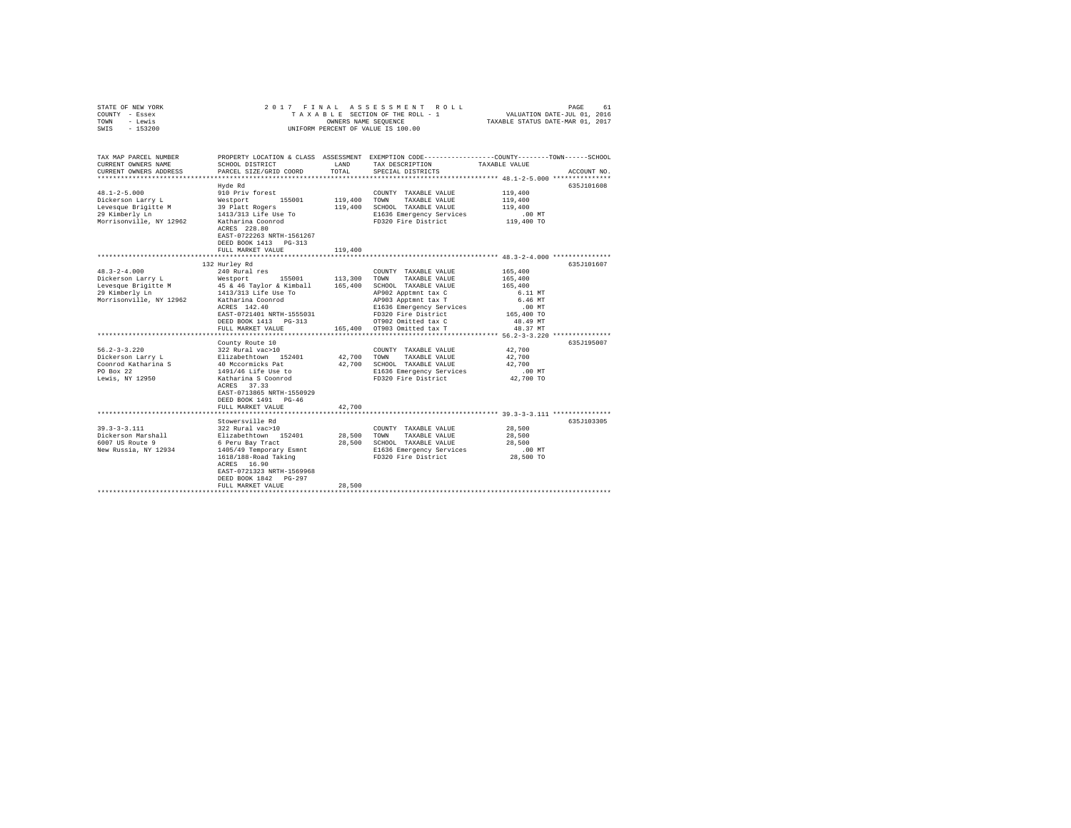STATE OF NEW YORK
COUNTY - Essex
TOWN - Lewis
SWIS - 153200

2 0 1 7  F I N A L  A S S E S S M E N T  R O L L
T A X A B L E SECTION OF THE ROLL - 1
OWNERS NAME SEQUENCE
UNIFORM PERCENT OF VALUE IS 100.00

VALUATION DATE-JUL 01, 2016
TAXABLE STATUS DATE-MAR 01, 2017

| TAX MAP PARCEL NUMBER / CURRENT OWNERS NAME / CURRENT OWNERS ADDRESS | PROPERTY LOCATION & CLASS / SCHOOL DISTRICT / PARCEL SIZE/GRID COORD | ASSESSMENT LAND / TOTAL | EXEMPTION CODE / TAX DESCRIPTION / SPECIAL DISTRICTS | COUNTY--------TOWN------SCHOOL TAXABLE VALUE | ACCOUNT NO. |
|---|---|---|---|---|---|
| **48.1-2-5.000** | Hyde Rd | | | | 635J101608 |
| 48.1-2-5.000 | 910 Priv forest | | COUNTY TAXABLE VALUE | 119,400 | |
| Dickerson Larry L | Westport 155001 | 119,400 | TOWN TAXABLE VALUE | 119,400 | |
| Levesque Brigitte M | 39 Platt Rogers | 119,400 | SCHOOL TAXABLE VALUE | 119,400 | |
| 29 Kimberly Ln | 1413/313 Life Use To | | E1636 Emergency Services | .00 MT | |
| Morrisonville, NY 12962 | Katharina Coonrod | | FD320 Fire District | 119,400 TO | |
| | ACRES 228.80 | | | | |
| | EAST-0722263 NRTH-1561267 | | | | |
| | DEED BOOK 1413 PG-313 | | | | |
| | FULL MARKET VALUE | 119,400 | | | |
| **48.3-2-4.000** | 132 Hurley Rd | | | | 635J101607 |
| 48.3-2-4.000 | 240 Rural res | | COUNTY TAXABLE VALUE | 165,400 | |
| Dickerson Larry L | Westport 155001 | 113,300 | TOWN TAXABLE VALUE | 165,400 | |
| Levesque Brigitte M | 45 & 46 Taylor & Kimball | 165,400 | SCHOOL TAXABLE VALUE | 165,400 | |
| 29 Kimberly Ln | 1413/313 Life Use To | | AP902 Apptmnt tax C | 6.11 MT | |
| Morrisonville, NY 12962 | Katharina Coonrod | | AP903 Apptmnt tax T | 6.46 MT | |
| | ACRES 142.40 | | E1636 Emergency Services | .00 MT | |
| | EAST-0721401 NRTH-1555031 | | FD320 Fire District | 165,400 TO | |
| | DEED BOOK 1413 PG-313 | | OT902 Omitted tax C | 48.49 MT | |
| | FULL MARKET VALUE | 165,400 | OT903 Omitted tax T | 48.37 MT | |
| **56.2-3-3.220** | County Route 10 | | | | 635J195007 |
| 56.2-3-3.220 | 322 Rural vac>10 | | COUNTY TAXABLE VALUE | 42,700 | |
| Dickerson Larry L | Elizabethtown 152401 | 42,700 | TOWN TAXABLE VALUE | 42,700 | |
| Coonrod Katharina S | 40 Mccormicks Pat | 42,700 | SCHOOL TAXABLE VALUE | 42,700 | |
| PO Box 22 | 1491/46 Life Use to | | E1636 Emergency Services | .00 MT | |
| Lewis, NY 12950 | Katharina S Coonrod | | FD320 Fire District | 42,700 TO | |
| | ACRES 37.33 | | | | |
| | EAST-0713865 NRTH-1550929 | | | | |
| | DEED BOOK 1491 PG-46 | | | | |
| | FULL MARKET VALUE | 42,700 | | | |
| **39.3-3-3.111** | Stowersville Rd | | | | 635J103305 |
| 39.3-3-3.111 | 322 Rural vac>10 | | COUNTY TAXABLE VALUE | 28,500 | |
| Dickerson Marshall | Elizabethtown 152401 | 28,500 | TOWN TAXABLE VALUE | 28,500 | |
| 6007 US Route 9 | 6 Peru Bay Tract | 28,500 | SCHOOL TAXABLE VALUE | 28,500 | |
| New Russia, NY 12934 | 1405/49 Temporary Esmnt | | E1636 Emergency Services | .00 MT | |
| | 1618/188-Road Taking | | FD320 Fire District | 28,500 TO | |
| | ACRES 16.90 | | | | |
| | EAST-0721323 NRTH-1569968 | | | | |
| | DEED BOOK 1842 PG-297 | | | | |
| | FULL MARKET VALUE | 28,500 | | | |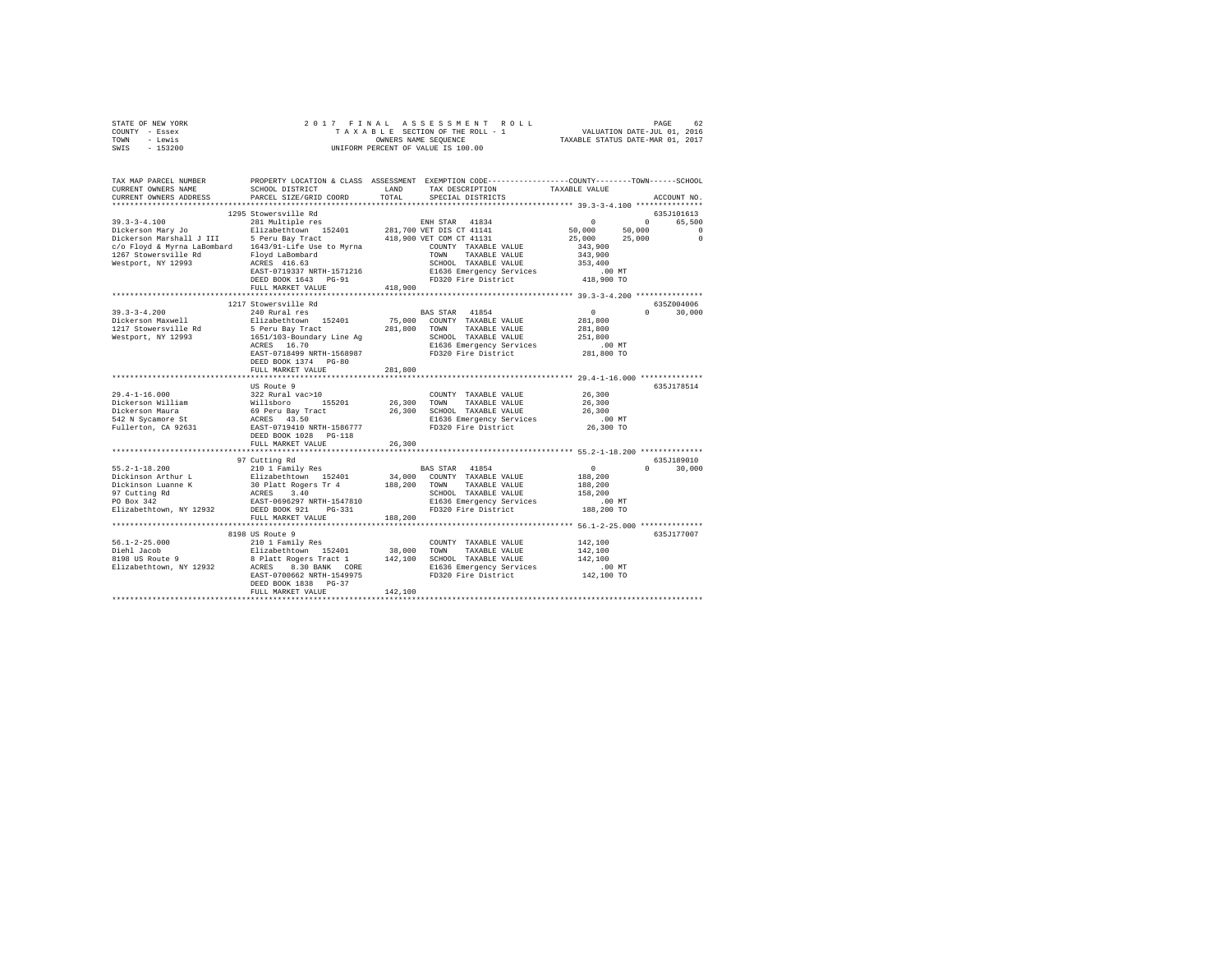STATE OF NEW YORK — COUNTY - Essex — TOWN - Lewis — SWIS - 153200

2017 FINAL ASSESSMENT ROLL
TAXABLE SECTION OF THE ROLL - 1
OWNERS NAME SEQUENCE
UNIFORM PERCENT OF VALUE IS 100.00

VALUATION DATE-JUL 01, 2016
TAXABLE STATUS DATE-MAR 01, 2017

```
TAX MAP PARCEL NUMBER         PROPERTY LOCATION & CLASS  ASSESSMENT  EXEMPTION CODE-----------------COUNTY--------TOWN------SCHOOL
CURRENT OWNERS NAME           SCHOOL DISTRICT             LAND       TAX DESCRIPTION           TAXABLE VALUE
CURRENT OWNERS ADDRESS        PARCEL SIZE/GRID COORD      TOTAL      SPECIAL DISTRICTS                                    ACCOUNT NO.
*********************************************************************************************** 39.3-3-4.100 ***************
                              1295 Stowersville Rd                                                                     635J101613
39.3-3-4.100                  281 Multiple res                       ENH STAR  41834                 0          0       65,500
Dickerson Mary Jo             Elizabethtown  152401      281,700 VET DIS CT 41141              50,000     50,000             0
Dickerson Marshall J III      5 Peru Bay Tract           418,900 VET COM CT 41131              25,000     25,000             0
c/o Floyd & Myrna LaBombard   1643/91-Life Use to Myrna          COUNTY  TAXABLE VALUE        343,900
1267 Stowersville Rd          Floyd LaBombard                    TOWN    TAXABLE VALUE        343,900
Westport, NY 12993            ACRES 416.63                       SCHOOL  TAXABLE VALUE        353,400
                              EAST-0719337 NRTH-1571216          E1636 Emergency Services          .00 MT
                              DEED BOOK 1643   PG-91             FD320 Fire District          418,900 TO
                              FULL MARKET VALUE          418,900
*********************************************************************************************** 39.3-3-4.200 ***************
                              1217 Stowersville Rd                                                                     635Z004006
39.3-3-4.200                  240 Rural res                          BAS STAR  41854                 0          0       30,000
Dickerson Maxwell             Elizabethtown  152401       75,000 COUNTY  TAXABLE VALUE        281,800
1217 Stowersville Rd          5 Peru Bay Tract           281,800 TOWN    TAXABLE VALUE        281,800
Westport, NY 12993            1651/103-Boundary Line Ag          SCHOOL  TAXABLE VALUE        251,800
                              ACRES  16.70                       E1636 Emergency Services          .00 MT
                              EAST-0718499 NRTH-1568987          FD320 Fire District          281,800 TO
                              DEED BOOK 1374   PG-80
                              FULL MARKET VALUE          281,800
*********************************************************************************************** 29.4-1-16.000 **************
                              US Route 9                                                                               635J178514
29.4-1-16.000                 322 Rural vac>10                       COUNTY  TAXABLE VALUE         26,300
Dickerson William             Willsboro      155201       26,300 TOWN    TAXABLE VALUE         26,300
Dickerson Maura               69 Peru Bay Tract           26,300 SCHOOL  TAXABLE VALUE         26,300
542 N Sycamore St             ACRES  43.50                       E1636 Emergency Services          .00 MT
Fullerton, CA 92631           EAST-0719410 NRTH-1586777          FD320 Fire District           26,300 TO
                              DEED BOOK 1028   PG-118
                              FULL MARKET VALUE           26,300
*********************************************************************************************** 55.2-1-18.200 **************
                              97 Cutting Rd                                                                            635J189010
55.2-1-18.200                 210 1 Family Res                       BAS STAR  41854                 0          0       30,000
Dickinson Arthur L            Elizabethtown  152401       34,000 COUNTY  TAXABLE VALUE        188,200
Dickinson Luanne K            30 Platt Rogers Tr 4       188,200 TOWN    TAXABLE VALUE        188,200
97 Cutting Rd                 ACRES   3.40                       SCHOOL  TAXABLE VALUE        158,200
PO Box 342                    EAST-0696297 NRTH-1547810          E1636 Emergency Services          .00 MT
Elizabethtown, NY 12932       DEED BOOK 921    PG-331            FD320 Fire District          188,200 TO
                              FULL MARKET VALUE          188,200
*********************************************************************************************** 56.1-2-25.000 **************
                              8198 US Route 9                                                                          635J177007
56.1-2-25.000                 210 1 Family Res                       COUNTY  TAXABLE VALUE        142,100
Diehl Jacob                   Elizabethtown  152401       38,000 TOWN    TAXABLE VALUE        142,100
8198 US Route 9               8 Platt Rogers Tract 1     142,100 SCHOOL  TAXABLE VALUE        142,100
Elizabethtown, NY 12932       ACRES   8.30 BANK  CORE            E1636 Emergency Services          .00 MT
                              EAST-0700662 NRTH-1549975          FD320 Fire District          142,100 TO
                              DEED BOOK 1838   PG-37
                              FULL MARKET VALUE          142,100
****************************************************************************************************************************
```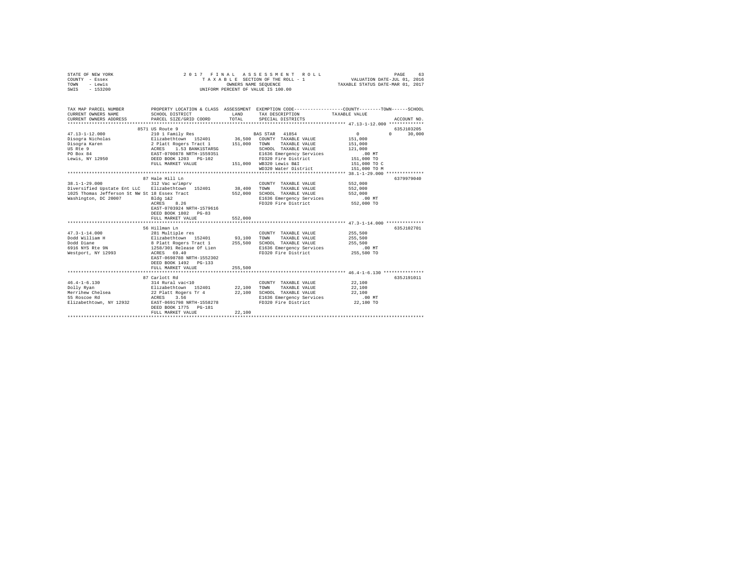STATE OF NEW YORK
COUNTY - Essex
TOWN - Lewis
SWIS - 153200

2 0 1 7 F I N A L A S S E S S M E N T R O L L
T A X A B L E SECTION OF THE ROLL - 1
OWNERS NAME SEQUENCE
UNIFORM PERCENT OF VALUE IS 100.00

VALUATION DATE-JUL 01, 2016
TAXABLE STATUS DATE-MAR 01, 2017

```
TAX MAP PARCEL NUMBER          PROPERTY LOCATION & CLASS  ASSESSMENT  EXEMPTION CODE-----------------COUNTY--------TOWN------SCHOOL
CURRENT OWNERS NAME            SCHOOL DISTRICT              LAND      TAX DESCRIPTION            TAXABLE VALUE
CURRENT OWNERS ADDRESS         PARCEL SIZE/GRID COORD       TOTAL     SPECIAL DISTRICTS                                    ACCOUNT NO.
*********************************************************************************************** 47.13-1-12.000 *************
                    8571 US Route 9                                                                                 635J103205
47.13-1-12.000                 210 1 Family Res                    BAS STAR  41854                  0          0      30,000
Disogra Nicholas               Elizabethtown  152401      36,500   COUNTY  TAXABLE VALUE          151,000
Disogra Karen                  2 Platt Rogers Tract 1    151,000   TOWN    TAXABLE VALUE          151,000
US Rte 9                       ACRES    1.53 BANK1STARSG            SCHOOL  TAXABLE VALUE          121,000
PO Box 84                      EAST-0700878 NRTH-1559351            E1636 Emergency Services          .00 MT
Lewis, NY 12950                DEED BOOK 1203   PG-102              FD320 Fire District           151,000 TO
                               FULL MARKET VALUE         151,000   WB320 Lewis B&I               151,000 TO C
                                                                   WD320 Water District          151,000 TO M
*********************************************************************************************** 38.1-1-29.000 **************
                    87 Hale Hill Ln                                                                                 6379979040
38.1-1-29.000                  312 Vac w/imprv                     COUNTY  TAXABLE VALUE          552,000
Diversified Upstate Ent LLC    Elizabethtown  152401      38,400   TOWN    TAXABLE VALUE          552,000
1025 Thomas Jefferson St NW St 18 Essex Tract            552,000   SCHOOL  TAXABLE VALUE          552,000
Washington, DC 20007           Bldg 1&2                            E1636 Emergency Services          .00 MT
                               ACRES    8.26                       FD320 Fire District           552,000 TO
                               EAST-0703924 NRTH-1579616
                               DEED BOOK 1802   PG-83
                               FULL MARKET VALUE         552,000
*********************************************************************************************** 47.3-1-14.000 **************
                    56 Hillman Ln                                                                                   635J102701
47.3-1-14.000                  281 Multiple res                    COUNTY  TAXABLE VALUE          255,500
Dodd William H                 Elizabethtown  152401      93,100   TOWN    TAXABLE VALUE          255,500
Dodd Diane                     8 Platt Rogers Tract 1    255,500   SCHOOL  TAXABLE VALUE          255,500
6916 NYS Rte 9N                1258/301 Release Of Lien            E1636 Emergency Services          .00 MT
Westport, NY 12993             ACRES   69.40                       FD320 Fire District           255,500 TO
                               EAST-0698788 NRTH-1552302
                               DEED BOOK 1492   PG-133
                               FULL MARKET VALUE         255,500
*********************************************************************************************** 46.4-1-6.130 ***************
                    87 Carlott Rd                                                                                   635J191011
46.4-1-6.130                   314 Rural vac<10                    COUNTY  TAXABLE VALUE           22,100
Dolly Ryan                     Elizabethtown  152401      22,100   TOWN    TAXABLE VALUE           22,100
Merrihew Chelsea               22 Platt Rogers Tr 4       22,100   SCHOOL  TAXABLE VALUE           22,100
55 Roscoe Rd                   ACRES    3.56                       E1636 Emergency Services          .00 MT
Elizabethtown, NY 12932        EAST-0691798 NRTH-1558278            FD320 Fire District            22,100 TO
                               DEED BOOK 1775   PG-181
                               FULL MARKET VALUE          22,100
****************************************************************************************************************************
```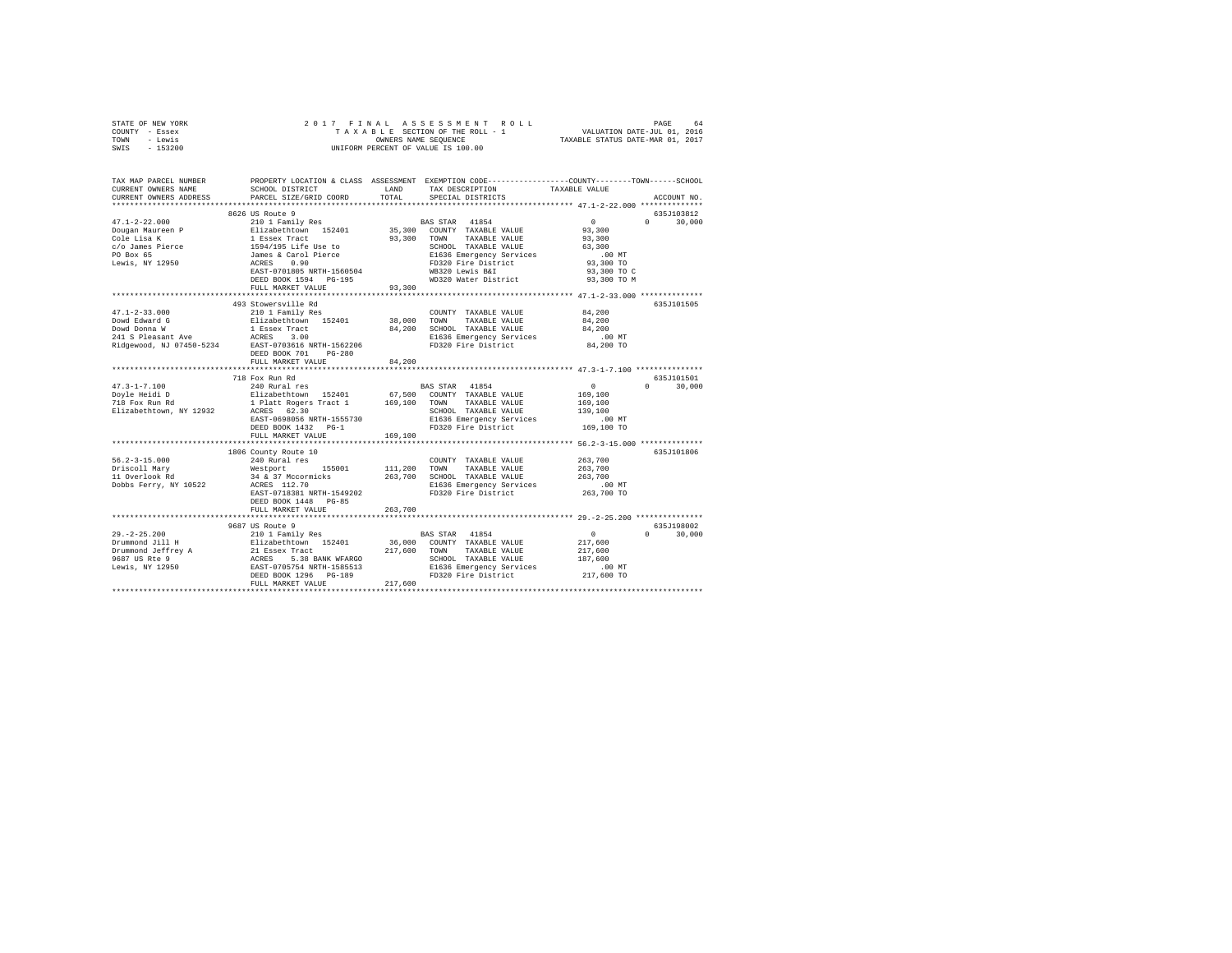STATE OF NEW YORK
COUNTY - Essex
TOWN - Lewis
SWIS - 153200

2017 FINAL ASSESSMENT ROLL
TAXABLE SECTION OF THE ROLL - 1
OWNERS NAME SEQUENCE
UNIFORM PERCENT OF VALUE IS 100.00

VALUATION DATE-JUL 01, 2016
TAXABLE STATUS DATE-MAR 01, 2017

```
TAX MAP PARCEL NUMBER      PROPERTY LOCATION & CLASS  ASSESSMENT  EXEMPTION CODE-----------------COUNTY--------TOWN------SCHOOL
CURRENT OWNERS NAME        SCHOOL DISTRICT              LAND      TAX DESCRIPTION            TAXABLE VALUE
CURRENT OWNERS ADDRESS     PARCEL SIZE/GRID COORD       TOTAL     SPECIAL DISTRICTS                                   ACCOUNT NO.
******************************************************************************************************* 47.1-2-22.000 **************
                          8626 US Route 9                                                                            635J103812
47.1-2-22.000              210 1 Family Res                        BAS STAR  41854                  0          0     30,000
Dougan Maureen P           Elizabethtown  152401       35,300    COUNTY  TAXABLE VALUE          93,300
Cole Lisa K                1 Essex Tract               93,300    TOWN    TAXABLE VALUE          93,300
c/o James Pierce           1594/195 Life Use to                  SCHOOL  TAXABLE VALUE          63,300
PO Box 65                  James & Carol Pierce                  E1636 Emergency Services           .00 MT
Lewis, NY 12950            ACRES    0.90                         FD320 Fire District            93,300 TO
                           EAST-0701805 NRTH-1560504             WB320 Lewis B&I                93,300 TO C
                           DEED BOOK 1594   PG-195               WD320 Water District           93,300 TO M
                           FULL MARKET VALUE           93,300
******************************************************************************************************* 47.1-2-33.000 **************
                          493 Stowersville Rd                                                                        635J101505
47.1-2-33.000              210 1 Family Res                        COUNTY  TAXABLE VALUE          84,200
Dowd Edward G              Elizabethtown  152401       38,000    TOWN    TAXABLE VALUE          84,200
Dowd Donna W               1 Essex Tract               84,200    SCHOOL  TAXABLE VALUE          84,200
241 S Pleasant Ave         ACRES    3.00                         E1636 Emergency Services           .00 MT
Ridgewood, NJ 07450-5234   EAST-0703616 NRTH-1562206             FD320 Fire District            84,200 TO
                           DEED BOOK 701    PG-280
                           FULL MARKET VALUE           84,200
******************************************************************************************************* 47.3-1-7.100 ***************
                          718 Fox Run Rd                                                                             635J101501
47.3-1-7.100               240 Rural res                           BAS STAR  41854                  0          0     30,000
Doyle Heidi D              Elizabethtown  152401       67,500    COUNTY  TAXABLE VALUE         169,100
718 Fox Run Rd             1 Platt Rogers Tract 1     169,100    TOWN    TAXABLE VALUE         169,100
Elizabethtown, NY 12932    ACRES   62.30                         SCHOOL  TAXABLE VALUE         139,100
                           EAST-0698056 NRTH-1555730             E1636 Emergency Services           .00 MT
                           DEED BOOK 1432   PG-1                 FD320 Fire District           169,100 TO
                           FULL MARKET VALUE          169,100
******************************************************************************************************* 56.2-3-15.000 **************
                          1806 County Route 10                                                                       635J101806
56.2-3-15.000              240 Rural res                           COUNTY  TAXABLE VALUE         263,700
Driscoll Mary              Westport       155001      111,200    TOWN    TAXABLE VALUE         263,700
11 Overlook Rd             34 & 37 Mccormicks         263,700    SCHOOL  TAXABLE VALUE         263,700
Dobbs Ferry, NY 10522      ACRES  112.70                         E1636 Emergency Services           .00 MT
                           EAST-0718381 NRTH-1549202             FD320 Fire District           263,700 TO
                           DEED BOOK 1448   PG-85
                           FULL MARKET VALUE          263,700
******************************************************************************************************* 29.-2-25.200 ***************
                          9687 US Route 9                                                                            635J198002
29.-2-25.200               210 1 Family Res                        BAS STAR  41854                  0          0     30,000
Drummond Jill H            Elizabethtown  152401       36,000    COUNTY  TAXABLE VALUE         217,600
Drummond Jeffrey A         21 Essex Tract             217,600    TOWN    TAXABLE VALUE         217,600
9687 US Rte 9              ACRES    5.38 BANK WFARGO             SCHOOL  TAXABLE VALUE         187,600
Lewis, NY 12950            EAST-0705754 NRTH-1585513             E1636 Emergency Services           .00 MT
                           DEED BOOK 1296   PG-189               FD320 Fire District           217,600 TO
                           FULL MARKET VALUE          217,600
************************************************************************************************************************************
```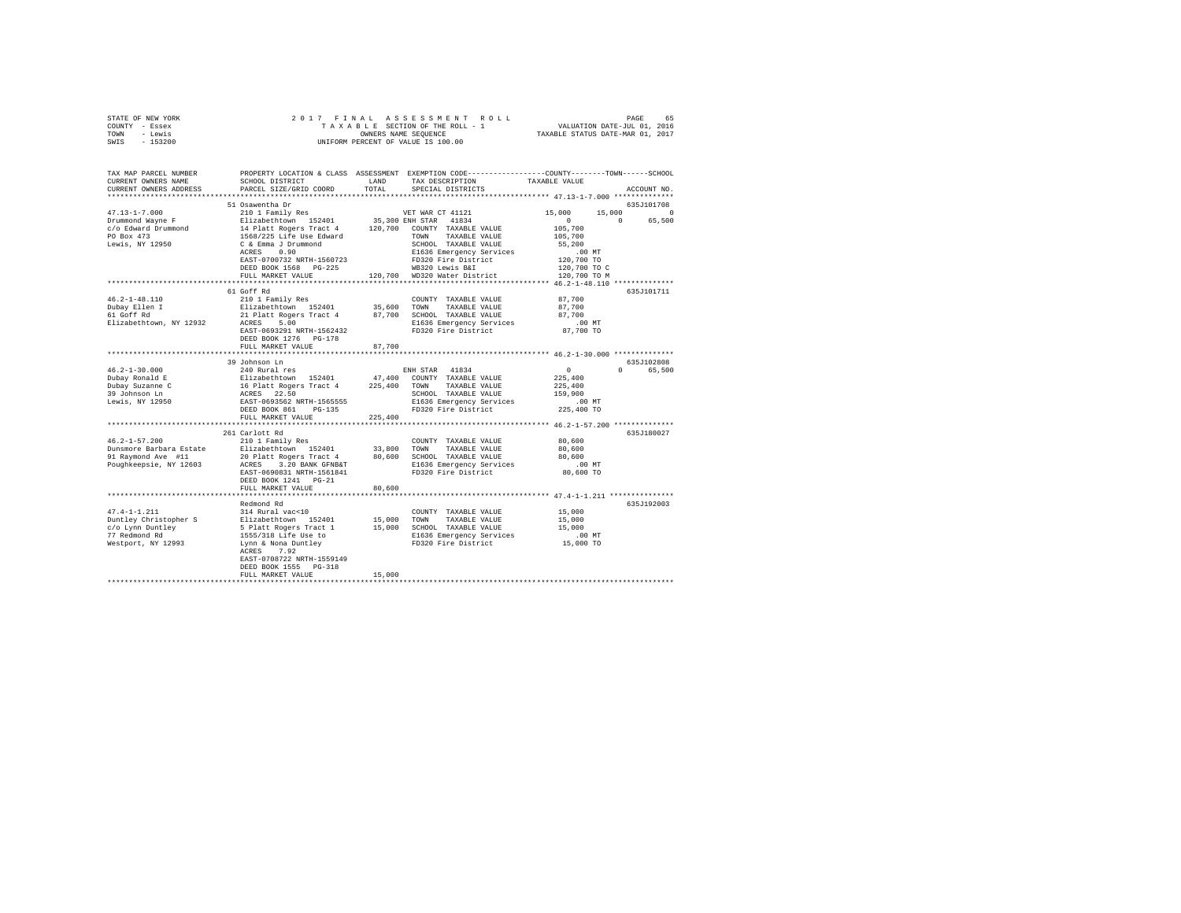STATE OF NEW YORK
COUNTY - Essex
TOWN - Lewis
SWIS - 153200

2017 FINAL ASSESSMENT ROLL
TAXABLE SECTION OF THE ROLL - 1
OWNERS NAME SEQUENCE
UNIFORM PERCENT OF VALUE IS 100.00

VALUATION DATE-JUL 01, 2016
TAXABLE STATUS DATE-MAR 01, 2017

```
TAX MAP PARCEL NUMBER          PROPERTY LOCATION & CLASS  ASSESSMENT  EXEMPTION CODE-----------------COUNTY--------TOWN------SCHOOL
CURRENT OWNERS NAME            SCHOOL DISTRICT              LAND      TAX DESCRIPTION           TAXABLE VALUE
CURRENT OWNERS ADDRESS         PARCEL SIZE/GRID COORD       TOTAL     SPECIAL DISTRICTS                                   ACCOUNT NO.
******************************************************************************************* 47.13-1-7.000 **************
                    51 Osawentha Dr                                                                                    635J101708
47.13-1-7.000                  210 1 Family Res                  VET WAR CT 41121              15,000      15,000           0
Drummond Wayne F               Elizabethtown  152401      35,300 ENH STAR  41834                 0           0      65,500
c/o Edward Drummond            14 Platt Rogers Tract 4   120,700   COUNTY  TAXABLE VALUE        105,700
PO Box 473                     1568/225 Life Use Edward            TOWN    TAXABLE VALUE        105,700
Lewis, NY 12950                C & Emma J Drummond                 SCHOOL  TAXABLE VALUE         55,200
                               ACRES    0.90                       E1636 Emergency Services          .00 MT
                               EAST-0700732 NRTH-1560723           FD320 Fire District          120,700 TO
                               DEED BOOK 1568   PG-225             WB320 Lewis B&I              120,700 TO C
                               FULL MARKET VALUE         120,700   WD320 Water District         120,700 TO M
******************************************************************************************* 46.2-1-48.110 **************
                    61 Goff Rd                                                                                         635J101711
46.2-1-48.110                  210 1 Family Res                    COUNTY  TAXABLE VALUE         87,700
Dubay Ellen I                  Elizabethtown  152401      35,600   TOWN    TAXABLE VALUE         87,700
61 Goff Rd                     21 Platt Rogers Tract 4    87,700   SCHOOL  TAXABLE VALUE         87,700
Elizabethtown, NY 12932        ACRES    5.00                       E1636 Emergency Services          .00 MT
                               EAST-0693291 NRTH-1562432           FD320 Fire District           87,700 TO
                               DEED BOOK 1276   PG-178
                               FULL MARKET VALUE          87,700
******************************************************************************************* 46.2-1-30.000 **************
                    39 Johnson Ln                                                                                      635J102808
46.2-1-30.000                  240 Rural res                     ENH STAR  41834                 0           0      65,500
Dubay Ronald E                 Elizabethtown  152401      47,400   COUNTY  TAXABLE VALUE        225,400
Dubay Suzanne C                16 Platt Rogers Tract 4   225,400   TOWN    TAXABLE VALUE        225,400
39 Johnson Ln                  ACRES   22.50                       SCHOOL  TAXABLE VALUE        159,900
Lewis, NY 12950                EAST-0693562 NRTH-1565555           E1636 Emergency Services          .00 MT
                               DEED BOOK 861    PG-135             FD320 Fire District          225,400 TO
                               FULL MARKET VALUE         225,400
******************************************************************************************* 46.2-1-57.200 **************
                    261 Carlott Rd                                                                                     635J180027
46.2-1-57.200                  210 1 Family Res                    COUNTY  TAXABLE VALUE         80,600
Dunsmore Barbara Estate        Elizabethtown  152401      33,800   TOWN    TAXABLE VALUE         80,600
91 Raymond Ave  #11            20 Platt Rogers Tract 4    80,600   SCHOOL  TAXABLE VALUE         80,600
Poughkeepsie, NY 12603         ACRES    3.20 BANK GFNB&T           E1636 Emergency Services          .00 MT
                               EAST-0690831 NRTH-1561841           FD320 Fire District           80,600 TO
                               DEED BOOK 1241   PG-21
                               FULL MARKET VALUE          80,600
******************************************************************************************* 47.4-1-1.211 ***************
                    Redmond Rd                                                                                         635J192003
47.4-1-1.211                   314 Rural vac<10                    COUNTY  TAXABLE VALUE         15,000
Duntley Christopher S          Elizabethtown  152401      15,000   TOWN    TAXABLE VALUE         15,000
c/o Lynn Duntley               5 Platt Rogers Tract 1     15,000   SCHOOL  TAXABLE VALUE         15,000
77 Redmond Rd                  1555/318 Life Use to                E1636 Emergency Services          .00 MT
Westport, NY 12993             Lynn & Nona Duntley                 FD320 Fire District           15,000 TO
                               ACRES    7.92
                               EAST-0708722 NRTH-1559149
                               DEED BOOK 1555   PG-318
                               FULL MARKET VALUE          15,000
************************************************************************************************************************
```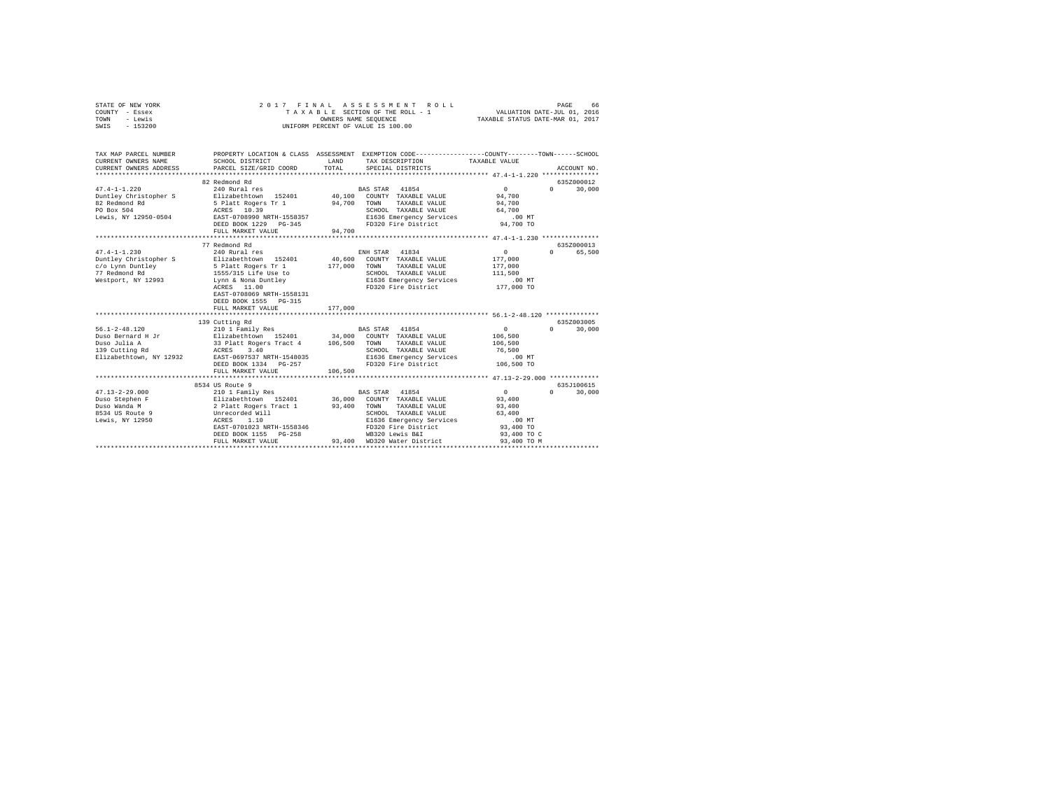STATE OF NEW YORK — 2017 FINAL ASSESSMENT ROLL
COUNTY - Essex — TAXABLE SECTION OF THE ROLL - 1 — VALUATION DATE-JUL 01, 2016
TOWN - Lewis — OWNERS NAME SEQUENCE — TAXABLE STATUS DATE-MAR 01, 2017
SWIS - 153200 — UNIFORM PERCENT OF VALUE IS 100.00

```
TAX MAP PARCEL NUMBER          PROPERTY LOCATION & CLASS  ASSESSMENT  EXEMPTION CODE-----------------COUNTY--------TOWN------SCHOOL
CURRENT OWNERS NAME            SCHOOL DISTRICT               LAND      TAX DESCRIPTION              TAXABLE VALUE
CURRENT OWNERS ADDRESS         PARCEL SIZE/GRID COORD        TOTAL     SPECIAL DISTRICTS                                   ACCOUNT NO.
*************************************************************************************************** 47.4-1-1.220 ***************
                               82 Redmond Rd                                                                               635Z000012
47.4-1-1.220                   240 Rural res                           BAS STAR  41854                  0           0      30,000
Duntley Christopher S          Elizabethtown  152401        40,100     COUNTY  TAXABLE VALUE         94,700
82 Redmond Rd                  5 Platt Rogers Tr 1          94,700     TOWN    TAXABLE VALUE         94,700
PO Box 504                     ACRES  10.39                            SCHOOL  TAXABLE VALUE         64,700
Lewis, NY 12950-0504           EAST-0708990 NRTH-1558357               E1636 Emergency Services            .00 MT
                               DEED BOOK 1229   PG-345                 FD320 Fire District            94,700 TO
                               FULL MARKET VALUE            94,700
*************************************************************************************************** 47.4-1-1.230 ***************
                               77 Redmond Rd                                                                               635Z000013
47.4-1-1.230                   240 Rural res                           ENH STAR  41834                  0           0      65,500
Duntley Christopher S          Elizabethtown  152401        40,600     COUNTY  TAXABLE VALUE        177,000
c/o Lynn Duntley               5 Platt Rogers Tr 1         177,000     TOWN    TAXABLE VALUE        177,000
77 Redmond Rd                  1555/315 Life Use to                    SCHOOL  TAXABLE VALUE        111,500
Westport, NY 12993             Lynn & Nona Duntley                     E1636 Emergency Services            .00 MT
                               ACRES  11.00                            FD320 Fire District           177,000 TO
                               EAST-0708069 NRTH-1558131
                               DEED BOOK 1555   PG-315
                               FULL MARKET VALUE           177,000
*************************************************************************************************** 56.1-2-48.120 **************
                               139 Cutting Rd                                                                              635Z003005
56.1-2-48.120                  210 1 Family Res                        BAS STAR  41854                  0           0      30,000
Duso Bernard H Jr              Elizabethtown  152401        34,000     COUNTY  TAXABLE VALUE        106,500
Duso Julia A                   33 Platt Rogers Tract 4     106,500     TOWN    TAXABLE VALUE        106,500
139 Cutting Rd                 ACRES   3.40                            SCHOOL  TAXABLE VALUE         76,500
Elizabethtown, NY 12932        EAST-0697537 NRTH-1548035               E1636 Emergency Services            .00 MT
                               DEED BOOK 1334   PG-257                 FD320 Fire District           106,500 TO
                               FULL MARKET VALUE           106,500
*************************************************************************************************** 47.13-2-29.000 *************
                               8534 US Route 9                                                                             635J100615
47.13-2-29.000                 210 1 Family Res                        BAS STAR  41854                  0           0      30,000
Duso Stephen F                 Elizabethtown  152401        36,000     COUNTY  TAXABLE VALUE         93,400
Duso Wanda M                   2 Platt Rogers Tract 1       93,400     TOWN    TAXABLE VALUE         93,400
8534 US Route 9                Unrecorded Will                         SCHOOL  TAXABLE VALUE         63,400
Lewis, NY 12950                ACRES   1.10                            E1636 Emergency Services            .00 MT
                               EAST-0701023 NRTH-1558346               FD320 Fire District            93,400 TO
                               DEED BOOK 1155   PG-258                 WB320 Lewis B&I                93,400 TO C
                               FULL MARKET VALUE            93,400     WD320 Water District           93,400 TO M
********************************************************************************************************************************
```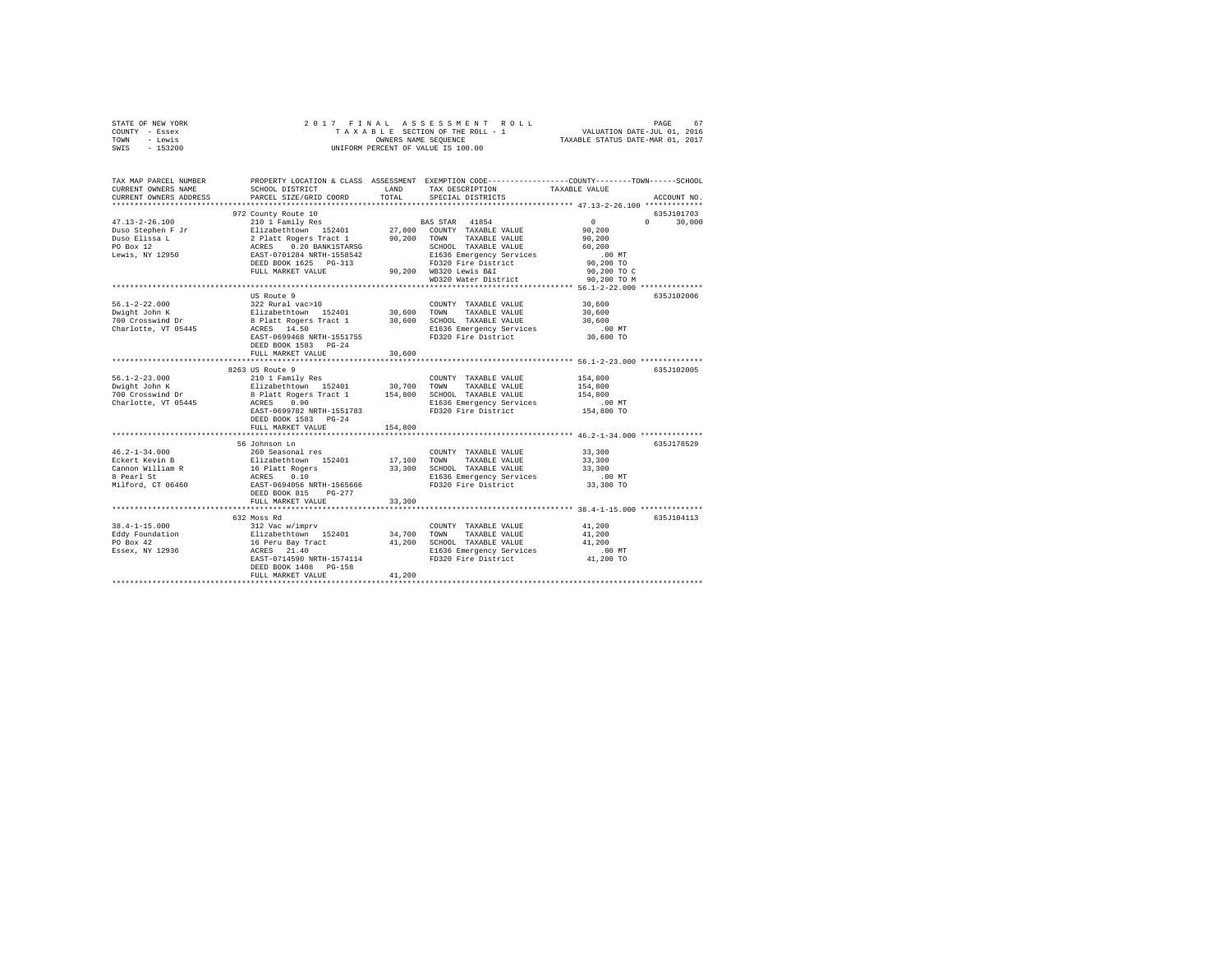STATE OF NEW YORK — 2017 FINAL ASSESSMENT ROLL — PAGE 67
COUNTY - Essex — TAXABLE SECTION OF THE ROLL - 1 — VALUATION DATE-JUL 01, 2016
TOWN - Lewis — OWNERS NAME SEQUENCE — TAXABLE STATUS DATE-MAR 01, 2017
SWIS - 153200 — UNIFORM PERCENT OF VALUE IS 100.00

```
TAX MAP PARCEL NUMBER          PROPERTY LOCATION & CLASS  ASSESSMENT  EXEMPTION CODE-----------------COUNTY--------TOWN------SCHOOL
CURRENT OWNERS NAME            SCHOOL DISTRICT             LAND       TAX DESCRIPTION             TAXABLE VALUE
CURRENT OWNERS ADDRESS         PARCEL SIZE/GRID COORD      TOTAL      SPECIAL DISTRICTS                                    ACCOUNT NO.
******************************************************************************************** 47.13-2-26.100 *************
                               972 County Route 10                                                                      635J101703
47.13-2-26.100                 210 1 Family Res                       BAS STAR  41854               0           0       30,000
Duso Stephen F Jr              Elizabethtown  152401        27,000    COUNTY  TAXABLE VALUE         90,200
Duso Elissa L                  2 Platt Rogers Tract 1       90,200    TOWN    TAXABLE VALUE         90,200
PO Box 12                      ACRES    0.20 BANK1STARSG              SCHOOL  TAXABLE VALUE         60,200
Lewis, NY 12950                EAST-0701284 NRTH-1558542              E1636 Emergency Services         .00 MT
                               DEED BOOK 1625   PG-313                FD320 Fire District           90,200 TO
                               FULL MARKET VALUE            90,200    WB320 Lewis B&I               90,200 TO C
                                                                      WD320 Water District          90,200 TO M
******************************************************************************************** 56.1-2-22.000 **************
                               US Route 9                                                                               635J102006
56.1-2-22.000                  322 Rural vac>10                       COUNTY  TAXABLE VALUE         30,600
Dwight John K                  Elizabethtown  152401        30,600    TOWN    TAXABLE VALUE         30,600
700 Crosswind Dr               8 Platt Rogers Tract 1       30,600    SCHOOL  TAXABLE VALUE         30,600
Charlotte, VT 05445            ACRES   14.50                          E1636 Emergency Services         .00 MT
                               EAST-0699468 NRTH-1551755              FD320 Fire District           30,600 TO
                               DEED BOOK 1583   PG-24
                               FULL MARKET VALUE            30,600
******************************************************************************************** 56.1-2-23.000 **************
                               8263 US Route 9                                                                          635J102005
56.1-2-23.000                  210 1 Family Res                       COUNTY  TAXABLE VALUE        154,800
Dwight John K                  Elizabethtown  152401        30,700    TOWN    TAXABLE VALUE        154,800
700 Crosswind Dr               8 Platt Rogers Tract 1      154,800    SCHOOL  TAXABLE VALUE        154,800
Charlotte, VT 05445            ACRES    0.90                          E1636 Emergency Services         .00 MT
                               EAST-0699782 NRTH-1551783              FD320 Fire District          154,800 TO
                               DEED BOOK 1583   PG-24
                               FULL MARKET VALUE           154,800
******************************************************************************************** 46.2-1-34.000 **************
                               56 Johnson Ln                                                                            635J178529
46.2-1-34.000                  260 Seasonal res                       COUNTY  TAXABLE VALUE         33,300
Eckert Kevin B                 Elizabethtown  152401        17,100    TOWN    TAXABLE VALUE         33,300
Cannon William R               16 Platt Rogers              33,300    SCHOOL  TAXABLE VALUE         33,300
8 Pearl St                     ACRES    0.10                          E1636 Emergency Services         .00 MT
Milford, CT 06460              EAST-0694056 NRTH-1565666              FD320 Fire District           33,300 TO
                               DEED BOOK 815    PG-277
                               FULL MARKET VALUE            33,300
******************************************************************************************** 38.4-1-15.000 **************
                               632 Moss Rd                                                                              635J104113
38.4-1-15.000                  312 Vac w/imprv                        COUNTY  TAXABLE VALUE         41,200
Eddy Foundation                Elizabethtown  152401        34,700    TOWN    TAXABLE VALUE         41,200
PO Box 42                      16 Peru Bay Tract            41,200    SCHOOL  TAXABLE VALUE         41,200
Essex, NY 12936                ACRES   21.40                          E1636 Emergency Services         .00 MT
                               EAST-0714590 NRTH-1574114              FD320 Fire District           41,200 TO
                               DEED BOOK 1408   PG-158
                               FULL MARKET VALUE            41,200
***************************************************************************************************************************
```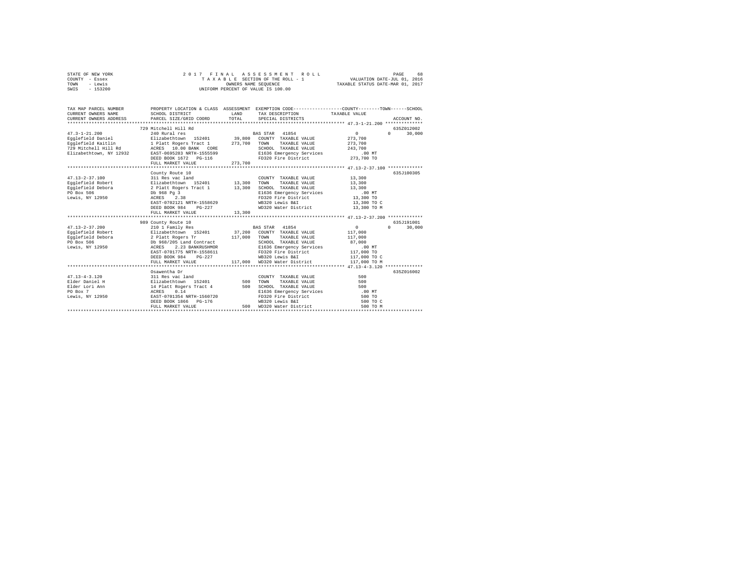STATE OF NEW YORK — 2017 FINAL ASSESSMENT ROLL
COUNTY - Essex — TAXABLE SECTION OF THE ROLL - 1 — VALUATION DATE-JUL 01, 2016
TOWN - Lewis — OWNERS NAME SEQUENCE — TAXABLE STATUS DATE-MAR 01, 2017
SWIS - 153200 — UNIFORM PERCENT OF VALUE IS 100.00

```
TAX MAP PARCEL NUMBER          PROPERTY LOCATION & CLASS  ASSESSMENT  EXEMPTION CODE-----------------COUNTY--------TOWN------SCHOOL
CURRENT OWNERS NAME            SCHOOL DISTRICT              LAND      TAX DESCRIPTION            TAXABLE VALUE
CURRENT OWNERS ADDRESS         PARCEL SIZE/GRID COORD       TOTAL     SPECIAL DISTRICTS                                  ACCOUNT NO.
*********************************************************************************************** 47.3-1-21.200 **************
                               729 Mitchell Hill Rd                                                                       635Z012002
47.3-1-21.200                  240 Rural res                           BAS STAR  41854                 0            0       30,000
Egglefield Daniel              Elizabethtown  152401       39,800      COUNTY  TAXABLE VALUE          273,700
Egglefield Kaitlin             1 Platt Rogers Tract 1     273,700      TOWN    TAXABLE VALUE          273,700
729 Mitchell Hill Rd           ACRES  10.00 BANK  CORE                 SCHOOL  TAXABLE VALUE          243,700
Elizabethtown, NY 12932        EAST-0695283 NRTH-1555599               E1636 Emergency Services           .00 MT
                               DEED BOOK 1672  PG-116                  FD320 Fire District            273,700 TO
                               FULL MARKET VALUE          273,700
*********************************************************************************************** 47.13-2-37.100 ************
                               County Route 10                                                                            635J100305
47.13-2-37.100                 311 Res vac land                        COUNTY  TAXABLE VALUE           13,300
Egglefield Robert              Elizabethtown  152401       13,300      TOWN    TAXABLE VALUE           13,300
Egglefield Debora              2 Platt Rogers Tract 1      13,300      SCHOOL  TAXABLE VALUE           13,300
PO Box 506                     Db 968 Pg 3                             E1636 Emergency Services           .00 MT
Lewis, NY 12950                ACRES   2.38                            FD320 Fire District             13,300 TO
                               EAST-0702121 NRTH-1558629               WB320 Lewis B&I                 13,300 TO C
                               DEED BOOK 984   PG-227                  WD320 Water District            13,300 TO M
                               FULL MARKET VALUE           13,300
*********************************************************************************************** 47.13-2-37.200 ************
                               989 County Route 10                                                                        635J191001
47.13-2-37.200                 210 1 Family Res                        BAS STAR  41854                 0            0       30,000
Egglefield Robert              Elizabethtown  152401       37,200      COUNTY  TAXABLE VALUE          117,000
Egglefield Debora              2 Platt Rogers Tr          117,000      TOWN    TAXABLE VALUE          117,000
PO Box 506                     Db 968/205 Land Contract                SCHOOL  TAXABLE VALUE           87,000
Lewis, NY 12950                ACRES   2.23 BANKRUSHMOR                E1636 Emergency Services           .00 MT
                               EAST-0701775 NRTH-1558611               FD320 Fire District            117,000 TO
                               DEED BOOK 984   PG-227                  WB320 Lewis B&I                117,000 TO C
                               FULL MARKET VALUE          117,000      WD320 Water District           117,000 TO M
*********************************************************************************************** 47.13-4-3.120 *************
                               Osawentha Dr                                                                               635Z016002
47.13-4-3.120                  311 Res vac land                        COUNTY  TAXABLE VALUE              500
Elder Daniel H                 Elizabethtown  152401          500      TOWN    TAXABLE VALUE              500
Elder Lori Ann                 14 Platt Rogers Tract 4        500      SCHOOL  TAXABLE VALUE              500
PO Box 7                       ACRES   0.14                            E1636 Emergency Services           .00 MT
Lewis, NY 12950                EAST-0701354 NRTH-1560720               FD320 Fire District                500 TO
                               DEED BOOK 1866  PG-176                  WB320 Lewis B&I                    500 TO C
                               FULL MARKET VALUE              500      WD320 Water District               500 TO M
****************************************************************************************************************************
```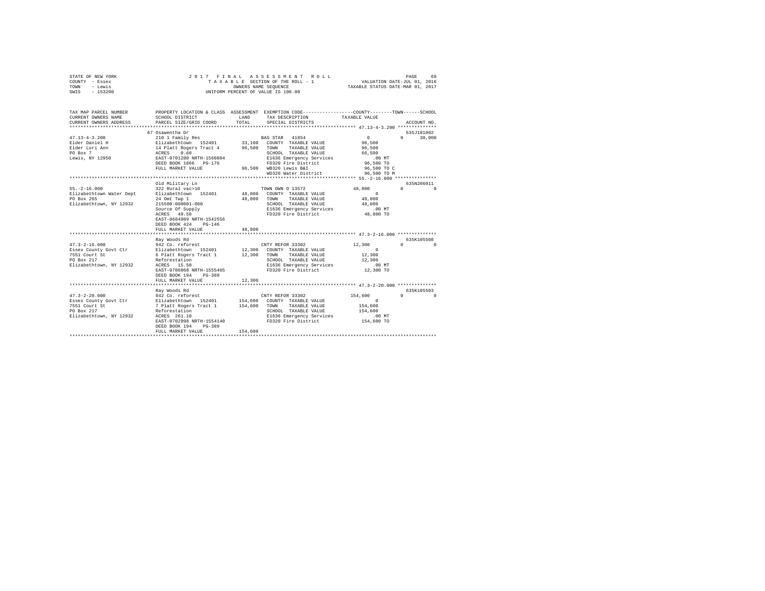STATE OF NEW YORK — COUNTY - Essex — TOWN - Lewis — SWIS - 153200

2017 FINAL ASSESSMENT ROLL
TAXABLE SECTION OF THE ROLL - 1
OWNERS NAME SEQUENCE
UNIFORM PERCENT OF VALUE IS 100.00

VALUATION DATE-JUL 01, 2016
TAXABLE STATUS DATE-MAR 01, 2017

| TAX MAP PARCEL NUMBER / CURRENT OWNERS NAME / CURRENT OWNERS ADDRESS | PROPERTY LOCATION & CLASS / SCHOOL DISTRICT / PARCEL SIZE/GRID COORD | ASSESSMENT LAND | TOTAL | EXEMPTION CODE / TAX DESCRIPTION / SPECIAL DISTRICTS | COUNTY | TOWN | SCHOOL | ACCOUNT NO. |
|---|---|---|---|---|---|---|---|---|
| **47.13-4-3.200** | 67 Osawentha Dr | | | | | | | 635J181002 |
| Elder Daniel H | 210 1 Family Res | | | BAS STAR 41854 | 0 | 0 | 30,000 | |
| Elder Lori Ann | Elizabethtown 152401 | 33,100 | | COUNTY TAXABLE VALUE | 96,500 | | | |
| PO Box 7 | 14 Platt Rogers Tract 4 | | 96,500 | TOWN TAXABLE VALUE | 96,500 | | | |
| Lewis, NY 12950 | ACRES 0.60 | | | SCHOOL TAXABLE VALUE | 66,500 | | | |
| | EAST-0701280 NRTH-1560804 | | | E1636 Emergency Services | .00 MT | | | |
| | DEED BOOK 1866 PG-176 | | | FD320 Fire District | 96,500 TO | | | |
| | FULL MARKET VALUE | | 96,500 | WB320 Lewis B&I | 96,500 TO C | | | |
| | | | | WD320 Water District | 96,500 TO M | | | |
| **55.-2-16.000** | Old Military Ln | | | | | | | 635N206011 |
| Elizabethtown Water Dept | 322 Rural vac>10 | | | TOWN OWN O 13572 | 48,800 | 0 | 0 | |
| PO Box 265 | Elizabethtown 152401 | 48,800 | | COUNTY TAXABLE VALUE | 0 | | | |
| Elizabethtown, NY 12932 | 24 Omt Twp 1 | | 48,800 | TOWN TAXABLE VALUE | 48,800 | | | |
| | 215500-000001-000 | | | SCHOOL TAXABLE VALUE | 48,800 | | | |
| | Source Of Supply | | | E1636 Emergency Services | .00 MT | | | |
| | ACRES 49.50 | | | FD320 Fire District | 48,800 TO | | | |
| | EAST-0684989 NRTH-1542556 | | | | | | | |
| | DEED BOOK 424 PG-146 | | | | | | | |
| | FULL MARKET VALUE | | 48,800 | | | | | |
| **47.3-2-16.000** | Ray Woods Rd | | | | | | | 635K105508 |
| Essex County Govt Ctr | 942 Co. reforest | | | CNTY REFOR 33302 | 12,300 | 0 | 0 | |
| 7551 Court St | Elizabethtown 152401 | 12,300 | | COUNTY TAXABLE VALUE | 0 | | | |
| PO Box 217 | 6 Platt Rogers Tract 1 | | 12,300 | TOWN TAXABLE VALUE | 12,300 | | | |
| Elizabethtown, NY 12932 | Reforestation | | | SCHOOL TAXABLE VALUE | 12,300 | | | |
| | ACRES 15.50 | | | E1636 Emergency Services | .00 MT | | | |
| | EAST-0706068 NRTH-1555465 | | | FD320 Fire District | 12,300 TO | | | |
| | DEED BOOK 194 PG-389 | | | | | | | |
| | FULL MARKET VALUE | | 12,300 | | | | | |
| **47.3-2-20.000** | Ray Woods Rd | | | | | | | 635K105503 |
| Essex County Govt Ctr | 942 Co. reforest | | | CNTY REFOR 33302 | 154,600 | 0 | 0 | |
| 7551 Court St | Elizabethtown 152401 | 154,600 | | COUNTY TAXABLE VALUE | 0 | | | |
| PO Box 217 | 7 Platt Rogers Tract 1 | | 154,600 | TOWN TAXABLE VALUE | 154,600 | | | |
| Elizabethtown, NY 12932 | Reforestation | | | SCHOOL TAXABLE VALUE | 154,600 | | | |
| | ACRES 261.10 | | | E1636 Emergency Services | .00 MT | | | |
| | EAST-0702998 NRTH-1554140 | | | FD320 Fire District | 154,600 TO | | | |
| | DEED BOOK 194 PG-389 | | | | | | | |
| | FULL MARKET VALUE | | 154,600 | | | | | |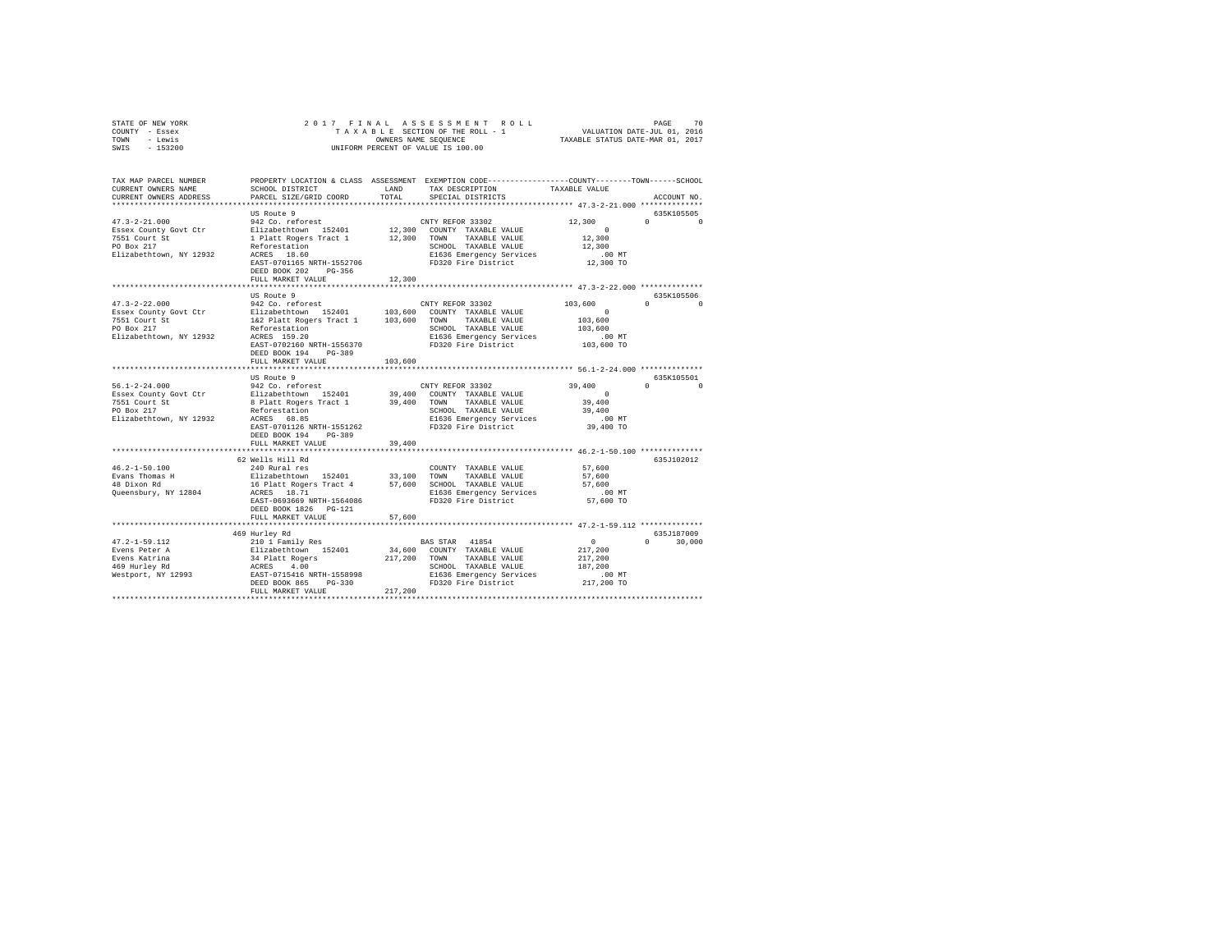STATE OF NEW YORK — 2017 FINAL ASSESSMENT ROLL
COUNTY - Essex — TAXABLE SECTION OF THE ROLL - 1 — VALUATION DATE-JUL 01, 2016
TOWN - Lewis — OWNERS NAME SEQUENCE — TAXABLE STATUS DATE-MAR 01, 2017
SWIS - 153200 — UNIFORM PERCENT OF VALUE IS 100.00

```
TAX MAP PARCEL NUMBER          PROPERTY LOCATION & CLASS  ASSESSMENT  EXEMPTION CODE-----------------COUNTY--------TOWN------SCHOOL
CURRENT OWNERS NAME            SCHOOL DISTRICT             LAND       TAX DESCRIPTION             TAXABLE VALUE
CURRENT OWNERS ADDRESS         PARCEL SIZE/GRID COORD      TOTAL      SPECIAL DISTRICTS                                    ACCOUNT NO.
******************************************************************************************** 47.3-2-21.000 **************
                               US Route 9                                                                             635K105505
47.3-2-21.000                  942 Co. reforest                       CNTY REFOR 33302              12,300          0           0
Essex County Govt Ctr          Elizabethtown  152401       12,300     COUNTY  TAXABLE VALUE              0
7551 Court St                  1 Platt Rogers Tract 1      12,300     TOWN    TAXABLE VALUE         12,300
PO Box 217                     Reforestation                          SCHOOL  TAXABLE VALUE         12,300
Elizabethtown, NY 12932        ACRES   18.60                          E1636 Emergency Services         .00 MT
                               EAST-0701165 NRTH-1552706              FD320 Fire District           12,300 TO
                               DEED BOOK 202    PG-356
                               FULL MARKET VALUE           12,300
******************************************************************************************** 47.3-2-22.000 **************
                               US Route 9                                                                             635K105506
47.3-2-22.000                  942 Co. reforest                       CNTY REFOR 33302             103,600          0           0
Essex County Govt Ctr          Elizabethtown  152401      103,600     COUNTY  TAXABLE VALUE              0
7551 Court St                  1&2 Platt Rogers Tract 1   103,600     TOWN    TAXABLE VALUE        103,600
PO Box 217                     Reforestation                          SCHOOL  TAXABLE VALUE        103,600
Elizabethtown, NY 12932        ACRES  159.20                          E1636 Emergency Services         .00 MT
                               EAST-0702160 NRTH-1556370              FD320 Fire District          103,600 TO
                               DEED BOOK 194    PG-389
                               FULL MARKET VALUE          103,600
******************************************************************************************** 56.1-2-24.000 **************
                               US Route 9                                                                             635K105501
56.1-2-24.000                  942 Co. reforest                       CNTY REFOR 33302              39,400          0           0
Essex County Govt Ctr          Elizabethtown  152401       39,400     COUNTY  TAXABLE VALUE              0
7551 Court St                  8 Platt Rogers Tract 1      39,400     TOWN    TAXABLE VALUE         39,400
PO Box 217                     Reforestation                          SCHOOL  TAXABLE VALUE         39,400
Elizabethtown, NY 12932        ACRES   68.85                          E1636 Emergency Services         .00 MT
                               EAST-0701126 NRTH-1551262              FD320 Fire District           39,400 TO
                               DEED BOOK 194    PG-389
                               FULL MARKET VALUE           39,400
******************************************************************************************** 46.2-1-50.100 **************
                               62 Wells Hill Rd                                                                       635J102012
46.2-1-50.100                  240 Rural res                          COUNTY  TAXABLE VALUE         57,600
Evans Thomas H                 Elizabethtown  152401       33,100     TOWN    TAXABLE VALUE         57,600
48 Dixon Rd                    16 Platt Rogers Tract 4     57,600     SCHOOL  TAXABLE VALUE         57,600
Queensbury, NY 12804           ACRES   18.71                          E1636 Emergency Services         .00 MT
                               EAST-0693669 NRTH-1564086              FD320 Fire District           57,600 TO
                               DEED BOOK 1826   PG-121
                               FULL MARKET VALUE           57,600
******************************************************************************************** 47.2-1-59.112 **************
                               469 Hurley Rd                                                                          635J187009
47.2-1-59.112                  210 1 Family Res                       BAS STAR  41854                    0          0      30,000
Evens Peter A                  Elizabethtown  152401       34,600     COUNTY  TAXABLE VALUE        217,200
Evens Katrina                  34 Platt Rogers            217,200     TOWN    TAXABLE VALUE        217,200
469 Hurley Rd                  ACRES    4.00                          SCHOOL  TAXABLE VALUE        187,200
Westport, NY 12993             EAST-0715416 NRTH-1558998              E1636 Emergency Services         .00 MT
                               DEED BOOK 865    PG-330                FD320 Fire District          217,200 TO
                               FULL MARKET VALUE          217,200
****************************************************************************************************************************
```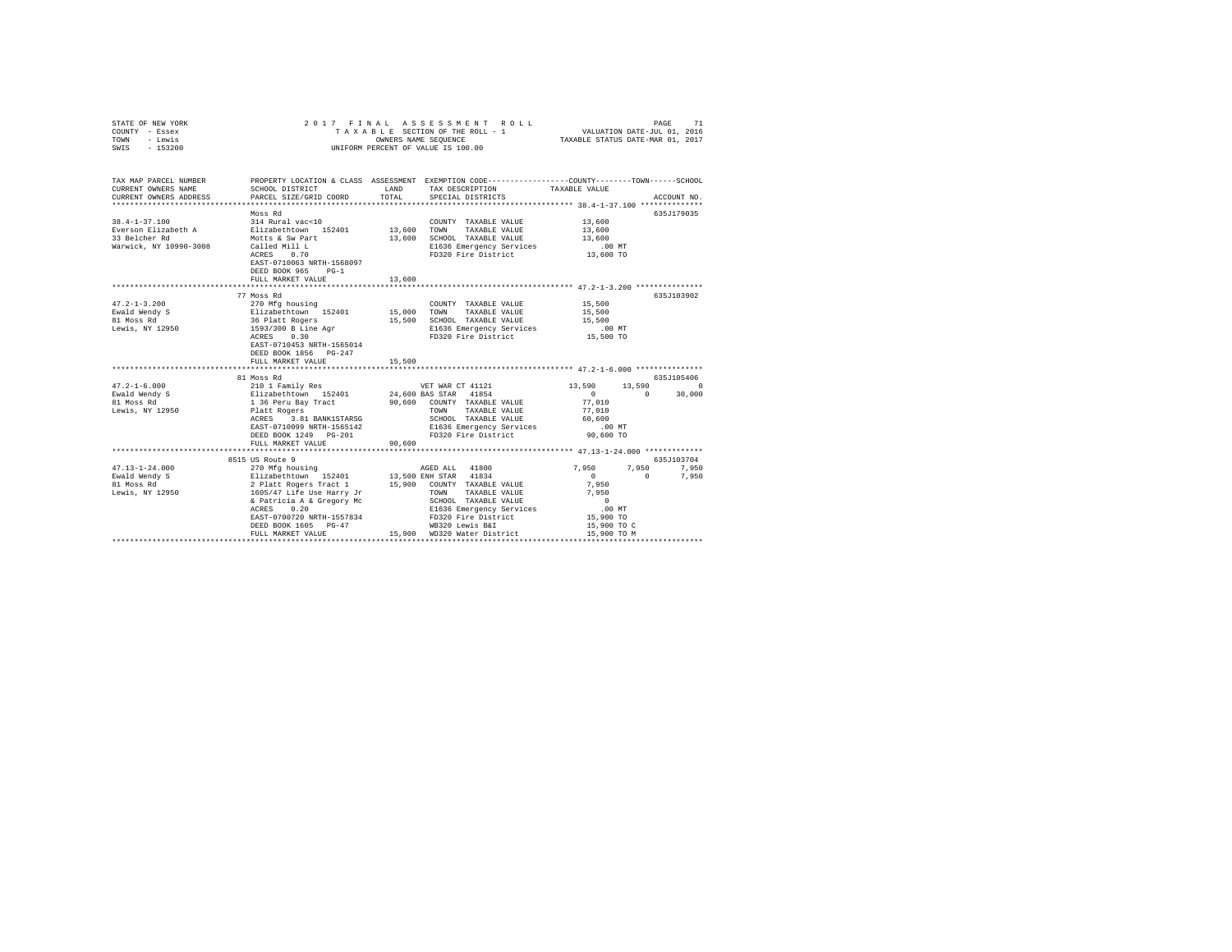STATE OF NEW YORK | 2017 FINAL ASSESSMENT ROLL | PAGE 71
COUNTY - Essex | TAXABLE SECTION OF THE ROLL - 1 | VALUATION DATE-JUL 01, 2016
TOWN - Lewis | OWNERS NAME SEQUENCE | TAXABLE STATUS DATE-MAR 01, 2017
SWIS - 153200 | UNIFORM PERCENT OF VALUE IS 100.00

```
TAX MAP PARCEL NUMBER     PROPERTY LOCATION & CLASS  ASSESSMENT  EXEMPTION CODE-----------------COUNTY--------TOWN------SCHOOL
CURRENT OWNERS NAME       SCHOOL DISTRICT              LAND      TAX DESCRIPTION           TAXABLE VALUE
CURRENT OWNERS ADDRESS    PARCEL SIZE/GRID COORD       TOTAL     SPECIAL DISTRICTS                                     ACCOUNT NO.
*********************************************************************************************** 38.4-1-37.100 **************
                          Moss Rd                                                                                  635J179035
38.4-1-37.100             314 Rural vac<10                       COUNTY  TAXABLE VALUE          13,600
Everson Elizabeth A       Elizabethtown  152401       13,600     TOWN    TAXABLE VALUE          13,600
33 Belcher Rd             Motts & Sw Part             13,600     SCHOOL  TAXABLE VALUE          13,600
Warwick, NY 10990-3008    Called Mill L                          E1636 Emergency Services          .00 MT
                          ACRES    0.70                          FD320 Fire District            13,600 TO
                          EAST-0710063 NRTH-1568097
                          DEED BOOK 965    PG-1
                          FULL MARKET VALUE            13,600
*********************************************************************************************** 47.2-1-3.200 ***************
                          77 Moss Rd                                                                               635J103902
47.2-1-3.200              270 Mfg housing                        COUNTY  TAXABLE VALUE          15,500
Ewald Wendy S             Elizabethtown  152401       15,000     TOWN    TAXABLE VALUE          15,500
81 Moss Rd                36 Platt Rogers             15,500     SCHOOL  TAXABLE VALUE          15,500
Lewis, NY 12950           1593/300 B Line Agr                    E1636 Emergency Services          .00 MT
                          ACRES    0.30                          FD320 Fire District            15,500 TO
                          EAST-0710453 NRTH-1565014
                          DEED BOOK 1856   PG-247
                          FULL MARKET VALUE            15,500
*********************************************************************************************** 47.2-1-6.000 ***************
                          81 Moss Rd                                                                               635J105406
47.2-1-6.000              210 1 Family Res                       VET WAR CT 41121               13,590      13,590          0
Ewald Wendy S             Elizabethtown  152401       24,600 BAS STAR  41854                         0           0     30,000
81 Moss Rd                1 36 Peru Bay Tract         90,600     COUNTY  TAXABLE VALUE          77,010
Lewis, NY 12950           Platt Rogers                           TOWN    TAXABLE VALUE          77,010
                          ACRES    3.81 BANK1STARSG              SCHOOL  TAXABLE VALUE          60,600
                          EAST-0710099 NRTH-1565142              E1636 Emergency Services          .00 MT
                          DEED BOOK 1249   PG-201                FD320 Fire District            90,600 TO
                          FULL MARKET VALUE            90,600
*********************************************************************************************** 47.13-1-24.000 *************
                          8515 US Route 9                                                                          635J103704
47.13-1-24.000            270 Mfg housing                        AGED ALL  41800                 7,950       7,950      7,950
Ewald Wendy S             Elizabethtown  152401       13,500 ENH STAR  41834                         0           0      7,950
81 Moss Rd                2 Platt Rogers Tract 1      15,900     COUNTY  TAXABLE VALUE           7,950
Lewis, NY 12950           1605/47 Life Use Harry Jr              TOWN    TAXABLE VALUE           7,950
                          & Patricia A & Gregory Mc              SCHOOL  TAXABLE VALUE               0
                          ACRES    0.20                          E1636 Emergency Services          .00 MT
                          EAST-0700720 NRTH-1557834              FD320 Fire District            15,900 TO
                          DEED BOOK 1605   PG-47                 WB320 Lewis B&I                15,900 TO C
                          FULL MARKET VALUE            15,900    WD320 Water District           15,900 TO M
****************************************************************************************************************************
```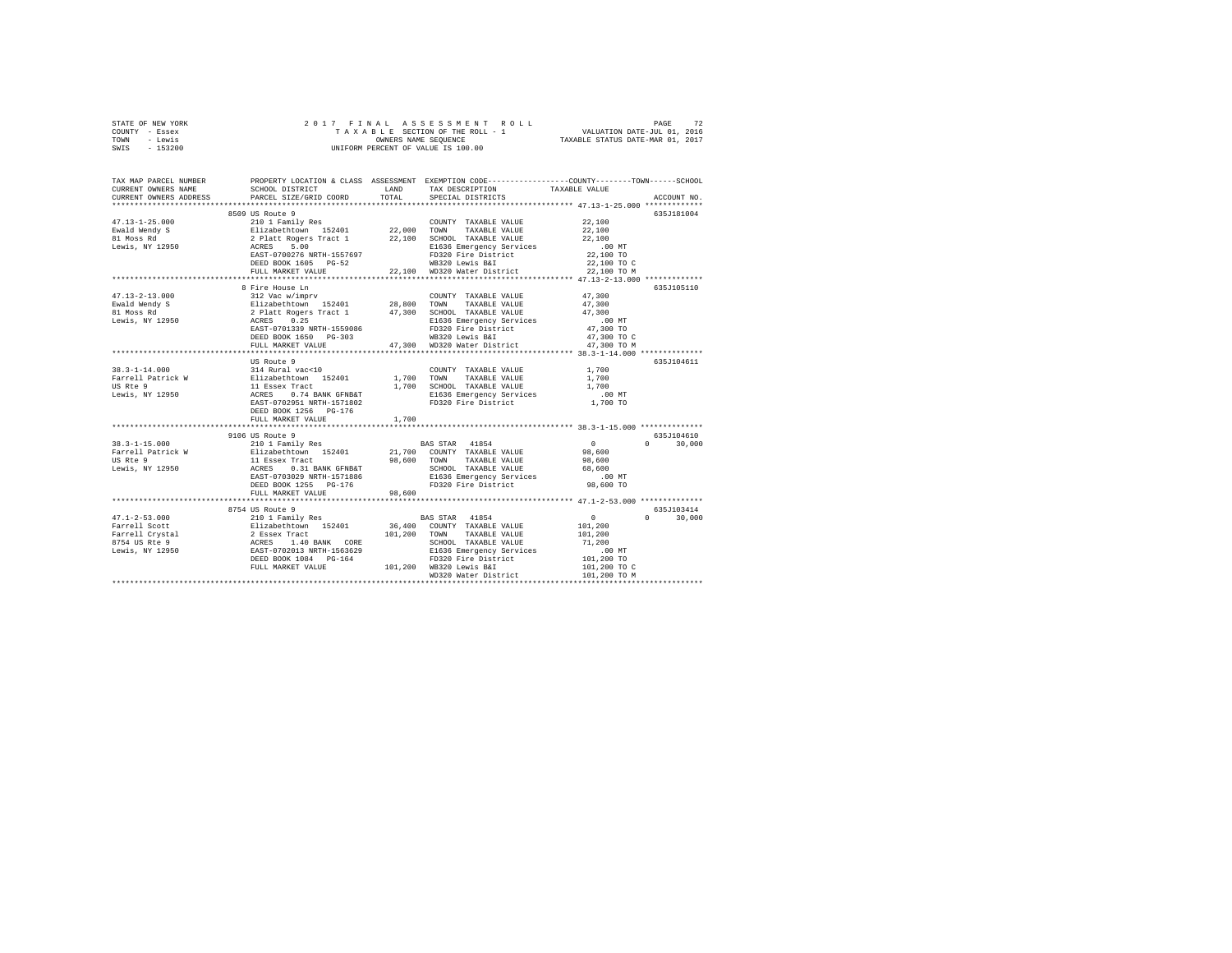STATE OF NEW YORK — 2017 FINAL ASSESSMENT ROLL
COUNTY - Essex — TAXABLE SECTION OF THE ROLL - 1 — VALUATION DATE-JUL 01, 2016
TOWN - Lewis — OWNERS NAME SEQUENCE — TAXABLE STATUS DATE-MAR 01, 2017
SWIS - 153200 — UNIFORM PERCENT OF VALUE IS 100.00

```
TAX MAP PARCEL NUMBER          PROPERTY LOCATION & CLASS  ASSESSMENT  EXEMPTION CODE-----------------COUNTY--------TOWN------SCHOOL
CURRENT OWNERS NAME            SCHOOL DISTRICT             LAND       TAX DESCRIPTION             TAXABLE VALUE
CURRENT OWNERS ADDRESS         PARCEL SIZE/GRID COORD      TOTAL      SPECIAL DISTRICTS                                     ACCOUNT NO.
*********************************************************************************************** 47.13-1-25.000 *************
                       8509 US Route 9                                                                                   635J181004
47.13-1-25.000                 210 1 Family Res                       COUNTY  TAXABLE VALUE            22,100
Ewald Wendy S                  Elizabethtown  152401       22,000     TOWN    TAXABLE VALUE            22,100
81 Moss Rd                     2 Platt Rogers Tract 1      22,100     SCHOOL  TAXABLE VALUE            22,100
Lewis, NY 12950                ACRES    5.00                          E1636 Emergency Services           .00 MT
                               EAST-0700276 NRTH-1557697              FD320 Fire District              22,100 TO
                               DEED BOOK 1605   PG-52                 WB320 Lewis B&I                  22,100 TO C
                               FULL MARKET VALUE           22,100     WD320 Water District             22,100 TO M
*********************************************************************************************** 47.13-2-13.000 *************
                       8 Fire House Ln                                                                                   635J105110
47.13-2-13.000                 312 Vac w/imprv                        COUNTY  TAXABLE VALUE            47,300
Ewald Wendy S                  Elizabethtown  152401       28,800     TOWN    TAXABLE VALUE            47,300
81 Moss Rd                     2 Platt Rogers Tract 1      47,300     SCHOOL  TAXABLE VALUE            47,300
Lewis, NY 12950                ACRES    0.25                          E1636 Emergency Services           .00 MT
                               EAST-0701339 NRTH-1559086              FD320 Fire District              47,300 TO
                               DEED BOOK 1650   PG-303                WB320 Lewis B&I                  47,300 TO C
                               FULL MARKET VALUE           47,300     WD320 Water District             47,300 TO M
*********************************************************************************************** 38.3-1-14.000 **************
                       US Route 9                                                                                        635J104611
38.3-1-14.000                  314 Rural vac<10                       COUNTY  TAXABLE VALUE             1,700
Farrell Patrick W              Elizabethtown  152401        1,700     TOWN    TAXABLE VALUE             1,700
US Rte 9                       11 Essex Tract               1,700     SCHOOL  TAXABLE VALUE             1,700
Lewis, NY 12950                ACRES    0.74 BANK GFNB&T              E1636 Emergency Services           .00 MT
                               EAST-0702951 NRTH-1571802              FD320 Fire District               1,700 TO
                               DEED BOOK 1256   PG-176
                               FULL MARKET VALUE            1,700
*********************************************************************************************** 38.3-1-15.000 **************
                       9106 US Route 9                                                                                   635J104610
38.3-1-15.000                  210 1 Family Res                       BAS STAR  41854                       0           0     30,000
Farrell Patrick W              Elizabethtown  152401       21,700     COUNTY  TAXABLE VALUE            98,600
US Rte 9                       11 Essex Tract              98,600     TOWN    TAXABLE VALUE            98,600
Lewis, NY 12950                ACRES    0.31 BANK GFNB&T              SCHOOL  TAXABLE VALUE            68,600
                               EAST-0703029 NRTH-1571886              E1636 Emergency Services           .00 MT
                               DEED BOOK 1255   PG-176                FD320 Fire District              98,600 TO
                               FULL MARKET VALUE           98,600
*********************************************************************************************** 47.1-2-53.000 **************
                       8754 US Route 9                                                                                   635J103414
47.1-2-53.000                  210 1 Family Res                       BAS STAR  41854                       0           0     30,000
Farrell Scott                  Elizabethtown  152401       36,400     COUNTY  TAXABLE VALUE           101,200
Farrell Crystal                2 Essex Tract              101,200     TOWN    TAXABLE VALUE           101,200
8754 US Rte 9                  ACRES    1.40 BANK  CORE               SCHOOL  TAXABLE VALUE            71,200
Lewis, NY 12950                EAST-0702013 NRTH-1563629              E1636 Emergency Services           .00 MT
                               DEED BOOK 1084   PG-164                FD320 Fire District             101,200 TO
                               FULL MARKET VALUE          101,200     WB320 Lewis B&I                 101,200 TO C
                                                                      WD320 Water District            101,200 TO M
******************************************************************************************************************************
```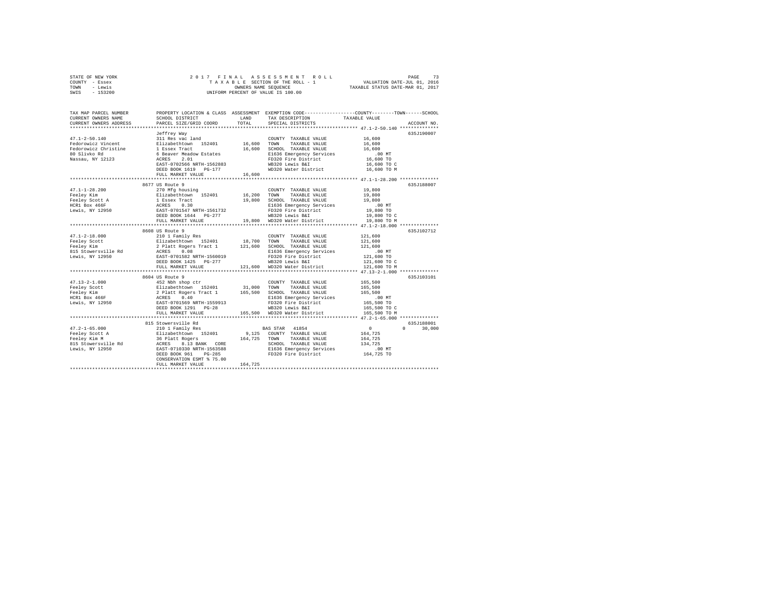STATE OF NEW YORK
COUNTY - Essex
TOWN - Lewis
SWIS - 153200

2 0 1 7 F I N A L A S S E S S M E N T R O L L
T A X A B L E SECTION OF THE ROLL - 1
OWNERS NAME SEQUENCE
UNIFORM PERCENT OF VALUE IS 100.00

VALUATION DATE-JUL 01, 2016
TAXABLE STATUS DATE-MAR 01, 2017

```
TAX MAP PARCEL NUMBER     PROPERTY LOCATION & CLASS  ASSESSMENT  EXEMPTION CODE-----------------COUNTY--------TOWN------SCHOOL
CURRENT OWNERS NAME       SCHOOL DISTRICT              LAND      TAX DESCRIPTION            TAXABLE VALUE
CURRENT OWNERS ADDRESS    PARCEL SIZE/GRID COORD       TOTAL     SPECIAL DISTRICTS                                      ACCOUNT NO.
******************************************************************************************** 47.1-2-50.140 **************
                          Jeffrey Way                                                                              635J190007
47.1-2-50.140             311 Res vac land                        COUNTY  TAXABLE VALUE          16,600
Fedorowicz Vincent        Elizabethtown  152401       16,600     TOWN    TAXABLE VALUE          16,600
Fedorowicz Christine      1 Essex Tract               16,600     SCHOOL  TAXABLE VALUE          16,600
80 Slivko Rd              6 Beaver Meadow Estates                E1636 Emergency Services         .00 MT
Nassau, NY 12123          ACRES    2.01                          FD320 Fire District            16,600 TO
                          EAST-0702566 NRTH-1562883              WB320 Lewis B&I                16,600 TO C
                          DEED BOOK 1619   PG-177                WD320 Water District           16,600 TO M
                          FULL MARKET VALUE            16,600
******************************************************************************************** 47.1-1-28.200 **************
                          8677 US Route 9                                                                          635J188007
47.1-1-28.200             270 Mfg housing                         COUNTY  TAXABLE VALUE          19,800
Feeley Kim                Elizabethtown  152401       16,200     TOWN    TAXABLE VALUE          19,800
Feeley Scott A            1 Essex Tract               19,800     SCHOOL  TAXABLE VALUE          19,800
HCR1 Box 466F             ACRES    0.30                          E1636 Emergency Services         .00 MT
Lewis, NY 12950           EAST-0701547 NRTH-1561732              FD320 Fire District            19,800 TO
                          DEED BOOK 1644   PG-277                WB320 Lewis B&I                19,800 TO C
                          FULL MARKET VALUE            19,800    WD320 Water District           19,800 TO M
******************************************************************************************** 47.1-2-18.000 **************
                          8608 US Route 9                                                                          635J102712
47.1-2-18.000             210 1 Family Res                        COUNTY  TAXABLE VALUE         121,600
Feeley Scott              Elizabethtown  152401       18,700     TOWN    TAXABLE VALUE         121,600
Feeley Kim                2 Platt Rogers Tract 1     121,600     SCHOOL  TAXABLE VALUE         121,600
815 Stowersville Rd       ACRES    0.08                          E1636 Emergency Services         .00 MT
Lewis, NY 12950           EAST-0701582 NRTH-1560019              FD320 Fire District           121,600 TO
                          DEED BOOK 1425   PG-277                WB320 Lewis B&I               121,600 TO C
                          FULL MARKET VALUE           121,600    WD320 Water District          121,600 TO M
******************************************************************************************** 47.13-2-1.000 **************
                          8604 US Route 9                                                                          635J103101
47.13-2-1.000             452 Nbh shop ctr                        COUNTY  TAXABLE VALUE         165,500
Feeley Scott              Elizabethtown  152401       31,000     TOWN    TAXABLE VALUE         165,500
Feeley Kim                2 Platt Rogers Tract 1     165,500     SCHOOL  TAXABLE VALUE         165,500
HCR1 Box 466F             ACRES    0.40                          E1636 Emergency Services         .00 MT
Lewis, NY 12950           EAST-0701569 NRTH-1559913              FD320 Fire District           165,500 TO
                          DEED BOOK 1291   PG-28                 WB320 Lewis B&I               165,500 TO C
                          FULL MARKET VALUE           165,500    WD320 Water District          165,500 TO M
******************************************************************************************** 47.2-1-65.000 **************
                          815 Stowersville Rd                                                                      635J188001
47.2-1-65.000             210 1 Family Res                   BAS STAR  41854                      0            0     30,000
Feeley Scott A            Elizabethtown  152401        9,125     COUNTY  TAXABLE VALUE         164,725
Feeley Kim M              36 Platt Rogers            164,725     TOWN    TAXABLE VALUE         164,725
815 Stowersville Rd       ACRES    8.13 BANK   CORE              SCHOOL  TAXABLE VALUE         134,725
Lewis, NY 12950           EAST-0710330 NRTH-1563588              E1636 Emergency Services         .00 MT
                          DEED BOOK 961    PG-285                FD320 Fire District           164,725 TO
                          CONSERVATION ESMT % 75.00
                          FULL MARKET VALUE           164,725
****************************************************************************************************************************
```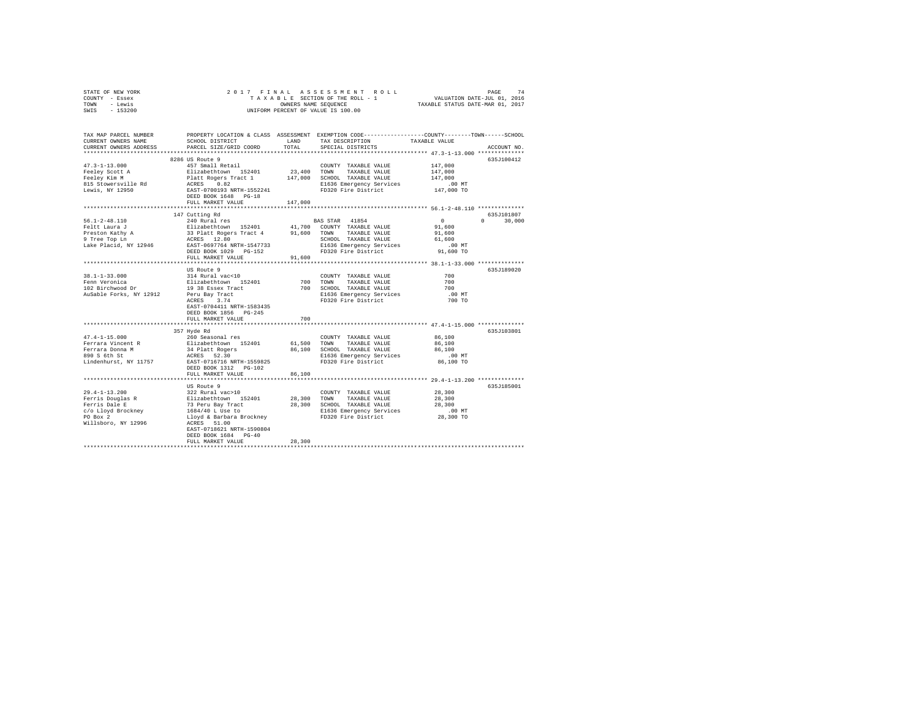STATE OF NEW YORK
COUNTY - Essex
TOWN - Lewis
SWIS - 153200

2017 FINAL ASSESSMENT ROLL
TAXABLE SECTION OF THE ROLL - 1
OWNERS NAME SEQUENCE
UNIFORM PERCENT OF VALUE IS 100.00

VALUATION DATE-JUL 01, 2016
TAXABLE STATUS DATE-MAR 01, 2017

```
TAX MAP PARCEL NUMBER     PROPERTY LOCATION & CLASS  ASSESSMENT  EXEMPTION CODE-----------------COUNTY--------TOWN------SCHOOL
CURRENT OWNERS NAME       SCHOOL DISTRICT              LAND      TAX DESCRIPTION            TAXABLE VALUE
CURRENT OWNERS ADDRESS    PARCEL SIZE/GRID COORD       TOTAL     SPECIAL DISTRICTS                                   ACCOUNT NO.
************************************************************************************************ 47.3-1-13.000 **************
                          8286 US Route 9                                                                            635J100412
47.3-1-13.000             457 Small Retail                       COUNTY  TAXABLE VALUE          147,000
Feeley Scott A            Elizabethtown  152401      23,400     TOWN    TAXABLE VALUE          147,000
Feeley Kim M              Platt Rogers Tract 1      147,000     SCHOOL  TAXABLE VALUE          147,000
815 Stowersville Rd       ACRES    0.82                          E1636 Emergency Services          .00 MT
Lewis, NY 12950           EAST-0700193 NRTH-1552241              FD320 Fire District           147,000 TO
                          DEED BOOK 1648   PG-18
                          FULL MARKET VALUE         147,000
************************************************************************************************ 56.1-2-48.110 **************
                          147 Cutting Rd                                                                             635J101807
56.1-2-48.110             240 Rural res                          BAS STAR  41854                  0          0      30,000
Feltt Laura J             Elizabethtown  152401      41,700     COUNTY  TAXABLE VALUE           91,600
Preston Kathy A           33 Platt Rogers Tract 4    91,600     TOWN    TAXABLE VALUE           91,600
9 Tree Top Ln             ACRES   12.80                          SCHOOL  TAXABLE VALUE           61,600
Lake Placid, NY 12946     EAST-0697764 NRTH-1547733              E1636 Emergency Services          .00 MT
                          DEED BOOK 1029   PG-152                FD320 Fire District            91,600 TO
                          FULL MARKET VALUE          91,600
************************************************************************************************ 38.1-1-33.000 **************
                          US Route 9                                                                                 635J189020
38.1-1-33.000             314 Rural vac<10                       COUNTY  TAXABLE VALUE              700
Fenn Veronica             Elizabethtown  152401         700     TOWN    TAXABLE VALUE              700
102 Birchwood Dr          19 38 Essex Tract             700     SCHOOL  TAXABLE VALUE              700
AuSable Forks, NY 12912   Peru Bay Tract                         E1636 Emergency Services          .00 MT
                          ACRES    3.74                          FD320 Fire District               700 TO
                          EAST-0704411 NRTH-1583435
                          DEED BOOK 1856   PG-245
                          FULL MARKET VALUE             700
************************************************************************************************ 47.4-1-15.000 **************
                          357 Hyde Rd                                                                                635J103801
47.4-1-15.000             260 Seasonal res                       COUNTY  TAXABLE VALUE           86,100
Ferrara Vincent R         Elizabethtown  152401      61,500     TOWN    TAXABLE VALUE           86,100
Ferrara Donna M           34 Platt Rogers            86,100     SCHOOL  TAXABLE VALUE           86,100
890 S 6th St              ACRES   52.30                          E1636 Emergency Services          .00 MT
Lindenhurst, NY 11757     EAST-0716716 NRTH-1559825              FD320 Fire District            86,100 TO
                          DEED BOOK 1312   PG-102
                          FULL MARKET VALUE          86,100
************************************************************************************************ 29.4-1-13.200 **************
                          US Route 9                                                                                 635J185001
29.4-1-13.200             322 Rural vac>10                       COUNTY  TAXABLE VALUE           28,300
Ferris Douglas R          Elizabethtown  152401      28,300     TOWN    TAXABLE VALUE           28,300
Ferris Dale E             73 Peru Bay Tract          28,300     SCHOOL  TAXABLE VALUE           28,300
c/o Lloyd Brockney        1684/40 L Use to                       E1636 Emergency Services          .00 MT
PO Box 2                  Lloyd & Barbara Brockney               FD320 Fire District            28,300 TO
Willsboro, NY 12996       ACRES   51.00
                          EAST-0718621 NRTH-1590804
                          DEED BOOK 1684   PG-40
                          FULL MARKET VALUE          28,300
******************************************************************************************************************************
```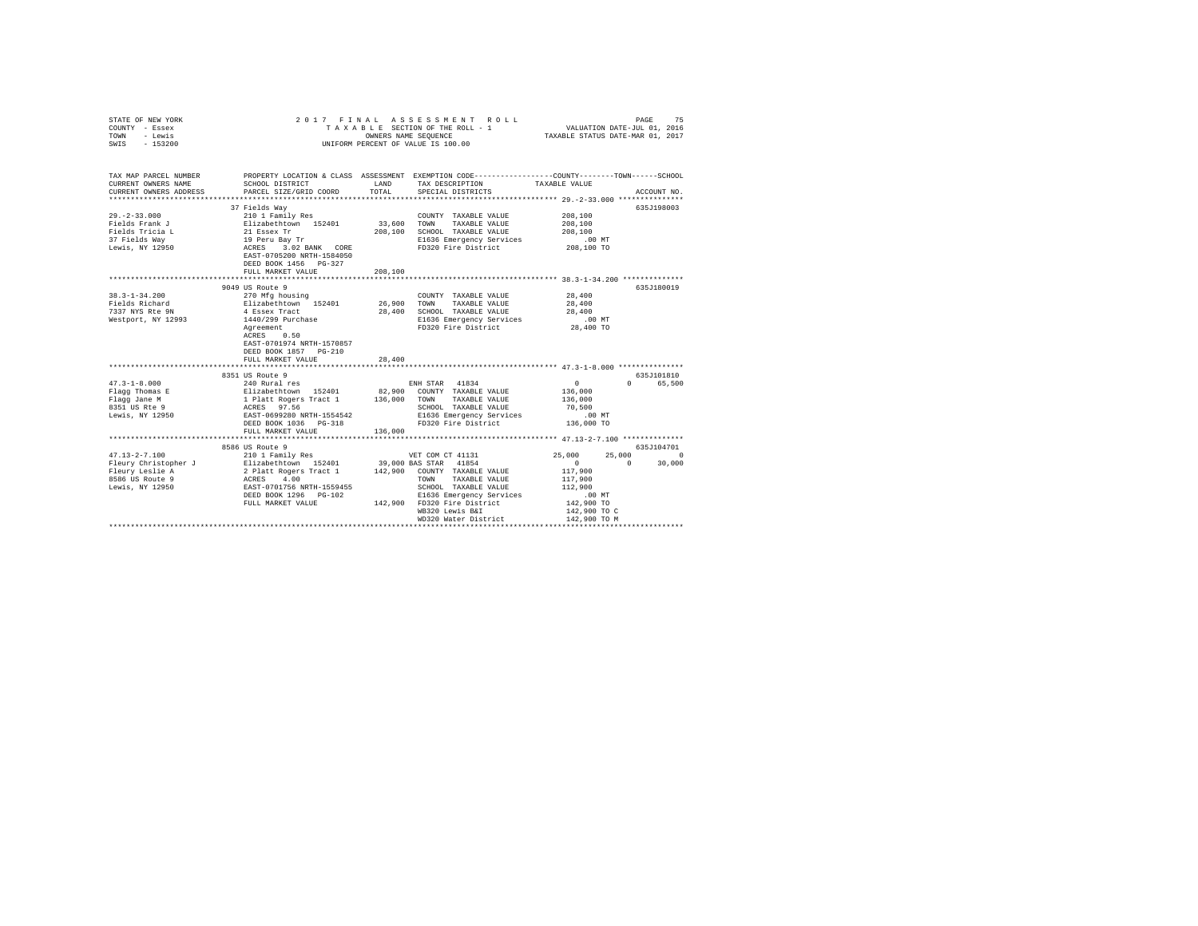STATE OF NEW YORK — COUNTY - Essex — TOWN - Lewis — SWIS - 153200

2017 FINAL ASSESSMENT ROLL
TAXABLE SECTION OF THE ROLL - 1
OWNERS NAME SEQUENCE
UNIFORM PERCENT OF VALUE IS 100.00

VALUATION DATE-JUL 01, 2016
TAXABLE STATUS DATE-MAR 01, 2017

| TAX MAP PARCEL NUMBER / CURRENT OWNERS NAME / CURRENT OWNERS ADDRESS | PROPERTY LOCATION & CLASS / SCHOOL DISTRICT / PARCEL SIZE/GRID COORD | ASSESSMENT LAND / TOTAL | EXEMPTION CODE / TAX DESCRIPTION / SPECIAL DISTRICTS | COUNTY | TOWN | SCHOOL | ACCOUNT NO. |
|---|---|---|---|---|---|---|---|
| 29.-2-33.000 | 37 Fields Way | | | | | | 635J198003 |
| Fields Frank J | 210 1 Family Res | | COUNTY TAXABLE VALUE | 208,100 | | | |
| Fields Tricia L | Elizabethtown 152401 | 33,600 | TOWN TAXABLE VALUE | 208,100 | | | |
| 37 Fields Way | 21 Essex Tr | 208,100 | SCHOOL TAXABLE VALUE | 208,100 | | | |
| Lewis, NY 12950 | 19 Peru Bay Tr | | E1636 Emergency Services | .00 MT | | | |
| | ACRES 3.02 BANK CORE | | FD320 Fire District | 208,100 TO | | | |
| | EAST-0705200 NRTH-1584050 | | | | | | |
| | DEED BOOK 1456 PG-327 | | | | | | |
| | FULL MARKET VALUE | 208,100 | | | | | |
| 38.3-1-34.200 | 9049 US Route 9 | | | | | | 635J180019 |
| Fields Richard | 270 Mfg housing | | COUNTY TAXABLE VALUE | 28,400 | | | |
| 7337 NYS Rte 9N | Elizabethtown 152401 | 26,900 | TOWN TAXABLE VALUE | 28,400 | | | |
| Westport, NY 12993 | 4 Essex Tract | 28,400 | SCHOOL TAXABLE VALUE | 28,400 | | | |
| | 1440/299 Purchase | | E1636 Emergency Services | .00 MT | | | |
| | Agreement | | FD320 Fire District | 28,400 TO | | | |
| | ACRES 0.50 | | | | | | |
| | EAST-0701974 NRTH-1570857 | | | | | | |
| | DEED BOOK 1857 PG-210 | | | | | | |
| | FULL MARKET VALUE | 28,400 | | | | | |
| 47.3-1-8.000 | 8351 US Route 9 | | | | | | 635J101810 |
| Flagg Thomas E | 240 Rural res | | ENH STAR 41834 | 0 | 0 | 65,500 | |
| Flagg Jane M | Elizabethtown 152401 | 82,900 | COUNTY TAXABLE VALUE | 136,000 | | | |
| 8351 US Rte 9 | 1 Platt Rogers Tract 1 | 136,000 | TOWN TAXABLE VALUE | 136,000 | | | |
| Lewis, NY 12950 | ACRES 97.56 | | SCHOOL TAXABLE VALUE | 70,500 | | | |
| | EAST-0699280 NRTH-1554542 | | E1636 Emergency Services | .00 MT | | | |
| | DEED BOOK 1036 PG-318 | | FD320 Fire District | 136,000 TO | | | |
| | FULL MARKET VALUE | 136,000 | | | | | |
| 47.13-2-7.100 | 8586 US Route 9 | | | | | | 635J104701 |
| Fleury Christopher J | 210 1 Family Res | | VET COM CT 41131 | 25,000 | 25,000 | 0 | |
| Fleury Leslie A | Elizabethtown 152401 | 39,000 | BAS STAR 41854 | 0 | 0 | 30,000 | |
| 8586 US Route 9 | 2 Platt Rogers Tract 1 | 142,900 | COUNTY TAXABLE VALUE | 117,900 | | | |
| Lewis, NY 12950 | ACRES 4.00 | | TOWN TAXABLE VALUE | 117,900 | | | |
| | EAST-0701756 NRTH-1559455 | | SCHOOL TAXABLE VALUE | 112,900 | | | |
| | DEED BOOK 1296 PG-102 | | E1636 Emergency Services | .00 MT | | | |
| | FULL MARKET VALUE | 142,900 | FD320 Fire District | 142,900 TO | | | |
| | | | WB320 Lewis B&I | 142,900 TO C | | | |
| | | | WD320 Water District | 142,900 TO M | | | |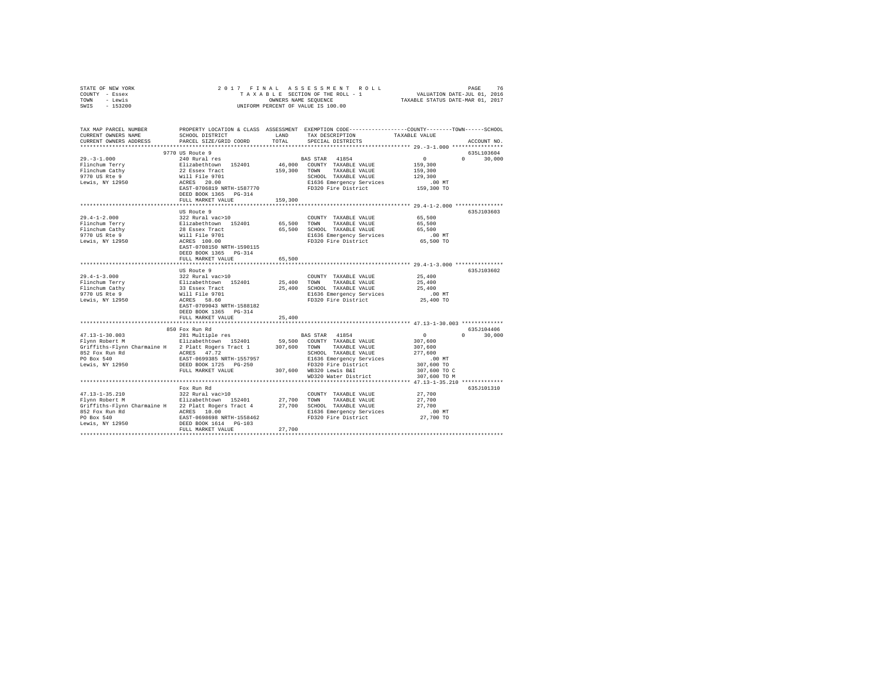STATE OF NEW YORK
COUNTY - Essex
TOWN - Lewis
SWIS - 153200

2 0 1 7 F I N A L A S S E S S M E N T R O L L
T A X A B L E SECTION OF THE ROLL - 1
OWNERS NAME SEQUENCE
UNIFORM PERCENT OF VALUE IS 100.00

VALUATION DATE-JUL 01, 2016
TAXABLE STATUS DATE-MAR 01, 2017

```
TAX MAP PARCEL NUMBER          PROPERTY LOCATION & CLASS  ASSESSMENT  EXEMPTION CODE-----------------COUNTY--------TOWN------SCHOOL
CURRENT OWNERS NAME            SCHOOL DISTRICT               LAND      TAX DESCRIPTION            TAXABLE VALUE
CURRENT OWNERS ADDRESS         PARCEL SIZE/GRID COORD        TOTAL     SPECIAL DISTRICTS                                        ACCOUNT NO.
************************************************************************************************ 29.-3-1.000 ****************
                               9770 US Route 9                                                                             635L103604
29.-3-1.000                    240 Rural res                          BAS STAR  41854                  0           0      30,000
Flinchum Terry                 Elizabethtown  152401         46,000   COUNTY  TAXABLE VALUE         159,300
Flinchum Cathy                 22 Essex Tract               159,300   TOWN    TAXABLE VALUE         159,300
9770 US Rte 9                  Will File 9701                         SCHOOL  TAXABLE VALUE         129,300
Lewis, NY 12950                ACRES   20.00                          E1636 Emergency Services          .00 MT
                               EAST-0706819 NRTH-1587770              FD320 Fire District           159,300 TO
                               DEED BOOK 1365   PG-314
                               FULL MARKET VALUE            159,300
************************************************************************************************ 29.4-1-2.000 ***************
                               US Route 9                                                                                  635J103603
29.4-1-2.000                   322 Rural vac>10                       COUNTY  TAXABLE VALUE          65,500
Flinchum Terry                 Elizabethtown  152401         65,500   TOWN    TAXABLE VALUE          65,500
Flinchum Cathy                 28 Essex Tract                65,500   SCHOOL  TAXABLE VALUE          65,500
9770 US Rte 9                  Will File 9701                         E1636 Emergency Services          .00 MT
Lewis, NY 12950                ACRES  100.00                          FD320 Fire District            65,500 TO
                               EAST-0708150 NRTH-1590115
                               DEED BOOK 1365   PG-314
                               FULL MARKET VALUE             65,500
************************************************************************************************ 29.4-1-3.000 ***************
                               US Route 9                                                                                  635J103602
29.4-1-3.000                   322 Rural vac>10                       COUNTY  TAXABLE VALUE          25,400
Flinchum Terry                 Elizabethtown  152401         25,400   TOWN    TAXABLE VALUE          25,400
Flinchum Cathy                 33 Essex Tract                25,400   SCHOOL  TAXABLE VALUE          25,400
9770 US Rte 9                  Will File 9701                         E1636 Emergency Services          .00 MT
Lewis, NY 12950                ACRES   58.60                          FD320 Fire District            25,400 TO
                               EAST-0709043 NRTH-1588182
                               DEED BOOK 1365   PG-314
                               FULL MARKET VALUE             25,400
************************************************************************************************ 47.13-1-30.003 *************
                               850 Fox Run Rd                                                                              635J104406
47.13-1-30.003                 281 Multiple res                       BAS STAR  41854                  0           0      30,000
Flynn Robert M                 Elizabethtown  152401         59,500   COUNTY  TAXABLE VALUE         307,600
Griffiths-Flynn Charmaine H    2 Platt Rogers Tract 1       307,600   TOWN    TAXABLE VALUE         307,600
852 Fox Run Rd                 ACRES   47.72                          SCHOOL  TAXABLE VALUE         277,600
PO Box 540                     EAST-0699385 NRTH-1557957              E1636 Emergency Services          .00 MT
Lewis, NY 12950                DEED BOOK 1725   PG-250                FD320 Fire District           307,600 TO
                               FULL MARKET VALUE            307,600   WB320 Lewis B&I               307,600 TO C
                                                                      WD320 Water District          307,600 TO M
************************************************************************************************ 47.13-1-35.210 *************
                               Fox Run Rd                                                                                  635J101310
47.13-1-35.210                 322 Rural vac>10                       COUNTY  TAXABLE VALUE          27,700
Flynn Robert M                 Elizabethtown  152401         27,700   TOWN    TAXABLE VALUE          27,700
Griffiths-Flynn Charmaine H    22 Platt Rogers Tract 4       27,700   SCHOOL  TAXABLE VALUE          27,700
852 Fox Run Rd                 ACRES   10.00                          E1636 Emergency Services          .00 MT
PO Box 540                     EAST-0698698 NRTH-1558462              FD320 Fire District            27,700 TO
Lewis, NY 12950                DEED BOOK 1614   PG-103
                               FULL MARKET VALUE             27,700
******************************************************************************************************************************
```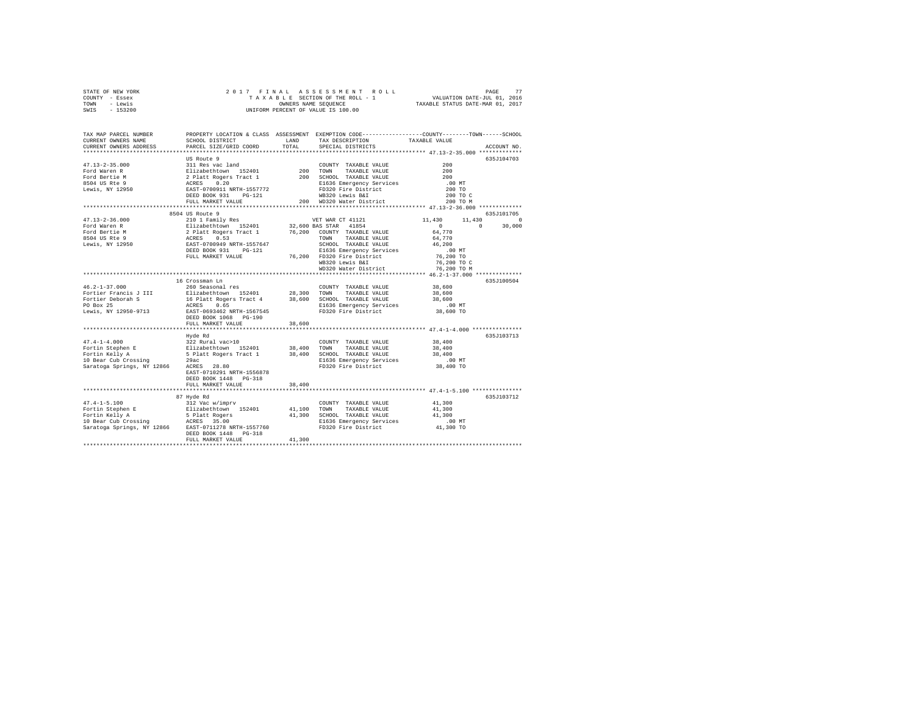STATE OF NEW YORK                    2017 FINAL ASSESSMENT ROLL
COUNTY - Essex                       TAXABLE SECTION OF THE ROLL - 1                VALUATION DATE-JUL 01, 2016
TOWN - Lewis                         OWNERS NAME SEQUENCE                           TAXABLE STATUS DATE-MAR 01, 2017
SWIS - 153200                        UNIFORM PERCENT OF VALUE IS 100.00

```
TAX MAP PARCEL NUMBER      PROPERTY LOCATION & CLASS  ASSESSMENT  EXEMPTION CODE-----------------COUNTY--------TOWN------SCHOOL
CURRENT OWNERS NAME        SCHOOL DISTRICT              LAND      TAX DESCRIPTION              TAXABLE VALUE
CURRENT OWNERS ADDRESS     PARCEL SIZE/GRID COORD       TOTAL     SPECIAL DISTRICTS                                    ACCOUNT NO.
******************************************************************************************** 47.13-2-35.000 *************
                           US Route 9                                                                                  635J104703
47.13-2-35.000             311 Res vac land                       COUNTY  TAXABLE VALUE               200
Ford Waren R               Elizabethtown  152401         200      TOWN    TAXABLE VALUE               200
Ford Bertie M              2 Platt Rogers Tract 1         200     SCHOOL  TAXABLE VALUE               200
8504 US Rte 9              ACRES    0.20                          E1636 Emergency Services            .00 MT
Lewis, NY 12950            EAST-0700911 NRTH-1557772              FD320 Fire District                 200 TO
                           DEED BOOK 931    PG-121                WB320 Lewis B&I                     200 TO C
                           FULL MARKET VALUE               200    WD320 Water District                200 TO M
******************************************************************************************** 47.13-2-36.000 *************
                           8504 US Route 9                                                                             635J101705
47.13-2-36.000             210 1 Family Res                       VET WAR CT 41121          11,430      11,430          0
Ford Waren R               Elizabethtown  152401      32,600 BAS STAR  41854                   0           0       30,000
Ford Bertie M              2 Platt Rogers Tract 1     76,200   COUNTY  TAXABLE VALUE          64,770
8504 US Rte 9              ACRES    0.53                       TOWN    TAXABLE VALUE          64,770
Lewis, NY 12950            EAST-0700949 NRTH-1557647           SCHOOL  TAXABLE VALUE          46,200
                           DEED BOOK 931    PG-121             E1636 Emergency Services          .00 MT
                           FULL MARKET VALUE          76,200   FD320 Fire District            76,200 TO
                                                               WB320 Lewis B&I                76,200 TO C
                                                               WD320 Water District           76,200 TO M
******************************************************************************************** 46.2-1-37.000 **************
                           16 Crossman Ln                                                                              635J100504
46.2-1-37.000              260 Seasonal res                    COUNTY  TAXABLE VALUE          38,600
Fortier Francis J III      Elizabethtown  152401      28,300   TOWN    TAXABLE VALUE          38,600
Fortier Deborah S          16 Platt Rogers Tract 4    38,600   SCHOOL  TAXABLE VALUE          38,600
PO Box 25                  ACRES    0.65                       E1636 Emergency Services          .00 MT
Lewis, NY 12950-9713       EAST-0693462 NRTH-1567545           FD320 Fire District            38,600 TO
                           DEED BOOK 1068   PG-190
                           FULL MARKET VALUE          38,600
******************************************************************************************** 47.4-1-4.000 ***************
                           Hyde Rd                                                                                     635J103713
47.4-1-4.000               322 Rural vac>10                    COUNTY  TAXABLE VALUE          38,400
Fortin Stephen E           Elizabethtown  152401      38,400   TOWN    TAXABLE VALUE          38,400
Fortin Kelly A             5 Platt Rogers Tract 1     38,400   SCHOOL  TAXABLE VALUE          38,400
10 Bear Cub Crossing       29ac                                E1636 Emergency Services          .00 MT
Saratoga Springs, NY 12866 ACRES   28.80                       FD320 Fire District            38,400 TO
                           EAST-0710291 NRTH-1556878
                           DEED BOOK 1448   PG-318
                           FULL MARKET VALUE          38,400
******************************************************************************************** 47.4-1-5.100 ***************
                           87 Hyde Rd                                                                                  635J103712
47.4-1-5.100               312 Vac w/imprv                     COUNTY  TAXABLE VALUE          41,300
Fortin Stephen E           Elizabethtown  152401      41,100   TOWN    TAXABLE VALUE          41,300
Fortin Kelly A             5 Platt Rogers             41,300   SCHOOL  TAXABLE VALUE          41,300
10 Bear Cub Crossing       ACRES   35.00                       E1636 Emergency Services          .00 MT
Saratoga Springs, NY 12866 EAST-0711278 NRTH-1557760           FD320 Fire District            41,300 TO
                           DEED BOOK 1448   PG-318
                           FULL MARKET VALUE          41,300
*************************************************************************************************************************
```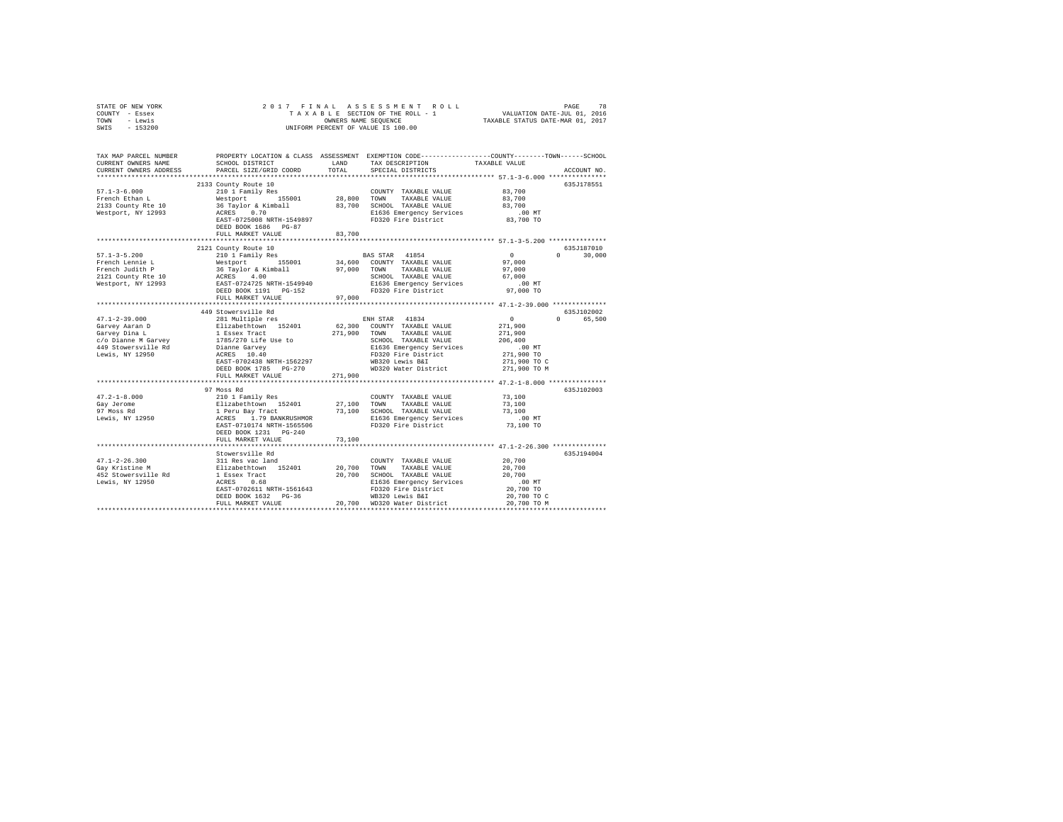STATE OF NEW YORK &nbsp;&nbsp;&nbsp;&nbsp;&nbsp;&nbsp;&nbsp;&nbsp;&nbsp;&nbsp;&nbsp;&nbsp; 2017 FINAL ASSESSMENT ROLL
COUNTY - Essex &nbsp;&nbsp;&nbsp;&nbsp;&nbsp;&nbsp;&nbsp;&nbsp;&nbsp;&nbsp;&nbsp;&nbsp; TAXABLE SECTION OF THE ROLL - 1 &nbsp;&nbsp;&nbsp;&nbsp;&nbsp;&nbsp; VALUATION DATE-JUL 01, 2016
TOWN - Lewis &nbsp;&nbsp;&nbsp;&nbsp;&nbsp;&nbsp;&nbsp;&nbsp;&nbsp;&nbsp;&nbsp;&nbsp; OWNERS NAME SEQUENCE &nbsp;&nbsp;&nbsp;&nbsp;&nbsp;&nbsp; TAXABLE STATUS DATE-MAR 01, 2017
SWIS - 153200 &nbsp;&nbsp;&nbsp;&nbsp;&nbsp;&nbsp;&nbsp;&nbsp;&nbsp;&nbsp;&nbsp;&nbsp; UNIFORM PERCENT OF VALUE IS 100.00

| TAX MAP PARCEL NUMBER / CURRENT OWNERS NAME / CURRENT OWNERS ADDRESS | PROPERTY LOCATION & CLASS / SCHOOL DISTRICT / PARCEL SIZE/GRID COORD | ASSESSMENT LAND / TOTAL | EXEMPTION CODE / TAX DESCRIPTION / SPECIAL DISTRICTS | COUNTY / TOWN / SCHOOL TAXABLE VALUE | ACCOUNT NO. |
|---|---|---|---|---|---|
| **57.1-3-6.000** | 2133 County Route 10 | | | | 635J178551 |
| 57.1-3-6.000 | 210 1 Family Res | | COUNTY TAXABLE VALUE | 83,700 | |
| French Ethan L | Westport 155001 | 28,800 | TOWN TAXABLE VALUE | 83,700 | |
| 2133 County Rte 10 | 36 Taylor & Kimball | 83,700 | SCHOOL TAXABLE VALUE | 83,700 | |
| Westport, NY 12993 | ACRES 0.70 | | E1636 Emergency Services | .00 MT | |
| | EAST-0725008 NRTH-1549897 | | FD320 Fire District | 83,700 TO | |
| | DEED BOOK 1686 PG-87 | | | | |
| | FULL MARKET VALUE | 83,700 | | | |
| **57.1-3-5.200** | 2121 County Route 10 | | | | 635J187010 |
| 57.1-3-5.200 | 210 1 Family Res | | BAS STAR 41854 | 0 / 0 / 30,000 | |
| French Lennie L | Westport 155001 | 34,600 | COUNTY TAXABLE VALUE | 97,000 | |
| French Judith P | 36 Taylor & Kimball | 97,000 | TOWN TAXABLE VALUE | 97,000 | |
| 2121 County Rte 10 | ACRES 4.00 | | SCHOOL TAXABLE VALUE | 67,000 | |
| Westport, NY 12993 | EAST-0724725 NRTH-1549940 | | E1636 Emergency Services | .00 MT | |
| | DEED BOOK 1191 PG-152 | | FD320 Fire District | 97,000 TO | |
| | FULL MARKET VALUE | 97,000 | | | |
| **47.1-2-39.000** | 449 Stowersville Rd | | | | 635J102002 |
| 47.1-2-39.000 | 281 Multiple res | | ENH STAR 41834 | 0 / 0 / 65,500 | |
| Garvey Aaran D | Elizabethtown 152401 | 62,300 | COUNTY TAXABLE VALUE | 271,900 | |
| Garvey Dina L | 1 Essex Tract | 271,900 | TOWN TAXABLE VALUE | 271,900 | |
| c/o Dianne M Garvey | 1785/270 Life Use to | | SCHOOL TAXABLE VALUE | 206,400 | |
| 449 Stowersville Rd | Dianne Garvey | | E1636 Emergency Services | .00 MT | |
| Lewis, NY 12950 | ACRES 10.40 | | FD320 Fire District | 271,900 TO | |
| | EAST-0702438 NRTH-1562297 | | WB320 Lewis B&I | 271,900 TO C | |
| | DEED BOOK 1785 PG-270 | | WD320 Water District | 271,900 TO M | |
| | FULL MARKET VALUE | 271,900 | | | |
| **47.2-1-8.000** | 97 Moss Rd | | | | 635J102003 |
| 47.2-1-8.000 | 210 1 Family Res | | COUNTY TAXABLE VALUE | 73,100 | |
| Gay Jerome | Elizabethtown 152401 | 27,100 | TOWN TAXABLE VALUE | 73,100 | |
| 97 Moss Rd | 1 Peru Bay Tract | 73,100 | SCHOOL TAXABLE VALUE | 73,100 | |
| Lewis, NY 12950 | ACRES 1.79 BANKRUSHMOR | | E1636 Emergency Services | .00 MT | |
| | EAST-0710174 NRTH-1565506 | | FD320 Fire District | 73,100 TO | |
| | DEED BOOK 1231 PG-240 | | | | |
| | FULL MARKET VALUE | 73,100 | | | |
| **47.1-2-26.300** | Stowersville Rd | | | | 635J194004 |
| 47.1-2-26.300 | 311 Res vac land | | COUNTY TAXABLE VALUE | 20,700 | |
| Gay Kristine M | Elizabethtown 152401 | 20,700 | TOWN TAXABLE VALUE | 20,700 | |
| 452 Stowersville Rd | 1 Essex Tract | 20,700 | SCHOOL TAXABLE VALUE | 20,700 | |
| Lewis, NY 12950 | ACRES 0.68 | | E1636 Emergency Services | .00 MT | |
| | EAST-0702611 NRTH-1561643 | | FD320 Fire District | 20,700 TO | |
| | DEED BOOK 1632 PG-36 | | WB320 Lewis B&I | 20,700 TO C | |
| | FULL MARKET VALUE | 20,700 | WD320 Water District | 20,700 TO M | |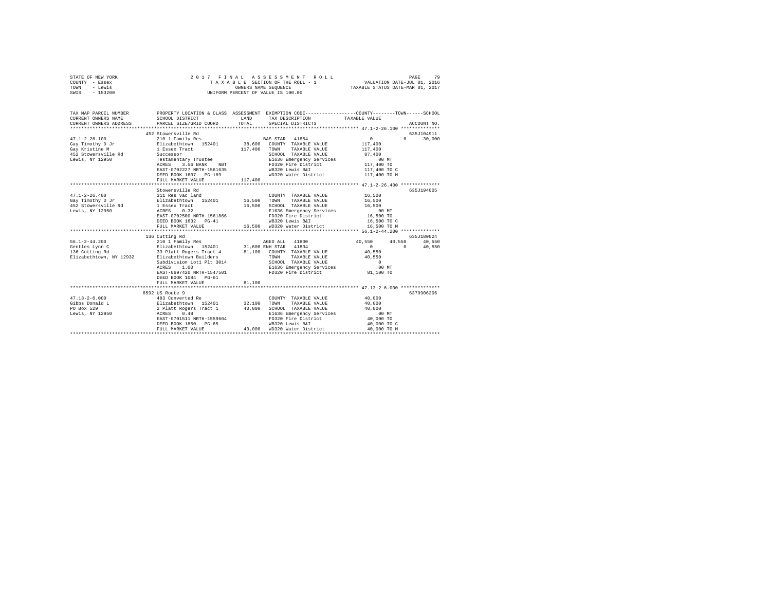```
STATE OF NEW YORK                2 0 1 7   F I N A L   A S S E S S M E N T   R O L L                 PAGE    79
COUNTY  - Essex                        T A X A B L E  SECTION OF THE ROLL - 1              VALUATION DATE-JUL 01, 2016
TOWN    - Lewis                                   OWNERS NAME SEQUENCE                     TAXABLE STATUS DATE-MAR 01, 2017
SWIS    - 153200                           UNIFORM PERCENT OF VALUE IS 100.00

TAX MAP PARCEL NUMBER          PROPERTY LOCATION & CLASS  ASSESSMENT  EXEMPTION CODE-----------------COUNTY--------TOWN------SCHOOL
CURRENT OWNERS NAME            SCHOOL DISTRICT               LAND      TAX DESCRIPTION             TAXABLE VALUE
CURRENT OWNERS ADDRESS         PARCEL SIZE/GRID COORD        TOTAL     SPECIAL DISTRICTS                                  ACCOUNT NO.
******************************************************************************************************* 47.1-2-26.100 **************
                               452 Stowersville Rd                                                                     635J104911
47.1-2-26.100                  210 1 Family Res                        BAS STAR  41854                 0            0      30,000
Gay Timothy D Jr               Elizabethtown  152401       38,600   COUNTY  TAXABLE VALUE          117,400
Gay Kristine M                 1 Essex Tract              117,400   TOWN    TAXABLE VALUE          117,400
452 Stowersville Rd            Successor                             SCHOOL  TAXABLE VALUE           87,400
Lewis, NY 12950                Testamentary Trustee                  E1636 Emergency Services           .00 MT
                               ACRES    3.56 BANK    NBT             FD320 Fire District            117,400 TO
                               EAST-0702227 NRTH-1561635             WB320 Lewis B&I                117,400 TO C
                               DEED BOOK 1607   PG-169               WD320 Water District           117,400 TO M
                               FULL MARKET VALUE          117,400
******************************************************************************************************* 47.1-2-26.400 **************
                               Stowersville Rd                                                                         635J194005
47.1-2-26.400                  311 Res vac land                      COUNTY  TAXABLE VALUE           16,500
Gay Timothy D Jr               Elizabethtown  152401       16,500   TOWN    TAXABLE VALUE           16,500
452 Stowersville Rd            1 Essex Tract               16,500   SCHOOL  TAXABLE VALUE           16,500
Lewis, NY 12950                ACRES    0.32                         E1636 Emergency Services           .00 MT
                               EAST-0702500 NRTH-1561866             FD320 Fire District             16,500 TO
                               DEED BOOK 1632   PG-41                WB320 Lewis B&I                 16,500 TO C
                               FULL MARKET VALUE           16,500   WD320 Water District            16,500 TO M
******************************************************************************************************* 56.1-2-44.200 **************
                               136 Cutting Rd                                                                          635J180024
56.1-2-44.200                  210 1 Family Res                        AGED ALL  41800             40,550       40,550      40,550
Gentles Lynn C                 Elizabethtown  152401       31,600 ENH STAR  41834                   0            0      40,550
136 Cutting Rd                 33 Platt Rogers Tract 4     81,100   COUNTY  TAXABLE VALUE           40,550
Elizabethtown, NY 12932        Elizabethtown Builders                TOWN    TAXABLE VALUE           40,550
                               Subdivision Lot1 Plt 3014             SCHOOL  TAXABLE VALUE                0
                               ACRES    1.00                         E1636 Emergency Services           .00 MT
                               EAST-0697420 NRTH-1547501             FD320 Fire District             81,100 TO
                               DEED BOOK 1084   PG-61
                               FULL MARKET VALUE           81,100
******************************************************************************************************* 47.13-2-6.000 **************
                               8592 US Route 9                                                                         6379906206
47.13-2-6.000                  483 Converted Re                      COUNTY  TAXABLE VALUE           40,000
Gibbs Donald L                 Elizabethtown  152401       32,100   TOWN    TAXABLE VALUE           40,000
PO Box 529                     2 Platt Rogers Tract 1      40,000   SCHOOL  TAXABLE VALUE           40,000
Lewis, NY 12950                ACRES    0.48                         E1636 Emergency Services           .00 MT
                               EAST-0701511 NRTH-1559604             FD320 Fire District             40,000 TO
                               DEED BOOK 1850   PG-65                WB320 Lewis B&I                 40,000 TO C
                               FULL MARKET VALUE           40,000   WD320 Water District            40,000 TO M
************************************************************************************************************************************
```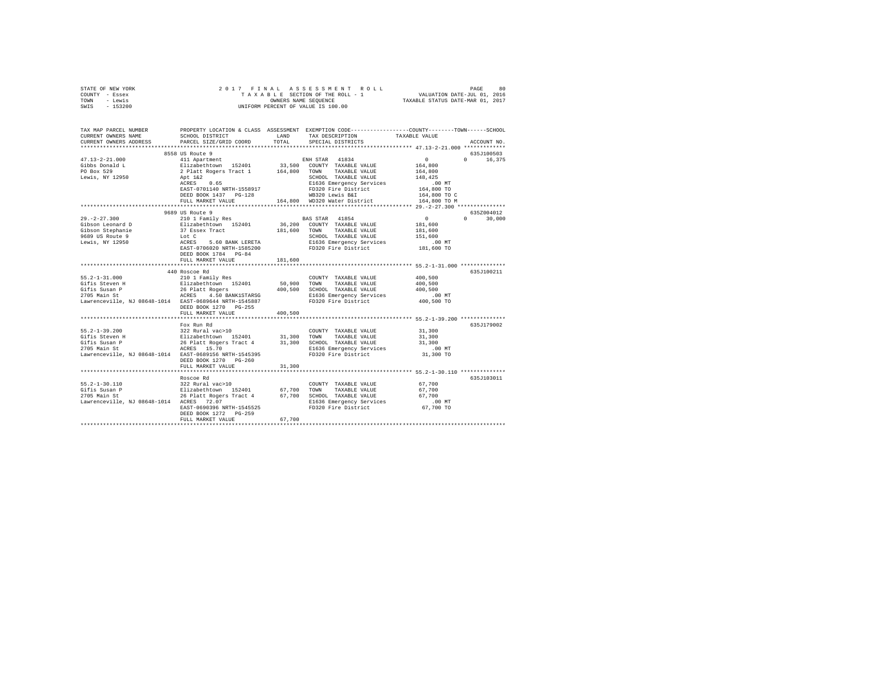STATE OF NEW YORK — COUNTY - Essex — TOWN - Lewis — SWIS - 153200

2017 FINAL ASSESSMENT ROLL
TAXABLE SECTION OF THE ROLL - 1
OWNERS NAME SEQUENCE
UNIFORM PERCENT OF VALUE IS 100.00

VALUATION DATE-JUL 01, 2016
TAXABLE STATUS DATE-MAR 01, 2017

```
TAX MAP PARCEL NUMBER          PROPERTY LOCATION & CLASS  ASSESSMENT  EXEMPTION CODE-----------------COUNTY--------TOWN------SCHOOL
CURRENT OWNERS NAME            SCHOOL DISTRICT             LAND       TAX DESCRIPTION             TAXABLE VALUE
CURRENT OWNERS ADDRESS         PARCEL SIZE/GRID COORD      TOTAL      SPECIAL DISTRICTS                                   ACCOUNT NO.
************************************************************************************************** 47.13-2-21.000 *************
                        8558 US Route 9                                                                                635J100503
47.13-2-21.000                 411 Apartment                          ENH STAR  41834                0          0      16,375
Gibbs Donald L                 Elizabethtown  152401       33,500    COUNTY  TAXABLE VALUE        164,800
PO Box 529                     2 Platt Rogers Tract 1     164,800    TOWN    TAXABLE VALUE        164,800
Lewis, NY 12950                Apt 1&2                                SCHOOL  TAXABLE VALUE        148,425
                               ACRES    0.65                          E1636 Emergency Services          .00 MT
                               EAST-0701140 NRTH-1558917              FD320 Fire District          164,800 TO
                               DEED BOOK 1437   PG-128                WB320 Lewis B&I              164,800 TO C
                               FULL MARKET VALUE          164,800    WD320 Water District         164,800 TO M
************************************************************************************************** 29.-2-27.300 ***************
                        9689 US Route 9                                                                                635Z004012
29.-2-27.300                   210 1 Family Res                       BAS STAR  41854                0          0      30,000
Gibson Leonard D               Elizabethtown  152401       36,200    COUNTY  TAXABLE VALUE        181,600
Gibson Stephanie               37 Essex Tract             181,600    TOWN    TAXABLE VALUE        181,600
9689 US Route 9                Lot C                                  SCHOOL  TAXABLE VALUE        151,600
Lewis, NY 12950                ACRES    5.60 BANK LERETA              E1636 Emergency Services          .00 MT
                               EAST-0706020 NRTH-1585200              FD320 Fire District          181,600 TO
                               DEED BOOK 1784   PG-84
                               FULL MARKET VALUE          181,600
************************************************************************************************** 55.2-1-31.000 **************
                        440 Roscoe Rd                                                                                  635J100211
55.2-1-31.000                  210 1 Family Res                       COUNTY  TAXABLE VALUE        400,500
Gifis Steven H                 Elizabethtown  152401       50,900    TOWN    TAXABLE VALUE        400,500
Gifis Susan P                  26 Platt Rogers            400,500    SCHOOL  TAXABLE VALUE        400,500
2705 Main St                   ACRES    4.50 BANK1STARSG              E1636 Emergency Services          .00 MT
Lawrenceville, NJ 08648-1014   EAST-0689644 NRTH-1545887              FD320 Fire District          400,500 TO
                               DEED BOOK 1270   PG-255
                               FULL MARKET VALUE          400,500
************************************************************************************************** 55.2-1-39.200 **************
                               Fox Run Rd                                                                              635J179002
55.2-1-39.200                  322 Rural vac>10                       COUNTY  TAXABLE VALUE         31,300
Gifis Steven H                 Elizabethtown  152401       31,300    TOWN    TAXABLE VALUE         31,300
Gifis Susan P                  26 Platt Rogers Tract 4     31,300    SCHOOL  TAXABLE VALUE         31,300
2705 Main St                   ACRES   15.70                          E1636 Emergency Services          .00 MT
Lawrenceville, NJ 08648-1014   EAST-0689156 NRTH-1545395              FD320 Fire District           31,300 TO
                               DEED BOOK 1270   PG-260
                               FULL MARKET VALUE           31,300
************************************************************************************************** 55.2-1-30.110 **************
                               Roscoe Rd                                                                               635J103011
55.2-1-30.110                  322 Rural vac>10                       COUNTY  TAXABLE VALUE         67,700
Gifis Susan P                  Elizabethtown  152401       67,700    TOWN    TAXABLE VALUE         67,700
2705 Main St                   26 Platt Rogers Tract 4     67,700    SCHOOL  TAXABLE VALUE         67,700
Lawrenceville, NJ 08648-1014   ACRES   72.07                          E1636 Emergency Services          .00 MT
                               EAST-0690396 NRTH-1545525              FD320 Fire District           67,700 TO
                               DEED BOOK 1272   PG-259
                               FULL MARKET VALUE           67,700
********************************************************************************************************************************
```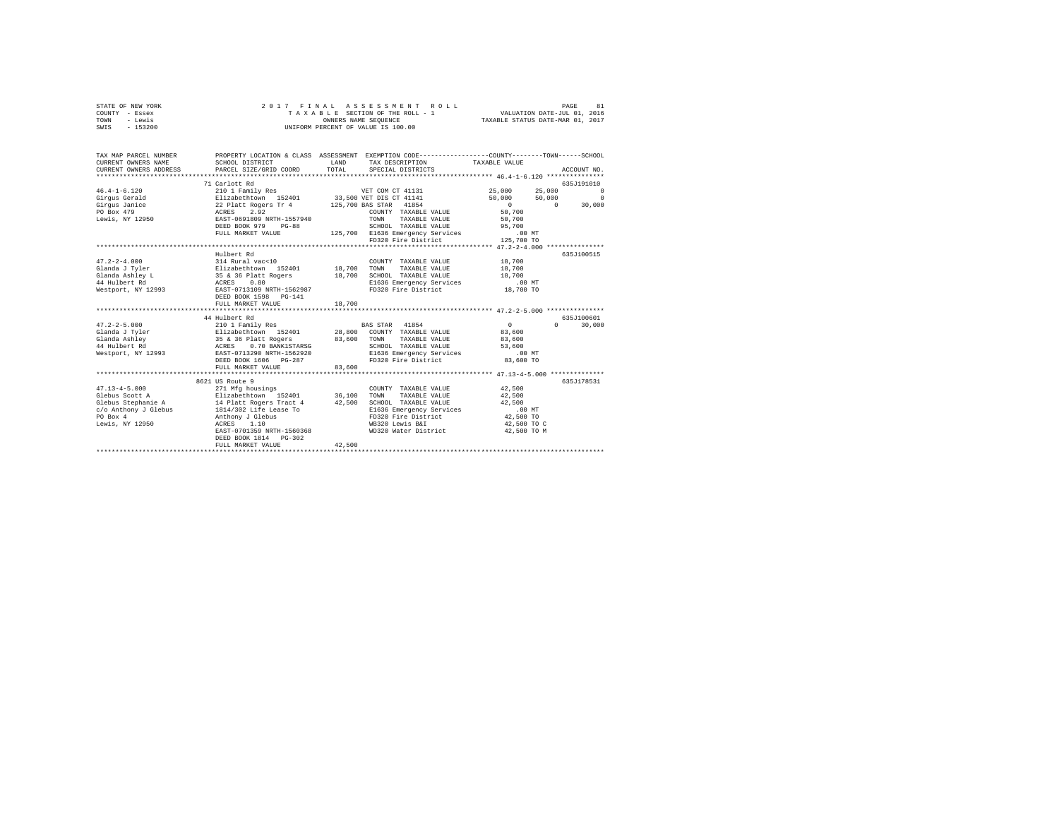STATE OF NEW YORK — 2017 FINAL ASSESSMENT ROLL
COUNTY - Essex — TAXABLE SECTION OF THE ROLL - 1 — VALUATION DATE-JUL 01, 2016
TOWN - Lewis — OWNERS NAME SEQUENCE — TAXABLE STATUS DATE-MAR 01, 2017
SWIS - 153200 — UNIFORM PERCENT OF VALUE IS 100.00

```
TAX MAP PARCEL NUMBER          PROPERTY LOCATION & CLASS  ASSESSMENT  EXEMPTION CODE-----------------COUNTY--------TOWN------SCHOOL
CURRENT OWNERS NAME            SCHOOL DISTRICT              LAND      TAX DESCRIPTION             TAXABLE VALUE
CURRENT OWNERS ADDRESS         PARCEL SIZE/GRID COORD       TOTAL     SPECIAL DISTRICTS                                   ACCOUNT NO.
*********************************************************************************************** 46.4-1-6.120 ***************
                               71 Carlott Rd                                                                         635J191010
46.4-1-6.120                   210 1 Family Res                       VET COM CT 41131           25,000     25,000           0
Girgus Gerald                  Elizabethtown  152401       33,500 VET DIS CT 41141            50,000     50,000           0
Girgus Janice                  22 Platt Rogers Tr 4       125,700 BAS STAR  41854                 0          0      30,000
PO Box 479                     ACRES    2.92                          COUNTY  TAXABLE VALUE        50,700
Lewis, NY 12950                EAST-0691809 NRTH-1557940              TOWN    TAXABLE VALUE        50,700
                               DEED BOOK 979    PG-88                 SCHOOL  TAXABLE VALUE        95,700
                               FULL MARKET VALUE          125,700  E1636 Emergency Services          .00 MT
                                                                   FD320 Fire District          125,700 TO
*********************************************************************************************** 47.2-2-4.000 ***************
                               Hulbert Rd                                                                            635J100515
47.2-2-4.000                   314 Rural vac<10                       COUNTY  TAXABLE VALUE        18,700
Glanda J Tyler                 Elizabethtown  152401       18,700    TOWN    TAXABLE VALUE        18,700
Glanda Ashley L                35 & 36 Platt Rogers        18,700    SCHOOL  TAXABLE VALUE        18,700
44 Hulbert Rd                  ACRES    0.80                          E1636 Emergency Services        .00 MT
Westport, NY 12993             EAST-0713109 NRTH-1562987              FD320 Fire District          18,700 TO
                               DEED BOOK 1598   PG-141
                               FULL MARKET VALUE           18,700
*********************************************************************************************** 47.2-2-5.000 ***************
                               44 Hulbert Rd                                                                         635J100601
47.2-2-5.000                   210 1 Family Res                       BAS STAR  41854                 0          0      30,000
Glanda J Tyler                 Elizabethtown  152401       28,800    COUNTY  TAXABLE VALUE        83,600
Glanda Ashley                  35 & 36 Platt Rogers        83,600    TOWN    TAXABLE VALUE        83,600
44 Hulbert Rd                  ACRES    0.70 BANK1STARSG              SCHOOL  TAXABLE VALUE        53,600
Westport, NY 12993             EAST-0713290 NRTH-1562920              E1636 Emergency Services        .00 MT
                               DEED BOOK 1606   PG-287                FD320 Fire District          83,600 TO
                               FULL MARKET VALUE           83,600
*********************************************************************************************** 47.13-4-5.000 **************
                               8621 US Route 9                                                                       635J178531
47.13-4-5.000                  271 Mfg housings                       COUNTY  TAXABLE VALUE        42,500
Glebus Scott A                 Elizabethtown  152401       36,100    TOWN    TAXABLE VALUE        42,500
Glebus Stephanie A             14 Platt Rogers Tract 4     42,500    SCHOOL  TAXABLE VALUE        42,500
c/o Anthony J Glebus           1814/302 Life Lease To                 E1636 Emergency Services        .00 MT
PO Box 4                       Anthony J Glebus                       FD320 Fire District          42,500 TO
Lewis, NY 12950                ACRES    1.10                          WB320 Lewis B&I              42,500 TO C
                               EAST-0701359 NRTH-1560368              WD320 Water District         42,500 TO M
                               DEED BOOK 1814   PG-302
                               FULL MARKET VALUE           42,500
******************************************************************************************************************************
```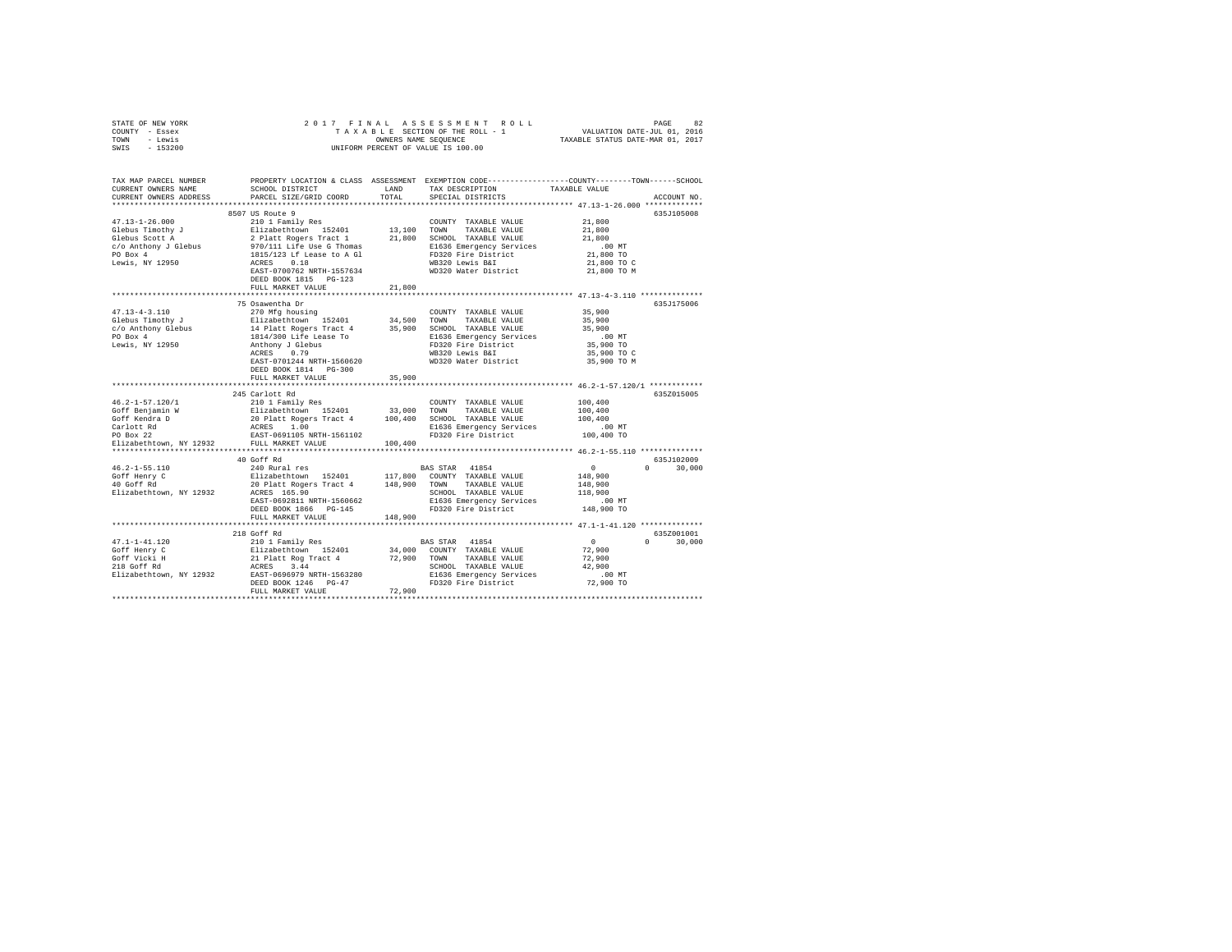STATE OF NEW YORK
COUNTY - Essex
TOWN - Lewis
SWIS - 153200

2 0 1 7 F I N A L A S S E S S M E N T R O L L
T A X A B L E SECTION OF THE ROLL - 1
OWNERS NAME SEQUENCE
UNIFORM PERCENT OF VALUE IS 100.00

VALUATION DATE-JUL 01, 2016
TAXABLE STATUS DATE-MAR 01, 2017

```
TAX MAP PARCEL NUMBER          PROPERTY LOCATION & CLASS  ASSESSMENT  EXEMPTION CODE-----------------COUNTY--------TOWN------SCHOOL
CURRENT OWNERS NAME            SCHOOL DISTRICT              LAND      TAX DESCRIPTION            TAXABLE VALUE
CURRENT OWNERS ADDRESS         PARCEL SIZE/GRID COORD       TOTAL     SPECIAL DISTRICTS                                        ACCOUNT NO.
******************************************************************************************************* 47.13-1-26.000 *************
                               8507 US Route 9                                                                            635J105008
47.13-1-26.000                 210 1 Family Res                       COUNTY  TAXABLE VALUE            21,800
Glebus Timothy J               Elizabethtown  152401        13,100    TOWN    TAXABLE VALUE            21,800
Glebus Scott A                 2 Platt Rogers Tract 1       21,800    SCHOOL  TAXABLE VALUE            21,800
c/o Anthony J Glebus           970/111 Life Use G Thomas              E1636 Emergency Services            .00 MT
PO Box 4                       1815/123 Lf Lease to A Gl              FD320 Fire District              21,800 TO
Lewis, NY 12950                ACRES    0.18                          WB320 Lewis B&I                  21,800 TO C
                               EAST-0700762 NRTH-1557634              WD320 Water District             21,800 TO M
                               DEED BOOK 1815   PG-123
                               FULL MARKET VALUE            21,800
******************************************************************************************************* 47.13-4-3.110 **************
                               75 Osawentha Dr                                                                            635J175006
47.13-4-3.110                  270 Mfg housing                        COUNTY  TAXABLE VALUE            35,900
Glebus Timothy J               Elizabethtown  152401        34,500    TOWN    TAXABLE VALUE            35,900
c/o Anthony Glebus             14 Platt Rogers Tract 4      35,900    SCHOOL  TAXABLE VALUE            35,900
PO Box 4                       1814/300 Life Lease To                 E1636 Emergency Services            .00 MT
Lewis, NY 12950                Anthony J Glebus                       FD320 Fire District              35,900 TO
                               ACRES    0.79                          WB320 Lewis B&I                  35,900 TO C
                               EAST-0701244 NRTH-1560620              WD320 Water District             35,900 TO M
                               DEED BOOK 1814   PG-300
                               FULL MARKET VALUE            35,900
******************************************************************************************************* 46.2-1-57.120/1 ************
                               245 Carlott Rd                                                                             635Z015005
46.2-1-57.120/1                210 1 Family Res                       COUNTY  TAXABLE VALUE           100,400
Goff Benjamin W                Elizabethtown  152401        33,000    TOWN    TAXABLE VALUE           100,400
Goff Kendra D                  20 Platt Rogers Tract 4     100,400    SCHOOL  TAXABLE VALUE           100,400
Carlott Rd                     ACRES    1.00                          E1636 Emergency Services            .00 MT
PO Box 22                      EAST-0691105 NRTH-1561102              FD320 Fire District             100,400 TO
Elizabethtown, NY 12932        FULL MARKET VALUE           100,400
******************************************************************************************************* 46.2-1-55.110 **************
                               40 Goff Rd                                                                                 635J102009
46.2-1-55.110                  240 Rural res                          BAS STAR  41854                       0          0     30,000
Goff Henry C                   Elizabethtown  152401       117,800    COUNTY  TAXABLE VALUE           148,900
40 Goff Rd                     20 Platt Rogers Tract 4     148,900    TOWN    TAXABLE VALUE           148,900
Elizabethtown, NY 12932        ACRES  165.90                          SCHOOL  TAXABLE VALUE           118,900
                               EAST-0692811 NRTH-1560662              E1636 Emergency Services            .00 MT
                               DEED BOOK 1866   PG-145                FD320 Fire District             148,900 TO
                               FULL MARKET VALUE           148,900
******************************************************************************************************* 47.1-1-41.120 **************
                               218 Goff Rd                                                                                635Z001001
47.1-1-41.120                  210 1 Family Res                       BAS STAR  41854                       0          0     30,000
Goff Henry C                   Elizabethtown  152401        34,000    COUNTY  TAXABLE VALUE            72,900
Goff Vicki H                   21 Platt Rog Tract 4         72,900    TOWN    TAXABLE VALUE            72,900
218 Goff Rd                    ACRES    3.44                          SCHOOL  TAXABLE VALUE            42,900
Elizabethtown, NY 12932        EAST-0696979 NRTH-1563280              E1636 Emergency Services            .00 MT
                               DEED BOOK 1246   PG-47                 FD320 Fire District              72,900 TO
                               FULL MARKET VALUE            72,900
************************************************************************************************************************************
```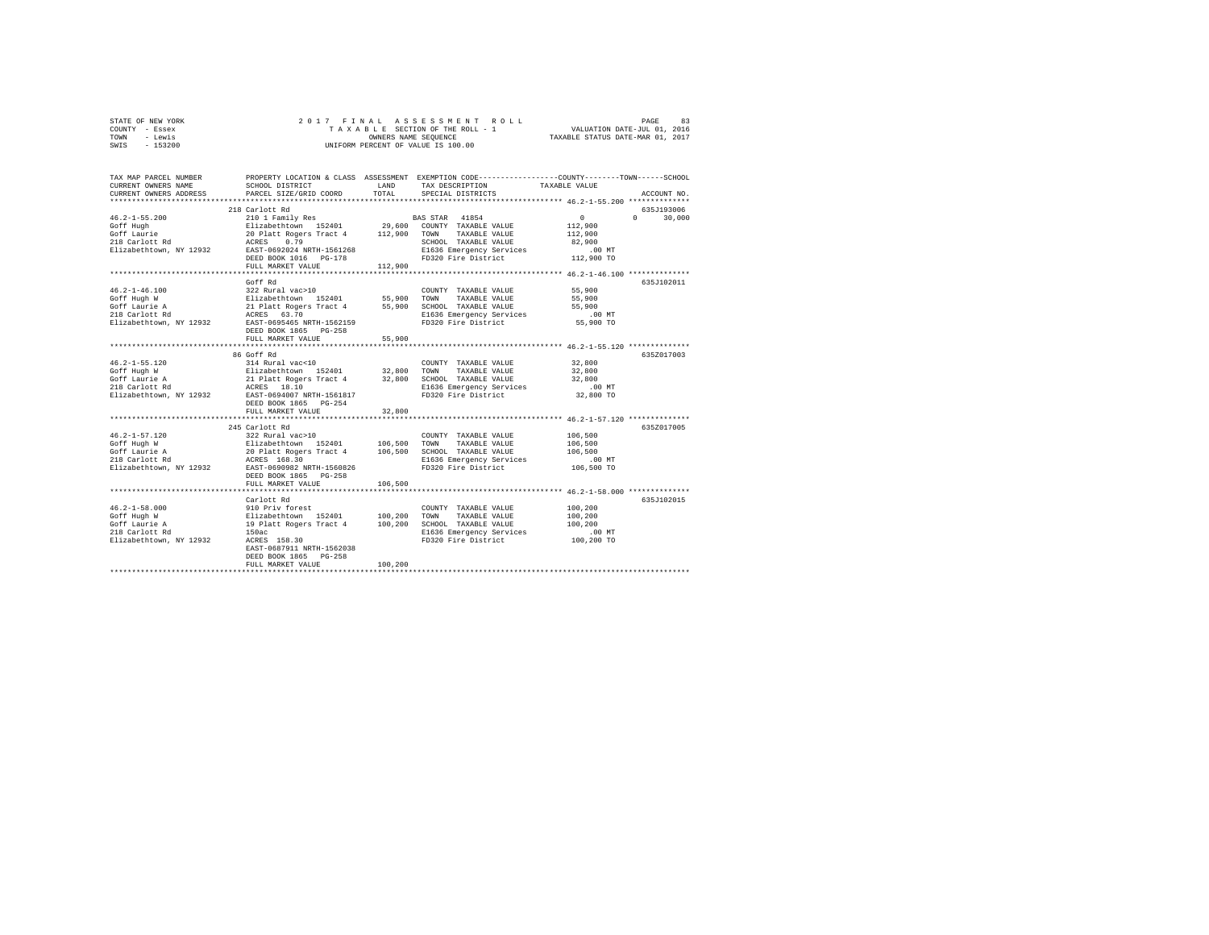STATE OF NEW YORK
COUNTY - Essex
TOWN - Lewis
SWIS - 153200

2 0 1 7 F I N A L A S S E S S M E N T R O L L
T A X A B L E SECTION OF THE ROLL - 1
OWNERS NAME SEQUENCE
UNIFORM PERCENT OF VALUE IS 100.00

VALUATION DATE-JUL 01, 2016
TAXABLE STATUS DATE-MAR 01, 2017

| TAX MAP PARCEL NUMBER / CURRENT OWNERS NAME / CURRENT OWNERS ADDRESS | PROPERTY LOCATION & CLASS / SCHOOL DISTRICT / PARCEL SIZE/GRID COORD | ASSESSMENT LAND / TOTAL | EXEMPTION CODE / TAX DESCRIPTION / SPECIAL DISTRICTS | COUNTY / TOWN / SCHOOL TAXABLE VALUE | ACCOUNT NO. |
|---|---|---|---|---|---|
| 46.2-1-55.200 | 218 Carlott Rd | | | | 635J193006 |
| | 210 1 Family Res | | BAS STAR 41854 | 0 0 30,000 | |
| Goff Hugh | Elizabethtown 152401 | 29,600 | COUNTY TAXABLE VALUE | 112,900 | |
| Goff Laurie | 20 Platt Rogers Tract 4 | 112,900 | TOWN TAXABLE VALUE | 112,900 | |
| 218 Carlott Rd | ACRES 0.79 | | SCHOOL TAXABLE VALUE | 82,900 | |
| Elizabethtown, NY 12932 | EAST-0692024 NRTH-1561268 | | E1636 Emergency Services | .00 MT | |
| | DEED BOOK 1016 PG-178 | | FD320 Fire District | 112,900 TO | |
| | FULL MARKET VALUE | 112,900 | | | |
| 46.2-1-46.100 | Goff Rd | | | | 635J102011 |
| | 322 Rural vac>10 | | COUNTY TAXABLE VALUE | 55,900 | |
| Goff Hugh W | Elizabethtown 152401 | 55,900 | TOWN TAXABLE VALUE | 55,900 | |
| Goff Laurie A | 21 Platt Rogers Tract 4 | 55,900 | SCHOOL TAXABLE VALUE | 55,900 | |
| 218 Carlott Rd | ACRES 63.70 | | E1636 Emergency Services | .00 MT | |
| Elizabethtown, NY 12932 | EAST-0695465 NRTH-1562159 | | FD320 Fire District | 55,900 TO | |
| | DEED BOOK 1865 PG-258 | | | | |
| | FULL MARKET VALUE | 55,900 | | | |
| 46.2-1-55.120 | 86 Goff Rd | | | | 635Z017003 |
| | 314 Rural vac<10 | | COUNTY TAXABLE VALUE | 32,800 | |
| Goff Hugh W | Elizabethtown 152401 | 32,800 | TOWN TAXABLE VALUE | 32,800 | |
| Goff Laurie A | 21 Platt Rogers Tract 4 | 32,800 | SCHOOL TAXABLE VALUE | 32,800 | |
| 218 Carlott Rd | ACRES 18.10 | | E1636 Emergency Services | .00 MT | |
| Elizabethtown, NY 12932 | EAST-0694007 NRTH-1561817 | | FD320 Fire District | 32,800 TO | |
| | DEED BOOK 1865 PG-254 | | | | |
| | FULL MARKET VALUE | 32,800 | | | |
| 46.2-1-57.120 | 245 Carlott Rd | | | | 635Z017005 |
| | 322 Rural vac>10 | | COUNTY TAXABLE VALUE | 106,500 | |
| Goff Hugh W | Elizabethtown 152401 | 106,500 | TOWN TAXABLE VALUE | 106,500 | |
| Goff Laurie A | 20 Platt Rogers Tract 4 | 106,500 | SCHOOL TAXABLE VALUE | 106,500 | |
| 218 Carlott Rd | ACRES 168.30 | | E1636 Emergency Services | .00 MT | |
| Elizabethtown, NY 12932 | EAST-0690982 NRTH-1560826 | | FD320 Fire District | 106,500 TO | |
| | DEED BOOK 1865 PG-258 | | | | |
| | FULL MARKET VALUE | 106,500 | | | |
| 46.2-1-58.000 | Carlott Rd | | | | 635J102015 |
| | 910 Priv forest | | COUNTY TAXABLE VALUE | 100,200 | |
| Goff Hugh W | Elizabethtown 152401 | 100,200 | TOWN TAXABLE VALUE | 100,200 | |
| Goff Laurie A | 19 Platt Rogers Tract 4 | 100,200 | SCHOOL TAXABLE VALUE | 100,200 | |
| 218 Carlott Rd | 150ac | | E1636 Emergency Services | .00 MT | |
| Elizabethtown, NY 12932 | ACRES 158.30 | | FD320 Fire District | 100,200 TO | |
| | EAST-0687911 NRTH-1562038 | | | | |
| | DEED BOOK 1865 PG-258 | | | | |
| | FULL MARKET VALUE | 100,200 | | | |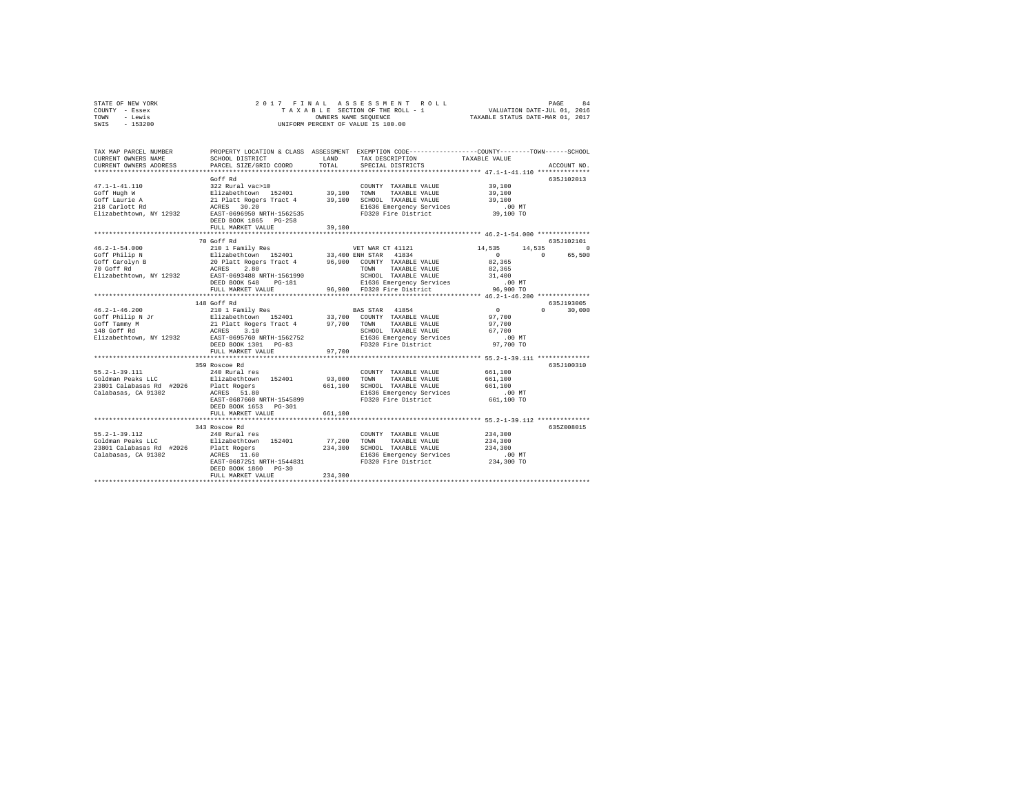STATE OF NEW YORK                2017 FINAL ASSESSMENT ROLL                PAGE 84
COUNTY - Essex                   TAXABLE SECTION OF THE ROLL - 1           VALUATION DATE-JUL 01, 2016
TOWN - Lewis                     OWNERS NAME SEQUENCE                      TAXABLE STATUS DATE-MAR 01, 2017
SWIS - 153200                    UNIFORM PERCENT OF VALUE IS 100.00

```
TAX MAP PARCEL NUMBER      PROPERTY LOCATION & CLASS  ASSESSMENT  EXEMPTION CODE-----------------COUNTY--------TOWN------SCHOOL
CURRENT OWNERS NAME        SCHOOL DISTRICT             LAND       TAX DESCRIPTION              TAXABLE VALUE
CURRENT OWNERS ADDRESS     PARCEL SIZE/GRID COORD      TOTAL      SPECIAL DISTRICTS                                   ACCOUNT NO.
******************************************************************************************** 47.1-1-41.110 **************
                           Goff Rd                                                                                    635J102013
47.1-1-41.110              322 Rural vac>10                        COUNTY  TAXABLE VALUE           39,100
Goff Hugh W                Elizabethtown  152401       39,100      TOWN    TAXABLE VALUE           39,100
Goff Laurie A              21 Platt Rogers Tract 4     39,100      SCHOOL  TAXABLE VALUE           39,100
218 Carlott Rd             ACRES  30.20                            E1636 Emergency Services           .00 MT
Elizabethtown, NY 12932    EAST-0696950 NRTH-1562535               FD320 Fire District             39,100 TO
                           DEED BOOK 1865   PG-258
                           FULL MARKET VALUE           39,100
******************************************************************************************** 46.2-1-54.000 **************
                           70 Goff Rd                                                                                 635J102101
46.2-1-54.000              210 1 Family Res                        VET WAR CT 41121            14,535      14,535            0
Goff Philip N              Elizabethtown  152401       33,400 ENH STAR  41834                       0           0       65,500
Goff Carolyn B             20 Platt Rogers Tract 4     96,900      COUNTY  TAXABLE VALUE           82,365
70 Goff Rd                 ACRES   2.80                            TOWN    TAXABLE VALUE           82,365
Elizabethtown, NY 12932    EAST-0693488 NRTH-1561990               SCHOOL  TAXABLE VALUE           31,400
                           DEED BOOK 548    PG-181                 E1636 Emergency Services           .00 MT
                           FULL MARKET VALUE           96,900      FD320 Fire District             96,900 TO
******************************************************************************************** 46.2-1-46.200 **************
                           148 Goff Rd                                                                                635J193005
46.2-1-46.200              210 1 Family Res                        BAS STAR  41854                  0           0       30,000
Goff Philip N Jr           Elizabethtown  152401       33,700      COUNTY  TAXABLE VALUE           97,700
Goff Tammy M               21 Platt Rogers Tract 4     97,700      TOWN    TAXABLE VALUE           97,700
148 Goff Rd                ACRES   3.10                            SCHOOL  TAXABLE VALUE           67,700
Elizabethtown, NY 12932    EAST-0695760 NRTH-1562752               E1636 Emergency Services           .00 MT
                           DEED BOOK 1301   PG-83                  FD320 Fire District             97,700 TO
                           FULL MARKET VALUE           97,700
******************************************************************************************** 55.2-1-39.111 **************
                           359 Roscoe Rd                                                                              635J100310
55.2-1-39.111              240 Rural res                           COUNTY  TAXABLE VALUE          661,100
Goldman Peaks LLC          Elizabethtown  152401       93,000      TOWN    TAXABLE VALUE          661,100
23801 Calabasas Rd #2026   Platt Rogers               661,100      SCHOOL  TAXABLE VALUE          661,100
Calabasas, CA 91302        ACRES  51.80                            E1636 Emergency Services           .00 MT
                           EAST-0687660 NRTH-1545899               FD320 Fire District            661,100 TO
                           DEED BOOK 1653   PG-301
                           FULL MARKET VALUE          661,100
******************************************************************************************** 55.2-1-39.112 **************
                           343 Roscoe Rd                                                                              635Z008015
55.2-1-39.112              240 Rural res                           COUNTY  TAXABLE VALUE          234,300
Goldman Peaks LLC          Elizabethtown  152401       77,200      TOWN    TAXABLE VALUE          234,300
23801 Calabasas Rd #2026   Platt Rogers               234,300      SCHOOL  TAXABLE VALUE          234,300
Calabasas, CA 91302        ACRES  11.60                            E1636 Emergency Services           .00 MT
                           EAST-0687251 NRTH-1544831               FD320 Fire District            234,300 TO
                           DEED BOOK 1860   PG-30
                           FULL MARKET VALUE          234,300
****************************************************************************************************************************
```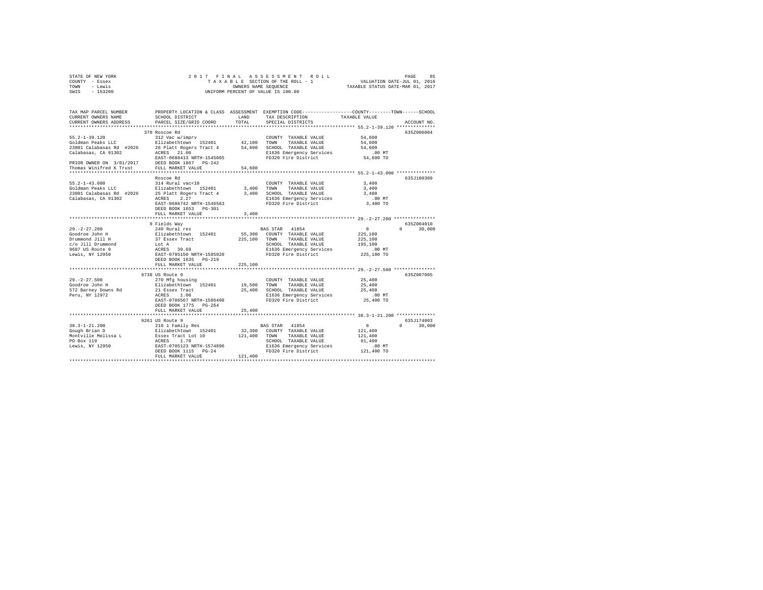STATE OF NEW YORK — COUNTY - Essex — TOWN - Lewis — SWIS - 153200

2017 FINAL ASSESSMENT ROLL
TAXABLE SECTION OF THE ROLL - 1
OWNERS NAME SEQUENCE
UNIFORM PERCENT OF VALUE IS 100.00

VALUATION DATE-JUL 01, 2016
TAXABLE STATUS DATE-MAR 01, 2017

| TAX MAP PARCEL NUMBER / CURRENT OWNERS NAME / CURRENT OWNERS ADDRESS | PROPERTY LOCATION & CLASS / SCHOOL DISTRICT / PARCEL SIZE/GRID COORD | ASSESSMENT LAND / TOTAL | EXEMPTION CODE / TAX DESCRIPTION / SPECIAL DISTRICTS | COUNTY / TOWN / SCHOOL TAXABLE VALUE | ACCOUNT NO. |
|---|---|---|---|---|---|
| **55.2-1-39.120** | 370 Roscoe Rd | | | | 635Z006004 |
| 55.2-1-39.120 | 312 Vac w/imprv | | COUNTY TAXABLE VALUE | 54,600 | |
| Goldman Peaks LLC | Elizabethtown 152401 | 42,100 | TOWN TAXABLE VALUE | 54,600 | |
| 23801 Calabasas Rd #2026 | 26 Platt Rogers Tract 4 | 54,600 | SCHOOL TAXABLE VALUE | 54,600 | |
| Calabasas, CA 91302 | ACRES 21.00 | | E1636 Emergency Services | .00 MT | |
| | EAST-0688413 NRTH-1545065 | | FD320 Fire District | 54,600 TO | |
| PRIOR OWNER ON 3/01/2017 | DEED BOOK 1867 PG-242 | | | | |
| Thomas Winifred K Trust | FULL MARKET VALUE | 54,600 | | | |
| **55.2-1-43.000** | Roscoe Rd | | | | 635J100309 |
| 55.2-1-43.000 | 314 Rural vac<10 | | COUNTY TAXABLE VALUE | 3,400 | |
| Goldman Peaks LLC | Elizabethtown 152401 | 3,400 | TOWN TAXABLE VALUE | 3,400 | |
| 23801 Calabasas Rd #2026 | 25 Platt Rogers Tract 4 | 3,400 | SCHOOL TAXABLE VALUE | 3,400 | |
| Calabasas, CA 91302 | ACRES 2.27 | | E1636 Emergency Services | .00 MT | |
| | EAST-0686742 NRTH-1546563 | | FD320 Fire District | 3,400 TO | |
| | DEED BOOK 1653 PG-301 | | | | |
| | FULL MARKET VALUE | 3,400 | | | |
| **29.-2-27.200** | 9 Fields Way | | | | 635Z004010 |
| 29.-2-27.200 | 240 Rural res | | BAS STAR 41854 | 0 / 0 / 30,000 | |
| Goodroe John H | Elizabethtown 152401 | 55,300 | COUNTY TAXABLE VALUE | 225,100 | |
| Drummond Jill H | 37 Essex Tract | 225,100 | TOWN TAXABLE VALUE | 225,100 | |
| c/o Jill Drummond | Lot A | | SCHOOL TAXABLE VALUE | 195,100 | |
| 9687 US Route 9 | ACRES 39.69 | | E1636 Emergency Services | .00 MT | |
| Lewis, NY 12950 | EAST-0705150 NRTH-1585020 | | FD320 Fire District | 225,100 TO | |
| | DEED BOOK 1635 PG-219 | | | | |
| | FULL MARKET VALUE | 225,100 | | | |
| **29.-2-27.500** | 9738 US Route 9 | | | | 635Z007005 |
| 29.-2-27.500 | 270 Mfg housing | | COUNTY TAXABLE VALUE | 25,400 | |
| Goodroe John H | Elizabethtown 152401 | 19,500 | TOWN TAXABLE VALUE | 25,400 | |
| 572 Barney Downs Rd | 21 Essex Tract | 25,400 | SCHOOL TAXABLE VALUE | 25,400 | |
| Peru, NY 12972 | ACRES 1.00 | | E1636 Emergency Services | .00 MT | |
| | EAST-0706567 NRTH-1586498 | | FD320 Fire District | 25,400 TO | |
| | DEED BOOK 1775 PG-264 | | | | |
| | FULL MARKET VALUE | 25,400 | | | |
| **38.3-1-21.200** | 9261 US Route 9 | | | | 635J174003 |
| 38.3-1-21.200 | 210 1 Family Res | | BAS STAR 41854 | 0 / 0 / 30,000 | |
| Gough Brian D | Elizabethtown 152401 | 32,300 | COUNTY TAXABLE VALUE | 121,400 | |
| Montville Melissa L | Essex Tract Lot 10 | 121,400 | TOWN TAXABLE VALUE | 121,400 | |
| PO Box 119 | ACRES 1.70 | | SCHOOL TAXABLE VALUE | 91,400 | |
| Lewis, NY 12950 | EAST-0705123 NRTH-1574896 | | E1636 Emergency Services | .00 MT | |
| | DEED BOOK 1115 PG-24 | | FD320 Fire District | 121,400 TO | |
| | FULL MARKET VALUE | 121,400 | | | |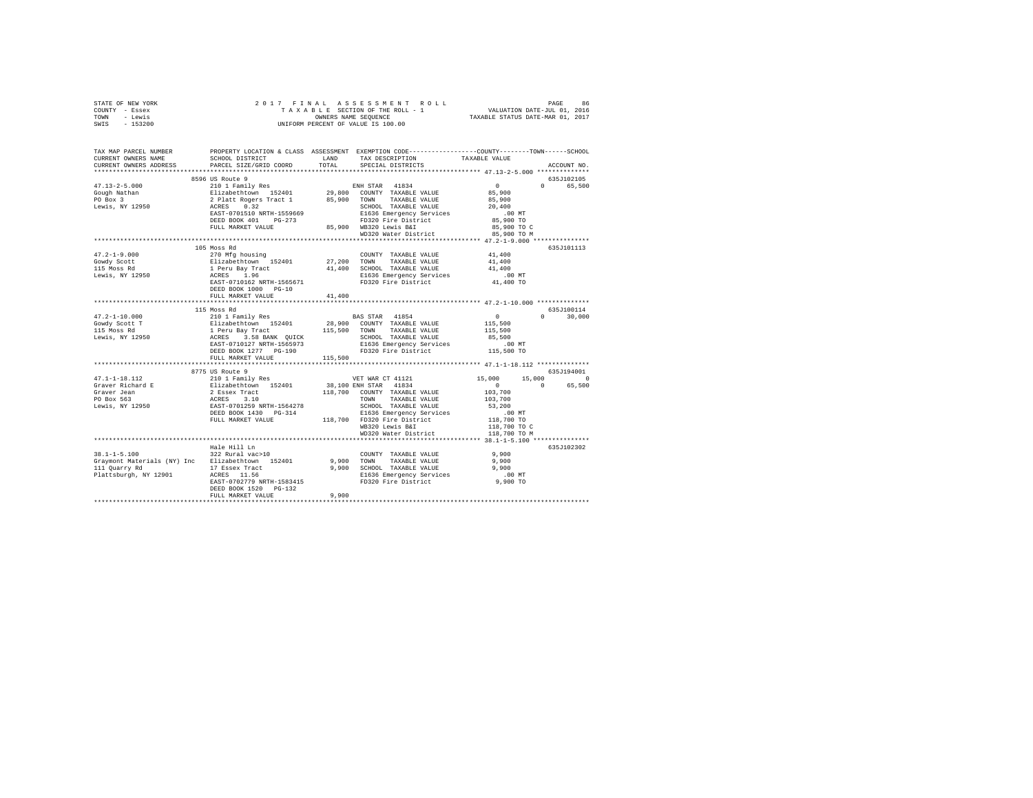STATE OF NEW YORK
COUNTY - Essex
TOWN - Lewis
SWIS - 153200

2017 FINAL ASSESSMENT ROLL
TAXABLE SECTION OF THE ROLL - 1
OWNERS NAME SEQUENCE
UNIFORM PERCENT OF VALUE IS 100.00

VALUATION DATE-JUL 01, 2016
TAXABLE STATUS DATE-MAR 01, 2017

```
TAX MAP PARCEL NUMBER          PROPERTY LOCATION & CLASS  ASSESSMENT  EXEMPTION CODE-----------------COUNTY--------TOWN------SCHOOL
CURRENT OWNERS NAME            SCHOOL DISTRICT             LAND       TAX DESCRIPTION              TAXABLE VALUE
CURRENT OWNERS ADDRESS         PARCEL SIZE/GRID COORD      TOTAL      SPECIAL DISTRICTS                                  ACCOUNT NO.
*********************************************************************************************** 47.13-2-5.000 **************
                               8596 US Route 9                                                                           635J102105
47.13-2-5.000                  210 1 Family Res                      ENH STAR  41834                 0            0       65,500
Gough Nathan                   Elizabethtown  152401      29,800  COUNTY  TAXABLE VALUE        85,900
PO Box 3                       2 Platt Rogers Tract 1     85,900  TOWN    TAXABLE VALUE        85,900
Lewis, NY 12950                ACRES    0.32                      SCHOOL  TAXABLE VALUE        20,400
                               EAST-0701510 NRTH-1559669          E1636 Emergency Services          .00 MT
                               DEED BOOK 401    PG-273            FD320 Fire District          85,900 TO
                               FULL MARKET VALUE          85,900  WB320 Lewis B&I              85,900 TO C
                                                                  WD320 Water District         85,900 TO M
*********************************************************************************************** 47.2-1-9.000 ***************
                               105 Moss Rd                                                                               635J101113
47.2-1-9.000                   270 Mfg housing                       COUNTY  TAXABLE VALUE        41,400
Gowdy Scott                    Elizabethtown  152401      27,200  TOWN    TAXABLE VALUE        41,400
115 Moss Rd                    1 Peru Bay Tract           41,400  SCHOOL  TAXABLE VALUE        41,400
Lewis, NY 12950                ACRES    1.96                      E1636 Emergency Services          .00 MT
                               EAST-0710162 NRTH-1565671          FD320 Fire District          41,400 TO
                               DEED BOOK 1000   PG-10
                               FULL MARKET VALUE          41,400
*********************************************************************************************** 47.2-1-10.000 **************
                               115 Moss Rd                                                                               635J100114
47.2-1-10.000                  210 1 Family Res                      BAS STAR  41854                 0            0       30,000
Gowdy Scott T                  Elizabethtown  152401      28,900  COUNTY  TAXABLE VALUE       115,500
115 Moss Rd                    1 Peru Bay Tract          115,500  TOWN    TAXABLE VALUE       115,500
Lewis, NY 12950                ACRES    3.58 BANK QUICK           SCHOOL  TAXABLE VALUE        85,500
                               EAST-0710127 NRTH-1565973          E1636 Emergency Services          .00 MT
                               DEED BOOK 1277   PG-190            FD320 Fire District         115,500 TO
                               FULL MARKET VALUE         115,500
*********************************************************************************************** 47.1-1-18.112 **************
                               8775 US Route 9                                                                           635J194001
47.1-1-18.112                  210 1 Family Res                      VET WAR CT 41121           15,000       15,000            0
Graver Richard E               Elizabethtown  152401      38,100 ENH STAR  41834                 0            0       65,500
Graver Jean                    2 Essex Tract             118,700  COUNTY  TAXABLE VALUE       103,700
PO Box 563                     ACRES    3.10                      TOWN    TAXABLE VALUE       103,700
Lewis, NY 12950                EAST-0701259 NRTH-1564278          SCHOOL  TAXABLE VALUE        53,200
                               DEED BOOK 1430   PG-314            E1636 Emergency Services          .00 MT
                               FULL MARKET VALUE         118,700  FD320 Fire District         118,700 TO
                                                                  WB320 Lewis B&I             118,700 TO C
                                                                  WD320 Water District        118,700 TO M
*********************************************************************************************** 38.1-1-5.100 ***************
                               Hale Hill Ln                                                                              635J102302
38.1-1-5.100                   322 Rural vac>10                      COUNTY  TAXABLE VALUE         9,900
Graymont Materials (NY) Inc    Elizabethtown  152401       9,900  TOWN    TAXABLE VALUE         9,900
111 Quarry Rd                  17 Essex Tract              9,900  SCHOOL  TAXABLE VALUE         9,900
Plattsburgh, NY 12901          ACRES   11.56                      E1636 Emergency Services          .00 MT
                               EAST-0702779 NRTH-1583415          FD320 Fire District           9,900 TO
                               DEED BOOK 1520   PG-132
                               FULL MARKET VALUE           9,900
****************************************************************************************************************************
```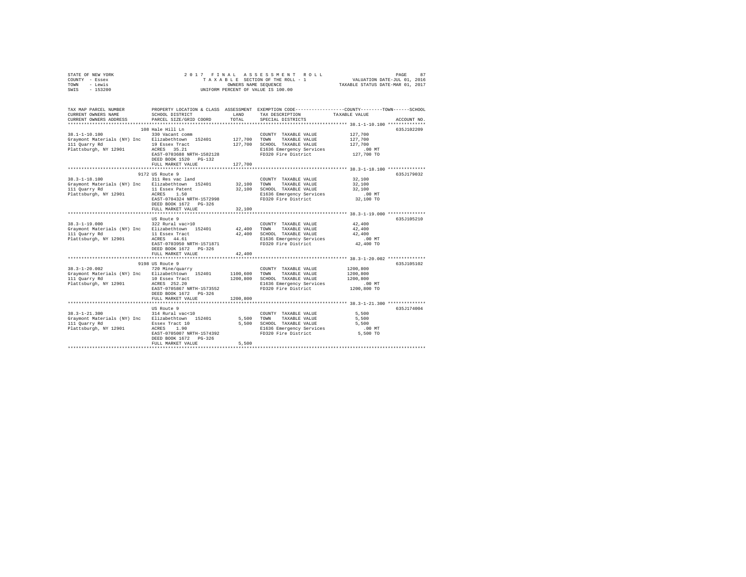STATE OF NEW YORK — 2017 FINAL ASSESSMENT ROLL
COUNTY - Essex — TAXABLE SECTION OF THE ROLL - 1 — VALUATION DATE-JUL 01, 2016
TOWN - Lewis — OWNERS NAME SEQUENCE — TAXABLE STATUS DATE-MAR 01, 2017
SWIS - 153200 — UNIFORM PERCENT OF VALUE IS 100.00

| TAX MAP PARCEL NUMBER / CURRENT OWNERS NAME / CURRENT OWNERS ADDRESS | PROPERTY LOCATION & CLASS / SCHOOL DISTRICT / PARCEL SIZE/GRID COORD | ASSESSMENT LAND | TOTAL | EXEMPTION CODE / TAX DESCRIPTION / SPECIAL DISTRICTS | TAXABLE VALUE (COUNTY--TOWN--SCHOOL) | ACCOUNT NO. |
|---|---|---|---|---|---|---|
| 38.1-1-10.100 | 108 Hale Hill Ln | | | | | 635J102209 |
| | 330 Vacant comm | | | COUNTY TAXABLE VALUE | 127,700 | |
| Graymont Materials (NY) Inc | Elizabethtown 152401 | 127,700 | | TOWN TAXABLE VALUE | 127,700 | |
| 111 Quarry Rd | 19 Essex Tract | | 127,700 | SCHOOL TAXABLE VALUE | 127,700 | |
| Plattsburgh, NY 12901 | ACRES 35.21 | | | E1636 Emergency Services | .00 MT | |
| | EAST-0703688 NRTH-1582128 | | | FD320 Fire District | 127,700 TO | |
| | DEED BOOK 1520 PG-132 | | | | | |
| | FULL MARKET VALUE | | 127,700 | | | |
| 38.3-1-18.100 | 9172 US Route 9 | | | | | 635J179032 |
| | 311 Res vac land | | | COUNTY TAXABLE VALUE | 32,100 | |
| Graymont Materials (NY) Inc | Elizabethtown 152401 | 32,100 | | TOWN TAXABLE VALUE | 32,100 | |
| 111 Quarry Rd | 11 Essex Patent | | 32,100 | SCHOOL TAXABLE VALUE | 32,100 | |
| Plattsburgh, NY 12901 | ACRES 1.50 | | | E1636 Emergency Services | .00 MT | |
| | EAST-0704324 NRTH-1572998 | | | FD320 Fire District | 32,100 TO | |
| | DEED BOOK 1672 PG-326 | | | | | |
| | FULL MARKET VALUE | | 32,100 | | | |
| 38.3-1-19.000 | US Route 9 | | | | | 635J105210 |
| | 322 Rural vac>10 | | | COUNTY TAXABLE VALUE | 42,400 | |
| Graymont Materials (NY) Inc | Elizabethtown 152401 | 42,400 | | TOWN TAXABLE VALUE | 42,400 | |
| 111 Quarry Rd | 11 Essex Tract | | 42,400 | SCHOOL TAXABLE VALUE | 42,400 | |
| Plattsburgh, NY 12901 | ACRES 44.61 | | | E1636 Emergency Services | .00 MT | |
| | EAST-0703950 NRTH-1571871 | | | FD320 Fire District | 42,400 TO | |
| | DEED BOOK 1672 PG-326 | | | | | |
| | FULL MARKET VALUE | | 42,400 | | | |
| 38.3-1-20.002 | 9198 US Route 9 | | | | | 635J105102 |
| | 720 Mine/quarry | | | COUNTY TAXABLE VALUE | 1200,800 | |
| Graymont Materials (NY) Inc | Elizabethtown 152401 | 1100,600 | | TOWN TAXABLE VALUE | 1200,800 | |
| 111 Quarry Rd | 10 Essex Tract | | 1200,800 | SCHOOL TAXABLE VALUE | 1200,800 | |
| Plattsburgh, NY 12901 | ACRES 252.20 | | | E1636 Emergency Services | .00 MT | |
| | EAST-0705867 NRTH-1573552 | | | FD320 Fire District | 1200,800 TO | |
| | DEED BOOK 1672 PG-326 | | | | | |
| | FULL MARKET VALUE | | 1200,800 | | | |
| 38.3-1-21.300 | US Route 9 | | | | | 635J174004 |
| | 314 Rural vac<10 | | | COUNTY TAXABLE VALUE | 5,500 | |
| Graymont Materials (NY) Inc | Elizabethtown 152401 | 5,500 | | TOWN TAXABLE VALUE | 5,500 | |
| 111 Quarry Rd | Essex Tract 10 | | 5,500 | SCHOOL TAXABLE VALUE | 5,500 | |
| Plattsburgh, NY 12901 | ACRES 1.90 | | | E1636 Emergency Services | .00 MT | |
| | EAST-0705007 NRTH-1574392 | | | FD320 Fire District | 5,500 TO | |
| | DEED BOOK 1672 PG-326 | | | | | |
| | FULL MARKET VALUE | | 5,500 | | | |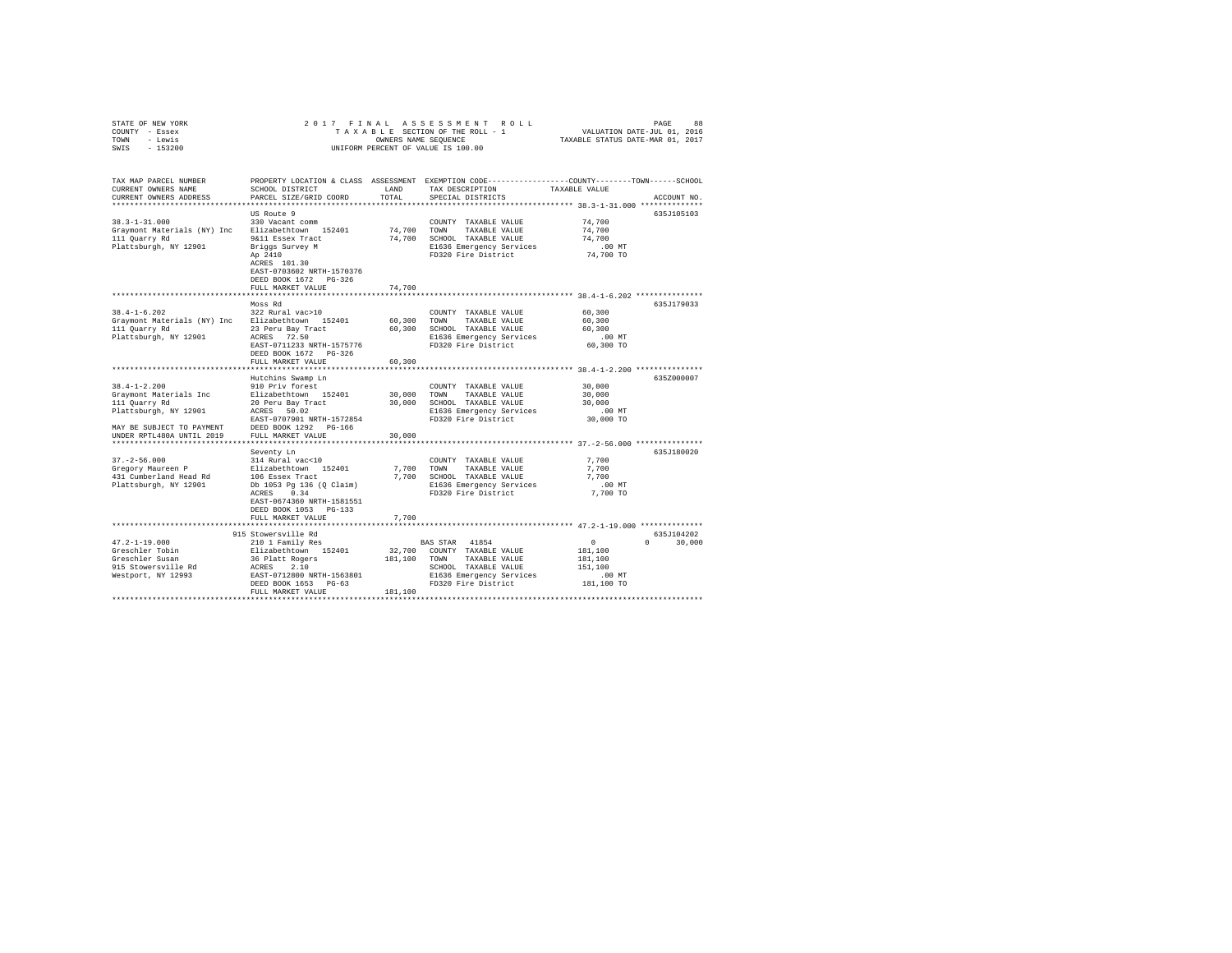STATE OF NEW YORK — 2017 FINAL ASSESSMENT ROLL — PAGE 88
COUNTY - Essex — TAXABLE SECTION OF THE ROLL - 1 — VALUATION DATE-JUL 01, 2016
TOWN - Lewis — OWNERS NAME SEQUENCE — TAXABLE STATUS DATE-MAR 01, 2017
SWIS - 153200 — UNIFORM PERCENT OF VALUE IS 100.00

```
TAX MAP PARCEL NUMBER          PROPERTY LOCATION & CLASS  ASSESSMENT  EXEMPTION CODE------------------COUNTY--------TOWN------SCHOOL
CURRENT OWNERS NAME            SCHOOL DISTRICT              LAND      TAX DESCRIPTION           TAXABLE VALUE
CURRENT OWNERS ADDRESS         PARCEL SIZE/GRID COORD       TOTAL     SPECIAL DISTRICTS                                    ACCOUNT NO.
******************************************************************************************************* 38.3-1-31.000 **************
                               US Route 9                                                                              635J105103
38.3-1-31.000                  330 Vacant comm                        COUNTY  TAXABLE VALUE          74,700
Graymont Materials (NY) Inc    Elizabethtown  152401      74,700      TOWN    TAXABLE VALUE          74,700
111 Quarry Rd                  9&11 Essex Tract           74,700      SCHOOL  TAXABLE VALUE          74,700
Plattsburgh, NY 12901          Briggs Survey M                        E1636 Emergency Services          .00 MT
                               Ap 2410                                FD320 Fire District            74,700 TO
                               ACRES 101.30
                               EAST-0703602 NRTH-1570376
                               DEED BOOK 1672   PG-326
                               FULL MARKET VALUE          74,700
******************************************************************************************************* 38.4-1-6.202 ***************
                               Moss Rd                                                                                 635J179033
38.4-1-6.202                   322 Rural vac>10                       COUNTY  TAXABLE VALUE          60,300
Graymont Materials (NY) Inc    Elizabethtown  152401      60,300      TOWN    TAXABLE VALUE          60,300
111 Quarry Rd                  23 Peru Bay Tract          60,300      SCHOOL  TAXABLE VALUE          60,300
Plattsburgh, NY 12901          ACRES  72.50                           E1636 Emergency Services          .00 MT
                               EAST-0711233 NRTH-1575776              FD320 Fire District            60,300 TO
                               DEED BOOK 1672   PG-326
                               FULL MARKET VALUE          60,300
******************************************************************************************************* 38.4-1-2.200 ***************
                               Hutchins Swamp Ln                                                                       635Z000007
38.4-1-2.200                   910 Priv forest                        COUNTY  TAXABLE VALUE          30,000
Graymont Materials Inc         Elizabethtown  152401      30,000      TOWN    TAXABLE VALUE          30,000
111 Quarry Rd                  20 Peru Bay Tract          30,000      SCHOOL  TAXABLE VALUE          30,000
Plattsburgh, NY 12901          ACRES  50.02                           E1636 Emergency Services          .00 MT
                               EAST-0707901 NRTH-1572854              FD320 Fire District            30,000 TO
MAY BE SUBJECT TO PAYMENT      DEED BOOK 1292   PG-166
UNDER RPTL480A UNTIL 2019      FULL MARKET VALUE          30,000
******************************************************************************************************* 37.-2-56.000 ***************
                               Seventy Ln                                                                              635J180020
37.-2-56.000                   314 Rural vac<10                       COUNTY  TAXABLE VALUE           7,700
Gregory Maureen P              Elizabethtown  152401       7,700      TOWN    TAXABLE VALUE           7,700
431 Cumberland Head Rd         106 Essex Tract             7,700      SCHOOL  TAXABLE VALUE           7,700
Plattsburgh, NY 12901          Db 1053 Pg 136 (Q Claim)               E1636 Emergency Services          .00 MT
                               ACRES   0.34                           FD320 Fire District             7,700 TO
                               EAST-0674360 NRTH-1581551
                               DEED BOOK 1053   PG-133
                               FULL MARKET VALUE           7,700
******************************************************************************************************* 47.2-1-19.000 **************
                          915 Stowersville Rd                                                                          635J104202
47.2-1-19.000                  210 1 Family Res                  BAS STAR   41854                0           0       30,000
Greschler Tobin                Elizabethtown  152401      32,700      COUNTY  TAXABLE VALUE         181,100
Greschler Susan                36 Platt Rogers           181,100      TOWN    TAXABLE VALUE         181,100
915 Stowersville Rd            ACRES   2.10                           SCHOOL  TAXABLE VALUE         151,100
Westport, NY 12993             EAST-0712800 NRTH-1563801              E1636 Emergency Services          .00 MT
                               DEED BOOK 1653   PG-63                 FD320 Fire District           181,100 TO
                               FULL MARKET VALUE         181,100
************************************************************************************************************************************
```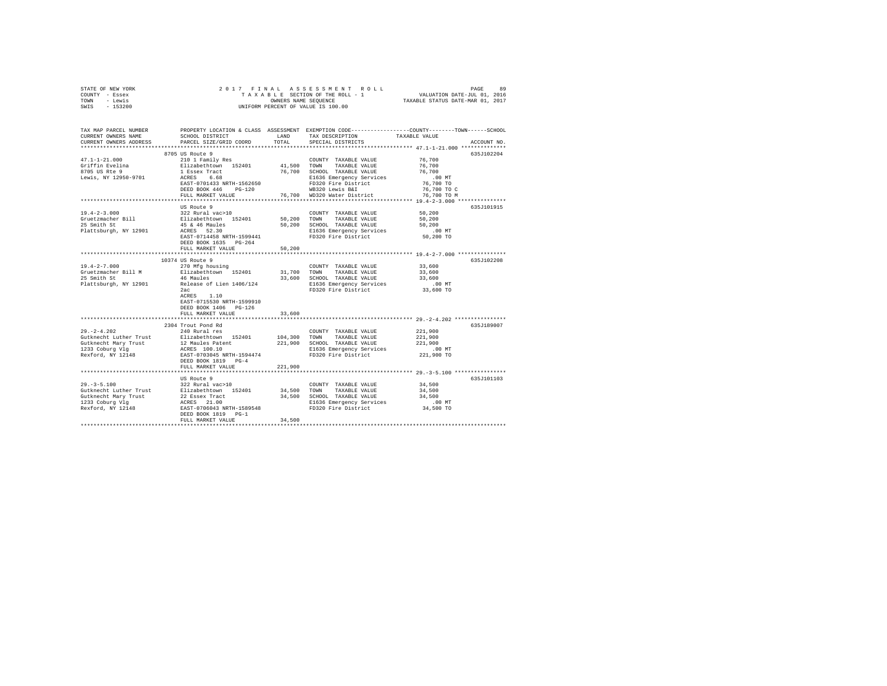STATE OF NEW YORK
COUNTY - Essex
TOWN - Lewis
SWIS - 153200

2017 FINAL ASSESSMENT ROLL
TAXABLE SECTION OF THE ROLL - 1
OWNERS NAME SEQUENCE
UNIFORM PERCENT OF VALUE IS 100.00

VALUATION DATE-JUL 01, 2016
TAXABLE STATUS DATE-MAR 01, 2017

```
TAX MAP PARCEL NUMBER     PROPERTY LOCATION & CLASS  ASSESSMENT  EXEMPTION CODE-----------------COUNTY--------TOWN------SCHOOL
CURRENT OWNERS NAME       SCHOOL DISTRICT             LAND       TAX DESCRIPTION            TAXABLE VALUE
CURRENT OWNERS ADDRESS    PARCEL SIZE/GRID COORD      TOTAL      SPECIAL DISTRICTS                                    ACCOUNT NO.
*********************************************************************************************** 47.1-1-21.000 **************
                          8705 US Route 9                                                                         635J102204
47.1-1-21.000             210 1 Family Res                       COUNTY  TAXABLE VALUE          76,700
Griffin Evelina           Elizabethtown  152401       41,500     TOWN    TAXABLE VALUE          76,700
8705 US Rte 9             1 Essex Tract               76,700     SCHOOL  TAXABLE VALUE          76,700
Lewis, NY 12950-9701      ACRES    6.68                          E1636 Emergency Services          .00 MT
                          EAST-0701433 NRTH-1562650              FD320 Fire District            76,700 TO
                          DEED BOOK 446    PG-120                WB320 Lewis B&I                76,700 TO C
                          FULL MARKET VALUE           76,700     WD320 Water District           76,700 TO M
*********************************************************************************************** 19.4-2-3.000 ***************
                          US Route 9                                                                              635J101915
19.4-2-3.000              322 Rural vac>10                       COUNTY  TAXABLE VALUE          50,200
Gruetzmacher Bill         Elizabethtown  152401       50,200     TOWN    TAXABLE VALUE          50,200
25 Smith St               45 & 46 Maules              50,200     SCHOOL  TAXABLE VALUE          50,200
Plattsburgh, NY 12901     ACRES   52.30                          E1636 Emergency Services          .00 MT
                          EAST-0714458 NRTH-1599441              FD320 Fire District            50,200 TO
                          DEED BOOK 1635   PG-264
                          FULL MARKET VALUE           50,200
*********************************************************************************************** 19.4-2-7.000 ***************
                          10374 US Route 9                                                                        635J102208
19.4-2-7.000              270 Mfg housing                        COUNTY  TAXABLE VALUE          33,600
Gruetzmacher Bill M       Elizabethtown  152401       31,700     TOWN    TAXABLE VALUE          33,600
25 Smith St               46 Maules                   33,600     SCHOOL  TAXABLE VALUE          33,600
Plattsburgh, NY 12901     Release of Lien 1406/124               E1636 Emergency Services          .00 MT
                          2ac                                    FD320 Fire District            33,600 TO
                          ACRES    1.10
                          EAST-0715530 NRTH-1599910
                          DEED BOOK 1406   PG-126
                          FULL MARKET VALUE           33,600
*********************************************************************************************** 29.-2-4.202 ****************
                          2304 Trout Pond Rd                                                                      635J189007
29.-2-4.202               240 Rural res                          COUNTY  TAXABLE VALUE         221,900
Gutknecht Luther Trust    Elizabethtown  152401      104,300     TOWN    TAXABLE VALUE         221,900
Gutknecht Mary Trust      12 Maules Patent           221,900     SCHOOL  TAXABLE VALUE         221,900
1233 Coburg Vlg           ACRES  100.10                          E1636 Emergency Services          .00 MT
Rexford, NY 12148         EAST-0703045 NRTH-1594474              FD320 Fire District           221,900 TO
                          DEED BOOK 1819   PG-4
                          FULL MARKET VALUE          221,900
*********************************************************************************************** 29.-3-5.100 ****************
                          US Route 9                                                                              635J101103
29.-3-5.100               322 Rural vac>10                       COUNTY  TAXABLE VALUE          34,500
Gutknecht Luther Trust    Elizabethtown  152401       34,500     TOWN    TAXABLE VALUE          34,500
Gutknecht Mary Trust      22 Essex Tract              34,500     SCHOOL  TAXABLE VALUE          34,500
1233 Coburg Vlg           ACRES   21.00                          E1636 Emergency Services          .00 MT
Rexford, NY 12148         EAST-0706043 NRTH-1589548              FD320 Fire District            34,500 TO
                          DEED BOOK 1819   PG-1
                          FULL MARKET VALUE           34,500
****************************************************************************************************************************
```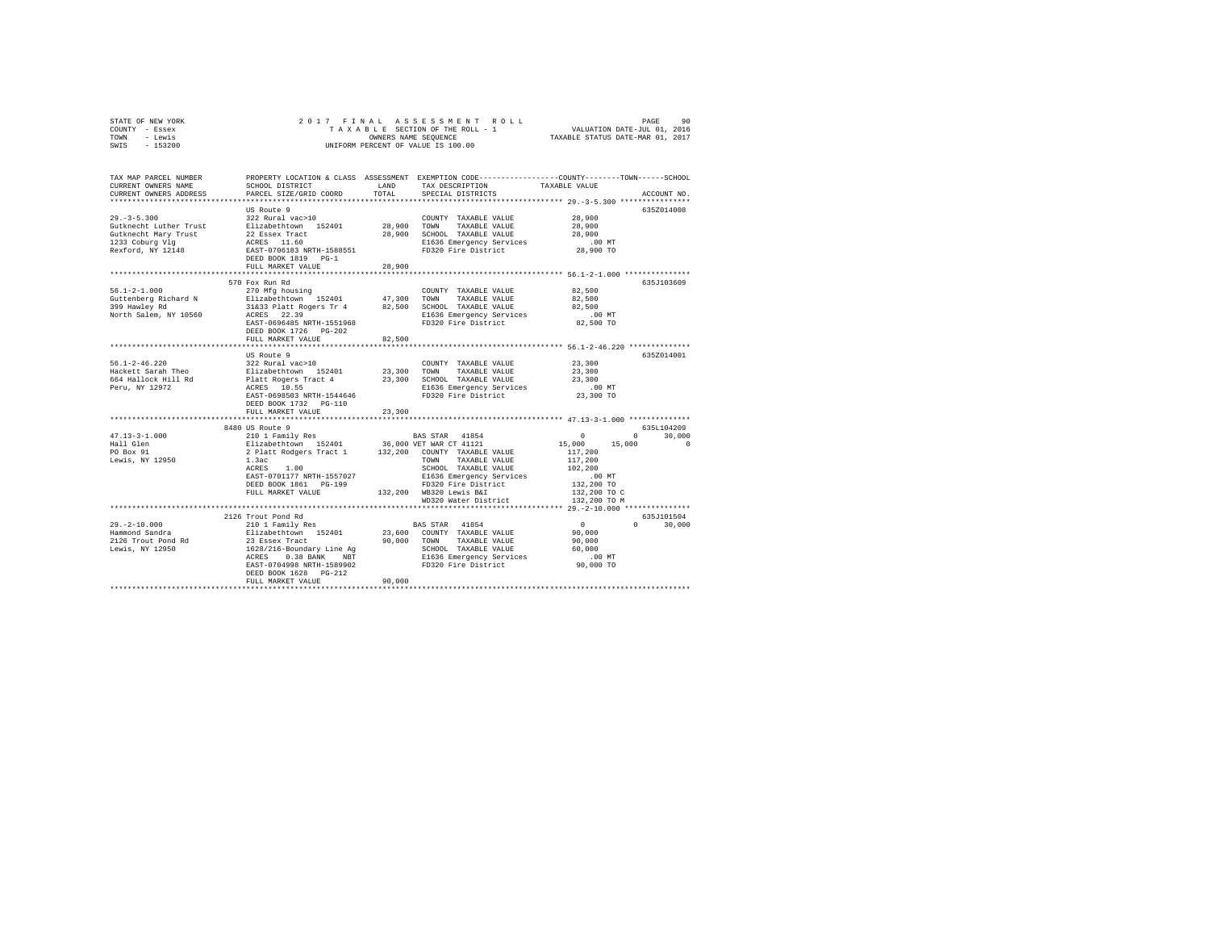```
STATE OF NEW YORK              2 0 1 7   F I N A L   A S S E S S M E N T   R O L L                        PAGE    90
COUNTY  - Essex                    T A X A B L E SECTION OF THE ROLL - 1                  VALUATION DATE-JUL 01, 2016
TOWN    - Lewis                           OWNERS NAME SEQUENCE                        TAXABLE STATUS DATE-MAR 01, 2017
SWIS    - 153200                     UNIFORM PERCENT OF VALUE IS 100.00

TAX MAP PARCEL NUMBER          PROPERTY LOCATION & CLASS  ASSESSMENT  EXEMPTION CODE------------------COUNTY--------TOWN------SCHOOL
CURRENT OWNERS NAME            SCHOOL DISTRICT              LAND      TAX DESCRIPTION              TAXABLE VALUE
CURRENT OWNERS ADDRESS         PARCEL SIZE/GRID COORD       TOTAL     SPECIAL DISTRICTS                                    ACCOUNT NO.
******************************************************************************************************* 29.-3-5.300 ****************
                               US Route 9                                                                              635Z014008
29.-3-5.300                    322 Rural vac>10                        COUNTY  TAXABLE VALUE            28,900
Gutknecht Luther Trust         Elizabethtown  152401       28,900      TOWN    TAXABLE VALUE            28,900
Gutknecht Mary Trust           22 Essex Tract              28,900      SCHOOL  TAXABLE VALUE            28,900
1233 Coburg Vlg                ACRES   11.60                           E1636 Emergency Services            .00 MT
Rexford, NY 12148              EAST-0706183 NRTH-1588551               FD320 Fire District              28,900 TO
                               DEED BOOK 1819   PG-1
                               FULL MARKET VALUE           28,900
******************************************************************************************************* 56.1-2-1.000 ***************
                               570 Fox Run Rd                                                                          635J103609
56.1-2-1.000                   270 Mfg housing                         COUNTY  TAXABLE VALUE            82,500
Guttenberg Richard N           Elizabethtown  152401       47,300      TOWN    TAXABLE VALUE            82,500
399 Hawley Rd                  31&33 Platt Rogers Tr 4     82,500      SCHOOL  TAXABLE VALUE            82,500
North Salem, NY 10560          ACRES   22.39                           E1636 Emergency Services            .00 MT
                               EAST-0696485 NRTH-1551968               FD320 Fire District              82,500 TO
                               DEED BOOK 1726   PG-202
                               FULL MARKET VALUE           82,500
******************************************************************************************************* 56.1-2-46.220 **************
                               US Route 9                                                                              635Z014001
56.1-2-46.220                  322 Rural vac>10                        COUNTY  TAXABLE VALUE            23,300
Hackett Sarah Theo             Elizabethtown  152401       23,300      TOWN    TAXABLE VALUE            23,300
664 Hallock Hill Rd            Platt Rogers Tract 4        23,300      SCHOOL  TAXABLE VALUE            23,300
Peru, NY 12972                 ACRES   10.55                           E1636 Emergency Services            .00 MT
                               EAST-0698503 NRTH-1544646               FD320 Fire District              23,300 TO
                               DEED BOOK 1732   PG-110
                               FULL MARKET VALUE           23,300
******************************************************************************************************* 47.13-3-1.000 **************
                               8480 US Route 9                                                                         635L104209
47.13-3-1.000                  210 1 Family Res                  BAS STAR  41854                    0          0      30,000
Hall Glen                      Elizabethtown  152401       36,000 VET WAR CT 41121              15,000     15,000           0
PO Box 91                      2 Platt Rodgers Tract 1    132,200   COUNTY  TAXABLE VALUE          117,200
Lewis, NY 12950                1.3ac                                 TOWN    TAXABLE VALUE          117,200
                               ACRES    1.00                         SCHOOL  TAXABLE VALUE          102,200
                               EAST-0701177 NRTH-1557027             E1636 Emergency Services            .00 MT
                               DEED BOOK 1861   PG-199               FD320 Fire District             132,200 TO
                               FULL MARKET VALUE          132,200   WB320 Lewis B&I                 132,200 TO C
                                                                     WD320 Water District            132,200 TO M
******************************************************************************************************* 29.-2-10.000 ***************
                               2126 Trout Pond Rd                                                                      635J101504
29.-2-10.000                   210 1 Family Res                  BAS STAR  41854                    0          0      30,000
Hammond Sandra                 Elizabethtown  152401       23,600   COUNTY  TAXABLE VALUE           90,000
2126 Trout Pond Rd             23 Essex Tract              90,000   TOWN    TAXABLE VALUE           90,000
Lewis, NY 12950                1628/216-Boundary Line Ag            SCHOOL  TAXABLE VALUE           60,000
                               ACRES    0.38 BANK    NBT             E1636 Emergency Services            .00 MT
                               EAST-0704998 NRTH-1589902             FD320 Fire District              90,000 TO
                               DEED BOOK 1628   PG-212
                               FULL MARKET VALUE           90,000
************************************************************************************************************************************
```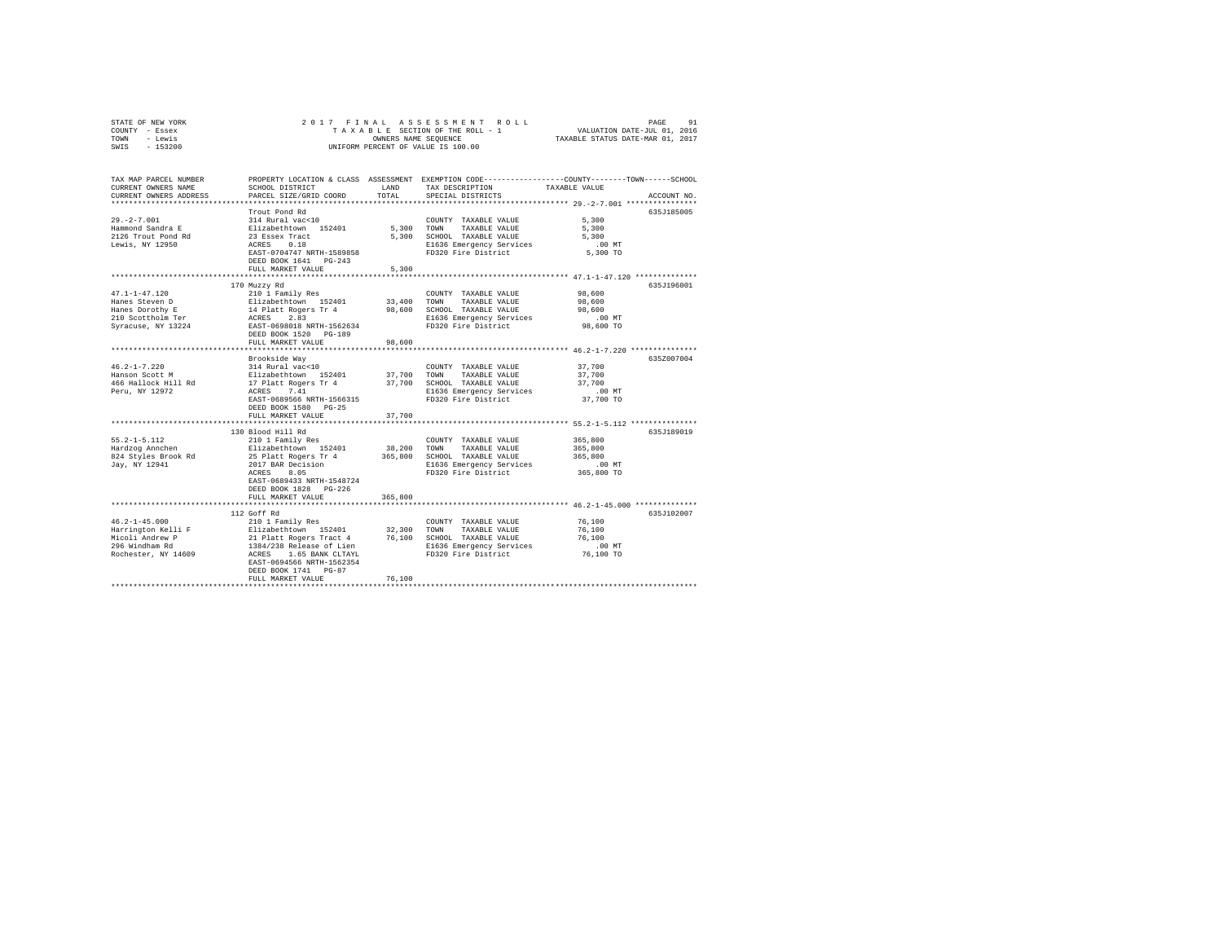STATE OF NEW YORK                    2 0 1 7   F I N A L   A S S E S S M E N T   R O L L
COUNTY - Essex                       T A X A B L E  SECTION OF THE ROLL - 1                VALUATION DATE-JUL 01, 2016
TOWN   - Lewis                       OWNERS NAME SEQUENCE                                  TAXABLE STATUS DATE-MAR 01, 2017
SWIS   - 153200                      UNIFORM PERCENT OF VALUE IS 100.00

| TAX MAP PARCEL NUMBER / CURRENT OWNERS NAME / CURRENT OWNERS ADDRESS | PROPERTY LOCATION & CLASS / SCHOOL DISTRICT / PARCEL SIZE/GRID COORD | ASSESSMENT LAND | TOTAL | EXEMPTION CODE / TAX DESCRIPTION / SPECIAL DISTRICTS | TAXABLE VALUE (COUNTY--TOWN--SCHOOL) | ACCOUNT NO. |
|---|---|---|---|---|---|---|
| 29.-2-7.001 | Trout Pond Rd | | | | | 635J185005 |
| 29.-2-7.001 | 314 Rural vac<10 | | | COUNTY TAXABLE VALUE | 5,300 | |
| Hammond Sandra E | Elizabethtown 152401 | 5,300 | | TOWN TAXABLE VALUE | 5,300 | |
| 2126 Trout Pond Rd | 23 Essex Tract | | 5,300 | SCHOOL TAXABLE VALUE | 5,300 | |
| Lewis, NY 12950 | ACRES 0.18 | | | E1636 Emergency Services | .00 MT | |
| | EAST-0704747 NRTH-1589858 | | | FD320 Fire District | 5,300 TO | |
| | DEED BOOK 1641 PG-243 | | | | | |
| | FULL MARKET VALUE | | 5,300 | | | |
| 47.1-1-47.120 | 170 Muzzy Rd | | | | | 635J196001 |
| 47.1-1-47.120 | 210 1 Family Res | | | COUNTY TAXABLE VALUE | 98,600 | |
| Hanes Steven D | Elizabethtown 152401 | 33,400 | | TOWN TAXABLE VALUE | 98,600 | |
| Hanes Dorothy E | 14 Platt Rogers Tr 4 | | 98,600 | SCHOOL TAXABLE VALUE | 98,600 | |
| 210 Scottholm Ter | ACRES 2.83 | | | E1636 Emergency Services | .00 MT | |
| Syracuse, NY 13224 | EAST-0698018 NRTH-1562634 | | | FD320 Fire District | 98,600 TO | |
| | DEED BOOK 1520 PG-189 | | | | | |
| | FULL MARKET VALUE | | 98,600 | | | |
| 46.2-1-7.220 | Brookside Way | | | | | 635Z007004 |
| 46.2-1-7.220 | 314 Rural vac<10 | | | COUNTY TAXABLE VALUE | 37,700 | |
| Hanson Scott M | Elizabethtown 152401 | 37,700 | | TOWN TAXABLE VALUE | 37,700 | |
| 466 Hallock Hill Rd | 17 Platt Rogers Tr 4 | | 37,700 | SCHOOL TAXABLE VALUE | 37,700 | |
| Peru, NY 12972 | ACRES 7.41 | | | E1636 Emergency Services | .00 MT | |
| | EAST-0689566 NRTH-1566315 | | | FD320 Fire District | 37,700 TO | |
| | DEED BOOK 1580 PG-25 | | | | | |
| | FULL MARKET VALUE | | 37,700 | | | |
| 55.2-1-5.112 | 130 Blood Hill Rd | | | | | 635J189019 |
| 55.2-1-5.112 | 210 1 Family Res | | | COUNTY TAXABLE VALUE | 365,800 | |
| Hardzog Annchen | Elizabethtown 152401 | 38,200 | | TOWN TAXABLE VALUE | 365,800 | |
| 824 Styles Brook Rd | 25 Platt Rogers Tr 4 | | 365,800 | SCHOOL TAXABLE VALUE | 365,800 | |
| Jay, NY 12941 | 2017 BAR Decision | | | E1636 Emergency Services | .00 MT | |
| | ACRES 8.05 | | | FD320 Fire District | 365,800 TO | |
| | EAST-0689433 NRTH-1548724 | | | | | |
| | DEED BOOK 1828 PG-226 | | | | | |
| | FULL MARKET VALUE | | 365,800 | | | |
| 46.2-1-45.000 | 112 Goff Rd | | | | | 635J102007 |
| 46.2-1-45.000 | 210 1 Family Res | | | COUNTY TAXABLE VALUE | 76,100 | |
| Harrington Kelli F | Elizabethtown 152401 | 32,300 | | TOWN TAXABLE VALUE | 76,100 | |
| Micoli Andrew P | 21 Platt Rogers Tract 4 | | 76,100 | SCHOOL TAXABLE VALUE | 76,100 | |
| 296 Windham Rd | 1384/238 Release of Lien | | | E1636 Emergency Services | .00 MT | |
| Rochester, NY 14609 | ACRES 1.65 BANK CLTAYL | | | FD320 Fire District | 76,100 TO | |
| | EAST-0694566 NRTH-1562354 | | | | | |
| | DEED BOOK 1741 PG-87 | | | | | |
| | FULL MARKET VALUE | | 76,100 | | | |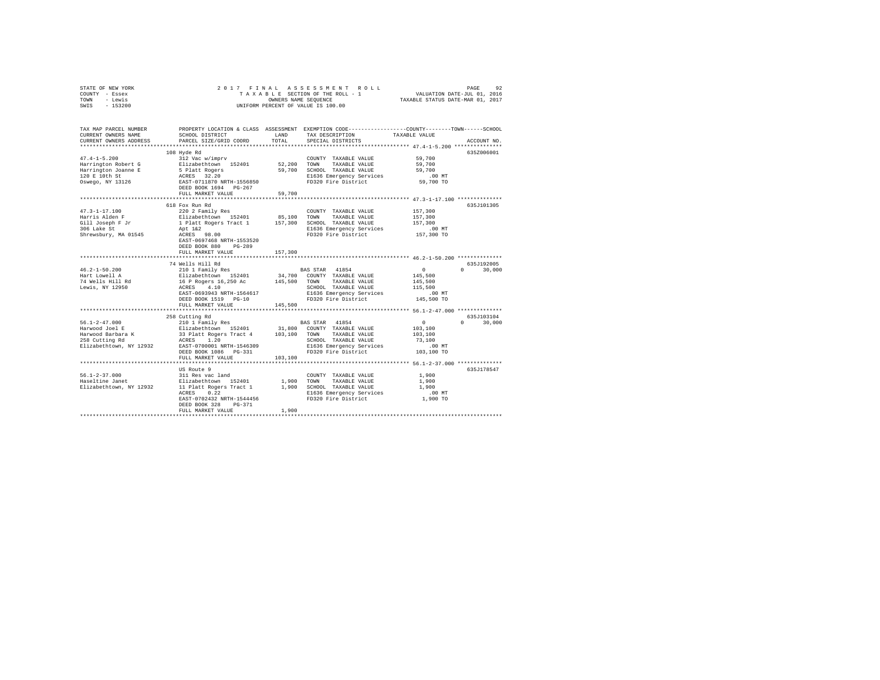STATE OF NEW YORK &nbsp;&nbsp;&nbsp;&nbsp; 2017 FINAL ASSESSMENT ROLL
COUNTY - Essex &nbsp;&nbsp;&nbsp;&nbsp; TAXABLE SECTION OF THE ROLL - 1 &nbsp;&nbsp;&nbsp;&nbsp; VALUATION DATE-JUL 01, 2016
TOWN - Lewis &nbsp;&nbsp;&nbsp;&nbsp; OWNERS NAME SEQUENCE &nbsp;&nbsp;&nbsp;&nbsp; TAXABLE STATUS DATE-MAR 01, 2017
SWIS - 153200 &nbsp;&nbsp;&nbsp;&nbsp; UNIFORM PERCENT OF VALUE IS 100.00

```
TAX MAP PARCEL NUMBER      PROPERTY LOCATION & CLASS  ASSESSMENT  EXEMPTION CODE-----------------COUNTY--------TOWN------SCHOOL
CURRENT OWNERS NAME        SCHOOL DISTRICT             LAND       TAX DESCRIPTION           TAXABLE VALUE
CURRENT OWNERS ADDRESS     PARCEL SIZE/GRID COORD      TOTAL      SPECIAL DISTRICTS                                   ACCOUNT NO.
*********************************************************************************************** 47.4-1-5.200 ***************
                           108 Hyde Rd                                                                                635Z006001
47.4-1-5.200               312 Vac w/imprv                        COUNTY  TAXABLE VALUE          59,700
Harrington Robert G        Elizabethtown  152401       52,200     TOWN    TAXABLE VALUE          59,700
Harrington Joanne E        5 Platt Rogers              59,700     SCHOOL  TAXABLE VALUE          59,700
120 E 10th St              ACRES  32.20                           E1636 Emergency Services          .00 MT
Oswego, NY 13126           EAST-0711870 NRTH-1556850              FD320 Fire District            59,700 TO
                           DEED BOOK 1694   PG-267
                           FULL MARKET VALUE           59,700
*********************************************************************************************** 47.3-1-17.100 **************
                           618 Fox Run Rd                                                                             635J101305
47.3-1-17.100              220 2 Family Res                       COUNTY  TAXABLE VALUE         157,300
Harris Alden F             Elizabethtown  152401       85,100     TOWN    TAXABLE VALUE         157,300
Gill Joseph F Jr           1 Platt Rogers Tract 1     157,300     SCHOOL  TAXABLE VALUE         157,300
306 Lake St                Apt 1&2                                E1636 Emergency Services          .00 MT
Shrewsbury, MA 01545       ACRES  98.00                           FD320 Fire District           157,300 TO
                           EAST-0697468 NRTH-1553520
                           DEED BOOK 880    PG-289
                           FULL MARKET VALUE          157,300
*********************************************************************************************** 46.2-1-50.200 **************
                           74 Wells Hill Rd                                                                           635J192005
46.2-1-50.200              210 1 Family Res                       BAS STAR  41854                   0          0      30,000
Hart Lowell A              Elizabethtown  152401       34,700     COUNTY  TAXABLE VALUE         145,500
74 Wells Hill Rd           16 P Rogers 16,250 Ac      145,500     TOWN    TAXABLE VALUE         145,500
Lewis, NY 12950            ACRES   4.10                           SCHOOL  TAXABLE VALUE         115,500
                           EAST-0693943 NRTH-1564617              E1636 Emergency Services          .00 MT
                           DEED BOOK 1519   PG-10                 FD320 Fire District           145,500 TO
                           FULL MARKET VALUE          145,500
*********************************************************************************************** 56.1-2-47.000 **************
                           258 Cutting Rd                                                                             635J103104
56.1-2-47.000              210 1 Family Res                       BAS STAR  41854                   0          0      30,000
Harwood Joel E             Elizabethtown  152401       31,800     COUNTY  TAXABLE VALUE         103,100
Harwood Barbara K          33 Platt Rogers Tract 4    103,100     TOWN    TAXABLE VALUE         103,100
258 Cutting Rd             ACRES   1.20                           SCHOOL  TAXABLE VALUE          73,100
Elizabethtown, NY 12932    EAST-0700001 NRTH-1546309              E1636 Emergency Services          .00 MT
                           DEED BOOK 1086   PG-331                FD320 Fire District           103,100 TO
                           FULL MARKET VALUE          103,100
*********************************************************************************************** 56.1-2-37.000 **************
                           US Route 9                                                                                 635J178547
56.1-2-37.000              311 Res vac land                       COUNTY  TAXABLE VALUE           1,900
Haseltine Janet            Elizabethtown  152401        1,900     TOWN    TAXABLE VALUE           1,900
Elizabethtown, NY 12932    11 Platt Rogers Tract 1      1,900     SCHOOL  TAXABLE VALUE           1,900
                           ACRES   0.22                           E1636 Emergency Services          .00 MT
                           EAST-0702432 NRTH-1544456              FD320 Fire District             1,900 TO
                           DEED BOOK 328    PG-371
                           FULL MARKET VALUE            1,900
****************************************************************************************************************************
```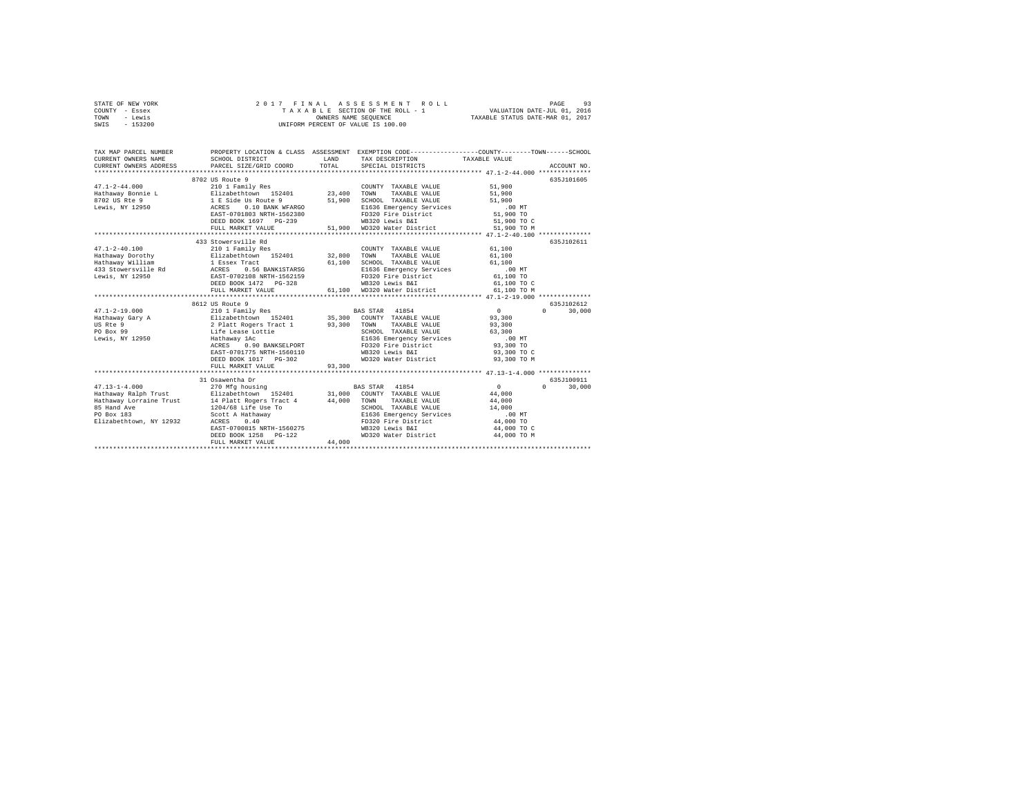STATE OF NEW YORK
COUNTY - Essex
TOWN - Lewis
SWIS - 153200

2 0 1 7 F I N A L A S S E S S M E N T R O L L
T A X A B L E SECTION OF THE ROLL - 1
OWNERS NAME SEQUENCE
UNIFORM PERCENT OF VALUE IS 100.00

VALUATION DATE-JUL 01, 2016
TAXABLE STATUS DATE-MAR 01, 2017

```
TAX MAP PARCEL NUMBER     PROPERTY LOCATION & CLASS  ASSESSMENT  EXEMPTION CODE-----------------COUNTY--------TOWN------SCHOOL
CURRENT OWNERS NAME       SCHOOL DISTRICT              LAND      TAX DESCRIPTION            TAXABLE VALUE
CURRENT OWNERS ADDRESS    PARCEL SIZE/GRID COORD       TOTAL     SPECIAL DISTRICTS                                  ACCOUNT NO.
******************************************************************************************* 47.1-2-44.000 **************
                          8702 US Route 9                                                                        635J101605
47.1-2-44.000             210 1 Family Res                       COUNTY  TAXABLE VALUE            51,900
Hathaway Bonnie L         Elizabethtown  152401       23,400     TOWN    TAXABLE VALUE            51,900
8702 US Rte 9             1 E Side Us Route 9         51,900     SCHOOL  TAXABLE VALUE            51,900
Lewis, NY 12950           ACRES    0.10 BANK WFARGO              E1636 Emergency Services            .00 MT
                          EAST-0701803 NRTH-1562380              FD320 Fire District              51,900 TO
                          DEED BOOK 1697   PG-239                WB320 Lewis B&I                  51,900 TO C
                          FULL MARKET VALUE           51,900     WD320 Water District             51,900 TO M
******************************************************************************************* 47.1-2-40.100 **************
                          433 Stowersville Rd                                                                    635J102611
47.1-2-40.100             210 1 Family Res                       COUNTY  TAXABLE VALUE            61,100
Hathaway Dorothy          Elizabethtown  152401       32,800     TOWN    TAXABLE VALUE            61,100
Hathaway William          1 Essex Tract               61,100     SCHOOL  TAXABLE VALUE            61,100
433 Stowersville Rd       ACRES    0.56 BANK1STARSG              E1636 Emergency Services            .00 MT
Lewis, NY 12950           EAST-0702108 NRTH-1562159              FD320 Fire District              61,100 TO
                          DEED BOOK 1472   PG-328                WB320 Lewis B&I                  61,100 TO C
                          FULL MARKET VALUE           61,100     WD320 Water District             61,100 TO M
******************************************************************************************* 47.1-2-19.000 **************
                          8612 US Route 9                                                                        635J102612
47.1-2-19.000             210 1 Family Res                       BAS STAR  41854                       0           0     30,000
Hathaway Gary A           Elizabethtown  152401       35,300     COUNTY  TAXABLE VALUE            93,300
US Rte 9                  2 Platt Rogers Tract 1      93,300     TOWN    TAXABLE VALUE            93,300
PO Box 99                 Life Lease Lottie                      SCHOOL  TAXABLE VALUE            63,300
Lewis, NY 12950           Hathaway 1Ac                           E1636 Emergency Services            .00 MT
                          ACRES    0.90 BANKSELPORT              FD320 Fire District              93,300 TO
                          EAST-0701775 NRTH-1560110              WB320 Lewis B&I                  93,300 TO C
                          DEED BOOK 1017   PG-302                WD320 Water District             93,300 TO M
                          FULL MARKET VALUE           93,300
******************************************************************************************* 47.13-1-4.000 **************
                          31 Osawentha Dr                                                                        635J100911
47.13-1-4.000             270 Mfg housing                        BAS STAR  41854                       0           0     30,000
Hathaway Ralph Trust      Elizabethtown  152401       31,000     COUNTY  TAXABLE VALUE            44,000
Hathaway Lorraine Trust   14 Platt Rogers Tract 4     44,000     TOWN    TAXABLE VALUE            44,000
85 Hand Ave               1204/68 Life Use To                    SCHOOL  TAXABLE VALUE            14,000
PO Box 183                Scott A Hathaway                       E1636 Emergency Services            .00 MT
Elizabethtown, NY 12932   ACRES    0.40                          FD320 Fire District              44,000 TO
                          EAST-0700815 NRTH-1560275              WB320 Lewis B&I                  44,000 TO C
                          DEED BOOK 1258   PG-122                WD320 Water District             44,000 TO M
                          FULL MARKET VALUE           44,000
************************************************************************************************************************
```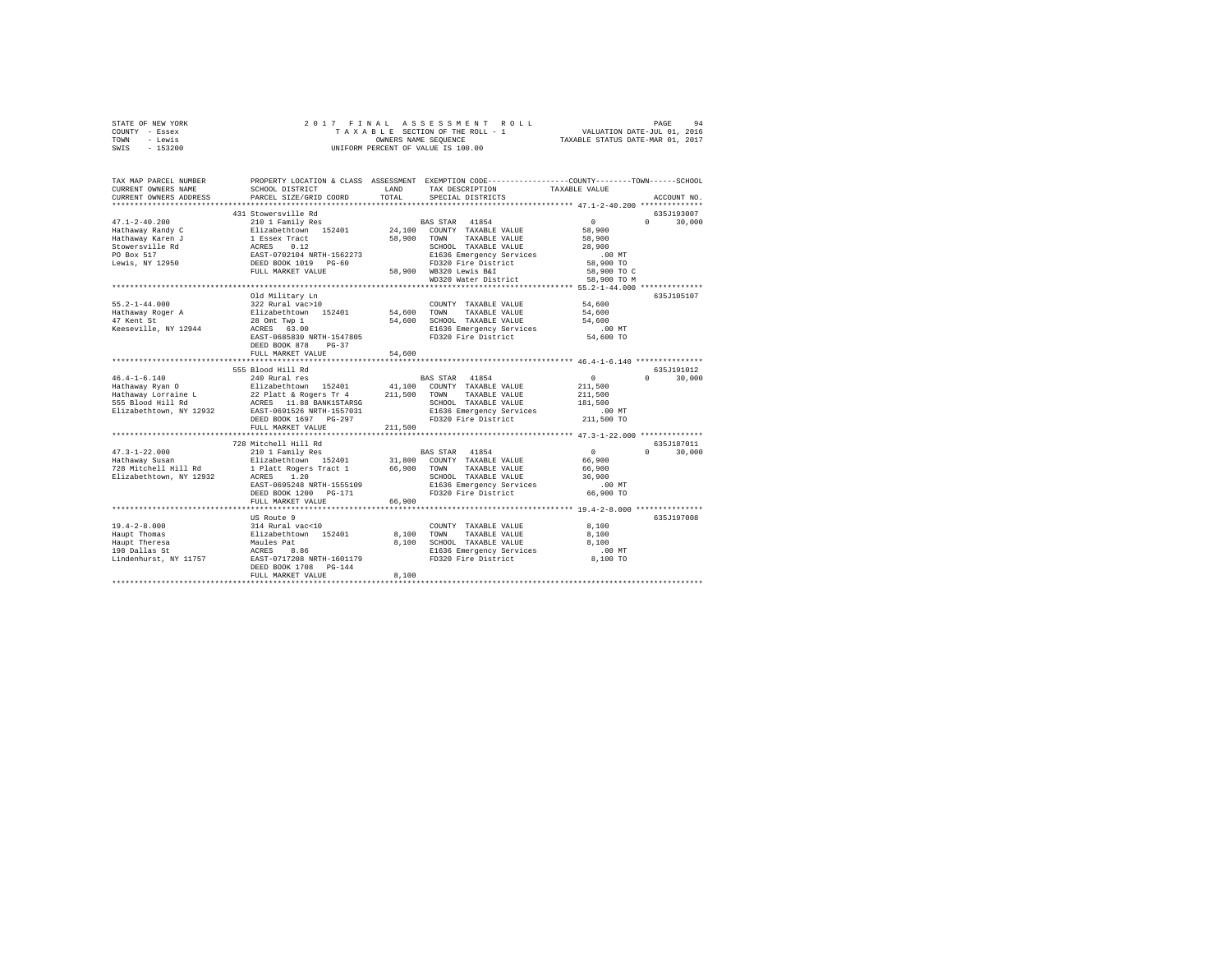STATE OF NEW YORK — 2017 FINAL ASSESSMENT ROLL — TAXABLE SECTION OF THE ROLL - 1 — VALUATION DATE-JUL 01, 2016
COUNTY - Essex — OWNERS NAME SEQUENCE — TAXABLE STATUS DATE-MAR 01, 2017
TOWN - Lewis — UNIFORM PERCENT OF VALUE IS 100.00
SWIS - 153200

| TAX MAP PARCEL NUMBER / CURRENT OWNERS NAME / CURRENT OWNERS ADDRESS | PROPERTY LOCATION & CLASS / SCHOOL DISTRICT / PARCEL SIZE/GRID COORD | ASSESSMENT LAND | TOTAL | EXEMPTION CODE / TAX DESCRIPTION / SPECIAL DISTRICTS | COUNTY / TOWN TAXABLE VALUE | SCHOOL | ACCOUNT NO. |
|---|---|---|---|---|---|---|---|
| 47.1-2-40.200 | 431 Stowersville Rd | | | | | | 635J193007 |
| | 210 1 Family Res | | | BAS STAR 41854 | 0 | 0 30,000 | |
| Hathaway Randy C | Elizabethtown 152401 | 24,100 | | COUNTY TAXABLE VALUE | 58,900 | | |
| Hathaway Karen J | 1 Essex Tract | | 58,900 | TOWN TAXABLE VALUE | 58,900 | | |
| Stowersville Rd | ACRES 0.12 | | | SCHOOL TAXABLE VALUE | 28,900 | | |
| PO Box 517 | EAST-0702104 NRTH-1562273 | | | E1636 Emergency Services | .00 MT | | |
| Lewis, NY 12950 | DEED BOOK 1019 PG-60 | | | FD320 Fire District | 58,900 TO | | |
| | FULL MARKET VALUE | | 58,900 | WB320 Lewis B&I | 58,900 TO C | | |
| | | | | WD320 Water District | 58,900 TO M | | |
| 55.2-1-44.000 | Old Military Ln | | | | | | 635J105107 |
| | 322 Rural vac>10 | | | COUNTY TAXABLE VALUE | 54,600 | | |
| Hathaway Roger A | Elizabethtown 152401 | 54,600 | | TOWN TAXABLE VALUE | 54,600 | | |
| 47 Kent St | 28 Omt Twp 1 | | 54,600 | SCHOOL TAXABLE VALUE | 54,600 | | |
| Keeseville, NY 12944 | ACRES 63.00 | | | E1636 Emergency Services | .00 MT | | |
| | EAST-0685830 NRTH-1547805 | | | FD320 Fire District | 54,600 TO | | |
| | DEED BOOK 878 PG-37 | | | | | | |
| | FULL MARKET VALUE | | 54,600 | | | | |
| 46.4-1-6.140 | 555 Blood Hill Rd | | | | | | 635J191012 |
| | 240 Rural res | | | BAS STAR 41854 | 0 | 0 30,000 | |
| Hathaway Ryan O | Elizabethtown 152401 | 41,100 | | COUNTY TAXABLE VALUE | 211,500 | | |
| Hathaway Lorraine L | 22 Platt & Rogers Tr 4 | | 211,500 | TOWN TAXABLE VALUE | 211,500 | | |
| 555 Blood Hill Rd | ACRES 11.88 BANK1STARSG | | | SCHOOL TAXABLE VALUE | 181,500 | | |
| Elizabethtown, NY 12932 | EAST-0691526 NRTH-1557031 | | | E1636 Emergency Services | .00 MT | | |
| | DEED BOOK 1697 PG-297 | | | FD320 Fire District | 211,500 TO | | |
| | FULL MARKET VALUE | | 211,500 | | | | |
| 47.3-1-22.000 | 728 Mitchell Hill Rd | | | | | | 635J187011 |
| | 210 1 Family Res | | | BAS STAR 41854 | 0 | 0 30,000 | |
| Hathaway Susan | Elizabethtown 152401 | 31,800 | | COUNTY TAXABLE VALUE | 66,900 | | |
| 728 Mitchell Hill Rd | 1 Platt Rogers Tract 1 | | 66,900 | TOWN TAXABLE VALUE | 66,900 | | |
| Elizabethtown, NY 12932 | ACRES 1.20 | | | SCHOOL TAXABLE VALUE | 36,900 | | |
| | EAST-0695248 NRTH-1555109 | | | E1636 Emergency Services | .00 MT | | |
| | DEED BOOK 1200 PG-171 | | | FD320 Fire District | 66,900 TO | | |
| | FULL MARKET VALUE | | 66,900 | | | | |
| 19.4-2-8.000 | US Route 9 | | | | | | 635J197008 |
| | 314 Rural vac<10 | | | COUNTY TAXABLE VALUE | 8,100 | | |
| Haupt Thomas | Elizabethtown 152401 | 8,100 | | TOWN TAXABLE VALUE | 8,100 | | |
| Haupt Theresa | Maules Pat | | 8,100 | SCHOOL TAXABLE VALUE | 8,100 | | |
| 198 Dallas St | ACRES 8.86 | | | E1636 Emergency Services | .00 MT | | |
| Lindenhurst, NY 11757 | EAST-0717208 NRTH-1601179 | | | FD320 Fire District | 8,100 TO | | |
| | DEED BOOK 1708 PG-144 | | | | | | |
| | FULL MARKET VALUE | | 8,100 | | | | |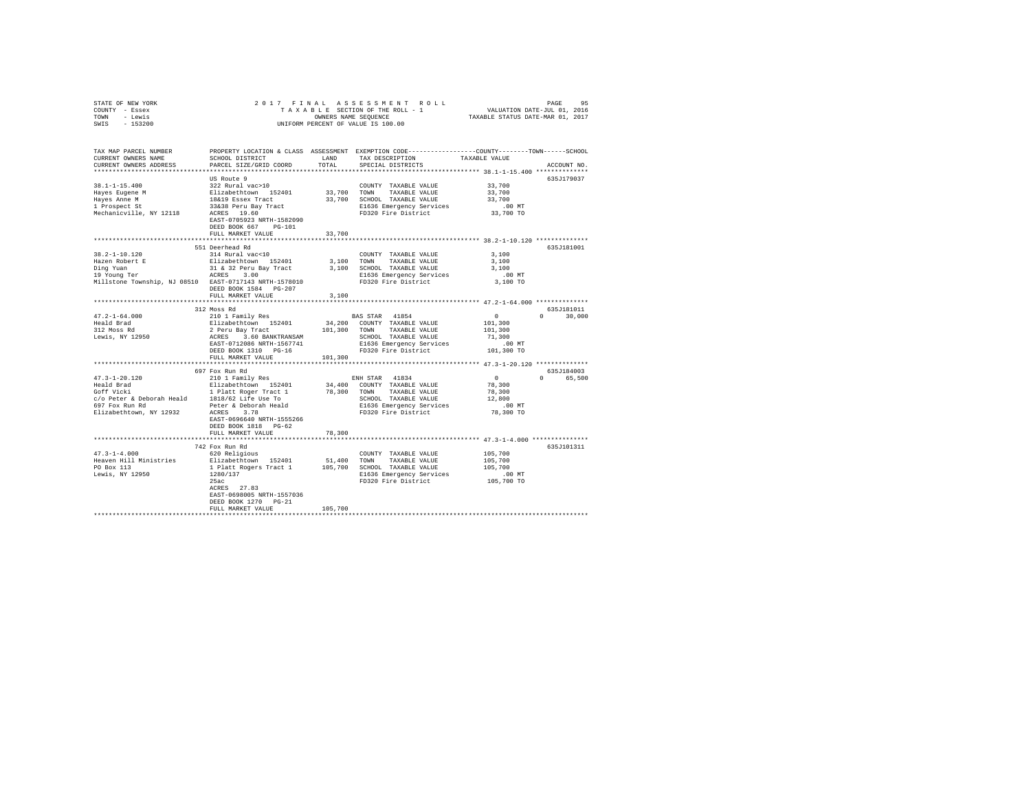STATE OF NEW YORK                2017 FINAL ASSESSMENT ROLL
COUNTY - Essex                   TAXABLE SECTION OF THE ROLL - 1          VALUATION DATE-JUL 01, 2016
TOWN - Lewis                     OWNERS NAME SEQUENCE                     TAXABLE STATUS DATE-MAR 01, 2017
SWIS - 153200                    UNIFORM PERCENT OF VALUE IS 100.00

| TAX MAP PARCEL NUMBER / CURRENT OWNERS NAME / CURRENT OWNERS ADDRESS | PROPERTY LOCATION & CLASS / SCHOOL DISTRICT / PARCEL SIZE/GRID COORD | ASSESSMENT LAND | TOTAL | EXEMPTION CODE / TAX DESCRIPTION / SPECIAL DISTRICTS | COUNTY TAXABLE VALUE | TOWN | SCHOOL | ACCOUNT NO. |
|---|---|---|---|---|---|---|---|---|
| **38.1-1-15.400** | US Route 9 | | | | | | | 635J179037 |
| Hayes Eugene M | 322 Rural vac>10 | | | COUNTY TAXABLE VALUE | 33,700 | | | |
| Hayes Anne M | Elizabethtown 152401 | 33,700 | | TOWN TAXABLE VALUE | 33,700 | | | |
| 1 Prospect St | 18&19 Essex Tract | | 33,700 | SCHOOL TAXABLE VALUE | 33,700 | | | |
| Mechanicville, NY 12118 | 33&38 Peru Bay Tract | | | E1636 Emergency Services | .00 MT | | | |
| | ACRES 19.60 | | | FD320 Fire District | 33,700 TO | | | |
| | EAST-0705923 NRTH-1582090 | | | | | | | |
| | DEED BOOK 667 PG-101 | | | | | | | |
| | FULL MARKET VALUE | | 33,700 | | | | | |
| **38.2-1-10.120** | 551 Deerhead Rd | | | | | | | 635J181001 |
| Hazen Robert E | 314 Rural vac<10 | | | COUNTY TAXABLE VALUE | 3,100 | | | |
| Ding Yuan | Elizabethtown 152401 | 3,100 | | TOWN TAXABLE VALUE | 3,100 | | | |
| 19 Young Ter | 31 & 32 Peru Bay Tract | | 3,100 | SCHOOL TAXABLE VALUE | 3,100 | | | |
| Millstone Township, NJ 08510 | ACRES 3.00 | | | E1636 Emergency Services | .00 MT | | | |
| | EAST-0717143 NRTH-1578010 | | | FD320 Fire District | 3,100 TO | | | |
| | DEED BOOK 1584 PG-207 | | | | | | | |
| | FULL MARKET VALUE | | 3,100 | | | | | |
| **47.2-1-64.000** | 312 Moss Rd | | | | | | | 635J181011 |
| Heald Brad | 210 1 Family Res | | | BAS STAR 41854 | 0 | 0 | 30,000 | |
| 312 Moss Rd | Elizabethtown 152401 | 34,200 | | COUNTY TAXABLE VALUE | 101,300 | | | |
| Lewis, NY 12950 | 2 Peru Bay Tract | | 101,300 | TOWN TAXABLE VALUE | 101,300 | | | |
| | ACRES 3.60 BANKTRANSAM | | | SCHOOL TAXABLE VALUE | 71,300 | | | |
| | EAST-0712086 NRTH-1567741 | | | E1636 Emergency Services | .00 MT | | | |
| | DEED BOOK 1310 PG-16 | | | FD320 Fire District | 101,300 TO | | | |
| | FULL MARKET VALUE | | 101,300 | | | | | |
| **47.3-1-20.120** | 697 Fox Run Rd | | | | | | | 635J184003 |
| Heald Brad | 210 1 Family Res | | | ENH STAR 41834 | 0 | 0 | 65,500 | |
| Goff Vicki | Elizabethtown 152401 | 34,400 | | COUNTY TAXABLE VALUE | 78,300 | | | |
| c/o Peter & Deborah Heald | 1 Platt Roger Tract 1 | | 78,300 | TOWN TAXABLE VALUE | 78,300 | | | |
| 697 Fox Run Rd | 1818/62 Life Use To | | | SCHOOL TAXABLE VALUE | 12,800 | | | |
| Elizabethtown, NY 12932 | Peter & Deborah Heald | | | E1636 Emergency Services | .00 MT | | | |
| | ACRES 3.78 | | | FD320 Fire District | 78,300 TO | | | |
| | EAST-0696640 NRTH-1555266 | | | | | | | |
| | DEED BOOK 1818 PG-62 | | | | | | | |
| | FULL MARKET VALUE | | 78,300 | | | | | |
| **47.3-1-4.000** | 742 Fox Run Rd | | | | | | | 635J101311 |
| Heaven Hill Ministries | 620 Religious | | | COUNTY TAXABLE VALUE | 105,700 | | | |
| PO Box 113 | Elizabethtown 152401 | 51,400 | | TOWN TAXABLE VALUE | 105,700 | | | |
| Lewis, NY 12950 | 1 Platt Rogers Tract 1 | | 105,700 | SCHOOL TAXABLE VALUE | 105,700 | | | |
| | 1280/137 | | | E1636 Emergency Services | .00 MT | | | |
| | 25ac | | | FD320 Fire District | 105,700 TO | | | |
| | ACRES 27.83 | | | | | | | |
| | EAST-0698005 NRTH-1557036 | | | | | | | |
| | DEED BOOK 1270 PG-21 | | | | | | | |
| | FULL MARKET VALUE | | 105,700 | | | | | |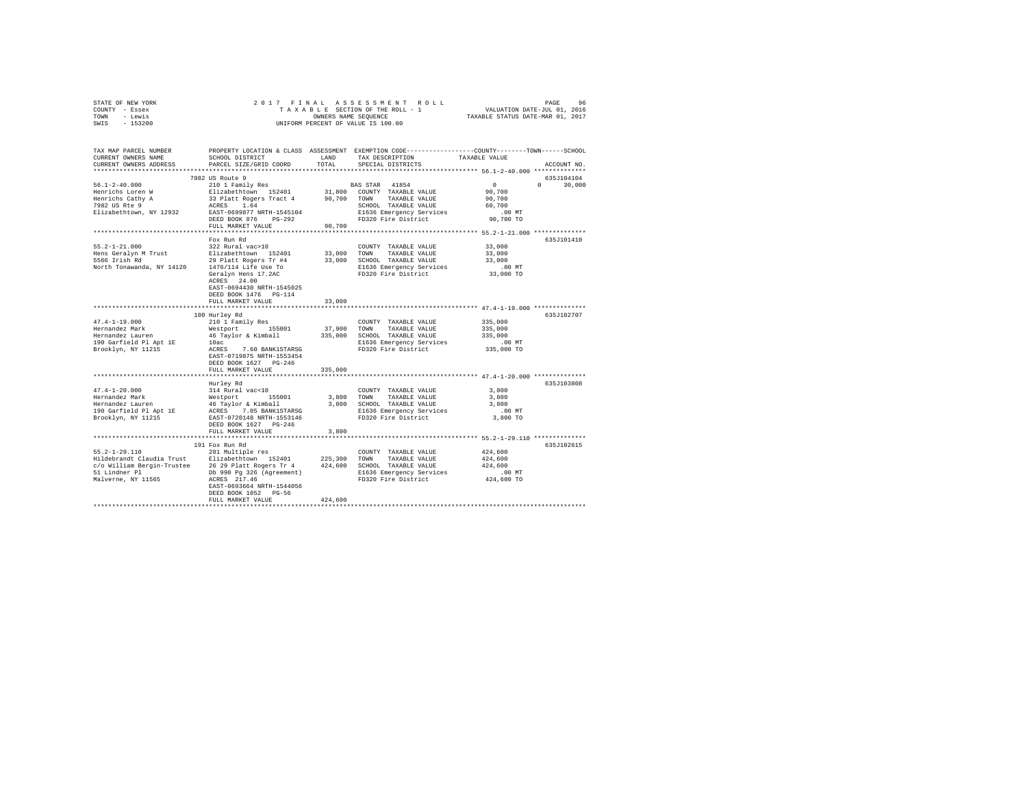STATE OF NEW YORK                2 0 1 7   F I N A L   A S S E S S M E N T   R O L L
COUNTY - Essex                   T A X A B L E SECTION OF THE ROLL - 1                VALUATION DATE-JUL 01, 2016
TOWN - Lewis                     OWNERS NAME SEQUENCE                                 TAXABLE STATUS DATE-MAR 01, 2017
SWIS - 153200                    UNIFORM PERCENT OF VALUE IS 100.00

| TAX MAP PARCEL NUMBER / CURRENT OWNERS NAME / CURRENT OWNERS ADDRESS | PROPERTY LOCATION & CLASS / SCHOOL DISTRICT / PARCEL SIZE/GRID COORD | ASSESSMENT LAND | TOTAL | EXEMPTION CODE / TAX DESCRIPTION / SPECIAL DISTRICTS | COUNTY TAXABLE VALUE | TOWN | SCHOOL | ACCOUNT NO. |
|---|---|---|---|---|---|---|---|---|
| 56.1-2-40.000 | 7982 US Route 9 | | | | | | | 635J104104 |
| Henrichs Loren W | 210 1 Family Res | | | BAS STAR 41854 | 0 | 0 | 30,000 | |
| Henrichs Cathy A | Elizabethtown 152401 | 31,800 | | COUNTY TAXABLE VALUE | 90,700 | | | |
| 7982 US Rte 9 | 33 Platt Rogers Tract 4 | | 90,700 | TOWN TAXABLE VALUE | 90,700 | | | |
| Elizabethtown, NY 12932 | ACRES 1.64 | | | SCHOOL TAXABLE VALUE | 60,700 | | | |
| | EAST-0699877 NRTH-1545104 | | | E1636 Emergency Services | .00 MT | | | |
| | DEED BOOK 876 PG-292 | | | FD320 Fire District | 90,700 TO | | | |
| | FULL MARKET VALUE | | 90,700 | | | | | |
| 55.2-1-21.000 | Fox Run Rd | | | | | | | 635J101410 |
| Hens Geralyn M Trust | 322 Rural vac>10 | | | COUNTY TAXABLE VALUE | 33,000 | | | |
| 5566 Irish Rd | Elizabethtown 152401 | 33,000 | | TOWN TAXABLE VALUE | 33,000 | | | |
| North Tonawanda, NY 14120 | 29 Platt Rogers Tr #4 | | 33,000 | SCHOOL TAXABLE VALUE | 33,000 | | | |
| | 1476/114 Life Use To | | | E1636 Emergency Services | .00 MT | | | |
| | Geralyn Hens 17.2AC | | | FD320 Fire District | 33,000 TO | | | |
| | ACRES 24.00 | | | | | | | |
| | EAST-0694430 NRTH-1545025 | | | | | | | |
| | DEED BOOK 1476 PG-114 | | | | | | | |
| | FULL MARKET VALUE | | 33,000 | | | | | |
| 47.4-1-19.000 | 100 Hurley Rd | | | | | | | 635J102707 |
| Hernandez Mark | 210 1 Family Res | | | COUNTY TAXABLE VALUE | 335,000 | | | |
| Hernandez Lauren | Westport 155001 | 37,900 | | TOWN TAXABLE VALUE | 335,000 | | | |
| 190 Garfield Pl Apt 1E | 46 Taylor & Kimball | | 335,000 | SCHOOL TAXABLE VALUE | 335,000 | | | |
| Brooklyn, NY 11215 | 10ac | | | E1636 Emergency Services | .00 MT | | | |
| | ACRES 7.60 BANK1STARSG | | | FD320 Fire District | 335,000 TO | | | |
| | EAST-0719875 NRTH-1553454 | | | | | | | |
| | DEED BOOK 1627 PG-246 | | | | | | | |
| | FULL MARKET VALUE | | 335,000 | | | | | |
| 47.4-1-20.000 | Hurley Rd | | | | | | | 635J103808 |
| Hernandez Mark | 314 Rural vac<10 | | | COUNTY TAXABLE VALUE | 3,800 | | | |
| Hernandez Lauren | Westport 155001 | 3,800 | | TOWN TAXABLE VALUE | 3,800 | | | |
| 190 Garfield Pl Apt 1E | 46 Taylor & Kimball | | 3,800 | SCHOOL TAXABLE VALUE | 3,800 | | | |
| Brooklyn, NY 11215 | ACRES 7.05 BANK1STARSG | | | E1636 Emergency Services | .00 MT | | | |
| | EAST-0720148 NRTH-1553146 | | | FD320 Fire District | 3,800 TO | | | |
| | DEED BOOK 1627 PG-246 | | | | | | | |
| | FULL MARKET VALUE | | 3,800 | | | | | |
| 55.2-1-29.110 | 191 Fox Run Rd | | | | | | | 635J102615 |
| Hildebrandt Claudia Trust | 281 Multiple res | | | COUNTY TAXABLE VALUE | 424,600 | | | |
| c/o William Bergin-Trustee | Elizabethtown 152401 | 225,300 | | TOWN TAXABLE VALUE | 424,600 | | | |
| 51 Lindner Pl | 26 29 Platt Rogers Tr 4 | | 424,600 | SCHOOL TAXABLE VALUE | 424,600 | | | |
| Malverne, NY 11565 | Db 990 Pg 326 (Agreement) | | | E1636 Emergency Services | .00 MT | | | |
| | ACRES 217.46 | | | FD320 Fire District | 424,600 TO | | | |
| | EAST-0693664 NRTH-1544056 | | | | | | | |
| | DEED BOOK 1052 PG-56 | | | | | | | |
| | FULL MARKET VALUE | | 424,600 | | | | | |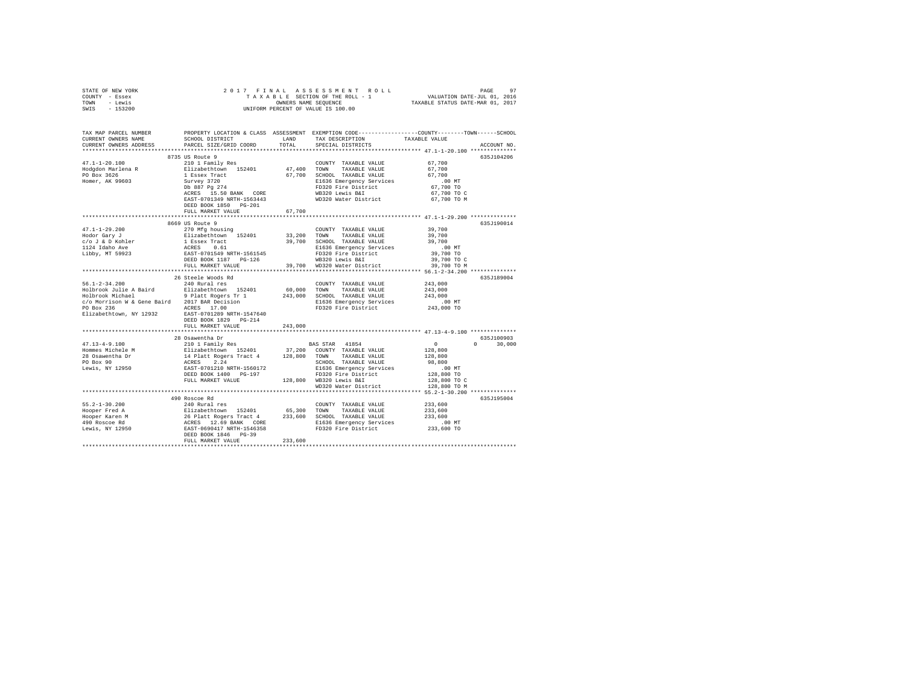STATE OF NEW YORK — 2017 FINAL ASSESSMENT ROLL — PAGE 97
COUNTY - Essex — TAXABLE SECTION OF THE ROLL - 1 — VALUATION DATE-JUL 01, 2016
TOWN - Lewis — OWNERS NAME SEQUENCE — TAXABLE STATUS DATE-MAR 01, 2017
SWIS - 153200 — UNIFORM PERCENT OF VALUE IS 100.00

```
TAX MAP PARCEL NUMBER          PROPERTY LOCATION & CLASS  ASSESSMENT  EXEMPTION CODE-----------------COUNTY--------TOWN------SCHOOL
CURRENT OWNERS NAME            SCHOOL DISTRICT             LAND       TAX DESCRIPTION             TAXABLE VALUE
CURRENT OWNERS ADDRESS         PARCEL SIZE/GRID COORD      TOTAL      SPECIAL DISTRICTS                                  ACCOUNT NO.
************************************************************************************************ 47.1-1-20.100 **************
                               8735 US Route 9                                                                         635J104206
47.1-1-20.100                  210 1 Family Res                       COUNTY  TAXABLE VALUE        67,700
Hodgdon Marlena R              Elizabethtown  152401       47,400     TOWN    TAXABLE VALUE        67,700
PO Box 3626                    1 Essex Tract               67,700     SCHOOL  TAXABLE VALUE        67,700
Homer, AK 99603                Survey 3720                            E1636 Emergency Services        .00 MT
                               Db 887 Pg 274                          FD320 Fire District          67,700 TO
                               ACRES  15.50 BANK  CORE                WB320 Lewis B&I              67,700 TO C
                               EAST-0701349 NRTH-1563443              WD320 Water District         67,700 TO M
                               DEED BOOK 1850  PG-201
                               FULL MARKET VALUE           67,700
************************************************************************************************ 47.1-1-29.200 **************
                               8669 US Route 9                                                                         635J190014
47.1-1-29.200                  270 Mfg housing                        COUNTY  TAXABLE VALUE        39,700
Hodor Gary J                   Elizabethtown  152401       33,200     TOWN    TAXABLE VALUE        39,700
c/o J & D Kohler               1 Essex Tract               39,700     SCHOOL  TAXABLE VALUE        39,700
1124 Idaho Ave                 ACRES   0.61                           E1636 Emergency Services        .00 MT
Libby, MT 59923                EAST-0701549 NRTH-1561545              FD320 Fire District          39,700 TO
                               DEED BOOK 1187  PG-126                 WB320 Lewis B&I              39,700 TO C
                               FULL MARKET VALUE           39,700     WD320 Water District         39,700 TO M
************************************************************************************************ 56.1-2-34.200 **************
                               26 Steele Woods Rd                                                                      635J189004
56.1-2-34.200                  240 Rural res                          COUNTY  TAXABLE VALUE       243,000
Holbrook Julie A Baird         Elizabethtown  152401       60,000     TOWN    TAXABLE VALUE       243,000
Holbrook Michael               9 Platt Rogers Tr 1        243,000     SCHOOL  TAXABLE VALUE       243,000
c/o Morrison W & Gene Baird    2017 BAR Decision                      E1636 Emergency Services        .00 MT
PO Box 236                     ACRES  17.00                           FD320 Fire District         243,000 TO
Elizabethtown, NY 12932        EAST-0701289 NRTH-1547640
                               DEED BOOK 1829  PG-214
                               FULL MARKET VALUE          243,000
************************************************************************************************ 47.13-4-9.100 **************
                               28 Osawentha Dr                                                                         635J100903
47.13-4-9.100                  210 1 Family Res                       BAS STAR  41854                   0            0     30,000
Hommes Michele M               Elizabethtown  152401       37,200     COUNTY  TAXABLE VALUE       128,800
28 Osawentha Dr                14 Platt Rogers Tract 4    128,800     TOWN    TAXABLE VALUE       128,800
PO Box 90                      ACRES   2.24                           SCHOOL  TAXABLE VALUE        98,800
Lewis, NY 12950                EAST-0701210 NRTH-1560172              E1636 Emergency Services        .00 MT
                               DEED BOOK 1400  PG-197                 FD320 Fire District         128,800 TO
                               FULL MARKET VALUE          128,800     WB320 Lewis B&I             128,800 TO C
                                                                      WD320 Water District        128,800 TO M
************************************************************************************************ 55.2-1-30.200 **************
                               490 Roscoe Rd                                                                           635J195004
55.2-1-30.200                  240 Rural res                          COUNTY  TAXABLE VALUE       233,600
Hooper Fred A                  Elizabethtown  152401       65,300     TOWN    TAXABLE VALUE       233,600
Hooper Karen M                 26 Platt Rogers Tract 4    233,600     SCHOOL  TAXABLE VALUE       233,600
490 Roscoe Rd                  ACRES  12.69 BANK  CORE                E1636 Emergency Services        .00 MT
Lewis, NY 12950                EAST-0690417 NRTH-1546358              FD320 Fire District         233,600 TO
                               DEED BOOK 1846  PG-39
                               FULL MARKET VALUE          233,600
****************************************************************************************************************************
```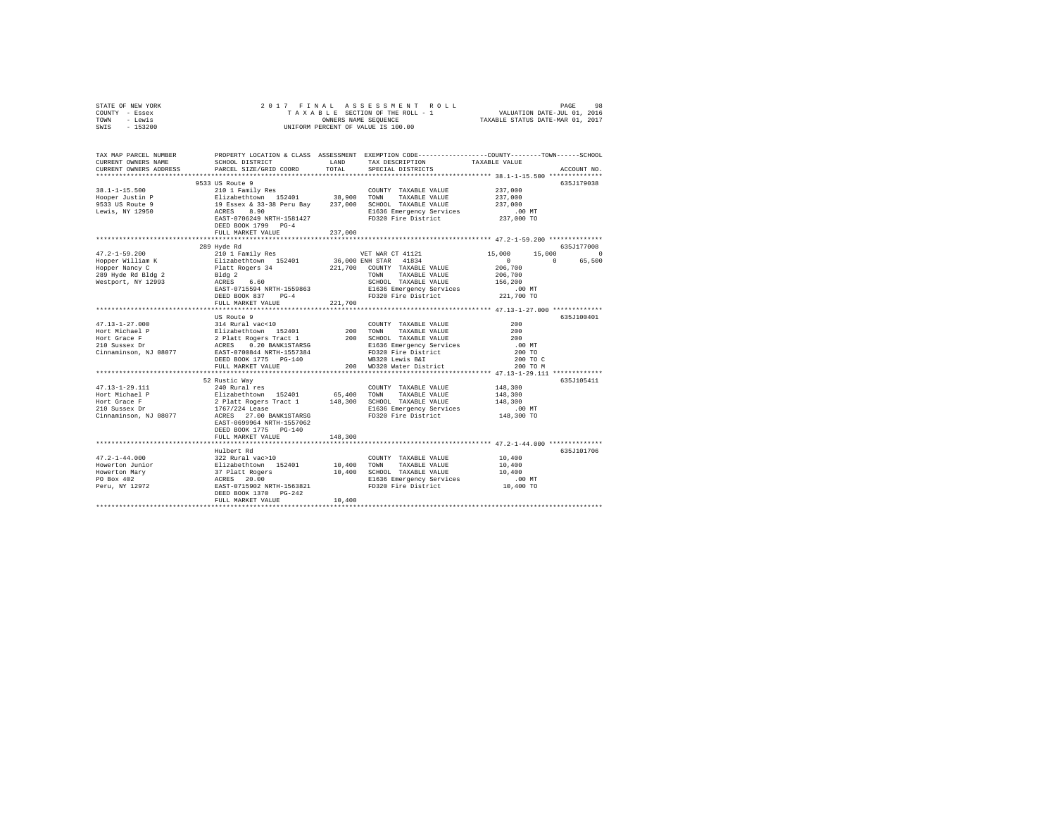STATE OF NEW YORK 2 0 1 7 F I N A L A S S E S S M E N T R O L L PAGE 98
COUNTY - Essex T A X A B L E SECTION OF THE ROLL - 1 VALUATION DATE-JUL 01, 2016
TOWN - Lewis OWNERS NAME SEQUENCE TAXABLE STATUS DATE-MAR 01, 2017
SWIS - 153200 UNIFORM PERCENT OF VALUE IS 100.00

```
TAX MAP PARCEL NUMBER          PROPERTY LOCATION & CLASS  ASSESSMENT  EXEMPTION CODE-----------------COUNTY--------TOWN------SCHOOL
CURRENT OWNERS NAME            SCHOOL DISTRICT               LAND      TAX DESCRIPTION              TAXABLE VALUE
CURRENT OWNERS ADDRESS         PARCEL SIZE/GRID COORD        TOTAL     SPECIAL DISTRICTS                                    ACCOUNT NO.
*************************************************************************************************** 38.1-1-15.500 **************
                               9533 US Route 9                                                                          635J179038
38.1-1-15.500                  210 1 Family Res                        COUNTY  TAXABLE VALUE           237,000
Hooper Justin P                Elizabethtown  152401        38,900     TOWN    TAXABLE VALUE           237,000
9533 US Route 9                19 Essex & 33-38 Peru Bay   237,000     SCHOOL  TAXABLE VALUE           237,000
Lewis, NY 12950                ACRES    8.90                           E1636 Emergency Services            .00 MT
                               EAST-0706249 NRTH-1581427               FD320 Fire District             237,000 TO
                               DEED BOOK 1799   PG-4
                               FULL MARKET VALUE           237,000
*************************************************************************************************** 47.2-1-59.200 **************
                               289 Hyde Rd                                                                              635J177008
47.2-1-59.200                  210 1 Family Res                        VET WAR CT 41121                 15,000     15,000          0
Hopper William K               Elizabethtown  152401        36,000 ENH STAR   41834                      0          0     65,500
Hopper Nancy C                 Platt Rogers 34             221,700     COUNTY  TAXABLE VALUE           206,700
289 Hyde Rd Bldg 2             Bldg 2                                  TOWN    TAXABLE VALUE           206,700
Westport, NY 12993             ACRES    6.60                           SCHOOL  TAXABLE VALUE           156,200
                               EAST-0715594 NRTH-1559863               E1636 Emergency Services            .00 MT
                               DEED BOOK 837    PG-4                   FD320 Fire District             221,700 TO
                               FULL MARKET VALUE           221,700
*************************************************************************************************** 47.13-1-27.000 *************
                               US Route 9                                                                               635J100401
47.13-1-27.000                 314 Rural vac<10                        COUNTY  TAXABLE VALUE               200
Hort Michael P                 Elizabethtown  152401           200     TOWN    TAXABLE VALUE               200
Hort Grace F                   2 Platt Rogers Tract 1          200     SCHOOL  TAXABLE VALUE               200
210 Sussex Dr                  ACRES    0.20 BANK1STARSG               E1636 Emergency Services            .00 MT
Cinnaminson, NJ 08077          EAST-0700844 NRTH-1557384               FD320 Fire District                 200 TO
                               DEED BOOK 1775   PG-140                 WB320 Lewis B&I                     200 TO C
                               FULL MARKET VALUE               200     WD320 Water District                200 TO M
*************************************************************************************************** 47.13-1-29.111 *************
                               52 Rustic Way                                                                            635J105411
47.13-1-29.111                 240 Rural res                           COUNTY  TAXABLE VALUE           148,300
Hort Michael P                 Elizabethtown  152401        65,400     TOWN    TAXABLE VALUE           148,300
Hort Grace F                   2 Platt Rogers Tract 1      148,300     SCHOOL  TAXABLE VALUE           148,300
210 Sussex Dr                  1767/224 Lease                          E1636 Emergency Services            .00 MT
Cinnaminson, NJ 08077          ACRES   27.00 BANK1STARSG               FD320 Fire District             148,300 TO
                               EAST-0699964 NRTH-1557062
                               DEED BOOK 1775   PG-140
                               FULL MARKET VALUE           148,300
*************************************************************************************************** 47.2-1-44.000 **************
                               Hulbert Rd                                                                               635J101706
47.2-1-44.000                  322 Rural vac>10                        COUNTY  TAXABLE VALUE            10,400
Howerton Junior                Elizabethtown  152401        10,400     TOWN    TAXABLE VALUE            10,400
Howerton Mary                  37 Platt Rogers              10,400     SCHOOL  TAXABLE VALUE            10,400
PO Box 402                     ACRES   20.00                           E1636 Emergency Services            .00 MT
Peru, NY 12972                 EAST-0715902 NRTH-1563821               FD320 Fire District              10,400 TO
                               DEED BOOK 1370   PG-242
                               FULL MARKET VALUE            10,400
********************************************************************************************************************************
```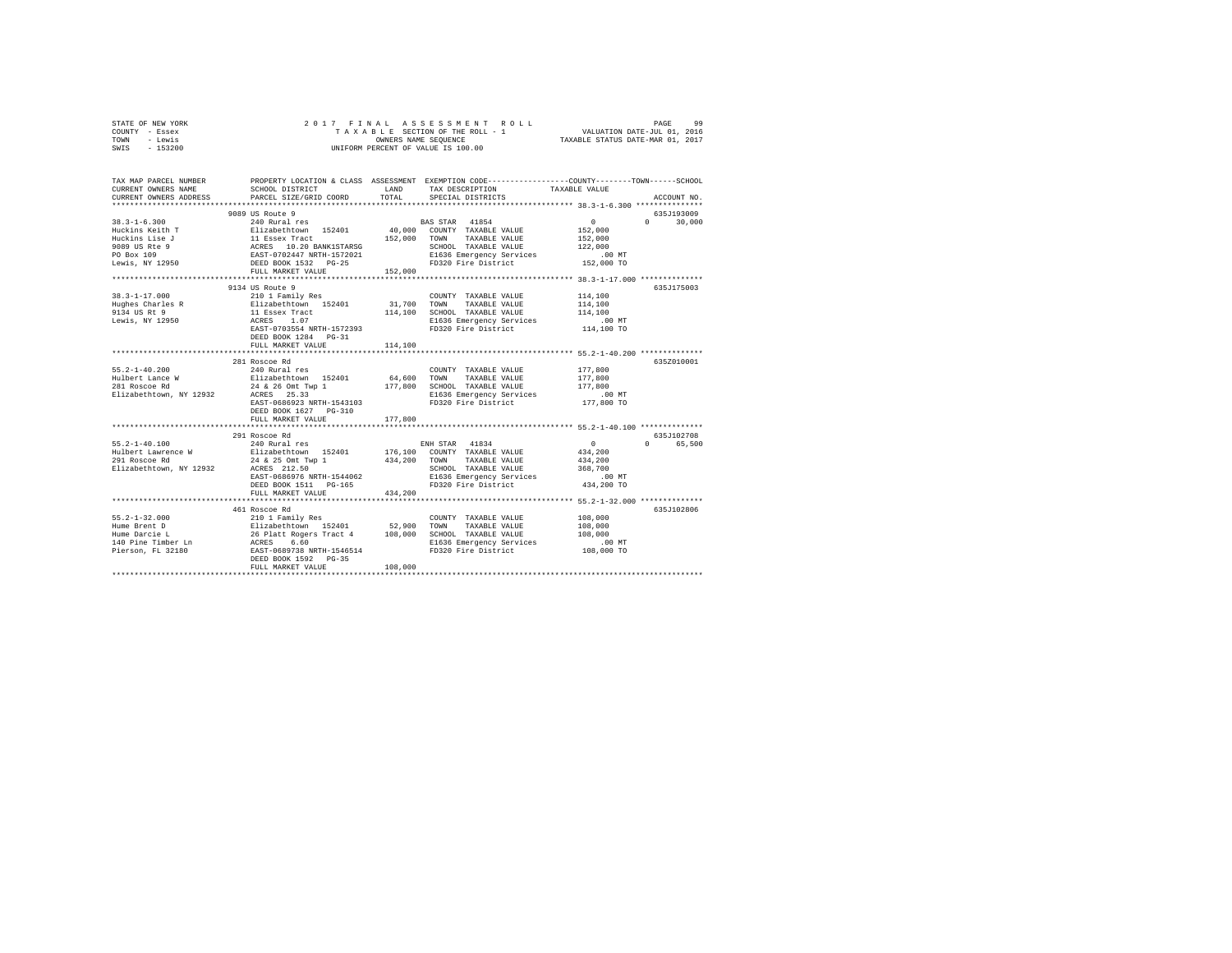STATE OF NEW YORK
COUNTY - Essex
TOWN - Lewis
SWIS - 153200

2 0 1 7 F I N A L A S S E S S M E N T R O L L
T A X A B L E SECTION OF THE ROLL - 1
OWNERS NAME SEQUENCE
UNIFORM PERCENT OF VALUE IS 100.00

VALUATION DATE-JUL 01, 2016
TAXABLE STATUS DATE-MAR 01, 2017

```
TAX MAP PARCEL NUMBER          PROPERTY LOCATION & CLASS  ASSESSMENT  EXEMPTION CODE-----------------COUNTY--------TOWN------SCHOOL
CURRENT OWNERS NAME            SCHOOL DISTRICT              LAND      TAX DESCRIPTION            TAXABLE VALUE
CURRENT OWNERS ADDRESS         PARCEL SIZE/GRID COORD       TOTAL     SPECIAL DISTRICTS                                  ACCOUNT NO.
******************************************************************************************************* 38.3-1-6.300 ***************
                         9089 US Route 9                                                                              635J193009
38.3-1-6.300                   240 Rural res                            BAS STAR  41854                   0         0     30,000
Huckins Keith T                Elizabethtown  152401        40,000   COUNTY  TAXABLE VALUE          152,000
Huckins Lise J                 11 Essex Tract              152,000   TOWN    TAXABLE VALUE          152,000
9089 US Rte 9                  ACRES  10.20 BANK1STARSG              SCHOOL  TAXABLE VALUE          122,000
PO Box 109                     EAST-0702447 NRTH-1572021             E1636 Emergency Services            .00 MT
Lewis, NY 12950                DEED BOOK 1532   PG-25                FD320 Fire District             152,000 TO
                               FULL MARKET VALUE           152,000
******************************************************************************************************* 38.3-1-17.000 **************
                         9134 US Route 9                                                                              635J175003
38.3-1-17.000                  210 1 Family Res                          COUNTY  TAXABLE VALUE          114,100
Hughes Charles R               Elizabethtown  152401        31,700   TOWN    TAXABLE VALUE          114,100
9134 US Rt 9                   11 Essex Tract              114,100   SCHOOL  TAXABLE VALUE          114,100
Lewis, NY 12950                ACRES   1.07                          E1636 Emergency Services            .00 MT
                               EAST-0703554 NRTH-1572393             FD320 Fire District             114,100 TO
                               DEED BOOK 1284   PG-31
                               FULL MARKET VALUE           114,100
******************************************************************************************************* 55.2-1-40.200 **************
                         281 Roscoe Rd                                                                                635Z010001
55.2-1-40.200                  240 Rural res                             COUNTY  TAXABLE VALUE          177,800
Hulbert Lance W                Elizabethtown  152401        64,600   TOWN    TAXABLE VALUE          177,800
281 Roscoe Rd                  24 & 26 Omt Twp 1           177,800   SCHOOL  TAXABLE VALUE          177,800
Elizabethtown, NY 12932        ACRES  25.33                          E1636 Emergency Services            .00 MT
                               EAST-0686923 NRTH-1543103             FD320 Fire District             177,800 TO
                               DEED BOOK 1627   PG-310
                               FULL MARKET VALUE           177,800
******************************************************************************************************* 55.2-1-40.100 **************
                         291 Roscoe Rd                                                                                635J102708
55.2-1-40.100                  240 Rural res                            ENH STAR  41834                   0         0     65,500
Hulbert Lawrence W             Elizabethtown  152401       176,100   COUNTY  TAXABLE VALUE          434,200
291 Roscoe Rd                  24 & 25 Omt Twp 1           434,200   TOWN    TAXABLE VALUE          434,200
Elizabethtown, NY 12932        ACRES 212.50                          SCHOOL  TAXABLE VALUE          368,700
                               EAST-0686976 NRTH-1544062             E1636 Emergency Services            .00 MT
                               DEED BOOK 1511   PG-165               FD320 Fire District             434,200 TO
                               FULL MARKET VALUE           434,200
******************************************************************************************************* 55.2-1-32.000 **************
                         461 Roscoe Rd                                                                                635J102806
55.2-1-32.000                  210 1 Family Res                          COUNTY  TAXABLE VALUE          108,000
Hume Brent D                   Elizabethtown  152401        52,900   TOWN    TAXABLE VALUE          108,000
Hume Darcie L                  26 Platt Rogers Tract 4     108,000   SCHOOL  TAXABLE VALUE          108,000
140 Pine Timber Ln             ACRES   6.60                          E1636 Emergency Services            .00 MT
Pierson, FL 32180              EAST-0689738 NRTH-1546514             FD320 Fire District             108,000 TO
                               DEED BOOK 1592   PG-35
                               FULL MARKET VALUE           108,000
************************************************************************************************************************************
```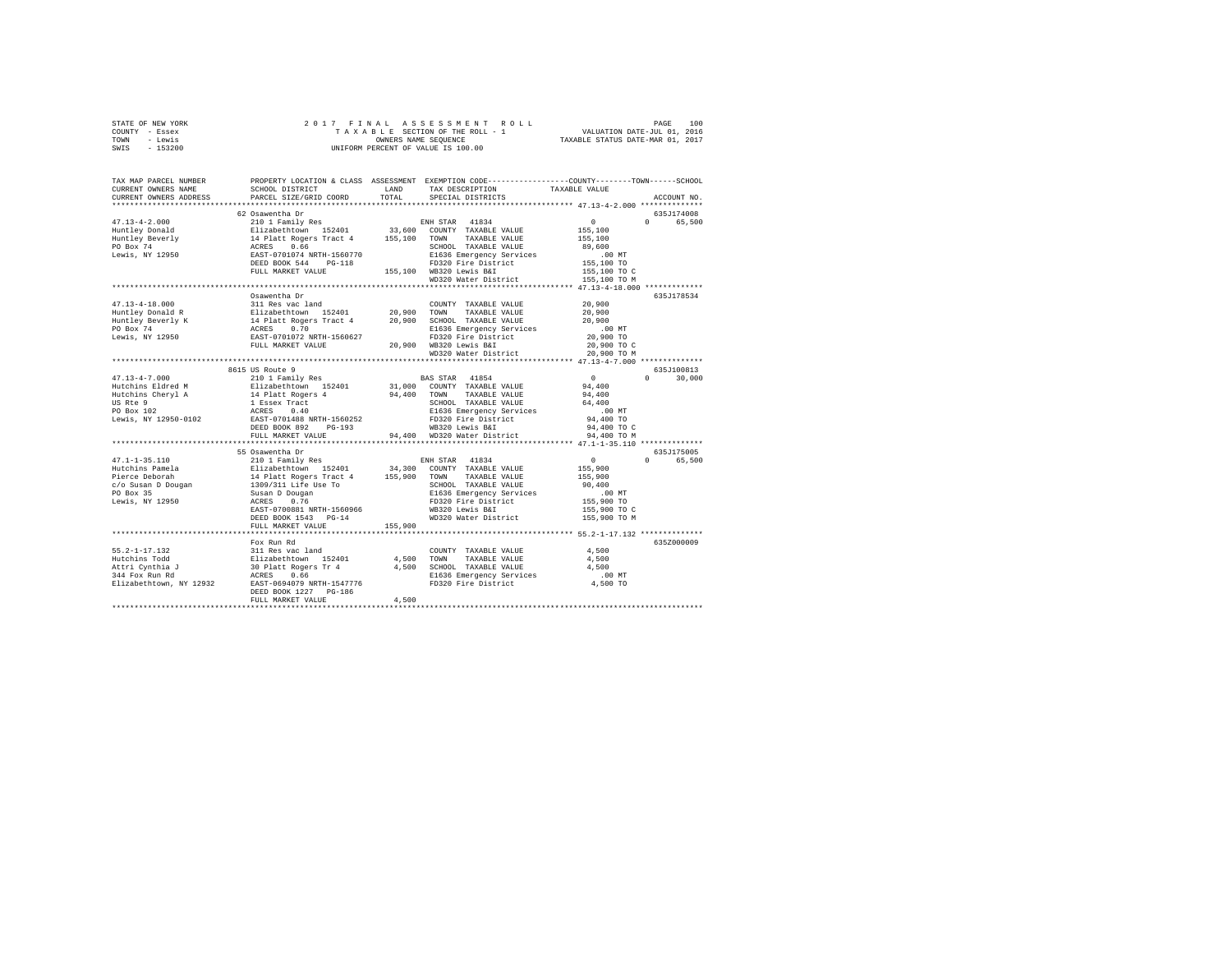STATE OF NEW YORK
COUNTY - Essex
TOWN - Lewis
SWIS - 153200

2017 FINAL ASSESSMENT ROLL
TAXABLE SECTION OF THE ROLL - 1
OWNERS NAME SEQUENCE
UNIFORM PERCENT OF VALUE IS 100.00

VALUATION DATE-JUL 01, 2016
TAXABLE STATUS DATE-MAR 01, 2017

```
TAX MAP PARCEL NUMBER      PROPERTY LOCATION & CLASS  ASSESSMENT  EXEMPTION CODE-----------------COUNTY--------TOWN------SCHOOL
CURRENT OWNERS NAME        SCHOOL DISTRICT              LAND       TAX DESCRIPTION             TAXABLE VALUE
CURRENT OWNERS ADDRESS     PARCEL SIZE/GRID COORD       TOTAL      SPECIAL DISTRICTS                                   ACCOUNT NO.
******************************************************************************************* 47.13-4-2.000 **************
                           62 Osawentha Dr                                                                             635J174008
47.13-4-2.000              210 1 Family Res                        ENH STAR  41834                0           0       65,500
Huntley Donald             Elizabethtown  152401       33,600     COUNTY  TAXABLE VALUE         155,100
Huntley Beverly            14 Platt Rogers Tract 4    155,100     TOWN    TAXABLE VALUE         155,100
PO Box 74                  ACRES    0.66                          SCHOOL  TAXABLE VALUE          89,600
Lewis, NY 12950            EAST-0701074 NRTH-1560770              E1636 Emergency Services          .00 MT
                           DEED BOOK 544    PG-118                FD320 Fire District            155,100 TO
                           FULL MARKET VALUE          155,100     WB320 Lewis B&I                155,100 TO C
                                                                  WD320 Water District           155,100 TO M
******************************************************************************************* 47.13-4-18.000 *************
                           Osawentha Dr                                                                                635J178534
47.13-4-18.000             311 Res vac land                       COUNTY  TAXABLE VALUE          20,900
Huntley Donald R           Elizabethtown  152401       20,900     TOWN    TAXABLE VALUE          20,900
Huntley Beverly K          14 Platt Rogers Tract 4     20,900     SCHOOL  TAXABLE VALUE          20,900
PO Box 74                  ACRES    0.70                          E1636 Emergency Services          .00 MT
Lewis, NY 12950            EAST-0701072 NRTH-1560627              FD320 Fire District             20,900 TO
                           FULL MARKET VALUE           20,900     WB320 Lewis B&I                 20,900 TO C
                                                                  WD320 Water District            20,900 TO M
******************************************************************************************* 47.13-4-7.000 **************
                           8615 US Route 9                                                                             635J100813
47.13-4-7.000              210 1 Family Res                        BAS STAR  41854                0           0       30,000
Hutchins Eldred M          Elizabethtown  152401       31,000     COUNTY  TAXABLE VALUE          94,400
Hutchins Cheryl A          14 Platt Rogers 4           94,400     TOWN    TAXABLE VALUE          94,400
US Rte 9                   1 Essex Tract                          SCHOOL  TAXABLE VALUE          64,400
PO Box 102                 ACRES    0.40                          E1636 Emergency Services          .00 MT
Lewis, NY 12950-0102       EAST-0701488 NRTH-1560252              FD320 Fire District             94,400 TO
                           DEED BOOK 892    PG-193                WB320 Lewis B&I                 94,400 TO C
                           FULL MARKET VALUE           94,400     WD320 Water District            94,400 TO M
******************************************************************************************* 47.1-1-35.110 **************
                           55 Osawentha Dr                                                                             635J175005
47.1-1-35.110              210 1 Family Res                        ENH STAR  41834                0           0       65,500
Hutchins Pamela            Elizabethtown  152401       34,300     COUNTY  TAXABLE VALUE         155,900
Pierce Deborah             14 Platt Rogers Tract 4    155,900     TOWN    TAXABLE VALUE         155,900
c/o Susan D Dougan         1309/311 Life Use To                   SCHOOL  TAXABLE VALUE          90,400
PO Box 35                  Susan D Dougan                         E1636 Emergency Services          .00 MT
Lewis, NY 12950            ACRES    0.76                          FD320 Fire District            155,900 TO
                           EAST-0700881 NRTH-1560966              WB320 Lewis B&I                155,900 TO C
                           DEED BOOK 1543   PG-14                 WD320 Water District           155,900 TO M
                           FULL MARKET VALUE          155,900
******************************************************************************************* 55.2-1-17.132 **************
                           Fox Run Rd                                                                                  635Z000009
55.2-1-17.132              311 Res vac land                       COUNTY  TAXABLE VALUE           4,500
Hutchins Todd              Elizabethtown  152401        4,500     TOWN    TAXABLE VALUE           4,500
Attri Cynthia J            30 Platt Rogers Tr 4         4,500     SCHOOL  TAXABLE VALUE           4,500
344 Fox Run Rd             ACRES    0.66                          E1636 Emergency Services          .00 MT
Elizabethtown, NY 12932    EAST-0694079 NRTH-1547776              FD320 Fire District              4,500 TO
                           DEED BOOK 1227   PG-186
                           FULL MARKET VALUE            4,500
************************************************************************************************************************
```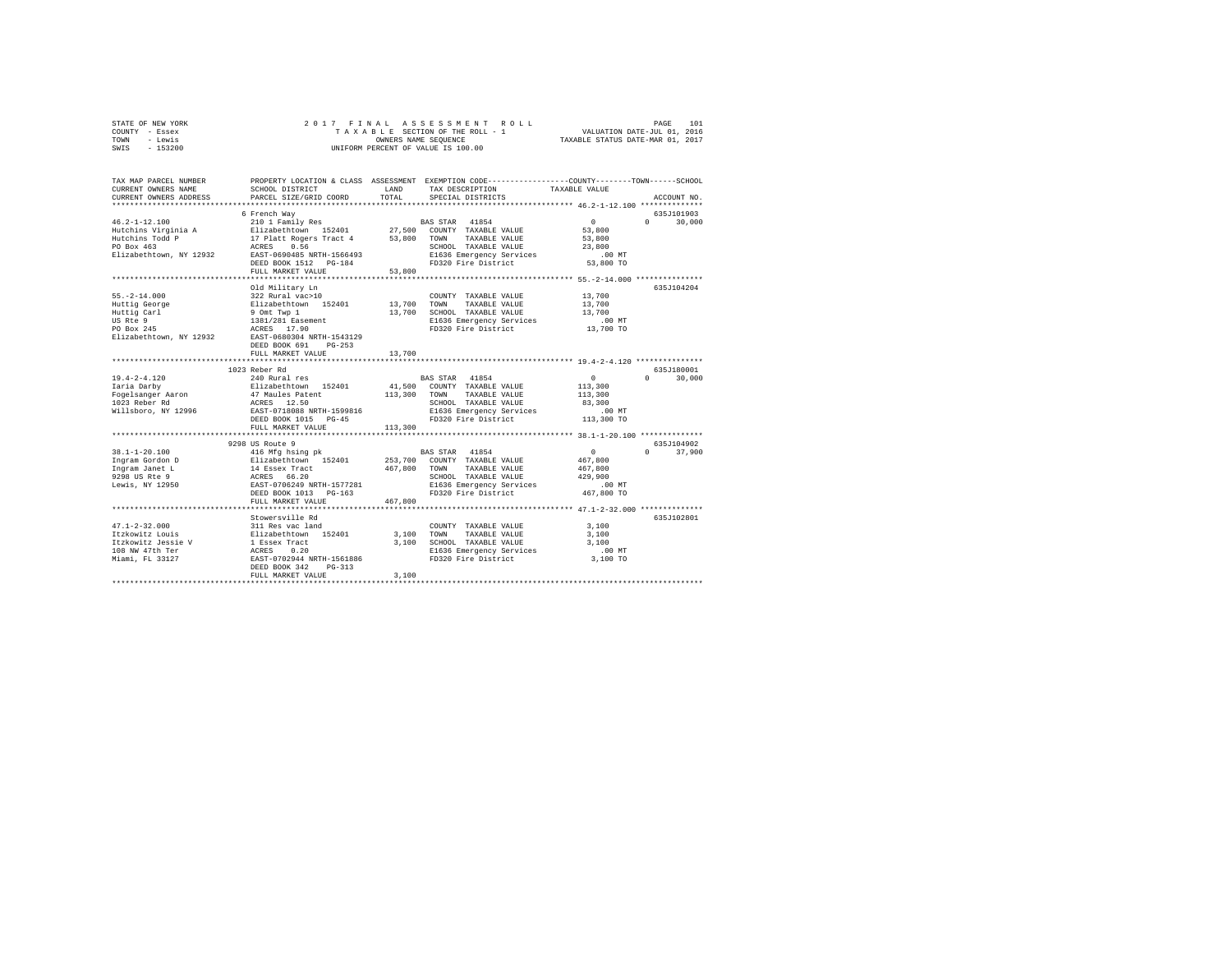STATE OF NEW YORK
COUNTY - Essex
TOWN - Lewis
SWIS - 153200

2 0 1 7 F I N A L A S S E S S M E N T R O L L
T A X A B L E SECTION OF THE ROLL - 1
OWNERS NAME SEQUENCE
UNIFORM PERCENT OF VALUE IS 100.00

VALUATION DATE-JUL 01, 2016
TAXABLE STATUS DATE-MAR 01, 2017

```
TAX MAP PARCEL NUMBER          PROPERTY LOCATION & CLASS  ASSESSMENT  EXEMPTION CODE-----------------COUNTY--------TOWN------SCHOOL
CURRENT OWNERS NAME            SCHOOL DISTRICT              LAND      TAX DESCRIPTION            TAXABLE VALUE
CURRENT OWNERS ADDRESS         PARCEL SIZE/GRID COORD       TOTAL     SPECIAL DISTRICTS                                 ACCOUNT NO.
******************************************************************************************************* 46.2-1-12.100 **************
                               6 French Way                                                                           635J101903
46.2-1-12.100                  210 1 Family Res                       BAS STAR  41854                 0          0       30,000
Hutchins Virginia A            Elizabethtown  152401       27,500     COUNTY  TAXABLE VALUE          53,800
Hutchins Todd P                17 Platt Rogers Tract 4     53,800     TOWN    TAXABLE VALUE          53,800
PO Box 463                     ACRES    0.56                          SCHOOL  TAXABLE VALUE          23,800
Elizabethtown, NY 12932        EAST-0690485 NRTH-1566493              E1636 Emergency Services          .00 MT
                               DEED BOOK 1512   PG-184                FD320 Fire District            53,800 TO
                               FULL MARKET VALUE           53,800
******************************************************************************************************* 55.-2-14.000 ***************
                               Old Military Ln                                                                        635J104204
55.-2-14.000                   322 Rural vac>10                       COUNTY  TAXABLE VALUE          13,700
Huttig George                  Elizabethtown  152401       13,700     TOWN    TAXABLE VALUE          13,700
Huttig Carl                    9 Omt Twp 1                 13,700     SCHOOL  TAXABLE VALUE          13,700
US Rte 9                       1381/281 Easement                      E1636 Emergency Services          .00 MT
PO Box 245                     ACRES   17.90                          FD320 Fire District            13,700 TO
Elizabethtown, NY 12932        EAST-0680304 NRTH-1543129
                               DEED BOOK 691    PG-253
                               FULL MARKET VALUE           13,700
******************************************************************************************************* 19.4-2-4.120 ***************
                               1023 Reber Rd                                                                          635J180001
19.4-2-4.120                   240 Rural res                          BAS STAR  41854                 0          0       30,000
Iaria Darby                    Elizabethtown  152401       41,500     COUNTY  TAXABLE VALUE         113,300
Fogelsanger Aaron              47 Maules Patent           113,300     TOWN    TAXABLE VALUE         113,300
1023 Reber Rd                  ACRES   12.50                          SCHOOL  TAXABLE VALUE          83,300
Willsboro, NY 12996            EAST-0718088 NRTH-1599816              E1636 Emergency Services          .00 MT
                               DEED BOOK 1015   PG-45                 FD320 Fire District           113,300 TO
                               FULL MARKET VALUE          113,300
******************************************************************************************************* 38.1-1-20.100 **************
                               9298 US Route 9                                                                        635J104902
38.1-1-20.100                  416 Mfg hsing pk                       BAS STAR  41854                 0          0       37,900
Ingram Gordon D                Elizabethtown  152401      253,700     COUNTY  TAXABLE VALUE         467,800
Ingram Janet L                 14 Essex Tract             467,800     TOWN    TAXABLE VALUE         467,800
9298 US Rte 9                  ACRES   66.20                          SCHOOL  TAXABLE VALUE         429,900
Lewis, NY 12950                EAST-0706249 NRTH-1577281              E1636 Emergency Services          .00 MT
                               DEED BOOK 1013   PG-163                FD320 Fire District           467,800 TO
                               FULL MARKET VALUE          467,800
******************************************************************************************************* 47.1-2-32.000 **************
                               Stowersville Rd                                                                        635J102801
47.1-2-32.000                  311 Res vac land                       COUNTY  TAXABLE VALUE           3,100
Itzkowitz Louis                Elizabethtown  152401        3,100     TOWN    TAXABLE VALUE           3,100
Itzkowitz Jessie V             1 Essex Tract                3,100     SCHOOL  TAXABLE VALUE           3,100
108 NW 47th Ter                ACRES    0.20                          E1636 Emergency Services          .00 MT
Miami, FL 33127                EAST-0702944 NRTH-1561886              FD320 Fire District             3,100 TO
                               DEED BOOK 342    PG-313
                               FULL MARKET VALUE            3,100
************************************************************************************************************************************
```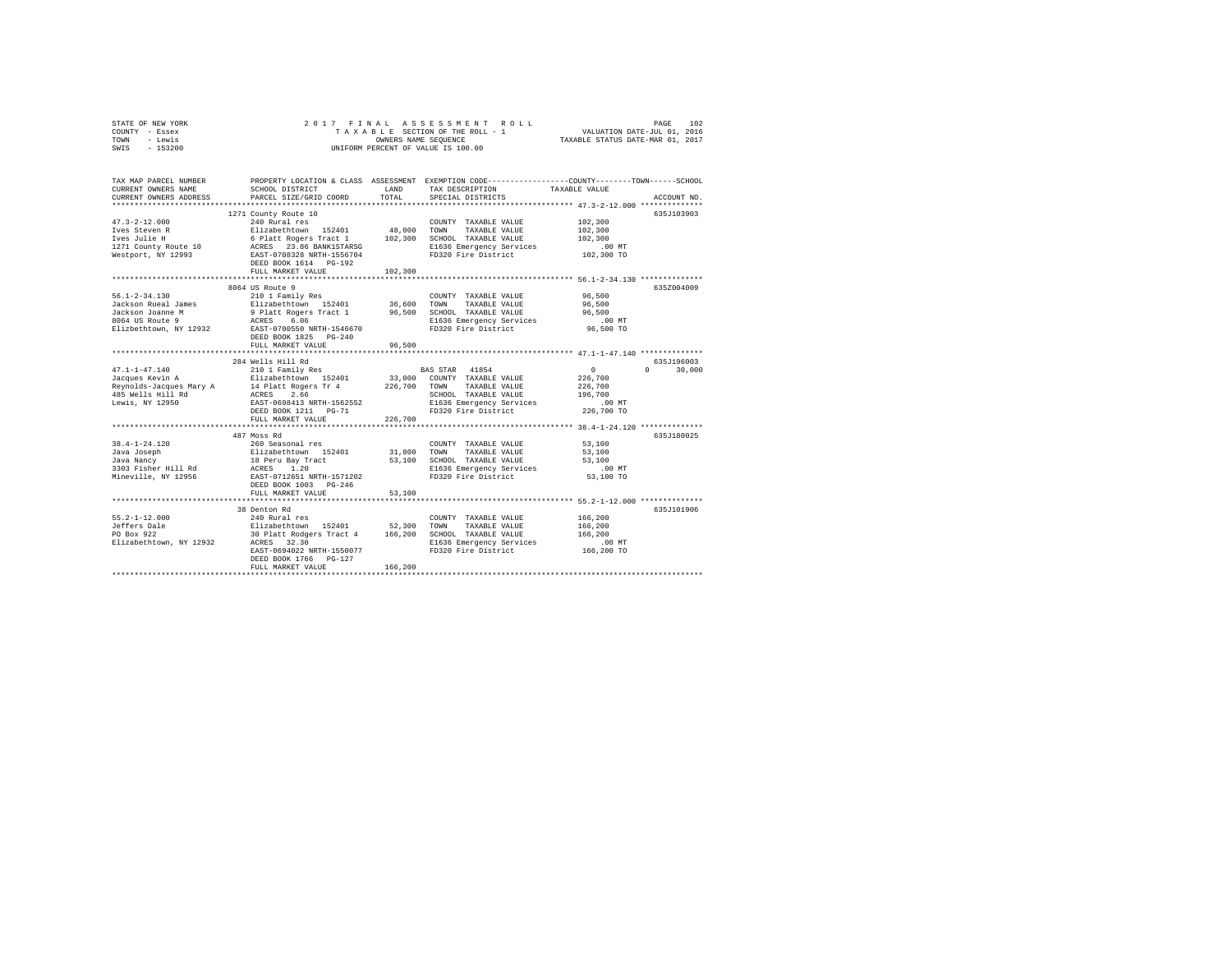STATE OF NEW YORK
COUNTY - Essex
TOWN - Lewis
SWIS - 153200

2 0 1 7 F I N A L A S S E S S M E N T R O L L
T A X A B L E SECTION OF THE ROLL - 1
OWNERS NAME SEQUENCE
UNIFORM PERCENT OF VALUE IS 100.00

VALUATION DATE-JUL 01, 2016
TAXABLE STATUS DATE-MAR 01, 2017

```
TAX MAP PARCEL NUMBER          PROPERTY LOCATION & CLASS  ASSESSMENT  EXEMPTION CODE-----------------COUNTY--------TOWN------SCHOOL
CURRENT OWNERS NAME            SCHOOL DISTRICT             LAND       TAX DESCRIPTION            TAXABLE VALUE
CURRENT OWNERS ADDRESS         PARCEL SIZE/GRID COORD      TOTAL      SPECIAL DISTRICTS                                  ACCOUNT NO.
******************************************************************************************************* 47.3-2-12.000 **************
                               1271 County Route 10                                                                   635J103903
47.3-2-12.000                  240 Rural res                          COUNTY  TAXABLE VALUE          102,300
Ives Steven R                  Elizabethtown  152401      48,000      TOWN    TAXABLE VALUE          102,300
Ives Julie H                   6 Platt Rogers Tract 1    102,300      SCHOOL  TAXABLE VALUE          102,300
1271 County Route 10           ACRES  23.86 BANK1STARSG               E1636 Emergency Services           .00 MT
Westport, NY 12993             EAST-0708328 NRTH-1556704              FD320 Fire District            102,300 TO
                               DEED BOOK 1614   PG-192
                               FULL MARKET VALUE         102,300
******************************************************************************************************* 56.1-2-34.130 **************
                               8064 US Route 9                                                                        635Z004009
56.1-2-34.130                  210 1 Family Res                       COUNTY  TAXABLE VALUE           96,500
Jackson Rueal James            Elizabethtown  152401      36,600      TOWN    TAXABLE VALUE           96,500
Jackson Joanne M               9 Platt Rogers Tract 1     96,500      SCHOOL  TAXABLE VALUE           96,500
8064 US Route 9                ACRES   6.06                           E1636 Emergency Services           .00 MT
Elizbethtown, NY 12932         EAST-0700550 NRTH-1546670              FD320 Fire District             96,500 TO
                               DEED BOOK 1825   PG-240
                               FULL MARKET VALUE          96,500
******************************************************************************************************* 47.1-1-47.140 **************
                               284 Wells Hill Rd                                                                      635J196003
47.1-1-47.140                  210 1 Family Res                       BAS STAR   41854                  0            0      30,000
Jacques Kevin A                Elizabethtown  152401      33,000      COUNTY  TAXABLE VALUE          226,700
Reynolds-Jacques Mary A        14 Platt Rogers Tr 4      226,700      TOWN    TAXABLE VALUE          226,700
485 Wells Hill Rd              ACRES   2.66                           SCHOOL  TAXABLE VALUE          196,700
Lewis, NY 12950                EAST-0698413 NRTH-1562552              E1636 Emergency Services           .00 MT
                               DEED BOOK 1211   PG-71                 FD320 Fire District            226,700 TO
                               FULL MARKET VALUE         226,700
******************************************************************************************************* 38.4-1-24.120 **************
                               487 Moss Rd                                                                            635J180025
38.4-1-24.120                  260 Seasonal res                       COUNTY  TAXABLE VALUE           53,100
Java Joseph                    Elizabethtown  152401      31,800      TOWN    TAXABLE VALUE           53,100
Java Nancy                     18 Peru Bay Tract          53,100      SCHOOL  TAXABLE VALUE           53,100
3303 Fisher Hill Rd            ACRES   1.20                           E1636 Emergency Services           .00 MT
Mineville, NY 12956            EAST-0712651 NRTH-1571202              FD320 Fire District             53,100 TO
                               DEED BOOK 1003   PG-246
                               FULL MARKET VALUE          53,100
******************************************************************************************************* 55.2-1-12.000 **************
                               38 Denton Rd                                                                           635J101906
55.2-1-12.000                  240 Rural res                          COUNTY  TAXABLE VALUE          166,200
Jeffers Dale                   Elizabethtown  152401      52,300      TOWN    TAXABLE VALUE          166,200
PO Box 922                     30 Platt Rodgers Tract 4  166,200      SCHOOL  TAXABLE VALUE          166,200
Elizabethtown, NY 12932        ACRES  32.30                           E1636 Emergency Services           .00 MT
                               EAST-0694022 NRTH-1550077              FD320 Fire District            166,200 TO
                               DEED BOOK 1766   PG-127
                               FULL MARKET VALUE         166,200
************************************************************************************************************************************
```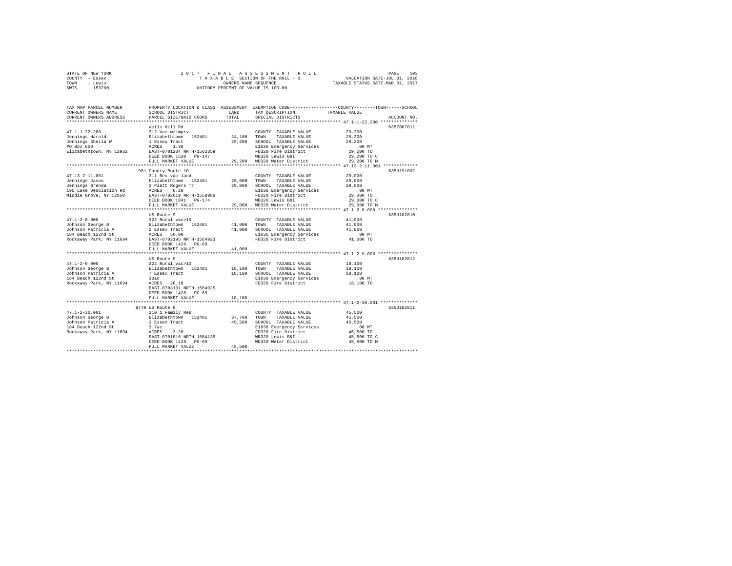STATE OF NEW YORK — COUNTY - Essex — TOWN - Lewis — SWIS - 153200

2 0 1 7 F I N A L A S S E S S M E N T R O L L
T A X A B L E SECTION OF THE ROLL - 1
OWNERS NAME SEQUENCE
UNIFORM PERCENT OF VALUE IS 100.00

VALUATION DATE-JUL 01, 2016
TAXABLE STATUS DATE-MAR 01, 2017

| TAX MAP PARCEL NUMBER / CURRENT OWNERS NAME / CURRENT OWNERS ADDRESS | PROPERTY LOCATION & CLASS / SCHOOL DISTRICT / PARCEL SIZE/GRID COORD | ASSESSMENT LAND / TOTAL | EXEMPTION CODE / TAX DESCRIPTION / SPECIAL DISTRICTS | TAXABLE VALUE (COUNTY / TOWN / SCHOOL) | ACCOUNT NO. |
|---|---|---|---|---|---|
| **47.1-1-22.200** | Wells Hill Rd | | | | 635Z007011 |
| 47.1-1-22.200 | 312 Vac w/imprv | | COUNTY TAXABLE VALUE | 29,200 | |
| Jennings Harold | Elizabethtown 152401 | 24,100 | TOWN TAXABLE VALUE | 29,200 | |
| Jennings Sheila W | 1 Essex Tract | 29,200 | SCHOOL TAXABLE VALUE | 29,200 | |
| PO Box 608 | ACRES 1.30 | | E1636 Emergency Services | .00 MT | |
| Elizabethtown, NY 12932 | EAST-0701204 NRTH-1562359 | | FD320 Fire District | 29,200 TO | |
| | DEED BOOK 1520 PG-147 | | WB320 Lewis B&I | 29,200 TO C | |
| | FULL MARKET VALUE | 29,200 | WD320 Water District | 29,200 TO M | |
| **47.13-2-11.001** | 981 County Route 10 | | | | 635J191002 |
| 47.13-2-11.001 | 311 Res vac land | | COUNTY TAXABLE VALUE | 29,000 | |
| Jennings Jason | Elizabethtown 152401 | 29,000 | TOWN TAXABLE VALUE | 29,000 | |
| Jennings Brenda | 2 Platt Rogers Tr | 29,000 | SCHOOL TAXABLE VALUE | 29,000 | |
| 195 Lake Desolation Rd | ACRES 6.20 | | E1636 Emergency Services | .00 MT | |
| Middle Grove, NY 12850 | EAST-0702019 NRTH-1558986 | | FD320 Fire District | 29,000 TO | |
| | DEED BOOK 1841 PG-174 | | WB320 Lewis B&I | 29,000 TO C | |
| | FULL MARKET VALUE | 29,000 | WD320 Water District | 29,000 TO M | |
| **47.1-2-8.000** | US Route 9 | | | | 635J102810 |
| 47.1-2-8.000 | 322 Rural vac>10 | | COUNTY TAXABLE VALUE | 41,000 | |
| Johnson George B | Elizabethtown 152401 | 41,000 | TOWN TAXABLE VALUE | 41,000 | |
| Johnson Patricia A | 2 Essex Tract | 41,000 | SCHOOL TAXABLE VALUE | 41,000 | |
| 184 Beach 122nd St | ACRES 50.00 | | E1636 Emergency Services | .00 MT | |
| Rockaway Park, NY 11694 | EAST-0702195 NRTH-1564923 | | FD320 Fire District | 41,000 TO | |
| | DEED BOOK 1428 PG-69 | | | | |
| | FULL MARKET VALUE | 41,000 | | | |
| **47.1-2-9.000** | US Route 9 | | | | 635J102812 |
| 47.1-2-9.000 | 322 Rural vac>10 | | COUNTY TAXABLE VALUE | 18,100 | |
| Johnson George B | Elizabethtown 152401 | 18,100 | TOWN TAXABLE VALUE | 18,100 | |
| Johnson Patricia A | 7 Essex Tract | 18,100 | SCHOOL TAXABLE VALUE | 18,100 | |
| 184 Beach 122nd St | 30ac | | E1636 Emergency Services | .00 MT | |
| Rockaway Park, NY 11694 | ACRES 26.10 | | FD320 Fire District | 18,100 TO | |
| | EAST-0703131 NRTH-1564925 | | | | |
| | DEED BOOK 1428 PG-69 | | | | |
| | FULL MARKET VALUE | 18,100 | | | |
| **47.1-2-30.001** | 8770 US Route 9 | | | | 635J102811 |
| 47.1-2-30.001 | 210 1 Family Res | | COUNTY TAXABLE VALUE | 45,500 | |
| Johnson George B | Elizabethtown 152401 | 37,700 | TOWN TAXABLE VALUE | 45,500 | |
| Johnson Patricia A | 2 Essex Tract | 45,500 | SCHOOL TAXABLE VALUE | 45,500 | |
| 184 Beach 122nd St | 3.7ac | | E1636 Emergency Services | .00 MT | |
| Rockaway Park, NY 11694 | ACRES 3.20 | | FD320 Fire District | 45,500 TO | |
| | EAST-0701816 NRTH-1564135 | | WB320 Lewis B&I | 45,500 TO C | |
| | DEED BOOK 1428 PG-69 | | WD320 Water District | 45,500 TO M | |
| | FULL MARKET VALUE | 45,500 | | | |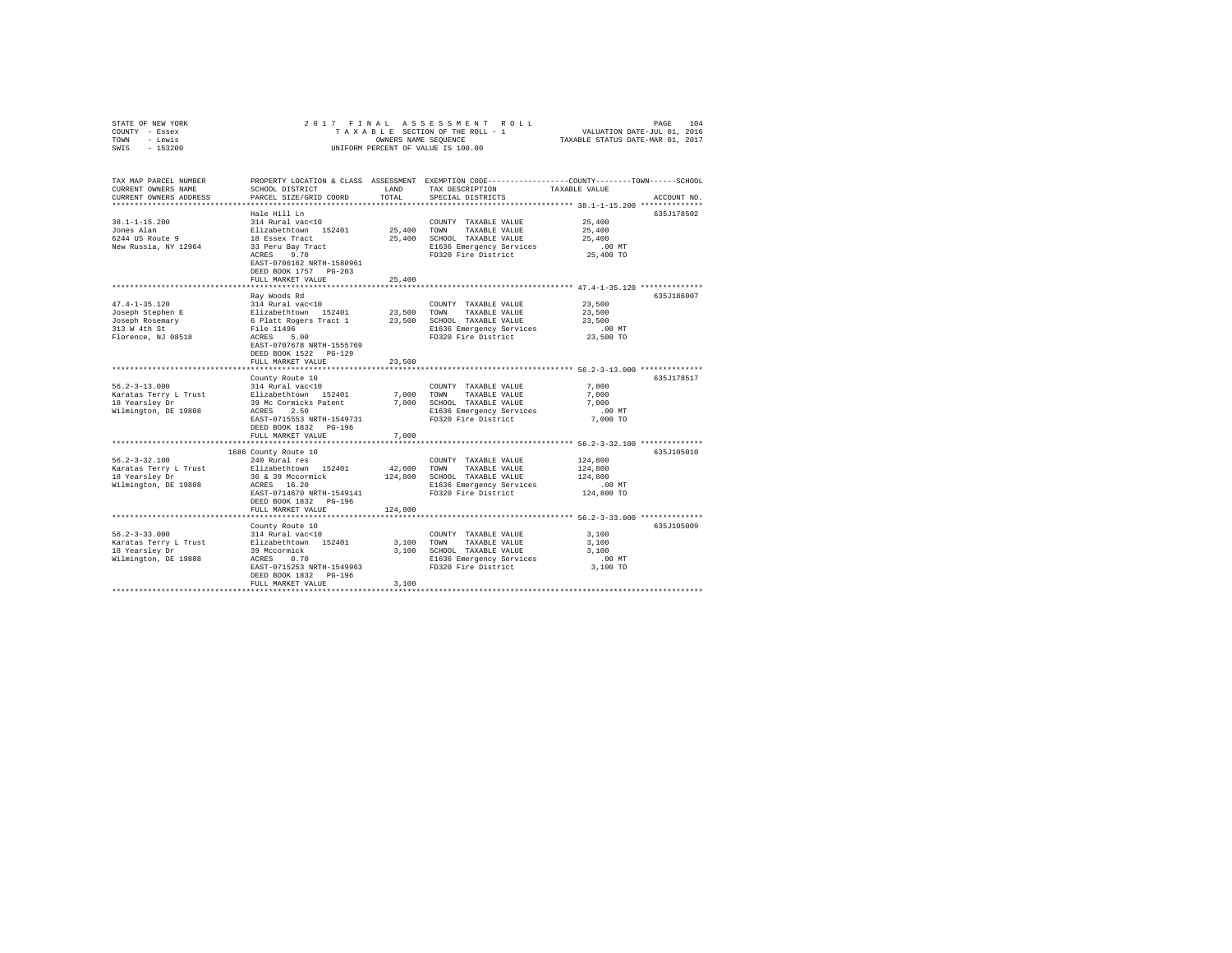STATE OF NEW YORK — 2017 FINAL ASSESSMENT ROLL
COUNTY - Essex — TAXABLE SECTION OF THE ROLL - 1 — VALUATION DATE-JUL 01, 2016
TOWN - Lewis — OWNERS NAME SEQUENCE — TAXABLE STATUS DATE-MAR 01, 2017
SWIS - 153200 — UNIFORM PERCENT OF VALUE IS 100.00

| TAX MAP PARCEL NUMBER / CURRENT OWNERS NAME / CURRENT OWNERS ADDRESS | PROPERTY LOCATION & CLASS / SCHOOL DISTRICT / PARCEL SIZE/GRID COORD | ASSESSMENT LAND / TOTAL | EXEMPTION CODE / TAX DESCRIPTION / SPECIAL DISTRICTS | COUNTY / TOWN / SCHOOL TAXABLE VALUE | ACCOUNT NO. |
|---|---|---|---|---|---|
| 38.1-1-15.200 | Hale Hill Ln | | | | 635J178502 |
| Jones Alan | 314 Rural vac<10 | | COUNTY TAXABLE VALUE | 25,400 | |
| 6244 US Route 9 | Elizabethtown 152401 | 25,400 | TOWN TAXABLE VALUE | 25,400 | |
| New Russia, NY 12964 | 18 Essex Tract | 25,400 | SCHOOL TAXABLE VALUE | 25,400 | |
| | 33 Peru Bay Tract | | E1636 Emergency Services | .00 MT | |
| | ACRES 9.70 | | FD320 Fire District | 25,400 TO | |
| | EAST-0706162 NRTH-1580961 | | | | |
| | DEED BOOK 1757 PG-203 | | | | |
| | FULL MARKET VALUE | 25,400 | | | |
| 47.4-1-35.120 | Ray Woods Rd | | | | 635J186007 |
| Joseph Stephen E | 314 Rural vac<10 | | COUNTY TAXABLE VALUE | 23,500 | |
| Joseph Rosemary | Elizabethtown 152401 | 23,500 | TOWN TAXABLE VALUE | 23,500 | |
| 313 W 4th St | 6 Platt Rogers Tract 1 | 23,500 | SCHOOL TAXABLE VALUE | 23,500 | |
| Florence, NJ 08518 | File 11496 | | E1636 Emergency Services | .00 MT | |
| | ACRES 5.00 | | FD320 Fire District | 23,500 TO | |
| | EAST-0707678 NRTH-1555769 | | | | |
| | DEED BOOK 1522 PG-129 | | | | |
| | FULL MARKET VALUE | 23,500 | | | |
| 56.2-3-13.000 | County Route 10 | | | | 635J178517 |
| Karatas Terry L Trust | 314 Rural vac<10 | | COUNTY TAXABLE VALUE | 7,000 | |
| 18 Yearsley Dr | Elizabethtown 152401 | 7,000 | TOWN TAXABLE VALUE | 7,000 | |
| Wilmington, DE 19808 | 39 Mc Cormicks Patent | 7,000 | SCHOOL TAXABLE VALUE | 7,000 | |
| | ACRES 2.50 | | E1636 Emergency Services | .00 MT | |
| | EAST-0715553 NRTH-1549731 | | FD320 Fire District | 7,000 TO | |
| | DEED BOOK 1832 PG-196 | | | | |
| | FULL MARKET VALUE | 7,000 | | | |
| 56.2-3-32.100 | 1686 County Route 10 | | | | 635J105010 |
| Karatas Terry L Trust | 240 Rural res | | COUNTY TAXABLE VALUE | 124,800 | |
| 18 Yearsley Dr | Elizabethtown 152401 | 42,600 | TOWN TAXABLE VALUE | 124,800 | |
| Wilmington, DE 19808 | 36 & 39 Mccormick | 124,800 | SCHOOL TAXABLE VALUE | 124,800 | |
| | ACRES 16.20 | | E1636 Emergency Services | .00 MT | |
| | EAST-0714670 NRTH-1549141 | | FD320 Fire District | 124,800 TO | |
| | DEED BOOK 1832 PG-196 | | | | |
| | FULL MARKET VALUE | 124,800 | | | |
| 56.2-3-33.000 | County Route 10 | | | | 635J105009 |
| Karatas Terry L Trust | 314 Rural vac<10 | | COUNTY TAXABLE VALUE | 3,100 | |
| 18 Yearsley Dr | Elizabethtown 152401 | 3,100 | TOWN TAXABLE VALUE | 3,100 | |
| Wilmington, DE 19808 | 39 Mccormick | 3,100 | SCHOOL TAXABLE VALUE | 3,100 | |
| | ACRES 0.70 | | E1636 Emergency Services | .00 MT | |
| | EAST-0715253 NRTH-1549963 | | FD320 Fire District | 3,100 TO | |
| | DEED BOOK 1832 PG-196 | | | | |
| | FULL MARKET VALUE | 3,100 | | | |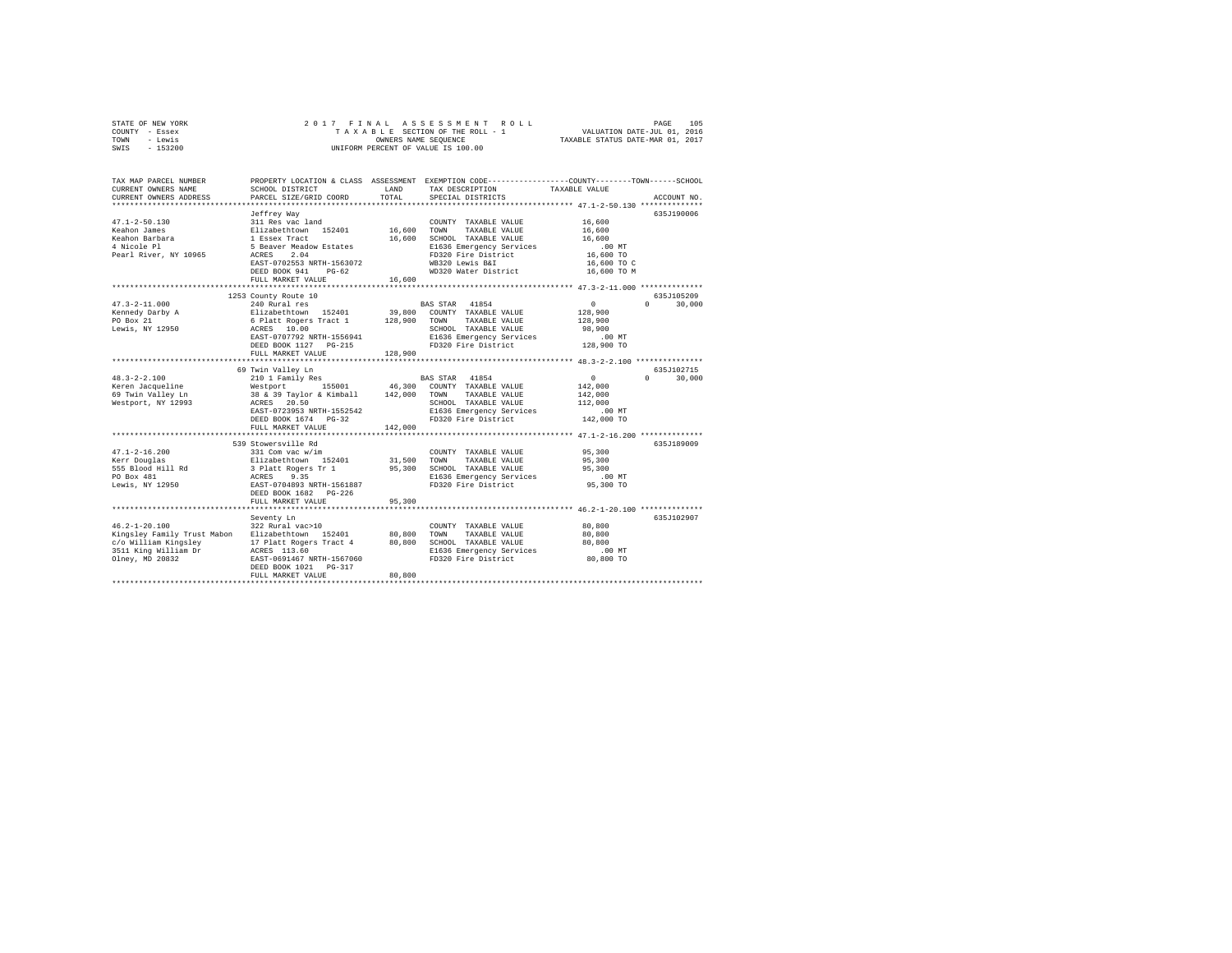STATE OF NEW YORK — 2017 FINAL ASSESSMENT ROLL — PAGE 105
COUNTY - Essex — TAXABLE SECTION OF THE ROLL - 1 — VALUATION DATE-JUL 01, 2016
TOWN - Lewis — OWNERS NAME SEQUENCE — TAXABLE STATUS DATE-MAR 01, 2017
SWIS - 153200 — UNIFORM PERCENT OF VALUE IS 100.00

```
TAX MAP PARCEL NUMBER          PROPERTY LOCATION & CLASS  ASSESSMENT  EXEMPTION CODE-----------------COUNTY--------TOWN------SCHOOL
CURRENT OWNERS NAME            SCHOOL DISTRICT              LAND      TAX DESCRIPTION           TAXABLE VALUE
CURRENT OWNERS ADDRESS         PARCEL SIZE/GRID COORD       TOTAL     SPECIAL DISTRICTS                                   ACCOUNT NO.
*********************************************************************************************** 47.1-2-50.130 **************
                               Jeffrey Way                                                                          635J190006
47.1-2-50.130                  311 Res vac land                        COUNTY  TAXABLE VALUE            16,600
Keahon James                   Elizabethtown  152401        16,600     TOWN    TAXABLE VALUE            16,600
Keahon Barbara                 1 Essex Tract                16,600     SCHOOL  TAXABLE VALUE            16,600
4 Nicole Pl                    5 Beaver Meadow Estates                 E1636 Emergency Services            .00 MT
Pearl River, NY 10965          ACRES    2.04                           FD320 Fire District              16,600 TO
                               EAST-0702553 NRTH-1563072               WB320 Lewis B&I                  16,600 TO C
                               DEED BOOK 941    PG-62                  WD320 Water District             16,600 TO M
                               FULL MARKET VALUE            16,600
*********************************************************************************************** 47.3-2-11.000 **************
                               1253 County Route 10                                                                 635J105209
47.3-2-11.000                  240 Rural res                           BAS STAR  41854                       0          0     30,000
Kennedy Darby A                Elizabethtown  152401        39,800     COUNTY  TAXABLE VALUE           128,900
PO Box 21                      6 Platt Rogers Tract 1      128,900     TOWN    TAXABLE VALUE           128,900
Lewis, NY 12950                ACRES   10.00                           SCHOOL  TAXABLE VALUE            98,900
                               EAST-0707792 NRTH-1556941               E1636 Emergency Services            .00 MT
                               DEED BOOK 1127   PG-215                 FD320 Fire District             128,900 TO
                               FULL MARKET VALUE           128,900
*********************************************************************************************** 48.3-2-2.100 ***************
                               69 Twin Valley Ln                                                                    635J102715
48.3-2-2.100                   210 1 Family Res                        BAS STAR  41854                       0          0     30,000
Keren Jacqueline               Westport       155001        46,300     COUNTY  TAXABLE VALUE           142,000
69 Twin Valley Ln              38 & 39 Taylor & Kimball    142,000     TOWN    TAXABLE VALUE           142,000
Westport, NY 12993             ACRES   20.50                           SCHOOL  TAXABLE VALUE           112,000
                               EAST-0723953 NRTH-1552542               E1636 Emergency Services            .00 MT
                               DEED BOOK 1674   PG-32                  FD320 Fire District             142,000 TO
                               FULL MARKET VALUE           142,000
*********************************************************************************************** 47.1-2-16.200 **************
                               539 Stowersville Rd                                                                  635J189009
47.1-2-16.200                  331 Com vac w/im                        COUNTY  TAXABLE VALUE            95,300
Kerr Douglas                   Elizabethtown  152401        31,500     TOWN    TAXABLE VALUE            95,300
555 Blood Hill Rd              3 Platt Rogers Tr 1          95,300     SCHOOL  TAXABLE VALUE            95,300
PO Box 481                     ACRES    9.35                           E1636 Emergency Services            .00 MT
Lewis, NY 12950                EAST-0704893 NRTH-1561887               FD320 Fire District              95,300 TO
                               DEED BOOK 1682   PG-226
                               FULL MARKET VALUE            95,300
*********************************************************************************************** 46.2-1-20.100 **************
                               Seventy Ln                                                                           635J102907
46.2-1-20.100                  322 Rural vac>10                        COUNTY  TAXABLE VALUE            80,800
Kingsley Family Trust Mabon    Elizabethtown  152401        80,800     TOWN    TAXABLE VALUE            80,800
c/o William Kingsley           17 Platt Rogers Tract 4      80,800     SCHOOL  TAXABLE VALUE            80,800
3511 King William Dr           ACRES  113.60                           E1636 Emergency Services            .00 MT
Olney, MD 20832                EAST-0691467 NRTH-1567060               FD320 Fire District              80,800 TO
                               DEED BOOK 1021   PG-317
                               FULL MARKET VALUE            80,800
****************************************************************************************************************************
```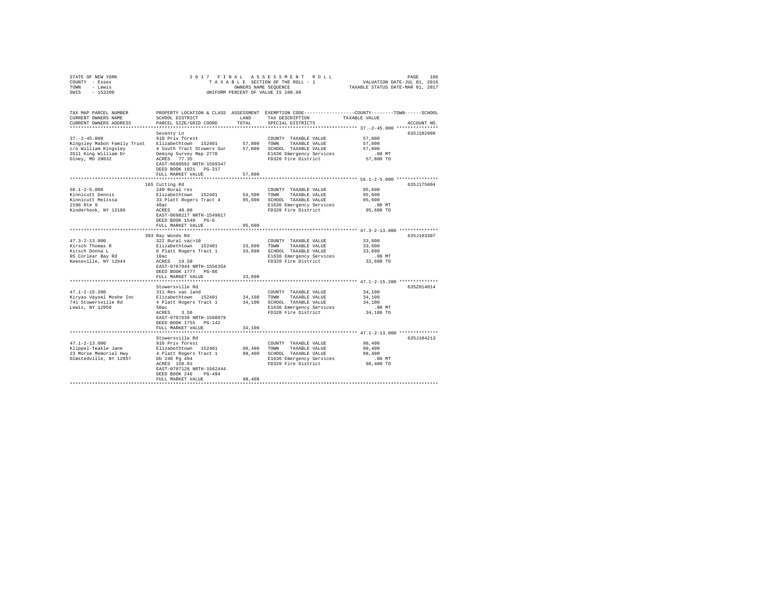STATE OF NEW YORK — COUNTY - Essex — TOWN - Lewis — SWIS - 153200

2 0 1 7  F I N A L  A S S E S S M E N T  R O L L
T A X A B L E  SECTION OF THE ROLL - 1
OWNERS NAME SEQUENCE
UNIFORM PERCENT OF VALUE IS 100.00

VALUATION DATE-JUL 01, 2016
TAXABLE STATUS DATE-MAR 01, 2017

| TAX MAP PARCEL NUMBER / CURRENT OWNERS NAME / CURRENT OWNERS ADDRESS | PROPERTY LOCATION & CLASS / SCHOOL DISTRICT / PARCEL SIZE/GRID COORD | ASSESSMENT LAND | TOTAL | EXEMPTION CODE / TAX DESCRIPTION / SPECIAL DISTRICTS | TAXABLE VALUE (COUNTY--TOWN--SCHOOL) | ACCOUNT NO. |
|---|---|---|---|---|---|---|
| **37.-2-45.000** | Seventy Ln | | | | | 635J102909 |
| 37.-2-45.000 | 910 Priv forest | | | COUNTY TAXABLE VALUE | 57,800 | |
| Kingsley Mabon Family Trust | Elizabethtown 152401 | 57,800 | | TOWN TAXABLE VALUE | 57,800 | |
| c/o William Kingsley | 4 South Tract Stowers Sur | | 57,800 | SCHOOL TAXABLE VALUE | 57,800 | |
| 3511 King William Dr | Deming Survey Map 2770 | | | E1636 Emergency Services | .00 MT | |
| Olney, MD 20832 | ACRES 77.35 | | | FD320 Fire District | 57,800 TO | |
| | EAST-0690592 NRTH-1569347 | | | | | |
| | DEED BOOK 1021 PG-317 | | | | | |
| | FULL MARKET VALUE | | 57,800 | | | |
| **56.1-2-5.000** | 165 Cutting Rd | | | | | 635J175004 |
| 56.1-2-5.000 | 240 Rural res | | | COUNTY TAXABLE VALUE | 95,600 | |
| Kinnicutt Dennis | Elizabethtown 152401 | 54,500 | | TOWN TAXABLE VALUE | 95,600 | |
| Kinnicutt Melissa | 33 Platt Rogers Tract 4 | | 95,600 | SCHOOL TAXABLE VALUE | 95,600 | |
| 2196 Rte 9 | 40ac | | | E1636 Emergency Services | .00 MT | |
| Kinderhook, NY 12106 | ACRES 48.00 | | | FD320 Fire District | 95,600 TO | |
| | EAST-0698217 NRTH-1549017 | | | | | |
| | DEED BOOK 1540 PG-6 | | | | | |
| | FULL MARKET VALUE | | 95,600 | | | |
| **47.3-2-13.000** | 393 Ray Woods Rd | | | | | 635J103307 |
| 47.3-2-13.000 | 322 Rural vac>10 | | | COUNTY TAXABLE VALUE | 33,600 | |
| Kirsch Thomas R | Elizabethtown 152401 | 33,600 | | TOWN TAXABLE VALUE | 33,600 | |
| Kirsch Donna L | 6 Platt Rogers Tract 1 | | 33,600 | SCHOOL TAXABLE VALUE | 33,600 | |
| 95 Corlear Bay Rd | 10ac | | | E1636 Emergency Services | .00 MT | |
| Keeseville, NY 12944 | ACRES 19.50 | | | FD320 Fire District | 33,600 TO | |
| | EAST-0707044 NRTH-1556354 | | | | | |
| | DEED BOOK 1777 PG-86 | | | | | |
| | FULL MARKET VALUE | | 33,600 | | | |
| **47.1-2-15.200** | Stowersville Rd | | | | | 635Z014014 |
| 47.1-2-15.200 | 311 Res vac land | | | COUNTY TAXABLE VALUE | 34,100 | |
| Kiryas Vayoel Moshe Inc | Elizabethtown 152401 | 34,100 | | TOWN TAXABLE VALUE | 34,100 | |
| 741 Stowersville Rd | 4 Platt Rogers Tract 1 | | 34,100 | SCHOOL TAXABLE VALUE | 34,100 | |
| Lewis, NY 12950 | 50ac | | | E1636 Emergency Services | .00 MT | |
| | ACRES 3.50 | | | FD320 Fire District | 34,100 TO | |
| | EAST-0707638 NRTH-1560979 | | | | | |
| | DEED BOOK 1755 PG-142 | | | | | |
| | FULL MARKET VALUE | | 34,100 | | | |
| **47.1-2-13.000** | Stowersville Rd | | | | | 635J104213 |
| 47.1-2-13.000 | 910 Priv forest | | | COUNTY TAXABLE VALUE | 98,400 | |
| Klippel-Teakle Jane | Elizabethtown 152401 | 98,400 | | TOWN TAXABLE VALUE | 98,400 | |
| 23 Morse Memorial Hwy | 4 Platt Rogers Tract 1 | | 98,400 | SCHOOL TAXABLE VALUE | 98,400 | |
| Olmstedville, NY 12857 | Db 246 Pg 494 | | | E1636 Emergency Services | .00 MT | |
| | ACRES 150.91 | | | FD320 Fire District | 98,400 TO | |
| | EAST-0707128 NRTH-1562444 | | | | | |
| | DEED BOOK 246 PG-494 | | | | | |
| | FULL MARKET VALUE | | 98,400 | | | |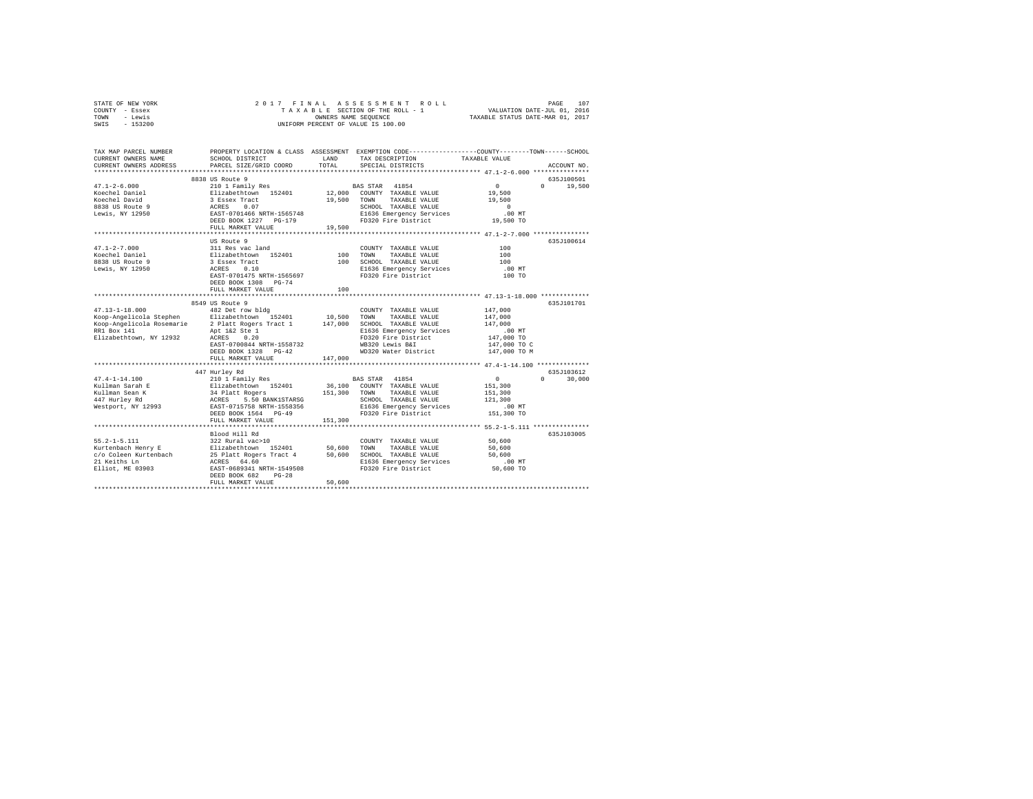STATE OF NEW YORK　　　　2017 FINAL ASSESSMENT ROLL
COUNTY - Essex　　　　TAXABLE SECTION OF THE ROLL - 1　　　　VALUATION DATE-JUL 01, 2016
TOWN - Lewis　　　　OWNERS NAME SEQUENCE　　　　TAXABLE STATUS DATE-MAR 01, 2017
SWIS - 153200　　　　UNIFORM PERCENT OF VALUE IS 100.00

| TAX MAP PARCEL NUMBER / CURRENT OWNERS NAME / CURRENT OWNERS ADDRESS | PROPERTY LOCATION & CLASS / SCHOOL DISTRICT / PARCEL SIZE/GRID COORD | ASSESSMENT LAND / TOTAL | EXEMPTION CODE / TAX DESCRIPTION / SPECIAL DISTRICTS | COUNTY TAXABLE VALUE | TOWN | SCHOOL | ACCOUNT NO. |
|---|---|---|---|---|---|---|---|
| 47.1-2-6.000 | 8838 US Route 9 | | | | | | 635J100501 |
| | 210 1 Family Res | | BAS STAR 41854 | 0 | 0 | 19,500 | |
| Koechel Daniel | Elizabethtown 152401 | 12,000 | COUNTY TAXABLE VALUE | 19,500 | | | |
| Koechel David | 3 Essex Tract | 19,500 | TOWN TAXABLE VALUE | 19,500 | | | |
| 8838 US Route 9 | ACRES 0.07 | | SCHOOL TAXABLE VALUE | 0 | | | |
| Lewis, NY 12950 | EAST-0701466 NRTH-1565748 | | E1636 Emergency Services | .00 MT | | | |
| | DEED BOOK 1227 PG-179 | | FD320 Fire District | 19,500 TO | | | |
| | FULL MARKET VALUE | 19,500 | | | | | |
| 47.1-2-7.000 | US Route 9 | | | | | | 635J100614 |
| | 311 Res vac land | | COUNTY TAXABLE VALUE | 100 | | | |
| Koechel Daniel | Elizabethtown 152401 | 100 | TOWN TAXABLE VALUE | 100 | | | |
| 8838 US Route 9 | 3 Essex Tract | 100 | SCHOOL TAXABLE VALUE | 100 | | | |
| Lewis, NY 12950 | ACRES 0.10 | | E1636 Emergency Services | .00 MT | | | |
| | EAST-0701475 NRTH-1565697 | | FD320 Fire District | 100 TO | | | |
| | DEED BOOK 1308 PG-74 | | | | | | |
| | FULL MARKET VALUE | 100 | | | | | |
| 47.13-1-18.000 | 8549 US Route 9 | | | | | | 635J101701 |
| | 482 Det row bldg | | COUNTY TAXABLE VALUE | 147,000 | | | |
| Koop-Angelicola Stephen | Elizabethtown 152401 | 10,500 | TOWN TAXABLE VALUE | 147,000 | | | |
| Koop-Angelicola Rosemarie | 2 Platt Rogers Tract 1 | 147,000 | SCHOOL TAXABLE VALUE | 147,000 | | | |
| RR1 Box 141 | Apt 1&2 Ste 1 | | E1636 Emergency Services | .00 MT | | | |
| Elizabethtown, NY 12932 | ACRES 0.20 | | FD320 Fire District | 147,000 TO | | | |
| | EAST-0700844 NRTH-1558732 | | WB320 Lewis B&I | 147,000 TO C | | | |
| | DEED BOOK 1328 PG-42 | | WD320 Water District | 147,000 TO M | | | |
| | FULL MARKET VALUE | 147,000 | | | | | |
| 47.4-1-14.100 | 447 Hurley Rd | | | | | | 635J103612 |
| | 210 1 Family Res | | BAS STAR 41854 | 0 | 0 | 30,000 | |
| Kullman Sarah E | Elizabethtown 152401 | 36,100 | COUNTY TAXABLE VALUE | 151,300 | | | |
| Kullman Sean K | 34 Platt Rogers | 151,300 | TOWN TAXABLE VALUE | 151,300 | | | |
| 447 Hurley Rd | ACRES 5.50 BANK1STARSG | | SCHOOL TAXABLE VALUE | 121,300 | | | |
| Westport, NY 12993 | EAST-0715758 NRTH-1558356 | | E1636 Emergency Services | .00 MT | | | |
| | DEED BOOK 1564 PG-49 | | FD320 Fire District | 151,300 TO | | | |
| | FULL MARKET VALUE | 151,300 | | | | | |
| 55.2-1-5.111 | Blood Hill Rd | | | | | | 635J103005 |
| | 322 Rural vac>10 | | COUNTY TAXABLE VALUE | 50,600 | | | |
| Kurtenbach Henry E | Elizabethtown 152401 | 50,600 | TOWN TAXABLE VALUE | 50,600 | | | |
| c/o Coleen Kurtenbach | 25 Platt Rogers Tract 4 | 50,600 | SCHOOL TAXABLE VALUE | 50,600 | | | |
| 21 Keiths Ln | ACRES 64.60 | | E1636 Emergency Services | .00 MT | | | |
| Elliot, ME 03903 | EAST-0689341 NRTH-1549508 | | FD320 Fire District | 50,600 TO | | | |
| | DEED BOOK 682 PG-28 | | | | | | |
| | FULL MARKET VALUE | 50,600 | | | | | |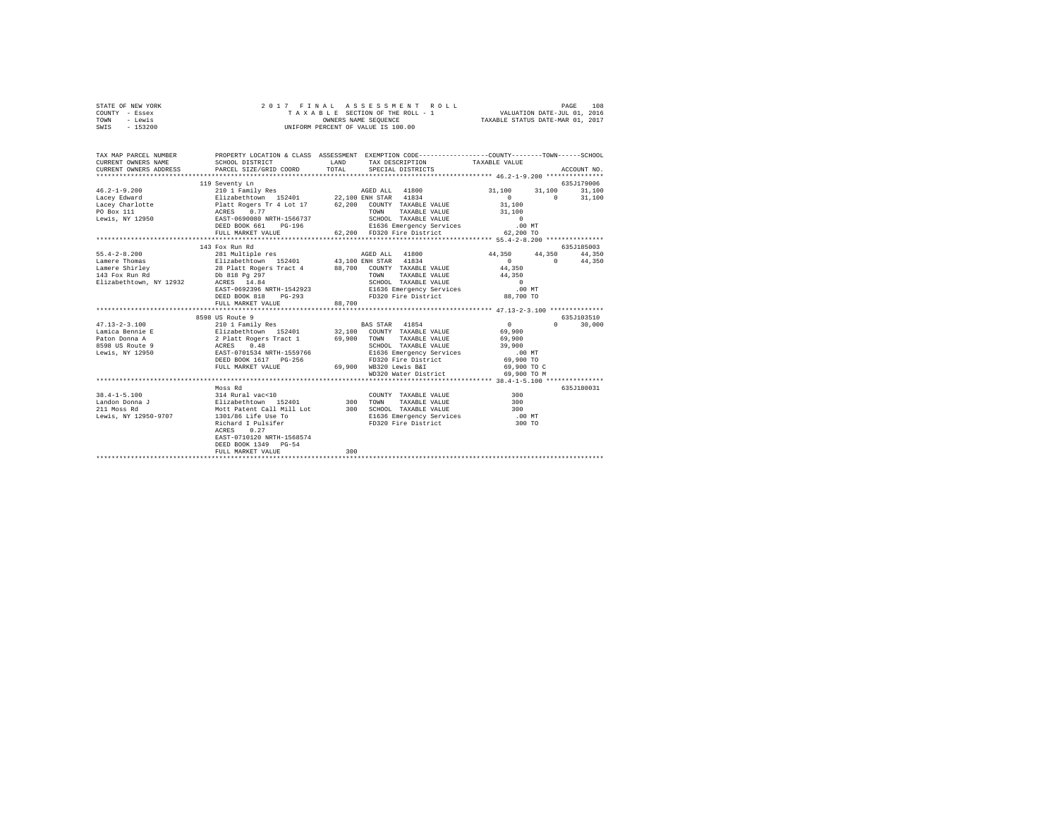STATE OF NEW YORK — COUNTY - Essex — TOWN - Lewis — SWIS - 153200

2017 FINAL ASSESSMENT ROLL
TAXABLE SECTION OF THE ROLL - 1
OWNERS NAME SEQUENCE
UNIFORM PERCENT OF VALUE IS 100.00

VALUATION DATE-JUL 01, 2016
TAXABLE STATUS DATE-MAR 01, 2017

| TAX MAP PARCEL NUMBER / CURRENT OWNERS NAME / CURRENT OWNERS ADDRESS | PROPERTY LOCATION & CLASS / SCHOOL DISTRICT / PARCEL SIZE/GRID COORD | ASSESSMENT LAND / TOTAL | EXEMPTION CODE / TAX DESCRIPTION / SPECIAL DISTRICTS | COUNTY | TOWN | SCHOOL / ACCOUNT NO. |
|---|---|---|---|---|---|---|
| 46.2-1-9.200 | 119 Seventy Ln | | | | | 635J179006 |
| | 210 1 Family Res | | AGED ALL 41800 | 31,100 | 31,100 | 31,100 |
| Lacey Edward | Elizabethtown 152401 | 22,100 | ENH STAR 41834 | 0 | 0 | 31,100 |
| Lacey Charlotte | Platt Rogers Tr 4 Lot 17 | 62,200 | COUNTY TAXABLE VALUE | 31,100 | | |
| PO Box 111 | ACRES 0.77 | | TOWN TAXABLE VALUE | 31,100 | | |
| Lewis, NY 12950 | EAST-0690080 NRTH-1566737 | | SCHOOL TAXABLE VALUE | 0 | | |
| | DEED BOOK 661 PG-196 | | E1636 Emergency Services | .00 MT | | |
| | FULL MARKET VALUE | 62,200 | FD320 Fire District | 62,200 TO | | |
| 55.4-2-8.200 | 143 Fox Run Rd | | | | | 635J185003 |
| | 281 Multiple res | | AGED ALL 41800 | 44,350 | 44,350 | 44,350 |
| Lamere Thomas | Elizabethtown 152401 | 43,100 | ENH STAR 41834 | 0 | 0 | 44,350 |
| Lamere Shirley | 28 Platt Rogers Tract 4 | 88,700 | COUNTY TAXABLE VALUE | 44,350 | | |
| 143 Fox Run Rd | Db 818 Pg 297 | | TOWN TAXABLE VALUE | 44,350 | | |
| Elizabethtown, NY 12932 | ACRES 14.84 | | SCHOOL TAXABLE VALUE | 0 | | |
| | EAST-0692396 NRTH-1542923 | | E1636 Emergency Services | .00 MT | | |
| | DEED BOOK 818 PG-293 | | FD320 Fire District | 88,700 TO | | |
| | FULL MARKET VALUE | 88,700 | | | | |
| 47.13-2-3.100 | 8598 US Route 9 | | | | | 635J103510 |
| | 210 1 Family Res | | BAS STAR 41854 | 0 | 0 | 30,000 |
| Lamica Bennie E | Elizabethtown 152401 | 32,100 | COUNTY TAXABLE VALUE | 69,900 | | |
| Paton Donna A | 2 Platt Rogers Tract 1 | 69,900 | TOWN TAXABLE VALUE | 69,900 | | |
| 8598 US Route 9 | ACRES 0.48 | | SCHOOL TAXABLE VALUE | 39,900 | | |
| Lewis, NY 12950 | EAST-0701534 NRTH-1559766 | | E1636 Emergency Services | .00 MT | | |
| | DEED BOOK 1617 PG-256 | | FD320 Fire District | 69,900 TO | | |
| | FULL MARKET VALUE | 69,900 | WB320 Lewis B&I | 69,900 TO C | | |
| | | | WD320 Water District | 69,900 TO M | | |
| 38.4-1-5.100 | Moss Rd | | | | | 635J180031 |
| | 314 Rural vac<10 | | COUNTY TAXABLE VALUE | 300 | | |
| Landon Donna J | Elizabethtown 152401 | 300 | TOWN TAXABLE VALUE | 300 | | |
| 211 Moss Rd | Mott Patent Call Mill Lot | 300 | SCHOOL TAXABLE VALUE | 300 | | |
| Lewis, NY 12950-9707 | 1301/86 Life Use To | | E1636 Emergency Services | .00 MT | | |
| | Richard I Pulsifer | | FD320 Fire District | 300 TO | | |
| | ACRES 0.27 | | | | | |
| | EAST-0710120 NRTH-1568574 | | | | | |
| | DEED BOOK 1349 PG-54 | | | | | |
| | FULL MARKET VALUE | 300 | | | | |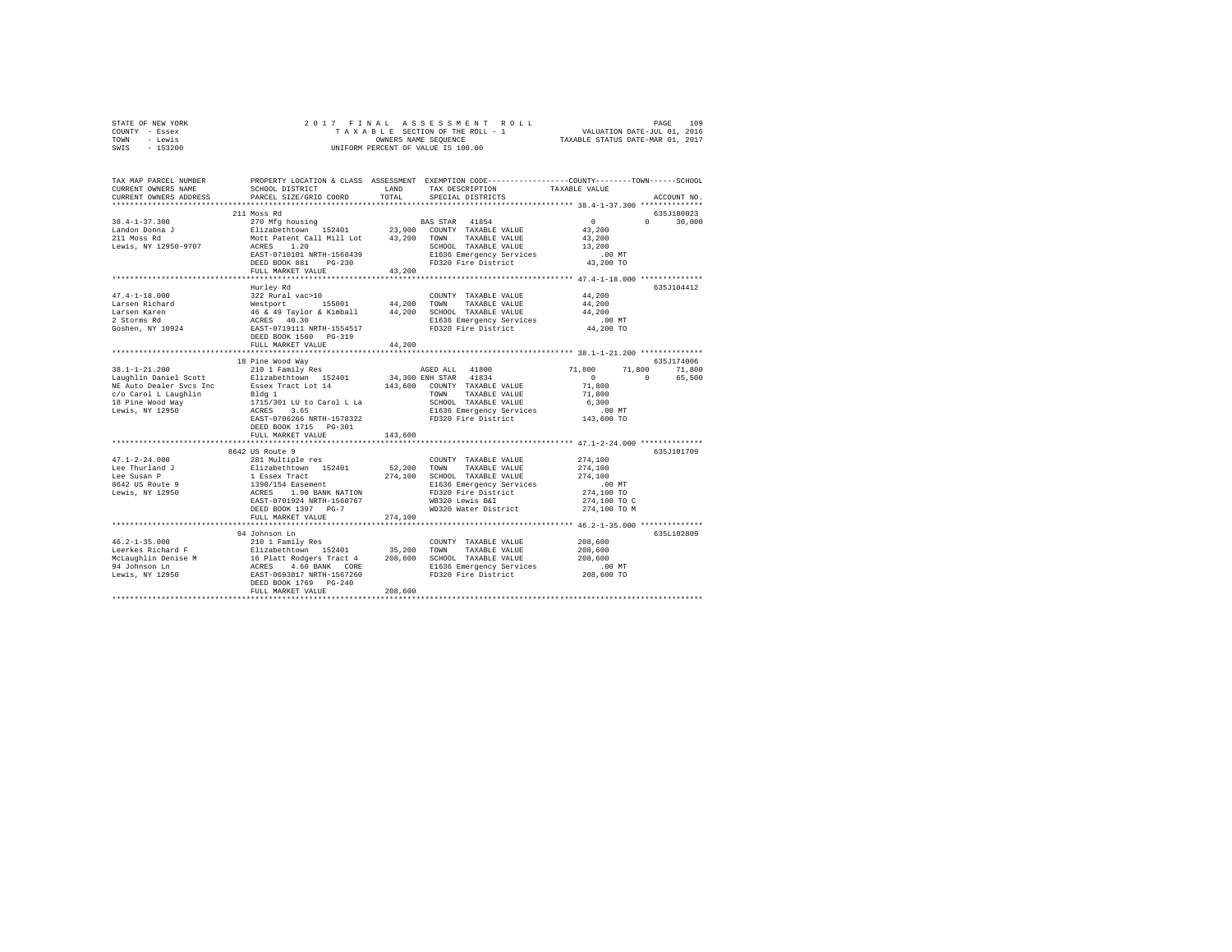STATE OF NEW YORK — COUNTY - Essex — TOWN - Lewis — SWIS - 153200

2017 FINAL ASSESSMENT ROLL
TAXABLE SECTION OF THE ROLL - 1
OWNERS NAME SEQUENCE
UNIFORM PERCENT OF VALUE IS 100.00

VALUATION DATE-JUL 01, 2016
TAXABLE STATUS DATE-MAR 01, 2017

| TAX MAP PARCEL NUMBER / CURRENT OWNERS NAME / CURRENT OWNERS ADDRESS | PROPERTY LOCATION & CLASS / SCHOOL DISTRICT / PARCEL SIZE/GRID COORD | ASSESSMENT LAND / TOTAL | EXEMPTION CODE / TAX DESCRIPTION / SPECIAL DISTRICTS | COUNTY | TOWN | SCHOOL | ACCOUNT NO. |
|---|---|---|---|---|---|---|---|
| 38.4-1-37.300 | 211 Moss Rd | | | | | | 635J180023 |
| Landon Donna J | 270 Mfg housing | | BAS STAR 41854 | 0 | 0 | 30,000 | |
| 211 Moss Rd | Elizabethtown 152401 | 23,900 | COUNTY TAXABLE VALUE | 43,200 | | | |
| Lewis, NY 12950-9707 | Mott Patent Call Mill Lot | 43,200 | TOWN TAXABLE VALUE | | 43,200 | | |
| | ACRES 1.20 | | SCHOOL TAXABLE VALUE | | | 13,200 | |
| | EAST-0710101 NRTH-1568439 | | E1636 Emergency Services | .00 MT | | | |
| | DEED BOOK 881 PG-230 | | FD320 Fire District | 43,200 TO | | | |
| | FULL MARKET VALUE | 43,200 | | | | | |
| 47.4-1-18.000 | Hurley Rd | | | | | | 635J104412 |
| Larsen Richard | 322 Rural vac>10 | | COUNTY TAXABLE VALUE | 44,200 | | | |
| Larsen Karen | Westport 155001 | 44,200 | TOWN TAXABLE VALUE | | 44,200 | | |
| 2 Storms Rd | 46 & 49 Taylor & Kimball | 44,200 | SCHOOL TAXABLE VALUE | | | 44,200 | |
| Goshen, NY 10924 | ACRES 40.30 | | E1636 Emergency Services | .00 MT | | | |
| | EAST-0719111 NRTH-1554517 | | FD320 Fire District | 44,200 TO | | | |
| | DEED BOOK 1560 PG-319 | | | | | | |
| | FULL MARKET VALUE | 44,200 | | | | | |
| 38.1-1-21.200 | 18 Pine Wood Way | | | | | | 635J174006 |
| Laughlin Daniel Scott | 210 1 Family Res | | AGED ALL 41800 | 71,800 | 71,800 | 71,800 | |
| NE Auto Dealer Svcs Inc | Elizabethtown 152401 | 34,300 | ENH STAR 41834 | 0 | 0 | 65,500 | |
| c/o Carol L Laughlin | Essex Tract Lot 14 | 143,600 | COUNTY TAXABLE VALUE | 71,800 | | | |
| 18 Pine Wood Way | Bldg 1 | | TOWN TAXABLE VALUE | | 71,800 | | |
| Lewis, NY 12950 | 1715/301 LU to Carol L La | | SCHOOL TAXABLE VALUE | | | 6,300 | |
| | ACRES 3.65 | | E1636 Emergency Services | .00 MT | | | |
| | EAST-0706266 NRTH-1578322 | | FD320 Fire District | 143,600 TO | | | |
| | DEED BOOK 1715 PG-301 | | | | | | |
| | FULL MARKET VALUE | 143,600 | | | | | |
| 47.1-2-24.000 | 8642 US Route 9 | | | | | | 635J101709 |
| Lee Thurland J | 281 Multiple res | | COUNTY TAXABLE VALUE | 274,100 | | | |
| Lee Susan P | Elizabethtown 152401 | 52,200 | TOWN TAXABLE VALUE | | 274,100 | | |
| 8642 US Route 9 | 1 Essex Tract | 274,100 | SCHOOL TAXABLE VALUE | | | 274,100 | |
| Lewis, NY 12950 | 1390/154 Easement | | E1636 Emergency Services | .00 MT | | | |
| | ACRES 1.90 BANK NATION | | FD320 Fire District | 274,100 TO | | | |
| | EAST-0701924 NRTH-1560767 | | WB320 Lewis B&I | 274,100 TO C | | | |
| | DEED BOOK 1397 PG-7 | | WD320 Water District | 274,100 TO M | | | |
| | FULL MARKET VALUE | 274,100 | | | | | |
| 46.2-1-35.000 | 94 Johnson Ln | | | | | | 635L102809 |
| Leerkes Richard F | 210 1 Family Res | | COUNTY TAXABLE VALUE | 208,600 | | | |
| McLaughlin Denise M | Elizabethtown 152401 | 35,200 | TOWN TAXABLE VALUE | | 208,600 | | |
| 94 Johnson Ln | 16 Platt Rodgers Tract 4 | 208,600 | SCHOOL TAXABLE VALUE | | | 208,600 | |
| Lewis, NY 12950 | ACRES 4.60 BANK CORE | | E1636 Emergency Services | .00 MT | | | |
| | EAST-0693817 NRTH-1567260 | | FD320 Fire District | 208,600 TO | | | |
| | DEED BOOK 1769 PG-240 | | | | | | |
| | FULL MARKET VALUE | 208,600 | | | | | |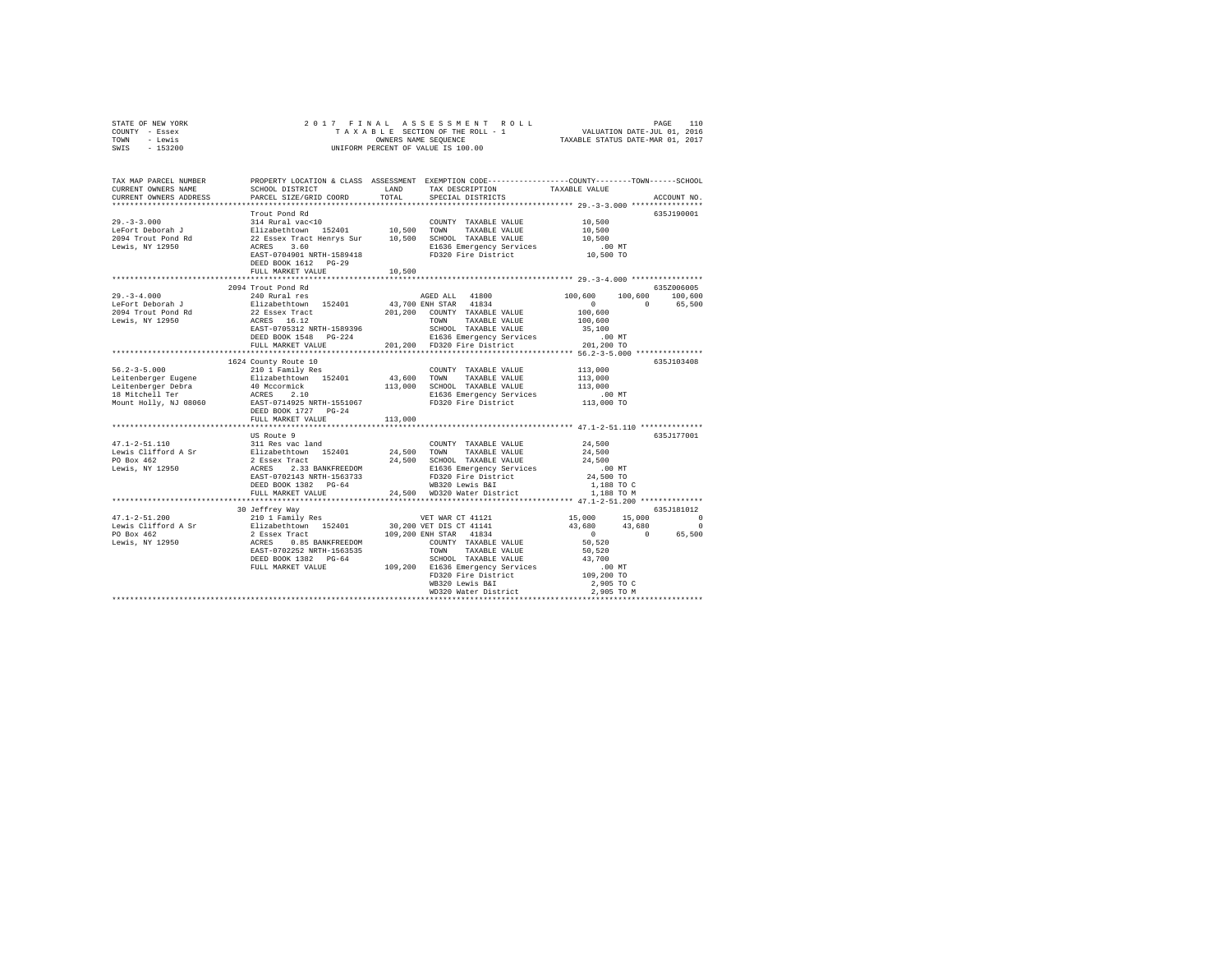STATE OF NEW YORK    2 0 1 7  F I N A L  A S S E S S M E N T  R O L L    PAGE 110
COUNTY - Essex    T A X A B L E  SECTION OF THE ROLL - 1    VALUATION DATE-JUL 01, 2016
TOWN - Lewis    OWNERS NAME SEQUENCE    TAXABLE STATUS DATE-MAR 01, 2017
SWIS - 153200    UNIFORM PERCENT OF VALUE IS 100.00

```
TAX MAP PARCEL NUMBER     PROPERTY LOCATION & CLASS  ASSESSMENT  EXEMPTION CODE-----------------COUNTY--------TOWN------SCHOOL
CURRENT OWNERS NAME       SCHOOL DISTRICT               LAND      TAX DESCRIPTION             TAXABLE VALUE
CURRENT OWNERS ADDRESS    PARCEL SIZE/GRID COORD        TOTAL     SPECIAL DISTRICTS                                  ACCOUNT NO.
*********************************************************************************************** 29.-3-3.000 ****************
                          Trout Pond Rd                                                                               635J190001
29.-3-3.000               314 Rural vac<10                         COUNTY  TAXABLE VALUE          10,500
LeFort Deborah J          Elizabethtown  152401       10,500      TOWN    TAXABLE VALUE          10,500
2094 Trout Pond Rd        22 Essex Tract Henrys Sur   10,500      SCHOOL  TAXABLE VALUE          10,500
Lewis, NY 12950           ACRES    3.60                            E1636 Emergency Services          .00 MT
                          EAST-0704901 NRTH-1589418                FD320 Fire District            10,500 TO
                          DEED BOOK 1612   PG-29
                          FULL MARKET VALUE            10,500
*********************************************************************************************** 29.-3-4.000 ****************
                          2094 Trout Pond Rd                                                                          635Z006005
29.-3-4.000               240 Rural res                            AGED ALL  41800            100,600    100,600    100,600
LeFort Deborah J          Elizabethtown  152401       43,700 ENH STAR  41834                   0          0     65,500
2094 Trout Pond Rd        22 Essex Tract              201,200     COUNTY  TAXABLE VALUE         100,600
Lewis, NY 12950           ACRES   16.12                            TOWN    TAXABLE VALUE         100,600
                          EAST-0705312 NRTH-1589396                SCHOOL  TAXABLE VALUE          35,100
                          DEED BOOK 1548   PG-224                  E1636 Emergency Services          .00 MT
                          FULL MARKET VALUE           201,200     FD320 Fire District           201,200 TO
*********************************************************************************************** 56.2-3-5.000 ***************
                          1624 County Route 10                                                                        635J103408
56.2-3-5.000              210 1 Family Res                         COUNTY  TAXABLE VALUE         113,000
Leitenberger Eugene       Elizabethtown  152401       43,600      TOWN    TAXABLE VALUE         113,000
Leitenberger Debra        40 Mccormick                113,000     SCHOOL  TAXABLE VALUE         113,000
18 Mitchell Ter           ACRES    2.10                            E1636 Emergency Services          .00 MT
Mount Holly, NJ 08060     EAST-0714925 NRTH-1551067                FD320 Fire District           113,000 TO
                          DEED BOOK 1727   PG-24
                          FULL MARKET VALUE           113,000
*********************************************************************************************** 47.1-2-51.110 **************
                          US Route 9                                                                                  635J177001
47.1-2-51.110             311 Res vac land                         COUNTY  TAXABLE VALUE          24,500
Lewis Clifford A Sr       Elizabethtown  152401       24,500      TOWN    TAXABLE VALUE          24,500
PO Box 462                2 Essex Tract               24,500      SCHOOL  TAXABLE VALUE          24,500
Lewis, NY 12950           ACRES    2.33 BANKFREEDOM                E1636 Emergency Services          .00 MT
                          EAST-0702143 NRTH-1563733                FD320 Fire District            24,500 TO
                          DEED BOOK 1382   PG-64                   WB320 Lewis B&I                 1,188 TO C
                          FULL MARKET VALUE            24,500     WD320 Water District             1,188 TO M
*********************************************************************************************** 47.1-2-51.200 **************
                          30 Jeffrey Way                                                                              635J181012
47.1-2-51.200             210 1 Family Res                         VET WAR CT 41121            15,000     15,000          0
Lewis Clifford A Sr       Elizabethtown  152401       30,200 VET DIS CT 41141                  43,680     43,680          0
PO Box 462                2 Essex Tract               109,200 ENH STAR  41834                   0          0     65,500
Lewis, NY 12950           ACRES    0.85 BANKFREEDOM                COUNTY  TAXABLE VALUE          50,520
                          EAST-0702252 NRTH-1563535                TOWN    TAXABLE VALUE          50,520
                          DEED BOOK 1382   PG-64                   SCHOOL  TAXABLE VALUE          43,700
                          FULL MARKET VALUE           109,200     E1636 Emergency Services          .00 MT
                                                                   FD320 Fire District           109,200 TO
                                                                   WB320 Lewis B&I                 2,905 TO C
                                                                   WD320 Water District             2,905 TO M
****************************************************************************************************************************
```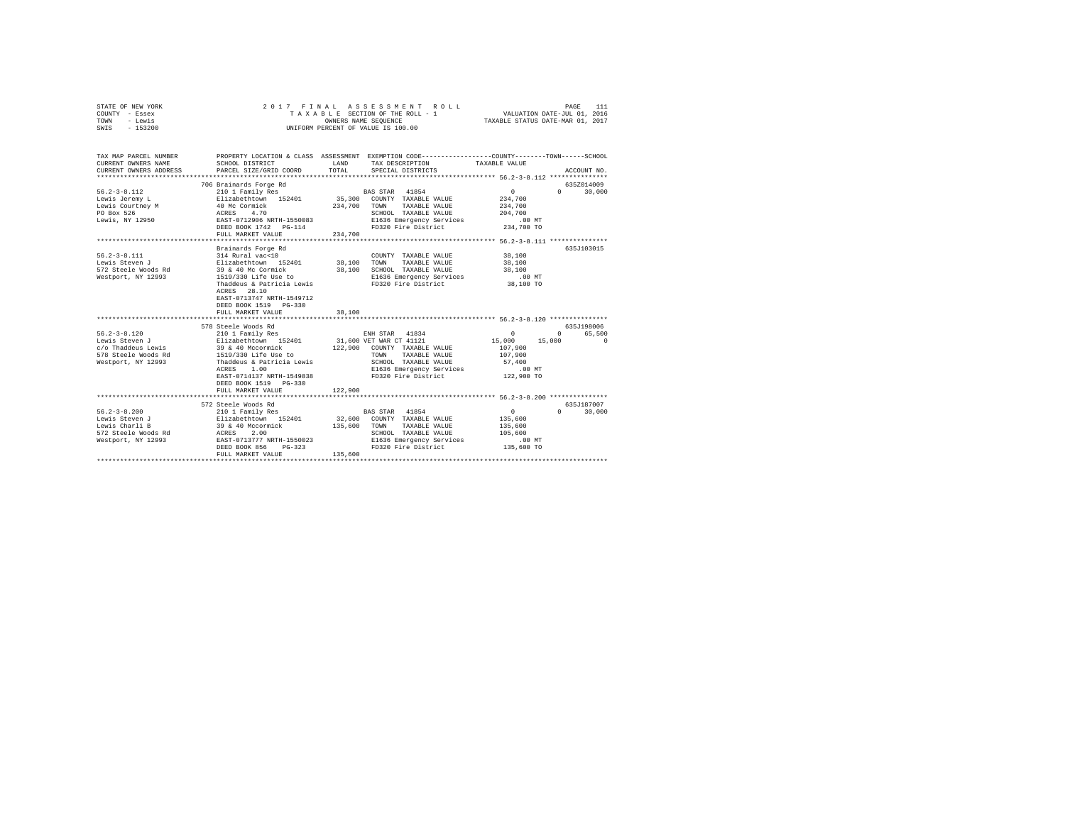STATE OF NEW YORK
COUNTY - Essex
TOWN - Lewis
SWIS - 153200

2017 FINAL ASSESSMENT ROLL
TAXABLE SECTION OF THE ROLL - 1
OWNERS NAME SEQUENCE
UNIFORM PERCENT OF VALUE IS 100.00

VALUATION DATE-JUL 01, 2016
TAXABLE STATUS DATE-MAR 01, 2017

```
TAX MAP PARCEL NUMBER     PROPERTY LOCATION & CLASS  ASSESSMENT  EXEMPTION CODE-----------------COUNTY--------TOWN------SCHOOL
CURRENT OWNERS NAME       SCHOOL DISTRICT              LAND      TAX DESCRIPTION            TAXABLE VALUE
CURRENT OWNERS ADDRESS    PARCEL SIZE/GRID COORD       TOTAL     SPECIAL DISTRICTS                                       ACCOUNT NO.
******************************************************************************************************* 56.2-3-8.112 ***************
                          706 Brainards Forge Rd                                                                        635Z014009
56.2-3-8.112              210 1 Family Res                       BAS STAR  41854                0           0      30,000
Lewis Jeremy L            Elizabethtown  152401        35,300    COUNTY  TAXABLE VALUE         234,700
Lewis Courtney M          40 Mc Cormick               234,700    TOWN    TAXABLE VALUE         234,700
PO Box 526                ACRES    4.70                          SCHOOL  TAXABLE VALUE         204,700
Lewis, NY 12950           EAST-0712906 NRTH-1550083              E1636 Emergency Services          .00 MT
                          DEED BOOK 1742   PG-114                FD320 Fire District            234,700 TO
                          FULL MARKET VALUE           234,700
******************************************************************************************************* 56.2-3-8.111 ***************
                          Brainards Forge Rd                                                                            635J103015
56.2-3-8.111              314 Rural vac<10                       COUNTY  TAXABLE VALUE          38,100
Lewis Steven J            Elizabethtown  152401        38,100    TOWN    TAXABLE VALUE          38,100
572 Steele Woods Rd       39 & 40 Mc Cormick           38,100    SCHOOL  TAXABLE VALUE          38,100
Westport, NY 12993        1519/330 Life Use to                   E1636 Emergency Services          .00 MT
                          Thaddeus & Patricia Lewis              FD320 Fire District             38,100 TO
                          ACRES   28.10
                          EAST-0713747 NRTH-1549712
                          DEED BOOK 1519   PG-330
                          FULL MARKET VALUE            38,100
******************************************************************************************************* 56.2-3-8.120 ***************
                          578 Steele Woods Rd                                                                           635J198006
56.2-3-8.120              210 1 Family Res                       ENH STAR  41834                0           0      65,500
Lewis Steven J            Elizabethtown  152401        31,600 VET WAR CT 41121             15,000      15,000           0
c/o Thaddeus Lewis        39 & 40 Mccormick           122,900    COUNTY  TAXABLE VALUE         107,900
578 Steele Woods Rd       1519/330 Life Use to                   TOWN    TAXABLE VALUE         107,900
Westport, NY 12993        Thaddeus & Patricia Lewis              SCHOOL  TAXABLE VALUE          57,400
                          ACRES    1.00                          E1636 Emergency Services          .00 MT
                          EAST-0714137 NRTH-1549838              FD320 Fire District            122,900 TO
                          DEED BOOK 1519   PG-330
                          FULL MARKET VALUE           122,900
******************************************************************************************************* 56.2-3-8.200 ***************
                          572 Steele Woods Rd                                                                           635J187007
56.2-3-8.200              210 1 Family Res                       BAS STAR  41854                0           0      30,000
Lewis Steven J            Elizabethtown  152401        32,600    COUNTY  TAXABLE VALUE         135,600
Lewis Charli B            39 & 40 Mccormick           135,600    TOWN    TAXABLE VALUE         135,600
572 Steele Woods Rd       ACRES    2.00                          SCHOOL  TAXABLE VALUE         105,600
Westport, NY 12993        EAST-0713777 NRTH-1550023              E1636 Emergency Services          .00 MT
                          DEED BOOK 856    PG-323                FD320 Fire District            135,600 TO
                          FULL MARKET VALUE           135,600
************************************************************************************************************************************
```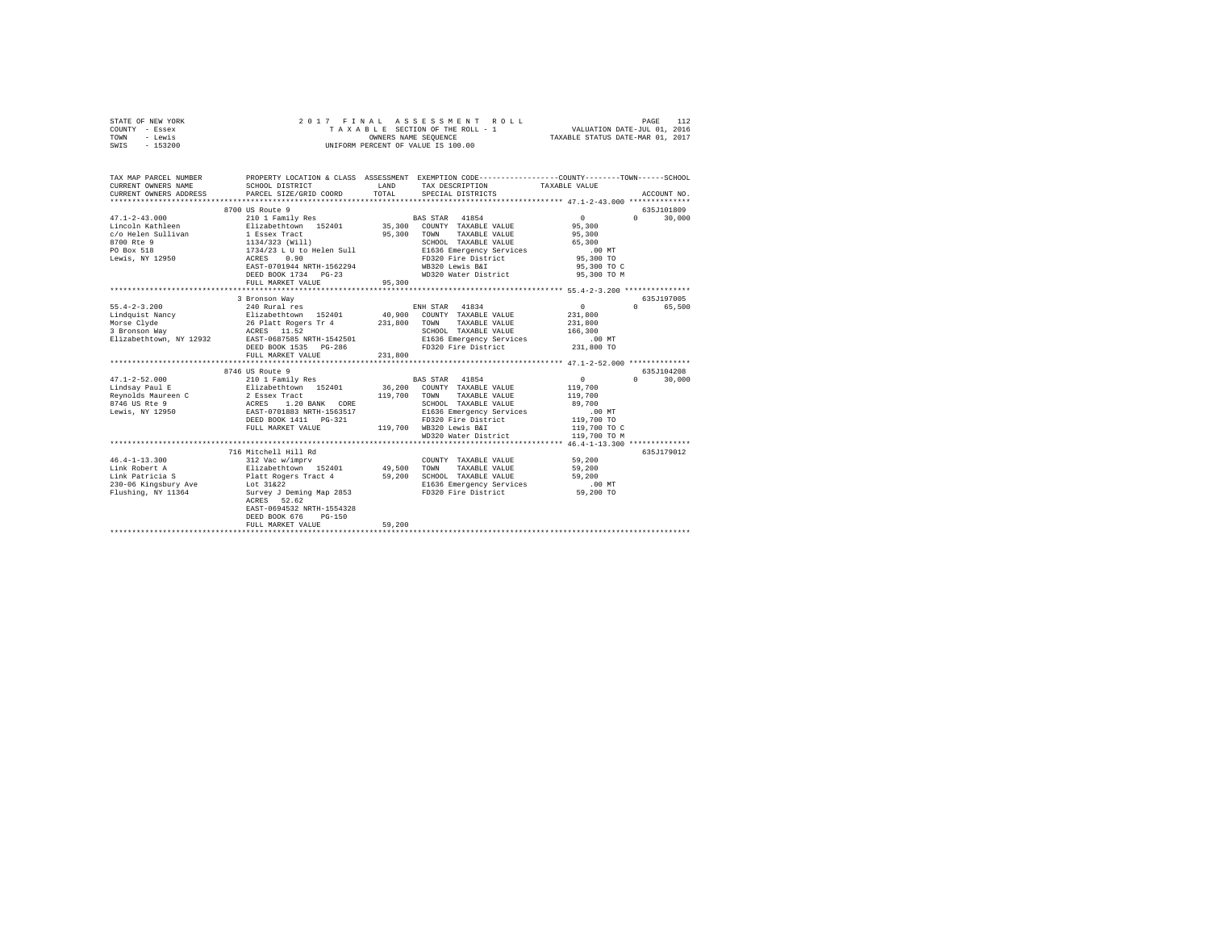STATE OF NEW YORK — 2017 FINAL ASSESSMENT ROLL — PAGE 112
COUNTY - Essex — TAXABLE SECTION OF THE ROLL - 1 — VALUATION DATE-JUL 01, 2016
TOWN - Lewis — OWNERS NAME SEQUENCE — TAXABLE STATUS DATE-MAR 01, 2017
SWIS - 153200 — UNIFORM PERCENT OF VALUE IS 100.00

```
TAX MAP PARCEL NUMBER          PROPERTY LOCATION & CLASS  ASSESSMENT  EXEMPTION CODE-----------------COUNTY--------TOWN------SCHOOL
CURRENT OWNERS NAME            SCHOOL DISTRICT            LAND        TAX DESCRIPTION             TAXABLE VALUE
CURRENT OWNERS ADDRESS         PARCEL SIZE/GRID COORD     TOTAL       SPECIAL DISTRICTS                                  ACCOUNT NO.
*********************************************************************************************** 47.1-2-43.000 **************
                               8700 US Route 9                                                                      635J101809
47.1-2-43.000                  210 1 Family Res                       BAS STAR  41854              0          0      30,000
Lincoln Kathleen               Elizabethtown  152401      35,300     COUNTY  TAXABLE VALUE        95,300
c/o Helen Sullivan             1 Essex Tract              95,300     TOWN    TAXABLE VALUE        95,300
8700 Rte 9                     1134/323 (Will)                       SCHOOL  TAXABLE VALUE        65,300
PO Box 518                     1734/23 L U to Helen Sull             E1636 Emergency Services        .00 MT
Lewis, NY 12950                ACRES    0.90                         FD320 Fire District          95,300 TO
                               EAST-0701944 NRTH-1562294             WB320 Lewis B&I              95,300 TO C
                               DEED BOOK 1734   PG-23                WD320 Water District         95,300 TO M
                               FULL MARKET VALUE          95,300
*********************************************************************************************** 55.4-2-3.200 ***************
                               3 Bronson Way                                                                        635J197005
55.4-2-3.200                   240 Rural res                          ENH STAR  41834              0          0      65,500
Lindquist Nancy                Elizabethtown  152401      40,900     COUNTY  TAXABLE VALUE       231,800
Morse Clyde                    26 Platt Rogers Tr 4       231,800    TOWN    TAXABLE VALUE       231,800
3 Bronson Way                  ACRES   11.52                         SCHOOL  TAXABLE VALUE       166,300
Elizabethtown, NY 12932        EAST-0687585 NRTH-1542501             E1636 Emergency Services        .00 MT
                               DEED BOOK 1535   PG-286               FD320 Fire District         231,800 TO
                               FULL MARKET VALUE          231,800
*********************************************************************************************** 47.1-2-52.000 **************
                               8746 US Route 9                                                                      635J104208
47.1-2-52.000                  210 1 Family Res                       BAS STAR  41854              0          0      30,000
Lindsay Paul E                 Elizabethtown  152401      36,200     COUNTY  TAXABLE VALUE       119,700
Reynolds Maureen C             2 Essex Tract              119,700    TOWN    TAXABLE VALUE       119,700
8746 US Rte 9                  ACRES    1.20 BANK   CORE             SCHOOL  TAXABLE VALUE        89,700
Lewis, NY 12950                EAST-0701803 NRTH-1563517             E1636 Emergency Services        .00 MT
                               DEED BOOK 1411   PG-321               FD320 Fire District         119,700 TO
                               FULL MARKET VALUE          119,700    WB320 Lewis B&I             119,700 TO C
                                                                     WD320 Water District        119,700 TO M
*********************************************************************************************** 46.4-1-13.300 **************
                               716 Mitchell Hill Rd                                                                 635J179012
46.4-1-13.300                  312 Vac w/imprv                       COUNTY  TAXABLE VALUE        59,200
Link Robert A                  Elizabethtown  152401      49,500     TOWN    TAXABLE VALUE        59,200
Link Patricia S                Platt Rogers Tract 4       59,200     SCHOOL  TAXABLE VALUE        59,200
230-06 Kingsbury Ave           Lot 31&22                             E1636 Emergency Services        .00 MT
Flushing, NY 11364             Survey J Deming Map 2853              FD320 Fire District          59,200 TO
                               ACRES   52.62
                               EAST-0694532 NRTH-1554328
                               DEED BOOK 676    PG-150
                               FULL MARKET VALUE          59,200
****************************************************************************************************************************
```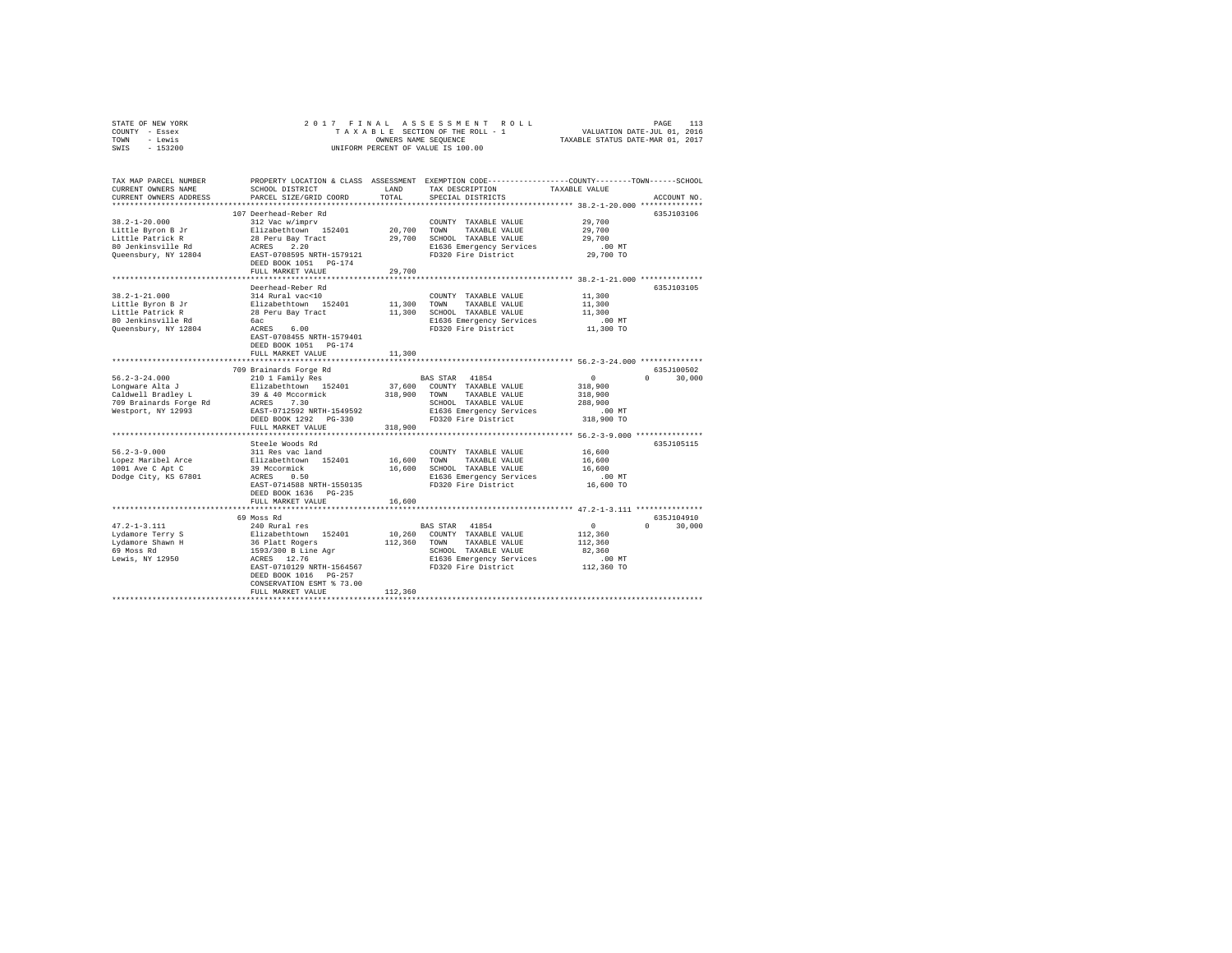STATE OF NEW YORK — 2017 FINAL ASSESSMENT ROLL
COUNTY - Essex — TAXABLE SECTION OF THE ROLL - 1 — VALUATION DATE-JUL 01, 2016
TOWN - Lewis — OWNERS NAME SEQUENCE — TAXABLE STATUS DATE-MAR 01, 2017
SWIS - 153200 — UNIFORM PERCENT OF VALUE IS 100.00

```
TAX MAP PARCEL NUMBER          PROPERTY LOCATION & CLASS  ASSESSMENT  EXEMPTION CODE-----------------COUNTY--------TOWN------SCHOOL
CURRENT OWNERS NAME            SCHOOL DISTRICT             LAND       TAX DESCRIPTION            TAXABLE VALUE
CURRENT OWNERS ADDRESS         PARCEL SIZE/GRID COORD      TOTAL      SPECIAL DISTRICTS                                    ACCOUNT NO.
********************************************************************************************* 38.2-1-20.000 **************
                               107 Deerhead-Reber Rd                                                                        635J103106
38.2-1-20.000                  312 Vac w/imprv                        COUNTY  TAXABLE VALUE           29,700
Little Byron B Jr              Elizabethtown  152401      20,700      TOWN    TAXABLE VALUE           29,700
Little Patrick R               28 Peru Bay Tract          29,700      SCHOOL  TAXABLE VALUE           29,700
80 Jenkinsville Rd             ACRES    2.20                          E1636 Emergency Services           .00 MT
Queensbury, NY 12804           EAST-0708595 NRTH-1579121              FD320 Fire District             29,700 TO
                               DEED BOOK 1051   PG-174
                               FULL MARKET VALUE          29,700
********************************************************************************************* 38.2-1-21.000 **************
                               Deerhead-Reber Rd                                                                            635J103105
38.2-1-21.000                  314 Rural vac<10                       COUNTY  TAXABLE VALUE           11,300
Little Byron B Jr              Elizabethtown  152401      11,300      TOWN    TAXABLE VALUE           11,300
Little Patrick R               28 Peru Bay Tract          11,300      SCHOOL  TAXABLE VALUE           11,300
80 Jenkinsville Rd             6ac                                    E1636 Emergency Services           .00 MT
Queensbury, NY 12804           ACRES    6.00                          FD320 Fire District             11,300 TO
                               EAST-0708455 NRTH-1579401
                               DEED BOOK 1051   PG-174
                               FULL MARKET VALUE          11,300
********************************************************************************************* 56.2-3-24.000 **************
                               709 Brainards Forge Rd                                                                       635J100502
56.2-3-24.000                  210 1 Family Res                       BAS STAR  41854                      0           0      30,000
Longware Alta J                Elizabethtown  152401      37,600      COUNTY  TAXABLE VALUE          318,900
Caldwell Bradley L             39 & 40 Mccormick         318,900      TOWN    TAXABLE VALUE          318,900
709 Brainards Forge Rd         ACRES    7.30                          SCHOOL  TAXABLE VALUE          288,900
Westport, NY 12993             EAST-0712592 NRTH-1549592              E1636 Emergency Services           .00 MT
                               DEED BOOK 1292   PG-330                FD320 Fire District            318,900 TO
                               FULL MARKET VALUE         318,900
********************************************************************************************* 56.2-3-9.000 ***************
                               Steele Woods Rd                                                                              635J105115
56.2-3-9.000                   311 Res vac land                       COUNTY  TAXABLE VALUE           16,600
Lopez Maribel Arce             Elizabethtown  152401      16,600      TOWN    TAXABLE VALUE           16,600
1001 Ave C Apt C               39 Mccormick               16,600      SCHOOL  TAXABLE VALUE           16,600
Dodge City, KS 67801           ACRES    0.50                          E1636 Emergency Services           .00 MT
                               EAST-0714588 NRTH-1550135              FD320 Fire District             16,600 TO
                               DEED BOOK 1636   PG-235
                               FULL MARKET VALUE          16,600
********************************************************************************************* 47.2-1-3.111 ***************
                               69 Moss Rd                                                                                   635J104910
47.2-1-3.111                   240 Rural res                          BAS STAR  41854                      0           0      30,000
Lydamore Terry S               Elizabethtown  152401      10,260      COUNTY  TAXABLE VALUE          112,360
Lydamore Shawn H               36 Platt Rogers           112,360      TOWN    TAXABLE VALUE          112,360
69 Moss Rd                     1593/300 B Line Agr                    SCHOOL  TAXABLE VALUE           82,360
Lewis, NY 12950                ACRES   12.76                          E1636 Emergency Services           .00 MT
                               EAST-0710129 NRTH-1564567              FD320 Fire District            112,360 TO
                               DEED BOOK 1016   PG-257
                               CONSERVATION ESMT % 73.00
                               FULL MARKET VALUE         112,360
****************************************************************************************************************************
```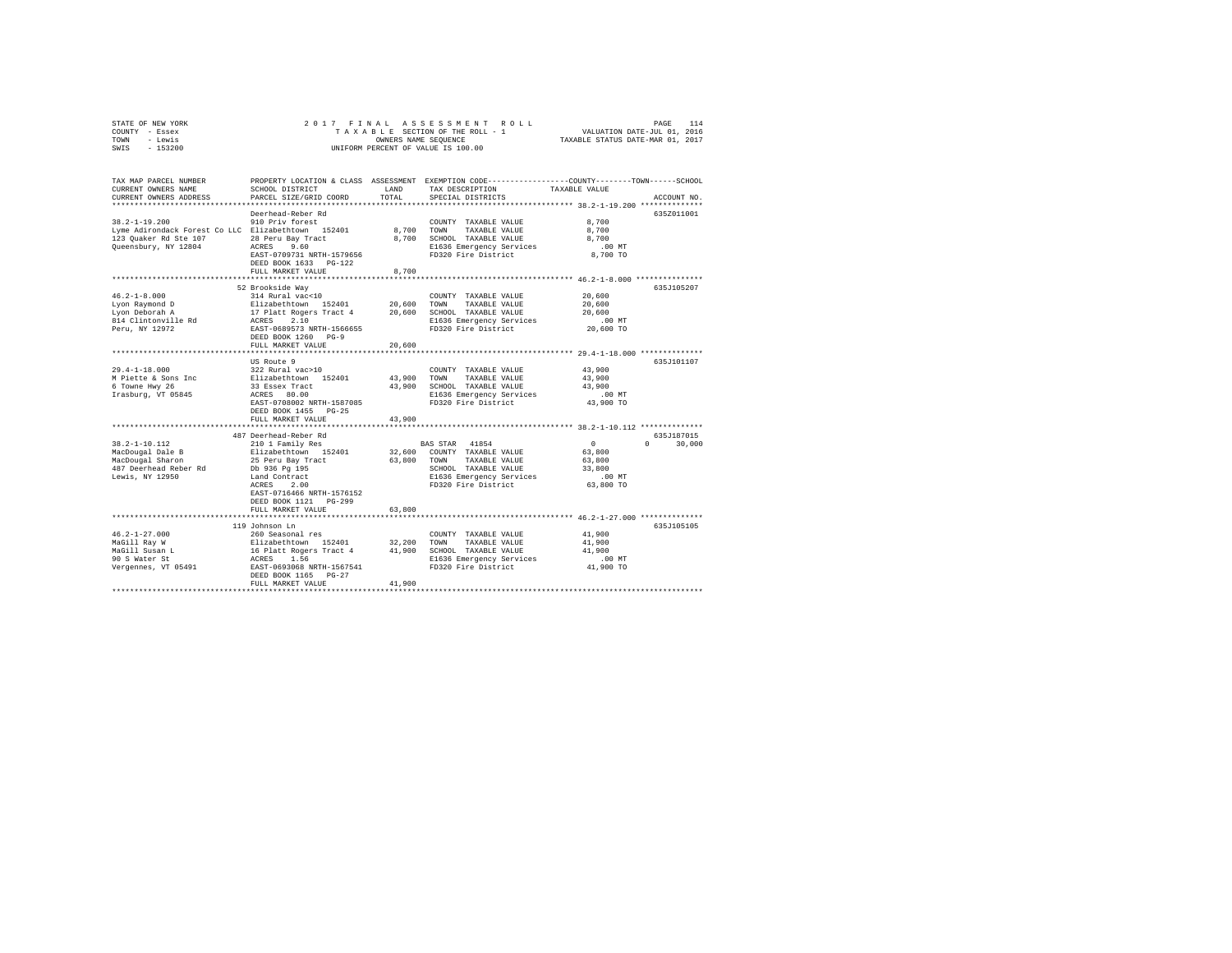STATE OF NEW YORK
COUNTY - Essex
TOWN - Lewis
SWIS - 153200

2017 FINAL ASSESSMENT ROLL
TAXABLE SECTION OF THE ROLL - 1
OWNERS NAME SEQUENCE
UNIFORM PERCENT OF VALUE IS 100.00

VALUATION DATE-JUL 01, 2016
TAXABLE STATUS DATE-MAR 01, 2017

| TAX MAP PARCEL NUMBER / CURRENT OWNERS NAME / CURRENT OWNERS ADDRESS | PROPERTY LOCATION & CLASS / SCHOOL DISTRICT / PARCEL SIZE/GRID COORD | ASSESSMENT LAND | TOTAL | EXEMPTION CODE / TAX DESCRIPTION / SPECIAL DISTRICTS | COUNTY | TOWN | SCHOOL / TAXABLE VALUE | ACCOUNT NO. |
|---|---|---|---|---|---|---|---|---|
| **38.2-1-19.200** | Deerhead-Reber Rd | | | | | | | 635Z011001 |
| 38.2-1-19.200 | 910 Priv forest | | | COUNTY TAXABLE VALUE | 8,700 | | | |
| Lyme Adirondack Forest Co LLC | Elizabethtown 152401 | 8,700 | | TOWN TAXABLE VALUE | | 8,700 | | |
| 123 Quaker Rd Ste 107 | 28 Peru Bay Tract | | 8,700 | SCHOOL TAXABLE VALUE | | | 8,700 | |
| Queensbury, NY 12804 | ACRES 9.60 | | | E1636 Emergency Services | | | .00 MT | |
| | EAST-0709731 NRTH-1579656 | | | FD320 Fire District | | | 8,700 TO | |
| | DEED BOOK 1633 PG-122 | | | | | | | |
| | FULL MARKET VALUE | | 8,700 | | | | | |
| **46.2-1-8.000** | 52 Brookside Way | | | | | | | 635J105207 |
| 46.2-1-8.000 | 314 Rural vac<10 | | | COUNTY TAXABLE VALUE | 20,600 | | | |
| Lyon Raymond D | Elizabethtown 152401 | 20,600 | | TOWN TAXABLE VALUE | | 20,600 | | |
| Lyon Deborah A | 17 Platt Rogers Tract 4 | | 20,600 | SCHOOL TAXABLE VALUE | | | 20,600 | |
| 814 Clintonville Rd | ACRES 2.10 | | | E1636 Emergency Services | | | .00 MT | |
| Peru, NY 12972 | EAST-0689573 NRTH-1566655 | | | FD320 Fire District | | | 20,600 TO | |
| | DEED BOOK 1260 PG-9 | | | | | | | |
| | FULL MARKET VALUE | | 20,600 | | | | | |
| **29.4-1-18.000** | US Route 9 | | | | | | | 635J101107 |
| 29.4-1-18.000 | 322 Rural vac>10 | | | COUNTY TAXABLE VALUE | 43,900 | | | |
| M Piette & Sons Inc | Elizabethtown 152401 | 43,900 | | TOWN TAXABLE VALUE | | 43,900 | | |
| 6 Towne Hwy 26 | 33 Essex Tract | | 43,900 | SCHOOL TAXABLE VALUE | | | 43,900 | |
| Irasburg, VT 05845 | ACRES 80.00 | | | E1636 Emergency Services | | | .00 MT | |
| | EAST-0708002 NRTH-1587085 | | | FD320 Fire District | | | 43,900 TO | |
| | DEED BOOK 1455 PG-25 | | | | | | | |
| | FULL MARKET VALUE | | 43,900 | | | | | |
| **38.2-1-10.112** | 487 Deerhead-Reber Rd | | | | | | | 635J187015 |
| 38.2-1-10.112 | 210 1 Family Res | | | BAS STAR 41854 | 0 | 0 | 30,000 | |
| MacDougal Dale B | Elizabethtown 152401 | 32,600 | | COUNTY TAXABLE VALUE | 63,800 | | | |
| MacDougal Sharon | 25 Peru Bay Tract | | 63,800 | TOWN TAXABLE VALUE | | 63,800 | | |
| 487 Deerhead Reber Rd | Db 936 Pg 195 | | | SCHOOL TAXABLE VALUE | | | 33,800 | |
| Lewis, NY 12950 | Land Contract | | | E1636 Emergency Services | | | .00 MT | |
| | ACRES 2.00 | | | FD320 Fire District | | | 63,800 TO | |
| | EAST-0716466 NRTH-1576152 | | | | | | | |
| | DEED BOOK 1121 PG-299 | | | | | | | |
| | FULL MARKET VALUE | | 63,800 | | | | | |
| **46.2-1-27.000** | 119 Johnson Ln | | | | | | | 635J105105 |
| 46.2-1-27.000 | 260 Seasonal res | | | COUNTY TAXABLE VALUE | 41,900 | | | |
| MaGill Ray W | Elizabethtown 152401 | 32,200 | | TOWN TAXABLE VALUE | | 41,900 | | |
| MaGill Susan L | 16 Platt Rogers Tract 4 | | 41,900 | SCHOOL TAXABLE VALUE | | | 41,900 | |
| 90 S Water St | ACRES 1.56 | | | E1636 Emergency Services | | | .00 MT | |
| Vergennes, VT 05491 | EAST-0693068 NRTH-1567541 | | | FD320 Fire District | | | 41,900 TO | |
| | DEED BOOK 1165 PG-27 | | | | | | | |
| | FULL MARKET VALUE | | 41,900 | | | | | |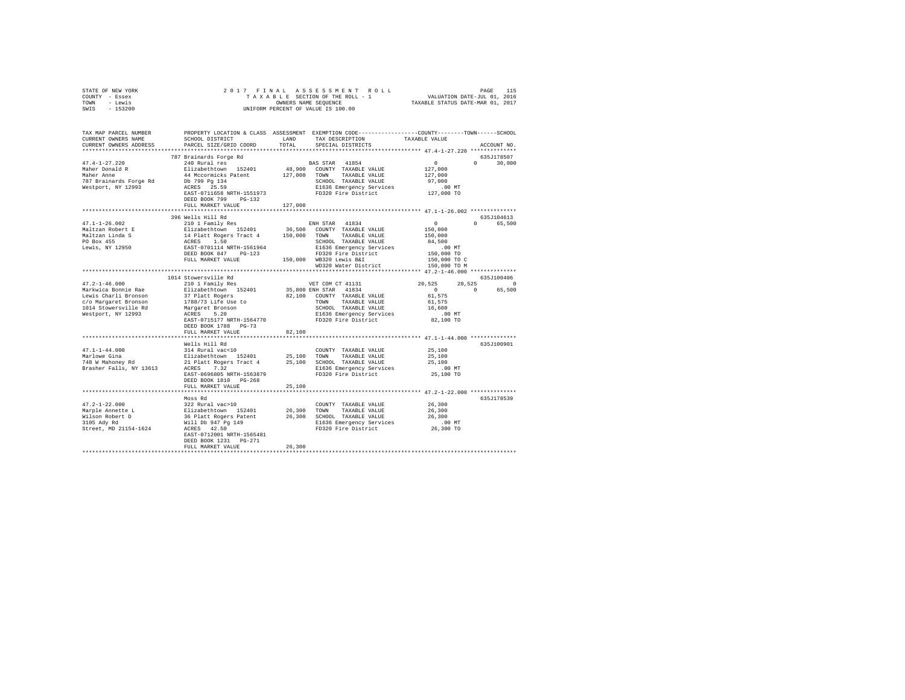STATE OF NEW YORK — 2017 FINAL ASSESSMENT ROLL
COUNTY - Essex — TAXABLE SECTION OF THE ROLL - 1 — VALUATION DATE-JUL 01, 2016
TOWN - Lewis — OWNERS NAME SEQUENCE — TAXABLE STATUS DATE-MAR 01, 2017
SWIS - 153200 — UNIFORM PERCENT OF VALUE IS 100.00

| TAX MAP PARCEL NUMBER / CURRENT OWNERS NAME / CURRENT OWNERS ADDRESS | PROPERTY LOCATION & CLASS / SCHOOL DISTRICT / PARCEL SIZE/GRID COORD | ASSESSMENT LAND | TOTAL | EXEMPTION CODE / TAX DESCRIPTION / SPECIAL DISTRICTS | COUNTY TAXABLE VALUE | TOWN | SCHOOL | ACCOUNT NO. |
|---|---|---|---|---|---|---|---|---|
| **47.4-1-27.220** | 787 Brainards Forge Rd | | | | | | | 635J178507 |
| 47.4-1-27.220 | 240 Rural res | | | BAS STAR 41854 | 0 | 0 | 30,000 | |
| Maher Donald R | Elizabethtown 152401 | 48,900 | | COUNTY TAXABLE VALUE | 127,000 | | | |
| Maher Anne | 44 Mccormicks Patent | | 127,000 | TOWN TAXABLE VALUE | 127,000 | | | |
| 787 Brainards Forge Rd | Db 799 Pg 134 | | | SCHOOL TAXABLE VALUE | 97,000 | | | |
| Westport, NY 12993 | ACRES 25.59 | | | E1636 Emergency Services | .00 MT | | | |
| | EAST-0711658 NRTH-1551973 | | | FD320 Fire District | 127,000 TO | | | |
| | DEED BOOK 799 PG-132 | | | | | | | |
| | FULL MARKET VALUE | | 127,000 | | | | | |
| **47.1-1-26.002** | 396 Wells Hill Rd | | | | | | | 635J104613 |
| 47.1-1-26.002 | 210 1 Family Res | | | ENH STAR 41834 | 0 | 0 | 65,500 | |
| Maltzan Robert E | Elizabethtown 152401 | 36,500 | | COUNTY TAXABLE VALUE | 150,000 | | | |
| Maltzan Linda S | 14 Platt Rogers Tract 4 | | 150,000 | TOWN TAXABLE VALUE | 150,000 | | | |
| PO Box 455 | ACRES 1.50 | | | SCHOOL TAXABLE VALUE | 84,500 | | | |
| Lewis, NY 12950 | EAST-0701114 NRTH-1561964 | | | E1636 Emergency Services | .00 MT | | | |
| | DEED BOOK 847 PG-123 | | | FD320 Fire District | 150,000 TO | | | |
| | FULL MARKET VALUE | | 150,000 | WB320 Lewis B&I | 150,000 TO C | | | |
| | | | | WD320 Water District | 150,000 TO M | | | |
| **47.2-1-46.000** | 1014 Stowersville Rd | | | | | | | 635J100406 |
| 47.2-1-46.000 | 210 1 Family Res | | | VET COM CT 41131 | 20,525 | 20,525 | 0 | |
| Markwica Bonnie Rae | Elizabethtown 152401 | 35,800 | | ENH STAR 41834 | 0 | 0 | 65,500 | |
| Lewis Charli Bronson | 37 Platt Rogers | | 82,100 | COUNTY TAXABLE VALUE | 61,575 | | | |
| c/o Margaret Bronson | 1788/73 Life Use to | | | TOWN TAXABLE VALUE | 61,575 | | | |
| 1014 Stowersville Rd | Margaret Bronson | | | SCHOOL TAXABLE VALUE | 16,600 | | | |
| Westport, NY 12993 | ACRES 5.20 | | | E1636 Emergency Services | .00 MT | | | |
| | EAST-0715177 NRTH-1564770 | | | FD320 Fire District | 82,100 TO | | | |
| | DEED BOOK 1788 PG-73 | | | | | | | |
| | FULL MARKET VALUE | | 82,100 | | | | | |
| **47.1-1-44.000** | Wells Hill Rd | | | | | | | 635J100901 |
| 47.1-1-44.000 | 314 Rural vac<10 | | | COUNTY TAXABLE VALUE | 25,100 | | | |
| Marlowe Gina | Elizabethtown 152401 | 25,100 | | TOWN TAXABLE VALUE | 25,100 | | | |
| 748 W Mahoney Rd | 21 Platt Rogers Tract 4 | | 25,100 | SCHOOL TAXABLE VALUE | 25,100 | | | |
| Brasher Falls, NY 13613 | ACRES 7.32 | | | E1636 Emergency Services | .00 MT | | | |
| | EAST-0696805 NRTH-1563879 | | | FD320 Fire District | 25,100 TO | | | |
| | DEED BOOK 1810 PG-268 | | | | | | | |
| | FULL MARKET VALUE | | 25,100 | | | | | |
| **47.2-1-22.000** | Moss Rd | | | | | | | 635J178539 |
| 47.2-1-22.000 | 322 Rural vac>10 | | | COUNTY TAXABLE VALUE | 26,300 | | | |
| Marple Annette L | Elizabethtown 152401 | 26,300 | | TOWN TAXABLE VALUE | 26,300 | | | |
| Wilson Robert D | 36 Platt Rogers Patent | | 26,300 | SCHOOL TAXABLE VALUE | 26,300 | | | |
| 3105 Ady Rd | Will Db 947 Pg 149 | | | E1636 Emergency Services | .00 MT | | | |
| Street, MD 21154-1624 | ACRES 42.50 | | | FD320 Fire District | 26,300 TO | | | |
| | EAST-0712001 NRTH-1565481 | | | | | | | |
| | DEED BOOK 1231 PG-271 | | | | | | | |
| | FULL MARKET VALUE | | 26,300 | | | | | |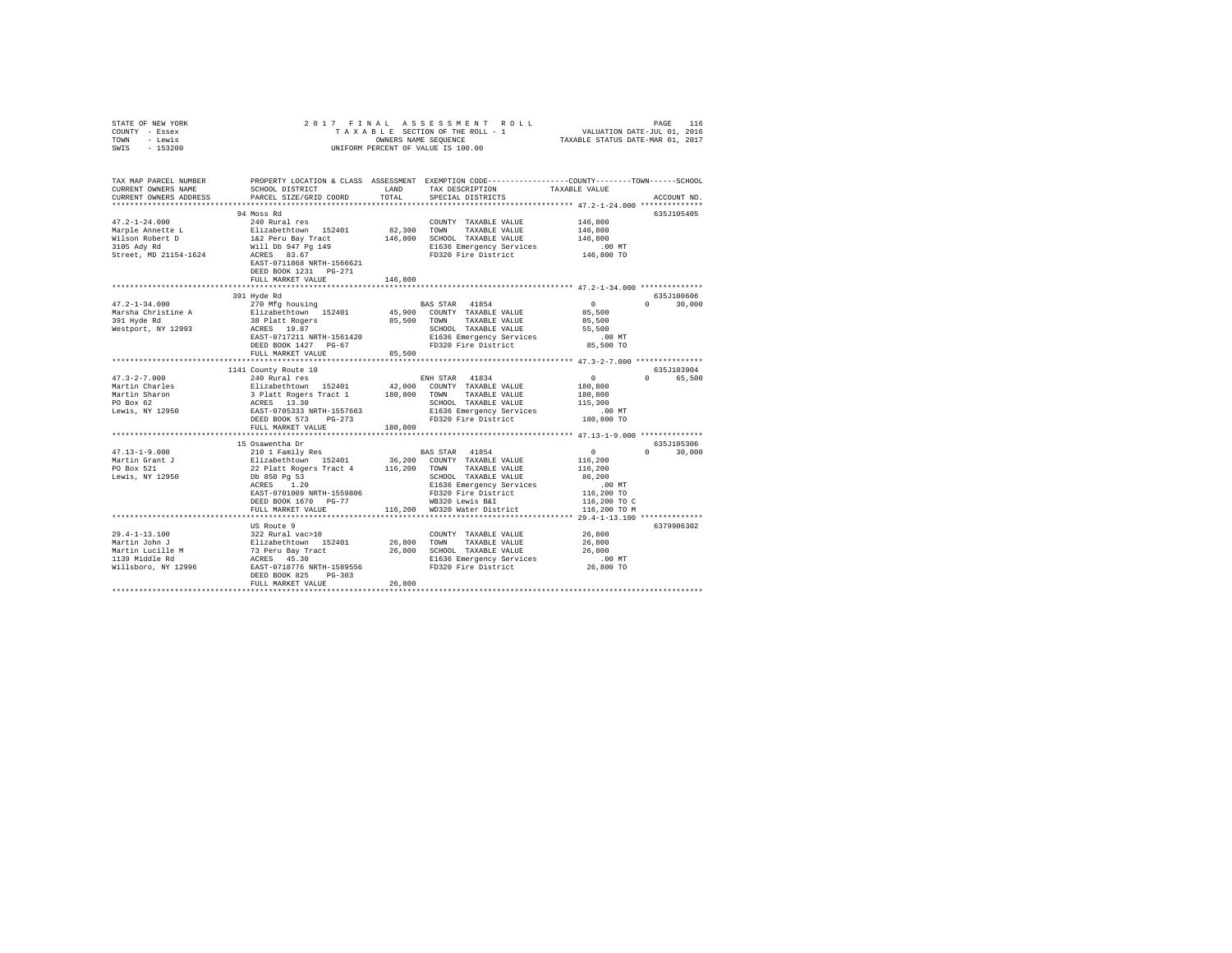STATE OF NEW YORK
COUNTY - Essex
TOWN - Lewis
SWIS - 153200

2 0 1 7 F I N A L A S S E S S M E N T R O L L
T A X A B L E SECTION OF THE ROLL - 1
OWNERS NAME SEQUENCE
UNIFORM PERCENT OF VALUE IS 100.00

VALUATION DATE-JUL 01, 2016
TAXABLE STATUS DATE-MAR 01, 2017

```
TAX MAP PARCEL NUMBER    PROPERTY LOCATION & CLASS  ASSESSMENT  EXEMPTION CODE-----------------COUNTY--------TOWN------SCHOOL
CURRENT OWNERS NAME      SCHOOL DISTRICT             LAND      TAX DESCRIPTION            TAXABLE VALUE
CURRENT OWNERS ADDRESS   PARCEL SIZE/GRID COORD      TOTAL     SPECIAL DISTRICTS                                      ACCOUNT NO.
************************************************************************************************** 47.2-1-24.000 **************
                         94 Moss Rd                                                                                635J105405
47.2-1-24.000            240 Rural res                         COUNTY  TAXABLE VALUE          146,800
Marple Annette L         Elizabethtown  152401      82,300    TOWN    TAXABLE VALUE          146,800
Wilson Robert D          1&2 Peru Bay Tract        146,800    SCHOOL  TAXABLE VALUE          146,800
3105 Ady Rd              Will Db 947 Pg 149                    E1636 Emergency Services           .00 MT
Street, MD 21154-1624    ACRES  83.67                          FD320 Fire District            146,800 TO
                         EAST-0711868 NRTH-1566621
                         DEED BOOK 1231   PG-271
                         FULL MARKET VALUE          146,800
************************************************************************************************** 47.2-1-34.000 **************
                         391 Hyde Rd                                                                               635J100606
47.2-1-34.000            270 Mfg housing                       BAS STAR  41854                     0          0     30,000
Marsha Christine A       Elizabethtown  152401      45,900    COUNTY  TAXABLE VALUE           85,500
391 Hyde Rd              38 Platt Rogers            85,500    TOWN    TAXABLE VALUE           85,500
Westport, NY 12993       ACRES  19.87                          SCHOOL  TAXABLE VALUE           55,500
                         EAST-0717211 NRTH-1561420             E1636 Emergency Services           .00 MT
                         DEED BOOK 1427   PG-67                FD320 Fire District             85,500 TO
                         FULL MARKET VALUE           85,500
************************************************************************************************** 47.3-2-7.000 ***************
                         1141 County Route 10                                                                      635J103904
47.3-2-7.000             240 Rural res                         ENH STAR  41834                     0          0     65,500
Martin Charles           Elizabethtown  152401      42,000    COUNTY  TAXABLE VALUE          180,800
Martin Sharon            3 Platt Rogers Tract 1    180,800    TOWN    TAXABLE VALUE          180,800
PO Box 62                ACRES  13.30                          SCHOOL  TAXABLE VALUE          115,300
Lewis, NY 12950          EAST-0705333 NRTH-1557663             E1636 Emergency Services           .00 MT
                         DEED BOOK 573    PG-273               FD320 Fire District            180,800 TO
                         FULL MARKET VALUE          180,800
************************************************************************************************** 47.13-1-9.000 **************
                         15 Osawentha Dr                                                                           635J105306
47.13-1-9.000            210 1 Family Res                      BAS STAR  41854                     0          0     30,000
Martin Grant J           Elizabethtown  152401      36,200    COUNTY  TAXABLE VALUE          116,200
PO Box 521               22 Platt Rogers Tract 4   116,200    TOWN    TAXABLE VALUE          116,200
Lewis, NY 12950          Db 850 Pg 53                          SCHOOL  TAXABLE VALUE           86,200
                         ACRES   1.20                          E1636 Emergency Services           .00 MT
                         EAST-0701009 NRTH-1559806             FD320 Fire District            116,200 TO
                         DEED BOOK 1670   PG-77                WB320 Lewis B&I                116,200 TO C
                         FULL MARKET VALUE          116,200   WD320 Water District           116,200 TO M
************************************************************************************************** 29.4-1-13.100 **************
                         US Route 9                                                                                6379906302
29.4-1-13.100            322 Rural vac>10                      COUNTY  TAXABLE VALUE           26,800
Martin John J            Elizabethtown  152401      26,800    TOWN    TAXABLE VALUE           26,800
Martin Lucille M         73 Peru Bay Tract          26,800    SCHOOL  TAXABLE VALUE           26,800
1139 Middle Rd           ACRES  45.30                          E1636 Emergency Services           .00 MT
Willsboro, NY 12996      EAST-0718776 NRTH-1589556             FD320 Fire District             26,800 TO
                         DEED BOOK 825    PG-303
                         FULL MARKET VALUE           26,800
********************************************************************************************************************************
```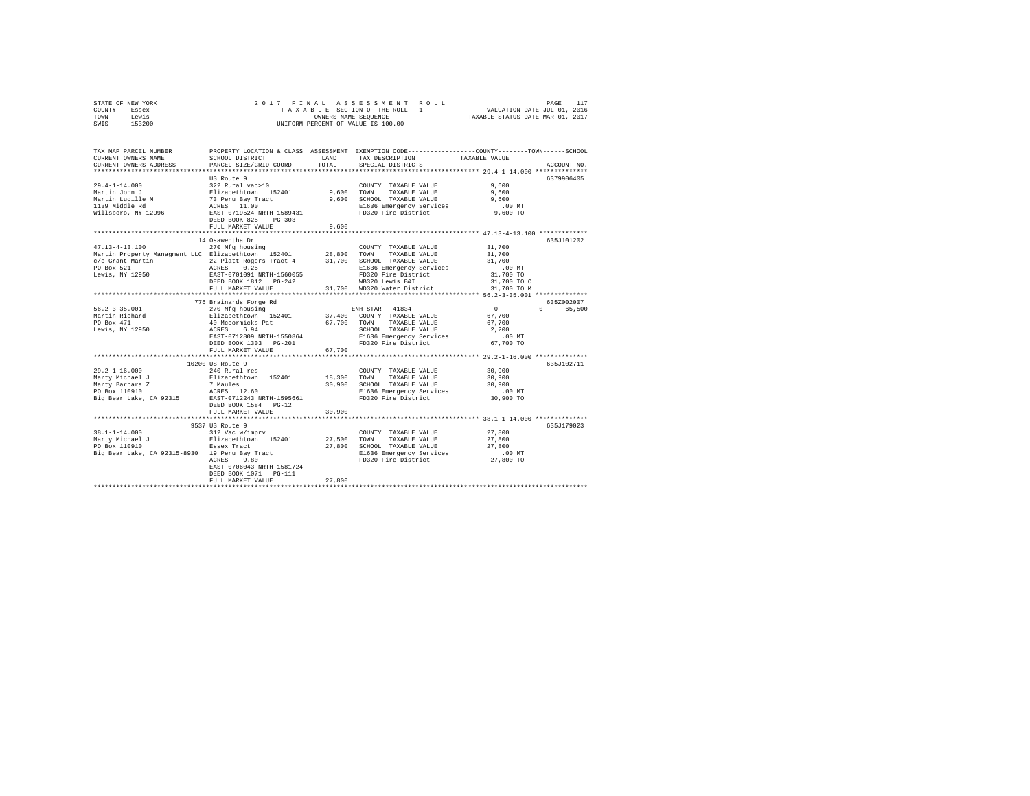STATE OF NEW YORK
COUNTY - Essex
TOWN - Lewis
SWIS - 153200

2 0 1 7 F I N A L A S S E S S M E N T R O L L
T A X A B L E SECTION OF THE ROLL - 1
OWNERS NAME SEQUENCE
UNIFORM PERCENT OF VALUE IS 100.00

VALUATION DATE-JUL 01, 2016
TAXABLE STATUS DATE-MAR 01, 2017

```
TAX MAP PARCEL NUMBER          PROPERTY LOCATION & CLASS  ASSESSMENT  EXEMPTION CODE------------------COUNTY--------TOWN------SCHOOL
CURRENT OWNERS NAME            SCHOOL DISTRICT              LAND      TAX DESCRIPTION               TAXABLE VALUE
CURRENT OWNERS ADDRESS         PARCEL SIZE/GRID COORD       TOTAL     SPECIAL DISTRICTS                                      ACCOUNT NO.
******************************************************************************************************* 29.4-1-14.000 **************
                               US Route 9                                                                              6379906405
29.4-1-14.000                  322 Rural vac>10                        COUNTY  TAXABLE VALUE              9,600
Martin John J                  Elizabethtown  152401        9,600      TOWN    TAXABLE VALUE              9,600
Martin Lucille M               73 Peru Bay Tract            9,600      SCHOOL  TAXABLE VALUE              9,600
1139 Middle Rd                 ACRES  11.00                            E1636 Emergency Services             .00 MT
Willsboro, NY 12996            EAST-0719524 NRTH-1589431               FD320 Fire District                9,600 TO
                               DEED BOOK 825    PG-303
                               FULL MARKET VALUE            9,600
******************************************************************************************************* 47.13-4-13.100 *************
                               14 Osawentha Dr                                                                          635J101202
47.13-4-13.100                 270 Mfg housing                         COUNTY  TAXABLE VALUE             31,700
Martin Property Managment LLC  Elizabethtown  152401       28,800      TOWN    TAXABLE VALUE             31,700
c/o Grant Martin               22 Platt Rogers Tract 4     31,700      SCHOOL  TAXABLE VALUE             31,700
PO Box 521                     ACRES   0.25                            E1636 Emergency Services             .00 MT
Lewis, NY 12950                EAST-0701091 NRTH-1560055               FD320 Fire District               31,700 TO
                               DEED BOOK 1812   PG-242                 WB320 Lewis B&I                   31,700 TO C
                               FULL MARKET VALUE           31,700      WD320 Water District              31,700 TO M
******************************************************************************************************* 56.2-3-35.001 **************
                               776 Brainards Forge Rd                                                                   635Z002007
56.2-3-35.001                  270 Mfg housing                         ENH STAR  41834                    0           0      65,500
Martin Richard                 Elizabethtown  152401       37,400      COUNTY  TAXABLE VALUE             67,700
PO Box 471                     40 Mccormicks Pat           67,700      TOWN    TAXABLE VALUE             67,700
Lewis, NY 12950                ACRES   6.94                            SCHOOL  TAXABLE VALUE              2,200
                               EAST-0712809 NRTH-1550864               E1636 Emergency Services             .00 MT
                               DEED BOOK 1303   PG-201                 FD320 Fire District               67,700 TO
                               FULL MARKET VALUE           67,700
******************************************************************************************************* 29.2-1-16.000 **************
                               10200 US Route 9                                                                         635J102711
29.2-1-16.000                  240 Rural res                           COUNTY  TAXABLE VALUE             30,900
Marty Michael J                Elizabethtown  152401       18,300      TOWN    TAXABLE VALUE             30,900
Marty Barbara Z                7 Maules                    30,900      SCHOOL  TAXABLE VALUE             30,900
PO Box 110910                  ACRES  12.60                            E1636 Emergency Services             .00 MT
Big Bear Lake, CA 92315        EAST-0712243 NRTH-1595661               FD320 Fire District               30,900 TO
                               DEED BOOK 1584   PG-12
                               FULL MARKET VALUE           30,900
******************************************************************************************************* 38.1-1-14.000 **************
                               9537 US Route 9                                                                          635J179023
38.1-1-14.000                  312 Vac w/imprv                         COUNTY  TAXABLE VALUE             27,800
Marty Michael J                Elizabethtown  152401       27,500      TOWN    TAXABLE VALUE             27,800
PO Box 110910                  Essex Tract                 27,800      SCHOOL  TAXABLE VALUE             27,800
Big Bear Lake, CA 92315-8930   19 Peru Bay Tract                       E1636 Emergency Services             .00 MT
                               ACRES   9.80                            FD320 Fire District               27,800 TO
                               EAST-0706043 NRTH-1581724
                               DEED BOOK 1071   PG-111
                               FULL MARKET VALUE           27,800
************************************************************************************************************************************
```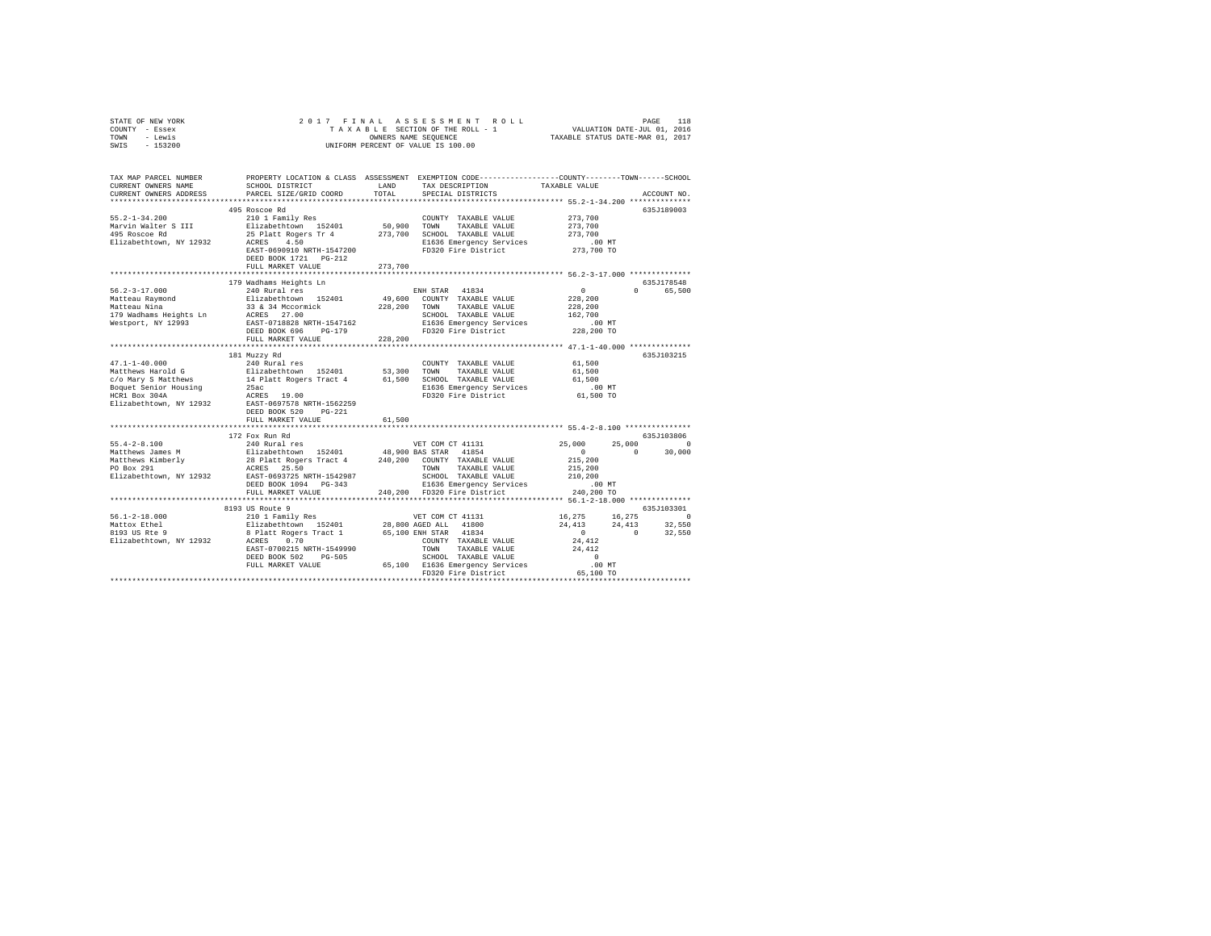STATE OF NEW YORK — COUNTY - Essex — TOWN - Lewis — SWIS - 153200

2017 FINAL ASSESSMENT ROLL
TAXABLE SECTION OF THE ROLL - 1
OWNERS NAME SEQUENCE
UNIFORM PERCENT OF VALUE IS 100.00

VALUATION DATE-JUL 01, 2016
TAXABLE STATUS DATE-MAR 01, 2017

```
TAX MAP PARCEL NUMBER     PROPERTY LOCATION & CLASS  ASSESSMENT  EXEMPTION CODE-----------------COUNTY--------TOWN------SCHOOL
CURRENT OWNERS NAME       SCHOOL DISTRICT             LAND       TAX DESCRIPTION            TAXABLE VALUE
CURRENT OWNERS ADDRESS    PARCEL SIZE/GRID COORD      TOTAL      SPECIAL DISTRICTS                                       ACCOUNT NO.
******************************************************************************************* 55.2-1-34.200 **************
                          495 Roscoe Rd                                                                                635J189003
55.2-1-34.200             210 1 Family Res                        COUNTY  TAXABLE VALUE          273,700
Marvin Walter S III       Elizabethtown  152401       50,900      TOWN    TAXABLE VALUE          273,700
495 Roscoe Rd             25 Platt Rogers Tr 4       273,700      SCHOOL  TAXABLE VALUE          273,700
Elizabethtown, NY 12932   ACRES    4.50                           E1636 Emergency Services           .00 MT
                          EAST-0690910 NRTH-1547200               FD320 Fire District            273,700 TO
                          DEED BOOK 1721   PG-212
                          FULL MARKET VALUE          273,700
******************************************************************************************* 56.2-3-17.000 **************
                          179 Wadhams Heights Ln                                                                       635J178548
56.2-3-17.000             240 Rural res                           ENH STAR  41834                     0          0      65,500
Matteau Raymond           Elizabethtown  152401       49,600      COUNTY  TAXABLE VALUE          228,200
Matteau Nina              33 & 34 Mccormick          228,200      TOWN    TAXABLE VALUE          228,200
179 Wadhams Heights Ln    ACRES   27.00                           SCHOOL  TAXABLE VALUE          162,700
Westport, NY 12993        EAST-0718828 NRTH-1547162               E1636 Emergency Services           .00 MT
                          DEED BOOK 696    PG-179                 FD320 Fire District            228,200 TO
                          FULL MARKET VALUE          228,200
******************************************************************************************* 47.1-1-40.000 **************
                          181 Muzzy Rd                                                                                 635J103215
47.1-1-40.000             240 Rural res                           COUNTY  TAXABLE VALUE           61,500
Matthews Harold G         Elizabethtown  152401       53,300      TOWN    TAXABLE VALUE           61,500
c/o Mary S Matthews       14 Platt Rogers Tract 4     61,500      SCHOOL  TAXABLE VALUE           61,500
Boquet Senior Housing     25ac                                    E1636 Emergency Services           .00 MT
HCR1 Box 304A             ACRES   19.00                           FD320 Fire District             61,500 TO
Elizabethtown, NY 12932   EAST-0697578 NRTH-1562259
                          DEED BOOK 520    PG-221
                          FULL MARKET VALUE           61,500
******************************************************************************************* 55.4-2-8.100 ***************
                          172 Fox Run Rd                                                                               635J103806
55.4-2-8.100              240 Rural res                           VET COM CT 41131                25,000     25,000          0
Matthews James M          Elizabethtown  152401       48,900      BAS STAR  41854                     0          0      30,000
Matthews Kimberly         28 Platt Rogers Tract 4    240,200      COUNTY  TAXABLE VALUE          215,200
PO Box 291                ACRES   25.50                           TOWN    TAXABLE VALUE          215,200
Elizabethtown, NY 12932   EAST-0693725 NRTH-1542987               SCHOOL  TAXABLE VALUE          210,200
                          DEED BOOK 1094   PG-343                 E1636 Emergency Services           .00 MT
                          FULL MARKET VALUE          240,200      FD320 Fire District            240,200 TO
******************************************************************************************* 56.1-2-18.000 **************
                          8193 US Route 9                                                                              635J103301
56.1-2-18.000             210 1 Family Res                        VET COM CT 41131                16,275     16,275          0
Mattox Ethel              Elizabethtown  152401       28,800      AGED ALL  41800                 24,413     24,413     32,550
8193 US Rte 9             8 Platt Rogers Tract 1      65,100      ENH STAR  41834                     0          0      32,550
Elizabethtown, NY 12932   ACRES    0.70                           COUNTY  TAXABLE VALUE           24,412
                          EAST-0700215 NRTH-1549990               TOWN    TAXABLE VALUE           24,412
                          DEED BOOK 502    PG-505                 SCHOOL  TAXABLE VALUE                0
                          FULL MARKET VALUE           65,100      E1636 Emergency Services           .00 MT
                                                                  FD320 Fire District             65,100 TO
****************************************************************************************************************************
```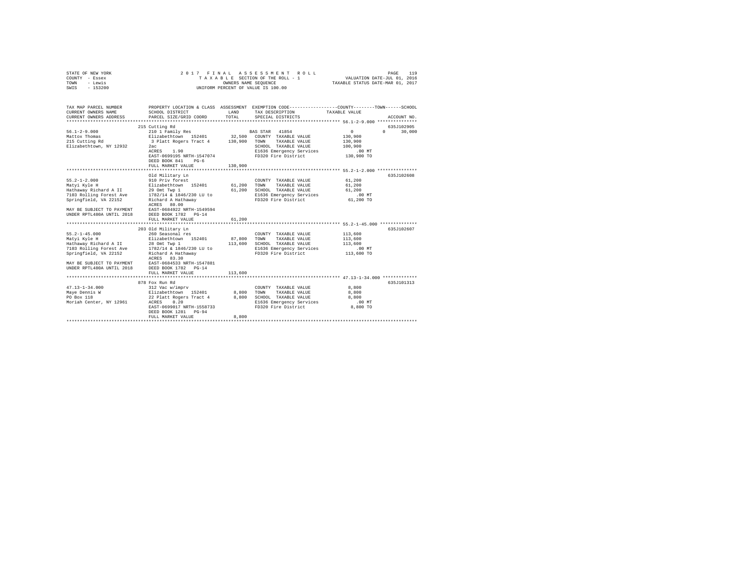STATE OF NEW YORK — COUNTY - Essex — TOWN - Lewis — SWIS - 153200

# 2017 FINAL ASSESSMENT ROLL

TAXABLE SECTION OF THE ROLL - 1
OWNERS NAME SEQUENCE
UNIFORM PERCENT OF VALUE IS 100.00

VALUATION DATE-JUL 01, 2016
TAXABLE STATUS DATE-MAR 01, 2017

```
TAX MAP PARCEL NUMBER     PROPERTY LOCATION & CLASS  ASSESSMENT  EXEMPTION CODE-----------------COUNTY--------TOWN------SCHOOL
CURRENT OWNERS NAME       SCHOOL DISTRICT               LAND      TAX DESCRIPTION            TAXABLE VALUE
CURRENT OWNERS ADDRESS    PARCEL SIZE/GRID COORD        TOTAL     SPECIAL DISTRICTS                                    ACCOUNT NO.
*********************************************************************************************** 56.1-2-9.000 ***************
                          215 Cutting Rd                                                                               635J102905
56.1-2-9.000              210 1 Family Res                        BAS STAR  41854                 0            0       30,000
Mattox Thomas             Elizabethtown  152401         32,500    COUNTY  TAXABLE VALUE        130,900
215 Cutting Rd             3 Platt Rogers Tract 4      130,900    TOWN    TAXABLE VALUE        130,900
Elizabethtown, NY 12932   2ac                                     SCHOOL  TAXABLE VALUE        100,900
                          ACRES    1.90                           E1636 Emergency Services          .00 MT
                          EAST-0699195 NRTH-1547074               FD320 Fire District           130,900 TO
                          DEED BOOK 841    PG-6
                          FULL MARKET VALUE            130,900
*********************************************************************************************** 55.2-1-2.000 ***************
                          Old Military Ln                                                                              635J102608
55.2-1-2.000              910 Priv forest                         COUNTY  TAXABLE VALUE         61,200
Matyi Kyle H              Elizabethtown  152401         61,200    TOWN    TAXABLE VALUE         61,200
Hathaway Richard A II     29 Omt Twp 1                  61,200    SCHOOL  TAXABLE VALUE         61,200
7103 Rolling Forest Ave   1782/14 & 1846/230 LU to                E1636 Emergency Services          .00 MT
Springfield, VA 22152     Richard A Hathaway                      FD320 Fire District            61,200 TO
                          ACRES   80.00
MAY BE SUBJECT TO PAYMENT EAST-0684922 NRTH-1549594
UNDER RPTL480A UNTIL 2018 DEED BOOK 1782   PG-14
                          FULL MARKET VALUE             61,200
*********************************************************************************************** 55.2-1-45.000 **************
                          203 Old Military Ln                                                                          635J102607
55.2-1-45.000             260 Seasonal res                        COUNTY  TAXABLE VALUE        113,600
Matyi Kyle H              Elizabethtown  152401         87,800    TOWN    TAXABLE VALUE        113,600
Hathaway Richard A II     28 Omt Twp 1                 113,600    SCHOOL  TAXABLE VALUE        113,600
7103 Rolling Forest Ave   1782/14 & 1846/230 LU to                E1636 Emergency Services          .00 MT
Springfield, VA 22152     Richard A Hathaway                      FD320 Fire District           113,600 TO
                          ACRES   83.30
MAY BE SUBJECT TO PAYMENT EAST-0684533 NRTH-1547881
UNDER RPTL480A UNTIL 2018 DEED BOOK 1782   PG-14
                          FULL MARKET VALUE            113,600
*********************************************************************************************** 47.13-1-34.000 *************
                          878 Fox Run Rd                                                                               635J101313
47.13-1-34.000            312 Vac w/imprv                         COUNTY  TAXABLE VALUE          8,800
Maye Dennis W             Elizabethtown  152401          8,800    TOWN    TAXABLE VALUE          8,800
PO Box 118                22 Platt Rogers Tract 4        8,800    SCHOOL  TAXABLE VALUE          8,800
Moriah Center, NY 12961   ACRES    0.20                           E1636 Emergency Services          .00 MT
                          EAST-0699017 NRTH-1558733               FD320 Fire District             8,800 TO
                          DEED BOOK 1281   PG-94
                          FULL MARKET VALUE              8,800
****************************************************************************************************************************
```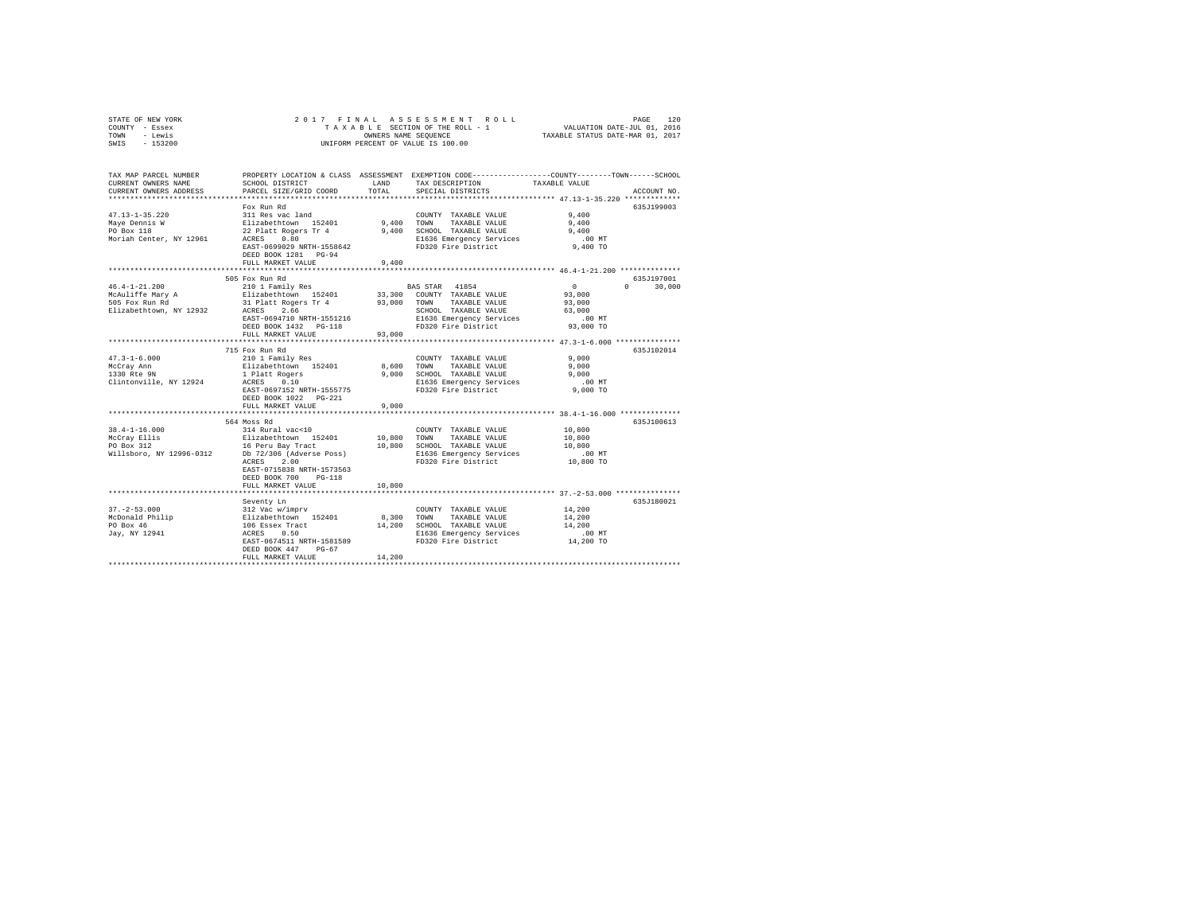STATE OF NEW YORK — 2017 FINAL ASSESSMENT ROLL
COUNTY - Essex — TAXABLE SECTION OF THE ROLL - 1 — VALUATION DATE-JUL 01, 2016
TOWN - Lewis — OWNERS NAME SEQUENCE — TAXABLE STATUS DATE-MAR 01, 2017
SWIS - 153200 — UNIFORM PERCENT OF VALUE IS 100.00

```
TAX MAP PARCEL NUMBER          PROPERTY LOCATION & CLASS  ASSESSMENT  EXEMPTION CODE-----------------COUNTY--------TOWN------SCHOOL
CURRENT OWNERS NAME            SCHOOL DISTRICT              LAND      TAX DESCRIPTION             TAXABLE VALUE
CURRENT OWNERS ADDRESS         PARCEL SIZE/GRID COORD       TOTAL     SPECIAL DISTRICTS                                   ACCOUNT NO.
******************************************************************************************************* 47.13-1-35.220 *************
                               Fox Run Rd                                                                             635J199003
47.13-1-35.220                 311 Res vac land                       COUNTY  TAXABLE VALUE            9,400
Maye Dennis W                  Elizabethtown  152401       9,400      TOWN    TAXABLE VALUE            9,400
PO Box 118                     22 Platt Rogers Tr 4        9,400      SCHOOL  TAXABLE VALUE            9,400
Moriah Center, NY 12961        ACRES    0.80                          E1636 Emergency Services           .00 MT
                               EAST-0699029 NRTH-1558642              FD320 Fire District              9,400 TO
                               DEED BOOK 1281   PG-94
                               FULL MARKET VALUE           9,400
******************************************************************************************************* 46.4-1-21.200 **************
                               505 Fox Run Rd                                                                         635J197001
46.4-1-21.200                  210 1 Family Res                       BAS STAR  41854                      0           0      30,000
McAuliffe Mary A               Elizabethtown  152401      33,300      COUNTY  TAXABLE VALUE           93,000
505 Fox Run Rd                 31 Platt Rogers Tr 4       93,000      TOWN    TAXABLE VALUE           93,000
Elizabethtown, NY 12932        ACRES    2.66                          SCHOOL  TAXABLE VALUE           63,000
                               EAST-0694710 NRTH-1551216              E1636 Emergency Services           .00 MT
                               DEED BOOK 1432   PG-118                FD320 Fire District             93,000 TO
                               FULL MARKET VALUE          93,000
******************************************************************************************************* 47.3-1-6.000 ***************
                               715 Fox Run Rd                                                                         635J102014
47.3-1-6.000                   210 1 Family Res                       COUNTY  TAXABLE VALUE            9,000
McCray Ann                     Elizabethtown  152401       8,600      TOWN    TAXABLE VALUE            9,000
1330 Rte 9N                    1 Platt Rogers              9,000      SCHOOL  TAXABLE VALUE            9,000
Clintonville, NY 12924         ACRES    0.10                          E1636 Emergency Services           .00 MT
                               EAST-0697152 NRTH-1555775              FD320 Fire District              9,000 TO
                               DEED BOOK 1022   PG-221
                               FULL MARKET VALUE           9,000
******************************************************************************************************* 38.4-1-16.000 **************
                               564 Moss Rd                                                                            635J100613
38.4-1-16.000                  314 Rural vac<10                       COUNTY  TAXABLE VALUE           10,800
McCray Ellis                   Elizabethtown  152401      10,800      TOWN    TAXABLE VALUE           10,800
PO Box 312                     16 Peru Bay Tract          10,800      SCHOOL  TAXABLE VALUE           10,800
Willsboro, NY 12996-0312       Db 72/306 (Adverse Poss)               E1636 Emergency Services           .00 MT
                               ACRES    2.00                          FD320 Fire District             10,800 TO
                               EAST-0715838 NRTH-1573563
                               DEED BOOK 700    PG-118
                               FULL MARKET VALUE          10,800
******************************************************************************************************* 37.-2-53.000 ***************
                               Seventy Ln                                                                             635J180021
37.-2-53.000                   312 Vac w/imprv                        COUNTY  TAXABLE VALUE           14,200
McDonald Philip                Elizabethtown  152401       8,300      TOWN    TAXABLE VALUE           14,200
PO Box 46                      106 Essex Tract            14,200      SCHOOL  TAXABLE VALUE           14,200
Jay, NY 12941                  ACRES    0.50                          E1636 Emergency Services           .00 MT
                               EAST-0674511 NRTH-1581589              FD320 Fire District             14,200 TO
                               DEED BOOK 447    PG-67
                               FULL MARKET VALUE          14,200
************************************************************************************************************************************
```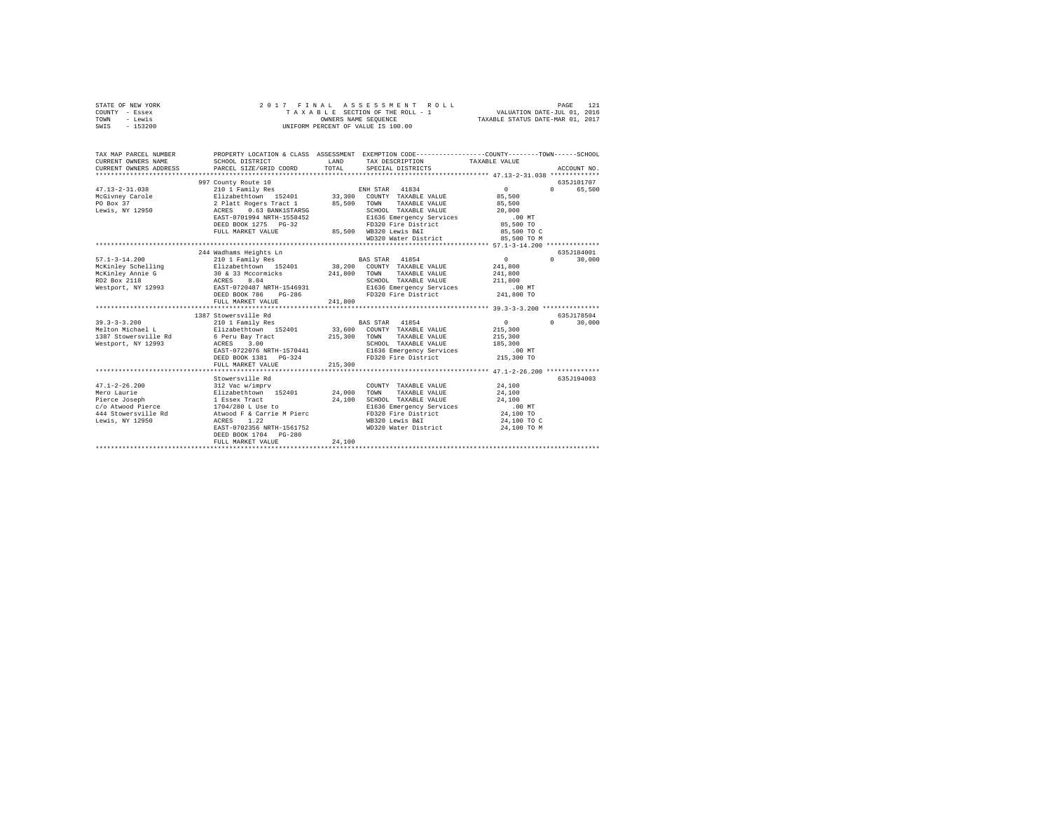```
STATE OF NEW YORK              2 0 1 7   F I N A L   A S S E S S M E N T   R O L L                         PAGE   121
COUNTY  - Essex                  T A X A B L E  SECTION OF THE ROLL - 1               VALUATION DATE-JUL 01, 2016
TOWN    - Lewis                         OWNERS NAME SEQUENCE                          TAXABLE STATUS DATE-MAR 01, 2017
SWIS    - 153200                   UNIFORM PERCENT OF VALUE IS 100.00

TAX MAP PARCEL NUMBER          PROPERTY LOCATION & CLASS  ASSESSMENT  EXEMPTION CODE-----------------COUNTY--------TOWN------SCHOOL
CURRENT OWNERS NAME            SCHOOL DISTRICT             LAND       TAX DESCRIPTION            TAXABLE VALUE
CURRENT OWNERS ADDRESS         PARCEL SIZE/GRID COORD      TOTAL      SPECIAL DISTRICTS                                  ACCOUNT NO.
******************************************************************************************** 47.13-2-31.038 *************
                          997 County Route 10                                                                           635J101707
47.13-2-31.038            210 1 Family Res                         ENH STAR  41834                  0          0      65,500
McGivney Carole           Elizabethtown  152401       33,300   COUNTY  TAXABLE VALUE          85,500
PO Box 37                 2 Platt Rogers Tract 1      85,500   TOWN    TAXABLE VALUE          85,500
Lewis, NY 12950           ACRES    0.63 BANK1STARSG            SCHOOL  TAXABLE VALUE          20,000
                          EAST-0701994 NRTH-1558452            E1636 Emergency Services          .00 MT
                          DEED BOOK 1275   PG-32               FD320 Fire District            85,500 TO
                          FULL MARKET VALUE           85,500   WB320 Lewis B&I                85,500 TO C
                                                               WD320 Water District           85,500 TO M
******************************************************************************************** 57.1-3-14.200 **************
                          244 Wadhams Heights Ln                                                                        635J184001
57.1-3-14.200             210 1 Family Res                         BAS STAR  41854                  0          0      30,000
McKinley Schelling        Elizabethtown  152401       38,200   COUNTY  TAXABLE VALUE         241,800
McKinley Annie G          30 & 33 Mccormicks         241,800   TOWN    TAXABLE VALUE         241,800
RD2 Box 2118              ACRES    8.04                        SCHOOL  TAXABLE VALUE         211,800
Westport, NY 12993        EAST-0720487 NRTH-1546931            E1636 Emergency Services          .00 MT
                          DEED BOOK 786    PG-286              FD320 Fire District           241,800 TO
                          FULL MARKET VALUE          241,800
******************************************************************************************** 39.3-3-3.200 ***************
                          1387 Stowersville Rd                                                                          635J178504
39.3-3-3.200              210 1 Family Res                         BAS STAR  41854                  0          0      30,000
Melton Michael L          Elizabethtown  152401       33,600   COUNTY  TAXABLE VALUE         215,300
1387 Stowersville Rd      6 Peru Bay Tract           215,300   TOWN    TAXABLE VALUE         215,300
Westport, NY 12993        ACRES    3.00                        SCHOOL  TAXABLE VALUE         185,300
                          EAST-0722076 NRTH-1570441            E1636 Emergency Services          .00 MT
                          DEED BOOK 1381   PG-324              FD320 Fire District           215,300 TO
                          FULL MARKET VALUE          215,300
******************************************************************************************** 47.1-2-26.200 **************
                          Stowersville Rd                                                                               635J194003
47.1-2-26.200             312 Vac w/imprv                          COUNTY  TAXABLE VALUE          24,100
Mero Laurie               Elizabethtown  152401       24,000   TOWN    TAXABLE VALUE          24,100
Pierce Joseph             1 Essex Tract               24,100   SCHOOL  TAXABLE VALUE          24,100
c/o Atwood Pierce         1704/280 L Use to                    E1636 Emergency Services          .00 MT
444 Stowersville Rd       Atwood F & Carrie M Pierc            FD320 Fire District            24,100 TO
Lewis, NY 12950           ACRES    1.22                        WB320 Lewis B&I                24,100 TO C
                          EAST-0702356 NRTH-1561752            WD320 Water District           24,100 TO M
                          DEED BOOK 1704   PG-280
                          FULL MARKET VALUE           24,100
****************************************************************************************************************************
```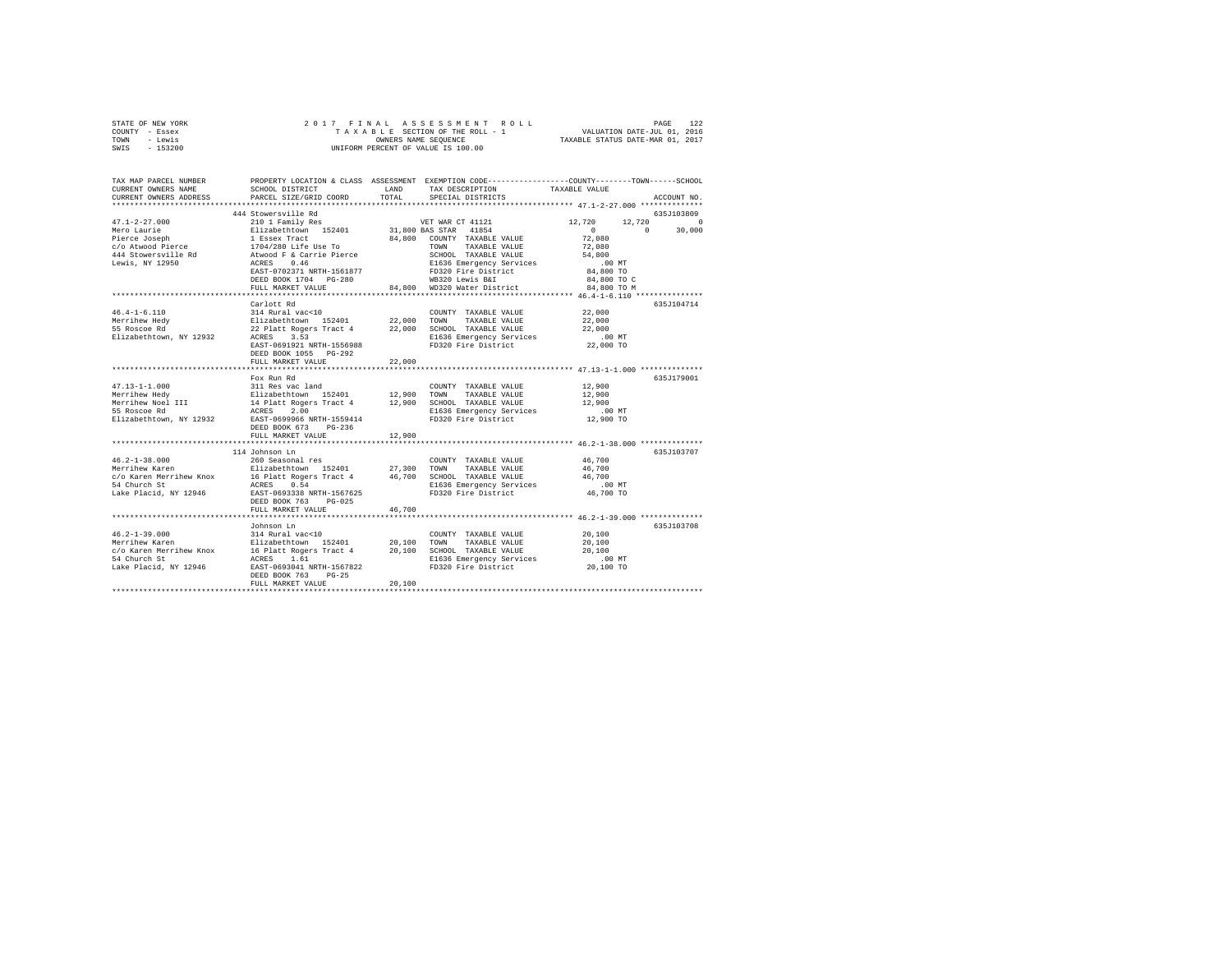STATE OF NEW YORK
COUNTY - Essex
TOWN - Lewis
SWIS - 153200

2017 FINAL ASSESSMENT ROLL
TAXABLE SECTION OF THE ROLL - 1
OWNERS NAME SEQUENCE
UNIFORM PERCENT OF VALUE IS 100.00

VALUATION DATE-JUL 01, 2016
TAXABLE STATUS DATE-MAR 01, 2017

```
TAX MAP PARCEL NUMBER     PROPERTY LOCATION & CLASS  ASSESSMENT  EXEMPTION CODE-----------------COUNTY--------TOWN------SCHOOL
CURRENT OWNERS NAME       SCHOOL DISTRICT             LAND       TAX DESCRIPTION            TAXABLE VALUE
CURRENT OWNERS ADDRESS    PARCEL SIZE/GRID COORD      TOTAL      SPECIAL DISTRICTS                                  ACCOUNT NO.
******************************************************************************************** 47.1-2-27.000 **************
                          444 Stowersville Rd                                                                       635J103809
47.1-2-27.000             210 1 Family Res                      VET WAR CT 41121           12,720      12,720           0
Mero Laurie               Elizabethtown  152401      31,800 BAS STAR  41854                     0           0      30,000
Pierce Joseph             1 Essex Tract              84,800   COUNTY  TAXABLE VALUE         72,080
c/o Atwood Pierce         1704/280 Life Use To                TOWN    TAXABLE VALUE         72,080
444 Stowersville Rd       Atwood F & Carrie Pierce            SCHOOL  TAXABLE VALUE         54,800
Lewis, NY 12950           ACRES    0.46                       E1636 Emergency Services          .00 MT
                          EAST-0702371 NRTH-1561877           FD320 Fire District           84,800 TO
                          DEED BOOK 1704   PG-280             WB320 Lewis B&I               84,800 TO C
                          FULL MARKET VALUE          84,800   WD320 Water District          84,800 TO M
******************************************************************************************** 46.4-1-6.110 ***************
                          Carlott Rd                                                                                635J104714
46.4-1-6.110              314 Rural vac<10                    COUNTY  TAXABLE VALUE         22,000
Merrihew Hedy             Elizabethtown  152401      22,000   TOWN    TAXABLE VALUE         22,000
55 Roscoe Rd              22 Platt Rogers Tract 4    22,000   SCHOOL  TAXABLE VALUE         22,000
Elizabethtown, NY 12932   ACRES    3.53                       E1636 Emergency Services          .00 MT
                          EAST-0691921 NRTH-1556988           FD320 Fire District           22,000 TO
                          DEED BOOK 1055   PG-292
                          FULL MARKET VALUE          22,000
******************************************************************************************** 47.13-1-1.000 **************
                          Fox Run Rd                                                                                635J179001
47.13-1-1.000             311 Res vac land                    COUNTY  TAXABLE VALUE         12,900
Merrihew Hedy             Elizabethtown  152401      12,900   TOWN    TAXABLE VALUE         12,900
Merrihew Noel III         14 Platt Rogers Tract 4    12,900   SCHOOL  TAXABLE VALUE         12,900
55 Roscoe Rd              ACRES    2.00                       E1636 Emergency Services          .00 MT
Elizabethtown, NY 12932   EAST-0699966 NRTH-1559414           FD320 Fire District           12,900 TO
                          DEED BOOK 673    PG-236
                          FULL MARKET VALUE          12,900
******************************************************************************************** 46.2-1-38.000 **************
                          114 Johnson Ln                                                                            635J103707
46.2-1-38.000             260 Seasonal res                    COUNTY  TAXABLE VALUE         46,700
Merrihew Karen            Elizabethtown  152401      27,300   TOWN    TAXABLE VALUE         46,700
c/o Karen Merrihew Knox   16 Platt Rogers Tract 4    46,700   SCHOOL  TAXABLE VALUE         46,700
54 Church St              ACRES    0.54                       E1636 Emergency Services          .00 MT
Lake Placid, NY 12946     EAST-0693338 NRTH-1567625           FD320 Fire District           46,700 TO
                          DEED BOOK 763    PG-025
                          FULL MARKET VALUE          46,700
******************************************************************************************** 46.2-1-39.000 **************
                          Johnson Ln                                                                                635J103708
46.2-1-39.000             314 Rural vac<10                    COUNTY  TAXABLE VALUE         20,100
Merrihew Karen            Elizabethtown  152401      20,100   TOWN    TAXABLE VALUE         20,100
c/o Karen Merrihew Knox   16 Platt Rogers Tract 4    20,100   SCHOOL  TAXABLE VALUE         20,100
54 Church St              ACRES    1.61                       E1636 Emergency Services          .00 MT
Lake Placid, NY 12946     EAST-0693041 NRTH-1567822           FD320 Fire District           20,100 TO
                          DEED BOOK 763    PG-25
                          FULL MARKET VALUE          20,100
****************************************************************************************************************************
```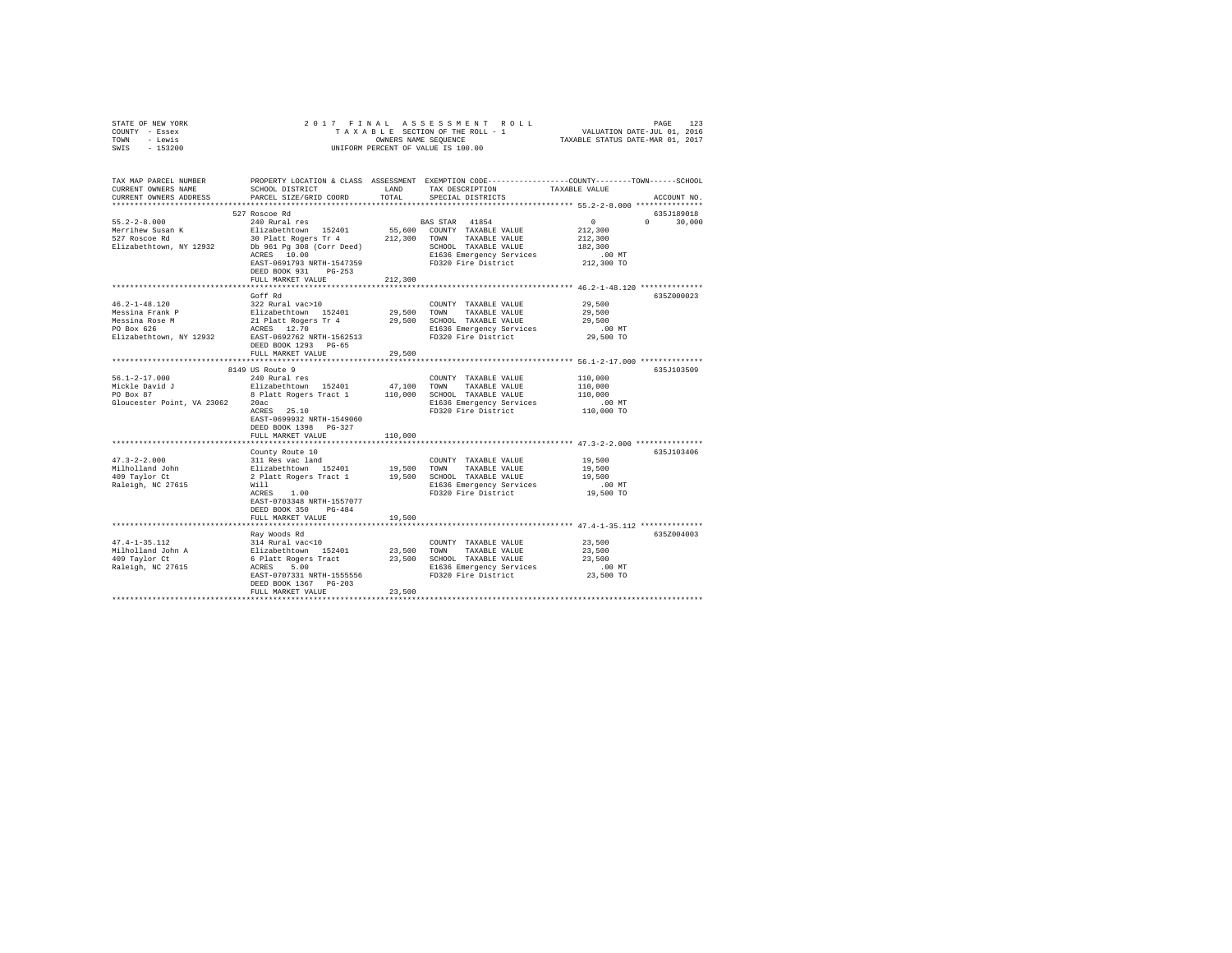STATE OF NEW YORK — 2017 FINAL ASSESSMENT ROLL
COUNTY - Essex — TAXABLE SECTION OF THE ROLL - 1 — VALUATION DATE-JUL 01, 2016
TOWN - Lewis — OWNERS NAME SEQUENCE — TAXABLE STATUS DATE-MAR 01, 2017
SWIS - 153200 — UNIFORM PERCENT OF VALUE IS 100.00

| TAX MAP PARCEL NUMBER / CURRENT OWNERS NAME / CURRENT OWNERS ADDRESS | PROPERTY LOCATION & CLASS / SCHOOL DISTRICT / PARCEL SIZE/GRID COORD | ASSESSMENT LAND | TOTAL | EXEMPTION CODE / TAX DESCRIPTION / SPECIAL DISTRICTS | COUNTY / TOWN / SCHOOL TAXABLE VALUE | ACCOUNT NO. |
|---|---|---|---|---|---|---|
| 55.2-2-8.000 | 527 Roscoe Rd | | | | | 635J189018 |
| | 240 Rural res | | | BAS STAR 41854 | 0 0 30,000 | |
| Merrihew Susan K | Elizabethtown 152401 | 55,600 | | COUNTY TAXABLE VALUE | 212,300 | |
| 527 Roscoe Rd | 30 Platt Rogers Tr 4 | | 212,300 | TOWN TAXABLE VALUE | 212,300 | |
| Elizabethtown, NY 12932 | Db 961 Pg 308 (Corr Deed) | | | SCHOOL TAXABLE VALUE | 182,300 | |
| | ACRES 10.00 | | | E1636 Emergency Services | .00 MT | |
| | EAST-0691793 NRTH-1547359 | | | FD320 Fire District | 212,300 TO | |
| | DEED BOOK 931 PG-253 | | | | | |
| | FULL MARKET VALUE | | 212,300 | | | |
| 46.2-1-48.120 | Goff Rd | | | | | 635Z000023 |
| | 322 Rural vac>10 | | | COUNTY TAXABLE VALUE | 29,500 | |
| Messina Frank P | Elizabethtown 152401 | 29,500 | | TOWN TAXABLE VALUE | 29,500 | |
| Messina Rose M | 21 Platt Rogers Tr 4 | | 29,500 | SCHOOL TAXABLE VALUE | 29,500 | |
| PO Box 626 | ACRES 12.70 | | | E1636 Emergency Services | .00 MT | |
| Elizabethtown, NY 12932 | EAST-0692762 NRTH-1562513 | | | FD320 Fire District | 29,500 TO | |
| | DEED BOOK 1293 PG-65 | | | | | |
| | FULL MARKET VALUE | | 29,500 | | | |
| 56.1-2-17.000 | 8149 US Route 9 | | | | | 635J103509 |
| | 240 Rural res | | | COUNTY TAXABLE VALUE | 110,000 | |
| Mickle David J | Elizabethtown 152401 | 47,100 | | TOWN TAXABLE VALUE | 110,000 | |
| PO Box 87 | 8 Platt Rogers Tract 1 | | 110,000 | SCHOOL TAXABLE VALUE | 110,000 | |
| Gloucester Point, VA 23062 | 20ac | | | E1636 Emergency Services | .00 MT | |
| | ACRES 25.10 | | | FD320 Fire District | 110,000 TO | |
| | EAST-0699932 NRTH-1549060 | | | | | |
| | DEED BOOK 1398 PG-327 | | | | | |
| | FULL MARKET VALUE | | 110,000 | | | |
| 47.3-2-2.000 | County Route 10 | | | | | 635J103406 |
| | 311 Res vac land | | | COUNTY TAXABLE VALUE | 19,500 | |
| Milholland John | Elizabethtown 152401 | 19,500 | | TOWN TAXABLE VALUE | 19,500 | |
| 409 Taylor Ct | 2 Platt Rogers Tract 1 | | 19,500 | SCHOOL TAXABLE VALUE | 19,500 | |
| Raleigh, NC 27615 | Will | | | E1636 Emergency Services | .00 MT | |
| | ACRES 1.00 | | | FD320 Fire District | 19,500 TO | |
| | EAST-0703348 NRTH-1557077 | | | | | |
| | DEED BOOK 350 PG-484 | | | | | |
| | FULL MARKET VALUE | | 19,500 | | | |
| 47.4-1-35.112 | Ray Woods Rd | | | | | 635Z004003 |
| | 314 Rural vac<10 | | | COUNTY TAXABLE VALUE | 23,500 | |
| Milholland John A | Elizabethtown 152401 | 23,500 | | TOWN TAXABLE VALUE | 23,500 | |
| 409 Taylor Ct | 6 Platt Rogers Tract | | 23,500 | SCHOOL TAXABLE VALUE | 23,500 | |
| Raleigh, NC 27615 | ACRES 5.00 | | | E1636 Emergency Services | .00 MT | |
| | EAST-0707331 NRTH-1555556 | | | FD320 Fire District | 23,500 TO | |
| | DEED BOOK 1367 PG-203 | | | | | |
| | FULL MARKET VALUE | | 23,500 | | | |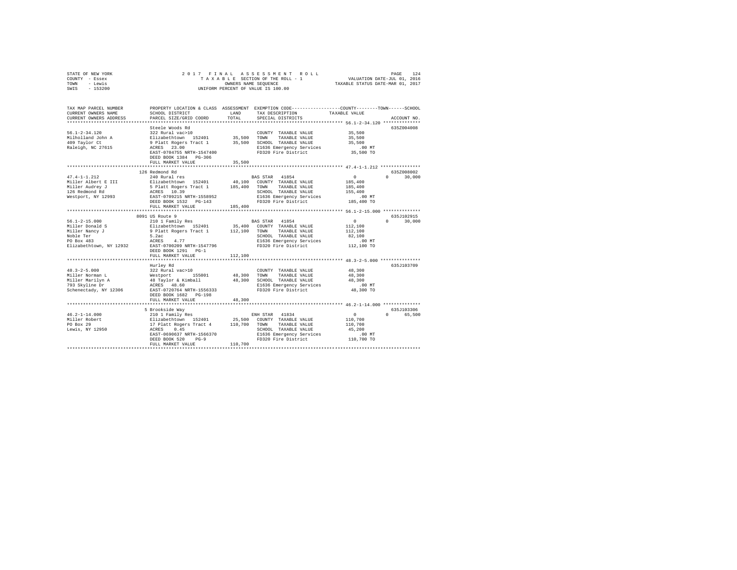STATE OF NEW YORK
COUNTY - Essex
TOWN - Lewis
SWIS - 153200

2 0 1 7 F I N A L A S S E S S M E N T R O L L
T A X A B L E SECTION OF THE ROLL - 1
OWNERS NAME SEQUENCE
UNIFORM PERCENT OF VALUE IS 100.00

VALUATION DATE-JUL 01, 2016
TAXABLE STATUS DATE-MAR 01, 2017

```
TAX MAP PARCEL NUMBER          PROPERTY LOCATION & CLASS  ASSESSMENT  EXEMPTION CODE-----------------COUNTY--------TOWN------SCHOOL
CURRENT OWNERS NAME            SCHOOL DISTRICT              LAND      TAX DESCRIPTION            TAXABLE VALUE
CURRENT OWNERS ADDRESS         PARCEL SIZE/GRID COORD       TOTAL     SPECIAL DISTRICTS                                   ACCOUNT NO.
*********************************************************************************************** 56.1-2-34.120 **************
                               Steele Woods Rd                                                                    635Z004008
56.1-2-34.120                  322 Rural vac>10                        COUNTY  TAXABLE VALUE          35,500
Milholland John A              Elizabethtown  152401       35,500      TOWN    TAXABLE VALUE          35,500
409 Taylor Ct                  9 Platt Rogers Tract 1      35,500      SCHOOL  TAXABLE VALUE          35,500
Raleigh, NC 27615              ACRES  23.00                            E1636 Emergency Services          .00 MT
                               EAST-0704755 NRTH-1547400               FD320 Fire District            35,500 TO
                               DEED BOOK 1384   PG-306
                               FULL MARKET VALUE           35,500
*********************************************************************************************** 47.4-1-1.212 ***************
                               126 Redmond Rd                                                                     635Z008002
47.4-1-1.212                   240 Rural res                           BAS STAR  41854                 0           0     30,000
Miller Albert E III            Elizabethtown  152401       40,100      COUNTY  TAXABLE VALUE         185,400
Miller Audrey J                5 Platt Rogers Tract 1     185,400      TOWN    TAXABLE VALUE         185,400
126 Redmond Rd                 ACRES  10.39                            SCHOOL  TAXABLE VALUE         155,400
Westport, NY 12993             EAST-0709215 NRTH-1558952               E1636 Emergency Services          .00 MT
                               DEED BOOK 1532   PG-143                 FD320 Fire District           185,400 TO
                               FULL MARKET VALUE          185,400
*********************************************************************************************** 56.1-2-15.000 **************
                               8091 US Route 9                                                                    635J102915
56.1-2-15.000                  210 1 Family Res                        BAS STAR  41854                 0           0     30,000
Miller Donald S                Elizabethtown  152401       35,400      COUNTY  TAXABLE VALUE         112,100
Miller Nancy J                 9 Platt Rogers Tract 1     112,100      TOWN    TAXABLE VALUE         112,100
Noble Ter                      5.2ac                                   SCHOOL  TAXABLE VALUE          82,100
PO Box 483                     ACRES   4.77                            E1636 Emergency Services          .00 MT
Elizabethtown, NY 12932        EAST-0700209 NRTH-1547796               FD320 Fire District           112,100 TO
                               DEED BOOK 1291   PG-1
                               FULL MARKET VALUE          112,100
*********************************************************************************************** 48.3-2-5.000 ***************
                               Hurley Rd                                                                          635J103709
48.3-2-5.000                   322 Rural vac>10                        COUNTY  TAXABLE VALUE          48,300
Miller Norman L                Westport       155001       48,300      TOWN    TAXABLE VALUE          48,300
Miller Marilyn A               48 Taylor & Kimball         48,300      SCHOOL  TAXABLE VALUE          48,300
793 Skyline Dr                 ACRES  48.60                            E1636 Emergency Services          .00 MT
Schenectady, NY 12306          EAST-0720764 NRTH-1556333               FD320 Fire District            48,300 TO
                               DEED BOOK 1682   PG-198
                               FULL MARKET VALUE           48,300
*********************************************************************************************** 46.2-1-14.000 **************
                               5 Brookside Way                                                                    635J103306
46.2-1-14.000                  210 1 Family Res                        ENH STAR  41834                 0           0     65,500
Miller Robert                  Elizabethtown  152401       25,500      COUNTY  TAXABLE VALUE         110,700
PO Box 29                      17 Platt Rogers Tract 4    110,700      TOWN    TAXABLE VALUE         110,700
Lewis, NY 12950                ACRES   0.45                            SCHOOL  TAXABLE VALUE          45,200
                               EAST-0690637 NRTH-1566370               E1636 Emergency Services          .00 MT
                               DEED BOOK 520    PG-9                   FD320 Fire District           110,700 TO
                               FULL MARKET VALUE          110,700
****************************************************************************************************************************
```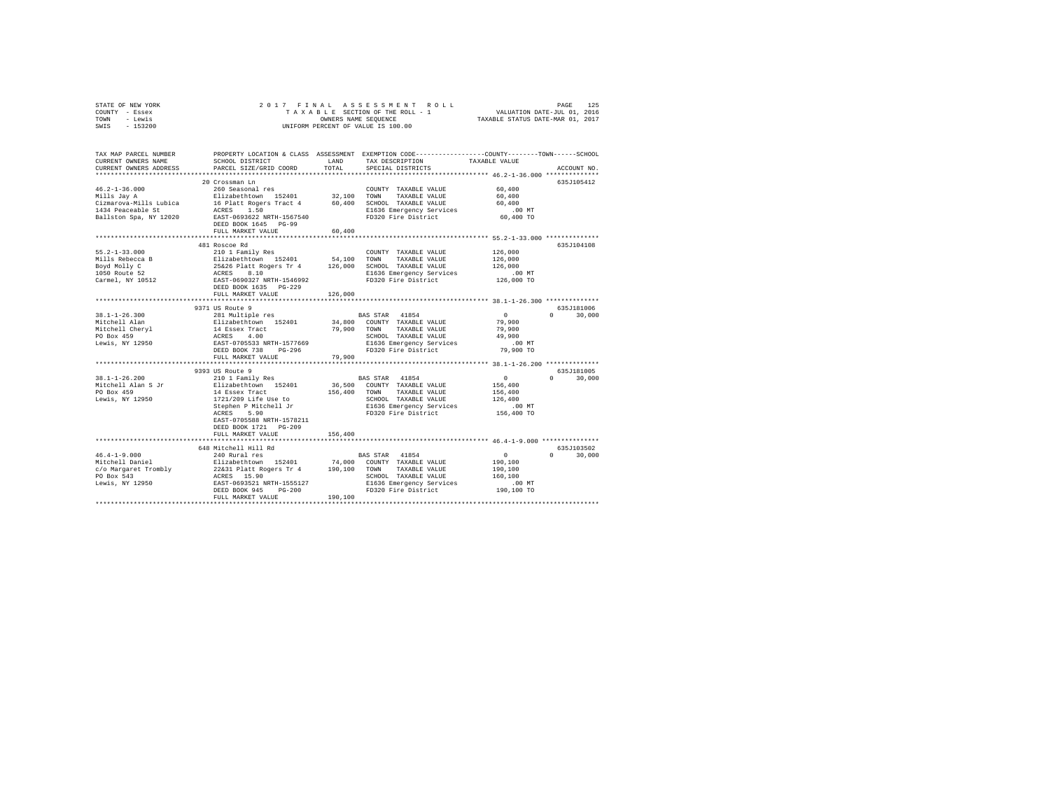STATE OF NEW YORK
COUNTY - Essex
TOWN - Lewis
SWIS - 153200

2017 FINAL ASSESSMENT ROLL
TAXABLE SECTION OF THE ROLL - 1
OWNERS NAME SEQUENCE
UNIFORM PERCENT OF VALUE IS 100.00

VALUATION DATE-JUL 01, 2016
TAXABLE STATUS DATE-MAR 01, 2017

```
TAX MAP PARCEL NUMBER     PROPERTY LOCATION & CLASS  ASSESSMENT  EXEMPTION CODE-----------------COUNTY--------TOWN------SCHOOL
CURRENT OWNERS NAME       SCHOOL DISTRICT              LAND      TAX DESCRIPTION            TAXABLE VALUE
CURRENT OWNERS ADDRESS    PARCEL SIZE/GRID COORD       TOTAL     SPECIAL DISTRICTS                                  ACCOUNT NO.
****************************************************************************************************** 46.2-1-36.000 **************
                          20 Crossman Ln                                                                            635J105412
46.2-1-36.000             260 Seasonal res                       COUNTY  TAXABLE VALUE          60,400
Mills Jay A               Elizabethtown  152401       32,100     TOWN    TAXABLE VALUE          60,400
Cizmarova-Mills Lubica    16 Platt Rogers Tract 4     60,400     SCHOOL  TAXABLE VALUE          60,400
1434 Peaceable St         ACRES    1.50                          E1636 Emergency Services          .00 MT
Ballston Spa, NY 12020    EAST-0693622 NRTH-1567540              FD320 Fire District            60,400 TO
                          DEED BOOK 1645   PG-99
                          FULL MARKET VALUE            60,400
****************************************************************************************************** 55.2-1-33.000 **************
                          481 Roscoe Rd                                                                             635J104108
55.2-1-33.000             210 1 Family Res                       COUNTY  TAXABLE VALUE         126,000
Mills Rebecca B           Elizabethtown  152401       54,100     TOWN    TAXABLE VALUE         126,000
Boyd Molly C              25&26 Platt Rogers Tr 4    126,000     SCHOOL  TAXABLE VALUE         126,000
1050 Route 52             ACRES    8.10                          E1636 Emergency Services          .00 MT
Carmel, NY 10512          EAST-0690327 NRTH-1546992              FD320 Fire District           126,000 TO
                          DEED BOOK 1635   PG-229
                          FULL MARKET VALUE           126,000
****************************************************************************************************** 38.1-1-26.300 **************
                          9371 US Route 9                                                                           635J181006
38.1-1-26.300             281 Multiple res                       BAS STAR  41854                     0          0      30,000
Mitchell Alan             Elizabethtown  152401       34,800     COUNTY  TAXABLE VALUE          79,900
Mitchell Cheryl           14 Essex Tract              79,900     TOWN    TAXABLE VALUE          79,900
PO Box 459                ACRES    4.00                          SCHOOL  TAXABLE VALUE          49,900
Lewis, NY 12950           EAST-0705533 NRTH-1577669              E1636 Emergency Services          .00 MT
                          DEED BOOK 738    PG-296                FD320 Fire District            79,900 TO
                          FULL MARKET VALUE            79,900
****************************************************************************************************** 38.1-1-26.200 **************
                          9393 US Route 9                                                                           635J181005
38.1-1-26.200             210 1 Family Res                       BAS STAR  41854                     0          0      30,000
Mitchell Alan S Jr        Elizabethtown  152401       36,500     COUNTY  TAXABLE VALUE         156,400
PO Box 459                14 Essex Tract             156,400     TOWN    TAXABLE VALUE         156,400
Lewis, NY 12950           1721/209 Life Use to                   SCHOOL  TAXABLE VALUE         126,400
                          Stephen P Mitchell Jr                  E1636 Emergency Services          .00 MT
                          ACRES    5.90                          FD320 Fire District           156,400 TO
                          EAST-0705588 NRTH-1578211
                          DEED BOOK 1721   PG-209
                          FULL MARKET VALUE           156,400
****************************************************************************************************** 46.4-1-9.000 ***************
                          648 Mitchell Hill Rd                                                                      635J103502
46.4-1-9.000              240 Rural res                          BAS STAR  41854                     0          0      30,000
Mitchell Daniel           Elizabethtown  152401       74,000     COUNTY  TAXABLE VALUE         190,100
c/o Margaret Trombly      22&31 Platt Rogers Tr 4    190,100     TOWN    TAXABLE VALUE         190,100
PO Box 543                ACRES   15.90                          SCHOOL  TAXABLE VALUE         160,100
Lewis, NY 12950           EAST-0693521 NRTH-1555127              E1636 Emergency Services          .00 MT
                          DEED BOOK 945    PG-200                FD320 Fire District           190,100 TO
                          FULL MARKET VALUE           190,100
************************************************************************************************************************************
```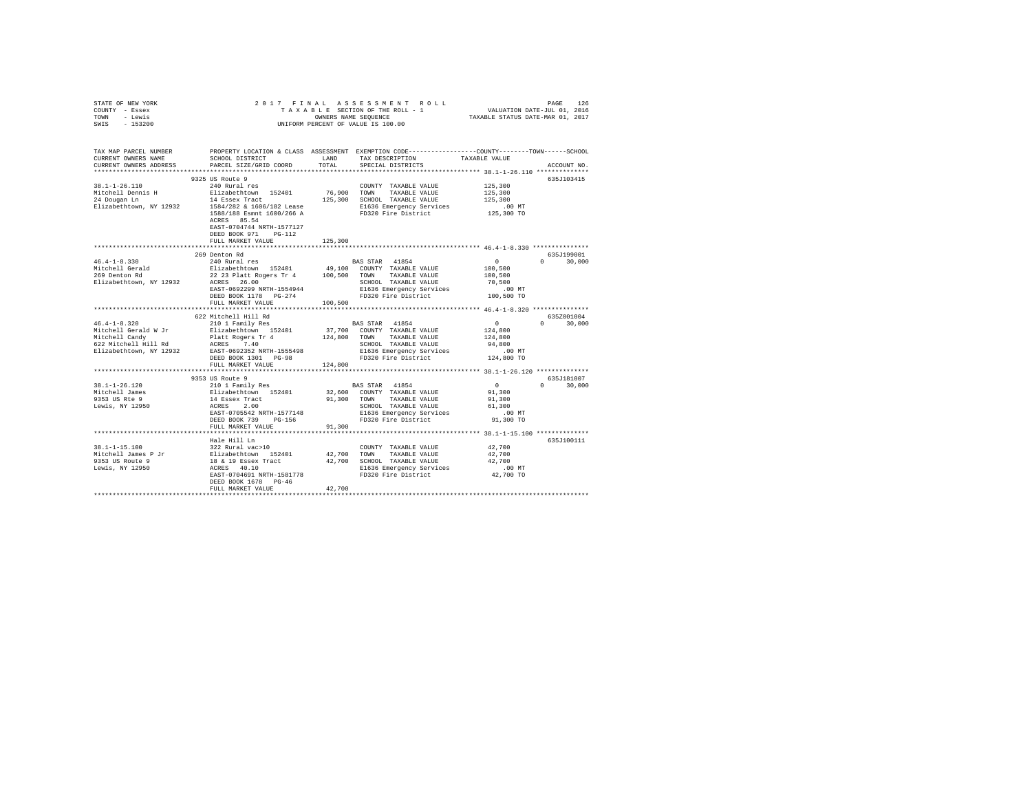STATE OF NEW YORK 2 0 1 7 F I N A L A S S E S S M E N T R O L L PAGE 126
COUNTY - Essex T A X A B L E SECTION OF THE ROLL - 1 VALUATION DATE-JUL 01, 2016
TOWN - Lewis OWNERS NAME SEQUENCE TAXABLE STATUS DATE-MAR 01, 2017
SWIS - 153200 UNIFORM PERCENT OF VALUE IS 100.00

```
TAX MAP PARCEL NUMBER          PROPERTY LOCATION & CLASS  ASSESSMENT  EXEMPTION CODE-----------------COUNTY--------TOWN------SCHOOL
CURRENT OWNERS NAME            SCHOOL DISTRICT               LAND      TAX DESCRIPTION            TAXABLE VALUE
CURRENT OWNERS ADDRESS         PARCEL SIZE/GRID COORD        TOTAL     SPECIAL DISTRICTS                                    ACCOUNT NO.
****************************************************************************************************** 38.1-1-26.110 **************
                               9325 US Route 9                                                                          635J103415
38.1-1-26.110                  240 Rural res                           COUNTY  TAXABLE VALUE            125,300
Mitchell Dennis H              Elizabethtown  152401       76,900     TOWN    TAXABLE VALUE            125,300
24 Dougan Ln                   14 Essex Tract             125,300     SCHOOL  TAXABLE VALUE            125,300
Elizabethtown, NY 12932        1584/282 & 1606/182 Lease              E1636 Emergency Services            .00 MT
                               1588/188 Esmnt 1600/266 A              FD320 Fire District               125,300 TO
                               ACRES   85.54
                               EAST-0704744 NRTH-1577127
                               DEED BOOK 971    PG-112
                               FULL MARKET VALUE          125,300
****************************************************************************************************** 46.4-1-8.330 ***************
                               269 Denton Rd                                                                            635J199001
46.4-1-8.330                   240 Rural res                           BAS STAR  41854                      0          0     30,000
Mitchell Gerald                Elizabethtown  152401       49,100     COUNTY  TAXABLE VALUE            100,500
269 Denton Rd                  22 23 Platt Rogers Tr 4    100,500     TOWN    TAXABLE VALUE            100,500
Elizabethtown, NY 12932        ACRES   26.00                          SCHOOL  TAXABLE VALUE             70,500
                               EAST-0692299 NRTH-1554944              E1636 Emergency Services            .00 MT
                               DEED BOOK 1178   PG-274                FD320 Fire District               100,500 TO
                               FULL MARKET VALUE          100,500
****************************************************************************************************** 46.4-1-8.320 ***************
                               622 Mitchell Hill Rd                                                                     635Z001004
46.4-1-8.320                   210 1 Family Res                        BAS STAR  41854                      0          0     30,000
Mitchell Gerald W Jr           Elizabethtown  152401       37,700     COUNTY  TAXABLE VALUE            124,800
Mitchell Candy                 Platt Rogers Tr 4          124,800     TOWN    TAXABLE VALUE            124,800
622 Mitchell Hill Rd           ACRES    7.40                          SCHOOL  TAXABLE VALUE             94,800
Elizabethtown, NY 12932        EAST-0692352 NRTH-1555498              E1636 Emergency Services            .00 MT
                               DEED BOOK 1301   PG-98                 FD320 Fire District               124,800 TO
                               FULL MARKET VALUE          124,800
****************************************************************************************************** 38.1-1-26.120 **************
                               9353 US Route 9                                                                          635J181007
38.1-1-26.120                  210 1 Family Res                        BAS STAR  41854                      0          0     30,000
Mitchell James                 Elizabethtown  152401       32,600     COUNTY  TAXABLE VALUE             91,300
9353 US Rte 9                  14 Essex Tract              91,300     TOWN    TAXABLE VALUE             91,300
Lewis, NY 12950                ACRES    2.00                          SCHOOL  TAXABLE VALUE             61,300
                               EAST-0705542 NRTH-1577148              E1636 Emergency Services            .00 MT
                               DEED BOOK 739    PG-156                FD320 Fire District                91,300 TO
                               FULL MARKET VALUE           91,300
****************************************************************************************************** 38.1-1-15.100 **************
                               Hale Hill Ln                                                                             635J100111
38.1-1-15.100                  322 Rural vac>10                        COUNTY  TAXABLE VALUE             42,700
Mitchell James P Jr            Elizabethtown  152401       42,700     TOWN    TAXABLE VALUE             42,700
9353 US Route 9                18 & 19 Essex Tract         42,700     SCHOOL  TAXABLE VALUE             42,700
Lewis, NY 12950                ACRES   40.10                          E1636 Emergency Services            .00 MT
                               EAST-0704691 NRTH-1581778              FD320 Fire District                42,700 TO
                               DEED BOOK 1678   PG-46
                               FULL MARKET VALUE           42,700
************************************************************************************************************************************
```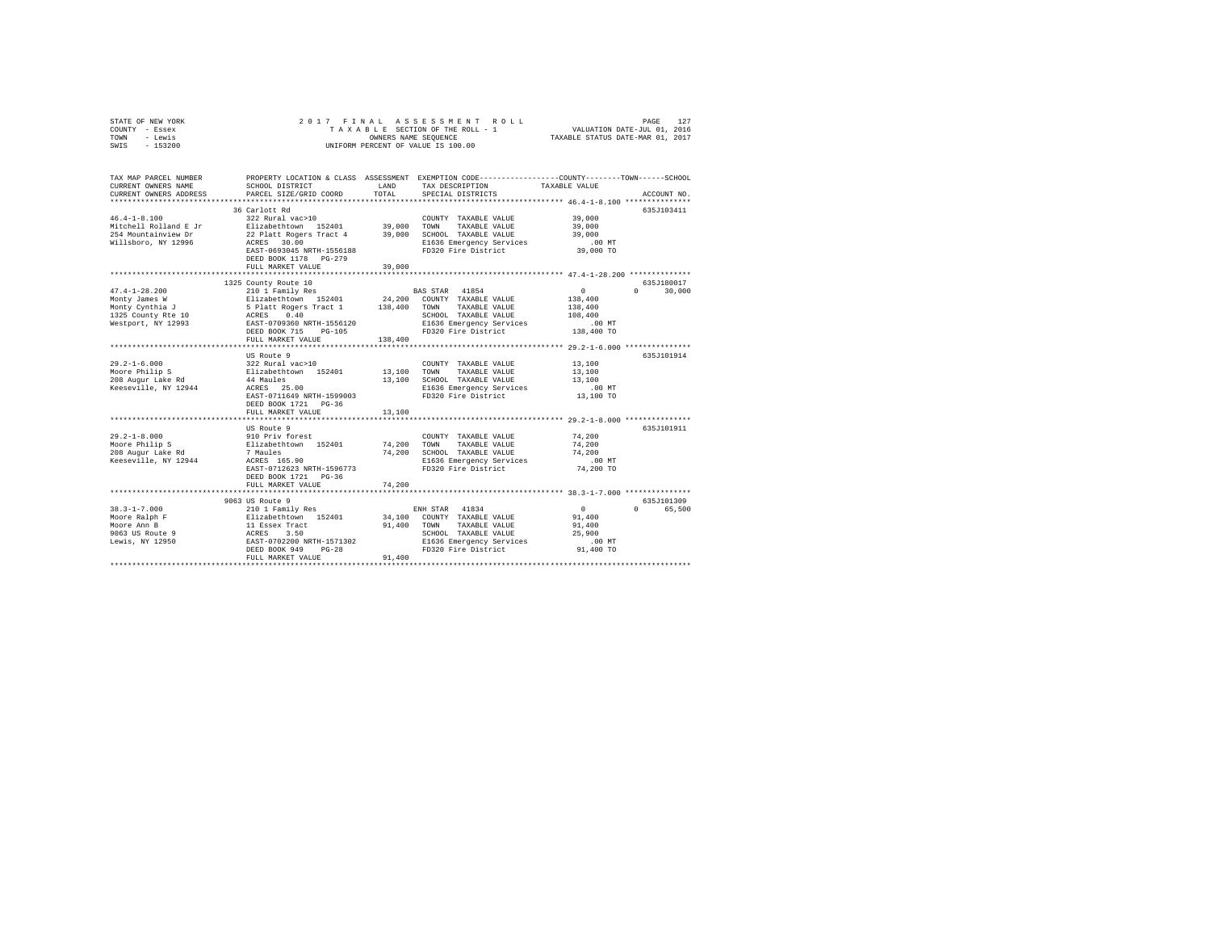STATE OF NEW YORK
COUNTY - Essex
TOWN - Lewis
SWIS - 153200

2017 FINAL ASSESSMENT ROLL
TAXABLE SECTION OF THE ROLL - 1
OWNERS NAME SEQUENCE
UNIFORM PERCENT OF VALUE IS 100.00

VALUATION DATE-JUL 01, 2016
TAXABLE STATUS DATE-MAR 01, 2017

```
TAX MAP PARCEL NUMBER    PROPERTY LOCATION & CLASS  ASSESSMENT  EXEMPTION CODE-----------------COUNTY--------TOWN------SCHOOL
CURRENT OWNERS NAME      SCHOOL DISTRICT               LAND      TAX DESCRIPTION            TAXABLE VALUE
CURRENT OWNERS ADDRESS   PARCEL SIZE/GRID COORD        TOTAL     SPECIAL DISTRICTS                                    ACCOUNT NO.
******************************************************************************************** 46.4-1-8.100 ***************
                         36 Carlott Rd                                                                               635J103411
46.4-1-8.100             322 Rural vac>10                        COUNTY  TAXABLE VALUE          39,000
Mitchell Rolland E Jr    Elizabethtown  152401      39,000       TOWN    TAXABLE VALUE          39,000
254 Mountainview Dr      22 Platt Rogers Tract 4    39,000       SCHOOL  TAXABLE VALUE          39,000
Willsboro, NY 12996      ACRES  30.00                            E1636 Emergency Services          .00 MT
                         EAST-0693045 NRTH-1556188               FD320 Fire District            39,000 TO
                         DEED BOOK 1178   PG-279
                         FULL MARKET VALUE          39,000
******************************************************************************************** 47.4-1-28.200 **************
                         1325 County Route 10                                                                        635J180017
47.4-1-28.200            210 1 Family Res                        BAS STAR  41854                 0          0      30,000
Monty James W            Elizabethtown  152401      24,200       COUNTY  TAXABLE VALUE         138,400
Monty Cynthia J          5 Platt Rogers Tract 1    138,400       TOWN    TAXABLE VALUE         138,400
1325 County Rte 10       ACRES   0.40                            SCHOOL  TAXABLE VALUE         108,400
Westport, NY 12993       EAST-0709360 NRTH-1556120               E1636 Emergency Services          .00 MT
                         DEED BOOK 715    PG-105                 FD320 Fire District           138,400 TO
                         FULL MARKET VALUE         138,400
******************************************************************************************** 29.2-1-6.000 ***************
                         US Route 9                                                                                  635J101914
29.2-1-6.000             322 Rural vac>10                        COUNTY  TAXABLE VALUE          13,100
Moore Philip S           Elizabethtown  152401      13,100       TOWN    TAXABLE VALUE          13,100
208 Augur Lake Rd        44 Maules                  13,100       SCHOOL  TAXABLE VALUE          13,100
Keeseville, NY 12944     ACRES  25.00                            E1636 Emergency Services          .00 MT
                         EAST-0711649 NRTH-1599003               FD320 Fire District            13,100 TO
                         DEED BOOK 1721   PG-36
                         FULL MARKET VALUE          13,100
******************************************************************************************** 29.2-1-8.000 ***************
                         US Route 9                                                                                  635J101911
29.2-1-8.000             910 Priv forest                         COUNTY  TAXABLE VALUE          74,200
Moore Philip S           Elizabethtown  152401      74,200       TOWN    TAXABLE VALUE          74,200
208 Augur Lake Rd        7 Maules                   74,200       SCHOOL  TAXABLE VALUE          74,200
Keeseville, NY 12944     ACRES 165.90                            E1636 Emergency Services          .00 MT
                         EAST-0712623 NRTH-1596773               FD320 Fire District            74,200 TO
                         DEED BOOK 1721   PG-36
                         FULL MARKET VALUE          74,200
******************************************************************************************** 38.3-1-7.000 ***************
                         9063 US Route 9                                                                             635J101309
38.3-1-7.000             210 1 Family Res                        ENH STAR  41834                 0          0      65,500
Moore Ralph F            Elizabethtown  152401      34,100       COUNTY  TAXABLE VALUE          91,400
Moore Ann B              11 Essex Tract             91,400       TOWN    TAXABLE VALUE          91,400
9063 US Route 9          ACRES   3.50                            SCHOOL  TAXABLE VALUE          25,900
Lewis, NY 12950          EAST-0702200 NRTH-1571302               E1636 Emergency Services          .00 MT
                         DEED BOOK 949    PG-28                  FD320 Fire District            91,400 TO
                         FULL MARKET VALUE          91,400
**************************************************************************************************************************
```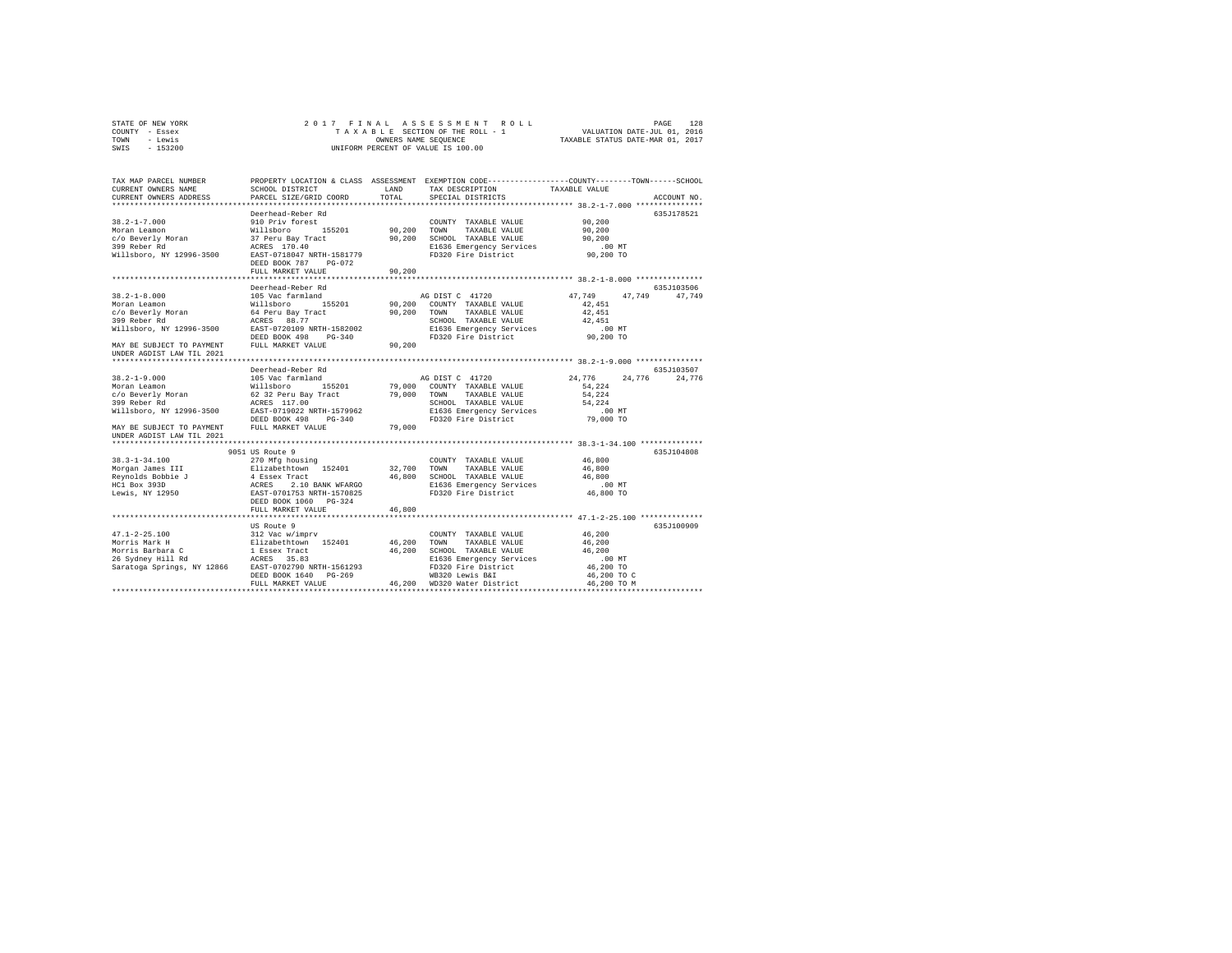```
STATE OF NEW YORK              2 0 1 7  F I N A L  A S S E S S M E N T  R O L L                    PAGE   128
COUNTY  - Essex                   T A X A B L E SECTION OF THE ROLL - 1              VALUATION DATE-JUL 01, 2016
TOWN    - Lewis                         OWNERS NAME SEQUENCE                     TAXABLE STATUS DATE-MAR 01, 2017
SWIS    - 153200                   UNIFORM PERCENT OF VALUE IS 100.00

TAX MAP PARCEL NUMBER          PROPERTY LOCATION & CLASS  ASSESSMENT  EXEMPTION CODE-----------------COUNTY--------TOWN------SCHOOL
CURRENT OWNERS NAME            SCHOOL DISTRICT              LAND      TAX DESCRIPTION            TAXABLE VALUE
CURRENT OWNERS ADDRESS         PARCEL SIZE/GRID COORD       TOTAL     SPECIAL DISTRICTS                                ACCOUNT NO.
*********************************************************************************************** 38.2-1-7.000 ***************
                               Deerhead-Reber Rd                                                                     635J178521
38.2-1-7.000                   910 Priv forest                        COUNTY  TAXABLE VALUE          90,200
Moran Leamon                   Willsboro      155201      90,200      TOWN    TAXABLE VALUE          90,200
c/o Beverly Moran              37 Peru Bay Tract          90,200      SCHOOL  TAXABLE VALUE          90,200
399 Reber Rd                   ACRES  170.40                          E1636 Emergency Services          .00 MT
Willsboro, NY 12996-3500       EAST-0718047 NRTH-1581779              FD320 Fire District            90,200 TO
                               DEED BOOK 787    PG-072
                               FULL MARKET VALUE          90,200
*********************************************************************************************** 38.2-1-8.000 ***************
                               Deerhead-Reber Rd                                                                     635J103506
38.2-1-8.000                   105 Vac farmland                       AG DIST C  41720            47,749     47,749     47,749
Moran Leamon                   Willsboro      155201      90,200      COUNTY  TAXABLE VALUE          42,451
c/o Beverly Moran              64 Peru Bay Tract          90,200      TOWN    TAXABLE VALUE          42,451
399 Reber Rd                   ACRES   88.77                          SCHOOL  TAXABLE VALUE          42,451
Willsboro, NY 12996-3500       EAST-0720109 NRTH-1582002              E1636 Emergency Services          .00 MT
                               DEED BOOK 498    PG-340                FD320 Fire District            90,200 TO
MAY BE SUBJECT TO PAYMENT      FULL MARKET VALUE          90,200
UNDER AGDIST LAW TIL 2021
*********************************************************************************************** 38.2-1-9.000 ***************
                               Deerhead-Reber Rd                                                                     635J103507
38.2-1-9.000                   105 Vac farmland                       AG DIST C  41720            24,776     24,776     24,776
Moran Leamon                   Willsboro      155201      79,000      COUNTY  TAXABLE VALUE          54,224
c/o Beverly Moran              62 32 Peru Bay Tract       79,000      TOWN    TAXABLE VALUE          54,224
399 Reber Rd                   ACRES  117.00                          SCHOOL  TAXABLE VALUE          54,224
Willsboro, NY 12996-3500       EAST-0719022 NRTH-1579962              E1636 Emergency Services          .00 MT
                               DEED BOOK 498    PG-340                FD320 Fire District            79,000 TO
MAY BE SUBJECT TO PAYMENT      FULL MARKET VALUE          79,000
UNDER AGDIST LAW TIL 2021
*********************************************************************************************** 38.3-1-34.100 **************
                          9051 US Route 9                                                                            635J104808
38.3-1-34.100                  270 Mfg housing                        COUNTY  TAXABLE VALUE          46,800
Morgan James III               Elizabethtown  152401      32,700      TOWN    TAXABLE VALUE          46,800
Reynolds Bobbie J              4 Essex Tract              46,800      SCHOOL  TAXABLE VALUE          46,800
HC1 Box 393D                   ACRES    2.10 BANK WFARGO              E1636 Emergency Services          .00 MT
Lewis, NY 12950                EAST-0701753 NRTH-1570825              FD320 Fire District            46,800 TO
                               DEED BOOK 1060   PG-324
                               FULL MARKET VALUE          46,800
*********************************************************************************************** 47.1-2-25.100 **************
                               US Route 9                                                                            635J100909
47.1-2-25.100                  312 Vac w/imprv                        COUNTY  TAXABLE VALUE          46,200
Morris Mark H                  Elizabethtown  152401      46,200      TOWN    TAXABLE VALUE          46,200
Morris Barbara C               1 Essex Tract              46,200      SCHOOL  TAXABLE VALUE          46,200
26 Sydney Hill Rd              ACRES   35.83                          E1636 Emergency Services          .00 MT
Saratoga Springs, NY 12866     EAST-0702790 NRTH-1561293              FD320 Fire District            46,200 TO
                               DEED BOOK 1640   PG-269                WB320 Lewis B&I                46,200 TO C
                               FULL MARKET VALUE          46,200      WD320 Water District           46,200 TO M
****************************************************************************************************************************
```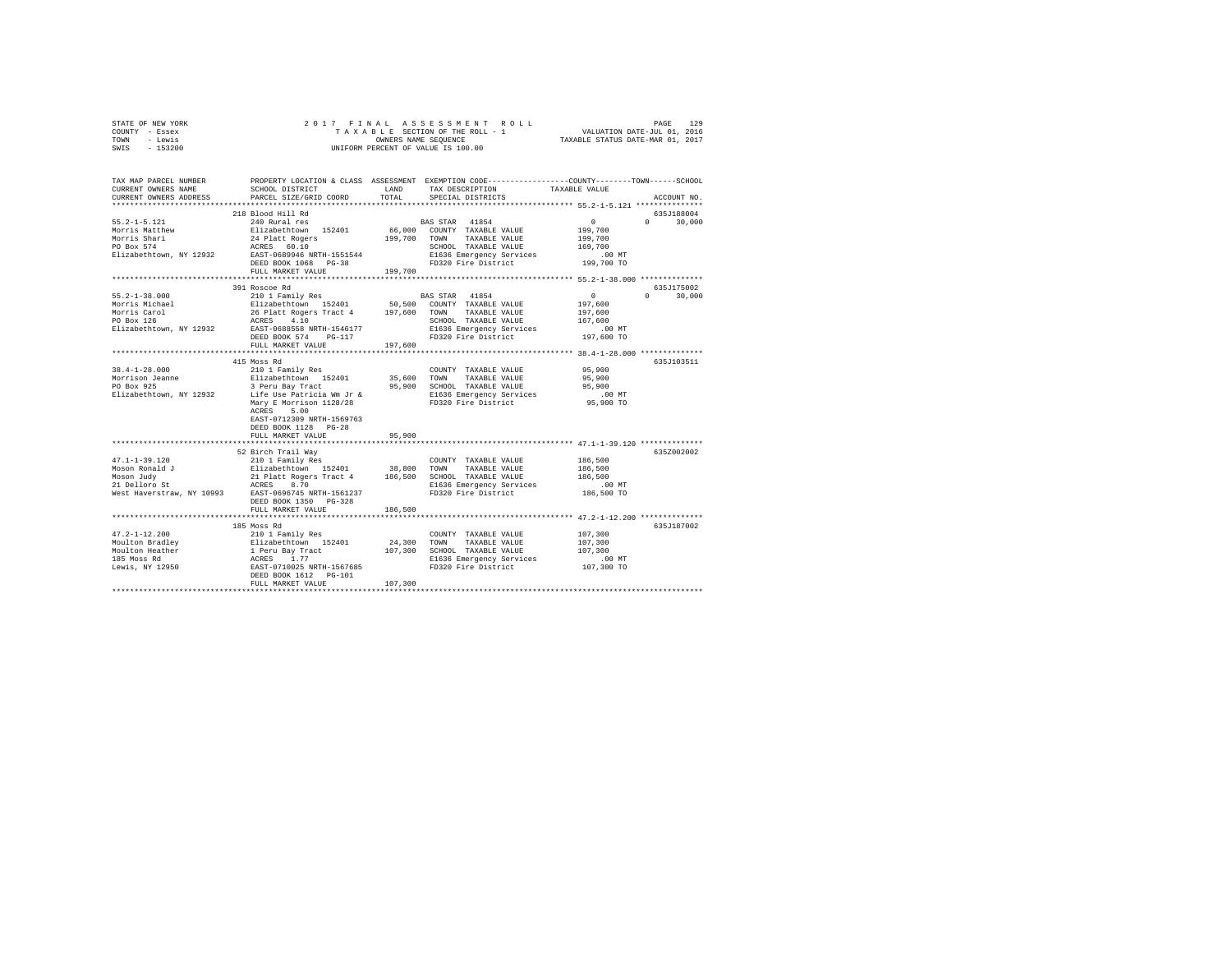STATE OF NEW YORK
COUNTY - Essex
TOWN - Lewis
SWIS - 153200

2017 FINAL ASSESSMENT ROLL
TAXABLE SECTION OF THE ROLL - 1
OWNERS NAME SEQUENCE
UNIFORM PERCENT OF VALUE IS 100.00

VALUATION DATE-JUL 01, 2016
TAXABLE STATUS DATE-MAR 01, 2017

| TAX MAP PARCEL NUMBER / CURRENT OWNERS NAME / CURRENT OWNERS ADDRESS | PROPERTY LOCATION & CLASS / SCHOOL DISTRICT / PARCEL SIZE/GRID COORD | ASSESSMENT LAND / TOTAL | EXEMPTION CODE / TAX DESCRIPTION / SPECIAL DISTRICTS | COUNTY / TOWN / SCHOOL TAXABLE VALUE | ACCOUNT NO. |
|---|---|---|---|---|---|
| 55.2-1-5.121 | 218 Blood Hill Rd | | | | 635J188004 |
| | 240 Rural res | | BAS STAR 41854 | 0 / 0 / 30,000 | |
| Morris Matthew | Elizabethtown 152401 | 66,000 | COUNTY TAXABLE VALUE | 199,700 | |
| Morris Shari | 24 Platt Rogers | 199,700 | TOWN TAXABLE VALUE | 199,700 | |
| PO Box 574 | ACRES 60.10 | | SCHOOL TAXABLE VALUE | 169,700 | |
| Elizabethtown, NY 12932 | EAST-0689946 NRTH-1551544 | | E1636 Emergency Services | .00 MT | |
| | DEED BOOK 1068 PG-38 | | FD320 Fire District | 199,700 TO | |
| | FULL MARKET VALUE | 199,700 | | | |
| 55.2-1-38.000 | 391 Roscoe Rd | | | | 635J175002 |
| | 210 1 Family Res | | BAS STAR 41854 | 0 / 0 / 30,000 | |
| Morris Michael | Elizabethtown 152401 | 50,500 | COUNTY TAXABLE VALUE | 197,600 | |
| Morris Carol | 26 Platt Rogers Tract 4 | 197,600 | TOWN TAXABLE VALUE | 197,600 | |
| PO Box 126 | ACRES 4.10 | | SCHOOL TAXABLE VALUE | 167,600 | |
| Elizabethtown, NY 12932 | EAST-0688558 NRTH-1546177 | | E1636 Emergency Services | .00 MT | |
| | DEED BOOK 574 PG-117 | | FD320 Fire District | 197,600 TO | |
| | FULL MARKET VALUE | 197,600 | | | |
| 38.4-1-28.000 | 415 Moss Rd | | | | 635J103511 |
| | 210 1 Family Res | | COUNTY TAXABLE VALUE | 95,900 | |
| Morrison Jeanne | Elizabethtown 152401 | 35,600 | TOWN TAXABLE VALUE | 95,900 | |
| PO Box 925 | 3 Peru Bay Tract | 95,900 | SCHOOL TAXABLE VALUE | 95,900 | |
| Elizabethtown, NY 12932 | Life Use Patricia Wm Jr & | | E1636 Emergency Services | .00 MT | |
| | Mary E Morrison 1128/28 | | FD320 Fire District | 95,900 TO | |
| | ACRES 5.00 | | | | |
| | EAST-0712309 NRTH-1569763 | | | | |
| | DEED BOOK 1128 PG-28 | | | | |
| | FULL MARKET VALUE | 95,900 | | | |
| 47.1-1-39.120 | 52 Birch Trail Way | | | | 635Z002002 |
| | 210 1 Family Res | | COUNTY TAXABLE VALUE | 186,500 | |
| Moson Ronald J | Elizabethtown 152401 | 38,800 | TOWN TAXABLE VALUE | 186,500 | |
| Moson Judy | 21 Platt Rogers Tract 4 | 186,500 | SCHOOL TAXABLE VALUE | 186,500 | |
| 21 Delloro St | ACRES 8.70 | | E1636 Emergency Services | .00 MT | |
| West Haverstraw, NY 10993 | EAST-0696745 NRTH-1561237 | | FD320 Fire District | 186,500 TO | |
| | DEED BOOK 1350 PG-328 | | | | |
| | FULL MARKET VALUE | 186,500 | | | |
| 47.2-1-12.200 | 185 Moss Rd | | | | 635J187002 |
| | 210 1 Family Res | | COUNTY TAXABLE VALUE | 107,300 | |
| Moulton Bradley | Elizabethtown 152401 | 24,300 | TOWN TAXABLE VALUE | 107,300 | |
| Moulton Heather | 1 Peru Bay Tract | 107,300 | SCHOOL TAXABLE VALUE | 107,300 | |
| 185 Moss Rd | ACRES 1.77 | | E1636 Emergency Services | .00 MT | |
| Lewis, NY 12950 | EAST-0710025 NRTH-1567685 | | FD320 Fire District | 107,300 TO | |
| | DEED BOOK 1612 PG-101 | | | | |
| | FULL MARKET VALUE | 107,300 | | | |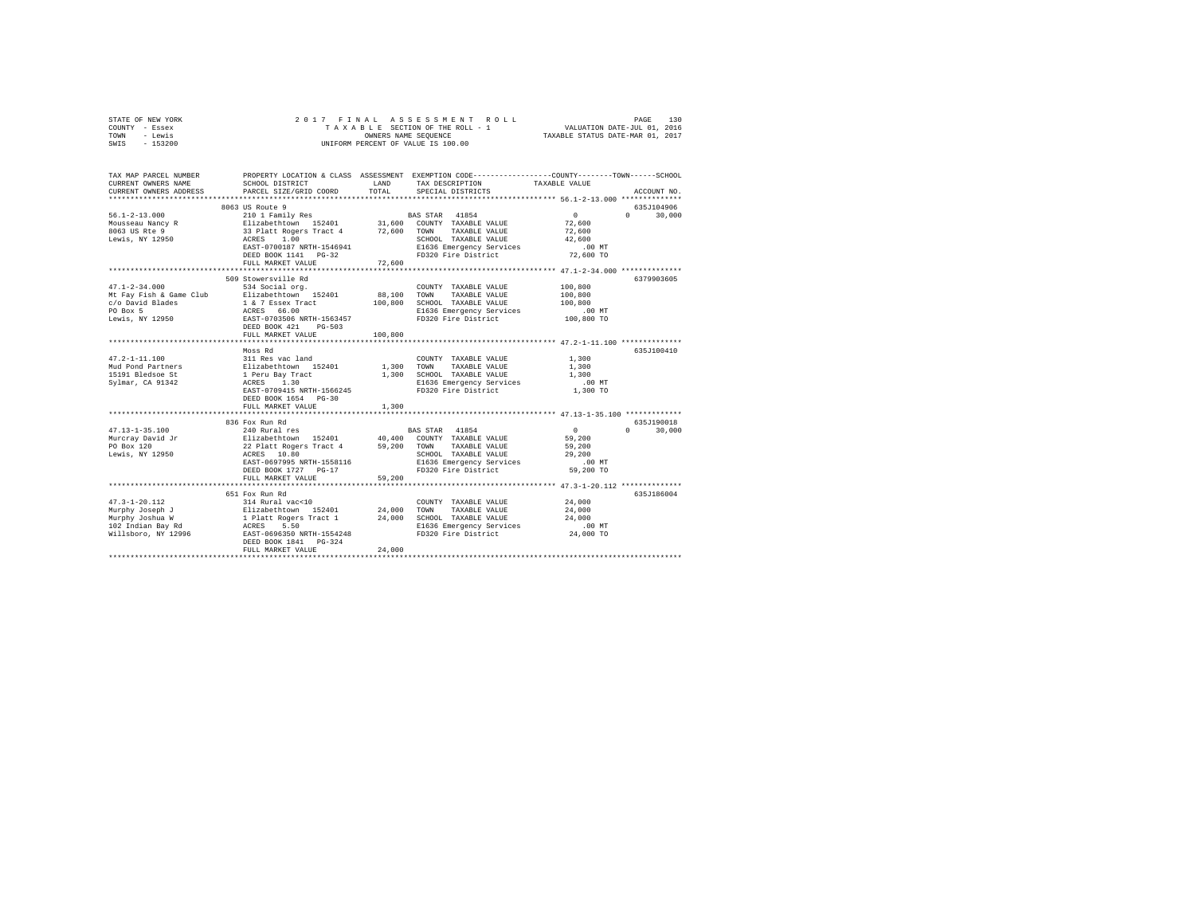STATE OF NEW YORK
COUNTY - Essex
TOWN - Lewis
SWIS - 153200

2 0 1 7 F I N A L A S S E S S M E N T R O L L
T A X A B L E SECTION OF THE ROLL - 1
OWNERS NAME SEQUENCE
UNIFORM PERCENT OF VALUE IS 100.00

VALUATION DATE-JUL 01, 2016
TAXABLE STATUS DATE-MAR 01, 2017

```
TAX MAP PARCEL NUMBER     PROPERTY LOCATION & CLASS  ASSESSMENT  EXEMPTION CODE-----------------COUNTY--------TOWN------SCHOOL
CURRENT OWNERS NAME       SCHOOL DISTRICT              LAND      TAX DESCRIPTION           TAXABLE VALUE
CURRENT OWNERS ADDRESS    PARCEL SIZE/GRID COORD       TOTAL     SPECIAL DISTRICTS                                    ACCOUNT NO.
******************************************************************************************* 56.1-2-13.000 **************
                          8063 US Route 9                                                                          635J104906
56.1-2-13.000             210 1 Family Res                       BAS STAR  41854                 0          0      30,000
Mousseau Nancy R          Elizabethtown  152401        31,600    COUNTY  TAXABLE VALUE          72,600
8063 US Rte 9             33 Platt Rogers Tract 4      72,600    TOWN    TAXABLE VALUE          72,600
Lewis, NY 12950           ACRES    1.00                          SCHOOL  TAXABLE VALUE          42,600
                          EAST-0700187 NRTH-1546941              E1636 Emergency Services          .00 MT
                          DEED BOOK 1141   PG-32                 FD320 Fire District            72,600 TO
                          FULL MARKET VALUE            72,600
******************************************************************************************* 47.1-2-34.000 **************
                          509 Stowersville Rd                                                                      6379903605
47.1-2-34.000             534 Social org.                        COUNTY  TAXABLE VALUE         100,800
Mt Fay Fish & Game Club   Elizabethtown  152401        88,100    TOWN    TAXABLE VALUE         100,800
c/o David Blades          1 & 7 Essex Tract           100,800    SCHOOL  TAXABLE VALUE         100,800
PO Box 5                  ACRES   66.00                          E1636 Emergency Services          .00 MT
Lewis, NY 12950           EAST-0703506 NRTH-1563457              FD320 Fire District           100,800 TO
                          DEED BOOK 421    PG-503
                          FULL MARKET VALUE           100,800
******************************************************************************************* 47.2-1-11.100 **************
                          Moss Rd                                                                                  635J100410
47.2-1-11.100             311 Res vac land                       COUNTY  TAXABLE VALUE           1,300
Mud Pond Partners         Elizabethtown  152401         1,300    TOWN    TAXABLE VALUE           1,300
15191 Bledsoe St          1 Peru Bay Tract              1,300    SCHOOL  TAXABLE VALUE           1,300
Sylmar, CA 91342          ACRES    1.30                          E1636 Emergency Services          .00 MT
                          EAST-0709415 NRTH-1566245              FD320 Fire District             1,300 TO
                          DEED BOOK 1654   PG-30
                          FULL MARKET VALUE             1,300
******************************************************************************************* 47.13-1-35.100 *************
                          836 Fox Run Rd                                                                           635J190018
47.13-1-35.100            240 Rural res                          BAS STAR  41854                 0          0      30,000
Murcray David Jr          Elizabethtown  152401        40,400    COUNTY  TAXABLE VALUE          59,200
PO Box 120                22 Platt Rogers Tract 4      59,200    TOWN    TAXABLE VALUE          59,200
Lewis, NY 12950           ACRES   10.80                          SCHOOL  TAXABLE VALUE          29,200
                          EAST-0697995 NRTH-1558116              E1636 Emergency Services          .00 MT
                          DEED BOOK 1727   PG-17                 FD320 Fire District            59,200 TO
                          FULL MARKET VALUE            59,200
******************************************************************************************* 47.3-1-20.112 **************
                          651 Fox Run Rd                                                                           635J186004
47.3-1-20.112             314 Rural vac<10                       COUNTY  TAXABLE VALUE          24,000
Murphy Joseph J           Elizabethtown  152401        24,000    TOWN    TAXABLE VALUE          24,000
Murphy Joshua W           1 Platt Rogers Tract 1       24,000    SCHOOL  TAXABLE VALUE          24,000
102 Indian Bay Rd         ACRES    5.50                          E1636 Emergency Services          .00 MT
Willsboro, NY 12996       EAST-0696350 NRTH-1554248              FD320 Fire District            24,000 TO
                          DEED BOOK 1841   PG-324
                          FULL MARKET VALUE            24,000
************************************************************************************************************************
```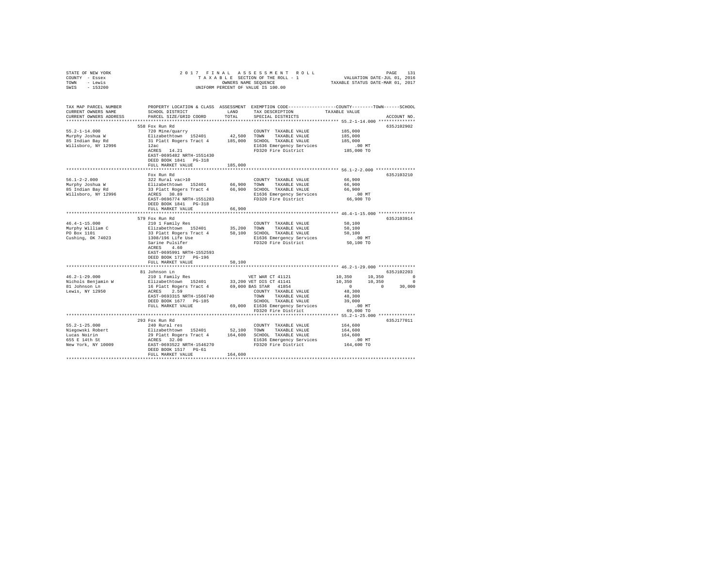STATE OF NEW YORK
COUNTY - Essex
TOWN - Lewis
SWIS - 153200

2017 FINAL ASSESSMENT ROLL
TAXABLE SECTION OF THE ROLL - 1
OWNERS NAME SEQUENCE
UNIFORM PERCENT OF VALUE IS 100.00

VALUATION DATE-JUL 01, 2016
TAXABLE STATUS DATE-MAR 01, 2017

```
TAX MAP PARCEL NUMBER    PROPERTY LOCATION & CLASS  ASSESSMENT  EXEMPTION CODE------------------COUNTY--------TOWN------SCHOOL
CURRENT OWNERS NAME      SCHOOL DISTRICT             LAND       TAX DESCRIPTION            TAXABLE VALUE
CURRENT OWNERS ADDRESS   PARCEL SIZE/GRID COORD      TOTAL      SPECIAL DISTRICTS                                      ACCOUNT NO.
*************************************************************************************************** 55.2-1-14.000 **************
                         558 Fox Run Rd                                                                               635J102902
55.2-1-14.000            720 Mine/quarry                        COUNTY  TAXABLE VALUE          185,000
Murphy Joshua W          Elizabethtown  152401      42,500      TOWN    TAXABLE VALUE          185,000
85 Indian Bay Rd         31 Platt Rogers Tract 4   185,000      SCHOOL  TAXABLE VALUE          185,000
Willsboro, NY 12996      12ac                                   E1636 Emergency Services          .00 MT
                         ACRES   14.21                          FD320 Fire District            185,000 TO
                         EAST-0695482 NRTH-1551430
                         DEED BOOK 1841   PG-318
                         FULL MARKET VALUE         185,000
*************************************************************************************************** 56.1-2-2.000 ***************
                         Fox Run Rd                                                                                   635J103210
56.1-2-2.000             322 Rural vac>10                       COUNTY  TAXABLE VALUE           66,900
Murphy Joshua W          Elizabethtown  152401      66,900      TOWN    TAXABLE VALUE           66,900
85 Indian Bay Rd         33 Platt Rogers Tract 4    66,900      SCHOOL  TAXABLE VALUE           66,900
Willsboro, NY 12996      ACRES   30.89                          E1636 Emergency Services          .00 MT
                         EAST-0696774 NRTH-1551283              FD320 Fire District             66,900 TO
                         DEED BOOK 1841   PG-318
                         FULL MARKET VALUE          66,900
*************************************************************************************************** 46.4-1-15.000 **************
                         579 Fox Run Rd                                                                               635J103914
46.4-1-15.000            210 1 Family Res                       COUNTY  TAXABLE VALUE           50,100
Murphy William C         Elizabethtown  152401      35,200      TOWN    TAXABLE VALUE           50,100
PO Box 1101              33 Platt Rogers Tract 4    50,100      SCHOOL  TAXABLE VALUE           50,100
Cushing, OK 74023        1308/196 Life Use                      E1636 Emergency Services          .00 MT
                         Sarine Pulsifer                        FD320 Fire District             50,100 TO
                         ACRES    4.60
                         EAST-0695991 NRTH-1552593
                         DEED BOOK 1727   PG-196
                         FULL MARKET VALUE          50,100
*************************************************************************************************** 46.2-1-29.000 **************
                         81 Johnson Ln                                                                                635J102203
46.2-1-29.000            210 1 Family Res                       VET WAR CT 41121         10,350      10,350          0
Nichols Benjamin W       Elizabethtown  152401      33,200      VET DIS CT 41141         10,350      10,350          0
81 Johnson Ln            16 Platt Rogers Tract 4    69,000      BAS STAR  41854               0           0     30,000
Lewis, NY 12950          ACRES    2.59                          COUNTY  TAXABLE VALUE           48,300
                         EAST-0693315 NRTH-1566740              TOWN    TAXABLE VALUE           48,300
                         DEED BOOK 1677   PG-185                SCHOOL  TAXABLE VALUE           39,000
                         FULL MARKET VALUE          69,000      E1636 Emergency Services          .00 MT
                                                                FD320 Fire District             69,000 TO
*************************************************************************************************** 55.2-1-25.000 **************
                         293 Fox Run Rd                                                                               635J177011
55.2-1-25.000            240 Rural res                          COUNTY  TAXABLE VALUE          164,600
Niegowski Robert         Elizabethtown  152401      52,100      TOWN    TAXABLE VALUE          164,600
Lucas Noirin             29 Platt Rogers Tract 4   164,600      SCHOOL  TAXABLE VALUE          164,600
655 E 14th St            ACRES   32.00                          E1636 Emergency Services          .00 MT
New York, NY 10009       EAST-0693522 NRTH-1546270              FD320 Fire District            164,600 TO
                         DEED BOOK 1517   PG-61
                         FULL MARKET VALUE         164,600
********************************************************************************************************************************
```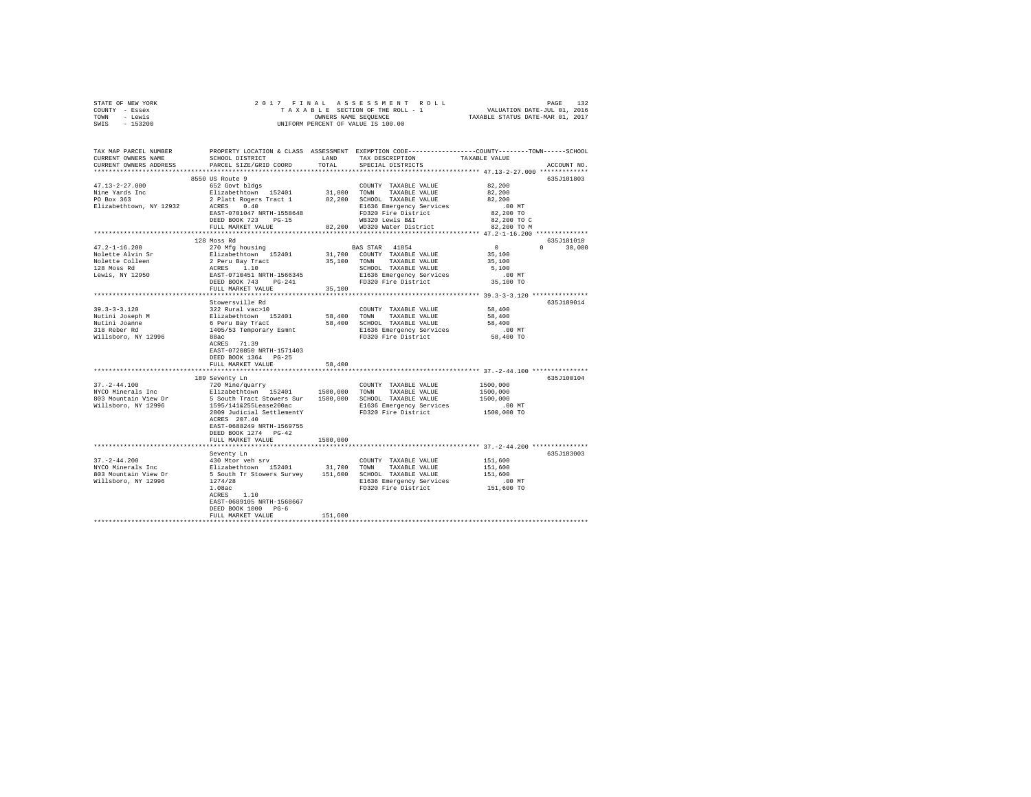STATE OF NEW YORK
COUNTY - Essex
TOWN - Lewis
SWIS - 153200

2017 FINAL ASSESSMENT ROLL
TAXABLE SECTION OF THE ROLL - 1
OWNERS NAME SEQUENCE
UNIFORM PERCENT OF VALUE IS 100.00

VALUATION DATE-JUL 01, 2016
TAXABLE STATUS DATE-MAR 01, 2017

```
TAX MAP PARCEL NUMBER      PROPERTY LOCATION & CLASS  ASSESSMENT  EXEMPTION CODE-----------------COUNTY--------TOWN------SCHOOL
CURRENT OWNERS NAME        SCHOOL DISTRICT              LAND      TAX DESCRIPTION             TAXABLE VALUE
CURRENT OWNERS ADDRESS     PARCEL SIZE/GRID COORD       TOTAL     SPECIAL DISTRICTS                                      ACCOUNT NO.
****************************************************************************************************** 47.13-2-27.000 *************
                           8550 US Route 9                                                                                635J101803
47.13-2-27.000             652 Govt bldgs                          COUNTY  TAXABLE VALUE            82,200
Nine Yards Inc             Elizabethtown   152401       31,000     TOWN    TAXABLE VALUE            82,200
PO Box 363                 2 Platt Rogers Tract 1       82,200     SCHOOL  TAXABLE VALUE            82,200
Elizabethtown, NY 12932    ACRES    0.40                           E1636 Emergency Services            .00 MT
                           EAST-0701047 NRTH-1558648               FD320 Fire District              82,200 TO
                           DEED BOOK 723    PG-15                  WB320 Lewis B&I                  82,200 TO C
                           FULL MARKET VALUE            82,200     WD320 Water District             82,200 TO M
****************************************************************************************************** 47.2-1-16.200 **************
                           128 Moss Rd                                                                                    635J181010
47.2-1-16.200              270 Mfg housing                         BAS STAR  41854                       0          0      30,000
Nolette Alvin Sr           Elizabethtown   152401       31,700     COUNTY  TAXABLE VALUE            35,100
Nolette Colleen            2 Peru Bay Tract             35,100     TOWN    TAXABLE VALUE            35,100
128 Moss Rd                ACRES    1.10                           SCHOOL  TAXABLE VALUE             5,100
Lewis, NY 12950            EAST-0710451 NRTH-1566345               E1636 Emergency Services            .00 MT
                           DEED BOOK 743    PG-241                 FD320 Fire District              35,100 TO
                           FULL MARKET VALUE            35,100
****************************************************************************************************** 39.3-3-3.120 ***************
                           Stowersville Rd                                                                                635J189014
39.3-3-3.120               322 Rural vac>10                        COUNTY  TAXABLE VALUE            58,400
Nutini Joseph M            Elizabethtown   152401       58,400     TOWN    TAXABLE VALUE            58,400
Nutini Joanne              6 Peru Bay Tract             58,400     SCHOOL  TAXABLE VALUE            58,400
318 Reber Rd               1405/53 Temporary Esmnt                 E1636 Emergency Services            .00 MT
Willsboro, NY 12996        88ac                                    FD320 Fire District              58,400 TO
                           ACRES   71.39
                           EAST-0720850 NRTH-1571403
                           DEED BOOK 1364   PG-25
                           FULL MARKET VALUE            58,400
****************************************************************************************************** 37.-2-44.100 ***************
                           189 Seventy Ln                                                                                 635J100104
37.-2-44.100               720 Mine/quarry                         COUNTY  TAXABLE VALUE          1500,000
NYCO Minerals Inc          Elizabethtown   152401     1500,000     TOWN    TAXABLE VALUE          1500,000
803 Mountain View Dr       5 South Tract Stowers Sur  1500,000     SCHOOL  TAXABLE VALUE          1500,000
Willsboro, NY 12996        1595/141&255Lease200ac                  E1636 Emergency Services            .00 MT
                           2009 Judicial SettlementY               FD320 Fire District            1500,000 TO
                           ACRES  207.40
                           EAST-0688249 NRTH-1569755
                           DEED BOOK 1274   PG-42
                           FULL MARKET VALUE          1500,000
****************************************************************************************************** 37.-2-44.200 ***************
                           Seventy Ln                                                                                     635J183003
37.-2-44.200               430 Mtor veh srv                        COUNTY  TAXABLE VALUE           151,600
NYCO Minerals Inc          Elizabethtown   152401       31,700     TOWN    TAXABLE VALUE           151,600
803 Mountain View Dr       5 South Tr Stowers Survey   151,600     SCHOOL  TAXABLE VALUE           151,600
Willsboro, NY 12996        1274/28                                 E1636 Emergency Services            .00 MT
                           1.08ac                                  FD320 Fire District             151,600 TO
                           ACRES    1.10
                           EAST-0689105 NRTH-1568667
                           DEED BOOK 1000   PG-6
                           FULL MARKET VALUE           151,600
************************************************************************************************************************************
```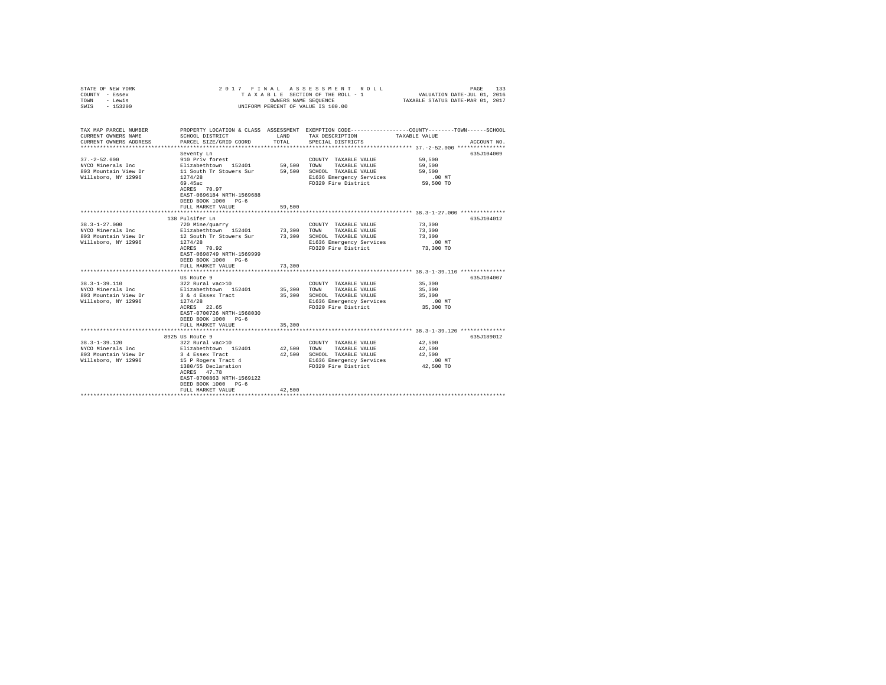STATE OF NEW YORK — 2017 FINAL ASSESSMENT ROLL
COUNTY - Essex — TAXABLE SECTION OF THE ROLL - 1 — VALUATION DATE-JUL 01, 2016
TOWN - Lewis — OWNERS NAME SEQUENCE — TAXABLE STATUS DATE-MAR 01, 2017
SWIS - 153200 — UNIFORM PERCENT OF VALUE IS 100.00

| TAX MAP PARCEL NUMBER / CURRENT OWNERS NAME / CURRENT OWNERS ADDRESS | PROPERTY LOCATION & CLASS / SCHOOL DISTRICT / PARCEL SIZE/GRID COORD | ASSESSMENT LAND / TOTAL | EXEMPTION CODE / TAX DESCRIPTION / SPECIAL DISTRICTS | COUNTY--------TOWN------SCHOOL TAXABLE VALUE | ACCOUNT NO. |
|---|---|---|---|---|---|
| **37.-2-52.000** | Seventy Ln | | | | 635J104009 |
| 37.-2-52.000 | 910 Priv forest | | COUNTY TAXABLE VALUE | 59,500 | |
| NYCO Minerals Inc | Elizabethtown 152401 | 59,500 | TOWN TAXABLE VALUE | 59,500 | |
| 803 Mountain View Dr | 11 South Tr Stowers Sur | 59,500 | SCHOOL TAXABLE VALUE | 59,500 | |
| Willsboro, NY 12996 | 1274/28 | | E1636 Emergency Services | .00 MT | |
| | 69.45ac | | FD320 Fire District | 59,500 TO | |
| | ACRES 70.97 | | | | |
| | EAST-0696184 NRTH-1569688 | | | | |
| | DEED BOOK 1000 PG-6 | | | | |
| | FULL MARKET VALUE | 59,500 | | | |
| **38.3-1-27.000** | 138 Pulsifer Ln | | | | 635J104012 |
| 38.3-1-27.000 | 720 Mine/quarry | | COUNTY TAXABLE VALUE | 73,300 | |
| NYCO Minerals Inc | Elizabethtown 152401 | 73,300 | TOWN TAXABLE VALUE | 73,300 | |
| 803 Mountain View Dr | 12 South Tr Stowers Sur | 73,300 | SCHOOL TAXABLE VALUE | 73,300 | |
| Willsboro, NY 12996 | 1274/28 | | E1636 Emergency Services | .00 MT | |
| | ACRES 70.92 | | FD320 Fire District | 73,300 TO | |
| | EAST-0698749 NRTH-1569999 | | | | |
| | DEED BOOK 1000 PG-6 | | | | |
| | FULL MARKET VALUE | 73,300 | | | |
| **38.3-1-39.110** | US Route 9 | | | | 635J104007 |
| 38.3-1-39.110 | 322 Rural vac>10 | | COUNTY TAXABLE VALUE | 35,300 | |
| NYCO Minerals Inc | Elizabethtown 152401 | 35,300 | TOWN TAXABLE VALUE | 35,300 | |
| 803 Mountain View Dr | 3 & 4 Essex Tract | 35,300 | SCHOOL TAXABLE VALUE | 35,300 | |
| Willsboro, NY 12996 | 1274/28 | | E1636 Emergency Services | .00 MT | |
| | ACRES 22.65 | | FD320 Fire District | 35,300 TO | |
| | EAST-0700726 NRTH-1568030 | | | | |
| | DEED BOOK 1000 PG-6 | | | | |
| | FULL MARKET VALUE | 35,300 | | | |
| **38.3-1-39.120** | 8925 US Route 9 | | | | 635J189012 |
| 38.3-1-39.120 | 322 Rural vac>10 | | COUNTY TAXABLE VALUE | 42,500 | |
| NYCO Minerals Inc | Elizabethtown 152401 | 42,500 | TOWN TAXABLE VALUE | 42,500 | |
| 803 Mountain View Dr | 3 4 Essex Tract | 42,500 | SCHOOL TAXABLE VALUE | 42,500 | |
| Willsboro, NY 12996 | 15 P Rogers Tract 4 | | E1636 Emergency Services | .00 MT | |
| | 1380/55 Declaration | | FD320 Fire District | 42,500 TO | |
| | ACRES 47.78 | | | | |
| | EAST-0700863 NRTH-1569122 | | | | |
| | DEED BOOK 1000 PG-6 | | | | |
| | FULL MARKET VALUE | 42,500 | | | |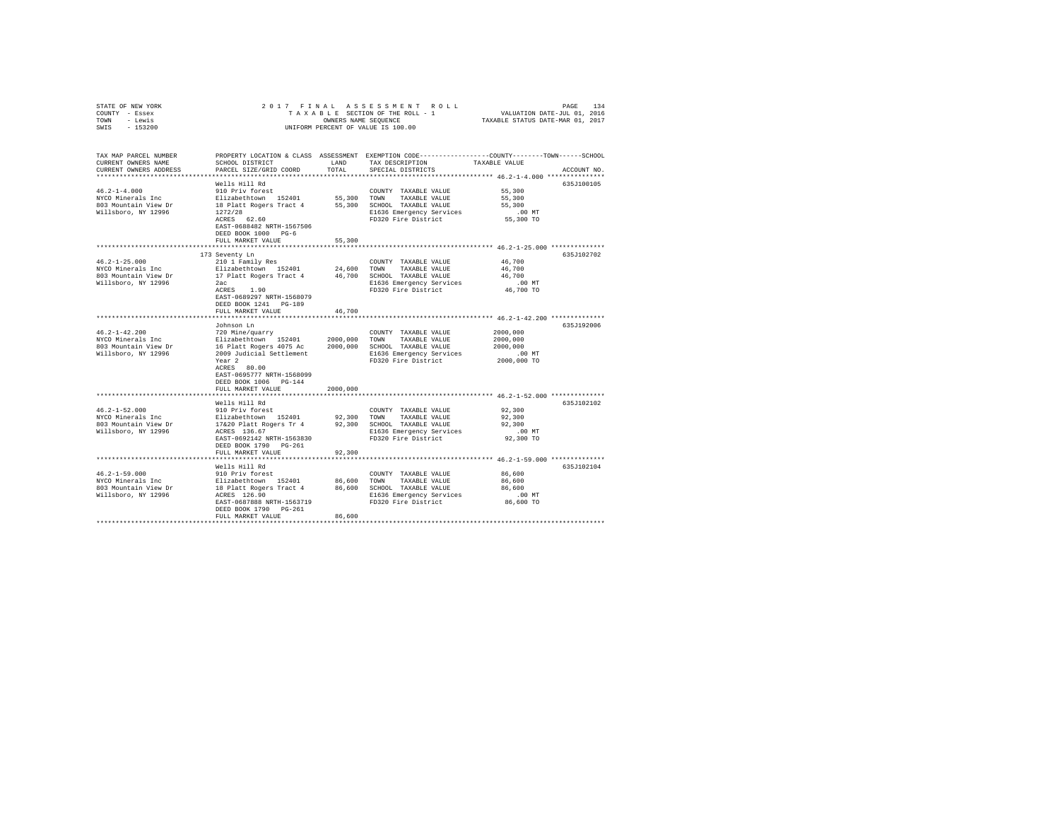STATE OF NEW YORK  
COUNTY - Essex  
TOWN - Lewis  
SWIS - 153200

2017 FINAL ASSESSMENT ROLL  
TAXABLE SECTION OF THE ROLL - 1  
OWNERS NAME SEQUENCE  
UNIFORM PERCENT OF VALUE IS 100.00

VALUATION DATE-JUL 01, 2016  
TAXABLE STATUS DATE-MAR 01, 2017

| TAX MAP PARCEL NUMBER / CURRENT OWNERS NAME / CURRENT OWNERS ADDRESS | PROPERTY LOCATION & CLASS / SCHOOL DISTRICT / PARCEL SIZE/GRID COORD | ASSESSMENT LAND | TOTAL | EXEMPTION CODE / TAX DESCRIPTION / SPECIAL DISTRICTS | TAXABLE VALUE (COUNTY / TOWN / SCHOOL) | ACCOUNT NO. |
|---|---|---|---|---|---|---|
| **46.2-1-4.000** | Wells Hill Rd | | | | | 635J100105 |
| 46.2-1-4.000 | 910 Priv forest | | | COUNTY TAXABLE VALUE | 55,300 | |
| NYCO Minerals Inc | Elizabethtown 152401 | 55,300 | | TOWN TAXABLE VALUE | 55,300 | |
| 803 Mountain View Dr | 18 Platt Rogers Tract 4 | | 55,300 | SCHOOL TAXABLE VALUE | 55,300 | |
| Willsboro, NY 12996 | 1272/28 | | | E1636 Emergency Services | .00 MT | |
| | ACRES 62.60 | | | FD320 Fire District | 55,300 TO | |
| | EAST-0688482 NRTH-1567506 | | | | | |
| | DEED BOOK 1000 PG-6 | | | | | |
| | FULL MARKET VALUE | 55,300 | | | | |
| **46.2-1-25.000** | 173 Seventy Ln | | | | | 635J102702 |
| 46.2-1-25.000 | 210 1 Family Res | | | COUNTY TAXABLE VALUE | 46,700 | |
| NYCO Minerals Inc | Elizabethtown 152401 | 24,600 | | TOWN TAXABLE VALUE | 46,700 | |
| 803 Mountain View Dr | 17 Platt Rogers Tract 4 | | 46,700 | SCHOOL TAXABLE VALUE | 46,700 | |
| Willsboro, NY 12996 | 2ac | | | E1636 Emergency Services | .00 MT | |
| | ACRES 1.90 | | | FD320 Fire District | 46,700 TO | |
| | EAST-0689297 NRTH-1568079 | | | | | |
| | DEED BOOK 1241 PG-189 | | | | | |
| | FULL MARKET VALUE | 46,700 | | | | |
| **46.2-1-42.200** | Johnson Ln | | | | | 635J192006 |
| 46.2-1-42.200 | 720 Mine/quarry | | | COUNTY TAXABLE VALUE | 2000,000 | |
| NYCO Minerals Inc | Elizabethtown 152401 | 2000,000 | | TOWN TAXABLE VALUE | 2000,000 | |
| 803 Mountain View Dr | 16 Platt Rogers 4075 Ac | | 2000,000 | SCHOOL TAXABLE VALUE | 2000,000 | |
| Willsboro, NY 12996 | 2009 Judicial Settlement | | | E1636 Emergency Services | .00 MT | |
| | Year 2 | | | FD320 Fire District | 2000,000 TO | |
| | ACRES 80.00 | | | | | |
| | EAST-0695777 NRTH-1568099 | | | | | |
| | DEED BOOK 1006 PG-144 | | | | | |
| | FULL MARKET VALUE | 2000,000 | | | | |
| **46.2-1-52.000** | Wells Hill Rd | | | | | 635J102102 |
| 46.2-1-52.000 | 910 Priv forest | | | COUNTY TAXABLE VALUE | 92,300 | |
| NYCO Minerals Inc | Elizabethtown 152401 | 92,300 | | TOWN TAXABLE VALUE | 92,300 | |
| 803 Mountain View Dr | 17&20 Platt Rogers Tr 4 | | 92,300 | SCHOOL TAXABLE VALUE | 92,300 | |
| Willsboro, NY 12996 | ACRES 136.67 | | | E1636 Emergency Services | .00 MT | |
| | EAST-0692142 NRTH-1563830 | | | FD320 Fire District | 92,300 TO | |
| | DEED BOOK 1790 PG-261 | | | | | |
| | FULL MARKET VALUE | 92,300 | | | | |
| **46.2-1-59.000** | Wells Hill Rd | | | | | 635J102104 |
| 46.2-1-59.000 | 910 Priv forest | | | COUNTY TAXABLE VALUE | 86,600 | |
| NYCO Minerals Inc | Elizabethtown 152401 | 86,600 | | TOWN TAXABLE VALUE | 86,600 | |
| 803 Mountain View Dr | 18 Platt Rogers Tract 4 | | 86,600 | SCHOOL TAXABLE VALUE | 86,600 | |
| Willsboro, NY 12996 | ACRES 126.90 | | | E1636 Emergency Services | .00 MT | |
| | EAST-0687888 NRTH-1563719 | | | FD320 Fire District | 86,600 TO | |
| | DEED BOOK 1790 PG-261 | | | | | |
| | FULL MARKET VALUE | 86,600 | | | | |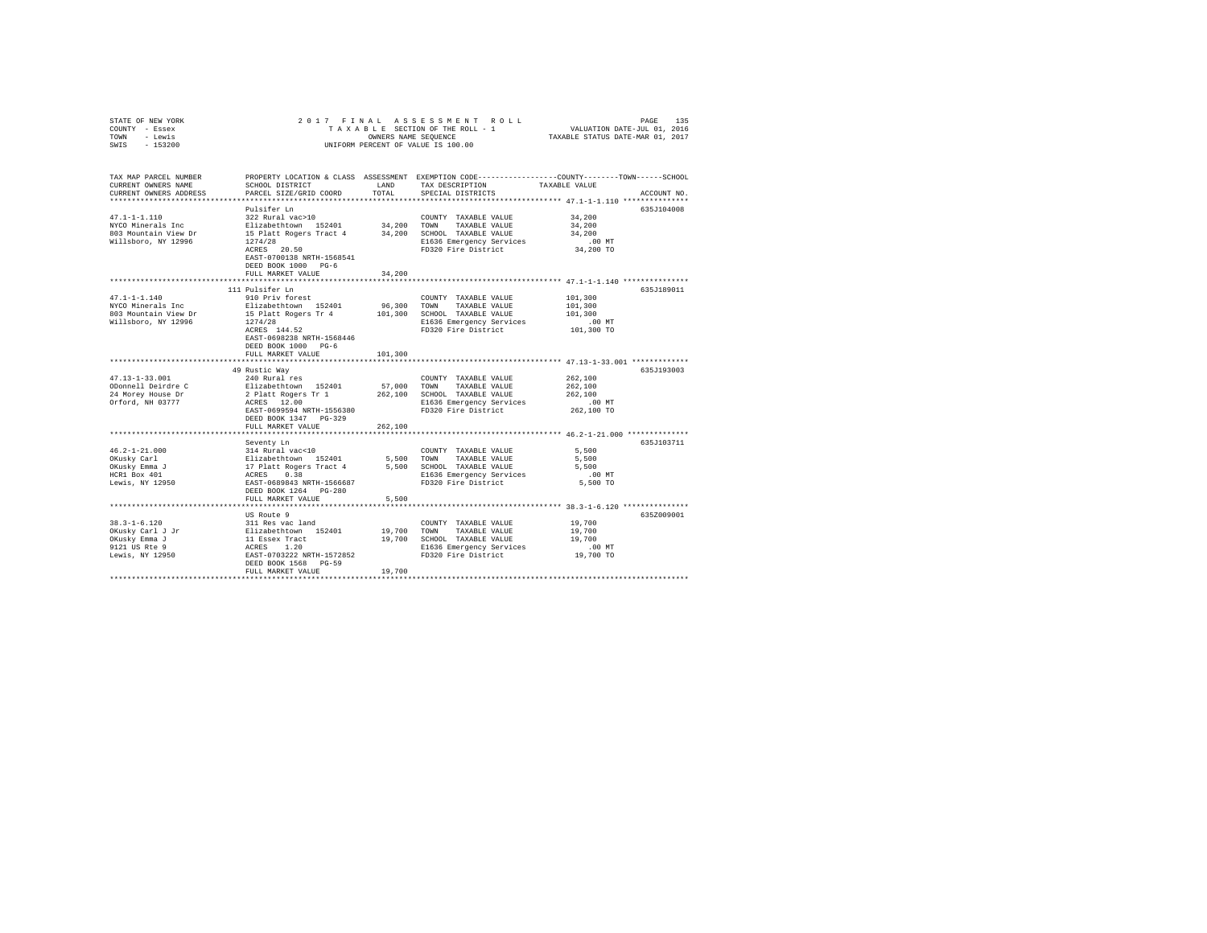STATE OF NEW YORK
COUNTY - Essex
TOWN - Lewis
SWIS - 153200

2 0 1 7 F I N A L A S S E S S M E N T R O L L
T A X A B L E SECTION OF THE ROLL - 1
OWNERS NAME SEQUENCE
UNIFORM PERCENT OF VALUE IS 100.00

VALUATION DATE-JUL 01, 2016
TAXABLE STATUS DATE-MAR 01, 2017

| TAX MAP PARCEL NUMBER / CURRENT OWNERS NAME / CURRENT OWNERS ADDRESS | PROPERTY LOCATION & CLASS / SCHOOL DISTRICT / PARCEL SIZE/GRID COORD | ASSESSMENT LAND / TOTAL | EXEMPTION CODE / TAX DESCRIPTION / SPECIAL DISTRICTS | COUNTY--------TOWN------SCHOOL TAXABLE VALUE | ACCOUNT NO. |
|---|---|---|---|---|---|
| 47.1-1-1.110 | Pulsifer Ln | | | | 635J104008 |
| 47.1-1-1.110 | 322 Rural vac>10 | | COUNTY TAXABLE VALUE | 34,200 | |
| NYCO Minerals Inc | Elizabethtown 152401 | 34,200 | TOWN TAXABLE VALUE | 34,200 | |
| 803 Mountain View Dr | 15 Platt Rogers Tract 4 | 34,200 | SCHOOL TAXABLE VALUE | 34,200 | |
| Willsboro, NY 12996 | 1274/28 | | E1636 Emergency Services | .00 MT | |
| | ACRES 20.50 | | FD320 Fire District | 34,200 TO | |
| | EAST-0700138 NRTH-1568541 | | | | |
| | DEED BOOK 1000 PG-6 | | | | |
| | FULL MARKET VALUE | 34,200 | | | |
| 47.1-1-1.140 | 111 Pulsifer Ln | | | | 635J189011 |
| 47.1-1-1.140 | 910 Priv forest | | COUNTY TAXABLE VALUE | 101,300 | |
| NYCO Minerals Inc | Elizabethtown 152401 | 96,300 | TOWN TAXABLE VALUE | 101,300 | |
| 803 Mountain View Dr | 15 Platt Rogers Tr 4 | 101,300 | SCHOOL TAXABLE VALUE | 101,300 | |
| Willsboro, NY 12996 | 1274/28 | | E1636 Emergency Services | .00 MT | |
| | ACRES 144.52 | | FD320 Fire District | 101,300 TO | |
| | EAST-0698238 NRTH-1568446 | | | | |
| | DEED BOOK 1000 PG-6 | | | | |
| | FULL MARKET VALUE | 101,300 | | | |
| 47.13-1-33.001 | 49 Rustic Way | | | | 635J193003 |
| 47.13-1-33.001 | 240 Rural res | | COUNTY TAXABLE VALUE | 262,100 | |
| ODonnell Deirdre C | Elizabethtown 152401 | 57,000 | TOWN TAXABLE VALUE | 262,100 | |
| 24 Morey House Dr | 2 Platt Rogers Tr 1 | 262,100 | SCHOOL TAXABLE VALUE | 262,100 | |
| Orford, NH 03777 | ACRES 12.00 | | E1636 Emergency Services | .00 MT | |
| | EAST-0699594 NRTH-1556380 | | FD320 Fire District | 262,100 TO | |
| | DEED BOOK 1347 PG-329 | | | | |
| | FULL MARKET VALUE | 262,100 | | | |
| 46.2-1-21.000 | Seventy Ln | | | | 635J103711 |
| 46.2-1-21.000 | 314 Rural vac<10 | | COUNTY TAXABLE VALUE | 5,500 | |
| OKusky Carl | Elizabethtown 152401 | 5,500 | TOWN TAXABLE VALUE | 5,500 | |
| OKusky Emma J | 17 Platt Rogers Tract 4 | 5,500 | SCHOOL TAXABLE VALUE | 5,500 | |
| HCR1 Box 401 | ACRES 0.30 | | E1636 Emergency Services | .00 MT | |
| Lewis, NY 12950 | EAST-0689843 NRTH-1566687 | | FD320 Fire District | 5,500 TO | |
| | DEED BOOK 1264 PG-280 | | | | |
| | FULL MARKET VALUE | 5,500 | | | |
| 38.3-1-6.120 | US Route 9 | | | | 635Z009001 |
| 38.3-1-6.120 | 311 Res vac land | | COUNTY TAXABLE VALUE | 19,700 | |
| OKusky Carl J Jr | Elizabethtown 152401 | 19,700 | TOWN TAXABLE VALUE | 19,700 | |
| OKusky Emma J | 11 Essex Tract | 19,700 | SCHOOL TAXABLE VALUE | 19,700 | |
| 9121 US Rte 9 | ACRES 1.20 | | E1636 Emergency Services | .00 MT | |
| Lewis, NY 12950 | EAST-0703222 NRTH-1572852 | | FD320 Fire District | 19,700 TO | |
| | DEED BOOK 1568 PG-59 | | | | |
| | FULL MARKET VALUE | 19,700 | | | |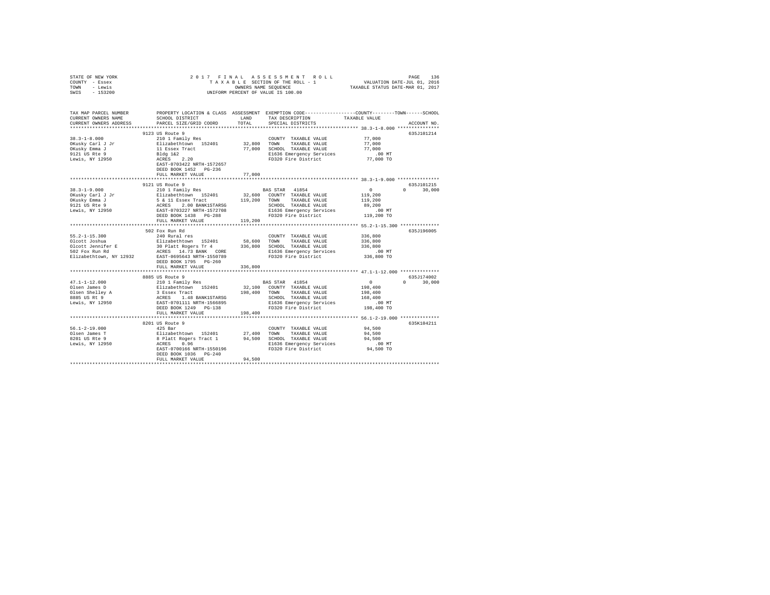STATE OF NEW YORK
COUNTY - Essex
TOWN - Lewis
SWIS - 153200

2 0 1 7 F I N A L A S S E S S M E N T R O L L
T A X A B L E SECTION OF THE ROLL - 1
OWNERS NAME SEQUENCE
UNIFORM PERCENT OF VALUE IS 100.00

VALUATION DATE-JUL 01, 2016
TAXABLE STATUS DATE-MAR 01, 2017

```
TAX MAP PARCEL NUMBER          PROPERTY LOCATION & CLASS  ASSESSMENT  EXEMPTION CODE-----------------COUNTY--------TOWN------SCHOOL
CURRENT OWNERS NAME            SCHOOL DISTRICT             LAND       TAX DESCRIPTION           TAXABLE VALUE
CURRENT OWNERS ADDRESS         PARCEL SIZE/GRID COORD      TOTAL      SPECIAL DISTRICTS                                   ACCOUNT NO.
******************************************************************************************************* 38.3-1-8.000 ***************
                    9123 US Route 9                                                                                    635J101214
38.3-1-8.000                   210 1 Family Res                       COUNTY  TAXABLE VALUE          77,000
OKusky Carl J Jr               Elizabethtown  152401       32,800     TOWN    TAXABLE VALUE          77,000
OKusky Emma J                  11 Essex Tract              77,000     SCHOOL  TAXABLE VALUE          77,000
9121 US Rte 9                  Bldg 1&2                               E1636 Emergency Services         .00 MT
Lewis, NY 12950                ACRES    2.20                          FD320 Fire District            77,000 TO
                               EAST-0703422 NRTH-1572657
                               DEED BOOK 1452   PG-236
                               FULL MARKET VALUE           77,000
******************************************************************************************************* 38.3-1-9.000 ***************
                    9121 US Route 9                                                                                    635J101215
38.3-1-9.000                   210 1 Family Res                       BAS STAR  41854                0         0        30,000
OKusky Carl J Jr               Elizabethtown  152401       32,600     COUNTY  TAXABLE VALUE         119,200
OKusky Emma J                  5 & 11 Essex Tract         119,200     TOWN    TAXABLE VALUE         119,200
9121 US Rte 9                  ACRES    2.00 BANK1STARSG              SCHOOL  TAXABLE VALUE          89,200
Lewis, NY 12950                EAST-0703227 NRTH-1572708              E1636 Emergency Services         .00 MT
                               DEED BOOK 1438   PG-288                FD320 Fire District           119,200 TO
                               FULL MARKET VALUE          119,200
******************************************************************************************************* 55.2-1-15.300 **************
                    502 Fox Run Rd                                                                                     635J196005
55.2-1-15.300                  240 Rural res                          COUNTY  TAXABLE VALUE         336,800
Olcott Joshua                  Elizabethtown  152401       58,600     TOWN    TAXABLE VALUE         336,800
Olcott Jennifer E              30 Platt Rogers Tr 4       336,800     SCHOOL  TAXABLE VALUE         336,800
502 Fox Run Rd                 ACRES   14.73 BANK   CORE              E1636 Emergency Services         .00 MT
Elizabethtown, NY 12932        EAST-0695643 NRTH-1550789              FD320 Fire District           336,800 TO
                               DEED BOOK 1795   PG-260
                               FULL MARKET VALUE          336,800
******************************************************************************************************* 47.1-1-12.000 **************
                    8885 US Route 9                                                                                    635J174002
47.1-1-12.000                  210 1 Family Res                       BAS STAR  41854                0         0        30,000
Olsen James D                  Elizabethtown  152401       32,100     COUNTY  TAXABLE VALUE         198,400
Olsen Shelley A                3 Essex Tract              198,400     TOWN    TAXABLE VALUE         198,400
8885 US Rt 9                   ACRES    1.48 BANK1STARSG              SCHOOL  TAXABLE VALUE         168,400
Lewis, NY 12950                EAST-0701111 NRTH-1566895              E1636 Emergency Services         .00 MT
                               DEED BOOK 1249   PG-138                FD320 Fire District           198,400 TO
                               FULL MARKET VALUE          198,400
******************************************************************************************************* 56.1-2-19.000 **************
                    8201 US Route 9                                                                                    635K104211
56.1-2-19.000                  425 Bar                                COUNTY  TAXABLE VALUE          94,500
Olsen James T                  Elizabethtown  152401       27,400     TOWN    TAXABLE VALUE          94,500
8201 US Rte 9                  8 Platt Rogers Tract 1      94,500     SCHOOL  TAXABLE VALUE          94,500
Lewis, NY 12950                ACRES    0.96                          E1636 Emergency Services         .00 MT
                               EAST-0700166 NRTH-1550196              FD320 Fire District            94,500 TO
                               DEED BOOK 1036   PG-240
                               FULL MARKET VALUE           94,500
************************************************************************************************************************************
```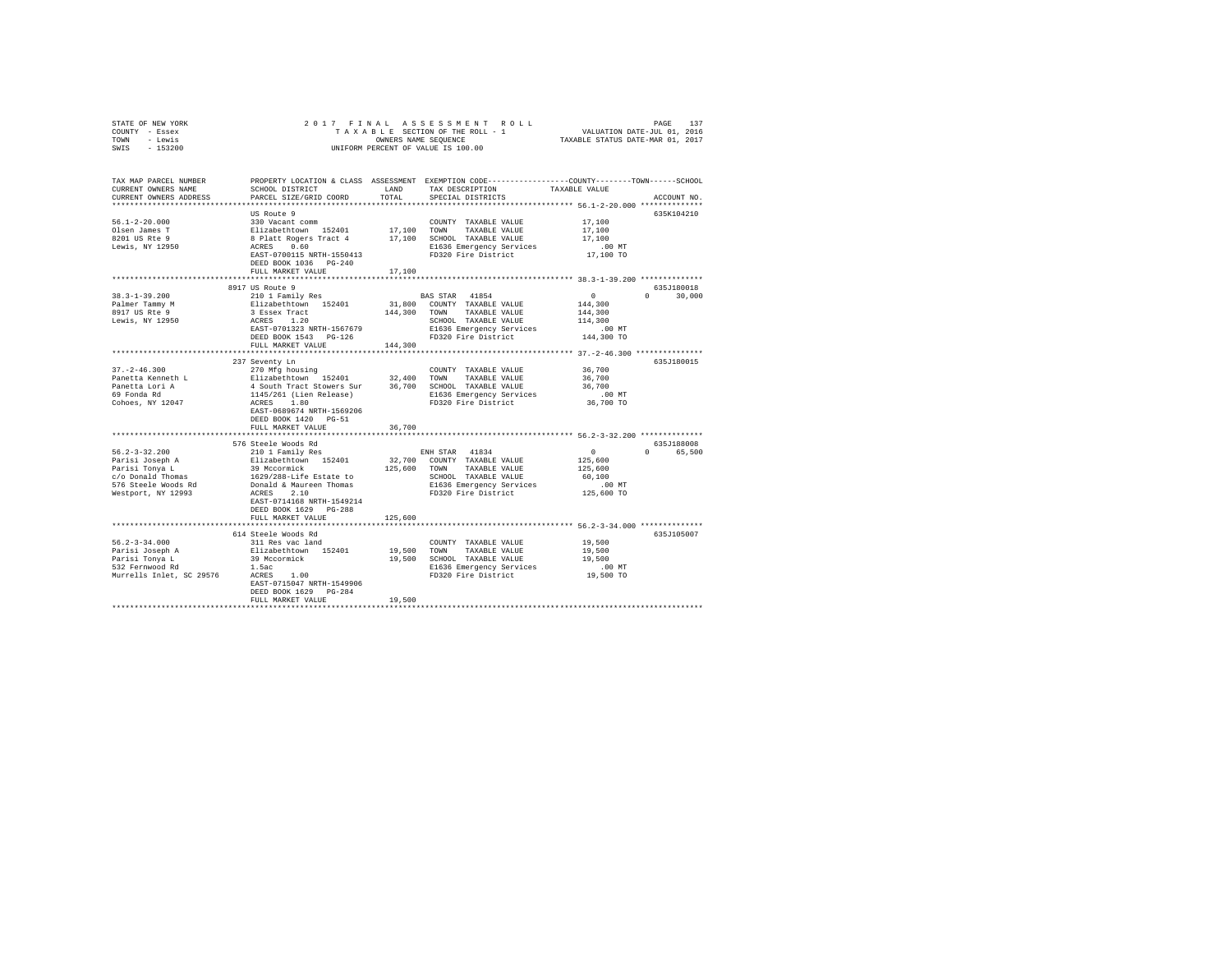STATE OF NEW YORK — COUNTY - Essex — TOWN - Lewis — SWIS - 153200

**2017 FINAL ASSESSMENT ROLL**
TAXABLE SECTION OF THE ROLL - 1
OWNERS NAME SEQUENCE
UNIFORM PERCENT OF VALUE IS 100.00

VALUATION DATE-JUL 01, 2016
TAXABLE STATUS DATE-MAR 01, 2017

| TAX MAP PARCEL NUMBER / CURRENT OWNERS NAME / CURRENT OWNERS ADDRESS | PROPERTY LOCATION & CLASS / SCHOOL DISTRICT / PARCEL SIZE/GRID COORD | ASSESSMENT LAND / TOTAL | EXEMPTION CODE / TAX DESCRIPTION / SPECIAL DISTRICTS | COUNTY | TOWN | SCHOOL / TAXABLE VALUE | ACCOUNT NO. |
|---|---|---|---|---|---|---|---|
| **56.1-2-20.000** | US Route 9 | | | | | | 635K104210 |
| 56.1-2-20.000 | 330 Vacant comm | | COUNTY TAXABLE VALUE | 17,100 | | | |
| Olsen James T | Elizabethtown 152401 | 17,100 | TOWN TAXABLE VALUE | | 17,100 | | |
| 8201 US Rte 9 | 8 Platt Rogers Tract 4 | 17,100 | SCHOOL TAXABLE VALUE | | | 17,100 | |
| Lewis, NY 12950 | ACRES 0.60 | | E1636 Emergency Services | | | .00 MT | |
| | EAST-0700115 NRTH-1550413 | | FD320 Fire District | | | 17,100 TO | |
| | DEED BOOK 1036 PG-240 | | | | | | |
| | FULL MARKET VALUE | 17,100 | | | | | |
| **38.3-1-39.200** | 8917 US Route 9 | | | | | | 635J180018 |
| 38.3-1-39.200 | 210 1 Family Res | | BAS STAR 41854 | 0 | 0 | 30,000 | |
| Palmer Tammy M | Elizabethtown 152401 | 31,800 | COUNTY TAXABLE VALUE | 144,300 | | | |
| 8917 US Rte 9 | 3 Essex Tract | 144,300 | TOWN TAXABLE VALUE | | 144,300 | | |
| Lewis, NY 12950 | ACRES 1.20 | | SCHOOL TAXABLE VALUE | | | 114,300 | |
| | EAST-0701323 NRTH-1567679 | | E1636 Emergency Services | | | .00 MT | |
| | DEED BOOK 1543 PG-126 | | FD320 Fire District | | | 144,300 TO | |
| | FULL MARKET VALUE | 144,300 | | | | | |
| **37.-2-46.300** | 237 Seventy Ln | | | | | | 635J180015 |
| 37.-2-46.300 | 270 Mfg housing | | COUNTY TAXABLE VALUE | 36,700 | | | |
| Panetta Kenneth L | Elizabethtown 152401 | 32,400 | TOWN TAXABLE VALUE | | 36,700 | | |
| Panetta Lori A | 4 South Tract Stowers Sur | 36,700 | SCHOOL TAXABLE VALUE | | | 36,700 | |
| 69 Fonda Rd | 1145/261 (Lien Release) | | E1636 Emergency Services | | | .00 MT | |
| Cohoes, NY 12047 | ACRES 1.80 | | FD320 Fire District | | | 36,700 TO | |
| | EAST-0689674 NRTH-1569206 | | | | | | |
| | DEED BOOK 1420 PG-51 | | | | | | |
| | FULL MARKET VALUE | 36,700 | | | | | |
| **56.2-3-32.200** | 576 Steele Woods Rd | | | | | | 635J188008 |
| 56.2-3-32.200 | 210 1 Family Res | | ENH STAR 41834 | 0 | 0 | 65,500 | |
| Parisi Joseph A | Elizabethtown 152401 | 32,700 | COUNTY TAXABLE VALUE | 125,600 | | | |
| Parisi Tonya L | 39 Mccormick | 125,600 | TOWN TAXABLE VALUE | | 125,600 | | |
| c/o Donald Thomas | 1629/288-Life Estate to | | SCHOOL TAXABLE VALUE | | | 60,100 | |
| 576 Steele Woods Rd | Donald & Maureen Thomas | | E1636 Emergency Services | | | .00 MT | |
| Westport, NY 12993 | ACRES 2.10 | | FD320 Fire District | | | 125,600 TO | |
| | EAST-0714168 NRTH-1549214 | | | | | | |
| | DEED BOOK 1629 PG-288 | | | | | | |
| | FULL MARKET VALUE | 125,600 | | | | | |
| **56.2-3-34.000** | 614 Steele Woods Rd | | | | | | 635J105007 |
| 56.2-3-34.000 | 311 Res vac land | | COUNTY TAXABLE VALUE | 19,500 | | | |
| Parisi Joseph A | Elizabethtown 152401 | 19,500 | TOWN TAXABLE VALUE | | 19,500 | | |
| Parisi Tonya L | 39 Mccormick | 19,500 | SCHOOL TAXABLE VALUE | | | 19,500 | |
| 532 Fernwood Rd | 1.5ac | | E1636 Emergency Services | | | .00 MT | |
| Murrells Inlet, SC 29576 | ACRES 1.00 | | FD320 Fire District | | | 19,500 TO | |
| | EAST-0715047 NRTH-1549906 | | | | | | |
| | DEED BOOK 1629 PG-284 | | | | | | |
| | FULL MARKET VALUE | 19,500 | | | | | |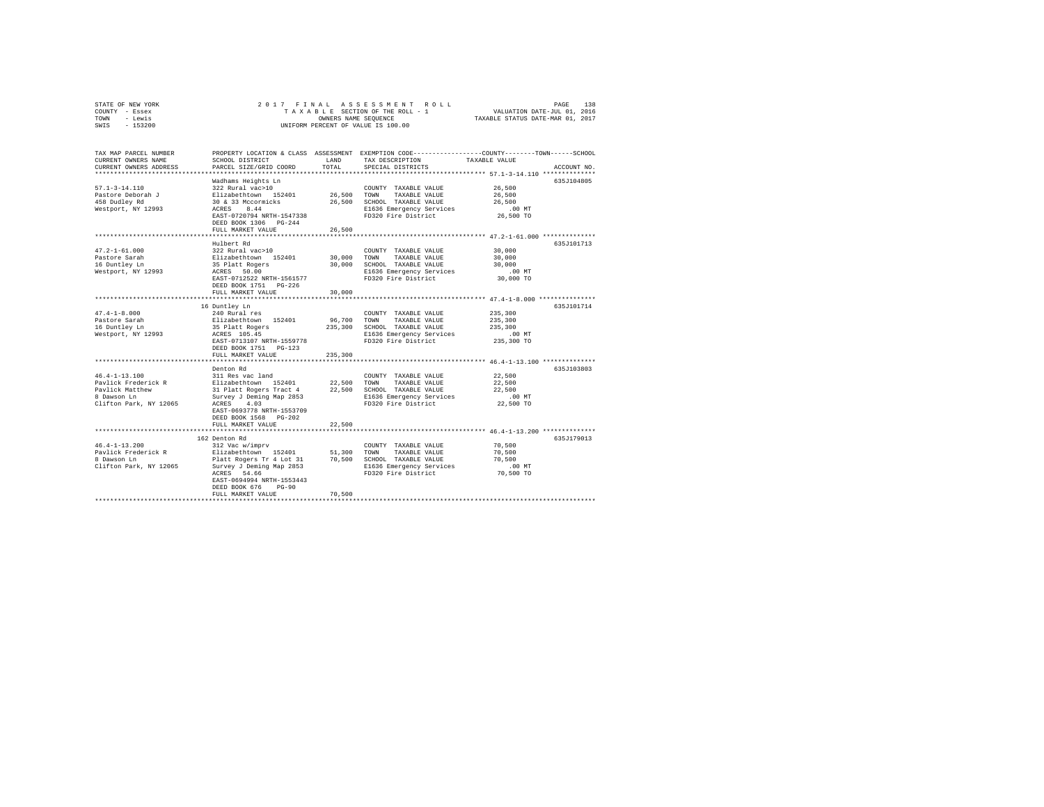STATE OF NEW YORK — 2017 FINAL ASSESSMENT ROLL
COUNTY - Essex — TAXABLE SECTION OF THE ROLL - 1 — VALUATION DATE-JUL 01, 2016
TOWN - Lewis — OWNERS NAME SEQUENCE — TAXABLE STATUS DATE-MAR 01, 2017
SWIS - 153200 — UNIFORM PERCENT OF VALUE IS 100.00

| TAX MAP PARCEL NUMBER / CURRENT OWNERS NAME / CURRENT OWNERS ADDRESS | PROPERTY LOCATION & CLASS / SCHOOL DISTRICT / PARCEL SIZE/GRID COORD | ASSESSMENT LAND / TOTAL | EXEMPTION CODE / TAX DESCRIPTION / SPECIAL DISTRICTS | COUNTY / TOWN / SCHOOL TAXABLE VALUE | ACCOUNT NO. |
|---|---|---|---|---|---|
| **57.1-3-14.110** | Wadhams Heights Ln | | | | 635J104805 |
| 57.1-3-14.110 | 322 Rural vac>10 | | COUNTY TAXABLE VALUE | 26,500 | |
| Pastore Deborah J | Elizabethtown 152401 | 26,500 | TOWN TAXABLE VALUE | 26,500 | |
| 458 Dudley Rd | 30 & 33 Mccormicks | 26,500 | SCHOOL TAXABLE VALUE | 26,500 | |
| Westport, NY 12993 | ACRES 8.44 | | E1636 Emergency Services | .00 MT | |
| | EAST-0720794 NRTH-1547338 | | FD320 Fire District | 26,500 TO | |
| | DEED BOOK 1306 PG-244 | | | | |
| | FULL MARKET VALUE | 26,500 | | | |
| **47.2-1-61.000** | Hulbert Rd | | | | 635J101713 |
| 47.2-1-61.000 | 322 Rural vac>10 | | COUNTY TAXABLE VALUE | 30,000 | |
| Pastore Sarah | Elizabethtown 152401 | 30,000 | TOWN TAXABLE VALUE | 30,000 | |
| 16 Duntley Ln | 35 Platt Rogers | 30,000 | SCHOOL TAXABLE VALUE | 30,000 | |
| Westport, NY 12993 | ACRES 50.00 | | E1636 Emergency Services | .00 MT | |
| | EAST-0712522 NRTH-1561577 | | FD320 Fire District | 30,000 TO | |
| | DEED BOOK 1751 PG-226 | | | | |
| | FULL MARKET VALUE | 30,000 | | | |
| **47.4-1-8.000** | 16 Duntley Ln | | | | 635J101714 |
| 47.4-1-8.000 | 240 Rural res | | COUNTY TAXABLE VALUE | 235,300 | |
| Pastore Sarah | Elizabethtown 152401 | 96,700 | TOWN TAXABLE VALUE | 235,300 | |
| 16 Duntley Ln | 35 Platt Rogers | 235,300 | SCHOOL TAXABLE VALUE | 235,300 | |
| Westport, NY 12993 | ACRES 105.45 | | E1636 Emergency Services | .00 MT | |
| | EAST-0713107 NRTH-1559778 | | FD320 Fire District | 235,300 TO | |
| | DEED BOOK 1751 PG-123 | | | | |
| | FULL MARKET VALUE | 235,300 | | | |
| **46.4-1-13.100** | Denton Rd | | | | 635J103803 |
| 46.4-1-13.100 | 311 Res vac land | | COUNTY TAXABLE VALUE | 22,500 | |
| Pavlick Frederick R | Elizabethtown 152401 | 22,500 | TOWN TAXABLE VALUE | 22,500 | |
| Pavlick Matthew | 31 Platt Rogers Tract 4 | 22,500 | SCHOOL TAXABLE VALUE | 22,500 | |
| 8 Dawson Ln | Survey J Deming Map 2853 | | E1636 Emergency Services | .00 MT | |
| Clifton Park, NY 12065 | ACRES 4.03 | | FD320 Fire District | 22,500 TO | |
| | EAST-0693778 NRTH-1553709 | | | | |
| | DEED BOOK 1568 PG-202 | | | | |
| | FULL MARKET VALUE | 22,500 | | | |
| **46.4-1-13.200** | 162 Denton Rd | | | | 635J179013 |
| 46.4-1-13.200 | 312 Vac w/imprv | | COUNTY TAXABLE VALUE | 70,500 | |
| Pavlick Frederick R | Elizabethtown 152401 | 51,300 | TOWN TAXABLE VALUE | 70,500 | |
| 8 Dawson Ln | Platt Rogers Tr 4 Lot 31 | 70,500 | SCHOOL TAXABLE VALUE | 70,500 | |
| Clifton Park, NY 12065 | Survey J Deming Map 2853 | | E1636 Emergency Services | .00 MT | |
| | ACRES 54.66 | | FD320 Fire District | 70,500 TO | |
| | EAST-0694994 NRTH-1553443 | | | | |
| | DEED BOOK 676 PG-90 | | | | |
| | FULL MARKET VALUE | 70,500 | | | |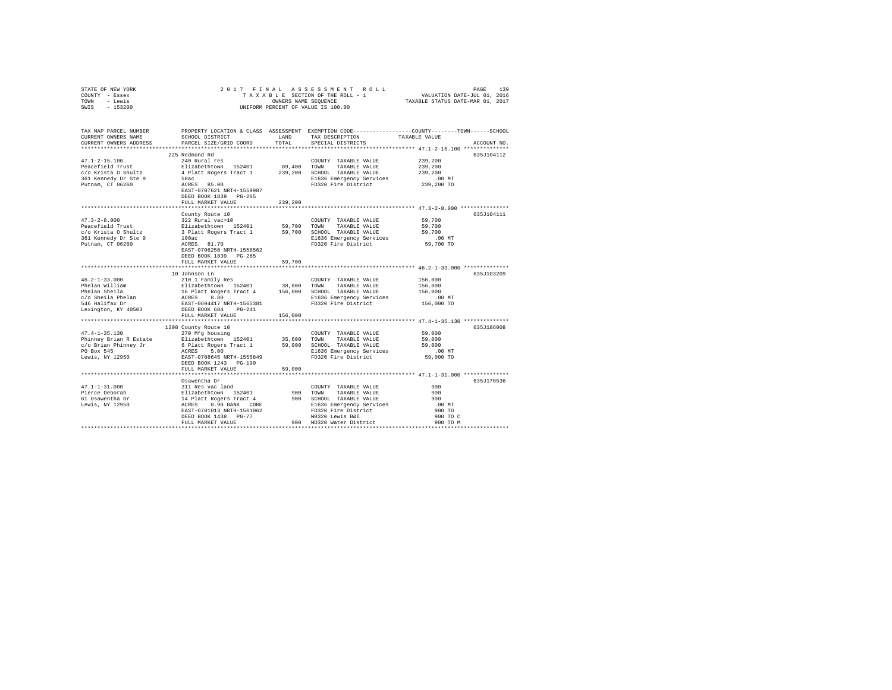STATE OF NEW YORK — COUNTY - Essex — TOWN - Lewis — SWIS - 153200

2017 FINAL ASSESSMENT ROLL
TAXABLE SECTION OF THE ROLL - 1
OWNERS NAME SEQUENCE
UNIFORM PERCENT OF VALUE IS 100.00

VALUATION DATE-JUL 01, 2016
TAXABLE STATUS DATE-MAR 01, 2017

```
TAX MAP PARCEL NUMBER          PROPERTY LOCATION & CLASS  ASSESSMENT  EXEMPTION CODE-----------------COUNTY--------TOWN------SCHOOL
CURRENT OWNERS NAME            SCHOOL DISTRICT               LAND      TAX DESCRIPTION           TAXABLE VALUE
CURRENT OWNERS ADDRESS         PARCEL SIZE/GRID COORD        TOTAL     SPECIAL DISTRICTS                                   ACCOUNT NO.
****************************************************************************************************** 47.1-2-15.100 **************
                               225 Redmond Rd                                                                          635J104112
47.1-2-15.100                  240 Rural res                           COUNTY  TAXABLE VALUE          239,200
Peacefield Trust               Elizabethtown  152401        89,400    TOWN    TAXABLE VALUE          239,200
c/o Krista O Shultz            4 Platt Rogers Tract 1      239,200    SCHOOL  TAXABLE VALUE          239,200
361 Kennedy Dr Ste 9           50ac                                    E1636 Emergency Services          .00 MT
Putnam, CT 06260               ACRES  85.00                            FD320 Fire District            239,200 TO
                               EAST-0707621 NRTH-1559987
                               DEED BOOK 1839   PG-265
                               FULL MARKET VALUE           239,200
****************************************************************************************************** 47.3-2-8.000 ***************
                               County Route 10                                                                         635J104111
47.3-2-8.000                   322 Rural vac>10                        COUNTY  TAXABLE VALUE           59,700
Peacefield Trust               Elizabethtown  152401        59,700    TOWN    TAXABLE VALUE           59,700
c/o Krista O Shultz            3 Platt Rogers Tract 1       59,700    SCHOOL  TAXABLE VALUE           59,700
361 Kennedy Dr Ste 9           100ac                                   E1636 Emergency Services          .00 MT
Putnam, CT 06260               ACRES  81.70                            FD320 Fire District             59,700 TO
                               EAST-0706250 NRTH-1558562
                               DEED BOOK 1839   PG-265
                               FULL MARKET VALUE            59,700
****************************************************************************************************** 46.2-1-33.000 **************
                               10 Johnson Ln                                                                           635J103209
46.2-1-33.000                  210 1 Family Res                        COUNTY  TAXABLE VALUE          156,000
Phelan William                 Elizabethtown  152401        38,800    TOWN    TAXABLE VALUE          156,000
Phelan Sheila                  16 Platt Rogers Tract 4     156,000    SCHOOL  TAXABLE VALUE          156,000
c/o Sheila Phelan              ACRES   8.80                            E1636 Emergency Services          .00 MT
546 Halifax Dr                 EAST-0694417 NRTH-1565381               FD320 Fire District            156,000 TO
Lexington, KY 40503            DEED BOOK 684    PG-241
                               FULL MARKET VALUE           156,000
****************************************************************************************************** 47.4-1-35.130 **************
                               1308 County Route 10                                                                    635J186008
47.4-1-35.130                  270 Mfg housing                         COUNTY  TAXABLE VALUE           59,000
Phinney Brian R Estate         Elizabethtown  152401        35,600    TOWN    TAXABLE VALUE           59,000
c/o Brian Phinney Jr           6 Platt Rogers Tract 1       59,000    SCHOOL  TAXABLE VALUE           59,000
PO Box 545                     ACRES   5.00                            E1636 Emergency Services          .00 MT
Lewis, NY 12950                EAST-0708645 NRTH-1555849               FD320 Fire District             59,000 TO
                               DEED BOOK 1243   PG-190
                               FULL MARKET VALUE            59,000
****************************************************************************************************** 47.1-1-31.000 **************
                               Osawentha Dr                                                                            635J178536
47.1-1-31.000                  311 Res vac land                        COUNTY  TAXABLE VALUE              900
Pierce Deborah                 Elizabethtown  152401           900    TOWN    TAXABLE VALUE              900
61 Osawentha Dr                14 Platt Rogers Tract 4         900    SCHOOL  TAXABLE VALUE              900
Lewis, NY 12950                ACRES   0.90 BANK  CORE                 E1636 Emergency Services          .00 MT
                               EAST-0701013 NRTH-1561062               FD320 Fire District                900 TO
                               DEED BOOK 1438   PG-77                  WB320 Lewis B&I                    900 TO C
                               FULL MARKET VALUE               900     WD320 Water District               900 TO M
************************************************************************************************************************************
```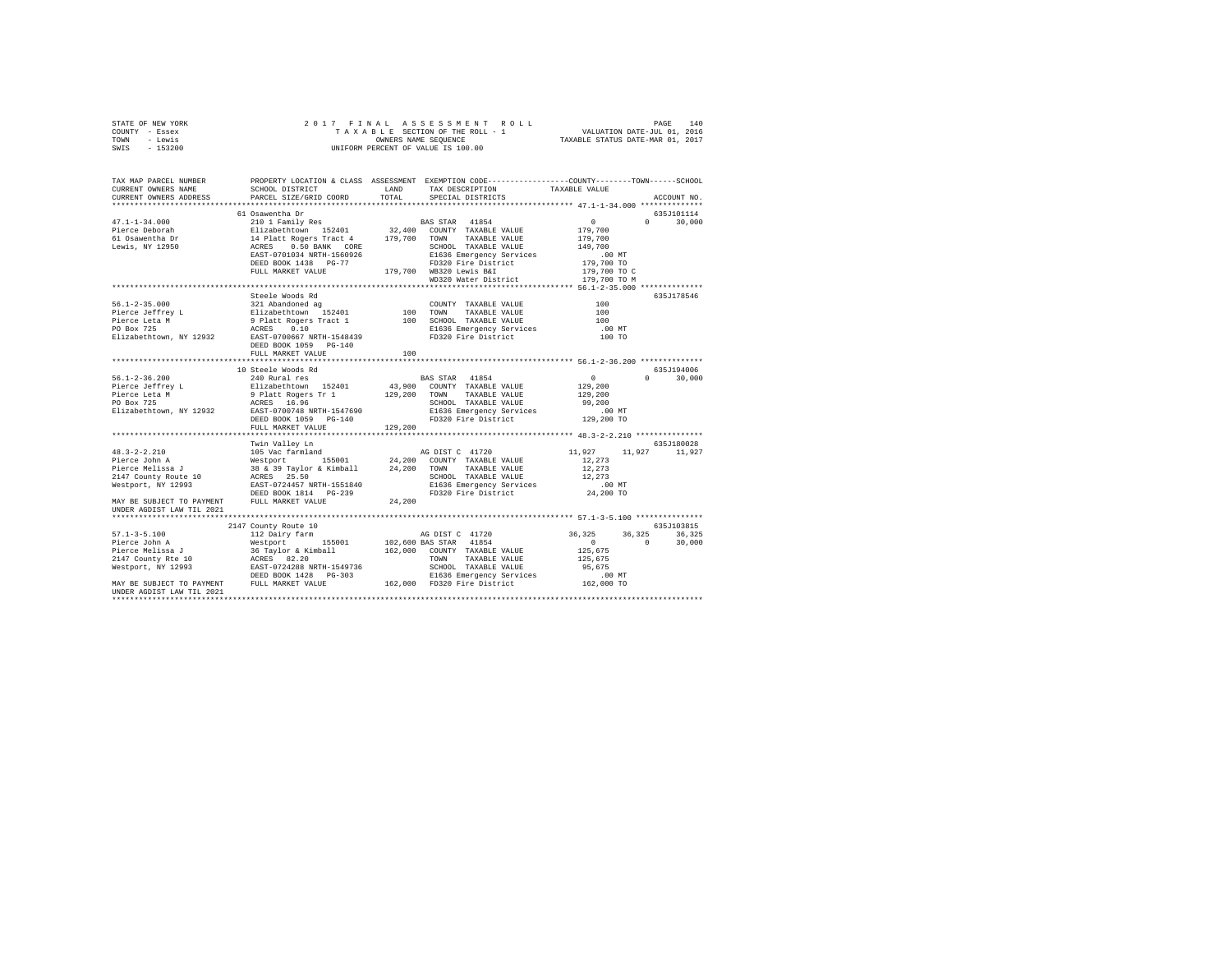STATE OF NEW YORK — 2017 FINAL ASSESSMENT ROLL
COUNTY - Essex — TAXABLE SECTION OF THE ROLL - 1 — VALUATION DATE-JUL 01, 2016
TOWN - Lewis — OWNERS NAME SEQUENCE — TAXABLE STATUS DATE-MAR 01, 2017
SWIS - 153200 — UNIFORM PERCENT OF VALUE IS 100.00

```
TAX MAP PARCEL NUMBER          PROPERTY LOCATION & CLASS  ASSESSMENT  EXEMPTION CODE-----------------COUNTY--------TOWN------SCHOOL
CURRENT OWNERS NAME            SCHOOL DISTRICT              LAND      TAX DESCRIPTION            TAXABLE VALUE
CURRENT OWNERS ADDRESS         PARCEL SIZE/GRID COORD       TOTAL     SPECIAL DISTRICTS                                   ACCOUNT NO.
********************************************************************************************* 47.1-1-34.000 **************
                               61 Osawentha Dr                                                                          635J101114
47.1-1-34.000                  210 1 Family Res                        BAS STAR  41854                 0            0      30,000
Pierce Deborah                 Elizabethtown  152401        32,400    COUNTY  TAXABLE VALUE        179,700
61 Osawentha Dr                14 Platt Rogers Tract 4     179,700    TOWN    TAXABLE VALUE        179,700
Lewis, NY 12950                ACRES    0.50 BANK   CORE               SCHOOL  TAXABLE VALUE        149,700
                               EAST-0701034 NRTH-1560926               E1636 Emergency Services         .00 MT
                               DEED BOOK 1438   PG-77                  FD320 Fire District          179,700 TO
                               FULL MARKET VALUE           179,700    WB320 Lewis B&I              179,700 TO C
                                                                       WD320 Water District         179,700 TO M
********************************************************************************************* 56.1-2-35.000 **************
                               Steele Woods Rd                                                                          635J178546
56.1-2-35.000                  321 Abandoned ag                        COUNTY  TAXABLE VALUE            100
Pierce Jeffrey L               Elizabethtown  152401          100     TOWN    TAXABLE VALUE            100
Pierce Leta M                  9 Platt Rogers Tract 1         100     SCHOOL  TAXABLE VALUE            100
PO Box 725                     ACRES    0.10                           E1636 Emergency Services         .00 MT
Elizabethtown, NY 12932        EAST-0700667 NRTH-1548439               FD320 Fire District              100 TO
                               DEED BOOK 1059   PG-140
                               FULL MARKET VALUE              100
********************************************************************************************* 56.1-2-36.200 **************
                               10 Steele Woods Rd                                                                       635J194006
56.1-2-36.200                  240 Rural res                           BAS STAR  41854                 0            0      30,000
Pierce Jeffrey L               Elizabethtown  152401        43,900    COUNTY  TAXABLE VALUE        129,200
Pierce Leta M                  9 Platt Rogers Tr 1         129,200    TOWN    TAXABLE VALUE        129,200
PO Box 725                     ACRES   16.96                           SCHOOL  TAXABLE VALUE         99,200
Elizabethtown, NY 12932        EAST-0700748 NRTH-1547690               E1636 Emergency Services         .00 MT
                               DEED BOOK 1059   PG-140                 FD320 Fire District          129,200 TO
                               FULL MARKET VALUE           129,200
********************************************************************************************* 48.3-2-2.210 ***************
                               Twin Valley Ln                                                                           635J180028
48.3-2-2.210                   105 Vac farmland                        AG DIST C 41720             11,927       11,927      11,927
Pierce John A                  Westport       155001        24,200    COUNTY  TAXABLE VALUE         12,273
Pierce Melissa J               38 & 39 Taylor & Kimball     24,200    TOWN    TAXABLE VALUE         12,273
2147 County Route 10           ACRES   25.50                           SCHOOL  TAXABLE VALUE         12,273
Westport, NY 12993             EAST-0724457 NRTH-1551840               E1636 Emergency Services         .00 MT
                               DEED BOOK 1814   PG-239                 FD320 Fire District           24,200 TO
MAY BE SUBJECT TO PAYMENT      FULL MARKET VALUE            24,200
UNDER AGDIST LAW TIL 2021
********************************************************************************************* 57.1-3-5.100 ***************
                               2147 County Route 10                                                                     635J103815
57.1-3-5.100                   112 Dairy farm                          AG DIST C 41720             36,325       36,325      36,325
Pierce John A                  Westport       155001       102,600 BAS STAR  41854                 0            0      30,000
Pierce Melissa J               36 Taylor & Kimball         162,000    COUNTY  TAXABLE VALUE        125,675
2147 County Rte 10             ACRES   82.20                           TOWN    TAXABLE VALUE        125,675
Westport, NY 12993             EAST-0724288 NRTH-1549736               SCHOOL  TAXABLE VALUE         95,675
                               DEED BOOK 1428   PG-303                 E1636 Emergency Services         .00 MT
MAY BE SUBJECT TO PAYMENT      FULL MARKET VALUE           162,000    FD320 Fire District          162,000 TO
UNDER AGDIST LAW TIL 2021
****************************************************************************************************************************
```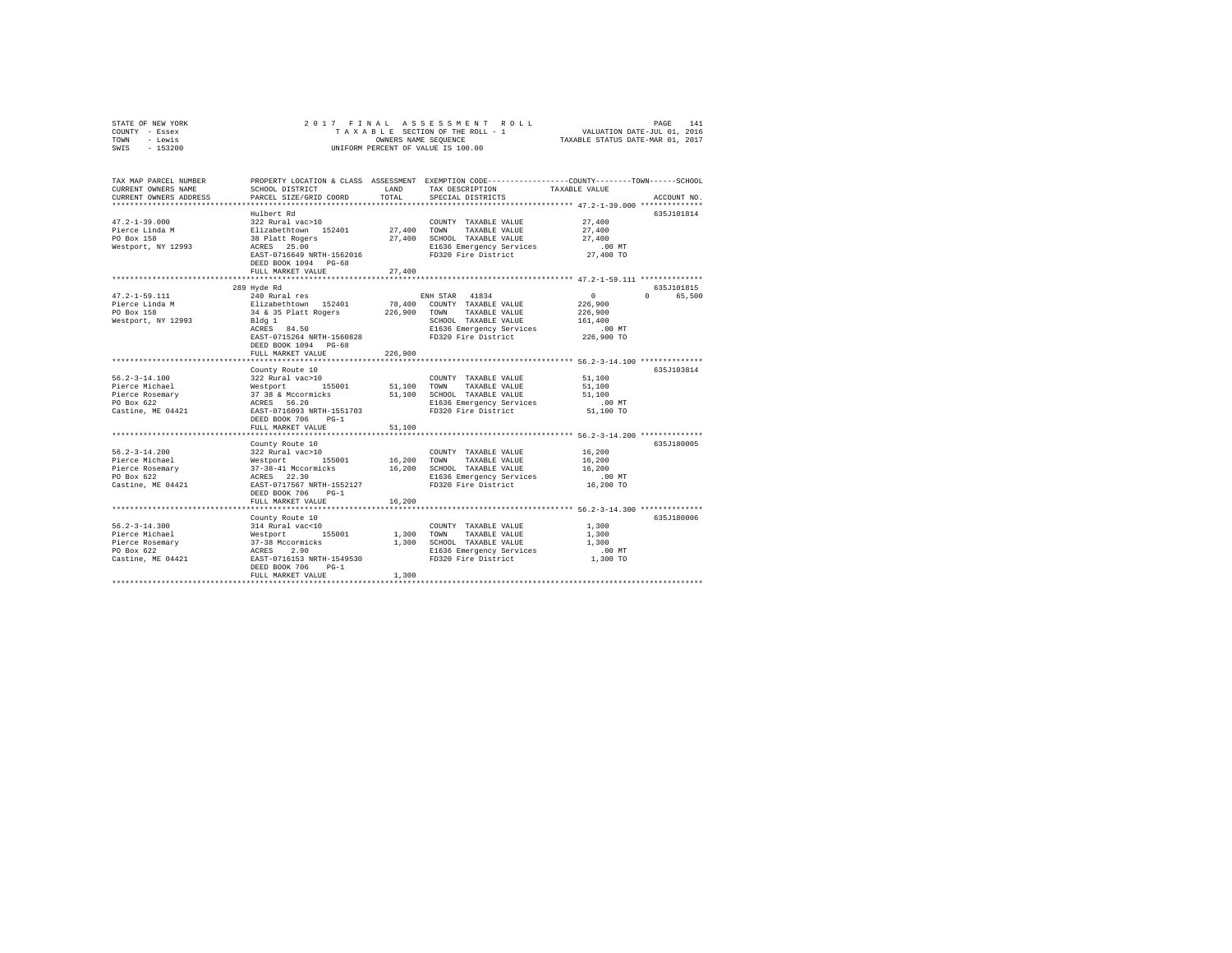STATE OF NEW YORK                    2 0 1 7   F I N A L   A S S E S S M E N T   R O L L
COUNTY - Essex                       T A X A B L E SECTION OF THE ROLL - 1                    VALUATION DATE-JUL 01, 2016
TOWN - Lewis                         OWNERS NAME SEQUENCE                                     TAXABLE STATUS DATE-MAR 01, 2017
SWIS - 153200                        UNIFORM PERCENT OF VALUE IS 100.00

| TAX MAP PARCEL NUMBER / CURRENT OWNERS NAME / CURRENT OWNERS ADDRESS | PROPERTY LOCATION & CLASS / SCHOOL DISTRICT / PARCEL SIZE/GRID COORD | ASSESSMENT LAND | TOTAL | EXEMPTION CODE / TAX DESCRIPTION / SPECIAL DISTRICTS | COUNTY/TOWN/SCHOOL TAXABLE VALUE | ACCOUNT NO. |
|---|---|---|---|---|---|---|
| **47.2-1-39.000** | Hulbert Rd | | | | | 635J101814 |
| 47.2-1-39.000 | 322 Rural vac>10 | | | COUNTY TAXABLE VALUE | 27,400 | |
| Pierce Linda M | Elizabethtown 152401 | 27,400 | | TOWN TAXABLE VALUE | 27,400 | |
| PO Box 158 | 38 Platt Rogers | | 27,400 | SCHOOL TAXABLE VALUE | 27,400 | |
| Westport, NY 12993 | ACRES 25.00 | | | E1636 Emergency Services | .00 MT | |
| | EAST-0716649 NRTH-1562016 | | | FD320 Fire District | 27,400 TO | |
| | DEED BOOK 1094 PG-68 | | | | | |
| | FULL MARKET VALUE | | 27,400 | | | |
| **47.2-1-59.111** | 289 Hyde Rd | | | | | 635J101815 |
| 47.2-1-59.111 | 240 Rural res | | | ENH STAR 41834 | 0 0 65,500 | |
| Pierce Linda M | Elizabethtown 152401 | 78,400 | | COUNTY TAXABLE VALUE | 226,900 | |
| PO Box 158 | 34 & 35 Platt Rogers | | 226,900 | TOWN TAXABLE VALUE | 226,900 | |
| Westport, NY 12993 | Bldg 1 | | | SCHOOL TAXABLE VALUE | 161,400 | |
| | ACRES 84.50 | | | E1636 Emergency Services | .00 MT | |
| | EAST-0715264 NRTH-1560828 | | | FD320 Fire District | 226,900 TO | |
| | DEED BOOK 1094 PG-68 | | | | | |
| | FULL MARKET VALUE | | 226,900 | | | |
| **56.2-3-14.100** | County Route 10 | | | | | 635J103814 |
| 56.2-3-14.100 | 322 Rural vac>10 | | | COUNTY TAXABLE VALUE | 51,100 | |
| Pierce Michael | Westport 155001 | 51,100 | | TOWN TAXABLE VALUE | 51,100 | |
| Pierce Rosemary | 37 38 & Mccormicks | | 51,100 | SCHOOL TAXABLE VALUE | 51,100 | |
| PO Box 622 | ACRES 56.20 | | | E1636 Emergency Services | .00 MT | |
| Castine, ME 04421 | EAST-0716093 NRTH-1551703 | | | FD320 Fire District | 51,100 TO | |
| | DEED BOOK 706 PG-1 | | | | | |
| | FULL MARKET VALUE | | 51,100 | | | |
| **56.2-3-14.200** | County Route 10 | | | | | 635J180005 |
| 56.2-3-14.200 | 322 Rural vac>10 | | | COUNTY TAXABLE VALUE | 16,200 | |
| Pierce Michael | Westport 155001 | 16,200 | | TOWN TAXABLE VALUE | 16,200 | |
| Pierce Rosemary | 37-38-41 Mccormicks | | 16,200 | SCHOOL TAXABLE VALUE | 16,200 | |
| PO Box 622 | ACRES 22.30 | | | E1636 Emergency Services | .00 MT | |
| Castine, ME 04421 | EAST-0717567 NRTH-1552127 | | | FD320 Fire District | 16,200 TO | |
| | DEED BOOK 706 PG-1 | | | | | |
| | FULL MARKET VALUE | | 16,200 | | | |
| **56.2-3-14.300** | County Route 10 | | | | | 635J180006 |
| 56.2-3-14.300 | 314 Rural vac<10 | | | COUNTY TAXABLE VALUE | 1,300 | |
| Pierce Michael | Westport 155001 | 1,300 | | TOWN TAXABLE VALUE | 1,300 | |
| Pierce Rosemary | 37-38 Mccormicks | | 1,300 | SCHOOL TAXABLE VALUE | 1,300 | |
| PO Box 622 | ACRES 2.90 | | | E1636 Emergency Services | .00 MT | |
| Castine, ME 04421 | EAST-0716153 NRTH-1549530 | | | FD320 Fire District | 1,300 TO | |
| | DEED BOOK 706 PG-1 | | | | | |
| | FULL MARKET VALUE | | 1,300 | | | |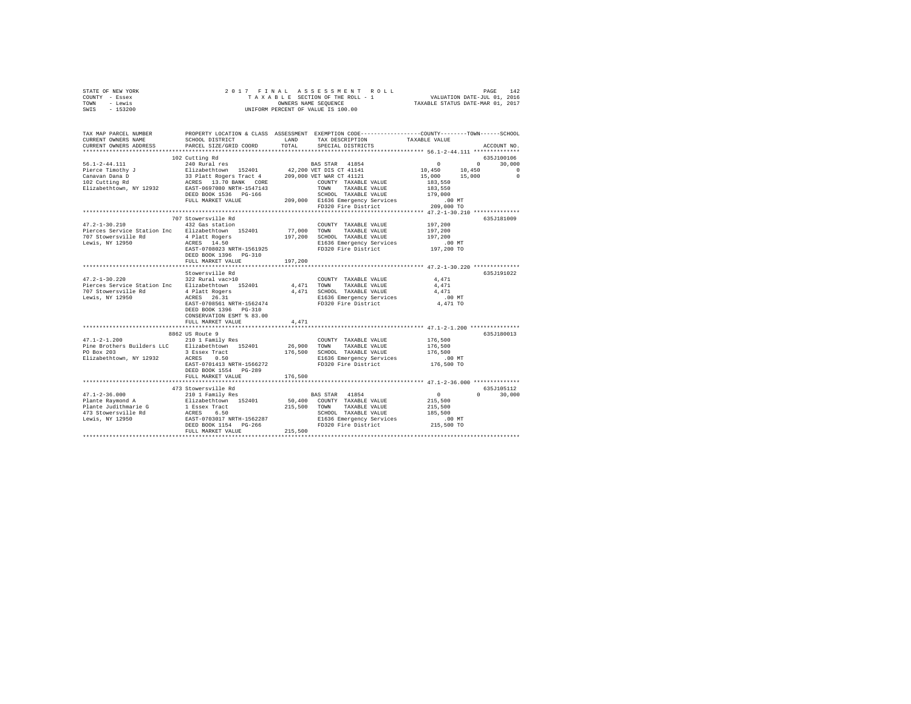STATE OF NEW YORK  
COUNTY - Essex  
TOWN - Lewis  
SWIS - 153200

2017 FINAL ASSESSMENT ROLL  
TAXABLE SECTION OF THE ROLL - 1  
OWNERS NAME SEQUENCE  
UNIFORM PERCENT OF VALUE IS 100.00

VALUATION DATE-JUL 01, 2016  
TAXABLE STATUS DATE-MAR 01, 2017

```
TAX MAP PARCEL NUMBER          PROPERTY LOCATION & CLASS  ASSESSMENT  EXEMPTION CODE-----------------COUNTY--------TOWN------SCHOOL
CURRENT OWNERS NAME            SCHOOL DISTRICT             LAND      TAX DESCRIPTION             TAXABLE VALUE
CURRENT OWNERS ADDRESS         PARCEL SIZE/GRID COORD      TOTAL     SPECIAL DISTRICTS                                     ACCOUNT NO.
******************************************************************************************************* 56.1-2-44.111 **************
                               102 Cutting Rd                                                                         635J100106
56.1-2-44.111                  240 Rural res                         BAS STAR  41854                  0          0      30,000
Pierce Timothy J               Elizabethtown  152401       42,200 VET DIS CT 41141              10,450     10,450           0
Canavan Dana D                 33 Platt Rogers Tract 4    209,000 VET WAR CT 41121              15,000     15,000           0
102 Cutting Rd                 ACRES   13.70 BANK   CORE            COUNTY  TAXABLE VALUE        183,550
Elizabethtown, NY 12932        EAST-0697080 NRTH-1547143            TOWN    TAXABLE VALUE        183,550
                               DEED BOOK 1536   PG-166              SCHOOL  TAXABLE VALUE        179,000
                               FULL MARKET VALUE          209,000   E1636 Emergency Services         .00 MT
                                                                    FD320 Fire District          209,000 TO
******************************************************************************************************* 47.2-1-30.210 **************
                               707 Stowersville Rd                                                                    635J181009
47.2-1-30.210                  432 Gas station                      COUNTY  TAXABLE VALUE        197,200
Pierces Service Station Inc    Elizabethtown  152401       77,000   TOWN    TAXABLE VALUE        197,200
707 Stowersville Rd            4 Platt Rogers             197,200   SCHOOL  TAXABLE VALUE        197,200
Lewis, NY 12950                ACRES   14.50                        E1636 Emergency Services         .00 MT
                               EAST-0708023 NRTH-1561925            FD320 Fire District          197,200 TO
                               DEED BOOK 1396   PG-310
                               FULL MARKET VALUE          197,200
******************************************************************************************************* 47.2-1-30.220 **************
                               Stowersville Rd                                                                        635J191022
47.2-1-30.220                  322 Rural vac>10                     COUNTY  TAXABLE VALUE          4,471
Pierces Service Station Inc    Elizabethtown  152401        4,471   TOWN    TAXABLE VALUE          4,471
707 Stowersville Rd            4 Platt Rogers               4,471   SCHOOL  TAXABLE VALUE          4,471
Lewis, NY 12950                ACRES   26.31                        E1636 Emergency Services         .00 MT
                               EAST-0708561 NRTH-1562474            FD320 Fire District            4,471 TO
                               DEED BOOK 1396   PG-310
                               CONSERVATION ESMT % 83.00
                               FULL MARKET VALUE            4,471
******************************************************************************************************* 47.1-2-1.200 ***************
                               8862 US Route 9                                                                        635J180013
47.1-2-1.200                   210 1 Family Res                     COUNTY  TAXABLE VALUE        176,500
Pine Brothers Builders LLC     Elizabethtown  152401       26,900   TOWN    TAXABLE VALUE        176,500
PO Box 203                     3 Essex Tract              176,500   SCHOOL  TAXABLE VALUE        176,500
Elizabethtown, NY 12932        ACRES    0.50                        E1636 Emergency Services         .00 MT
                               EAST-0701413 NRTH-1566272            FD320 Fire District          176,500 TO
                               DEED BOOK 1554   PG-289
                               FULL MARKET VALUE          176,500
******************************************************************************************************* 47.1-2-36.000 **************
                               473 Stowersville Rd                                                                    635J105112
47.1-2-36.000                  210 1 Family Res                     BAS STAR  41854                  0          0      30,000
Plante Raymond A               Elizabethtown  152401       50,400   COUNTY  TAXABLE VALUE        215,500
Plante Judithmarie G           1 Essex Tract              215,500   TOWN    TAXABLE VALUE        215,500
473 Stowersville Rd            ACRES    6.50                        SCHOOL  TAXABLE VALUE        185,500
Lewis, NY 12950                EAST-0703017 NRTH-1562287            E1636 Emergency Services         .00 MT
                               DEED BOOK 1154   PG-266              FD320 Fire District          215,500 TO
                               FULL MARKET VALUE          215,500
************************************************************************************************************************************
```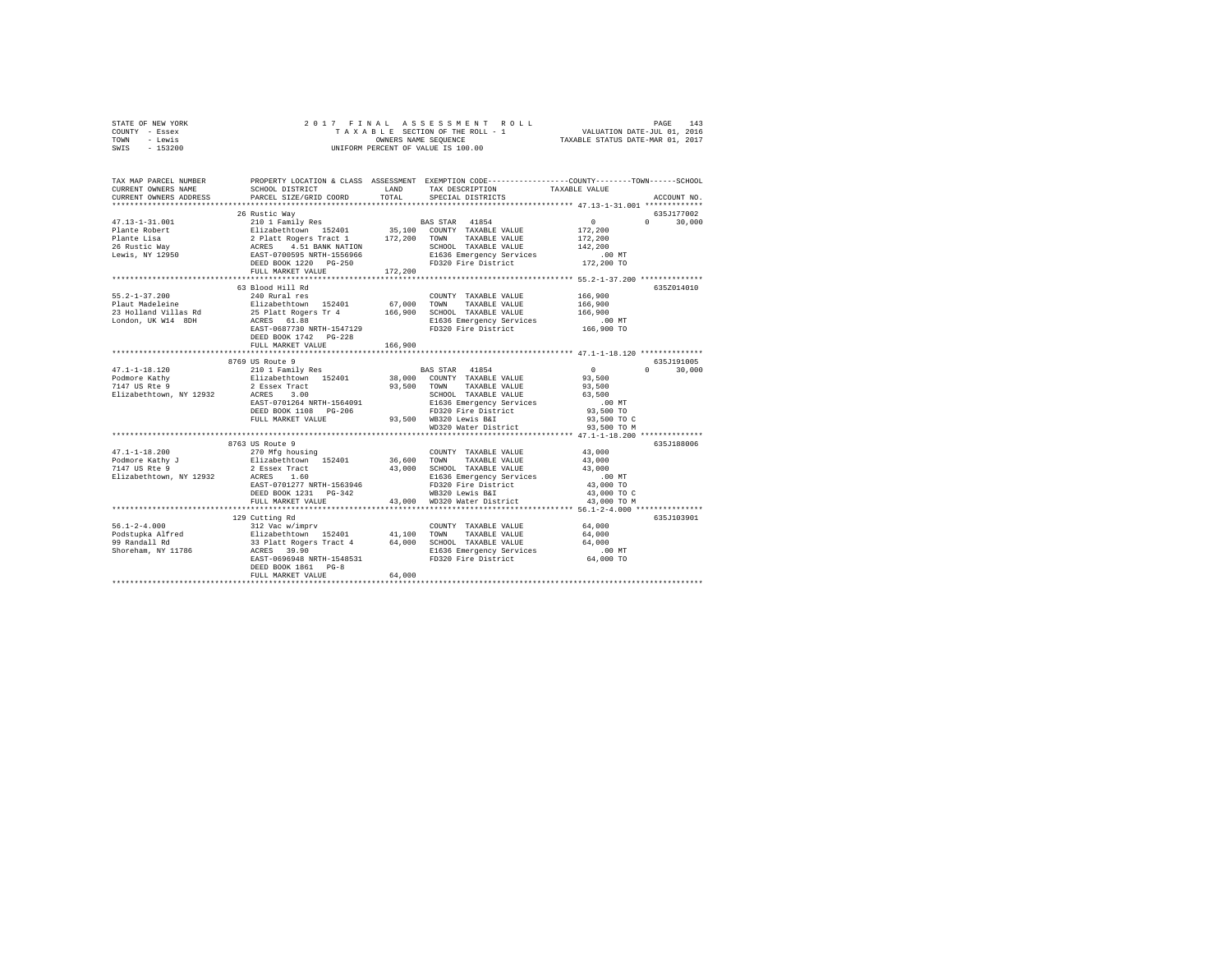STATE OF NEW YORK
COUNTY - Essex
TOWN - Lewis
SWIS - 153200

2 0 1 7 F I N A L A S S E S S M E N T R O L L
T A X A B L E SECTION OF THE ROLL - 1
OWNERS NAME SEQUENCE
UNIFORM PERCENT OF VALUE IS 100.00

VALUATION DATE-JUL 01, 2016
TAXABLE STATUS DATE-MAR 01, 2017

```
TAX MAP PARCEL NUMBER     PROPERTY LOCATION & CLASS  ASSESSMENT  EXEMPTION CODE-----------------COUNTY--------TOWN------SCHOOL
CURRENT OWNERS NAME       SCHOOL DISTRICT             LAND       TAX DESCRIPTION              TAXABLE VALUE
CURRENT OWNERS ADDRESS    PARCEL SIZE/GRID COORD      TOTAL      SPECIAL DISTRICTS                                    ACCOUNT NO.
******************************************************************************************************* 47.13-1-31.001 *************
                          26 Rustic Way                                                                               635J177002
47.13-1-31.001            210 1 Family Res                       BAS STAR  41854                  0            0       30,000
Plante Robert             Elizabethtown  152401      35,100   COUNTY  TAXABLE VALUE          172,200
Plante Lisa               2 Platt Rogers Tract 1     172,200   TOWN    TAXABLE VALUE          172,200
26 Rustic Way             ACRES   4.51 BANK NATION             SCHOOL  TAXABLE VALUE          142,200
Lewis, NY 12950           EAST-0700595 NRTH-1556966            E1636 Emergency Services            .00 MT
                          DEED BOOK 1220   PG-250              FD320 Fire District            172,200 TO
                          FULL MARKET VALUE          172,200
******************************************************************************************************* 55.2-1-37.200 **************
                          63 Blood Hill Rd                                                                            635Z014010
55.2-1-37.200             240 Rural res                          COUNTY  TAXABLE VALUE          166,900
Plaut Madeleine           Elizabethtown  152401      67,000   TOWN    TAXABLE VALUE          166,900
23 Holland Villas Rd      25 Platt Rogers Tr 4       166,900   SCHOOL  TAXABLE VALUE          166,900
London, UK W14  8DH       ACRES  61.88                         E1636 Emergency Services            .00 MT
                          EAST-0687730 NRTH-1547129            FD320 Fire District            166,900 TO
                          DEED BOOK 1742   PG-228
                          FULL MARKET VALUE          166,900
******************************************************************************************************* 47.1-1-18.120 **************
                          8769 US Route 9                                                                             635J191005
47.1-1-18.120             210 1 Family Res                       BAS STAR  41854                  0            0       30,000
Podmore Kathy             Elizabethtown  152401      38,000   COUNTY  TAXABLE VALUE           93,500
7147 US Rte 9             2 Essex Tract               93,500   TOWN    TAXABLE VALUE           93,500
Elizabethtown, NY 12932   ACRES   3.00                         SCHOOL  TAXABLE VALUE           63,500
                          EAST-0701264 NRTH-1564091            E1636 Emergency Services            .00 MT
                          DEED BOOK 1108   PG-206              FD320 Fire District             93,500 TO
                          FULL MARKET VALUE           93,500   WB320 Lewis B&I                 93,500 TO C
                                                               WD320 Water District            93,500 TO M
******************************************************************************************************* 47.1-1-18.200 **************
                          8763 US Route 9                                                                             635J188006
47.1-1-18.200             270 Mfg housing                        COUNTY  TAXABLE VALUE           43,000
Podmore Kathy J           Elizabethtown  152401      36,600   TOWN    TAXABLE VALUE           43,000
7147 US Rte 9             2 Essex Tract               43,000   SCHOOL  TAXABLE VALUE           43,000
Elizabethtown, NY 12932   ACRES   1.60                         E1636 Emergency Services            .00 MT
                          EAST-0701277 NRTH-1563946            FD320 Fire District             43,000 TO
                          DEED BOOK 1231   PG-342              WB320 Lewis B&I                 43,000 TO C
                          FULL MARKET VALUE           43,000   WD320 Water District            43,000 TO M
******************************************************************************************************* 56.1-2-4.000 ***************
                          129 Cutting Rd                                                                              635J103901
56.1-2-4.000              312 Vac w/imprv                        COUNTY  TAXABLE VALUE           64,000
Podstupka Alfred          Elizabethtown  152401      41,100   TOWN    TAXABLE VALUE           64,000
99 Randall Rd             33 Platt Rogers Tract 4     64,000   SCHOOL  TAXABLE VALUE           64,000
Shoreham, NY 11786        ACRES  39.90                         E1636 Emergency Services            .00 MT
                          EAST-0696948 NRTH-1548531            FD320 Fire District             64,000 TO
                          DEED BOOK 1861   PG-8
                          FULL MARKET VALUE           64,000
************************************************************************************************************************************
```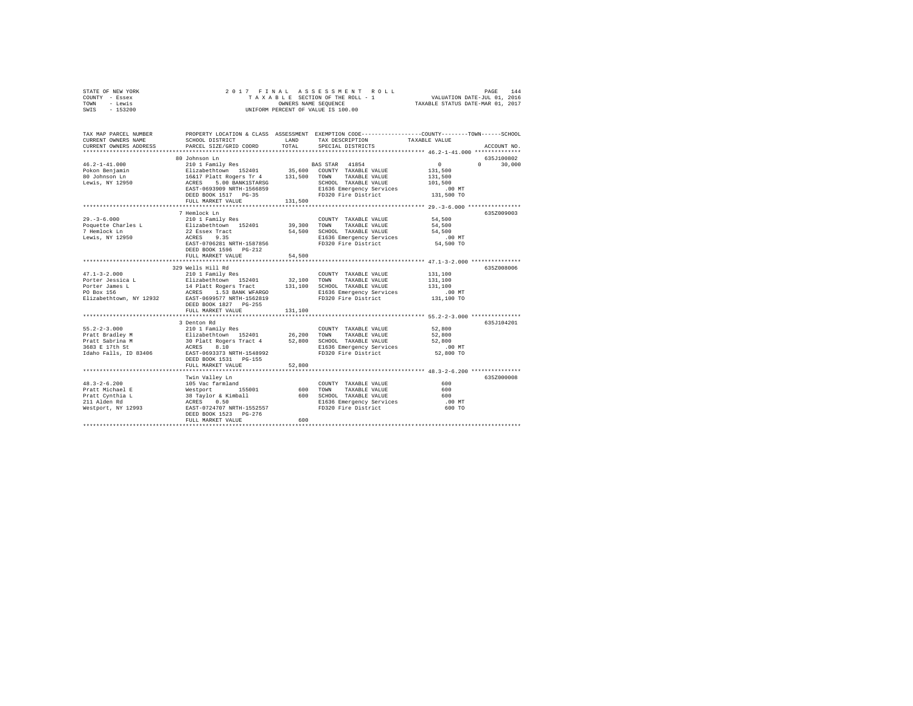STATE OF NEW YORK
COUNTY - Essex
TOWN - Lewis
SWIS - 153200

2017 FINAL ASSESSMENT ROLL
TAXABLE SECTION OF THE ROLL - 1
OWNERS NAME SEQUENCE
UNIFORM PERCENT OF VALUE IS 100.00

VALUATION DATE-JUL 01, 2016
TAXABLE STATUS DATE-MAR 01, 2017

```
TAX MAP PARCEL NUMBER     PROPERTY LOCATION & CLASS  ASSESSMENT  EXEMPTION CODE-----------------COUNTY--------TOWN------SCHOOL
CURRENT OWNERS NAME       SCHOOL DISTRICT               LAND      TAX DESCRIPTION            TAXABLE VALUE
CURRENT OWNERS ADDRESS    PARCEL SIZE/GRID COORD        TOTAL     SPECIAL DISTRICTS                                    ACCOUNT NO.
*********************************************************************************************** 46.2-1-41.000 **************
                          80 Johnson Ln                                                                              635J100802
46.2-1-41.000             210 1 Family Res                        BAS STAR  41854                  0         0      30,000
Pokon Benjamin            Elizabethtown  152401       35,600     COUNTY  TAXABLE VALUE          131,500
80 Johnson Ln             16&17 Platt Rogers Tr 4    131,500     TOWN    TAXABLE VALUE          131,500
Lewis, NY 12950           ACRES    5.00 BANK1STARSG              SCHOOL  TAXABLE VALUE          101,500
                          EAST-0693909 NRTH-1566859              E1636 Emergency Services           .00 MT
                          DEED BOOK 1517   PG-35                 FD320 Fire District            131,500 TO
                          FULL MARKET VALUE          131,500
*********************************************************************************************** 29.-3-6.000 ****************
                          7 Hemlock Ln                                                                               635Z009003
29.-3-6.000               210 1 Family Res                        COUNTY  TAXABLE VALUE           54,500
Poquette Charles L        Elizabethtown  152401       39,300     TOWN    TAXABLE VALUE           54,500
7 Hemlock Ln              22 Essex Tract              54,500     SCHOOL  TAXABLE VALUE           54,500
Lewis, NY 12950           ACRES    9.35                          E1636 Emergency Services           .00 MT
                          EAST-0706281 NRTH-1587856              FD320 Fire District             54,500 TO
                          DEED BOOK 1596   PG-212
                          FULL MARKET VALUE           54,500
*********************************************************************************************** 47.1-3-2.000 ***************
                          329 Wells Hill Rd                                                                          635Z008006
47.1-3-2.000              210 1 Family Res                        COUNTY  TAXABLE VALUE          131,100
Porter Jessica L          Elizabethtown  152401       32,100     TOWN    TAXABLE VALUE          131,100
Porter James L            14 Platt Rogers Tract      131,100     SCHOOL  TAXABLE VALUE          131,100
PO Box 156                ACRES    1.53 BANK WFARGO              E1636 Emergency Services           .00 MT
Elizabethtown, NY 12932   EAST-0699577 NRTH-1562819              FD320 Fire District            131,100 TO
                          DEED BOOK 1827   PG-255
                          FULL MARKET VALUE          131,100
*********************************************************************************************** 55.2-2-3.000 ***************
                          3 Denton Rd                                                                                635J104201
55.2-2-3.000              210 1 Family Res                        COUNTY  TAXABLE VALUE           52,800
Pratt Bradley M           Elizabethtown  152401       26,200     TOWN    TAXABLE VALUE           52,800
Pratt Sabrina M           30 Platt Rogers Tract 4     52,800     SCHOOL  TAXABLE VALUE           52,800
3683 E 17th St            ACRES    8.10                          E1636 Emergency Services           .00 MT
Idaho Falls, ID 83406     EAST-0693373 NRTH-1548992              FD320 Fire District             52,800 TO
                          DEED BOOK 1531   PG-155
                          FULL MARKET VALUE           52,800
*********************************************************************************************** 48.3-2-6.200 ***************
                          Twin Valley Ln                                                                             635Z000008
48.3-2-6.200              105 Vac farmland                        COUNTY  TAXABLE VALUE              600
Pratt Michael E           Westport       155001          600     TOWN    TAXABLE VALUE              600
Pratt Cynthia L           38 Taylor & Kimball            600     SCHOOL  TAXABLE VALUE              600
211 Alden Rd              ACRES    0.50                          E1636 Emergency Services           .00 MT
Westport, NY 12993        EAST-0724707 NRTH-1552557              FD320 Fire District                600 TO
                          DEED BOOK 1523   PG-276
                          FULL MARKET VALUE              600
****************************************************************************************************************************
```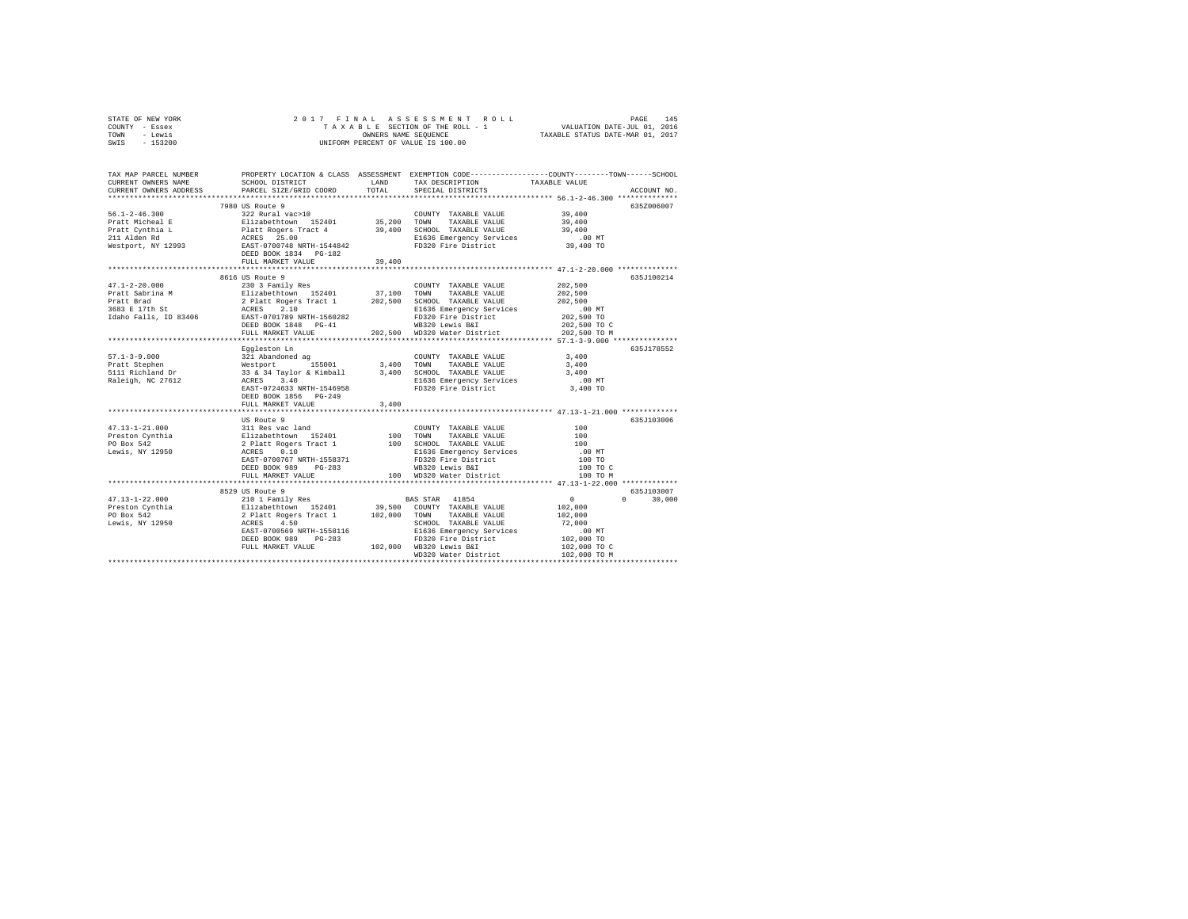STATE OF NEW YORK 2 0 1 7 F I N A L A S S E S S M E N T R O L L PAGE 145
COUNTY - Essex T A X A B L E SECTION OF THE ROLL - 1 VALUATION DATE-JUL 01, 2016
TOWN - Lewis OWNERS NAME SEQUENCE TAXABLE STATUS DATE-MAR 01, 2017
SWIS - 153200 UNIFORM PERCENT OF VALUE IS 100.00

```
TAX MAP PARCEL NUMBER          PROPERTY LOCATION & CLASS  ASSESSMENT  EXEMPTION CODE-----------------COUNTY--------TOWN------SCHOOL
CURRENT OWNERS NAME            SCHOOL DISTRICT             LAND       TAX DESCRIPTION            TAXABLE VALUE
CURRENT OWNERS ADDRESS         PARCEL SIZE/GRID COORD      TOTAL      SPECIAL DISTRICTS                                    ACCOUNT NO.
****************************************************************************************************** 56.1-2-46.300 **************
                               7980 US Route 9                                                                          635Z006007
56.1-2-46.300                  322 Rural vac>10                       COUNTY  TAXABLE VALUE          39,400
Pratt Micheal E                Elizabethtown  152401       35,200     TOWN    TAXABLE VALUE          39,400
Pratt Cynthia L                Platt Rogers Tract 4        39,400     SCHOOL  TAXABLE VALUE          39,400
211 Alden Rd                   ACRES  25.00                           E1636 Emergency Services          .00 MT
Westport, NY 12993             EAST-0700748 NRTH-1544842              FD320 Fire District            39,400 TO
                               DEED BOOK 1834   PG-182
                               FULL MARKET VALUE           39,400
****************************************************************************************************** 47.1-2-20.000 **************
                               8616 US Route 9                                                                          635J100214
47.1-2-20.000                  230 3 Family Res                       COUNTY  TAXABLE VALUE         202,500
Pratt Sabrina M                Elizabethtown  152401       37,100     TOWN    TAXABLE VALUE         202,500
Pratt Brad                     2 Platt Rogers Tract 1     202,500     SCHOOL  TAXABLE VALUE         202,500
3683 E 17th St                 ACRES   2.10                           E1636 Emergency Services          .00 MT
Idaho Falls, ID 83406          EAST-0701789 NRTH-1560282              FD320 Fire District           202,500 TO
                               DEED BOOK 1848   PG-41                 WB320 Lewis B&I               202,500 TO C
                               FULL MARKET VALUE          202,500     WD320 Water District          202,500 TO M
****************************************************************************************************** 57.1-3-9.000 ***************
                               Eggleston Ln                                                                             635J178552
57.1-3-9.000                   321 Abandoned ag                       COUNTY  TAXABLE VALUE           3,400
Pratt Stephen                  Westport       155001        3,400     TOWN    TAXABLE VALUE           3,400
5111 Richland Dr               33 & 34 Taylor & Kimball     3,400     SCHOOL  TAXABLE VALUE           3,400
Raleigh, NC 27612              ACRES   3.40                           E1636 Emergency Services          .00 MT
                               EAST-0724633 NRTH-1546958              FD320 Fire District             3,400 TO
                               DEED BOOK 1856   PG-249
                               FULL MARKET VALUE            3,400
****************************************************************************************************** 47.13-1-21.000 *************
                               US Route 9                                                                               635J103006
47.13-1-21.000                 311 Res vac land                       COUNTY  TAXABLE VALUE             100
Preston Cynthia                Elizabethtown  152401          100     TOWN    TAXABLE VALUE             100
PO Box 542                     2 Platt Rogers Tract 1         100     SCHOOL  TAXABLE VALUE             100
Lewis, NY 12950                ACRES   0.10                           E1636 Emergency Services          .00 MT
                               EAST-0700767 NRTH-1558371              FD320 Fire District               100 TO
                               DEED BOOK 989    PG-283                WB320 Lewis B&I                   100 TO C
                               FULL MARKET VALUE              100     WD320 Water District              100 TO M
****************************************************************************************************** 47.13-1-22.000 *************
                               8529 US Route 9                                                                          635J103007
47.13-1-22.000                 210 1 Family Res                       BAS STAR  41854                     0          0      30,000
Preston Cynthia                Elizabethtown  152401       39,500     COUNTY  TAXABLE VALUE         102,000
PO Box 542                     2 Platt Rogers Tract 1     102,000     TOWN    TAXABLE VALUE         102,000
Lewis, NY 12950                ACRES   4.50                           SCHOOL  TAXABLE VALUE          72,000
                               EAST-0700569 NRTH-1558116              E1636 Emergency Services          .00 MT
                               DEED BOOK 989    PG-283                FD320 Fire District           102,000 TO
                               FULL MARKET VALUE          102,000     WB320 Lewis B&I               102,000 TO C
                                                                      WD320 Water District          102,000 TO M
************************************************************************************************************************************
```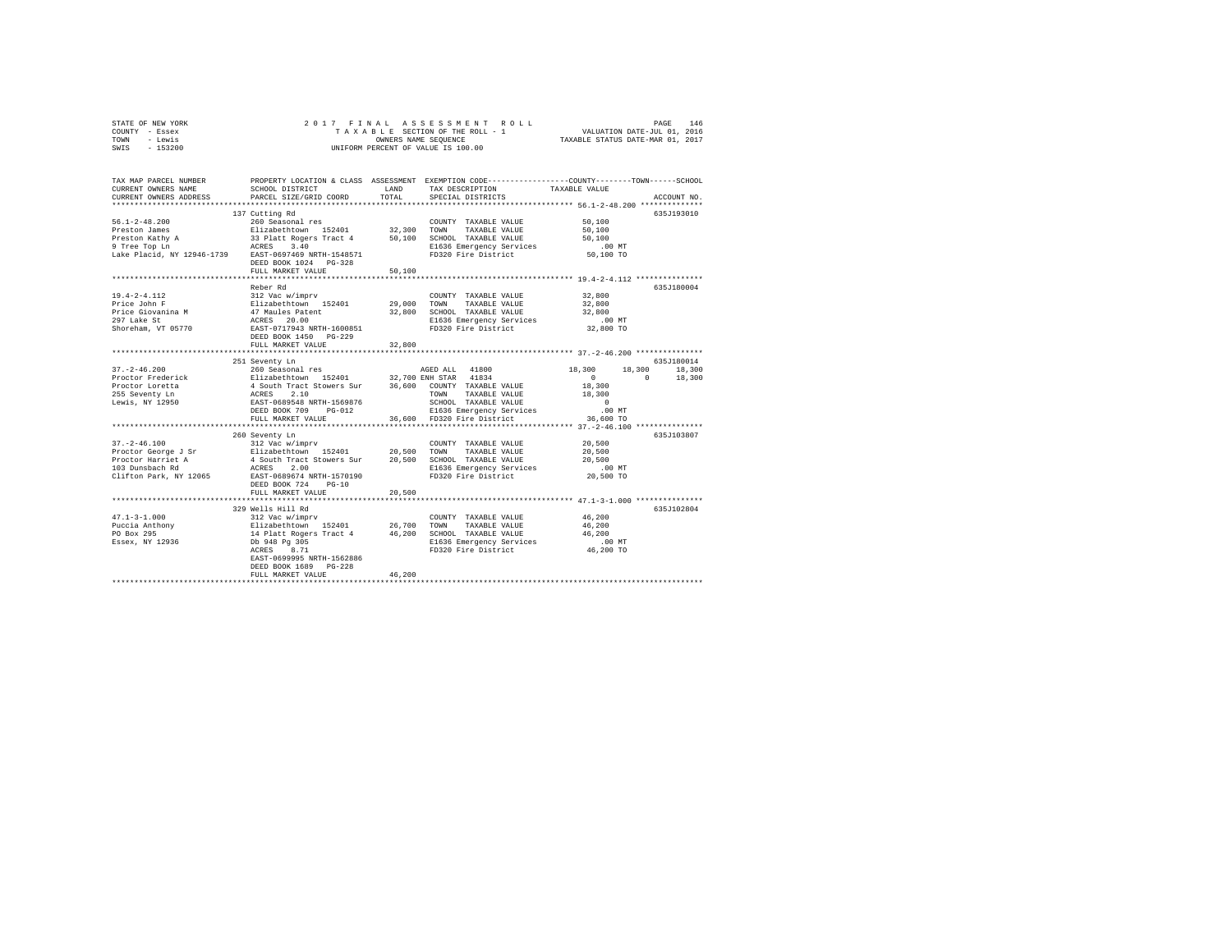STATE OF NEW YORK                    2 0 1 7   F I N A L   A S S E S S M E N T   R O L L
COUNTY - Essex                        T A X A B L E  SECTION OF THE ROLL - 1                    VALUATION DATE-JUL 01, 2016
TOWN   - Lewis                        OWNERS NAME SEQUENCE                                      TAXABLE STATUS DATE-MAR 01, 2017
SWIS   - 153200                       UNIFORM PERCENT OF VALUE IS 100.00

```
TAX MAP PARCEL NUMBER         PROPERTY LOCATION & CLASS  ASSESSMENT  EXEMPTION CODE-----------------COUNTY--------TOWN------SCHOOL
CURRENT OWNERS NAME           SCHOOL DISTRICT             LAND        TAX DESCRIPTION            TAXABLE VALUE
CURRENT OWNERS ADDRESS        PARCEL SIZE/GRID COORD      TOTAL       SPECIAL DISTRICTS                                   ACCOUNT NO.
******************************************************************************************** 56.1-2-48.200 **************
                              137 Cutting Rd                                                                              635J193010
56.1-2-48.200                 260 Seasonal res                        COUNTY  TAXABLE VALUE          50,100
Preston James                 Elizabethtown  152401       32,300      TOWN    TAXABLE VALUE          50,100
Preston Kathy A               33 Platt Rogers Tract 4     50,100      SCHOOL  TAXABLE VALUE          50,100
9 Tree Top Ln                 ACRES    3.40                           E1636 Emergency Services          .00 MT
Lake Placid, NY 12946-1739    EAST-0697469 NRTH-1548571               FD320 Fire District            50,100 TO
                              DEED BOOK 1024   PG-328
                              FULL MARKET VALUE           50,100
******************************************************************************************** 19.4-2-4.112 ***************
                              Reber Rd                                                                                    635J180004
19.4-2-4.112                  312 Vac w/imprv                         COUNTY  TAXABLE VALUE          32,800
Price John F                  Elizabethtown  152401       29,000      TOWN    TAXABLE VALUE          32,800
Price Giovanina M             47 Maules Patent            32,800      SCHOOL  TAXABLE VALUE          32,800
297 Lake St                   ACRES   20.00                           E1636 Emergency Services          .00 MT
Shoreham, VT 05770            EAST-0717943 NRTH-1600851               FD320 Fire District            32,800 TO
                              DEED BOOK 1450   PG-229
                              FULL MARKET VALUE           32,800
******************************************************************************************** 37.-2-46.200 ***************
                              251 Seventy Ln                                                                              635J180014
37.-2-46.200                  260 Seasonal res                        AGED ALL  41800              18,300      18,300      18,300
Proctor Frederick             Elizabethtown  152401       32,700 ENH STAR  41834                    0           0      18,300
Proctor Loretta               4 South Tract Stowers Sur   36,600      COUNTY  TAXABLE VALUE          18,300
255 Seventy Ln                ACRES    2.10                           TOWN    TAXABLE VALUE          18,300
Lewis, NY 12950               EAST-0689548 NRTH-1569876               SCHOOL  TAXABLE VALUE               0
                              DEED BOOK 709    PG-012                 E1636 Emergency Services          .00 MT
                              FULL MARKET VALUE           36,600      FD320 Fire District            36,600 TO
******************************************************************************************** 37.-2-46.100 ***************
                              260 Seventy Ln                                                                              635J103807
37.-2-46.100                  312 Vac w/imprv                         COUNTY  TAXABLE VALUE          20,500
Proctor George J Sr           Elizabethtown  152401       20,500      TOWN    TAXABLE VALUE          20,500
Proctor Harriet A             4 South Tract Stowers Sur   20,500      SCHOOL  TAXABLE VALUE          20,500
103 Dunsbach Rd               ACRES    2.00                           E1636 Emergency Services          .00 MT
Clifton Park, NY 12065        EAST-0689674 NRTH-1570190               FD320 Fire District            20,500 TO
                              DEED BOOK 724    PG-10
                              FULL MARKET VALUE           20,500
******************************************************************************************** 47.1-3-1.000 ***************
                              329 Wells Hill Rd                                                                           635J102804
47.1-3-1.000                  312 Vac w/imprv                         COUNTY  TAXABLE VALUE          46,200
Puccia Anthony                Elizabethtown  152401       26,700      TOWN    TAXABLE VALUE          46,200
PO Box 295                    14 Platt Rogers Tract 4     46,200      SCHOOL  TAXABLE VALUE          46,200
Essex, NY 12936               Db 948 Pg 305                           E1636 Emergency Services          .00 MT
                              ACRES    8.71                           FD320 Fire District            46,200 TO
                              EAST-0699995 NRTH-1562886
                              DEED BOOK 1689   PG-228
                              FULL MARKET VALUE           46,200
****************************************************************************************************************************
```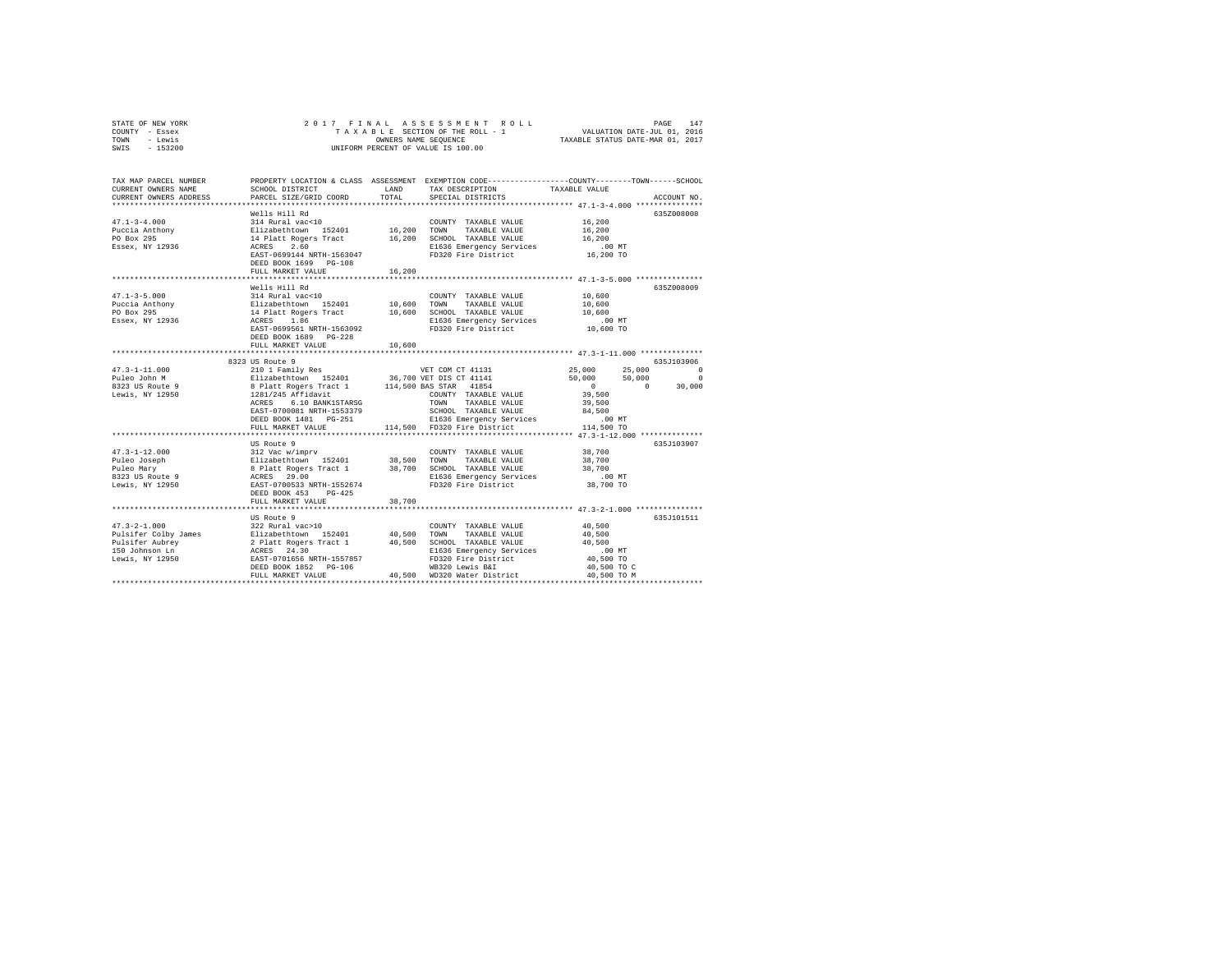STATE OF NEW YORK — 2017 FINAL ASSESSMENT ROLL — PAGE 147
COUNTY - Essex — TAXABLE SECTION OF THE ROLL - 1 — VALUATION DATE-JUL 01, 2016
TOWN - Lewis — OWNERS NAME SEQUENCE — TAXABLE STATUS DATE-MAR 01, 2017
SWIS - 153200 — UNIFORM PERCENT OF VALUE IS 100.00

| TAX MAP PARCEL NUMBER / CURRENT OWNERS NAME / CURRENT OWNERS ADDRESS | PROPERTY LOCATION & CLASS / SCHOOL DISTRICT / PARCEL SIZE/GRID COORD | ASSESSMENT LAND / TOTAL | EXEMPTION CODE / TAX DESCRIPTION / SPECIAL DISTRICTS | COUNTY | TOWN | SCHOOL / TAXABLE VALUE | ACCOUNT NO. |
|---|---|---|---|---|---|---|---|
| **47.1-3-4.000** | Wells Hill Rd | | | | | | 635Z008008 |
| | 314 Rural vac<10 | | COUNTY TAXABLE VALUE | 16,200 | | | |
| Puccia Anthony | Elizabethtown 152401 | 16,200 | TOWN TAXABLE VALUE | 16,200 | | | |
| PO Box 295 | 14 Platt Rogers Tract | 16,200 | SCHOOL TAXABLE VALUE | 16,200 | | | |
| Essex, NY 12936 | ACRES 2.60 | | E1636 Emergency Services | .00 MT | | | |
| | EAST-0699144 NRTH-1563047 | | FD320 Fire District | 16,200 TO | | | |
| | DEED BOOK 1699 PG-108 | | | | | | |
| | FULL MARKET VALUE | 16,200 | | | | | |
| **47.1-3-5.000** | Wells Hill Rd | | | | | | 635Z008009 |
| | 314 Rural vac<10 | | COUNTY TAXABLE VALUE | 10,600 | | | |
| Puccia Anthony | Elizabethtown 152401 | 10,600 | TOWN TAXABLE VALUE | 10,600 | | | |
| PO Box 295 | 14 Platt Rogers Tract | 10,600 | SCHOOL TAXABLE VALUE | 10,600 | | | |
| Essex, NY 12936 | ACRES 1.86 | | E1636 Emergency Services | .00 MT | | | |
| | EAST-0699561 NRTH-1563092 | | FD320 Fire District | 10,600 TO | | | |
| | DEED BOOK 1689 PG-228 | | | | | | |
| | FULL MARKET VALUE | 10,600 | | | | | |
| **47.3-1-11.000** | 8323 US Route 9 | | | | | | 635J103906 |
| | 210 1 Family Res | | VET COM CT 41131 | 25,000 | 25,000 | 0 | |
| Puleo John M | Elizabethtown 152401 | 36,700 | VET DIS CT 41141 | 50,000 | 50,000 | 0 | |
| 8323 US Route 9 | 8 Platt Rogers Tract 1 | 114,500 | BAS STAR 41854 | 0 | 0 | 30,000 | |
| Lewis, NY 12950 | 1281/245 Affidavit | | COUNTY TAXABLE VALUE | 39,500 | | | |
| | ACRES 6.10 BANK1STARSG | | TOWN TAXABLE VALUE | 39,500 | | | |
| | EAST-0700081 NRTH-1553379 | | SCHOOL TAXABLE VALUE | 84,500 | | | |
| | DEED BOOK 1481 PG-251 | | E1636 Emergency Services | .00 MT | | | |
| | FULL MARKET VALUE | 114,500 | FD320 Fire District | 114,500 TO | | | |
| **47.3-1-12.000** | US Route 9 | | | | | | 635J103907 |
| | 312 Vac w/imprv | | COUNTY TAXABLE VALUE | 38,700 | | | |
| Puleo Joseph | Elizabethtown 152401 | 38,500 | TOWN TAXABLE VALUE | 38,700 | | | |
| Puleo Mary | 8 Platt Rogers Tract 1 | 38,700 | SCHOOL TAXABLE VALUE | 38,700 | | | |
| 8323 US Route 9 | ACRES 29.00 | | E1636 Emergency Services | .00 MT | | | |
| Lewis, NY 12950 | EAST-0700533 NRTH-1552674 | | FD320 Fire District | 38,700 TO | | | |
| | DEED BOOK 453 PG-425 | | | | | | |
| | FULL MARKET VALUE | 38,700 | | | | | |
| **47.3-2-1.000** | US Route 9 | | | | | | 635J101511 |
| | 322 Rural vac>10 | | COUNTY TAXABLE VALUE | 40,500 | | | |
| Pulsifer Colby James | Elizabethtown 152401 | 40,500 | TOWN TAXABLE VALUE | 40,500 | | | |
| Pulsifer Aubrey | 2 Platt Rogers Tract 1 | 40,500 | SCHOOL TAXABLE VALUE | 40,500 | | | |
| 150 Johnson Ln | ACRES 24.30 | | E1636 Emergency Services | .00 MT | | | |
| Lewis, NY 12950 | EAST-0701656 NRTH-1557857 | | FD320 Fire District | 40,500 TO | | | |
| | DEED BOOK 1852 PG-106 | | WB320 Lewis B&I | 40,500 TO C | | | |
| | FULL MARKET VALUE | 40,500 | WD320 Water District | 40,500 TO M | | | |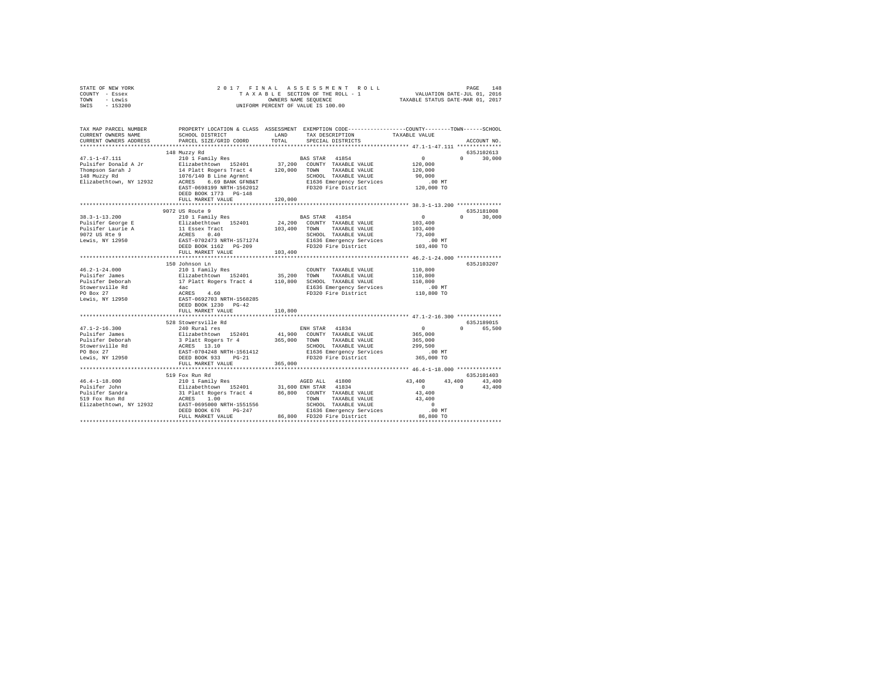STATE OF NEW YORK — COUNTY - Essex — TOWN - Lewis — SWIS - 153200

# 2017 FINAL ASSESSMENT ROLL
TAXABLE SECTION OF THE ROLL - 1
OWNERS NAME SEQUENCE
UNIFORM PERCENT OF VALUE IS 100.00

VALUATION DATE-JUL 01, 2016
TAXABLE STATUS DATE-MAR 01, 2017

```
TAX MAP PARCEL NUMBER          PROPERTY LOCATION & CLASS  ASSESSMENT  EXEMPTION CODE-----------------COUNTY--------TOWN------SCHOOL
CURRENT OWNERS NAME            SCHOOL DISTRICT             LAND       TAX DESCRIPTION             TAXABLE VALUE
CURRENT OWNERS ADDRESS         PARCEL SIZE/GRID COORD      TOTAL      SPECIAL DISTRICTS                                       ACCOUNT NO.
*********************************************************************************************** 47.1-1-47.111 **************
                               148 Muzzy Rd                                                                               635J102613
47.1-1-47.111                  210 1 Family Res                  BAS STAR  41854                    0           0      30,000
Pulsifer Donald A Jr           Elizabethtown  152401     37,200  COUNTY  TAXABLE VALUE       120,000
Thompson Sarah J               14 Platt Rogers Tract 4  120,000  TOWN    TAXABLE VALUE       120,000
148 Muzzy Rd                   1076/140 B Line Agrmnt            SCHOOL  TAXABLE VALUE        90,000
Elizabethtown, NY 12932        ACRES    6.69 BANK GFNB&T         E1636 Emergency Services         .00 MT
                               EAST-0698199 NRTH-1562012         FD320 Fire District         120,000 TO
                               DEED BOOK 1773   PG-148
                               FULL MARKET VALUE        120,000
*********************************************************************************************** 38.3-1-13.200 **************
                               9072 US Route 9                                                                            635J181008
38.3-1-13.200                  210 1 Family Res                  BAS STAR  41854                    0           0      30,000
Pulsifer George E              Elizabethtown  152401     24,200  COUNTY  TAXABLE VALUE       103,400
Pulsifer Laurie A              11 Essex Tract           103,400  TOWN    TAXABLE VALUE       103,400
9072 US Rte 9                  ACRES    0.40                     SCHOOL  TAXABLE VALUE        73,400
Lewis, NY 12950                EAST-0702473 NRTH-1571274         E1636 Emergency Services         .00 MT
                               DEED BOOK 1162   PG-209           FD320 Fire District         103,400 TO
                               FULL MARKET VALUE        103,400
*********************************************************************************************** 46.2-1-24.000 **************
                               150 Johnson Ln                                                                             635J103207
46.2-1-24.000                  210 1 Family Res                  COUNTY  TAXABLE VALUE       110,800
Pulsifer James                 Elizabethtown  152401     35,200  TOWN    TAXABLE VALUE       110,800
Pulsifer Deborah               17 Platt Rogers Tract 4  110,800  SCHOOL  TAXABLE VALUE       110,800
Stowersville Rd                4ac                               E1636 Emergency Services         .00 MT
PO Box 27                      ACRES    4.60                     FD320 Fire District         110,800 TO
Lewis, NY 12950                EAST-0692703 NRTH-1568285
                               DEED BOOK 1230   PG-42
                               FULL MARKET VALUE        110,800
*********************************************************************************************** 47.1-2-16.300 **************
                               528 Stowersville Rd                                                                        635J189015
47.1-2-16.300                  240 Rural res                     ENH STAR  41834                    0           0      65,500
Pulsifer James                 Elizabethtown  152401     41,900  COUNTY  TAXABLE VALUE       365,000
Pulsifer Deborah               3 Platt Rogers Tr 4      365,000  TOWN    TAXABLE VALUE       365,000
Stowersville Rd                ACRES   13.10                     SCHOOL  TAXABLE VALUE       299,500
PO Box 27                      EAST-0704248 NRTH-1561412         E1636 Emergency Services         .00 MT
Lewis, NY 12950                DEED BOOK 933    PG-21            FD320 Fire District         365,000 TO
                               FULL MARKET VALUE        365,000
*********************************************************************************************** 46.4-1-18.000 **************
                               519 Fox Run Rd                                                                             635J101403
46.4-1-18.000                  210 1 Family Res                  AGED ALL  41800               43,400      43,400      43,400
Pulsifer John                  Elizabethtown  152401     31,600 ENH STAR  41834                    0           0      43,400
Pulsifer Sandra                31 Platt Rogers Tract 4   86,800  COUNTY  TAXABLE VALUE        43,400
519 Fox Run Rd                 ACRES    1.00                     TOWN    TAXABLE VALUE        43,400
Elizabethtown, NY 12932        EAST-0695000 NRTH-1551556         SCHOOL  TAXABLE VALUE             0
                               DEED BOOK 676    PG-247           E1636 Emergency Services         .00 MT
                               FULL MARKET VALUE         86,800  FD320 Fire District          86,800 TO
****************************************************************************************************************************
```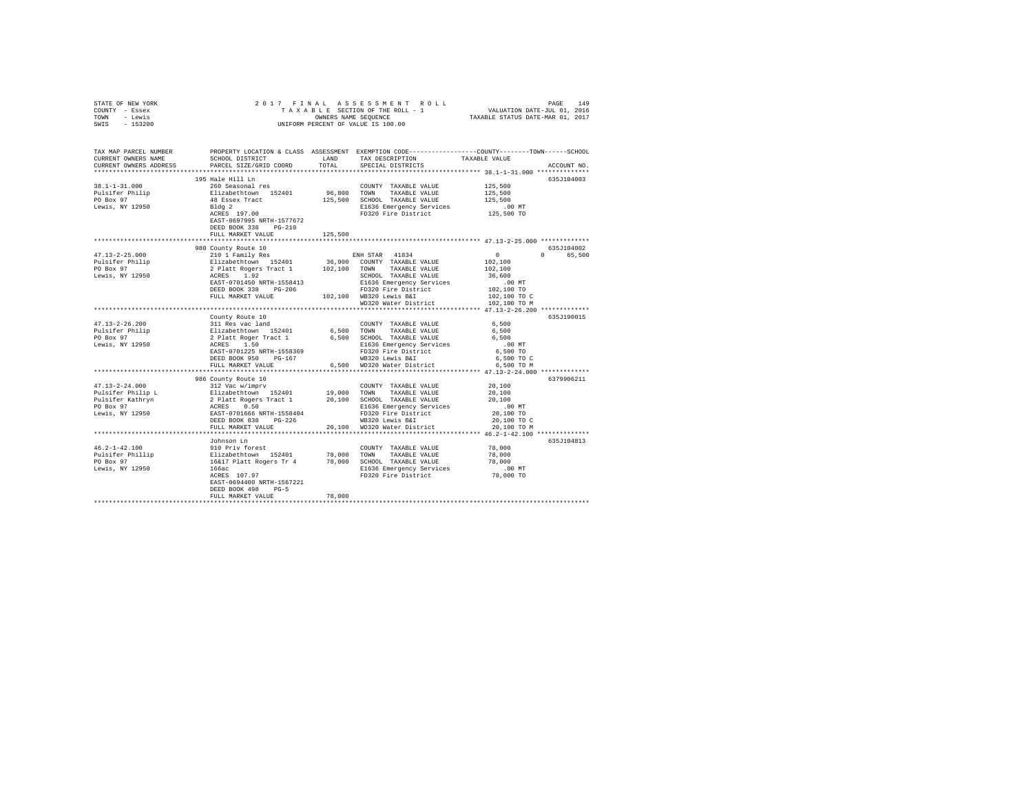STATE OF NEW YORK
COUNTY - Essex
TOWN - Lewis
SWIS - 153200

2017 FINAL ASSESSMENT ROLL
TAXABLE SECTION OF THE ROLL - 1
OWNERS NAME SEQUENCE
UNIFORM PERCENT OF VALUE IS 100.00

VALUATION DATE-JUL 01, 2016
TAXABLE STATUS DATE-MAR 01, 2017

| TAX MAP PARCEL NUMBER / CURRENT OWNERS NAME / CURRENT OWNERS ADDRESS | PROPERTY LOCATION & CLASS / SCHOOL DISTRICT / PARCEL SIZE/GRID COORD | ASSESSMENT LAND / TOTAL | EXEMPTION CODE / TAX DESCRIPTION / SPECIAL DISTRICTS | COUNTY / TOWN / SCHOOL TAXABLE VALUE | ACCOUNT NO. |
|---|---|---|---|---|---|
| 38.1-1-31.000 | 195 Hale Hill Ln | | | | 635J104003 |
| Pulsifer Philip | 260 Seasonal res | | COUNTY TAXABLE VALUE | 125,500 | |
| PO Box 97 | Elizabethtown 152401 | 96,800 | TOWN TAXABLE VALUE | 125,500 | |
| Lewis, NY 12950 | 48 Essex Tract | 125,500 | SCHOOL TAXABLE VALUE | 125,500 | |
| | Bldg 2 | | E1636 Emergency Services | .00 MT | |
| | ACRES 197.00 | | FD320 Fire District | 125,500 TO | |
| | EAST-0697995 NRTH-1577672 | | | | |
| | DEED BOOK 338 PG-210 | | | | |
| | FULL MARKET VALUE | 125,500 | | | |
| 47.13-2-25.000 | 980 County Route 10 | | | | 635J104002 |
| Pulsifer Philip | 210 1 Family Res | | ENH STAR 41834 | 0 0 65,500 | |
| PO Box 97 | Elizabethtown 152401 | 36,900 | COUNTY TAXABLE VALUE | 102,100 | |
| Lewis, NY 12950 | 2 Platt Rogers Tract 1 | 102,100 | TOWN TAXABLE VALUE | 102,100 | |
| | ACRES 1.92 | | SCHOOL TAXABLE VALUE | 36,600 | |
| | EAST-0701450 NRTH-1558413 | | E1636 Emergency Services | .00 MT | |
| | DEED BOOK 338 PG-206 | | FD320 Fire District | 102,100 TO | |
| | FULL MARKET VALUE | 102,100 | WB320 Lewis B&I | 102,100 TO C | |
| | | | WD320 Water District | 102,100 TO M | |
| 47.13-2-26.200 | County Route 10 | | | | 635J190015 |
| Pulsifer Philip | 311 Res vac land | | COUNTY TAXABLE VALUE | 6,500 | |
| PO Box 97 | Elizabethtown 152401 | 6,500 | TOWN TAXABLE VALUE | 6,500 | |
| Lewis, NY 12950 | 2 Platt Roger Tract 1 | 6,500 | SCHOOL TAXABLE VALUE | 6,500 | |
| | ACRES 1.50 | | E1636 Emergency Services | .00 MT | |
| | EAST-0701225 NRTH-1558369 | | FD320 Fire District | 6,500 TO | |
| | DEED BOOK 950 PG-167 | | WB320 Lewis B&I | 6,500 TO C | |
| | FULL MARKET VALUE | 6,500 | WD320 Water District | 6,500 TO M | |
| 47.13-2-24.000 | 986 County Route 10 | | | | 6379906211 |
| Pulsifer Philip L | 312 Vac w/imprv | | COUNTY TAXABLE VALUE | 20,100 | |
| Pulsifer Kathryn | Elizabethtown 152401 | 19,000 | TOWN TAXABLE VALUE | 20,100 | |
| PO Box 97 | 2 Platt Rogers Tract 1 | 20,100 | SCHOOL TAXABLE VALUE | 20,100 | |
| Lewis, NY 12950 | ACRES 0.50 | | E1636 Emergency Services | .00 MT | |
| | EAST-0701666 NRTH-1558404 | | FD320 Fire District | 20,100 TO | |
| | DEED BOOK 838 PG-226 | | WB320 Lewis B&I | 20,100 TO C | |
| | FULL MARKET VALUE | 20,100 | WD320 Water District | 20,100 TO M | |
| 46.2-1-42.100 | Johnson Ln | | | | 635J104813 |
| Pulsifer Phillip | 910 Priv forest | | COUNTY TAXABLE VALUE | 78,000 | |
| PO Box 97 | Elizabethtown 152401 | 78,000 | TOWN TAXABLE VALUE | 78,000 | |
| Lewis, NY 12950 | 16&17 Platt Rogers Tr 4 | 78,000 | SCHOOL TAXABLE VALUE | 78,000 | |
| | 166ac | | E1636 Emergency Services | .00 MT | |
| | ACRES 107.97 | | FD320 Fire District | 78,000 TO | |
| | EAST-0694400 NRTH-1567221 | | | | |
| | DEED BOOK 498 PG-5 | | | | |
| | FULL MARKET VALUE | 78,000 | | | |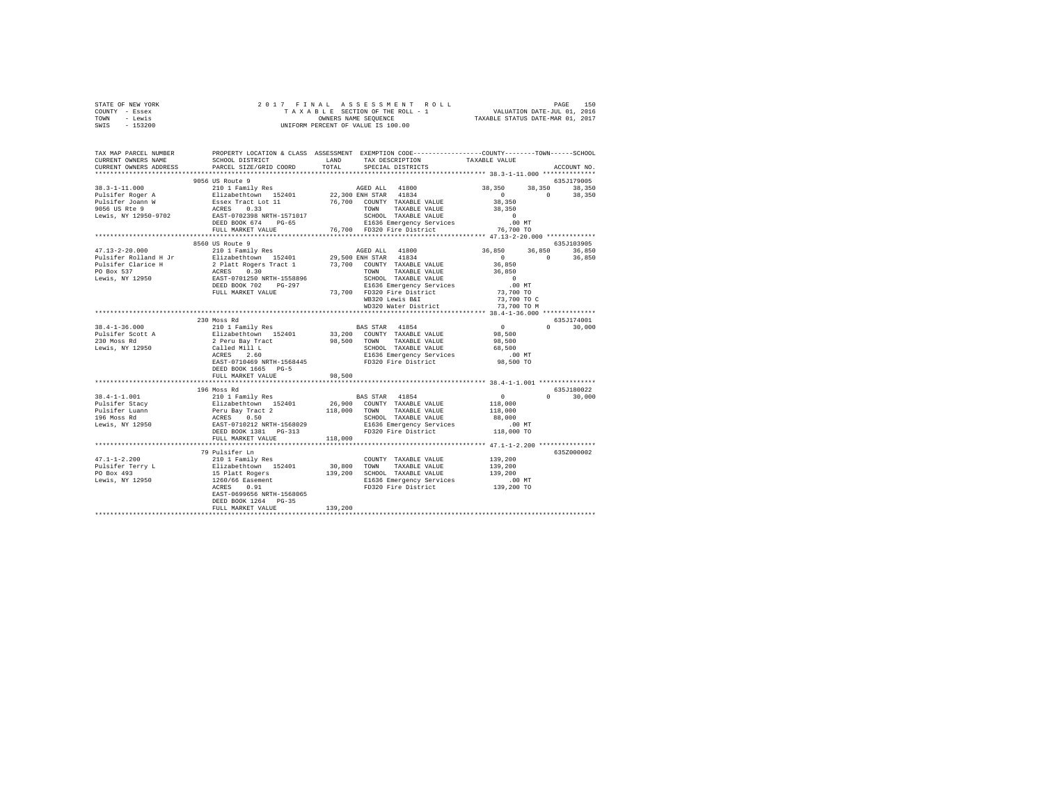STATE OF NEW YORK
COUNTY - Essex
TOWN - Lewis
SWIS - 153200

2017 FINAL ASSESSMENT ROLL
TAXABLE SECTION OF THE ROLL - 1
OWNERS NAME SEQUENCE
UNIFORM PERCENT OF VALUE IS 100.00

VALUATION DATE-JUL 01, 2016
TAXABLE STATUS DATE-MAR 01, 2017

```
TAX MAP PARCEL NUMBER    PROPERTY LOCATION & CLASS  ASSESSMENT  EXEMPTION CODE-----------------COUNTY--------TOWN------SCHOOL
CURRENT OWNERS NAME      SCHOOL DISTRICT             LAND       TAX DESCRIPTION            TAXABLE VALUE
CURRENT OWNERS ADDRESS   PARCEL SIZE/GRID COORD      TOTAL      SPECIAL DISTRICTS                                    ACCOUNT NO.
*********************************************************************************************** 38.3-1-11.000 **************
                         9056 US Route 9                                                                              635J179005
38.3-1-11.000            210 1 Family Res                    AGED ALL   41800               38,350     38,350     38,350
Pulsifer Roger A         Elizabethtown  152401      22,300 ENH STAR   41834                    0          0      38,350
Pulsifer Joann W         Essex Tract Lot 11          76,700   COUNTY  TAXABLE VALUE          38,350
9056 US Rte 9            ACRES    0.33                        TOWN    TAXABLE VALUE          38,350
Lewis, NY 12950-9702     EAST-0702398 NRTH-1571017            SCHOOL  TAXABLE VALUE               0
                         DEED BOOK 674    PG-65               E1636 Emergency Services          .00 MT
                         FULL MARKET VALUE           76,700   FD320 Fire District            76,700 TO
*********************************************************************************************** 47.13-2-20.000 *************
                         8560 US Route 9                                                                              635J103905
47.13-2-20.000           210 1 Family Res                    AGED ALL   41800               36,850     36,850     36,850
Pulsifer Rolland H Jr    Elizabethtown  152401      29,500 ENH STAR   41834                    0          0      36,850
Pulsifer Clarice H       2 Platt Rogers Tract 1      73,700   COUNTY  TAXABLE VALUE          36,850
PO Box 537               ACRES    0.30                        TOWN    TAXABLE VALUE          36,850
Lewis, NY 12950          EAST-0701250 NRTH-1558896            SCHOOL  TAXABLE VALUE               0
                         DEED BOOK 702    PG-297              E1636 Emergency Services          .00 MT
                         FULL MARKET VALUE           73,700   FD320 Fire District            73,700 TO
                                                              WB320 Lewis B&I                73,700 TO C
                                                              WD320 Water District           73,700 TO M
*********************************************************************************************** 38.4-1-36.000 **************
                         230 Moss Rd                                                                                  635J174001
38.4-1-36.000            210 1 Family Res                    BAS STAR   41854                    0          0      30,000
Pulsifer Scott A         Elizabethtown  152401      33,200   COUNTY  TAXABLE VALUE          98,500
230 Moss Rd              2 Peru Bay Tract            98,500   TOWN    TAXABLE VALUE          98,500
Lewis, NY 12950          Called Mill L                        SCHOOL  TAXABLE VALUE          68,500
                         ACRES    2.60                        E1636 Emergency Services          .00 MT
                         EAST-0710469 NRTH-1568445            FD320 Fire District            98,500 TO
                         DEED BOOK 1665   PG-5
                         FULL MARKET VALUE           98,500
*********************************************************************************************** 38.4-1-1.001 ***************
                         196 Moss Rd                                                                                  635J180022
38.4-1-1.001             210 1 Family Res                    BAS STAR   41854                    0          0      30,000
Pulsifer Stacy           Elizabethtown  152401      26,900   COUNTY  TAXABLE VALUE         118,000
Pulsifer Luann           Peru Bay Tract 2           118,000   TOWN    TAXABLE VALUE         118,000
196 Moss Rd              ACRES    0.50                        SCHOOL  TAXABLE VALUE          88,000
Lewis, NY 12950          EAST-0710212 NRTH-1568029            E1636 Emergency Services          .00 MT
                         DEED BOOK 1381   PG-313              FD320 Fire District           118,000 TO
                         FULL MARKET VALUE          118,000
*********************************************************************************************** 47.1-1-2.200 ***************
                         79 Pulsifer Ln                                                                               635Z000002
47.1-1-2.200             210 1 Family Res                     COUNTY  TAXABLE VALUE         139,200
Pulsifer Terry L         Elizabethtown  152401      30,800   TOWN    TAXABLE VALUE         139,200
PO Box 493               15 Platt Rogers            139,200   SCHOOL  TAXABLE VALUE         139,200
Lewis, NY 12950          1260/66 Easement                     E1636 Emergency Services          .00 MT
                         ACRES    0.91                        FD320 Fire District           139,200 TO
                         EAST-0699656 NRTH-1568065
                         DEED BOOK 1264   PG-35
                         FULL MARKET VALUE          139,200
****************************************************************************************************************************
```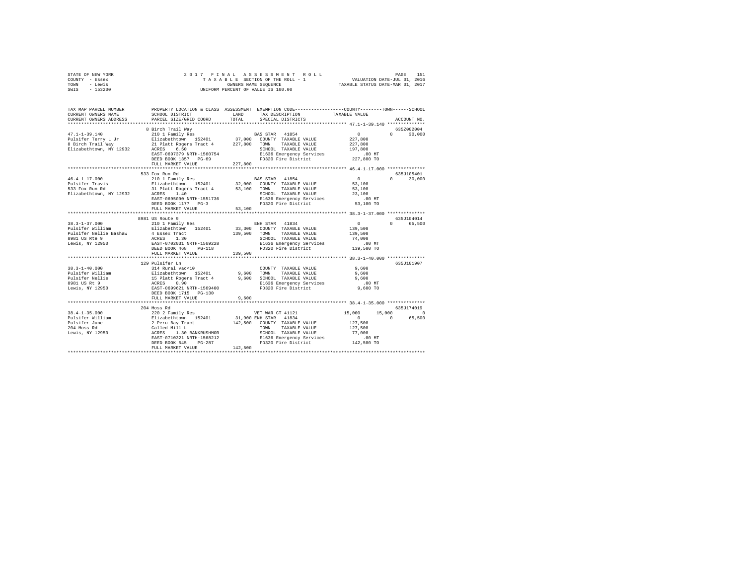STATE OF NEW YORK | 2017 FINAL ASSESSMENT ROLL | VALUATION DATE-JUL 01, 2016
COUNTY - Essex | TAXABLE SECTION OF THE ROLL - 1 | TAXABLE STATUS DATE-MAR 01, 2017
TOWN - Lewis | OWNERS NAME SEQUENCE
SWIS - 153200 | UNIFORM PERCENT OF VALUE IS 100.00

```
TAX MAP PARCEL NUMBER          PROPERTY LOCATION & CLASS  ASSESSMENT  EXEMPTION CODE-----------------COUNTY--------TOWN------SCHOOL
CURRENT OWNERS NAME            SCHOOL DISTRICT              LAND      TAX DESCRIPTION            TAXABLE VALUE
CURRENT OWNERS ADDRESS         PARCEL SIZE/GRID COORD       TOTAL     SPECIAL DISTRICTS                                    ACCOUNT NO.
******************************************************************************************************** 47.1-1-39.140 **************
                               8 Birch Trail Way                                                                           635Z002004
47.1-1-39.140                  210 1 Family Res                     BAS STAR  41854                  0             0       30,000
Pulsifer Terry L Jr            Elizabethtown  152401       37,000   COUNTY  TAXABLE VALUE        227,800
8 Birch Trail Way              21 Platt Rogers Tract 4    227,800   TOWN    TAXABLE VALUE        227,800
Elizabethtown, NY 12932        ACRES    6.50                        SCHOOL  TAXABLE VALUE        197,800
                               EAST-0697379 NRTH-1560754            E1636 Emergency Services          .00 MT
                               DEED BOOK 1357   PG-69               FD320 Fire District          227,800 TO
                               FULL MARKET VALUE          227,800
******************************************************************************************************** 46.4-1-17.000 **************
                               533 Fox Run Rd                                                                              635J105401
46.4-1-17.000                  210 1 Family Res                     BAS STAR  41854                  0             0       30,000
Pulsifer Travis                Elizabethtown  152401       32,000   COUNTY  TAXABLE VALUE         53,100
533 Fox Run Rd                 31 Platt Rogers Tract 4     53,100   TOWN    TAXABLE VALUE         53,100
Elizabethtown, NY 12932        ACRES    1.40                        SCHOOL  TAXABLE VALUE         23,100
                               EAST-0695090 NRTH-1551736            E1636 Emergency Services          .00 MT
                               DEED BOOK 1177   PG-3                FD320 Fire District           53,100 TO
                               FULL MARKET VALUE           53,100
******************************************************************************************************** 38.3-1-37.000 **************
                               8981 US Route 9                                                                             635J104014
38.3-1-37.000                  210 1 Family Res                     ENH STAR  41834                  0             0       65,500
Pulsifer William               Elizabethtown  152401       33,300   COUNTY  TAXABLE VALUE        139,500
Pulsifer Nellie Bashaw         4 Essex Tract              139,500   TOWN    TAXABLE VALUE        139,500
8981 US Rte 9                  ACRES    1.30                        SCHOOL  TAXABLE VALUE         74,000
Lewis, NY 12950                EAST-0702031 NRTH-1569228            E1636 Emergency Services          .00 MT
                               DEED BOOK 468    PG-118              FD320 Fire District          139,500 TO
                               FULL MARKET VALUE          139,500
******************************************************************************************************** 38.3-1-40.000 **************
                               129 Pulsifer Ln                                                                             635J101907
38.3-1-40.000                  314 Rural vac<10                     COUNTY  TAXABLE VALUE          9,600
Pulsifer William               Elizabethtown  152401        9,600   TOWN    TAXABLE VALUE          9,600
Pulsifer Nellie                15 Platt Rogers Tract 4      9,600   SCHOOL  TAXABLE VALUE          9,600
8981 US Rt 9                   ACRES    0.90                        E1636 Emergency Services          .00 MT
Lewis, NY 12950                EAST-0699621 NRTH-1569400            FD320 Fire District            9,600 TO
                               DEED BOOK 1715   PG-130
                               FULL MARKET VALUE            9,600
******************************************************************************************************** 38.4-1-35.000 **************
                               204 Moss Rd                                                                                 635J174019
38.4-1-35.000                  220 2 Family Res                     VET WAR CT 41121            15,000        15,000            0
Pulsifer William               Elizabethtown  152401       31,900 ENH STAR  41834                  0             0       65,500
Pulsifer June                  2 Peru Bay Tract           142,500   COUNTY  TAXABLE VALUE        127,500
204 Moss Rd                    Called Mill L                        TOWN    TAXABLE VALUE        127,500
Lewis, NY 12950                ACRES    1.30 BANKRUSHMOR            SCHOOL  TAXABLE VALUE         77,000
                               EAST-0710321 NRTH-1568212            E1636 Emergency Services          .00 MT
                               DEED BOOK 545    PG-287              FD320 Fire District          142,500 TO
                               FULL MARKET VALUE          142,500
************************************************************************************************************************************
```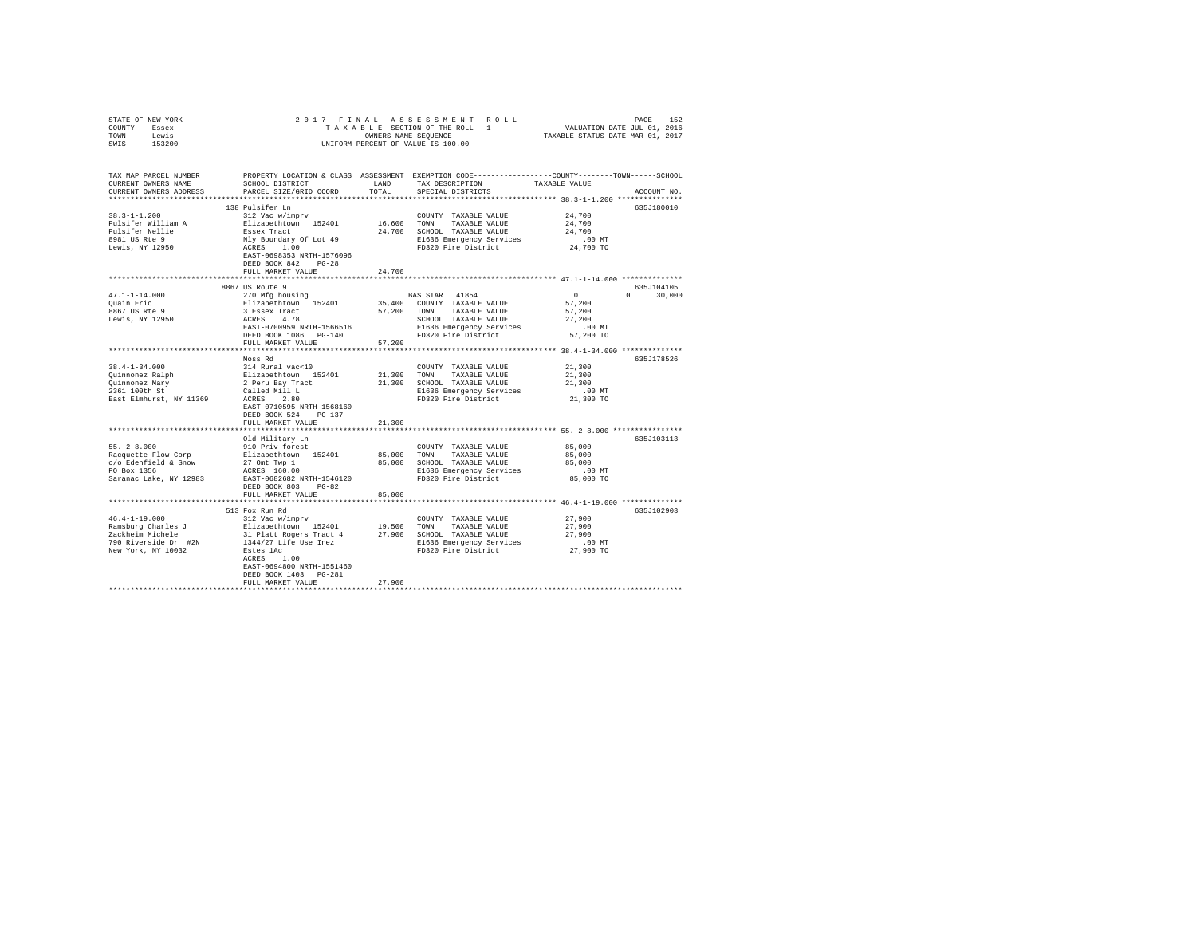STATE OF NEW YORK — 2017 FINAL ASSESSMENT ROLL
COUNTY - Essex — TAXABLE SECTION OF THE ROLL - 1 — VALUATION DATE-JUL 01, 2016
TOWN - Lewis — OWNERS NAME SEQUENCE — TAXABLE STATUS DATE-MAR 01, 2017
SWIS - 153200 — UNIFORM PERCENT OF VALUE IS 100.00

| TAX MAP PARCEL NUMBER / CURRENT OWNERS NAME / CURRENT OWNERS ADDRESS | PROPERTY LOCATION & CLASS / SCHOOL DISTRICT / PARCEL SIZE/GRID COORD | ASSESSMENT LAND | TOTAL | EXEMPTION CODE / TAX DESCRIPTION / SPECIAL DISTRICTS | COUNTY / TOWN TAXABLE VALUE | SCHOOL | ACCOUNT NO. |
|---|---|---|---|---|---|---|---|
| 38.3-1-1.200 | 138 Pulsifer Ln | | | | | | 635J180010 |
| | 312 Vac w/imprv | | | COUNTY TAXABLE VALUE | 24,700 | | |
| Pulsifer William A | Elizabethtown 152401 | 16,600 | | TOWN TAXABLE VALUE | 24,700 | | |
| Pulsifer Nellie | Essex Tract | | 24,700 | SCHOOL TAXABLE VALUE | 24,700 | | |
| 8981 US Rte 9 | Nly Boundary Of Lot 49 | | | E1636 Emergency Services | .00 MT | | |
| Lewis, NY 12950 | ACRES 1.00 | | | FD320 Fire District | 24,700 TO | | |
| | EAST-0698353 NRTH-1576096 | | | | | | |
| | DEED BOOK 842 PG-28 | | | | | | |
| | FULL MARKET VALUE | | 24,700 | | | | |
| 47.1-1-14.000 | 8867 US Route 9 | | | | | | 635J104105 |
| | 270 Mfg housing | | | BAS STAR 41854 | 0 | 0 30,000 | |
| Quain Eric | Elizabethtown 152401 | 35,400 | | COUNTY TAXABLE VALUE | 57,200 | | |
| 8867 US Rte 9 | 3 Essex Tract | | 57,200 | TOWN TAXABLE VALUE | 57,200 | | |
| Lewis, NY 12950 | ACRES 4.78 | | | SCHOOL TAXABLE VALUE | 27,200 | | |
| | EAST-0700959 NRTH-1566516 | | | E1636 Emergency Services | .00 MT | | |
| | DEED BOOK 1086 PG-140 | | | FD320 Fire District | 57,200 TO | | |
| | FULL MARKET VALUE | | 57,200 | | | | |
| 38.4-1-34.000 | Moss Rd | | | | | | 635J178526 |
| | 314 Rural vac<10 | | | COUNTY TAXABLE VALUE | 21,300 | | |
| Quinnonez Ralph | Elizabethtown 152401 | 21,300 | | TOWN TAXABLE VALUE | 21,300 | | |
| Quinnonez Mary | 2 Peru Bay Tract | | 21,300 | SCHOOL TAXABLE VALUE | 21,300 | | |
| 2361 100th St | Called Mill L | | | E1636 Emergency Services | .00 MT | | |
| East Elmhurst, NY 11369 | ACRES 2.80 | | | FD320 Fire District | 21,300 TO | | |
| | EAST-0710595 NRTH-1568160 | | | | | | |
| | DEED BOOK 524 PG-137 | | | | | | |
| | FULL MARKET VALUE | | 21,300 | | | | |
| 55.-2-8.000 | Old Military Ln | | | | | | 635J103113 |
| | 910 Priv forest | | | COUNTY TAXABLE VALUE | 85,000 | | |
| Racquette Flow Corp | Elizabethtown 152401 | 85,000 | | TOWN TAXABLE VALUE | 85,000 | | |
| c/o Edenfield & Snow | 27 Omt Twp 1 | | 85,000 | SCHOOL TAXABLE VALUE | 85,000 | | |
| PO Box 1356 | ACRES 160.00 | | | E1636 Emergency Services | .00 MT | | |
| Saranac Lake, NY 12983 | EAST-0682682 NRTH-1546120 | | | FD320 Fire District | 85,000 TO | | |
| | DEED BOOK 803 PG-82 | | | | | | |
| | FULL MARKET VALUE | | 85,000 | | | | |
| 46.4-1-19.000 | 513 Fox Run Rd | | | | | | 635J102903 |
| | 312 Vac w/imprv | | | COUNTY TAXABLE VALUE | 27,900 | | |
| Ramsburg Charles J | Elizabethtown 152401 | 19,500 | | TOWN TAXABLE VALUE | 27,900 | | |
| Zackheim Michele | 31 Platt Rogers Tract 4 | | 27,900 | SCHOOL TAXABLE VALUE | 27,900 | | |
| 790 Riverside Dr #2N | 1344/27 Life Use Inez | | | E1636 Emergency Services | .00 MT | | |
| New York, NY 10032 | Estes 1Ac | | | FD320 Fire District | 27,900 TO | | |
| | ACRES 1.00 | | | | | | |
| | EAST-0694800 NRTH-1551460 | | | | | | |
| | DEED BOOK 1403 PG-281 | | | | | | |
| | FULL MARKET VALUE | | 27,900 | | | | |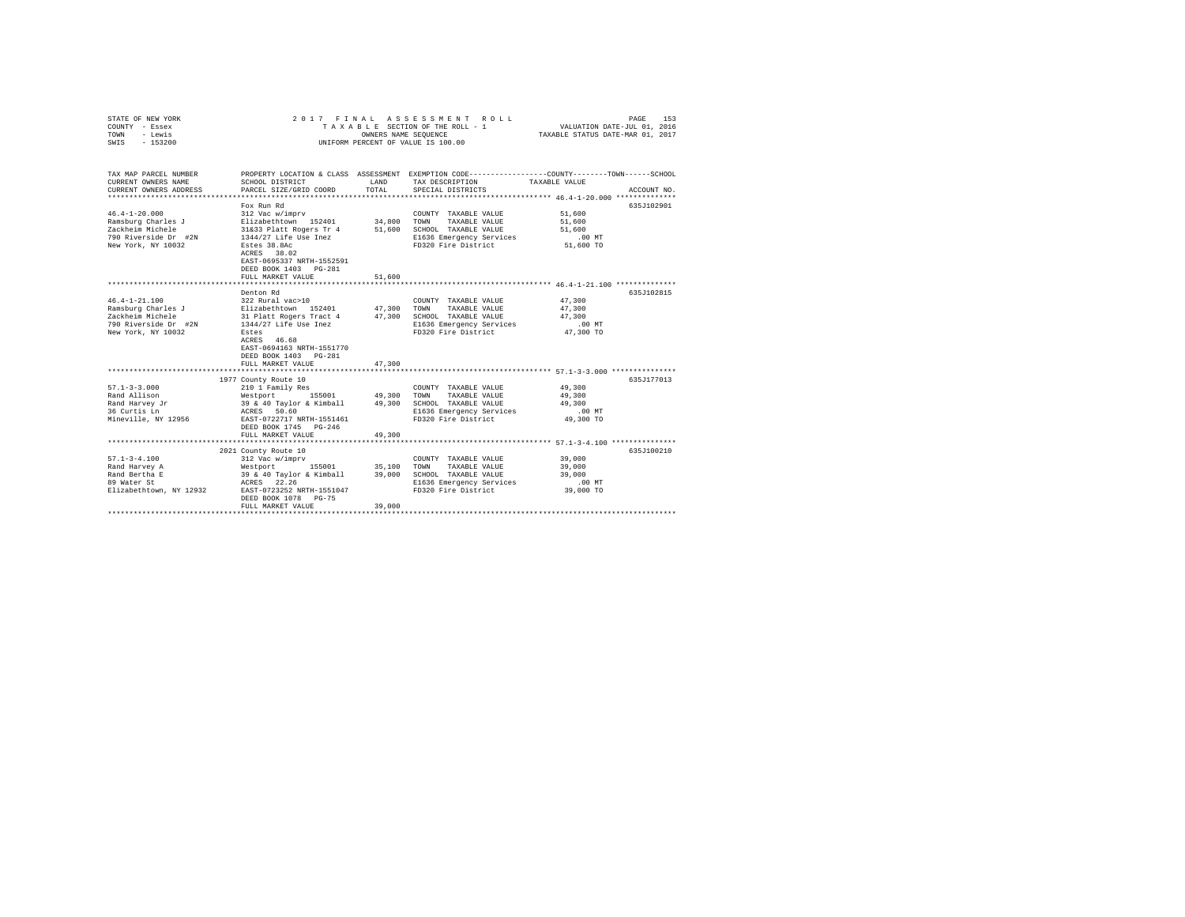STATE OF NEW YORK — 2017 FINAL ASSESSMENT ROLL
COUNTY - Essex — TAXABLE SECTION OF THE ROLL - 1 — VALUATION DATE-JUL 01, 2016
TOWN - Lewis — OWNERS NAME SEQUENCE — TAXABLE STATUS DATE-MAR 01, 2017
SWIS - 153200 — UNIFORM PERCENT OF VALUE IS 100.00

| TAX MAP PARCEL NUMBER / CURRENT OWNERS NAME / CURRENT OWNERS ADDRESS | PROPERTY LOCATION & CLASS / SCHOOL DISTRICT / PARCEL SIZE/GRID COORD | ASSESSMENT LAND | TOTAL | EXEMPTION CODE / TAX DESCRIPTION / SPECIAL DISTRICTS | TAXABLE VALUE (COUNTY / TOWN / SCHOOL) | ACCOUNT NO. |
|---|---|---|---|---|---|---|
| **46.4-1-20.000** | Fox Run Rd | | | | | 635J102901 |
| 46.4-1-20.000 | 312 Vac w/imprv | | | COUNTY TAXABLE VALUE | 51,600 | |
| Ramsburg Charles J | Elizabethtown 152401 | 34,800 | | TOWN TAXABLE VALUE | 51,600 | |
| Zackheim Michele | 31&33 Platt Rogers Tr 4 | | 51,600 | SCHOOL TAXABLE VALUE | 51,600 | |
| 790 Riverside Dr #2N | 1344/27 Life Use Inez | | | E1636 Emergency Services | .00 MT | |
| New York, NY 10032 | Estes 38.8Ac | | | FD320 Fire District | 51,600 TO | |
| | ACRES 38.02 | | | | | |
| | EAST-0695337 NRTH-1552591 | | | | | |
| | DEED BOOK 1403 PG-281 | | | | | |
| | FULL MARKET VALUE | | 51,600 | | | |
| **46.4-1-21.100** | Denton Rd | | | | | 635J102815 |
| 46.4-1-21.100 | 322 Rural vac>10 | | | COUNTY TAXABLE VALUE | 47,300 | |
| Ramsburg Charles J | Elizabethtown 152401 | 47,300 | | TOWN TAXABLE VALUE | 47,300 | |
| Zackheim Michele | 31 Platt Rogers Tract 4 | | 47,300 | SCHOOL TAXABLE VALUE | 47,300 | |
| 790 Riverside Dr #2N | 1344/27 Life Use Inez | | | E1636 Emergency Services | .00 MT | |
| New York, NY 10032 | Estes | | | FD320 Fire District | 47,300 TO | |
| | ACRES 46.68 | | | | | |
| | EAST-0694163 NRTH-1551770 | | | | | |
| | DEED BOOK 1403 PG-281 | | | | | |
| | FULL MARKET VALUE | | 47,300 | | | |
| **57.1-3-3.000** | 1977 County Route 10 | | | | | 635J177013 |
| 57.1-3-3.000 | 210 1 Family Res | | | COUNTY TAXABLE VALUE | 49,300 | |
| Rand Allison | Westport 155001 | 49,300 | | TOWN TAXABLE VALUE | 49,300 | |
| Rand Harvey Jr | 39 & 40 Taylor & Kimball | | 49,300 | SCHOOL TAXABLE VALUE | 49,300 | |
| 36 Curtis Ln | ACRES 50.60 | | | E1636 Emergency Services | .00 MT | |
| Mineville, NY 12956 | EAST-0722717 NRTH-1551461 | | | FD320 Fire District | 49,300 TO | |
| | DEED BOOK 1745 PG-246 | | | | | |
| | FULL MARKET VALUE | | 49,300 | | | |
| **57.1-3-4.100** | 2021 County Route 10 | | | | | 635J100210 |
| 57.1-3-4.100 | 312 Vac w/imprv | | | COUNTY TAXABLE VALUE | 39,000 | |
| Rand Harvey A | Westport 155001 | 35,100 | | TOWN TAXABLE VALUE | 39,000 | |
| Rand Bertha E | 39 & 40 Taylor & Kimball | | 39,000 | SCHOOL TAXABLE VALUE | 39,000 | |
| 89 Water St | ACRES 22.26 | | | E1636 Emergency Services | .00 MT | |
| Elizabethtown, NY 12932 | EAST-0723252 NRTH-1551047 | | | FD320 Fire District | 39,000 TO | |
| | DEED BOOK 1078 PG-75 | | | | | |
| | FULL MARKET VALUE | | 39,000 | | | |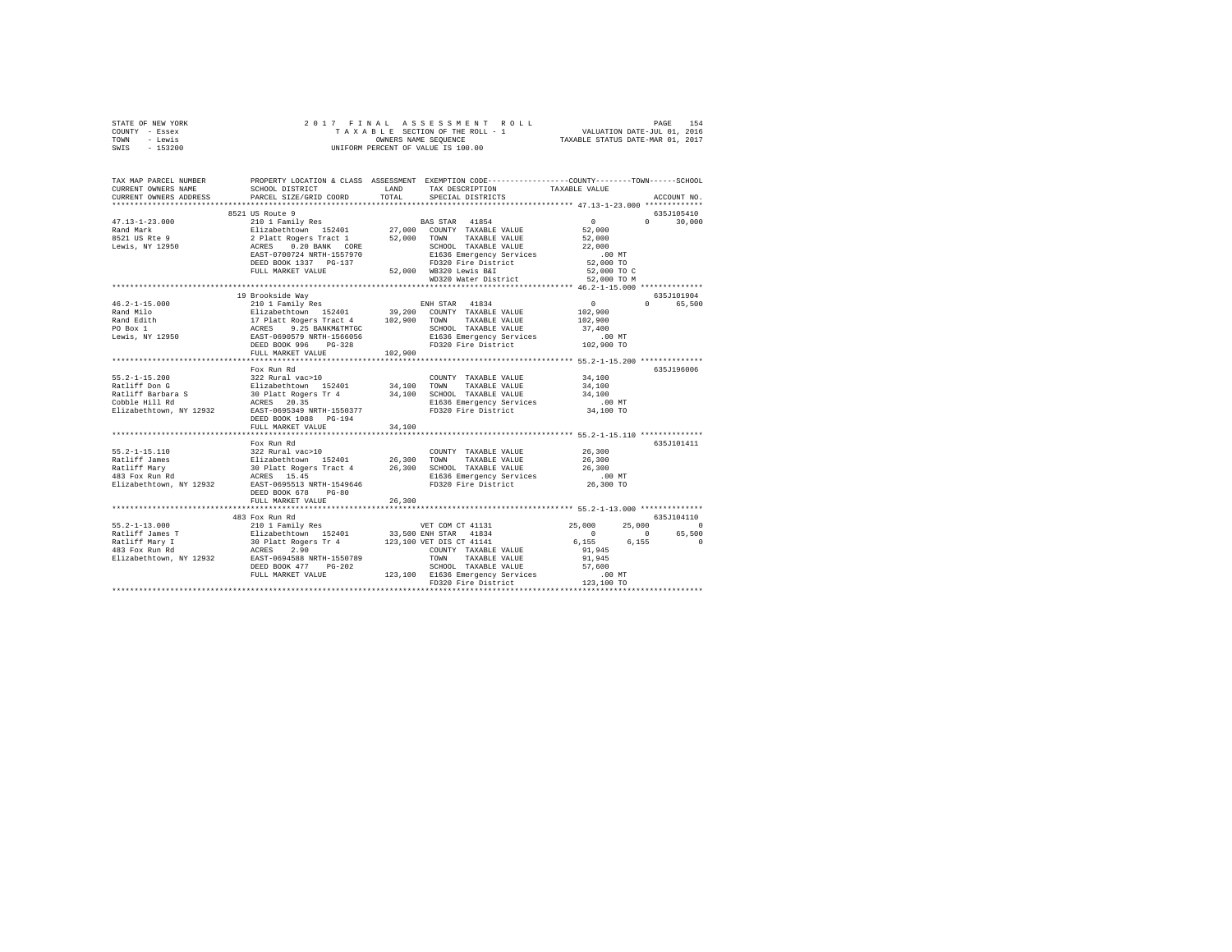STATE OF NEW YORK | 2017 FINAL ASSESSMENT ROLL | VALUATION DATE-JUL 01, 2016
COUNTY - Essex | TAXABLE SECTION OF THE ROLL - 1 | TAXABLE STATUS DATE-MAR 01, 2017
TOWN - Lewis | OWNERS NAME SEQUENCE
SWIS - 153200 | UNIFORM PERCENT OF VALUE IS 100.00

```
TAX MAP PARCEL NUMBER     PROPERTY LOCATION & CLASS  ASSESSMENT  EXEMPTION CODE-----------------COUNTY--------TOWN------SCHOOL
CURRENT OWNERS NAME       SCHOOL DISTRICT             LAND       TAX DESCRIPTION            TAXABLE VALUE
CURRENT OWNERS ADDRESS    PARCEL SIZE/GRID COORD      TOTAL      SPECIAL DISTRICTS                                    ACCOUNT NO.
****************************************************************************************************** 47.13-1-23.000 *************
                          8521 US Route 9                                                                            635J105410
47.13-1-23.000            210 1 Family Res                       BAS STAR  41854                  0            0       30,000
Rand Mark                 Elizabethtown  152401       27,000     COUNTY  TAXABLE VALUE        52,000
8521 US Rte 9             2 Platt Rogers Tract 1      52,000     TOWN    TAXABLE VALUE        52,000
Lewis, NY 12950           ACRES    0.20 BANK   CORE              SCHOOL  TAXABLE VALUE        22,000
                          EAST-0700724 NRTH-1557970              E1636 Emergency Services         .00 MT
                          DEED BOOK 1337   PG-137                FD320 Fire District          52,000 TO
                          FULL MARKET VALUE           52,000     WB320 Lewis B&I              52,000 TO C
                                                                 WD320 Water District         52,000 TO M
****************************************************************************************************** 46.2-1-15.000 **************
                          19 Brookside Way                                                                           635J101904
46.2-1-15.000             210 1 Family Res                       ENH STAR  41834                  0            0       65,500
Rand Milo                 Elizabethtown  152401       39,200     COUNTY  TAXABLE VALUE       102,900
Rand Edith                17 Platt Rogers Tract 4    102,900     TOWN    TAXABLE VALUE       102,900
PO Box 1                  ACRES    9.25 BANKM&TMTGC              SCHOOL  TAXABLE VALUE        37,400
Lewis, NY 12950           EAST-0690579 NRTH-1566056              E1636 Emergency Services         .00 MT
                          DEED BOOK 996    PG-328                FD320 Fire District         102,900 TO
                          FULL MARKET VALUE          102,900
****************************************************************************************************** 55.2-1-15.200 **************
                          Fox Run Rd                                                                                 635J196006
55.2-1-15.200             322 Rural vac>10                       COUNTY  TAXABLE VALUE        34,100
Ratliff Don G             Elizabethtown  152401       34,100     TOWN    TAXABLE VALUE        34,100
Ratliff Barbara S         30 Platt Rogers Tr 4        34,100     SCHOOL  TAXABLE VALUE        34,100
Cobble Hill Rd            ACRES   20.35                          E1636 Emergency Services         .00 MT
Elizabethtown, NY 12932   EAST-0695349 NRTH-1550377              FD320 Fire District          34,100 TO
                          DEED BOOK 1088   PG-194
                          FULL MARKET VALUE           34,100
****************************************************************************************************** 55.2-1-15.110 **************
                          Fox Run Rd                                                                                 635J101411
55.2-1-15.110             322 Rural vac>10                       COUNTY  TAXABLE VALUE        26,300
Ratliff James             Elizabethtown  152401       26,300     TOWN    TAXABLE VALUE        26,300
Ratliff Mary              30 Platt Rogers Tract 4     26,300     SCHOOL  TAXABLE VALUE        26,300
483 Fox Run Rd            ACRES   15.45                          E1636 Emergency Services         .00 MT
Elizabethtown, NY 12932   EAST-0695513 NRTH-1549646              FD320 Fire District          26,300 TO
                          DEED BOOK 678    PG-80
                          FULL MARKET VALUE           26,300
****************************************************************************************************** 55.2-1-13.000 **************
                          483 Fox Run Rd                                                                             635J104110
55.2-1-13.000             210 1 Family Res                       VET COM CT 41131            25,000       25,000            0
Ratliff James T           Elizabethtown  152401       33,500     ENH STAR  41834                  0            0       65,500
Ratliff Mary I            30 Platt Rogers Tr 4       123,100     VET DIS CT 41141             6,155        6,155            0
483 Fox Run Rd            ACRES    2.90                          COUNTY  TAXABLE VALUE        91,945
Elizabethtown, NY 12932   EAST-0694588 NRTH-1550789              TOWN    TAXABLE VALUE        91,945
                          DEED BOOK 477    PG-202                SCHOOL  TAXABLE VALUE        57,600
                          FULL MARKET VALUE          123,100     E1636 Emergency Services         .00 MT
                                                                 FD320 Fire District         123,100 TO
************************************************************************************************************************************
```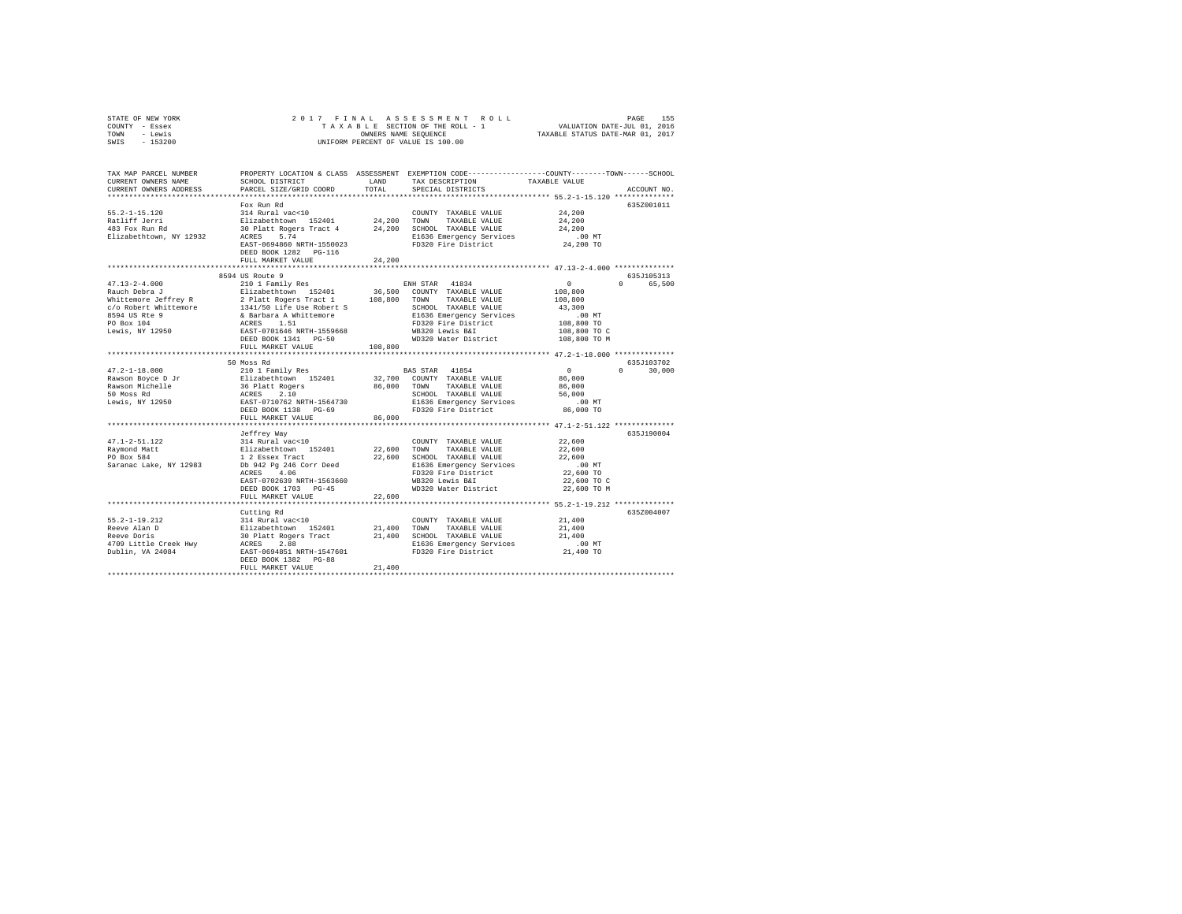STATE OF NEW YORK · COUNTY - Essex · TOWN - Lewis · SWIS - 153200

2017 FINAL ASSESSMENT ROLL · TAXABLE SECTION OF THE ROLL - 1 · OWNERS NAME SEQUENCE · UNIFORM PERCENT OF VALUE IS 100.00

VALUATION DATE-JUL 01, 2016 · TAXABLE STATUS DATE-MAR 01, 2017

| TAX MAP PARCEL NUMBER / CURRENT OWNERS NAME / CURRENT OWNERS ADDRESS | PROPERTY LOCATION & CLASS / SCHOOL DISTRICT / PARCEL SIZE/GRID COORD | ASSESSMENT LAND / TOTAL | EXEMPTION CODE / TAX DESCRIPTION / SPECIAL DISTRICTS | COUNTY / TOWN / SCHOOL TAXABLE VALUE | ACCOUNT NO. |
|---|---|---|---|---|---|
| **55.2-1-15.120** | Fox Run Rd | | | | 635Z001011 |
| Ratliff Jerri | 314 Rural vac<10 | | COUNTY TAXABLE VALUE | 24,200 | |
| 483 Fox Run Rd | Elizabethtown 152401 | 24,200 | TOWN TAXABLE VALUE | 24,200 | |
| Elizabethtown, NY 12932 | 30 Platt Rogers Tract 4 | 24,200 | SCHOOL TAXABLE VALUE | 24,200 | |
| | ACRES 5.74 | | E1636 Emergency Services | .00 MT | |
| | EAST-0694860 NRTH-1550023 | | FD320 Fire District | 24,200 TO | |
| | DEED BOOK 1282 PG-116 | | | | |
| | FULL MARKET VALUE | 24,200 | | | |
| **47.13-2-4.000** | 8594 US Route 9 | | | | 635J105313 |
| Rauch Debra J | 210 1 Family Res | | ENH STAR 41834 | 0 0 65,500 | |
| Whittemore Jeffrey R | Elizabethtown 152401 | 36,500 | COUNTY TAXABLE VALUE | 108,800 | |
| c/o Robert Whittemore | 2 Platt Rogers Tract 1 | 108,800 | TOWN TAXABLE VALUE | 108,800 | |
| 8594 US Rte 9 | 1341/50 Life Use Robert S | | SCHOOL TAXABLE VALUE | 43,300 | |
| PO Box 104 | & Barbara A Whittemore | | E1636 Emergency Services | .00 MT | |
| Lewis, NY 12950 | ACRES 1.51 | | FD320 Fire District | 108,800 TO | |
| | EAST-0701646 NRTH-1559668 | | WB320 Lewis B&I | 108,800 TO C | |
| | DEED BOOK 1341 PG-50 | | WD320 Water District | 108,800 TO M | |
| | FULL MARKET VALUE | 108,800 | | | |
| **47.2-1-18.000** | 50 Moss Rd | | | | 635J103702 |
| Rawson Boyce D Jr | 210 1 Family Res | | BAS STAR 41854 | 0 0 30,000 | |
| Rawson Michelle | Elizabethtown 152401 | 32,700 | COUNTY TAXABLE VALUE | 86,000 | |
| 50 Moss Rd | 36 Platt Rogers | 86,000 | TOWN TAXABLE VALUE | 86,000 | |
| Lewis, NY 12950 | ACRES 2.10 | | SCHOOL TAXABLE VALUE | 56,000 | |
| | EAST-0710762 NRTH-1564730 | | E1636 Emergency Services | .00 MT | |
| | DEED BOOK 1138 PG-69 | | FD320 Fire District | 86,000 TO | |
| | FULL MARKET VALUE | 86,000 | | | |
| **47.1-2-51.122** | Jeffrey Way | | | | 635J190004 |
| Raymond Matt | 314 Rural vac<10 | | COUNTY TAXABLE VALUE | 22,600 | |
| PO Box 584 | Elizabethtown 152401 | 22,600 | TOWN TAXABLE VALUE | 22,600 | |
| Saranac Lake, NY 12983 | 1 2 Essex Tract | 22,600 | SCHOOL TAXABLE VALUE | 22,600 | |
| | Db 942 Pg 246 Corr Deed | | E1636 Emergency Services | .00 MT | |
| | ACRES 4.06 | | FD320 Fire District | 22,600 TO | |
| | EAST-0702639 NRTH-1563660 | | WB320 Lewis B&I | 22,600 TO C | |
| | DEED BOOK 1703 PG-45 | | WD320 Water District | 22,600 TO M | |
| | FULL MARKET VALUE | 22,600 | | | |
| **55.2-1-19.212** | Cutting Rd | | | | 635Z004007 |
| Reeve Alan D | 314 Rural vac<10 | | COUNTY TAXABLE VALUE | 21,400 | |
| Reeve Doris | Elizabethtown 152401 | 21,400 | TOWN TAXABLE VALUE | 21,400 | |
| 4709 Little Creek Hwy | 30 Platt Rogers Tract | 21,400 | SCHOOL TAXABLE VALUE | 21,400 | |
| Dublin, VA 24084 | ACRES 2.88 | | E1636 Emergency Services | .00 MT | |
| | EAST-0694851 NRTH-1547601 | | FD320 Fire District | 21,400 TO | |
| | DEED BOOK 1382 PG-88 | | | | |
| | FULL MARKET VALUE | 21,400 | | | |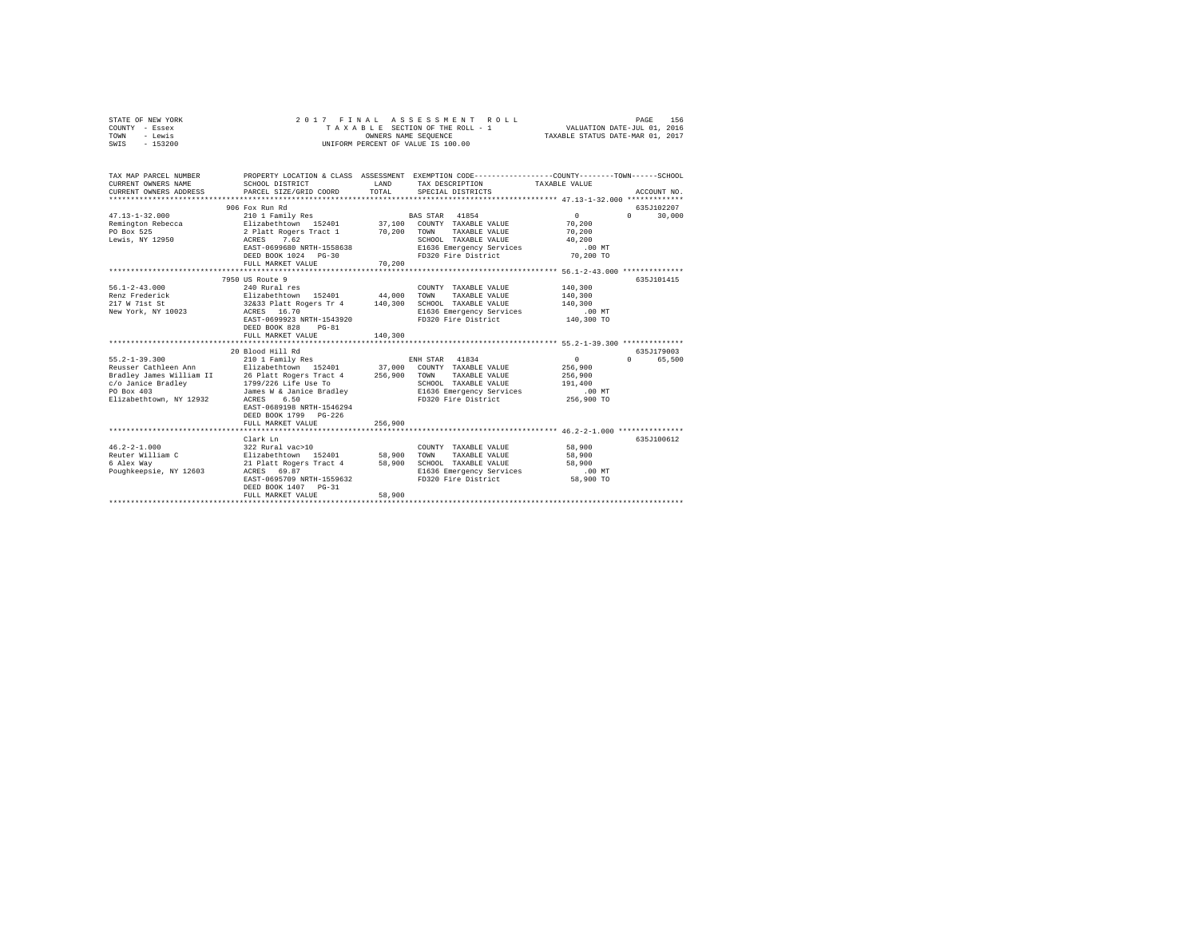STATE OF NEW YORK — 2017 FINAL ASSESSMENT ROLL
COUNTY - Essex — TAXABLE SECTION OF THE ROLL - 1 — VALUATION DATE-JUL 01, 2016
TOWN - Lewis — OWNERS NAME SEQUENCE — TAXABLE STATUS DATE-MAR 01, 2017
SWIS - 153200 — UNIFORM PERCENT OF VALUE IS 100.00

| TAX MAP PARCEL NUMBER / CURRENT OWNERS NAME / CURRENT OWNERS ADDRESS | PROPERTY LOCATION & CLASS / SCHOOL DISTRICT / PARCEL SIZE/GRID COORD | ASSESSMENT LAND | TOTAL | EXEMPTION CODE / TAX DESCRIPTION / SPECIAL DISTRICTS | COUNTY / TOWN / SCHOOL TAXABLE VALUE | ACCOUNT NO. |
|---|---|---|---|---|---|---|
| **47.13-1-32.000** | 906 Fox Run Rd | | | | | 635J102207 |
| | 210 1 Family Res | | | BAS STAR 41854 | 0 0 30,000 | |
| Remington Rebecca | Elizabethtown 152401 | 37,100 | | COUNTY TAXABLE VALUE | 70,200 | |
| PO Box 525 | 2 Platt Rogers Tract 1 | | 70,200 | TOWN TAXABLE VALUE | 70,200 | |
| Lewis, NY 12950 | ACRES 7.62 | | | SCHOOL TAXABLE VALUE | 40,200 | |
| | EAST-0699680 NRTH-1558638 | | | E1636 Emergency Services | .00 MT | |
| | DEED BOOK 1024 PG-30 | | | FD320 Fire District | 70,200 TO | |
| | FULL MARKET VALUE | | 70,200 | | | |
| **56.1-2-43.000** | 7950 US Route 9 | | | | | 635J101415 |
| | 240 Rural res | | | COUNTY TAXABLE VALUE | 140,300 | |
| Renz Frederick | Elizabethtown 152401 | 44,000 | | TOWN TAXABLE VALUE | 140,300 | |
| 217 W 71st St | 32&33 Platt Rogers Tr 4 | | 140,300 | SCHOOL TAXABLE VALUE | 140,300 | |
| New York, NY 10023 | ACRES 16.70 | | | E1636 Emergency Services | .00 MT | |
| | EAST-0699923 NRTH-1543920 | | | FD320 Fire District | 140,300 TO | |
| | DEED BOOK 828 PG-81 | | | | | |
| | FULL MARKET VALUE | | 140,300 | | | |
| **55.2-1-39.300** | 20 Blood Hill Rd | | | | | 635J179003 |
| | 210 1 Family Res | | | ENH STAR 41834 | 0 0 65,500 | |
| Reusser Cathleen Ann | Elizabethtown 152401 | 37,000 | | COUNTY TAXABLE VALUE | 256,900 | |
| Bradley James William II | 26 Platt Rogers Tract 4 | | 256,900 | TOWN TAXABLE VALUE | 256,900 | |
| c/o Janice Bradley | 1799/226 Life Use To | | | SCHOOL TAXABLE VALUE | 191,400 | |
| PO Box 403 | James W & Janice Bradley | | | E1636 Emergency Services | .00 MT | |
| Elizabethtown, NY 12932 | ACRES 6.50 | | | FD320 Fire District | 256,900 TO | |
| | EAST-0689198 NRTH-1546294 | | | | | |
| | DEED BOOK 1799 PG-226 | | | | | |
| | FULL MARKET VALUE | | 256,900 | | | |
| **46.2-2-1.000** | Clark Ln | | | | | 635J100612 |
| | 322 Rural vac>10 | | | COUNTY TAXABLE VALUE | 58,900 | |
| Reuter William C | Elizabethtown 152401 | 58,900 | | TOWN TAXABLE VALUE | 58,900 | |
| 6 Alex Way | 21 Platt Rogers Tract 4 | | 58,900 | SCHOOL TAXABLE VALUE | 58,900 | |
| Poughkeepsie, NY 12603 | ACRES 69.87 | | | E1636 Emergency Services | .00 MT | |
| | EAST-0695709 NRTH-1559632 | | | FD320 Fire District | 58,900 TO | |
| | DEED BOOK 1407 PG-31 | | | | | |
| | FULL MARKET VALUE | | 58,900 | | | |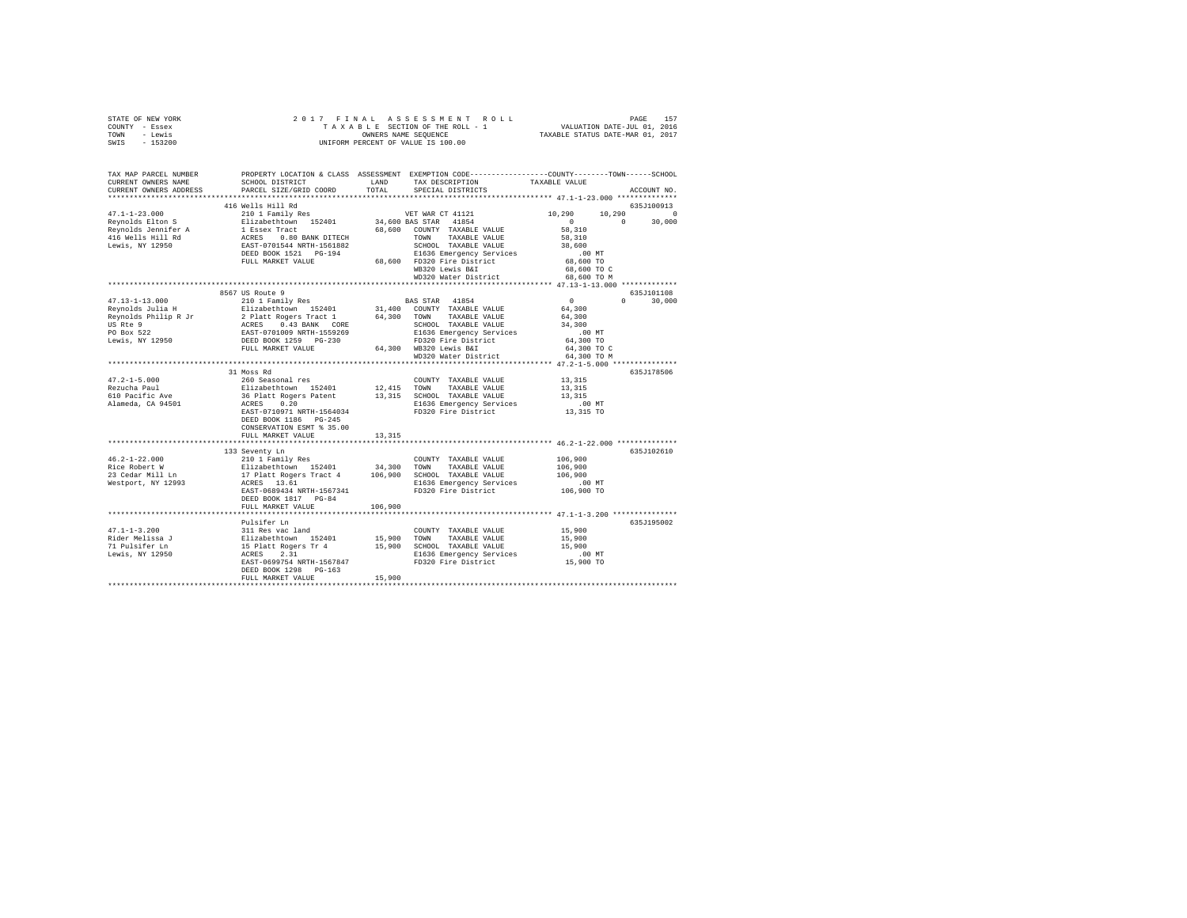STATE OF NEW YORK
COUNTY - Essex
TOWN - Lewis
SWIS - 153200

2017 FINAL ASSESSMENT ROLL
TAXABLE SECTION OF THE ROLL - 1
OWNERS NAME SEQUENCE
UNIFORM PERCENT OF VALUE IS 100.00

VALUATION DATE-JUL 01, 2016
TAXABLE STATUS DATE-MAR 01, 2017

```
TAX MAP PARCEL NUMBER    PROPERTY LOCATION & CLASS  ASSESSMENT  EXEMPTION CODE-----------------COUNTY--------TOWN------SCHOOL
CURRENT OWNERS NAME      SCHOOL DISTRICT             LAND        TAX DESCRIPTION            TAXABLE VALUE
CURRENT OWNERS ADDRESS   PARCEL SIZE/GRID COORD      TOTAL       SPECIAL DISTRICTS                                    ACCOUNT NO.
******************************************************************************************* 47.1-1-23.000 **************
                         416 Wells Hill Rd                                                                         635J100913
47.1-1-23.000            210 1 Family Res                     VET WAR CT 41121          10,290      10,290            0
Reynolds Elton S         Elizabethtown  152401       34,600 BAS STAR  41854                 0           0        30,000
Reynolds Jennifer A      1 Essex Tract               68,600   COUNTY  TAXABLE VALUE        58,310
416 Wells Hill Rd        ACRES    0.80 BANK DITECH            TOWN    TAXABLE VALUE        58,310
Lewis, NY 12950          EAST-0701544 NRTH-1561882            SCHOOL  TAXABLE VALUE        38,600
                         DEED BOOK 1521   PG-194              E1636 Emergency Services        .00 MT
                         FULL MARKET VALUE           68,600   FD320 Fire District          68,600 TO
                                                              WB320 Lewis B&I              68,600 TO C
                                                              WD320 Water District         68,600 TO M
******************************************************************************************* 47.13-1-13.000 *************
                         8567 US Route 9                                                                           635J101108
47.13-1-13.000           210 1 Family Res                     BAS STAR  41854                 0           0        30,000
Reynolds Julia H         Elizabethtown  152401       31,400   COUNTY  TAXABLE VALUE        64,300
Reynolds Philip R Jr     2 Platt Rogers Tract 1      64,300   TOWN    TAXABLE VALUE        64,300
US Rte 9                 ACRES    0.43 BANK   CORE            SCHOOL  TAXABLE VALUE        34,300
PO Box 522               EAST-0701009 NRTH-1559269            E1636 Emergency Services        .00 MT
Lewis, NY 12950          DEED BOOK 1259   PG-230              FD320 Fire District          64,300 TO
                         FULL MARKET VALUE           64,300   WB320 Lewis B&I              64,300 TO C
                                                              WD320 Water District         64,300 TO M
******************************************************************************************* 47.2-1-5.000 ***************
                         31 Moss Rd                                                                                635J178506
47.2-1-5.000             260 Seasonal res                     COUNTY  TAXABLE VALUE        13,315
Rezucha Paul             Elizabethtown  152401       12,415   TOWN    TAXABLE VALUE        13,315
610 Pacific Ave          36 Platt Rogers Patent      13,315   SCHOOL  TAXABLE VALUE        13,315
Alameda, CA 94501        ACRES    0.20                        E1636 Emergency Services        .00 MT
                         EAST-0710971 NRTH-1564034            FD320 Fire District          13,315 TO
                         DEED BOOK 1186   PG-245
                         CONSERVATION ESMT % 35.00
                         FULL MARKET VALUE           13,315
******************************************************************************************* 46.2-1-22.000 **************
                         133 Seventy Ln                                                                            635J102610
46.2-1-22.000            210 1 Family Res                     COUNTY  TAXABLE VALUE       106,900
Rice Robert W            Elizabethtown  152401       34,300   TOWN    TAXABLE VALUE       106,900
23 Cedar Mill Ln         17 Platt Rogers Tract 4    106,900   SCHOOL  TAXABLE VALUE       106,900
Westport, NY 12993       ACRES   13.61                        E1636 Emergency Services        .00 MT
                         EAST-0689434 NRTH-1567341            FD320 Fire District         106,900 TO
                         DEED BOOK 1817   PG-84
                         FULL MARKET VALUE          106,900
******************************************************************************************* 47.1-1-3.200 ***************
                         Pulsifer Ln                                                                               635J195002
47.1-1-3.200             311 Res vac land                     COUNTY  TAXABLE VALUE        15,900
Rider Melissa J          Elizabethtown  152401       15,900   TOWN    TAXABLE VALUE        15,900
71 Pulsifer Ln           15 Platt Rogers Tr 4        15,900   SCHOOL  TAXABLE VALUE        15,900
Lewis, NY 12950          ACRES    2.31                        E1636 Emergency Services        .00 MT
                         EAST-0699754 NRTH-1567847            FD320 Fire District          15,900 TO
                         DEED BOOK 1298   PG-163
                         FULL MARKET VALUE           15,900
************************************************************************************************************************
```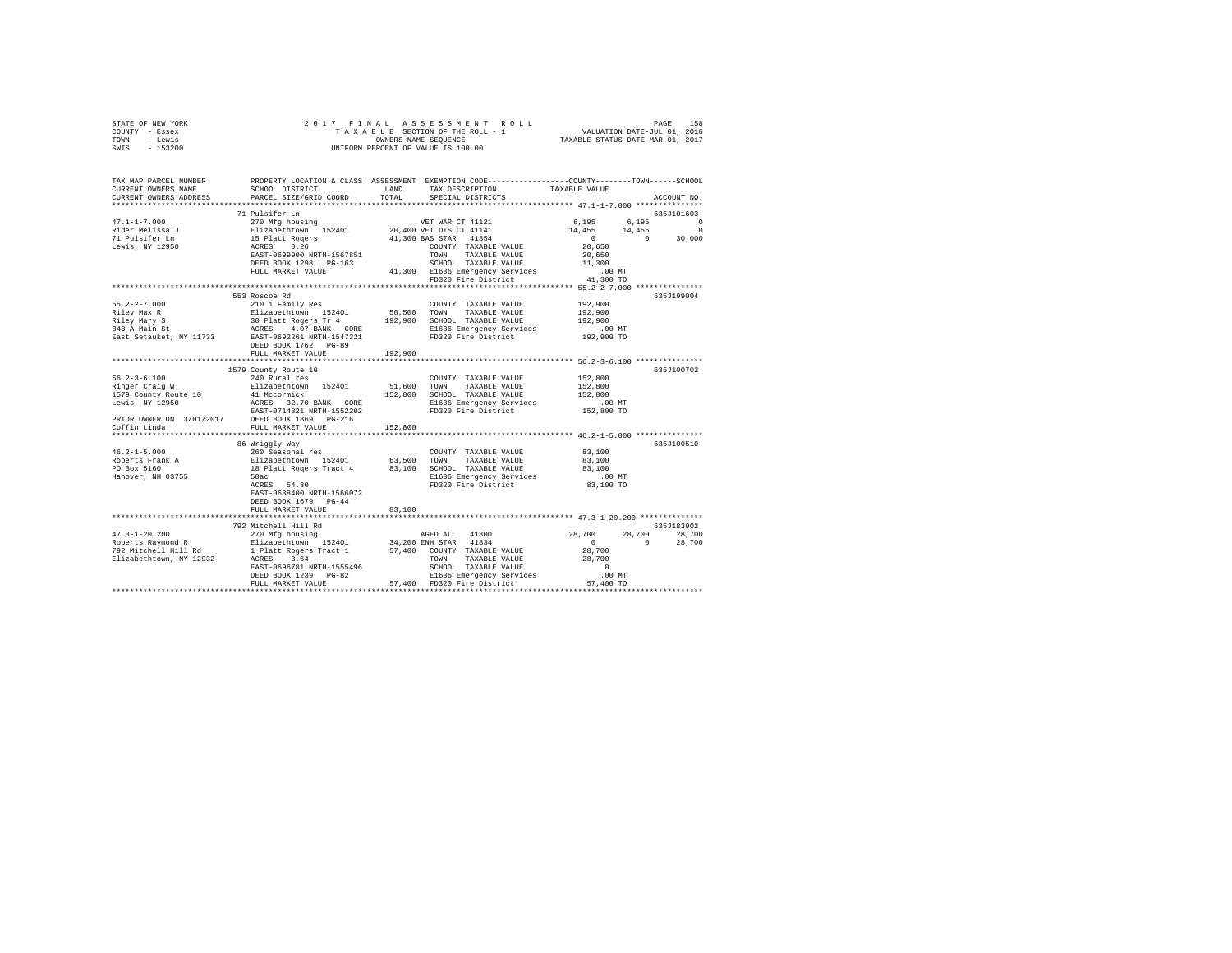STATE OF NEW YORK                2 0 1 7   F I N A L   A S S E S S M E N T   R O L L
COUNTY - Essex                   T A X A B L E  SECTION OF THE ROLL - 1              VALUATION DATE-JUL 01, 2016
TOWN   - Lewis                            OWNERS NAME SEQUENCE                       TAXABLE STATUS DATE-MAR 01, 2017
SWIS   - 153200                    UNIFORM PERCENT OF VALUE IS 100.00

```
TAX MAP PARCEL NUMBER          PROPERTY LOCATION & CLASS  ASSESSMENT  EXEMPTION CODE-----------------COUNTY--------TOWN------SCHOOL
CURRENT OWNERS NAME            SCHOOL DISTRICT             LAND       TAX DESCRIPTION              TAXABLE VALUE
CURRENT OWNERS ADDRESS         PARCEL SIZE/GRID COORD      TOTAL      SPECIAL DISTRICTS                                   ACCOUNT NO.
*************************************************************************************************** 47.1-1-7.000 ***************
                               71 Pulsifer Ln                                                                            635J101603
47.1-1-7.000                   270 Mfg housing                        VET WAR CT 41121              6,195       6,195          0
Rider Melissa J                Elizabethtown  152401       20,400 VET DIS CT 41141             14,455      14,455          0
71 Pulsifer Ln                 15 Platt Rogers             41,300 BAS STAR   41854                   0           0     30,000
Lewis, NY 12950                ACRES    0.26                          COUNTY  TAXABLE VALUE         20,650
                               EAST-0699900 NRTH-1567851              TOWN    TAXABLE VALUE         20,650
                               DEED BOOK 1298   PG-163                SCHOOL  TAXABLE VALUE         11,300
                               FULL MARKET VALUE            41,300  E1636 Emergency Services          .00 MT
                                                                    FD320 Fire District             41,300 TO
*************************************************************************************************** 55.2-2-7.000 ***************
                               553 Roscoe Rd                                                                             635J199004
55.2-2-7.000                   210 1 Family Res                       COUNTY  TAXABLE VALUE        192,900
Riley Max R                    Elizabethtown  152401       50,500   TOWN    TAXABLE VALUE        192,900
Riley Mary S                   30 Platt Rogers Tr 4       192,900   SCHOOL  TAXABLE VALUE        192,900
348 A Main St                  ACRES    4.07 BANK  CORE             E1636 Emergency Services          .00 MT
East Setauket, NY 11733        EAST-0692261 NRTH-1547321            FD320 Fire District            192,900 TO
                               DEED BOOK 1762   PG-89
                               FULL MARKET VALUE           192,900
*************************************************************************************************** 56.2-3-6.100 ***************
                               1579 County Route 10                                                                      635J100702
56.2-3-6.100                   240 Rural res                          COUNTY  TAXABLE VALUE        152,800
Ringer Craig W                 Elizabethtown  152401       51,600   TOWN    TAXABLE VALUE        152,800
1579 County Route 10           41 Mccormick               152,800   SCHOOL  TAXABLE VALUE        152,800
Lewis, NY 12950                ACRES   32.70 BANK  CORE             E1636 Emergency Services          .00 MT
                               EAST-0714821 NRTH-1552202            FD320 Fire District            152,800 TO
PRIOR OWNER ON 3/01/2017       DEED BOOK 1869   PG-216
Coffin Linda                   FULL MARKET VALUE           152,800
*************************************************************************************************** 46.2-1-5.000 ***************
                               86 Wriggly Way                                                                            635J100510
46.2-1-5.000                   260 Seasonal res                       COUNTY  TAXABLE VALUE         83,100
Roberts Frank A                Elizabethtown  152401       63,500   TOWN    TAXABLE VALUE         83,100
PO Box 5160                    18 Platt Rogers Tract 4     83,100   SCHOOL  TAXABLE VALUE         83,100
Hanover, NH 03755              50ac                                 E1636 Emergency Services          .00 MT
                               ACRES   54.80                        FD320 Fire District             83,100 TO
                               EAST-0688400 NRTH-1566072
                               DEED BOOK 1679   PG-44
                               FULL MARKET VALUE            83,100
*************************************************************************************************** 47.3-1-20.200 **************
                               792 Mitchell Hill Rd                                                                      635J183002
47.3-1-20.200                  270 Mfg housing                        AGED ALL   41800             28,700      28,700     28,700
Roberts Raymond R              Elizabethtown  152401       34,200 ENH STAR   41834                   0           0     28,700
792 Mitchell Hill Rd           1 Platt Rogers Tract 1      57,400   COUNTY  TAXABLE VALUE         28,700
Elizabethtown, NY 12932        ACRES    3.64                        TOWN    TAXABLE VALUE         28,700
                               EAST-0696781 NRTH-1555496            SCHOOL  TAXABLE VALUE              0
                               DEED BOOK 1239   PG-82               E1636 Emergency Services          .00 MT
                               FULL MARKET VALUE            57,400  FD320 Fire District             57,400 TO
**********************************************************************************************************************************
```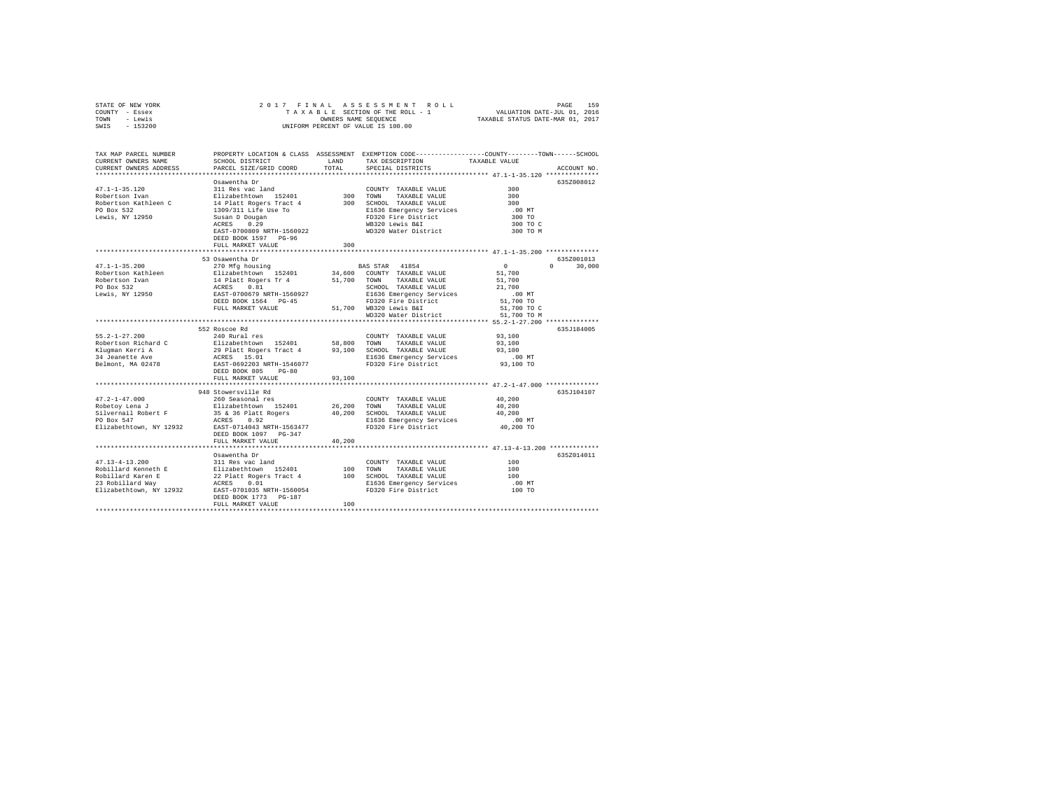STATE OF NEW YORK 2 0 1 7 F I N A L A S S E S S M E N T R O L L PAGE 159
COUNTY - Essex T A X A B L E SECTION OF THE ROLL - 1 VALUATION DATE-JUL 01, 2016
TOWN - Lewis OWNERS NAME SEQUENCE TAXABLE STATUS DATE-MAR 01, 2017
SWIS - 153200 UNIFORM PERCENT OF VALUE IS 100.00

| TAX MAP PARCEL NUMBER / CURRENT OWNERS NAME / CURRENT OWNERS ADDRESS | PROPERTY LOCATION & CLASS / SCHOOL DISTRICT / PARCEL SIZE/GRID COORD | LAND | ASSESSMENT TOTAL | EXEMPTION CODE / TAX DESCRIPTION / SPECIAL DISTRICTS | COUNTY TAXABLE VALUE | TOWN | SCHOOL | ACCOUNT NO. |
|---|---|---|---|---|---|---|---|---|
| **47.1-1-35.120** | Osawentha Dr | | | | | | | 635Z008012 |
| 47.1-1-35.120 | 311 Res vac land | | | COUNTY TAXABLE VALUE | 300 | | | |
| Robertson Ivan | Elizabethtown 152401 | 300 | | TOWN TAXABLE VALUE | 300 | | | |
| Robertson Kathleen C | 14 Platt Rogers Tract 4 | | 300 | SCHOOL TAXABLE VALUE | 300 | | | |
| PO Box 532 | 1309/311 Life Use To | | | E1636 Emergency Services | .00 MT | | | |
| Lewis, NY 12950 | Susan D Dougan | | | FD320 Fire District | 300 TO | | | |
| | ACRES 0.29 | | | WB320 Lewis B&I | 300 TO C | | | |
| | EAST-0700809 NRTH-1560922 | | | WD320 Water District | 300 TO M | | | |
| | DEED BOOK 1597 PG-96 | | | | | | | |
| | FULL MARKET VALUE | | 300 | | | | | |
| **47.1-1-35.200** | 53 Osawentha Dr | | | | | | | 635Z001013 |
| 47.1-1-35.200 | 270 Mfg housing | | | BAS STAR 41854 | 0 | 0 | 30,000 | |
| Robertson Kathleen | Elizabethtown 152401 | 34,600 | | COUNTY TAXABLE VALUE | 51,700 | | | |
| Robertson Ivan | 14 Platt Rogers Tr 4 | | 51,700 | TOWN TAXABLE VALUE | 51,700 | | | |
| PO Box 532 | ACRES 0.81 | | | SCHOOL TAXABLE VALUE | 21,700 | | | |
| Lewis, NY 12950 | EAST-0700679 NRTH-1560927 | | | E1636 Emergency Services | .00 MT | | | |
| | DEED BOOK 1564 PG-45 | | | FD320 Fire District | 51,700 TO | | | |
| | FULL MARKET VALUE | | 51,700 | WB320 Lewis B&I | 51,700 TO C | | | |
| | | | | WD320 Water District | 51,700 TO M | | | |
| **55.2-1-27.200** | 552 Roscoe Rd | | | | | | | 635J184005 |
| 55.2-1-27.200 | 240 Rural res | | | COUNTY TAXABLE VALUE | 93,100 | | | |
| Robertson Richard C | Elizabethtown 152401 | 58,800 | | TOWN TAXABLE VALUE | 93,100 | | | |
| Klugman Kerri A | 29 Platt Rogers Tract 4 | | 93,100 | SCHOOL TAXABLE VALUE | 93,100 | | | |
| 34 Jeanette Ave | ACRES 15.01 | | | E1636 Emergency Services | .00 MT | | | |
| Belmont, MA 02478 | EAST-0692203 NRTH-1546077 | | | FD320 Fire District | 93,100 TO | | | |
| | DEED BOOK 805 PG-80 | | | | | | | |
| | FULL MARKET VALUE | | 93,100 | | | | | |
| **47.2-1-47.000** | 948 Stowersville Rd | | | | | | | 635J104107 |
| 47.2-1-47.000 | 260 Seasonal res | | | COUNTY TAXABLE VALUE | 40,200 | | | |
| Robetoy Lena J | Elizabethtown 152401 | 26,200 | | TOWN TAXABLE VALUE | 40,200 | | | |
| Silvernail Robert F | 35 & 36 Platt Rogers | | 40,200 | SCHOOL TAXABLE VALUE | 40,200 | | | |
| PO Box 547 | ACRES 0.92 | | | E1636 Emergency Services | .00 MT | | | |
| Elizabethtown, NY 12932 | EAST-0714043 NRTH-1563477 | | | FD320 Fire District | 40,200 TO | | | |
| | DEED BOOK 1097 PG-347 | | | | | | | |
| | FULL MARKET VALUE | | 40,200 | | | | | |
| **47.13-4-13.200** | Osawentha Dr | | | | | | | 635Z014011 |
| 47.13-4-13.200 | 311 Res vac land | | | COUNTY TAXABLE VALUE | 100 | | | |
| Robillard Kenneth E | Elizabethtown 152401 | 100 | | TOWN TAXABLE VALUE | 100 | | | |
| Robillard Karen E | 22 Platt Rogers Tract 4 | | 100 | SCHOOL TAXABLE VALUE | 100 | | | |
| 23 Robillard Way | ACRES 0.01 | | | E1636 Emergency Services | .00 MT | | | |
| Elizabethtown, NY 12932 | EAST-0701035 NRTH-1560054 | | | FD320 Fire District | 100 TO | | | |
| | DEED BOOK 1773 PG-187 | | | | | | | |
| | FULL MARKET VALUE | | 100 | | | | | |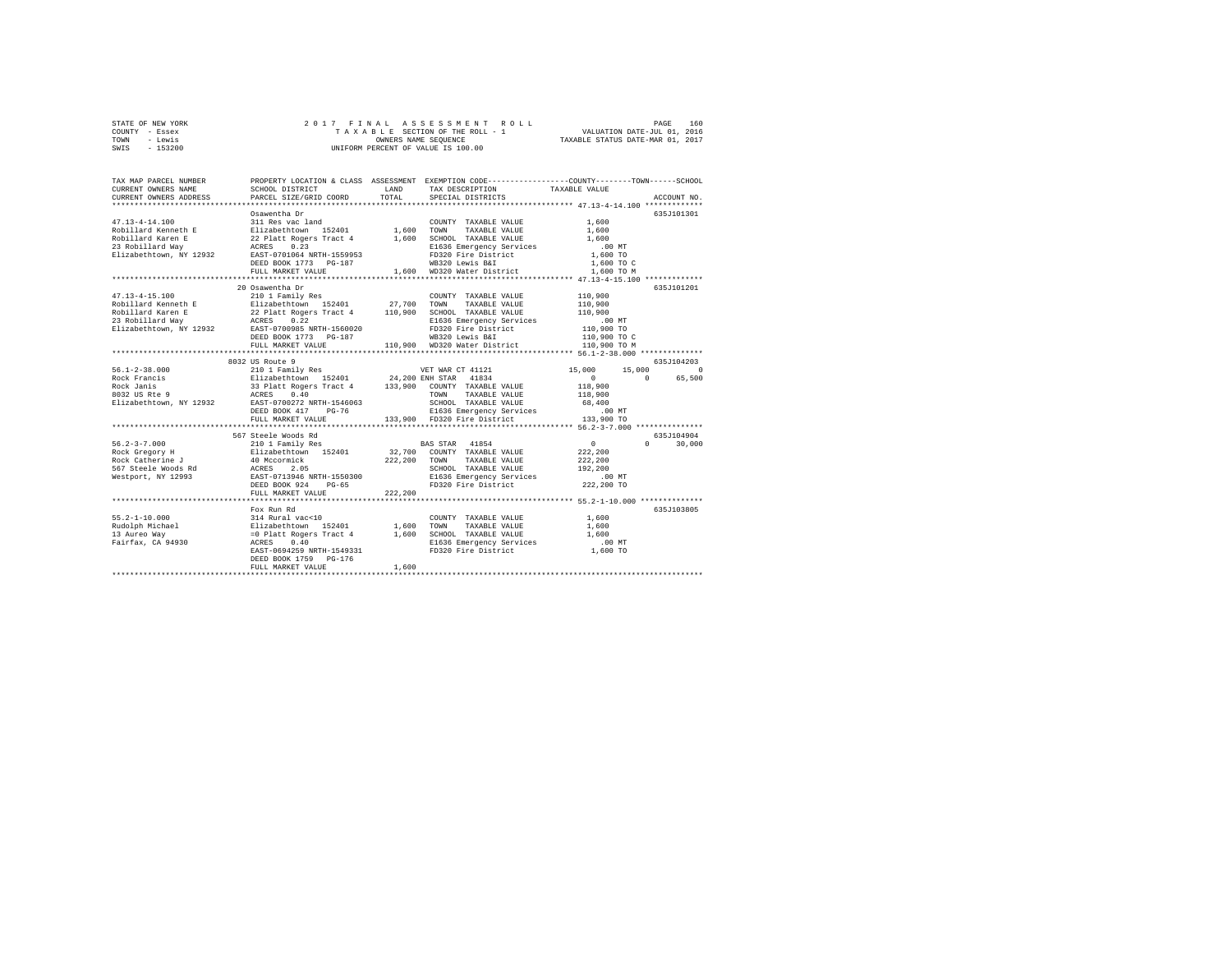```
STATE OF NEW YORK                2 0 1 7   F I N A L   A S S E S S M E N T   R O L L                    PAGE  160
COUNTY  - Essex                      T A X A B L E  SECTION OF THE ROLL - 1              VALUATION DATE-JUL 01, 2016
TOWN    - Lewis                             OWNERS NAME SEQUENCE                        TAXABLE STATUS DATE-MAR 01, 2017
SWIS    - 153200                         UNIFORM PERCENT OF VALUE IS 100.00


TAX MAP PARCEL NUMBER          PROPERTY LOCATION & CLASS  ASSESSMENT  EXEMPTION CODE-----------------COUNTY--------TOWN------SCHOOL
CURRENT OWNERS NAME            SCHOOL DISTRICT             LAND       TAX DESCRIPTION            TAXABLE VALUE
CURRENT OWNERS ADDRESS         PARCEL SIZE/GRID COORD      TOTAL      SPECIAL DISTRICTS                                  ACCOUNT NO.
******************************************************************************************************* 47.13-4-14.100 *************
                               Osawentha Dr                                                                          635J101301
47.13-4-14.100                 311 Res vac land                        COUNTY  TAXABLE VALUE            1,600
Robillard Kenneth E            Elizabethtown  152401         1,600    TOWN    TAXABLE VALUE            1,600
Robillard Karen E              22 Platt Rogers Tract 4       1,600    SCHOOL  TAXABLE VALUE            1,600
23 Robillard Way               ACRES    0.23                          E1636 Emergency Services           .00 MT
Elizabethtown, NY 12932        EAST-0701064 NRTH-1559953              FD320 Fire District              1,600 TO
                               DEED BOOK 1773   PG-187                WB320 Lewis B&I                  1,600 TO C
                               FULL MARKET VALUE             1,600    WD320 Water District             1,600 TO M
******************************************************************************************************* 47.13-4-15.100 *************
                               20 Osawentha Dr                                                                       635J101201
47.13-4-15.100                 210 1 Family Res                        COUNTY  TAXABLE VALUE          110,900
Robillard Kenneth E            Elizabethtown  152401        27,700    TOWN    TAXABLE VALUE          110,900
Robillard Karen E              22 Platt Rogers Tract 4     110,900    SCHOOL  TAXABLE VALUE          110,900
23 Robillard Way               ACRES    0.22                          E1636 Emergency Services           .00 MT
Elizabethtown, NY 12932        EAST-0700985 NRTH-1560020              FD320 Fire District            110,900 TO
                               DEED BOOK 1773   PG-187                WB320 Lewis B&I                110,900 TO C
                               FULL MARKET VALUE           110,900    WD320 Water District           110,900 TO M
******************************************************************************************************* 56.1-2-38.000 **************
                               8032 US Route 9                                                                       635J104203
56.1-2-38.000                  210 1 Family Res                  VET WAR CT 41121          15,000      15,000            0
Rock Francis                   Elizabethtown  152401        24,200 ENH STAR  41834                0           0       65,500
Rock Janis                     33 Platt Rogers Tract 4     133,900    COUNTY  TAXABLE VALUE          118,900
8032 US Rte 9                  ACRES    0.40                          TOWN    TAXABLE VALUE          118,900
Elizabethtown, NY 12932        EAST-0700272 NRTH-1546063              SCHOOL  TAXABLE VALUE           68,400
                               DEED BOOK 417    PG-76                 E1636 Emergency Services           .00 MT
                               FULL MARKET VALUE           133,900    FD320 Fire District            133,900 TO
******************************************************************************************************* 56.2-3-7.000 ***************
                               567 Steele Woods Rd                                                                   635J104904
56.2-3-7.000                   210 1 Family Res                  BAS STAR  41854                  0           0       30,000
Rock Gregory H                 Elizabethtown  152401        32,700    COUNTY  TAXABLE VALUE          222,200
Rock Catherine J               40 Mccormick                222,200    TOWN    TAXABLE VALUE          222,200
567 Steele Woods Rd            ACRES    2.05                          SCHOOL  TAXABLE VALUE          192,200
Westport, NY 12993             EAST-0713946 NRTH-1550300              E1636 Emergency Services           .00 MT
                               DEED BOOK 924    PG-65                 FD320 Fire District            222,200 TO
                               FULL MARKET VALUE           222,200
******************************************************************************************************* 55.2-1-10.000 **************
                               Fox Run Rd                                                                            635J103805
55.2-1-10.000                  314 Rural vac<10                        COUNTY  TAXABLE VALUE            1,600
Rudolph Michael                Elizabethtown  152401         1,600    TOWN    TAXABLE VALUE            1,600
13 Aureo Way                   =0 Platt Rogers Tract 4       1,600    SCHOOL  TAXABLE VALUE            1,600
Fairfax, CA 94930              ACRES    0.40                          E1636 Emergency Services           .00 MT
                               EAST-0694259 NRTH-1549331              FD320 Fire District              1,600 TO
                               DEED BOOK 1759   PG-176
                               FULL MARKET VALUE             1,600
************************************************************************************************************************************
```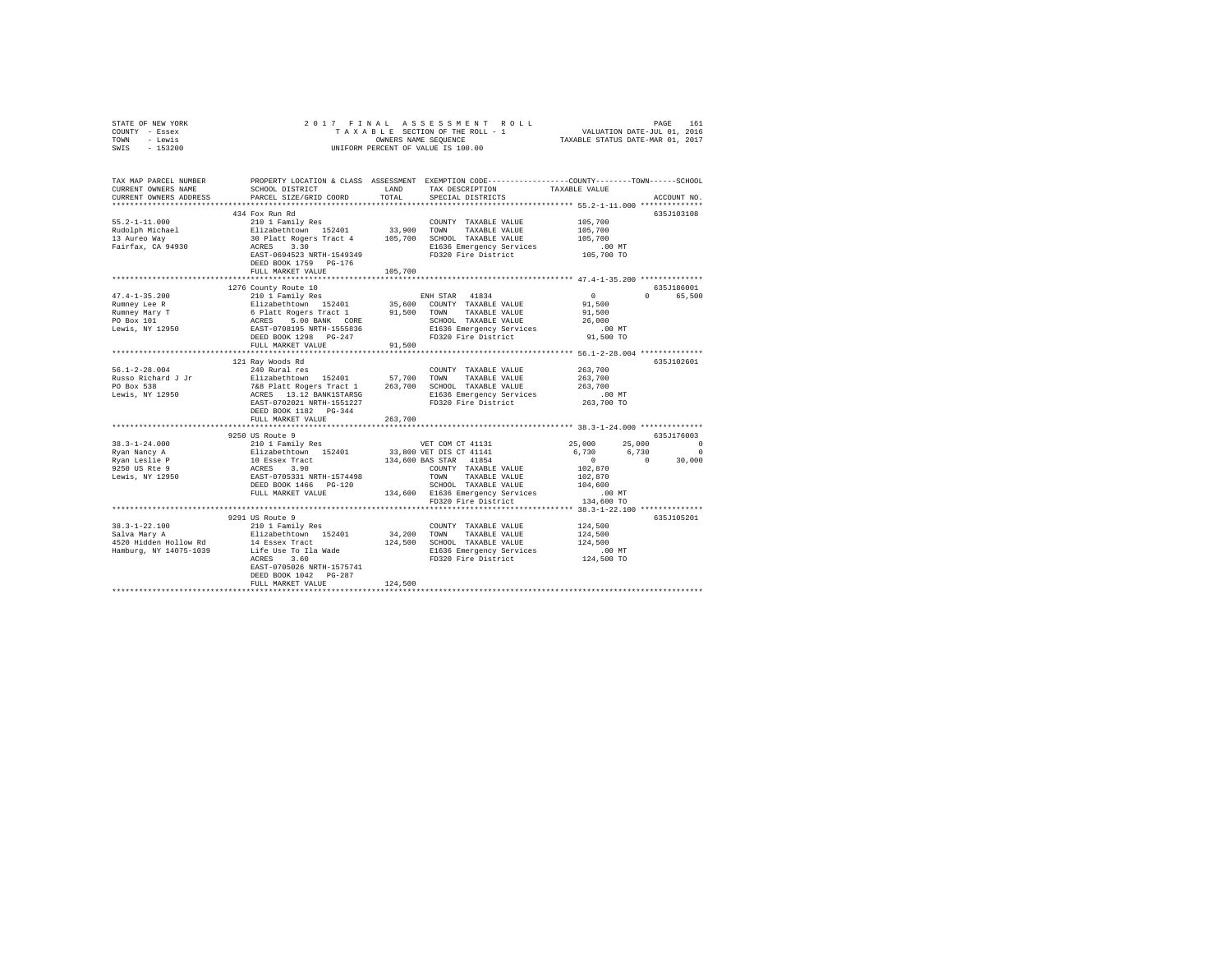STATE OF NEW YORK — 2017 FINAL ASSESSMENT ROLL — PAGE 161
COUNTY - Essex — TAXABLE SECTION OF THE ROLL - 1 — VALUATION DATE-JUL 01, 2016
TOWN - Lewis — OWNERS NAME SEQUENCE — TAXABLE STATUS DATE-MAR 01, 2017
SWIS - 153200 — UNIFORM PERCENT OF VALUE IS 100.00

```
TAX MAP PARCEL NUMBER     PROPERTY LOCATION & CLASS  ASSESSMENT  EXEMPTION CODE-----------------COUNTY--------TOWN------SCHOOL
CURRENT OWNERS NAME       SCHOOL DISTRICT             LAND       TAX DESCRIPTION             TAXABLE VALUE
CURRENT OWNERS ADDRESS    PARCEL SIZE/GRID COORD      TOTAL      SPECIAL DISTRICTS                                    ACCOUNT NO.
******************************************************************************************* 55.2-1-11.000 **************
                          434 Fox Run Rd                                                                              635J103108
55.2-1-11.000             210 1 Family Res                       COUNTY  TAXABLE VALUE          105,700
Rudolph Michael           Elizabethtown  152401       33,900     TOWN    TAXABLE VALUE          105,700
13 Aureo Way              30 Platt Rogers Tract 4     105,700    SCHOOL  TAXABLE VALUE          105,700
Fairfax, CA 94930         ACRES    3.30                          E1636 Emergency Services           .00 MT
                          EAST-0694523 NRTH-1549349              FD320 Fire District           105,700 TO
                          DEED BOOK 1759   PG-176
                          FULL MARKET VALUE           105,700
******************************************************************************************* 47.4-1-35.200 **************
                          1276 County Route 10                                                                        635J186001
47.4-1-35.200             210 1 Family Res                       ENH STAR  41834                     0          0     65,500
Rumney Lee R              Elizabethtown  152401       35,600     COUNTY  TAXABLE VALUE           91,500
Rumney Mary T             6 Platt Rogers Tract 1      91,500     TOWN    TAXABLE VALUE           91,500
PO Box 101                ACRES    5.00 BANK   CORE              SCHOOL  TAXABLE VALUE           26,000
Lewis, NY 12950           EAST-0708195 NRTH-1555836              E1636 Emergency Services           .00 MT
                          DEED BOOK 1298   PG-247                FD320 Fire District            91,500 TO
                          FULL MARKET VALUE           91,500
******************************************************************************************* 56.1-2-28.004 **************
                          121 Ray Woods Rd                                                                            635J102601
56.1-2-28.004             240 Rural res                          COUNTY  TAXABLE VALUE          263,700
Russo Richard J Jr        Elizabethtown  152401       57,700     TOWN    TAXABLE VALUE          263,700
PO Box 538                7&8 Platt Rogers Tract 1    263,700    SCHOOL  TAXABLE VALUE          263,700
Lewis, NY 12950           ACRES   13.12 BANK1STARSG              E1636 Emergency Services           .00 MT
                          EAST-0702021 NRTH-1551227              FD320 Fire District           263,700 TO
                          DEED BOOK 1182   PG-344
                          FULL MARKET VALUE           263,700
******************************************************************************************* 38.3-1-24.000 **************
                          9250 US Route 9                                                                             635J176003
38.3-1-24.000             210 1 Family Res                       VET COM CT 41131               25,000     25,000          0
Ryan Nancy A              Elizabethtown  152401       33,800     VET DIS CT 41141                6,730      6,730          0
Ryan Leslie P             10 Essex Tract              134,600    BAS STAR  41854                     0          0     30,000
9250 US Rte 9             ACRES    3.90                          COUNTY  TAXABLE VALUE          102,870
Lewis, NY 12950           EAST-0705331 NRTH-1574498              TOWN    TAXABLE VALUE          102,870
                          DEED BOOK 1466   PG-120                SCHOOL  TAXABLE VALUE          104,600
                          FULL MARKET VALUE           134,600    E1636 Emergency Services           .00 MT
                                                                 FD320 Fire District           134,600 TO
******************************************************************************************* 38.3-1-22.100 **************
                          9291 US Route 9                                                                             635J105201
38.3-1-22.100             210 1 Family Res                       COUNTY  TAXABLE VALUE          124,500
Salva Mary A              Elizabethtown  152401       34,200     TOWN    TAXABLE VALUE          124,500
4520 Hidden Hollow Rd     14 Essex Tract              124,500    SCHOOL  TAXABLE VALUE          124,500
Hamburg, NY 14075-1039    Life Use To Ila Wade                   E1636 Emergency Services           .00 MT
                          ACRES    3.60                          FD320 Fire District           124,500 TO
                          EAST-0705026 NRTH-1575741
                          DEED BOOK 1042   PG-287
                          FULL MARKET VALUE           124,500
************************************************************************************************************************
```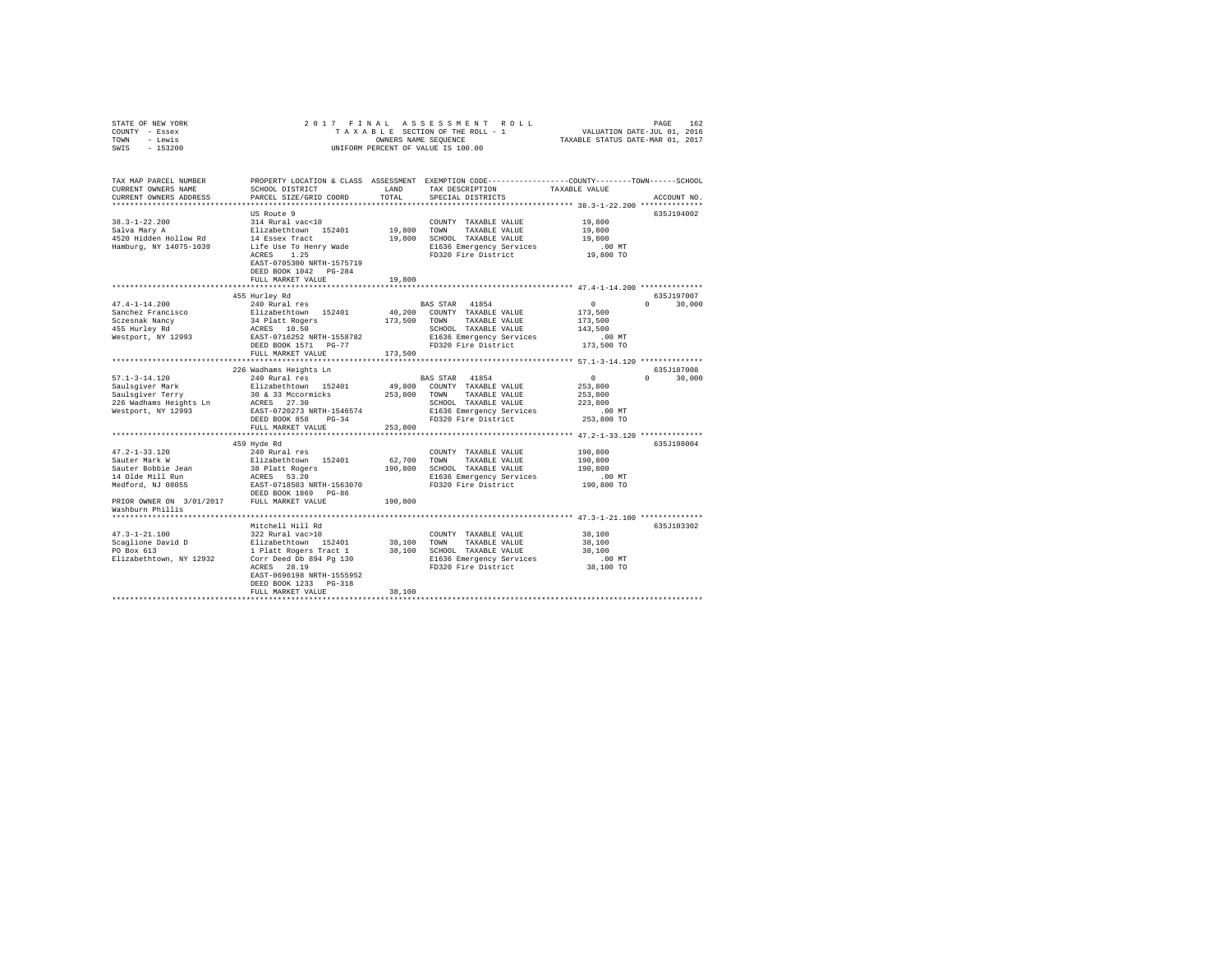STATE OF NEW YORK — 2017 FINAL ASSESSMENT ROLL
COUNTY - Essex — TAXABLE SECTION OF THE ROLL - 1 — VALUATION DATE-JUL 01, 2016
TOWN - Lewis — OWNERS NAME SEQUENCE — TAXABLE STATUS DATE-MAR 01, 2017
SWIS - 153200 — UNIFORM PERCENT OF VALUE IS 100.00

```
TAX MAP PARCEL NUMBER          PROPERTY LOCATION & CLASS  ASSESSMENT  EXEMPTION CODE-----------------COUNTY--------TOWN------SCHOOL
CURRENT OWNERS NAME            SCHOOL DISTRICT              LAND      TAX DESCRIPTION            TAXABLE VALUE
CURRENT OWNERS ADDRESS         PARCEL SIZE/GRID COORD       TOTAL     SPECIAL DISTRICTS                                      ACCOUNT NO.
*********************************************************************************************** 38.3-1-22.200 **************
                               US Route 9                                                                                   635J194002
38.3-1-22.200                  314 Rural vac<10                       COUNTY  TAXABLE VALUE            19,800
Salva Mary A                   Elizabethtown  152401       19,800     TOWN    TAXABLE VALUE            19,800
4520 Hidden Hollow Rd          14 Essex Tract              19,800     SCHOOL  TAXABLE VALUE            19,800
Hamburg, NY 14075-1039         Life Use To Henry Wade                 E1636 Emergency Services            .00 MT
                               ACRES    1.25                          FD320 Fire District              19,800 TO
                               EAST-0705300 NRTH-1575719
                               DEED BOOK 1042   PG-284
                               FULL MARKET VALUE           19,800
*********************************************************************************************** 47.4-1-14.200 **************
                               455 Hurley Rd                                                                                635J197007
47.4-1-14.200                  240 Rural res                          BAS STAR  41854                      0          0     30,000
Sanchez Francisco              Elizabethtown  152401       40,200     COUNTY  TAXABLE VALUE           173,500
Sczesnak Nancy                 34 Platt Rogers            173,500     TOWN    TAXABLE VALUE           173,500
455 Hurley Rd                  ACRES   10.50                          SCHOOL  TAXABLE VALUE           143,500
Westport, NY 12993             EAST-0716252 NRTH-1558782              E1636 Emergency Services            .00 MT
                               DEED BOOK 1571   PG-77                 FD320 Fire District             173,500 TO
                               FULL MARKET VALUE          173,500
*********************************************************************************************** 57.1-3-14.120 **************
                               226 Wadhams Heights Ln                                                                       635J187008
57.1-3-14.120                  240 Rural res                          BAS STAR  41854                      0          0     30,000
Saulsgiver Mark                Elizabethtown  152401       49,800     COUNTY  TAXABLE VALUE           253,800
Saulsgiver Terry               30 & 33 Mccormicks         253,800     TOWN    TAXABLE VALUE           253,800
226 Wadhams Heights Ln         ACRES   27.30                          SCHOOL  TAXABLE VALUE           223,800
Westport, NY 12993             EAST-0720273 NRTH-1546574              E1636 Emergency Services            .00 MT
                               DEED BOOK 858    PG-34                 FD320 Fire District             253,800 TO
                               FULL MARKET VALUE          253,800
*********************************************************************************************** 47.2-1-33.120 **************
                               459 Hyde Rd                                                                                  635J198004
47.2-1-33.120                  240 Rural res                          COUNTY  TAXABLE VALUE           190,800
Sauter Mark W                  Elizabethtown  152401       62,700     TOWN    TAXABLE VALUE           190,800
Sauter Bobbie Jean             38 Platt Rogers            190,800     SCHOOL  TAXABLE VALUE           190,800
14 Olde Mill Run               ACRES   53.20                          E1636 Emergency Services            .00 MT
Medford, NJ 08055              EAST-0718503 NRTH-1563070              FD320 Fire District             190,800 TO
                               DEED BOOK 1869   PG-86
PRIOR OWNER ON 3/01/2017       FULL MARKET VALUE          190,800
Washburn Phillis
*********************************************************************************************** 47.3-1-21.100 **************
                               Mitchell Hill Rd                                                                             635J103302
47.3-1-21.100                  322 Rural vac>10                       COUNTY  TAXABLE VALUE            38,100
Scaglione David D              Elizabethtown  152401       38,100     TOWN    TAXABLE VALUE            38,100
PO Box 613                     1 Platt Rogers Tract 1      38,100     SCHOOL  TAXABLE VALUE            38,100
Elizabethtown, NY 12932        Corr Deed Db 894 Pg 130                E1636 Emergency Services            .00 MT
                               ACRES   28.19                          FD320 Fire District              38,100 TO
                               EAST-0696198 NRTH-1555952
                               DEED BOOK 1233   PG-318
                               FULL MARKET VALUE           38,100
****************************************************************************************************************************
```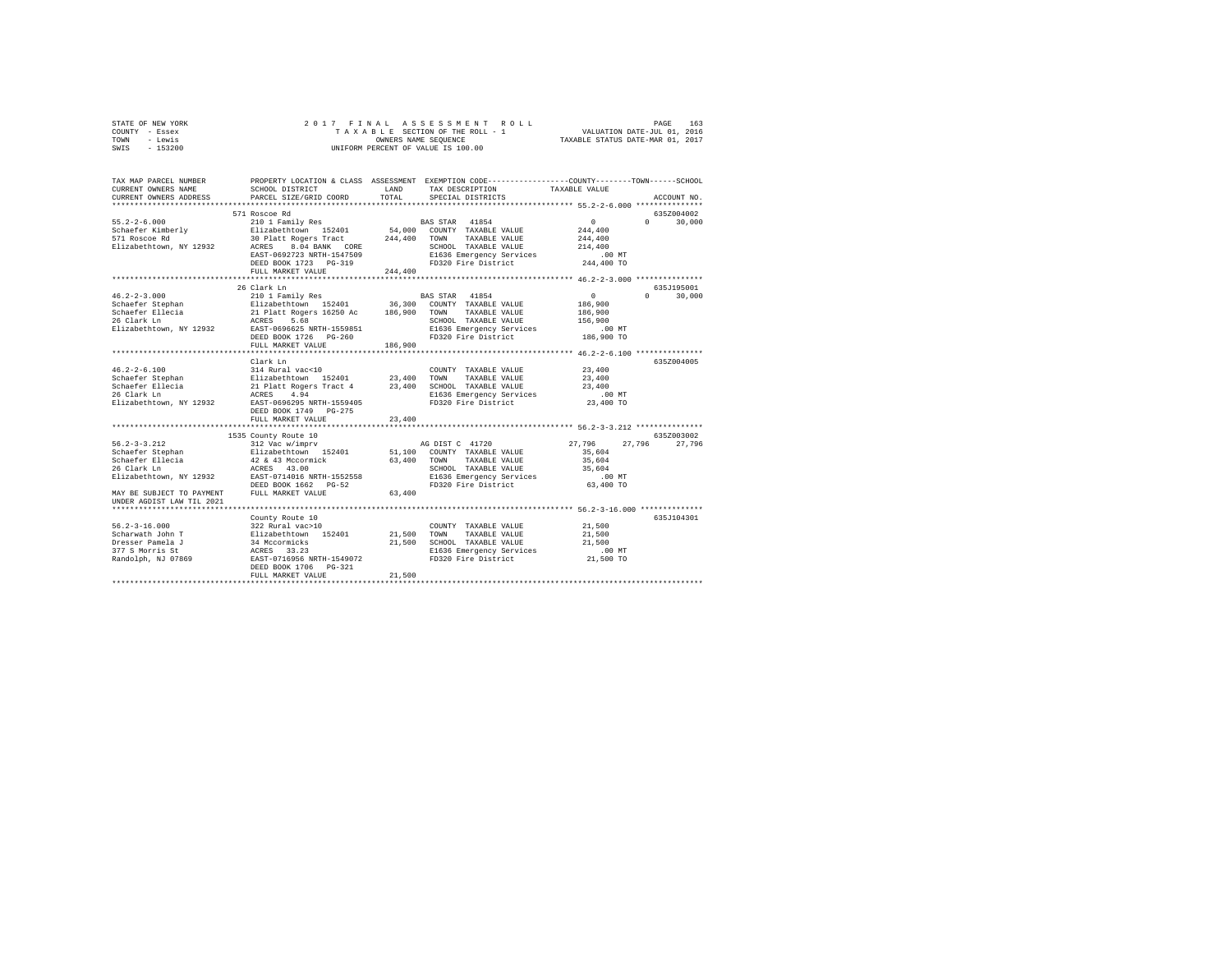STATE OF NEW YORK — 2017 FINAL ASSESSMENT ROLL
COUNTY - Essex — TAXABLE SECTION OF THE ROLL - 1 — VALUATION DATE-JUL 01, 2016
TOWN - Lewis — OWNERS NAME SEQUENCE — TAXABLE STATUS DATE-MAR 01, 2017
SWIS - 153200 — UNIFORM PERCENT OF VALUE IS 100.00

| TAX MAP PARCEL NUMBER / CURRENT OWNERS NAME / CURRENT OWNERS ADDRESS | PROPERTY LOCATION & CLASS / SCHOOL DISTRICT / PARCEL SIZE/GRID COORD | ASSESSMENT LAND / TOTAL | EXEMPTION CODE / TAX DESCRIPTION / SPECIAL DISTRICTS | COUNTY / TAXABLE VALUE | TOWN | SCHOOL / ACCOUNT NO. |
|---|---|---|---|---|---|---|
| **55.2-2-6.000** | 571 Roscoe Rd | | | | | 635Z004002 |
| 55.2-2-6.000 | 210 1 Family Res | | BAS STAR 41854 | 0 | 0 | 30,000 |
| Schaefer Kimberly | Elizabethtown 152401 | 54,000 | COUNTY TAXABLE VALUE | 244,400 | | |
| 571 Roscoe Rd | 30 Platt Rogers Tract | 244,400 | TOWN TAXABLE VALUE | 244,400 | | |
| Elizabethtown, NY 12932 | ACRES 8.04 BANK CORE | | SCHOOL TAXABLE VALUE | 214,400 | | |
| | EAST-0692723 NRTH-1547509 | | E1636 Emergency Services | .00 MT | | |
| | DEED BOOK 1723 PG-319 | | FD320 Fire District | 244,400 TO | | |
| | FULL MARKET VALUE | 244,400 | | | | |
| **46.2-2-3.000** | 26 Clark Ln | | | | | 635J195001 |
| 46.2-2-3.000 | 210 1 Family Res | | BAS STAR 41854 | 0 | 0 | 30,000 |
| Schaefer Stephan | Elizabethtown 152401 | 36,300 | COUNTY TAXABLE VALUE | 186,900 | | |
| Schaefer Ellecia | 21 Platt Rogers 16250 Ac | 186,900 | TOWN TAXABLE VALUE | 186,900 | | |
| 26 Clark Ln | ACRES 5.68 | | SCHOOL TAXABLE VALUE | 156,900 | | |
| Elizabethtown, NY 12932 | EAST-0696625 NRTH-1559851 | | E1636 Emergency Services | .00 MT | | |
| | DEED BOOK 1726 PG-260 | | FD320 Fire District | 186,900 TO | | |
| | FULL MARKET VALUE | 186,900 | | | | |
| **46.2-2-6.100** | Clark Ln | | | | | 635Z004005 |
| 46.2-2-6.100 | 314 Rural vac<10 | | COUNTY TAXABLE VALUE | 23,400 | | |
| Schaefer Stephan | Elizabethtown 152401 | 23,400 | TOWN TAXABLE VALUE | 23,400 | | |
| Schaefer Ellecia | 21 Platt Rogers Tract 4 | 23,400 | SCHOOL TAXABLE VALUE | 23,400 | | |
| 26 Clark Ln | ACRES 4.94 | | E1636 Emergency Services | .00 MT | | |
| Elizabethtown, NY 12932 | EAST-0696295 NRTH-1559405 | | FD320 Fire District | 23,400 TO | | |
| | DEED BOOK 1749 PG-275 | | | | | |
| | FULL MARKET VALUE | 23,400 | | | | |
| **56.2-3-3.212** | 1535 County Route 10 | | | | | 635Z003002 |
| 56.2-3-3.212 | 312 Vac w/imprv | | AG DIST C 41720 | 27,796 | 27,796 | 27,796 |
| Schaefer Stephan | Elizabethtown 152401 | 51,100 | COUNTY TAXABLE VALUE | 35,604 | | |
| Schaefer Ellecia | 42 & 43 Mccormick | 63,400 | TOWN TAXABLE VALUE | 35,604 | | |
| 26 Clark Ln | ACRES 43.00 | | SCHOOL TAXABLE VALUE | 35,604 | | |
| Elizabethtown, NY 12932 | EAST-0714016 NRTH-1552558 | | E1636 Emergency Services | .00 MT | | |
| | DEED BOOK 1662 PG-52 | | FD320 Fire District | 63,400 TO | | |
| MAY BE SUBJECT TO PAYMENT UNDER AGDIST LAW TIL 2021 | FULL MARKET VALUE | 63,400 | | | | |
| **56.2-3-16.000** | County Route 10 | | | | | 635J104301 |
| 56.2-3-16.000 | 322 Rural vac>10 | | COUNTY TAXABLE VALUE | 21,500 | | |
| Scharwath John T | Elizabethtown 152401 | 21,500 | TOWN TAXABLE VALUE | 21,500 | | |
| Dresser Pamela J | 34 Mccormicks | 21,500 | SCHOOL TAXABLE VALUE | 21,500 | | |
| 377 S Morris St | ACRES 33.23 | | E1636 Emergency Services | .00 MT | | |
| Randolph, NJ 07869 | EAST-0716956 NRTH-1549072 | | FD320 Fire District | 21,500 TO | | |
| | DEED BOOK 1706 PG-321 | | | | | |
| | FULL MARKET VALUE | 21,500 | | | | |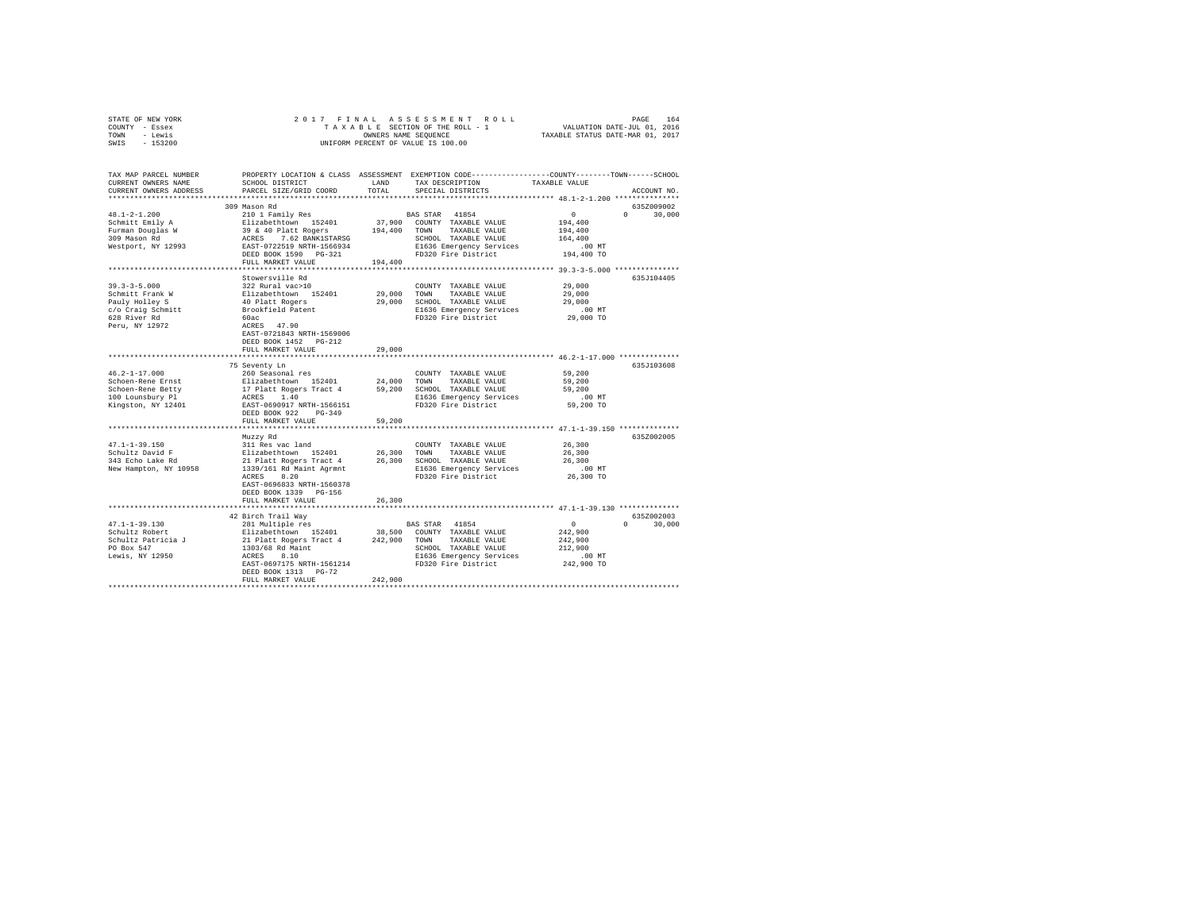STATE OF NEW YORK
COUNTY - Essex
TOWN - Lewis
SWIS - 153200

2 0 1 7 F I N A L A S S E S S M E N T R O L L
T A X A B L E SECTION OF THE ROLL - 1
OWNERS NAME SEQUENCE
UNIFORM PERCENT OF VALUE IS 100.00

VALUATION DATE-JUL 01, 2016
TAXABLE STATUS DATE-MAR 01, 2017

| TAX MAP PARCEL NUMBER<br>CURRENT OWNERS NAME<br>CURRENT OWNERS ADDRESS | PROPERTY LOCATION & CLASS<br>SCHOOL DISTRICT<br>PARCEL SIZE/GRID COORD | ASSESSMENT<br>LAND<br>TOTAL | EXEMPTION CODE / TAX DESCRIPTION / SPECIAL DISTRICTS | COUNTY / TOWN / SCHOOL<br>TAXABLE VALUE | ACCOUNT NO. |
|---|---|---|---|---|---|
| **48.1-2-1.200** | 309 Mason Rd | | | | 635Z009002 |
| 48.1-2-1.200 | 210 1 Family Res | | BAS STAR 41854 | 0 0 30,000 | |
| Schmitt Emily A | Elizabethtown 152401 | 37,900 | COUNTY TAXABLE VALUE | 194,400 | |
| Furman Douglas W | 39 & 40 Platt Rogers | 194,400 | TOWN TAXABLE VALUE | 194,400 | |
| 309 Mason Rd | ACRES 7.62 BANK1STARSG | | SCHOOL TAXABLE VALUE | 164,400 | |
| Westport, NY 12993 | EAST-0722519 NRTH-1566934 | | E1636 Emergency Services | .00 MT | |
| | DEED BOOK 1590 PG-321 | | FD320 Fire District | 194,400 TO | |
| | FULL MARKET VALUE | 194,400 | | | |
| **39.3-3-5.000** | Stowersville Rd | | | | 635J104405 |
| 39.3-3-5.000 | 322 Rural vac>10 | | COUNTY TAXABLE VALUE | 29,000 | |
| Schmitt Frank W | Elizabethtown 152401 | 29,000 | TOWN TAXABLE VALUE | 29,000 | |
| Pauly Holley S | 40 Platt Rogers | 29,000 | SCHOOL TAXABLE VALUE | 29,000 | |
| c/o Craig Schmitt | Brookfield Patent | | E1636 Emergency Services | .00 MT | |
| 628 River Rd | 60ac | | FD320 Fire District | 29,000 TO | |
| Peru, NY 12972 | ACRES 47.90 | | | | |
| | EAST-0721843 NRTH-1569006 | | | | |
| | DEED BOOK 1452 PG-212 | | | | |
| | FULL MARKET VALUE | 29,000 | | | |
| **46.2-1-17.000** | 75 Seventy Ln | | | | 635J103608 |
| 46.2-1-17.000 | 260 Seasonal res | | COUNTY TAXABLE VALUE | 59,200 | |
| Schoen-Rene Ernst | Elizabethtown 152401 | 24,000 | TOWN TAXABLE VALUE | 59,200 | |
| Schoen-Rene Betty | 17 Platt Rogers Tract 4 | 59,200 | SCHOOL TAXABLE VALUE | 59,200 | |
| 100 Lounsbury Pl | ACRES 1.40 | | E1636 Emergency Services | .00 MT | |
| Kingston, NY 12401 | EAST-0690917 NRTH-1566151 | | FD320 Fire District | 59,200 TO | |
| | DEED BOOK 922 PG-349 | | | | |
| | FULL MARKET VALUE | 59,200 | | | |
| **47.1-1-39.150** | Muzzy Rd | | | | 635Z002005 |
| 47.1-1-39.150 | 311 Res vac land | | COUNTY TAXABLE VALUE | 26,300 | |
| Schultz David F | Elizabethtown 152401 | 26,300 | TOWN TAXABLE VALUE | 26,300 | |
| 343 Echo Lake Rd | 21 Platt Rogers Tract 4 | 26,300 | SCHOOL TAXABLE VALUE | 26,300 | |
| New Hampton, NY 10958 | 1339/161 Rd Maint Agrmnt | | E1636 Emergency Services | .00 MT | |
| | ACRES 8.20 | | FD320 Fire District | 26,300 TO | |
| | EAST-0696833 NRTH-1560378 | | | | |
| | DEED BOOK 1339 PG-156 | | | | |
| | FULL MARKET VALUE | 26,300 | | | |
| **47.1-1-39.130** | 42 Birch Trail Way | | | | 635Z002003 |
| 47.1-1-39.130 | 281 Multiple res | | BAS STAR 41854 | 0 0 30,000 | |
| Schultz Robert | Elizabethtown 152401 | 38,500 | COUNTY TAXABLE VALUE | 242,900 | |
| Schultz Patricia J | 21 Platt Rogers Tract 4 | 242,900 | TOWN TAXABLE VALUE | 242,900 | |
| PO Box 547 | 1303/68 Rd Maint | | SCHOOL TAXABLE VALUE | 212,900 | |
| Lewis, NY 12950 | ACRES 8.10 | | E1636 Emergency Services | .00 MT | |
| | EAST-0697175 NRTH-1561214 | | FD320 Fire District | 242,900 TO | |
| | DEED BOOK 1313 PG-72 | | | | |
| | FULL MARKET VALUE | 242,900 | | | |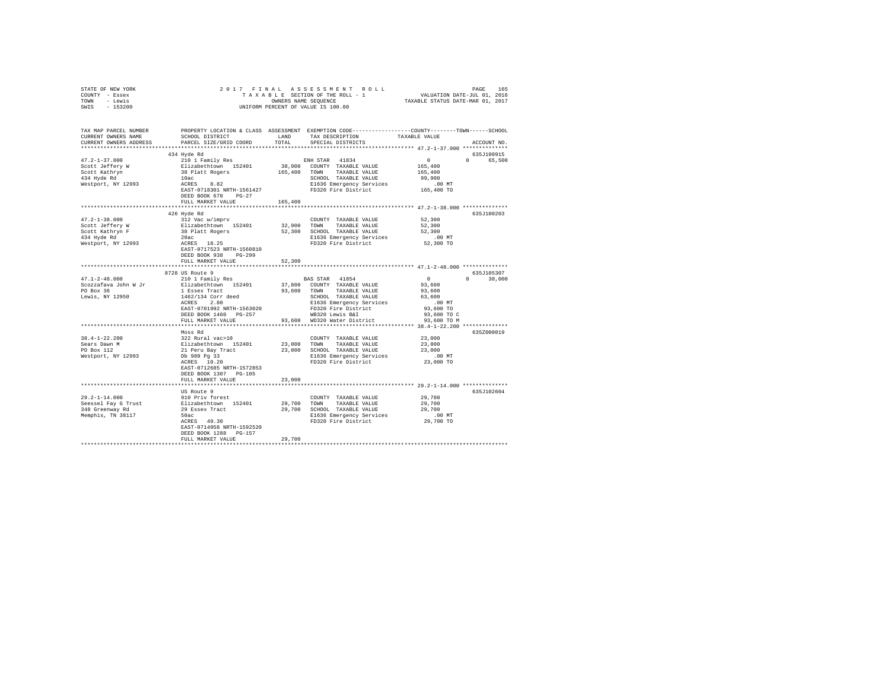STATE OF NEW YORK | 2017 FINAL ASSESSMENT ROLL | VALUATION DATE-JUL 01, 2016
COUNTY - Essex | TAXABLE SECTION OF THE ROLL - 1 | TAXABLE STATUS DATE-MAR 01, 2017
TOWN - Lewis | OWNERS NAME SEQUENCE
SWIS - 153200 | UNIFORM PERCENT OF VALUE IS 100.00

| TAX MAP PARCEL NUMBER / CURRENT OWNERS NAME / CURRENT OWNERS ADDRESS | PROPERTY LOCATION & CLASS / SCHOOL DISTRICT / PARCEL SIZE/GRID COORD | ASSESSMENT LAND / TOTAL | EXEMPTION CODE / TAX DESCRIPTION / SPECIAL DISTRICTS | COUNTY | TOWN | SCHOOL | ACCOUNT NO. |
|---|---|---|---|---|---|---|---|
| | 434 Hyde Rd | | | | | | 635J100915 |
| 47.2-1-37.000 | 210 1 Family Res | | ENH STAR 41834 | 0 | 0 | 65,500 | |
| Scott Jeffery W | Elizabethtown 152401 | 38,900 | COUNTY TAXABLE VALUE | 165,400 | | | |
| Scott Kathryn | 38 Platt Rogers | 165,400 | TOWN TAXABLE VALUE | 165,400 | | | |
| 434 Hyde Rd | 10ac | | SCHOOL TAXABLE VALUE | 99,900 | | | |
| Westport, NY 12993 | ACRES 8.82 | | E1636 Emergency Services | .00 MT | | | |
| | EAST-0718301 NRTH-1561427 | | FD320 Fire District | 165,400 TO | | | |
| | DEED BOOK 670 PG-27 | | | | | | |
| | FULL MARKET VALUE | 165,400 | | | | | |
| | 426 Hyde Rd | | | | | | 635J100203 |
| 47.2-1-38.000 | 312 Vac w/imprv | | COUNTY TAXABLE VALUE | 52,300 | | | |
| Scott Jeffery W | Elizabethtown 152401 | 32,900 | TOWN TAXABLE VALUE | 52,300 | | | |
| Scott Kathryn F | 38 Platt Rogers | 52,300 | SCHOOL TAXABLE VALUE | 52,300 | | | |
| 434 Hyde Rd | 20ac | | E1636 Emergency Services | .00 MT | | | |
| Westport, NY 12993 | ACRES 18.25 | | FD320 Fire District | 52,300 TO | | | |
| | EAST-0717523 NRTH-1560810 | | | | | | |
| | DEED BOOK 938 PG-299 | | | | | | |
| | FULL MARKET VALUE | 52,300 | | | | | |
| | 8728 US Route 9 | | | | | | 635J105307 |
| 47.1-2-48.000 | 210 1 Family Res | | BAS STAR 41854 | 0 | 0 | 30,000 | |
| Scozzafava John W Jr | Elizabethtown 152401 | 37,800 | COUNTY TAXABLE VALUE | 93,600 | | | |
| PO Box 36 | 1 Essex Tract | 93,600 | TOWN TAXABLE VALUE | 93,600 | | | |
| Lewis, NY 12950 | 1462/134 Corr deed | | SCHOOL TAXABLE VALUE | 63,600 | | | |
| | ACRES 2.80 | | E1636 Emergency Services | .00 MT | | | |
| | EAST-0701992 NRTH-1563020 | | FD320 Fire District | 93,600 TO | | | |
| | DEED BOOK 1460 PG-257 | | WB320 Lewis B&I | 93,600 TO C | | | |
| | FULL MARKET VALUE | 93,600 | WD320 Water District | 93,600 TO M | | | |
| | Moss Rd | | | | | | 635Z000019 |
| 38.4-1-22.200 | 322 Rural vac>10 | | COUNTY TAXABLE VALUE | 23,000 | | | |
| Sears Dawn M | Elizabethtown 152401 | 23,000 | TOWN TAXABLE VALUE | 23,000 | | | |
| PO Box 112 | 21 Peru Bay Tract | 23,000 | SCHOOL TAXABLE VALUE | 23,000 | | | |
| Westport, NY 12993 | Db 909 Pg 33 | | E1636 Emergency Services | .00 MT | | | |
| | ACRES 10.20 | | FD320 Fire District | 23,000 TO | | | |
| | EAST-0712685 NRTH-1572853 | | | | | | |
| | DEED BOOK 1307 PG-105 | | | | | | |
| | FULL MARKET VALUE | 23,000 | | | | | |
| | US Route 9 | | | | | | 635J102604 |
| 29.2-1-14.000 | 910 Priv forest | | COUNTY TAXABLE VALUE | 29,700 | | | |
| Seessel Fay G Trust | Elizabethtown 152401 | 29,700 | TOWN TAXABLE VALUE | 29,700 | | | |
| 348 Greenway Rd | 29 Essex Tract | 29,700 | SCHOOL TAXABLE VALUE | 29,700 | | | |
| Memphis, TN 38117 | 50ac | | E1636 Emergency Services | .00 MT | | | |
| | ACRES 49.30 | | FD320 Fire District | 29,700 TO | | | |
| | EAST-0714958 NRTH-1592520 | | | | | | |
| | DEED BOOK 1288 PG-157 | | | | | | |
| | FULL MARKET VALUE | 29,700 | | | | | |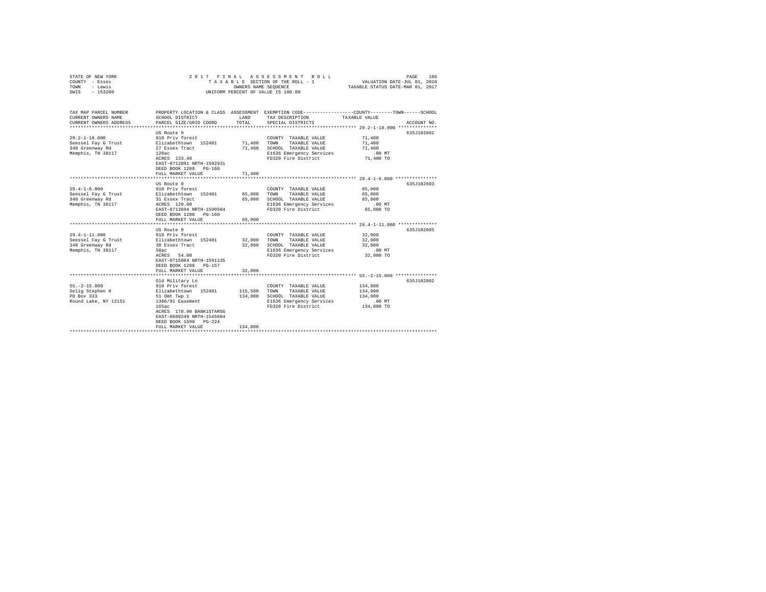STATE OF NEW YORK | 2 0 1 7 F I N A L A S S E S S M E N T R O L L
COUNTY - Essex | T A X A B L E SECTION OF THE ROLL - 1 | VALUATION DATE-JUL 01, 2016
TOWN - Lewis | OWNERS NAME SEQUENCE | TAXABLE STATUS DATE-MAR 01, 2017
SWIS - 153200 | UNIFORM PERCENT OF VALUE IS 100.00

| TAX MAP PARCEL NUMBER / CURRENT OWNERS NAME / CURRENT OWNERS ADDRESS | PROPERTY LOCATION & CLASS / SCHOOL DISTRICT / PARCEL SIZE/GRID COORD | ASSESSMENT LAND / TOTAL | EXEMPTION CODE / TAX DESCRIPTION / SPECIAL DISTRICTS | COUNTY--------TOWN------SCHOOL TAXABLE VALUE | ACCOUNT NO. |
|---|---|---|---|---|---|
| 29.2-1-18.000 | US Route 9 | | | | 635J102602 |
| | 910 Priv forest | | COUNTY TAXABLE VALUE | 71,400 | |
| Seessel Fay G Trust | Elizabethtown 152401 | 71,400 | TOWN TAXABLE VALUE | 71,400 | |
| 348 Greenway Rd | 27 Essex Tract | 71,400 | SCHOOL TAXABLE VALUE | 71,400 | |
| Memphis, TN 38117 | 120ac | | E1636 Emergency Services | .00 MT | |
| | ACRES 133.40 | | FD320 Fire District | 71,400 TO | |
| | EAST-0712891 NRTH-1592931 | | | | |
| | DEED BOOK 1288 PG-160 | | | | |
| | FULL MARKET VALUE | 71,400 | | | |
| 29.4-1-6.000 | US Route 9 | | | | 635J102603 |
| | 910 Priv forest | | COUNTY TAXABLE VALUE | 65,000 | |
| Seessel Fay G Trust | Elizabethtown 152401 | 65,000 | TOWN TAXABLE VALUE | 65,000 | |
| 348 Greenway Rd | 31 Essex Tract | 65,000 | SCHOOL TAXABLE VALUE | 65,000 | |
| Memphis, TN 38117 | ACRES 120.00 | | E1636 Emergency Services | .00 MT | |
| | EAST-0713694 NRTH-1590504 | | FD320 Fire District | 65,000 TO | |
| | DEED BOOK 1288 PG-160 | | | | |
| | FULL MARKET VALUE | 65,000 | | | |
| 29.4-1-11.000 | US Route 9 | | | | 635J102605 |
| | 910 Priv forest | | COUNTY TAXABLE VALUE | 32,000 | |
| Seessel Fay G Trust | Elizabethtown 152401 | 32,000 | TOWN TAXABLE VALUE | 32,000 | |
| 348 Greenway Rd | 30 Essex Tract | 32,000 | SCHOOL TAXABLE VALUE | 32,000 | |
| Memphis, TN 38117 | 50ac | | E1636 Emergency Services | .00 MT | |
| | ACRES 54.00 | | FD320 Fire District | 32,000 TO | |
| | EAST-0715084 NRTH-1591135 | | | | |
| | DEED BOOK 1288 PG-157 | | | | |
| | FULL MARKET VALUE | 32,000 | | | |
| 55.-2-15.000 | Old Military Ln | | | | 635J102802 |
| | 910 Priv forest | | COUNTY TAXABLE VALUE | 134,000 | |
| Selig Stephen H | Elizabethtown 152401 | 115,500 | TOWN TAXABLE VALUE | 134,000 | |
| PO Box 333 | 51 Omt Twp 1 | 134,000 | SCHOOL TAXABLE VALUE | 134,000 | |
| Round Lake, NY 12151 | 1386/91 Easement | | E1636 Emergency Services | .00 MT | |
| | 165ac | | FD320 Fire District | 134,000 TO | |
| | ACRES 178.90 BANK1STARSG | | | | |
| | EAST-0680249 NRTH-1545604 | | | | |
| | DEED BOOK 1690 PG-224 | | | | |
| | FULL MARKET VALUE | 134,000 | | | |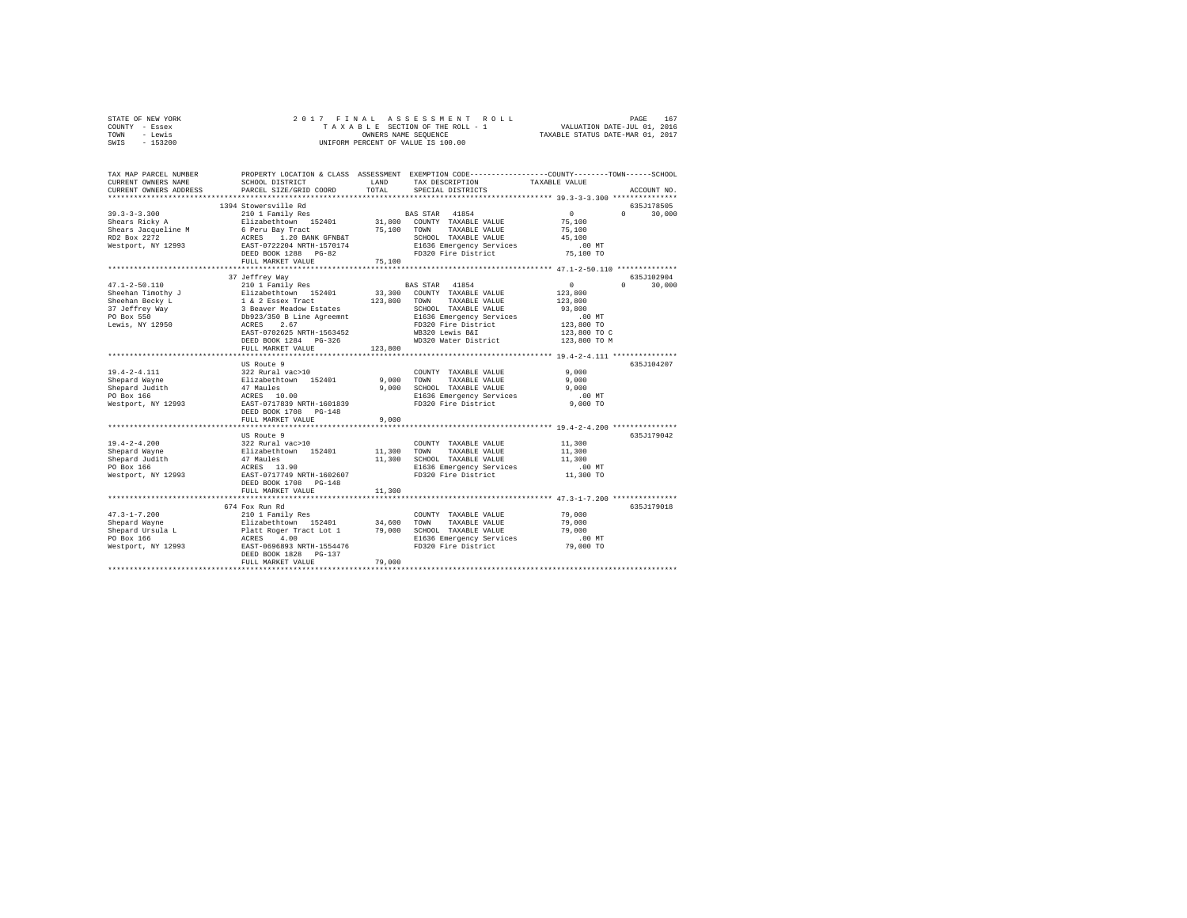STATE OF NEW YORK — 2017 FINAL ASSESSMENT ROLL — TAXABLE SECTION OF THE ROLL - 1
COUNTY - Essex — OWNERS NAME SEQUENCE — VALUATION DATE-JUL 01, 2016
TOWN - Lewis — UNIFORM PERCENT OF VALUE IS 100.00 — TAXABLE STATUS DATE-MAR 01, 2017
SWIS - 153200

| TAX MAP PARCEL NUMBER / CURRENT OWNERS NAME / CURRENT OWNERS ADDRESS | PROPERTY LOCATION & CLASS / SCHOOL DISTRICT / PARCEL SIZE/GRID COORD | ASSESSMENT LAND | ASSESSMENT TOTAL | EXEMPTION CODE / TAX DESCRIPTION / SPECIAL DISTRICTS | COUNTY TAXABLE VALUE | TOWN | SCHOOL | ACCOUNT NO. |
|---|---|---|---|---|---|---|---|---|
| 39.3-3-3.300 | 1394 Stowersville Rd | | | | | | | 635J178505 |
| | 210 1 Family Res | | | BAS STAR 41854 | 0 | 0 | 30,000 | |
| Shears Ricky A | Elizabethtown 152401 | 31,800 | | COUNTY TAXABLE VALUE | 75,100 | | | |
| Shears Jacqueline M | 6 Peru Bay Tract | | 75,100 | TOWN TAXABLE VALUE | 75,100 | | | |
| RD2 Box 2272 | ACRES 1.20 BANK GFNB&T | | | SCHOOL TAXABLE VALUE | 45,100 | | | |
| Westport, NY 12993 | EAST-0722204 NRTH-1570174 | | | E1636 Emergency Services | .00 MT | | | |
| | DEED BOOK 1288 PG-82 | | | FD320 Fire District | 75,100 TO | | | |
| | FULL MARKET VALUE | | 75,100 | | | | | |
| 47.1-2-50.110 | 37 Jeffrey Way | | | | | | | 635J102904 |
| | 210 1 Family Res | | | BAS STAR 41854 | 0 | 0 | 30,000 | |
| Sheehan Timothy J | Elizabethtown 152401 | 33,300 | | COUNTY TAXABLE VALUE | 123,800 | | | |
| Sheehan Becky L | 1 & 2 Essex Tract | | 123,800 | TOWN TAXABLE VALUE | 123,800 | | | |
| 37 Jeffrey Way | 3 Beaver Meadow Estates | | | SCHOOL TAXABLE VALUE | 93,800 | | | |
| PO Box 550 | Db923/350 B Line Agreemnt | | | E1636 Emergency Services | .00 MT | | | |
| Lewis, NY 12950 | ACRES 2.67 | | | FD320 Fire District | 123,800 TO | | | |
| | EAST-0702625 NRTH-1563452 | | | WB320 Lewis B&I | 123,800 TO C | | | |
| | DEED BOOK 1284 PG-326 | | | WD320 Water District | 123,800 TO M | | | |
| | FULL MARKET VALUE | | 123,800 | | | | | |
| 19.4-2-4.111 | US Route 9 | | | | | | | 635J104207 |
| | 322 Rural vac>10 | | | COUNTY TAXABLE VALUE | 9,000 | | | |
| Shepard Wayne | Elizabethtown 152401 | 9,000 | | TOWN TAXABLE VALUE | 9,000 | | | |
| Shepard Judith | 47 Maules | | 9,000 | SCHOOL TAXABLE VALUE | 9,000 | | | |
| PO Box 166 | ACRES 10.00 | | | E1636 Emergency Services | .00 MT | | | |
| Westport, NY 12993 | EAST-0717839 NRTH-1601839 | | | FD320 Fire District | 9,000 TO | | | |
| | DEED BOOK 1708 PG-148 | | | | | | | |
| | FULL MARKET VALUE | | 9,000 | | | | | |
| 19.4-2-4.200 | US Route 9 | | | | | | | 635J179042 |
| | 322 Rural vac>10 | | | COUNTY TAXABLE VALUE | 11,300 | | | |
| Shepard Wayne | Elizabethtown 152401 | 11,300 | | TOWN TAXABLE VALUE | 11,300 | | | |
| Shepard Judith | 47 Maules | | 11,300 | SCHOOL TAXABLE VALUE | 11,300 | | | |
| PO Box 166 | ACRES 13.90 | | | E1636 Emergency Services | .00 MT | | | |
| Westport, NY 12993 | EAST-0717749 NRTH-1602607 | | | FD320 Fire District | 11,300 TO | | | |
| | DEED BOOK 1708 PG-148 | | | | | | | |
| | FULL MARKET VALUE | | 11,300 | | | | | |
| 47.3-1-7.200 | 674 Fox Run Rd | | | | | | | 635J179018 |
| | 210 1 Family Res | | | COUNTY TAXABLE VALUE | 79,000 | | | |
| Shepard Wayne | Elizabethtown 152401 | 34,600 | | TOWN TAXABLE VALUE | 79,000 | | | |
| Shepard Ursula L | Platt Roger Tract Lot 1 | | 79,000 | SCHOOL TAXABLE VALUE | 79,000 | | | |
| PO Box 166 | ACRES 4.00 | | | E1636 Emergency Services | .00 MT | | | |
| Westport, NY 12993 | EAST-0696893 NRTH-1554476 | | | FD320 Fire District | 79,000 TO | | | |
| | DEED BOOK 1828 PG-137 | | | | | | | |
| | FULL MARKET VALUE | | 79,000 | | | | | |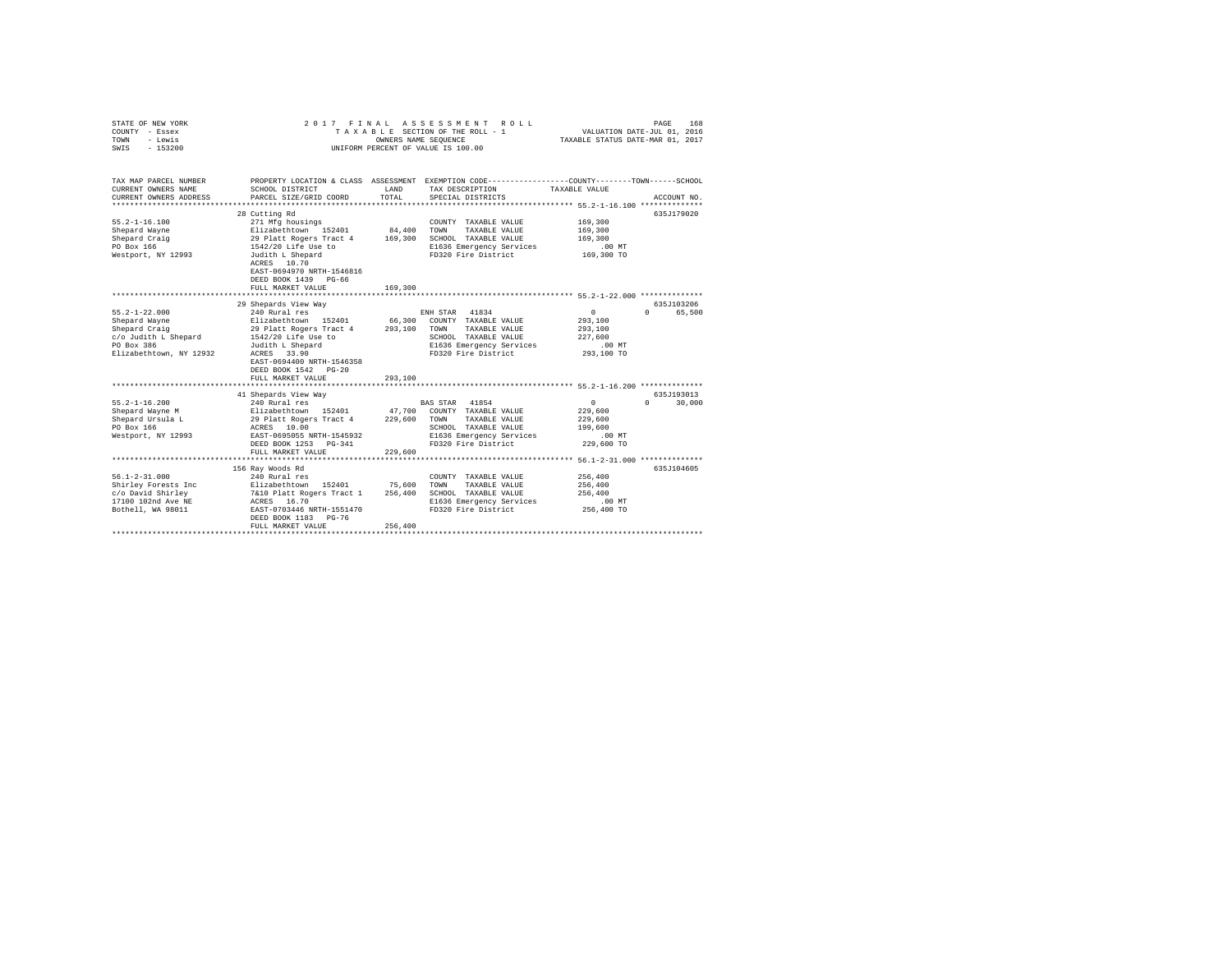STATE OF NEW YORK 2017 FINAL ASSESSMENT ROLL
COUNTY - Essex TAXABLE SECTION OF THE ROLL - 1 VALUATION DATE-JUL 01, 2016
TOWN - Lewis OWNERS NAME SEQUENCE TAXABLE STATUS DATE-MAR 01, 2017
SWIS - 153200 UNIFORM PERCENT OF VALUE IS 100.00

```
TAX MAP PARCEL NUMBER          PROPERTY LOCATION & CLASS  ASSESSMENT  EXEMPTION CODE-----------------COUNTY--------TOWN------SCHOOL
CURRENT OWNERS NAME            SCHOOL DISTRICT               LAND      TAX DESCRIPTION              TAXABLE VALUE
CURRENT OWNERS ADDRESS         PARCEL SIZE/GRID COORD        TOTAL     SPECIAL DISTRICTS                                 ACCOUNT NO.
******************************************************************************************************* 55.2-1-16.100 **************
                              28 Cutting Rd                                                                          635J179020
55.2-1-16.100                  271 Mfg housings                        COUNTY  TAXABLE VALUE          169,300
Shepard Wayne                  Elizabethtown  152401        84,400     TOWN    TAXABLE VALUE          169,300
Shepard Craig                  29 Platt Rogers Tract 4     169,300     SCHOOL  TAXABLE VALUE          169,300
PO Box 166                     1542/20 Life Use to                     E1636 Emergency Services            .00 MT
Westport, NY 12993             Judith L Shepard                        FD320 Fire District             169,300 TO
                               ACRES   10.70
                               EAST-0694970 NRTH-1546816
                               DEED BOOK 1439   PG-66
                               FULL MARKET VALUE           169,300
******************************************************************************************************* 55.2-1-22.000 **************
                              29 Shepards View Way                                                                   635J103206
55.2-1-22.000                  240 Rural res                           ENH STAR  41834                      0          0     65,500
Shepard Wayne                  Elizabethtown  152401        66,300     COUNTY  TAXABLE VALUE          293,100
Shepard Craig                  29 Platt Rogers Tract 4     293,100     TOWN    TAXABLE VALUE          293,100
c/o Judith L Shepard           1542/20 Life Use to                     SCHOOL  TAXABLE VALUE          227,600
PO Box 386                     Judith L Shepard                        E1636 Emergency Services            .00 MT
Elizabethtown, NY 12932        ACRES   33.90                           FD320 Fire District             293,100 TO
                               EAST-0694400 NRTH-1546358
                               DEED BOOK 1542   PG-20
                               FULL MARKET VALUE           293,100
******************************************************************************************************* 55.2-1-16.200 **************
                              41 Shepards View Way                                                                   635J193013
55.2-1-16.200                  240 Rural res                           BAS STAR  41854                      0          0     30,000
Shepard Wayne M                Elizabethtown  152401        47,700     COUNTY  TAXABLE VALUE          229,600
Shepard Ursula L               29 Platt Rogers Tract 4     229,600     TOWN    TAXABLE VALUE          229,600
PO Box 166                     ACRES   10.00                           SCHOOL  TAXABLE VALUE          199,600
Westport, NY 12993             EAST-0695055 NRTH-1545932               E1636 Emergency Services            .00 MT
                               DEED BOOK 1253   PG-341                 FD320 Fire District             229,600 TO
                               FULL MARKET VALUE           229,600
******************************************************************************************************* 56.1-2-31.000 **************
                              156 Ray Woods Rd                                                                       635J104605
56.1-2-31.000                  240 Rural res                           COUNTY  TAXABLE VALUE          256,400
Shirley Forests Inc            Elizabethtown  152401        75,600     TOWN    TAXABLE VALUE          256,400
c/o David Shirley              7&10 Platt Rogers Tract 1   256,400     SCHOOL  TAXABLE VALUE          256,400
17100 102nd Ave NE             ACRES   16.70                           E1636 Emergency Services            .00 MT
Bothell, WA 98011              EAST-0703446 NRTH-1551470               FD320 Fire District             256,400 TO
                               DEED BOOK 1183   PG-76
                               FULL MARKET VALUE           256,400
************************************************************************************************************************************
```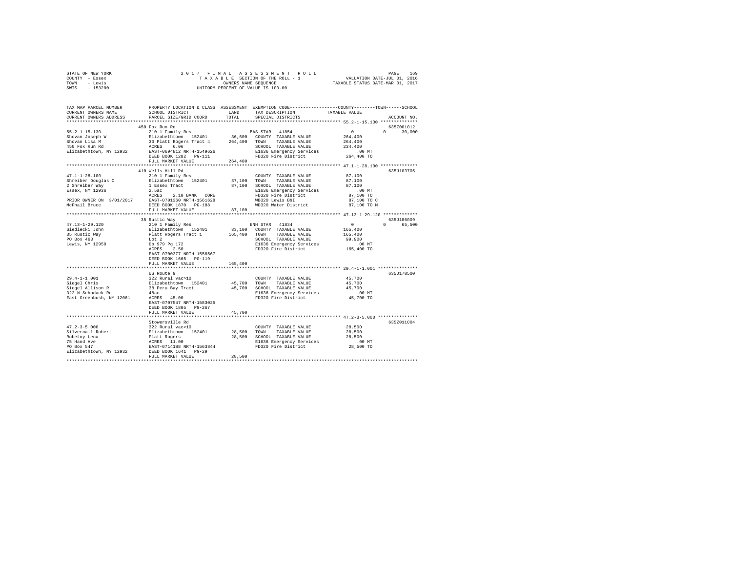STATE OF NEW YORK
COUNTY - Essex
TOWN - Lewis
SWIS - 153200

2017 FINAL ASSESSMENT ROLL
TAXABLE SECTION OF THE ROLL - 1
OWNERS NAME SEQUENCE
UNIFORM PERCENT OF VALUE IS 100.00

VALUATION DATE-JUL 01, 2016
TAXABLE STATUS DATE-MAR 01, 2017

| TAX MAP PARCEL NUMBER / CURRENT OWNERS NAME / CURRENT OWNERS ADDRESS | PROPERTY LOCATION & CLASS / SCHOOL DISTRICT / PARCEL SIZE/GRID COORD | ASSESSMENT LAND / TOTAL | EXEMPTION CODE / TAX DESCRIPTION / SPECIAL DISTRICTS | COUNTY / TOWN / SCHOOL TAXABLE VALUE | ACCOUNT NO. |
|---|---|---|---|---|---|
| **55.2-1-15.130** | 450 Fox Run Rd | | | | 635Z001012 |
| 55.2-1-15.130 | 210 1 Family Res | | BAS STAR 41854 | 0 0 30,000 | |
| Shovan Joseph W | Elizabethtown 152401 | 36,600 | COUNTY TAXABLE VALUE | 264,400 | |
| Shovan Lisa M | 30 Platt Rogers Tract 4 | 264,400 | TOWN TAXABLE VALUE | 264,400 | |
| 450 Fox Run Rd | ACRES 6.06 | | SCHOOL TAXABLE VALUE | 234,400 | |
| Elizabethtown, NY 12932 | EAST-0694812 NRTH-1549626 | | E1636 Emergency Services | .00 MT | |
| | DEED BOOK 1282 PG-111 | | FD320 Fire District | 264,400 TO | |
| | FULL MARKET VALUE | 264,400 | | | |
| **47.1-1-28.100** | 410 Wells Hill Rd | | | | 635J103705 |
| 47.1-1-28.100 | 210 1 Family Res | | COUNTY TAXABLE VALUE | 87,100 | |
| Shreiber Douglas C | Elizabethtown 152401 | 37,100 | TOWN TAXABLE VALUE | 87,100 | |
| 2 Shreiber Way | 1 Essex Tract | 87,100 | SCHOOL TAXABLE VALUE | 87,100 | |
| Essex, NY 12936 | 2.5ac | | E1636 Emergency Services | .00 MT | |
| | ACRES 2.10 BANK CORE | | FD320 Fire District | 87,100 TO | |
| PRIOR OWNER ON 3/01/2017 | EAST-0701360 NRTH-1561628 | | WB320 Lewis B&I | 87,100 TO C | |
| McPhail Bruce | DEED BOOK 1870 PG-188 | | WD320 Water District | 87,100 TO M | |
| | FULL MARKET VALUE | 87,100 | | | |
| **47.13-1-29.120** | 35 Rustic Way | | | | 635J186009 |
| 47.13-1-29.120 | 210 1 Family Res | | ENH STAR 41834 | 0 0 65,500 | |
| Siedlecki John | Elizabethtown 152401 | 33,100 | COUNTY TAXABLE VALUE | 165,400 | |
| 35 Rustic Way | Platt Rogers Tract 1 | 165,400 | TOWN TAXABLE VALUE | 165,400 | |
| PO Box 463 | Lot 2 | | SCHOOL TAXABLE VALUE | 99,900 | |
| Lewis, NY 12950 | Db 979 Pg 172 | | E1636 Emergency Services | .00 MT | |
| | ACRES 2.50 | | FD320 Fire District | 165,400 TO | |
| | EAST-0700377 NRTH-1556567 | | | | |
| | DEED BOOK 1665 PG-119 | | | | |
| | FULL MARKET VALUE | 165,400 | | | |
| **29.4-1-1.001** | US Route 9 | | | | 635J178500 |
| 29.4-1-1.001 | 322 Rural vac>10 | | COUNTY TAXABLE VALUE | 45,700 | |
| Siegel Chris | Elizabethtown 152401 | 45,700 | TOWN TAXABLE VALUE | 45,700 | |
| Siegel Allison R | 38 Peru Bay Tract | 45,700 | SCHOOL TAXABLE VALUE | 45,700 | |
| 322 N Schodack Rd | 48ac | | E1636 Emergency Services | .00 MT | |
| East Greenbush, NY 12061 | ACRES 45.00 | | FD320 Fire District | 45,700 TO | |
| | EAST-0707547 NRTH-1583025 | | | | |
| | DEED BOOK 1805 PG-267 | | | | |
| | FULL MARKET VALUE | 45,700 | | | |
| **47.2-3-5.000** | Stowersville Rd | | | | 635Z011004 |
| 47.2-3-5.000 | 322 Rural vac>10 | | COUNTY TAXABLE VALUE | 28,500 | |
| Silvernail Robert | Elizabethtown 152401 | 28,500 | TOWN TAXABLE VALUE | 28,500 | |
| Robetoy Lena | Platt Rogers | 28,500 | SCHOOL TAXABLE VALUE | 28,500 | |
| 75 Hand Ave | ACRES 11.00 | | E1636 Emergency Services | .00 MT | |
| PO Box 547 | EAST-0714188 NRTH-1563844 | | FD320 Fire District | 28,500 TO | |
| Elizabethtown, NY 12932 | DEED BOOK 1641 PG-29 | | | | |
| | FULL MARKET VALUE | 28,500 | | | |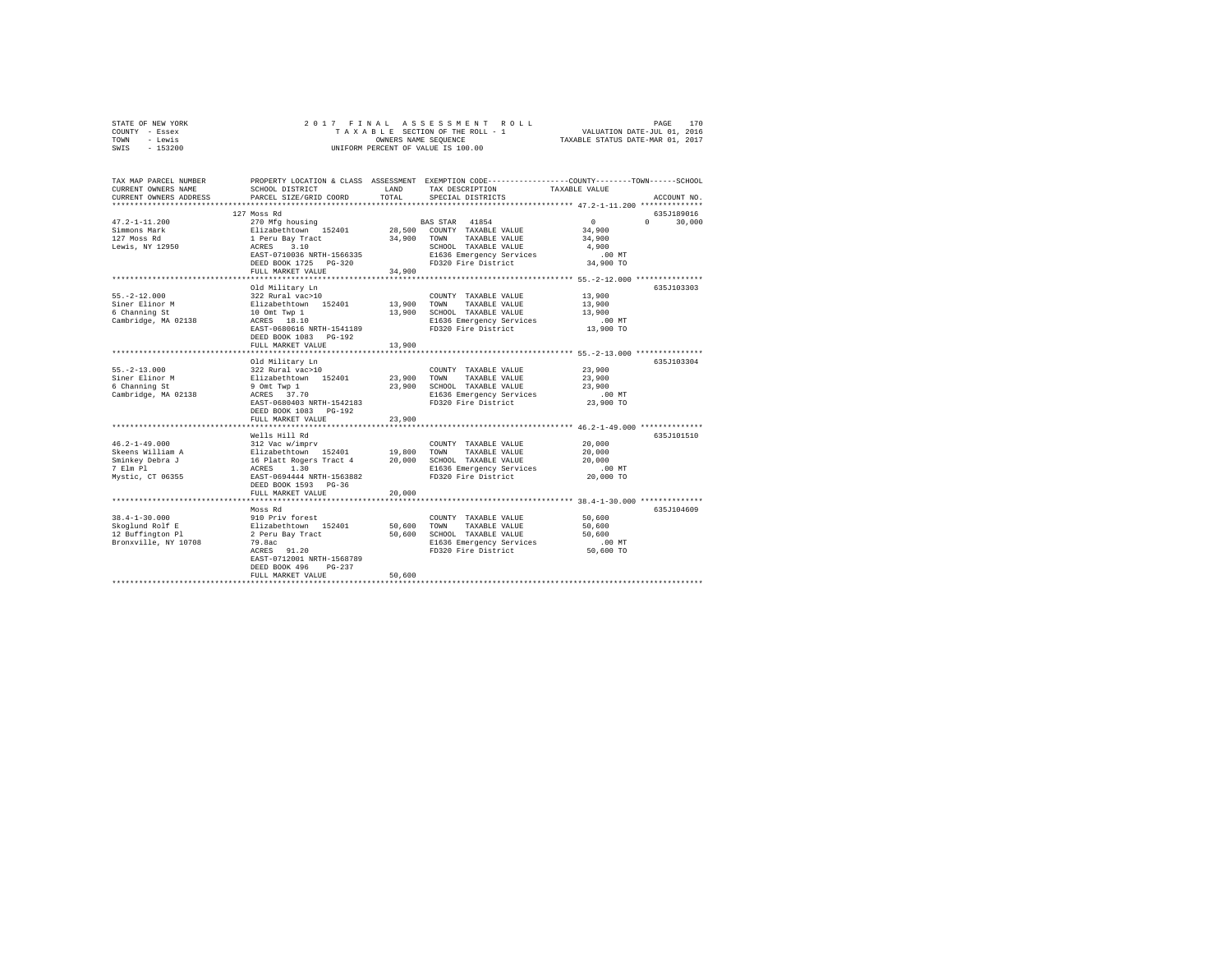STATE OF NEW YORK
COUNTY - Essex
TOWN - Lewis
SWIS - 153200

2017 FINAL ASSESSMENT ROLL
TAXABLE SECTION OF THE ROLL - 1
OWNERS NAME SEQUENCE
UNIFORM PERCENT OF VALUE IS 100.00

VALUATION DATE-JUL 01, 2016
TAXABLE STATUS DATE-MAR 01, 2017

| TAX MAP PARCEL NUMBER / CURRENT OWNERS NAME / CURRENT OWNERS ADDRESS | PROPERTY LOCATION & CLASS / SCHOOL DISTRICT / PARCEL SIZE/GRID COORD | ASSESSMENT LAND | TOTAL | EXEMPTION CODE / TAX DESCRIPTION / SPECIAL DISTRICTS | COUNTY / TOWN / SCHOOL TAXABLE VALUE | ACCOUNT NO. |
|---|---|---|---|---|---|---|
| **47.2-1-11.200** | 127 Moss Rd | | | | | 635J189016 |
| 47.2-1-11.200 | 270 Mfg housing | | | BAS STAR 41854 | 0 0 30,000 | |
| Simmons Mark | Elizabethtown 152401 | 28,500 | | COUNTY TAXABLE VALUE | 34,900 | |
| 127 Moss Rd | 1 Peru Bay Tract | | 34,900 | TOWN TAXABLE VALUE | 34,900 | |
| Lewis, NY 12950 | ACRES 3.10 | | | SCHOOL TAXABLE VALUE | 4,900 | |
| | EAST-0710036 NRTH-1566335 | | | E1636 Emergency Services | .00 MT | |
| | DEED BOOK 1725 PG-320 | | | FD320 Fire District | 34,900 TO | |
| | FULL MARKET VALUE | | 34,900 | | | |
| **55.-2-12.000** | Old Military Ln | | | | | 635J103303 |
| 55.-2-12.000 | 322 Rural vac>10 | | | COUNTY TAXABLE VALUE | 13,900 | |
| Siner Elinor M | Elizabethtown 152401 | 13,900 | | TOWN TAXABLE VALUE | 13,900 | |
| 6 Channing St | 10 Omt Twp 1 | | 13,900 | SCHOOL TAXABLE VALUE | 13,900 | |
| Cambridge, MA 02138 | ACRES 18.10 | | | E1636 Emergency Services | .00 MT | |
| | EAST-0680616 NRTH-1541189 | | | FD320 Fire District | 13,900 TO | |
| | DEED BOOK 1083 PG-192 | | | | | |
| | FULL MARKET VALUE | | 13,900 | | | |
| **55.-2-13.000** | Old Military Ln | | | | | 635J103304 |
| 55.-2-13.000 | 322 Rural vac>10 | | | COUNTY TAXABLE VALUE | 23,900 | |
| Siner Elinor M | Elizabethtown 152401 | 23,900 | | TOWN TAXABLE VALUE | 23,900 | |
| 6 Channing St | 9 Omt Twp 1 | | 23,900 | SCHOOL TAXABLE VALUE | 23,900 | |
| Cambridge, MA 02138 | ACRES 37.70 | | | E1636 Emergency Services | .00 MT | |
| | EAST-0680403 NRTH-1542183 | | | FD320 Fire District | 23,900 TO | |
| | DEED BOOK 1083 PG-192 | | | | | |
| | FULL MARKET VALUE | | 23,900 | | | |
| **46.2-1-49.000** | Wells Hill Rd | | | | | 635J101510 |
| 46.2-1-49.000 | 312 Vac w/imprv | | | COUNTY TAXABLE VALUE | 20,000 | |
| Skeens William A | Elizabethtown 152401 | 19,800 | | TOWN TAXABLE VALUE | 20,000 | |
| Sminkey Debra J | 16 Platt Rogers Tract 4 | | 20,000 | SCHOOL TAXABLE VALUE | 20,000 | |
| 7 Elm Pl | ACRES 1.30 | | | E1636 Emergency Services | .00 MT | |
| Mystic, CT 06355 | EAST-0694444 NRTH-1563882 | | | FD320 Fire District | 20,000 TO | |
| | DEED BOOK 1593 PG-36 | | | | | |
| | FULL MARKET VALUE | | 20,000 | | | |
| **38.4-1-30.000** | Moss Rd | | | | | 635J104609 |
| 38.4-1-30.000 | 910 Priv forest | | | COUNTY TAXABLE VALUE | 50,600 | |
| Skoglund Rolf E | Elizabethtown 152401 | 50,600 | | TOWN TAXABLE VALUE | 50,600 | |
| 12 Buffington Pl | 2 Peru Bay Tract | | 50,600 | SCHOOL TAXABLE VALUE | 50,600 | |
| Bronxville, NY 10708 | 79.8ac | | | E1636 Emergency Services | .00 MT | |
| | ACRES 91.20 | | | FD320 Fire District | 50,600 TO | |
| | EAST-0712001 NRTH-1568789 | | | | | |
| | DEED BOOK 496 PG-237 | | | | | |
| | FULL MARKET VALUE | | 50,600 | | | |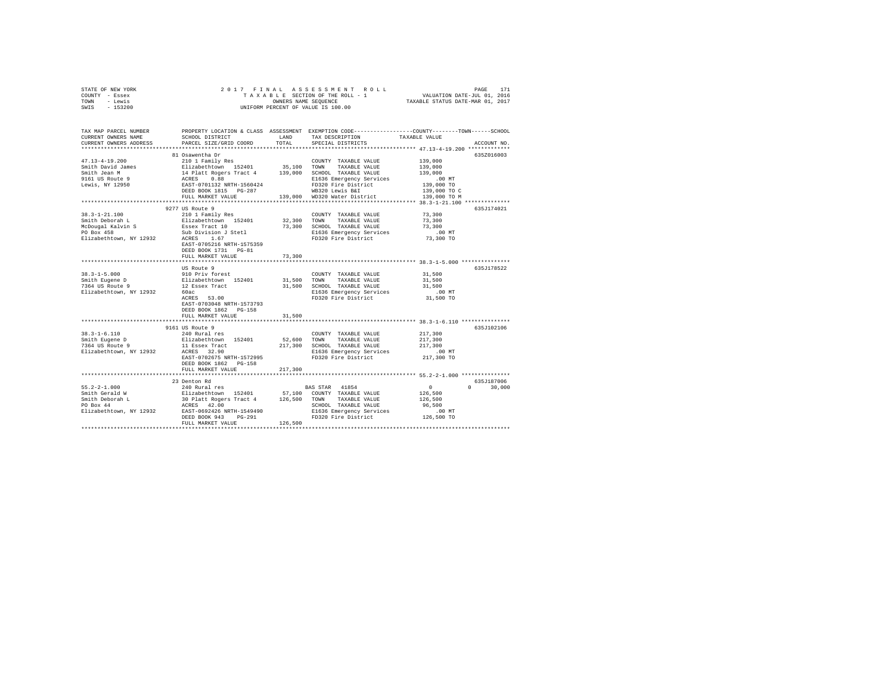STATE OF NEW YORK
COUNTY - Essex
TOWN - Lewis
SWIS - 153200

2 0 1 7 F I N A L A S S E S S M E N T R O L L
T A X A B L E SECTION OF THE ROLL - 1
OWNERS NAME SEQUENCE
UNIFORM PERCENT OF VALUE IS 100.00

VALUATION DATE-JUL 01, 2016
TAXABLE STATUS DATE-MAR 01, 2017

| TAX MAP PARCEL NUMBER / CURRENT OWNERS NAME / CURRENT OWNERS ADDRESS | PROPERTY LOCATION & CLASS / SCHOOL DISTRICT / PARCEL SIZE/GRID COORD | ASSESSMENT LAND / TOTAL | EXEMPTION CODE / TAX DESCRIPTION / SPECIAL DISTRICTS | COUNTY / TOWN / SCHOOL TAXABLE VALUE | ACCOUNT NO. |
|---|---|---|---|---|---|
| **47.13-4-19.200** | 81 Osawentha Dr | | | | 635Z016003 |
| Smith David James | 210 1 Family Res | | COUNTY TAXABLE VALUE | 139,000 | |
| Smith Jean M | Elizabethtown 152401 | 35,100 | TOWN TAXABLE VALUE | 139,000 | |
| 9161 US Route 9 | 14 Platt Rogers Tract 4 | 139,000 | SCHOOL TAXABLE VALUE | 139,000 | |
| Lewis, NY 12950 | ACRES 0.88 | | E1636 Emergency Services | .00 MT | |
| | EAST-0701132 NRTH-1560424 | | FD320 Fire District | 139,000 TO | |
| | DEED BOOK 1815 PG-287 | | WB320 Lewis B&I | 139,000 TO C | |
| | FULL MARKET VALUE | 139,000 | WD320 Water District | 139,000 TO M | |
| **38.3-1-21.100** | 9277 US Route 9 | | | | 635J174021 |
| Smith Deborah L | 210 1 Family Res | | COUNTY TAXABLE VALUE | 73,300 | |
| McDougal Kalvin S | Elizabethtown 152401 | 32,300 | TOWN TAXABLE VALUE | 73,300 | |
| PO Box 458 | Essex Tract 10 | 73,300 | SCHOOL TAXABLE VALUE | 73,300 | |
| Elizabethtown, NY 12932 | Sub Division J Stetl | | E1636 Emergency Services | .00 MT | |
| | ACRES 1.67 | | FD320 Fire District | 73,300 TO | |
| | EAST-0705216 NRTH-1575359 | | | | |
| | DEED BOOK 1731 PG-81 | | | | |
| | FULL MARKET VALUE | 73,300 | | | |
| **38.3-1-5.000** | US Route 9 | | | | 635J178522 |
| Smith Eugene D | 910 Priv forest | | COUNTY TAXABLE VALUE | 31,500 | |
| 7364 US Route 9 | Elizabethtown 152401 | 31,500 | TOWN TAXABLE VALUE | 31,500 | |
| Elizabethtown, NY 12932 | 12 Essex Tract | 31,500 | SCHOOL TAXABLE VALUE | 31,500 | |
| | 60ac | | E1636 Emergency Services | .00 MT | |
| | ACRES 53.00 | | FD320 Fire District | 31,500 TO | |
| | EAST-0703048 NRTH-1573793 | | | | |
| | DEED BOOK 1862 PG-158 | | | | |
| | FULL MARKET VALUE | 31,500 | | | |
| **38.3-1-6.110** | 9161 US Route 9 | | | | 635J102106 |
| Smith Eugene D | 240 Rural res | | COUNTY TAXABLE VALUE | 217,300 | |
| 7364 US Route 9 | Elizabethtown 152401 | 52,600 | TOWN TAXABLE VALUE | 217,300 | |
| Elizabethtown, NY 12932 | 11 Essex Tract | 217,300 | SCHOOL TAXABLE VALUE | 217,300 | |
| | ACRES 32.90 | | E1636 Emergency Services | .00 MT | |
| | EAST-0702675 NRTH-1572995 | | FD320 Fire District | 217,300 TO | |
| | DEED BOOK 1862 PG-158 | | | | |
| | FULL MARKET VALUE | 217,300 | | | |
| **55.2-2-1.000** | 23 Denton Rd | | | | 635J187006 |
| Smith Gerald W | 240 Rural res | | BAS STAR 41854 | 0 0 30,000 | |
| Smith Deborah L | Elizabethtown 152401 | 57,100 | COUNTY TAXABLE VALUE | 126,500 | |
| PO Box 44 | 30 Platt Rogers Tract 4 | 126,500 | TOWN TAXABLE VALUE | 126,500 | |
| Elizabethtown, NY 12932 | ACRES 42.00 | | SCHOOL TAXABLE VALUE | 96,500 | |
| | EAST-0692426 NRTH-1549490 | | E1636 Emergency Services | .00 MT | |
| | DEED BOOK 943 PG-291 | | FD320 Fire District | 126,500 TO | |
| | FULL MARKET VALUE | 126,500 | | | |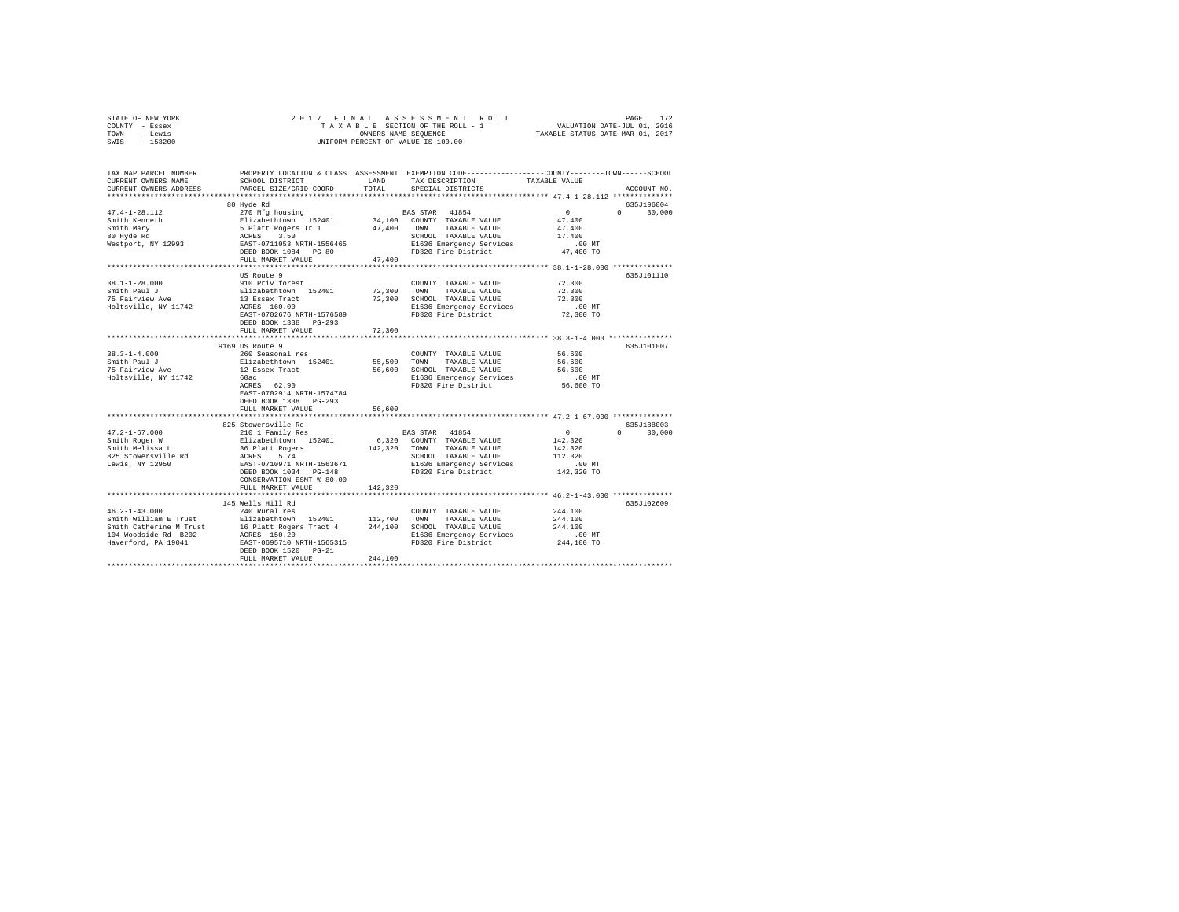STATE OF NEW YORK
COUNTY - Essex
TOWN - Lewis
SWIS - 153200

2017 FINAL ASSESSMENT ROLL
TAXABLE SECTION OF THE ROLL - 1
OWNERS NAME SEQUENCE
UNIFORM PERCENT OF VALUE IS 100.00

VALUATION DATE-JUL 01, 2016
TAXABLE STATUS DATE-MAR 01, 2017

| TAX MAP PARCEL NUMBER / CURRENT OWNERS NAME / CURRENT OWNERS ADDRESS | PROPERTY LOCATION & CLASS / SCHOOL DISTRICT / PARCEL SIZE/GRID COORD | ASSESSMENT LAND / TOTAL | EXEMPTION CODE / TAX DESCRIPTION / SPECIAL DISTRICTS | COUNTY / TOWN / SCHOOL TAXABLE VALUE | ACCOUNT NO. |
|---|---|---|---|---|---|
| 47.4-1-28.112 | 80 Hyde Rd | | | | 635J196004 |
| | 270 Mfg housing | | BAS STAR 41854 | 0 0 30,000 | |
| Smith Kenneth | Elizabethtown 152401 | 34,100 | COUNTY TAXABLE VALUE | 47,400 | |
| Smith Mary | 5 Platt Rogers Tr 1 | 47,400 | TOWN TAXABLE VALUE | 47,400 | |
| 80 Hyde Rd | ACRES 3.50 | | SCHOOL TAXABLE VALUE | 17,400 | |
| Westport, NY 12993 | EAST-0711053 NRTH-1556465 | | E1636 Emergency Services | .00 MT | |
| | DEED BOOK 1084 PG-80 | | FD320 Fire District | 47,400 TO | |
| | FULL MARKET VALUE | 47,400 | | | |
| 38.1-1-28.000 | US Route 9 | | | | 635J101110 |
| | 910 Priv forest | | COUNTY TAXABLE VALUE | 72,300 | |
| Smith Paul J | Elizabethtown 152401 | 72,300 | TOWN TAXABLE VALUE | 72,300 | |
| 75 Fairview Ave | 13 Essex Tract | 72,300 | SCHOOL TAXABLE VALUE | 72,300 | |
| Holtsville, NY 11742 | ACRES 160.00 | | E1636 Emergency Services | .00 MT | |
| | EAST-0702676 NRTH-1576589 | | FD320 Fire District | 72,300 TO | |
| | DEED BOOK 1338 PG-293 | | | | |
| | FULL MARKET VALUE | 72,300 | | | |
| 38.3-1-4.000 | 9169 US Route 9 | | | | 635J101007 |
| | 260 Seasonal res | | COUNTY TAXABLE VALUE | 56,600 | |
| Smith Paul J | Elizabethtown 152401 | 55,500 | TOWN TAXABLE VALUE | 56,600 | |
| 75 Fairview Ave | 12 Essex Tract | 56,600 | SCHOOL TAXABLE VALUE | 56,600 | |
| Holtsville, NY 11742 | 60ac | | E1636 Emergency Services | .00 MT | |
| | ACRES 62.90 | | FD320 Fire District | 56,600 TO | |
| | EAST-0702914 NRTH-1574784 | | | | |
| | DEED BOOK 1338 PG-293 | | | | |
| | FULL MARKET VALUE | 56,600 | | | |
| 47.2-1-67.000 | 825 Stowersville Rd | | | | 635J188003 |
| | 210 1 Family Res | | BAS STAR 41854 | 0 0 30,000 | |
| Smith Roger W | Elizabethtown 152401 | 6,320 | COUNTY TAXABLE VALUE | 142,320 | |
| Smith Melissa L | 36 Platt Rogers | 142,320 | TOWN TAXABLE VALUE | 142,320 | |
| 825 Stowersville Rd | ACRES 5.74 | | SCHOOL TAXABLE VALUE | 112,320 | |
| Lewis, NY 12950 | EAST-0710971 NRTH-1563671 | | E1636 Emergency Services | .00 MT | |
| | DEED BOOK 1034 PG-148 | | FD320 Fire District | 142,320 TO | |
| | CONSERVATION ESMT % 80.00 | | | | |
| | FULL MARKET VALUE | 142,320 | | | |
| 46.2-1-43.000 | 145 Wells Hill Rd | | | | 635J102609 |
| | 240 Rural res | | COUNTY TAXABLE VALUE | 244,100 | |
| Smith William E Trust | Elizabethtown 152401 | 112,700 | TOWN TAXABLE VALUE | 244,100 | |
| Smith Catherine M Trust | 16 Platt Rogers Tract 4 | 244,100 | SCHOOL TAXABLE VALUE | 244,100 | |
| 104 Woodside Rd B202 | ACRES 150.20 | | E1636 Emergency Services | .00 MT | |
| Haverford, PA 19041 | EAST-0695710 NRTH-1565315 | | FD320 Fire District | 244,100 TO | |
| | DEED BOOK 1520 PG-21 | | | | |
| | FULL MARKET VALUE | 244,100 | | | |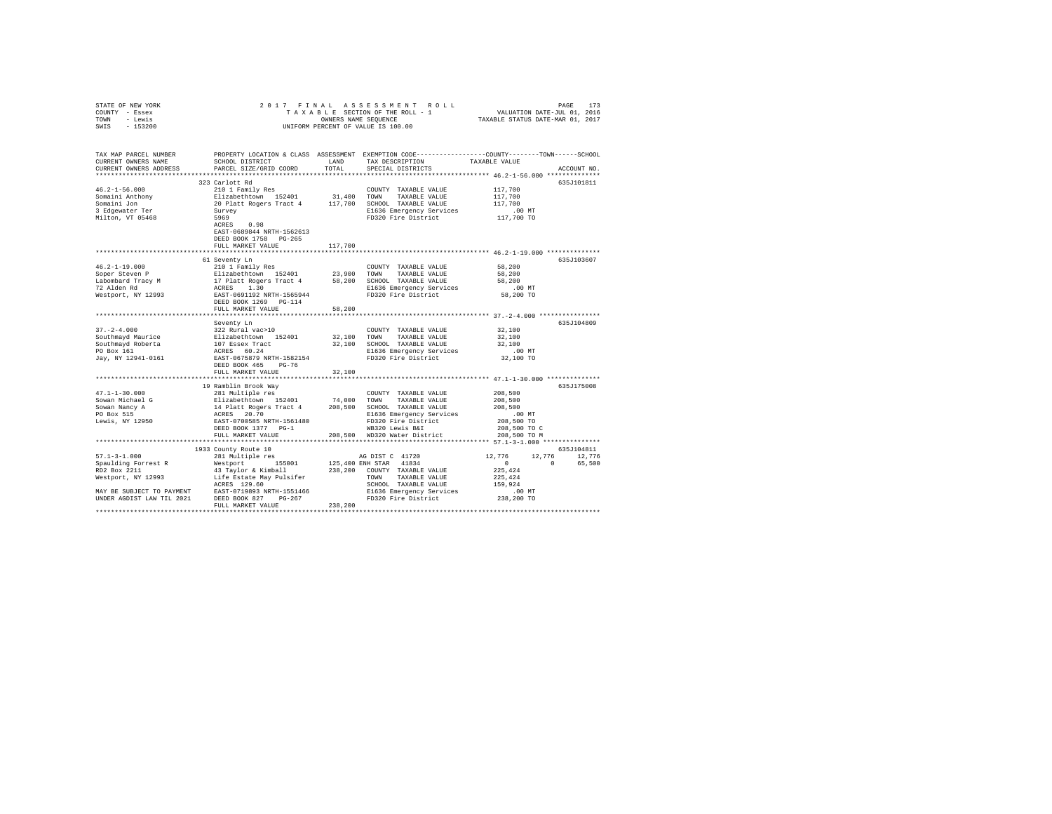STATE OF NEW YORK
COUNTY - Essex
TOWN - Lewis
SWIS - 153200

2017 FINAL ASSESSMENT ROLL
TAXABLE SECTION OF THE ROLL - 1
OWNERS NAME SEQUENCE
UNIFORM PERCENT OF VALUE IS 100.00

VALUATION DATE-JUL 01, 2016
TAXABLE STATUS DATE-MAR 01, 2017

| TAX MAP PARCEL NUMBER / CURRENT OWNERS NAME / CURRENT OWNERS ADDRESS | PROPERTY LOCATION & CLASS / SCHOOL DISTRICT / PARCEL SIZE/GRID COORD | ASSESSMENT LAND / TOTAL | EXEMPTION CODE / TAX DESCRIPTION / SPECIAL DISTRICTS | COUNTY | TOWN | SCHOOL / ACCOUNT NO. |
|---|---|---|---|---|---|---|
| 46.2-1-56.000 | 323 Carlott Rd | | | | | 635J101811 |
| Somaini Anthony | 210 1 Family Res | | COUNTY TAXABLE VALUE | 117,700 | | |
| Somaini Jon | Elizabethtown 152401 | 31,400 | TOWN TAXABLE VALUE | 117,700 | | |
| 3 Edgewater Ter | 20 Platt Rogers Tract 4 | 117,700 | SCHOOL TAXABLE VALUE | 117,700 | | |
| Milton, VT 05468 | Survey | | E1636 Emergency Services | .00 MT | | |
| | 5969 | | FD320 Fire District | 117,700 TO | | |
| | ACRES 0.98 | | | | | |
| | EAST-0689844 NRTH-1562613 | | | | | |
| | DEED BOOK 1758 PG-265 | | | | | |
| | FULL MARKET VALUE | 117,700 | | | | |
| 46.2-1-19.000 | 61 Seventy Ln | | | | | 635J103607 |
| Soper Steven P | 210 1 Family Res | | COUNTY TAXABLE VALUE | 58,200 | | |
| Labombard Tracy M | Elizabethtown 152401 | 23,900 | TOWN TAXABLE VALUE | 58,200 | | |
| 72 Alden Rd | 17 Platt Rogers Tract 4 | 58,200 | SCHOOL TAXABLE VALUE | 58,200 | | |
| Westport, NY 12993 | ACRES 1.30 | | E1636 Emergency Services | .00 MT | | |
| | EAST-0691192 NRTH-1565944 | | FD320 Fire District | 58,200 TO | | |
| | DEED BOOK 1269 PG-114 | | | | | |
| | FULL MARKET VALUE | 58,200 | | | | |
| 37.-2-4.000 | Seventy Ln | | | | | 635J104809 |
| Southmayd Maurice | 322 Rural vac>10 | | COUNTY TAXABLE VALUE | 32,100 | | |
| Southmayd Roberta | Elizabethtown 152401 | 32,100 | TOWN TAXABLE VALUE | 32,100 | | |
| PO Box 161 | 107 Essex Tract | 32,100 | SCHOOL TAXABLE VALUE | 32,100 | | |
| Jay, NY 12941-0161 | ACRES 60.24 | | E1636 Emergency Services | .00 MT | | |
| | EAST-0675879 NRTH-1582154 | | FD320 Fire District | 32,100 TO | | |
| | DEED BOOK 465 PG-76 | | | | | |
| | FULL MARKET VALUE | 32,100 | | | | |
| 47.1-1-30.000 | 19 Ramblin Brook Way | | | | | 635J175008 |
| Sowan Michael G | 281 Multiple res | | COUNTY TAXABLE VALUE | 208,500 | | |
| Sowan Nancy A | Elizabethtown 152401 | 74,000 | TOWN TAXABLE VALUE | 208,500 | | |
| PO Box 515 | 14 Platt Rogers Tract 4 | 208,500 | SCHOOL TAXABLE VALUE | 208,500 | | |
| Lewis, NY 12950 | ACRES 20.70 | | E1636 Emergency Services | .00 MT | | |
| | EAST-0700585 NRTH-1561480 | | FD320 Fire District | 208,500 TO | | |
| | DEED BOOK 1377 PG-1 | | WB320 Lewis B&I | 208,500 TO C | | |
| | FULL MARKET VALUE | 208,500 | WD320 Water District | 208,500 TO M | | |
| 57.1-3-1.000 | 1933 County Route 10 | | | | | 635J104811 |
| Spaulding Forrest R | 281 Multiple res | | AG DIST C 41720 | 12,776 | 12,776 | 12,776 |
| RD2 Box 2211 | Westport 155001 | 125,400 | ENH STAR 41834 | 0 | 0 | 65,500 |
| Westport, NY 12993 | 43 Taylor & Kimball | 238,200 | COUNTY TAXABLE VALUE | 225,424 | | |
| | Life Estate May Pulsifer | | TOWN TAXABLE VALUE | 225,424 | | |
| | ACRES 129.60 | | SCHOOL TAXABLE VALUE | 159,924 | | |
| MAY BE SUBJECT TO PAYMENT | EAST-0719893 NRTH-1551466 | | E1636 Emergency Services | .00 MT | | |
| UNDER AGDIST LAW TIL 2021 | DEED BOOK 827 PG-267 | | FD320 Fire District | 238,200 TO | | |
| | FULL MARKET VALUE | 238,200 | | | | |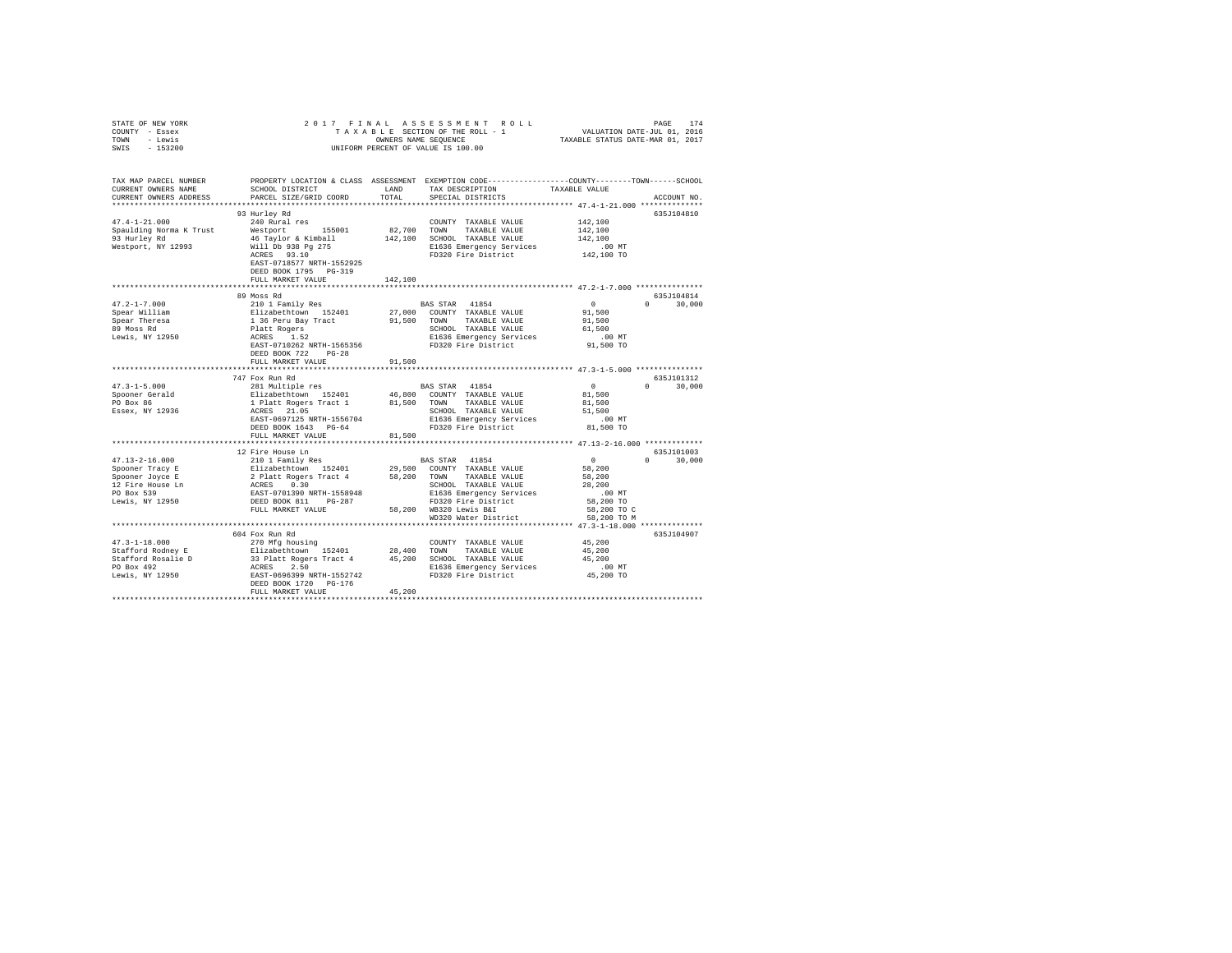STATE OF NEW YORK
COUNTY - Essex
TOWN - Lewis
SWIS - 153200

2017 FINAL ASSESSMENT ROLL
TAXABLE SECTION OF THE ROLL - 1
OWNERS NAME SEQUENCE
UNIFORM PERCENT OF VALUE IS 100.00

VALUATION DATE-JUL 01, 2016
TAXABLE STATUS DATE-MAR 01, 2017

```
TAX MAP PARCEL NUMBER          PROPERTY LOCATION & CLASS  ASSESSMENT  EXEMPTION CODE-----------------COUNTY--------TOWN------SCHOOL
CURRENT OWNERS NAME            SCHOOL DISTRICT               LAND      TAX DESCRIPTION           TAXABLE VALUE
CURRENT OWNERS ADDRESS         PARCEL SIZE/GRID COORD        TOTAL     SPECIAL DISTRICTS                                  ACCOUNT NO.
******************************************************************************************* 47.4-1-21.000 **************
                               93 Hurley Rd                                                                         635J104810
47.4-1-21.000                  240 Rural res                           COUNTY  TAXABLE VALUE          142,100
Spaulding Norma K Trust        Westport      155001        82,700      TOWN    TAXABLE VALUE          142,100
93 Hurley Rd                   46 Taylor & Kimball        142,100      SCHOOL  TAXABLE VALUE          142,100
Westport, NY 12993             Will Db 938 Pg 275                      E1636 Emergency Services          .00 MT
                               ACRES  93.10                            FD320 Fire District            142,100 TO
                               EAST-0718577 NRTH-1552925
                               DEED BOOK 1795   PG-319
                               FULL MARKET VALUE          142,100
******************************************************************************************* 47.2-1-7.000 ***************
                               89 Moss Rd                                                                           635J104814
47.2-1-7.000                   210 1 Family Res                        BAS STAR  41854                      0          0     30,000
Spear William                  Elizabethtown  152401       27,000      COUNTY  TAXABLE VALUE           91,500
Spear Theresa                  1 36 Peru Bay Tract         91,500      TOWN    TAXABLE VALUE           91,500
89 Moss Rd                     Platt Rogers                            SCHOOL  TAXABLE VALUE           61,500
Lewis, NY 12950                ACRES   1.52                            E1636 Emergency Services          .00 MT
                               EAST-0710262 NRTH-1565356               FD320 Fire District             91,500 TO
                               DEED BOOK 722    PG-28
                               FULL MARKET VALUE           91,500
******************************************************************************************* 47.3-1-5.000 ***************
                               747 Fox Run Rd                                                                       635J101312
47.3-1-5.000                   281 Multiple res                        BAS STAR  41854                      0          0     30,000
Spooner Gerald                 Elizabethtown  152401       46,800      COUNTY  TAXABLE VALUE           81,500
PO Box 86                      1 Platt Rogers Tract 1      81,500      TOWN    TAXABLE VALUE           81,500
Essex, NY 12936                ACRES  21.05                            SCHOOL  TAXABLE VALUE           51,500
                               EAST-0697125 NRTH-1556704               E1636 Emergency Services          .00 MT
                               DEED BOOK 1643   PG-64                  FD320 Fire District             81,500 TO
                               FULL MARKET VALUE           81,500
******************************************************************************************* 47.13-2-16.000 *************
                               12 Fire House Ln                                                                     635J101003
47.13-2-16.000                 210 1 Family Res                        BAS STAR  41854                      0          0     30,000
Spooner Tracy E                Elizabethtown  152401       29,500      COUNTY  TAXABLE VALUE           58,200
Spooner Joyce E                2 Platt Rogers Tract 4      58,200      TOWN    TAXABLE VALUE           58,200
12 Fire House Ln               ACRES   0.30                            SCHOOL  TAXABLE VALUE           28,200
PO Box 539                     EAST-0701390 NRTH-1558948               E1636 Emergency Services          .00 MT
Lewis, NY 12950                DEED BOOK 811    PG-287                 FD320 Fire District             58,200 TO
                               FULL MARKET VALUE           58,200      WB320 Lewis B&I                 58,200 TO C
                                                                       WD320 Water District            58,200 TO M
******************************************************************************************* 47.3-1-18.000 **************
                               604 Fox Run Rd                                                                       635J104907
47.3-1-18.000                  270 Mfg housing                         COUNTY  TAXABLE VALUE           45,200
Stafford Rodney E              Elizabethtown  152401       28,400      TOWN    TAXABLE VALUE           45,200
Stafford Rosalie D             33 Platt Rogers Tract 4     45,200      SCHOOL  TAXABLE VALUE           45,200
PO Box 492                     ACRES   2.50                            E1636 Emergency Services          .00 MT
Lewis, NY 12950                EAST-0696399 NRTH-1552742               FD320 Fire District             45,200 TO
                               DEED BOOK 1720   PG-176
                               FULL MARKET VALUE           45,200
************************************************************************************************************************
```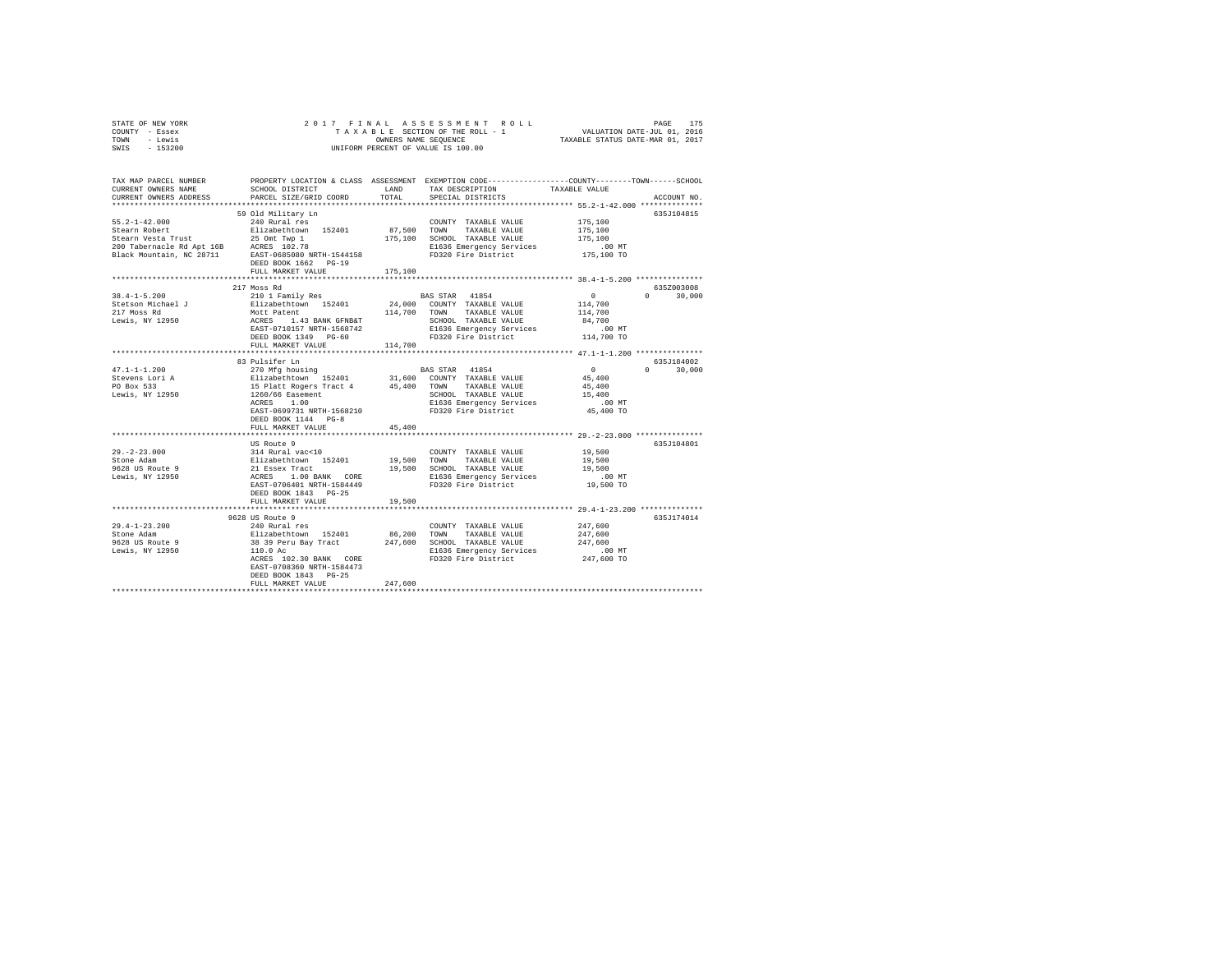STATE OF NEW YORK
COUNTY - Essex
TOWN - Lewis
SWIS - 153200

2017 FINAL ASSESSMENT ROLL
TAXABLE SECTION OF THE ROLL - 1
OWNERS NAME SEQUENCE
UNIFORM PERCENT OF VALUE IS 100.00

VALUATION DATE-JUL 01, 2016
TAXABLE STATUS DATE-MAR 01, 2017

```
TAX MAP PARCEL NUMBER         PROPERTY LOCATION & CLASS  ASSESSMENT  EXEMPTION CODE-----------------COUNTY--------TOWN------SCHOOL
CURRENT OWNERS NAME           SCHOOL DISTRICT             LAND       TAX DESCRIPTION              TAXABLE VALUE
CURRENT OWNERS ADDRESS        PARCEL SIZE/GRID COORD      TOTAL      SPECIAL DISTRICTS                                   ACCOUNT NO.
*********************************************************************************************** 55.2-1-42.000 **************
                              59 Old Military Ln                                                                         635J104815
55.2-1-42.000                 240 Rural res                          COUNTY  TAXABLE VALUE          175,100
Stearn Robert                 Elizabethtown  152401       87,500     TOWN    TAXABLE VALUE          175,100
Stearn Vesta Trust            25 Omt Twp 1               175,100     SCHOOL  TAXABLE VALUE          175,100
200 Tabernacle Rd Apt 16B     ACRES  102.78                          E1636 Emergency Services           .00 MT
Black Mountain, NC 28711      EAST-0685080 NRTH-1544158              FD320 Fire District            175,100 TO
                              DEED BOOK 1662   PG-19
                              FULL MARKET VALUE          175,100
*********************************************************************************************** 38.4-1-5.200 ***************
                              217 Moss Rd                                                                                635Z003008
38.4-1-5.200                  210 1 Family Res                       BAS STAR  41854                   0          0      30,000
Stetson Michael J             Elizabethtown  152401       24,000     COUNTY  TAXABLE VALUE          114,700
217 Moss Rd                   Mott Patent                114,700     TOWN    TAXABLE VALUE          114,700
Lewis, NY 12950               ACRES    1.43 BANK GFNB&T              SCHOOL  TAXABLE VALUE           84,700
                              EAST-0710157 NRTH-1568742              E1636 Emergency Services           .00 MT
                              DEED BOOK 1349   PG-60                 FD320 Fire District            114,700 TO
                              FULL MARKET VALUE          114,700
*********************************************************************************************** 47.1-1-1.200 ***************
                              83 Pulsifer Ln                                                                             635J184002
47.1-1-1.200                  270 Mfg housing                        BAS STAR  41854                   0          0      30,000
Stevens Lori A                Elizabethtown  152401       31,600     COUNTY  TAXABLE VALUE           45,400
PO Box 533                    15 Platt Rogers Tract 4     45,400     TOWN    TAXABLE VALUE           45,400
Lewis, NY 12950               1260/66 Easement                       SCHOOL  TAXABLE VALUE           15,400
                              ACRES    1.00                          E1636 Emergency Services           .00 MT
                              EAST-0699731 NRTH-1568210              FD320 Fire District             45,400 TO
                              DEED BOOK 1144   PG-8
                              FULL MARKET VALUE           45,400
*********************************************************************************************** 29.-2-23.000 ***************
                              US Route 9                                                                                 635J104801
29.-2-23.000                  314 Rural vac<10                       COUNTY  TAXABLE VALUE           19,500
Stone Adam                    Elizabethtown  152401       19,500     TOWN    TAXABLE VALUE           19,500
9628 US Route 9               21 Essex Tract              19,500     SCHOOL  TAXABLE VALUE           19,500
Lewis, NY 12950               ACRES    1.00 BANK   CORE              E1636 Emergency Services           .00 MT
                              EAST-0706401 NRTH-1584449              FD320 Fire District             19,500 TO
                              DEED BOOK 1843   PG-25
                              FULL MARKET VALUE           19,500
*********************************************************************************************** 29.4-1-23.200 **************
                              9628 US Route 9                                                                            635J174014
29.4-1-23.200                 240 Rural res                          COUNTY  TAXABLE VALUE          247,600
Stone Adam                    Elizabethtown  152401       86,200     TOWN    TAXABLE VALUE          247,600
9628 US Route 9               38 39 Peru Bay Tract       247,600     SCHOOL  TAXABLE VALUE          247,600
Lewis, NY 12950               110.0 Ac                               E1636 Emergency Services           .00 MT
                              ACRES  102.30 BANK   CORE              FD320 Fire District            247,600 TO
                              EAST-0708360 NRTH-1584473
                              DEED BOOK 1843   PG-25
                              FULL MARKET VALUE          247,600
****************************************************************************************************************************
```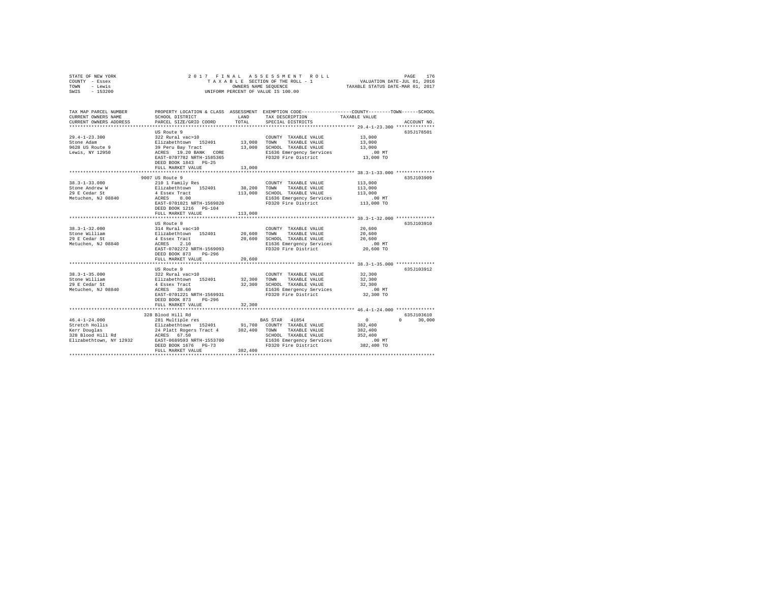STATE OF NEW YORK
COUNTY - Essex
TOWN - Lewis
SWIS - 153200

2 0 1 7 F I N A L A S S E S S M E N T R O L L
T A X A B L E SECTION OF THE ROLL - 1
OWNERS NAME SEQUENCE
UNIFORM PERCENT OF VALUE IS 100.00

VALUATION DATE-JUL 01, 2016
TAXABLE STATUS DATE-MAR 01, 2017

| TAX MAP PARCEL NUMBER / CURRENT OWNERS NAME / CURRENT OWNERS ADDRESS | PROPERTY LOCATION & CLASS / SCHOOL DISTRICT / PARCEL SIZE/GRID COORD | ASSESSMENT LAND / TOTAL | EXEMPTION CODE / TAX DESCRIPTION / SPECIAL DISTRICTS | COUNTY / TOWN / SCHOOL TAXABLE VALUE | ACCOUNT NO. |
|---|---|---|---|---|---|
| **29.4-1-23.300** | US Route 9 | | | | 635J178501 |
| 29.4-1-23.300 | 322 Rural vac>10 | | COUNTY TAXABLE VALUE | 13,000 | |
| Stone Adam | Elizabethtown 152401 | 13,000 | TOWN TAXABLE VALUE | 13,000 | |
| 9628 US Route 9 | 39 Peru Bay Tract | 13,000 | SCHOOL TAXABLE VALUE | 13,000 | |
| Lewis, NY 12950 | ACRES 19.20 BANK CORE | | E1636 Emergency Services | .00 MT | |
| | EAST-0707782 NRTH-1585365 | | FD320 Fire District | 13,000 TO | |
| | DEED BOOK 1843 PG-25 | | | | |
| | FULL MARKET VALUE | 13,000 | | | |
| **38.3-1-33.000** | 9007 US Route 9 | | | | 635J103909 |
| 38.3-1-33.000 | 210 1 Family Res | | COUNTY TAXABLE VALUE | 113,000 | |
| Stone Andrew W | Elizabethtown 152401 | 38,200 | TOWN TAXABLE VALUE | 113,000 | |
| 29 E Cedar St | 4 Essex Tract | 113,000 | SCHOOL TAXABLE VALUE | 113,000 | |
| Metuchen, NJ 08840 | ACRES 8.00 | | E1636 Emergency Services | .00 MT | |
| | EAST-0701821 NRTH-1569820 | | FD320 Fire District | 113,000 TO | |
| | DEED BOOK 1216 PG-104 | | | | |
| | FULL MARKET VALUE | 113,000 | | | |
| **38.3-1-32.000** | US Route 9 | | | | 635J103910 |
| 38.3-1-32.000 | 314 Rural vac<10 | | COUNTY TAXABLE VALUE | 20,600 | |
| Stone William | Elizabethtown 152401 | 20,600 | TOWN TAXABLE VALUE | 20,600 | |
| 29 E Cedar St | 4 Essex Tract | 20,600 | SCHOOL TAXABLE VALUE | 20,600 | |
| Metuchen, NJ 08840 | ACRES 2.10 | | E1636 Emergency Services | .00 MT | |
| | EAST-0702272 NRTH-1569093 | | FD320 Fire District | 20,600 TO | |
| | DEED BOOK 873 PG-296 | | | | |
| | FULL MARKET VALUE | 20,600 | | | |
| **38.3-1-35.000** | US Route 9 | | | | 635J103912 |
| 38.3-1-35.000 | 322 Rural vac>10 | | COUNTY TAXABLE VALUE | 32,300 | |
| Stone William | Elizabethtown 152401 | 32,300 | TOWN TAXABLE VALUE | 32,300 | |
| 29 E Cedar St | 4 Essex Tract | 32,300 | SCHOOL TAXABLE VALUE | 32,300 | |
| Metuchen, NJ 08840 | ACRES 38.60 | | E1636 Emergency Services | .00 MT | |
| | EAST-0701221 NRTH-1569931 | | FD320 Fire District | 32,300 TO | |
| | DEED BOOK 873 PG-296 | | | | |
| | FULL MARKET VALUE | 32,300 | | | |
| **46.4-1-24.000** | 328 Blood Hill Rd | | | | 635J103610 |
| 46.4-1-24.000 | 281 Multiple res | | BAS STAR 41854 | 0 0 | 30,000 |
| Stretch Hollis | Elizabethtown 152401 | 91,700 | COUNTY TAXABLE VALUE | 382,400 | |
| Kerr Douglas | 24 Platt Rogers Tract 4 | 382,400 | TOWN TAXABLE VALUE | 382,400 | |
| 328 Blood Hill Rd | ACRES 67.50 | | SCHOOL TAXABLE VALUE | 352,400 | |
| Elizabethtown, NY 12932 | EAST-0689593 NRTH-1553700 | | E1636 Emergency Services | .00 MT | |
| | DEED BOOK 1676 PG-73 | | FD320 Fire District | 382,400 TO | |
| | FULL MARKET VALUE | 382,400 | | | |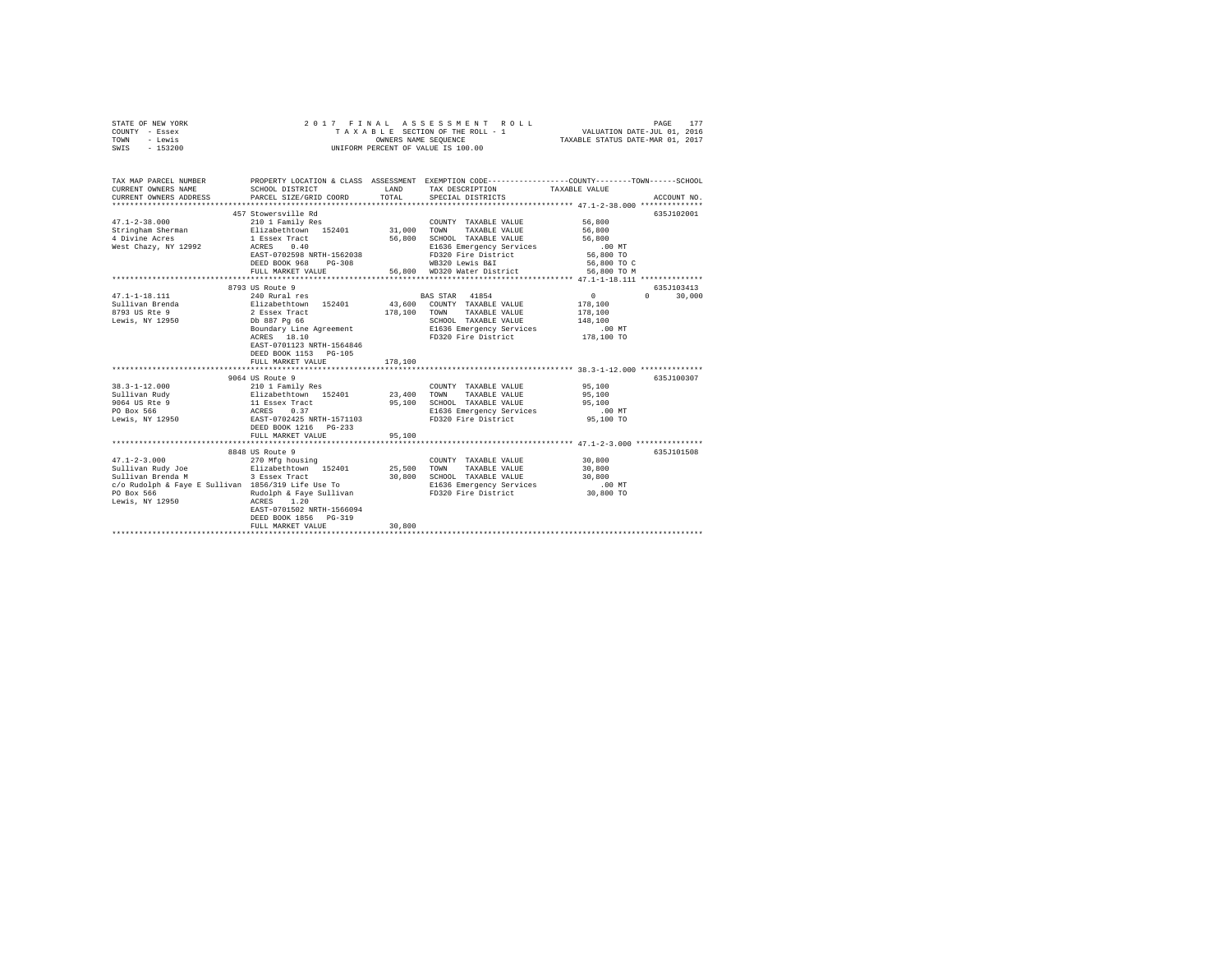STATE OF NEW YORK — 2017 FINAL ASSESSMENT ROLL
COUNTY - Essex — TAXABLE SECTION OF THE ROLL - 1 — VALUATION DATE-JUL 01, 2016
TOWN - Lewis — OWNERS NAME SEQUENCE — TAXABLE STATUS DATE-MAR 01, 2017
SWIS - 153200 — UNIFORM PERCENT OF VALUE IS 100.00

| TAX MAP PARCEL NUMBER / CURRENT OWNERS NAME / CURRENT OWNERS ADDRESS | PROPERTY LOCATION & CLASS / SCHOOL DISTRICT / PARCEL SIZE/GRID COORD | ASSESSMENT LAND / TOTAL | EXEMPTION CODE / TAX DESCRIPTION / SPECIAL DISTRICTS | COUNTY / TOWN / SCHOOL TAXABLE VALUE | ACCOUNT NO. |
|---|---|---|---|---|---|
| 47.1-2-38.000 | 457 Stowersville Rd | | | | 635J102001 |
| | 210 1 Family Res | | COUNTY TAXABLE VALUE | 56,800 | |
| Stringham Sherman | Elizabethtown 152401 | 31,000 | TOWN TAXABLE VALUE | 56,800 | |
| 4 Divine Acres | 1 Essex Tract | 56,800 | SCHOOL TAXABLE VALUE | 56,800 | |
| West Chazy, NY 12992 | ACRES 0.40 | | E1636 Emergency Services | .00 MT | |
| | EAST-0702598 NRTH-1562038 | | FD320 Fire District | 56,800 TO | |
| | DEED BOOK 968 PG-308 | | WB320 Lewis B&I | 56,800 TO C | |
| | FULL MARKET VALUE | 56,800 | WD320 Water District | 56,800 TO M | |
| 47.1-1-18.111 | 8793 US Route 9 | | | | 635J103413 |
| | 240 Rural res | | BAS STAR 41854 | 0 0 30,000 | |
| Sullivan Brenda | Elizabethtown 152401 | 43,600 | COUNTY TAXABLE VALUE | 178,100 | |
| 8793 US Rte 9 | 2 Essex Tract | 178,100 | TOWN TAXABLE VALUE | 178,100 | |
| Lewis, NY 12950 | Db 887 Pg 66 | | SCHOOL TAXABLE VALUE | 148,100 | |
| | Boundary Line Agreement | | E1636 Emergency Services | .00 MT | |
| | ACRES 18.10 | | FD320 Fire District | 178,100 TO | |
| | EAST-0701123 NRTH-1564846 | | | | |
| | DEED BOOK 1153 PG-105 | | | | |
| | FULL MARKET VALUE | 178,100 | | | |
| 38.3-1-12.000 | 9064 US Route 9 | | | | 635J100307 |
| | 210 1 Family Res | | COUNTY TAXABLE VALUE | 95,100 | |
| Sullivan Rudy | Elizabethtown 152401 | 23,400 | TOWN TAXABLE VALUE | 95,100 | |
| 9064 US Rte 9 | 11 Essex Tract | 95,100 | SCHOOL TAXABLE VALUE | 95,100 | |
| PO Box 566 | ACRES 0.37 | | E1636 Emergency Services | .00 MT | |
| Lewis, NY 12950 | EAST-0702425 NRTH-1571103 | | FD320 Fire District | 95,100 TO | |
| | DEED BOOK 1216 PG-233 | | | | |
| | FULL MARKET VALUE | 95,100 | | | |
| 47.1-2-3.000 | 8848 US Route 9 | | | | 635J101508 |
| | 270 Mfg housing | | COUNTY TAXABLE VALUE | 30,800 | |
| Sullivan Rudy Joe | Elizabethtown 152401 | 25,500 | TOWN TAXABLE VALUE | 30,800 | |
| Sullivan Brenda M | 3 Essex Tract | 30,800 | SCHOOL TAXABLE VALUE | 30,800 | |
| c/o Rudolph & Faye E Sullivan | 1856/319 Life Use To | | E1636 Emergency Services | .00 MT | |
| PO Box 566 | Rudolph & Faye Sullivan | | FD320 Fire District | 30,800 TO | |
| Lewis, NY 12950 | ACRES 1.20 | | | | |
| | EAST-0701502 NRTH-1566094 | | | | |
| | DEED BOOK 1856 PG-319 | | | | |
| | FULL MARKET VALUE | 30,800 | | | |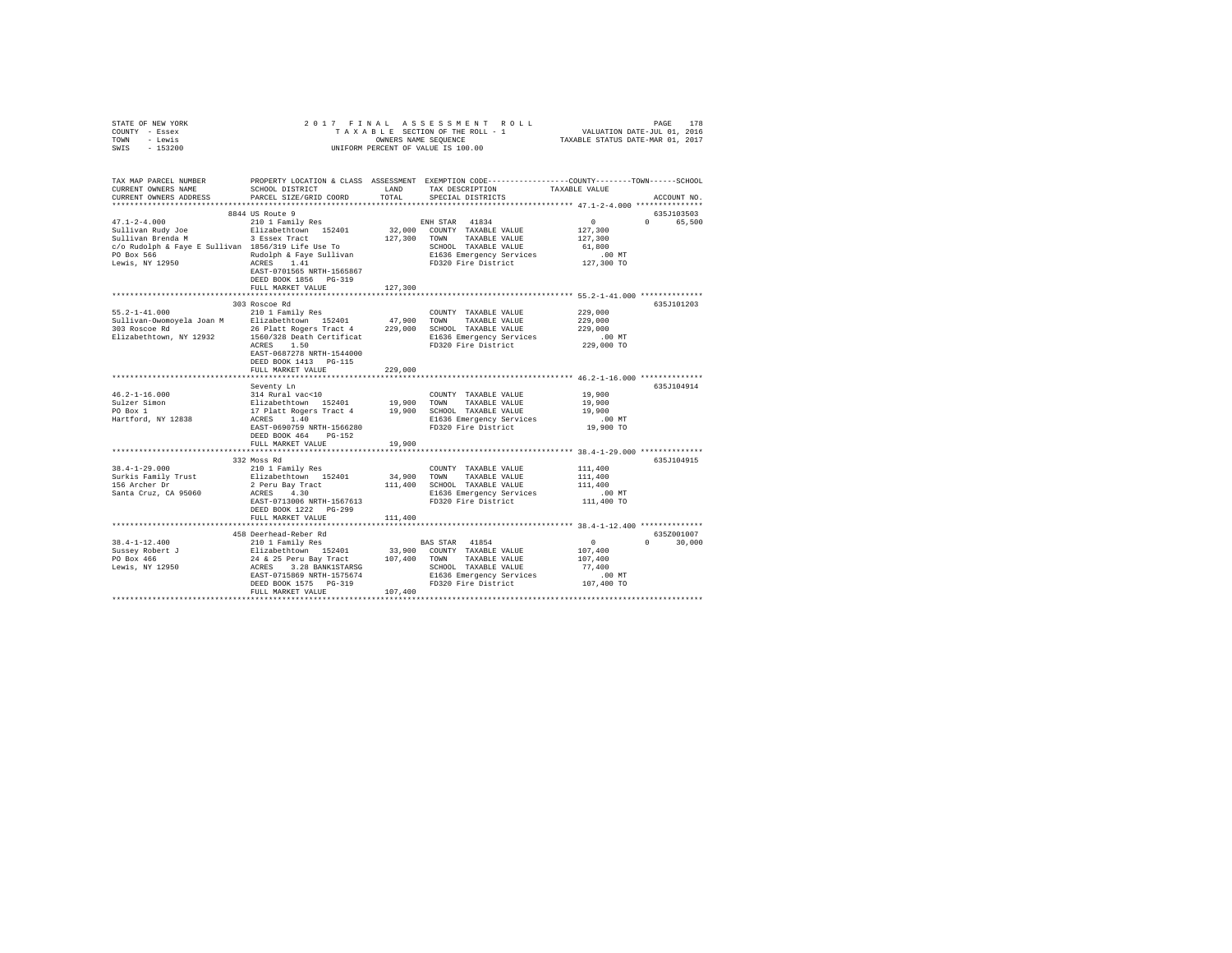```
STATE OF NEW YORK                2 0 1 7   F I N A L   A S S E S S M E N T   R O L L                 PAGE  178
COUNTY  - Essex                      T A X A B L E SECTION OF THE ROLL - 1                VALUATION DATE-JUL 01, 2016
TOWN    - Lewis                               OWNERS NAME SEQUENCE                       TAXABLE STATUS DATE-MAR 01, 2017
SWIS    - 153200                        UNIFORM PERCENT OF VALUE IS 100.00

TAX MAP PARCEL NUMBER          PROPERTY LOCATION & CLASS  ASSESSMENT  EXEMPTION CODE-----------------COUNTY--------TOWN------SCHOOL
CURRENT OWNERS NAME            SCHOOL DISTRICT               LAND      TAX DESCRIPTION            TAXABLE VALUE
CURRENT OWNERS ADDRESS         PARCEL SIZE/GRID COORD        TOTAL     SPECIAL DISTRICTS                                  ACCOUNT NO.
******************************************************************************************************* 47.1-2-4.000 ***************
                               8844 US Route 9                                                                        635J103503
47.1-2-4.000                   210 1 Family Res                        ENH STAR  41834              0            0     65,500
Sullivan Rudy Joe              Elizabethtown  152401       32,000   COUNTY  TAXABLE VALUE          127,300
Sullivan Brenda M              3 Essex Tract               127,300   TOWN    TAXABLE VALUE          127,300
c/o Rudolph & Faye E Sullivan  1856/319 Life Use To                 SCHOOL  TAXABLE VALUE           61,800
PO Box 566                     Rudolph & Faye Sullivan              E1636 Emergency Services           .00 MT
Lewis, NY 12950                ACRES    1.41                        FD320 Fire District            127,300 TO
                               EAST-0701565 NRTH-1565867
                               DEED BOOK 1856   PG-319
                               FULL MARKET VALUE          127,300
******************************************************************************************************* 55.2-1-41.000 **************
                               303 Roscoe Rd                                                                          635J101203
55.2-1-41.000                  210 1 Family Res                     COUNTY  TAXABLE VALUE          229,000
Sullivan-Owomoyela Joan M      Elizabethtown  152401       47,900   TOWN    TAXABLE VALUE          229,000
303 Roscoe Rd                  26 Platt Rogers Tract 4     229,000   SCHOOL  TAXABLE VALUE          229,000
Elizabethtown, NY 12932        1560/328 Death Certificat            E1636 Emergency Services           .00 MT
                               ACRES    1.50                        FD320 Fire District            229,000 TO
                               EAST-0687278 NRTH-1544000
                               DEED BOOK 1413   PG-115
                               FULL MARKET VALUE          229,000
******************************************************************************************************* 46.2-1-16.000 **************
                               Seventy Ln                                                                             635J104914
46.2-1-16.000                  314 Rural vac<10                     COUNTY  TAXABLE VALUE           19,900
Sulzer Simon                   Elizabethtown  152401       19,900   TOWN    TAXABLE VALUE           19,900
PO Box 1                       17 Platt Rogers Tract 4      19,900   SCHOOL  TAXABLE VALUE           19,900
Hartford, NY 12838             ACRES    1.40                        E1636 Emergency Services           .00 MT
                               EAST-0690759 NRTH-1566280            FD320 Fire District             19,900 TO
                               DEED BOOK 464    PG-152
                               FULL MARKET VALUE           19,900
******************************************************************************************************* 38.4-1-29.000 **************
                               332 Moss Rd                                                                            635J104915
38.4-1-29.000                  210 1 Family Res                     COUNTY  TAXABLE VALUE          111,400
Surkis Family Trust            Elizabethtown  152401       34,900   TOWN    TAXABLE VALUE          111,400
156 Archer Dr                  2 Peru Bay Tract            111,400   SCHOOL  TAXABLE VALUE          111,400
Santa Cruz, CA 95060           ACRES    4.30                        E1636 Emergency Services           .00 MT
                               EAST-0713006 NRTH-1567613            FD320 Fire District            111,400 TO
                               DEED BOOK 1222   PG-299
                               FULL MARKET VALUE          111,400
******************************************************************************************************* 38.4-1-12.400 **************
                               458 Deerhead-Reber Rd                                                                  635Z001007
38.4-1-12.400                  210 1 Family Res                        BAS STAR  41854              0            0     30,000
Sussey Robert J                Elizabethtown  152401       33,900   COUNTY  TAXABLE VALUE          107,400
PO Box 466                     24 & 25 Peru Bay Tract      107,400   TOWN    TAXABLE VALUE          107,400
Lewis, NY 12950                ACRES    3.28 BANK1STARSG            SCHOOL  TAXABLE VALUE           77,400
                               EAST-0715869 NRTH-1575674            E1636 Emergency Services           .00 MT
                               DEED BOOK 1575   PG-319              FD320 Fire District            107,400 TO
                               FULL MARKET VALUE          107,400
************************************************************************************************************************************
```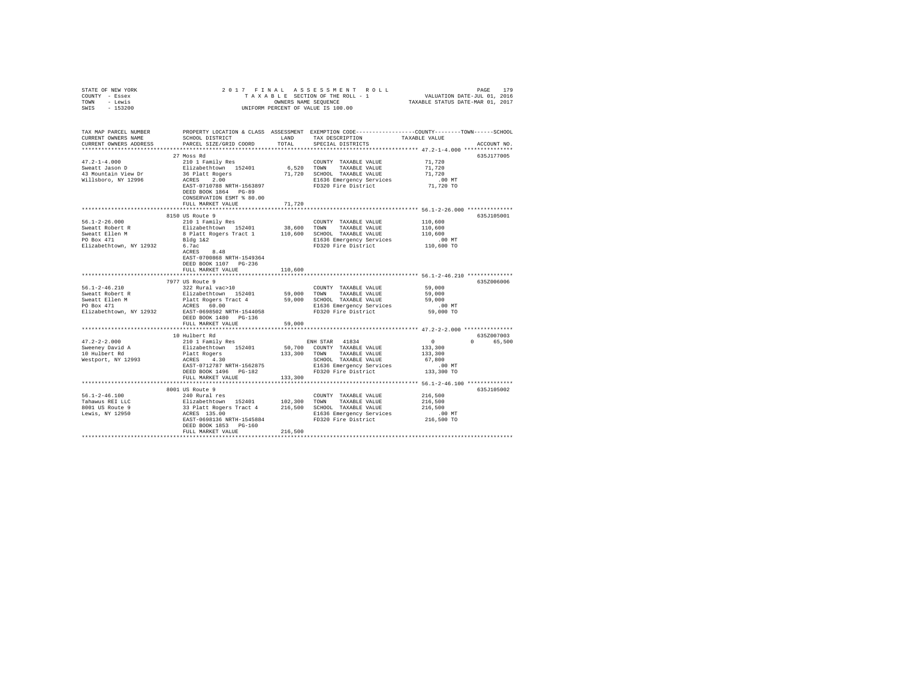STATE OF NEW YORK — 2017 FINAL ASSESSMENT ROLL
COUNTY - Essex — TAXABLE SECTION OF THE ROLL - 1 — VALUATION DATE-JUL 01, 2016
TOWN - Lewis — OWNERS NAME SEQUENCE — TAXABLE STATUS DATE-MAR 01, 2017
SWIS - 153200 — UNIFORM PERCENT OF VALUE IS 100.00

```
TAX MAP PARCEL NUMBER      PROPERTY LOCATION & CLASS  ASSESSMENT  EXEMPTION CODE-----------------COUNTY--------TOWN------SCHOOL
CURRENT OWNERS NAME        SCHOOL DISTRICT              LAND      TAX DESCRIPTION            TAXABLE VALUE
CURRENT OWNERS ADDRESS     PARCEL SIZE/GRID COORD       TOTAL     SPECIAL DISTRICTS                                    ACCOUNT NO.
******************************************************************************************** 47.2-1-4.000 ***************
                           27 Moss Rd                                                                           635J177005
47.2-1-4.000               210 1 Family Res                       COUNTY  TAXABLE VALUE           71,720
Sweatt Jason D             Elizabethtown  152401        6,520    TOWN    TAXABLE VALUE           71,720
43 Mountain View Dr        36 Platt Rogers             71,720    SCHOOL  TAXABLE VALUE           71,720
Willsboro, NY 12996        ACRES    2.00                          E1636 Emergency Services          .00 MT
                           EAST-0710788 NRTH-1563897              FD320 Fire District            71,720 TO
                           DEED BOOK 1864   PG-89
                           CONSERVATION ESMT % 80.00
                           FULL MARKET VALUE           71,720
******************************************************************************************** 56.1-2-26.000 **************
                           8150 US Route 9                                                                      635J105001
56.1-2-26.000              210 1 Family Res                       COUNTY  TAXABLE VALUE          110,600
Sweatt Robert R            Elizabethtown  152401       38,600    TOWN    TAXABLE VALUE          110,600
Sweatt Ellen M             8 Platt Rogers Tract 1     110,600    SCHOOL  TAXABLE VALUE          110,600
PO Box 471                 Bldg 1&2                               E1636 Emergency Services          .00 MT
Elizabethtown, NY 12932    6.7ac                                  FD320 Fire District           110,600 TO
                           ACRES    8.48
                           EAST-0700868 NRTH-1549364
                           DEED BOOK 1107   PG-236
                           FULL MARKET VALUE          110,600
******************************************************************************************** 56.1-2-46.210 **************
                           7977 US Route 9                                                                      635Z006006
56.1-2-46.210              322 Rural vac>10                       COUNTY  TAXABLE VALUE           59,000
Sweatt Robert R            Elizabethtown  152401       59,000    TOWN    TAXABLE VALUE           59,000
Sweatt Ellen M             Platt Rogers Tract 4        59,000    SCHOOL  TAXABLE VALUE           59,000
PO Box 471                 ACRES   60.00                          E1636 Emergency Services          .00 MT
Elizabethtown, NY 12932    EAST-0698502 NRTH-1544058              FD320 Fire District            59,000 TO
                           DEED BOOK 1480   PG-136
                           FULL MARKET VALUE           59,000
******************************************************************************************** 47.2-2-2.000 ***************
                           10 Hulbert Rd                                                                        635Z007003
47.2-2-2.000               210 1 Family Res                       ENH STAR  41834                  0          0     65,500
Sweeney David A            Elizabethtown  152401       50,700    COUNTY  TAXABLE VALUE          133,300
10 Hulbert Rd              Platt Rogers               133,300    TOWN    TAXABLE VALUE          133,300
Westport, NY 12993         ACRES    4.30                          SCHOOL  TAXABLE VALUE           67,800
                           EAST-0712787 NRTH-1562875              E1636 Emergency Services          .00 MT
                           DEED BOOK 1496   PG-182                FD320 Fire District           133,300 TO
                           FULL MARKET VALUE          133,300
******************************************************************************************** 56.1-2-46.100 **************
                           8001 US Route 9                                                                      635J105002
56.1-2-46.100              240 Rural res                          COUNTY  TAXABLE VALUE          216,500
Tahawus REI LLC            Elizabethtown  152401      102,300    TOWN    TAXABLE VALUE          216,500
8001 US Route 9            33 Platt Rogers Tract 4    216,500    SCHOOL  TAXABLE VALUE          216,500
Lewis, NY 12950            ACRES  135.00                          E1636 Emergency Services          .00 MT
                           EAST-0698136 NRTH-1545884              FD320 Fire District           216,500 TO
                           DEED BOOK 1853   PG-160
                           FULL MARKET VALUE          216,500
****************************************************************************************************************************
```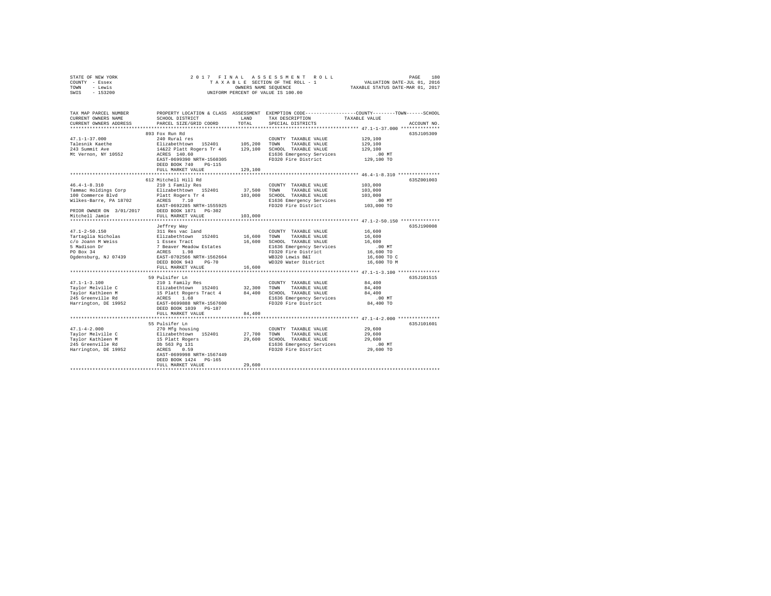STATE OF NEW YORK
COUNTY - Essex
TOWN - Lewis
SWIS - 153200

2017 FINAL ASSESSMENT ROLL
TAXABLE SECTION OF THE ROLL - 1
OWNERS NAME SEQUENCE
UNIFORM PERCENT OF VALUE IS 100.00

VALUATION DATE-JUL 01, 2016
TAXABLE STATUS DATE-MAR 01, 2017

| TAX MAP PARCEL NUMBER<br>CURRENT OWNERS NAME<br>CURRENT OWNERS ADDRESS | PROPERTY LOCATION & CLASS<br>SCHOOL DISTRICT<br>PARCEL SIZE/GRID COORD | ASSESSMENT<br>LAND<br>TOTAL | EXEMPTION CODE<br>TAX DESCRIPTION<br>SPECIAL DISTRICTS | COUNTY--------TOWN------SCHOOL<br>TAXABLE VALUE | ACCOUNT NO. |
|---|---|---|---|---|---|
| **47.1-1-37.000** | 893 Fox Run Rd | | | | 635J105309 |
| 47.1-1-37.000 | 240 Rural res | | COUNTY TAXABLE VALUE | 129,100 | |
| Talesnik Kaethe | Elizabethtown 152401 | 105,200 | TOWN TAXABLE VALUE | 129,100 | |
| 243 Summit Ave | 14&22 Platt Rogers Tr 4 | 129,100 | SCHOOL TAXABLE VALUE | 129,100 | |
| Mt Vernon, NY 10552 | ACRES 140.60 | | E1636 Emergency Services | .00 MT | |
| | EAST-0699390 NRTH-1560305 | | FD320 Fire District | 129,100 TO | |
| | DEED BOOK 740 PG-115 | | | | |
| | FULL MARKET VALUE | 129,100 | | | |
| **46.4-1-8.310** | 612 Mitchell Hill Rd | | | | 635Z001003 |
| 46.4-1-8.310 | 210 1 Family Res | | COUNTY TAXABLE VALUE | 103,000 | |
| Tammac Holdings Corp | Elizabethtown 152401 | 37,500 | TOWN TAXABLE VALUE | 103,000 | |
| 100 Commerce Blvd | Platt Rogers Tr 4 | 103,000 | SCHOOL TAXABLE VALUE | 103,000 | |
| Wilkes-Barre, PA 18702 | ACRES 7.10 | | E1636 Emergency Services | .00 MT | |
| | EAST-0692285 NRTH-1555925 | | FD320 Fire District | 103,000 TO | |
| PRIOR OWNER ON 3/01/2017 | DEED BOOK 1871 PG-302 | | | | |
| Mitchell Jamie | FULL MARKET VALUE | 103,000 | | | |
| **47.1-2-50.150** | Jeffrey Way | | | | 635J190008 |
| 47.1-2-50.150 | 311 Res vac land | | COUNTY TAXABLE VALUE | 16,600 | |
| Tartaglia Nicholas | Elizabethtown 152401 | 16,600 | TOWN TAXABLE VALUE | 16,600 | |
| c/o Joann M Weiss | 1 Essex Tract | 16,600 | SCHOOL TAXABLE VALUE | 16,600 | |
| 5 Madison Dr | 7 Beaver Meadow Estates | | E1636 Emergency Services | .00 MT | |
| PO Box 34 | ACRES 1.98 | | FD320 Fire District | 16,600 TO | |
| Ogdensburg, NJ 07439 | EAST-0702566 NRTH-1562664 | | WB320 Lewis B&I | 16,600 TO C | |
| | DEED BOOK 943 PG-70 | | WD320 Water District | 16,600 TO M | |
| | FULL MARKET VALUE | 16,600 | | | |
| **47.1-1-3.100** | 59 Pulsifer Ln | | | | 635J101515 |
| 47.1-1-3.100 | 210 1 Family Res | | COUNTY TAXABLE VALUE | 84,400 | |
| Taylor Melville C | Elizabethtown 152401 | 32,300 | TOWN TAXABLE VALUE | 84,400 | |
| Taylor Kathleen M | 15 Platt Rogers Tract 4 | 84,400 | SCHOOL TAXABLE VALUE | 84,400 | |
| 245 Greenville Rd | ACRES 1.68 | | E1636 Emergency Services | .00 MT | |
| Harrington, DE 19952 | EAST-0699888 NRTH-1567600 | | FD320 Fire District | 84,400 TO | |
| | DEED BOOK 1039 PG-187 | | | | |
| | FULL MARKET VALUE | 84,400 | | | |
| **47.1-4-2.000** | 55 Pulsifer Ln | | | | 635J101601 |
| 47.1-4-2.000 | 270 Mfg housing | | COUNTY TAXABLE VALUE | 29,600 | |
| Taylor Melville C | Elizabethtown 152401 | 27,700 | TOWN TAXABLE VALUE | 29,600 | |
| Taylor Kathleen M | 15 Platt Rogers | 29,600 | SCHOOL TAXABLE VALUE | 29,600 | |
| 245 Greenville Rd | Db 563 Pg 131 | | E1636 Emergency Services | .00 MT | |
| Harrington, DE 19952 | ACRES 0.59 | | FD320 Fire District | 29,600 TO | |
| | EAST-0699998 NRTH-1567449 | | | | |
| | DEED BOOK 1424 PG-165 | | | | |
| | FULL MARKET VALUE | 29,600 | | | |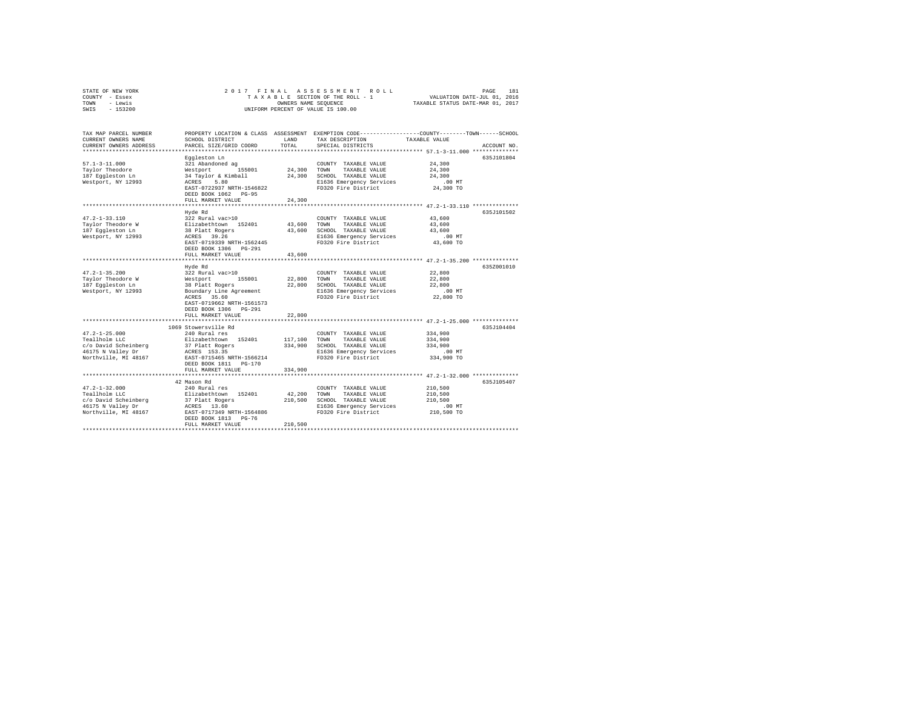STATE OF NEW YORK | 2017 FINAL ASSESSMENT ROLL | VALUATION DATE-JUL 01, 2016
COUNTY - Essex | TAXABLE SECTION OF THE ROLL - 1 | TAXABLE STATUS DATE-MAR 01, 2017
TOWN - Lewis | OWNERS NAME SEQUENCE
SWIS - 153200 | UNIFORM PERCENT OF VALUE IS 100.00

| TAX MAP PARCEL NUMBER / CURRENT OWNERS NAME / CURRENT OWNERS ADDRESS | PROPERTY LOCATION & CLASS / SCHOOL DISTRICT / PARCEL SIZE/GRID COORD | ASSESSMENT LAND / TOTAL | EXEMPTION CODE / TAX DESCRIPTION / SPECIAL DISTRICTS | COUNTY--------TOWN------SCHOOL TAXABLE VALUE | ACCOUNT NO. |
|---|---|---|---|---|---|
| 57.1-3-11.000 | Eggleston Ln | | | | 635J101804 |
| | 321 Abandoned ag | | COUNTY TAXABLE VALUE | 24,300 | |
| Taylor Theodore | Westport 155001 | 24,300 | TOWN TAXABLE VALUE | 24,300 | |
| 187 Eggleston Ln | 34 Taylor & Kimball | 24,300 | SCHOOL TAXABLE VALUE | 24,300 | |
| Westport, NY 12993 | ACRES 5.80 | | E1636 Emergency Services | .00 MT | |
| | EAST-0722937 NRTH-1546822 | | FD320 Fire District | 24,300 TO | |
| | DEED BOOK 1062 PG-95 | | | | |
| | FULL MARKET VALUE | 24,300 | | | |
| 47.2-1-33.110 | Hyde Rd | | | | 635J101502 |
| | 322 Rural vac>10 | | COUNTY TAXABLE VALUE | 43,600 | |
| Taylor Theodore W | Elizabethtown 152401 | 43,600 | TOWN TAXABLE VALUE | 43,600 | |
| 187 Eggleston Ln | 38 Platt Rogers | 43,600 | SCHOOL TAXABLE VALUE | 43,600 | |
| Westport, NY 12993 | ACRES 39.26 | | E1636 Emergency Services | .00 MT | |
| | EAST-0719339 NRTH-1562445 | | FD320 Fire District | 43,600 TO | |
| | DEED BOOK 1306 PG-291 | | | | |
| | FULL MARKET VALUE | 43,600 | | | |
| 47.2-1-35.200 | Hyde Rd | | | | 635Z001010 |
| | 322 Rural vac>10 | | COUNTY TAXABLE VALUE | 22,800 | |
| Taylor Theodore W | Westport 155001 | 22,800 | TOWN TAXABLE VALUE | 22,800 | |
| 187 Eggleston Ln | 38 Platt Rogers | 22,800 | SCHOOL TAXABLE VALUE | 22,800 | |
| Westport, NY 12993 | Boundary Line Agreement | | E1636 Emergency Services | .00 MT | |
| | ACRES 35.60 | | FD320 Fire District | 22,800 TO | |
| | EAST-0719662 NRTH-1561573 | | | | |
| | DEED BOOK 1306 PG-291 | | | | |
| | FULL MARKET VALUE | 22,800 | | | |
| 47.2-1-25.000 | 1069 Stowersville Rd | | | | 635J104404 |
| | 240 Rural res | | COUNTY TAXABLE VALUE | 334,900 | |
| Teallholm LLC | Elizabethtown 152401 | 117,100 | TOWN TAXABLE VALUE | 334,900 | |
| c/o David Scheinberg | 37 Platt Rogers | 334,900 | SCHOOL TAXABLE VALUE | 334,900 | |
| 46175 N Valley Dr | ACRES 153.35 | | E1636 Emergency Services | .00 MT | |
| Northville, MI 48167 | EAST-0715465 NRTH-1566214 | | FD320 Fire District | 334,900 TO | |
| | DEED BOOK 1811 PG-170 | | | | |
| | FULL MARKET VALUE | 334,900 | | | |
| 47.2-1-32.000 | 42 Mason Rd | | | | 635J105407 |
| | 240 Rural res | | COUNTY TAXABLE VALUE | 210,500 | |
| Teallholm LLC | Elizabethtown 152401 | 42,200 | TOWN TAXABLE VALUE | 210,500 | |
| c/o David Scheinberg | 37 Platt Rogers | 210,500 | SCHOOL TAXABLE VALUE | 210,500 | |
| 46175 N Valley Dr | ACRES 13.60 | | E1636 Emergency Services | .00 MT | |
| Northville, MI 48167 | EAST-0717349 NRTH-1564886 | | FD320 Fire District | 210,500 TO | |
| | DEED BOOK 1813 PG-76 | | | | |
| | FULL MARKET VALUE | 210,500 | | | |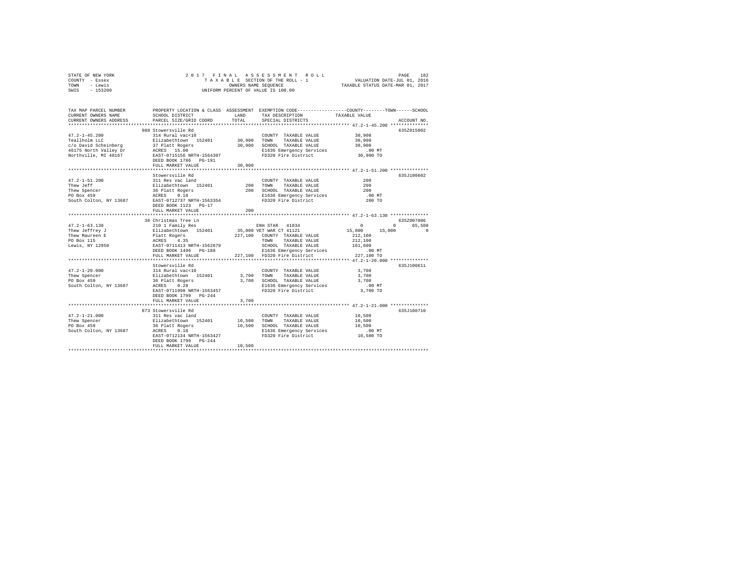STATE OF NEW YORK
COUNTY - Essex
TOWN - Lewis
SWIS - 153200

2 0 1 7 F I N A L A S S E S S M E N T R O L L
T A X A B L E SECTION OF THE ROLL - 1
OWNERS NAME SEQUENCE
UNIFORM PERCENT OF VALUE IS 100.00

VALUATION DATE-JUL 01, 2016
TAXABLE STATUS DATE-MAR 01, 2017

| TAX MAP PARCEL NUMBER<br>CURRENT OWNERS NAME<br>CURRENT OWNERS ADDRESS | PROPERTY LOCATION & CLASS<br>SCHOOL DISTRICT<br>PARCEL SIZE/GRID COORD | ASSESSMENT<br>LAND<br>TOTAL | EXEMPTION CODE / TAX DESCRIPTION / SPECIAL DISTRICTS | COUNTY | TOWN | SCHOOL<br>TAXABLE VALUE | ACCOUNT NO. |
|---|---|---|---|---|---|---|---|
| **47.2-1-45.200** | 988 Stowersville Rd | | | | | | 635Z015002 |
| 47.2-1-45.200 | 314 Rural vac<10 | | COUNTY TAXABLE VALUE | 30,900 | | | |
| Teallholm LLC | Elizabethtown 152401 | 30,900 | TOWN TAXABLE VALUE | 30,900 | | | |
| c/o David Scheinberg | 37 Platt Rogers | 30,900 | SCHOOL TAXABLE VALUE | 30,900 | | | |
| 46175 North Valley Dr | ACRES 15.00 | | E1636 Emergency Services | .00 MT | | | |
| Northville, MI 48167 | EAST-0715156 NRTH-1564307 | | FD320 Fire District | 30,900 TO | | | |
| | DEED BOOK 1786 PG-191 | | | | | | |
| | FULL MARKET VALUE | 30,900 | | | | | |
| **47.2-1-51.200** | Stowersville Rd | | | | | | 635J100602 |
| 47.2-1-51.200 | 311 Res vac land | | COUNTY TAXABLE VALUE | 200 | | | |
| Thew Jeff | Elizabethtown 152401 | 200 | TOWN TAXABLE VALUE | 200 | | | |
| Thew Spencer | 36 Platt Rogers | 200 | SCHOOL TAXABLE VALUE | 200 | | | |
| PO Box 459 | ACRES 0.18 | | E1636 Emergency Services | .00 MT | | | |
| South Colton, NY 13687 | EAST-0712737 NRTH-1563354 | | FD320 Fire District | 200 TO | | | |
| | DEED BOOK 1123 PG-17 | | | | | | |
| | FULL MARKET VALUE | 200 | | | | | |
| **47.2-1-63.130** | 38 Christmas Tree Ln | | | | | | 635Z007006 |
| 47.2-1-63.130 | 210 1 Family Res | | ENH STAR 41834 | 0 | 0 | 65,500 | |
| Thew Jeffrey J | Elizabethtown 152401 | 35,000 | VET WAR CT 41121 | 15,000 | 15,000 | 0 | |
| Thew Maureen E | Platt Rogers | 227,100 | COUNTY TAXABLE VALUE | 212,100 | | | |
| PO Box 115 | ACRES 4.35 | | TOWN TAXABLE VALUE | 212,100 | | | |
| Lewis, NY 12950 | EAST-0711413 NRTH-1562879 | | SCHOOL TAXABLE VALUE | 161,600 | | | |
| | DEED BOOK 1496 PG-188 | | E1636 Emergency Services | .00 MT | | | |
| | FULL MARKET VALUE | 227,100 | FD320 Fire District | 227,100 TO | | | |
| **47.2-1-20.000** | Stowersville Rd | | | | | | 635J100611 |
| 47.2-1-20.000 | 314 Rural vac<10 | | COUNTY TAXABLE VALUE | 3,700 | | | |
| Thew Spencer | Elizabethtown 152401 | 3,700 | TOWN TAXABLE VALUE | 3,700 | | | |
| PO Box 459 | 36 Platt Rogers | 3,700 | SCHOOL TAXABLE VALUE | 3,700 | | | |
| South Colton, NY 13687 | ACRES 0.28 | | E1636 Emergency Services | .00 MT | | | |
| | EAST-0711998 NRTH-1563457 | | FD320 Fire District | 3,700 TO | | | |
| | DEED BOOK 1799 PG-244 | | | | | | |
| | FULL MARKET VALUE | 3,700 | | | | | |
| **47.2-1-21.000** | 873 Stowersville Rd | | | | | | 635J100710 |
| 47.2-1-21.000 | 311 Res vac land | | COUNTY TAXABLE VALUE | 10,500 | | | |
| Thew Spencer | Elizabethtown 152401 | 10,500 | TOWN TAXABLE VALUE | 10,500 | | | |
| PO Box 459 | 36 Platt Rogers | 10,500 | SCHOOL TAXABLE VALUE | 10,500 | | | |
| South Colton, NY 13687 | ACRES 0.18 | | E1636 Emergency Services | .00 MT | | | |
| | EAST-0712134 NRTH-1563427 | | FD320 Fire District | 10,500 TO | | | |
| | DEED BOOK 1799 PG-244 | | | | | | |
| | FULL MARKET VALUE | 10,500 | | | | | |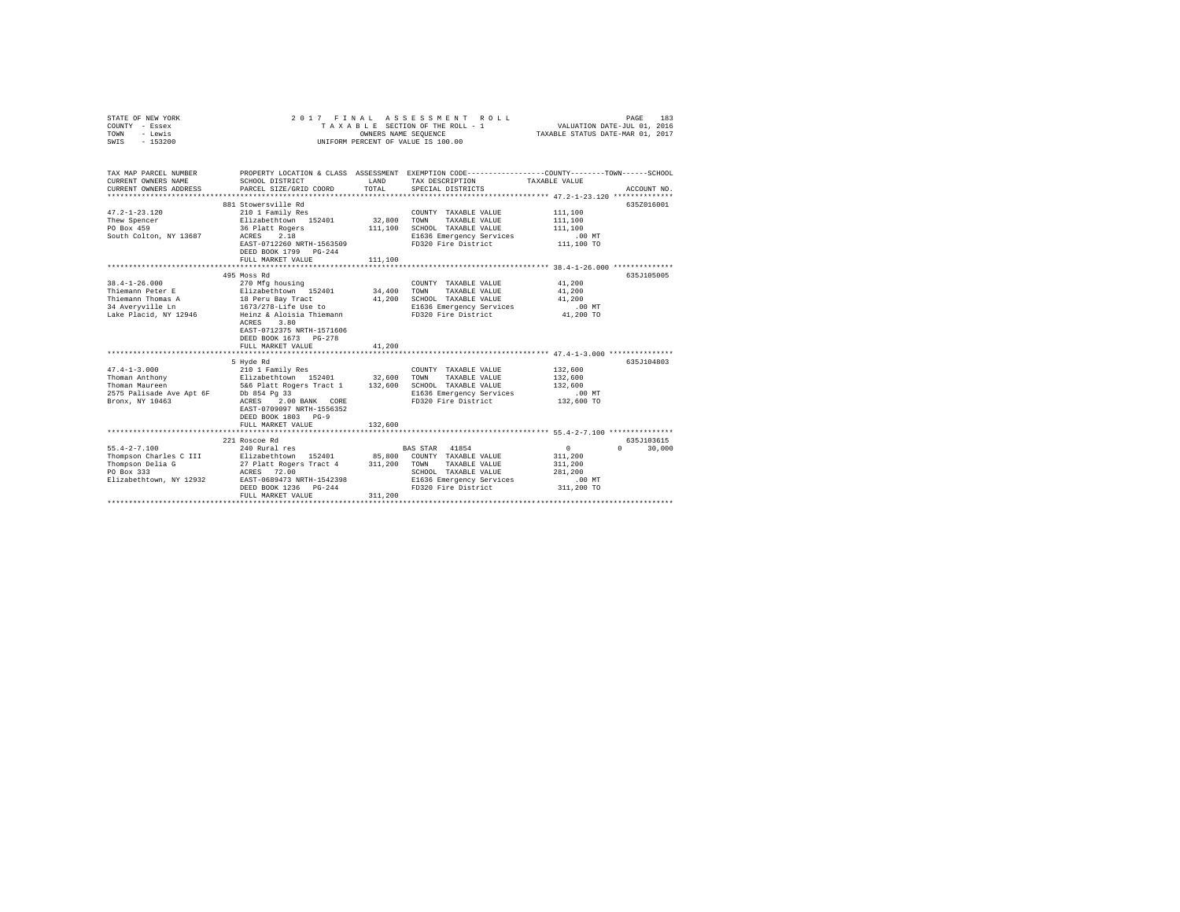STATE OF NEW YORK 2 0 1 7 F I N A L A S S E S S M E N T R O L L
COUNTY - Essex T A X A B L E SECTION OF THE ROLL - 1 VALUATION DATE-JUL 01, 2016
TOWN - Lewis OWNERS NAME SEQUENCE TAXABLE STATUS DATE-MAR 01, 2017
SWIS - 153200 UNIFORM PERCENT OF VALUE IS 100.00

```
TAX MAP PARCEL NUMBER          PROPERTY LOCATION & CLASS  ASSESSMENT  EXEMPTION CODE-----------------COUNTY--------TOWN------SCHOOL
CURRENT OWNERS NAME            SCHOOL DISTRICT             LAND       TAX DESCRIPTION              TAXABLE VALUE
CURRENT OWNERS ADDRESS         PARCEL SIZE/GRID COORD      TOTAL      SPECIAL DISTRICTS                                    ACCOUNT NO.
******************************************************************************************************* 47.2-1-23.120 **************
                               881 Stowersville Rd                                                                         635Z016001
47.2-1-23.120                  210 1 Family Res                       COUNTY  TAXABLE VALUE           111,100
Thew Spencer                   Elizabethtown  152401       32,800     TOWN    TAXABLE VALUE           111,100
PO Box 459                     36 Platt Rogers            111,100     SCHOOL  TAXABLE VALUE           111,100
South Colton, NY 13687         ACRES    2.18                          E1636 Emergency Services            .00 MT
                               EAST-0712260 NRTH-1563509              FD320 Fire District             111,100 TO
                               DEED BOOK 1799   PG-244
                               FULL MARKET VALUE          111,100
******************************************************************************************************* 38.4-1-26.000 **************
                               495 Moss Rd                                                                                 635J105005
38.4-1-26.000                  270 Mfg housing                        COUNTY  TAXABLE VALUE            41,200
Thiemann Peter E               Elizabethtown  152401       34,400     TOWN    TAXABLE VALUE            41,200
Thiemann Thomas A              18 Peru Bay Tract           41,200     SCHOOL  TAXABLE VALUE            41,200
34 Averyville Ln               1673/278-Life Use to                   E1636 Emergency Services            .00 MT
Lake Placid, NY 12946          Heinz & Aloisia Thiemann               FD320 Fire District              41,200 TO
                               ACRES    3.80
                               EAST-0712375 NRTH-1571606
                               DEED BOOK 1673   PG-278
                               FULL MARKET VALUE           41,200
******************************************************************************************************* 47.4-1-3.000 ***************
                               5 Hyde Rd                                                                                   635J104803
47.4-1-3.000                   210 1 Family Res                       COUNTY  TAXABLE VALUE           132,600
Thoman Anthony                 Elizabethtown  152401       32,600     TOWN    TAXABLE VALUE           132,600
Thoman Maureen                 5&6 Platt Rogers Tract 1   132,600     SCHOOL  TAXABLE VALUE           132,600
2575 Palisade Ave Apt 6F       Db 854 Pg 33                           E1636 Emergency Services            .00 MT
Bronx, NY 10463                ACRES    2.00 BANK   CORE              FD320 Fire District             132,600 TO
                               EAST-0709097 NRTH-1556352
                               DEED BOOK 1803   PG-9
                               FULL MARKET VALUE          132,600
******************************************************************************************************* 55.4-2-7.100 ***************
                               221 Roscoe Rd                                                                               635J103615
55.4-2-7.100                   240 Rural res                          BAS STAR  41854                       0          0     30,000
Thompson Charles C III         Elizabethtown  152401       85,800     COUNTY  TAXABLE VALUE           311,200
Thompson Delia G               27 Platt Rogers Tract 4    311,200     TOWN    TAXABLE VALUE           311,200
PO Box 333                     ACRES   72.00                          SCHOOL  TAXABLE VALUE           281,200
Elizabethtown, NY 12932        EAST-0689473 NRTH-1542398              E1636 Emergency Services            .00 MT
                               DEED BOOK 1236   PG-244                FD320 Fire District             311,200 TO
                               FULL MARKET VALUE          311,200
************************************************************************************************************************************
```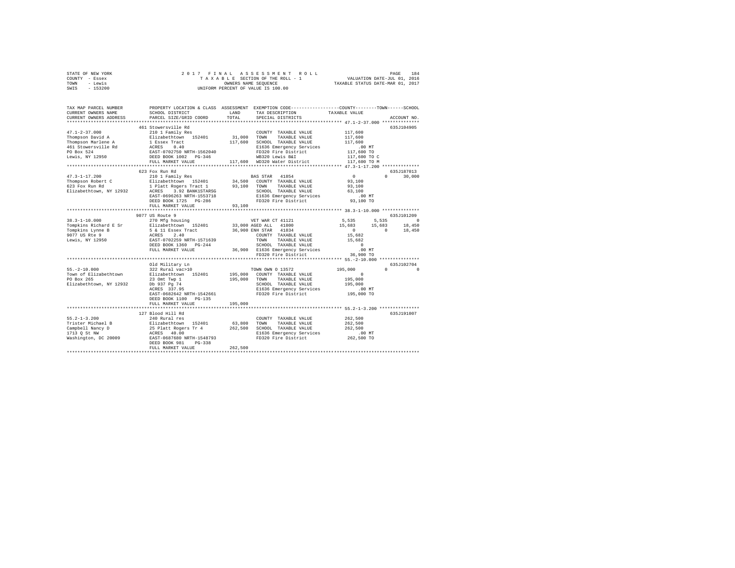```
STATE OF NEW YORK              2 0 1 7   F I N A L   A S S E S S M E N T   R O L L                     PAGE   184
COUNTY  - Essex                     T A X A B L E  SECTION OF THE ROLL - 1              VALUATION DATE-JUL 01, 2016
TOWN    - Lewis                              OWNERS NAME SEQUENCE                    TAXABLE STATUS DATE-MAR 01, 2017
SWIS    - 153200                        UNIFORM PERCENT OF VALUE IS 100.00

TAX MAP PARCEL NUMBER          PROPERTY LOCATION & CLASS  ASSESSMENT  EXEMPTION CODE------------------COUNTY--------TOWN------SCHOOL
CURRENT OWNERS NAME            SCHOOL DISTRICT              LAND      TAX DESCRIPTION             TAXABLE VALUE
CURRENT OWNERS ADDRESS         PARCEL SIZE/GRID COORD       TOTAL     SPECIAL DISTRICTS                                    ACCOUNT NO.
****************************************************************************************************** 47.1-2-37.000 **************
                               461 Stowersville Rd                                                                          635J104905
47.1-2-37.000                  210 1 Family Res                       COUNTY  TAXABLE VALUE          117,600
Thompson David A               Elizabethtown   152401      31,000     TOWN    TAXABLE VALUE          117,600
Thompson Marlene A             1 Essex Tract              117,600     SCHOOL  TAXABLE VALUE          117,600
461 Stowersville Rd            ACRES    0.40                          E1636 Emergency Services            .00 MT
PO Box 524                     EAST-0702750 NRTH-1562040              FD320 Fire District            117,600 TO
Lewis, NY 12950                DEED BOOK 1002   PG-346                WB320 Lewis B&I                117,600 TO C
                               FULL MARKET VALUE          117,600     WD320 Water District           117,600 TO M
****************************************************************************************************** 47.3-1-17.200 **************
                               623 Fox Run Rd                                                                               635J187013
47.3-1-17.200                  210 1 Family Res                       BAS STAR  41854                    0            0      30,000
Thompson Robert C              Elizabethtown   152401      34,500     COUNTY  TAXABLE VALUE           93,100
623 Fox Run Rd                 1 Platt Rogers Tract 1      93,100     TOWN    TAXABLE VALUE           93,100
Elizabethtown, NY 12932        ACRES    3.92 BANK1STARSG              SCHOOL  TAXABLE VALUE           63,100
                               EAST-0696263 NRTH-1553718              E1636 Emergency Services            .00 MT
                               DEED BOOK 1725   PG-286                FD320 Fire District             93,100 TO
                               FULL MARKET VALUE           93,100
****************************************************************************************************** 38.3-1-10.000 **************
                               9077 US Route 9                                                                              635J101209
38.3-1-10.000                  270 Mfg housing                        VET WAR CT 41121               5,535        5,535           0
Tompkins Richard E Sr          Elizabethtown   152401      33,000 AGED ALL   41800                  15,683       15,683      18,450
Tompkins Lynne B               5 & 11 Essex Tract          36,900 ENH STAR   41834                       0            0      18,450
9077 US Rte 9                  ACRES    2.40                          COUNTY  TAXABLE VALUE           15,682
Lewis, NY 12950                EAST-0702259 NRTH-1571639              TOWN    TAXABLE VALUE           15,682
                               DEED BOOK 1360   PG-244                SCHOOL  TAXABLE VALUE                0
                               FULL MARKET VALUE           36,900     E1636 Emergency Services            .00 MT
                                                                      FD320 Fire District             36,900 TO
****************************************************************************************************** 55.-2-10.000 ***************
                               Old Military Ln                                                                              635J102704
55.-2-10.000                   322 Rural vac>10                       TOWN OWN O 13572              195,000            0           0
Town of Elizabethtown          Elizabethtown   152401     195,000     COUNTY  TAXABLE VALUE                0
PO Box 265                     23 Omt Twp 1               195,000     TOWN    TAXABLE VALUE          195,000
Elizabethtown, NY 12932        Db 937 Pg 74                           SCHOOL  TAXABLE VALUE          195,000
                               ACRES  337.95                          E1636 Emergency Services            .00 MT
                               EAST-0682642 NRTH-1542661              FD320 Fire District            195,000 TO
                               DEED BOOK 1100   PG-135
                               FULL MARKET VALUE          195,000
****************************************************************************************************** 55.2-1-3.200 ***************
                               127 Blood Hill Rd                                                                            635J191007
55.2-1-3.200                   240 Rural res                          COUNTY  TAXABLE VALUE          262,500
Trister Michael B              Elizabethtown   152401      63,800     TOWN    TAXABLE VALUE          262,500
Campbell Nancy D               25 Platt Rogers Tr 4       262,500     SCHOOL  TAXABLE VALUE          262,500
1713 Q St NW                   ACRES   40.00                          E1636 Emergency Services            .00 MT
Washington, DC 20009           EAST-0687680 NRTH-1548793              FD320 Fire District            262,500 TO
                               DEED BOOK 981    PG-338
                               FULL MARKET VALUE          262,500
************************************************************************************************************************************
```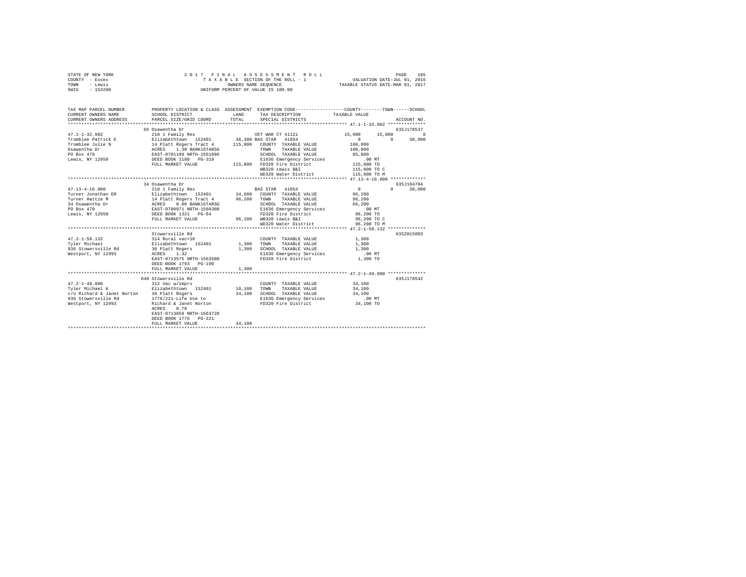STATE OF NEW YORK — 2017 FINAL ASSESSMENT ROLL
COUNTY - Essex — TAXABLE SECTION OF THE ROLL - 1 — VALUATION DATE-JUL 01, 2016
TOWN - Lewis — OWNERS NAME SEQUENCE — TAXABLE STATUS DATE-MAR 01, 2017
SWIS - 153200 — UNIFORM PERCENT OF VALUE IS 100.00

| TAX MAP PARCEL NUMBER / CURRENT OWNERS NAME / CURRENT OWNERS ADDRESS | PROPERTY LOCATION & CLASS / SCHOOL DISTRICT / PARCEL SIZE/GRID COORD | ASSESSMENT LAND / TOTAL | EXEMPTION CODE / TAX DESCRIPTION / SPECIAL DISTRICTS | COUNTY | TOWN | SCHOOL | ACCOUNT NO. |
|---|---|---|---|---|---|---|---|
| **47.1-1-32.002** | 65 Osawentha Dr | | | | | | 635J178537 |
| Tromblee Patrick E | 210 1 Family Res | | VET WAR CT 41121 | 15,000 | 15,000 | 0 | |
| Tromblee Julie N | Elizabethtown 152401 | 36,300 | BAS STAR 41854 | 0 | 0 | 30,000 | |
| Osawentha Dr | 14 Platt Rogers Tract 4 | 115,800 | COUNTY TAXABLE VALUE | 100,800 | | | |
| PO Box 476 | ACRES 1.30 BANK1STARSG | | TOWN TAXABLE VALUE | 100,800 | | | |
| Lewis, NY 12950 | EAST-0701199 NRTH-1561096 | | SCHOOL TAXABLE VALUE | 85,800 | | | |
| | DEED BOOK 1180 PG-319 | | E1636 Emergency Services | .00 MT | | | |
| | FULL MARKET VALUE | 115,800 | FD320 Fire District | 115,800 TO | | | |
| | | | WB320 Lewis B&I | 115,800 TO C | | | |
| | | | WD320 Water District | 115,800 TO M | | | |
| **47.13-4-16.000** | 34 Osawentha Dr | | | | | | 635J104704 |
| Turner Jonathan ER | 210 1 Family Res | | BAS STAR 41854 | 0 | 0 | 30,000 | |
| Turner Hattie M | Elizabethtown 152401 | 34,600 | COUNTY TAXABLE VALUE | 96,200 | | | |
| 34 Osawentha Dr | 14 Platt Rogers Tract 4 | 96,200 | TOWN TAXABLE VALUE | 96,200 | | | |
| PO Box 470 | ACRES 0.80 BANK1STARSG | | SCHOOL TAXABLE VALUE | 66,200 | | | |
| Lewis, NY 12950 | EAST-0700971 NRTH-1560308 | | E1636 Emergency Services | .00 MT | | | |
| | DEED BOOK 1321 PG-64 | | FD320 Fire District | 96,200 TO | | | |
| | FULL MARKET VALUE | 96,200 | WB320 Lewis B&I | 96,200 TO C | | | |
| | | | WD320 Water District | 96,200 TO M | | | |
| **47.2-1-58.132** | Stowersville Rd | | | | | | 635Z015003 |
| Tyler Michael | 314 Rural vac<10 | | COUNTY TAXABLE VALUE | 1,300 | | | |
| 936 Stowersville Rd | Elizabethtown 152401 | 1,300 | TOWN TAXABLE VALUE | 1,300 | | | |
| Westport, NY 12993 | 36 Platt Rogers | 1,300 | SCHOOL TAXABLE VALUE | 1,300 | | | |
| | ACRES 1.32 | | E1636 Emergency Services | .00 MT | | | |
| | EAST-0713575 NRTH-1563580 | | FD320 Fire District | 1,300 TO | | | |
| | DEED BOOK 1793 PG-190 | | | | | | |
| | FULL MARKET VALUE | 1,300 | | | | | |
| **47.2-1-49.000** | 940 Stowersville Rd | | | | | | 635J178542 |
| Tyler Michael K | 312 Vac w/imprv | | COUNTY TAXABLE VALUE | 34,100 | | | |
| c/o Richard & Janet Norton | Elizabethtown 152401 | 18,100 | TOWN TAXABLE VALUE | 34,100 | | | |
| 936 Stowersville Rd | 36 Platt Rogers | 34,100 | SCHOOL TAXABLE VALUE | 34,100 | | | |
| Westport, NY 12993 | 1776/221-Life Use to | | E1636 Emergency Services | .00 MT | | | |
| | Richard & Janet Norton | | FD320 Fire District | 34,100 TO | | | |
| | ACRES 0.70 | | | | | | |
| | EAST-0713659 NRTH-1563728 | | | | | | |
| | DEED BOOK 1776 PG-221 | | | | | | |
| | FULL MARKET VALUE | 34,100 | | | | | |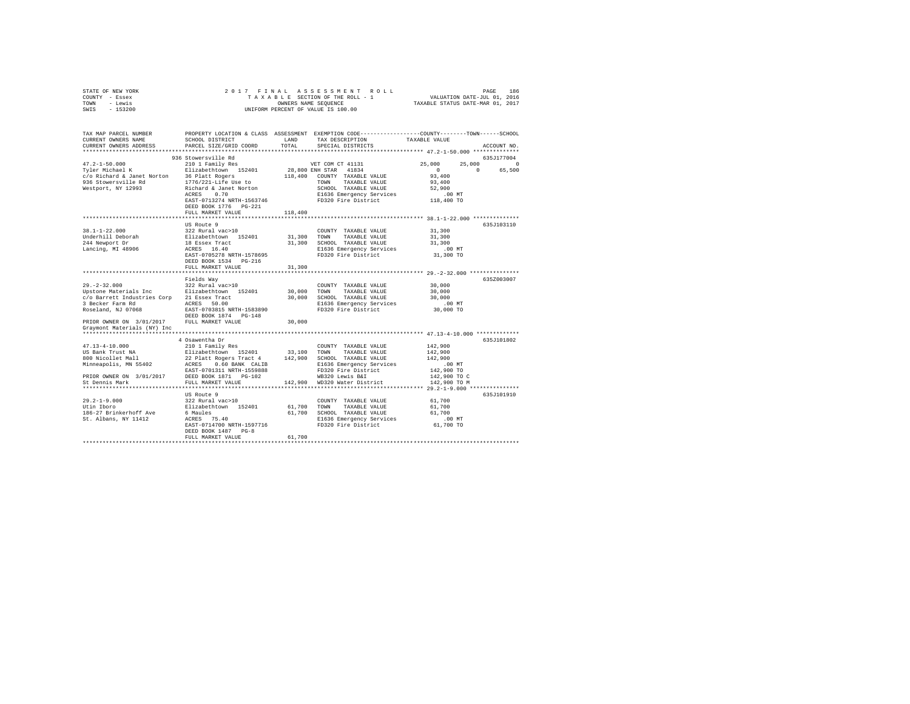STATE OF NEW YORK
COUNTY - Essex
TOWN - Lewis
SWIS - 153200

2017 FINAL ASSESSMENT ROLL
TAXABLE SECTION OF THE ROLL - 1
OWNERS NAME SEQUENCE
UNIFORM PERCENT OF VALUE IS 100.00

VALUATION DATE-JUL 01, 2016
TAXABLE STATUS DATE-MAR 01, 2017

```
TAX MAP PARCEL NUMBER       PROPERTY LOCATION & CLASS  ASSESSMENT  EXEMPTION CODE-----------------COUNTY--------TOWN------SCHOOL
CURRENT OWNERS NAME         SCHOOL DISTRICT             LAND        TAX DESCRIPTION           TAXABLE VALUE
CURRENT OWNERS ADDRESS      PARCEL SIZE/GRID COORD      TOTAL       SPECIAL DISTRICTS                                  ACCOUNT NO.
************************************************************************************************ 47.2-1-50.000 **************
                            936 Stowersville Rd                                                                    635J177004
47.2-1-50.000               210 1 Family Res                        VET COM CT 41131              25,000      25,000          0
Tyler Michael K             Elizabethtown  152401        28,800 ENH STAR  41834                    0            0       65,500
c/o Richard & Janet Norton  36 Platt Rogers             118,400    COUNTY  TAXABLE VALUE          93,400
936 Stowersville Rd         1776/221-Life Use to                   TOWN    TAXABLE VALUE          93,400
Westport, NY 12993          Richard & Janet Norton                 SCHOOL  TAXABLE VALUE          52,900
                            ACRES    0.70                          E1636 Emergency Services          .00 MT
                            EAST-0713274 NRTH-1563746              FD320 Fire District           118,400 TO
                            DEED BOOK 1776   PG-221
                            FULL MARKET VALUE           118,400
************************************************************************************************ 38.1-1-22.000 **************
                            US Route 9                                                                             635J103110
38.1-1-22.000               322 Rural vac>10                       COUNTY  TAXABLE VALUE          31,300
Underhill Deborah           Elizabethtown  152401        31,300    TOWN    TAXABLE VALUE          31,300
244 Newport Dr              18 Essex Tract               31,300    SCHOOL  TAXABLE VALUE          31,300
Lancing, MI 48906           ACRES   16.40                          E1636 Emergency Services          .00 MT
                            EAST-0705278 NRTH-1578695              FD320 Fire District            31,300 TO
                            DEED BOOK 1534   PG-216
                            FULL MARKET VALUE            31,300
************************************************************************************************ 29.-2-32.000 ***************
                            Fields Way                                                                             635Z003007
29.-2-32.000                322 Rural vac>10                       COUNTY  TAXABLE VALUE          30,000
Upstone Materials Inc       Elizabethtown  152401        30,000    TOWN    TAXABLE VALUE          30,000
c/o Barrett Industries Corp 21 Essex Tract               30,000    SCHOOL  TAXABLE VALUE          30,000
3 Becker Farm Rd            ACRES   50.00                          E1636 Emergency Services          .00 MT
Roseland, NJ 07068          EAST-0703815 NRTH-1583890              FD320 Fire District            30,000 TO
                            DEED BOOK 1874   PG-148
PRIOR OWNER ON 3/01/2017    FULL MARKET VALUE            30,000
Graymont Materials (NY) Inc
************************************************************************************************ 47.13-4-10.000 *************
                            4 Osawentha Dr                                                                         635J101802
47.13-4-10.000              210 1 Family Res                       COUNTY  TAXABLE VALUE         142,900
US Bank Trust NA            Elizabethtown  152401        33,100    TOWN    TAXABLE VALUE         142,900
800 Nicollet Mall           22 Platt Rogers Tract 4     142,900    SCHOOL  TAXABLE VALUE         142,900
Minneapolis, MN 55402       ACRES    0.60 BANK  CALIB              E1636 Emergency Services          .00 MT
                            EAST-0701311 NRTH-1559888              FD320 Fire District           142,900 TO
PRIOR OWNER ON 3/01/2017    DEED BOOK 1871   PG-102                WB320 Lewis B&I               142,900 TO C
St Dennis Mark              FULL MARKET VALUE           142,900    WD320 Water District          142,900 TO M
************************************************************************************************ 29.2-1-9.000 ***************
                            US Route 9                                                                             635J101910
29.2-1-9.000                322 Rural vac>10                       COUNTY  TAXABLE VALUE          61,700
Utin Iboro                  Elizabethtown  152401        61,700    TOWN    TAXABLE VALUE          61,700
186-27 Brinkerhoff Ave      6 Maules                     61,700    SCHOOL  TAXABLE VALUE          61,700
St. Albans, NY 11412        ACRES   75.40                          E1636 Emergency Services          .00 MT
                            EAST-0714700 NRTH-1597716              FD320 Fire District            61,700 TO
                            DEED BOOK 1487   PG-8
                            FULL MARKET VALUE            61,700
******************************************************************************************************************************
```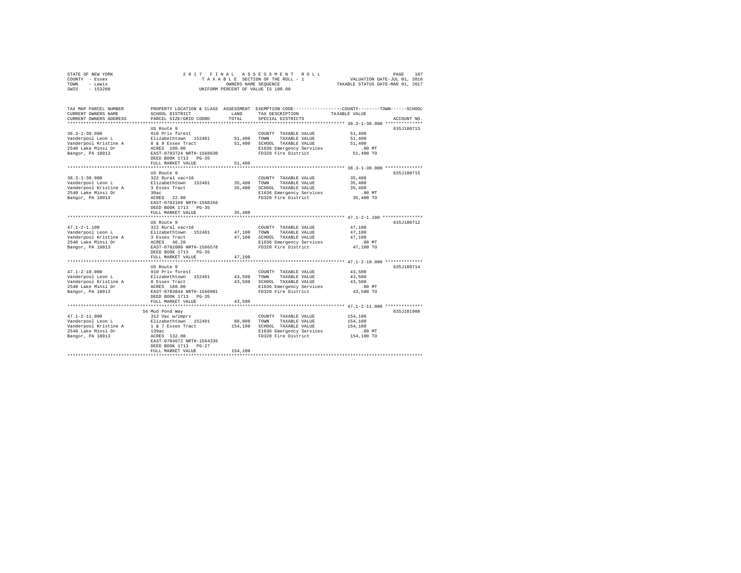STATE OF NEW YORK — 2017 FINAL ASSESSMENT ROLL — PAGE 187
COUNTY - Essex — TAXABLE SECTION OF THE ROLL - 1 — VALUATION DATE-JUL 01, 2016
TOWN - Lewis — OWNERS NAME SEQUENCE — TAXABLE STATUS DATE-MAR 01, 2017
SWIS - 153200 — UNIFORM PERCENT OF VALUE IS 100.00

| TAX MAP PARCEL NUMBER / CURRENT OWNERS NAME / CURRENT OWNERS ADDRESS | PROPERTY LOCATION & CLASS / SCHOOL DISTRICT / PARCEL SIZE/GRID COORD | ASSESSMENT LAND | TOTAL | EXEMPTION CODE / TAX DESCRIPTION / SPECIAL DISTRICTS | COUNTY--------TOWN------SCHOOL TAXABLE VALUE | ACCOUNT NO. |
|---|---|---|---|---|---|---|
| 38.3-1-30.000 | US Route 9 | | | | | 635J100713 |
| | 910 Priv forest | | | COUNTY TAXABLE VALUE | 51,400 | |
| Vanderpool Leon L | Elizabethtown 152401 | 51,400 | | TOWN TAXABLE VALUE | 51,400 | |
| Vanderpool Kristine A | 8 & 9 Essex Tract | | 51,400 | SCHOOL TAXABLE VALUE | 51,400 | |
| 2540 Lake Minsi Dr | ACRES 100.00 | | | E1636 Emergency Services | .00 MT | |
| Bangor, PA 18013 | EAST-0703724 NRTH-1568830 | | | FD320 Fire District | 51,400 TO | |
| | DEED BOOK 1713 PG-35 | | | | | |
| | FULL MARKET VALUE | | 51,400 | | | |
| 38.3-1-38.000 | US Route 9 | | | | | 635J100715 |
| | 322 Rural vac>10 | | | COUNTY TAXABLE VALUE | 35,400 | |
| Vanderpool Leon L | Elizabethtown 152401 | 35,400 | | TOWN TAXABLE VALUE | 35,400 | |
| Vanderpool Kristine A | 3 Essex Tract | | 35,400 | SCHOOL TAXABLE VALUE | 35,400 | |
| 2540 Lake Minsi Dr | 30ac | | | E1636 Emergency Services | .00 MT | |
| Bangor, PA 18013 | ACRES 22.80 | | | FD320 Fire District | 35,400 TO | |
| | EAST-0702166 NRTH-1568266 | | | | | |
| | DEED BOOK 1713 PG-35 | | | | | |
| | FULL MARKET VALUE | | 35,400 | | | |
| 47.1-2-1.100 | US Route 9 | | | | | 635J100712 |
| | 322 Rural vac>10 | | | COUNTY TAXABLE VALUE | 47,100 | |
| Vanderpool Leon L | Elizabethtown 152401 | 47,100 | | TOWN TAXABLE VALUE | 47,100 | |
| Vanderpool Kristine A | 3 Essex Tract | | 47,100 | SCHOOL TAXABLE VALUE | 47,100 | |
| 2540 Lake Minsi Dr | ACRES 46.20 | | | E1636 Emergency Services | .00 MT | |
| Bangor, PA 18013 | EAST-0702000 NRTH-1566578 | | | FD320 Fire District | 47,100 TO | |
| | DEED BOOK 1713 PG-35 | | | | | |
| | FULL MARKET VALUE | | 47,100 | | | |
| 47.1-2-10.000 | US Route 9 | | | | | 635J100714 |
| | 910 Priv forest | | | COUNTY TAXABLE VALUE | 43,500 | |
| Vanderpool Leon L | Elizabethtown 152401 | 43,500 | | TOWN TAXABLE VALUE | 43,500 | |
| Vanderpool Kristine A | 8 Essex Tract | | 43,500 | SCHOOL TAXABLE VALUE | 43,500 | |
| 2540 Lake Minsi Dr | ACRES 108.00 | | | E1636 Emergency Services | .00 MT | |
| Bangor, PA 18013 | EAST-0703844 NRTH-1566901 | | | FD320 Fire District | 43,500 TO | |
| | DEED BOOK 1713 PG-35 | | | | | |
| | FULL MARKET VALUE | | 43,500 | | | |
| 47.1-2-11.000 | 56 Mud Pond Way | | | | | 635J101908 |
| | 312 Vac w/imprv | | | COUNTY TAXABLE VALUE | 154,100 | |
| Vanderpool Leon L | Elizabethtown 152401 | 88,000 | | TOWN TAXABLE VALUE | 154,100 | |
| Vanderpool Kristine A | 1 & 7 Essex Tract | | 154,100 | SCHOOL TAXABLE VALUE | 154,100 | |
| 2540 Lake Minsi Dr | 139ac | | | E1636 Emergency Services | .00 MT | |
| Bangor, PA 18013 | ACRES 132.80 | | | FD320 Fire District | 154,100 TO | |
| | EAST-0704672 NRTH-1564335 | | | | | |
| | DEED BOOK 1713 PG-27 | | | | | |
| | FULL MARKET VALUE | | 154,100 | | | |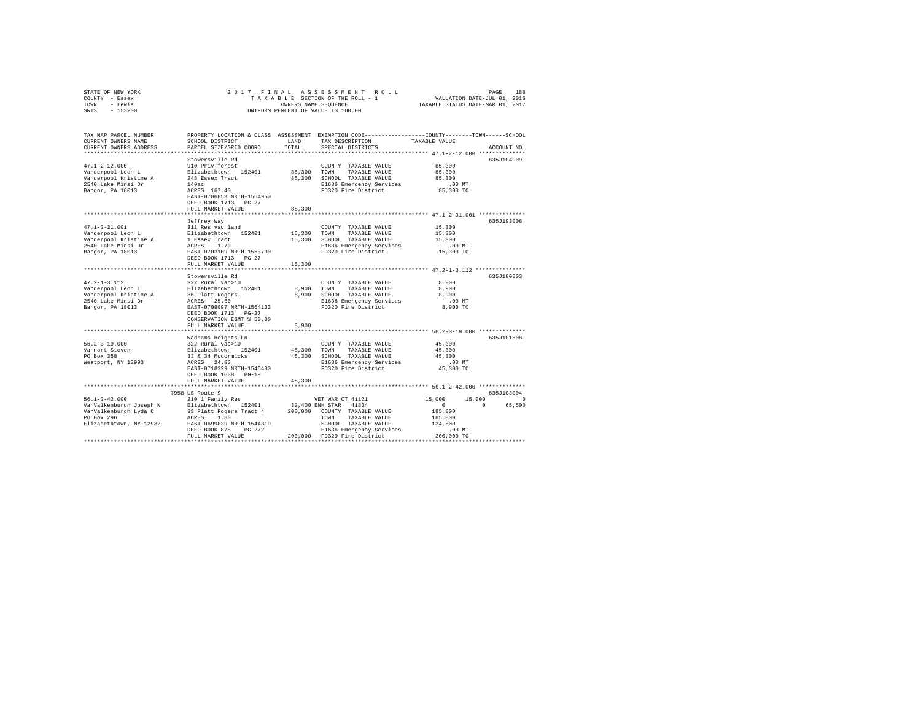STATE OF NEW YORK
COUNTY - Essex
TOWN - Lewis
SWIS - 153200

2 0 1 7 F I N A L A S S E S S M E N T R O L L
T A X A B L E SECTION OF THE ROLL - 1
OWNERS NAME SEQUENCE
UNIFORM PERCENT OF VALUE IS 100.00

VALUATION DATE-JUL 01, 2016
TAXABLE STATUS DATE-MAR 01, 2017

| TAX MAP PARCEL NUMBER / CURRENT OWNERS NAME / CURRENT OWNERS ADDRESS | PROPERTY LOCATION & CLASS / SCHOOL DISTRICT / PARCEL SIZE/GRID COORD | ASSESSMENT LAND / TOTAL | EXEMPTION CODE / TAX DESCRIPTION / SPECIAL DISTRICTS | COUNTY / TOWN / SCHOOL TAXABLE VALUE | ACCOUNT NO. |
|---|---|---|---|---|---|
| **47.1-2-12.000** | Stowersville Rd | | | | 635J104909 |
| 47.1-2-12.000 | 910 Priv forest | | COUNTY TAXABLE VALUE | 85,300 | |
| Vanderpool Leon L | Elizabethtown 152401 | 85,300 | TOWN TAXABLE VALUE | 85,300 | |
| Vanderpool Kristine A | 248 Essex Tract | 85,300 | SCHOOL TAXABLE VALUE | 85,300 | |
| 2540 Lake Minsi Dr | 140ac | | E1636 Emergency Services | .00 MT | |
| Bangor, PA 18013 | ACRES 167.40 | | FD320 Fire District | 85,300 TO | |
| | EAST-0706853 NRTH-1564950 | | | | |
| | DEED BOOK 1713 PG-27 | | | | |
| | FULL MARKET VALUE | 85,300 | | | |
| **47.1-2-31.001** | Jeffrey Way | | | | 635J193008 |
| 47.1-2-31.001 | 311 Res vac land | | COUNTY TAXABLE VALUE | 15,300 | |
| Vanderpool Leon L | Elizabethtown 152401 | 15,300 | TOWN TAXABLE VALUE | 15,300 | |
| Vanderpool Kristine A | 1 Essex Tract | 15,300 | SCHOOL TAXABLE VALUE | 15,300 | |
| 2540 Lake Minsi Dr | ACRES 1.70 | | E1636 Emergency Services | .00 MT | |
| Bangor, PA 18013 | EAST-0703109 NRTH-1563700 | | FD320 Fire District | 15,300 TO | |
| | DEED BOOK 1713 PG-27 | | | | |
| | FULL MARKET VALUE | 15,300 | | | |
| **47.2-1-3.112** | Stowersville Rd | | | | 635J180003 |
| 47.2-1-3.112 | 322 Rural vac>10 | | COUNTY TAXABLE VALUE | 8,900 | |
| Vanderpool Leon L | Elizabethtown 152401 | 8,900 | TOWN TAXABLE VALUE | 8,900 | |
| Vanderpool Kristine A | 36 Platt Rogers | 8,900 | SCHOOL TAXABLE VALUE | 8,900 | |
| 2540 Lake Minsi Dr | ACRES 25.60 | | E1636 Emergency Services | .00 MT | |
| Bangor, PA 18013 | EAST-0709097 NRTH-1564133 | | FD320 Fire District | 8,900 TO | |
| | DEED BOOK 1713 PG-27 | | | | |
| | CONSERVATION ESMT % 50.00 | | | | |
| | FULL MARKET VALUE | 8,900 | | | |
| **56.2-3-19.000** | Wadhams Heights Ln | | | | 635J101808 |
| 56.2-3-19.000 | 322 Rural vac>10 | | COUNTY TAXABLE VALUE | 45,300 | |
| Vannort Steven | Elizabethtown 152401 | 45,300 | TOWN TAXABLE VALUE | 45,300 | |
| PO Box 358 | 33 & 34 Mccormicks | 45,300 | SCHOOL TAXABLE VALUE | 45,300 | |
| Westport, NY 12993 | ACRES 24.83 | | E1636 Emergency Services | .00 MT | |
| | EAST-0718229 NRTH-1546480 | | FD320 Fire District | 45,300 TO | |
| | DEED BOOK 1638 PG-19 | | | | |
| | FULL MARKET VALUE | 45,300 | | | |
| **56.1-2-42.000** | 7958 US Route 9 | | | | 635J103004 |
| 56.1-2-42.000 | 210 1 Family Res | | VET WAR CT 41121 | 15,000 15,000 0 | |
| VanValkenburgh Joseph N | Elizabethtown 152401 | 32,400 | ENH STAR 41834 | 0 0 65,500 | |
| VanValkenburgh Lyda C | 33 Platt Rogers Tract 4 | 200,000 | COUNTY TAXABLE VALUE | 185,000 | |
| PO Box 296 | ACRES 1.80 | | TOWN TAXABLE VALUE | 185,000 | |
| Elizabethtown, NY 12932 | EAST-0699839 NRTH-1544319 | | SCHOOL TAXABLE VALUE | 134,500 | |
| | DEED BOOK 878 PG-272 | | E1636 Emergency Services | .00 MT | |
| | FULL MARKET VALUE | 200,000 | FD320 Fire District | 200,000 TO | |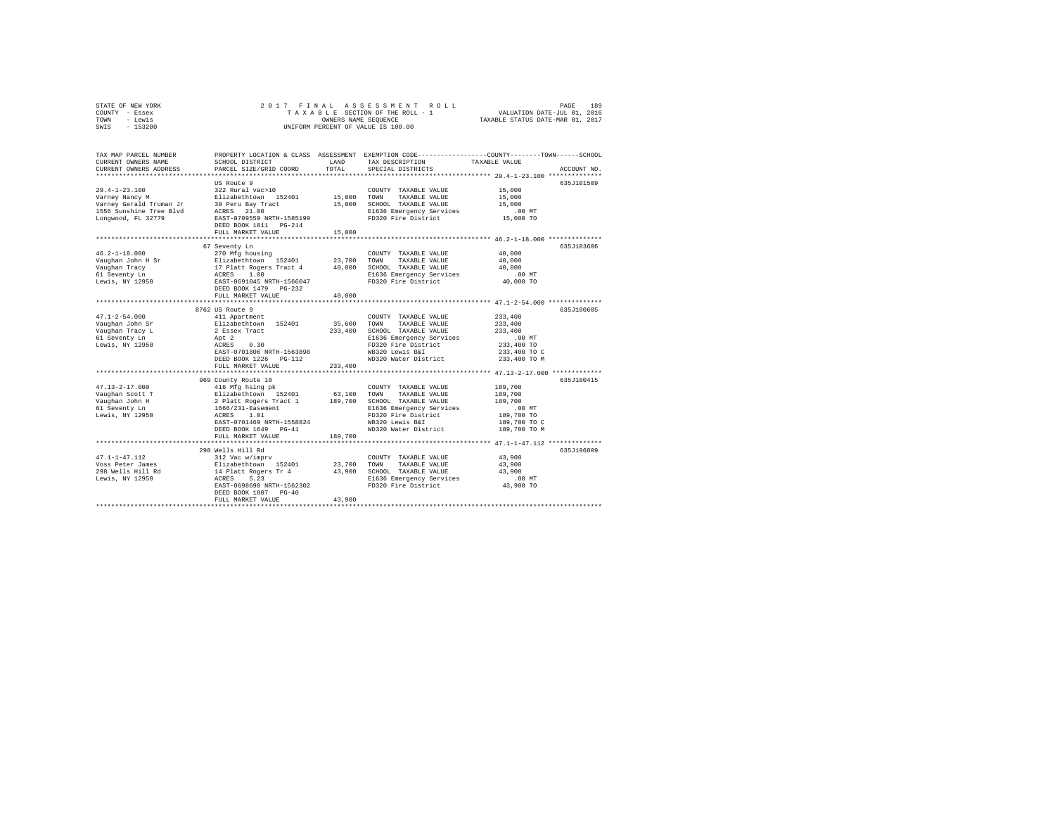STATE OF NEW YORK
COUNTY - Essex
TOWN - Lewis
SWIS - 153200

2017 FINAL ASSESSMENT ROLL
TAXABLE SECTION OF THE ROLL - 1
OWNERS NAME SEQUENCE
UNIFORM PERCENT OF VALUE IS 100.00

VALUATION DATE-JUL 01, 2016
TAXABLE STATUS DATE-MAR 01, 2017

```
TAX MAP PARCEL NUMBER     PROPERTY LOCATION & CLASS  ASSESSMENT  EXEMPTION CODE------------------COUNTY--------TOWN------SCHOOL
CURRENT OWNERS NAME       SCHOOL DISTRICT               LAND      TAX DESCRIPTION            TAXABLE VALUE
CURRENT OWNERS ADDRESS    PARCEL SIZE/GRID COORD        TOTAL     SPECIAL DISTRICTS                                      ACCOUNT NO.
******************************************************************************************************* 29.4-1-23.100 **************
                          US Route 9                                                                                   635J101509
29.4-1-23.100             322 Rural vac>10                         COUNTY  TAXABLE VALUE            15,000
Varney Nancy M            Elizabethtown  152401        15,000      TOWN    TAXABLE VALUE            15,000
Varney Gerald Truman Jr   39 Peru Bay Tract            15,000      SCHOOL  TAXABLE VALUE            15,000
1556 Sunshine Tree Blvd   ACRES   21.00                            E1636 Emergency Services           .00 MT
Longwood, FL 32779        EAST-0709559 NRTH-1585199                FD320 Fire District              15,000 TO
                          DEED BOOK 1811   PG-214
                          FULL MARKET VALUE            15,000
******************************************************************************************************* 46.2-1-18.000 **************
                          67 Seventy Ln                                                                                635J103606
46.2-1-18.000             270 Mfg housing                          COUNTY  TAXABLE VALUE            40,000
Vaughan John H Sr         Elizabethtown  152401        23,700      TOWN    TAXABLE VALUE            40,000
Vaughan Tracy             17 Platt Rogers Tract 4      40,000      SCHOOL  TAXABLE VALUE            40,000
61 Seventy Ln             ACRES    1.00                            E1636 Emergency Services           .00 MT
Lewis, NY 12950           EAST-0691045 NRTH-1566047                FD320 Fire District              40,000 TO
                          DEED BOOK 1479   PG-232
                          FULL MARKET VALUE            40,000
******************************************************************************************************* 47.1-2-54.000 **************
                          8762 US Route 9                                                                              635J100605
47.1-2-54.000             411 Apartment                            COUNTY  TAXABLE VALUE           233,400
Vaughan John Sr           Elizabethtown  152401        35,600      TOWN    TAXABLE VALUE           233,400
Vaughan Tracy L           2 Essex Tract               233,400      SCHOOL  TAXABLE VALUE           233,400
61 Seventy Ln             Apt 2                                    E1636 Emergency Services           .00 MT
Lewis, NY 12950           ACRES    0.30                            FD320 Fire District             233,400 TO
                          EAST-0701806 NRTH-1563898                WB320 Lewis B&I                 233,400 TO C
                          DEED BOOK 1226   PG-112                  WD320 Water District            233,400 TO M
                          FULL MARKET VALUE           233,400
******************************************************************************************************* 47.13-2-17.000 *************
                          969 County Route 10                                                                          635J100415
47.13-2-17.000            416 Mfg hsing pk                         COUNTY  TAXABLE VALUE           189,700
Vaughan Scott T           Elizabethtown  152401        63,100      TOWN    TAXABLE VALUE           189,700
Vaughan John H            2 Platt Rogers Tract 1      189,700      SCHOOL  TAXABLE VALUE           189,700
61 Seventy Ln             1666/231-Easement                        E1636 Emergency Services           .00 MT
Lewis, NY 12950           ACRES    1.01                            FD320 Fire District             189,700 TO
                          EAST-0701469 NRTH-1558824                WB320 Lewis B&I                 189,700 TO C
                          DEED BOOK 1649   PG-41                   WD320 Water District            189,700 TO M
                          FULL MARKET VALUE           189,700
******************************************************************************************************* 47.1-1-47.112 **************
                          298 Wells Hill Rd                                                                            635J196009
47.1-1-47.112             312 Vac w/imprv                          COUNTY  TAXABLE VALUE            43,900
Voss Peter James          Elizabethtown  152401        23,700      TOWN    TAXABLE VALUE            43,900
298 Wells Hill Rd         14 Platt Rogers Tr 4         43,900      SCHOOL  TAXABLE VALUE            43,900
Lewis, NY 12950           ACRES    5.23                            E1636 Emergency Services           .00 MT
                          EAST-0698690 NRTH-1562302                FD320 Fire District              43,900 TO
                          DEED BOOK 1807   PG-40
                          FULL MARKET VALUE            43,900
************************************************************************************************************************************
```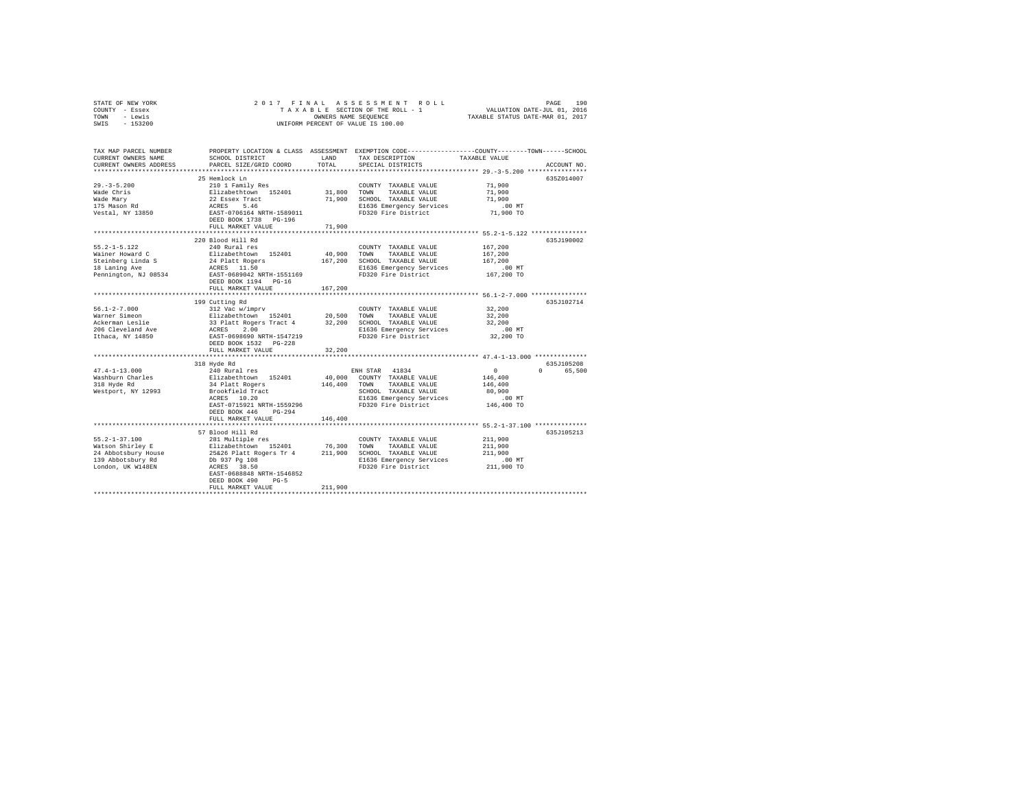STATE OF NEW YORK
COUNTY - Essex
TOWN - Lewis
SWIS - 153200

2 0 1 7 F I N A L A S S E S S M E N T R O L L
T A X A B L E SECTION OF THE ROLL - 1
OWNERS NAME SEQUENCE
UNIFORM PERCENT OF VALUE IS 100.00

VALUATION DATE-JUL 01, 2016
TAXABLE STATUS DATE-MAR 01, 2017

```
TAX MAP PARCEL NUMBER     PROPERTY LOCATION & CLASS  ASSESSMENT  EXEMPTION CODE-----------------COUNTY--------TOWN------SCHOOL
CURRENT OWNERS NAME       SCHOOL DISTRICT               LAND      TAX DESCRIPTION            TAXABLE VALUE
CURRENT OWNERS ADDRESS    PARCEL SIZE/GRID COORD        TOTAL     SPECIAL DISTRICTS                                   ACCOUNT NO.
******************************************************************************************************* 29.-3-5.200 ****************
                          25 Hemlock Ln                                                                               635Z014007
29.-3-5.200               210 1 Family Res                       COUNTY  TAXABLE VALUE            71,900
Wade Chris                Elizabethtown  152401       31,800     TOWN    TAXABLE VALUE            71,900
Wade Mary                 22 Essex Tract              71,900     SCHOOL  TAXABLE VALUE            71,900
175 Mason Rd              ACRES    5.46                          E1636 Emergency Services            .00 MT
Vestal, NY 13850          EAST-0706164 NRTH-1589011              FD320 Fire District              71,900 TO
                          DEED BOOK 1738   PG-196
                          FULL MARKET VALUE           71,900
******************************************************************************************************* 55.2-1-5.122 ***************
                          220 Blood Hill Rd                                                                           635J190002
55.2-1-5.122              240 Rural res                          COUNTY  TAXABLE VALUE           167,200
Wainer Howard C           Elizabethtown  152401       40,900     TOWN    TAXABLE VALUE           167,200
Steinberg Linda S         24 Platt Rogers            167,200     SCHOOL  TAXABLE VALUE           167,200
18 Laning Ave             ACRES   11.50                          E1636 Emergency Services            .00 MT
Pennington, NJ 08534      EAST-0689042 NRTH-1551169              FD320 Fire District             167,200 TO
                          DEED BOOK 1194   PG-16
                          FULL MARKET VALUE          167,200
******************************************************************************************************* 56.1-2-7.000 ***************
                          199 Cutting Rd                                                                              635J102714
56.1-2-7.000              312 Vac w/imprv                        COUNTY  TAXABLE VALUE            32,200
Warner Simeon             Elizabethtown  152401       20,500     TOWN    TAXABLE VALUE            32,200
Ackerman Leslie           33 Platt Rogers Tract 4     32,200     SCHOOL  TAXABLE VALUE            32,200
206 Cleveland Ave         ACRES    2.00                          E1636 Emergency Services            .00 MT
Ithaca, NY 14850          EAST-0698690 NRTH-1547219              FD320 Fire District              32,200 TO
                          DEED BOOK 1532   PG-228
                          FULL MARKET VALUE           32,200
******************************************************************************************************* 47.4-1-13.000 **************
                          318 Hyde Rd                                                                                 635J105208
47.4-1-13.000             240 Rural res                          ENH STAR  41834                   0           0      65,500
Washburn Charles          Elizabethtown  152401       40,000     COUNTY  TAXABLE VALUE           146,400
318 Hyde Rd               34 Platt Rogers            146,400     TOWN    TAXABLE VALUE           146,400
Westport, NY 12993        Brookfield Tract                       SCHOOL  TAXABLE VALUE            80,900
                          ACRES   10.20                          E1636 Emergency Services            .00 MT
                          EAST-0715921 NRTH-1559296              FD320 Fire District             146,400 TO
                          DEED BOOK 446    PG-294
                          FULL MARKET VALUE          146,400
******************************************************************************************************* 55.2-1-37.100 **************
                          57 Blood Hill Rd                                                                            635J105213
55.2-1-37.100             281 Multiple res                       COUNTY  TAXABLE VALUE           211,900
Watson Shirley E          Elizabethtown  152401       76,300     TOWN    TAXABLE VALUE           211,900
24 Abbotsbury House       25&26 Platt Rogers Tr 4    211,900     SCHOOL  TAXABLE VALUE           211,900
139 Abbotsbury Rd         Db 937 Pg 108                          E1636 Emergency Services            .00 MT
London, UK W148EN         ACRES   38.50                          FD320 Fire District             211,900 TO
                          EAST-0688848 NRTH-1546852
                          DEED BOOK 490    PG-5
                          FULL MARKET VALUE          211,900
************************************************************************************************************************************
```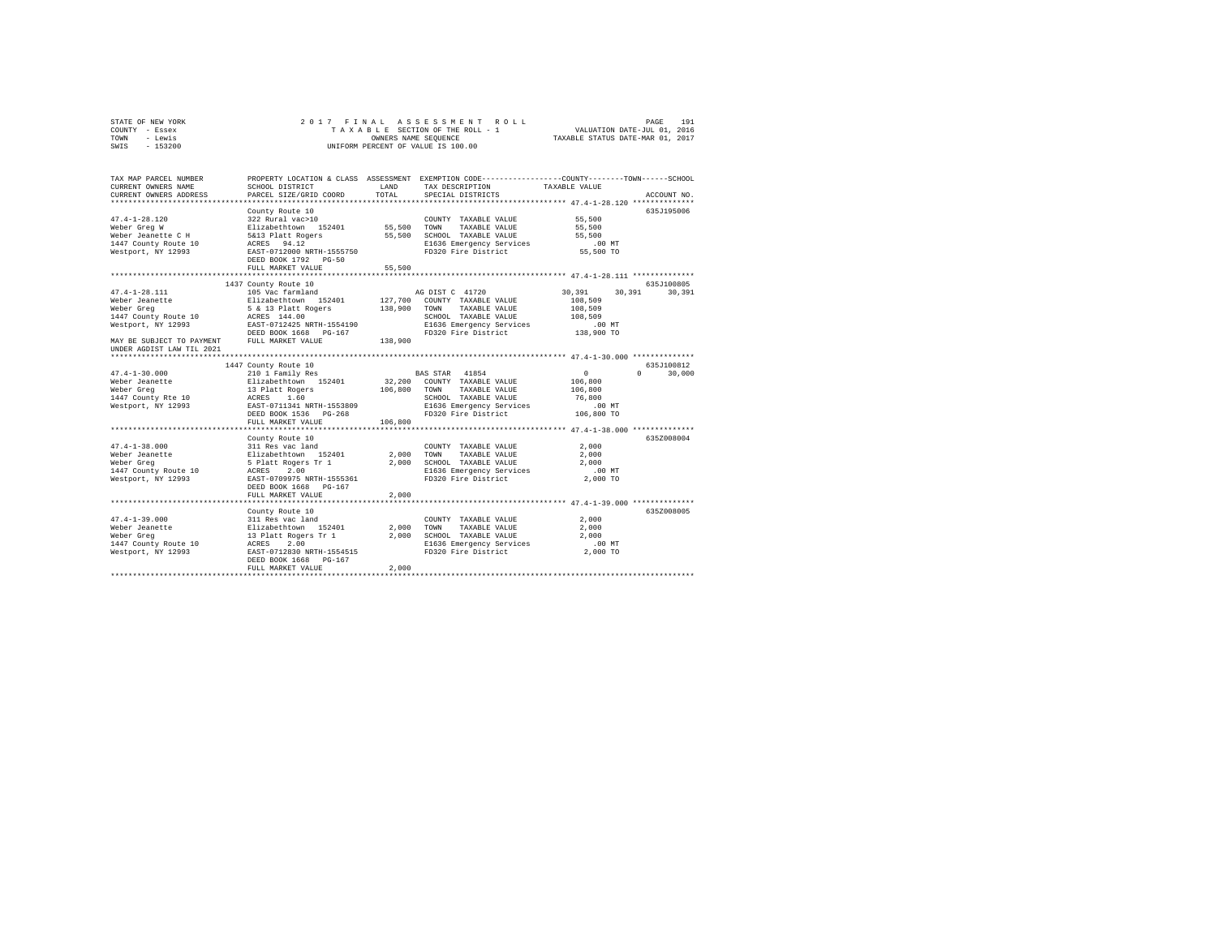STATE OF NEW YORK — 2017 FINAL ASSESSMENT ROLL
COUNTY - Essex — TAXABLE SECTION OF THE ROLL - 1 — VALUATION DATE-JUL 01, 2016
TOWN - Lewis — OWNERS NAME SEQUENCE — TAXABLE STATUS DATE-MAR 01, 2017
SWIS - 153200 — UNIFORM PERCENT OF VALUE IS 100.00

| TAX MAP PARCEL NUMBER / CURRENT OWNERS NAME / CURRENT OWNERS ADDRESS | PROPERTY LOCATION & CLASS / SCHOOL DISTRICT / PARCEL SIZE/GRID COORD | ASSESSMENT LAND | TOTAL | EXEMPTION CODE / TAX DESCRIPTION / SPECIAL DISTRICTS | COUNTY | TOWN | SCHOOL | TAXABLE VALUE | ACCOUNT NO. |
|---|---|---|---|---|---|---|---|---|---|
| 47.4-1-28.120 | County Route 10 | | | | | | | | 635J195006 |
| | 322 Rural vac>10 | | | COUNTY TAXABLE VALUE | | | | 55,500 | |
| Weber Greg W | Elizabethtown 152401 | 55,500 | | TOWN TAXABLE VALUE | | | | 55,500 | |
| Weber Jeanette C H | 5&13 Platt Rogers | | 55,500 | SCHOOL TAXABLE VALUE | | | | 55,500 | |
| 1447 County Route 10 | ACRES 94.12 | | | E1636 Emergency Services | | | | .00 MT | |
| Westport, NY 12993 | EAST-0712000 NRTH-1555750 | | | FD320 Fire District | | | | 55,500 TO | |
| | DEED BOOK 1792 PG-50 | | | | | | | | |
| | FULL MARKET VALUE | | 55,500 | | | | | | |
| 47.4-1-28.111 | 1437 County Route 10 | | | | | | | | 635J100805 |
| | 105 Vac farmland | | | AG DIST C 41720 | 30,391 | 30,391 | 30,391 | | |
| Weber Jeanette | Elizabethtown 152401 | 127,700 | | COUNTY TAXABLE VALUE | | | | 108,509 | |
| Weber Greg | 5 & 13 Platt Rogers | | 138,900 | TOWN TAXABLE VALUE | | | | 108,509 | |
| 1447 County Route 10 | ACRES 144.00 | | | SCHOOL TAXABLE VALUE | | | | 108,509 | |
| Westport, NY 12993 | EAST-0712425 NRTH-1554190 | | | E1636 Emergency Services | | | | .00 MT | |
| | DEED BOOK 1668 PG-167 | | | FD320 Fire District | | | | 138,900 TO | |
| MAY BE SUBJECT TO PAYMENT | FULL MARKET VALUE | | 138,900 | | | | | | |
| UNDER AGDIST LAW TIL 2021 | | | | | | | | | |
| 47.4-1-30.000 | 1447 County Route 10 | | | | | | | | 635J100812 |
| | 210 1 Family Res | | | BAS STAR 41854 | 0 | 0 | 30,000 | | |
| Weber Jeanette | Elizabethtown 152401 | 32,200 | | COUNTY TAXABLE VALUE | | | | 106,800 | |
| Weber Greg | 13 Platt Rogers | | 106,800 | TOWN TAXABLE VALUE | | | | 106,800 | |
| 1447 County Rte 10 | ACRES 1.60 | | | SCHOOL TAXABLE VALUE | | | | 76,800 | |
| Westport, NY 12993 | EAST-0711341 NRTH-1553809 | | | E1636 Emergency Services | | | | .00 MT | |
| | DEED BOOK 1536 PG-268 | | | FD320 Fire District | | | | 106,800 TO | |
| | FULL MARKET VALUE | | 106,800 | | | | | | |
| 47.4-1-38.000 | County Route 10 | | | | | | | | 635Z008004 |
| | 311 Res vac land | | | COUNTY TAXABLE VALUE | | | | 2,000 | |
| Weber Jeanette | Elizabethtown 152401 | 2,000 | | TOWN TAXABLE VALUE | | | | 2,000 | |
| Weber Greg | 5 Platt Rogers Tr 1 | | 2,000 | SCHOOL TAXABLE VALUE | | | | 2,000 | |
| 1447 County Route 10 | ACRES 2.00 | | | E1636 Emergency Services | | | | .00 MT | |
| Westport, NY 12993 | EAST-0709975 NRTH-1555361 | | | FD320 Fire District | | | | 2,000 TO | |
| | DEED BOOK 1668 PG-167 | | | | | | | | |
| | FULL MARKET VALUE | | 2,000 | | | | | | |
| 47.4-1-39.000 | County Route 10 | | | | | | | | 635Z008005 |
| | 311 Res vac land | | | COUNTY TAXABLE VALUE | | | | 2,000 | |
| Weber Jeanette | Elizabethtown 152401 | 2,000 | | TOWN TAXABLE VALUE | | | | 2,000 | |
| Weber Greg | 13 Platt Rogers Tr 1 | | 2,000 | SCHOOL TAXABLE VALUE | | | | 2,000 | |
| 1447 County Route 10 | ACRES 2.00 | | | E1636 Emergency Services | | | | .00 MT | |
| Westport, NY 12993 | EAST-0712830 NRTH-1554515 | | | FD320 Fire District | | | | 2,000 TO | |
| | DEED BOOK 1668 PG-167 | | | | | | | | |
| | FULL MARKET VALUE | | 2,000 | | | | | | |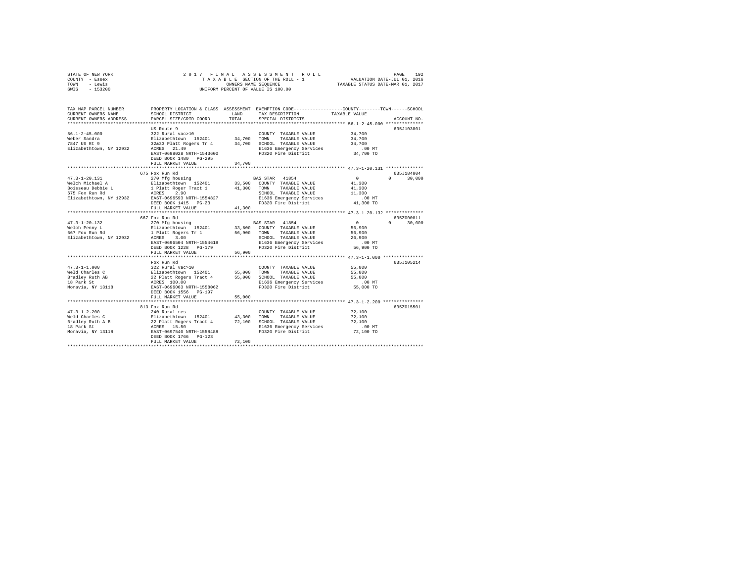STATE OF NEW YORK
COUNTY - Essex
TOWN - Lewis
SWIS - 153200

2 0 1 7 F I N A L A S S E S S M E N T R O L L
T A X A B L E SECTION OF THE ROLL - 1
OWNERS NAME SEQUENCE
UNIFORM PERCENT OF VALUE IS 100.00

VALUATION DATE-JUL 01, 2016
TAXABLE STATUS DATE-MAR 01, 2017

```
TAX MAP PARCEL NUMBER          PROPERTY LOCATION & CLASS  ASSESSMENT  EXEMPTION CODE-----------------COUNTY--------TOWN------SCHOOL
CURRENT OWNERS NAME            SCHOOL DISTRICT              LAND      TAX DESCRIPTION            TAXABLE VALUE
CURRENT OWNERS ADDRESS         PARCEL SIZE/GRID COORD       TOTAL     SPECIAL DISTRICTS                                    ACCOUNT NO.
******************************************************************************************************* 56.1-2-45.000 **************
                               US Route 9                                                                            635J103001
56.1-2-45.000                  322 Rural vac>10                       COUNTY  TAXABLE VALUE          34,700
Weber Sandra                   Elizabethtown  152401      34,700      TOWN    TAXABLE VALUE          34,700
7847 US Rt 9                   32&33 Platt Rogers Tr 4    34,700      SCHOOL  TAXABLE VALUE          34,700
Elizabethtown, NY 12932        ACRES  21.49                           E1636 Emergency Services          .00 MT
                               EAST-0698028 NRTH-1543600              FD320 Fire District            34,700 TO
                               DEED BOOK 1480  PG-295
                               FULL MARKET VALUE          34,700
******************************************************************************************************* 47.3-1-20.131 **************
                               675 Fox Run Rd                                                                        635J184004
47.3-1-20.131                  270 Mfg housing                        BAS STAR  41854                     0          0     30,000
Welch Michael A                Elizabethtown  152401      33,500      COUNTY  TAXABLE VALUE          41,300
Boisseau Debbie L              1 Platt Roger Tract 1      41,300      TOWN    TAXABLE VALUE          41,300
675 Fox Run Rd                 ACRES   2.90                           SCHOOL  TAXABLE VALUE          11,300
Elizabethtown, NY 12932        EAST-0696593 NRTH-1554827              E1636 Emergency Services          .00 MT
                               DEED BOOK 1415  PG-23                  FD320 Fire District            41,300 TO
                               FULL MARKET VALUE          41,300
******************************************************************************************************* 47.3-1-20.132 **************
                               667 Fox Run Rd                                                                        635Z000011
47.3-1-20.132                  270 Mfg housing                        BAS STAR  41854                     0          0     30,000
Welch Penny L                  Elizabethtown  152401      33,600      COUNTY  TAXABLE VALUE          56,900
667 Fox Run Rd                 1 Platt Rogers Tr 1        56,900      TOWN    TAXABLE VALUE          56,900
Elizabethtown, NY 12932        ACRES   3.00                           SCHOOL  TAXABLE VALUE          26,900
                               EAST-0696504 NRTH-1554619              E1636 Emergency Services          .00 MT
                               DEED BOOK 1228  PG-179                 FD320 Fire District            56,900 TO
                               FULL MARKET VALUE          56,900
******************************************************************************************************* 47.3-1-1.000 ***************
                               Fox Run Rd                                                                            635J105214
47.3-1-1.000                   322 Rural vac>10                       COUNTY  TAXABLE VALUE          55,000
Weld Charles C                 Elizabethtown  152401      55,000      TOWN    TAXABLE VALUE          55,000
Bradley Ruth AB                22 Platt Rogers Tract 4    55,000      SCHOOL  TAXABLE VALUE          55,000
18 Park St                     ACRES 100.00                           E1636 Emergency Services          .00 MT
Moravia, NY 13118              EAST-0696063 NRTH-1558062              FD320 Fire District            55,000 TO
                               DEED BOOK 1556  PG-197
                               FULL MARKET VALUE          55,000
******************************************************************************************************* 47.3-1-2.200 ***************
                               813 Fox Run Rd                                                                        635Z015501
47.3-1-2.200                   240 Rural res                          COUNTY  TAXABLE VALUE          72,100
Weld Charles C                 Elizabethtown  152401      43,300      TOWN    TAXABLE VALUE          72,100
Bradley Ruth A B               22 Platt Rogers Tract 4    72,100      SCHOOL  TAXABLE VALUE          72,100
18 Park St                     ACRES  15.50                           E1636 Emergency Services          .00 MT
Moravia, NY 13118              EAST-0697540 NRTH-1558488              FD320 Fire District            72,100 TO
                               DEED BOOK 1766  PG-123
                               FULL MARKET VALUE          72,100
************************************************************************************************************************************
```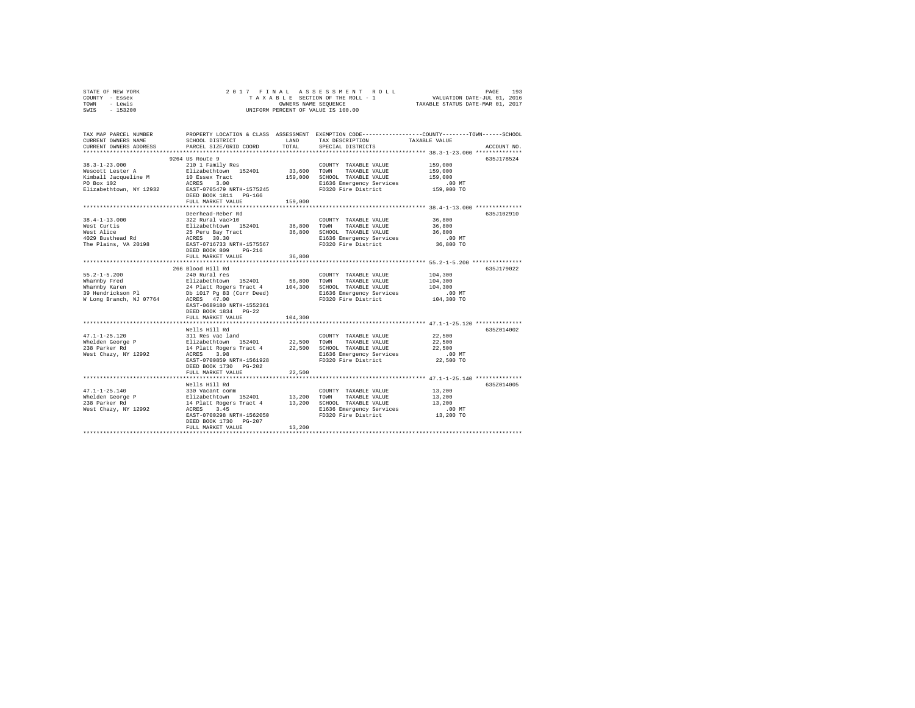STATE OF NEW YORK &nbsp;&nbsp;&nbsp; 2017 FINAL ASSESSMENT ROLL &nbsp;&nbsp;&nbsp; VALUATION DATE-JUL 01, 2016
COUNTY - Essex &nbsp;&nbsp;&nbsp; TAXABLE SECTION OF THE ROLL - 1 &nbsp;&nbsp;&nbsp; TAXABLE STATUS DATE-MAR 01, 2017
TOWN - Lewis &nbsp;&nbsp;&nbsp; OWNERS NAME SEQUENCE
SWIS - 153200 &nbsp;&nbsp;&nbsp; UNIFORM PERCENT OF VALUE IS 100.00

| TAX MAP PARCEL NUMBER / CURRENT OWNERS NAME / CURRENT OWNERS ADDRESS | PROPERTY LOCATION & CLASS / SCHOOL DISTRICT / PARCEL SIZE/GRID COORD | ASSESSMENT LAND | TOTAL | EXEMPTION CODE / TAX DESCRIPTION / SPECIAL DISTRICTS | COUNTY--------TOWN------SCHOOL TAXABLE VALUE | ACCOUNT NO. |
|---|---|---|---|---|---|---|
| 38.3-1-23.000 | 9264 US Route 9 | | | | | 635J178524 |
| | 210 1 Family Res | | | COUNTY TAXABLE VALUE | 159,000 | |
| Wescott Lester A | Elizabethtown 152401 | 33,600 | | TOWN TAXABLE VALUE | 159,000 | |
| Kimball Jacqueline M | 10 Essex Tract | | 159,000 | SCHOOL TAXABLE VALUE | 159,000 | |
| PO Box 102 | ACRES 3.00 | | | E1636 Emergency Services | .00 MT | |
| Elizabethtown, NY 12932 | EAST-0705479 NRTH-1575245 | | | FD320 Fire District | 159,000 TO | |
| | DEED BOOK 1811 PG-166 | | | | | |
| | FULL MARKET VALUE | | 159,000 | | | |
| 38.4-1-13.000 | Deerhead-Reber Rd | | | | | 635J102910 |
| | 322 Rural vac>10 | | | COUNTY TAXABLE VALUE | 36,800 | |
| West Curtis | Elizabethtown 152401 | 36,800 | | TOWN TAXABLE VALUE | 36,800 | |
| West Alice | 25 Peru Bay Tract | | 36,800 | SCHOOL TAXABLE VALUE | 36,800 | |
| 4029 Busthead Rd | ACRES 30.30 | | | E1636 Emergency Services | .00 MT | |
| The Plains, VA 20198 | EAST-0716733 NRTH-1575567 | | | FD320 Fire District | 36,800 TO | |
| | DEED BOOK 809 PG-216 | | | | | |
| | FULL MARKET VALUE | | 36,800 | | | |
| 55.2-1-5.200 | 266 Blood Hill Rd | | | | | 635J179022 |
| | 240 Rural res | | | COUNTY TAXABLE VALUE | 104,300 | |
| Wharmby Fred | Elizabethtown 152401 | 58,800 | | TOWN TAXABLE VALUE | 104,300 | |
| Wharmby Karen | 24 Platt Rogers Tract 4 | | 104,300 | SCHOOL TAXABLE VALUE | 104,300 | |
| 39 Hendrickson Pl | Db 1017 Pg 83 (Corr Deed) | | | E1636 Emergency Services | .00 MT | |
| W Long Branch, NJ 07764 | ACRES 47.00 | | | FD320 Fire District | 104,300 TO | |
| | EAST-0689180 NRTH-1552361 | | | | | |
| | DEED BOOK 1834 PG-22 | | | | | |
| | FULL MARKET VALUE | | 104,300 | | | |
| 47.1-1-25.120 | Wells Hill Rd | | | | | 635Z014002 |
| | 311 Res vac land | | | COUNTY TAXABLE VALUE | 22,500 | |
| Whelden George P | Elizabethtown 152401 | 22,500 | | TOWN TAXABLE VALUE | 22,500 | |
| 238 Parker Rd | 14 Platt Rogers Tract 4 | | 22,500 | SCHOOL TAXABLE VALUE | 22,500 | |
| West Chazy, NY 12992 | ACRES 3.98 | | | E1636 Emergency Services | .00 MT | |
| | EAST-0700859 NRTH-1561928 | | | FD320 Fire District | 22,500 TO | |
| | DEED BOOK 1730 PG-202 | | | | | |
| | FULL MARKET VALUE | | 22,500 | | | |
| 47.1-1-25.140 | Wells Hill Rd | | | | | 635Z014005 |
| | 330 Vacant comm | | | COUNTY TAXABLE VALUE | 13,200 | |
| Whelden George P | Elizabethtown 152401 | 13,200 | | TOWN TAXABLE VALUE | 13,200 | |
| 238 Parker Rd | 14 Platt Rogers Tract 4 | | 13,200 | SCHOOL TAXABLE VALUE | 13,200 | |
| West Chazy, NY 12992 | ACRES 3.45 | | | E1636 Emergency Services | .00 MT | |
| | EAST-0700298 NRTH-1562050 | | | FD320 Fire District | 13,200 TO | |
| | DEED BOOK 1730 PG-207 | | | | | |
| | FULL MARKET VALUE | | 13,200 | | | |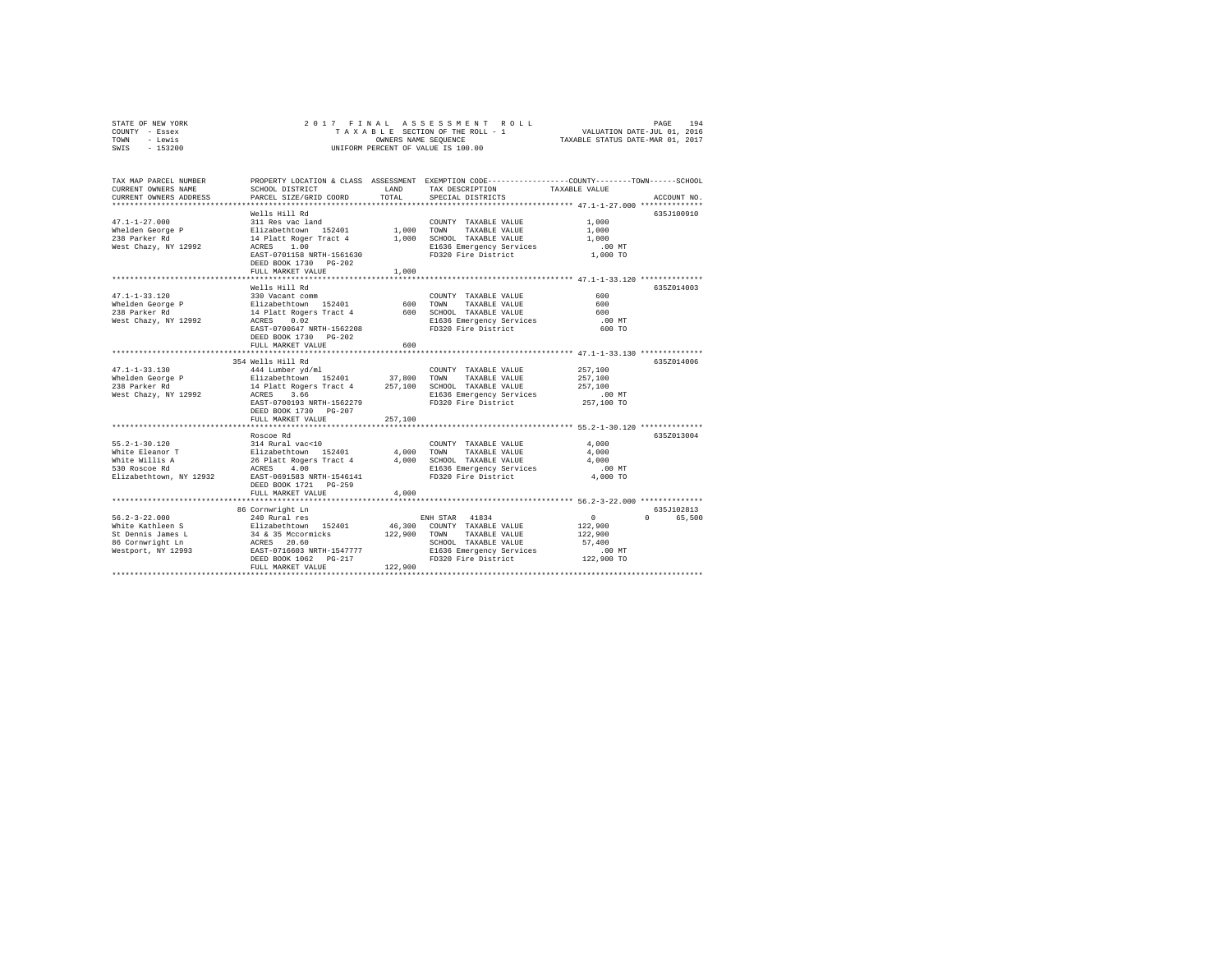STATE OF NEW YORK
COUNTY - Essex
TOWN - Lewis
SWIS - 153200

2017 FINAL ASSESSMENT ROLL
TAXABLE SECTION OF THE ROLL - 1
OWNERS NAME SEQUENCE
UNIFORM PERCENT OF VALUE IS 100.00

VALUATION DATE-JUL 01, 2016
TAXABLE STATUS DATE-MAR 01, 2017

| TAX MAP PARCEL NUMBER / CURRENT OWNERS NAME / CURRENT OWNERS ADDRESS | PROPERTY LOCATION & CLASS / SCHOOL DISTRICT / PARCEL SIZE/GRID COORD | ASSESSMENT LAND / TOTAL | EXEMPTION CODE / TAX DESCRIPTION / SPECIAL DISTRICTS | COUNTY / TOWN / SCHOOL TAXABLE VALUE | ACCOUNT NO. |
|---|---|---|---|---|---|
| 47.1-1-27.000 | Wells Hill Rd | | | | 635J100910 |
| Whelden George P | 311 Res vac land | | COUNTY TAXABLE VALUE | 1,000 | |
| 238 Parker Rd | Elizabethtown 152401 | 1,000 | TOWN TAXABLE VALUE | 1,000 | |
| West Chazy, NY 12992 | 14 Platt Roger Tract 4 | 1,000 | SCHOOL TAXABLE VALUE | 1,000 | |
| | ACRES 1.00 | | E1636 Emergency Services | .00 MT | |
| | EAST-0701158 NRTH-1561630 | | FD320 Fire District | 1,000 TO | |
| | DEED BOOK 1730 PG-202 | | | | |
| | FULL MARKET VALUE | 1,000 | | | |
| 47.1-1-33.120 | Wells Hill Rd | | | | 635Z014003 |
| Whelden George P | 330 Vacant comm | | COUNTY TAXABLE VALUE | 600 | |
| 238 Parker Rd | Elizabethtown 152401 | 600 | TOWN TAXABLE VALUE | 600 | |
| West Chazy, NY 12992 | 14 Platt Rogers Tract 4 | 600 | SCHOOL TAXABLE VALUE | 600 | |
| | ACRES 0.02 | | E1636 Emergency Services | .00 MT | |
| | EAST-0700647 NRTH-1562208 | | FD320 Fire District | 600 TO | |
| | DEED BOOK 1730 PG-202 | | | | |
| | FULL MARKET VALUE | 600 | | | |
| 47.1-1-33.130 | 354 Wells Hill Rd | | | | 635Z014006 |
| Whelden George P | 444 Lumber yd/ml | | COUNTY TAXABLE VALUE | 257,100 | |
| 238 Parker Rd | Elizabethtown 152401 | 37,800 | TOWN TAXABLE VALUE | 257,100 | |
| West Chazy, NY 12992 | 14 Platt Rogers Tract 4 | 257,100 | SCHOOL TAXABLE VALUE | 257,100 | |
| | ACRES 3.66 | | E1636 Emergency Services | .00 MT | |
| | EAST-0700193 NRTH-1562279 | | FD320 Fire District | 257,100 TO | |
| | DEED BOOK 1730 PG-207 | | | | |
| | FULL MARKET VALUE | 257,100 | | | |
| 55.2-1-30.120 | Roscoe Rd | | | | 635Z013004 |
| White Eleanor T | 314 Rural vac<10 | | COUNTY TAXABLE VALUE | 4,000 | |
| White Willis A | Elizabethtown 152401 | 4,000 | TOWN TAXABLE VALUE | 4,000 | |
| 530 Roscoe Rd | 26 Platt Rogers Tract 4 | 4,000 | SCHOOL TAXABLE VALUE | 4,000 | |
| Elizabethtown, NY 12932 | ACRES 4.00 | | E1636 Emergency Services | .00 MT | |
| | EAST-0691583 NRTH-1546141 | | FD320 Fire District | 4,000 TO | |
| | DEED BOOK 1721 PG-259 | | | | |
| | FULL MARKET VALUE | 4,000 | | | |
| 56.2-3-22.000 | 86 Cornwright Ln | | | | 635J102813 |
| White Kathleen S | 240 Rural res | | ENH STAR 41834 | 0 0 65,500 | |
| St Dennis James L | Elizabethtown 152401 | 46,300 | COUNTY TAXABLE VALUE | 122,900 | |
| 86 Cornwright Ln | 34 & 35 Mccormicks | 122,900 | TOWN TAXABLE VALUE | 122,900 | |
| Westport, NY 12993 | ACRES 20.60 | | SCHOOL TAXABLE VALUE | 57,400 | |
| | EAST-0716603 NRTH-1547777 | | E1636 Emergency Services | .00 MT | |
| | DEED BOOK 1062 PG-217 | | FD320 Fire District | 122,900 TO | |
| | FULL MARKET VALUE | 122,900 | | | |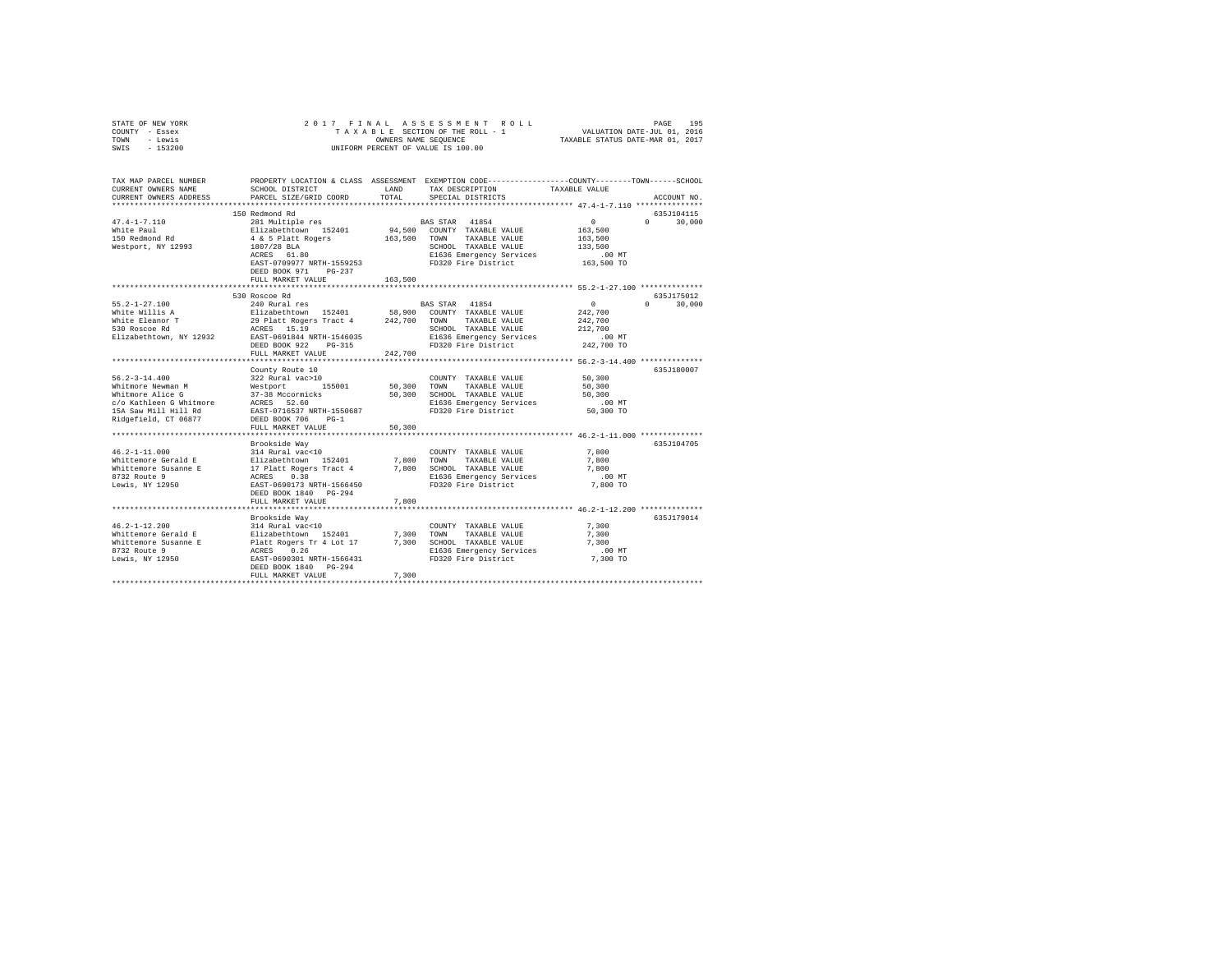STATE OF NEW YORK
COUNTY - Essex
TOWN - Lewis
SWIS - 153200

2017 FINAL ASSESSMENT ROLL
TAXABLE SECTION OF THE ROLL - 1
OWNERS NAME SEQUENCE
UNIFORM PERCENT OF VALUE IS 100.00

VALUATION DATE-JUL 01, 2016
TAXABLE STATUS DATE-MAR 01, 2017

| TAX MAP PARCEL NUMBER / CURRENT OWNERS NAME / CURRENT OWNERS ADDRESS | PROPERTY LOCATION & CLASS / SCHOOL DISTRICT / PARCEL SIZE/GRID COORD | ASSESSMENT LAND / TOTAL | EXEMPTION CODE / TAX DESCRIPTION / SPECIAL DISTRICTS | COUNTY / TOWN / SCHOOL TAXABLE VALUE | ACCOUNT NO. |
|---|---|---|---|---|---|
| 47.4-1-7.110 | 150 Redmond Rd | | | | 635J104115 |
| | 281 Multiple res | | BAS STAR 41854 | 0 / 0 / 30,000 | |
| White Paul | Elizabethtown 152401 | 94,500 | COUNTY TAXABLE VALUE | 163,500 | |
| 150 Redmond Rd | 4 & 5 Platt Rogers | 163,500 | TOWN TAXABLE VALUE | 163,500 | |
| Westport, NY 12993 | 1807/28 BLA | | SCHOOL TAXABLE VALUE | 133,500 | |
| | ACRES 61.80 | | E1636 Emergency Services | .00 MT | |
| | EAST-0709977 NRTH-1559253 | | FD320 Fire District | 163,500 TO | |
| | DEED BOOK 971 PG-237 | | | | |
| | FULL MARKET VALUE | 163,500 | | | |
| 55.2-1-27.100 | 530 Roscoe Rd | | | | 635J175012 |
| | 240 Rural res | | BAS STAR 41854 | 0 / 0 / 30,000 | |
| White Willis A | Elizabethtown 152401 | 58,900 | COUNTY TAXABLE VALUE | 242,700 | |
| White Eleanor T | 29 Platt Rogers Tract 4 | 242,700 | TOWN TAXABLE VALUE | 242,700 | |
| 530 Roscoe Rd | ACRES 15.19 | | SCHOOL TAXABLE VALUE | 212,700 | |
| Elizabethtown, NY 12932 | EAST-0691844 NRTH-1546035 | | E1636 Emergency Services | .00 MT | |
| | DEED BOOK 922 PG-315 | | FD320 Fire District | 242,700 TO | |
| | FULL MARKET VALUE | 242,700 | | | |
| 56.2-3-14.400 | County Route 10 | | | | 635J180007 |
| | 322 Rural vac>10 | | COUNTY TAXABLE VALUE | 50,300 | |
| Whitmore Newman M | Westport 155001 | 50,300 | TOWN TAXABLE VALUE | 50,300 | |
| Whitmore Alice G | 37-38 Mccormicks | 50,300 | SCHOOL TAXABLE VALUE | 50,300 | |
| c/o Kathleen G Whitmore | ACRES 52.60 | | E1636 Emergency Services | .00 MT | |
| 15A Saw Mill Hill Rd | EAST-0716537 NRTH-1550687 | | FD320 Fire District | 50,300 TO | |
| Ridgefield, CT 06877 | DEED BOOK 706 PG-1 | | | | |
| | FULL MARKET VALUE | 50,300 | | | |
| 46.2-1-11.000 | Brookside Way | | | | 635J104705 |
| | 314 Rural vac<10 | | COUNTY TAXABLE VALUE | 7,800 | |
| Whittemore Gerald E | Elizabethtown 152401 | 7,800 | TOWN TAXABLE VALUE | 7,800 | |
| Whittemore Susanne E | 17 Platt Rogers Tract 4 | 7,800 | SCHOOL TAXABLE VALUE | 7,800 | |
| 8732 Route 9 | ACRES 0.38 | | E1636 Emergency Services | .00 MT | |
| Lewis, NY 12950 | EAST-0690173 NRTH-1566450 | | FD320 Fire District | 7,800 TO | |
| | DEED BOOK 1840 PG-294 | | | | |
| | FULL MARKET VALUE | 7,800 | | | |
| 46.2-1-12.200 | Brookside Way | | | | 635J179014 |
| | 314 Rural vac<10 | | COUNTY TAXABLE VALUE | 7,300 | |
| Whittemore Gerald E | Elizabethtown 152401 | 7,300 | TOWN TAXABLE VALUE | 7,300 | |
| Whittemore Susanne E | Platt Rogers Tr 4 Lot 17 | 7,300 | SCHOOL TAXABLE VALUE | 7,300 | |
| 8732 Route 9 | ACRES 0.26 | | E1636 Emergency Services | .00 MT | |
| Lewis, NY 12950 | EAST-0690301 NRTH-1566431 | | FD320 Fire District | 7,300 TO | |
| | DEED BOOK 1840 PG-294 | | | | |
| | FULL MARKET VALUE | 7,300 | | | |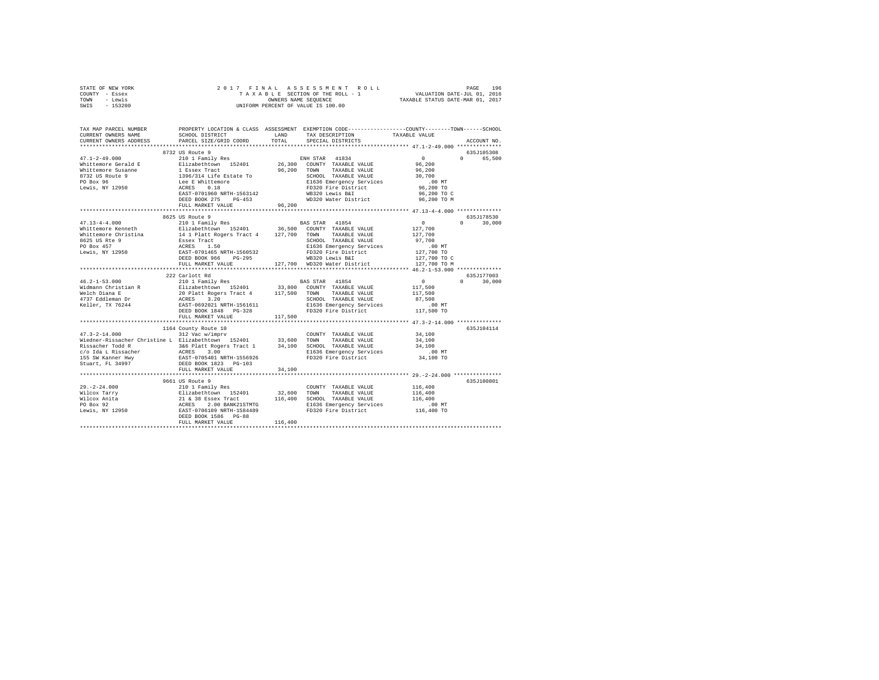STATE OF NEW YORK · COUNTY - Essex · TOWN - Lewis · SWIS - 153200

# 2017 FINAL ASSESSMENT ROLL

TAXABLE SECTION OF THE ROLL - 1 · OWNERS NAME SEQUENCE · UNIFORM PERCENT OF VALUE IS 100.00

VALUATION DATE-JUL 01, 2016 · TAXABLE STATUS DATE-MAR 01, 2017

```
TAX MAP PARCEL NUMBER          PROPERTY LOCATION & CLASS  ASSESSMENT  EXEMPTION CODE-----------------COUNTY--------TOWN------SCHOOL
CURRENT OWNERS NAME            SCHOOL DISTRICT               LAND      TAX DESCRIPTION              TAXABLE VALUE
CURRENT OWNERS ADDRESS         PARCEL SIZE/GRID COORD        TOTAL     SPECIAL DISTRICTS                                     ACCOUNT NO.
******************************************************************************************************* 47.1-2-49.000 **************
                               8732 US Route 9                                                                            635J105308
47.1-2-49.000                  210 1 Family Res                        ENH STAR  41834                   0            0       65,500
Whittemore Gerald E            Elizabethtown  152401       26,300     COUNTY  TAXABLE VALUE          96,200
Whittemore Susanne             1 Essex Tract               96,200     TOWN    TAXABLE VALUE          96,200
8732 US Route 9                1396/314 Life Estate To                SCHOOL  TAXABLE VALUE          30,700
PO Box 96                      Lee E Whittemore                       E1636 Emergency Services          .00 MT
Lewis, NY 12950                ACRES    0.18                          FD320 Fire District            96,200 TO
                               EAST-0701960 NRTH-1563142              WB320 Lewis B&I                96,200 TO C
                               DEED BOOK 275    PG-453                WD320 Water District           96,200 TO M
                               FULL MARKET VALUE           96,200
******************************************************************************************************* 47.13-4-4.000 **************
                               8625 US Route 9                                                                            635J178530
47.13-4-4.000                  210 1 Family Res                        BAS STAR  41854                   0            0       30,000
Whittemore Kenneth             Elizabethtown  152401       36,500     COUNTY  TAXABLE VALUE         127,700
Whittemore Christina           14 1 Platt Rogers Tract 4  127,700     TOWN    TAXABLE VALUE         127,700
8625 US Rte 9                  Essex Tract                            SCHOOL  TAXABLE VALUE          97,700
PO Box 457                     ACRES    1.50                          E1636 Emergency Services          .00 MT
Lewis, NY 12950                EAST-0701465 NRTH-1560532              FD320 Fire District           127,700 TO
                               DEED BOOK 966    PG-295                WB320 Lewis B&I               127,700 TO C
                               FULL MARKET VALUE          127,700     WD320 Water District          127,700 TO M
******************************************************************************************************* 46.2-1-53.000 **************
                               222 Carlott Rd                                                                             635J177003
46.2-1-53.000                  210 1 Family Res                        BAS STAR  41854                   0            0       30,000
Widmann Christian R            Elizabethtown  152401       33,800     COUNTY  TAXABLE VALUE         117,500
Welch Diana E                  20 Platt Rogers Tract 4    117,500     TOWN    TAXABLE VALUE         117,500
4737 Eddleman Dr               ACRES    3.20                          SCHOOL  TAXABLE VALUE          87,500
Keller, TX 76244               EAST-0692021 NRTH-1561611              E1636 Emergency Services          .00 MT
                               DEED BOOK 1848   PG-328                FD320 Fire District           117,500 TO
                               FULL MARKET VALUE          117,500
******************************************************************************************************* 47.3-2-14.000 **************
                               1164 County Route 10                                                                       635J104114
47.3-2-14.000                  312 Vac w/imprv                        COUNTY  TAXABLE VALUE          34,100
Wiedner-Rissacher Christine L  Elizabethtown  152401       33,600     TOWN    TAXABLE VALUE          34,100
Rissacher Todd R               3&6 Platt Rogers Tract 1    34,100     SCHOOL  TAXABLE VALUE          34,100
c/o Ida L Rissacher            ACRES    3.00                          E1636 Emergency Services          .00 MT
155 SW Kanner Hwy              EAST-0705401 NRTH-1556926              FD320 Fire District            34,100 TO
Stuart, FL 34997               DEED BOOK 1823   PG-103
                               FULL MARKET VALUE           34,100
******************************************************************************************************* 29.-2-24.000 ***************
                               9661 US Route 9                                                                            635J100801
29.-2-24.000                   210 1 Family Res                       COUNTY  TAXABLE VALUE         116,400
Wilcox Tarry                   Elizabethtown  152401       32,600     TOWN    TAXABLE VALUE         116,400
Wilcox Anita                   21 & 38 Essex Tract        116,400     SCHOOL  TAXABLE VALUE         116,400
PO Box 92                      ACRES    2.00 BANK21STMTG              E1636 Emergency Services          .00 MT
Lewis, NY 12950                EAST-0706109 NRTH-1584489              FD320 Fire District           116,400 TO
                               DEED BOOK 1586   PG-88
                               FULL MARKET VALUE          116,400
************************************************************************************************************************************
```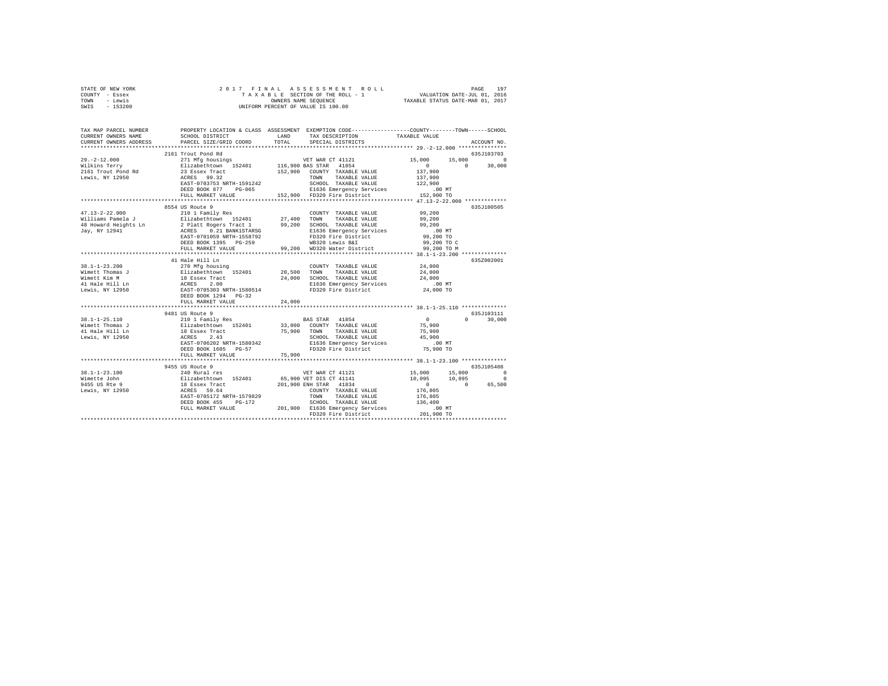STATE OF NEW YORK
COUNTY - Essex
TOWN - Lewis
SWIS - 153200

2017 FINAL ASSESSMENT ROLL
TAXABLE SECTION OF THE ROLL - 1
OWNERS NAME SEQUENCE
UNIFORM PERCENT OF VALUE IS 100.00

VALUATION DATE-JUL 01, 2016
TAXABLE STATUS DATE-MAR 01, 2017

```
TAX MAP PARCEL NUMBER       PROPERTY LOCATION & CLASS  ASSESSMENT  EXEMPTION CODE-----------------COUNTY--------TOWN------SCHOOL
CURRENT OWNERS NAME         SCHOOL DISTRICT              LAND      TAX DESCRIPTION            TAXABLE VALUE
CURRENT OWNERS ADDRESS      PARCEL SIZE/GRID COORD       TOTAL     SPECIAL DISTRICTS                                   ACCOUNT NO.
******************************************************************************************************* 29.-2-12.000 ***************
                            2161 Trout Pond Rd                                                                          635J103703
29.-2-12.000                271 Mfg housings                        VET WAR CT 41121            15,000      15,000            0
Wilkins Terry               Elizabethtown  152401      116,900 BAS STAR  41854                    0           0       30,000
2161 Trout Pond Rd          23 Essex Tract             152,900    COUNTY  TAXABLE VALUE         137,900
Lewis, NY 12950             ACRES   99.32                         TOWN    TAXABLE VALUE         137,900
                            EAST-0703753 NRTH-1591242             SCHOOL  TAXABLE VALUE         122,900
                            DEED BOOK 877    PG-065               E1636 Emergency Services          .00 MT
                            FULL MARKET VALUE          152,900    FD320 Fire District           152,900 TO
******************************************************************************************************* 47.13-2-22.000 *************
                            8554 US Route 9                                                                             635J100505
47.13-2-22.000              210 1 Family Res                       COUNTY  TAXABLE VALUE          99,200
Williams Pamela J           Elizabethtown  152401       27,400    TOWN    TAXABLE VALUE          99,200
48 Howard Heights Ln        2 Platt Rogers Tract 1      99,200    SCHOOL  TAXABLE VALUE          99,200
Jay, NY 12941               ACRES    0.21 BANK1STARSG             E1636 Emergency Services          .00 MT
                            EAST-0701059 NRTH-1558792             FD320 Fire District            99,200 TO
                            DEED BOOK 1395   PG-259               WB320 Lewis B&I                99,200 TO C
                            FULL MARKET VALUE           99,200    WD320 Water District           99,200 TO M
******************************************************************************************************* 38.1-1-23.200 **************
                            41 Hale Hill Ln                                                                             635Z002001
38.1-1-23.200               270 Mfg housing                        COUNTY  TAXABLE VALUE          24,000
Wimett Thomas J             Elizabethtown  152401       20,500    TOWN    TAXABLE VALUE          24,000
Wimett Kim M                18 Essex Tract              24,000    SCHOOL  TAXABLE VALUE          24,000
41 Hale Hill Ln             ACRES    2.00                         E1636 Emergency Services          .00 MT
Lewis, NY 12950             EAST-0705303 NRTH-1580514             FD320 Fire District            24,000 TO
                            DEED BOOK 1294   PG-32
                            FULL MARKET VALUE           24,000
******************************************************************************************************* 38.1-1-25.110 **************
                            9481 US Route 9                                                                             635J103111
38.1-1-25.110               210 1 Family Res                       BAS STAR  41854                    0           0       30,000
Wimett Thomas J             Elizabethtown  152401       33,000    COUNTY  TAXABLE VALUE          75,900
41 Hale Hill Ln             18 Essex Tract              75,900    TOWN    TAXABLE VALUE          75,900
Lewis, NY 12950             ACRES    2.43                         SCHOOL  TAXABLE VALUE          45,900
                            EAST-0706202 NRTH-1580342             E1636 Emergency Services          .00 MT
                            DEED BOOK 1605   PG-57                FD320 Fire District            75,900 TO
                            FULL MARKET VALUE           75,900
******************************************************************************************************* 38.1-1-23.100 **************
                            9455 US Route 9                                                                             635J105408
38.1-1-23.100               240 Rural res                          VET WAR CT 41121            15,000      15,000            0
Wimette John                Elizabethtown  152401       65,900 VET DIS CT 41141            10,095      10,095            0
9455 US Rte 9               18 Essex Tract             201,900 ENH STAR  41834                    0           0       65,500
Lewis, NY 12950             ACRES   59.64                         COUNTY  TAXABLE VALUE         176,805
                            EAST-0705172 NRTH-1579829             TOWN    TAXABLE VALUE         176,805
                            DEED BOOK 455    PG-172               SCHOOL  TAXABLE VALUE         136,400
                            FULL MARKET VALUE          201,900    E1636 Emergency Services          .00 MT
                                                                  FD320 Fire District           201,900 TO
************************************************************************************************************************************
```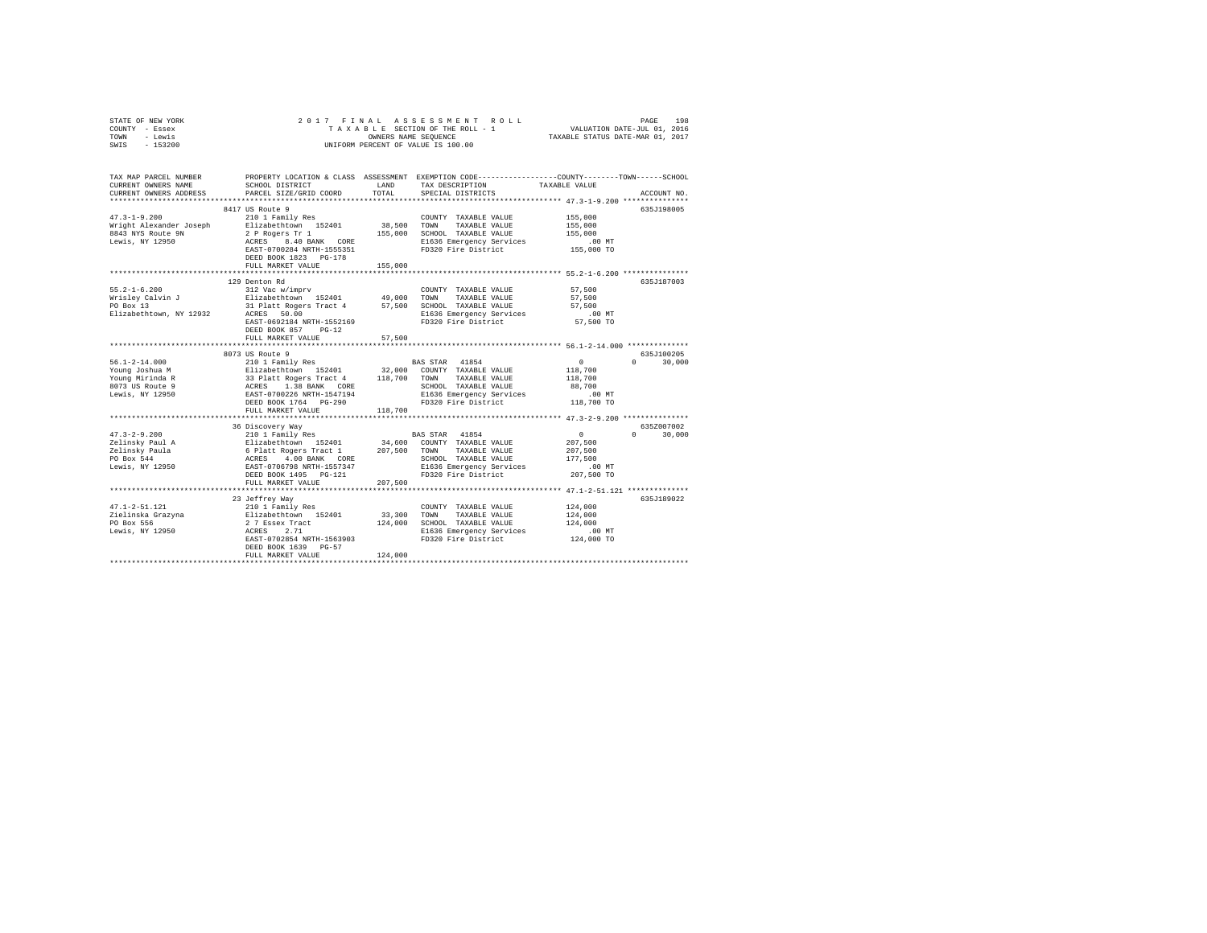STATE OF NEW YORK
COUNTY - Essex
TOWN - Lewis
SWIS - 153200

2017 FINAL ASSESSMENT ROLL
TAXABLE SECTION OF THE ROLL - 1
OWNERS NAME SEQUENCE
UNIFORM PERCENT OF VALUE IS 100.00

VALUATION DATE-JUL 01, 2016
TAXABLE STATUS DATE-MAR 01, 2017

| TAX MAP PARCEL NUMBER / CURRENT OWNERS NAME / CURRENT OWNERS ADDRESS | PROPERTY LOCATION & CLASS / SCHOOL DISTRICT / PARCEL SIZE/GRID COORD | ASSESSMENT LAND / TOTAL | EXEMPTION CODE / TAX DESCRIPTION / SPECIAL DISTRICTS | COUNTY / TOWN / SCHOOL TAXABLE VALUE | ACCOUNT NO. |
|---|---|---|---|---|---|
| 47.3-1-9.200 | 8417 US Route 9 | | | | 635J198005 |
| Wright Alexander Joseph | 210 1 Family Res | | COUNTY TAXABLE VALUE | 155,000 | |
| 8843 NYS Route 9N | Elizabethtown 152401 | 38,500 | TOWN TAXABLE VALUE | 155,000 | |
| Lewis, NY 12950 | 2 P Rogers Tr 1 | 155,000 | SCHOOL TAXABLE VALUE | 155,000 | |
| | ACRES 8.40 BANK CORE | | E1636 Emergency Services | .00 MT | |
| | EAST-0700284 NRTH-1555351 | | FD320 Fire District | 155,000 TO | |
| | DEED BOOK 1823 PG-178 | | | | |
| | FULL MARKET VALUE | 155,000 | | | |
| 55.2-1-6.200 | 129 Denton Rd | | | | 635J187003 |
| Wrisley Calvin J | 312 Vac w/imprv | | COUNTY TAXABLE VALUE | 57,500 | |
| PO Box 13 | Elizabethtown 152401 | 49,000 | TOWN TAXABLE VALUE | 57,500 | |
| Elizabethtown, NY 12932 | 31 Platt Rogers Tract 4 | 57,500 | SCHOOL TAXABLE VALUE | 57,500 | |
| | ACRES 50.00 | | E1636 Emergency Services | .00 MT | |
| | EAST-0692184 NRTH-1552169 | | FD320 Fire District | 57,500 TO | |
| | DEED BOOK 857 PG-12 | | | | |
| | FULL MARKET VALUE | 57,500 | | | |
| 56.1-2-14.000 | 8073 US Route 9 | | | | 635J100205 |
| Young Joshua M | 210 1 Family Res | | BAS STAR 41854 | 0 / 0 / 30,000 | |
| Young Mirinda R | Elizabethtown 152401 | 32,000 | COUNTY TAXABLE VALUE | 118,700 | |
| 8073 US Route 9 | 33 Platt Rogers Tract 4 | 118,700 | TOWN TAXABLE VALUE | 118,700 | |
| Lewis, NY 12950 | ACRES 1.38 BANK CORE | | SCHOOL TAXABLE VALUE | 88,700 | |
| | EAST-0700226 NRTH-1547194 | | E1636 Emergency Services | .00 MT | |
| | DEED BOOK 1764 PG-290 | | FD320 Fire District | 118,700 TO | |
| | FULL MARKET VALUE | 118,700 | | | |
| 47.3-2-9.200 | 36 Discovery Way | | | | 635Z007002 |
| Zelinsky Paul A | 210 1 Family Res | | BAS STAR 41854 | 0 / 0 / 30,000 | |
| Zelinsky Paula | Elizabethtown 152401 | 34,600 | COUNTY TAXABLE VALUE | 207,500 | |
| PO Box 544 | 6 Platt Rogers Tract 1 | 207,500 | TOWN TAXABLE VALUE | 207,500 | |
| Lewis, NY 12950 | ACRES 4.00 BANK CORE | | SCHOOL TAXABLE VALUE | 177,500 | |
| | EAST-0706798 NRTH-1557347 | | E1636 Emergency Services | .00 MT | |
| | DEED BOOK 1495 PG-121 | | FD320 Fire District | 207,500 TO | |
| | FULL MARKET VALUE | 207,500 | | | |
| 47.1-2-51.121 | 23 Jeffrey Way | | | | 635J189022 |
| Zielinska Grazyna | 210 1 Family Res | | COUNTY TAXABLE VALUE | 124,000 | |
| PO Box 556 | Elizabethtown 152401 | 33,300 | TOWN TAXABLE VALUE | 124,000 | |
| Lewis, NY 12950 | 2 7 Essex Tract | 124,000 | SCHOOL TAXABLE VALUE | 124,000 | |
| | ACRES 2.71 | | E1636 Emergency Services | .00 MT | |
| | EAST-0702854 NRTH-1563903 | | FD320 Fire District | 124,000 TO | |
| | DEED BOOK 1639 PG-57 | | | | |
| | FULL MARKET VALUE | 124,000 | | | |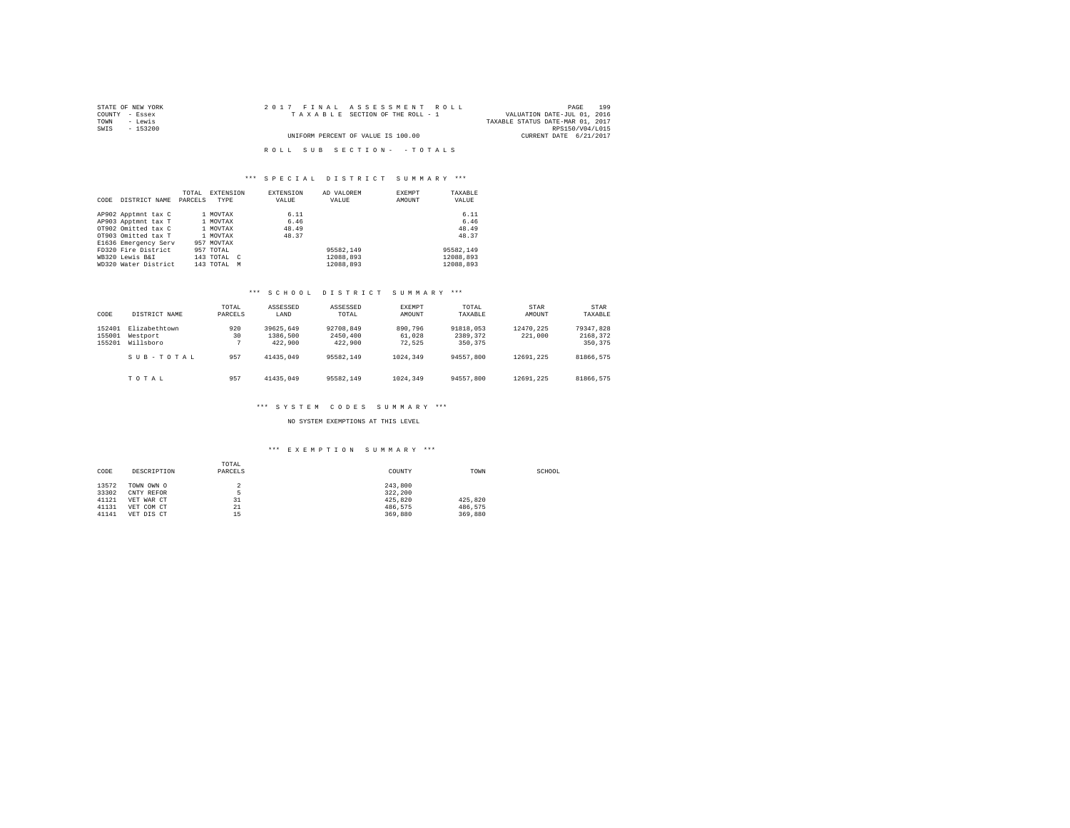STATE OF NEW YORK
COUNTY - Essex
TOWN - Lewis
SWIS - 153200

2017 FINAL ASSESSMENT ROLL
TAXABLE SECTION OF THE ROLL - 1
UNIFORM PERCENT OF VALUE IS 100.00

VALUATION DATE-JUL 01, 2016
TAXABLE STATUS DATE-MAR 01, 2017
RPS150/V04/L015
CURRENT DATE 6/21/2017

ROLL SUB SECTION- - TOTALS

### *** SPECIAL DISTRICT SUMMARY ***

| CODE | DISTRICT NAME | TOTAL PARCELS | EXTENSION TYPE | EXTENSION VALUE | AD VALOREM VALUE | EXEMPT AMOUNT | TAXABLE VALUE |
|---|---|---|---|---|---|---|---|
| AP902 | Apptmnt tax C | 1 | MOVTAX | 6.11 | | | 6.11 |
| AP903 | Apptmnt tax T | 1 | MOVTAX | 6.46 | | | 6.46 |
| OT902 | Omitted tax C | 1 | MOVTAX | 48.49 | | | 48.49 |
| OT903 | Omitted tax T | 1 | MOVTAX | 48.37 | | | 48.37 |
| E1636 | Emergency Serv | 957 | MOVTAX | | | | |
| FD320 | Fire District | 957 | TOTAL | | 95582,149 | | 95582,149 |
| WB320 | Lewis B&I | 143 | TOTAL C | | 12088,893 | | 12088,893 |
| WD320 | Water District | 143 | TOTAL M | | 12088,893 | | 12088,893 |

### *** SCHOOL DISTRICT SUMMARY ***

| CODE | DISTRICT NAME | TOTAL PARCELS | ASSESSED LAND | ASSESSED TOTAL | EXEMPT AMOUNT | TOTAL TAXABLE | STAR AMOUNT | STAR TAXABLE |
|---|---|---|---|---|---|---|---|---|
| 152401 | Elizabethtown | 920 | 39625,649 | 92708,849 | 890,796 | 91818,053 | 12470,225 | 79347,828 |
| 155001 | Westport | 30 | 1386,500 | 2450,400 | 61,028 | 2389,372 | 221,000 | 2168,372 |
| 155201 | Willsboro | 7 | 422,900 | 422,900 | 72,525 | 350,375 | | 350,375 |
| | SUB-TOTAL | 957 | 41435,049 | 95582,149 | 1024,349 | 94557,800 | 12691,225 | 81866,575 |
| | TOTAL | 957 | 41435,049 | 95582,149 | 1024,349 | 94557,800 | 12691,225 | 81866,575 |

### *** SYSTEM CODES SUMMARY ***

NO SYSTEM EXEMPTIONS AT THIS LEVEL

### *** EXEMPTION SUMMARY ***

| CODE | DESCRIPTION | TOTAL PARCELS | COUNTY | TOWN | SCHOOL |
|---|---|---|---|---|---|
| 13572 | TOWN OWN O | 2 | 243,800 | | |
| 33302 | CNTY REFOR | 5 | 322,200 | | |
| 41121 | VET WAR CT | 31 | 425,820 | 425,820 | |
| 41131 | VET COM CT | 21 | 486,575 | 486,575 | |
| 41141 | VET DIS CT | 15 | 369,880 | 369,880 | |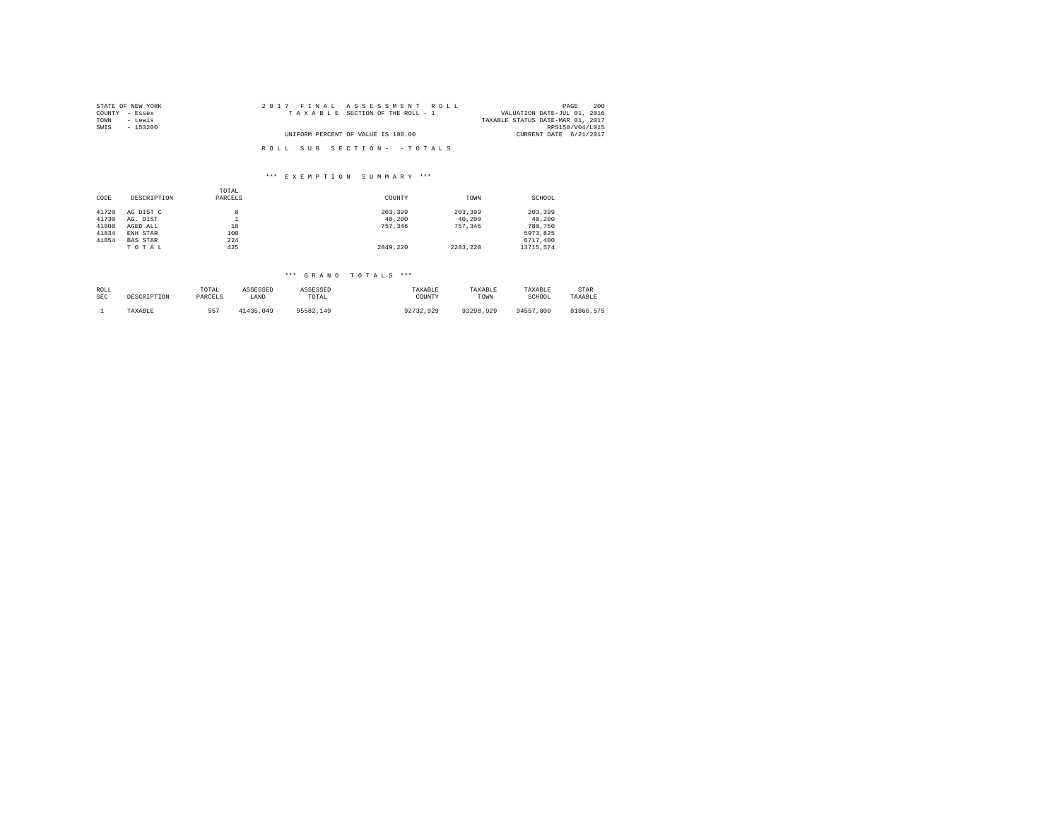STATE OF NEW YORK
COUNTY - Essex
TOWN - Lewis
SWIS - 153200

2017 FINAL ASSESSMENT ROLL
TAXABLE SECTION OF THE ROLL - 1
UNIFORM PERCENT OF VALUE IS 100.00

PAGE 200
VALUATION DATE-JUL 01, 2016
TAXABLE STATUS DATE-MAR 01, 2017
RPS150/V04/L015
CURRENT DATE 6/21/2017

ROLL SUB SECTION- - TOTALS

*** EXEMPTION SUMMARY ***

| CODE | DESCRIPTION | TOTAL PARCELS | COUNTY | TOWN | SCHOOL |
|---|---|---|---|---|---|
| 41720 | AG DIST C | 8 | 203,399 | 203,399 | 203,399 |
| 41730 | AG. DIST | 1 | 40,200 | 40,200 | 40,200 |
| 41800 | AGED ALL | 18 | 757,346 | 757,346 | 780,750 |
| 41834 | ENH STAR | 100 | | | 5973,825 |
| 41854 | BAS STAR | 224 | | | 6717,400 |
| | T O T A L | 425 | 2849,220 | 2283,220 | 13715,574 |

*** GRAND TOTALS ***

| ROLL SEC | DESCRIPTION | TOTAL PARCELS | ASSESSED LAND | ASSESSED TOTAL | TAXABLE COUNTY | TAXABLE TOWN | TAXABLE SCHOOL | STAR TAXABLE |
|---|---|---|---|---|---|---|---|---|
| 1 | TAXABLE | 957 | 41435,049 | 95582,149 | 92732,929 | 93298,929 | 94557,800 | 81866,575 |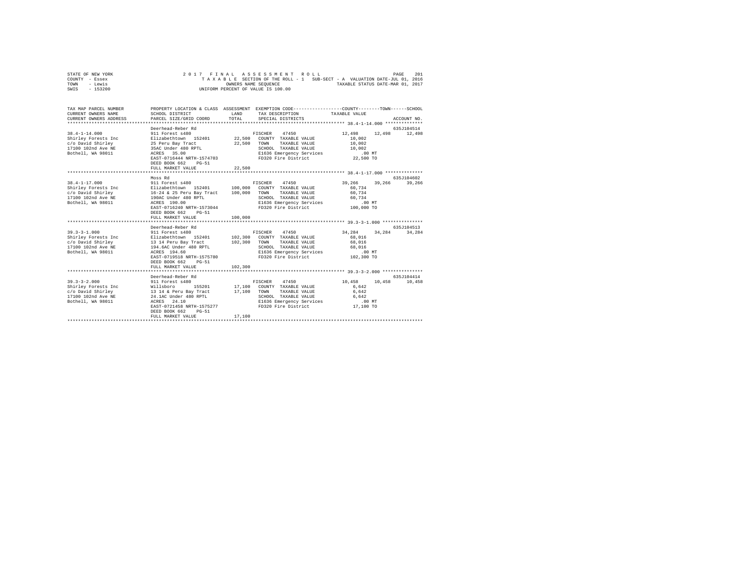STATE OF NEW YORK — 2017 FINAL ASSESSMENT ROLL — PAGE 201
COUNTY - Essex — TAXABLE SECTION OF THE ROLL - 1 — SUB-SECT - A VALUATION DATE-JUL 01, 2016
TOWN - Lewis — OWNERS NAME SEQUENCE — TAXABLE STATUS DATE-MAR 01, 2017
SWIS - 153200 — UNIFORM PERCENT OF VALUE IS 100.00

| TAX MAP PARCEL NUMBER / CURRENT OWNERS NAME / CURRENT OWNERS ADDRESS | PROPERTY LOCATION & CLASS / SCHOOL DISTRICT / PARCEL SIZE/GRID COORD | ASSESSMENT LAND / TOTAL | EXEMPTION CODE / TAX DESCRIPTION / SPECIAL DISTRICTS | COUNTY / TAXABLE VALUE | TOWN | SCHOOL / ACCOUNT NO. |
|---|---|---|---|---|---|---|
| **38.4-1-14.000** | Deerhead-Reber Rd | | | | | 635J104514 |
| 38.4-1-14.000 | 911 Forest s480 | | FISCHER 47450 | 12,498 | 12,498 | 12,498 |
| Shirley Forests Inc | Elizabethtown 152401 | 22,500 | COUNTY TAXABLE VALUE | 10,002 | | |
| c/o David Shirley | 25 Peru Bay Tract | 22,500 | TOWN TAXABLE VALUE | 10,002 | | |
| 17100 102nd Ave NE | 35AC Under 480 RPTL | | SCHOOL TAXABLE VALUE | 10,002 | | |
| Bothell, WA 98011 | ACRES 35.00 | | E1636 Emergency Services | .00 MT | | |
| | EAST-0716444 NRTH-1574703 | | FD320 Fire District | 22,500 TO | | |
| | DEED BOOK 662 PG-51 | | | | | |
| | FULL MARKET VALUE | 22,500 | | | | |
| **38.4-1-17.000** | Moss Rd | | | | | 635J104602 |
| 38.4-1-17.000 | 911 Forest s480 | | FISCHER 47450 | 39,266 | 39,266 | 39,266 |
| Shirley Forests Inc | Elizabethtown 152401 | 100,000 | COUNTY TAXABLE VALUE | 60,734 | | |
| c/o David Shirley | 16-24 & 25 Peru Bay Tract | 100,000 | TOWN TAXABLE VALUE | 60,734 | | |
| 17100 102nd Ave NE | 190AC Under 480 RPTL | | SCHOOL TAXABLE VALUE | 60,734 | | |
| Bothell, WA 98011 | ACRES 190.00 | | E1636 Emergency Services | .00 MT | | |
| | EAST-0716240 NRTH-1573044 | | FD320 Fire District | 100,000 TO | | |
| | DEED BOOK 662 PG-51 | | | | | |
| | FULL MARKET VALUE | 100,000 | | | | |
| **39.3-3-1.000** | Deerhead-Reber Rd | | | | | 635J104513 |
| 39.3-3-1.000 | 911 Forest s480 | | FISCHER 47450 | 34,284 | 34,284 | 34,284 |
| Shirley Forests Inc | Elizabethtown 152401 | 102,300 | COUNTY TAXABLE VALUE | 68,016 | | |
| c/o David Shirley | 13 14 Peru Bay Tract | 102,300 | TOWN TAXABLE VALUE | 68,016 | | |
| 17100 102nd Ave NE | 194.6AC Under 480 RPTL | | SCHOOL TAXABLE VALUE | 68,016 | | |
| Bothell, WA 98011 | ACRES 194.60 | | E1636 Emergency Services | .00 MT | | |
| | EAST-0719518 NRTH-1575780 | | FD320 Fire District | 102,300 TO | | |
| | DEED BOOK 662 PG-51 | | | | | |
| | FULL MARKET VALUE | 102,300 | | | | |
| **39.3-3-2.000** | Deerhead-Reber Rd | | | | | 635J104414 |
| 39.3-3-2.000 | 911 Forest s480 | | FISCHER 47450 | 10,458 | 10,458 | 10,458 |
| Shirley Forests Inc | Willsboro 155201 | 17,100 | COUNTY TAXABLE VALUE | 6,642 | | |
| c/o David Shirley | 13 14 & Peru Bay Tract | 17,100 | TOWN TAXABLE VALUE | 6,642 | | |
| 17100 102nd Ave NE | 24.1AC Under 480 RPTL | | SCHOOL TAXABLE VALUE | 6,642 | | |
| Bothell, WA 98011 | ACRES 24.10 | | E1636 Emergency Services | .00 MT | | |
| | EAST-0721458 NRTH-1575277 | | FD320 Fire District | 17,100 TO | | |
| | DEED BOOK 662 PG-51 | | | | | |
| | FULL MARKET VALUE | 17,100 | | | | |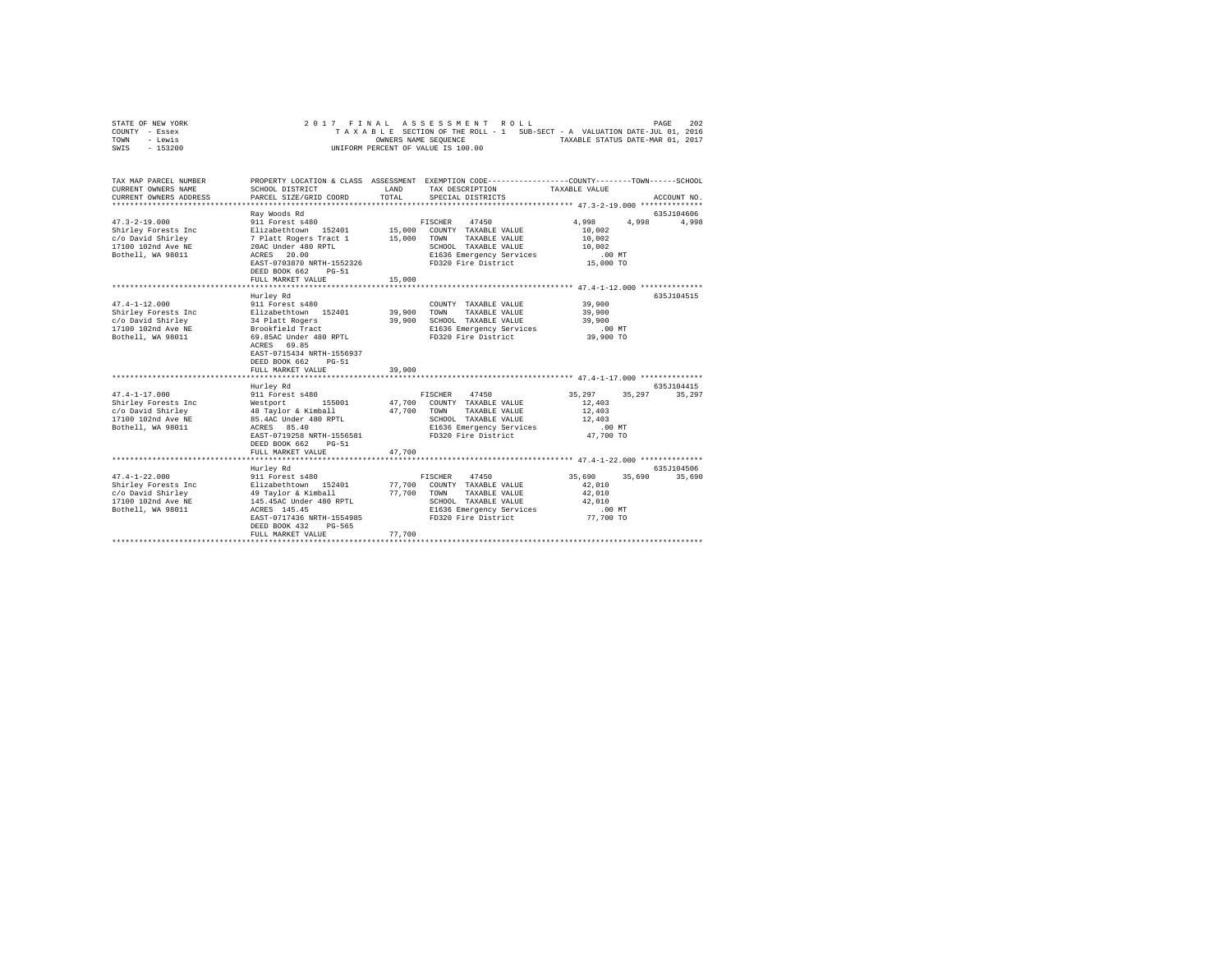STATE OF NEW YORK
COUNTY - Essex
TOWN - Lewis
SWIS - 153200

2 0 1 7 F I N A L A S S E S S M E N T R O L L
T A X A B L E SECTION OF THE ROLL - 1 SUB-SECT - A VALUATION DATE-JUL 01, 2016
OWNERS NAME SEQUENCE TAXABLE STATUS DATE-MAR 01, 2017
UNIFORM PERCENT OF VALUE IS 100.00

```
TAX MAP PARCEL NUMBER     PROPERTY LOCATION & CLASS  ASSESSMENT  EXEMPTION CODE-----------------COUNTY--------TOWN------SCHOOL
CURRENT OWNERS NAME       SCHOOL DISTRICT             LAND      TAX DESCRIPTION            TAXABLE VALUE
CURRENT OWNERS ADDRESS    PARCEL SIZE/GRID COORD      TOTAL     SPECIAL DISTRICTS                                       ACCOUNT NO.
******************************************************************************************** 47.3-2-19.000 **************
                          Ray Woods Rd                                                                             635J104606
47.3-2-19.000             911 Forest s480                       FISCHER    47450              4,998      4,998      4,998
Shirley Forests Inc       Elizabethtown  152401      15,000   COUNTY  TAXABLE VALUE            10,002
c/o David Shirley         7 Platt Rogers Tract 1     15,000   TOWN    TAXABLE VALUE            10,002
17100 102nd Ave NE        20AC Under 480 RPTL                 SCHOOL  TAXABLE VALUE            10,002
Bothell, WA 98011         ACRES   20.00                       E1636 Emergency Services            .00 MT
                          EAST-0703870 NRTH-1552326           FD320 Fire District              15,000 TO
                          DEED BOOK 662    PG-51
                          FULL MARKET VALUE          15,000
******************************************************************************************** 47.4-1-12.000 **************
                          Hurley Rd                                                                                635J104515
47.4-1-12.000             911 Forest s480                       COUNTY  TAXABLE VALUE            39,900
Shirley Forests Inc       Elizabethtown  152401      39,900   TOWN    TAXABLE VALUE            39,900
c/o David Shirley         34 Platt Rogers            39,900   SCHOOL  TAXABLE VALUE            39,900
17100 102nd Ave NE        Brookfield Tract                    E1636 Emergency Services            .00 MT
Bothell, WA 98011         69.85AC Under 480 RPTL              FD320 Fire District              39,900 TO
                          ACRES   69.85
                          EAST-0715434 NRTH-1556937
                          DEED BOOK 662    PG-51
                          FULL MARKET VALUE          39,900
******************************************************************************************** 47.4-1-17.000 **************
                          Hurley Rd                                                                                635J104415
47.4-1-17.000             911 Forest s480                       FISCHER    47450             35,297     35,297     35,297
Shirley Forests Inc       Westport       155001      47,700   COUNTY  TAXABLE VALUE            12,403
c/o David Shirley         48 Taylor & Kimball        47,700   TOWN    TAXABLE VALUE            12,403
17100 102nd Ave NE        85.4AC Under 480 RPTL               SCHOOL  TAXABLE VALUE            12,403
Bothell, WA 98011         ACRES   85.40                       E1636 Emergency Services            .00 MT
                          EAST-0719258 NRTH-1556581           FD320 Fire District              47,700 TO
                          DEED BOOK 662    PG-51
                          FULL MARKET VALUE          47,700
******************************************************************************************** 47.4-1-22.000 **************
                          Hurley Rd                                                                                635J104506
47.4-1-22.000             911 Forest s480                       FISCHER    47450             35,690     35,690     35,690
Shirley Forests Inc       Elizabethtown  152401      77,700   COUNTY  TAXABLE VALUE            42,010
c/o David Shirley         49 Taylor & Kimball        77,700   TOWN    TAXABLE VALUE            42,010
17100 102nd Ave NE        145.45AC Under 480 RPTL             SCHOOL  TAXABLE VALUE            42,010
Bothell, WA 98011         ACRES  145.45                       E1636 Emergency Services            .00 MT
                          EAST-0717436 NRTH-1554985           FD320 Fire District              77,700 TO
                          DEED BOOK 432    PG-565
                          FULL MARKET VALUE          77,700
****************************************************************************************************************************
```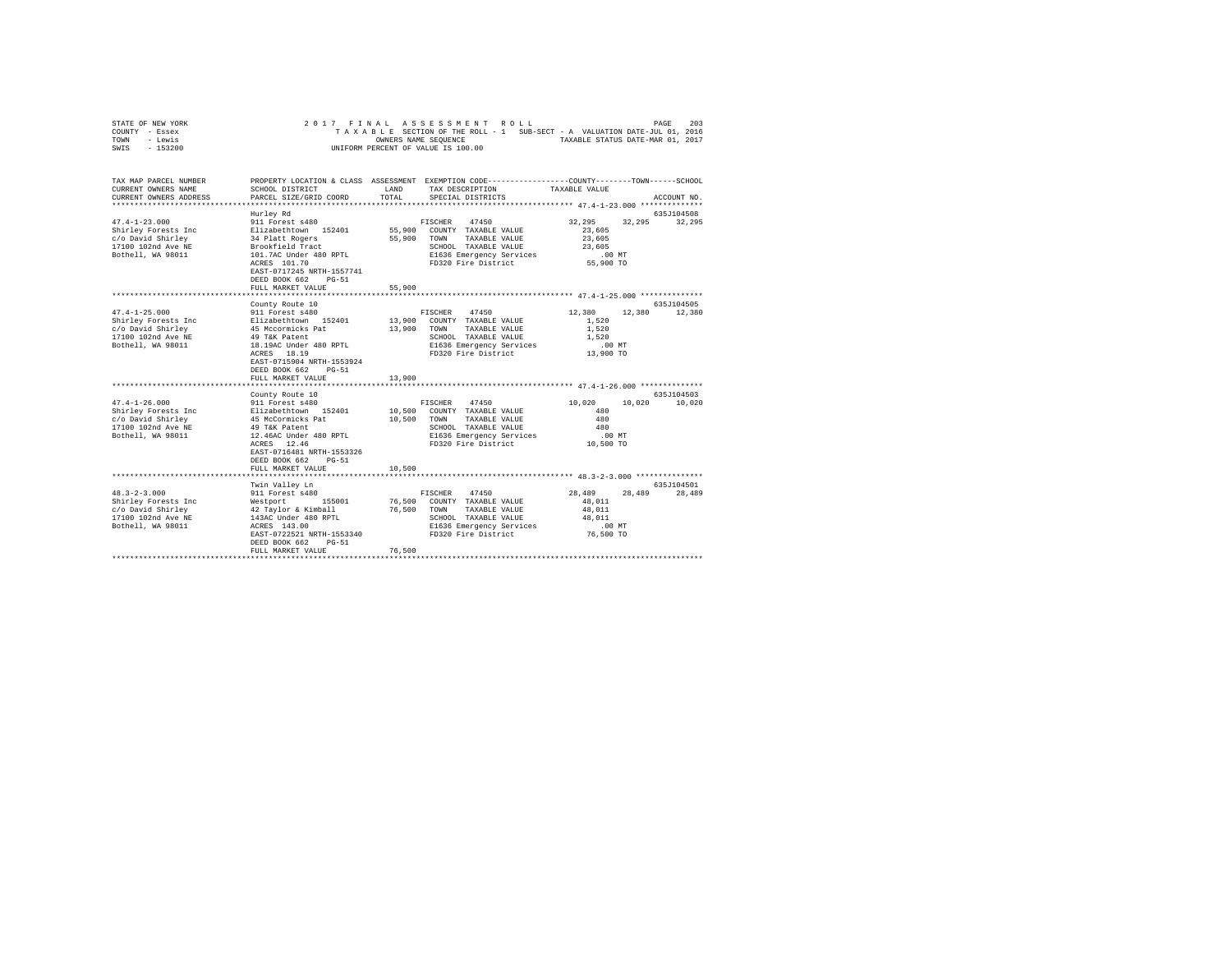STATE OF NEW YORK
COUNTY - Essex
TOWN - Lewis
SWIS - 153200

2017 FINAL ASSESSMENT ROLL
TAXABLE SECTION OF THE ROLL - 1 SUB-SECT - A VALUATION DATE-JUL 01, 2016
OWNERS NAME SEQUENCE TAXABLE STATUS DATE-MAR 01, 2017
UNIFORM PERCENT OF VALUE IS 100.00

| TAX MAP PARCEL NUMBER / CURRENT OWNERS NAME / CURRENT OWNERS ADDRESS | PROPERTY LOCATION & CLASS / SCHOOL DISTRICT / PARCEL SIZE/GRID COORD | ASSESSMENT LAND / TOTAL | EXEMPTION CODE / TAX DESCRIPTION / SPECIAL DISTRICTS | COUNTY | TOWN | SCHOOL / TAXABLE VALUE | ACCOUNT NO. |
|---|---|---|---|---|---|---|---|
| 47.4-1-23.000 | Hurley Rd | | | | | | 635J104508 |
| Shirley Forests Inc | 911 Forest s480 | | FISCHER 47450 | 32,295 | 32,295 | 32,295 | |
| c/o David Shirley | Elizabethtown 152401 | 55,900 | COUNTY TAXABLE VALUE | 23,605 | | | |
| 17100 102nd Ave NE | 34 Platt Rogers | 55,900 | TOWN TAXABLE VALUE | 23,605 | | | |
| Bothell, WA 98011 | Brookfield Tract | | SCHOOL TAXABLE VALUE | 23,605 | | | |
| | 101.7AC Under 480 RPTL | | E1636 Emergency Services | .00 MT | | | |
| | ACRES 101.70 | | FD320 Fire District | 55,900 TO | | | |
| | EAST-0717245 NRTH-1557741 | | | | | | |
| | DEED BOOK 662 PG-51 | | | | | | |
| | FULL MARKET VALUE | 55,900 | | | | | |
| 47.4-1-25.000 | County Route 10 | | | | | | 635J104505 |
| Shirley Forests Inc | 911 Forest s480 | | FISCHER 47450 | 12,380 | 12,380 | 12,380 | |
| c/o David Shirley | Elizabethtown 152401 | 13,900 | COUNTY TAXABLE VALUE | 1,520 | | | |
| 17100 102nd Ave NE | 45 Mccormicks Pat | 13,900 | TOWN TAXABLE VALUE | 1,520 | | | |
| Bothell, WA 98011 | 49 T&K Patent | | SCHOOL TAXABLE VALUE | 1,520 | | | |
| | 18.19AC Under 480 RPTL | | E1636 Emergency Services | .00 MT | | | |
| | ACRES 18.19 | | FD320 Fire District | 13,900 TO | | | |
| | EAST-0715904 NRTH-1553924 | | | | | | |
| | DEED BOOK 662 PG-51 | | | | | | |
| | FULL MARKET VALUE | 13,900 | | | | | |
| 47.4-1-26.000 | County Route 10 | | | | | | 635J104503 |
| Shirley Forests Inc | 911 Forest s480 | | FISCHER 47450 | 10,020 | 10,020 | 10,020 | |
| c/o David Shirley | Elizabethtown 152401 | 10,500 | COUNTY TAXABLE VALUE | 480 | | | |
| 17100 102nd Ave NE | 45 McCormicks Pat | 10,500 | TOWN TAXABLE VALUE | 480 | | | |
| Bothell, WA 98011 | 49 T&K Patent | | SCHOOL TAXABLE VALUE | 480 | | | |
| | 12.46AC Under 480 RPTL | | E1636 Emergency Services | .00 MT | | | |
| | ACRES 12.46 | | FD320 Fire District | 10,500 TO | | | |
| | EAST-0716481 NRTH-1553326 | | | | | | |
| | DEED BOOK 662 PG-51 | | | | | | |
| | FULL MARKET VALUE | 10,500 | | | | | |
| 48.3-2-3.000 | Twin Valley Ln | | | | | | 635J104501 |
| Shirley Forests Inc | 911 Forest s480 | | FISCHER 47450 | 28,489 | 28,489 | 28,489 | |
| c/o David Shirley | Westport 155001 | 76,500 | COUNTY TAXABLE VALUE | 48,011 | | | |
| 17100 102nd Ave NE | 42 Taylor & Kimball | 76,500 | TOWN TAXABLE VALUE | 48,011 | | | |
| Bothell, WA 98011 | 143AC Under 480 RPTL | | SCHOOL TAXABLE VALUE | 48,011 | | | |
| | ACRES 143.00 | | E1636 Emergency Services | .00 MT | | | |
| | EAST-0722521 NRTH-1553340 | | FD320 Fire District | 76,500 TO | | | |
| | DEED BOOK 662 PG-51 | | | | | | |
| | FULL MARKET VALUE | 76,500 | | | | | |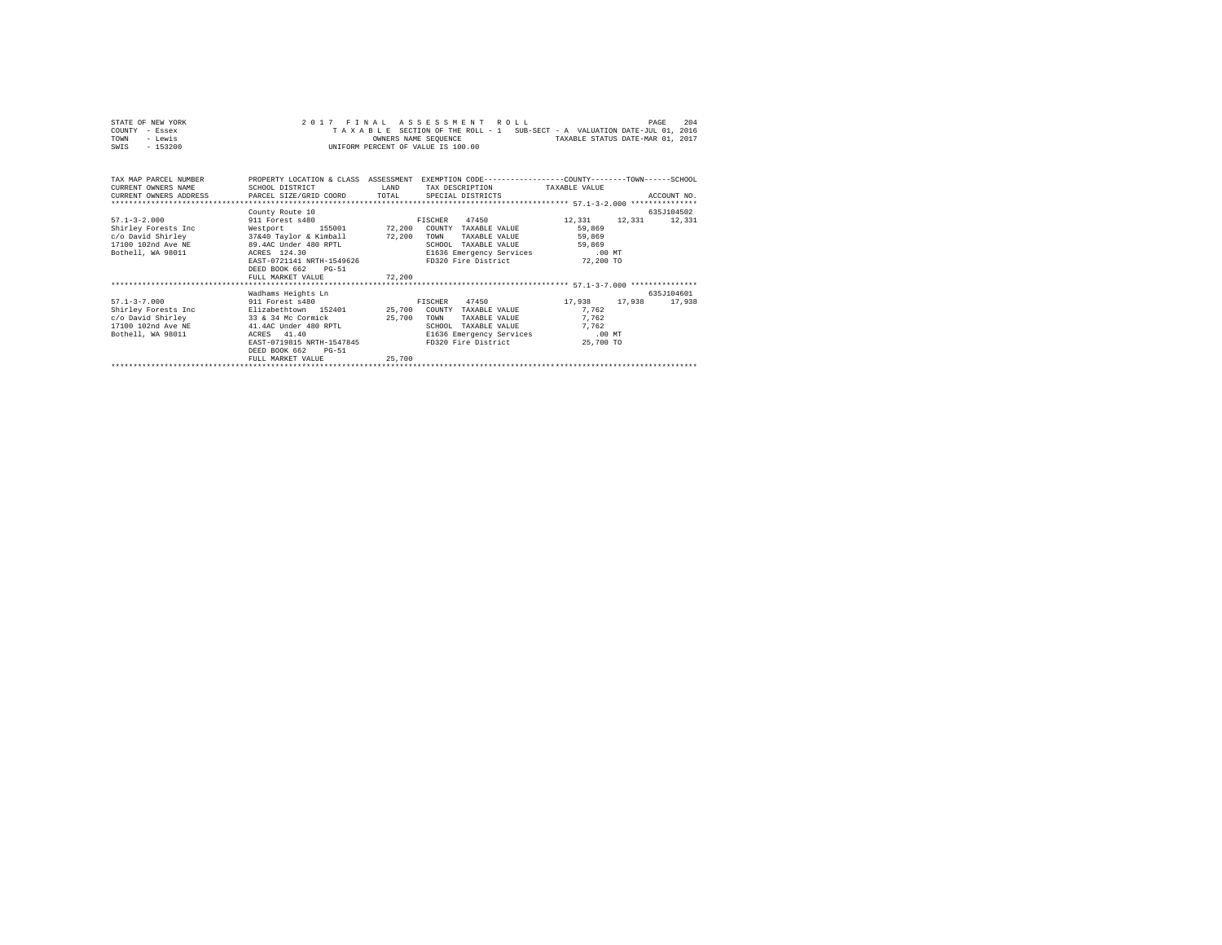STATE OF NEW YORK
COUNTY - Essex
TOWN - Lewis
SWIS - 153200

2 0 1 7 F I N A L A S S E S S M E N T R O L L
T A X A B L E SECTION OF THE ROLL - 1 SUB-SECT - A VALUATION DATE-JUL 01, 2016
OWNERS NAME SEQUENCE TAXABLE STATUS DATE-MAR 01, 2017
UNIFORM PERCENT OF VALUE IS 100.00

```
TAX MAP PARCEL NUMBER          PROPERTY LOCATION & CLASS  ASSESSMENT  EXEMPTION CODE-----------------COUNTY--------TOWN------SCHOOL
CURRENT OWNERS NAME            SCHOOL DISTRICT            LAND        TAX DESCRIPTION            TAXABLE VALUE
CURRENT OWNERS ADDRESS         PARCEL SIZE/GRID COORD     TOTAL       SPECIAL DISTRICTS                                ACCOUNT NO.
************************************************************************************************ 57.1-3-2.000 ***************
                               County Route 10                                                                         635J104502
57.1-3-2.000                   911 Forest s480                        FISCHER    47450              12,331     12,331     12,331
Shirley Forests Inc            Westport        155001     72,200     COUNTY  TAXABLE VALUE          59,869
c/o David Shirley              37&40 Taylor & Kimball     72,200     TOWN    TAXABLE VALUE          59,869
17100 102nd Ave NE             89.4AC Under 480 RPTL                  SCHOOL  TAXABLE VALUE          59,869
Bothell, WA 98011              ACRES  124.30                          E1636 Emergency Services            .00 MT
                               EAST-0721141 NRTH-1549626              FD320 Fire District              72,200 TO
                               DEED BOOK 662    PG-51
                               FULL MARKET VALUE          72,200
************************************************************************************************ 57.1-3-7.000 ***************
                               Wadhams Heights Ln                                                                      635J104601
57.1-3-7.000                   911 Forest s480                        FISCHER    47450              17,938     17,938     17,938
Shirley Forests Inc            Elizabethtown  152401      25,700     COUNTY  TAXABLE VALUE           7,762
c/o David Shirley              33 & 34 Mc Cormick         25,700     TOWN    TAXABLE VALUE           7,762
17100 102nd Ave NE             41.4AC Under 480 RPTL                  SCHOOL  TAXABLE VALUE           7,762
Bothell, WA 98011              ACRES   41.40                          E1636 Emergency Services            .00 MT
                               EAST-0719815 NRTH-1547845              FD320 Fire District              25,700 TO
                               DEED BOOK 662    PG-51
                               FULL MARKET VALUE          25,700
*****************************************************************************************************************************
```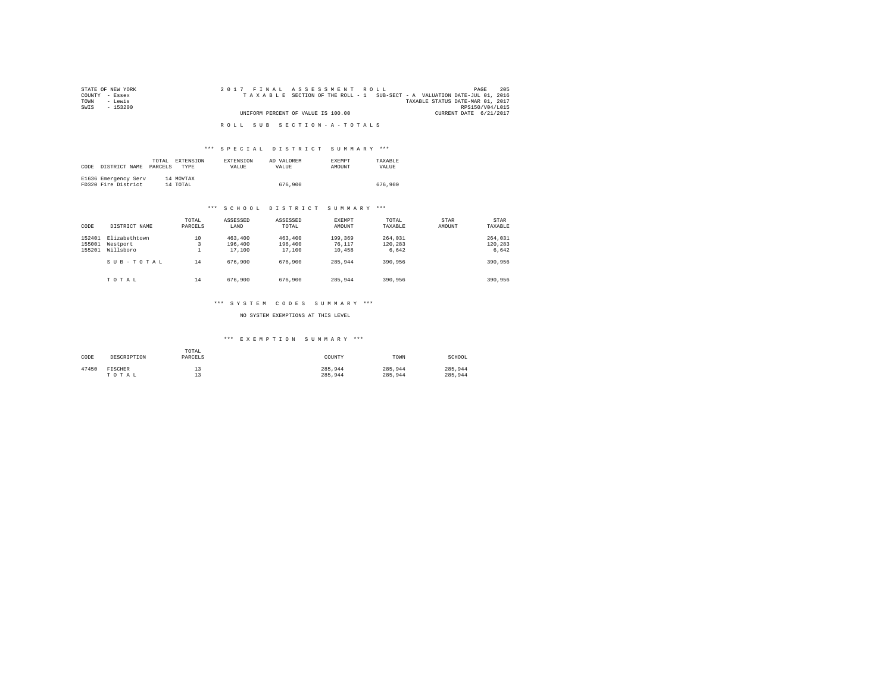STATE OF NEW YORK
COUNTY - Essex
TOWN - Lewis
SWIS - 153200

2017 FINAL ASSESSMENT ROLL
TAXABLE SECTION OF THE ROLL - 1 SUB-SECT - A VALUATION DATE-JUL 01, 2016
TAXABLE STATUS DATE-MAR 01, 2017
RPS150/V04/L015
UNIFORM PERCENT OF VALUE IS 100.00 CURRENT DATE 6/21/2017

ROLL SUB SECTION-A-TOTALS

*** SPECIAL DISTRICT SUMMARY ***

| CODE | DISTRICT NAME | TOTAL PARCELS | EXTENSION TYPE | EXTENSION VALUE | AD VALOREM VALUE | EXEMPT AMOUNT | TAXABLE VALUE |
|---|---|---|---|---|---|---|---|
| E1636 | Emergency Serv | 14 | MOVTAX | | | | |
| FD320 | Fire District | 14 | TOTAL | | 676,900 | | 676,900 |

*** SCHOOL DISTRICT SUMMARY ***

| CODE | DISTRICT NAME | TOTAL PARCELS | ASSESSED LAND | ASSESSED TOTAL | EXEMPT AMOUNT | TOTAL TAXABLE | STAR AMOUNT | STAR TAXABLE |
|---|---|---|---|---|---|---|---|---|
| 152401 | Elizabethtown | 10 | 463,400 | 463,400 | 199,369 | 264,031 | | 264,031 |
| 155001 | Westport | 3 | 196,400 | 196,400 | 76,117 | 120,283 | | 120,283 |
| 155201 | Willsboro | 1 | 17,100 | 17,100 | 10,458 | 6,642 | | 6,642 |
| | SUB-TOTAL | 14 | 676,900 | 676,900 | 285,944 | 390,956 | | 390,956 |
| | TOTAL | 14 | 676,900 | 676,900 | 285,944 | 390,956 | | 390,956 |

*** SYSTEM CODES SUMMARY ***

NO SYSTEM EXEMPTIONS AT THIS LEVEL

*** EXEMPTION SUMMARY ***

| CODE | DESCRIPTION | TOTAL PARCELS | COUNTY | TOWN | SCHOOL |
|---|---|---|---|---|---|
| 47450 | FISCHER | 13 | 285,944 | 285,944 | 285,944 |
| | TOTAL | 13 | 285,944 | 285,944 | 285,944 |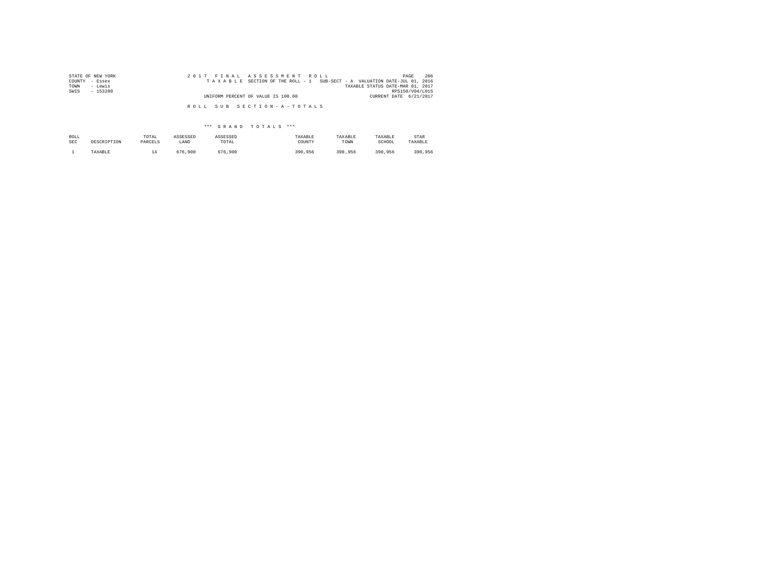STATE OF NEW YORK
COUNTY - Essex
TOWN - Lewis
SWIS - 153200

2 0 1 7 F I N A L A S S E S S M E N T R O L L
T A X A B L E SECTION OF THE ROLL - 1 SUB-SECT - A VALUATION DATE-JUL 01, 2016
TAXABLE STATUS DATE-MAR 01, 2017
RPS150/V04/L015
UNIFORM PERCENT OF VALUE IS 100.00
CURRENT DATE 6/21/2017

R O L L S U B S E C T I O N - A - T O T A L S

\*\*\* G R A N D T O T A L S \*\*\*

| ROLL SEC | DESCRIPTION | TOTAL PARCELS | ASSESSED LAND | ASSESSED TOTAL | TAXABLE COUNTY | TAXABLE TOWN | TAXABLE SCHOOL | STAR TAXABLE |
|---|---|---|---|---|---|---|---|---|
| 1 | TAXABLE | 14 | 676,900 | 676,900 | 390,956 | 390,956 | 390,956 | 390,956 |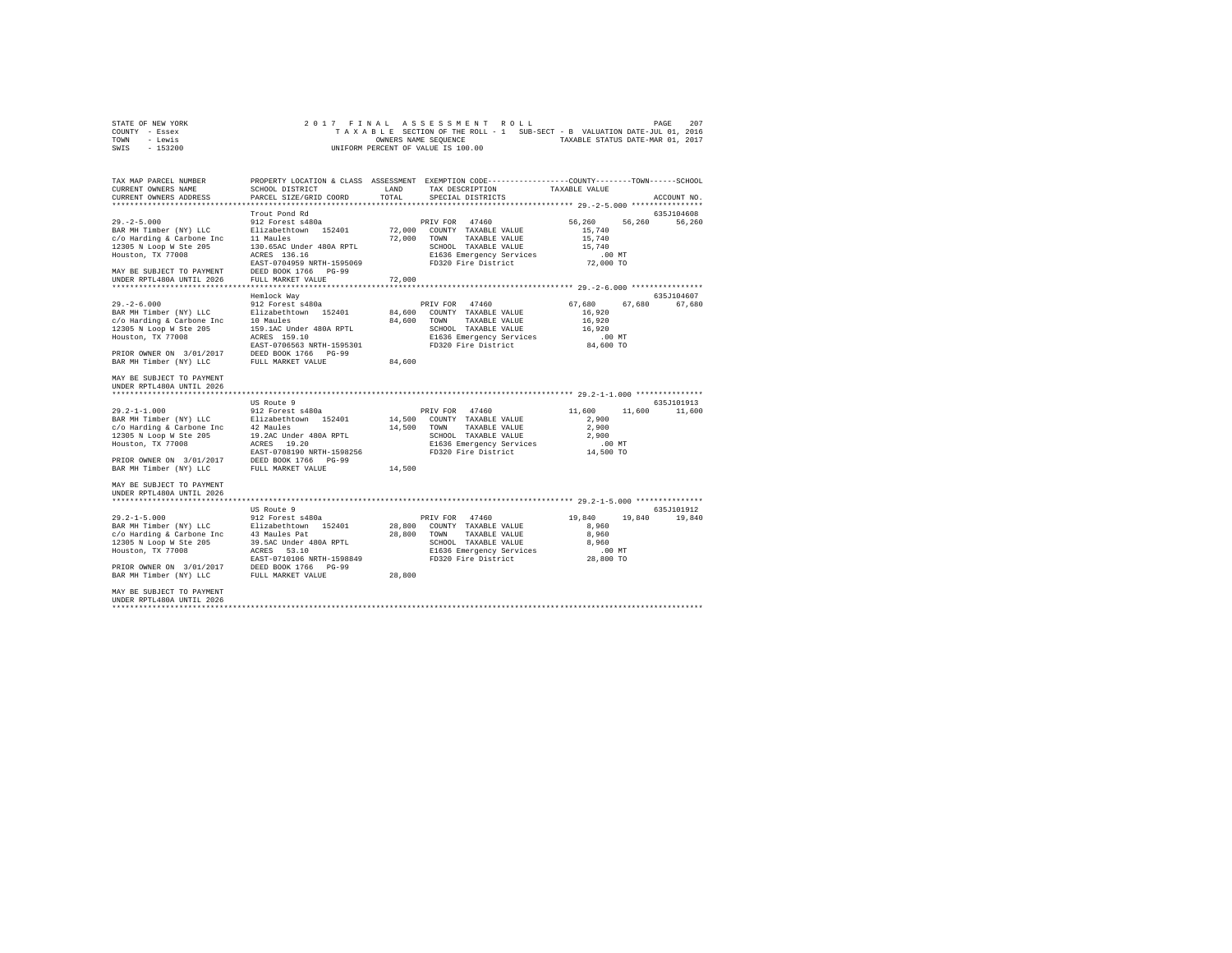STATE OF NEW YORK
COUNTY - Essex
TOWN - Lewis
SWIS - 153200

2 0 1 7 F I N A L A S S E S S M E N T R O L L
T A X A B L E SECTION OF THE ROLL - 1 SUB-SECT - B VALUATION DATE-JUL 01, 2016
OWNERS NAME SEQUENCE TAXABLE STATUS DATE-MAR 01, 2017
UNIFORM PERCENT OF VALUE IS 100.00

```
TAX MAP PARCEL NUMBER        PROPERTY LOCATION & CLASS  ASSESSMENT  EXEMPTION CODE-----------------COUNTY--------TOWN------SCHOOL
CURRENT OWNERS NAME          SCHOOL DISTRICT               LAND      TAX DESCRIPTION           TAXABLE VALUE
CURRENT OWNERS ADDRESS       PARCEL SIZE/GRID COORD        TOTAL     SPECIAL DISTRICTS                                   ACCOUNT NO.
******************************************************************************************************* 29.-2-5.000 ****************
                             Trout Pond Rd                                                                            635J104608
29.-2-5.000                  912 Forest s480a                       PRIV FOR  47460              56,260     56,260     56,260
BAR MH Timber (NY) LLC       Elizabethtown  152401        72,000    COUNTY  TAXABLE VALUE          15,740
c/o Harding & Carbone Inc    11 Maules                    72,000    TOWN    TAXABLE VALUE          15,740
12305 N Loop W Ste 205       130.65AC Under 480A RPTL               SCHOOL  TAXABLE VALUE          15,740
Houston, TX 77008            ACRES  136.16                          E1636 Emergency Services          .00 MT
                             EAST-0704959 NRTH-1595069              FD320 Fire District             72,000 TO
MAY BE SUBJECT TO PAYMENT    DEED BOOK 1766   PG-99
UNDER RPTL480A UNTIL 2026    FULL MARKET VALUE            72,000
******************************************************************************************************* 29.-2-6.000 ****************
                             Hemlock Way                                                                              635J104607
29.-2-6.000                  912 Forest s480a                       PRIV FOR  47460              67,680     67,680     67,680
BAR MH Timber (NY) LLC       Elizabethtown  152401        84,600    COUNTY  TAXABLE VALUE          16,920
c/o Harding & Carbone Inc    10 Maules                    84,600    TOWN    TAXABLE VALUE          16,920
12305 N Loop W Ste 205       159.1AC Under 480A RPTL                SCHOOL  TAXABLE VALUE          16,920
Houston, TX 77008            ACRES  159.10                          E1636 Emergency Services          .00 MT
                             EAST-0706563 NRTH-1595301              FD320 Fire District             84,600 TO
PRIOR OWNER ON  3/01/2017    DEED BOOK 1766   PG-99
BAR MH Timber (NY) LLC       FULL MARKET VALUE            84,600

MAY BE SUBJECT TO PAYMENT
UNDER RPTL480A UNTIL 2026
******************************************************************************************************* 29.2-1-1.000 ***************
                             US Route 9                                                                               635J101913
29.2-1-1.000                 912 Forest s480a                       PRIV FOR  47460              11,600     11,600     11,600
BAR MH Timber (NY) LLC       Elizabethtown  152401        14,500    COUNTY  TAXABLE VALUE           2,900
c/o Harding & Carbone Inc    42 Maules                    14,500    TOWN    TAXABLE VALUE           2,900
12305 N Loop W Ste 205       19.2AC Under 480A RPTL                 SCHOOL  TAXABLE VALUE           2,900
Houston, TX 77008            ACRES   19.20                          E1636 Emergency Services          .00 MT
                             EAST-0708190 NRTH-1598256              FD320 Fire District             14,500 TO
PRIOR OWNER ON  3/01/2017    DEED BOOK 1766   PG-99
BAR MH Timber (NY) LLC       FULL MARKET VALUE            14,500

MAY BE SUBJECT TO PAYMENT
UNDER RPTL480A UNTIL 2026
******************************************************************************************************* 29.2-1-5.000 ***************
                             US Route 9                                                                               635J101912
29.2-1-5.000                 912 Forest s480a                       PRIV FOR  47460              19,840     19,840     19,840
BAR MH Timber (NY) LLC       Elizabethtown  152401        28,800    COUNTY  TAXABLE VALUE           8,960
c/o Harding & Carbone Inc    43 Maules Pat                28,800    TOWN    TAXABLE VALUE           8,960
12305 N Loop W Ste 205       39.5AC Under 480A RPTL                 SCHOOL  TAXABLE VALUE           8,960
Houston, TX 77008            ACRES   53.10                          E1636 Emergency Services          .00 MT
                             EAST-0710106 NRTH-1598849              FD320 Fire District             28,800 TO
PRIOR OWNER ON  3/01/2017    DEED BOOK 1766   PG-99
BAR MH Timber (NY) LLC       FULL MARKET VALUE            28,800

MAY BE SUBJECT TO PAYMENT
UNDER RPTL480A UNTIL 2026
************************************************************************************************************************************
```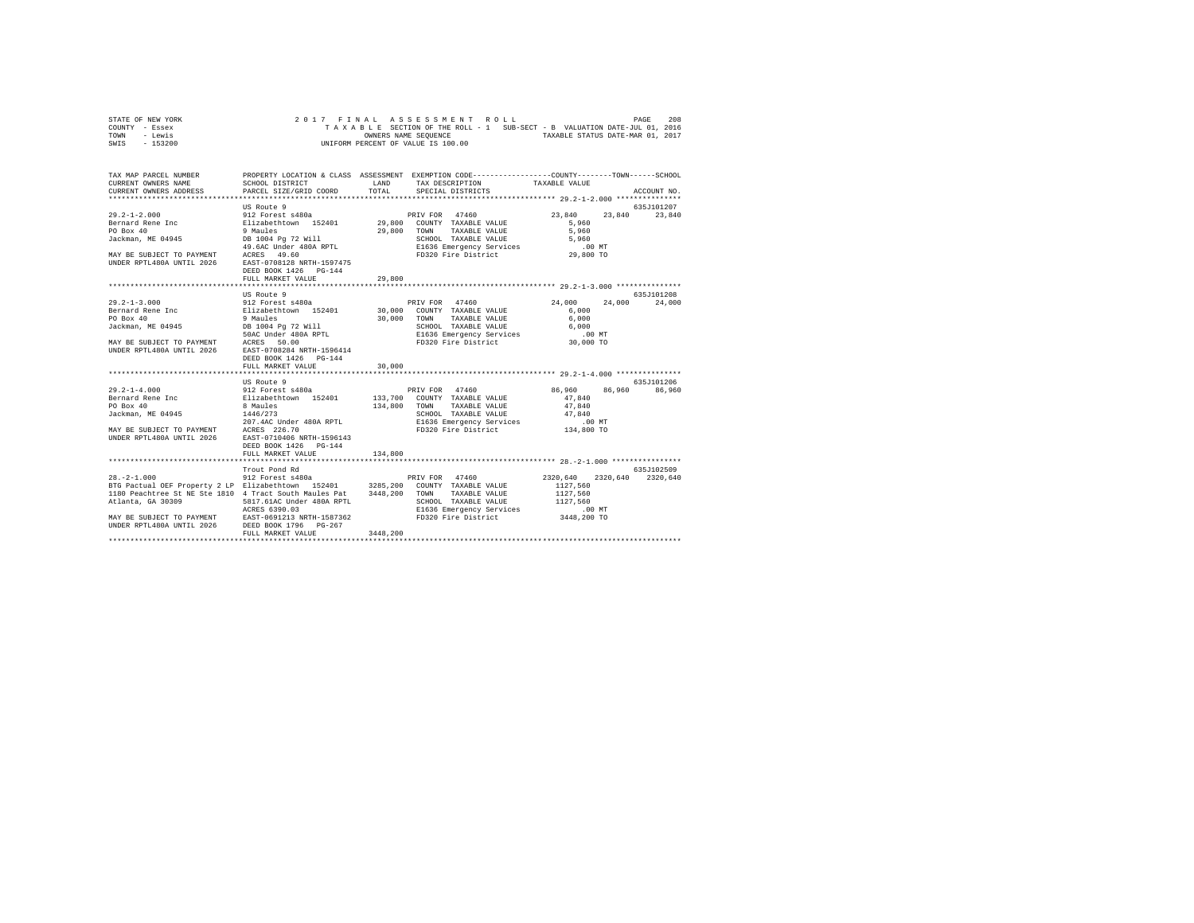STATE OF NEW YORK — 2017 FINAL ASSESSMENT ROLL
COUNTY - Essex — TAXABLE SECTION OF THE ROLL - 1 SUB-SECT - B VALUATION DATE-JUL 01, 2016
TOWN - Lewis — OWNERS NAME SEQUENCE — TAXABLE STATUS DATE-MAR 01, 2017
SWIS - 153200 — UNIFORM PERCENT OF VALUE IS 100.00

| TAX MAP PARCEL NUMBER / CURRENT OWNERS NAME / CURRENT OWNERS ADDRESS | PROPERTY LOCATION & CLASS / SCHOOL DISTRICT / PARCEL SIZE/GRID COORD | ASSESSMENT LAND / TOTAL | EXEMPTION CODE / TAX DESCRIPTION / SPECIAL DISTRICTS | COUNTY | TOWN | SCHOOL | ACCOUNT NO. |
|---|---|---|---|---|---|---|---|
| 29.2-1-2.000 | US Route 9 | | | | | | 635J101207 |
| | 912 Forest s480a | | PRIV FOR 47460 | 23,840 | 23,840 | 23,840 | |
| Bernard Rene Inc | Elizabethtown 152401 | 29,800 | COUNTY TAXABLE VALUE | 5,960 | | | |
| PO Box 40 | 9 Maules | 29,800 | TOWN TAXABLE VALUE | 5,960 | | | |
| Jackman, ME 04945 | DB 1004 Pg 72 Will | | SCHOOL TAXABLE VALUE | 5,960 | | | |
| | 49.6AC Under 480A RPTL | | E1636 Emergency Services | .00 MT | | | |
| MAY BE SUBJECT TO PAYMENT | ACRES 49.60 | | FD320 Fire District | 29,800 TO | | | |
| UNDER RPTL480A UNTIL 2026 | EAST-0708128 NRTH-1597475 | | | | | | |
| | DEED BOOK 1426 PG-144 | | | | | | |
| | FULL MARKET VALUE | 29,800 | | | | | |
| 29.2-1-3.000 | US Route 9 | | | | | | 635J101208 |
| | 912 Forest s480a | | PRIV FOR 47460 | 24,000 | 24,000 | 24,000 | |
| Bernard Rene Inc | Elizabethtown 152401 | 30,000 | COUNTY TAXABLE VALUE | 6,000 | | | |
| PO Box 40 | 9 Maules | 30,000 | TOWN TAXABLE VALUE | 6,000 | | | |
| Jackman, ME 04945 | DB 1004 Pg 72 Will | | SCHOOL TAXABLE VALUE | 6,000 | | | |
| | 50AC Under 480A RPTL | | E1636 Emergency Services | .00 MT | | | |
| MAY BE SUBJECT TO PAYMENT | ACRES 50.00 | | FD320 Fire District | 30,000 TO | | | |
| UNDER RPTL480A UNTIL 2026 | EAST-0708284 NRTH-1596414 | | | | | | |
| | DEED BOOK 1426 PG-144 | | | | | | |
| | FULL MARKET VALUE | 30,000 | | | | | |
| 29.2-1-4.000 | US Route 9 | | | | | | 635J101206 |
| | 912 Forest s480a | | PRIV FOR 47460 | 86,960 | 86,960 | 86,960 | |
| Bernard Rene Inc | Elizabethtown 152401 | 133,700 | COUNTY TAXABLE VALUE | 47,840 | | | |
| PO Box 40 | 8 Maules | 134,800 | TOWN TAXABLE VALUE | 47,840 | | | |
| Jackman, ME 04945 | 1446/273 | | SCHOOL TAXABLE VALUE | 47,840 | | | |
| | 207.4AC Under 480A RPTL | | E1636 Emergency Services | .00 MT | | | |
| MAY BE SUBJECT TO PAYMENT | ACRES 226.70 | | FD320 Fire District | 134,800 TO | | | |
| UNDER RPTL480A UNTIL 2026 | EAST-0710406 NRTH-1596143 | | | | | | |
| | DEED BOOK 1426 PG-144 | | | | | | |
| | FULL MARKET VALUE | 134,800 | | | | | |
| 28.-2-1.000 | Trout Pond Rd | | | | | | 635J102509 |
| | 912 Forest s480a | | PRIV FOR 47460 | 2320,640 | 2320,640 | 2320,640 | |
| BTG Pactual OEF Property 2 LP | Elizabethtown 152401 | 3285,200 | COUNTY TAXABLE VALUE | 1127,560 | | | |
| 1180 Peachtree St NE Ste 1810 | 4 Tract South Maules Pat | 3448,200 | TOWN TAXABLE VALUE | 1127,560 | | | |
| Atlanta, GA 30309 | 5817.61AC Under 480A RPTL | | SCHOOL TAXABLE VALUE | 1127,560 | | | |
| | ACRES 6390.03 | | E1636 Emergency Services | .00 MT | | | |
| MAY BE SUBJECT TO PAYMENT | EAST-0691213 NRTH-1587362 | | FD320 Fire District | 3448,200 TO | | | |
| UNDER RPTL480A UNTIL 2026 | DEED BOOK 1796 PG-267 | | | | | | |
| | FULL MARKET VALUE | 3448,200 | | | | | |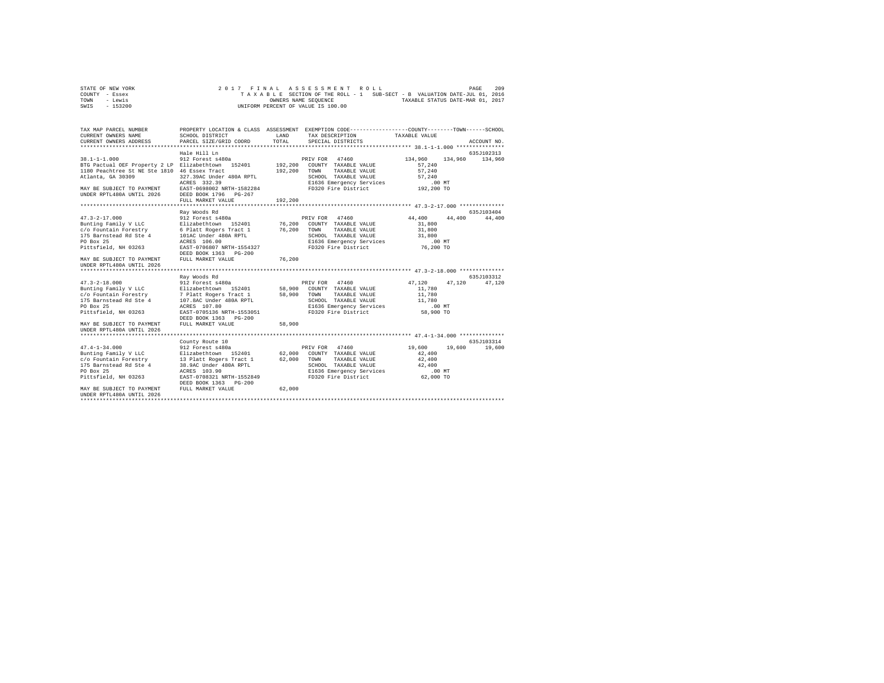STATE OF NEW YORK
COUNTY - Essex
TOWN - Lewis
SWIS - 153200

2017 FINAL ASSESSMENT ROLL
TAXABLE SECTION OF THE ROLL - 1 SUB-SECT - B VALUATION DATE-JUL 01, 2016
OWNERS NAME SEQUENCE TAXABLE STATUS DATE-MAR 01, 2017
UNIFORM PERCENT OF VALUE IS 100.00

```
TAX MAP PARCEL NUMBER          PROPERTY LOCATION & CLASS  ASSESSMENT  EXEMPTION CODE-----------------COUNTY--------TOWN------SCHOOL
CURRENT OWNERS NAME            SCHOOL DISTRICT              LAND      TAX DESCRIPTION            TAXABLE VALUE
CURRENT OWNERS ADDRESS         PARCEL SIZE/GRID COORD       TOTAL     SPECIAL DISTRICTS                                  ACCOUNT NO.
******************************************************************************************************* 38.1-1-1.000 ***************
                               Hale Hill Ln                                                                             635J102313
38.1-1-1.000                   912 Forest s480a                        PRIV FOR  47460           134,960   134,960   134,960
BTG Pactual OEF Property 2 LP  Elizabethtown  152401       192,200   COUNTY  TAXABLE VALUE        57,240
1180 Peachtree St NE Ste 1810  46 Essex Tract              192,200   TOWN    TAXABLE VALUE        57,240
Atlanta, GA 30309              327.39AC Under 480A RPTL              SCHOOL  TAXABLE VALUE        57,240
                               ACRES  332.39                         E1636 Emergency Services          .00 MT
MAY BE SUBJECT TO PAYMENT      EAST-0698002 NRTH-1582284             FD320 Fire District           192,200 TO
UNDER RPTL480A UNTIL 2026      DEED BOOK 1796   PG-267
                               FULL MARKET VALUE           192,200
******************************************************************************************************* 47.3-2-17.000 **************
                               Ray Woods Rd                                                                             635J103404
47.3-2-17.000                  912 Forest s480a                        PRIV FOR  47460            44,400    44,400    44,400
Bunting Family V LLC           Elizabethtown  152401        76,200   COUNTY  TAXABLE VALUE        31,800
c/o Fountain Forestry          6 Platt Rogers Tract 1       76,200   TOWN    TAXABLE VALUE        31,800
175 Barnstead Rd Ste 4         101AC Under 480A RPTL                 SCHOOL  TAXABLE VALUE        31,800
PO Box 25                      ACRES  106.00                         E1636 Emergency Services          .00 MT
Pittsfield, NH 03263           EAST-0706807 NRTH-1554327             FD320 Fire District            76,200 TO
                               DEED BOOK 1363   PG-200
MAY BE SUBJECT TO PAYMENT      FULL MARKET VALUE            76,200
UNDER RPTL480A UNTIL 2026
******************************************************************************************************* 47.3-2-18.000 **************
                               Ray Woods Rd                                                                             635J103312
47.3-2-18.000                  912 Forest s480a                        PRIV FOR  47460            47,120    47,120    47,120
Bunting Family V LLC           Elizabethtown  152401        58,900   COUNTY  TAXABLE VALUE        11,780
c/o Fountain Forestry          7 Platt Rogers Tract 1       58,900   TOWN    TAXABLE VALUE        11,780
175 Barnstead Rd Ste 4         107.8AC Under 480A RPTL               SCHOOL  TAXABLE VALUE        11,780
PO Box 25                      ACRES  107.80                         E1636 Emergency Services          .00 MT
Pittsfield, NH 03263           EAST-0705136 NRTH-1553051             FD320 Fire District            58,900 TO
                               DEED BOOK 1363   PG-200
MAY BE SUBJECT TO PAYMENT      FULL MARKET VALUE            58,900
UNDER RPTL480A UNTIL 2026
******************************************************************************************************* 47.4-1-34.000 **************
                               County Route 10                                                                          635J103314
47.4-1-34.000                  912 Forest s480a                        PRIV FOR  47460            19,600    19,600    19,600
Bunting Family V LLC           Elizabethtown  152401        62,000   COUNTY  TAXABLE VALUE        42,400
c/o Fountain Forestry          13 Platt Rogers Tract 1      62,000   TOWN    TAXABLE VALUE        42,400
175 Barnstead Rd Ste 4         38.9AC Under 480A RPTL                SCHOOL  TAXABLE VALUE        42,400
PO Box 25                      ACRES  103.90                         E1636 Emergency Services          .00 MT
Pittsfield, NH 03263           EAST-0708321 NRTH-1552849             FD320 Fire District            62,000 TO
                               DEED BOOK 1363   PG-200
MAY BE SUBJECT TO PAYMENT      FULL MARKET VALUE            62,000
UNDER RPTL480A UNTIL 2026
************************************************************************************************************************************
```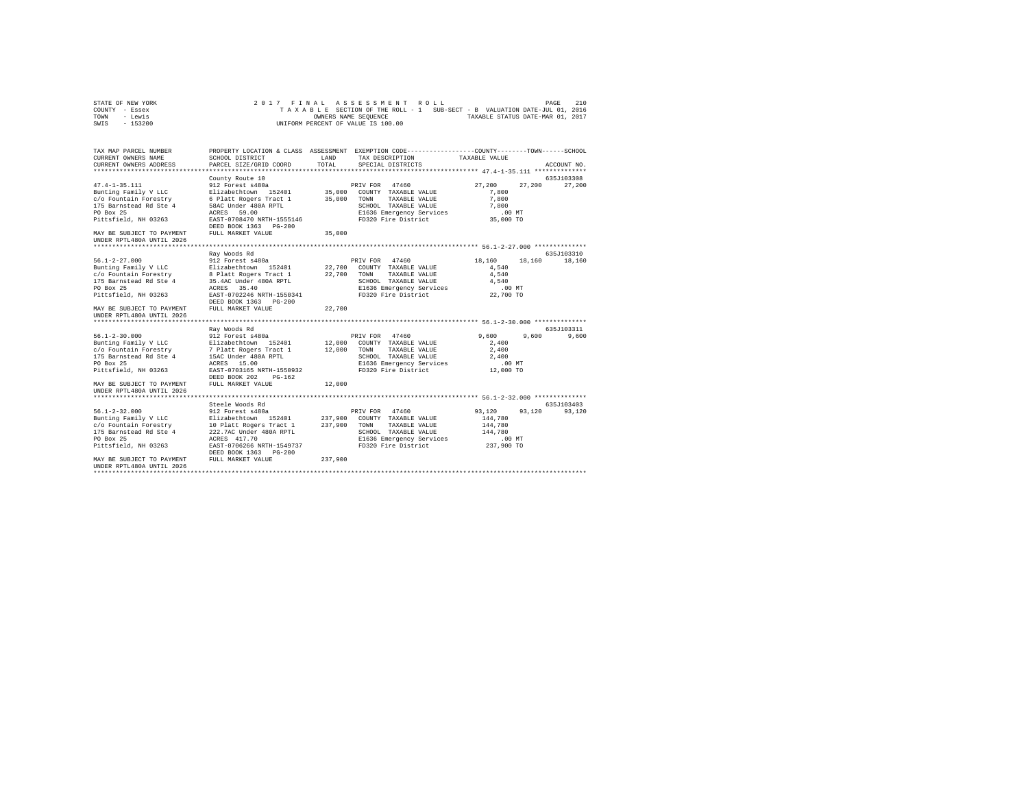STATE OF NEW YORK &nbsp;&nbsp;&nbsp;&nbsp; 2017 FINAL ASSESSMENT ROLL
COUNTY - Essex &nbsp;&nbsp;&nbsp;&nbsp; TAXABLE SECTION OF THE ROLL - 1 &nbsp; SUB-SECT - B &nbsp; VALUATION DATE-JUL 01, 2016
TOWN - Lewis &nbsp;&nbsp;&nbsp;&nbsp; OWNERS NAME SEQUENCE &nbsp;&nbsp;&nbsp;&nbsp; TAXABLE STATUS DATE-MAR 01, 2017
SWIS - 153200 &nbsp;&nbsp;&nbsp;&nbsp; UNIFORM PERCENT OF VALUE IS 100.00

| TAX MAP PARCEL NUMBER / CURRENT OWNERS NAME / CURRENT OWNERS ADDRESS | PROPERTY LOCATION & CLASS / SCHOOL DISTRICT / PARCEL SIZE/GRID COORD | ASSESSMENT LAND / TOTAL | EXEMPTION CODE / TAX DESCRIPTION / SPECIAL DISTRICTS | COUNTY | TOWN | SCHOOL / ACCOUNT NO. |
|---|---|---|---|---|---|---|
| **47.4-1-35.111** | County Route 10 | | | | | 635J103308 |
| 47.4-1-35.111 | 912 Forest s480a | | PRIV FOR 47460 | 27,200 | 27,200 | 27,200 |
| Bunting Family V LLC | Elizabethtown 152401 | 35,000 | COUNTY TAXABLE VALUE | 7,800 | | |
| c/o Fountain Forestry | 6 Platt Rogers Tract 1 | 35,000 | TOWN TAXABLE VALUE | 7,800 | | |
| 175 Barnstead Rd Ste 4 | 58AC Under 480A RPTL | | SCHOOL TAXABLE VALUE | 7,800 | | |
| PO Box 25 | ACRES 59.00 | | E1636 Emergency Services | .00 MT | | |
| Pittsfield, NH 03263 | EAST-0708470 NRTH-1555146 | | FD320 Fire District | 35,000 TO | | |
| | DEED BOOK 1363 PG-200 | | | | | |
| MAY BE SUBJECT TO PAYMENT UNDER RPTL480A UNTIL 2026 | FULL MARKET VALUE | 35,000 | | | | |
| **56.1-2-27.000** | Ray Woods Rd | | | | | 635J103310 |
| 56.1-2-27.000 | 912 Forest s480a | | PRIV FOR 47460 | 18,160 | 18,160 | 18,160 |
| Bunting Family V LLC | Elizabethtown 152401 | 22,700 | COUNTY TAXABLE VALUE | 4,540 | | |
| c/o Fountain Forestry | 8 Platt Rogers Tract 1 | 22,700 | TOWN TAXABLE VALUE | 4,540 | | |
| 175 Barnstead Rd Ste 4 | 35.4AC Under 480A RPTL | | SCHOOL TAXABLE VALUE | 4,540 | | |
| PO Box 25 | ACRES 35.40 | | E1636 Emergency Services | .00 MT | | |
| Pittsfield, NH 03263 | EAST-0702246 NRTH-1550341 | | FD320 Fire District | 22,700 TO | | |
| | DEED BOOK 1363 PG-200 | | | | | |
| MAY BE SUBJECT TO PAYMENT UNDER RPTL480A UNTIL 2026 | FULL MARKET VALUE | 22,700 | | | | |
| **56.1-2-30.000** | Ray Woods Rd | | | | | 635J103311 |
| 56.1-2-30.000 | 912 Forest s480a | | PRIV FOR 47460 | 9,600 | 9,600 | 9,600 |
| Bunting Family V LLC | Elizabethtown 152401 | 12,000 | COUNTY TAXABLE VALUE | 2,400 | | |
| c/o Fountain Forestry | 7 Platt Rogers Tract 1 | 12,000 | TOWN TAXABLE VALUE | 2,400 | | |
| 175 Barnstead Rd Ste 4 | 15AC Under 480A RPTL | | SCHOOL TAXABLE VALUE | 2,400 | | |
| PO Box 25 | ACRES 15.00 | | E1636 Emergency Services | .00 MT | | |
| Pittsfield, NH 03263 | EAST-0703165 NRTH-1550932 | | FD320 Fire District | 12,000 TO | | |
| | DEED BOOK 202 PG-162 | | | | | |
| MAY BE SUBJECT TO PAYMENT UNDER RPTL480A UNTIL 2026 | FULL MARKET VALUE | 12,000 | | | | |
| **56.1-2-32.000** | Steele Woods Rd | | | | | 635J103403 |
| 56.1-2-32.000 | 912 Forest s480a | | PRIV FOR 47460 | 93,120 | 93,120 | 93,120 |
| Bunting Family V LLC | Elizabethtown 152401 | 237,900 | COUNTY TAXABLE VALUE | 144,780 | | |
| c/o Fountain Forestry | 10 Platt Rogers Tract 1 | 237,900 | TOWN TAXABLE VALUE | 144,780 | | |
| 175 Barnstead Rd Ste 4 | 222.7AC Under 480A RPTL | | SCHOOL TAXABLE VALUE | 144,780 | | |
| PO Box 25 | ACRES 417.70 | | E1636 Emergency Services | .00 MT | | |
| Pittsfield, NH 03263 | EAST-0706266 NRTH-1549737 | | FD320 Fire District | 237,900 TO | | |
| | DEED BOOK 1363 PG-200 | | | | | |
| MAY BE SUBJECT TO PAYMENT UNDER RPTL480A UNTIL 2026 | FULL MARKET VALUE | 237,900 | | | | |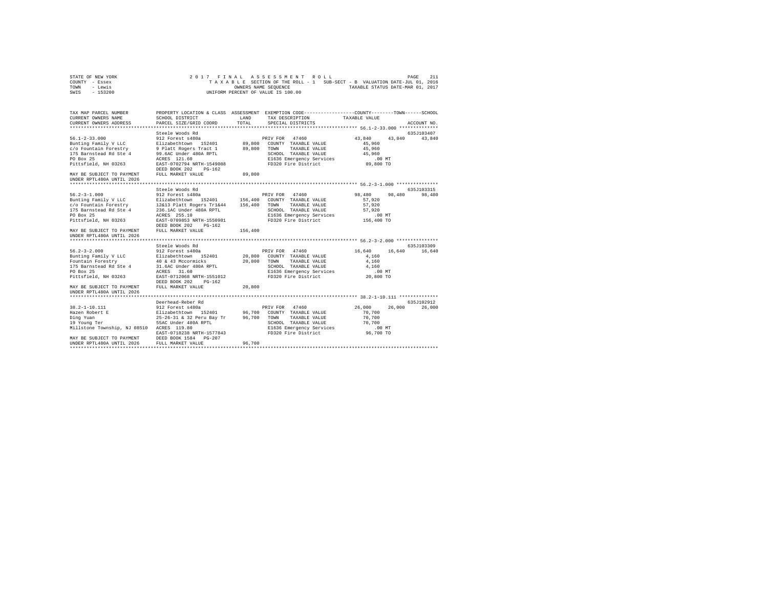STATE OF NEW YORK
COUNTY - Essex
TOWN - Lewis
SWIS - 153200

2 0 1 7 F I N A L A S S E S S M E N T R O L L
T A X A B L E SECTION OF THE ROLL - 1 SUB-SECT - B VALUATION DATE-JUL 01, 2016
OWNERS NAME SEQUENCE TAXABLE STATUS DATE-MAR 01, 2017
UNIFORM PERCENT OF VALUE IS 100.00

```
TAX MAP PARCEL NUMBER     PROPERTY LOCATION & CLASS  ASSESSMENT  EXEMPTION CODE-----------------COUNTY--------TOWN------SCHOOL
CURRENT OWNERS NAME       SCHOOL DISTRICT              LAND      TAX DESCRIPTION            TAXABLE VALUE
CURRENT OWNERS ADDRESS    PARCEL SIZE/GRID COORD      TOTAL      SPECIAL DISTRICTS                                    ACCOUNT NO.
*********************************************************************************************** 56.1-2-33.000 **************
                          Steele Woods Rd                                                                         635J103407
56.1-2-33.000             912 Forest s480a                     PRIV FOR  47460             43,840     43,840     43,840
Bunting Family V LLC      Elizabethtown  152401      89,800    COUNTY  TAXABLE VALUE         45,960
c/o Fountain Forestry     9 Platt Rogers Tract 1     89,800    TOWN    TAXABLE VALUE         45,960
175 Barnstead Rd Ste 4    99.6AC Under 480A RPTL               SCHOOL  TAXABLE VALUE         45,960
PO Box 25                 ACRES  121.60                        E1636 Emergency Services         .00 MT
Pittsfield, NH 03263      EAST-0702794 NRTH-1549088            FD320 Fire District           89,800 TO
                          DEED BOOK 202    PG-162
MAY BE SUBJECT TO PAYMENT FULL MARKET VALUE          89,800
UNDER RPTL480A UNTIL 2026
*********************************************************************************************** 56.2-3-1.000 ***************
                          Steele Woods Rd                                                                         635J103315
56.2-3-1.000              912 Forest s480a                     PRIV FOR  47460             98,480     98,480     98,480
Bunting Family V LLC      Elizabethtown  152401     156,400    COUNTY  TAXABLE VALUE         57,920
c/o Fountain Forestry     12&13 Platt Rogers Tr1&44 156,400    TOWN    TAXABLE VALUE         57,920
175 Barnstead Rd Ste 4    236.1AC Under 480A RPTL              SCHOOL  TAXABLE VALUE         57,920
PO Box 25                 ACRES  255.10                        E1636 Emergency Services         .00 MT
Pittsfield, NH 03263      EAST-0709853 NRTH-1550981            FD320 Fire District          156,400 TO
                          DEED BOOK 202    PG-162
MAY BE SUBJECT TO PAYMENT FULL MARKET VALUE         156,400
UNDER RPTL480A UNTIL 2026
*********************************************************************************************** 56.2-3-2.000 ***************
                          Steele Woods Rd                                                                         635J103309
56.2-3-2.000              912 Forest s480a                     PRIV FOR  47460             16,640     16,640     16,640
Bunting Family V LLC      Elizabethtown  152401      20,800    COUNTY  TAXABLE VALUE          4,160
Fountain Forestry         40 & 43 Mccormicks         20,800    TOWN    TAXABLE VALUE          4,160
175 Barnstead Rd Ste 4    31.6AC Under 480A RPTL               SCHOOL  TAXABLE VALUE          4,160
PO Box 25                 ACRES   31.60                        E1636 Emergency Services         .00 MT
Pittsfield, NH 03263      EAST-0712068 NRTH-1551012            FD320 Fire District           20,800 TO
                          DEED BOOK 202    PG-162
MAY BE SUBJECT TO PAYMENT FULL MARKET VALUE          20,800
UNDER RPTL480A UNTIL 2026
*********************************************************************************************** 38.2-1-10.111 **************
                          Deerhead-Reber Rd                                                                       635J102912
38.2-1-10.111             912 Forest s480a                     PRIV FOR  47460             26,000     26,000     26,000
Hazen Robert E            Elizabethtown  152401      96,700    COUNTY  TAXABLE VALUE         70,700
Ding Yuan                 25-26-31 & 32 Peru Bay Tr  96,700    TOWN    TAXABLE VALUE         70,700
19 Young Ter              55AC Under 480A RPTL                 SCHOOL  TAXABLE VALUE         70,700
Millstone Township, NJ 08510  ACRES  119.80                    E1636 Emergency Services         .00 MT
                          EAST-0718238 NRTH-1577843            FD320 Fire District           96,700 TO
MAY BE SUBJECT TO PAYMENT DEED BOOK 1504   PG-207
UNDER RPTL480A UNTIL 2026 FULL MARKET VALUE          96,700
****************************************************************************************************************************
```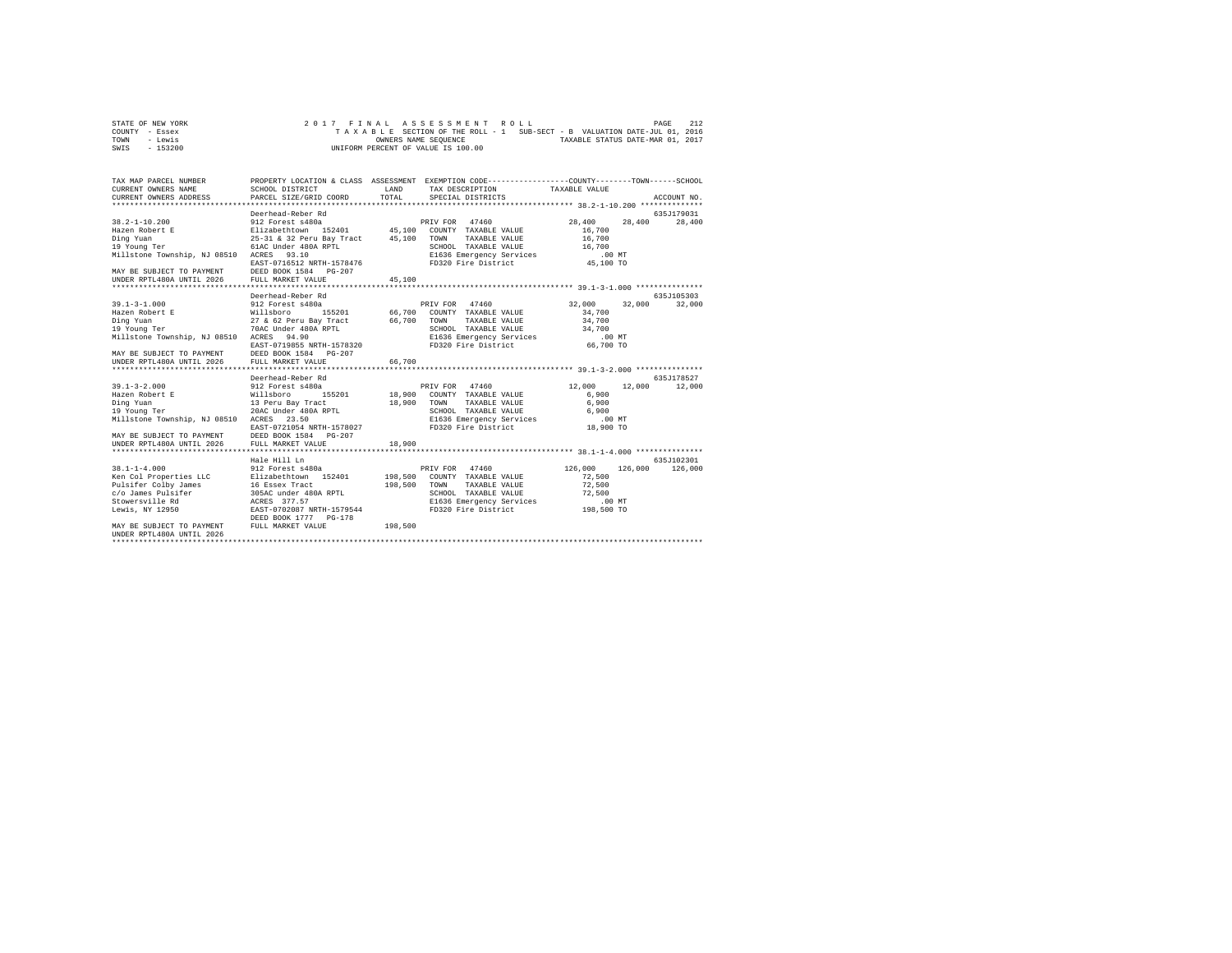STATE OF NEW YORK — 2017 FINAL ASSESSMENT ROLL
COUNTY - Essex — TAXABLE SECTION OF THE ROLL - 1 — SUB-SECT - B VALUATION DATE-JUL 01, 2016
TOWN - Lewis — OWNERS NAME SEQUENCE — TAXABLE STATUS DATE-MAR 01, 2017
SWIS - 153200 — UNIFORM PERCENT OF VALUE IS 100.00

| TAX MAP PARCEL NUMBER / CURRENT OWNERS NAME / CURRENT OWNERS ADDRESS | PROPERTY LOCATION & CLASS / SCHOOL DISTRICT / PARCEL SIZE/GRID COORD | ASSESSMENT LAND / TOTAL | EXEMPTION CODE / TAX DESCRIPTION / SPECIAL DISTRICTS | COUNTY | TOWN | SCHOOL / ACCOUNT NO. |
|---|---|---|---|---|---|---|
| **38.2-1-10.200** | Deerhead-Reber Rd | | | | | 635J179031 |
| 38.2-1-10.200 | 912 Forest s480a | | PRIV FOR 47460 | 28,400 | 28,400 | 28,400 |
| Hazen Robert E | Elizabethtown 152401 | 45,100 | COUNTY TAXABLE VALUE | 16,700 | | |
| Ding Yuan | 25-31 & 32 Peru Bay Tract | 45,100 | TOWN TAXABLE VALUE | 16,700 | | |
| 19 Young Ter | 61AC Under 480A RPTL | | SCHOOL TAXABLE VALUE | 16,700 | | |
| Millstone Township, NJ 08510 | ACRES 93.10 | | E1636 Emergency Services | .00 MT | | |
| | EAST-0716512 NRTH-1578476 | | FD320 Fire District | 45,100 TO | | |
| MAY BE SUBJECT TO PAYMENT | DEED BOOK 1584 PG-207 | | | | | |
| UNDER RPTL480A UNTIL 2026 | FULL MARKET VALUE | 45,100 | | | | |
| **39.1-3-1.000** | Deerhead-Reber Rd | | | | | 635J105303 |
| 39.1-3-1.000 | 912 Forest s480a | | PRIV FOR 47460 | 32,000 | 32,000 | 32,000 |
| Hazen Robert E | Willsboro 155201 | 66,700 | COUNTY TAXABLE VALUE | 34,700 | | |
| Ding Yuan | 27 & 62 Peru Bay Tract | 66,700 | TOWN TAXABLE VALUE | 34,700 | | |
| 19 Young Ter | 70AC Under 480A RPTL | | SCHOOL TAXABLE VALUE | 34,700 | | |
| Millstone Township, NJ 08510 | ACRES 94.90 | | E1636 Emergency Services | .00 MT | | |
| | EAST-0719855 NRTH-1578320 | | FD320 Fire District | 66,700 TO | | |
| MAY BE SUBJECT TO PAYMENT | DEED BOOK 1584 PG-207 | | | | | |
| UNDER RPTL480A UNTIL 2026 | FULL MARKET VALUE | 66,700 | | | | |
| **39.1-3-2.000** | Deerhead-Reber Rd | | | | | 635J178527 |
| 39.1-3-2.000 | 912 Forest s480a | | PRIV FOR 47460 | 12,000 | 12,000 | 12,000 |
| Hazen Robert E | Willsboro 155201 | 18,900 | COUNTY TAXABLE VALUE | 6,900 | | |
| Ding Yuan | 13 Peru Bay Tract | 18,900 | TOWN TAXABLE VALUE | 6,900 | | |
| 19 Young Ter | 20AC Under 480A RPTL | | SCHOOL TAXABLE VALUE | 6,900 | | |
| Millstone Township, NJ 08510 | ACRES 23.50 | | E1636 Emergency Services | .00 MT | | |
| | EAST-0721054 NRTH-1578027 | | FD320 Fire District | 18,900 TO | | |
| MAY BE SUBJECT TO PAYMENT | DEED BOOK 1584 PG-207 | | | | | |
| UNDER RPTL480A UNTIL 2026 | FULL MARKET VALUE | 18,900 | | | | |
| **38.1-1-4.000** | Hale Hill Ln | | | | | 635J102301 |
| 38.1-1-4.000 | 912 Forest s480a | | PRIV FOR 47460 | 126,000 | 126,000 | 126,000 |
| Ken Col Properties LLC | Elizabethtown 152401 | 198,500 | COUNTY TAXABLE VALUE | 72,500 | | |
| Pulsifer Colby James | 16 Essex Tract | 198,500 | TOWN TAXABLE VALUE | 72,500 | | |
| c/o James Pulsifer | 305AC under 480A RPTL | | SCHOOL TAXABLE VALUE | 72,500 | | |
| Stowersville Rd | ACRES 377.57 | | E1636 Emergency Services | .00 MT | | |
| Lewis, NY 12950 | EAST-0702087 NRTH-1579544 | | FD320 Fire District | 198,500 TO | | |
| | DEED BOOK 1777 PG-178 | | | | | |
| MAY BE SUBJECT TO PAYMENT | FULL MARKET VALUE | 198,500 | | | | |
| UNDER RPTL480A UNTIL 2026 | | | | | | |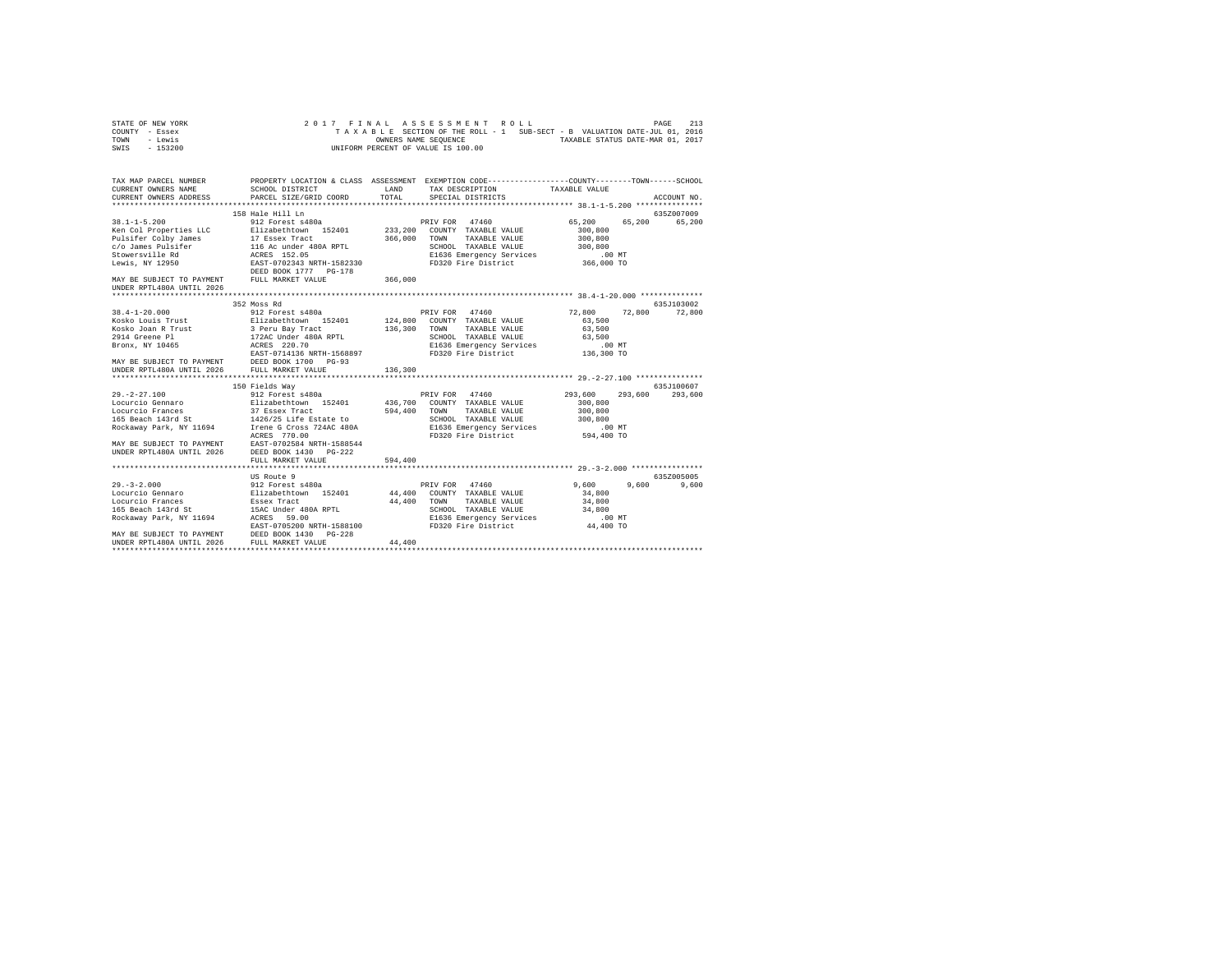STATE OF NEW YORK
COUNTY - Essex
TOWN - Lewis
SWIS - 153200

2017 FINAL ASSESSMENT ROLL
TAXABLE SECTION OF THE ROLL - 1 SUB-SECT - B VALUATION DATE-JUL 01, 2016
OWNERS NAME SEQUENCE TAXABLE STATUS DATE-MAR 01, 2017
UNIFORM PERCENT OF VALUE IS 100.00

```
TAX MAP PARCEL NUMBER         PROPERTY LOCATION & CLASS  ASSESSMENT  EXEMPTION CODE------------------COUNTY--------TOWN------SCHOOL
CURRENT OWNERS NAME           SCHOOL DISTRICT             LAND       TAX DESCRIPTION              TAXABLE VALUE
CURRENT OWNERS ADDRESS        PARCEL SIZE/GRID COORD      TOTAL      SPECIAL DISTRICTS                                     ACCOUNT NO.
*********************************************************************************************** 38.1-1-5.200 ***************
                              158 Hale Hill Ln                                                                    635Z007009
38.1-1-5.200                  912 Forest s480a                   PRIV FOR  47460                  65,200     65,200     65,200
Ken Col Properties LLC        Elizabethtown  152401      233,200  COUNTY  TAXABLE VALUE          300,800
Pulsifer Colby James          17 Essex Tract             366,000  TOWN    TAXABLE VALUE          300,800
c/o James Pulsifer            116 Ac under 480A RPTL              SCHOOL  TAXABLE VALUE          300,800
Stowersville Rd               ACRES  152.05                       E1636 Emergency Services           .00 MT
Lewis, NY 12950               EAST-0702343 NRTH-1582330           FD320 Fire District            366,000 TO
                              DEED BOOK 1777   PG-178
MAY BE SUBJECT TO PAYMENT     FULL MARKET VALUE          366,000
UNDER RPTL480A UNTIL 2026
*********************************************************************************************** 38.4-1-20.000 **************
                              352 Moss Rd                                                                         635J103002
38.4-1-20.000                 912 Forest s480a                   PRIV FOR  47460                  72,800     72,800     72,800
Kosko Louis Trust             Elizabethtown  152401      124,800  COUNTY  TAXABLE VALUE           63,500
Kosko Joan R Trust            3 Peru Bay Tract           136,300  TOWN    TAXABLE VALUE           63,500
2914 Greene Pl                172AC Under 480A RPTL               SCHOOL  TAXABLE VALUE           63,500
Bronx, NY 10465               ACRES  220.70                       E1636 Emergency Services           .00 MT
                              EAST-0714136 NRTH-1568897           FD320 Fire District            136,300 TO
MAY BE SUBJECT TO PAYMENT     DEED BOOK 1700   PG-93
UNDER RPTL480A UNTIL 2026     FULL MARKET VALUE          136,300
*********************************************************************************************** 29.-2-27.100 ***************
                              150 Fields Way                                                                      635J100607
29.-2-27.100                  912 Forest s480a                   PRIV FOR  47460                 293,600    293,600    293,600
Locurcio Gennaro              Elizabethtown  152401      436,700  COUNTY  TAXABLE VALUE          300,800
Locurcio Frances              37 Essex Tract             594,400  TOWN    TAXABLE VALUE          300,800
165 Beach 143rd St            1426/25 Life Estate to              SCHOOL  TAXABLE VALUE          300,800
Rockaway Park, NY 11694       Irene G Cross 724AC 480A            E1636 Emergency Services           .00 MT
                              ACRES  770.00                       FD320 Fire District            594,400 TO
MAY BE SUBJECT TO PAYMENT     EAST-0702584 NRTH-1588544
UNDER RPTL480A UNTIL 2026     DEED BOOK 1430   PG-222
                              FULL MARKET VALUE          594,400
*********************************************************************************************** 29.-3-2.000 ****************
                              US Route 9                                                                          635Z005005
29.-3-2.000                   912 Forest s480a                   PRIV FOR  47460                   9,600      9,600      9,600
Locurcio Gennaro              Elizabethtown  152401       44,400  COUNTY  TAXABLE VALUE           34,800
Locurcio Frances              Essex Tract                 44,400  TOWN    TAXABLE VALUE           34,800
165 Beach 143rd St            15AC Under 480A RPTL                SCHOOL  TAXABLE VALUE           34,800
Rockaway Park, NY 11694       ACRES   59.00                       E1636 Emergency Services           .00 MT
                              EAST-0705200 NRTH-1588100           FD320 Fire District             44,400 TO
MAY BE SUBJECT TO PAYMENT     DEED BOOK 1430   PG-228
UNDER RPTL480A UNTIL 2026     FULL MARKET VALUE           44,400
****************************************************************************************************************************
```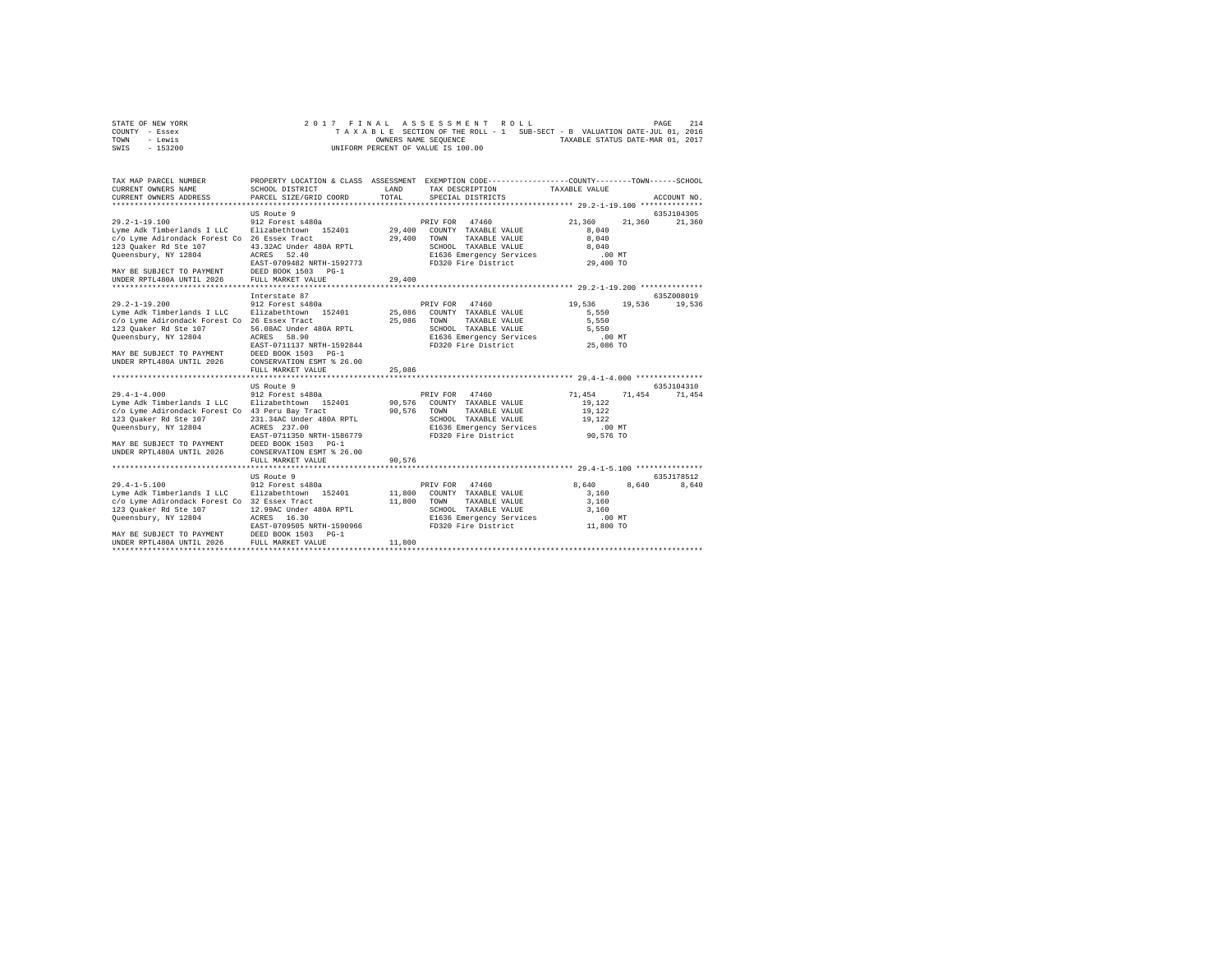STATE OF NEW YORK 2 0 1 7 F I N A L A S S E S S M E N T R O L L
COUNTY - Essex T A X A B L E SECTION OF THE ROLL - 1 SUB-SECT - B VALUATION DATE-JUL 01, 2016
TOWN - Lewis OWNERS NAME SEQUENCE TAXABLE STATUS DATE-MAR 01, 2017
SWIS - 153200 UNIFORM PERCENT OF VALUE IS 100.00

```
TAX MAP PARCEL NUMBER          PROPERTY LOCATION & CLASS  ASSESSMENT  EXEMPTION CODE-----------------COUNTY--------TOWN------SCHOOL
CURRENT OWNERS NAME            SCHOOL DISTRICT              LAND      TAX DESCRIPTION            TAXABLE VALUE
CURRENT OWNERS ADDRESS         PARCEL SIZE/GRID COORD       TOTAL     SPECIAL DISTRICTS                                    ACCOUNT NO.
****************************************************************************************************** 29.2-1-19.100 **************
                               US Route 9                                                                              635J104305
29.2-1-19.100                  912 Forest s480a                       PRIV FOR  47460              21,360     21,360      21,360
Lyme Adk Timberlands I LLC     Elizabethtown  152401        29,400    COUNTY  TAXABLE VALUE         8,040
c/o Lyme Adirondack Forest Co  26 Essex Tract               29,400    TOWN    TAXABLE VALUE         8,040
123 Quaker Rd Ste 107          43.32AC Under 480A RPTL                SCHOOL  TAXABLE VALUE         8,040
Queensbury, NY 12804           ACRES   52.40                          E1636 Emergency Services          .00 MT
                               EAST-0709482 NRTH-1592773              FD320 Fire District           29,400 TO
MAY BE SUBJECT TO PAYMENT      DEED BOOK 1503   PG-1
UNDER RPTL480A UNTIL 2026      FULL MARKET VALUE            29,400
****************************************************************************************************** 29.2-1-19.200 **************
                               Interstate 87                                                                           635Z008019
29.2-1-19.200                  912 Forest s480a                       PRIV FOR  47460              19,536     19,536      19,536
Lyme Adk Timberlands I LLC     Elizabethtown  152401        25,086    COUNTY  TAXABLE VALUE         5,550
c/o Lyme Adirondack Forest Co  26 Essex Tract               25,086    TOWN    TAXABLE VALUE         5,550
123 Quaker Rd Ste 107          56.08AC Under 480A RPTL                SCHOOL  TAXABLE VALUE         5,550
Queensbury, NY 12804           ACRES   58.90                          E1636 Emergency Services          .00 MT
                               EAST-0711137 NRTH-1592844              FD320 Fire District           25,086 TO
MAY BE SUBJECT TO PAYMENT      DEED BOOK 1503   PG-1
UNDER RPTL480A UNTIL 2026      CONSERVATION ESMT % 26.00
                               FULL MARKET VALUE            25,086
****************************************************************************************************** 29.4-1-4.000 ***************
                               US Route 9                                                                              635J104310
29.4-1-4.000                   912 Forest s480a                       PRIV FOR  47460              71,454     71,454      71,454
Lyme Adk Timberlands I LLC     Elizabethtown  152401        90,576    COUNTY  TAXABLE VALUE        19,122
c/o Lyme Adirondack Forest Co  43 Peru Bay Tract            90,576    TOWN    TAXABLE VALUE        19,122
123 Quaker Rd Ste 107          231.34AC Under 480A RPTL               SCHOOL  TAXABLE VALUE        19,122
Queensbury, NY 12804           ACRES  237.00                          E1636 Emergency Services          .00 MT
                               EAST-0711350 NRTH-1586779              FD320 Fire District           90,576 TO
MAY BE SUBJECT TO PAYMENT      DEED BOOK 1503   PG-1
UNDER RPTL480A UNTIL 2026      CONSERVATION ESMT % 26.00
                               FULL MARKET VALUE            90,576
****************************************************************************************************** 29.4-1-5.100 ***************
                               US Route 9                                                                              635J178512
29.4-1-5.100                   912 Forest s480a                       PRIV FOR  47460               8,640      8,640       8,640
Lyme Adk Timberlands I LLC     Elizabethtown  152401        11,800    COUNTY  TAXABLE VALUE         3,160
c/o Lyme Adirondack Forest Co  32 Essex Tract               11,800    TOWN    TAXABLE VALUE         3,160
123 Quaker Rd Ste 107          12.99AC Under 480A RPTL                SCHOOL  TAXABLE VALUE         3,160
Queensbury, NY 12804           ACRES   16.30                          E1636 Emergency Services          .00 MT
                               EAST-0709505 NRTH-1590966              FD320 Fire District           11,800 TO
MAY BE SUBJECT TO PAYMENT      DEED BOOK 1503   PG-1
UNDER RPTL480A UNTIL 2026      FULL MARKET VALUE            11,800
************************************************************************************************************************************
```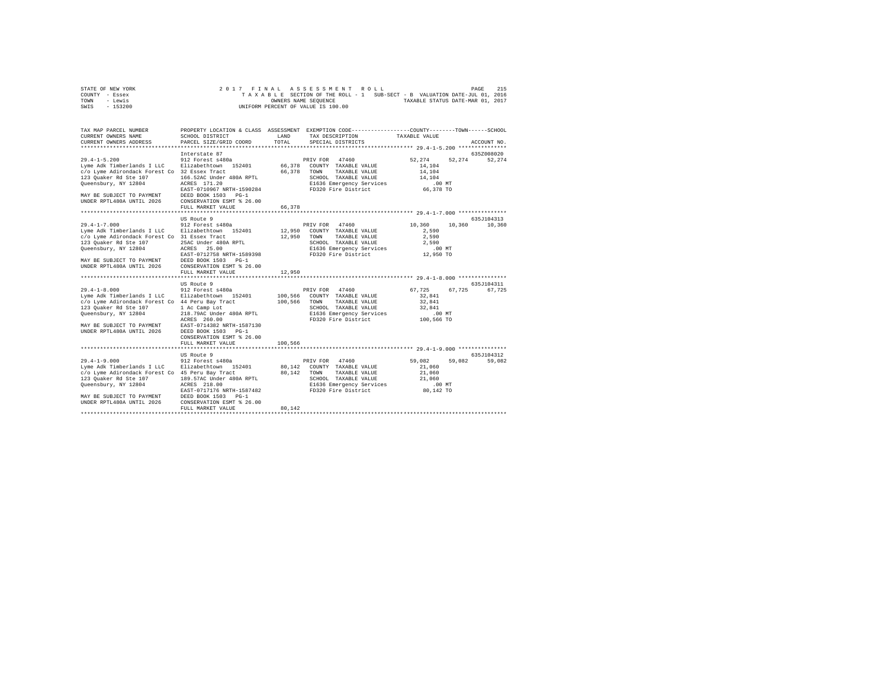```
STATE OF NEW YORK                2 0 1 7   F I N A L   A S S E S S M E N T   R O L L                          PAGE  215
COUNTY  - Essex                     T A X A B L E  SECTION OF THE ROLL - 1   SUB-SECT - B  VALUATION DATE-JUL 01, 2016
TOWN    - Lewis                                    OWNERS NAME SEQUENCE                 TAXABLE STATUS DATE-MAR 01, 2017
SWIS    - 153200                               UNIFORM PERCENT OF VALUE IS 100.00

TAX MAP PARCEL NUMBER          PROPERTY LOCATION & CLASS  ASSESSMENT  EXEMPTION CODE-----------------COUNTY--------TOWN------SCHOOL
CURRENT OWNERS NAME            SCHOOL DISTRICT              LAND      TAX DESCRIPTION            TAXABLE VALUE
CURRENT OWNERS ADDRESS         PARCEL SIZE/GRID COORD       TOTAL     SPECIAL DISTRICTS                                  ACCOUNT NO.
******************************************************************************************************* 29.4-1-5.200 ***************
                               Interstate 87                                                                          635Z008020
29.4-1-5.200                   912 Forest s480a                     PRIV FOR  47460                52,274     52,274     52,274
Lyme Adk Timberlands I LLC     Elizabethtown  152401        66,378   COUNTY  TAXABLE VALUE          14,104
c/o Lyme Adirondack Forest Co  32 Essex Tract               66,378   TOWN    TAXABLE VALUE          14,104
123 Quaker Rd Ste 107          166.52AC Under 480A RPTL              SCHOOL  TAXABLE VALUE          14,104
Queensbury, NY 12804           ACRES  171.20                         E1636 Emergency Services          .00 MT
                               EAST-0710967 NRTH-1590284             FD320 Fire District            66,378 TO
MAY BE SUBJECT TO PAYMENT      DEED BOOK 1503   PG-1
UNDER RPTL480A UNTIL 2026      CONSERVATION ESMT % 26.00
                               FULL MARKET VALUE            66,378
******************************************************************************************************* 29.4-1-7.000 ***************
                               US Route 9                                                                             635J104313
29.4-1-7.000                   912 Forest s480a                     PRIV FOR  47460                10,360     10,360     10,360
Lyme Adk Timberlands I LLC     Elizabethtown  152401        12,950   COUNTY  TAXABLE VALUE           2,590
c/o Lyme Adirondack Forest Co  31 Essex Tract               12,950   TOWN    TAXABLE VALUE           2,590
123 Quaker Rd Ste 107          25AC Under 480A RPTL                  SCHOOL  TAXABLE VALUE           2,590
Queensbury, NY 12804           ACRES   25.00                         E1636 Emergency Services          .00 MT
                               EAST-0712758 NRTH-1589398             FD320 Fire District            12,950 TO
MAY BE SUBJECT TO PAYMENT      DEED BOOK 1503   PG-1
UNDER RPTL480A UNTIL 2026      CONSERVATION ESMT % 26.00
                               FULL MARKET VALUE            12,950
******************************************************************************************************* 29.4-1-8.000 ***************
                               US Route 9                                                                             635J104311
29.4-1-8.000                   912 Forest s480a                     PRIV FOR  47460                67,725     67,725     67,725
Lyme Adk Timberlands I LLC     Elizabethtown  152401       100,566   COUNTY  TAXABLE VALUE          32,841
c/o Lyme Adirondack Forest Co  44 Peru Bay Tract           100,566   TOWN    TAXABLE VALUE          32,841
123 Quaker Rd Ste 107          1 Ac Camp Lot                         SCHOOL  TAXABLE VALUE          32,841
Queensbury, NY 12804           218.79AC Under 480A RPTL              E1636 Emergency Services          .00 MT
                               ACRES  260.00                         FD320 Fire District           100,566 TO
MAY BE SUBJECT TO PAYMENT      EAST-0714382 NRTH-1587130
UNDER RPTL480A UNTIL 2026      DEED BOOK 1503   PG-1
                               CONSERVATION ESMT % 26.00
                               FULL MARKET VALUE           100,566
******************************************************************************************************* 29.4-1-9.000 ***************
                               US Route 9                                                                             635J104312
29.4-1-9.000                   912 Forest s480a                     PRIV FOR  47460                59,082     59,082     59,082
Lyme Adk Timberlands I LLC     Elizabethtown  152401        80,142   COUNTY  TAXABLE VALUE          21,060
c/o Lyme Adirondack Forest Co  45 Peru Bay Tract            80,142   TOWN    TAXABLE VALUE          21,060
123 Quaker Rd Ste 107          189.57AC Under 480A RPTL              SCHOOL  TAXABLE VALUE          21,060
Queensbury, NY 12804           ACRES  218.00                         E1636 Emergency Services          .00 MT
                               EAST-0717176 NRTH-1587482             FD320 Fire District            80,142 TO
MAY BE SUBJECT TO PAYMENT      DEED BOOK 1503   PG-1
UNDER RPTL480A UNTIL 2026      CONSERVATION ESMT % 26.00
                               FULL MARKET VALUE            80,142
************************************************************************************************************************************
```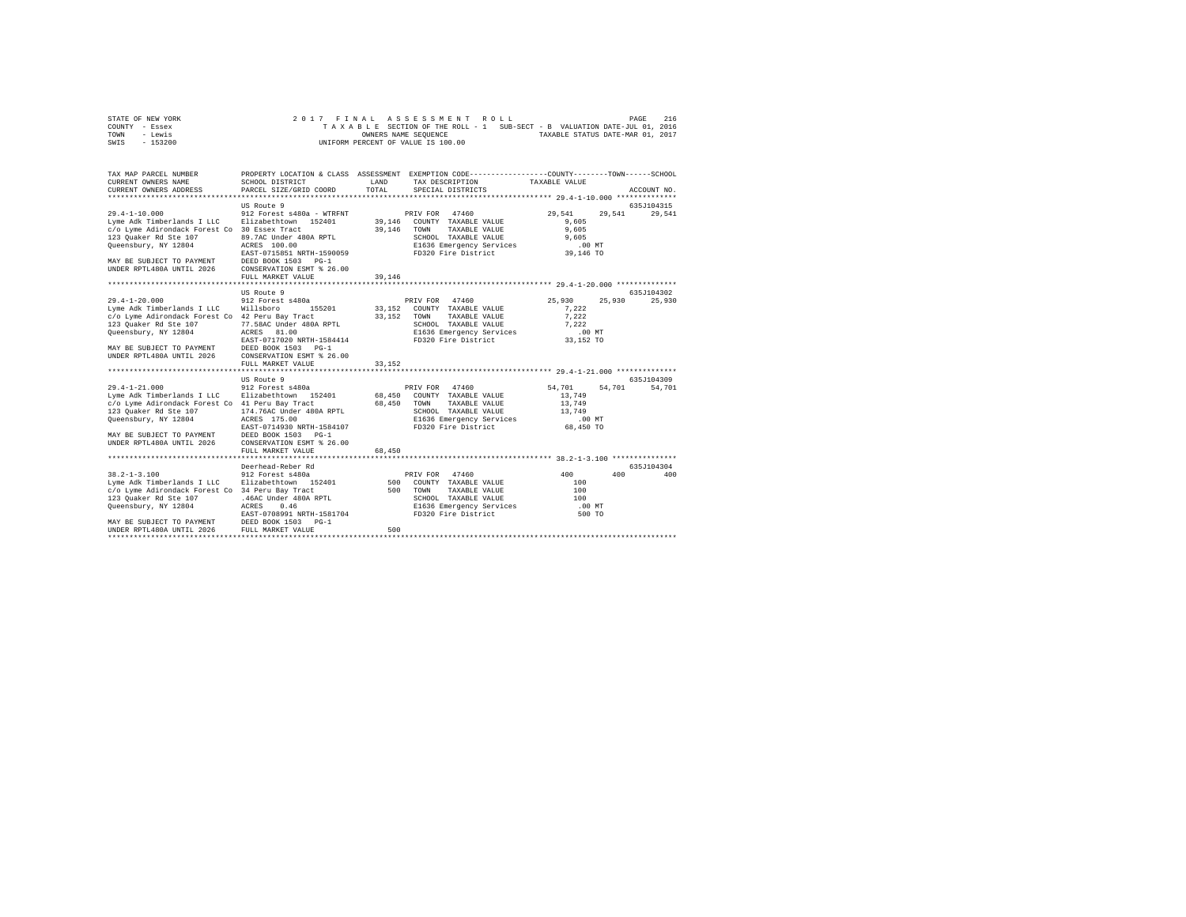STATE OF NEW YORK — 2017 FINAL ASSESSMENT ROLL
COUNTY - Essex — TAXABLE SECTION OF THE ROLL - 1 SUB-SECT - B VALUATION DATE-JUL 01, 2016
TOWN - Lewis — OWNERS NAME SEQUENCE — TAXABLE STATUS DATE-MAR 01, 2017
SWIS - 153200 — UNIFORM PERCENT OF VALUE IS 100.00

| TAX MAP PARCEL NUMBER / CURRENT OWNERS NAME / CURRENT OWNERS ADDRESS | PROPERTY LOCATION & CLASS / SCHOOL DISTRICT / PARCEL SIZE/GRID COORD | ASSESSMENT LAND / TOTAL | EXEMPTION CODE / TAX DESCRIPTION / SPECIAL DISTRICTS | COUNTY / TAXABLE VALUE | TOWN | SCHOOL / ACCOUNT NO. |
|---|---|---|---|---|---|---|
| 29.4-1-10.000 | US Route 9 | | | | | 635J104315 |
| 29.4-1-10.000 | 912 Forest s480a - WTRFNT | | PRIV FOR 47460 | 29,541 | 29,541 | 29,541 |
| Lyme Adk Timberlands I LLC | Elizabethtown 152401 | 39,146 | COUNTY TAXABLE VALUE | 9,605 | | |
| c/o Lyme Adirondack Forest Co | 30 Essex Tract | 39,146 | TOWN TAXABLE VALUE | 9,605 | | |
| 123 Quaker Rd Ste 107 | 89.7AC Under 480A RPTL | | SCHOOL TAXABLE VALUE | 9,605 | | |
| Queensbury, NY 12804 | ACRES 100.00 | | E1636 Emergency Services | .00 MT | | |
| | EAST-0715851 NRTH-1590059 | | FD320 Fire District | 39,146 TO | | |
| MAY BE SUBJECT TO PAYMENT | DEED BOOK 1503 PG-1 | | | | | |
| UNDER RPTL480A UNTIL 2026 | CONSERVATION ESMT % 26.00 | | | | | |
| | FULL MARKET VALUE | 39,146 | | | | |
| 29.4-1-20.000 | US Route 9 | | | | | 635J104302 |
| 29.4-1-20.000 | 912 Forest s480a | | PRIV FOR 47460 | 25,930 | 25,930 | 25,930 |
| Lyme Adk Timberlands I LLC | Willsboro 155201 | 33,152 | COUNTY TAXABLE VALUE | 7,222 | | |
| c/o Lyme Adirondack Forest Co | 42 Peru Bay Tract | 33,152 | TOWN TAXABLE VALUE | 7,222 | | |
| 123 Quaker Rd Ste 107 | 77.58AC Under 480A RPTL | | SCHOOL TAXABLE VALUE | 7,222 | | |
| Queensbury, NY 12804 | ACRES 81.00 | | E1636 Emergency Services | .00 MT | | |
| | EAST-0717020 NRTH-1584414 | | FD320 Fire District | 33,152 TO | | |
| MAY BE SUBJECT TO PAYMENT | DEED BOOK 1503 PG-1 | | | | | |
| UNDER RPTL480A UNTIL 2026 | CONSERVATION ESMT % 26.00 | | | | | |
| | FULL MARKET VALUE | 33,152 | | | | |
| 29.4-1-21.000 | US Route 9 | | | | | 635J104309 |
| 29.4-1-21.000 | 912 Forest s480a | | PRIV FOR 47460 | 54,701 | 54,701 | 54,701 |
| Lyme Adk Timberlands I LLC | Elizabethtown 152401 | 68,450 | COUNTY TAXABLE VALUE | 13,749 | | |
| c/o Lyme Adirondack Forest Co | 41 Peru Bay Tract | 68,450 | TOWN TAXABLE VALUE | 13,749 | | |
| 123 Quaker Rd Ste 107 | 174.76AC Under 480A RPTL | | SCHOOL TAXABLE VALUE | 13,749 | | |
| Queensbury, NY 12804 | ACRES 175.00 | | E1636 Emergency Services | .00 MT | | |
| | EAST-0714930 NRTH-1584107 | | FD320 Fire District | 68,450 TO | | |
| MAY BE SUBJECT TO PAYMENT | DEED BOOK 1503 PG-1 | | | | | |
| UNDER RPTL480A UNTIL 2026 | CONSERVATION ESMT % 26.00 | | | | | |
| | FULL MARKET VALUE | 68,450 | | | | |
| 38.2-1-3.100 | Deerhead-Reber Rd | | | | | 635J104304 |
| 38.2-1-3.100 | 912 Forest s480a | | PRIV FOR 47460 | 400 | 400 | 400 |
| Lyme Adk Timberlands I LLC | Elizabethtown 152401 | 500 | COUNTY TAXABLE VALUE | 100 | | |
| c/o Lyme Adirondack Forest Co | 34 Peru Bay Tract | 500 | TOWN TAXABLE VALUE | 100 | | |
| 123 Quaker Rd Ste 107 | .46AC Under 480A RPTL | | SCHOOL TAXABLE VALUE | 100 | | |
| Queensbury, NY 12804 | ACRES 0.46 | | E1636 Emergency Services | .00 MT | | |
| | EAST-0708991 NRTH-1581704 | | FD320 Fire District | 500 TO | | |
| MAY BE SUBJECT TO PAYMENT | DEED BOOK 1503 PG-1 | | | | | |
| UNDER RPTL480A UNTIL 2026 | FULL MARKET VALUE | 500 | | | | |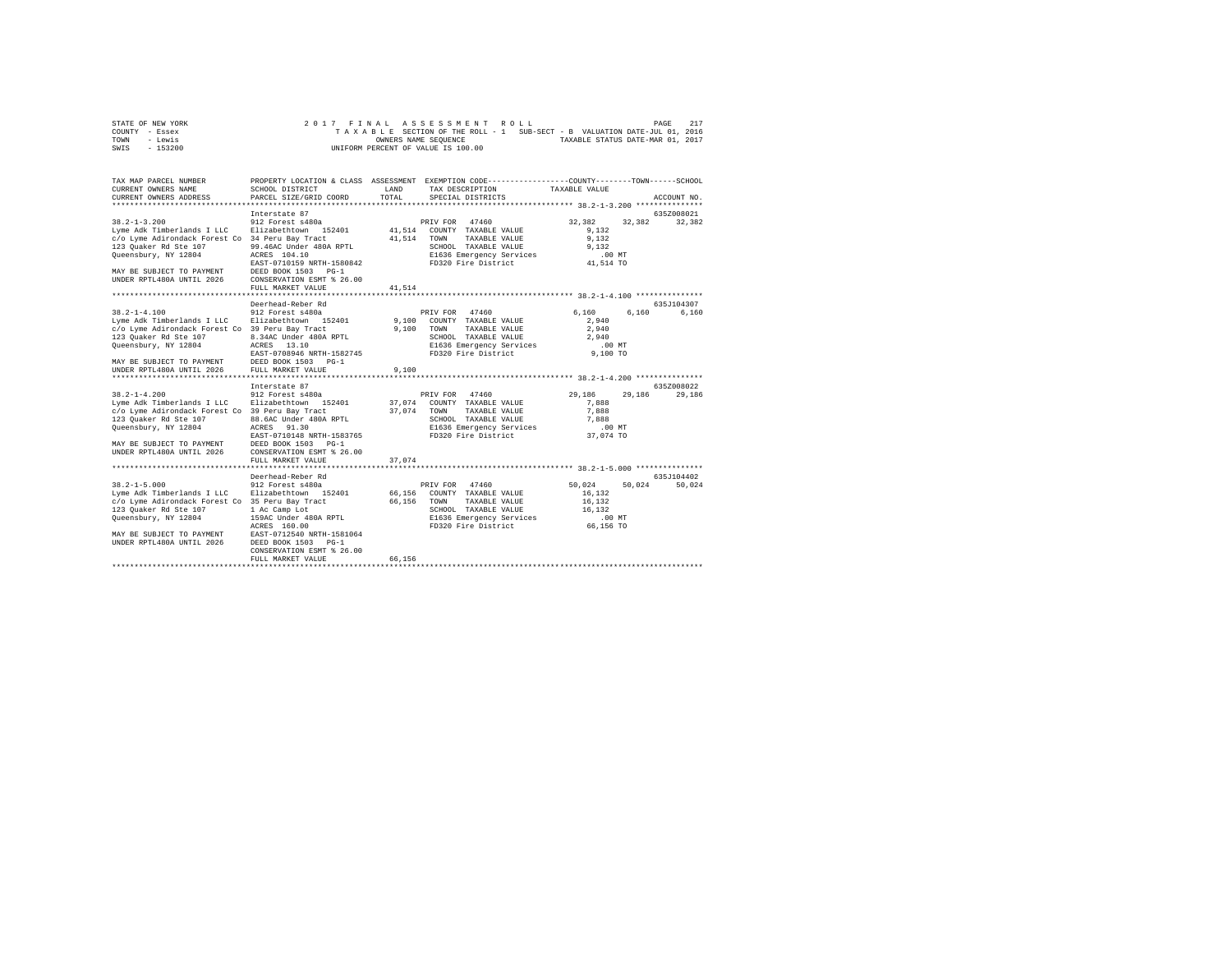STATE OF NEW YORK | COUNTY - Essex | TOWN - Lewis | SWIS - 153200

2017 FINAL ASSESSMENT ROLL
TAXABLE SECTION OF THE ROLL - 1  SUB-SECT - B  VALUATION DATE-JUL 01, 2016
OWNERS NAME SEQUENCE  TAXABLE STATUS DATE-MAR 01, 2017
UNIFORM PERCENT OF VALUE IS 100.00

| TAX MAP PARCEL NUMBER / CURRENT OWNERS NAME / CURRENT OWNERS ADDRESS | PROPERTY LOCATION & CLASS / SCHOOL DISTRICT / PARCEL SIZE/GRID COORD | ASSESSMENT LAND / TOTAL | EXEMPTION CODE / TAX DESCRIPTION / SPECIAL DISTRICTS | COUNTY | TOWN | SCHOOL / ACCOUNT NO. |
|---|---|---|---|---|---|---|
| **38.2-1-3.200** | Interstate 87 | | | | | 635Z008021 |
| 38.2-1-3.200 | 912 Forest s480a | | PRIV FOR 47460 | 32,382 | 32,382 | 32,382 |
| Lyme Adk Timberlands I LLC | Elizabethtown 152401 | 41,514 | COUNTY TAXABLE VALUE | 9,132 | | |
| c/o Lyme Adirondack Forest Co | 34 Peru Bay Tract | 41,514 | TOWN TAXABLE VALUE | 9,132 | | |
| 123 Quaker Rd Ste 107 | 99.46AC Under 480A RPTL | | SCHOOL TAXABLE VALUE | 9,132 | | |
| Queensbury, NY 12804 | ACRES 104.10 | | E1636 Emergency Services | .00 MT | | |
| | EAST-0710159 NRTH-1580842 | | FD320 Fire District | 41,514 TO | | |
| MAY BE SUBJECT TO PAYMENT | DEED BOOK 1503 PG-1 | | | | | |
| UNDER RPTL480A UNTIL 2026 | CONSERVATION ESMT % 26.00 | | | | | |
| | FULL MARKET VALUE | 41,514 | | | | |
| **38.2-1-4.100** | Deerhead-Reber Rd | | | | | 635J104307 |
| 38.2-1-4.100 | 912 Forest s480a | | PRIV FOR 47460 | 6,160 | 6,160 | 6,160 |
| Lyme Adk Timberlands I LLC | Elizabethtown 152401 | 9,100 | COUNTY TAXABLE VALUE | 2,940 | | |
| c/o Lyme Adirondack Forest Co | 39 Peru Bay Tract | 9,100 | TOWN TAXABLE VALUE | 2,940 | | |
| 123 Quaker Rd Ste 107 | 8.34AC Under 480A RPTL | | SCHOOL TAXABLE VALUE | 2,940 | | |
| Queensbury, NY 12804 | ACRES 13.10 | | E1636 Emergency Services | .00 MT | | |
| | EAST-0708946 NRTH-1582745 | | FD320 Fire District | 9,100 TO | | |
| MAY BE SUBJECT TO PAYMENT | DEED BOOK 1503 PG-1 | | | | | |
| UNDER RPTL480A UNTIL 2026 | FULL MARKET VALUE | 9,100 | | | | |
| **38.2-1-4.200** | Interstate 87 | | | | | 635Z008022 |
| 38.2-1-4.200 | 912 Forest s480a | | PRIV FOR 47460 | 29,186 | 29,186 | 29,186 |
| Lyme Adk Timberlands I LLC | Elizabethtown 152401 | 37,074 | COUNTY TAXABLE VALUE | 7,888 | | |
| c/o Lyme Adirondack Forest Co | 39 Peru Bay Tract | 37,074 | TOWN TAXABLE VALUE | 7,888 | | |
| 123 Quaker Rd Ste 107 | 88.6AC Under 480A RPTL | | SCHOOL TAXABLE VALUE | 7,888 | | |
| Queensbury, NY 12804 | ACRES 91.30 | | E1636 Emergency Services | .00 MT | | |
| | EAST-0710148 NRTH-1583765 | | FD320 Fire District | 37,074 TO | | |
| MAY BE SUBJECT TO PAYMENT | DEED BOOK 1503 PG-1 | | | | | |
| UNDER RPTL480A UNTIL 2026 | CONSERVATION ESMT % 26.00 | | | | | |
| | FULL MARKET VALUE | 37,074 | | | | |
| **38.2-1-5.000** | Deerhead-Reber Rd | | | | | 635J104402 |
| 38.2-1-5.000 | 912 Forest s480a | | PRIV FOR 47460 | 50,024 | 50,024 | 50,024 |
| Lyme Adk Timberlands I LLC | Elizabethtown 152401 | 66,156 | COUNTY TAXABLE VALUE | 16,132 | | |
| c/o Lyme Adirondack Forest Co | 35 Peru Bay Tract | 66,156 | TOWN TAXABLE VALUE | 16,132 | | |
| 123 Quaker Rd Ste 107 | 1 Ac Camp Lot | | SCHOOL TAXABLE VALUE | 16,132 | | |
| Queensbury, NY 12804 | 159AC Under 480A RPTL | | E1636 Emergency Services | .00 MT | | |
| | ACRES 160.00 | | FD320 Fire District | 66,156 TO | | |
| MAY BE SUBJECT TO PAYMENT | EAST-0712540 NRTH-1581064 | | | | | |
| UNDER RPTL480A UNTIL 2026 | DEED BOOK 1503 PG-1 | | | | | |
| | CONSERVATION ESMT % 26.00 | | | | | |
| | FULL MARKET VALUE | 66,156 | | | | |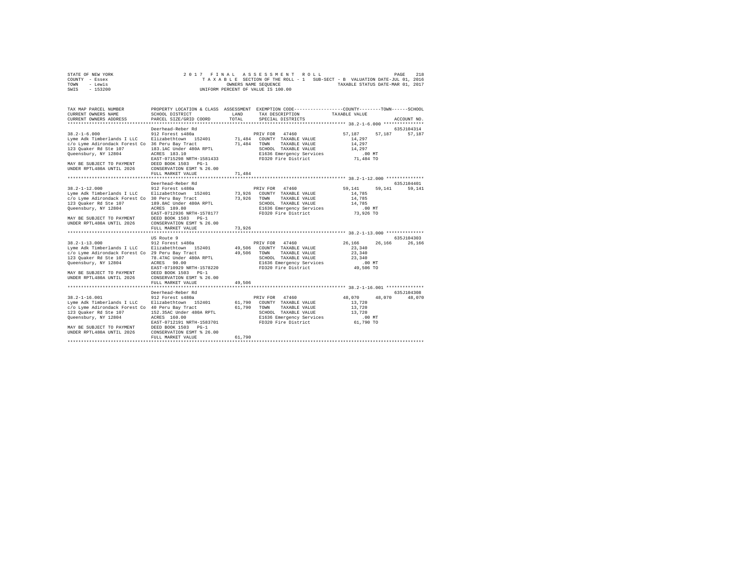STATE OF NEW YORK · COUNTY - Essex · TOWN - Lewis · SWIS - 153200

**2017 FINAL ASSESSMENT ROLL**

TAXABLE SECTION OF THE ROLL - 1 · SUB-SECT - B · VALUATION DATE-JUL 01, 2016 · TAXABLE STATUS DATE-MAR 01, 2017

OWNERS NAME SEQUENCE

UNIFORM PERCENT OF VALUE IS 100.00

| TAX MAP PARCEL NUMBER / CURRENT OWNERS NAME / CURRENT OWNERS ADDRESS | PROPERTY LOCATION & CLASS / SCHOOL DISTRICT / PARCEL SIZE/GRID COORD | ASSESSMENT LAND | TOTAL | EXEMPTION CODE / TAX DESCRIPTION / SPECIAL DISTRICTS | COUNTY TAXABLE VALUE | TOWN | SCHOOL | ACCOUNT NO. |
|---|---|---|---|---|---|---|---|---|
| **38.2-1-6.000** | Deerhead-Reber Rd | | | | | | | 635J104314 |
| 38.2-1-6.000 | 912 Forest s480a | | | PRIV FOR 47460 | 57,187 | 57,187 | 57,187 | |
| Lyme Adk Timberlands I LLC | Elizabethtown 152401 | 71,484 | | COUNTY TAXABLE VALUE | 14,297 | | | |
| c/o Lyme Adirondack Forest Co | 36 Peru Bay Tract | | 71,484 | TOWN TAXABLE VALUE | 14,297 | | | |
| 123 Quaker Rd Ste 107 | 183.1AC Under 480A RPTL | | | SCHOOL TAXABLE VALUE | 14,297 | | | |
| Queensbury, NY 12804 | ACRES 183.10 | | | E1636 Emergency Services | .00 MT | | | |
| | EAST-0715298 NRTH-1581433 | | | FD320 Fire District | 71,484 TO | | | |
| MAY BE SUBJECT TO PAYMENT | DEED BOOK 1503 PG-1 | | | | | | | |
| UNDER RPTL480A UNTIL 2026 | CONSERVATION ESMT % 26.00 | | | | | | | |
| | FULL MARKET VALUE | | 71,484 | | | | | |
| **38.2-1-12.000** | Deerhead-Reber Rd | | | | | | | 635J104401 |
| 38.2-1-12.000 | 912 Forest s480a | | | PRIV FOR 47460 | 59,141 | 59,141 | 59,141 | |
| Lyme Adk Timberlands I LLC | Elizabethtown 152401 | 73,926 | | COUNTY TAXABLE VALUE | 14,785 | | | |
| c/o Lyme Adirondack Forest Co | 30 Peru Bay Tract | | 73,926 | TOWN TAXABLE VALUE | 14,785 | | | |
| 123 Quaker Rd Ste 107 | 189.8AC Under 480A RPTL | | | SCHOOL TAXABLE VALUE | 14,785 | | | |
| Queensbury, NY 12804 | ACRES 189.80 | | | E1636 Emergency Services | .00 MT | | | |
| | EAST-0712936 NRTH-1578177 | | | FD320 Fire District | 73,926 TO | | | |
| MAY BE SUBJECT TO PAYMENT | DEED BOOK 1503 PG-1 | | | | | | | |
| UNDER RPTL480A UNTIL 2026 | CONSERVATION ESMT % 26.00 | | | | | | | |
| | FULL MARKET VALUE | | 73,926 | | | | | |
| **38.2-1-13.000** | US Route 9 | | | | | | | 635J104303 |
| 38.2-1-13.000 | 912 Forest s480a | | | PRIV FOR 47460 | 26,166 | 26,166 | 26,166 | |
| Lyme Adk Timberlands I LLC | Elizabethtown 152401 | 49,506 | | COUNTY TAXABLE VALUE | 23,340 | | | |
| c/o Lyme Adirondack Forest Co | 29 Peru Bay Tract | | 49,506 | TOWN TAXABLE VALUE | 23,340 | | | |
| 123 Quaker Rd Ste 107 | 78.47AC Under 480A RPTL | | | SCHOOL TAXABLE VALUE | 23,340 | | | |
| Queensbury, NY 12804 | ACRES 90.00 | | | E1636 Emergency Services | .00 MT | | | |
| | EAST-0710929 NRTH-1578220 | | | FD320 Fire District | 49,506 TO | | | |
| MAY BE SUBJECT TO PAYMENT | DEED BOOK 1503 PG-1 | | | | | | | |
| UNDER RPTL480A UNTIL 2026 | CONSERVATION ESMT % 26.00 | | | | | | | |
| | FULL MARKET VALUE | | 49,506 | | | | | |
| **38.2-1-16.001** | Deerhead-Reber Rd | | | | | | | 635J104308 |
| 38.2-1-16.001 | 912 Forest s480a | | | PRIV FOR 47460 | 48,070 | 48,070 | 48,070 | |
| Lyme Adk Timberlands I LLC | Elizabethtown 152401 | 61,790 | | COUNTY TAXABLE VALUE | 13,720 | | | |
| c/o Lyme Adirondack Forest Co | 40 Peru Bay Tract | | 61,790 | TOWN TAXABLE VALUE | 13,720 | | | |
| 123 Quaker Rd Ste 107 | 152.35AC Under 480A RPTL | | | SCHOOL TAXABLE VALUE | 13,720 | | | |
| Queensbury, NY 12804 | ACRES 160.00 | | | E1636 Emergency Services | .00 MT | | | |
| | EAST-0712191 NRTH-1583701 | | | FD320 Fire District | 61,790 TO | | | |
| MAY BE SUBJECT TO PAYMENT | DEED BOOK 1503 PG-1 | | | | | | | |
| UNDER RPTL480A UNTIL 2026 | CONSERVATION ESMT % 26.00 | | | | | | | |
| | FULL MARKET VALUE | | 61,790 | | | | | |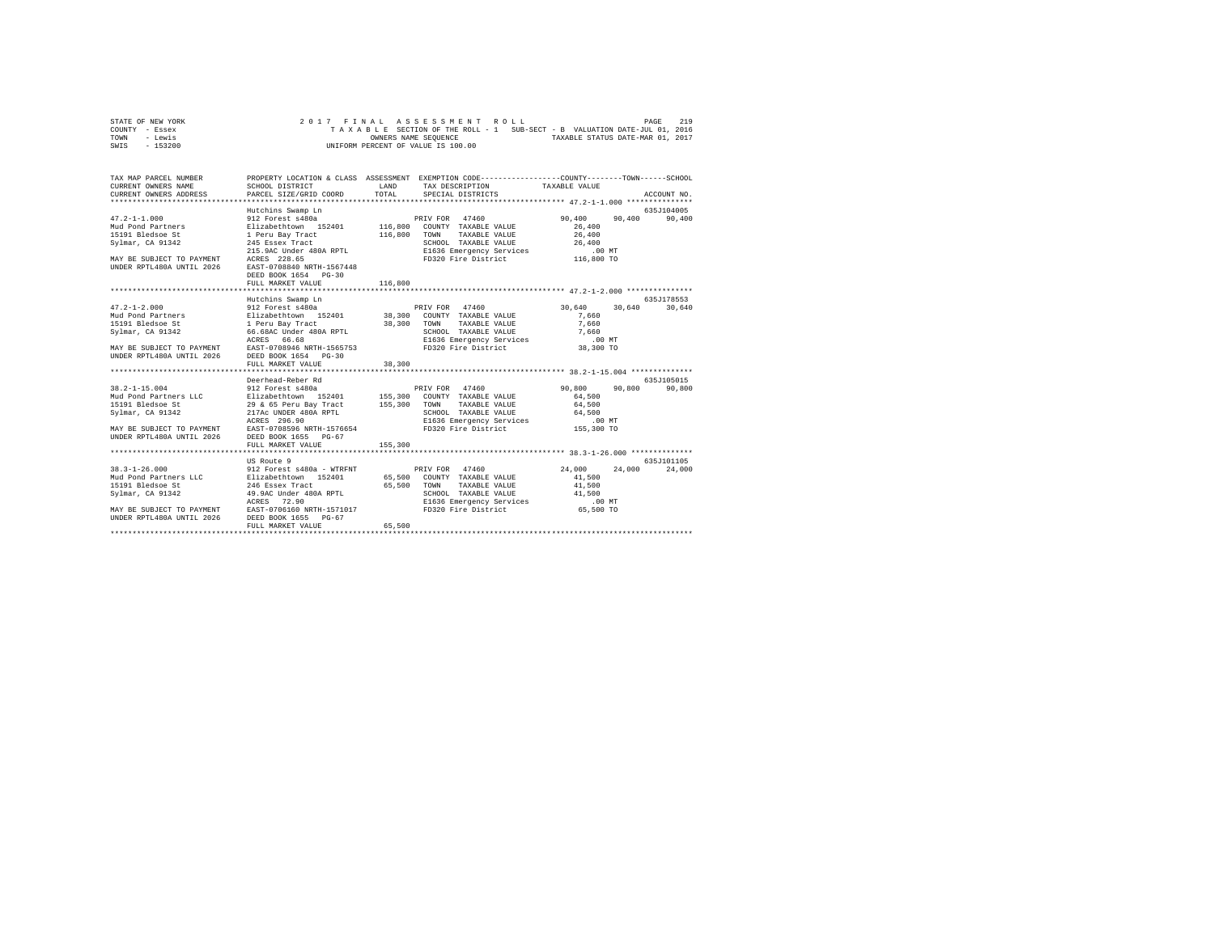STATE OF NEW YORK 2 0 1 7 F I N A L A S S E S S M E N T R O L L
COUNTY - Essex T A X A B L E SECTION OF THE ROLL - 1 SUB-SECT - B VALUATION DATE-JUL 01, 2016
TOWN - Lewis OWNERS NAME SEQUENCE TAXABLE STATUS DATE-MAR 01, 2017
SWIS - 153200 UNIFORM PERCENT OF VALUE IS 100.00

```
TAX MAP PARCEL NUMBER          PROPERTY LOCATION & CLASS  ASSESSMENT  EXEMPTION CODE------------------COUNTY--------TOWN------SCHOOL
CURRENT OWNERS NAME            SCHOOL DISTRICT              LAND      TAX DESCRIPTION            TAXABLE VALUE
CURRENT OWNERS ADDRESS         PARCEL SIZE/GRID COORD       TOTAL     SPECIAL DISTRICTS                                   ACCOUNT NO.
****************************************************************************************************** 47.2-1-1.000 ***************
                               Hutchins Swamp Ln                                                                           635J104005
47.2-1-1.000                   912 Forest s480a                       PRIV FOR  47460               90,400     90,400      90,400
Mud Pond Partners              Elizabethtown  152401      116,800   COUNTY  TAXABLE VALUE            26,400
15191 Bledsoe St               1 Peru Bay Tract           116,800   TOWN    TAXABLE VALUE            26,400
Sylmar, CA 91342               245 Essex Tract                      SCHOOL  TAXABLE VALUE            26,400
                               215.9AC Under 480A RPTL              E1636 Emergency Services            .00 MT
MAY BE SUBJECT TO PAYMENT      ACRES 228.65                         FD320 Fire District              116,800 TO
UNDER RPTL480A UNTIL 2026      EAST-0708840 NRTH-1567448
                               DEED BOOK 1654   PG-30
                               FULL MARKET VALUE          116,800
****************************************************************************************************** 47.2-1-2.000 ***************
                               Hutchins Swamp Ln                                                                           635J178553
47.2-1-2.000                   912 Forest s480a                       PRIV FOR  47460               30,640     30,640      30,640
Mud Pond Partners              Elizabethtown  152401       38,300   COUNTY  TAXABLE VALUE             7,660
15191 Bledsoe St               1 Peru Bay Tract            38,300   TOWN    TAXABLE VALUE             7,660
Sylmar, CA 91342               66.68AC Under 480A RPTL              SCHOOL  TAXABLE VALUE             7,660
                               ACRES  66.68                         E1636 Emergency Services            .00 MT
MAY BE SUBJECT TO PAYMENT      EAST-0708946 NRTH-1565753            FD320 Fire District               38,300 TO
UNDER RPTL480A UNTIL 2026      DEED BOOK 1654   PG-30
                               FULL MARKET VALUE           38,300
****************************************************************************************************** 38.2-1-15.004 **************
                               Deerhead-Reber Rd                                                                           635J105015
38.2-1-15.004                  912 Forest s480a                       PRIV FOR  47460               90,800     90,800      90,800
Mud Pond Partners LLC          Elizabethtown  152401      155,300   COUNTY  TAXABLE VALUE            64,500
15191 Bledsoe St               29 & 65 Peru Bay Tract     155,300   TOWN    TAXABLE VALUE            64,500
Sylmar, CA 91342               217Ac UNDER 480A RPTL                SCHOOL  TAXABLE VALUE            64,500
                               ACRES 296.90                         E1636 Emergency Services            .00 MT
MAY BE SUBJECT TO PAYMENT      EAST-0708596 NRTH-1576654            FD320 Fire District              155,300 TO
UNDER RPTL480A UNTIL 2026      DEED BOOK 1655   PG-67
                               FULL MARKET VALUE          155,300
****************************************************************************************************** 38.3-1-26.000 **************
                               US Route 9                                                                                  635J101105
38.3-1-26.000                  912 Forest s480a - WTRFNT              PRIV FOR  47460               24,000     24,000      24,000
Mud Pond Partners LLC          Elizabethtown  152401       65,500   COUNTY  TAXABLE VALUE            41,500
15191 Bledsoe St               246 Essex Tract             65,500   TOWN    TAXABLE VALUE            41,500
Sylmar, CA 91342               49.9AC Under 480A RPTL               SCHOOL  TAXABLE VALUE            41,500
                               ACRES  72.90                         E1636 Emergency Services            .00 MT
MAY BE SUBJECT TO PAYMENT      EAST-0706160 NRTH-1571017            FD320 Fire District               65,500 TO
UNDER RPTL480A UNTIL 2026      DEED BOOK 1655   PG-67
                               FULL MARKET VALUE           65,500
************************************************************************************************************************************
```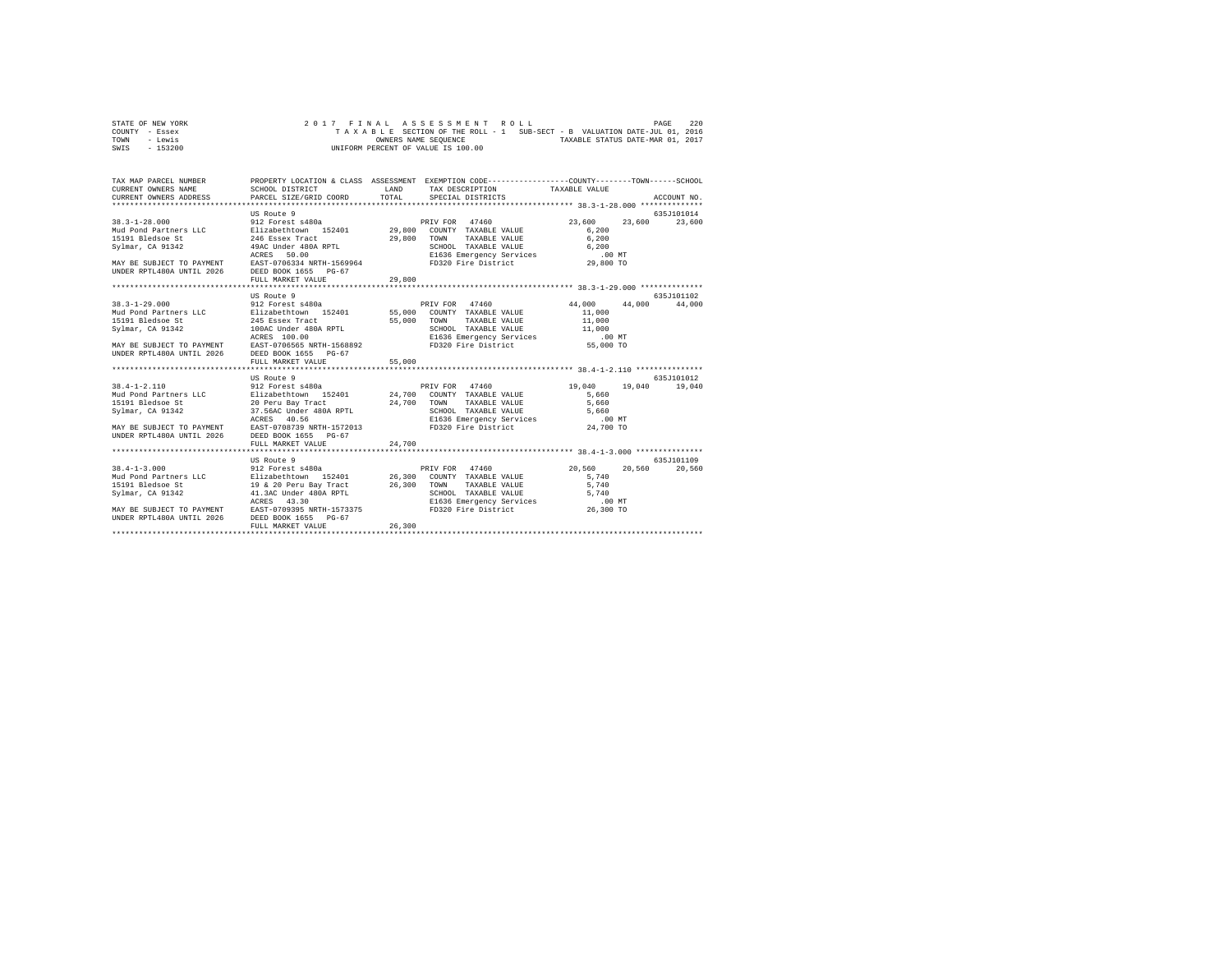STATE OF NEW YORK | COUNTY - Essex | TOWN - Lewis | SWIS - 153200

2017 FINAL ASSESSMENT ROLL
TAXABLE SECTION OF THE ROLL - 1 SUB-SECT - B VALUATION DATE-JUL 01, 2016
OWNERS NAME SEQUENCE TAXABLE STATUS DATE-MAR 01, 2017
UNIFORM PERCENT OF VALUE IS 100.00

```
TAX MAP PARCEL NUMBER        PROPERTY LOCATION & CLASS  ASSESSMENT  EXEMPTION CODE-----------------COUNTY--------TOWN------SCHOOL
CURRENT OWNERS NAME          SCHOOL DISTRICT              LAND      TAX DESCRIPTION             TAXABLE VALUE
CURRENT OWNERS ADDRESS       PARCEL SIZE/GRID COORD       TOTAL     SPECIAL DISTRICTS                                  ACCOUNT NO.
******************************************************************************************************* 38.3-1-28.000 **************
                             US Route 9                                                                                635J101014
38.3-1-28.000                912 Forest s480a                        PRIV FOR  47460                 23,600     23,600     23,600
Mud Pond Partners LLC        Elizabethtown  152401       29,800    COUNTY  TAXABLE VALUE             6,200
15191 Bledsoe St             246 Essex Tract              29,800    TOWN    TAXABLE VALUE             6,200
Sylmar, CA 91342             49AC Under 480A RPTL                   SCHOOL  TAXABLE VALUE             6,200
                             ACRES   50.00                          E1636 Emergency Services            .00 MT
MAY BE SUBJECT TO PAYMENT    EAST-0706334 NRTH-1569964              FD320 Fire District              29,800 TO
UNDER RPTL480A UNTIL 2026    DEED BOOK 1655   PG-67
                             FULL MARKET VALUE            29,800
******************************************************************************************************* 38.3-1-29.000 **************
                             US Route 9                                                                                635J101102
38.3-1-29.000                912 Forest s480a                        PRIV FOR  47460                 44,000     44,000     44,000
Mud Pond Partners LLC        Elizabethtown  152401       55,000    COUNTY  TAXABLE VALUE            11,000
15191 Bledsoe St             245 Essex Tract              55,000    TOWN    TAXABLE VALUE            11,000
Sylmar, CA 91342             100AC Under 480A RPTL                  SCHOOL  TAXABLE VALUE            11,000
                             ACRES  100.00                          E1636 Emergency Services            .00 MT
MAY BE SUBJECT TO PAYMENT    EAST-0706565 NRTH-1568892              FD320 Fire District              55,000 TO
UNDER RPTL480A UNTIL 2026    DEED BOOK 1655   PG-67
                             FULL MARKET VALUE            55,000
******************************************************************************************************* 38.4-1-2.110 ***************
                             US Route 9                                                                                635J101012
38.4-1-2.110                 912 Forest s480a                        PRIV FOR  47460                 19,040     19,040     19,040
Mud Pond Partners LLC        Elizabethtown  152401       24,700    COUNTY  TAXABLE VALUE             5,660
15191 Bledsoe St             20 Peru Bay Tract            24,700    TOWN    TAXABLE VALUE             5,660
Sylmar, CA 91342             37.56AC Under 480A RPTL                SCHOOL  TAXABLE VALUE             5,660
                             ACRES   40.56                          E1636 Emergency Services            .00 MT
MAY BE SUBJECT TO PAYMENT    EAST-0708739 NRTH-1572013              FD320 Fire District              24,700 TO
UNDER RPTL480A UNTIL 2026    DEED BOOK 1655   PG-67
                             FULL MARKET VALUE            24,700
******************************************************************************************************* 38.4-1-3.000 ***************
                             US Route 9                                                                                635J101109
38.4-1-3.000                 912 Forest s480a                        PRIV FOR  47460                 20,560     20,560     20,560
Mud Pond Partners LLC        Elizabethtown  152401       26,300    COUNTY  TAXABLE VALUE             5,740
15191 Bledsoe St             19 & 20 Peru Bay Tract       26,300    TOWN    TAXABLE VALUE             5,740
Sylmar, CA 91342             41.3AC Under 480A RPTL                 SCHOOL  TAXABLE VALUE             5,740
                             ACRES   43.30                          E1636 Emergency Services            .00 MT
MAY BE SUBJECT TO PAYMENT    EAST-0709395 NRTH-1573375              FD320 Fire District              26,300 TO
UNDER RPTL480A UNTIL 2026    DEED BOOK 1655   PG-67
                             FULL MARKET VALUE            26,300
************************************************************************************************************************************
```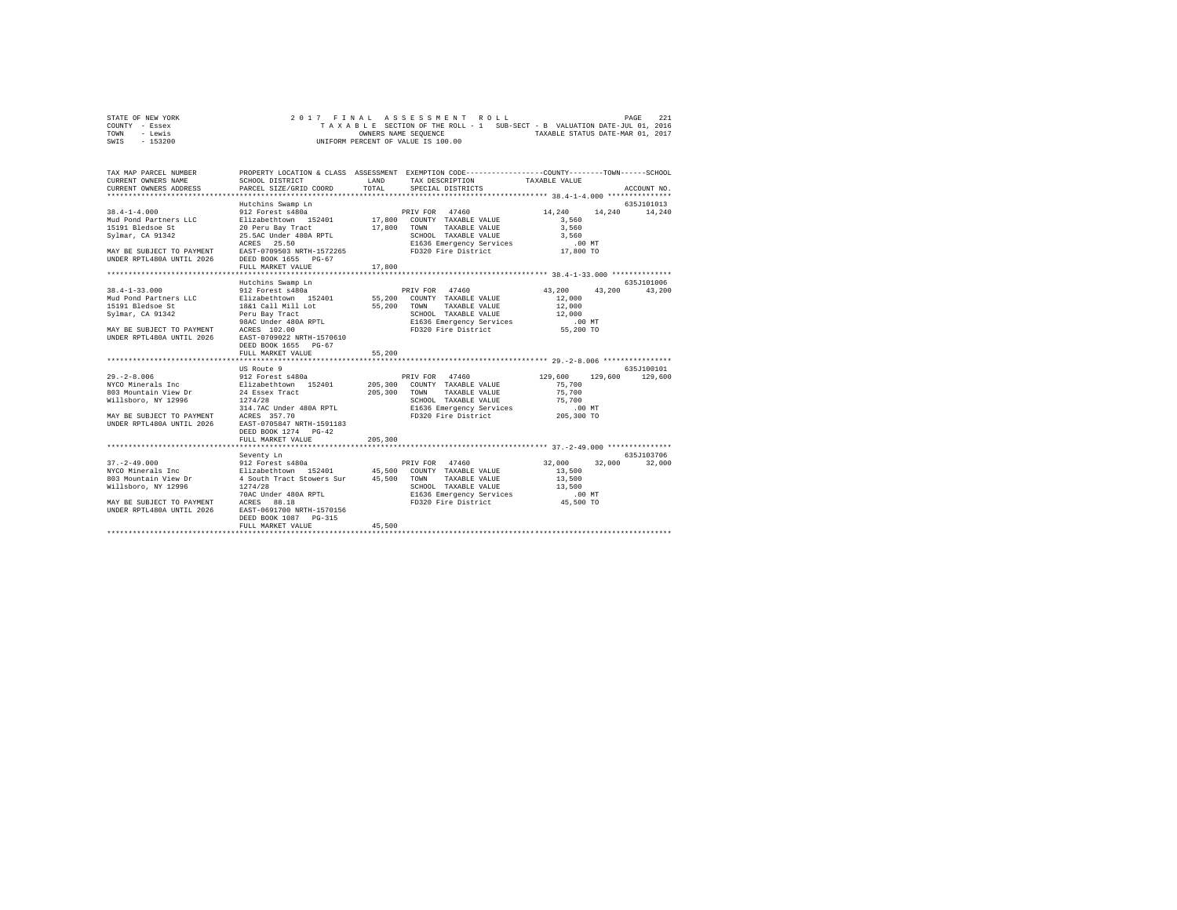STATE OF NEW YORK
COUNTY - Essex
TOWN - Lewis
SWIS - 153200

2 0 1 7 F I N A L A S S E S S M E N T R O L L
T A X A B L E SECTION OF THE ROLL - 1 SUB-SECT - B VALUATION DATE-JUL 01, 2016
OWNERS NAME SEQUENCE TAXABLE STATUS DATE-MAR 01, 2017
UNIFORM PERCENT OF VALUE IS 100.00

| TAX MAP PARCEL NUMBER / CURRENT OWNERS NAME / CURRENT OWNERS ADDRESS | PROPERTY LOCATION & CLASS / SCHOOL DISTRICT / PARCEL SIZE/GRID COORD | ASSESSMENT LAND / TOTAL | EXEMPTION CODE / TAX DESCRIPTION / SPECIAL DISTRICTS | COUNTY | TOWN | SCHOOL / ACCOUNT NO. |
|---|---|---|---|---|---|---|
| 38.4-1-4.000 ************** | | | | | | |
| | Hutchins Swamp Ln | | | | | 635J101013 |
| 38.4-1-4.000 | 912 Forest s480a | | PRIV FOR 47460 | 14,240 | 14,240 | 14,240 |
| Mud Pond Partners LLC | Elizabethtown 152401 | 17,800 | COUNTY TAXABLE VALUE | 3,560 | | |
| 15191 Bledsoe St | 20 Peru Bay Tract | 17,800 | TOWN TAXABLE VALUE | 3,560 | | |
| Sylmar, CA 91342 | 25.5AC Under 480A RPTL | | SCHOOL TAXABLE VALUE | 3,560 | | |
| | ACRES 25.50 | | E1636 Emergency Services | .00 MT | | |
| MAY BE SUBJECT TO PAYMENT | EAST-0709503 NRTH-1572265 | | FD320 Fire District | 17,800 TO | | |
| UNDER RPTL480A UNTIL 2026 | DEED BOOK 1655 PG-67 | | | | | |
| | FULL MARKET VALUE | 17,800 | | | | |
| 38.4-1-33.000 ************** | | | | | | |
| | Hutchins Swamp Ln | | | | | 635J101006 |
| 38.4-1-33.000 | 912 Forest s480a | | PRIV FOR 47460 | 43,200 | 43,200 | 43,200 |
| Mud Pond Partners LLC | Elizabethtown 152401 | 55,200 | COUNTY TAXABLE VALUE | 12,000 | | |
| 15191 Bledsoe St | 18&1 Call Mill Lot | 55,200 | TOWN TAXABLE VALUE | 12,000 | | |
| Sylmar, CA 91342 | Peru Bay Tract | | SCHOOL TAXABLE VALUE | 12,000 | | |
| | 98AC Under 480A RPTL | | E1636 Emergency Services | .00 MT | | |
| MAY BE SUBJECT TO PAYMENT | ACRES 102.00 | | FD320 Fire District | 55,200 TO | | |
| UNDER RPTL480A UNTIL 2026 | EAST-0709022 NRTH-1570610 | | | | | |
| | DEED BOOK 1655 PG-67 | | | | | |
| | FULL MARKET VALUE | 55,200 | | | | |
| 29.-2-8.006 **************** | | | | | | |
| | US Route 9 | | | | | 635J100101 |
| 29.-2-8.006 | 912 Forest s480a | | PRIV FOR 47460 | 129,600 | 129,600 | 129,600 |
| NYCO Minerals Inc | Elizabethtown 152401 | 205,300 | COUNTY TAXABLE VALUE | 75,700 | | |
| 803 Mountain View Dr | 24 Essex Tract | 205,300 | TOWN TAXABLE VALUE | 75,700 | | |
| Willsboro, NY 12996 | 1274/28 | | SCHOOL TAXABLE VALUE | 75,700 | | |
| | 314.7AC Under 480A RPTL | | E1636 Emergency Services | .00 MT | | |
| MAY BE SUBJECT TO PAYMENT | ACRES 357.70 | | FD320 Fire District | 205,300 TO | | |
| UNDER RPTL480A UNTIL 2026 | EAST-0705847 NRTH-1591183 | | | | | |
| | DEED BOOK 1274 PG-42 | | | | | |
| | FULL MARKET VALUE | 205,300 | | | | |
| 37.-2-49.000 *************** | | | | | | |
| | Seventy Ln | | | | | 635J103706 |
| 37.-2-49.000 | 912 Forest s480a | | PRIV FOR 47460 | 32,000 | 32,000 | 32,000 |
| NYCO Minerals Inc | Elizabethtown 152401 | 45,500 | COUNTY TAXABLE VALUE | 13,500 | | |
| 803 Mountain View Dr | 4 South Tract Stowers Sur | 45,500 | TOWN TAXABLE VALUE | 13,500 | | |
| Willsboro, NY 12996 | 1274/28 | | SCHOOL TAXABLE VALUE | 13,500 | | |
| | 70AC Under 480A RPTL | | E1636 Emergency Services | .00 MT | | |
| MAY BE SUBJECT TO PAYMENT | ACRES 88.18 | | FD320 Fire District | 45,500 TO | | |
| UNDER RPTL480A UNTIL 2026 | EAST-0691700 NRTH-1570156 | | | | | |
| | DEED BOOK 1087 PG-315 | | | | | |
| | FULL MARKET VALUE | 45,500 | | | | |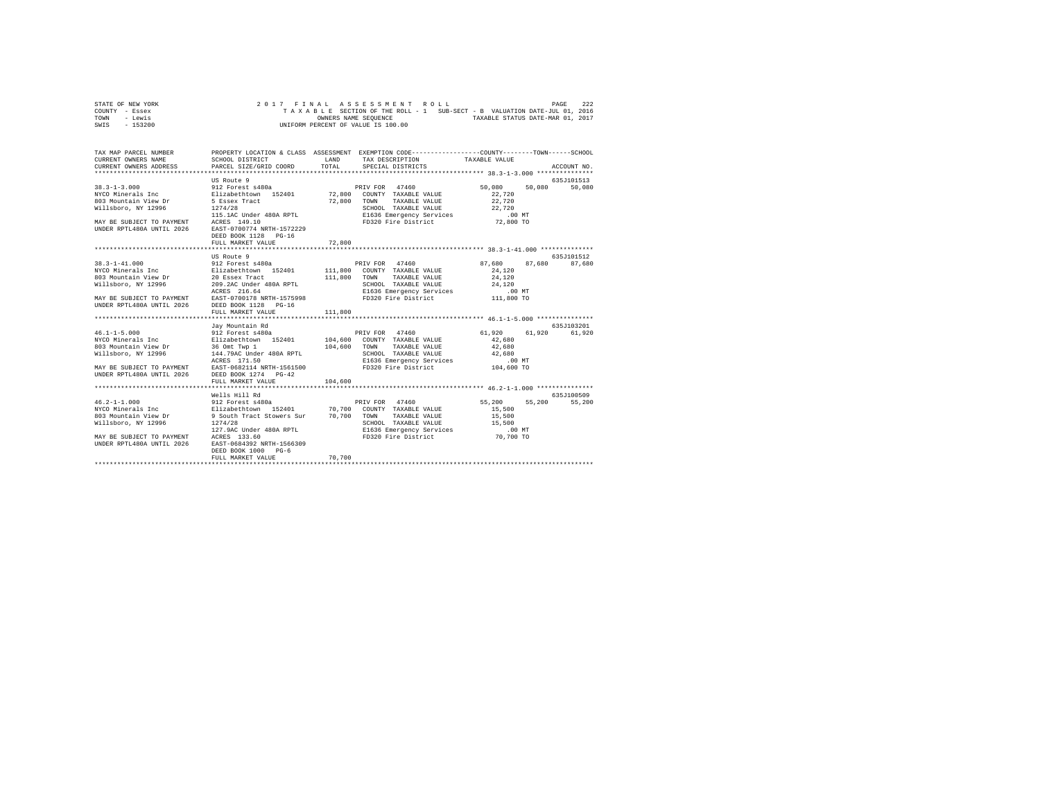STATE OF NEW YORK
COUNTY - Essex
TOWN - Lewis
SWIS - 153200

2 0 1 7 F I N A L A S S E S S M E N T R O L L
T A X A B L E SECTION OF THE ROLL - 1 SUB-SECT - B VALUATION DATE-JUL 01, 2016
OWNERS NAME SEQUENCE TAXABLE STATUS DATE-MAR 01, 2017
UNIFORM PERCENT OF VALUE IS 100.00

| TAX MAP PARCEL NUMBER / CURRENT OWNERS NAME / CURRENT OWNERS ADDRESS | PROPERTY LOCATION & CLASS / SCHOOL DISTRICT / PARCEL SIZE/GRID COORD | ASSESSMENT LAND / TOTAL | EXEMPTION CODE / TAX DESCRIPTION / SPECIAL DISTRICTS | COUNTY | TOWN | SCHOOL / ACCOUNT NO. |
|---|---|---|---|---|---|---|
| **38.3-1-3.000** | US Route 9 | | | | | 635J101513 |
| 38.3-1-3.000 | 912 Forest s480a | | PRIV FOR 47460 | 50,080 | 50,080 | 50,080 |
| NYCO Minerals Inc | Elizabethtown 152401 | 72,800 | COUNTY TAXABLE VALUE | 22,720 | | |
| 803 Mountain View Dr | 5 Essex Tract | 72,800 | TOWN TAXABLE VALUE | 22,720 | | |
| Willsboro, NY 12996 | 1274/28 | | SCHOOL TAXABLE VALUE | 22,720 | | |
| | 115.1AC Under 480A RPTL | | E1636 Emergency Services | .00 MT | | |
| MAY BE SUBJECT TO PAYMENT | ACRES 149.10 | | FD320 Fire District | 72,800 TO | | |
| UNDER RPTL480A UNTIL 2026 | EAST-0700774 NRTH-1572229 | | | | | |
| | DEED BOOK 1128 PG-16 | | | | | |
| | FULL MARKET VALUE | 72,800 | | | | |
| **38.3-1-41.000** | US Route 9 | | | | | 635J101512 |
| 38.3-1-41.000 | 912 Forest s480a | | PRIV FOR 47460 | 87,680 | 87,680 | 87,680 |
| NYCO Minerals Inc | Elizabethtown 152401 | 111,800 | COUNTY TAXABLE VALUE | 24,120 | | |
| 803 Mountain View Dr | 20 Essex Tract | 111,800 | TOWN TAXABLE VALUE | 24,120 | | |
| Willsboro, NY 12996 | 209.2AC Under 480A RPTL | | SCHOOL TAXABLE VALUE | 24,120 | | |
| | ACRES 216.64 | | E1636 Emergency Services | .00 MT | | |
| MAY BE SUBJECT TO PAYMENT | EAST-0700178 NRTH-1575998 | | FD320 Fire District | 111,800 TO | | |
| UNDER RPTL480A UNTIL 2026 | DEED BOOK 1128 PG-16 | | | | | |
| | FULL MARKET VALUE | 111,800 | | | | |
| **46.1-1-5.000** | Jay Mountain Rd | | | | | 635J103201 |
| 46.1-1-5.000 | 912 Forest s480a | | PRIV FOR 47460 | 61,920 | 61,920 | 61,920 |
| NYCO Minerals Inc | Elizabethtown 152401 | 104,600 | COUNTY TAXABLE VALUE | 42,680 | | |
| 803 Mountain View Dr | 36 Omt Twp 1 | 104,600 | TOWN TAXABLE VALUE | 42,680 | | |
| Willsboro, NY 12996 | 144.79AC Under 480A RPTL | | SCHOOL TAXABLE VALUE | 42,680 | | |
| | ACRES 171.50 | | E1636 Emergency Services | .00 MT | | |
| MAY BE SUBJECT TO PAYMENT | EAST-0682114 NRTH-1561500 | | FD320 Fire District | 104,600 TO | | |
| UNDER RPTL480A UNTIL 2026 | DEED BOOK 1274 PG-42 | | | | | |
| | FULL MARKET VALUE | 104,600 | | | | |
| **46.2-1-1.000** | Wells Hill Rd | | | | | 635J100509 |
| 46.2-1-1.000 | 912 Forest s480a | | PRIV FOR 47460 | 55,200 | 55,200 | 55,200 |
| NYCO Minerals Inc | Elizabethtown 152401 | 70,700 | COUNTY TAXABLE VALUE | 15,500 | | |
| 803 Mountain View Dr | 9 South Tract Stowers Sur | 70,700 | TOWN TAXABLE VALUE | 15,500 | | |
| Willsboro, NY 12996 | 1274/28 | | SCHOOL TAXABLE VALUE | 15,500 | | |
| | 127.9AC Under 480A RPTL | | E1636 Emergency Services | .00 MT | | |
| MAY BE SUBJECT TO PAYMENT | ACRES 133.60 | | FD320 Fire District | 70,700 TO | | |
| UNDER RPTL480A UNTIL 2026 | EAST-0684392 NRTH-1566309 | | | | | |
| | DEED BOOK 1000 PG-6 | | | | | |
| | FULL MARKET VALUE | 70,700 | | | | |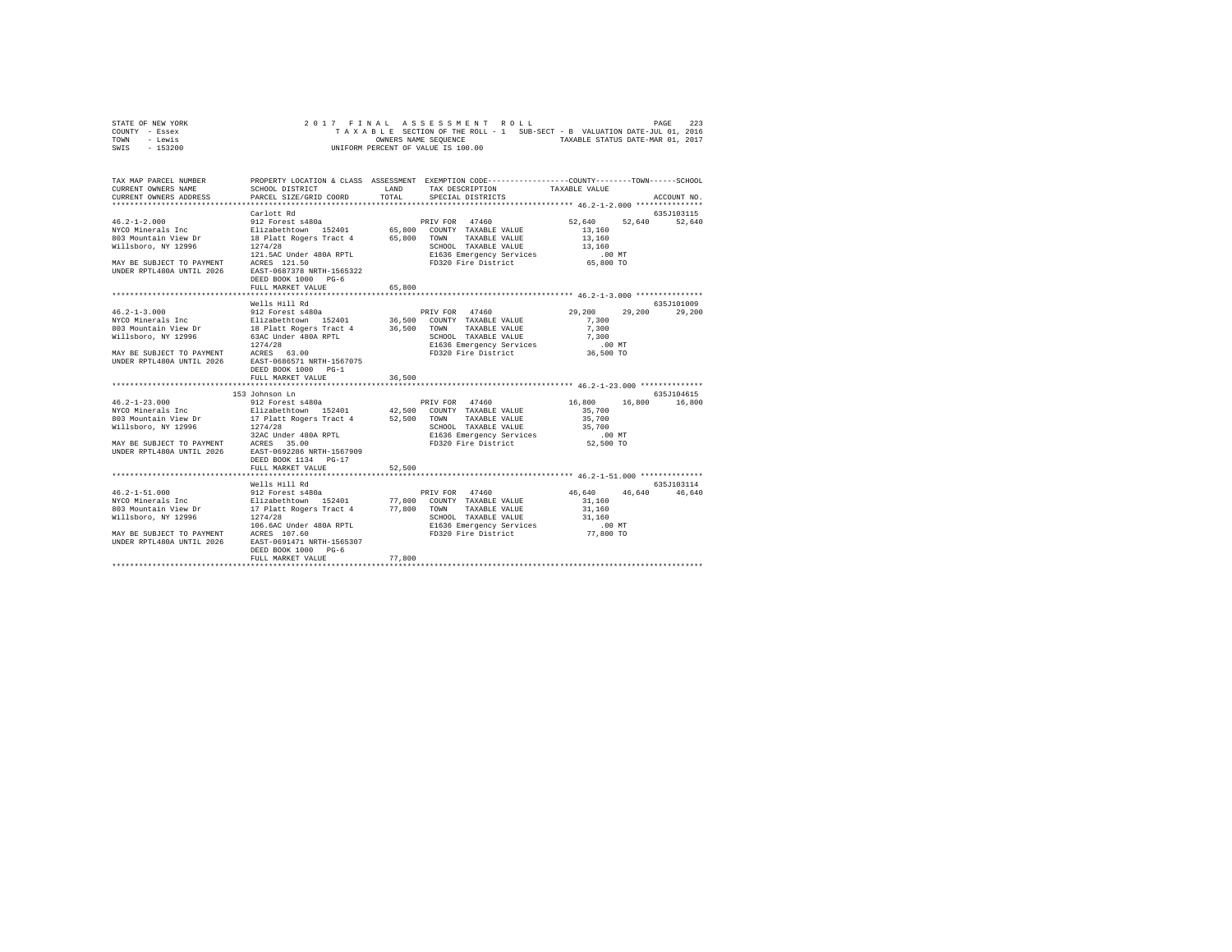STATE OF NEW YORK | COUNTY - Essex | TOWN - Lewis | SWIS - 153200

2 0 1 7 F I N A L A S S E S S M E N T R O L L
T A X A B L E SECTION OF THE ROLL - 1 SUB-SECT - B VALUATION DATE-JUL 01, 2016
OWNERS NAME SEQUENCE TAXABLE STATUS DATE-MAR 01, 2017
UNIFORM PERCENT OF VALUE IS 100.00

```
TAX MAP PARCEL NUMBER        PROPERTY LOCATION & CLASS  ASSESSMENT  EXEMPTION CODE-----------------COUNTY--------TOWN------SCHOOL
CURRENT OWNERS NAME          SCHOOL DISTRICT              LAND      TAX DESCRIPTION              TAXABLE VALUE
CURRENT OWNERS ADDRESS       PARCEL SIZE/GRID COORD       TOTAL     SPECIAL DISTRICTS                                   ACCOUNT NO.
******************************************************************************************* 46.2-1-2.000 ***************
                             Carlott Rd                                                                              635J103115
46.2-1-2.000                 912 Forest s480a                       PRIV FOR  47460              52,640     52,640      52,640
NYCO Minerals Inc            Elizabethtown  152401       65,800    COUNTY  TAXABLE VALUE          13,160
803 Mountain View Dr         18 Platt Rogers Tract 4     65,800    TOWN    TAXABLE VALUE          13,160
Willsboro, NY 12996          1274/28                                SCHOOL  TAXABLE VALUE          13,160
                             121.5AC Under 480A RPTL                E1636 Emergency Services          .00 MT
MAY BE SUBJECT TO PAYMENT    ACRES 121.50                           FD320 Fire District            65,800 TO
UNDER RPTL480A UNTIL 2026    EAST-0687378 NRTH-1565322
                             DEED BOOK 1000   PG-6
                             FULL MARKET VALUE           65,800
******************************************************************************************* 46.2-1-3.000 ***************
                             Wells Hill Rd                                                                           635J101009
46.2-1-3.000                 912 Forest s480a                       PRIV FOR  47460              29,200     29,200      29,200
NYCO Minerals Inc            Elizabethtown  152401       36,500    COUNTY  TAXABLE VALUE           7,300
803 Mountain View Dr         18 Platt Rogers Tract 4     36,500    TOWN    TAXABLE VALUE           7,300
Willsboro, NY 12996          63AC Under 480A RPTL                   SCHOOL  TAXABLE VALUE           7,300
                             1274/28                                E1636 Emergency Services          .00 MT
MAY BE SUBJECT TO PAYMENT    ACRES  63.00                           FD320 Fire District            36,500 TO
UNDER RPTL480A UNTIL 2026    EAST-0686571 NRTH-1567075
                             DEED BOOK 1000   PG-1
                             FULL MARKET VALUE           36,500
******************************************************************************************* 46.2-1-23.000 **************
                          153 Johnson Ln                                                                             635J104615
46.2-1-23.000                912 Forest s480a                       PRIV FOR  47460              16,800     16,800      16,800
NYCO Minerals Inc            Elizabethtown  152401       42,500    COUNTY  TAXABLE VALUE          35,700
803 Mountain View Dr         17 Platt Rogers Tract 4     52,500    TOWN    TAXABLE VALUE          35,700
Willsboro, NY 12996          1274/28                                SCHOOL  TAXABLE VALUE          35,700
                             32AC Under 480A RPTL                   E1636 Emergency Services          .00 MT
MAY BE SUBJECT TO PAYMENT    ACRES  35.00                           FD320 Fire District            52,500 TO
UNDER RPTL480A UNTIL 2026    EAST-0692286 NRTH-1567909
                             DEED BOOK 1134   PG-17
                             FULL MARKET VALUE           52,500
******************************************************************************************* 46.2-1-51.000 **************
                             Wells Hill Rd                                                                           635J103114
46.2-1-51.000                912 Forest s480a                       PRIV FOR  47460              46,640     46,640      46,640
NYCO Minerals Inc            Elizabethtown  152401       77,800    COUNTY  TAXABLE VALUE          31,160
803 Mountain View Dr         17 Platt Rogers Tract 4     77,800    TOWN    TAXABLE VALUE          31,160
Willsboro, NY 12996          1274/28                                SCHOOL  TAXABLE VALUE          31,160
                             106.6AC Under 480A RPTL                E1636 Emergency Services          .00 MT
MAY BE SUBJECT TO PAYMENT    ACRES 107.60                           FD320 Fire District            77,800 TO
UNDER RPTL480A UNTIL 2026    EAST-0691471 NRTH-1565307
                             DEED BOOK 1000   PG-6
                             FULL MARKET VALUE           77,800
************************************************************************************************************************
```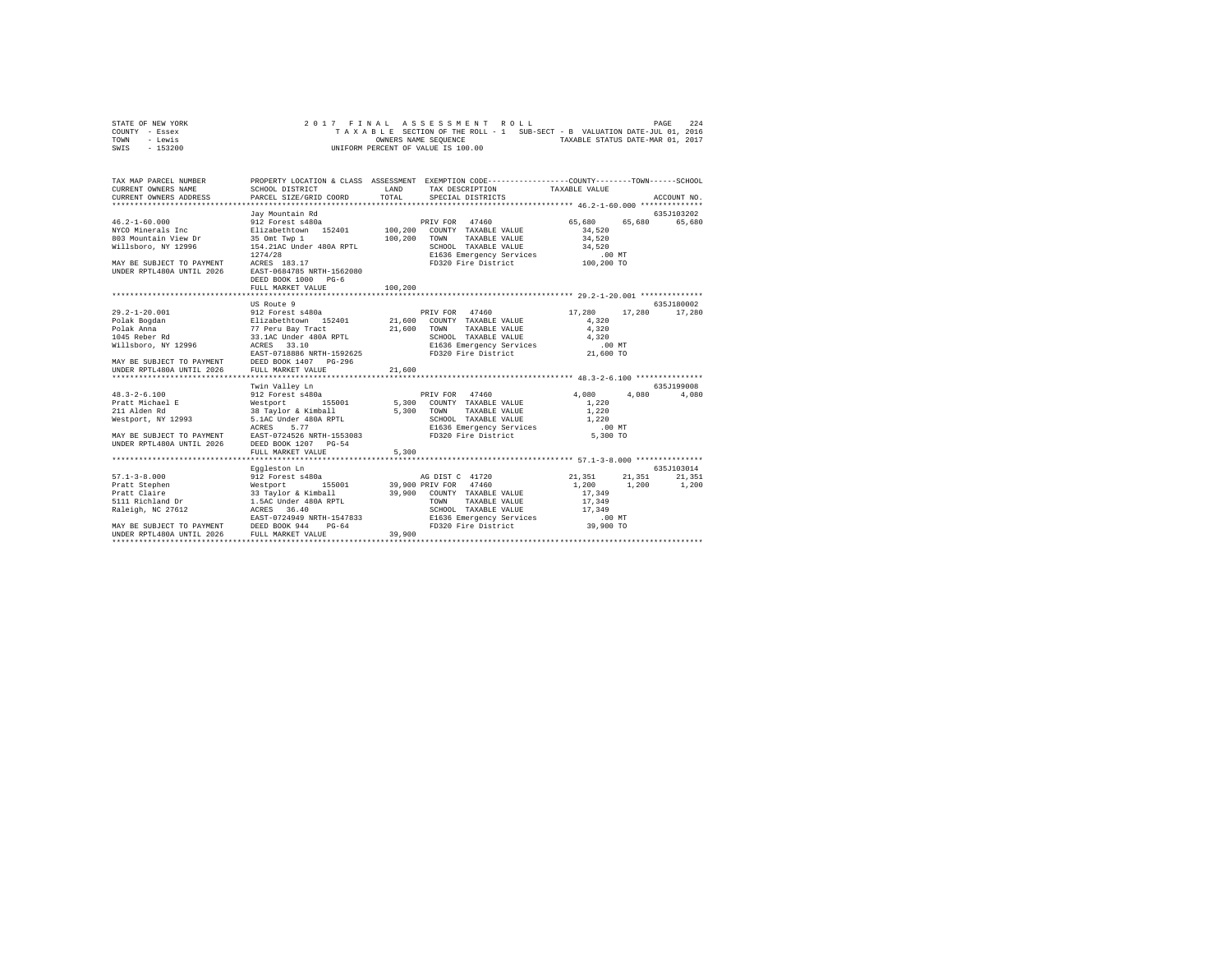STATE OF NEW YORK — 2017 FINAL ASSESSMENT ROLL
COUNTY - Essex — TAXABLE SECTION OF THE ROLL - 1 SUB-SECT - B VALUATION DATE-JUL 01, 2016
TOWN - Lewis — OWNERS NAME SEQUENCE — TAXABLE STATUS DATE-MAR 01, 2017
SWIS - 153200 — UNIFORM PERCENT OF VALUE IS 100.00

```
TAX MAP PARCEL NUMBER       PROPERTY LOCATION & CLASS  ASSESSMENT  EXEMPTION CODE-----------------COUNTY--------TOWN------SCHOOL
CURRENT OWNERS NAME         SCHOOL DISTRICT              LAND      TAX DESCRIPTION            TAXABLE VALUE
CURRENT OWNERS ADDRESS      PARCEL SIZE/GRID COORD       TOTAL     SPECIAL DISTRICTS                                    ACCOUNT NO.
******************************************************************************************************* 46.2-1-60.000 **************
                            Jay Mountain Rd                                                                          635J103202
46.2-1-60.000               912 Forest s480a                        PRIV FOR  47460              65,680     65,680     65,680
NYCO Minerals Inc           Elizabethtown  152401      100,200   COUNTY  TAXABLE VALUE           34,520
803 Mountain View Dr        35 Omt Twp 1               100,200   TOWN    TAXABLE VALUE           34,520
Willsboro, NY 12996         154.21AC Under 480A RPTL             SCHOOL  TAXABLE VALUE           34,520
                            1274/28                              E1636 Emergency Services          .00 MT
MAY BE SUBJECT TO PAYMENT   ACRES 183.17                         FD320 Fire District            100,200 TO
UNDER RPTL480A UNTIL 2026   EAST-0684785 NRTH-1562080
                            DEED BOOK 1000   PG-6
                            FULL MARKET VALUE          100,200
******************************************************************************************************* 29.2-1-20.001 **************
                            US Route 9                                                                               635J180002
29.2-1-20.001               912 Forest s480a                        PRIV FOR  47460              17,280     17,280     17,280
Polak Bogdan                Elizabethtown  152401       21,600   COUNTY  TAXABLE VALUE            4,320
Polak Anna                  77 Peru Bay Tract           21,600   TOWN    TAXABLE VALUE            4,320
1045 Reber Rd               33.1AC Under 480A RPTL               SCHOOL  TAXABLE VALUE            4,320
Willsboro, NY 12996         ACRES  33.10                         E1636 Emergency Services          .00 MT
                            EAST-0718886 NRTH-1592625            FD320 Fire District             21,600 TO
MAY BE SUBJECT TO PAYMENT   DEED BOOK 1407   PG-296
UNDER RPTL480A UNTIL 2026   FULL MARKET VALUE           21,600
******************************************************************************************************* 48.3-2-6.100 ***************
                            Twin Valley Ln                                                                           635J199008
48.3-2-6.100                912 Forest s480a                        PRIV FOR  47460               4,080      4,080      4,080
Pratt Michael E             Westport       155001        5,300   COUNTY  TAXABLE VALUE            1,220
211 Alden Rd                38 Taylor & Kimball          5,300   TOWN    TAXABLE VALUE            1,220
Westport, NY 12993          5.1AC Under 480A RPTL                SCHOOL  TAXABLE VALUE            1,220
                            ACRES   5.77                         E1636 Emergency Services          .00 MT
MAY BE SUBJECT TO PAYMENT   EAST-0724526 NRTH-1553083            FD320 Fire District              5,300 TO
UNDER RPTL480A UNTIL 2026   DEED BOOK 1207   PG-54
                            FULL MARKET VALUE            5,300
******************************************************************************************************* 57.1-3-8.000 ***************
                            Eggleston Ln                                                                             635J103014
57.1-3-8.000                912 Forest s480a                        AG DIST C 41720              21,351     21,351     21,351
Pratt Stephen               Westport       155001       39,900 PRIV FOR  47460                    1,200      1,200      1,200
Pratt Claire                33 Taylor & Kimball         39,900   COUNTY  TAXABLE VALUE           17,349
5111 Richland Dr            1.5AC Under 480A RPTL                TOWN    TAXABLE VALUE           17,349
Raleigh, NC 27612           ACRES  36.40                         SCHOOL  TAXABLE VALUE           17,349
                            EAST-0724949 NRTH-1547833            E1636 Emergency Services          .00 MT
MAY BE SUBJECT TO PAYMENT   DEED BOOK 944    PG-64               FD320 Fire District             39,900 TO
UNDER RPTL480A UNTIL 2026   FULL MARKET VALUE           39,900
************************************************************************************************************************************
```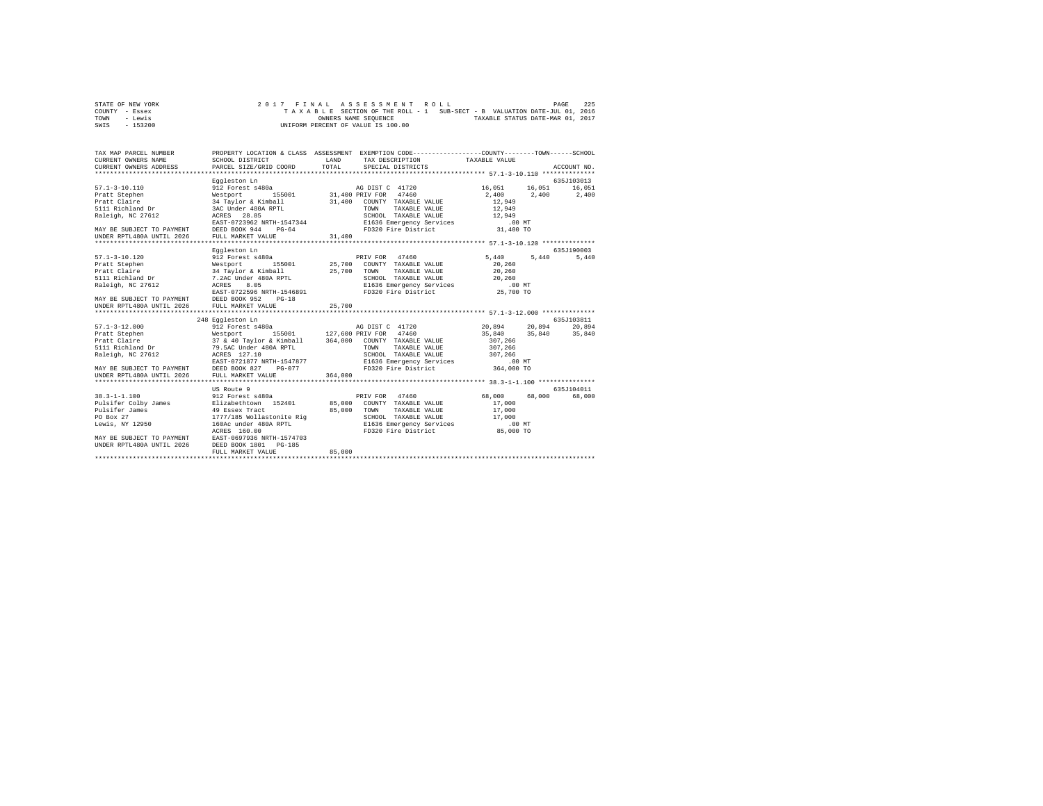STATE OF NEW YORK
COUNTY - Essex
TOWN - Lewis
SWIS - 153200

2 0 1 7 F I N A L A S S E S S M E N T R O L L
T A X A B L E SECTION OF THE ROLL - 1 SUB-SECT - B VALUATION DATE-JUL 01, 2016
OWNERS NAME SEQUENCE TAXABLE STATUS DATE-MAR 01, 2017
UNIFORM PERCENT OF VALUE IS 100.00

| TAX MAP PARCEL NUMBER / CURRENT OWNERS NAME / CURRENT OWNERS ADDRESS | PROPERTY LOCATION & CLASS / SCHOOL DISTRICT / PARCEL SIZE/GRID COORD | ASSESSMENT LAND / TOTAL | EXEMPTION CODE / TAX DESCRIPTION / SPECIAL DISTRICTS | COUNTY TAXABLE VALUE | TOWN | SCHOOL | ACCOUNT NO. |
|---|---|---|---|---|---|---|---|
| 57.1-3-10.110 | Eggleston Ln | | | | | | 635J103013 |
| | 912 Forest s480a | | AG DIST C 41720 | 16,051 | 16,051 | 16,051 | |
| Pratt Stephen | Westport 155001 | 31,400 | PRIV FOR 47460 | 2,400 | 2,400 | 2,400 | |
| Pratt Claire | 34 Taylor & Kimball | 31,400 | COUNTY TAXABLE VALUE | 12,949 | | | |
| 5111 Richland Dr | 3AC Under 480A RPTL | | TOWN TAXABLE VALUE | 12,949 | | | |
| Raleigh, NC 27612 | ACRES 28.85 | | SCHOOL TAXABLE VALUE | 12,949 | | | |
| | EAST-0723962 NRTH-1547344 | | E1636 Emergency Services | .00 MT | | | |
| MAY BE SUBJECT TO PAYMENT | DEED BOOK 944 PG-64 | | FD320 Fire District | 31,400 TO | | | |
| UNDER RPTL480A UNTIL 2026 | FULL MARKET VALUE | 31,400 | | | | | |
| 57.1-3-10.120 | Eggleston Ln | | | | | | 635J190003 |
| | 912 Forest s480a | | PRIV FOR 47460 | 5,440 | 5,440 | 5,440 | |
| Pratt Stephen | Westport 155001 | 25,700 | COUNTY TAXABLE VALUE | 20,260 | | | |
| Pratt Claire | 34 Taylor & Kimball | 25,700 | TOWN TAXABLE VALUE | 20,260 | | | |
| 5111 Richland Dr | 7.2AC Under 480A RPTL | | SCHOOL TAXABLE VALUE | 20,260 | | | |
| Raleigh, NC 27612 | ACRES 8.05 | | E1636 Emergency Services | .00 MT | | | |
| | EAST-0722596 NRTH-1546891 | | FD320 Fire District | 25,700 TO | | | |
| MAY BE SUBJECT TO PAYMENT | DEED BOOK 952 PG-18 | | | | | | |
| UNDER RPTL480A UNTIL 2026 | FULL MARKET VALUE | 25,700 | | | | | |
| 57.1-3-12.000 | 248 Eggleston Ln | | | | | | 635J103811 |
| | 912 Forest s480a | | AG DIST C 41720 | 20,894 | 20,894 | 20,894 | |
| Pratt Stephen | Westport 155001 | 127,600 | PRIV FOR 47460 | 35,840 | 35,840 | 35,840 | |
| Pratt Claire | 37 & 40 Taylor & Kimball | 364,000 | COUNTY TAXABLE VALUE | 307,266 | | | |
| 5111 Richland Dr | 79.5AC Under 480A RPTL | | TOWN TAXABLE VALUE | 307,266 | | | |
| Raleigh, NC 27612 | ACRES 127.10 | | SCHOOL TAXABLE VALUE | 307,266 | | | |
| | EAST-0721877 NRTH-1547877 | | E1636 Emergency Services | .00 MT | | | |
| MAY BE SUBJECT TO PAYMENT | DEED BOOK 827 PG-077 | | FD320 Fire District | 364,000 TO | | | |
| UNDER RPTL480A UNTIL 2026 | FULL MARKET VALUE | 364,000 | | | | | |
| 38.3-1-1.100 | US Route 9 | | | | | | 635J104011 |
| | 912 Forest s480a | | PRIV FOR 47460 | 68,000 | 68,000 | 68,000 | |
| Pulsifer Colby James | Elizabethtown 152401 | 85,000 | COUNTY TAXABLE VALUE | 17,000 | | | |
| Pulsifer James | 49 Essex Tract | 85,000 | TOWN TAXABLE VALUE | 17,000 | | | |
| PO Box 27 | 1777/185 Wollastonite Rig | | SCHOOL TAXABLE VALUE | 17,000 | | | |
| Lewis, NY 12950 | 160Ac under 480A RPTL | | E1636 Emergency Services | .00 MT | | | |
| | ACRES 160.00 | | FD320 Fire District | 85,000 TO | | | |
| MAY BE SUBJECT TO PAYMENT | EAST-0697936 NRTH-1574703 | | | | | | |
| UNDER RPTL480A UNTIL 2026 | DEED BOOK 1801 PG-185 | | | | | | |
| | FULL MARKET VALUE | 85,000 | | | | | |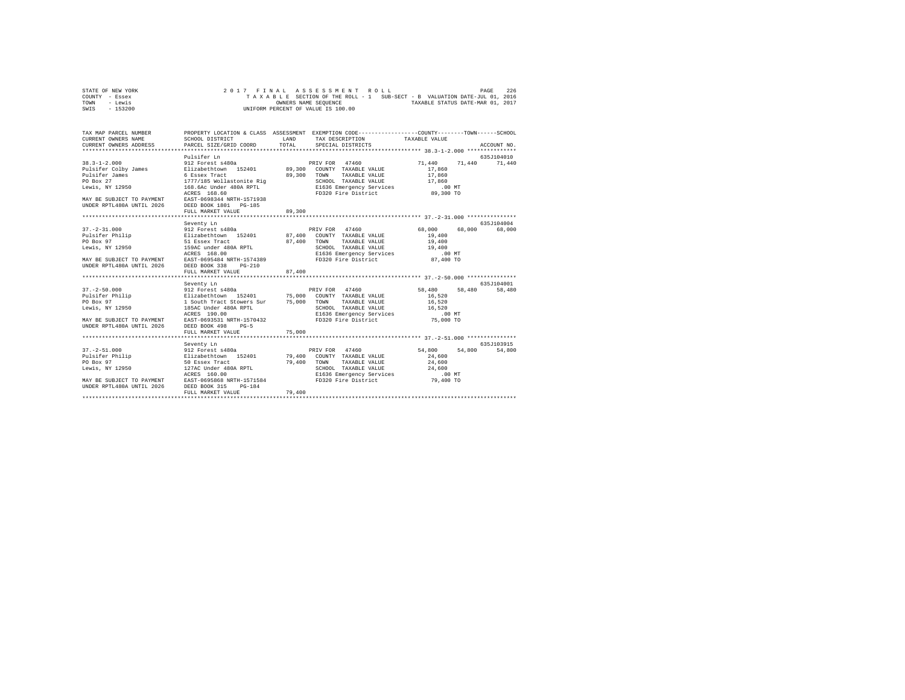STATE OF NEW YORK
COUNTY - Essex
TOWN - Lewis
SWIS - 153200

2 0 1 7 F I N A L A S S E S S M E N T R O L L
T A X A B L E SECTION OF THE ROLL - 1 SUB-SECT - B VALUATION DATE-JUL 01, 2016
OWNERS NAME SEQUENCE TAXABLE STATUS DATE-MAR 01, 2017
UNIFORM PERCENT OF VALUE IS 100.00

| TAX MAP PARCEL NUMBER / CURRENT OWNERS NAME / CURRENT OWNERS ADDRESS | PROPERTY LOCATION & CLASS / SCHOOL DISTRICT / PARCEL SIZE/GRID COORD | ASSESSMENT LAND / TOTAL | EXEMPTION CODE / TAX DESCRIPTION / SPECIAL DISTRICTS | COUNTY | TOWN | SCHOOL / ACCOUNT NO. |
|---|---|---|---|---|---|---|
| **38.3-1-2.000** | Pulsifer Ln | | | | | 635J104010 |
| 38.3-1-2.000 | 912 Forest s480a | | PRIV FOR 47460 | 71,440 | 71,440 | 71,440 |
| Pulsifer Colby James | Elizabethtown 152401 | 89,300 | COUNTY TAXABLE VALUE | 17,860 | | |
| Pulsifer James | 6 Essex Tract | 89,300 | TOWN TAXABLE VALUE | 17,860 | | |
| PO Box 27 | 1777/185 Wollastonite Rig | | SCHOOL TAXABLE VALUE | 17,860 | | |
| Lewis, NY 12950 | 168.6Ac Under 480A RPTL | | E1636 Emergency Services | .00 MT | | |
| | ACRES 168.60 | | FD320 Fire District | 89,300 TO | | |
| MAY BE SUBJECT TO PAYMENT | EAST-0698344 NRTH-1571938 | | | | | |
| UNDER RPTL480A UNTIL 2026 | DEED BOOK 1801 PG-185 | | | | | |
| | FULL MARKET VALUE | 89,300 | | | | |
| **37.-2-31.000** | Seventy Ln | | | | | 635J104004 |
| 37.-2-31.000 | 912 Forest s480a | | PRIV FOR 47460 | 68,000 | 68,000 | 68,000 |
| Pulsifer Philip | Elizabethtown 152401 | 87,400 | COUNTY TAXABLE VALUE | 19,400 | | |
| PO Box 97 | 51 Essex Tract | 87,400 | TOWN TAXABLE VALUE | 19,400 | | |
| Lewis, NY 12950 | 159AC under 480A RPTL | | SCHOOL TAXABLE VALUE | 19,400 | | |
| | ACRES 168.00 | | E1636 Emergency Services | .00 MT | | |
| MAY BE SUBJECT TO PAYMENT | EAST-0695484 NRTH-1574389 | | FD320 Fire District | 87,400 TO | | |
| UNDER RPTL480A UNTIL 2026 | DEED BOOK 338 PG-210 | | | | | |
| | FULL MARKET VALUE | 87,400 | | | | |
| **37.-2-50.000** | Seventy Ln | | | | | 635J104001 |
| 37.-2-50.000 | 912 Forest s480a | | PRIV FOR 47460 | 58,480 | 58,480 | 58,480 |
| Pulsifer Philip | Elizabethtown 152401 | 75,000 | COUNTY TAXABLE VALUE | 16,520 | | |
| PO Box 97 | 1 South Tract Stowers Sur | 75,000 | TOWN TAXABLE VALUE | 16,520 | | |
| Lewis, NY 12950 | 185AC Under 480A RPTL | | SCHOOL TAXABLE VALUE | 16,520 | | |
| | ACRES 190.00 | | E1636 Emergency Services | .00 MT | | |
| MAY BE SUBJECT TO PAYMENT | EAST-0693531 NRTH-1570432 | | FD320 Fire District | 75,000 TO | | |
| UNDER RPTL480A UNTIL 2026 | DEED BOOK 498 PG-5 | | | | | |
| | FULL MARKET VALUE | 75,000 | | | | |
| **37.-2-51.000** | Seventy Ln | | | | | 635J103915 |
| 37.-2-51.000 | 912 Forest s480a | | PRIV FOR 47460 | 54,800 | 54,800 | 54,800 |
| Pulsifer Philip | Elizabethtown 152401 | 79,400 | COUNTY TAXABLE VALUE | 24,600 | | |
| PO Box 97 | 50 Essex Tract | 79,400 | TOWN TAXABLE VALUE | 24,600 | | |
| Lewis, NY 12950 | 127AC Under 480A RPTL | | SCHOOL TAXABLE VALUE | 24,600 | | |
| | ACRES 160.00 | | E1636 Emergency Services | .00 MT | | |
| MAY BE SUBJECT TO PAYMENT | EAST-0695868 NRTH-1571584 | | FD320 Fire District | 79,400 TO | | |
| UNDER RPTL480A UNTIL 2026 | DEED BOOK 315 PG-184 | | | | | |
| | FULL MARKET VALUE | 79,400 | | | | |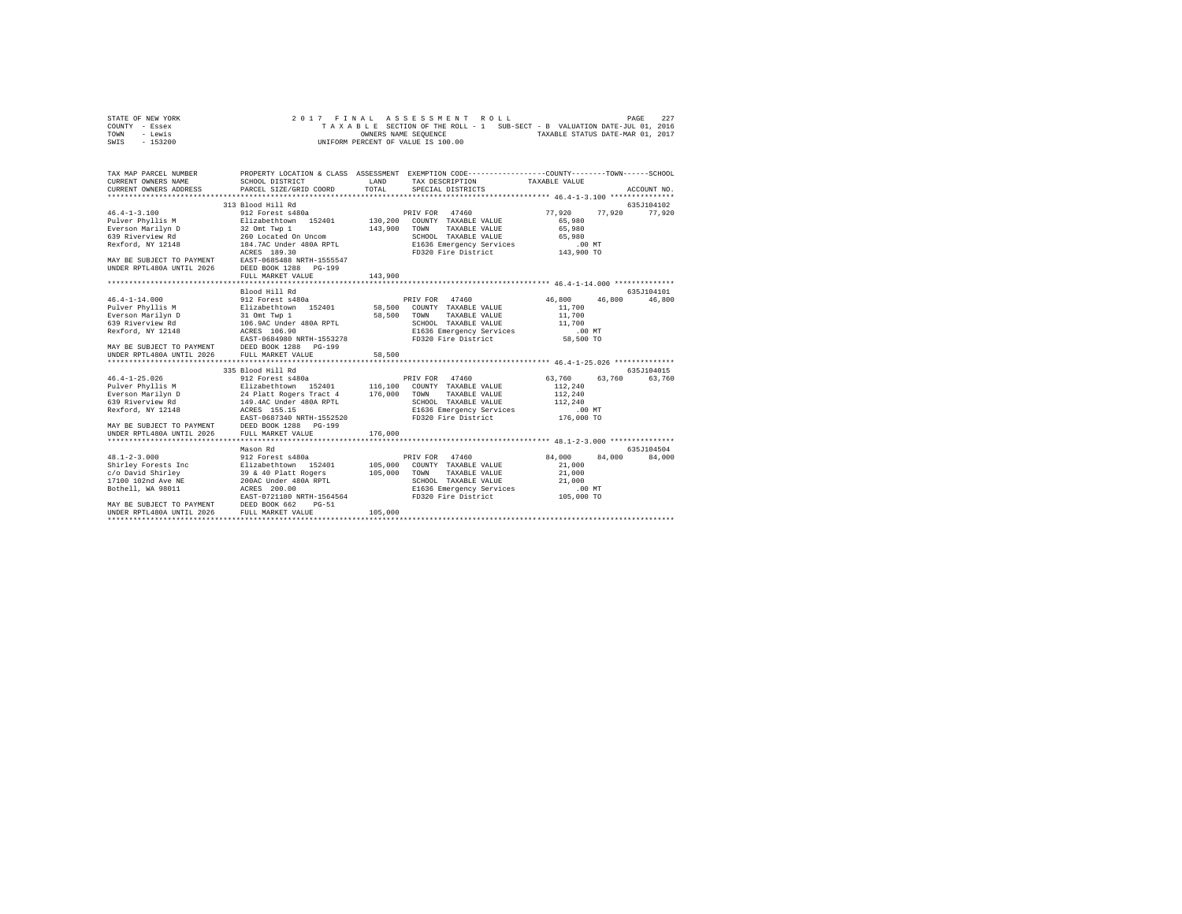STATE OF NEW YORK
COUNTY - Essex
TOWN - Lewis
SWIS - 153200

2017 FINAL ASSESSMENT ROLL
TAXABLE SECTION OF THE ROLL - 1 SUB-SECT - B VALUATION DATE-JUL 01, 2016
OWNERS NAME SEQUENCE TAXABLE STATUS DATE-MAR 01, 2017
UNIFORM PERCENT OF VALUE IS 100.00

| TAX MAP PARCEL NUMBER / CURRENT OWNERS NAME / CURRENT OWNERS ADDRESS | PROPERTY LOCATION & CLASS / SCHOOL DISTRICT / PARCEL SIZE/GRID COORD | ASSESSMENT LAND / TOTAL | EXEMPTION CODE / TAX DESCRIPTION / SPECIAL DISTRICTS | COUNTY / TAXABLE VALUE | TOWN | SCHOOL / ACCOUNT NO. |
|---|---|---|---|---|---|---|
| | 313 Blood Hill Rd | | | | | 635J104102 |
| 46.4-1-3.100 | 912 Forest s480a | | PRIV FOR 47460 | 77,920 | 77,920 | 77,920 |
| Pulver Phyllis M | Elizabethtown 152401 | 130,200 | COUNTY TAXABLE VALUE | 65,980 | | |
| Everson Marilyn D | 32 Omt Twp 1 | 143,900 | TOWN TAXABLE VALUE | 65,980 | | |
| 639 Riverview Rd | 260 Located On Uncom | | SCHOOL TAXABLE VALUE | 65,980 | | |
| Rexford, NY 12148 | 184.7AC Under 480A RPTL | | E1636 Emergency Services | .00 MT | | |
| | ACRES 189.30 | | FD320 Fire District | 143,900 TO | | |
| MAY BE SUBJECT TO PAYMENT | EAST-0685488 NRTH-1555547 | | | | | |
| UNDER RPTL480A UNTIL 2026 | DEED BOOK 1288 PG-199 | | | | | |
| | FULL MARKET VALUE | 143,900 | | | | |
| | Blood Hill Rd | | | | | 635J104101 |
| 46.4-1-14.000 | 912 Forest s480a | | PRIV FOR 47460 | 46,800 | 46,800 | 46,800 |
| Pulver Phyllis M | Elizabethtown 152401 | 58,500 | COUNTY TAXABLE VALUE | 11,700 | | |
| Everson Marilyn D | 31 Omt Twp 1 | 58,500 | TOWN TAXABLE VALUE | 11,700 | | |
| 639 Riverview Rd | 106.9AC Under 480A RPTL | | SCHOOL TAXABLE VALUE | 11,700 | | |
| Rexford, NY 12148 | ACRES 106.90 | | E1636 Emergency Services | .00 MT | | |
| | EAST-0684980 NRTH-1553278 | | FD320 Fire District | 58,500 TO | | |
| MAY BE SUBJECT TO PAYMENT | DEED BOOK 1288 PG-199 | | | | | |
| UNDER RPTL480A UNTIL 2026 | FULL MARKET VALUE | 58,500 | | | | |
| | 335 Blood Hill Rd | | | | | 635J104015 |
| 46.4-1-25.026 | 912 Forest s480a | | PRIV FOR 47460 | 63,760 | 63,760 | 63,760 |
| Pulver Phyllis M | Elizabethtown 152401 | 116,100 | COUNTY TAXABLE VALUE | 112,240 | | |
| Everson Marilyn D | 24 Platt Rogers Tract 4 | 176,000 | TOWN TAXABLE VALUE | 112,240 | | |
| 639 Riverview Rd | 149.4AC Under 480A RPTL | | SCHOOL TAXABLE VALUE | 112,240 | | |
| Rexford, NY 12148 | ACRES 155.15 | | E1636 Emergency Services | .00 MT | | |
| | EAST-0687340 NRTH-1552520 | | FD320 Fire District | 176,000 TO | | |
| MAY BE SUBJECT TO PAYMENT | DEED BOOK 1288 PG-199 | | | | | |
| UNDER RPTL480A UNTIL 2026 | FULL MARKET VALUE | 176,000 | | | | |
| | Mason Rd | | | | | 635J104504 |
| 48.1-2-3.000 | 912 Forest s480a | | PRIV FOR 47460 | 84,000 | 84,000 | 84,000 |
| Shirley Forests Inc | Elizabethtown 152401 | 105,000 | COUNTY TAXABLE VALUE | 21,000 | | |
| c/o David Shirley | 39 & 40 Platt Rogers | 105,000 | TOWN TAXABLE VALUE | 21,000 | | |
| 17100 102nd Ave NE | 200AC Under 480A RPTL | | SCHOOL TAXABLE VALUE | 21,000 | | |
| Bothell, WA 98011 | ACRES 200.00 | | E1636 Emergency Services | .00 MT | | |
| | EAST-0721180 NRTH-1564564 | | FD320 Fire District | 105,000 TO | | |
| MAY BE SUBJECT TO PAYMENT | DEED BOOK 662 PG-51 | | | | | |
| UNDER RPTL480A UNTIL 2026 | FULL MARKET VALUE | 105,000 | | | | |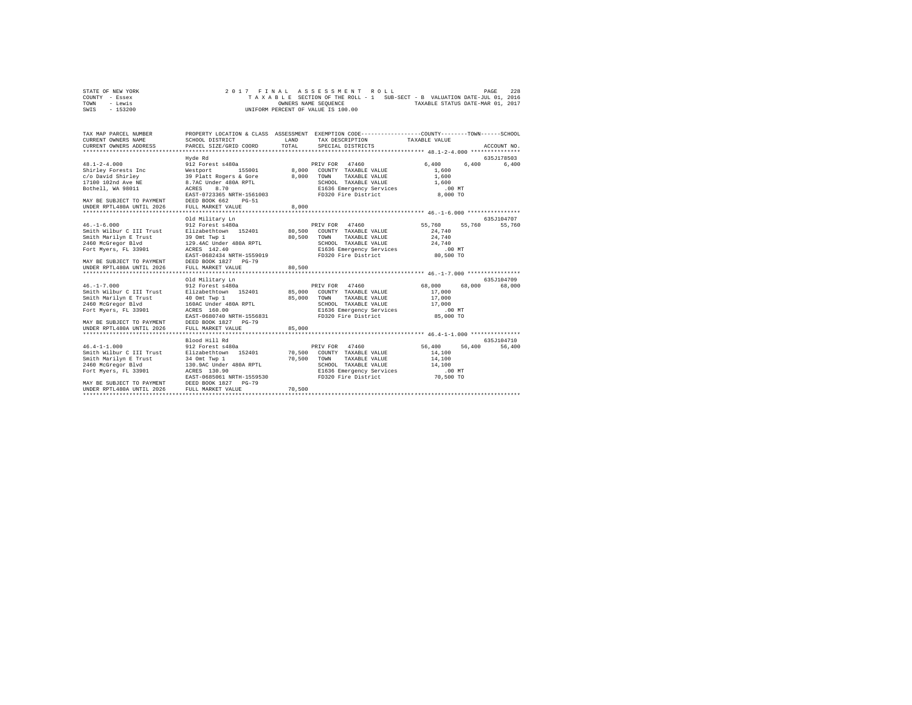STATE OF NEW YORK — 2017 FINAL ASSESSMENT ROLL
COUNTY - Essex — TAXABLE SECTION OF THE ROLL - 1 SUB-SECT - B VALUATION DATE-JUL 01, 2016
TOWN - Lewis — OWNERS NAME SEQUENCE — TAXABLE STATUS DATE-MAR 01, 2017
SWIS - 153200 — UNIFORM PERCENT OF VALUE IS 100.00

```
TAX MAP PARCEL NUMBER          PROPERTY LOCATION & CLASS  ASSESSMENT  EXEMPTION CODE-----------------COUNTY--------TOWN------SCHOOL
CURRENT OWNERS NAME            SCHOOL DISTRICT              LAND      TAX DESCRIPTION            TAXABLE VALUE
CURRENT OWNERS ADDRESS         PARCEL SIZE/GRID COORD       TOTAL     SPECIAL DISTRICTS                                    ACCOUNT NO.
******************************************************************************************************* 48.1-2-4.000 ***************
                               Hyde Rd                                                                                 635J178503
48.1-2-4.000                   912 Forest s480a                        PRIV FOR  47460                  6,400     6,400     6,400
Shirley Forests Inc            Westport      155001          8,000     COUNTY  TAXABLE VALUE            1,600
c/o David Shirley              39 Platt Rogers & Gore        8,000     TOWN    TAXABLE VALUE            1,600
17100 102nd Ave NE             8.7AC Under 480A RPTL                   SCHOOL  TAXABLE VALUE            1,600
Bothell, WA 98011              ACRES    8.70                           E1636 Emergency Services           .00 MT
                               EAST-0723365 NRTH-1561003               FD320 Fire District              8,000 TO
MAY BE SUBJECT TO PAYMENT      DEED BOOK 662    PG-51
UNDER RPTL480A UNTIL 2026      FULL MARKET VALUE             8,000
******************************************************************************************************* 46.-1-6.000 ****************
                               Old Military Ln                                                                         635J104707
46.-1-6.000                    912 Forest s480a                        PRIV FOR  47460                 55,760    55,760    55,760
Smith Wilbur C III Trust       Elizabethtown  152401        80,500     COUNTY  TAXABLE VALUE           24,740
Smith Marilyn E Trust          39 Omt Twp 1                 80,500     TOWN    TAXABLE VALUE           24,740
2460 McGregor Blvd             129.4AC Under 480A RPTL                 SCHOOL  TAXABLE VALUE           24,740
Fort Myers, FL 33901           ACRES  142.40                           E1636 Emergency Services           .00 MT
                               EAST-0682434 NRTH-1559019               FD320 Fire District             80,500 TO
MAY BE SUBJECT TO PAYMENT      DEED BOOK 1827   PG-79
UNDER RPTL480A UNTIL 2026      FULL MARKET VALUE            80,500
******************************************************************************************************* 46.-1-7.000 ****************
                               Old Military Ln                                                                         635J104709
46.-1-7.000                    912 Forest s480a                        PRIV FOR  47460                 68,000    68,000    68,000
Smith Wilbur C III Trust       Elizabethtown  152401        85,000     COUNTY  TAXABLE VALUE           17,000
Smith Marilyn E Trust          40 Omt Twp 1                 85,000     TOWN    TAXABLE VALUE           17,000
2460 McGregor Blvd             160AC Under 480A RPTL                   SCHOOL  TAXABLE VALUE           17,000
Fort Myers, FL 33901           ACRES  160.00                           E1636 Emergency Services           .00 MT
                               EAST-0680740 NRTH-1556831               FD320 Fire District             85,000 TO
MAY BE SUBJECT TO PAYMENT      DEED BOOK 1827   PG-79
UNDER RPTL480A UNTIL 2026      FULL MARKET VALUE            85,000
******************************************************************************************************* 46.4-1-1.000 ***************
                               Blood Hill Rd                                                                           635J104710
46.4-1-1.000                   912 Forest s480a                        PRIV FOR  47460                 56,400    56,400    56,400
Smith Wilbur C III Trust       Elizabethtown  152401        70,500     COUNTY  TAXABLE VALUE           14,100
Smith Marilyn E Trust          34 Omt Twp 1                 70,500     TOWN    TAXABLE VALUE           14,100
2460 McGregor Blvd             130.9AC Under 480A RPTL                 SCHOOL  TAXABLE VALUE           14,100
Fort Myers, FL 33901           ACRES  130.90                           E1636 Emergency Services           .00 MT
                               EAST-0685061 NRTH-1559530               FD320 Fire District             70,500 TO
MAY BE SUBJECT TO PAYMENT      DEED BOOK 1827   PG-79
UNDER RPTL480A UNTIL 2026      FULL MARKET VALUE            70,500
************************************************************************************************************************************
```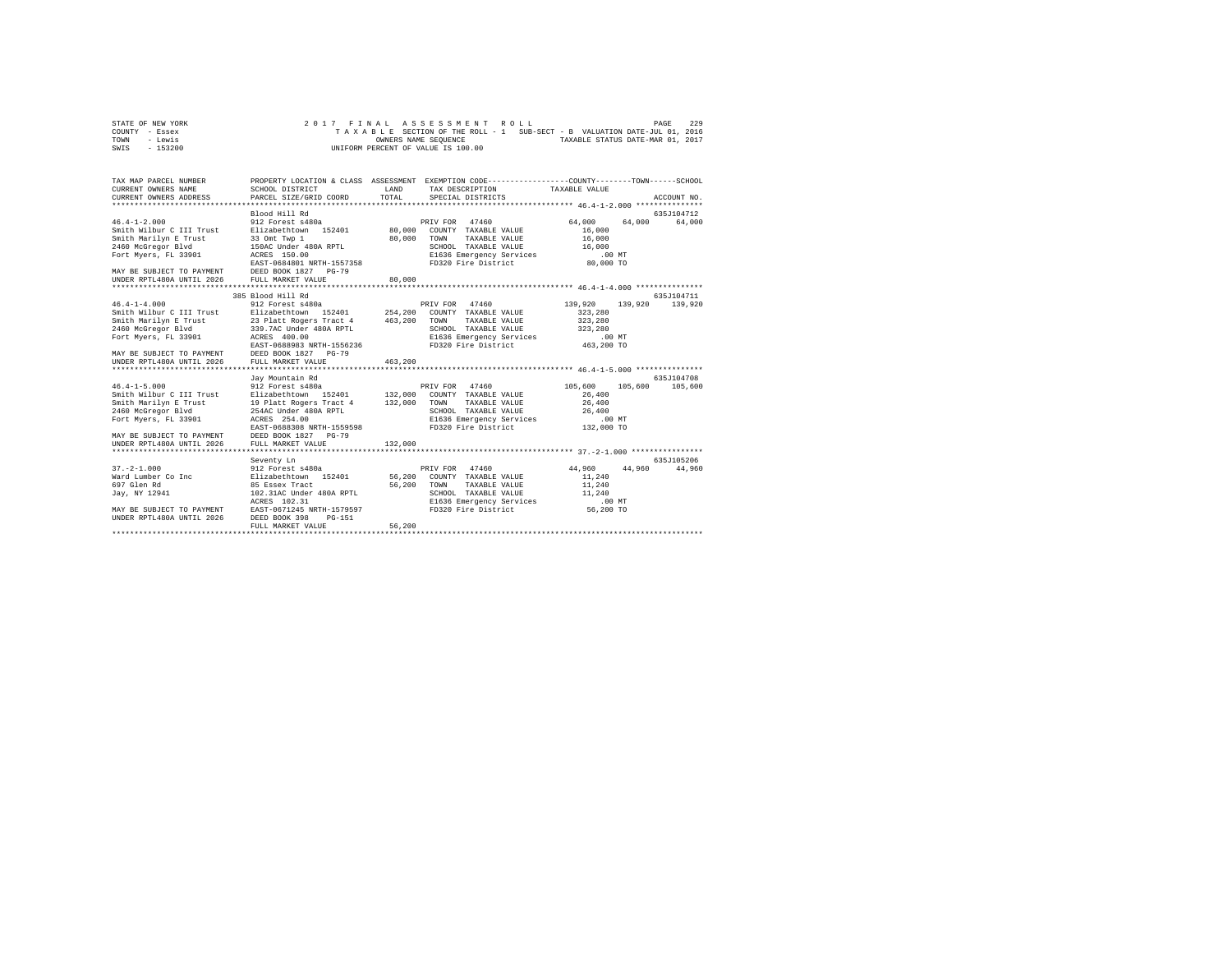```
STATE OF NEW YORK                2 0 1 7   F I N A L   A S S E S S M E N T   R O L L                              PAGE   229
COUNTY  - Essex                    T A X A B L E  SECTION OF THE ROLL - 1   SUB-SECT - B  VALUATION DATE-JUL 01, 2016
TOWN    - Lewis                                      OWNERS NAME SEQUENCE                  TAXABLE STATUS DATE-MAR 01, 2017
SWIS    - 153200                                UNIFORM PERCENT OF VALUE IS 100.00

TAX MAP PARCEL NUMBER          PROPERTY LOCATION & CLASS  ASSESSMENT  EXEMPTION CODE-----------------COUNTY--------TOWN------SCHOOL
CURRENT OWNERS NAME            SCHOOL DISTRICT              LAND      TAX DESCRIPTION           TAXABLE VALUE
CURRENT OWNERS ADDRESS         PARCEL SIZE/GRID COORD       TOTAL     SPECIAL DISTRICTS                                   ACCOUNT NO.
******************************************************************************************************* 46.4-1-2.000 ***************
                               Blood Hill Rd                                                                          635J104712
46.4-1-2.000                   912 Forest s480a                       PRIV FOR  47460                64,000    64,000    64,000
Smith Wilbur C III Trust       Elizabethtown  152401        80,000    COUNTY  TAXABLE VALUE           16,000
Smith Marilyn E Trust          33 Omt Twp 1                 80,000    TOWN    TAXABLE VALUE           16,000
2460 McGregor Blvd             150AC Under 480A RPTL                  SCHOOL  TAXABLE VALUE           16,000
Fort Myers, FL 33901           ACRES  150.00                          E1636 Emergency Services           .00 MT
                               EAST-0684801 NRTH-1557358              FD320 Fire District             80,000 TO
MAY BE SUBJECT TO PAYMENT      DEED BOOK 1827   PG-79
UNDER RPTL480A UNTIL 2026      FULL MARKET VALUE            80,000
******************************************************************************************************* 46.4-1-4.000 ***************
                               385 Blood Hill Rd                                                                      635J104711
46.4-1-4.000                   912 Forest s480a                       PRIV FOR  47460               139,920   139,920   139,920
Smith Wilbur C III Trust       Elizabethtown  152401       254,200    COUNTY  TAXABLE VALUE          323,280
Smith Marilyn E Trust          23 Platt Rogers Tract 4     463,200    TOWN    TAXABLE VALUE          323,280
2460 McGregor Blvd             339.7AC Under 480A RPTL                SCHOOL  TAXABLE VALUE          323,280
Fort Myers, FL 33901           ACRES  400.00                          E1636 Emergency Services           .00 MT
                               EAST-0688983 NRTH-1556236              FD320 Fire District            463,200 TO
MAY BE SUBJECT TO PAYMENT      DEED BOOK 1827   PG-79
UNDER RPTL480A UNTIL 2026      FULL MARKET VALUE           463,200
******************************************************************************************************* 46.4-1-5.000 ***************
                               Jay Mountain Rd                                                                        635J104708
46.4-1-5.000                   912 Forest s480a                       PRIV FOR  47460               105,600   105,600   105,600
Smith Wilbur C III Trust       Elizabethtown  152401       132,000    COUNTY  TAXABLE VALUE           26,400
Smith Marilyn E Trust          19 Platt Rogers Tract 4     132,000    TOWN    TAXABLE VALUE           26,400
2460 McGregor Blvd             254AC Under 480A RPTL                  SCHOOL  TAXABLE VALUE           26,400
Fort Myers, FL 33901           ACRES  254.00                          E1636 Emergency Services           .00 MT
                               EAST-0688308 NRTH-1559598              FD320 Fire District            132,000 TO
MAY BE SUBJECT TO PAYMENT      DEED BOOK 1827   PG-79
UNDER RPTL480A UNTIL 2026      FULL MARKET VALUE           132,000
******************************************************************************************************* 37.-2-1.000 ****************
                               Seventy Ln                                                                             635J105206
37.-2-1.000                    912 Forest s480a                       PRIV FOR  47460                44,960    44,960    44,960
Ward Lumber Co Inc             Elizabethtown  152401        56,200    COUNTY  TAXABLE VALUE           11,240
697 Glen Rd                    85 Essex Tract               56,200    TOWN    TAXABLE VALUE           11,240
Jay, NY 12941                  102.31AC Under 480A RPTL               SCHOOL  TAXABLE VALUE           11,240
                               ACRES  102.31                          E1636 Emergency Services           .00 MT
MAY BE SUBJECT TO PAYMENT      EAST-0671245 NRTH-1579597              FD320 Fire District             56,200 TO
UNDER RPTL480A UNTIL 2026      DEED BOOK 398    PG-151
                               FULL MARKET VALUE            56,200
************************************************************************************************************************************
```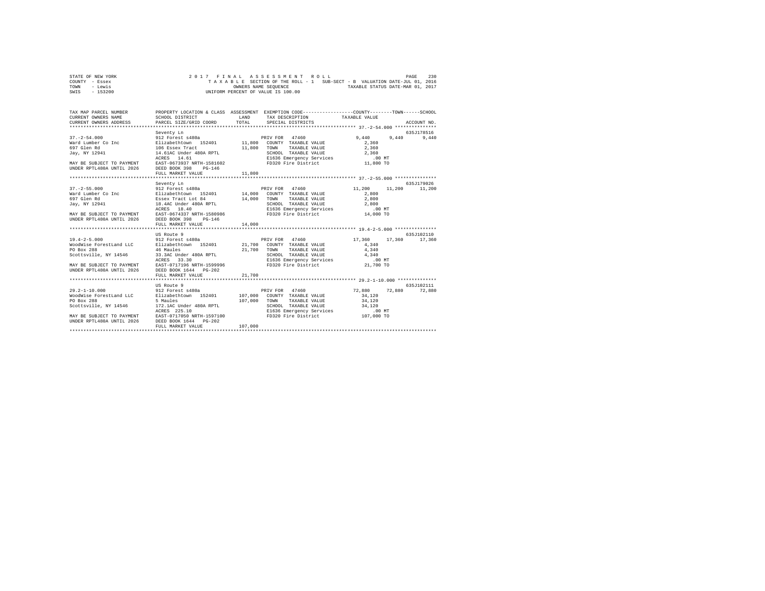STATE OF NEW YORK
COUNTY - Essex
TOWN - Lewis
SWIS - 153200

2017 FINAL ASSESSMENT ROLL
TAXABLE SECTION OF THE ROLL - 1 SUB-SECT - B VALUATION DATE-JUL 01, 2016
OWNERS NAME SEQUENCE TAXABLE STATUS DATE-MAR 01, 2017
UNIFORM PERCENT OF VALUE IS 100.00

```
TAX MAP PARCEL NUMBER        PROPERTY LOCATION & CLASS  ASSESSMENT  EXEMPTION CODE-----------------COUNTY--------TOWN------SCHOOL
CURRENT OWNERS NAME          SCHOOL DISTRICT              LAND      TAX DESCRIPTION             TAXABLE VALUE
CURRENT OWNERS ADDRESS       PARCEL SIZE/GRID COORD       TOTAL     SPECIAL DISTRICTS                                    ACCOUNT NO.
******************************************************************************************************* 37.-2-54.000 ***************
                             Seventy Ln                                                                               635J178516
37.-2-54.000                 912 Forest s480a                      PRIV FOR  47460                 9,440      9,440       9,440
Ward Lumber Co Inc           Elizabethtown  152401       11,800    COUNTY  TAXABLE VALUE            2,360
697 Glen Rd                  106 Essex Tract             11,800    TOWN    TAXABLE VALUE            2,360
Jay, NY 12941                14.61AC Under 480A RPTL               SCHOOL  TAXABLE VALUE            2,360
                             ACRES  14.61                          E1636 Emergency Services           .00 MT
MAY BE SUBJECT TO PAYMENT    EAST-0673937 NRTH-1581602             FD320 Fire District             11,800 TO
UNDER RPTL480A UNTIL 2026    DEED BOOK 398    PG-146
                             FULL MARKET VALUE           11,800
******************************************************************************************************* 37.-2-55.000 ***************
                             Seventy Ln                                                                               635J179026
37.-2-55.000                 912 Forest s480a                      PRIV FOR  47460                11,200     11,200      11,200
Ward Lumber Co Inc           Elizabethtown  152401       14,000    COUNTY  TAXABLE VALUE            2,800
697 Glen Rd                  Essex Tract Lot 84          14,000    TOWN    TAXABLE VALUE            2,800
Jay, NY 12941                18.4AC Under 480A RPTL                SCHOOL  TAXABLE VALUE            2,800
                             ACRES  18.40                          E1636 Emergency Services           .00 MT
MAY BE SUBJECT TO PAYMENT    EAST-0674337 NRTH-1580986             FD320 Fire District             14,000 TO
UNDER RPTL480A UNTIL 2026    DEED BOOK 398    PG-146
                             FULL MARKET VALUE           14,000
******************************************************************************************************* 19.4-2-5.000 ***************
                             US Route 9                                                                               635J102110
19.4-2-5.000                 912 Forest s480a                      PRIV FOR  47460                17,360     17,360      17,360
WoodWise ForestLand LLC      Elizabethtown  152401       21,700    COUNTY  TAXABLE VALUE            4,340
PO Box 288                   46 Maules                   21,700    TOWN    TAXABLE VALUE            4,340
Scottsville, NY 14546        33.3AC Under 480A RPTL                SCHOOL  TAXABLE VALUE            4,340
                             ACRES  33.30                          E1636 Emergency Services           .00 MT
MAY BE SUBJECT TO PAYMENT    EAST-0717196 NRTH-1599996             FD320 Fire District             21,700 TO
UNDER RPTL480A UNTIL 2026    DEED BOOK 1644   PG-202
                             FULL MARKET VALUE           21,700
******************************************************************************************************* 29.2-1-10.000 **************
                             US Route 9                                                                               635J102111
29.2-1-10.000                912 Forest s480a                      PRIV FOR  47460                72,880     72,880      72,880
WoodWise ForestLand LLC      Elizabethtown  152401      107,000    COUNTY  TAXABLE VALUE           34,120
PO Box 288                   5 Maules                   107,000    TOWN    TAXABLE VALUE           34,120
Scottsville, NY 14546        172.1AC Under 480A RPTL               SCHOOL  TAXABLE VALUE           34,120
                             ACRES 225.10                          E1636 Emergency Services           .00 MT
MAY BE SUBJECT TO PAYMENT    EAST-0717050 NRTH-1597100             FD320 Fire District            107,000 TO
UNDER RPTL480A UNTIL 2026    DEED BOOK 1644   PG-202
                             FULL MARKET VALUE          107,000
************************************************************************************************************************************
```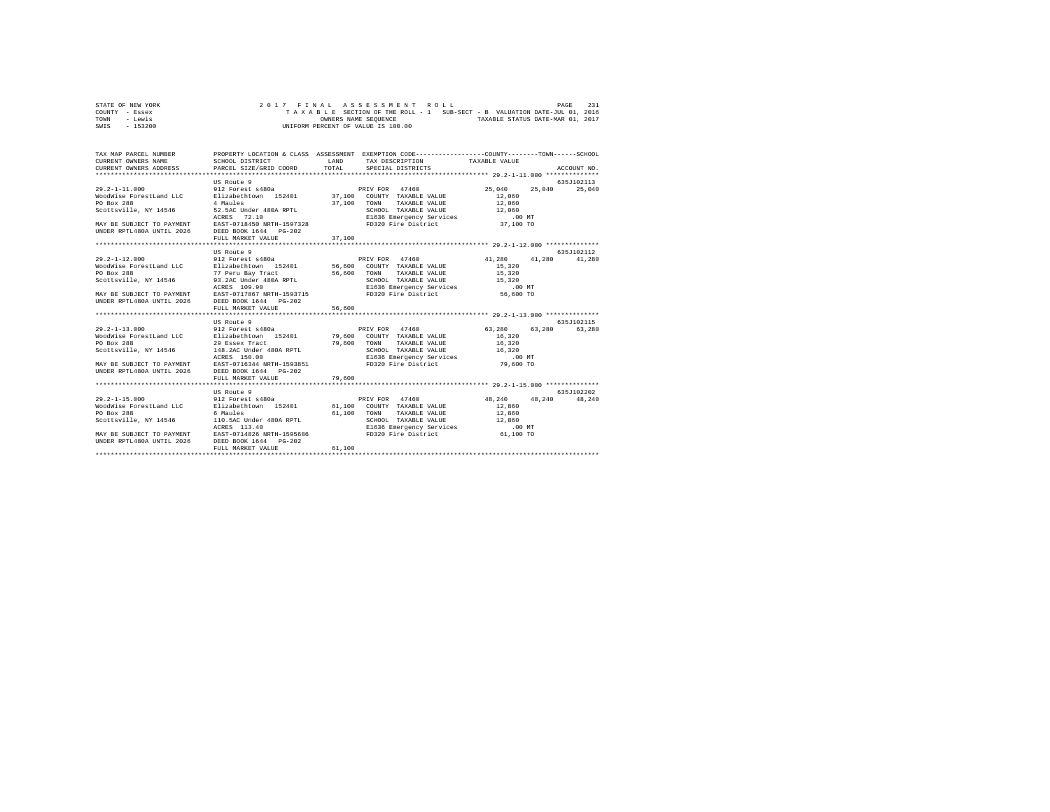STATE OF NEW YORK
COUNTY - Essex
TOWN - Lewis
SWIS - 153200

2017 FINAL ASSESSMENT ROLL
TAXABLE SECTION OF THE ROLL - 1 SUB-SECT - B VALUATION DATE-JUL 01, 2016
OWNERS NAME SEQUENCE TAXABLE STATUS DATE-MAR 01, 2017
UNIFORM PERCENT OF VALUE IS 100.00

```
TAX MAP PARCEL NUMBER          PROPERTY LOCATION & CLASS  ASSESSMENT  EXEMPTION CODE-----------------COUNTY--------TOWN------SCHOOL
CURRENT OWNERS NAME            SCHOOL DISTRICT               LAND      TAX DESCRIPTION            TAXABLE VALUE
CURRENT OWNERS ADDRESS         PARCEL SIZE/GRID COORD        TOTAL     SPECIAL DISTRICTS                                    ACCOUNT NO.
************************************************************************************************ 29.2-1-11.000 **************
                               US Route 9                                                                            635J102113
29.2-1-11.000                  912 Forest s480a                        PRIV FOR  47460             25,040    25,040     25,040
WoodWise ForestLand LLC        Elizabethtown  152401        37,100   COUNTY  TAXABLE VALUE          12,060
PO Box 288                     4 Maules                     37,100   TOWN    TAXABLE VALUE          12,060
Scottsville, NY 14546          52.5AC Under 480A RPTL                SCHOOL  TAXABLE VALUE          12,060
                               ACRES   72.10                         E1636 Emergency Services          .00 MT
MAY BE SUBJECT TO PAYMENT      EAST-0718450 NRTH-1597328             FD320 Fire District            37,100 TO
UNDER RPTL480A UNTIL 2026      DEED BOOK 1644   PG-202
                               FULL MARKET VALUE            37,100
************************************************************************************************ 29.2-1-12.000 **************
                               US Route 9                                                                            635J102112
29.2-1-12.000                  912 Forest s480a                        PRIV FOR  47460             41,280    41,280     41,280
WoodWise ForestLand LLC        Elizabethtown  152401        56,600   COUNTY  TAXABLE VALUE          15,320
PO Box 288                     77 Peru Bay Tract            56,600   TOWN    TAXABLE VALUE          15,320
Scottsville, NY 14546          93.2AC Under 480A RPTL                SCHOOL  TAXABLE VALUE          15,320
                               ACRES  109.90                         E1636 Emergency Services          .00 MT
MAY BE SUBJECT TO PAYMENT      EAST-0717867 NRTH-1593715             FD320 Fire District            56,600 TO
UNDER RPTL480A UNTIL 2026      DEED BOOK 1644   PG-202
                               FULL MARKET VALUE            56,600
************************************************************************************************ 29.2-1-13.000 **************
                               US Route 9                                                                            635J102115
29.2-1-13.000                  912 Forest s480a                        PRIV FOR  47460             63,280    63,280     63,280
WoodWise ForestLand LLC        Elizabethtown  152401        79,600   COUNTY  TAXABLE VALUE          16,320
PO Box 288                     29 Essex Tract               79,600   TOWN    TAXABLE VALUE          16,320
Scottsville, NY 14546          148.2AC Under 480A RPTL               SCHOOL  TAXABLE VALUE          16,320
                               ACRES  150.00                         E1636 Emergency Services          .00 MT
MAY BE SUBJECT TO PAYMENT      EAST-0716344 NRTH-1593851             FD320 Fire District            79,600 TO
UNDER RPTL480A UNTIL 2026      DEED BOOK 1644   PG-202
                               FULL MARKET VALUE            79,600
************************************************************************************************ 29.2-1-15.000 **************
                               US Route 9                                                                            635J102202
29.2-1-15.000                  912 Forest s480a                        PRIV FOR  47460             48,240    48,240     48,240
WoodWise ForestLand LLC        Elizabethtown  152401        61,100   COUNTY  TAXABLE VALUE          12,860
PO Box 288                     6 Maules                     61,100   TOWN    TAXABLE VALUE          12,860
Scottsville, NY 14546          110.5AC Under 480A RPTL               SCHOOL  TAXABLE VALUE          12,860
                               ACRES  113.40                         E1636 Emergency Services          .00 MT
MAY BE SUBJECT TO PAYMENT      EAST-0714826 NRTH-1595686             FD320 Fire District            61,100 TO
UNDER RPTL480A UNTIL 2026      DEED BOOK 1644   PG-202
                               FULL MARKET VALUE            61,100
******************************************************************************************************************************
```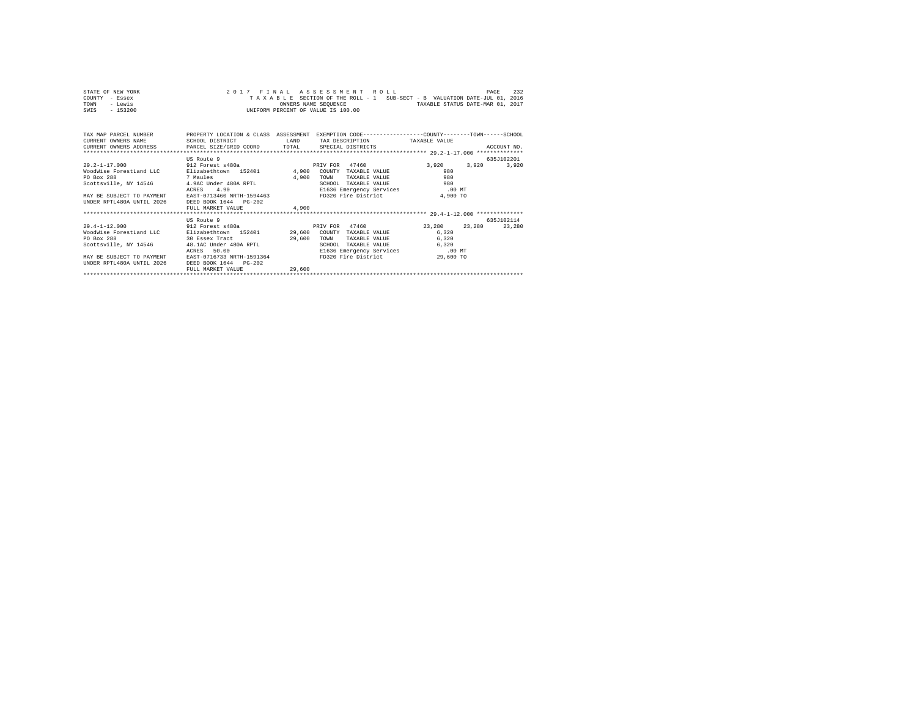STATE OF NEW YORK
COUNTY - Essex
TOWN - Lewis
SWIS - 153200

2017 FINAL ASSESSMENT ROLL
TAXABLE SECTION OF THE ROLL - 1 SUB-SECT - B VALUATION DATE-JUL 01, 2016
OWNERS NAME SEQUENCE TAXABLE STATUS DATE-MAR 01, 2017
UNIFORM PERCENT OF VALUE IS 100.00

```
TAX MAP PARCEL NUMBER          PROPERTY LOCATION & CLASS  ASSESSMENT  EXEMPTION CODE-----------------COUNTY--------TOWN------SCHOOL
CURRENT OWNERS NAME            SCHOOL DISTRICT             LAND       TAX DESCRIPTION            TAXABLE VALUE
CURRENT OWNERS ADDRESS         PARCEL SIZE/GRID COORD      TOTAL      SPECIAL DISTRICTS                                  ACCOUNT NO.
*************************************************************************************************** 29.2-1-17.000 **************
                               US Route 9                                                                            635J102201
29.2-1-17.000                  912 Forest s480a                       PRIV FOR  47460             3,920      3,920      3,920
WoodWise ForestLand LLC        Elizabethtown  152401        4,900    COUNTY  TAXABLE VALUE           980
PO Box 288                     7 Maules                     4,900    TOWN    TAXABLE VALUE           980
Scottsville, NY 14546          4.9AC Under 480A RPTL                  SCHOOL  TAXABLE VALUE           980
                               ACRES    4.90                          E1636 Emergency Services          .00 MT
MAY BE SUBJECT TO PAYMENT      EAST-0713460 NRTH-1594463              FD320 Fire District            4,900 TO
UNDER RPTL480A UNTIL 2026      DEED BOOK 1644   PG-202
                               FULL MARKET VALUE            4,900
*************************************************************************************************** 29.4-1-12.000 **************
                               US Route 9                                                                            635J102114
29.4-1-12.000                  912 Forest s480a                       PRIV FOR  47460            23,280     23,280     23,280
WoodWise ForestLand LLC        Elizabethtown  152401       29,600    COUNTY  TAXABLE VALUE         6,320
PO Box 288                     30 Essex Tract              29,600    TOWN    TAXABLE VALUE         6,320
Scottsville, NY 14546          48.1AC Under 480A RPTL                 SCHOOL  TAXABLE VALUE         6,320
                               ACRES   50.00                          E1636 Emergency Services          .00 MT
MAY BE SUBJECT TO PAYMENT      EAST-0716733 NRTH-1591364              FD320 Fire District           29,600 TO
UNDER RPTL480A UNTIL 2026      DEED BOOK 1644   PG-202
                               FULL MARKET VALUE           29,600
********************************************************************************************************************************
```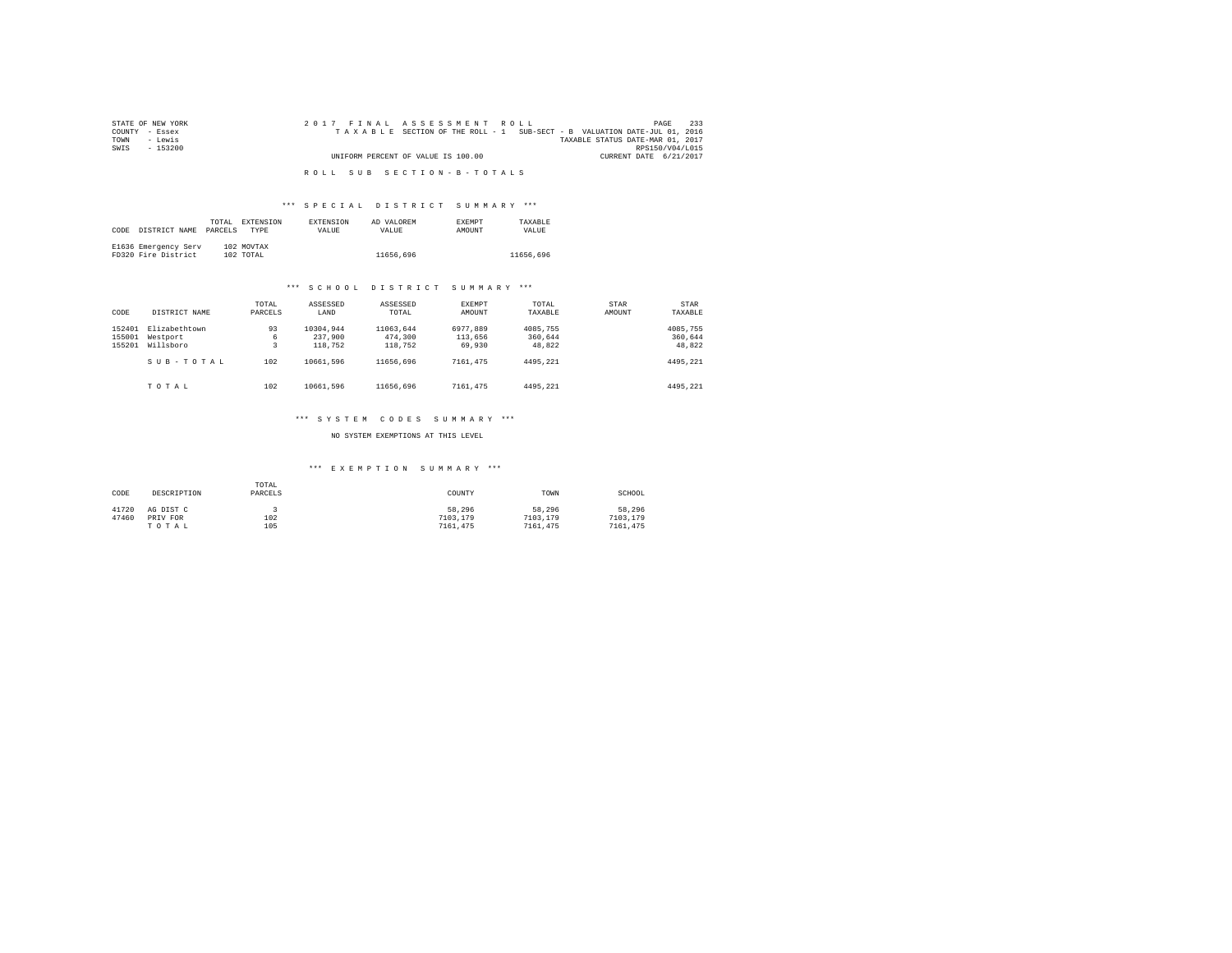STATE OF NEW YORK
COUNTY - Essex
TOWN - Lewis
SWIS - 153200

2017 FINAL ASSESSMENT ROLL
TAXABLE SECTION OF THE ROLL - 1 SUB-SECT - B VALUATION DATE-JUL 01, 2016
TAXABLE STATUS DATE-MAR 01, 2017
RPS150/V04/L015
UNIFORM PERCENT OF VALUE IS 100.00
CURRENT DATE 6/21/2017

ROLL SUB SECTION-B-TOTALS

*** SPECIAL DISTRICT SUMMARY ***

| CODE | DISTRICT NAME | TOTAL PARCELS | EXTENSION TYPE | EXTENSION VALUE | AD VALOREM VALUE | EXEMPT AMOUNT | TAXABLE VALUE |
|---|---|---|---|---|---|---|---|
| E1636 | Emergency Serv | 102 | MOVTAX | | | | |
| FD320 | Fire District | 102 | TOTAL | | 11656,696 | | 11656,696 |

*** SCHOOL DISTRICT SUMMARY ***

| CODE | DISTRICT NAME | TOTAL PARCELS | ASSESSED LAND | ASSESSED TOTAL | EXEMPT AMOUNT | TOTAL TAXABLE | STAR AMOUNT | STAR TAXABLE |
|---|---|---|---|---|---|---|---|---|
| 152401 | Elizabethtown | 93 | 10304,944 | 11063,644 | 6977,889 | 4085,755 | | 4085,755 |
| 155001 | Westport | 6 | 237,900 | 474,300 | 113,656 | 360,644 | | 360,644 |
| 155201 | Willsboro | 3 | 118,752 | 118,752 | 69,930 | 48,822 | | 48,822 |
| | SUB-TOTAL | 102 | 10661,596 | 11656,696 | 7161,475 | 4495,221 | | 4495,221 |
| | TOTAL | 102 | 10661,596 | 11656,696 | 7161,475 | 4495,221 | | 4495,221 |

*** SYSTEM CODES SUMMARY ***

NO SYSTEM EXEMPTIONS AT THIS LEVEL

*** EXEMPTION SUMMARY ***

| CODE | DESCRIPTION | TOTAL PARCELS | COUNTY | TOWN | SCHOOL |
|---|---|---|---|---|---|
| 41720 | AG DIST C | 3 | 58,296 | 58,296 | 58,296 |
| 47460 | PRIV FOR | 102 | 7103,179 | 7103,179 | 7103,179 |
| | TOTAL | 105 | 7161,475 | 7161,475 | 7161,475 |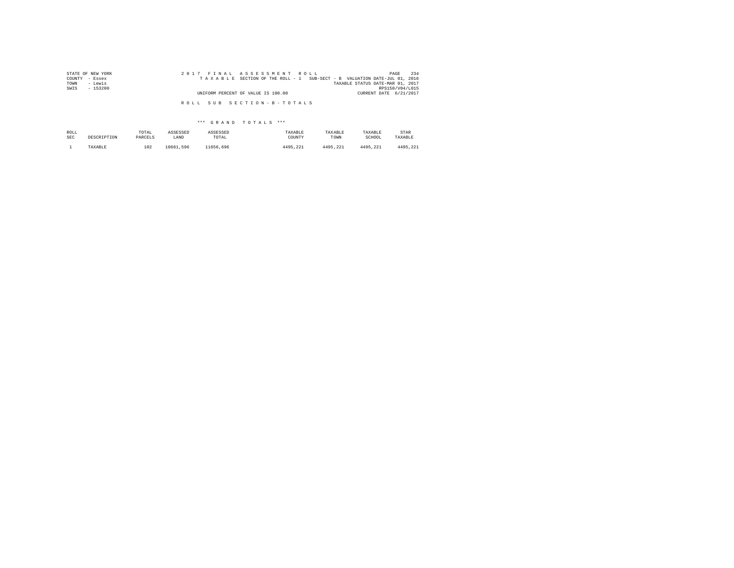STATE OF NEW YORK
COUNTY - Essex
TOWN - Lewis
SWIS - 153200

2 0 1 7 F I N A L A S S E S S M E N T R O L L

T A X A B L E SECTION OF THE ROLL - 1 SUB-SECT - B VALUATION DATE-JUL 01, 2016
TAXABLE STATUS DATE-MAR 01, 2017
RPS150/V04/L015
UNIFORM PERCENT OF VALUE IS 100.00 CURRENT DATE 6/21/2017

R O L L S U B S E C T I O N - B - T O T A L S

*** G R A N D T O T A L S ***

| ROLL SEC | DESCRIPTION | TOTAL PARCELS | ASSESSED LAND | ASSESSED TOTAL | TAXABLE COUNTY | TAXABLE TOWN | TAXABLE SCHOOL | STAR TAXABLE |
|---|---|---|---|---|---|---|---|---|
| 1 | TAXABLE | 102 | 10661,596 | 11656,696 | 4495,221 | 4495,221 | 4495,221 | 4495,221 |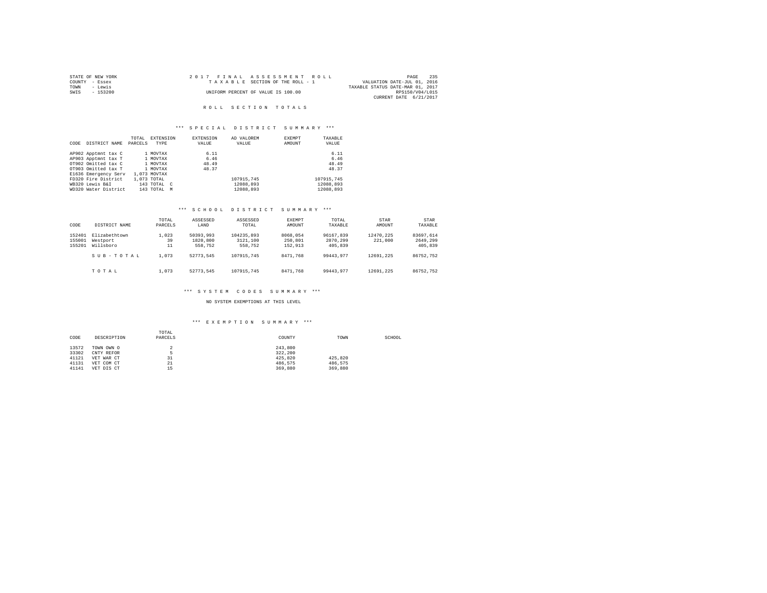STATE OF NEW YORK
COUNTY - Essex
TOWN - Lewis
SWIS - 153200

2017 FINAL ASSESSMENT ROLL
TAXABLE SECTION OF THE ROLL - 1
UNIFORM PERCENT OF VALUE IS 100.00

VALUATION DATE-JUL 01, 2016
TAXABLE STATUS DATE-MAR 01, 2017
RPS150/V04/L015
CURRENT DATE 6/21/2017

# ROLL SECTION TOTALS

## *** SPECIAL DISTRICT SUMMARY ***

| CODE | DISTRICT NAME | TOTAL PARCELS | EXTENSION TYPE | EXTENSION VALUE | AD VALOREM VALUE | EXEMPT AMOUNT | TAXABLE VALUE |
|---|---|---|---|---|---|---|---|
| AP902 | Apptmnt tax C | 1 | MOVTAX | 6.11 | | | 6.11 |
| AP903 | Apptmnt tax T | 1 | MOVTAX | 6.46 | | | 6.46 |
| OT902 | Omitted tax C | 1 | MOVTAX | 48.49 | | | 48.49 |
| OT903 | Omitted tax T | 1 | MOVTAX | 48.37 | | | 48.37 |
| E1636 | Emergency Serv | 1,073 | MOVTAX | | | | |
| FD320 | Fire District | 1,073 | TOTAL | | 107915,745 | | 107915,745 |
| WB320 | Lewis B&I | 143 | TOTAL C | | 12088,893 | | 12088,893 |
| WD320 | Water District | 143 | TOTAL M | | 12088,893 | | 12088,893 |

## *** SCHOOL DISTRICT SUMMARY ***

| CODE | DISTRICT NAME | TOTAL PARCELS | ASSESSED LAND | ASSESSED TOTAL | EXEMPT AMOUNT | TOTAL TAXABLE | STAR AMOUNT | STAR TAXABLE |
|---|---|---|---|---|---|---|---|---|
| 152401 | Elizabethtown | 1,023 | 50393,993 | 104235,893 | 8068,054 | 96167,839 | 12470,225 | 83697,614 |
| 155001 | Westport | 39 | 1820,800 | 3121,100 | 250,801 | 2870,299 | 221,000 | 2649,299 |
| 155201 | Willsboro | 11 | 558,752 | 558,752 | 152,913 | 405,839 | | 405,839 |
| | SUB-TOTAL | 1,073 | 52773,545 | 107915,745 | 8471,768 | 99443,977 | 12691,225 | 86752,752 |
| | TOTAL | 1,073 | 52773,545 | 107915,745 | 8471,768 | 99443,977 | 12691,225 | 86752,752 |

## *** SYSTEM CODES SUMMARY ***

NO SYSTEM EXEMPTIONS AT THIS LEVEL

## *** EXEMPTION SUMMARY ***

| CODE | DESCRIPTION | TOTAL PARCELS | COUNTY | TOWN | SCHOOL |
|---|---|---|---|---|---|
| 13572 | TOWN OWN O | 2 | 243,800 | | |
| 33302 | CNTY REFOR | 5 | 322,200 | | |
| 41121 | VET WAR CT | 31 | 425,820 | 425,820 | |
| 41131 | VET COM CT | 21 | 486,575 | 486,575 | |
| 41141 | VET DIS CT | 15 | 369,880 | 369,880 | |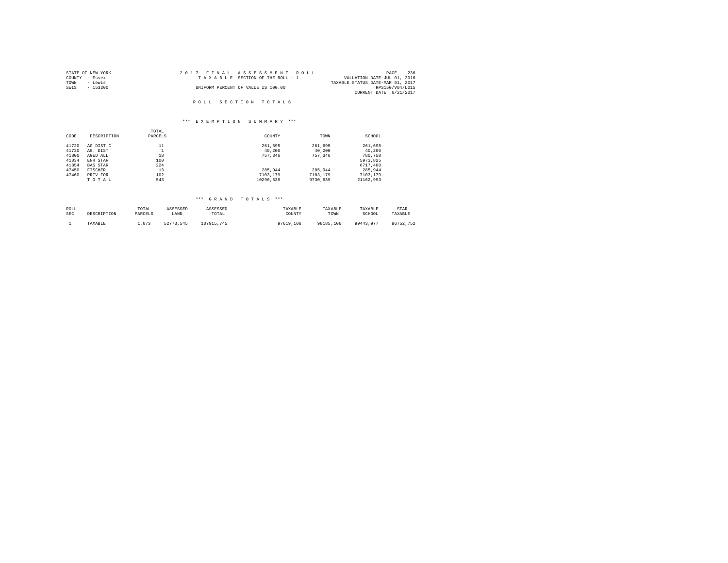STATE OF NEW YORK
COUNTY - Essex
TOWN - Lewis
SWIS - 153200

2017 FINAL ASSESSMENT ROLL
TAXABLE SECTION OF THE ROLL - 1
UNIFORM PERCENT OF VALUE IS 100.00

VALUATION DATE-JUL 01, 2016
TAXABLE STATUS DATE-MAR 01, 2017
RPS150/V04/L015
CURRENT DATE 6/21/2017

## ROLL SECTION TOTALS

### *** EXEMPTION SUMMARY ***

| CODE | DESCRIPTION | TOTAL PARCELS | COUNTY | TOWN | SCHOOL |
|---|---|---|---|---|---|
| 41720 | AG DIST C | 11 | 261,695 | 261,695 | 261,695 |
| 41730 | AG. DIST | 1 | 40,200 | 40,200 | 40,200 |
| 41800 | AGED ALL | 18 | 757,346 | 757,346 | 780,750 |
| 41834 | ENH STAR | 100 | | | 5973,825 |
| 41854 | BAS STAR | 224 | | | 6717,400 |
| 47450 | FISCHER | 13 | 285,944 | 285,944 | 285,944 |
| 47460 | PRIV FOR | 102 | 7103,179 | 7103,179 | 7103,179 |
| | T O T A L | 543 | 10296,639 | 9730,639 | 21162,993 |

### *** GRAND TOTALS ***

| ROLL SEC | DESCRIPTION | TOTAL PARCELS | ASSESSED LAND | ASSESSED TOTAL | TAXABLE COUNTY | TAXABLE TOWN | TAXABLE SCHOOL | STAR TAXABLE |
|---|---|---|---|---|---|---|---|---|
| 1 | TAXABLE | 1,073 | 52773,545 | 107915,745 | 97619,106 | 98185,106 | 99443,977 | 86752,752 |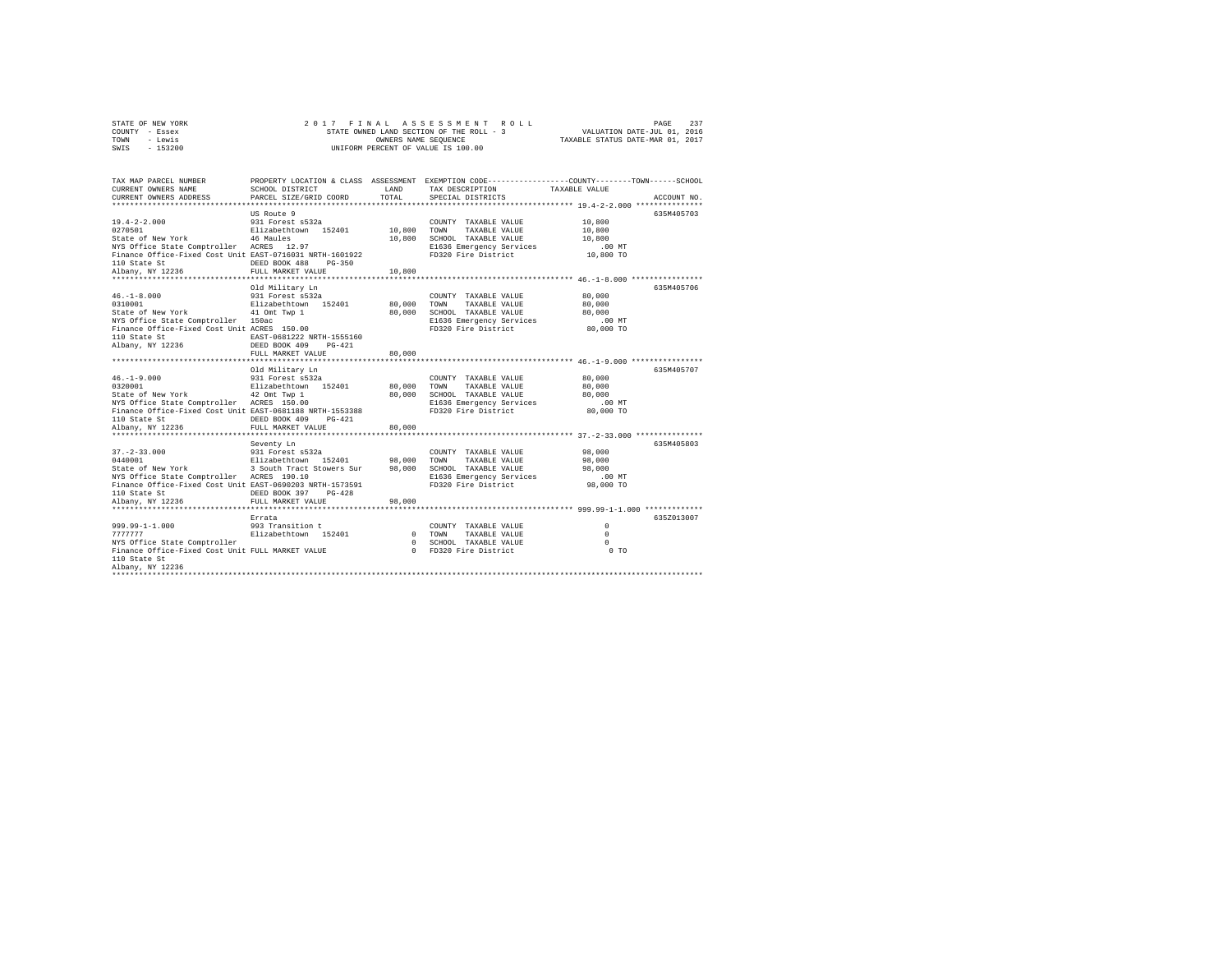STATE OF NEW YORK
COUNTY - Essex
TOWN - Lewis
SWIS - 153200

2 0 1 7 F I N A L A S S E S S M E N T R O L L
STATE OWNED LAND SECTION OF THE ROLL - 3
OWNERS NAME SEQUENCE
UNIFORM PERCENT OF VALUE IS 100.00

VALUATION DATE-JUL 01, 2016
TAXABLE STATUS DATE-MAR 01, 2017

```
TAX MAP PARCEL NUMBER          PROPERTY LOCATION & CLASS  ASSESSMENT  EXEMPTION CODE-----------------COUNTY--------TOWN------SCHOOL
CURRENT OWNERS NAME            SCHOOL DISTRICT              LAND      TAX DESCRIPTION              TAXABLE VALUE
CURRENT OWNERS ADDRESS         PARCEL SIZE/GRID COORD      TOTAL      SPECIAL DISTRICTS                                    ACCOUNT NO.
******************************************************************************************************* 19.4-2-2.000 ***************
                               US Route 9                                                                                  635M405703
19.4-2-2.000                   931 Forest s532a                       COUNTY  TAXABLE VALUE           10,800
0270501                        Elizabethtown   152401      10,800     TOWN    TAXABLE VALUE           10,800
State of New York              46 Maules                   10,800     SCHOOL  TAXABLE VALUE           10,800
NYS Office State Comptroller   ACRES   12.97                          E1636 Emergency Services           .00 MT
Finance Office-Fixed Cost Unit EAST-0716031 NRTH-1601922              FD320 Fire District             10,800 TO
110 State St                   DEED BOOK 488    PG-350
Albany, NY 12236               FULL MARKET VALUE           10,800
******************************************************************************************************* 46.-1-8.000 ****************
                               Old Military Ln                                                                             635M405706
46.-1-8.000                    931 Forest s532a                       COUNTY  TAXABLE VALUE           80,000
0310001                        Elizabethtown   152401      80,000     TOWN    TAXABLE VALUE           80,000
State of New York              41 Omt Twp 1                80,000     SCHOOL  TAXABLE VALUE           80,000
NYS Office State Comptroller   150ac                                  E1636 Emergency Services           .00 MT
Finance Office-Fixed Cost Unit ACRES  150.00                          FD320 Fire District             80,000 TO
110 State St                   EAST-0681222 NRTH-1555160
Albany, NY 12236               DEED BOOK 409    PG-421
                               FULL MARKET VALUE           80,000
******************************************************************************************************* 46.-1-9.000 ****************
                               Old Military Ln                                                                             635M405707
46.-1-9.000                    931 Forest s532a                       COUNTY  TAXABLE VALUE           80,000
0320001                        Elizabethtown   152401      80,000     TOWN    TAXABLE VALUE           80,000
State of New York              42 Omt Twp 1                80,000     SCHOOL  TAXABLE VALUE           80,000
NYS Office State Comptroller   ACRES  150.00                          E1636 Emergency Services           .00 MT
Finance Office-Fixed Cost Unit EAST-0681188 NRTH-1553388              FD320 Fire District             80,000 TO
110 State St                   DEED BOOK 409    PG-421
Albany, NY 12236               FULL MARKET VALUE           80,000
******************************************************************************************************* 37.-2-33.000 ***************
                               Seventy Ln                                                                                  635M405803
37.-2-33.000                   931 Forest s532a                       COUNTY  TAXABLE VALUE           98,000
0440001                        Elizabethtown   152401      98,000     TOWN    TAXABLE VALUE           98,000
State of New York              3 South Tract Stowers Sur   98,000     SCHOOL  TAXABLE VALUE           98,000
NYS Office State Comptroller   ACRES  190.10                          E1636 Emergency Services           .00 MT
Finance Office-Fixed Cost Unit EAST-0690203 NRTH-1573591              FD320 Fire District             98,000 TO
110 State St                   DEED BOOK 397    PG-428
Albany, NY 12236               FULL MARKET VALUE           98,000
******************************************************************************************************* 999.99-1-1.000 *************
                               Errata                                                                                      635Z013007
999.99-1-1.000                 993 Transition t                       COUNTY  TAXABLE VALUE                0
7777777                        Elizabethtown   152401           0     TOWN    TAXABLE VALUE                0
NYS Office State Comptroller                                    0     SCHOOL  TAXABLE VALUE                0
Finance Office-Fixed Cost Unit FULL MARKET VALUE                0     FD320 Fire District                  0 TO
110 State St
Albany, NY 12236
************************************************************************************************************************************
```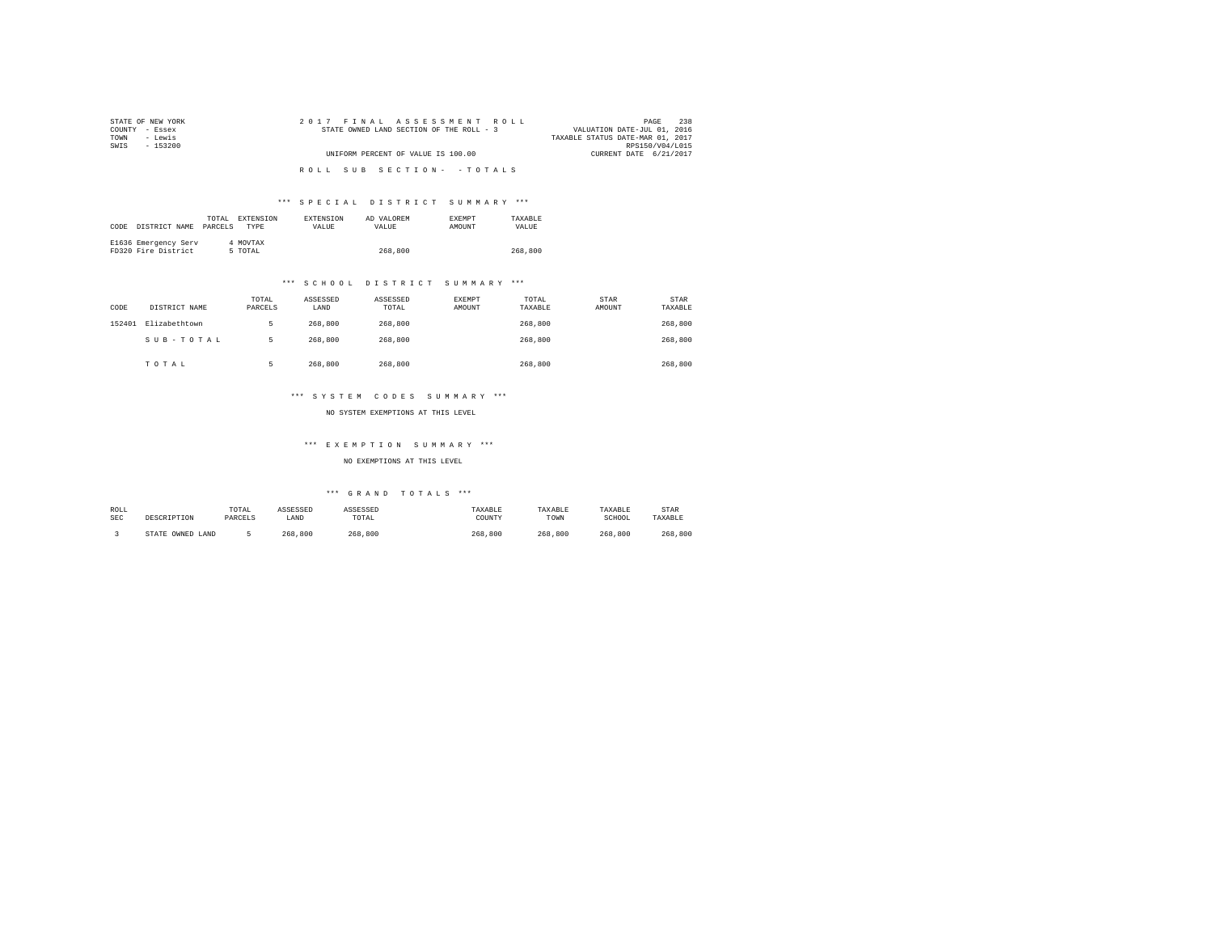STATE OF NEW YORK
COUNTY - Essex
TOWN - Lewis
SWIS - 153200

2017 FINAL ASSESSMENT ROLL
STATE OWNED LAND SECTION OF THE ROLL - 3
UNIFORM PERCENT OF VALUE IS 100.00

VALUATION DATE-JUL 01, 2016
TAXABLE STATUS DATE-MAR 01, 2017
RPS150/V04/L015
CURRENT DATE 6/21/2017

ROLL SUB SECTION- - TOTALS

*** SPECIAL DISTRICT SUMMARY ***

| CODE | DISTRICT NAME | TOTAL PARCELS | EXTENSION TYPE | EXTENSION VALUE | AD VALOREM VALUE | EXEMPT AMOUNT | TAXABLE VALUE |
|---|---|---|---|---|---|---|---|
| E1636 | Emergency Serv | 4 | MOVTAX | | | | |
| FD320 | Fire District | 5 | TOTAL | | 268,800 | | 268,800 |

*** SCHOOL DISTRICT SUMMARY ***

| CODE | DISTRICT NAME | TOTAL PARCELS | ASSESSED LAND | ASSESSED TOTAL | EXEMPT AMOUNT | TOTAL TAXABLE | STAR AMOUNT | STAR TAXABLE |
|---|---|---|---|---|---|---|---|---|
| 152401 | Elizabethtown | 5 | 268,800 | 268,800 | | 268,800 | | 268,800 |
| | SUB-TOTAL | 5 | 268,800 | 268,800 | | 268,800 | | 268,800 |
| | TOTAL | 5 | 268,800 | 268,800 | | 268,800 | | 268,800 |

*** SYSTEM CODES SUMMARY ***

NO SYSTEM EXEMPTIONS AT THIS LEVEL

*** EXEMPTION SUMMARY ***

NO EXEMPTIONS AT THIS LEVEL

*** GRAND TOTALS ***

| ROLL SEC | DESCRIPTION | TOTAL PARCELS | ASSESSED LAND | ASSESSED TOTAL | TAXABLE COUNTY | TAXABLE TOWN | TAXABLE SCHOOL | STAR TAXABLE |
|---|---|---|---|---|---|---|---|---|
| 3 | STATE OWNED LAND | 5 | 268,800 | 268,800 | 268,800 | 268,800 | 268,800 | 268,800 |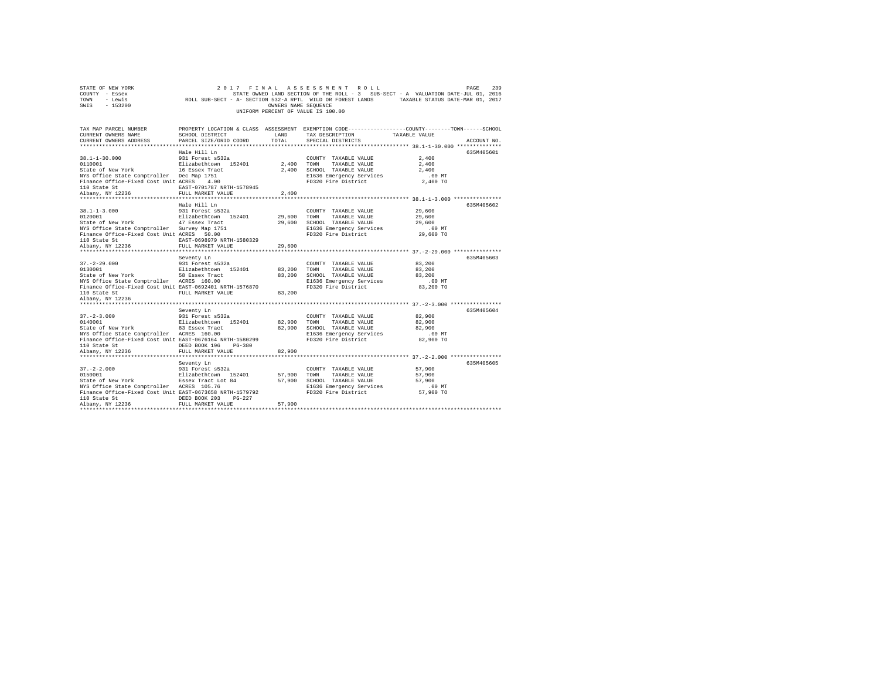STATE OF NEW YORK                    2 0 1 7   F I N A L   A S S E S S M E N T   R O L L
COUNTY - Essex                       STATE OWNED LAND SECTION OF THE ROLL - 3   SUB-SECT - A  VALUATION DATE-JUL 01, 2016
TOWN   - Lewis                       ROLL SUB-SECT - A- SECTION 532-A RPTL  WILD OR FOREST LANDS     TAXABLE STATUS DATE-MAR 01, 2017
SWIS   - 153200                      OWNERS NAME SEQUENCE
UNIFORM PERCENT OF VALUE IS 100.00

| TAX MAP PARCEL NUMBER / CURRENT OWNERS NAME / CURRENT OWNERS ADDRESS | PROPERTY LOCATION & CLASS / SCHOOL DISTRICT / PARCEL SIZE/GRID COORD | ASSESSMENT LAND / TOTAL | EXEMPTION CODE / TAX DESCRIPTION / SPECIAL DISTRICTS | COUNTY--------TOWN------SCHOOL TAXABLE VALUE | ACCOUNT NO. |
|---|---|---|---|---|---|
| 38.1-1-30.000 | Hale Hill Ln | | | | 635M405601 |
| | 931 Forest s532a | | COUNTY TAXABLE VALUE | 2,400 | |
| 0110001 | Elizabethtown 152401 | 2,400 | TOWN TAXABLE VALUE | 2,400 | |
| State of New York | 16 Essex Tract | 2,400 | SCHOOL TAXABLE VALUE | 2,400 | |
| NYS Office State Comptroller | Dec Map 1751 | | E1636 Emergency Services | .00 MT | |
| Finance Office-Fixed Cost Unit | ACRES 4.00 | | FD320 Fire District | 2,400 TO | |
| 110 State St | EAST-0701787 NRTH-1578945 | | | | |
| Albany, NY 12236 | FULL MARKET VALUE | 2,400 | | | |
| 38.1-1-3.000 | Hale Hill Ln | | | | 635M405602 |
| | 931 Forest s532a | | COUNTY TAXABLE VALUE | 29,600 | |
| 0120001 | Elizabethtown 152401 | 29,600 | TOWN TAXABLE VALUE | 29,600 | |
| State of New York | 47 Essex Tract | 29,600 | SCHOOL TAXABLE VALUE | 29,600 | |
| NYS Office State Comptroller | Survey Map 1751 | | E1636 Emergency Services | .00 MT | |
| Finance Office-Fixed Cost Unit | ACRES 50.00 | | FD320 Fire District | 29,600 TO | |
| 110 State St | EAST-0698979 NRTH-1580329 | | | | |
| Albany, NY 12236 | FULL MARKET VALUE | 29,600 | | | |
| 37.-2-29.000 | Seventy Ln | | | | 635M405603 |
| | 931 Forest s532a | | COUNTY TAXABLE VALUE | 83,200 | |
| 0130001 | Elizabethtown 152401 | 83,200 | TOWN TAXABLE VALUE | 83,200 | |
| State of New York | 58 Essex Tract | 83,200 | SCHOOL TAXABLE VALUE | 83,200 | |
| NYS Office State Comptroller | ACRES 160.00 | | E1636 Emergency Services | .00 MT | |
| Finance Office-Fixed Cost Unit | EAST-0692401 NRTH-1576870 | | FD320 Fire District | 83,200 TO | |
| 110 State St | FULL MARKET VALUE | 83,200 | | | |
| Albany, NY 12236 | | | | | |
| 37.-2-3.000 | Seventy Ln | | | | 635M405604 |
| | 931 Forest s532a | | COUNTY TAXABLE VALUE | 82,900 | |
| 0140001 | Elizabethtown 152401 | 82,900 | TOWN TAXABLE VALUE | 82,900 | |
| State of New York | 83 Essex Tract | 82,900 | SCHOOL TAXABLE VALUE | 82,900 | |
| NYS Office State Comptroller | ACRES 160.00 | | E1636 Emergency Services | .00 MT | |
| Finance Office-Fixed Cost Unit | EAST-0676164 NRTH-1580299 | | FD320 Fire District | 82,900 TO | |
| 110 State St | DEED BOOK 196 PG-380 | | | | |
| Albany, NY 12236 | FULL MARKET VALUE | 82,900 | | | |
| 37.-2-2.000 | Seventy Ln | | | | 635M405605 |
| | 931 Forest s532a | | COUNTY TAXABLE VALUE | 57,900 | |
| 0150001 | Elizabethtown 152401 | 57,900 | TOWN TAXABLE VALUE | 57,900 | |
| State of New York | Essex Tract Lot 84 | 57,900 | SCHOOL TAXABLE VALUE | 57,900 | |
| NYS Office State Comptroller | ACRES 105.76 | | E1636 Emergency Services | .00 MT | |
| Finance Office-Fixed Cost Unit | EAST-0673658 NRTH-1579792 | | FD320 Fire District | 57,900 TO | |
| 110 State St | DEED BOOK 203 PG-227 | | | | |
| Albany, NY 12236 | FULL MARKET VALUE | 57,900 | | | |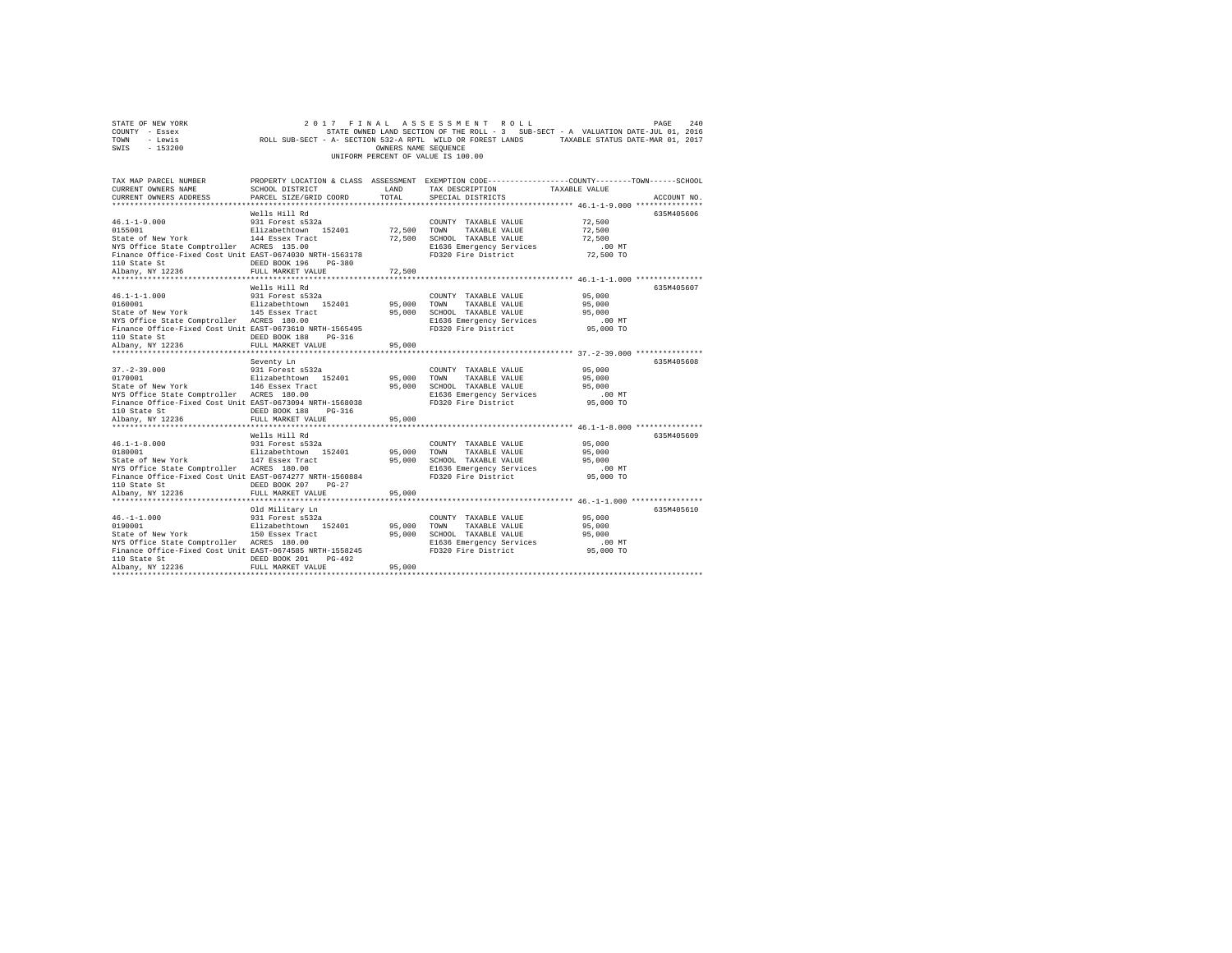STATE OF NEW YORK — 2017 FINAL ASSESSMENT ROLL
COUNTY - Essex — STATE OWNED LAND SECTION OF THE ROLL - 3 SUB-SECT - A VALUATION DATE-JUL 01, 2016
TOWN - Lewis — ROLL SUB-SECT - A- SECTION 532-A RPTL WILD OR FOREST LANDS — TAXABLE STATUS DATE-MAR 01, 2017
SWIS - 153200 — OWNERS NAME SEQUENCE
UNIFORM PERCENT OF VALUE IS 100.00

| TAX MAP PARCEL NUMBER / CURRENT OWNERS NAME / CURRENT OWNERS ADDRESS | PROPERTY LOCATION & CLASS / SCHOOL DISTRICT / PARCEL SIZE/GRID COORD | ASSESSMENT LAND / TOTAL | EXEMPTION CODE / TAX DESCRIPTION / SPECIAL DISTRICTS | COUNTY--------TOWN------SCHOOL TAXABLE VALUE | ACCOUNT NO. |
|---|---|---|---|---|---|
| 46.1-1-9.000 | Wells Hill Rd | | | | 635M405606 |
| | 931 Forest s532a | | COUNTY TAXABLE VALUE | 72,500 | |
| 0155001 | Elizabethtown 152401 | 72,500 | TOWN TAXABLE VALUE | 72,500 | |
| State of New York | 144 Essex Tract | 72,500 | SCHOOL TAXABLE VALUE | 72,500 | |
| NYS Office State Comptroller | ACRES 135.00 | | E1636 Emergency Services | .00 MT | |
| Finance Office-Fixed Cost Unit | EAST-0674030 NRTH-1563178 | | FD320 Fire District | 72,500 TO | |
| 110 State St | DEED BOOK 196 PG-380 | | | | |
| Albany, NY 12236 | FULL MARKET VALUE | 72,500 | | | |
| 46.1-1-1.000 | Wells Hill Rd | | | | 635M405607 |
| | 931 Forest s532a | | COUNTY TAXABLE VALUE | 95,000 | |
| 0160001 | Elizabethtown 152401 | 95,000 | TOWN TAXABLE VALUE | 95,000 | |
| State of New York | 145 Essex Tract | 95,000 | SCHOOL TAXABLE VALUE | 95,000 | |
| NYS Office State Comptroller | ACRES 180.00 | | E1636 Emergency Services | .00 MT | |
| Finance Office-Fixed Cost Unit | EAST-0673610 NRTH-1565495 | | FD320 Fire District | 95,000 TO | |
| 110 State St | DEED BOOK 188 PG-316 | | | | |
| Albany, NY 12236 | FULL MARKET VALUE | 95,000 | | | |
| 37.-2-39.000 | Seventy Ln | | | | 635M405608 |
| | 931 Forest s532a | | COUNTY TAXABLE VALUE | 95,000 | |
| 0170001 | Elizabethtown 152401 | 95,000 | TOWN TAXABLE VALUE | 95,000 | |
| State of New York | 146 Essex Tract | 95,000 | SCHOOL TAXABLE VALUE | 95,000 | |
| NYS Office State Comptroller | ACRES 180.00 | | E1636 Emergency Services | .00 MT | |
| Finance Office-Fixed Cost Unit | EAST-0673094 NRTH-1568038 | | FD320 Fire District | 95,000 TO | |
| 110 State St | DEED BOOK 188 PG-316 | | | | |
| Albany, NY 12236 | FULL MARKET VALUE | 95,000 | | | |
| 46.1-1-8.000 | Wells Hill Rd | | | | 635M405609 |
| | 931 Forest s532a | | COUNTY TAXABLE VALUE | 95,000 | |
| 0180001 | Elizabethtown 152401 | 95,000 | TOWN TAXABLE VALUE | 95,000 | |
| State of New York | 147 Essex Tract | 95,000 | SCHOOL TAXABLE VALUE | 95,000 | |
| NYS Office State Comptroller | ACRES 180.00 | | E1636 Emergency Services | .00 MT | |
| Finance Office-Fixed Cost Unit | EAST-0674277 NRTH-1560884 | | FD320 Fire District | 95,000 TO | |
| 110 State St | DEED BOOK 207 PG-27 | | | | |
| Albany, NY 12236 | FULL MARKET VALUE | 95,000 | | | |
| 46.-1-1.000 | Old Military Ln | | | | 635M405610 |
| | 931 Forest s532a | | COUNTY TAXABLE VALUE | 95,000 | |
| 0190001 | Elizabethtown 152401 | 95,000 | TOWN TAXABLE VALUE | 95,000 | |
| State of New York | 150 Essex Tract | 95,000 | SCHOOL TAXABLE VALUE | 95,000 | |
| NYS Office State Comptroller | ACRES 180.00 | | E1636 Emergency Services | .00 MT | |
| Finance Office-Fixed Cost Unit | EAST-0674585 NRTH-1558245 | | FD320 Fire District | 95,000 TO | |
| 110 State St | DEED BOOK 201 PG-492 | | | | |
| Albany, NY 12236 | FULL MARKET VALUE | 95,000 | | | |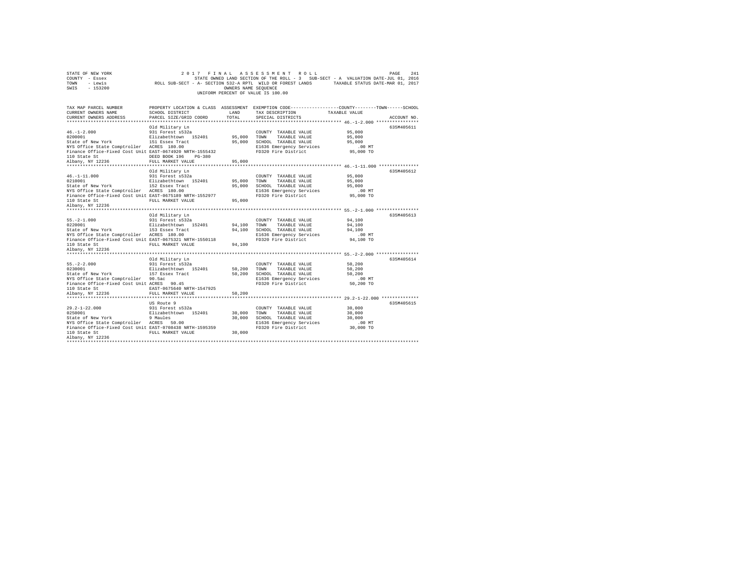```
STATE OF NEW YORK              2 0 1 7   F I N A L   A S S E S S M E N T   R O L L                     PAGE  241
COUNTY  - Essex                 STATE OWNED LAND SECTION OF THE ROLL - 3   SUB-SECT - A  VALUATION DATE-JUL 01, 2016
TOWN    - Lewis         ROLL SUB-SECT - A- SECTION 532-A RPTL  WILD OR FOREST LANDS       TAXABLE STATUS DATE-MAR 01, 2017
SWIS    - 153200                                      OWNERS NAME SEQUENCE
                                                UNIFORM PERCENT OF VALUE IS 100.00

TAX MAP PARCEL NUMBER          PROPERTY LOCATION & CLASS  ASSESSMENT  EXEMPTION CODE------------------COUNTY--------TOWN------SCHOOL
CURRENT OWNERS NAME            SCHOOL DISTRICT             LAND       TAX DESCRIPTION              TAXABLE VALUE
CURRENT OWNERS ADDRESS         PARCEL SIZE/GRID COORD      TOTAL      SPECIAL DISTRICTS                                 ACCOUNT NO.
*********************************************************************************************** 46.-1-2.000 ****************
                               Old Military Ln                                                                      635M405611
46.-1-2.000                    931 Forest s532a                        COUNTY  TAXABLE VALUE             95,000
0200001                        Elizabethtown  152401       95,000      TOWN    TAXABLE VALUE             95,000
State of New York              151 Essex Tract             95,000      SCHOOL  TAXABLE VALUE             95,000
NYS Office State Comptroller   ACRES  180.00                           E1636 Emergency Services            .00 MT
Finance Office-Fixed Cost Unit EAST-0674920 NRTH-1555432               FD320 Fire District              95,000 TO
110 State St                   DEED BOOK 196    PG-380
Albany, NY 12236               FULL MARKET VALUE           95,000
*********************************************************************************************** 46.-1-11.000 ***************
                               Old Military Ln                                                                      635M405612
46.-1-11.000                   931 Forest s532a                        COUNTY  TAXABLE VALUE             95,000
0210001                        Elizabethtown  152401       95,000      TOWN    TAXABLE VALUE             95,000
State of New York              152 Essex Tract             95,000      SCHOOL  TAXABLE VALUE             95,000
NYS Office State Comptroller   ACRES  180.00                           E1636 Emergency Services            .00 MT
Finance Office-Fixed Cost Unit EAST-0675189 NRTH-1552977               FD320 Fire District              95,000 TO
110 State St                   FULL MARKET VALUE           95,000
Albany, NY 12236
*********************************************************************************************** 55.-2-1.000 ****************
                               Old Military Ln                                                                      635M405613
55.-2-1.000                    931 Forest s532a                        COUNTY  TAXABLE VALUE             94,100
0220001                        Elizabethtown  152401       94,100      TOWN    TAXABLE VALUE             94,100
State of New York              153 Essex Tract             94,100      SCHOOL  TAXABLE VALUE             94,100
NYS Office State Comptroller   ACRES  180.00                           E1636 Emergency Services            .00 MT
Finance Office-Fixed Cost Unit EAST-0675321 NRTH-1550118               FD320 Fire District              94,100 TO
110 State St                   FULL MARKET VALUE           94,100
Albany, NY 12236
*********************************************************************************************** 55.-2-2.000 ****************
                               Old Military Ln                                                                      635M405614
55.-2-2.000                    931 Forest s532a                        COUNTY  TAXABLE VALUE             50,200
0230001                        Elizabethtown  152401       50,200      TOWN    TAXABLE VALUE             50,200
State of New York              157 Essex Tract             50,200      SCHOOL  TAXABLE VALUE             50,200
NYS Office State Comptroller   90.5ac                                  E1636 Emergency Services            .00 MT
Finance Office-Fixed Cost Unit ACRES   90.45                           FD320 Fire District              50,200 TO
110 State St                   EAST-0675640 NRTH-1547925
Albany, NY 12236               FULL MARKET VALUE           50,200
*********************************************************************************************** 29.2-1-22.000 **************
                               US Route 9                                                                           635M405615
29.2-1-22.000                  931 Forest s532a                        COUNTY  TAXABLE VALUE             30,000
0250001                        Elizabethtown  152401       30,000      TOWN    TAXABLE VALUE             30,000
State of New York              9 Maules                    30,000      SCHOOL  TAXABLE VALUE             30,000
NYS Office State Comptroller   ACRES   50.00                           E1636 Emergency Services            .00 MT
Finance Office-Fixed Cost Unit EAST-0708438 NRTH-1595359               FD320 Fire District              30,000 TO
110 State St                   FULL MARKET VALUE           30,000
Albany, NY 12236
****************************************************************************************************************************
```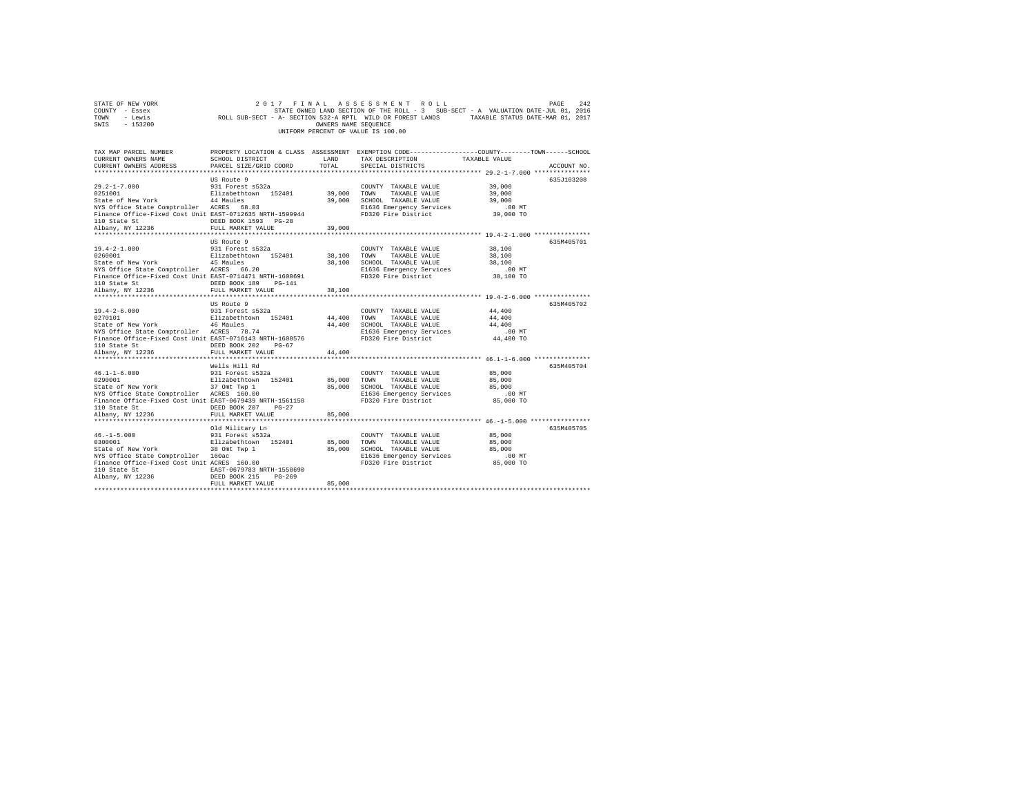STATE OF NEW YORK                    2 0 1 7   F I N A L   A S S E S S M E N T   R O L L
COUNTY - Essex                       STATE OWNED LAND SECTION OF THE ROLL - 3   SUB-SECT - A  VALUATION DATE-JUL 01, 2016
TOWN   - Lewis                       ROLL SUB-SECT - A- SECTION 532-A RPTL  WILD OR FOREST LANDS      TAXABLE STATUS DATE-MAR 01, 2017
SWIS   - 153200                      OWNERS NAME SEQUENCE
                                     UNIFORM PERCENT OF VALUE IS 100.00

| TAX MAP PARCEL NUMBER / CURRENT OWNERS NAME / CURRENT OWNERS ADDRESS | PROPERTY LOCATION & CLASS / SCHOOL DISTRICT / PARCEL SIZE/GRID COORD | ASSESSMENT LAND | TOTAL | EXEMPTION CODE / TAX DESCRIPTION / SPECIAL DISTRICTS | TAXABLE VALUE (COUNTY--TOWN--SCHOOL) | ACCOUNT NO. |
|---|---|---|---|---|---|---|
| 29.2-1-7.000 | US Route 9 | | | | | 635J103208 |
| 0251001 | 931 Forest s532a | | | COUNTY TAXABLE VALUE | 39,000 | |
| State of New York | Elizabethtown 152401 | 39,000 | | TOWN TAXABLE VALUE | 39,000 | |
| NYS Office State Comptroller | 44 Maules | | 39,000 | SCHOOL TAXABLE VALUE | 39,000 | |
| Finance Office-Fixed Cost Unit | ACRES 68.03 | | | E1636 Emergency Services | .00 MT | |
| 110 State St | EAST-0712635 NRTH-1599944 | | | FD320 Fire District | 39,000 TO | |
| Albany, NY 12236 | DEED BOOK 1593 PG-28 | | | | | |
| | FULL MARKET VALUE | | 39,000 | | | |
| 19.4-2-1.000 | US Route 9 | | | | | 635M405701 |
| 0260001 | 931 Forest s532a | | | COUNTY TAXABLE VALUE | 38,100 | |
| State of New York | Elizabethtown 152401 | 38,100 | | TOWN TAXABLE VALUE | 38,100 | |
| NYS Office State Comptroller | 45 Maules | | 38,100 | SCHOOL TAXABLE VALUE | 38,100 | |
| Finance Office-Fixed Cost Unit | ACRES 66.20 | | | E1636 Emergency Services | .00 MT | |
| 110 State St | EAST-0714471 NRTH-1600691 | | | FD320 Fire District | 38,100 TO | |
| Albany, NY 12236 | DEED BOOK 189 PG-141 | | | | | |
| | FULL MARKET VALUE | | 38,100 | | | |
| 19.4-2-6.000 | US Route 9 | | | | | 635M405702 |
| 0270101 | 931 Forest s532a | | | COUNTY TAXABLE VALUE | 44,400 | |
| State of New York | Elizabethtown 152401 | 44,400 | | TOWN TAXABLE VALUE | 44,400 | |
| NYS Office State Comptroller | 46 Maules | | 44,400 | SCHOOL TAXABLE VALUE | 44,400 | |
| Finance Office-Fixed Cost Unit | ACRES 78.74 | | | E1636 Emergency Services | .00 MT | |
| 110 State St | EAST-0716143 NRTH-1600576 | | | FD320 Fire District | 44,400 TO | |
| Albany, NY 12236 | DEED BOOK 202 PG-67 | | | | | |
| | FULL MARKET VALUE | | 44,400 | | | |
| 46.1-1-6.000 | Wells Hill Rd | | | | | 635M405704 |
| 0290001 | 931 Forest s532a | | | COUNTY TAXABLE VALUE | 85,000 | |
| State of New York | Elizabethtown 152401 | 85,000 | | TOWN TAXABLE VALUE | 85,000 | |
| NYS Office State Comptroller | 37 Omt Twp 1 | | 85,000 | SCHOOL TAXABLE VALUE | 85,000 | |
| Finance Office-Fixed Cost Unit | ACRES 160.00 | | | E1636 Emergency Services | .00 MT | |
| 110 State St | EAST-0679439 NRTH-1561158 | | | FD320 Fire District | 85,000 TO | |
| Albany, NY 12236 | DEED BOOK 207 PG-27 | | | | | |
| | FULL MARKET VALUE | | 85,000 | | | |
| 46.-1-5.000 | Old Military Ln | | | | | 635M405705 |
| 0300001 | 931 Forest s532a | | | COUNTY TAXABLE VALUE | 85,000 | |
| State of New York | Elizabethtown 152401 | 85,000 | | TOWN TAXABLE VALUE | 85,000 | |
| NYS Office State Comptroller | 38 Omt Twp 1 | | 85,000 | SCHOOL TAXABLE VALUE | 85,000 | |
| Finance Office-Fixed Cost Unit | 160ac | | | E1636 Emergency Services | .00 MT | |
| 110 State St | ACRES 160.00 | | | FD320 Fire District | 85,000 TO | |
| Albany, NY 12236 | EAST-0679783 NRTH-1558690 | | | | | |
| | DEED BOOK 215 PG-269 | | | | | |
| | FULL MARKET VALUE | | 85,000 | | | |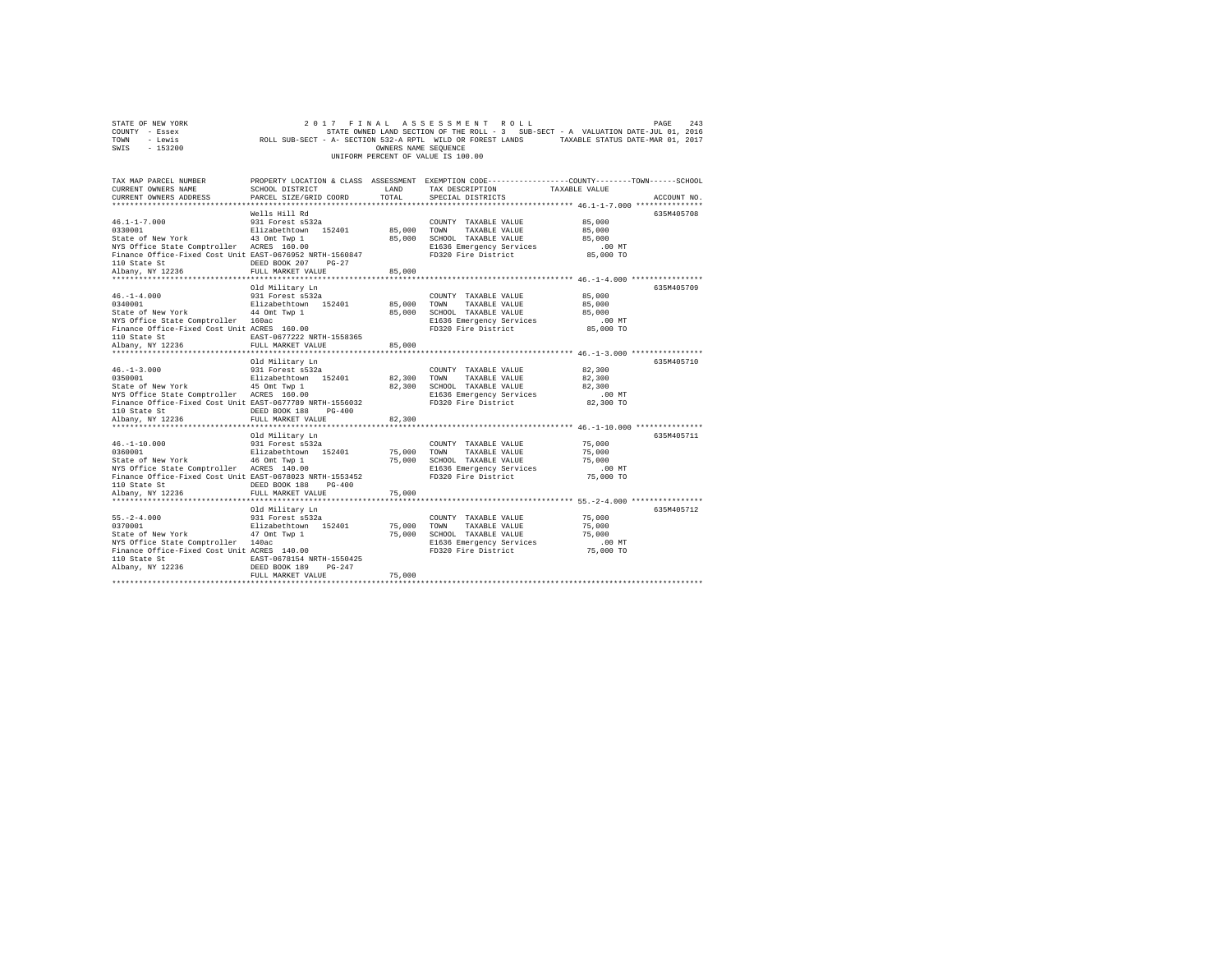STATE OF NEW YORK                2 0 1 7   F I N A L   A S S E S S M E N T   R O L L
COUNTY - Essex                   STATE OWNED LAND SECTION OF THE ROLL - 3   SUB-SECT - A  VALUATION DATE-JUL 01, 2016
TOWN   - Lewis                   ROLL SUB-SECT - A- SECTION 532-A RPTL  WILD OR FOREST LANDS      TAXABLE STATUS DATE-MAR 01, 2017
SWIS   - 153200                  OWNERS NAME SEQUENCE
UNIFORM PERCENT OF VALUE IS 100.00

| TAX MAP PARCEL NUMBER / CURRENT OWNERS NAME / CURRENT OWNERS ADDRESS | PROPERTY LOCATION & CLASS / SCHOOL DISTRICT / PARCEL SIZE/GRID COORD | ASSESSMENT LAND | TOTAL | EXEMPTION CODE / TAX DESCRIPTION / SPECIAL DISTRICTS | COUNTY / TOWN / SCHOOL TAXABLE VALUE | ACCOUNT NO. |
|---|---|---|---|---|---|---|
| **46.1-1-7.000** | Wells Hill Rd | | | | | 635M405708 |
| 46.1-1-7.000 | 931 Forest s532a | | | COUNTY TAXABLE VALUE | 85,000 | |
| 0330001 | Elizabethtown 152401 | 85,000 | | TOWN TAXABLE VALUE | 85,000 | |
| State of New York | 43 Omt Twp 1 | | 85,000 | SCHOOL TAXABLE VALUE | 85,000 | |
| NYS Office State Comptroller | ACRES 160.00 | | | E1636 Emergency Services | .00 MT | |
| Finance Office-Fixed Cost Unit | EAST-0676952 NRTH-1560847 | | | FD320 Fire District | 85,000 TO | |
| 110 State St | DEED BOOK 207 PG-27 | | | | | |
| Albany, NY 12236 | FULL MARKET VALUE | | 85,000 | | | |
| **46.-1-4.000** | Old Military Ln | | | | | 635M405709 |
| 46.-1-4.000 | 931 Forest s532a | | | COUNTY TAXABLE VALUE | 85,000 | |
| 0340001 | Elizabethtown 152401 | 85,000 | | TOWN TAXABLE VALUE | 85,000 | |
| State of New York | 44 Omt Twp 1 | | 85,000 | SCHOOL TAXABLE VALUE | 85,000 | |
| NYS Office State Comptroller | 160ac | | | E1636 Emergency Services | .00 MT | |
| Finance Office-Fixed Cost Unit | ACRES 160.00 | | | FD320 Fire District | 85,000 TO | |
| 110 State St | EAST-0677222 NRTH-1558365 | | | | | |
| Albany, NY 12236 | FULL MARKET VALUE | | 85,000 | | | |
| **46.-1-3.000** | Old Military Ln | | | | | 635M405710 |
| 46.-1-3.000 | 931 Forest s532a | | | COUNTY TAXABLE VALUE | 82,300 | |
| 0350001 | Elizabethtown 152401 | 82,300 | | TOWN TAXABLE VALUE | 82,300 | |
| State of New York | 45 Omt Twp 1 | | 82,300 | SCHOOL TAXABLE VALUE | 82,300 | |
| NYS Office State Comptroller | ACRES 160.00 | | | E1636 Emergency Services | .00 MT | |
| Finance Office-Fixed Cost Unit | EAST-0677709 NRTH-1556032 | | | FD320 Fire District | 82,300 TO | |
| 110 State St | DEED BOOK 188 PG-400 | | | | | |
| Albany, NY 12236 | FULL MARKET VALUE | | 82,300 | | | |
| **46.-1-10.000** | Old Military Ln | | | | | 635M405711 |
| 46.-1-10.000 | 931 Forest s532a | | | COUNTY TAXABLE VALUE | 75,000 | |
| 0360001 | Elizabethtown 152401 | 75,000 | | TOWN TAXABLE VALUE | 75,000 | |
| State of New York | 46 Omt Twp 1 | | 75,000 | SCHOOL TAXABLE VALUE | 75,000 | |
| NYS Office State Comptroller | ACRES 140.00 | | | E1636 Emergency Services | .00 MT | |
| Finance Office-Fixed Cost Unit | EAST-0678023 NRTH-1553452 | | | FD320 Fire District | 75,000 TO | |
| 110 State St | DEED BOOK 188 PG-400 | | | | | |
| Albany, NY 12236 | FULL MARKET VALUE | | 75,000 | | | |
| **55.-2-4.000** | Old Military Ln | | | | | 635M405712 |
| 55.-2-4.000 | 931 Forest s532a | | | COUNTY TAXABLE VALUE | 75,000 | |
| 0370001 | Elizabethtown 152401 | 75,000 | | TOWN TAXABLE VALUE | 75,000 | |
| State of New York | 47 Omt Twp 1 | | 75,000 | SCHOOL TAXABLE VALUE | 75,000 | |
| NYS Office State Comptroller | 140ac | | | E1636 Emergency Services | .00 MT | |
| Finance Office-Fixed Cost Unit | ACRES 140.00 | | | FD320 Fire District | 75,000 TO | |
| 110 State St | EAST-0678154 NRTH-1550425 | | | | | |
| Albany, NY 12236 | DEED BOOK 189 PG-247 | | | | | |
| | FULL MARKET VALUE | | 75,000 | | | |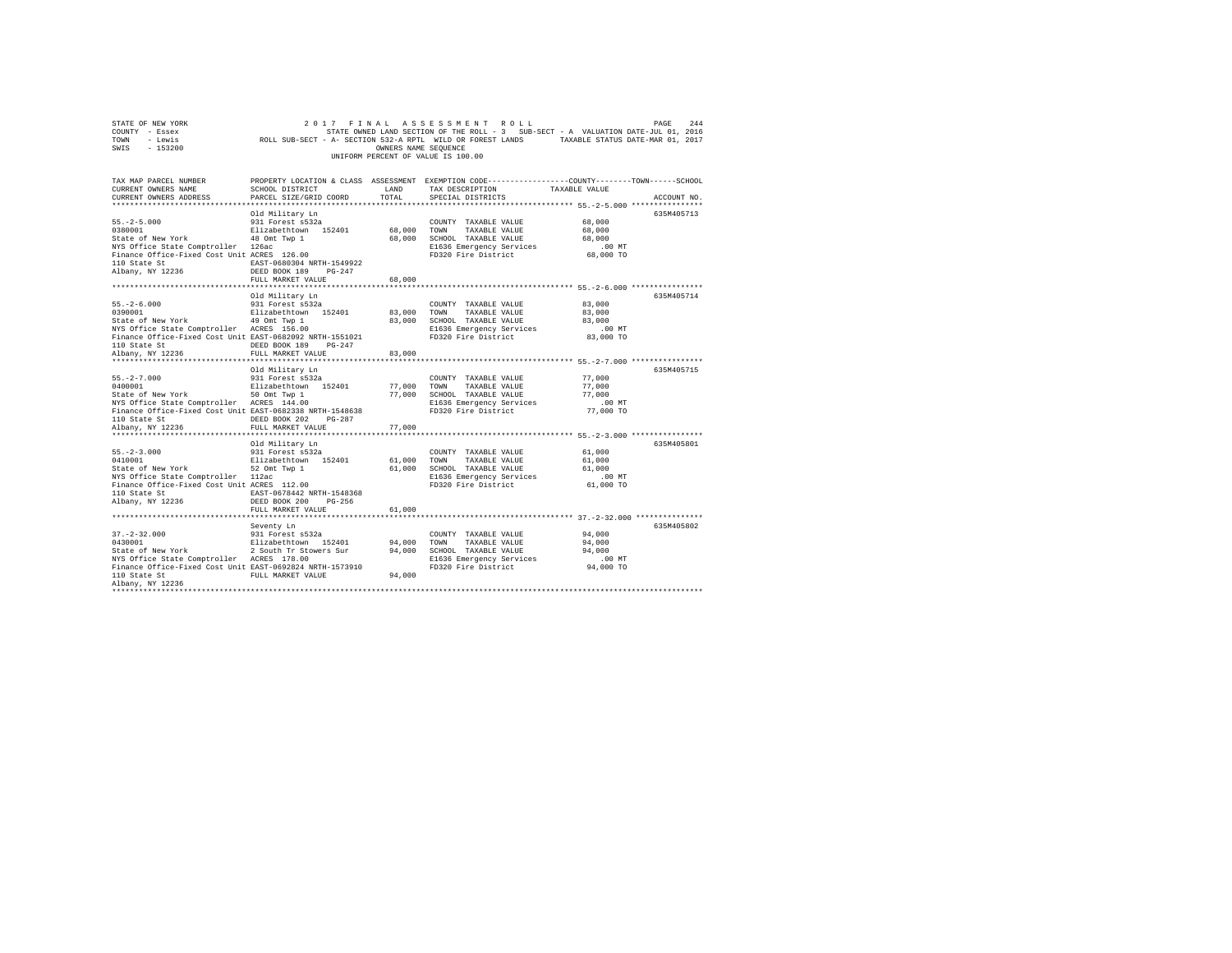STATE OF NEW YORK — 2017 FINAL ASSESSMENT ROLL
COUNTY - Essex — STATE OWNED LAND SECTION OF THE ROLL - 3 SUB-SECT - A VALUATION DATE-JUL 01, 2016
TOWN - Lewis — ROLL SUB-SECT - A- SECTION 532-A RPTL WILD OR FOREST LANDS — TAXABLE STATUS DATE-MAR 01, 2017
SWIS - 153200 — OWNERS NAME SEQUENCE
UNIFORM PERCENT OF VALUE IS 100.00

| TAX MAP PARCEL NUMBER / CURRENT OWNERS NAME / CURRENT OWNERS ADDRESS | PROPERTY LOCATION & CLASS / SCHOOL DISTRICT / PARCEL SIZE/GRID COORD | ASSESSMENT LAND | TOTAL | EXEMPTION CODE / TAX DESCRIPTION / SPECIAL DISTRICTS | COUNTY--TOWN--SCHOOL TAXABLE VALUE | ACCOUNT NO. |
|---|---|---|---|---|---|---|
| **55.-2-5.000** | Old Military Ln | | | | | 635M405713 |
| 55.-2-5.000 | 931 Forest s532a | | | COUNTY TAXABLE VALUE | 68,000 | |
| 0380001 | Elizabethtown 152401 | 68,000 | | TOWN TAXABLE VALUE | 68,000 | |
| State of New York | 48 Omt Twp 1 | | 68,000 | SCHOOL TAXABLE VALUE | 68,000 | |
| NYS Office State Comptroller | 126ac | | | E1636 Emergency Services | .00 MT | |
| Finance Office-Fixed Cost Unit | ACRES 126.00 | | | FD320 Fire District | 68,000 TO | |
| 110 State St | EAST-0680304 NRTH-1549922 | | | | | |
| Albany, NY 12236 | DEED BOOK 189 PG-247 | | | | | |
| | FULL MARKET VALUE | | 68,000 | | | |
| **55.-2-6.000** | Old Military Ln | | | | | 635M405714 |
| 55.-2-6.000 | 931 Forest s532a | | | COUNTY TAXABLE VALUE | 83,000 | |
| 0390001 | Elizabethtown 152401 | 83,000 | | TOWN TAXABLE VALUE | 83,000 | |
| State of New York | 49 Omt Twp 1 | | 83,000 | SCHOOL TAXABLE VALUE | 83,000 | |
| NYS Office State Comptroller | ACRES 156.00 | | | E1636 Emergency Services | .00 MT | |
| Finance Office-Fixed Cost Unit | EAST-0682092 NRTH-1551021 | | | FD320 Fire District | 83,000 TO | |
| 110 State St | DEED BOOK 189 PG-247 | | | | | |
| Albany, NY 12236 | FULL MARKET VALUE | | 83,000 | | | |
| **55.-2-7.000** | Old Military Ln | | | | | 635M405715 |
| 55.-2-7.000 | 931 Forest s532a | | | COUNTY TAXABLE VALUE | 77,000 | |
| 0400001 | Elizabethtown 152401 | 77,000 | | TOWN TAXABLE VALUE | 77,000 | |
| State of New York | 50 Omt Twp 1 | | 77,000 | SCHOOL TAXABLE VALUE | 77,000 | |
| NYS Office State Comptroller | ACRES 144.00 | | | E1636 Emergency Services | .00 MT | |
| Finance Office-Fixed Cost Unit | EAST-0682338 NRTH-1548638 | | | FD320 Fire District | 77,000 TO | |
| 110 State St | DEED BOOK 202 PG-287 | | | | | |
| Albany, NY 12236 | FULL MARKET VALUE | | 77,000 | | | |
| **55.-2-3.000** | Old Military Ln | | | | | 635M405801 |
| 55.-2-3.000 | 931 Forest s532a | | | COUNTY TAXABLE VALUE | 61,000 | |
| 0410001 | Elizabethtown 152401 | 61,000 | | TOWN TAXABLE VALUE | 61,000 | |
| State of New York | 52 Omt Twp 1 | | 61,000 | SCHOOL TAXABLE VALUE | 61,000 | |
| NYS Office State Comptroller | 112ac | | | E1636 Emergency Services | .00 MT | |
| Finance Office-Fixed Cost Unit | ACRES 112.00 | | | FD320 Fire District | 61,000 TO | |
| 110 State St | EAST-0678442 NRTH-1548368 | | | | | |
| Albany, NY 12236 | DEED BOOK 200 PG-256 | | | | | |
| | FULL MARKET VALUE | | 61,000 | | | |
| **37.-2-32.000** | Seventy Ln | | | | | 635M405802 |
| 37.-2-32.000 | 931 Forest s532a | | | COUNTY TAXABLE VALUE | 94,000 | |
| 0430001 | Elizabethtown 152401 | 94,000 | | TOWN TAXABLE VALUE | 94,000 | |
| State of New York | 2 South Tr Stowers Sur | | 94,000 | SCHOOL TAXABLE VALUE | 94,000 | |
| NYS Office State Comptroller | ACRES 178.00 | | | E1636 Emergency Services | .00 MT | |
| Finance Office-Fixed Cost Unit | EAST-0692824 NRTH-1573910 | | | FD320 Fire District | 94,000 TO | |
| 110 State St | FULL MARKET VALUE | | 94,000 | | | |
| Albany, NY 12236 | | | | | | |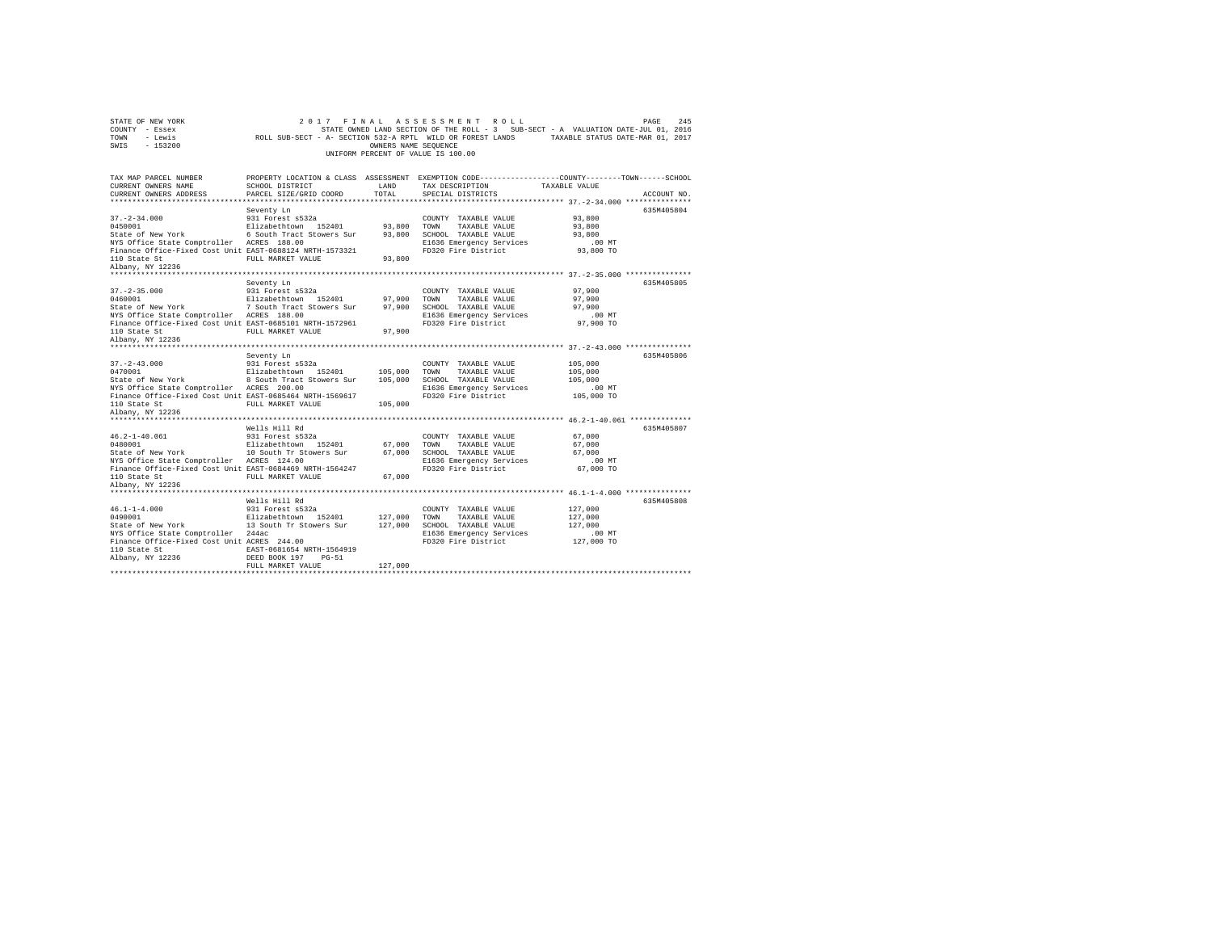STATE OF NEW YORK — 2017 FINAL ASSESSMENT ROLL
COUNTY - Essex — STATE OWNED LAND SECTION OF THE ROLL - 3 SUB-SECT - A VALUATION DATE-JUL 01, 2016
TOWN - Lewis — ROLL SUB-SECT - A- SECTION 532-A RPTL WILD OR FOREST LANDS — TAXABLE STATUS DATE-MAR 01, 2017
SWIS - 153200 — OWNERS NAME SEQUENCE
UNIFORM PERCENT OF VALUE IS 100.00

| TAX MAP PARCEL NUMBER / CURRENT OWNERS NAME / CURRENT OWNERS ADDRESS | PROPERTY LOCATION & CLASS / SCHOOL DISTRICT / PARCEL SIZE/GRID COORD | ASSESSMENT LAND / TOTAL | EXEMPTION CODE / TAX DESCRIPTION / SPECIAL DISTRICTS | COUNTY--------TOWN------SCHOOL TAXABLE VALUE | ACCOUNT NO. |
|---|---|---|---|---|---|
| 37.-2-34.000 | Seventy Ln | | | | 635M405804 |
| 37.-2-34.000 | 931 Forest s532a | | COUNTY TAXABLE VALUE | 93,800 | |
| 0450001 | Elizabethtown 152401 | 93,800 | TOWN TAXABLE VALUE | 93,800 | |
| State of New York | 6 South Tract Stowers Sur | 93,800 | SCHOOL TAXABLE VALUE | 93,800 | |
| NYS Office State Comptroller | ACRES 188.00 | | E1636 Emergency Services | .00 MT | |
| Finance Office-Fixed Cost Unit | EAST-0688124 NRTH-1573321 | | FD320 Fire District | 93,800 TO | |
| 110 State St | FULL MARKET VALUE | 93,800 | | | |
| Albany, NY 12236 | | | | | |
| 37.-2-35.000 | Seventy Ln | | | | 635M405805 |
| 37.-2-35.000 | 931 Forest s532a | | COUNTY TAXABLE VALUE | 97,900 | |
| 0460001 | Elizabethtown 152401 | 97,900 | TOWN TAXABLE VALUE | 97,900 | |
| State of New York | 7 South Tract Stowers Sur | 97,900 | SCHOOL TAXABLE VALUE | 97,900 | |
| NYS Office State Comptroller | ACRES 188.00 | | E1636 Emergency Services | .00 MT | |
| Finance Office-Fixed Cost Unit | EAST-0685101 NRTH-1572961 | | FD320 Fire District | 97,900 TO | |
| 110 State St | FULL MARKET VALUE | 97,900 | | | |
| Albany, NY 12236 | | | | | |
| 37.-2-43.000 | Seventy Ln | | | | 635M405806 |
| 37.-2-43.000 | 931 Forest s532a | | COUNTY TAXABLE VALUE | 105,000 | |
| 0470001 | Elizabethtown 152401 | 105,000 | TOWN TAXABLE VALUE | 105,000 | |
| State of New York | 8 South Tract Stowers Sur | 105,000 | SCHOOL TAXABLE VALUE | 105,000 | |
| NYS Office State Comptroller | ACRES 200.00 | | E1636 Emergency Services | .00 MT | |
| Finance Office-Fixed Cost Unit | EAST-0685464 NRTH-1569617 | | FD320 Fire District | 105,000 TO | |
| 110 State St | FULL MARKET VALUE | 105,000 | | | |
| Albany, NY 12236 | | | | | |
| 46.2-1-40.061 | Wells Hill Rd | | | | 635M405807 |
| 46.2-1-40.061 | 931 Forest s532a | | COUNTY TAXABLE VALUE | 67,000 | |
| 0480001 | Elizabethtown 152401 | 67,000 | TOWN TAXABLE VALUE | 67,000 | |
| State of New York | 10 South Tr Stowers Sur | 67,000 | SCHOOL TAXABLE VALUE | 67,000 | |
| NYS Office State Comptroller | ACRES 124.00 | | E1636 Emergency Services | .00 MT | |
| Finance Office-Fixed Cost Unit | EAST-0684469 NRTH-1564247 | | FD320 Fire District | 67,000 TO | |
| 110 State St | FULL MARKET VALUE | 67,000 | | | |
| Albany, NY 12236 | | | | | |
| 46.1-1-4.000 | Wells Hill Rd | | | | 635M405808 |
| 46.1-1-4.000 | 931 Forest s532a | | COUNTY TAXABLE VALUE | 127,000 | |
| 0490001 | Elizabethtown 152401 | 127,000 | TOWN TAXABLE VALUE | 127,000 | |
| State of New York | 13 South Tr Stowers Sur | 127,000 | SCHOOL TAXABLE VALUE | 127,000 | |
| NYS Office State Comptroller | 244ac | | E1636 Emergency Services | .00 MT | |
| Finance Office-Fixed Cost Unit | ACRES 244.00 | | FD320 Fire District | 127,000 TO | |
| 110 State St | EAST-0681654 NRTH-1564919 | | | | |
| Albany, NY 12236 | DEED BOOK 197 PG-51 | | | | |
| | FULL MARKET VALUE | 127,000 | | | |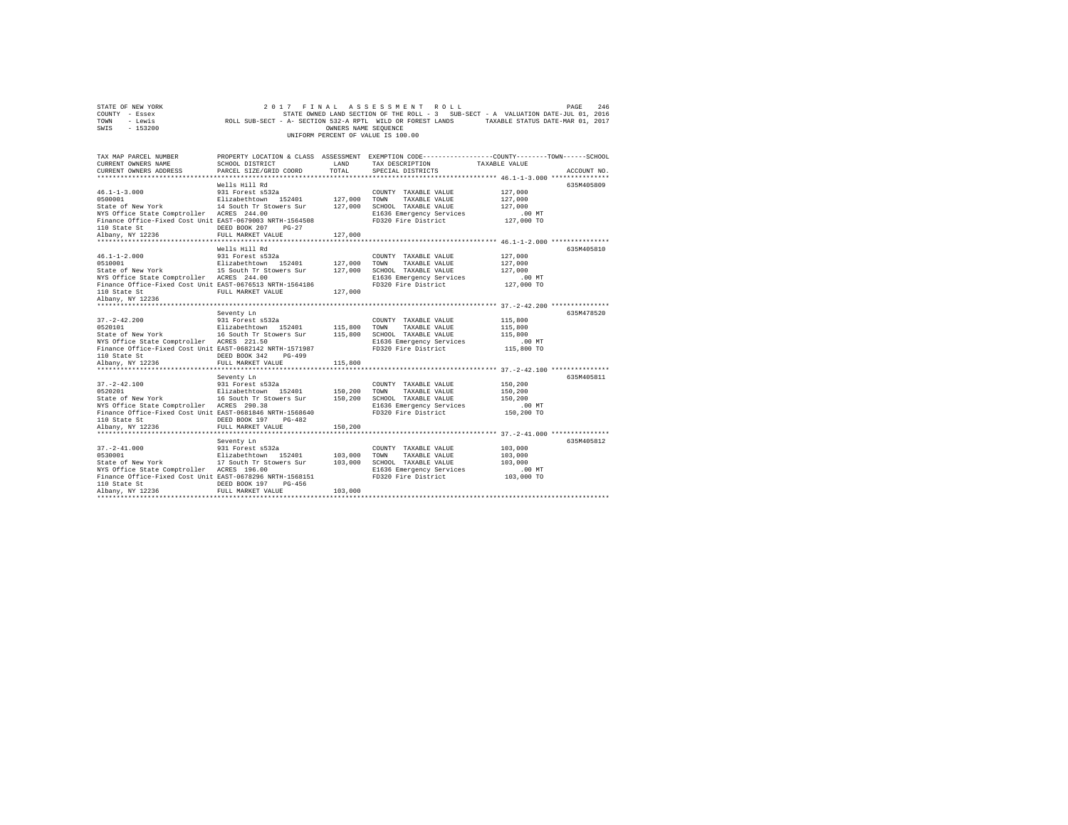STATE OF NEW YORK
COUNTY - Essex
TOWN - Lewis
SWIS - 153200

2 0 1 7 F I N A L A S S E S S M E N T R O L L
STATE OWNED LAND SECTION OF THE ROLL - 3 SUB-SECT - A VALUATION DATE-JUL 01, 2016
ROLL SUB-SECT - A- SECTION 532-A RPTL WILD OR FOREST LANDS TAXABLE STATUS DATE-MAR 01, 2017
OWNERS NAME SEQUENCE
UNIFORM PERCENT OF VALUE IS 100.00

| TAX MAP PARCEL NUMBER / CURRENT OWNERS NAME / CURRENT OWNERS ADDRESS | PROPERTY LOCATION & CLASS / SCHOOL DISTRICT / PARCEL SIZE/GRID COORD | ASSESSMENT LAND / TOTAL | EXEMPTION CODE / TAX DESCRIPTION / SPECIAL DISTRICTS | COUNTY / TOWN / SCHOOL TAXABLE VALUE | ACCOUNT NO. |
|---|---|---|---|---|---|
| 46.1-1-3.000 | Wells Hill Rd | | | | 635M405809 |
| 46.1-1-3.000 | 931 Forest s532a | | COUNTY TAXABLE VALUE | 127,000 | |
| 0500001 | Elizabethtown 152401 | 127,000 | TOWN TAXABLE VALUE | 127,000 | |
| State of New York | 14 South Tr Stowers Sur | 127,000 | SCHOOL TAXABLE VALUE | 127,000 | |
| NYS Office State Comptroller | ACRES 244.00 | | E1636 Emergency Services | .00 MT | |
| Finance Office-Fixed Cost Unit | EAST-0679003 NRTH-1564508 | | FD320 Fire District | 127,000 TO | |
| 110 State St | DEED BOOK 207 PG-27 | | | | |
| Albany, NY 12236 | FULL MARKET VALUE | 127,000 | | | |
| 46.1-1-2.000 | Wells Hill Rd | | | | 635M405810 |
| 46.1-1-2.000 | 931 Forest s532a | | COUNTY TAXABLE VALUE | 127,000 | |
| 0510001 | Elizabethtown 152401 | 127,000 | TOWN TAXABLE VALUE | 127,000 | |
| State of New York | 15 South Tr Stowers Sur | 127,000 | SCHOOL TAXABLE VALUE | 127,000 | |
| NYS Office State Comptroller | ACRES 244.00 | | E1636 Emergency Services | .00 MT | |
| Finance Office-Fixed Cost Unit | EAST-0676513 NRTH-1564186 | | FD320 Fire District | 127,000 TO | |
| 110 State St | FULL MARKET VALUE | 127,000 | | | |
| Albany, NY 12236 | | | | | |
| 37.-2-42.200 | Seventy Ln | | | | 635M478520 |
| 37.-2-42.200 | 931 Forest s532a | | COUNTY TAXABLE VALUE | 115,800 | |
| 0520101 | Elizabethtown 152401 | 115,800 | TOWN TAXABLE VALUE | 115,800 | |
| State of New York | 16 South Tr Stowers Sur | 115,800 | SCHOOL TAXABLE VALUE | 115,800 | |
| NYS Office State Comptroller | ACRES 221.50 | | E1636 Emergency Services | .00 MT | |
| Finance Office-Fixed Cost Unit | EAST-0682142 NRTH-1571987 | | FD320 Fire District | 115,800 TO | |
| 110 State St | DEED BOOK 342 PG-499 | | | | |
| Albany, NY 12236 | FULL MARKET VALUE | 115,800 | | | |
| 37.-2-42.100 | Seventy Ln | | | | 635M405811 |
| 37.-2-42.100 | 931 Forest s532a | | COUNTY TAXABLE VALUE | 150,200 | |
| 0520201 | Elizabethtown 152401 | 150,200 | TOWN TAXABLE VALUE | 150,200 | |
| State of New York | 16 South Tr Stowers Sur | 150,200 | SCHOOL TAXABLE VALUE | 150,200 | |
| NYS Office State Comptroller | ACRES 290.38 | | E1636 Emergency Services | .00 MT | |
| Finance Office-Fixed Cost Unit | EAST-0681846 NRTH-1568640 | | FD320 Fire District | 150,200 TO | |
| 110 State St | DEED BOOK 197 PG-482 | | | | |
| Albany, NY 12236 | FULL MARKET VALUE | 150,200 | | | |
| 37.-2-41.000 | Seventy Ln | | | | 635M405812 |
| 37.-2-41.000 | 931 Forest s532a | | COUNTY TAXABLE VALUE | 103,000 | |
| 0530001 | Elizabethtown 152401 | 103,000 | TOWN TAXABLE VALUE | 103,000 | |
| State of New York | 17 South Tr Stowers Sur | 103,000 | SCHOOL TAXABLE VALUE | 103,000 | |
| NYS Office State Comptroller | ACRES 196.00 | | E1636 Emergency Services | .00 MT | |
| Finance Office-Fixed Cost Unit | EAST-0678296 NRTH-1568151 | | FD320 Fire District | 103,000 TO | |
| 110 State St | DEED BOOK 197 PG-456 | | | | |
| Albany, NY 12236 | FULL MARKET VALUE | 103,000 | | | |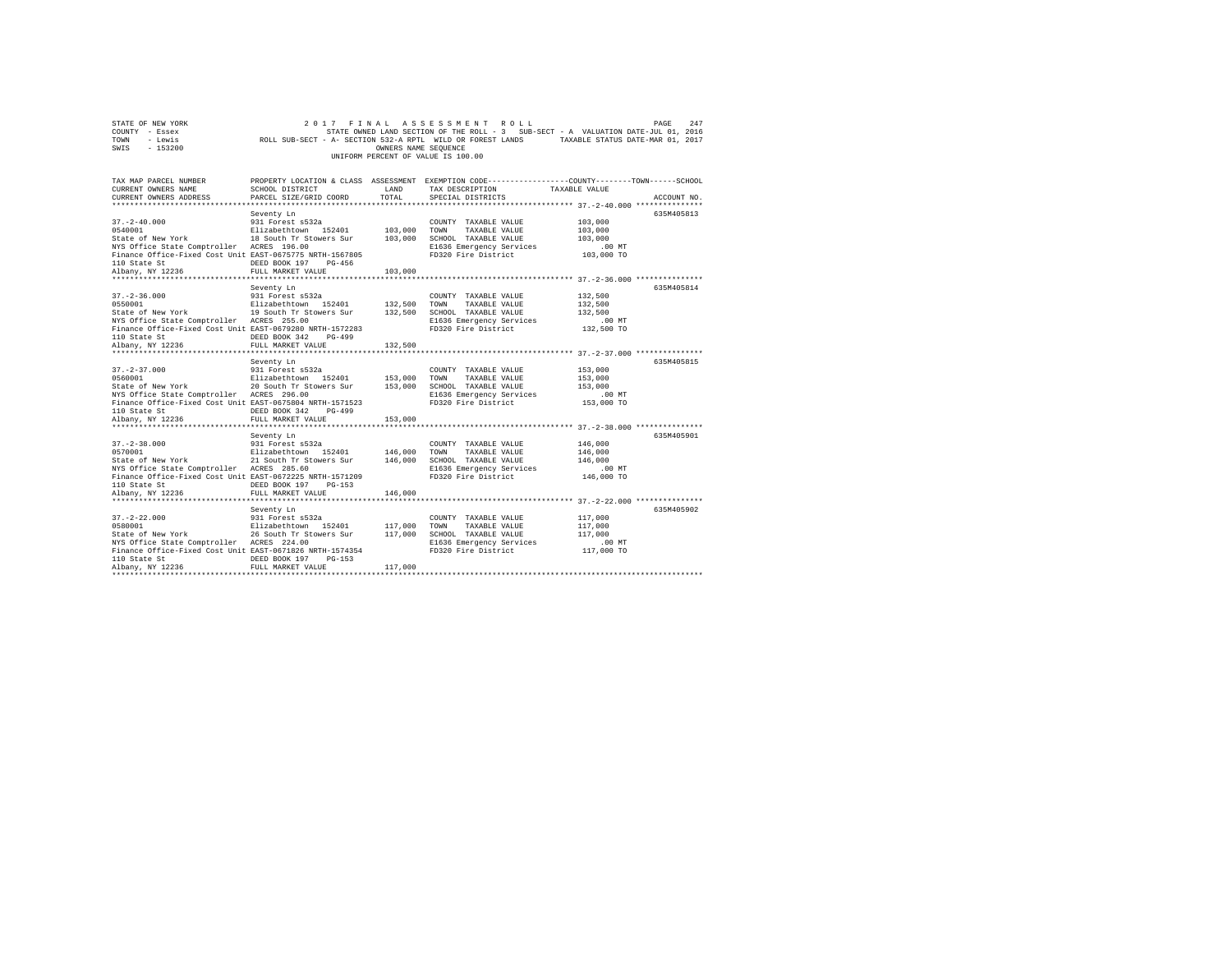STATE OF NEW YORK 2 0 1 7 F I N A L A S S E S S M E N T R O L L
COUNTY - Essex STATE OWNED LAND SECTION OF THE ROLL - 3 SUB-SECT - A VALUATION DATE-JUL 01, 2016
TOWN - Lewis ROLL SUB-SECT - A- SECTION 532-A RPTL WILD OR FOREST LANDS TAXABLE STATUS DATE-MAR 01, 2017
SWIS - 153200 OWNERS NAME SEQUENCE
UNIFORM PERCENT OF VALUE IS 100.00

| TAX MAP PARCEL NUMBER / CURRENT OWNERS NAME / CURRENT OWNERS ADDRESS | PROPERTY LOCATION & CLASS / SCHOOL DISTRICT / PARCEL SIZE/GRID COORD | ASSESSMENT LAND | TOTAL | EXEMPTION CODE / TAX DESCRIPTION / SPECIAL DISTRICTS | TAXABLE VALUE | ACCOUNT NO. |
|---|---|---|---|---|---|---|
| 37.-2-40.000 | Seventy Ln | | | | | 635M405813 |
| 0540001 | 931 Forest s532a | | | COUNTY TAXABLE VALUE | 103,000 | |
| State of New York | Elizabethtown 152401 | 103,000 | | TOWN TAXABLE VALUE | 103,000 | |
| NYS Office State Comptroller | 18 South Tr Stowers Sur | | 103,000 | SCHOOL TAXABLE VALUE | 103,000 | |
| Finance Office-Fixed Cost Unit | ACRES 196.00 | | | E1636 Emergency Services | .00 MT | |
| 110 State St | EAST-0675775 NRTH-1567805 | | | FD320 Fire District | 103,000 TO | |
| Albany, NY 12236 | DEED BOOK 197 PG-456 | | | | | |
| | FULL MARKET VALUE | | 103,000 | | | |
| 37.-2-36.000 | Seventy Ln | | | | | 635M405814 |
| 0550001 | 931 Forest s532a | | | COUNTY TAXABLE VALUE | 132,500 | |
| State of New York | Elizabethtown 152401 | 132,500 | | TOWN TAXABLE VALUE | 132,500 | |
| NYS Office State Comptroller | 19 South Tr Stowers Sur | | 132,500 | SCHOOL TAXABLE VALUE | 132,500 | |
| Finance Office-Fixed Cost Unit | ACRES 255.00 | | | E1636 Emergency Services | .00 MT | |
| 110 State St | EAST-0679280 NRTH-1572283 | | | FD320 Fire District | 132,500 TO | |
| Albany, NY 12236 | DEED BOOK 342 PG-499 | | | | | |
| | FULL MARKET VALUE | | 132,500 | | | |
| 37.-2-37.000 | Seventy Ln | | | | | 635M405815 |
| 0560001 | 931 Forest s532a | | | COUNTY TAXABLE VALUE | 153,000 | |
| State of New York | Elizabethtown 152401 | 153,000 | | TOWN TAXABLE VALUE | 153,000 | |
| NYS Office State Comptroller | 20 South Tr Stowers Sur | | 153,000 | SCHOOL TAXABLE VALUE | 153,000 | |
| Finance Office-Fixed Cost Unit | ACRES 296.00 | | | E1636 Emergency Services | .00 MT | |
| 110 State St | EAST-0675804 NRTH-1571523 | | | FD320 Fire District | 153,000 TO | |
| Albany, NY 12236 | DEED BOOK 342 PG-499 | | | | | |
| | FULL MARKET VALUE | | 153,000 | | | |
| 37.-2-38.000 | Seventy Ln | | | | | 635M405901 |
| 0570001 | 931 Forest s532a | | | COUNTY TAXABLE VALUE | 146,000 | |
| State of New York | Elizabethtown 152401 | 146,000 | | TOWN TAXABLE VALUE | 146,000 | |
| NYS Office State Comptroller | 21 South Tr Stowers Sur | | 146,000 | SCHOOL TAXABLE VALUE | 146,000 | |
| Finance Office-Fixed Cost Unit | ACRES 285.60 | | | E1636 Emergency Services | .00 MT | |
| 110 State St | EAST-0672225 NRTH-1571209 | | | FD320 Fire District | 146,000 TO | |
| Albany, NY 12236 | DEED BOOK 197 PG-153 | | | | | |
| | FULL MARKET VALUE | | 146,000 | | | |
| 37.-2-22.000 | Seventy Ln | | | | | 635M405902 |
| 0580001 | 931 Forest s532a | | | COUNTY TAXABLE VALUE | 117,000 | |
| State of New York | Elizabethtown 152401 | 117,000 | | TOWN TAXABLE VALUE | 117,000 | |
| NYS Office State Comptroller | 26 South Tr Stowers Sur | | 117,000 | SCHOOL TAXABLE VALUE | 117,000 | |
| Finance Office-Fixed Cost Unit | ACRES 224.00 | | | E1636 Emergency Services | .00 MT | |
| 110 State St | EAST-0671826 NRTH-1574354 | | | FD320 Fire District | 117,000 TO | |
| Albany, NY 12236 | DEED BOOK 197 PG-153 | | | | | |
| | FULL MARKET VALUE | | 117,000 | | | |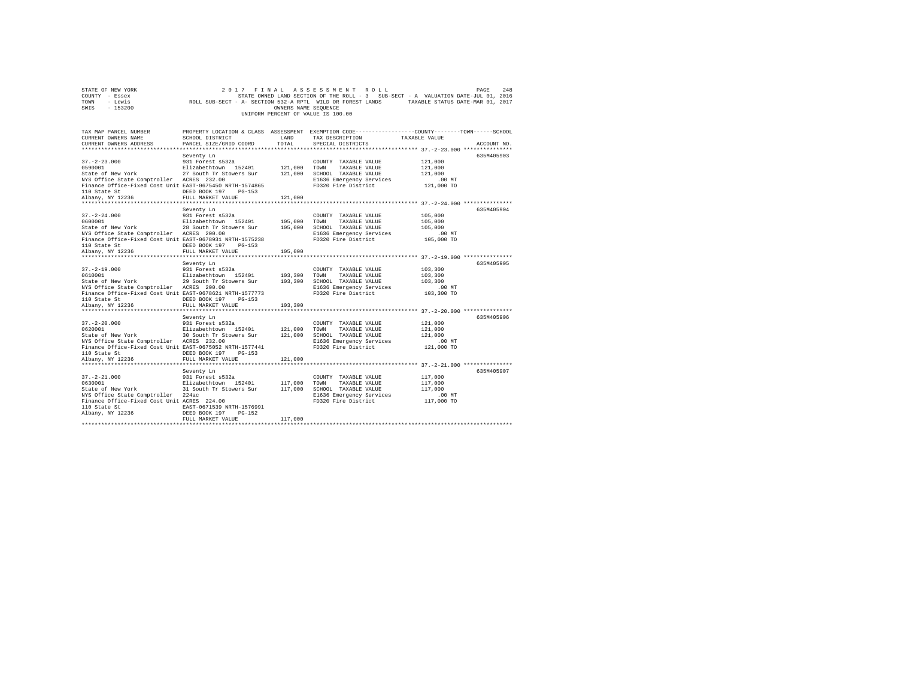STATE OF NEW YORK — 2017 FINAL ASSESSMENT ROLL
COUNTY - Essex — STATE OWNED LAND SECTION OF THE ROLL - 3 SUB-SECT - A VALUATION DATE-JUL 01, 2016
TOWN - Lewis — ROLL SUB-SECT - A- SECTION 532-A RPTL WILD OR FOREST LANDS — TAXABLE STATUS DATE-MAR 01, 2017
SWIS - 153200 — OWNERS NAME SEQUENCE
UNIFORM PERCENT OF VALUE IS 100.00

| TAX MAP PARCEL NUMBER / CURRENT OWNERS NAME / CURRENT OWNERS ADDRESS | PROPERTY LOCATION & CLASS / SCHOOL DISTRICT / PARCEL SIZE/GRID COORD | ASSESSMENT LAND / TOTAL | EXEMPTION CODE / TAX DESCRIPTION / SPECIAL DISTRICTS | TAXABLE VALUE (COUNTY / TOWN / SCHOOL) | ACCOUNT NO. |
|---|---|---|---|---|---|
| 37.-2-23.000 | Seventy Ln | | | | 635M405903 |
| 0590001 | 931 Forest s532a | | COUNTY TAXABLE VALUE | 121,000 | |
| State of New York | Elizabethtown 152401 | 121,000 | TOWN TAXABLE VALUE | 121,000 | |
| NYS Office State Comptroller | 27 South Tr Stowers Sur | 121,000 | SCHOOL TAXABLE VALUE | 121,000 | |
| Finance Office-Fixed Cost Unit | ACRES 232.00 | | E1636 Emergency Services | .00 MT | |
| 110 State St | EAST-0675450 NRTH-1574865 | | FD320 Fire District | 121,000 TO | |
| Albany, NY 12236 | DEED BOOK 197 PG-153 | | | | |
| | FULL MARKET VALUE | 121,000 | | | |
| 37.-2-24.000 | Seventy Ln | | | | 635M405904 |
| 0600001 | 931 Forest s532a | | COUNTY TAXABLE VALUE | 105,000 | |
| State of New York | Elizabethtown 152401 | 105,000 | TOWN TAXABLE VALUE | 105,000 | |
| NYS Office State Comptroller | 28 South Tr Stowers Sur | 105,000 | SCHOOL TAXABLE VALUE | 105,000 | |
| Finance Office-Fixed Cost Unit | ACRES 200.00 | | E1636 Emergency Services | .00 MT | |
| 110 State St | EAST-0678931 NRTH-1575238 | | FD320 Fire District | 105,000 TO | |
| Albany, NY 12236 | DEED BOOK 197 PG-153 | | | | |
| | FULL MARKET VALUE | 105,000 | | | |
| 37.-2-19.000 | Seventy Ln | | | | 635M405905 |
| 0610001 | 931 Forest s532a | | COUNTY TAXABLE VALUE | 103,300 | |
| State of New York | Elizabethtown 152401 | 103,300 | TOWN TAXABLE VALUE | 103,300 | |
| NYS Office State Comptroller | 29 South Tr Stowers Sur | 103,300 | SCHOOL TAXABLE VALUE | 103,300 | |
| Finance Office-Fixed Cost Unit | ACRES 200.00 | | E1636 Emergency Services | .00 MT | |
| 110 State St | EAST-0678621 NRTH-1577773 | | FD320 Fire District | 103,300 TO | |
| Albany, NY 12236 | DEED BOOK 197 PG-153 | | | | |
| | FULL MARKET VALUE | 103,300 | | | |
| 37.-2-20.000 | Seventy Ln | | | | 635M405906 |
| 0620001 | 931 Forest s532a | | COUNTY TAXABLE VALUE | 121,000 | |
| State of New York | Elizabethtown 152401 | 121,000 | TOWN TAXABLE VALUE | 121,000 | |
| NYS Office State Comptroller | 30 South Tr Stowers Sur | 121,000 | SCHOOL TAXABLE VALUE | 121,000 | |
| Finance Office-Fixed Cost Unit | ACRES 232.00 | | E1636 Emergency Services | .00 MT | |
| 110 State St | EAST-0675052 NRTH-1577441 | | FD320 Fire District | 121,000 TO | |
| Albany, NY 12236 | DEED BOOK 197 PG-153 | | | | |
| | FULL MARKET VALUE | 121,000 | | | |
| 37.-2-21.000 | Seventy Ln | | | | 635M405907 |
| 0630001 | 931 Forest s532a | | COUNTY TAXABLE VALUE | 117,000 | |
| State of New York | Elizabethtown 152401 | 117,000 | TOWN TAXABLE VALUE | 117,000 | |
| NYS Office State Comptroller | 31 South Tr Stowers Sur | 117,000 | SCHOOL TAXABLE VALUE | 117,000 | |
| Finance Office-Fixed Cost Unit | 224ac | | E1636 Emergency Services | .00 MT | |
| 110 State St | ACRES 224.00 | | FD320 Fire District | 117,000 TO | |
| Albany, NY 12236 | EAST-0671539 NRTH-1576991 | | | | |
| | DEED BOOK 197 PG-152 | | | | |
| | FULL MARKET VALUE | 117,000 | | | |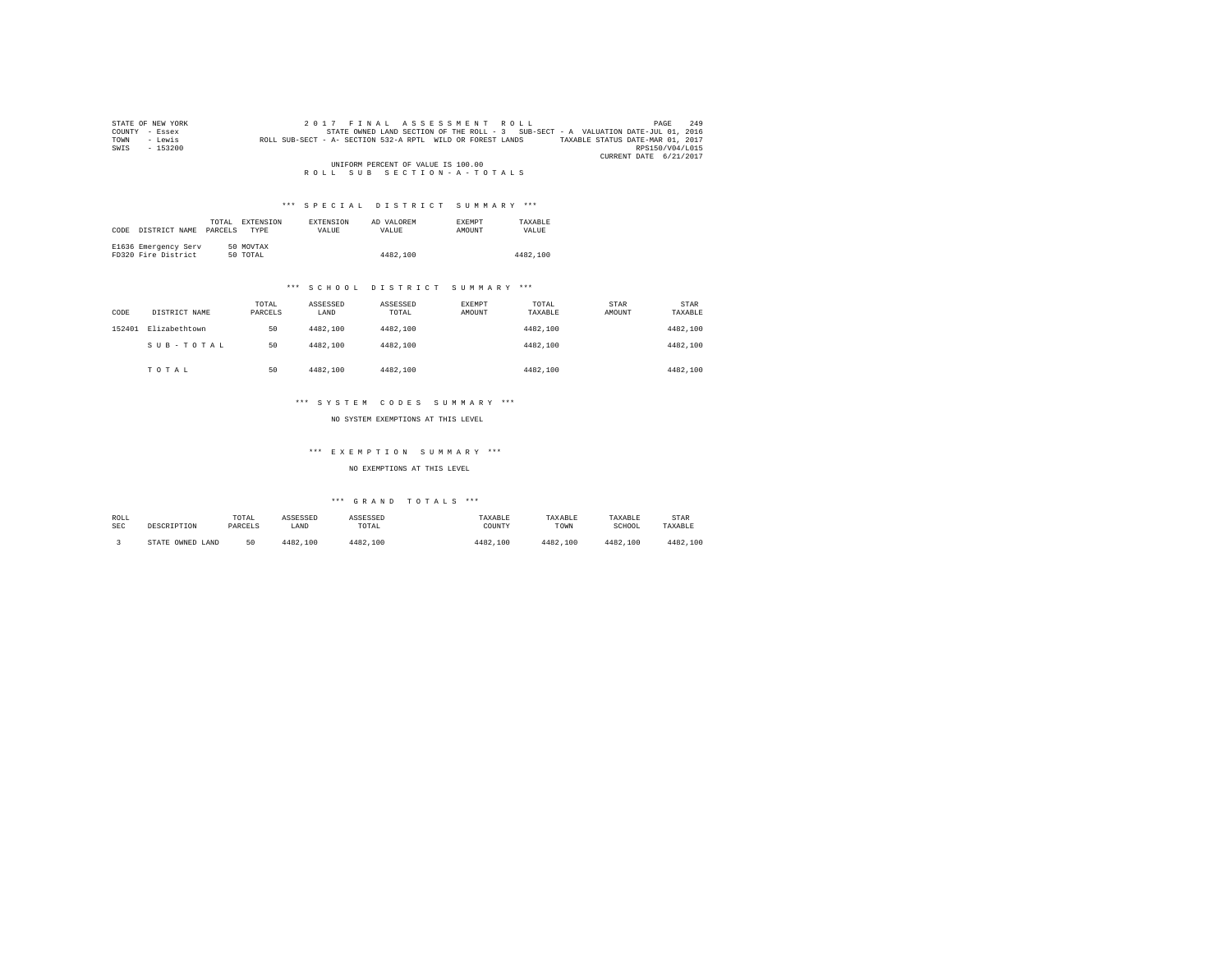STATE OF NEW YORK
COUNTY - Essex
TOWN - Lewis
SWIS - 153200

2 0 1 7 F I N A L A S S E S S M E N T R O L L
STATE OWNED LAND SECTION OF THE ROLL - 3 SUB-SECT - A VALUATION DATE-JUL 01, 2016
ROLL SUB-SECT - A- SECTION 532-A RPTL WILD OR FOREST LANDS TAXABLE STATUS DATE-MAR 01, 2017
RPS150/V04/L015
CURRENT DATE 6/21/2017

UNIFORM PERCENT OF VALUE IS 100.00

R O L L S U B S E C T I O N - A - T O T A L S

### *** S P E C I A L D I S T R I C T S U M M A R Y ***

| CODE | DISTRICT NAME | TOTAL PARCELS | EXTENSION TYPE | EXTENSION VALUE | AD VALOREM VALUE | EXEMPT AMOUNT | TAXABLE VALUE |
|---|---|---|---|---|---|---|---|
| E1636 | Emergency Serv | 50 | MOVTAX | | | | |
| FD320 | Fire District | 50 | TOTAL | | 4482,100 | | 4482,100 |

### *** S C H O O L D I S T R I C T S U M M A R Y ***

| CODE | DISTRICT NAME | TOTAL PARCELS | ASSESSED LAND | ASSESSED TOTAL | EXEMPT AMOUNT | TOTAL TAXABLE | STAR AMOUNT | STAR TAXABLE |
|---|---|---|---|---|---|---|---|---|
| 152401 | Elizabethtown | 50 | 4482,100 | 4482,100 | | 4482,100 | | 4482,100 |
| | S U B - T O T A L | 50 | 4482,100 | 4482,100 | | 4482,100 | | 4482,100 |
| | T O T A L | 50 | 4482,100 | 4482,100 | | 4482,100 | | 4482,100 |

### *** S Y S T E M C O D E S S U M M A R Y ***

NO SYSTEM EXEMPTIONS AT THIS LEVEL

### *** E X E M P T I O N S U M M A R Y ***

NO EXEMPTIONS AT THIS LEVEL

### *** G R A N D T O T A L S ***

| ROLL SEC | DESCRIPTION | TOTAL PARCELS | ASSESSED LAND | ASSESSED TOTAL | TAXABLE COUNTY | TAXABLE TOWN | TAXABLE SCHOOL | STAR TAXABLE |
|---|---|---|---|---|---|---|---|---|
| 3 | STATE OWNED LAND | 50 | 4482,100 | 4482,100 | 4482,100 | 4482,100 | 4482,100 | 4482,100 |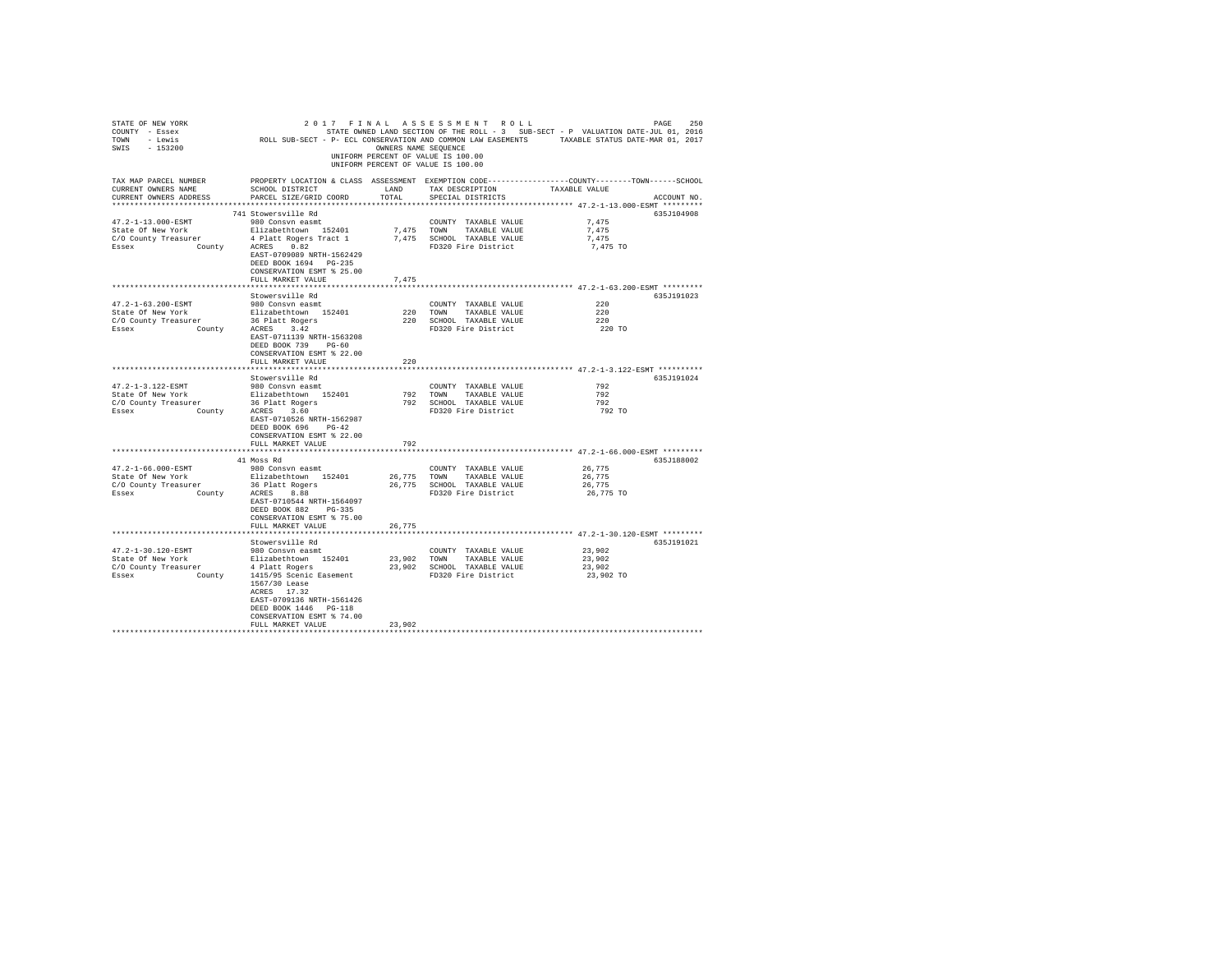STATE OF NEW YORK 2 0 1 7 F I N A L A S S E S S M E N T R O L L
COUNTY - Essex STATE OWNED LAND SECTION OF THE ROLL - 3 SUB-SECT - P VALUATION DATE-JUL 01, 2016
TOWN - Lewis ROLL SUB-SECT - P- ECL CONSERVATION AND COMMON LAW EASEMENTS TAXABLE STATUS DATE-MAR 01, 2017
SWIS - 153200 OWNERS NAME SEQUENCE
UNIFORM PERCENT OF VALUE IS 100.00
UNIFORM PERCENT OF VALUE IS 100.00

| TAX MAP PARCEL NUMBER / CURRENT OWNERS NAME / CURRENT OWNERS ADDRESS | PROPERTY LOCATION & CLASS / SCHOOL DISTRICT / PARCEL SIZE/GRID COORD | ASSESSMENT LAND / TOTAL | EXEMPTION CODE / TAX DESCRIPTION / SPECIAL DISTRICTS | TAXABLE VALUE (COUNTY / TOWN / SCHOOL) | ACCOUNT NO. |
|---|---|---|---|---|---|
| 47.2-1-13.000-ESMT | 741 Stowersville Rd | | | | 635J104908 |
| 47.2-1-13.000-ESMT | 980 Consvn easmt | | COUNTY TAXABLE VALUE | 7,475 | |
| State Of New York | Elizabethtown 152401 | 7,475 | TOWN TAXABLE VALUE | 7,475 | |
| C/O County Treasurer | 4 Platt Rogers Tract 1 | 7,475 | SCHOOL TAXABLE VALUE | 7,475 | |
| Essex County | ACRES 0.82 | | FD320 Fire District | 7,475 TO | |
| | EAST-0709089 NRTH-1562429 | | | | |
| | DEED BOOK 1694 PG-235 | | | | |
| | CONSERVATION ESMT % 25.00 | | | | |
| | FULL MARKET VALUE | 7,475 | | | |
| 47.2-1-63.200-ESMT | Stowersville Rd | | | | 635J191023 |
| 47.2-1-63.200-ESMT | 980 Consvn easmt | | COUNTY TAXABLE VALUE | 220 | |
| State Of New York | Elizabethtown 152401 | 220 | TOWN TAXABLE VALUE | 220 | |
| C/O County Treasurer | 36 Platt Rogers | 220 | SCHOOL TAXABLE VALUE | 220 | |
| Essex County | ACRES 3.42 | | FD320 Fire District | 220 TO | |
| | EAST-0711139 NRTH-1563208 | | | | |
| | DEED BOOK 739 PG-60 | | | | |
| | CONSERVATION ESMT % 22.00 | | | | |
| | FULL MARKET VALUE | 220 | | | |
| 47.2-1-3.122-ESMT | Stowersville Rd | | | | 635J191024 |
| 47.2-1-3.122-ESMT | 980 Consvn easmt | | COUNTY TAXABLE VALUE | 792 | |
| State Of New York | Elizabethtown 152401 | 792 | TOWN TAXABLE VALUE | 792 | |
| C/O County Treasurer | 36 Platt Rogers | 792 | SCHOOL TAXABLE VALUE | 792 | |
| Essex County | ACRES 3.60 | | FD320 Fire District | 792 TO | |
| | EAST-0710526 NRTH-1562987 | | | | |
| | DEED BOOK 696 PG-42 | | | | |
| | CONSERVATION ESMT % 22.00 | | | | |
| | FULL MARKET VALUE | 792 | | | |
| 47.2-1-66.000-ESMT | 41 Moss Rd | | | | 635J188002 |
| 47.2-1-66.000-ESMT | 980 Consvn easmt | | COUNTY TAXABLE VALUE | 26,775 | |
| State Of New York | Elizabethtown 152401 | 26,775 | TOWN TAXABLE VALUE | 26,775 | |
| C/O County Treasurer | 36 Platt Rogers | 26,775 | SCHOOL TAXABLE VALUE | 26,775 | |
| Essex County | ACRES 8.88 | | FD320 Fire District | 26,775 TO | |
| | EAST-0710544 NRTH-1564097 | | | | |
| | DEED BOOK 882 PG-335 | | | | |
| | CONSERVATION ESMT % 75.00 | | | | |
| | FULL MARKET VALUE | 26,775 | | | |
| 47.2-1-30.120-ESMT | Stowersville Rd | | | | 635J191021 |
| 47.2-1-30.120-ESMT | 980 Consvn easmt | | COUNTY TAXABLE VALUE | 23,902 | |
| State Of New York | Elizabethtown 152401 | 23,902 | TOWN TAXABLE VALUE | 23,902 | |
| C/O County Treasurer | 4 Platt Rogers | 23,902 | SCHOOL TAXABLE VALUE | 23,902 | |
| Essex County | 1415/95 Scenic Easement | | FD320 Fire District | 23,902 TO | |
| | 1567/30 Lease | | | | |
| | ACRES 17.32 | | | | |
| | EAST-0709136 NRTH-1561426 | | | | |
| | DEED BOOK 1446 PG-118 | | | | |
| | CONSERVATION ESMT % 74.00 | | | | |
| | FULL MARKET VALUE | 23,902 | | | |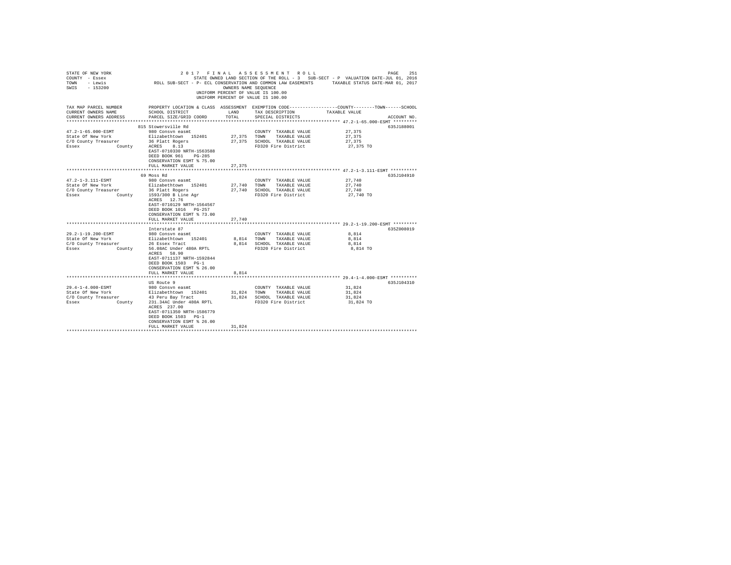STATE OF NEW YORK
COUNTY - Essex
TOWN - Lewis
SWIS - 153200

2017 FINAL ASSESSMENT ROLL

STATE OWNED LAND SECTION OF THE ROLL - 3 SUB-SECT - P VALUATION DATE-JUL 01, 2016

ROLL SUB-SECT - P- ECL CONSERVATION AND COMMON LAW EASEMENTS TAXABLE STATUS DATE-MAR 01, 2017

OWNERS NAME SEQUENCE

UNIFORM PERCENT OF VALUE IS 100.00

| TAX MAP PARCEL NUMBER / CURRENT OWNERS NAME / CURRENT OWNERS ADDRESS | PROPERTY LOCATION & CLASS / SCHOOL DISTRICT / PARCEL SIZE/GRID COORD | ASSESSMENT LAND | TOTAL | EXEMPTION CODE / TAX DESCRIPTION / SPECIAL DISTRICTS | TAXABLE VALUE (COUNTY--------TOWN------SCHOOL) | ACCOUNT NO. |
|---|---|---|---|---|---|---|
| **47.2-1-65.000-ESMT** | 815 Stowersville Rd | | | | | 635J188001 |
| 47.2-1-65.000-ESMT | 980 Consvn easmt | | | COUNTY TAXABLE VALUE | 27,375 | |
| State Of New York | Elizabethtown 152401 | 27,375 | | TOWN TAXABLE VALUE | 27,375 | |
| C/O County Treasurer | 36 Platt Rogers | | 27,375 | SCHOOL TAXABLE VALUE | 27,375 | |
| Essex County | ACRES 8.13 | | | FD320 Fire District | 27,375 TO | |
| | EAST-0710330 NRTH-1563588 | | | | | |
| | DEED BOOK 961 PG-285 | | | | | |
| | CONSERVATION ESMT % 75.00 | | | | | |
| | FULL MARKET VALUE | | 27,375 | | | |
| **47.2-1-3.111-ESMT** | 69 Moss Rd | | | | | 635J104910 |
| 47.2-1-3.111-ESMT | 980 Consvn easmt | | | COUNTY TAXABLE VALUE | 27,740 | |
| State Of New York | Elizabethtown 152401 | 27,740 | | TOWN TAXABLE VALUE | 27,740 | |
| C/O County Treasurer | 36 Platt Rogers | | 27,740 | SCHOOL TAXABLE VALUE | 27,740 | |
| Essex County | 1593/300 B Line Agr | | | FD320 Fire District | 27,740 TO | |
| | ACRES 12.76 | | | | | |
| | EAST-0710129 NRTH-1564567 | | | | | |
| | DEED BOOK 1016 PG-257 | | | | | |
| | CONSERVATION ESMT % 73.00 | | | | | |
| | FULL MARKET VALUE | | 27,740 | | | |
| **29.2-1-19.200-ESMT** | Interstate 87 | | | | | 635Z008019 |
| 29.2-1-19.200-ESMT | 980 Consvn easmt | | | COUNTY TAXABLE VALUE | 8,814 | |
| State Of New York | Elizabethtown 152401 | 8,814 | | TOWN TAXABLE VALUE | 8,814 | |
| C/O County Treasurer | 26 Essex Tract | | 8,814 | SCHOOL TAXABLE VALUE | 8,814 | |
| Essex County | 56.08AC Under 480A RPTL | | | FD320 Fire District | 8,814 TO | |
| | ACRES 58.90 | | | | | |
| | EAST-0711137 NRTH-1592844 | | | | | |
| | DEED BOOK 1503 PG-1 | | | | | |
| | CONSERVATION ESMT % 26.00 | | | | | |
| | FULL MARKET VALUE | | 8,814 | | | |
| **29.4-1-4.000-ESMT** | US Route 9 | | | | | 635J104310 |
| 29.4-1-4.000-ESMT | 980 Consvn easmt | | | COUNTY TAXABLE VALUE | 31,824 | |
| State Of New York | Elizabethtown 152401 | 31,824 | | TOWN TAXABLE VALUE | 31,824 | |
| C/O County Treasurer | 43 Peru Bay Tract | | 31,824 | SCHOOL TAXABLE VALUE | 31,824 | |
| Essex County | 231.34AC Under 480A RPTL | | | FD320 Fire District | 31,824 TO | |
| | ACRES 237.00 | | | | | |
| | EAST-0711350 NRTH-1586779 | | | | | |
| | DEED BOOK 1503 PG-1 | | | | | |
| | CONSERVATION ESMT % 26.00 | | | | | |
| | FULL MARKET VALUE | | 31,824 | | | |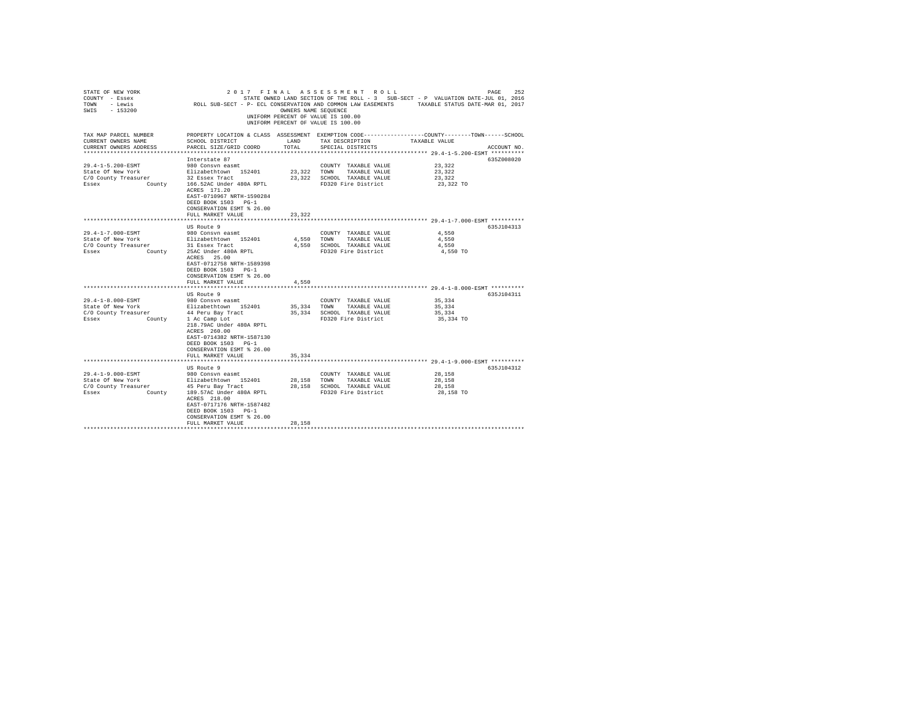STATE OF NEW YORK — 2017 FINAL ASSESSMENT ROLL
COUNTY - Essex — STATE OWNED LAND SECTION OF THE ROLL - 3 SUB-SECT - P VALUATION DATE-JUL 01, 2016
TOWN - Lewis — ROLL SUB-SECT - P- ECL CONSERVATION AND COMMON LAW EASEMENTS — TAXABLE STATUS DATE-MAR 01, 2017
SWIS - 153200 — OWNERS NAME SEQUENCE

UNIFORM PERCENT OF VALUE IS 100.00

| TAX MAP PARCEL NUMBER / CURRENT OWNERS NAME / CURRENT OWNERS ADDRESS | PROPERTY LOCATION & CLASS / SCHOOL DISTRICT / PARCEL SIZE/GRID COORD | ASSESSMENT LAND | TOTAL | EXEMPTION CODE / TAX DESCRIPTION / SPECIAL DISTRICTS | TAXABLE VALUE (COUNTY / TOWN / SCHOOL) | ACCOUNT NO. |
|---|---|---|---|---|---|---|
| 29.4-1-5.200-ESMT | Interstate 87 | | | | | 635Z008020 |
| 29.4-1-5.200-ESMT | 980 Consvn easmt | | | COUNTY TAXABLE VALUE | 23,322 | |
| State Of New York | Elizabethtown 152401 | 23,322 | | TOWN TAXABLE VALUE | 23,322 | |
| C/O County Treasurer | 32 Essex Tract | | 23,322 | SCHOOL TAXABLE VALUE | 23,322 | |
| Essex County | 166.52AC Under 480A RPTL | | | FD320 Fire District | 23,322 TO | |
| | ACRES 171.20 | | | | | |
| | EAST-0710967 NRTH-1590284 | | | | | |
| | DEED BOOK 1503 PG-1 | | | | | |
| | CONSERVATION ESMT % 26.00 | | | | | |
| | FULL MARKET VALUE | | 23,322 | | | |
| 29.4-1-7.000-ESMT | US Route 9 | | | | | 635J104313 |
| 29.4-1-7.000-ESMT | 980 Consvn easmt | | | COUNTY TAXABLE VALUE | 4,550 | |
| State Of New York | Elizabethtown 152401 | 4,550 | | TOWN TAXABLE VALUE | 4,550 | |
| C/O County Treasurer | 31 Essex Tract | | 4,550 | SCHOOL TAXABLE VALUE | 4,550 | |
| Essex County | 25AC Under 480A RPTL | | | FD320 Fire District | 4,550 TO | |
| | ACRES 25.00 | | | | | |
| | EAST-0712758 NRTH-1589398 | | | | | |
| | DEED BOOK 1503 PG-1 | | | | | |
| | CONSERVATION ESMT % 26.00 | | | | | |
| | FULL MARKET VALUE | | 4,550 | | | |
| 29.4-1-8.000-ESMT | US Route 9 | | | | | 635J104311 |
| 29.4-1-8.000-ESMT | 980 Consvn easmt | | | COUNTY TAXABLE VALUE | 35,334 | |
| State Of New York | Elizabethtown 152401 | 35,334 | | TOWN TAXABLE VALUE | 35,334 | |
| C/O County Treasurer | 44 Peru Bay Tract | | 35,334 | SCHOOL TAXABLE VALUE | 35,334 | |
| Essex County | 1 Ac Camp Lot | | | FD320 Fire District | 35,334 TO | |
| | 218.79AC Under 480A RPTL | | | | | |
| | ACRES 260.00 | | | | | |
| | EAST-0714382 NRTH-1587130 | | | | | |
| | DEED BOOK 1503 PG-1 | | | | | |
| | CONSERVATION ESMT % 26.00 | | | | | |
| | FULL MARKET VALUE | | 35,334 | | | |
| 29.4-1-9.000-ESMT | US Route 9 | | | | | 635J104312 |
| 29.4-1-9.000-ESMT | 980 Consvn easmt | | | COUNTY TAXABLE VALUE | 28,158 | |
| State Of New York | Elizabethtown 152401 | 28,158 | | TOWN TAXABLE VALUE | 28,158 | |
| C/O County Treasurer | 45 Peru Bay Tract | | 28,158 | SCHOOL TAXABLE VALUE | 28,158 | |
| Essex County | 189.57AC Under 480A RPTL | | | FD320 Fire District | 28,158 TO | |
| | ACRES 218.00 | | | | | |
| | EAST-0717176 NRTH-1587482 | | | | | |
| | DEED BOOK 1503 PG-1 | | | | | |
| | CONSERVATION ESMT % 26.00 | | | | | |
| | FULL MARKET VALUE | | 28,158 | | | |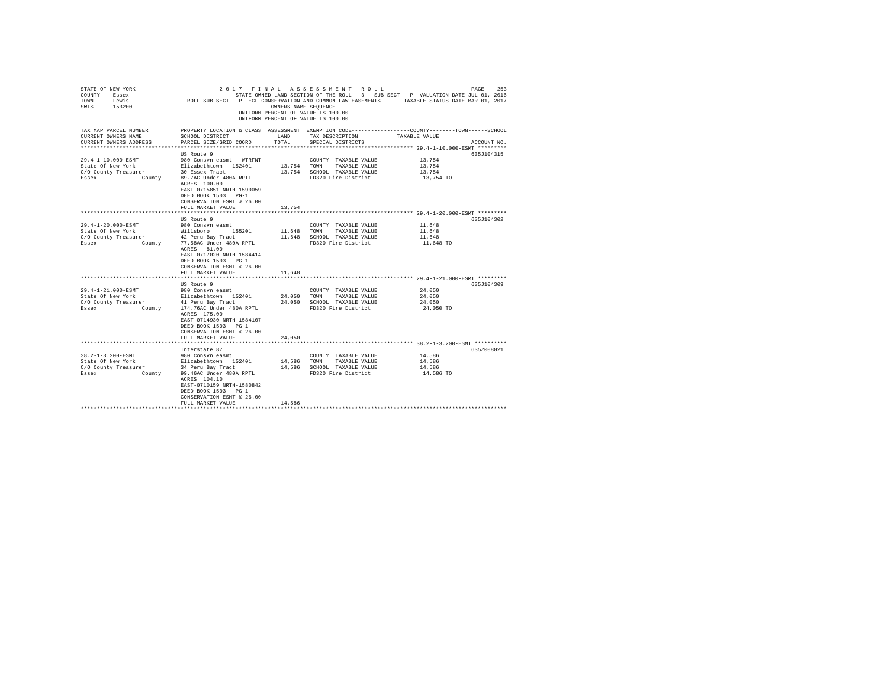STATE OF NEW YORK
COUNTY - Essex
TOWN - Lewis
SWIS - 153200

2 0 1 7 F I N A L A S S E S S M E N T R O L L
STATE OWNED LAND SECTION OF THE ROLL - 3 SUB-SECT - P VALUATION DATE-JUL 01, 2016
ROLL SUB-SECT - P- ECL CONSERVATION AND COMMON LAW EASEMENTS TAXABLE STATUS DATE-MAR 01, 2017
OWNERS NAME SEQUENCE
UNIFORM PERCENT OF VALUE IS 100.00
UNIFORM PERCENT OF VALUE IS 100.00

| TAX MAP PARCEL NUMBER / CURRENT OWNERS NAME / CURRENT OWNERS ADDRESS | PROPERTY LOCATION & CLASS / SCHOOL DISTRICT / PARCEL SIZE/GRID COORD | ASSESSMENT LAND / TOTAL | EXEMPTION CODE / TAX DESCRIPTION / SPECIAL DISTRICTS | COUNTY / TOWN / SCHOOL TAXABLE VALUE | ACCOUNT NO. |
|---|---|---|---|---|---|
| **29.4-1-10.000-ESMT** | US Route 9 | | | | 635J104315 |
| 29.4-1-10.000-ESMT | 980 Consvn easmt - WTRFNT | | COUNTY TAXABLE VALUE | 13,754 | |
| State Of New York | Elizabethtown 152401 | 13,754 | TOWN TAXABLE VALUE | 13,754 | |
| C/O County Treasurer | 30 Essex Tract | 13,754 | SCHOOL TAXABLE VALUE | 13,754 | |
| Essex County | 89.7AC Under 480A RPTL | | FD320 Fire District | 13,754 TO | |
| | ACRES 100.00 | | | | |
| | EAST-0715851 NRTH-1590059 | | | | |
| | DEED BOOK 1503 PG-1 | | | | |
| | CONSERVATION ESMT % 26.00 | | | | |
| | FULL MARKET VALUE | 13,754 | | | |
| **29.4-1-20.000-ESMT** | US Route 9 | | | | 635J104302 |
| 29.4-1-20.000-ESMT | 980 Consvn easmt | | COUNTY TAXABLE VALUE | 11,648 | |
| State Of New York | Willsboro 155201 | 11,648 | TOWN TAXABLE VALUE | 11,648 | |
| C/O County Treasurer | 42 Peru Bay Tract | 11,648 | SCHOOL TAXABLE VALUE | 11,648 | |
| Essex County | 77.58AC Under 480A RPTL | | FD320 Fire District | 11,648 TO | |
| | ACRES 81.00 | | | | |
| | EAST-0717020 NRTH-1584414 | | | | |
| | DEED BOOK 1503 PG-1 | | | | |
| | CONSERVATION ESMT % 26.00 | | | | |
| | FULL MARKET VALUE | 11,648 | | | |
| **29.4-1-21.000-ESMT** | US Route 9 | | | | 635J104309 |
| 29.4-1-21.000-ESMT | 980 Consvn easmt | | COUNTY TAXABLE VALUE | 24,050 | |
| State Of New York | Elizabethtown 152401 | 24,050 | TOWN TAXABLE VALUE | 24,050 | |
| C/O County Treasurer | 41 Peru Bay Tract | 24,050 | SCHOOL TAXABLE VALUE | 24,050 | |
| Essex County | 174.76AC Under 480A RPTL | | FD320 Fire District | 24,050 TO | |
| | ACRES 175.00 | | | | |
| | EAST-0714930 NRTH-1584107 | | | | |
| | DEED BOOK 1503 PG-1 | | | | |
| | CONSERVATION ESMT % 26.00 | | | | |
| | FULL MARKET VALUE | 24,050 | | | |
| **38.2-1-3.200-ESMT** | Interstate 87 | | | | 635Z008021 |
| 38.2-1-3.200-ESMT | 980 Consvn easmt | | COUNTY TAXABLE VALUE | 14,586 | |
| State Of New York | Elizabethtown 152401 | 14,586 | TOWN TAXABLE VALUE | 14,586 | |
| C/O County Treasurer | 34 Peru Bay Tract | 14,586 | SCHOOL TAXABLE VALUE | 14,586 | |
| Essex County | 99.46AC Under 480A RPTL | | FD320 Fire District | 14,586 TO | |
| | ACRES 104.10 | | | | |
| | EAST-0710159 NRTH-1580842 | | | | |
| | DEED BOOK 1503 PG-1 | | | | |
| | CONSERVATION ESMT % 26.00 | | | | |
| | FULL MARKET VALUE | 14,586 | | | |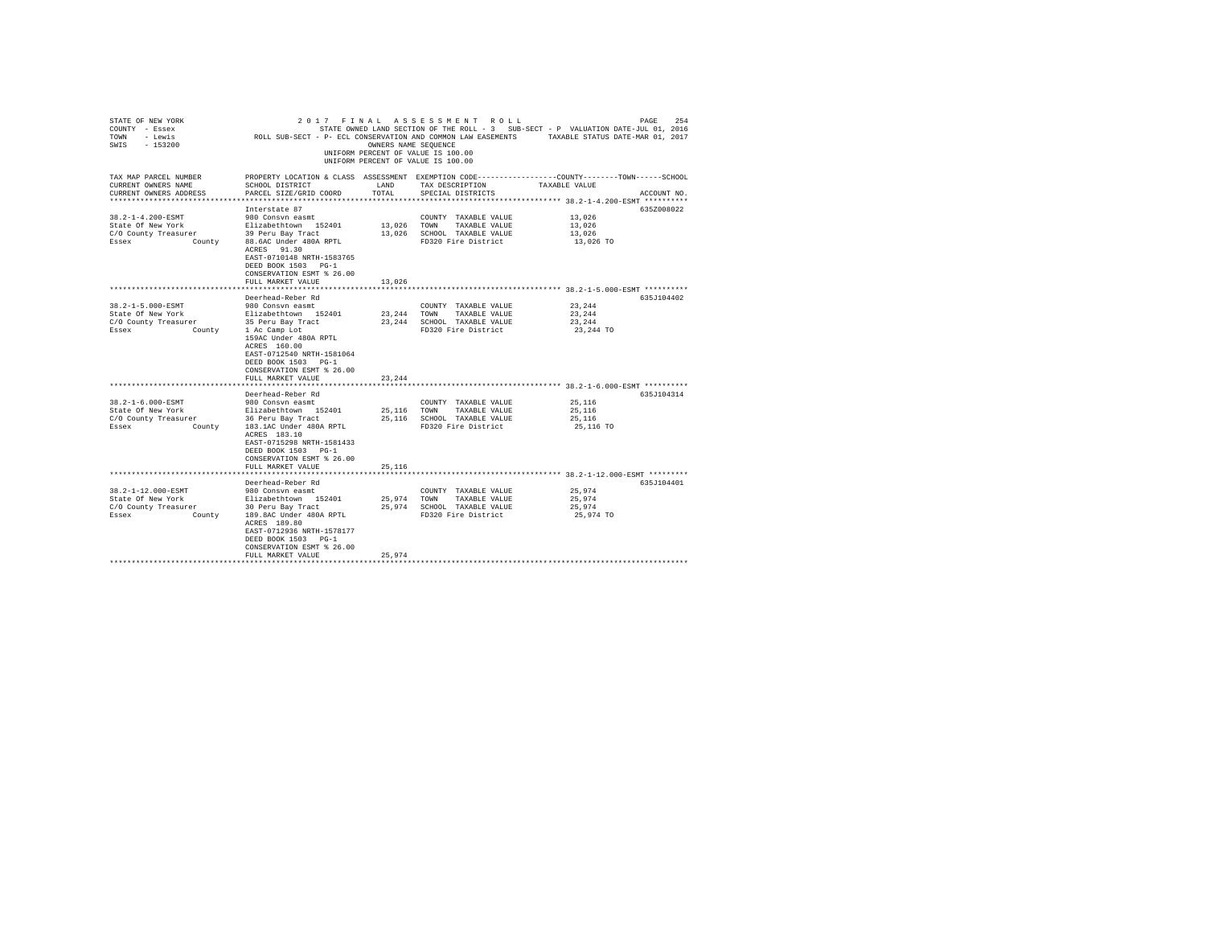STATE OF NEW YORK | 2 0 1 7 F I N A L A S S E S S M E N T R O L L
COUNTY - Essex | STATE OWNED LAND SECTION OF THE ROLL - 3 SUB-SECT - P VALUATION DATE-JUL 01, 2016
TOWN - Lewis | ROLL SUB-SECT - P- ECL CONSERVATION AND COMMON LAW EASEMENTS TAXABLE STATUS DATE-MAR 01, 2017
SWIS - 153200 | OWNERS NAME SEQUENCE
UNIFORM PERCENT OF VALUE IS 100.00

| TAX MAP PARCEL NUMBER / CURRENT OWNERS NAME / CURRENT OWNERS ADDRESS | PROPERTY LOCATION & CLASS / SCHOOL DISTRICT / PARCEL SIZE/GRID COORD | ASSESSMENT LAND | TOTAL | EXEMPTION CODE / TAX DESCRIPTION / SPECIAL DISTRICTS | COUNTY / TOWN / SCHOOL TAXABLE VALUE | ACCOUNT NO. |
|---|---|---|---|---|---|---|
| **38.2-1-4.200-ESMT** | Interstate 87 | | | | | 635Z008022 |
| 38.2-1-4.200-ESMT | 980 Consvn easmt | | | COUNTY TAXABLE VALUE | 13,026 | |
| State Of New York | Elizabethtown 152401 | 13,026 | | TOWN TAXABLE VALUE | 13,026 | |
| C/O County Treasurer | 39 Peru Bay Tract | | 13,026 | SCHOOL TAXABLE VALUE | 13,026 | |
| Essex County | 88.6AC Under 480A RPTL | | | FD320 Fire District | 13,026 TO | |
| | ACRES 91.30 | | | | | |
| | EAST-0710148 NRTH-1583765 | | | | | |
| | DEED BOOK 1503 PG-1 | | | | | |
| | CONSERVATION ESMT % 26.00 | | | | | |
| | FULL MARKET VALUE | | 13,026 | | | |
| **38.2-1-5.000-ESMT** | Deerhead-Reber Rd | | | | | 635J104402 |
| 38.2-1-5.000-ESMT | 980 Consvn easmt | | | COUNTY TAXABLE VALUE | 23,244 | |
| State Of New York | Elizabethtown 152401 | 23,244 | | TOWN TAXABLE VALUE | 23,244 | |
| C/O County Treasurer | 35 Peru Bay Tract | | 23,244 | SCHOOL TAXABLE VALUE | 23,244 | |
| Essex County | 1 Ac Camp Lot | | | FD320 Fire District | 23,244 TO | |
| | 159AC Under 480A RPTL | | | | | |
| | ACRES 160.00 | | | | | |
| | EAST-0712540 NRTH-1581064 | | | | | |
| | DEED BOOK 1503 PG-1 | | | | | |
| | CONSERVATION ESMT % 26.00 | | | | | |
| | FULL MARKET VALUE | | 23,244 | | | |
| **38.2-1-6.000-ESMT** | Deerhead-Reber Rd | | | | | 635J104314 |
| 38.2-1-6.000-ESMT | 980 Consvn easmt | | | COUNTY TAXABLE VALUE | 25,116 | |
| State Of New York | Elizabethtown 152401 | 25,116 | | TOWN TAXABLE VALUE | 25,116 | |
| C/O County Treasurer | 36 Peru Bay Tract | | 25,116 | SCHOOL TAXABLE VALUE | 25,116 | |
| Essex County | 183.1AC Under 480A RPTL | | | FD320 Fire District | 25,116 TO | |
| | ACRES 183.10 | | | | | |
| | EAST-0715298 NRTH-1581433 | | | | | |
| | DEED BOOK 1503 PG-1 | | | | | |
| | CONSERVATION ESMT % 26.00 | | | | | |
| | FULL MARKET VALUE | | 25,116 | | | |
| **38.2-1-12.000-ESMT** | Deerhead-Reber Rd | | | | | 635J104401 |
| 38.2-1-12.000-ESMT | 980 Consvn easmt | | | COUNTY TAXABLE VALUE | 25,974 | |
| State Of New York | Elizabethtown 152401 | 25,974 | | TOWN TAXABLE VALUE | 25,974 | |
| C/O County Treasurer | 30 Peru Bay Tract | | 25,974 | SCHOOL TAXABLE VALUE | 25,974 | |
| Essex County | 189.8AC Under 480A RPTL | | | FD320 Fire District | 25,974 TO | |
| | ACRES 189.80 | | | | | |
| | EAST-0712936 NRTH-1578177 | | | | | |
| | DEED BOOK 1503 PG-1 | | | | | |
| | CONSERVATION ESMT % 26.00 | | | | | |
| | FULL MARKET VALUE | | 25,974 | | | |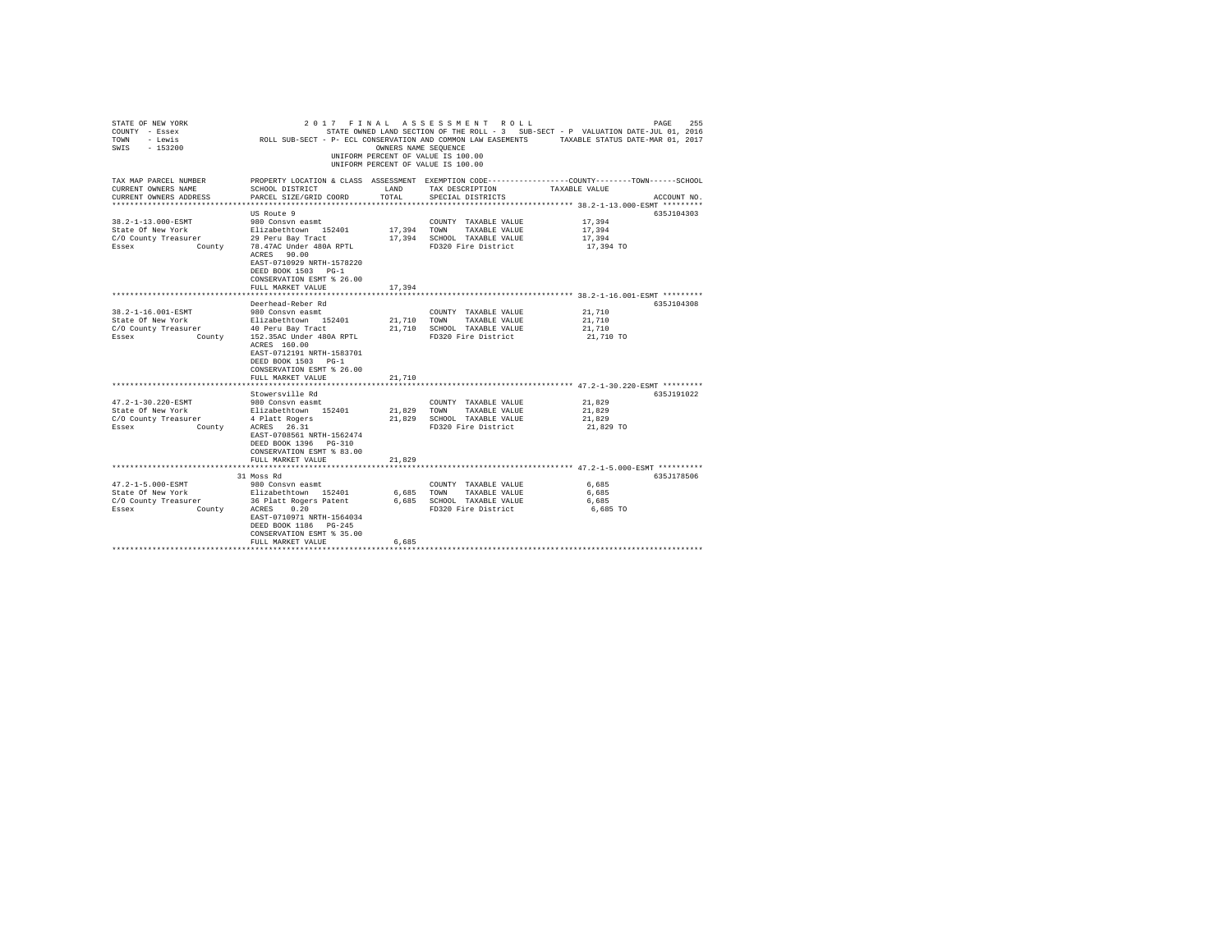STATE OF NEW YORK &nbsp;&nbsp;&nbsp;&nbsp; 2 0 1 7 &nbsp; F I N A L &nbsp; A S S E S S M E N T &nbsp; R O L L
COUNTY - Essex &nbsp;&nbsp;&nbsp;&nbsp; STATE OWNED LAND SECTION OF THE ROLL - 3 &nbsp; SUB-SECT - P &nbsp; VALUATION DATE-JUL 01, 2016
TOWN - Lewis &nbsp;&nbsp;&nbsp;&nbsp; ROLL SUB-SECT - P- ECL CONSERVATION AND COMMON LAW EASEMENTS &nbsp;&nbsp; TAXABLE STATUS DATE-MAR 01, 2017
SWIS - 153200 &nbsp;&nbsp;&nbsp;&nbsp; OWNERS NAME SEQUENCE
UNIFORM PERCENT OF VALUE IS 100.00
UNIFORM PERCENT OF VALUE IS 100.00

| TAX MAP PARCEL NUMBER / CURRENT OWNERS NAME / CURRENT OWNERS ADDRESS | PROPERTY LOCATION & CLASS / SCHOOL DISTRICT / PARCEL SIZE/GRID COORD | ASSESSMENT LAND | TOTAL | EXEMPTION CODE / TAX DESCRIPTION / SPECIAL DISTRICTS | COUNTY--------TOWN------SCHOOL TAXABLE VALUE | ACCOUNT NO. |
|---|---|---|---|---|---|---|
| **38.2-1-13.000-ESMT** | US Route 9 | | | | | 635J104303 |
| 38.2-1-13.000-ESMT | 980 Consvn easmt | | | COUNTY TAXABLE VALUE | 17,394 | |
| State Of New York | Elizabethtown 152401 | 17,394 | | TOWN TAXABLE VALUE | 17,394 | |
| C/O County Treasurer | 29 Peru Bay Tract | | 17,394 | SCHOOL TAXABLE VALUE | 17,394 | |
| Essex County | 78.47AC Under 480A RPTL | | | FD320 Fire District | 17,394 TO | |
| | ACRES 90.00 | | | | | |
| | EAST-0710929 NRTH-1578220 | | | | | |
| | DEED BOOK 1503 PG-1 | | | | | |
| | CONSERVATION ESMT % 26.00 | | | | | |
| | FULL MARKET VALUE | | 17,394 | | | |
| **38.2-1-16.001-ESMT** | Deerhead-Reber Rd | | | | | 635J104308 |
| 38.2-1-16.001-ESMT | 980 Consvn easmt | | | COUNTY TAXABLE VALUE | 21,710 | |
| State Of New York | Elizabethtown 152401 | 21,710 | | TOWN TAXABLE VALUE | 21,710 | |
| C/O County Treasurer | 40 Peru Bay Tract | | 21,710 | SCHOOL TAXABLE VALUE | 21,710 | |
| Essex County | 152.35AC Under 480A RPTL | | | FD320 Fire District | 21,710 TO | |
| | ACRES 160.00 | | | | | |
| | EAST-0712191 NRTH-1583701 | | | | | |
| | DEED BOOK 1503 PG-1 | | | | | |
| | CONSERVATION ESMT % 26.00 | | | | | |
| | FULL MARKET VALUE | | 21,710 | | | |
| **47.2-1-30.220-ESMT** | Stowersville Rd | | | | | 635J191022 |
| 47.2-1-30.220-ESMT | 980 Consvn easmt | | | COUNTY TAXABLE VALUE | 21,829 | |
| State Of New York | Elizabethtown 152401 | 21,829 | | TOWN TAXABLE VALUE | 21,829 | |
| C/O County Treasurer | 4 Platt Rogers | | 21,829 | SCHOOL TAXABLE VALUE | 21,829 | |
| Essex County | ACRES 26.31 | | | FD320 Fire District | 21,829 TO | |
| | EAST-0708561 NRTH-1562474 | | | | | |
| | DEED BOOK 1396 PG-310 | | | | | |
| | CONSERVATION ESMT % 83.00 | | | | | |
| | FULL MARKET VALUE | | 21,829 | | | |
| **47.2-1-5.000-ESMT** | 31 Moss Rd | | | | | 635J178506 |
| 47.2-1-5.000-ESMT | 980 Consvn easmt | | | COUNTY TAXABLE VALUE | 6,685 | |
| State Of New York | Elizabethtown 152401 | 6,685 | | TOWN TAXABLE VALUE | 6,685 | |
| C/O County Treasurer | 36 Platt Rogers Patent | | 6,685 | SCHOOL TAXABLE VALUE | 6,685 | |
| Essex County | ACRES 0.20 | | | FD320 Fire District | 6,685 TO | |
| | EAST-0710971 NRTH-1564034 | | | | | |
| | DEED BOOK 1186 PG-245 | | | | | |
| | CONSERVATION ESMT % 35.00 | | | | | |
| | FULL MARKET VALUE | | 6,685 | | | |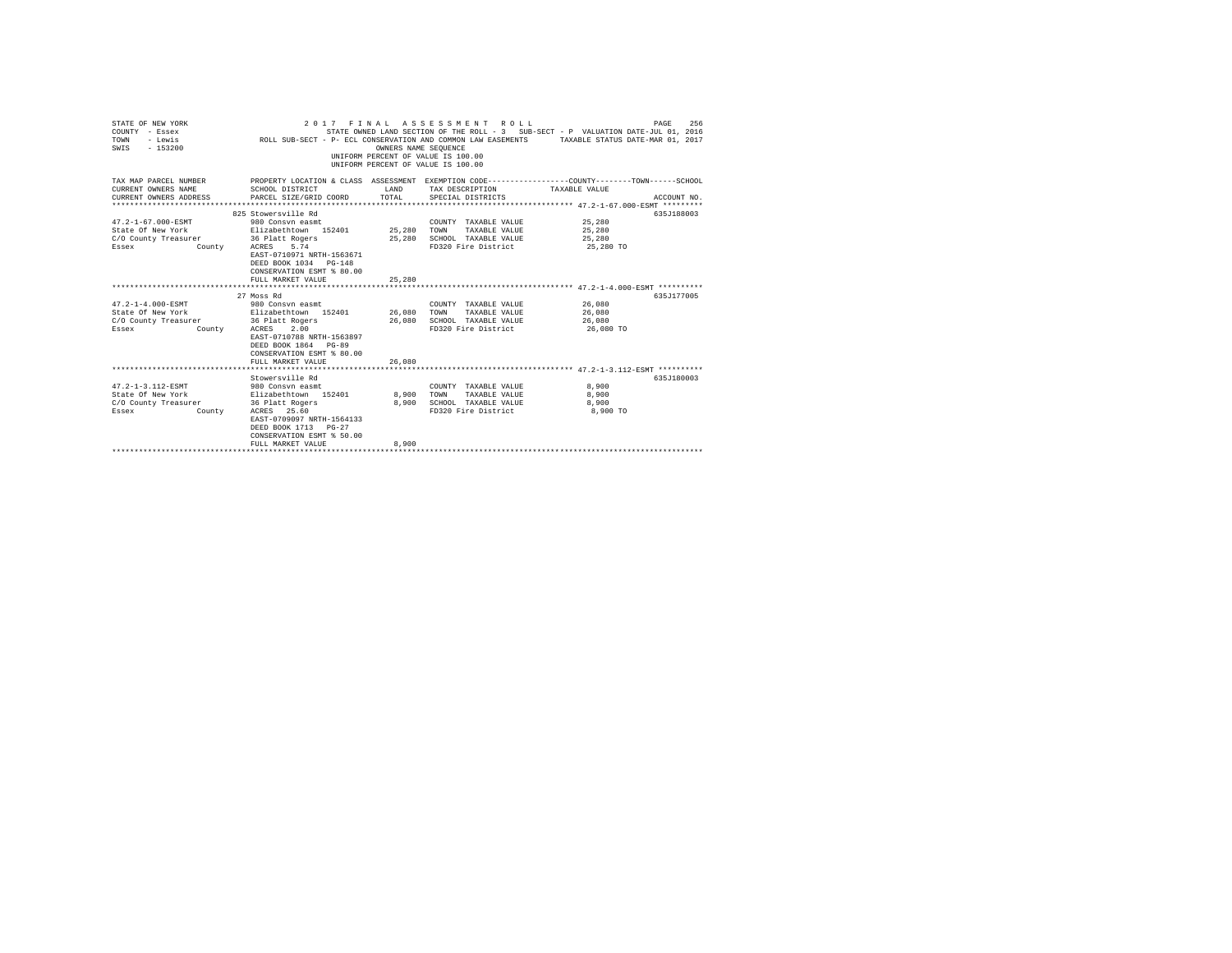STATE OF NEW YORK
COUNTY - Essex
TOWN - Lewis
SWIS - 153200

2017 FINAL ASSESSMENT ROLL
STATE OWNED LAND SECTION OF THE ROLL - 3 SUB-SECT - P VALUATION DATE-JUL 01, 2016
ROLL SUB-SECT - P- ECL CONSERVATION AND COMMON LAW EASEMENTS TAXABLE STATUS DATE-MAR 01, 2017
OWNERS NAME SEQUENCE
UNIFORM PERCENT OF VALUE IS 100.00
UNIFORM PERCENT OF VALUE IS 100.00

| TAX MAP PARCEL NUMBER / CURRENT OWNERS NAME / CURRENT OWNERS ADDRESS | PROPERTY LOCATION & CLASS / SCHOOL DISTRICT / PARCEL SIZE/GRID COORD | ASSESSMENT LAND / TOTAL | EXEMPTION CODE / TAX DESCRIPTION / SPECIAL DISTRICTS | COUNTY--------TOWN------SCHOOL TAXABLE VALUE | ACCOUNT NO. |
|---|---|---|---|---|---|
| **47.2-1-67.000-ESMT** | 825 Stowersville Rd | | | | 635J188003 |
| 47.2-1-67.000-ESMT | 980 Consvn easmt | | COUNTY TAXABLE VALUE | 25,280 | |
| State Of New York | Elizabethtown 152401 | 25,280 | TOWN TAXABLE VALUE | 25,280 | |
| C/O County Treasurer | 36 Platt Rogers | 25,280 | SCHOOL TAXABLE VALUE | 25,280 | |
| Essex County | ACRES 5.74 | | FD320 Fire District | 25,280 TO | |
| | EAST-0710971 NRTH-1563671 | | | | |
| | DEED BOOK 1034 PG-148 | | | | |
| | CONSERVATION ESMT % 80.00 | | | | |
| | FULL MARKET VALUE | 25,280 | | | |
| **47.2-1-4.000-ESMT** | 27 Moss Rd | | | | 635J177005 |
| 47.2-1-4.000-ESMT | 980 Consvn easmt | | COUNTY TAXABLE VALUE | 26,080 | |
| State Of New York | Elizabethtown 152401 | 26,080 | TOWN TAXABLE VALUE | 26,080 | |
| C/O County Treasurer | 36 Platt Rogers | 26,080 | SCHOOL TAXABLE VALUE | 26,080 | |
| Essex County | ACRES 2.00 | | FD320 Fire District | 26,080 TO | |
| | EAST-0710788 NRTH-1563897 | | | | |
| | DEED BOOK 1864 PG-89 | | | | |
| | CONSERVATION ESMT % 80.00 | | | | |
| | FULL MARKET VALUE | 26,080 | | | |
| **47.2-1-3.112-ESMT** | Stowersville Rd | | | | 635J180003 |
| 47.2-1-3.112-ESMT | 980 Consvn easmt | | COUNTY TAXABLE VALUE | 8,900 | |
| State Of New York | Elizabethtown 152401 | 8,900 | TOWN TAXABLE VALUE | 8,900 | |
| C/O County Treasurer | 36 Platt Rogers | 8,900 | SCHOOL TAXABLE VALUE | 8,900 | |
| Essex County | ACRES 25.60 | | FD320 Fire District | 8,900 TO | |
| | EAST-0709097 NRTH-1564133 | | | | |
| | DEED BOOK 1713 PG-27 | | | | |
| | CONSERVATION ESMT % 50.00 | | | | |
| | FULL MARKET VALUE | 8,900 | | | |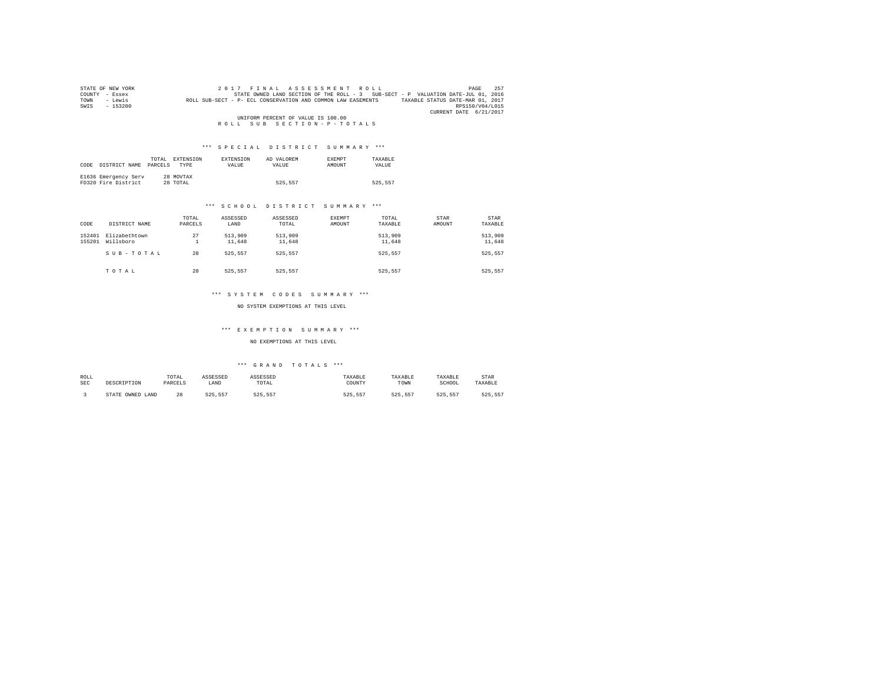STATE OF NEW YORK
COUNTY - Essex
TOWN - Lewis
SWIS - 153200

2017 FINAL ASSESSMENT ROLL
STATE OWNED LAND SECTION OF THE ROLL - 3 SUB-SECT - P VALUATION DATE-JUL 01, 2016
ROLL SUB-SECT - P- ECL CONSERVATION AND COMMON LAW EASEMENTS TAXABLE STATUS DATE-MAR 01, 2017
RPS150/V04/L015
CURRENT DATE 6/21/2017

UNIFORM PERCENT OF VALUE IS 100.00

ROLL SUB SECTION-P-TOTALS

### *** SPECIAL DISTRICT SUMMARY ***

| CODE | DISTRICT NAME | TOTAL PARCELS | EXTENSION TYPE | EXTENSION VALUE | AD VALOREM VALUE | EXEMPT AMOUNT | TAXABLE VALUE |
|---|---|---|---|---|---|---|---|
| E1636 | Emergency Serv | 28 | MOVTAX | | | | |
| FD320 | Fire District | 28 | TOTAL | | 525,557 | | 525,557 |

### *** SCHOOL DISTRICT SUMMARY ***

| CODE | DISTRICT NAME | TOTAL PARCELS | ASSESSED LAND | ASSESSED TOTAL | EXEMPT AMOUNT | TOTAL TAXABLE | STAR AMOUNT | STAR TAXABLE |
|---|---|---|---|---|---|---|---|---|
| 152401 | Elizabethtown | 27 | 513,909 | 513,909 | | 513,909 | | 513,909 |
| 155201 | Willsboro | 1 | 11,648 | 11,648 | | 11,648 | | 11,648 |
| | SUB-TOTAL | 28 | 525,557 | 525,557 | | 525,557 | | 525,557 |
| | TOTAL | 28 | 525,557 | 525,557 | | 525,557 | | 525,557 |

### *** SYSTEM CODES SUMMARY ***

NO SYSTEM EXEMPTIONS AT THIS LEVEL

### *** EXEMPTION SUMMARY ***

NO EXEMPTIONS AT THIS LEVEL

### *** GRAND TOTALS ***

| ROLL SEC | DESCRIPTION | TOTAL PARCELS | ASSESSED LAND | ASSESSED TOTAL | TAXABLE COUNTY | TAXABLE TOWN | TAXABLE SCHOOL | STAR TAXABLE |
|---|---|---|---|---|---|---|---|---|
| 3 | STATE OWNED LAND | 28 | 525,557 | 525,557 | 525,557 | 525,557 | 525,557 | 525,557 |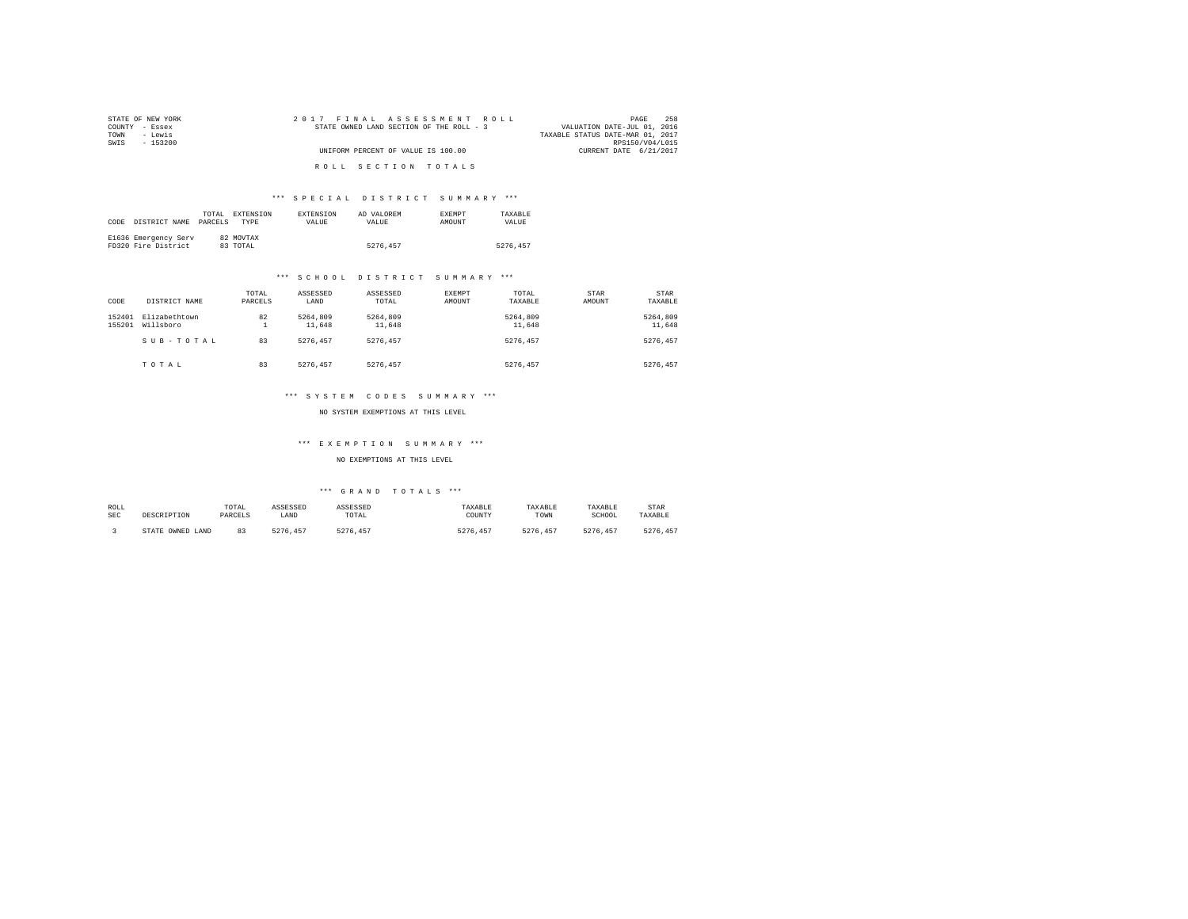STATE OF NEW YORK | 2017 FINAL ASSESSMENT ROLL
COUNTY - Essex | STATE OWNED LAND SECTION OF THE ROLL - 3 | VALUATION DATE-JUL 01, 2016
TOWN - Lewis | | TAXABLE STATUS DATE-MAR 01, 2017
SWIS - 153200 | | RPS150/V04/L015
UNIFORM PERCENT OF VALUE IS 100.00 | CURRENT DATE 6/21/2017

## ROLL SECTION TOTALS

### *** SPECIAL DISTRICT SUMMARY ***

| CODE | DISTRICT NAME | TOTAL PARCELS | EXTENSION TYPE | EXTENSION VALUE | AD VALOREM VALUE | EXEMPT AMOUNT | TAXABLE VALUE |
|---|---|---|---|---|---|---|---|
| E1636 | Emergency Serv | 82 | MOVTAX | | | | |
| FD320 | Fire District | 83 | TOTAL | | 5276,457 | | 5276,457 |

### *** SCHOOL DISTRICT SUMMARY ***

| CODE | DISTRICT NAME | TOTAL PARCELS | ASSESSED LAND | ASSESSED TOTAL | EXEMPT AMOUNT | TOTAL TAXABLE | STAR AMOUNT | STAR TAXABLE |
|---|---|---|---|---|---|---|---|---|
| 152401 | Elizabethtown | 82 | 5264,809 | 5264,809 | | 5264,809 | | 5264,809 |
| 155201 | Willsboro | 1 | 11,648 | 11,648 | | 11,648 | | 11,648 |
| | SUB-TOTAL | 83 | 5276,457 | 5276,457 | | 5276,457 | | 5276,457 |
| | TOTAL | 83 | 5276,457 | 5276,457 | | 5276,457 | | 5276,457 |

### *** SYSTEM CODES SUMMARY ***

NO SYSTEM EXEMPTIONS AT THIS LEVEL

### *** EXEMPTION SUMMARY ***

NO EXEMPTIONS AT THIS LEVEL

### *** GRAND TOTALS ***

| ROLL SEC | DESCRIPTION | TOTAL PARCELS | ASSESSED LAND | ASSESSED TOTAL | TAXABLE COUNTY | TAXABLE TOWN | TAXABLE SCHOOL | STAR TAXABLE |
|---|---|---|---|---|---|---|---|---|
| 3 | STATE OWNED LAND | 83 | 5276,457 | 5276,457 | 5276,457 | 5276,457 | 5276,457 | 5276,457 |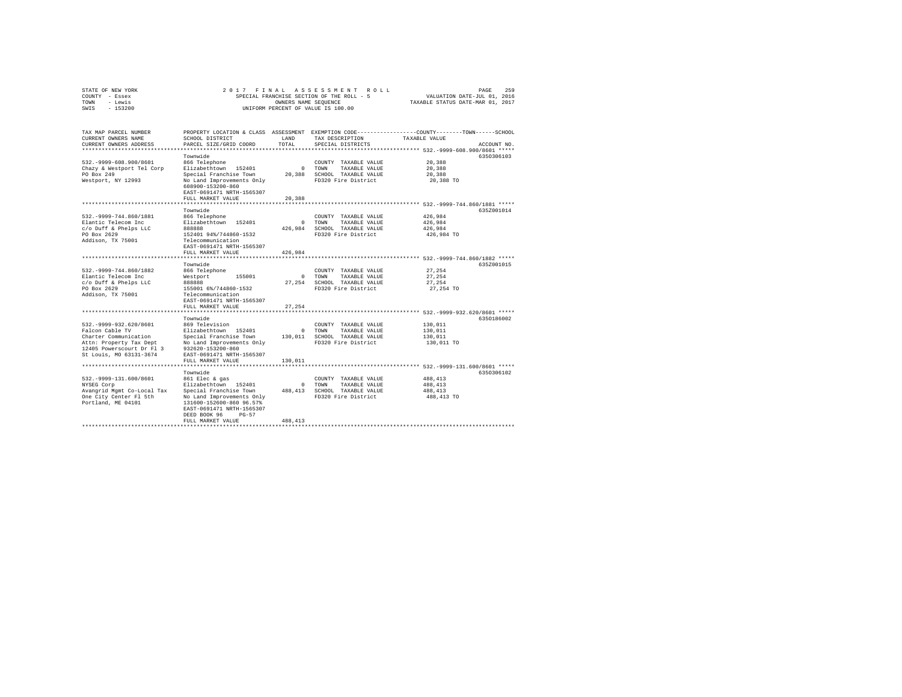STATE OF NEW YORK
COUNTY - Essex
TOWN - Lewis
SWIS - 153200

2017 FINAL ASSESSMENT ROLL
SPECIAL FRANCHISE SECTION OF THE ROLL - 5
OWNERS NAME SEQUENCE
UNIFORM PERCENT OF VALUE IS 100.00

VALUATION DATE-JUL 01, 2016
TAXABLE STATUS DATE-MAR 01, 2017

| TAX MAP PARCEL NUMBER / CURRENT OWNERS NAME / CURRENT OWNERS ADDRESS | PROPERTY LOCATION & CLASS / SCHOOL DISTRICT / PARCEL SIZE/GRID COORD | ASSESSMENT LAND / TOTAL | EXEMPTION CODE / TAX DESCRIPTION / SPECIAL DISTRICTS | COUNTY--------TOWN------SCHOOL TAXABLE VALUE | ACCOUNT NO. |
|---|---|---|---|---|---|
| **532.-9999-608.900/8601** | Townwide | | | | 635O306103 |
| 532.-9999-608.900/8601 | 866 Telephone | | COUNTY TAXABLE VALUE | 20,388 | |
| Chazy & Westport Tel Corp | Elizabethtown 152401 | 0 | TOWN TAXABLE VALUE | 20,388 | |
| PO Box 249 | Special Franchise Town | 20,388 | SCHOOL TAXABLE VALUE | 20,388 | |
| Westport, NY 12993 | No Land Improvements Only | | FD320 Fire District | 20,388 TO | |
| | 608900-153200-860 | | | | |
| | EAST-0691471 NRTH-1565307 | | | | |
| | FULL MARKET VALUE | 20,388 | | | |
| **532.-9999-744.860/1881** | Townwide | | | | 635Z001014 |
| 532.-9999-744.860/1881 | 866 Telephone | | COUNTY TAXABLE VALUE | 426,984 | |
| Elantic Telecom Inc | Elizabethtown 152401 | 0 | TOWN TAXABLE VALUE | 426,984 | |
| c/o Duff & Phelps LLC | 888888 | 426,984 | SCHOOL TAXABLE VALUE | 426,984 | |
| PO Box 2629 | 152401 94%/744860-1532 | | FD320 Fire District | 426,984 TO | |
| Addison, TX 75001 | Telecommunication | | | | |
| | EAST-0691471 NRTH-1565307 | | | | |
| | FULL MARKET VALUE | 426,984 | | | |
| **532.-9999-744.860/1882** | Townwide | | | | 635Z001015 |
| 532.-9999-744.860/1882 | 866 Telephone | | COUNTY TAXABLE VALUE | 27,254 | |
| Elantic Telecom Inc | Westport 155001 | 0 | TOWN TAXABLE VALUE | 27,254 | |
| c/o Duff & Phelps LLC | 888888 | 27,254 | SCHOOL TAXABLE VALUE | 27,254 | |
| PO Box 2629 | 155001 6%/744860-1532 | | FD320 Fire District | 27,254 TO | |
| Addison, TX 75001 | Telecommunication | | | | |
| | EAST-0691471 NRTH-1565307 | | | | |
| | FULL MARKET VALUE | 27,254 | | | |
| **532.-9999-932.620/8601** | Townwide | | | | 635O186002 |
| 532.-9999-932.620/8601 | 869 Television | | COUNTY TAXABLE VALUE | 130,011 | |
| Falcon Cable TV | Elizabethtown 152401 | 0 | TOWN TAXABLE VALUE | 130,011 | |
| Charter Communication | Special Franchise Town | 130,011 | SCHOOL TAXABLE VALUE | 130,011 | |
| Attn: Property Tax Dept | No Land Improvements Only | | FD320 Fire District | 130,011 TO | |
| 12405 Powerscourt Dr Fl 3 | 932620-153200-860 | | | | |
| St Louis, MO 63131-3674 | EAST-0691471 NRTH-1565307 | | | | |
| | FULL MARKET VALUE | 130,011 | | | |
| **532.-9999-131.600/8601** | Townwide | | | | 635O306102 |
| 532.-9999-131.600/8601 | 861 Elec & gas | | COUNTY TAXABLE VALUE | 488,413 | |
| NYSEG Corp | Elizabethtown 152401 | 0 | TOWN TAXABLE VALUE | 488,413 | |
| Avangrid Mgmt Co-Local Tax | Special Franchise Town | 488,413 | SCHOOL TAXABLE VALUE | 488,413 | |
| One City Center Fl 5th | No Land Improvements Only | | FD320 Fire District | 488,413 TO | |
| Portland, ME 04101 | 131600-152600-860 96.57% | | | | |
| | EAST-0691471 NRTH-1565307 | | | | |
| | DEED BOOK 96 PG-57 | | | | |
| | FULL MARKET VALUE | 488,413 | | | |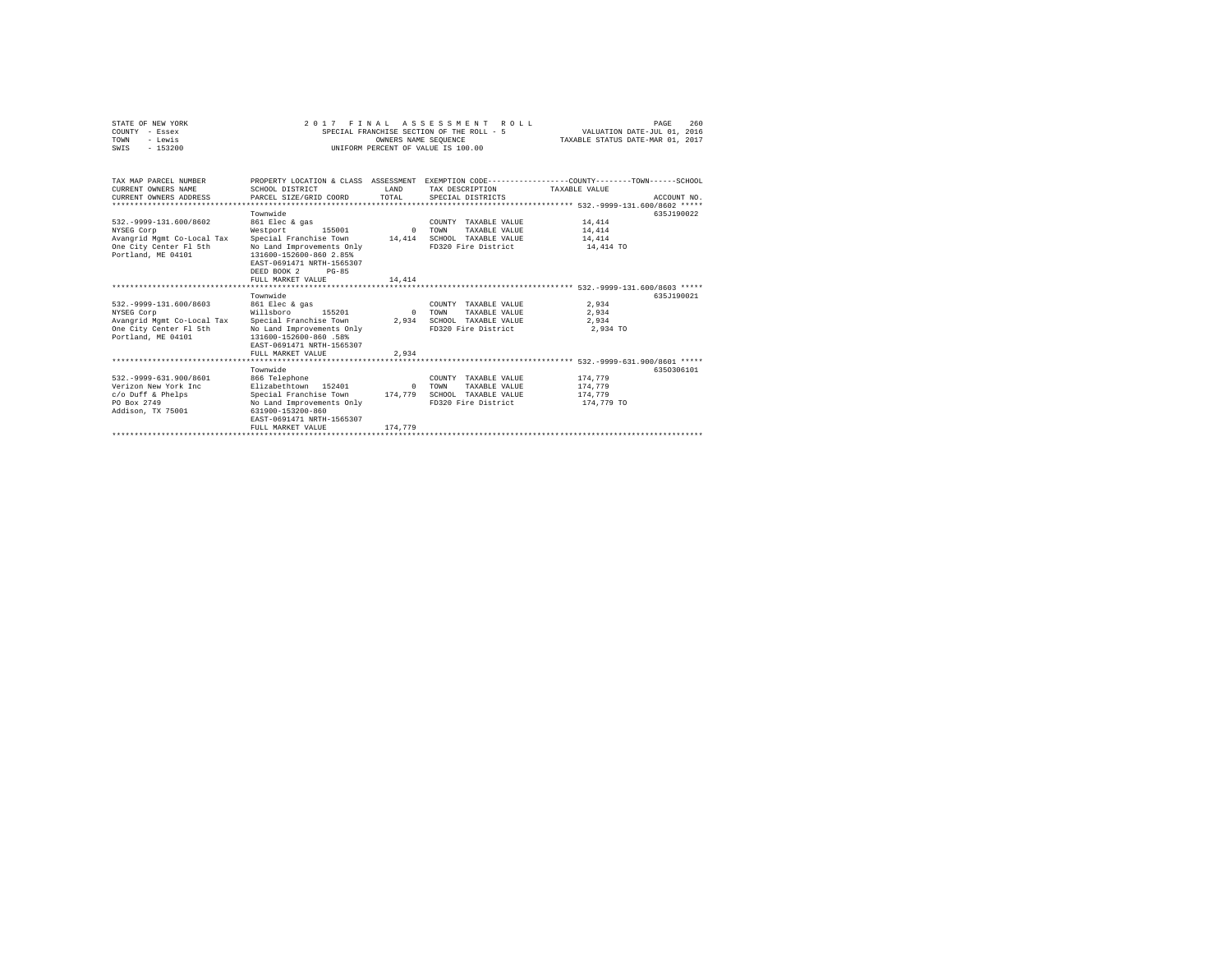STATE OF NEW YORK
COUNTY - Essex
TOWN - Lewis
SWIS - 153200

2017 FINAL ASSESSMENT ROLL
SPECIAL FRANCHISE SECTION OF THE ROLL - 5
OWNERS NAME SEQUENCE
UNIFORM PERCENT OF VALUE IS 100.00

VALUATION DATE-JUL 01, 2016
TAXABLE STATUS DATE-MAR 01, 2017

| TAX MAP PARCEL NUMBER / CURRENT OWNERS NAME / CURRENT OWNERS ADDRESS | PROPERTY LOCATION & CLASS / SCHOOL DISTRICT / PARCEL SIZE/GRID COORD | ASSESSMENT LAND / TOTAL | EXEMPTION CODE / TAX DESCRIPTION / SPECIAL DISTRICTS | COUNTY--------TOWN------SCHOOL TAXABLE VALUE | ACCOUNT NO. |
|---|---|---|---|---|---|
| 532.-9999-131.600/8602 | Townwide | | | | 635J190022 |
| | 861 Elec & gas | | COUNTY TAXABLE VALUE | 14,414 | |
| NYSEG Corp | Westport 155001 | 0 | TOWN TAXABLE VALUE | 14,414 | |
| Avangrid Mgmt Co-Local Tax | Special Franchise Town | 14,414 | SCHOOL TAXABLE VALUE | 14,414 | |
| One City Center Fl 5th | No Land Improvements Only | | FD320 Fire District | 14,414 TO | |
| Portland, ME 04101 | 131600-152600-860 2.85% | | | | |
| | EAST-0691471 NRTH-1565307 | | | | |
| | DEED BOOK 2 PG-85 | | | | |
| | FULL MARKET VALUE | 14,414 | | | |
| 532.-9999-131.600/8603 | Townwide | | | | 635J190021 |
| | 861 Elec & gas | | COUNTY TAXABLE VALUE | 2,934 | |
| NYSEG Corp | Willsboro 155201 | 0 | TOWN TAXABLE VALUE | 2,934 | |
| Avangrid Mgmt Co-Local Tax | Special Franchise Town | 2,934 | SCHOOL TAXABLE VALUE | 2,934 | |
| One City Center Fl 5th | No Land Improvements Only | | FD320 Fire District | 2,934 TO | |
| Portland, ME 04101 | 131600-152600-860 .58% | | | | |
| | EAST-0691471 NRTH-1565307 | | | | |
| | FULL MARKET VALUE | 2,934 | | | |
| 532.-9999-631.900/8601 | Townwide | | | | 635O306101 |
| | 866 Telephone | | COUNTY TAXABLE VALUE | 174,779 | |
| Verizon New York Inc | Elizabethtown 152401 | 0 | TOWN TAXABLE VALUE | 174,779 | |
| c/o Duff & Phelps | Special Franchise Town | 174,779 | SCHOOL TAXABLE VALUE | 174,779 | |
| PO Box 2749 | No Land Improvements Only | | FD320 Fire District | 174,779 TO | |
| Addison, TX 75001 | 631900-153200-860 | | | | |
| | EAST-0691471 NRTH-1565307 | | | | |
| | FULL MARKET VALUE | 174,779 | | | |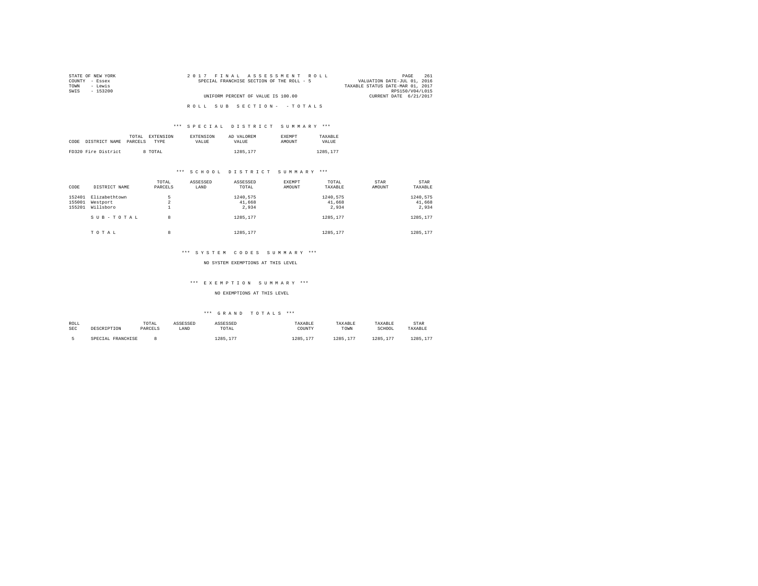STATE OF NEW YORK
COUNTY - Essex
TOWN - Lewis
SWIS - 153200

2 0 1 7 F I N A L A S S E S S M E N T R O L L
SPECIAL FRANCHISE SECTION OF THE ROLL - 5
UNIFORM PERCENT OF VALUE IS 100.00

VALUATION DATE-JUL 01, 2016
TAXABLE STATUS DATE-MAR 01, 2017
RPS150/V04/L015
CURRENT DATE 6/21/2017

R O L L S U B S E C T I O N - - T O T A L S

*** S P E C I A L D I S T R I C T S U M M A R Y ***

| CODE | DISTRICT NAME | TOTAL PARCELS | EXTENSION TYPE | EXTENSION VALUE | AD VALOREM VALUE | EXEMPT AMOUNT | TAXABLE VALUE |
|---|---|---|---|---|---|---|---|
| FD320 | Fire District | 8 | TOTAL | | 1285,177 | | 1285,177 |

*** S C H O O L D I S T R I C T S U M M A R Y ***

| CODE | DISTRICT NAME | TOTAL PARCELS | ASSESSED LAND | ASSESSED TOTAL | EXEMPT AMOUNT | TOTAL TAXABLE | STAR AMOUNT | STAR TAXABLE |
|---|---|---|---|---|---|---|---|---|
| 152401 | Elizabethtown | 5 | | 1240,575 | | 1240,575 | | 1240,575 |
| 155001 | Westport | 2 | | 41,668 | | 41,668 | | 41,668 |
| 155201 | Willsboro | 1 | | 2,934 | | 2,934 | | 2,934 |
| | S U B - T O T A L | 8 | | 1285,177 | | 1285,177 | | 1285,177 |
| | T O T A L | 8 | | 1285,177 | | 1285,177 | | 1285,177 |

*** S Y S T E M C O D E S S U M M A R Y ***

NO SYSTEM EXEMPTIONS AT THIS LEVEL

*** E X E M P T I O N S U M M A R Y ***

NO EXEMPTIONS AT THIS LEVEL

*** G R A N D T O T A L S ***

| ROLL SEC | DESCRIPTION | TOTAL PARCELS | ASSESSED LAND | ASSESSED TOTAL | TAXABLE COUNTY | TAXABLE TOWN | TAXABLE SCHOOL | STAR TAXABLE |
|---|---|---|---|---|---|---|---|---|
| 5 | SPECIAL FRANCHISE | 8 | | 1285,177 | 1285,177 | 1285,177 | 1285,177 | 1285,177 |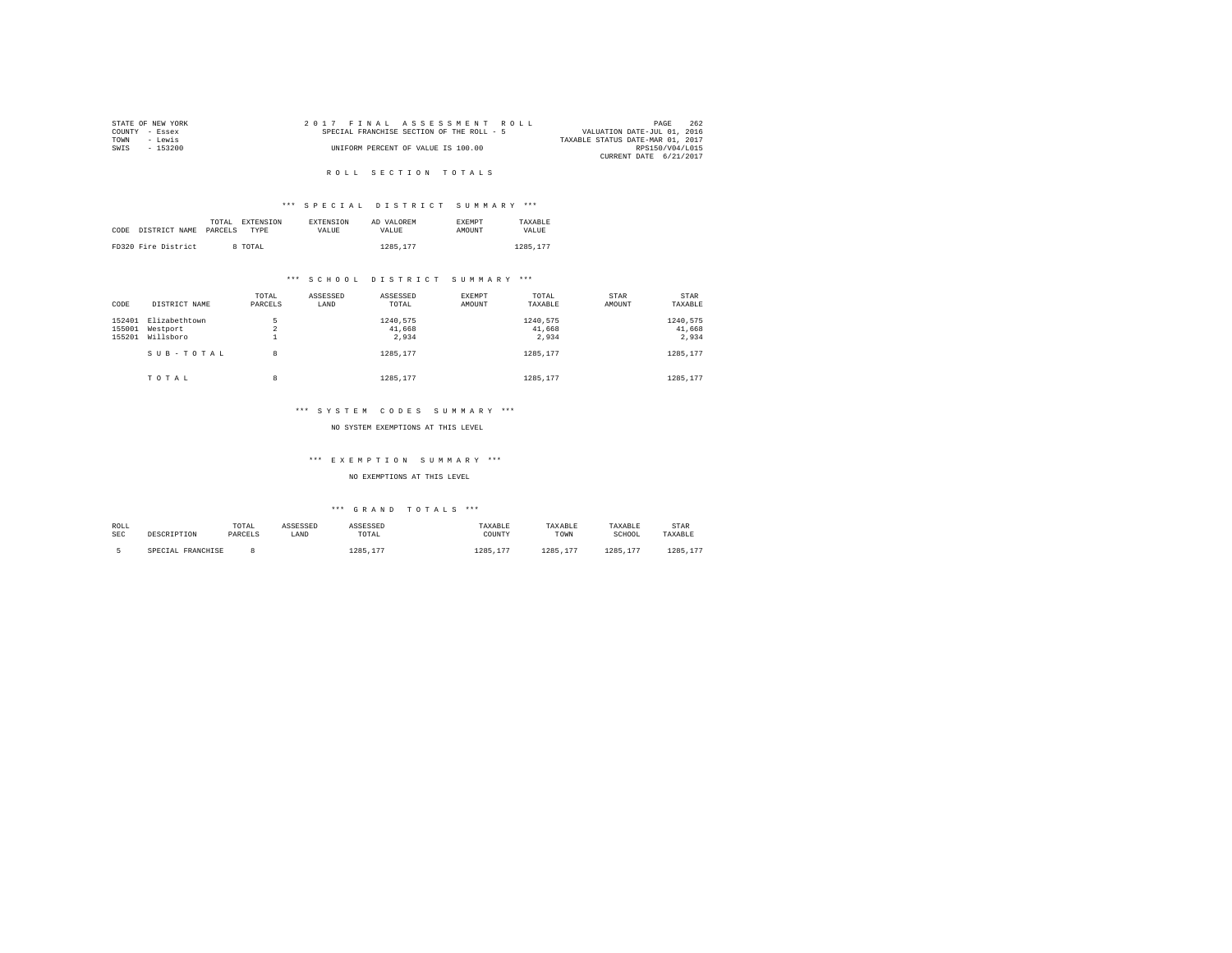STATE OF NEW YORK
COUNTY - Essex
TOWN - Lewis
SWIS - 153200

2017 FINAL ASSESSMENT ROLL
SPECIAL FRANCHISE SECTION OF THE ROLL - 5
UNIFORM PERCENT OF VALUE IS 100.00

VALUATION DATE-JUL 01, 2016
TAXABLE STATUS DATE-MAR 01, 2017
RPS150/V04/L015
CURRENT DATE 6/21/2017

## ROLL SECTION TOTALS

### *** SPECIAL DISTRICT SUMMARY ***

| CODE | DISTRICT NAME | TOTAL PARCELS | EXTENSION TYPE | EXTENSION VALUE | AD VALOREM VALUE | EXEMPT AMOUNT | TAXABLE VALUE |
|---|---|---|---|---|---|---|---|
| FD320 | Fire District | 8 | TOTAL | | 1285,177 | | 1285,177 |

### *** SCHOOL DISTRICT SUMMARY ***

| CODE | DISTRICT NAME | TOTAL PARCELS | ASSESSED LAND | ASSESSED TOTAL | EXEMPT AMOUNT | TOTAL TAXABLE | STAR AMOUNT | STAR TAXABLE |
|---|---|---|---|---|---|---|---|---|
| 152401 | Elizabethtown | 5 | | 1240,575 | | 1240,575 | | 1240,575 |
| 155001 | Westport | 2 | | 41,668 | | 41,668 | | 41,668 |
| 155201 | Willsboro | 1 | | 2,934 | | 2,934 | | 2,934 |
| | SUB-TOTAL | 8 | | 1285,177 | | 1285,177 | | 1285,177 |
| | TOTAL | 8 | | 1285,177 | | 1285,177 | | 1285,177 |

### *** SYSTEM CODES SUMMARY ***

NO SYSTEM EXEMPTIONS AT THIS LEVEL

### *** EXEMPTION SUMMARY ***

NO EXEMPTIONS AT THIS LEVEL

### *** GRAND TOTALS ***

| ROLL SEC | DESCRIPTION | TOTAL PARCELS | ASSESSED LAND | ASSESSED TOTAL | TAXABLE COUNTY | TAXABLE TOWN | TAXABLE SCHOOL | STAR TAXABLE |
|---|---|---|---|---|---|---|---|---|
| 5 | SPECIAL FRANCHISE | 8 | | 1285,177 | 1285,177 | 1285,177 | 1285,177 | 1285,177 |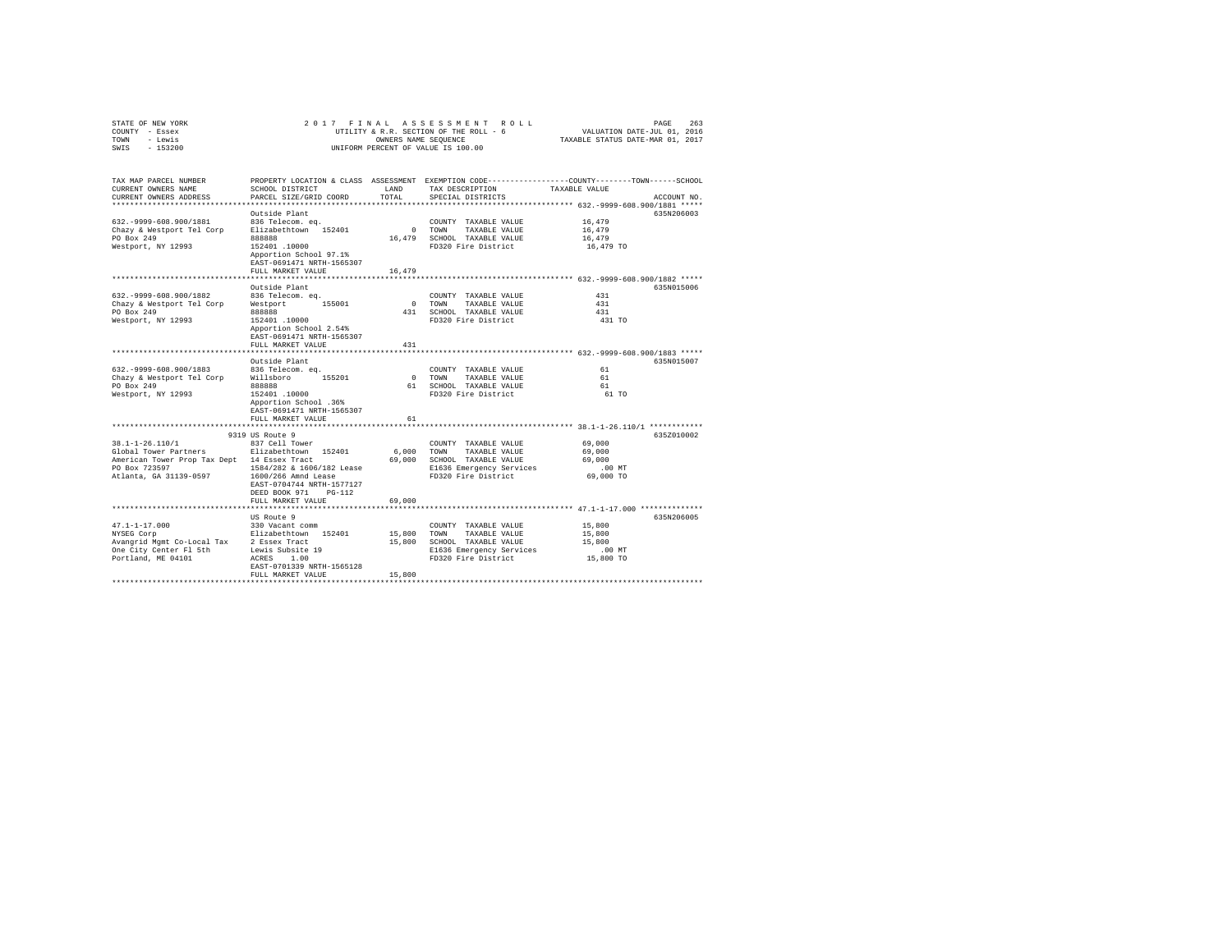STATE OF NEW YORK  
COUNTY - Essex  
TOWN - Lewis  
SWIS - 153200

2 0 1 7 F I N A L A S S E S S M E N T R O L L  
UTILITY & R.R. SECTION OF THE ROLL - 6  
OWNERS NAME SEQUENCE  
UNIFORM PERCENT OF VALUE IS 100.00

VALUATION DATE-JUL 01, 2016  
TAXABLE STATUS DATE-MAR 01, 2017

| TAX MAP PARCEL NUMBER / CURRENT OWNERS NAME / CURRENT OWNERS ADDRESS | PROPERTY LOCATION & CLASS / SCHOOL DISTRICT / PARCEL SIZE/GRID COORD | ASSESSMENT LAND / TOTAL | EXEMPTION CODE / TAX DESCRIPTION / SPECIAL DISTRICTS | TAXABLE VALUE (COUNTY / TOWN / SCHOOL) | ACCOUNT NO. |
|---|---|---|---|---|---|
| **632.-9999-608.900/1881** | Outside Plant | | | | 635N206003 |
| 632.-9999-608.900/1881 | 836 Telecom. eq. | | COUNTY TAXABLE VALUE | 16,479 | |
| Chazy & Westport Tel Corp | Elizabethtown 152401 | 0 | TOWN TAXABLE VALUE | 16,479 | |
| PO Box 249 | 888888 | 16,479 | SCHOOL TAXABLE VALUE | 16,479 | |
| Westport, NY 12993 | 152401 .10000 | | FD320 Fire District | 16,479 TO | |
| | Apportion School 97.1% | | | | |
| | EAST-0691471 NRTH-1565307 | | | | |
| | FULL MARKET VALUE | 16,479 | | | |
| **632.-9999-608.900/1882** | Outside Plant | | | | 635N015006 |
| 632.-9999-608.900/1882 | 836 Telecom. eq. | | COUNTY TAXABLE VALUE | 431 | |
| Chazy & Westport Tel Corp | Westport 155001 | 0 | TOWN TAXABLE VALUE | 431 | |
| PO Box 249 | 888888 | 431 | SCHOOL TAXABLE VALUE | 431 | |
| Westport, NY 12993 | 152401 .10000 | | FD320 Fire District | 431 TO | |
| | Apportion School 2.54% | | | | |
| | EAST-0691471 NRTH-1565307 | | | | |
| | FULL MARKET VALUE | 431 | | | |
| **632.-9999-608.900/1883** | Outside Plant | | | | 635N015007 |
| 632.-9999-608.900/1883 | 836 Telecom. eq. | | COUNTY TAXABLE VALUE | 61 | |
| Chazy & Westport Tel Corp | Willsboro 155201 | 0 | TOWN TAXABLE VALUE | 61 | |
| PO Box 249 | 888888 | 61 | SCHOOL TAXABLE VALUE | 61 | |
| Westport, NY 12993 | 152401 .10000 | | FD320 Fire District | 61 TO | |
| | Apportion School .36% | | | | |
| | EAST-0691471 NRTH-1565307 | | | | |
| | FULL MARKET VALUE | 61 | | | |
| **38.1-1-26.110/1** | 9319 US Route 9 | | | | 635Z010002 |
| 38.1-1-26.110/1 | 837 Cell Tower | | COUNTY TAXABLE VALUE | 69,000 | |
| Global Tower Partners | Elizabethtown 152401 | 6,000 | TOWN TAXABLE VALUE | 69,000 | |
| American Tower Prop Tax Dept | 14 Essex Tract | 69,000 | SCHOOL TAXABLE VALUE | 69,000 | |
| PO Box 723597 | 1584/282 & 1606/182 Lease | | E1636 Emergency Services | .00 MT | |
| Atlanta, GA 31139-0597 | 1600/266 Amnd Lease | | FD320 Fire District | 69,000 TO | |
| | EAST-0704744 NRTH-1577127 | | | | |
| | DEED BOOK 971 PG-112 | | | | |
| | FULL MARKET VALUE | 69,000 | | | |
| **47.1-1-17.000** | US Route 9 | | | | 635N206005 |
| 47.1-1-17.000 | 330 Vacant comm | | COUNTY TAXABLE VALUE | 15,800 | |
| NYSEG Corp | Elizabethtown 152401 | 15,800 | TOWN TAXABLE VALUE | 15,800 | |
| Avangrid Mgmt Co-Local Tax | 2 Essex Tract | 15,800 | SCHOOL TAXABLE VALUE | 15,800 | |
| One City Center Fl 5th | Lewis Subsite 19 | | E1636 Emergency Services | .00 MT | |
| Portland, ME 04101 | ACRES 1.00 | | FD320 Fire District | 15,800 TO | |
| | EAST-0701339 NRTH-1565128 | | | | |
| | FULL MARKET VALUE | 15,800 | | | |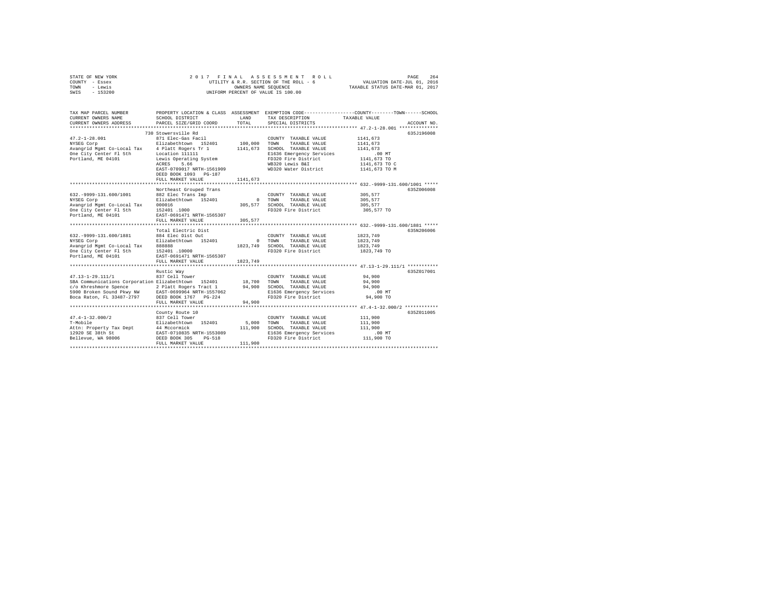STATE OF NEW YORK
COUNTY - Essex
TOWN - Lewis
SWIS - 153200

2 0 1 7 F I N A L A S S E S S M E N T R O L L
UTILITY & R.R. SECTION OF THE ROLL - 6
OWNERS NAME SEQUENCE
UNIFORM PERCENT OF VALUE IS 100.00

VALUATION DATE-JUL 01, 2016
TAXABLE STATUS DATE-MAR 01, 2017

```
TAX MAP PARCEL NUMBER          PROPERTY LOCATION & CLASS  ASSESSMENT  EXEMPTION CODE-----------------COUNTY--------TOWN------SCHOOL
CURRENT OWNERS NAME            SCHOOL DISTRICT              LAND      TAX DESCRIPTION            TAXABLE VALUE
CURRENT OWNERS ADDRESS         PARCEL SIZE/GRID COORD       TOTAL     SPECIAL DISTRICTS                                 ACCOUNT NO.
*********************************************************************************************** 47.2-1-28.001 **************
                               730 Stowersville Rd                                                                     635J196008
47.2-1-28.001                  871 Elec-Gas Facil                     COUNTY  TAXABLE VALUE          1141,673
NYSEG Corp                     Elizabethtown  152401       100,000    TOWN    TAXABLE VALUE          1141,673
Avangrid Mgmt Co-Local Tax     4 Platt Rogers Tr 1        1141,673    SCHOOL  TAXABLE VALUE          1141,673
One City Center Fl 5th         Location 111111                        E1636 Emergency Services            .00 MT
Portland, ME 04101             Lewis Operating System                 FD320 Fire District            1141,673 TO
                               ACRES    5.66                          WB320 Lewis B&I                1141,673 TO C
                               EAST-0709017 NRTH-1561909              WD320 Water District           1141,673 TO M
                               DEED BOOK 1093   PG-187
                               FULL MARKET VALUE          1141,673
*********************************************************************************************** 632.-9999-131.600/1001 *****
                               Northeast Grouped Trans                                                                 635Z006008
632.-9999-131.600/1001         882 Elec Trans Imp                     COUNTY  TAXABLE VALUE           305,577
NYSEG Corp                     Elizabethtown  152401            0     TOWN    TAXABLE VALUE           305,577
Avangrid Mgmt Co-Local Tax     000016                      305,577    SCHOOL  TAXABLE VALUE           305,577
One City Center Fl 5th         152401 .1000                           FD320 Fire District             305,577 TO
Portland, ME 04101             EAST-0691471 NRTH-1565307
                               FULL MARKET VALUE           305,577
*********************************************************************************************** 632.-9999-131.600/1881 *****
                               Total Electric Dist                                                                     635N206006
632.-9999-131.600/1881         884 Elec Dist Out                      COUNTY  TAXABLE VALUE          1823,749
NYSEG Corp                     Elizabethtown  152401            0     TOWN    TAXABLE VALUE          1823,749
Avangrid Mgmt Co-Local Tax     888888                     1823,749    SCHOOL  TAXABLE VALUE          1823,749
One City Center Fl 5th         152401 .10000                          FD320 Fire District            1823,749 TO
Portland, ME 04101             EAST-0691471 NRTH-1565307
                               FULL MARKET VALUE          1823,749
*********************************************************************************************** 47.13-1-29.111/1 ***********
                               Rustic Way                                                                              635Z017001
47.13-1-29.111/1               837 Cell Tower                         COUNTY  TAXABLE VALUE            94,900
SBA Communications Corporation Elizabethtown  152401        18,700    TOWN    TAXABLE VALUE            94,900
c/o Khreshmore Spence          2 Platt Rogers Tract 1       94,900    SCHOOL  TAXABLE VALUE            94,900
5900 Broken Sound Pkwy NW      EAST-0699964 NRTH-1557062              E1636 Emergency Services            .00 MT
Boca Raton, FL 33487-2797      DEED BOOK 1767   PG-224                FD320 Fire District              94,900 TO
                               FULL MARKET VALUE            94,900
*********************************************************************************************** 47.4-1-32.000/2 ************
                               County Route 10                                                                         635Z011005
47.4-1-32.000/2                837 Cell Tower                         COUNTY  TAXABLE VALUE           111,900
T-Mobile                       Elizabethtown  152401         5,000    TOWN    TAXABLE VALUE           111,900
Attn: Property Tax Dept        44 Mccormick                111,900    SCHOOL  TAXABLE VALUE           111,900
12920 SE 38th St               EAST-0710835 NRTH-1553089              E1636 Emergency Services            .00 MT
Bellevue, WA 98006             DEED BOOK 305    PG-518                FD320 Fire District             111,900 TO
                               FULL MARKET VALUE           111,900
****************************************************************************************************************************
```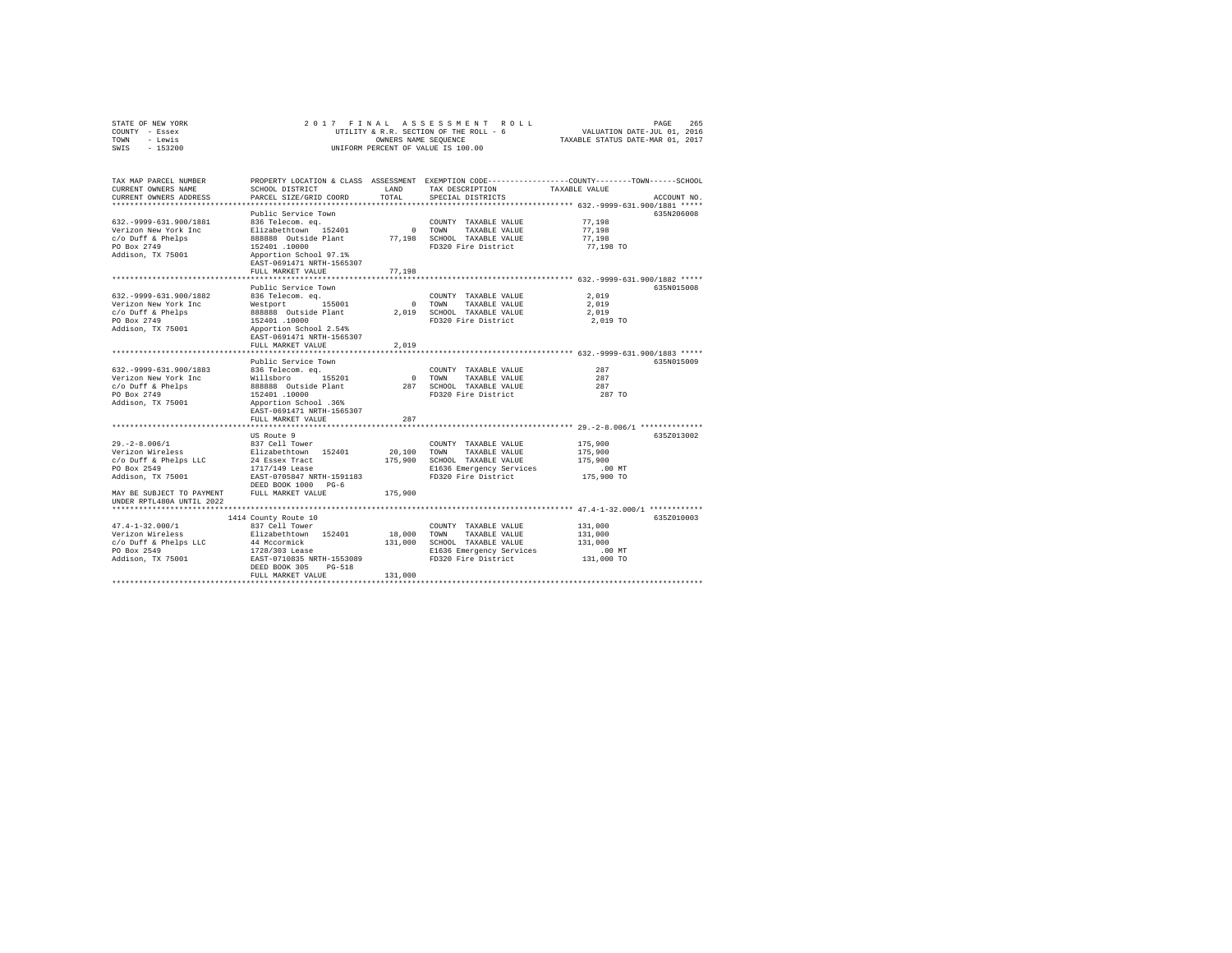STATE OF NEW YORK
COUNTY - Essex
TOWN - Lewis
SWIS - 153200

2017 FINAL ASSESSMENT ROLL
UTILITY & R.R. SECTION OF THE ROLL - 6
OWNERS NAME SEQUENCE
UNIFORM PERCENT OF VALUE IS 100.00

VALUATION DATE-JUL 01, 2016
TAXABLE STATUS DATE-MAR 01, 2017

```
TAX MAP PARCEL NUMBER      PROPERTY LOCATION & CLASS  ASSESSMENT  EXEMPTION CODE-----------------COUNTY--------TOWN------SCHOOL
CURRENT OWNERS NAME        SCHOOL DISTRICT               LAND      TAX DESCRIPTION            TAXABLE VALUE
CURRENT OWNERS ADDRESS     PARCEL SIZE/GRID COORD        TOTAL     SPECIAL DISTRICTS                                  ACCOUNT NO.
******************************************************************************************* 632.-9999-631.900/1881 *****
                           Public Service Town                                                                 635N206008
632.-9999-631.900/1881     836 Telecom. eq.                          COUNTY  TAXABLE VALUE          77,198
Verizon New York Inc       Elizabethtown  152401           0         TOWN    TAXABLE VALUE          77,198
c/o Duff & Phelps          888888  Outside Plant       77,198        SCHOOL  TAXABLE VALUE          77,198
PO Box 2749                152401 .10000                             FD320 Fire District             77,198 TO
Addison, TX 75001          Apportion School 97.1%
                           EAST-0691471 NRTH-1565307
                           FULL MARKET VALUE           77,198
******************************************************************************************* 632.-9999-631.900/1882 *****
                           Public Service Town                                                                 635N015008
632.-9999-631.900/1882     836 Telecom. eq.                          COUNTY  TAXABLE VALUE           2,019
Verizon New York Inc       Westport       155001           0         TOWN    TAXABLE VALUE           2,019
c/o Duff & Phelps          888888  Outside Plant        2,019        SCHOOL  TAXABLE VALUE           2,019
PO Box 2749                152401 .10000                             FD320 Fire District              2,019 TO
Addison, TX 75001          Apportion School 2.54%
                           EAST-0691471 NRTH-1565307
                           FULL MARKET VALUE            2,019
******************************************************************************************* 632.-9999-631.900/1883 *****
                           Public Service Town                                                                 635N015009
632.-9999-631.900/1883     836 Telecom. eq.                          COUNTY  TAXABLE VALUE             287
Verizon New York Inc       Willsboro      155201           0         TOWN    TAXABLE VALUE             287
c/o Duff & Phelps          888888  Outside Plant          287        SCHOOL  TAXABLE VALUE             287
PO Box 2749                152401 .10000                             FD320 Fire District                287 TO
Addison, TX 75001          Apportion School .36%
                           EAST-0691471 NRTH-1565307
                           FULL MARKET VALUE              287
******************************************************************************************* 29.-2-8.006/1 **************
                           US Route 9                                                                          635Z013002
29.-2-8.006/1              837 Cell Tower                            COUNTY  TAXABLE VALUE         175,900
Verizon Wireless           Elizabethtown  152401       20,100        TOWN    TAXABLE VALUE         175,900
c/o Duff & Phelps LLC      24 Essex Tract             175,900        SCHOOL  TAXABLE VALUE         175,900
PO Box 2549                1717/149 Lease                            E1636 Emergency Services          .00 MT
Addison, TX 75001          EAST-0705847 NRTH-1591183                 FD320 Fire District            175,900 TO
                           DEED BOOK 1000   PG-6
MAY BE SUBJECT TO PAYMENT  FULL MARKET VALUE          175,900
UNDER RPTL480A UNTIL 2022
******************************************************************************************* 47.4-1-32.000/1 ************
                      1414 County Route 10                                                                     635Z010003
47.4-1-32.000/1            837 Cell Tower                            COUNTY  TAXABLE VALUE         131,000
Verizon Wireless           Elizabethtown  152401       18,000        TOWN    TAXABLE VALUE         131,000
c/o Duff & Phelps LLC      44 Mccormick               131,000        SCHOOL  TAXABLE VALUE         131,000
PO Box 2549                1728/303 Lease                            E1636 Emergency Services          .00 MT
Addison, TX 75001          EAST-0710835 NRTH-1553089                 FD320 Fire District            131,000 TO
                           DEED BOOK 305    PG-518
                           FULL MARKET VALUE          131,000
************************************************************************************************************************
```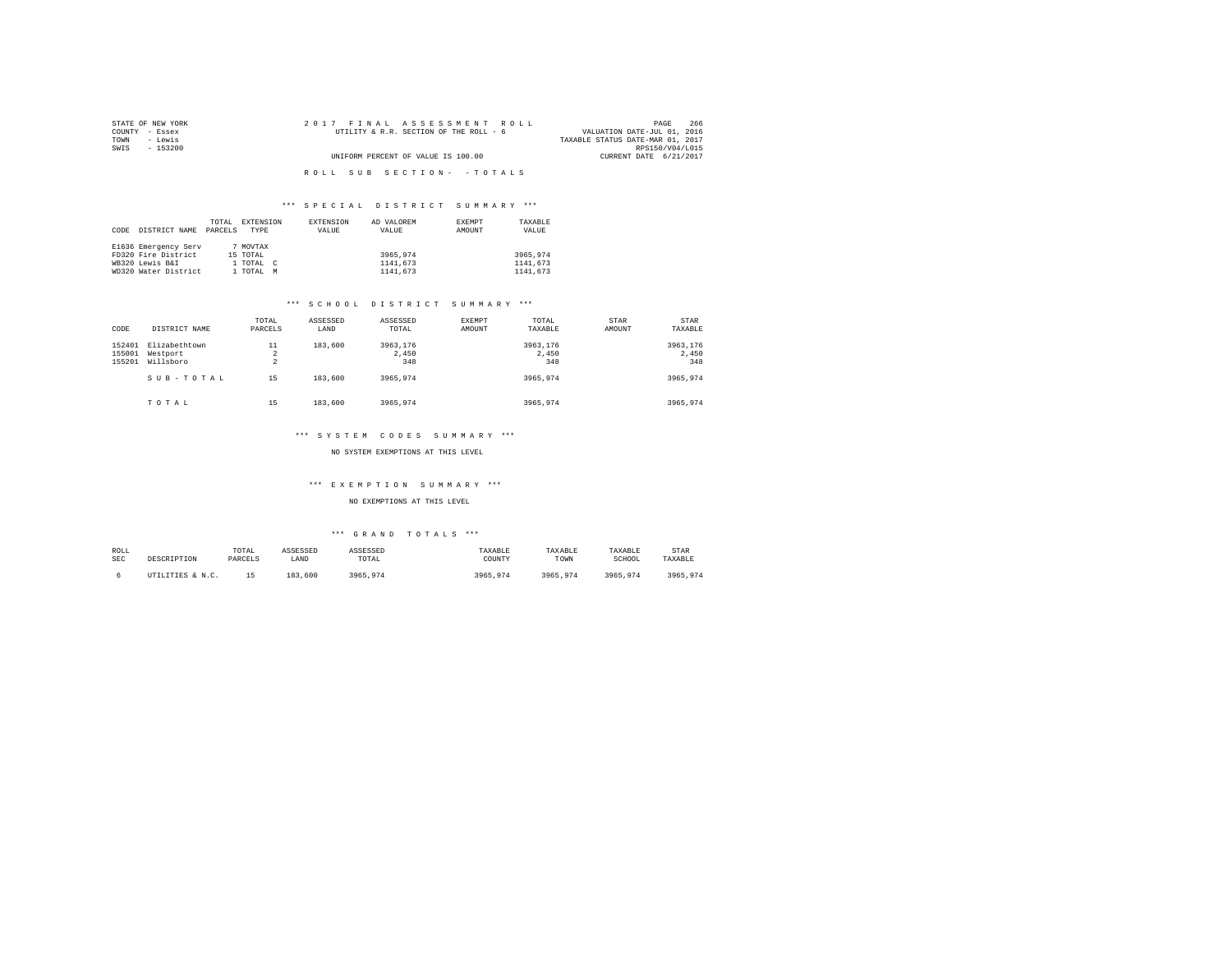STATE OF NEW YORK
COUNTY - Essex
TOWN - Lewis
SWIS - 153200

2 0 1 7 F I N A L A S S E S S M E N T R O L L
UTILITY & R.R. SECTION OF THE ROLL - 6
UNIFORM PERCENT OF VALUE IS 100.00

VALUATION DATE-JUL 01, 2016
TAXABLE STATUS DATE-MAR 01, 2017
RPS150/V04/L015
CURRENT DATE 6/21/2017

R O L L S U B S E C T I O N - - T O T A L S

*** S P E C I A L D I S T R I C T S U M M A R Y ***

| CODE | DISTRICT NAME | TOTAL PARCELS | EXTENSION TYPE | EXTENSION VALUE | AD VALOREM VALUE | EXEMPT AMOUNT | TAXABLE VALUE |
|---|---|---|---|---|---|---|---|
| E1636 | Emergency Serv | 7 | MOVTAX | | | | |
| FD320 | Fire District | 15 | TOTAL | | 3965,974 | | 3965,974 |
| WB320 | Lewis B&I | 1 | TOTAL C | | 1141,673 | | 1141,673 |
| WD320 | Water District | 1 | TOTAL M | | 1141,673 | | 1141,673 |

*** S C H O O L D I S T R I C T S U M M A R Y ***

| CODE | DISTRICT NAME | TOTAL PARCELS | ASSESSED LAND | ASSESSED TOTAL | EXEMPT AMOUNT | TOTAL TAXABLE | STAR AMOUNT | STAR TAXABLE |
|---|---|---|---|---|---|---|---|---|
| 152401 | Elizabethtown | 11 | 183,600 | 3963,176 | | 3963,176 | | 3963,176 |
| 155001 | Westport | 2 | | 2,450 | | 2,450 | | 2,450 |
| 155201 | Willsboro | 2 | | 348 | | 348 | | 348 |
| | S U B - T O T A L | 15 | 183,600 | 3965,974 | | 3965,974 | | 3965,974 |
| | T O T A L | 15 | 183,600 | 3965,974 | | 3965,974 | | 3965,974 |

*** S Y S T E M C O D E S S U M M A R Y ***

NO SYSTEM EXEMPTIONS AT THIS LEVEL

*** E X E M P T I O N S U M M A R Y ***

NO EXEMPTIONS AT THIS LEVEL

*** G R A N D T O T A L S ***

| ROLL SEC | DESCRIPTION | TOTAL PARCELS | ASSESSED LAND | ASSESSED TOTAL | TAXABLE COUNTY | TAXABLE TOWN | TAXABLE SCHOOL | STAR TAXABLE |
|---|---|---|---|---|---|---|---|---|
| 6 | UTILITIES & N.C. | 15 | 183,600 | 3965,974 | 3965,974 | 3965,974 | 3965,974 | 3965,974 |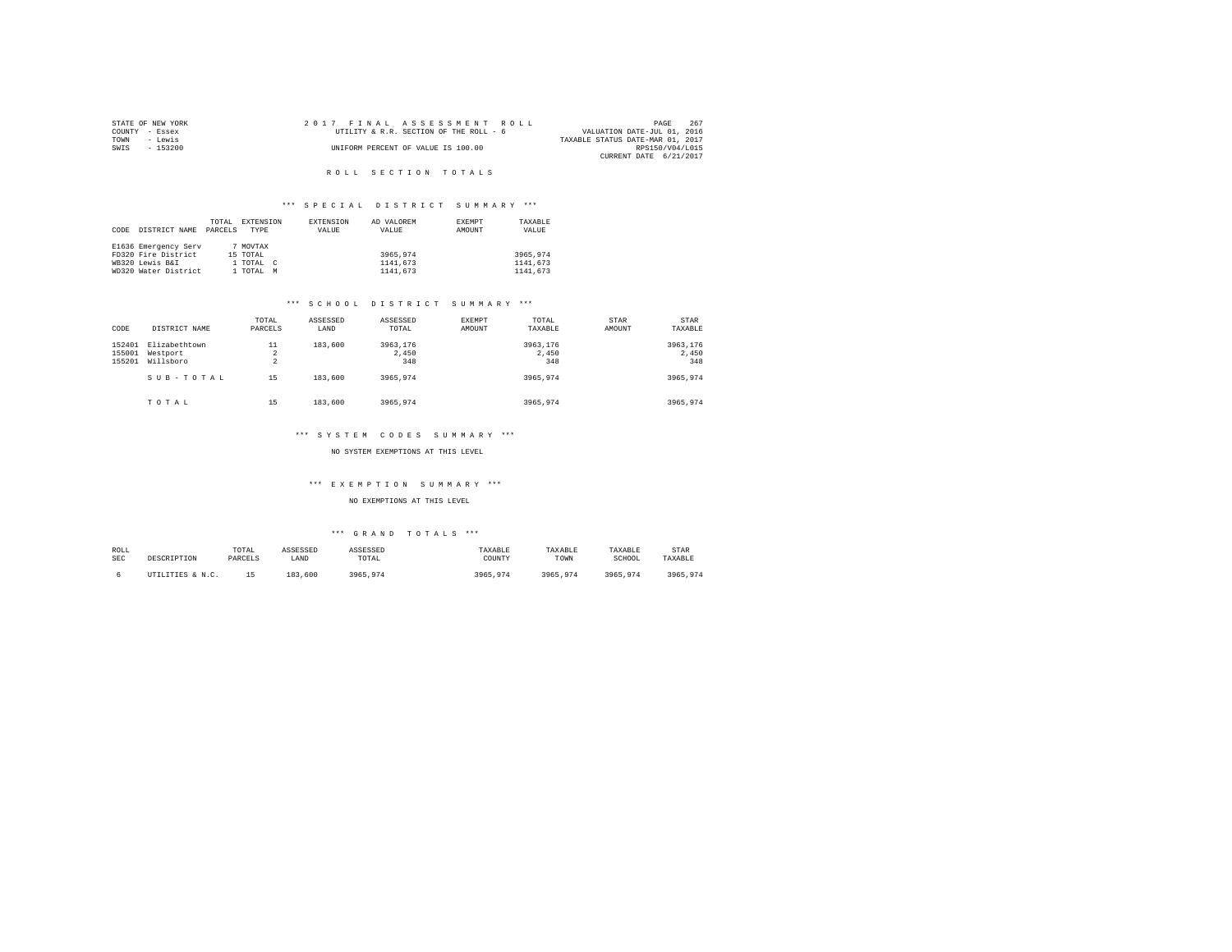STATE OF NEW YORK | COUNTY - Essex | TOWN - Lewis | SWIS - 153200

2 0 1 7 F I N A L A S S E S S M E N T R O L L
UTILITY & R.R. SECTION OF THE ROLL - 6
UNIFORM PERCENT OF VALUE IS 100.00

VALUATION DATE-JUL 01, 2016
TAXABLE STATUS DATE-MAR 01, 2017
RPS150/V04/L015
CURRENT DATE 6/21/2017

## R O L L S E C T I O N T O T A L S

### *** S P E C I A L D I S T R I C T S U M M A R Y ***

| CODE | DISTRICT NAME | TOTAL PARCELS | EXTENSION TYPE | EXTENSION VALUE | AD VALOREM VALUE | EXEMPT AMOUNT | TAXABLE VALUE |
|---|---|---|---|---|---|---|---|
| E1636 | Emergency Serv | 7 | MOVTAX | | | | |
| FD320 | Fire District | 15 | TOTAL | | 3965,974 | | 3965,974 |
| WB320 | Lewis B&I | 1 | TOTAL C | | 1141,673 | | 1141,673 |
| WD320 | Water District | 1 | TOTAL M | | 1141,673 | | 1141,673 |

### *** S C H O O L D I S T R I C T S U M M A R Y ***

| CODE | DISTRICT NAME | TOTAL PARCELS | ASSESSED LAND | ASSESSED TOTAL | EXEMPT AMOUNT | TOTAL TAXABLE | STAR AMOUNT | STAR TAXABLE |
|---|---|---|---|---|---|---|---|---|
| 152401 | Elizabethtown | 11 | 183,600 | 3963,176 | | 3963,176 | | 3963,176 |
| 155001 | Westport | 2 | | 2,450 | | 2,450 | | 2,450 |
| 155201 | Willsboro | 2 | | 348 | | 348 | | 348 |
| | S U B - T O T A L | 15 | 183,600 | 3965,974 | | 3965,974 | | 3965,974 |
| | T O T A L | 15 | 183,600 | 3965,974 | | 3965,974 | | 3965,974 |

### *** S Y S T E M C O D E S S U M M A R Y ***

NO SYSTEM EXEMPTIONS AT THIS LEVEL

### *** E X E M P T I O N S U M M A R Y ***

NO EXEMPTIONS AT THIS LEVEL

### *** G R A N D T O T A L S ***

| ROLL SEC | DESCRIPTION | TOTAL PARCELS | ASSESSED LAND | ASSESSED TOTAL | TAXABLE COUNTY | TAXABLE TOWN | TAXABLE SCHOOL | STAR TAXABLE |
|---|---|---|---|---|---|---|---|---|
| 6 | UTILITIES & N.C. | 15 | 183,600 | 3965,974 | 3965,974 | 3965,974 | 3965,974 | 3965,974 |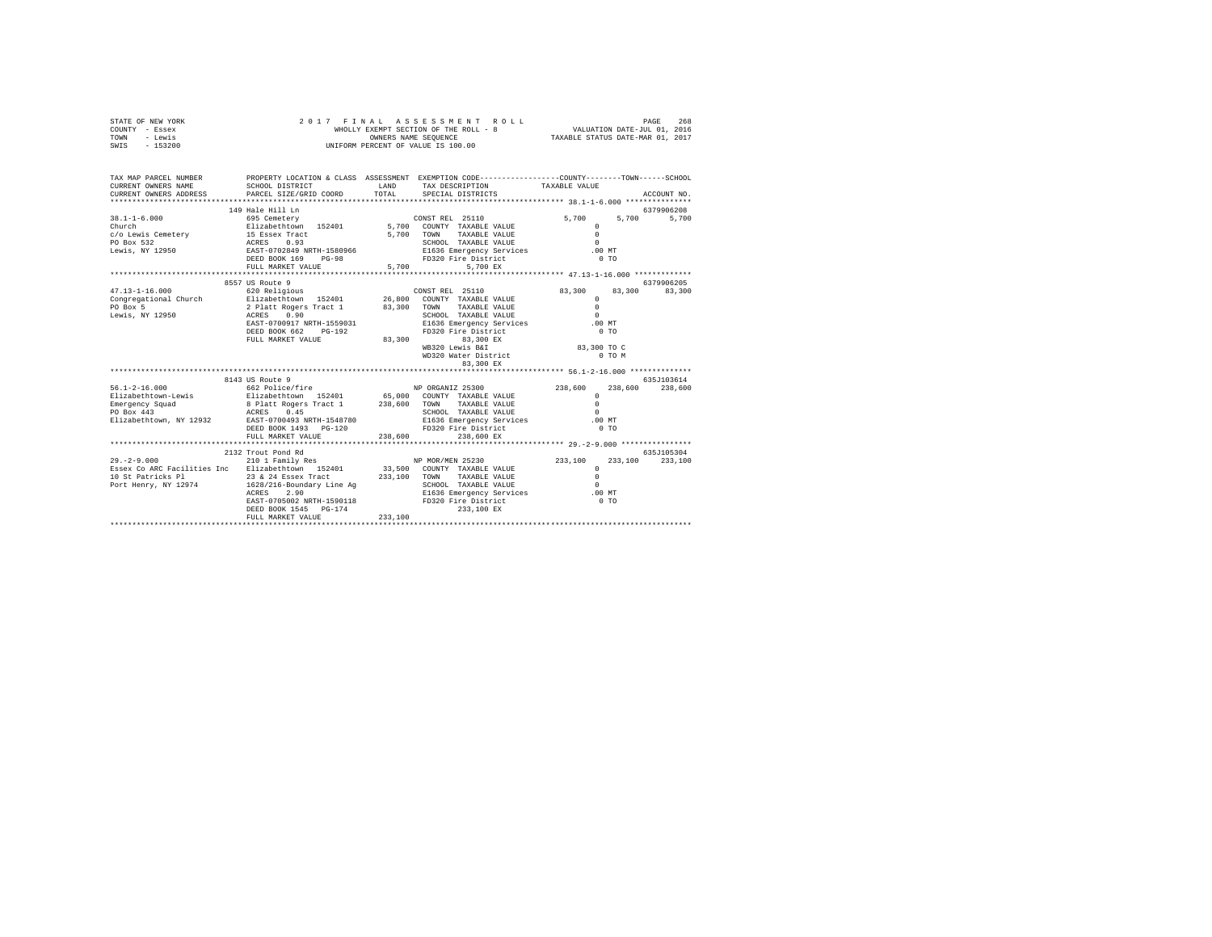STATE OF NEW YORK — 2017 FINAL ASSESSMENT ROLL — WHOLLY EXEMPT SECTION OF THE ROLL - 8 — VALUATION DATE-JUL 01, 2016
COUNTY - Essex — OWNERS NAME SEQUENCE — TAXABLE STATUS DATE-MAR 01, 2017
TOWN - Lewis — UNIFORM PERCENT OF VALUE IS 100.00
SWIS - 153200

```
TAX MAP PARCEL NUMBER          PROPERTY LOCATION & CLASS  ASSESSMENT  EXEMPTION CODE-----------------COUNTY--------TOWN------SCHOOL
CURRENT OWNERS NAME            SCHOOL DISTRICT             LAND        TAX DESCRIPTION            TAXABLE VALUE
CURRENT OWNERS ADDRESS         PARCEL SIZE/GRID COORD      TOTAL       SPECIAL DISTRICTS                                    ACCOUNT NO.
******************************************************************************************************* 38.1-1-6.000 ***************
                               149 Hale Hill Ln                                                                             6379906208
38.1-1-6.000                   695 Cemetery                            CONST REL 25110              5,700       5,700        5,700
Church                         Elizabethtown  152401        5,700      COUNTY  TAXABLE VALUE            0
c/o Lewis Cemetery             15 Essex Tract               5,700      TOWN    TAXABLE VALUE            0
PO Box 532                     ACRES    0.93                           SCHOOL  TAXABLE VALUE            0
Lewis, NY 12950                EAST-0702849 NRTH-1580966               E1636 Emergency Services          .00 MT
                               DEED BOOK 169    PG-98                  FD320 Fire District                 0 TO
                               FULL MARKET VALUE            5,700              5,700 EX
******************************************************************************************************* 47.13-1-16.000 ************
                               8557 US Route 9                                                                              6379906205
47.13-1-16.000                 620 Religious                           CONST REL 25110             83,300      83,300       83,300
Congregational Church          Elizabethtown  152401       26,800      COUNTY  TAXABLE VALUE            0
PO Box 5                       2 Platt Rogers Tract 1      83,300      TOWN    TAXABLE VALUE            0
Lewis, NY 12950                ACRES    0.90                           SCHOOL  TAXABLE VALUE            0
                               EAST-0700917 NRTH-1559031               E1636 Emergency Services          .00 MT
                               DEED BOOK 662    PG-192                 FD320 Fire District                 0 TO
                               FULL MARKET VALUE           83,300              83,300 EX
                                                                       WB320 Lewis B&I                83,300 TO C
                                                                       WD320 Water District                0 TO M
                                                                               83,300 EX
******************************************************************************************************* 56.1-2-16.000 *************
                               8143 US Route 9                                                                              635J103614
56.1-2-16.000                  662 Police/fire                         NP ORGANIZ 25300           238,600     238,600      238,600
Elizabethtown-Lewis            Elizabethtown  152401       65,000      COUNTY  TAXABLE VALUE            0
Emergency Squad                8 Platt Rogers Tract 1     238,600      TOWN    TAXABLE VALUE            0
PO Box 443                     ACRES    0.45                           SCHOOL  TAXABLE VALUE            0
Elizabethtown, NY 12932        EAST-0700493 NRTH-1548780               E1636 Emergency Services          .00 MT
                               DEED BOOK 1493   PG-120                 FD320 Fire District                 0 TO
                               FULL MARKET VALUE          238,600             238,600 EX
******************************************************************************************************* 29.-2-9.000 ***************
                               2132 Trout Pond Rd                                                                           635J105304
29.-2-9.000                    210 1 Family Res                        NP MOR/MEN 25230           233,100     233,100      233,100
Essex Co ARC Facilities Inc    Elizabethtown  152401       33,500      COUNTY  TAXABLE VALUE            0
10 St Patricks Pl              23 & 24 Essex Tract        233,100      TOWN    TAXABLE VALUE            0
Port Henry, NY 12974           1628/216-Boundary Line Ag               SCHOOL  TAXABLE VALUE            0
                               ACRES    2.90                           E1636 Emergency Services          .00 MT
                               EAST-0705002 NRTH-1590118               FD320 Fire District                 0 TO
                               DEED BOOK 1545   PG-174                        233,100 EX
                               FULL MARKET VALUE          233,100
************************************************************************************************************************************
```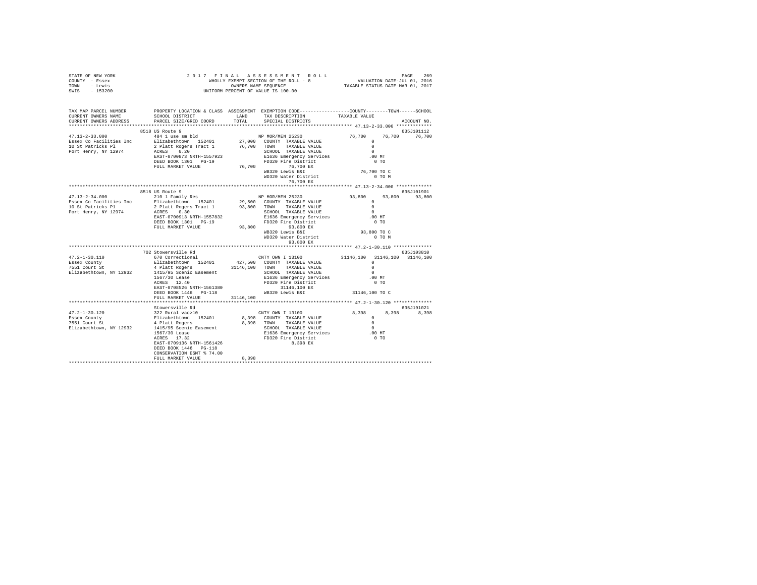STATE OF NEW YORK — 2017 FINAL ASSESSMENT ROLL — PAGE 269
COUNTY - Essex — WHOLLY EXEMPT SECTION OF THE ROLL - 8 — VALUATION DATE-JUL 01, 2016
TOWN - Lewis — OWNERS NAME SEQUENCE — TAXABLE STATUS DATE-MAR 01, 2017
SWIS - 153200 — UNIFORM PERCENT OF VALUE IS 100.00

```
TAX MAP PARCEL NUMBER          PROPERTY LOCATION & CLASS  ASSESSMENT  EXEMPTION CODE-----------------COUNTY--------TOWN------SCHOOL
CURRENT OWNERS NAME            SCHOOL DISTRICT               LAND      TAX DESCRIPTION            TAXABLE VALUE
CURRENT OWNERS ADDRESS         PARCEL SIZE/GRID COORD        TOTAL     SPECIAL DISTRICTS                                        ACCOUNT NO.
****************************************************************************************************** 47.13-2-33.000 *************
                          8518 US Route 9                                                                                   635J101112
47.13-2-33.000            484 1 use sm bld                       NP MOR/MEN 25230                76,700     76,700     76,700
Essex Co Facilities Inc   Elizabethtown  152401      27,000   COUNTY  TAXABLE VALUE                  0
10 St Patricks Pl         2 Platt Rogers Tract 1     76,700   TOWN    TAXABLE VALUE                  0
Port Henry, NY 12974      ACRES    0.20                        SCHOOL  TAXABLE VALUE                  0
                          EAST-0700873 NRTH-1557923            E1636 Emergency Services            .00 MT
                          DEED BOOK 1301   PG-19               FD320 Fire District                   0 TO
                          FULL MARKET VALUE          76,700        76,700 EX
                                                               WB320 Lewis B&I                  76,700 TO C
                                                               WD320 Water District                  0 TO M
                                                                   76,700 EX
****************************************************************************************************** 47.13-2-34.000 *************
                          8516 US Route 9                                                                                   635J101901
47.13-2-34.000            210 1 Family Res                       NP MOR/MEN 25230                93,800     93,800     93,800
Essex Co Facilities Inc   Elizabethtown  152401      29,500   COUNTY  TAXABLE VALUE                  0
10 St Patricks Pl         2 Platt Rogers Tract 1     93,800   TOWN    TAXABLE VALUE                  0
Port Henry, NY 12974      ACRES    0.30                        SCHOOL  TAXABLE VALUE                  0
                          EAST-0700913 NRTH-1557832            E1636 Emergency Services            .00 MT
                          DEED BOOK 1301   PG-19               FD320 Fire District                   0 TO
                          FULL MARKET VALUE          93,800        93,800 EX
                                                               WB320 Lewis B&I                  93,800 TO C
                                                               WD320 Water District                  0 TO M
                                                                   93,800 EX
****************************************************************************************************** 47.2-1-30.110 **************
                          702 Stowersville Rd                                                                               635J103810
47.2-1-30.110             670 Correctional                       CNTY OWN I 13100             31146,100  31146,100  31146,100
Essex County              Elizabethtown  152401     427,500   COUNTY  TAXABLE VALUE                  0
7551 Court St             4 Platt Rogers          31146,100   TOWN    TAXABLE VALUE                  0
Elizabethtown, NY 12932   1415/95 Scenic Easement              SCHOOL  TAXABLE VALUE                  0
                          1567/30 Lease                        E1636 Emergency Services            .00 MT
                          ACRES   12.40                        FD320 Fire District                   0 TO
                          EAST-0708526 NRTH-1561380                31146,100 EX
                          DEED BOOK 1446   PG-118              WB320 Lewis B&I               31146,100 TO C
                          FULL MARKET VALUE       31146,100
****************************************************************************************************** 47.2-1-30.120 **************
                          Stowersville Rd                                                                                   635J191021
47.2-1-30.120             322 Rural vac>10                       CNTY OWN I 13100                 8,398      8,398      8,398
Essex County              Elizabethtown  152401       8,398   COUNTY  TAXABLE VALUE                  0
7551 Court St             4 Platt Rogers              8,398   TOWN    TAXABLE VALUE                  0
Elizabethtown, NY 12932   1415/95 Scenic Easement              SCHOOL  TAXABLE VALUE                  0
                          1567/30 Lease                        E1636 Emergency Services            .00 MT
                          ACRES   17.32                        FD320 Fire District                   0 TO
                          EAST-0709136 NRTH-1561426                 8,398 EX
                          DEED BOOK 1446   PG-118
                          CONSERVATION ESMT % 74.00
                          FULL MARKET VALUE           8,398
************************************************************************************************************************************
```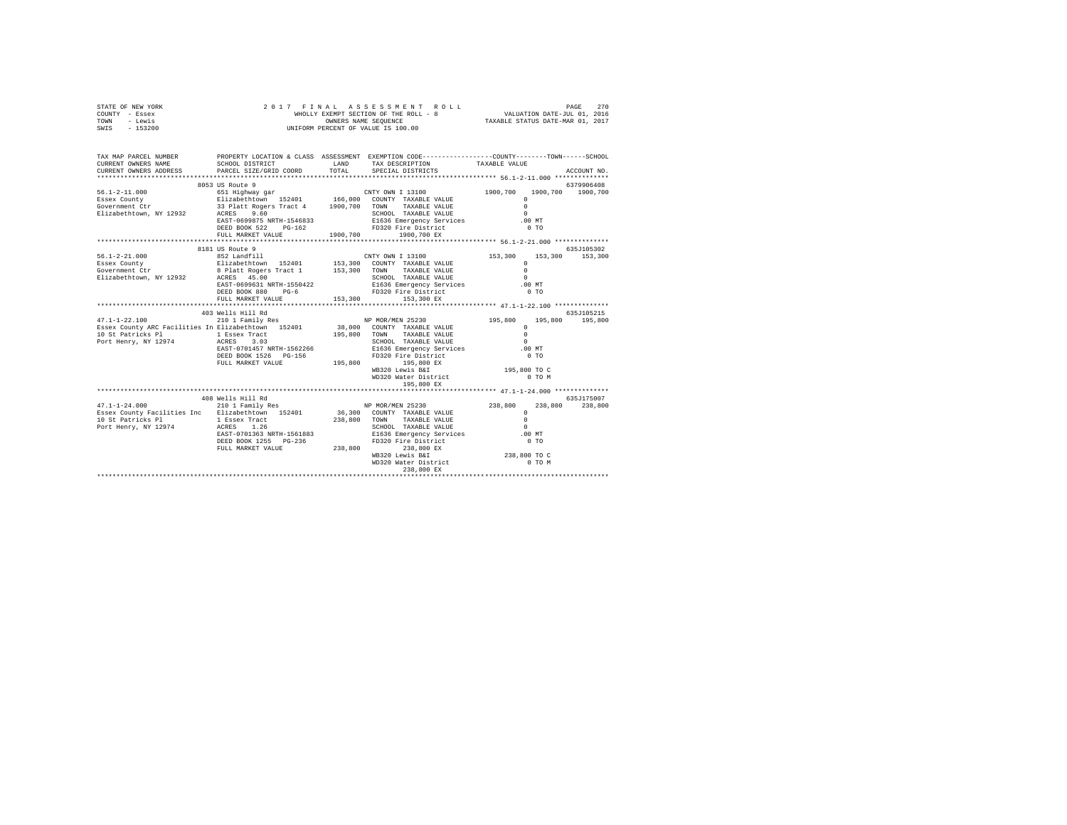```
STATE OF NEW YORK              2 0 1 7   F I N A L   A S S E S S M E N T   R O L L                    PAGE   270
COUNTY  - Essex                    WHOLLY EXEMPT SECTION OF THE ROLL - 8          VALUATION DATE-JUL 01, 2016
TOWN    - Lewis                           OWNERS NAME SEQUENCE                  TAXABLE STATUS DATE-MAR 01, 2017
SWIS    - 153200                    UNIFORM PERCENT OF VALUE IS 100.00

TAX MAP PARCEL NUMBER          PROPERTY LOCATION & CLASS  ASSESSMENT  EXEMPTION CODE-----------------COUNTY--------TOWN------SCHOOL
CURRENT OWNERS NAME            SCHOOL DISTRICT              LAND      TAX DESCRIPTION            TAXABLE VALUE
CURRENT OWNERS ADDRESS         PARCEL SIZE/GRID COORD       TOTAL     SPECIAL DISTRICTS                                  ACCOUNT NO.
*********************************************************************************************** 56.1-2-11.000 **************
                      8053 US Route 9                                                                          6379906408
56.1-2-11.000                  651 Highway gar                          CNTY OWN I 13100         1900,700   1900,700   1900,700
Essex County                   Elizabethtown  152401      166,000  COUNTY  TAXABLE VALUE            0
Government Ctr                 33 Platt Rogers Tract 4    1900,700  TOWN    TAXABLE VALUE            0
Elizabethtown, NY 12932        ACRES    9.60                        SCHOOL  TAXABLE VALUE            0
                               EAST-0699875 NRTH-1546833            E1636 Emergency Services          .00 MT
                               DEED BOOK 522    PG-162              FD320 Fire District                0 TO
                               FULL MARKET VALUE         1900,700        1900,700 EX
*********************************************************************************************** 56.1-2-21.000 **************
                      8181 US Route 9                                                                          635J105302
56.1-2-21.000                  852 Landfill                             CNTY OWN I 13100          153,300    153,300    153,300
Essex County                   Elizabethtown  152401      153,300  COUNTY  TAXABLE VALUE            0
Government Ctr                 8 Platt Rogers Tract 1     153,300  TOWN    TAXABLE VALUE            0
Elizabethtown, NY 12932        ACRES   45.00                        SCHOOL  TAXABLE VALUE            0
                               EAST-0699631 NRTH-1550422            E1636 Emergency Services          .00 MT
                               DEED BOOK 880    PG-6                FD320 Fire District                0 TO
                               FULL MARKET VALUE          153,300         153,300 EX
*********************************************************************************************** 47.1-1-22.100 **************
                      403 Wells Hill Rd                                                                        635J105215
47.1-1-22.100                  210 1 Family Res                         NP MOR/MEN 25230          195,800    195,800    195,800
Essex County ARC Facilities In Elizabethtown  152401       38,000  COUNTY  TAXABLE VALUE            0
10 St Patricks Pl              1 Essex Tract              195,800  TOWN    TAXABLE VALUE            0
Port Henry, NY 12974           ACRES    3.03                        SCHOOL  TAXABLE VALUE            0
                               EAST-0701457 NRTH-1562266            E1636 Emergency Services          .00 MT
                               DEED BOOK 1526   PG-156              FD320 Fire District                0 TO
                               FULL MARKET VALUE          195,800         195,800 EX
                                                                    WB320 Lewis B&I               195,800 TO C
                                                                    WD320 Water District               0 TO M
                                                                          195,800 EX
*********************************************************************************************** 47.1-1-24.000 **************
                      408 Wells Hill Rd                                                                        635J175007
47.1-1-24.000                  210 1 Family Res                         NP MOR/MEN 25230          238,800    238,800    238,800
Essex County Facilities Inc    Elizabethtown  152401       36,300  COUNTY  TAXABLE VALUE            0
10 St Patricks Pl              1 Essex Tract              238,800  TOWN    TAXABLE VALUE            0
Port Henry, NY 12974           ACRES    1.26                        SCHOOL  TAXABLE VALUE            0
                               EAST-0701363 NRTH-1561883            E1636 Emergency Services          .00 MT
                               DEED BOOK 1255   PG-236              FD320 Fire District                0 TO
                               FULL MARKET VALUE          238,800         238,800 EX
                                                                    WB320 Lewis B&I               238,800 TO C
                                                                    WD320 Water District               0 TO M
                                                                          238,800 EX
****************************************************************************************************************************
```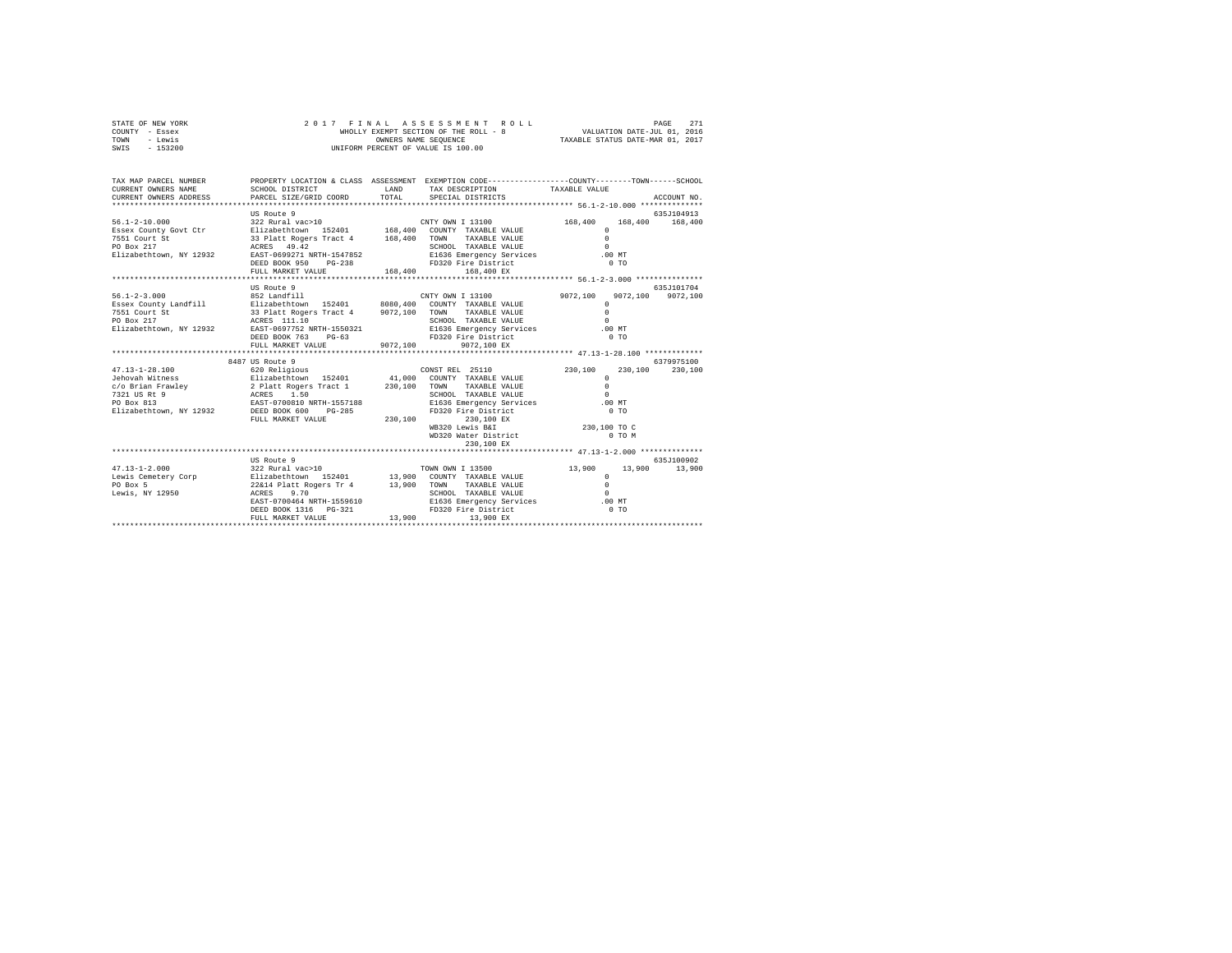```
STATE OF NEW YORK              2 0 1 7   F I N A L   A S S E S S M E N T   R O L L                    PAGE   271
COUNTY  - Essex                     WHOLLY EXEMPT SECTION OF THE ROLL - 8              VALUATION DATE-JUL 01, 2016
TOWN    - Lewis                             OWNERS NAME SEQUENCE                     TAXABLE STATUS DATE-MAR 01, 2017
SWIS    - 153200                     UNIFORM PERCENT OF VALUE IS 100.00

TAX MAP PARCEL NUMBER          PROPERTY LOCATION & CLASS  ASSESSMENT  EXEMPTION CODE-----------------COUNTY--------TOWN------SCHOOL
CURRENT OWNERS NAME            SCHOOL DISTRICT             LAND      TAX DESCRIPTION           TAXABLE VALUE
CURRENT OWNERS ADDRESS         PARCEL SIZE/GRID COORD      TOTAL     SPECIAL DISTRICTS                                    ACCOUNT NO.
******************************************************************************************************* 56.1-2-10.000 **************
                               US Route 9                                                                              635J104913
56.1-2-10.000                  322 Rural vac>10                       CNTY OWN I 13100            168,400    168,400     168,400
Essex County Govt Ctr          Elizabethtown  152401      168,400   COUNTY  TAXABLE VALUE              0
7551 Court St                  33 Platt Rogers Tract 4    168,400   TOWN    TAXABLE VALUE              0
PO Box 217                     ACRES  49.42                          SCHOOL  TAXABLE VALUE              0
Elizabethtown, NY 12932        EAST-0699271 NRTH-1547852            E1636 Emergency Services         .00 MT
                               DEED BOOK 950    PG-238              FD320 Fire District                0 TO
                               FULL MARKET VALUE          168,400        168,400 EX
******************************************************************************************************* 56.1-2-3.000 ***************
                               US Route 9                                                                              635J101704
56.1-2-3.000                   852 Landfill                           CNTY OWN I 13100           9072,100   9072,100    9072,100
Essex County Landfill          Elizabethtown  152401     8080,400   COUNTY  TAXABLE VALUE              0
7551 Court St                  33 Platt Rogers Tract 4   9072,100   TOWN    TAXABLE VALUE              0
PO Box 217                     ACRES 111.10                          SCHOOL  TAXABLE VALUE              0
Elizabethtown, NY 12932        EAST-0697752 NRTH-1550321            E1636 Emergency Services         .00 MT
                               DEED BOOK 763    PG-63               FD320 Fire District                0 TO
                               FULL MARKET VALUE         9072,100       9072,100 EX
******************************************************************************************************* 47.13-1-28.100 *************
                               8487 US Route 9                                                                         6379975100
47.13-1-28.100                 620 Religious                          CONST REL  25110            230,100    230,100     230,100
Jehovah Witness                Elizabethtown  152401       41,000   COUNTY  TAXABLE VALUE              0
c/o Brian Frawley              2 Platt Rogers Tract 1     230,100   TOWN    TAXABLE VALUE              0
7321 US Rt 9                   ACRES   1.50                          SCHOOL  TAXABLE VALUE              0
PO Box 813                     EAST-0700810 NRTH-1557188            E1636 Emergency Services         .00 MT
Elizabethtown, NY 12932        DEED BOOK 600    PG-285              FD320 Fire District                0 TO
                               FULL MARKET VALUE          230,100        230,100 EX
                                                                    WB320 Lewis B&I               230,100 TO C
                                                                    WD320 Water District               0 TO M
                                                                         230,100 EX
******************************************************************************************************* 47.13-1-2.000 **************
                               US Route 9                                                                              635J100902
47.13-1-2.000                  322 Rural vac>10                       TOWN OWN I 13500             13,900     13,900      13,900
Lewis Cemetery Corp            Elizabethtown  152401       13,900   COUNTY  TAXABLE VALUE              0
PO Box 5                       22&14 Platt Rogers Tr 4     13,900   TOWN    TAXABLE VALUE              0
Lewis, NY 12950                ACRES   9.70                          SCHOOL  TAXABLE VALUE              0
                               EAST-0700464 NRTH-1559610            E1636 Emergency Services         .00 MT
                               DEED BOOK 1316   PG-321              FD320 Fire District                0 TO
                               FULL MARKET VALUE           13,900         13,900 EX
************************************************************************************************************************************
```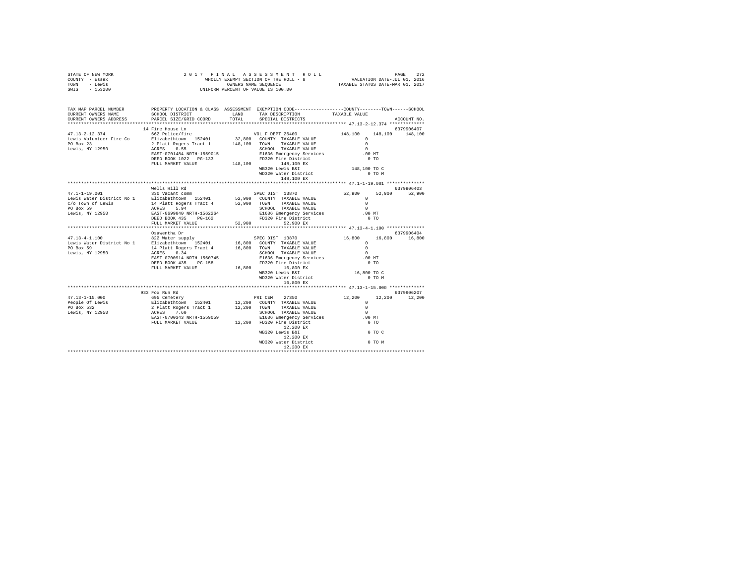STATE OF NEW YORK | 2017 FINAL ASSESSMENT ROLL | VALUATION DATE-JUL 01, 2016
COUNTY - Essex | WHOLLY EXEMPT SECTION OF THE ROLL - 8 | TAXABLE STATUS DATE-MAR 01, 2017
TOWN - Lewis | OWNERS NAME SEQUENCE
SWIS - 153200 | UNIFORM PERCENT OF VALUE IS 100.00

| TAX MAP PARCEL NUMBER / CURRENT OWNERS NAME / CURRENT OWNERS ADDRESS | PROPERTY LOCATION & CLASS / SCHOOL DISTRICT / PARCEL SIZE/GRID COORD | ASSESSMENT LAND / TOTAL | EXEMPTION CODE / TAX DESCRIPTION / SPECIAL DISTRICTS | COUNTY TAXABLE VALUE | TOWN | SCHOOL / ACCOUNT NO. |
|---|---|---|---|---|---|---|
| **47.13-2-12.374** | 14 Fire House Ln | | | | | 6379906407 |
| 47.13-2-12.374 | 662 Police/fire | | VOL F DEPT 26400 | 148,100 | 148,100 | 148,100 |
| Lewis Volunteer Fire Co | Elizabethtown 152401 | 32,800 | COUNTY TAXABLE VALUE | 0 | | |
| PO Box 23 | 2 Platt Rogers Tract 1 | 148,100 | TOWN TAXABLE VALUE | 0 | | |
| Lewis, NY 12950 | ACRES 0.55 | | SCHOOL TAXABLE VALUE | 0 | | |
| | EAST-0701484 NRTH-1559015 | | E1636 Emergency Services | .00 MT | | |
| | DEED BOOK 1022 PG-133 | | FD320 Fire District | 0 TO | | |
| | FULL MARKET VALUE | 148,100 | 148,100 EX | | | |
| | | | WB320 Lewis B&I | 148,100 TO C | | |
| | | | WD320 Water District | 0 TO M | | |
| | | | 148,100 EX | | | |
| **47.1-1-19.001** | Wells Hill Rd | | | | | 6379906403 |
| 47.1-1-19.001 | 330 Vacant comm | | SPEC DIST 13870 | 52,900 | 52,900 | 52,900 |
| Lewis Water District No 1 | Elizabethtown 152401 | 52,900 | COUNTY TAXABLE VALUE | 0 | | |
| c/o Town of Lewis | 14 Platt Rogers Tract 4 | 52,900 | TOWN TAXABLE VALUE | 0 | | |
| PO Box 59 | ACRES 5.94 | | SCHOOL TAXABLE VALUE | 0 | | |
| Lewis, NY 12950 | EAST-0699040 NRTH-1562264 | | E1636 Emergency Services | .00 MT | | |
| | DEED BOOK 435 PG-162 | | FD320 Fire District | 0 TO | | |
| | FULL MARKET VALUE | 52,900 | 52,900 EX | | | |
| **47.13-4-1.100** | Osawentha Dr | | | | | 6379906404 |
| 47.13-4-1.100 | 822 Water supply | | SPEC DIST 13870 | 16,800 | 16,800 | 16,800 |
| Lewis Water District No 1 | Elizabethtown 152401 | 16,800 | COUNTY TAXABLE VALUE | 0 | | |
| PO Box 59 | 14 Platt Rogers Tract 4 | 16,800 | TOWN TAXABLE VALUE | 0 | | |
| Lewis, NY 12950 | ACRES 0.34 | | SCHOOL TAXABLE VALUE | 0 | | |
| | EAST-0700914 NRTH-1560745 | | E1636 Emergency Services | .00 MT | | |
| | DEED BOOK 435 PG-158 | | FD320 Fire District | 0 TO | | |
| | FULL MARKET VALUE | 16,800 | 16,800 EX | | | |
| | | | WB320 Lewis B&I | 16,800 TO C | | |
| | | | WD320 Water District | 0 TO M | | |
| | | | 16,800 EX | | | |
| **47.13-1-15.000** | 933 Fox Run Rd | | | | | 6379906207 |
| 47.13-1-15.000 | 695 Cemetery | | PRI CEM 27350 | 12,200 | 12,200 | 12,200 |
| People Of Lewis | Elizabethtown 152401 | 12,200 | COUNTY TAXABLE VALUE | 0 | | |
| PO Box 532 | 2 Platt Rogers Tract 1 | 12,200 | TOWN TAXABLE VALUE | 0 | | |
| Lewis, NY 12950 | ACRES 7.60 | | SCHOOL TAXABLE VALUE | 0 | | |
| | EAST-0700343 NRTH-1559059 | | E1636 Emergency Services | .00 MT | | |
| | FULL MARKET VALUE | 12,200 | FD320 Fire District | 0 TO | | |
| | | | 12,200 EX | | | |
| | | | WB320 Lewis B&I | 0 TO C | | |
| | | | 12,200 EX | | | |
| | | | WD320 Water District | 0 TO M | | |
| | | | 12,200 EX | | | |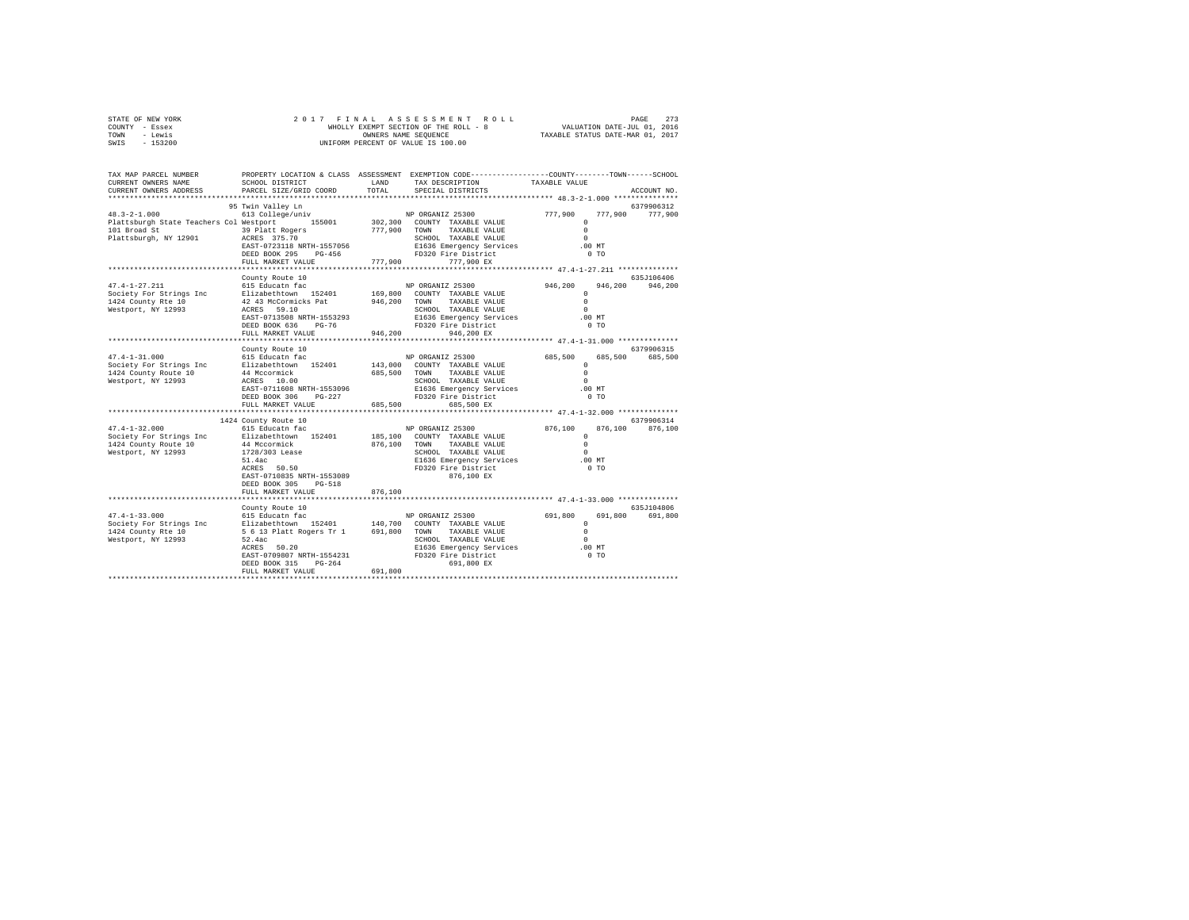STATE OF NEW YORK — 2017 FINAL ASSESSMENT ROLL — PAGE 273
COUNTY - Essex — WHOLLY EXEMPT SECTION OF THE ROLL - 8 — VALUATION DATE-JUL 01, 2016
TOWN - Lewis — OWNERS NAME SEQUENCE — TAXABLE STATUS DATE-MAR 01, 2017
SWIS - 153200 — UNIFORM PERCENT OF VALUE IS 100.00

```
TAX MAP PARCEL NUMBER          PROPERTY LOCATION & CLASS  ASSESSMENT  EXEMPTION CODE-----------------COUNTY--------TOWN------SCHOOL
CURRENT OWNERS NAME            SCHOOL DISTRICT             LAND       TAX DESCRIPTION            TAXABLE VALUE
CURRENT OWNERS ADDRESS         PARCEL SIZE/GRID COORD      TOTAL      SPECIAL DISTRICTS                                    ACCOUNT NO.
************************************************************************************************* 48.3-2-1.000 ***************
                               95 Twin Valley Ln                                                                          6379906312
48.3-2-1.000                   613 College/univ                       NP ORGANIZ 25300           777,900    777,900    777,900
Plattsburgh State Teachers Col Westport          155001    302,300   COUNTY  TAXABLE VALUE              0
101 Broad St                   39 Platt Rogers             777,900   TOWN    TAXABLE VALUE              0
Plattsburgh, NY 12901          ACRES 375.70                          SCHOOL  TAXABLE VALUE              0
                               EAST-0723118 NRTH-1557056             E1636 Emergency Services         .00 MT
                               DEED BOOK 295    PG-456               FD320 Fire District                0 TO
                               FULL MARKET VALUE           777,900        777,900 EX
************************************************************************************************* 47.4-1-27.211 **************
                               County Route 10                                                                            635J106406
47.4-1-27.211                  615 Educatn fac                        NP ORGANIZ 25300           946,200    946,200    946,200
Society For Strings Inc        Elizabethtown  152401       169,800   COUNTY  TAXABLE VALUE              0
1424 County Rte 10             42 43 McCormicks Pat        946,200   TOWN    TAXABLE VALUE              0
Westport, NY 12993             ACRES  59.10                          SCHOOL  TAXABLE VALUE              0
                               EAST-0713508 NRTH-1553293             E1636 Emergency Services         .00 MT
                               DEED BOOK 636    PG-76                FD320 Fire District                0 TO
                               FULL MARKET VALUE           946,200        946,200 EX
************************************************************************************************* 47.4-1-31.000 **************
                               County Route 10                                                                            6379906315
47.4-1-31.000                  615 Educatn fac                        NP ORGANIZ 25300           685,500    685,500    685,500
Society For Strings Inc        Elizabethtown  152401       143,000   COUNTY  TAXABLE VALUE              0
1424 County Route 10           44 Mccormick                685,500   TOWN    TAXABLE VALUE              0
Westport, NY 12993             ACRES  10.00                          SCHOOL  TAXABLE VALUE              0
                               EAST-0711608 NRTH-1553096             E1636 Emergency Services         .00 MT
                               DEED BOOK 306    PG-227               FD320 Fire District                0 TO
                               FULL MARKET VALUE           685,500        685,500 EX
************************************************************************************************* 47.4-1-32.000 **************
                               1424 County Route 10                                                                       6379906314
47.4-1-32.000                  615 Educatn fac                        NP ORGANIZ 25300           876,100    876,100    876,100
Society For Strings Inc        Elizabethtown  152401       185,100   COUNTY  TAXABLE VALUE              0
1424 County Route 10           44 Mccormick                876,100   TOWN    TAXABLE VALUE              0
Westport, NY 12993             1728/303 Lease                        SCHOOL  TAXABLE VALUE              0
                               51.4ac                                E1636 Emergency Services         .00 MT
                               ACRES  50.50                          FD320 Fire District                0 TO
                               EAST-0710835 NRTH-1553089                  876,100 EX
                               DEED BOOK 305    PG-518
                               FULL MARKET VALUE           876,100
************************************************************************************************* 47.4-1-33.000 **************
                               County Route 10                                                                            635J104806
47.4-1-33.000                  615 Educatn fac                        NP ORGANIZ 25300           691,800    691,800    691,800
Society For Strings Inc        Elizabethtown  152401       140,700   COUNTY  TAXABLE VALUE              0
1424 County Rte 10             5 6 13 Platt Rogers Tr 1    691,800   TOWN    TAXABLE VALUE              0
Westport, NY 12993             52.4ac                                SCHOOL  TAXABLE VALUE              0
                               ACRES  50.20                          E1636 Emergency Services         .00 MT
                               EAST-0709807 NRTH-1554231             FD320 Fire District                0 TO
                               DEED BOOK 315    PG-264                    691,800 EX
                               FULL MARKET VALUE           691,800
*******************************************************************************************************************************
```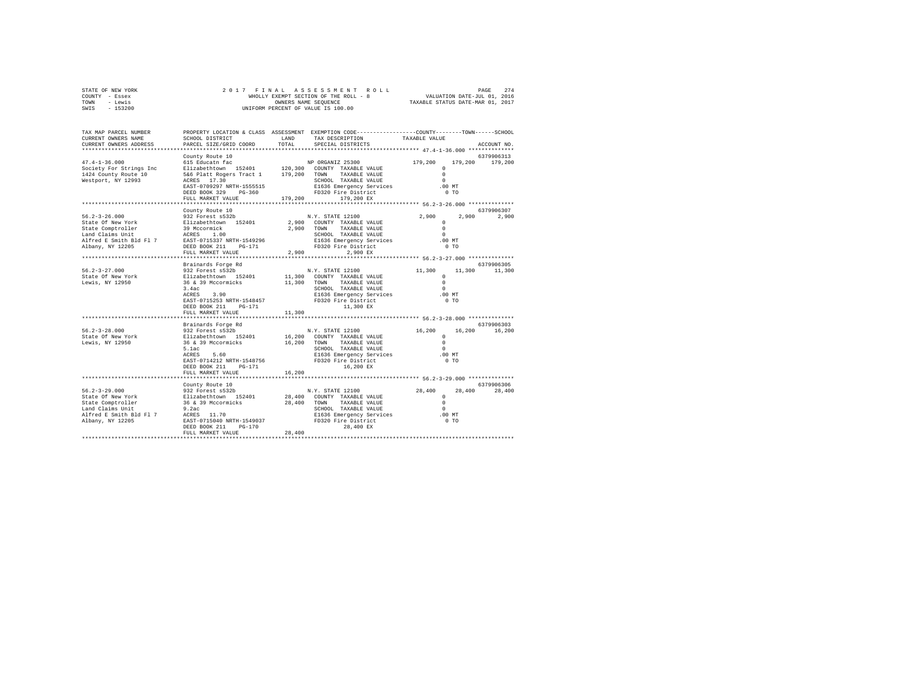STATE OF NEW YORK
COUNTY - Essex
TOWN - Lewis
SWIS - 153200

2017 FINAL ASSESSMENT ROLL
WHOLLY EXEMPT SECTION OF THE ROLL - 8
OWNERS NAME SEQUENCE
UNIFORM PERCENT OF VALUE IS 100.00

VALUATION DATE-JUL 01, 2016
TAXABLE STATUS DATE-MAR 01, 2017

| TAX MAP PARCEL NUMBER / CURRENT OWNERS NAME / CURRENT OWNERS ADDRESS | PROPERTY LOCATION & CLASS / SCHOOL DISTRICT / PARCEL SIZE/GRID COORD | ASSESSMENT LAND / TOTAL | EXEMPTION CODE / TAX DESCRIPTION / SPECIAL DISTRICTS | COUNTY | TOWN | SCHOOL / ACCOUNT NO. |
|---|---|---|---|---|---|---|
| **47.4-1-36.000** | County Route 10 | | | | | 6379906313 |
| 47.4-1-36.000 | 615 Educatn fac | | NP ORGANIZ 25300 | 179,200 | 179,200 | 179,200 |
| Society For Strings Inc | Elizabethtown 152401 | 120,300 | COUNTY TAXABLE VALUE | 0 | | |
| 1424 County Route 10 | 5&6 Platt Rogers Tract 1 | 179,200 | TOWN TAXABLE VALUE | | 0 | |
| Westport, NY 12993 | ACRES 17.30 | | SCHOOL TAXABLE VALUE | | | 0 |
| | EAST-0709297 NRTH-1555515 | | E1636 Emergency Services | .00 MT | | |
| | DEED BOOK 329 PG-360 | | FD320 Fire District | 0 TO | | |
| | FULL MARKET VALUE | 179,200 | 179,200 EX | | | |
| **56.2-3-26.000** | County Route 10 | | | | | 6379906307 |
| 56.2-3-26.000 | 932 Forest s532b | | N.Y. STATE 12100 | 2,900 | 2,900 | 2,900 |
| State Of New York | Elizabethtown 152401 | 2,900 | COUNTY TAXABLE VALUE | 0 | | |
| State Comptroller | 39 Mccormick | 2,900 | TOWN TAXABLE VALUE | | 0 | |
| Land Claims Unit | ACRES 1.00 | | SCHOOL TAXABLE VALUE | | | 0 |
| Alfred E Smith Bld Fl 7 | EAST-0715337 NRTH-1549296 | | E1636 Emergency Services | .00 MT | | |
| Albany, NY 12205 | DEED BOOK 211 PG-171 | | FD320 Fire District | 0 TO | | |
| | FULL MARKET VALUE | 2,900 | 2,900 EX | | | |
| **56.2-3-27.000** | Brainards Forge Rd | | | | | 6379906305 |
| 56.2-3-27.000 | 932 Forest s532b | | N.Y. STATE 12100 | 11,300 | 11,300 | 11,300 |
| State Of New York | Elizabethtown 152401 | 11,300 | COUNTY TAXABLE VALUE | 0 | | |
| Lewis, NY 12950 | 36 & 39 Mccormicks | 11,300 | TOWN TAXABLE VALUE | | 0 | |
| | 3.4ac | | SCHOOL TAXABLE VALUE | | | 0 |
| | ACRES 3.90 | | E1636 Emergency Services | .00 MT | | |
| | EAST-0715253 NRTH-1548457 | | FD320 Fire District | 0 TO | | |
| | DEED BOOK 211 PG-171 | | 11,300 EX | | | |
| | FULL MARKET VALUE | 11,300 | | | | |
| **56.2-3-28.000** | Brainards Forge Rd | | | | | 6379906303 |
| 56.2-3-28.000 | 932 Forest s532b | | N.Y. STATE 12100 | 16,200 | 16,200 | 16,200 |
| State Of New York | Elizabethtown 152401 | 16,200 | COUNTY TAXABLE VALUE | 0 | | |
| Lewis, NY 12950 | 36 & 39 Mccormicks | 16,200 | TOWN TAXABLE VALUE | | 0 | |
| | 5.1ac | | SCHOOL TAXABLE VALUE | | | 0 |
| | ACRES 5.60 | | E1636 Emergency Services | .00 MT | | |
| | EAST-0714212 NRTH-1548756 | | FD320 Fire District | 0 TO | | |
| | DEED BOOK 211 PG-171 | | 16,200 EX | | | |
| | FULL MARKET VALUE | 16,200 | | | | |
| **56.2-3-29.000** | County Route 10 | | | | | 6379906306 |
| 56.2-3-29.000 | 932 Forest s532b | | N.Y. STATE 12100 | 28,400 | 28,400 | 28,400 |
| State Of New York | Elizabethtown 152401 | 28,400 | COUNTY TAXABLE VALUE | 0 | | |
| State Comptroller | 36 & 39 Mccormicks | 28,400 | TOWN TAXABLE VALUE | | 0 | |
| Land Claims Unit | 9.2ac | | SCHOOL TAXABLE VALUE | | | 0 |
| Alfred E Smith Bld Fl 7 | ACRES 11.70 | | E1636 Emergency Services | .00 MT | | |
| Albany, NY 12205 | EAST-0715040 NRTH-1549037 | | FD320 Fire District | 0 TO | | |
| | DEED BOOK 211 PG-170 | | 28,400 EX | | | |
| | FULL MARKET VALUE | 28,400 | | | | |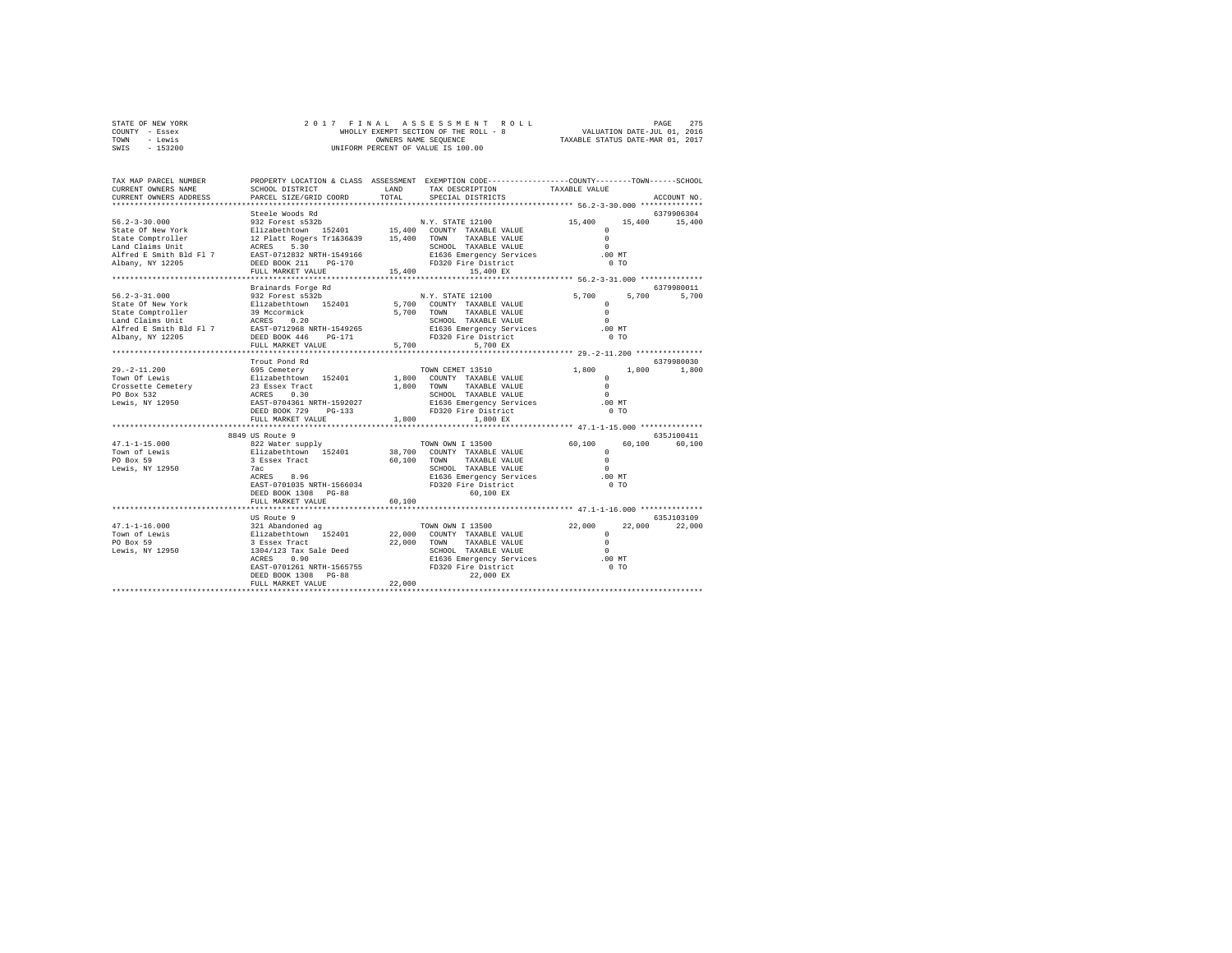STATE OF NEW YORK — 2017 FINAL ASSESSMENT ROLL
COUNTY - Essex — WHOLLY EXEMPT SECTION OF THE ROLL - 8 — VALUATION DATE-JUL 01, 2016
TOWN - Lewis — OWNERS NAME SEQUENCE — TAXABLE STATUS DATE-MAR 01, 2017
SWIS - 153200 — UNIFORM PERCENT OF VALUE IS 100.00

| TAX MAP PARCEL NUMBER / CURRENT OWNERS NAME / CURRENT OWNERS ADDRESS | PROPERTY LOCATION & CLASS / SCHOOL DISTRICT / PARCEL SIZE/GRID COORD | ASSESSMENT LAND / TOTAL | EXEMPTION CODE / TAX DESCRIPTION / SPECIAL DISTRICTS | COUNTY | TOWN | SCHOOL | ACCOUNT NO. |
|---|---|---|---|---|---|---|---|
| 56.2-3-30.000 | Steele Woods Rd | | | | | | 6379906304 |
| | 932 Forest s532b | | N.Y. STATE 12100 | 15,400 | 15,400 | 15,400 | |
| State Of New York | Elizabethtown 152401 | 15,400 | COUNTY TAXABLE VALUE | 0 | | | |
| State Comptroller | 12 Platt Rogers Tr1&36&39 | 15,400 | TOWN TAXABLE VALUE | 0 | | | |
| Land Claims Unit | ACRES 5.30 | | SCHOOL TAXABLE VALUE | 0 | | | |
| Alfred E Smith Bld Fl 7 | EAST-0712832 NRTH-1549166 | | E1636 Emergency Services | .00 MT | | | |
| Albany, NY 12205 | DEED BOOK 211 PG-170 | | FD320 Fire District | 0 TO | | | |
| | FULL MARKET VALUE | 15,400 | 15,400 EX | | | | |
| 56.2-3-31.000 | Brainards Forge Rd | | | | | | 6379980011 |
| | 932 Forest s532b | | N.Y. STATE 12100 | 5,700 | 5,700 | 5,700 | |
| State Of New York | Elizabethtown 152401 | 5,700 | COUNTY TAXABLE VALUE | 0 | | | |
| State Comptroller | 39 Mccormick | 5,700 | TOWN TAXABLE VALUE | 0 | | | |
| Land Claims Unit | ACRES 0.20 | | SCHOOL TAXABLE VALUE | 0 | | | |
| Alfred E Smith Bld Fl 7 | EAST-0712968 NRTH-1549265 | | E1636 Emergency Services | .00 MT | | | |
| Albany, NY 12205 | DEED BOOK 446 PG-171 | | FD320 Fire District | 0 TO | | | |
| | FULL MARKET VALUE | 5,700 | 5,700 EX | | | | |
| 29.-2-11.200 | Trout Pond Rd | | | | | | 6379980030 |
| | 695 Cemetery | | TOWN CEMET 13510 | 1,800 | 1,800 | 1,800 | |
| Town Of Lewis | Elizabethtown 152401 | 1,800 | COUNTY TAXABLE VALUE | 0 | | | |
| Crossette Cemetery | 23 Essex Tract | 1,800 | TOWN TAXABLE VALUE | 0 | | | |
| PO Box 532 | ACRES 0.30 | | SCHOOL TAXABLE VALUE | 0 | | | |
| Lewis, NY 12950 | EAST-0704361 NRTH-1592027 | | E1636 Emergency Services | .00 MT | | | |
| | DEED BOOK 729 PG-133 | | FD320 Fire District | 0 TO | | | |
| | FULL MARKET VALUE | 1,800 | 1,800 EX | | | | |
| 47.1-1-15.000 | 8849 US Route 9 | | | | | | 635J100411 |
| | 822 Water supply | | TOWN OWN I 13500 | 60,100 | 60,100 | 60,100 | |
| Town of Lewis | Elizabethtown 152401 | 38,700 | COUNTY TAXABLE VALUE | 0 | | | |
| PO Box 59 | 3 Essex Tract | 60,100 | TOWN TAXABLE VALUE | 0 | | | |
| Lewis, NY 12950 | 7ac | | SCHOOL TAXABLE VALUE | 0 | | | |
| | ACRES 8.96 | | E1636 Emergency Services | .00 MT | | | |
| | EAST-0701035 NRTH-1566034 | | FD320 Fire District | 0 TO | | | |
| | DEED BOOK 1308 PG-88 | | 60,100 EX | | | | |
| | FULL MARKET VALUE | 60,100 | | | | | |
| 47.1-1-16.000 | US Route 9 | | | | | | 635J103109 |
| | 321 Abandoned ag | | TOWN OWN I 13500 | 22,000 | 22,000 | 22,000 | |
| Town of Lewis | Elizabethtown 152401 | 22,000 | COUNTY TAXABLE VALUE | 0 | | | |
| PO Box 59 | 3 Essex Tract | 22,000 | TOWN TAXABLE VALUE | 0 | | | |
| Lewis, NY 12950 | 1304/123 Tax Sale Deed | | SCHOOL TAXABLE VALUE | 0 | | | |
| | ACRES 0.90 | | E1636 Emergency Services | .00 MT | | | |
| | EAST-0701261 NRTH-1565755 | | FD320 Fire District | 0 TO | | | |
| | DEED BOOK 1308 PG-88 | | 22,000 EX | | | | |
| | FULL MARKET VALUE | 22,000 | | | | | |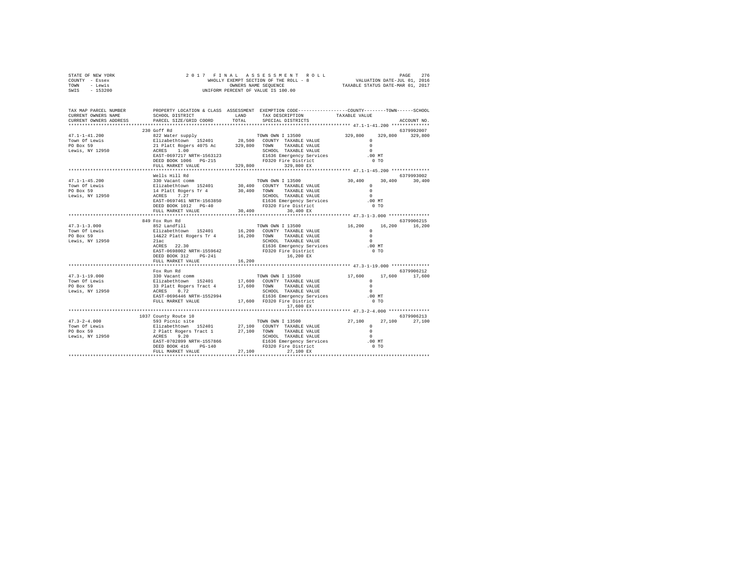```
STATE OF NEW YORK              2 0 1 7   F I N A L   A S S E S S M E N T   R O L L                    PAGE  276
COUNTY  - Essex                    WHOLLY EXEMPT SECTION OF THE ROLL - 8          VALUATION DATE-JUL 01, 2016
TOWN    - Lewis                          OWNERS NAME SEQUENCE                   TAXABLE STATUS DATE-MAR 01, 2017
SWIS    - 153200                   UNIFORM PERCENT OF VALUE IS 100.00

TAX MAP PARCEL NUMBER      PROPERTY LOCATION & CLASS  ASSESSMENT  EXEMPTION CODE-----------------COUNTY--------TOWN------SCHOOL
CURRENT OWNERS NAME        SCHOOL DISTRICT             LAND      TAX DESCRIPTION           TAXABLE VALUE
CURRENT OWNERS ADDRESS     PARCEL SIZE/GRID COORD      TOTAL     SPECIAL DISTRICTS                                     ACCOUNT NO.
******************************************************************************************************* 47.1-1-41.200 **************
                      230 Goff Rd                                                                                    6379992007
47.1-1-41.200              822 Water supply                      TOWN OWN I 13500            329,800     329,800     329,800
Town Of Lewis              Elizabethtown  152401        28,500   COUNTY  TAXABLE VALUE              0
PO Box 59                  21 Platt Rogers 4075 Ac     329,800   TOWN    TAXABLE VALUE              0
Lewis, NY 12950            ACRES    1.00                         SCHOOL  TAXABLE VALUE              0
                           EAST-0697217 NRTH-1563123             E1636 Emergency Services         .00 MT
                           DEED BOOK 1006   PG-215               FD320 Fire District                0 TO
                           FULL MARKET VALUE           329,800          329,800 EX
******************************************************************************************************* 47.1-1-45.200 **************
                      Wells Hill Rd                                                                                  6379993002
47.1-1-45.200              330 Vacant comm                       TOWN OWN I 13500             30,400      30,400      30,400
Town Of Lewis              Elizabethtown  152401        30,400   COUNTY  TAXABLE VALUE              0
PO Box 59                  14 Platt Rogers Tr 4         30,400   TOWN    TAXABLE VALUE              0
Lewis, NY 12950            ACRES    7.27                         SCHOOL  TAXABLE VALUE              0
                           EAST-0697461 NRTH-1563850             E1636 Emergency Services         .00 MT
                           DEED BOOK 1012   PG-40                FD320 Fire District                0 TO
                           FULL MARKET VALUE            30,400           30,400 EX
******************************************************************************************************* 47.3-1-3.000 ***************
                      849 Fox Run Rd                                                                                 6379906215
47.3-1-3.000               852 Landfill                          TOWN OWN I 13500             16,200      16,200      16,200
Town Of Lewis              Elizabethtown  152401        16,200   COUNTY  TAXABLE VALUE              0
PO Box 59                  14&22 Platt Rogers Tr 4      16,200   TOWN    TAXABLE VALUE              0
Lewis, NY 12950            21ac                                  SCHOOL  TAXABLE VALUE              0
                           ACRES   22.30                         E1636 Emergency Services         .00 MT
                           EAST-0698002 NRTH-1559642             FD320 Fire District                0 TO
                           DEED BOOK 312    PG-241                      16,200 EX
                           FULL MARKET VALUE            16,200
******************************************************************************************************* 47.3-1-19.000 **************
                      Fox Run Rd                                                                                     6379906212
47.3-1-19.000              330 Vacant comm                       TOWN OWN I 13500             17,600      17,600      17,600
Town Of Lewis              Elizabethtown  152401        17,600   COUNTY  TAXABLE VALUE              0
PO Box 59                  33 Platt Rogers Tract 4      17,600   TOWN    TAXABLE VALUE              0
Lewis, NY 12950            ACRES    0.72                         SCHOOL  TAXABLE VALUE              0
                           EAST-0696446 NRTH-1552994             E1636 Emergency Services         .00 MT
                           FULL MARKET VALUE            17,600   FD320 Fire District                0 TO
                                                                        17,600 EX
******************************************************************************************************* 47.3-2-4.000 ***************
                      1037 County Route 10                                                                           6379906213
47.3-2-4.000               593 Picnic site                       TOWN OWN I 13500             27,100      27,100      27,100
Town Of Lewis              Elizabethtown  152401        27,100   COUNTY  TAXABLE VALUE              0
PO Box 59                  2 Platt Rogers Tract 1       27,100   TOWN    TAXABLE VALUE              0
Lewis, NY 12950            ACRES    9.20                         SCHOOL  TAXABLE VALUE              0
                           EAST-0702899 NRTH-1557866             E1636 Emergency Services         .00 MT
                           DEED BOOK 416    PG-140               FD320 Fire District                0 TO
                           FULL MARKET VALUE            27,100           27,100 EX
************************************************************************************************************************************
```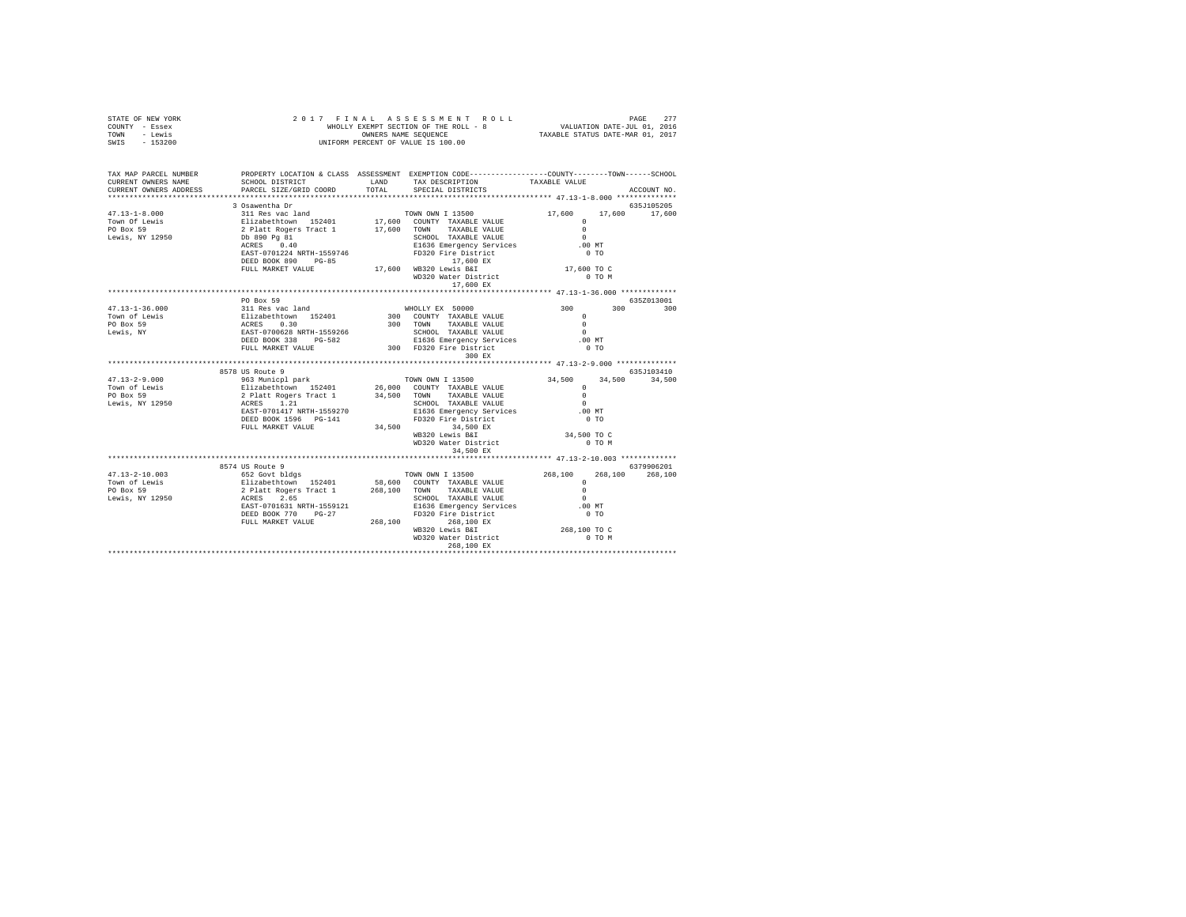STATE OF NEW YORK
COUNTY - Essex
TOWN - Lewis
SWIS - 153200

2017 FINAL ASSESSMENT ROLL
WHOLLY EXEMPT SECTION OF THE ROLL - 8
OWNERS NAME SEQUENCE
UNIFORM PERCENT OF VALUE IS 100.00

VALUATION DATE-JUL 01, 2016
TAXABLE STATUS DATE-MAR 01, 2017

```
TAX MAP PARCEL NUMBER     PROPERTY LOCATION & CLASS  ASSESSMENT  EXEMPTION CODE-----------------COUNTY--------TOWN------SCHOOL
CURRENT OWNERS NAME       SCHOOL DISTRICT            LAND        TAX DESCRIPTION              TAXABLE VALUE
CURRENT OWNERS ADDRESS    PARCEL SIZE/GRID COORD     TOTAL       SPECIAL DISTRICTS                                    ACCOUNT NO.
******************************************************************************************** 47.13-1-8.000 **************
                          3 Osawentha Dr                                                                           635J105205
47.13-1-8.000             311 Res vac land                       TOWN OWN I 13500              17,600     17,600     17,600
Town Of Lewis             Elizabethtown  152401       17,600     COUNTY  TAXABLE VALUE              0
PO Box 59                 2 Platt Rogers Tract 1      17,600     TOWN    TAXABLE VALUE              0
Lewis, NY 12950           Db 890 Pg 81                           SCHOOL  TAXABLE VALUE              0
                          ACRES    0.40                          E1636 Emergency Services          .00 MT
                          EAST-0701224 NRTH-1559746              FD320 Fire District                 0 TO
                          DEED BOOK 890    PG-85                      17,600 EX
                          FULL MARKET VALUE           17,600     WB320 Lewis B&I               17,600 TO C
                                                                 WD320 Water District                0 TO M
                                                                      17,600 EX
******************************************************************************************** 47.13-1-36.000 *************
                          PO Box 59                                                                                635Z013001
47.13-1-36.000            311 Res vac land                       WHOLLY EX 50000                  300        300        300
Town of Lewis             Elizabethtown  152401          300     COUNTY  TAXABLE VALUE              0
PO Box 59                 ACRES    0.30                  300     TOWN    TAXABLE VALUE              0
Lewis, NY                 EAST-0700628 NRTH-1559266              SCHOOL  TAXABLE VALUE              0
                          DEED BOOK 338    PG-582                E1636 Emergency Services          .00 MT
                          FULL MARKET VALUE              300     FD320 Fire District                 0 TO
                                                                         300 EX
******************************************************************************************** 47.13-2-9.000 **************
                          8578 US Route 9                                                                          635J103410
47.13-2-9.000             963 Municpl park                       TOWN OWN I 13500              34,500     34,500     34,500
Town of Lewis             Elizabethtown  152401       26,000     COUNTY  TAXABLE VALUE              0
PO Box 59                 2 Platt Rogers Tract 1      34,500     TOWN    TAXABLE VALUE              0
Lewis, NY 12950           ACRES    1.21                          SCHOOL  TAXABLE VALUE              0
                          EAST-0701417 NRTH-1559270              E1636 Emergency Services          .00 MT
                          DEED BOOK 1596   PG-141                FD320 Fire District                 0 TO
                          FULL MARKET VALUE           34,500          34,500 EX
                                                                 WB320 Lewis B&I               34,500 TO C
                                                                 WD320 Water District                0 TO M
                                                                      34,500 EX
******************************************************************************************** 47.13-2-10.003 *************
                          8574 US Route 9                                                                          6379906201
47.13-2-10.003            652 Govt bldgs                         TOWN OWN I 13500             268,100    268,100    268,100
Town of Lewis             Elizabethtown  152401       58,600     COUNTY  TAXABLE VALUE              0
PO Box 59                 2 Platt Rogers Tract 1     268,100     TOWN    TAXABLE VALUE              0
Lewis, NY 12950           ACRES    2.65                          SCHOOL  TAXABLE VALUE              0
                          EAST-0701631 NRTH-1559121              E1636 Emergency Services          .00 MT
                          DEED BOOK 770    PG-27                 FD320 Fire District                 0 TO
                          FULL MARKET VALUE          268,100         268,100 EX
                                                                 WB320 Lewis B&I              268,100 TO C
                                                                 WD320 Water District                0 TO M
                                                                     268,100 EX
**************************************************************************************************************************
```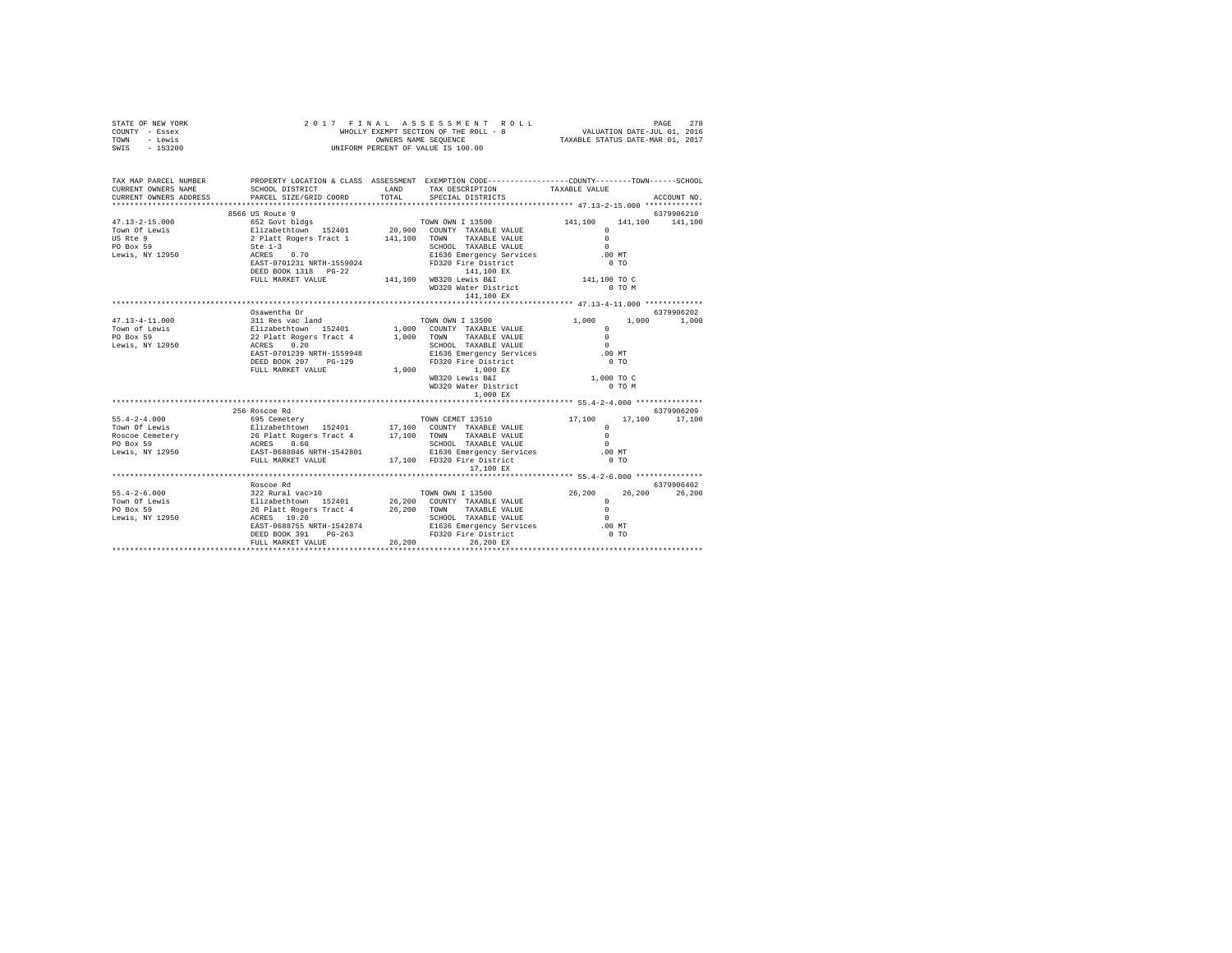STATE OF NEW YORK
COUNTY - Essex
TOWN - Lewis
SWIS - 153200

2017 FINAL ASSESSMENT ROLL
WHOLLY EXEMPT SECTION OF THE ROLL - 8
OWNERS NAME SEQUENCE
UNIFORM PERCENT OF VALUE IS 100.00

VALUATION DATE-JUL 01, 2016
TAXABLE STATUS DATE-MAR 01, 2017

```
TAX MAP PARCEL NUMBER      PROPERTY LOCATION & CLASS  ASSESSMENT  EXEMPTION CODE-----------------COUNTY--------TOWN------SCHOOL
CURRENT OWNERS NAME        SCHOOL DISTRICT               LAND      TAX DESCRIPTION            TAXABLE VALUE
CURRENT OWNERS ADDRESS     PARCEL SIZE/GRID COORD        TOTAL     SPECIAL DISTRICTS                                    ACCOUNT NO.
****************************************************************************************************** 47.13-2-15.000 *************
                           8566 US Route 9                                                                            6379906210
47.13-2-15.000             652 Govt bldgs                          TOWN OWN I 13500             141,100    141,100    141,100
Town Of Lewis              Elizabethtown  152401        20,900     COUNTY  TAXABLE VALUE              0
US Rte 9                   2 Platt Rogers Tract 1      141,100     TOWN    TAXABLE VALUE              0
PO Box 59                  Ste 1-3                                 SCHOOL  TAXABLE VALUE              0
Lewis, NY 12950            ACRES    0.70                           E1636 Emergency Services         .00 MT
                           EAST-0701231 NRTH-1559024               FD320 Fire District                0 TO
                           DEED BOOK 1318   PG-22                       141,100 EX
                           FULL MARKET VALUE           141,100     WB320 Lewis B&I              141,100 TO C
                                                                   WD320 Water District               0 TO M
                                                                        141,100 EX
****************************************************************************************************** 47.13-4-11.000 *************
                           Osawentha Dr                                                                               6379906202
47.13-4-11.000             311 Res vac land                        TOWN OWN I 13500               1,000      1,000      1,000
Town of Lewis              Elizabethtown  152401         1,000     COUNTY  TAXABLE VALUE              0
PO Box 59                  22 Platt Rogers Tract 4       1,000     TOWN    TAXABLE VALUE              0
Lewis, NY 12950            ACRES    0.20                           SCHOOL  TAXABLE VALUE              0
                           EAST-0701239 NRTH-1559948               E1636 Emergency Services         .00 MT
                           DEED BOOK 207    PG-129                 FD320 Fire District                0 TO
                           FULL MARKET VALUE             1,000          1,000 EX
                                                                   WB320 Lewis B&I                1,000 TO C
                                                                   WD320 Water District               0 TO M
                                                                        1,000 EX
****************************************************************************************************** 55.4-2-4.000 ***************
                           256 Roscoe Rd                                                                              6379906209
55.4-2-4.000               695 Cemetery                            TOWN CEMET 13510              17,100     17,100     17,100
Town Of Lewis              Elizabethtown  152401        17,100     COUNTY  TAXABLE VALUE              0
Roscoe Cemetery            26 Platt Rogers Tract 4      17,100     TOWN    TAXABLE VALUE              0
PO Box 59                  ACRES    0.60                           SCHOOL  TAXABLE VALUE              0
Lewis, NY 12950            EAST-0688046 NRTH-1542801               E1636 Emergency Services         .00 MT
                           FULL MARKET VALUE            17,100     FD320 Fire District                0 TO
                                                                        17,100 EX
****************************************************************************************************** 55.4-2-6.000 ***************
                           Roscoe Rd                                                                                  6379906402
55.4-2-6.000               322 Rural vac>10                        TOWN OWN I 13500              26,200     26,200     26,200
Town Of Lewis              Elizabethtown  152401        26,200     COUNTY  TAXABLE VALUE              0
PO Box 59                  26 Platt Rogers Tract 4      26,200     TOWN    TAXABLE VALUE              0
Lewis, NY 12950            ACRES   19.20                           SCHOOL  TAXABLE VALUE              0
                           EAST-0688755 NRTH-1542874               E1636 Emergency Services         .00 MT
                           DEED BOOK 391    PG-263                 FD320 Fire District                0 TO
                           FULL MARKET VALUE            26,200          26,200 EX
************************************************************************************************************************************
```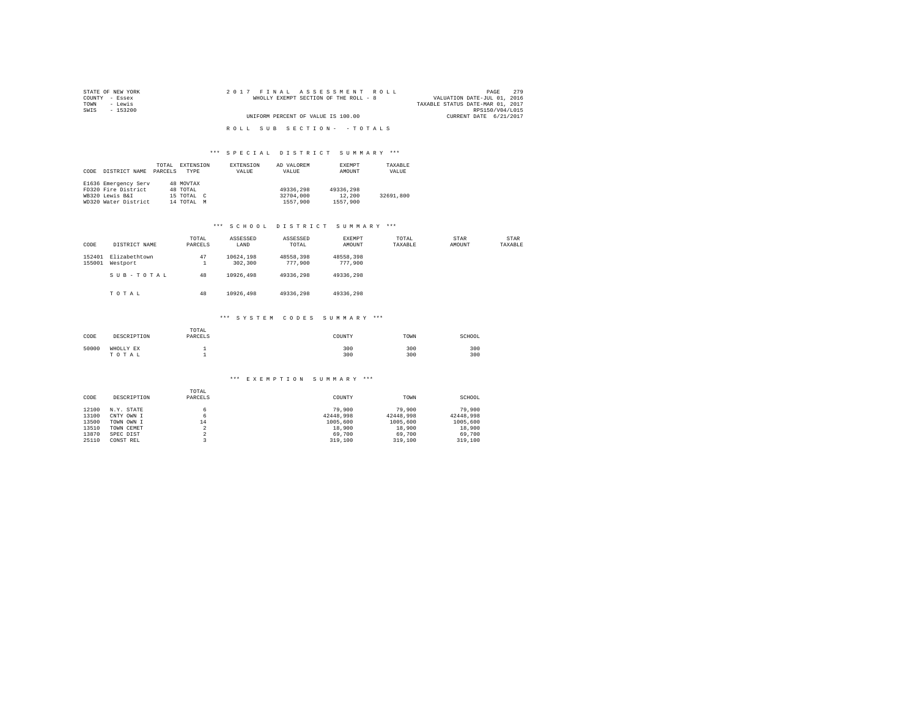STATE OF NEW YORK | 2 0 1 7 F I N A L A S S E S S M E N T R O L L
COUNTY - Essex | WHOLLY EXEMPT SECTION OF THE ROLL - 8 | VALUATION DATE-JUL 01, 2016
TOWN - Lewis | TAXABLE STATUS DATE-MAR 01, 2017
SWIS - 153200 | RPS150/V04/L015
UNIFORM PERCENT OF VALUE IS 100.00 | CURRENT DATE 6/21/2017

R O L L S U B S E C T I O N - - T O T A L S

## *** S P E C I A L D I S T R I C T S U M M A R Y ***

| CODE | DISTRICT NAME | TOTAL PARCELS | EXTENSION TYPE | EXTENSION VALUE | AD VALOREM VALUE | EXEMPT AMOUNT | TAXABLE VALUE |
|---|---|---|---|---|---|---|---|
| E1636 | Emergency Serv | 48 | MOVTAX | | | | |
| FD320 | Fire District | 48 | TOTAL | | 49336,298 | 49336,298 | |
| WB320 | Lewis B&I | 15 | TOTAL C | | 32704,000 | 12,200 | 32691,800 |
| WD320 | Water District | 14 | TOTAL M | | 1557,900 | 1557,900 | |

## *** S C H O O L D I S T R I C T S U M M A R Y ***

| CODE | DISTRICT NAME | TOTAL PARCELS | ASSESSED LAND | ASSESSED TOTAL | EXEMPT AMOUNT | TOTAL TAXABLE | STAR AMOUNT | STAR TAXABLE |
|---|---|---|---|---|---|---|---|---|
| 152401 | Elizabethtown | 47 | 10624,198 | 48558,398 | 48558,398 | | | |
| 155001 | Westport | 1 | 302,300 | 777,900 | 777,900 | | | |
| | S U B - T O T A L | 48 | 10926,498 | 49336,298 | 49336,298 | | | |
| | T O T A L | 48 | 10926,498 | 49336,298 | 49336,298 | | | |

## *** S Y S T E M C O D E S S U M M A R Y ***

| CODE | DESCRIPTION | TOTAL PARCELS | COUNTY | TOWN | SCHOOL |
|---|---|---|---|---|---|
| 50000 | WHOLLY EX | 1 | 300 | 300 | 300 |
| | T O T A L | 1 | 300 | 300 | 300 |

## *** E X E M P T I O N S U M M A R Y ***

| CODE | DESCRIPTION | TOTAL PARCELS | COUNTY | TOWN | SCHOOL |
|---|---|---|---|---|---|
| 12100 | N.Y. STATE | 6 | 79,900 | 79,900 | 79,900 |
| 13100 | CNTY OWN I | 6 | 42448,998 | 42448,998 | 42448,998 |
| 13500 | TOWN OWN I | 14 | 1005,600 | 1005,600 | 1005,600 |
| 13510 | TOWN CEMET | 2 | 18,900 | 18,900 | 18,900 |
| 13870 | SPEC DIST | 2 | 69,700 | 69,700 | 69,700 |
| 25110 | CONST REL | 3 | 319,100 | 319,100 | 319,100 |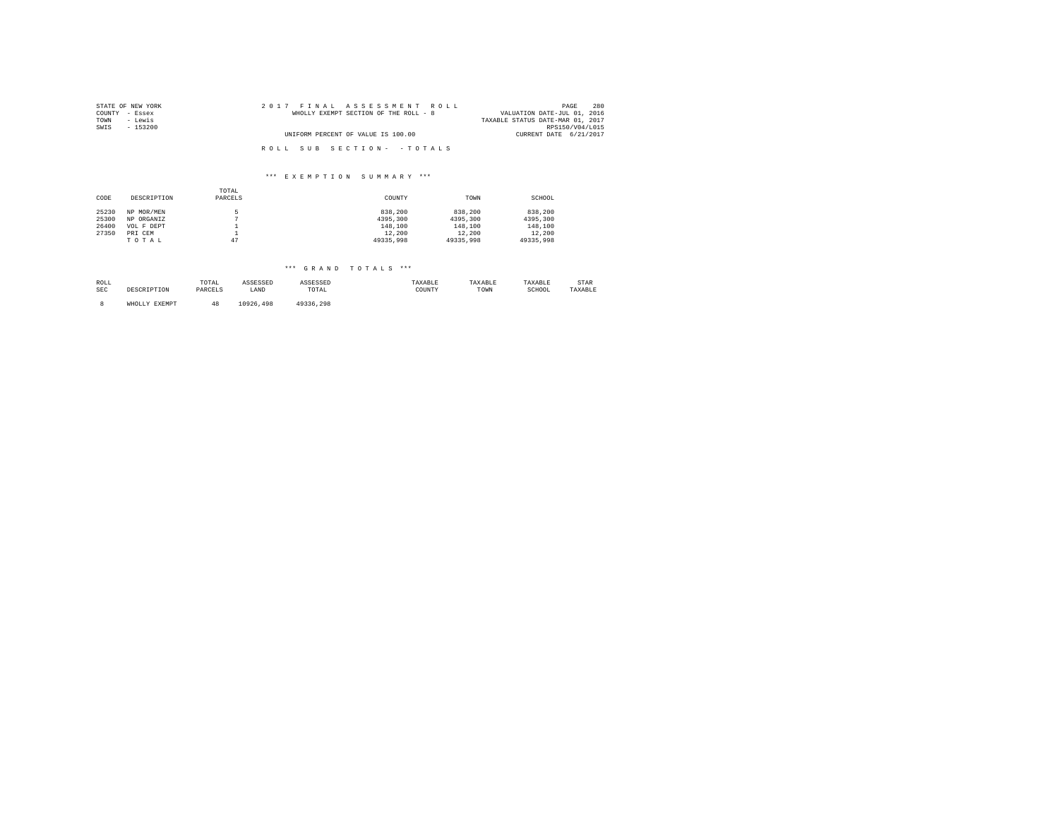STATE OF NEW YORK
COUNTY - Essex
TOWN - Lewis
SWIS - 153200

2 0 1 7 F I N A L A S S E S S M E N T R O L L
WHOLLY EXEMPT SECTION OF THE ROLL - 8
UNIFORM PERCENT OF VALUE IS 100.00

PAGE 280
VALUATION DATE-JUL 01, 2016
TAXABLE STATUS DATE-MAR 01, 2017
RPS150/V04/L015
CURRENT DATE 6/21/2017

R O L L S U B S E C T I O N - - T O T A L S

*** E X E M P T I O N S U M M A R Y ***

| CODE | DESCRIPTION | TOTAL PARCELS | COUNTY | TOWN | SCHOOL |
|---|---|---|---|---|---|
| 25230 | NP MOR/MEN | 5 | 838,200 | 838,200 | 838,200 |
| 25300 | NP ORGANIZ | 7 | 4395,300 | 4395,300 | 4395,300 |
| 26400 | VOL F DEPT | 1 | 148,100 | 148,100 | 148,100 |
| 27350 | PRI CEM | 1 | 12,200 | 12,200 | 12,200 |
| | T O T A L | 47 | 49335,998 | 49335,998 | 49335,998 |

*** G R A N D T O T A L S ***

| ROLL SEC | DESCRIPTION | TOTAL PARCELS | ASSESSED LAND | ASSESSED TOTAL | TAXABLE COUNTY | TAXABLE TOWN | TAXABLE SCHOOL | STAR TAXABLE |
|---|---|---|---|---|---|---|---|---|
| 8 | WHOLLY EXEMPT | 48 | 10926,498 | 49336,298 | | | | |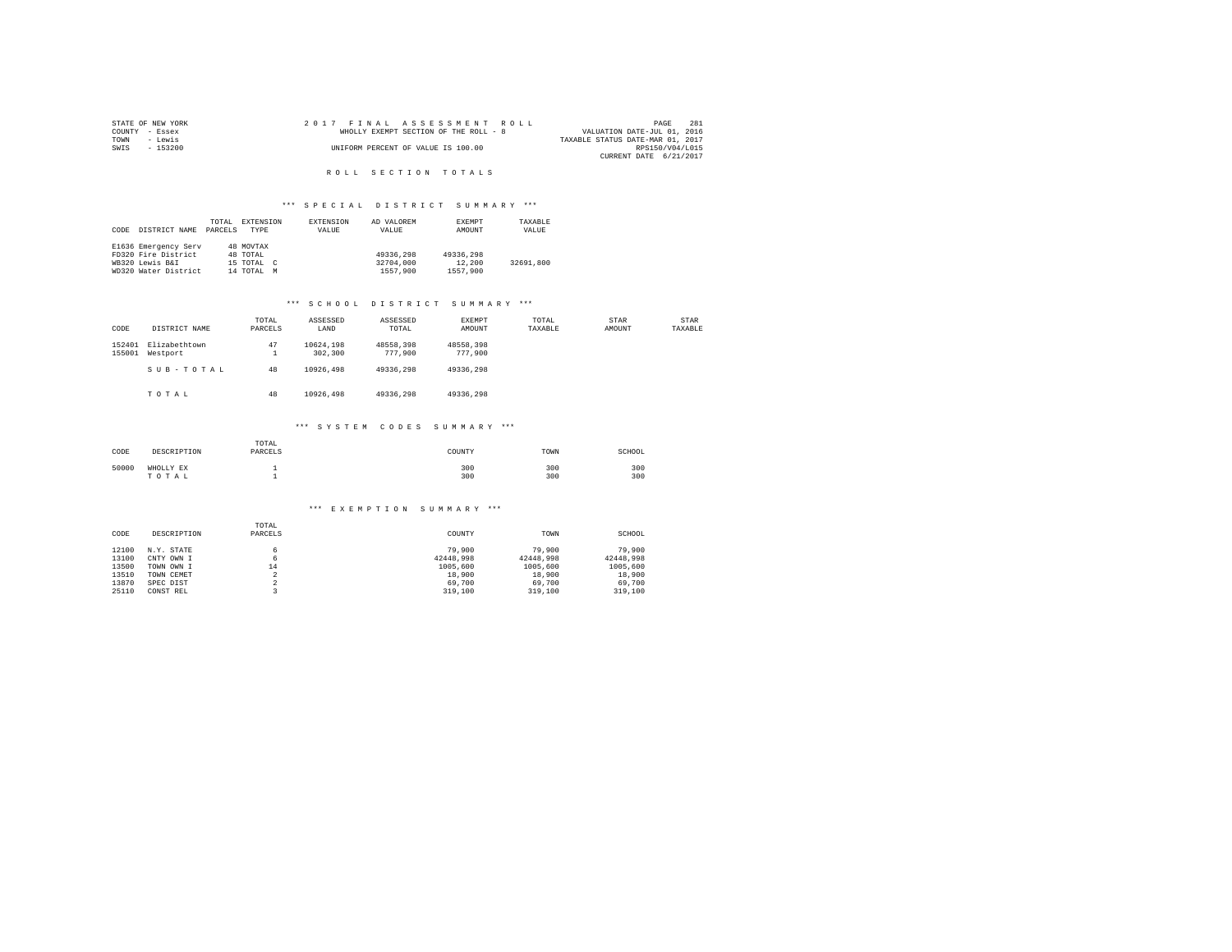STATE OF NEW YORK
COUNTY - Essex
TOWN - Lewis
SWIS - 153200

2017 FINAL ASSESSMENT ROLL
WHOLLY EXEMPT SECTION OF THE ROLL - 8
UNIFORM PERCENT OF VALUE IS 100.00

VALUATION DATE-JUL 01, 2016
TAXABLE STATUS DATE-MAR 01, 2017
RPS150/V04/L015
CURRENT DATE 6/21/2017

# ROLL SECTION TOTALS

## *** SPECIAL DISTRICT SUMMARY ***

| CODE | DISTRICT NAME | TOTAL PARCELS | EXTENSION TYPE | EXTENSION VALUE | AD VALOREM VALUE | EXEMPT AMOUNT | TAXABLE VALUE |
|---|---|---|---|---|---|---|---|
| E1636 | Emergency Serv | 48 | MOVTAX | | | | |
| FD320 | Fire District | 48 | TOTAL | | 49336,298 | 49336,298 | |
| WB320 | Lewis B&I | 15 | TOTAL C | | 32704,000 | 12,200 | 32691,800 |
| WD320 | Water District | 14 | TOTAL M | | 1557,900 | 1557,900 | |

## *** SCHOOL DISTRICT SUMMARY ***

| CODE | DISTRICT NAME | TOTAL PARCELS | ASSESSED LAND | ASSESSED TOTAL | EXEMPT AMOUNT | TOTAL TAXABLE | STAR AMOUNT | STAR TAXABLE |
|---|---|---|---|---|---|---|---|---|
| 152401 | Elizabethtown | 47 | 10624,198 | 48558,398 | 48558,398 | | | |
| 155001 | Westport | 1 | 302,300 | 777,900 | 777,900 | | | |
| | SUB-TOTAL | 48 | 10926,498 | 49336,298 | 49336,298 | | | |
| | TOTAL | 48 | 10926,498 | 49336,298 | 49336,298 | | | |

## *** SYSTEM CODES SUMMARY ***

| CODE | DESCRIPTION | TOTAL PARCELS | COUNTY | TOWN | SCHOOL |
|---|---|---|---|---|---|
| 50000 | WHOLLY EX | 1 | 300 | 300 | 300 |
| | TOTAL | 1 | 300 | 300 | 300 |

## *** EXEMPTION SUMMARY ***

| CODE | DESCRIPTION | TOTAL PARCELS | COUNTY | TOWN | SCHOOL |
|---|---|---|---|---|---|
| 12100 | N.Y. STATE | 6 | 79,900 | 79,900 | 79,900 |
| 13100 | CNTY OWN I | 6 | 42448,998 | 42448,998 | 42448,998 |
| 13500 | TOWN OWN I | 14 | 1005,600 | 1005,600 | 1005,600 |
| 13510 | TOWN CEMET | 2 | 18,900 | 18,900 | 18,900 |
| 13870 | SPEC DIST | 2 | 69,700 | 69,700 | 69,700 |
| 25110 | CONST REL | 3 | 319,100 | 319,100 | 319,100 |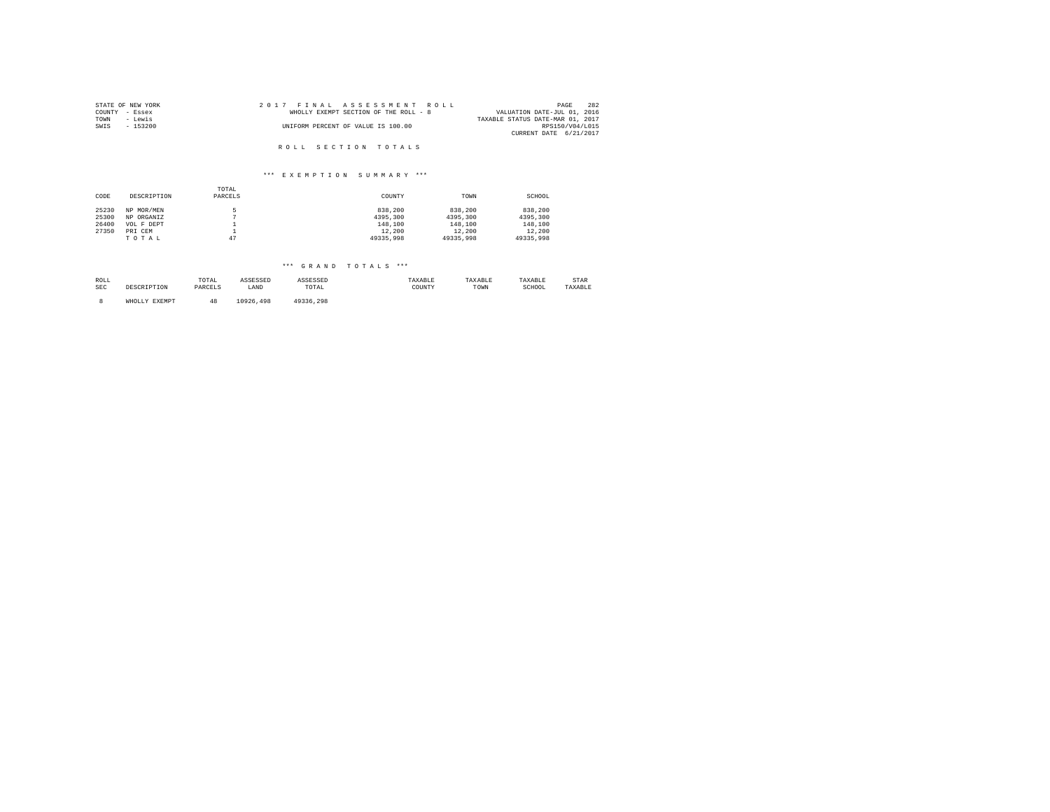STATE OF NEW YORK
COUNTY - Essex
TOWN - Lewis
SWIS - 153200

2 0 1 7 F I N A L A S S E S S M E N T R O L L
WHOLLY EXEMPT SECTION OF THE ROLL - 8
UNIFORM PERCENT OF VALUE IS 100.00

VALUATION DATE-JUL 01, 2016
TAXABLE STATUS DATE-MAR 01, 2017
RPS150/V04/L015
CURRENT DATE 6/21/2017

## R O L L S E C T I O N T O T A L S

### *** E X E M P T I O N S U M M A R Y ***

| CODE | DESCRIPTION | TOTAL PARCELS | COUNTY | TOWN | SCHOOL |
|---|---|---|---|---|---|
| 25230 | NP MOR/MEN | 5 | 838,200 | 838,200 | 838,200 |
| 25300 | NP ORGANIZ | 7 | 4395,300 | 4395,300 | 4395,300 |
| 26400 | VOL F DEPT | 1 | 148,100 | 148,100 | 148,100 |
| 27350 | PRI CEM | 1 | 12,200 | 12,200 | 12,200 |
| | T O T A L | 47 | 49335,998 | 49335,998 | 49335,998 |

### *** G R A N D T O T A L S ***

| ROLL SEC | DESCRIPTION | TOTAL PARCELS | ASSESSED LAND | ASSESSED TOTAL | TAXABLE COUNTY | TAXABLE TOWN | TAXABLE SCHOOL | STAR TAXABLE |
|---|---|---|---|---|---|---|---|---|
| 8 | WHOLLY EXEMPT | 48 | 10926,498 | 49336,298 | | | | |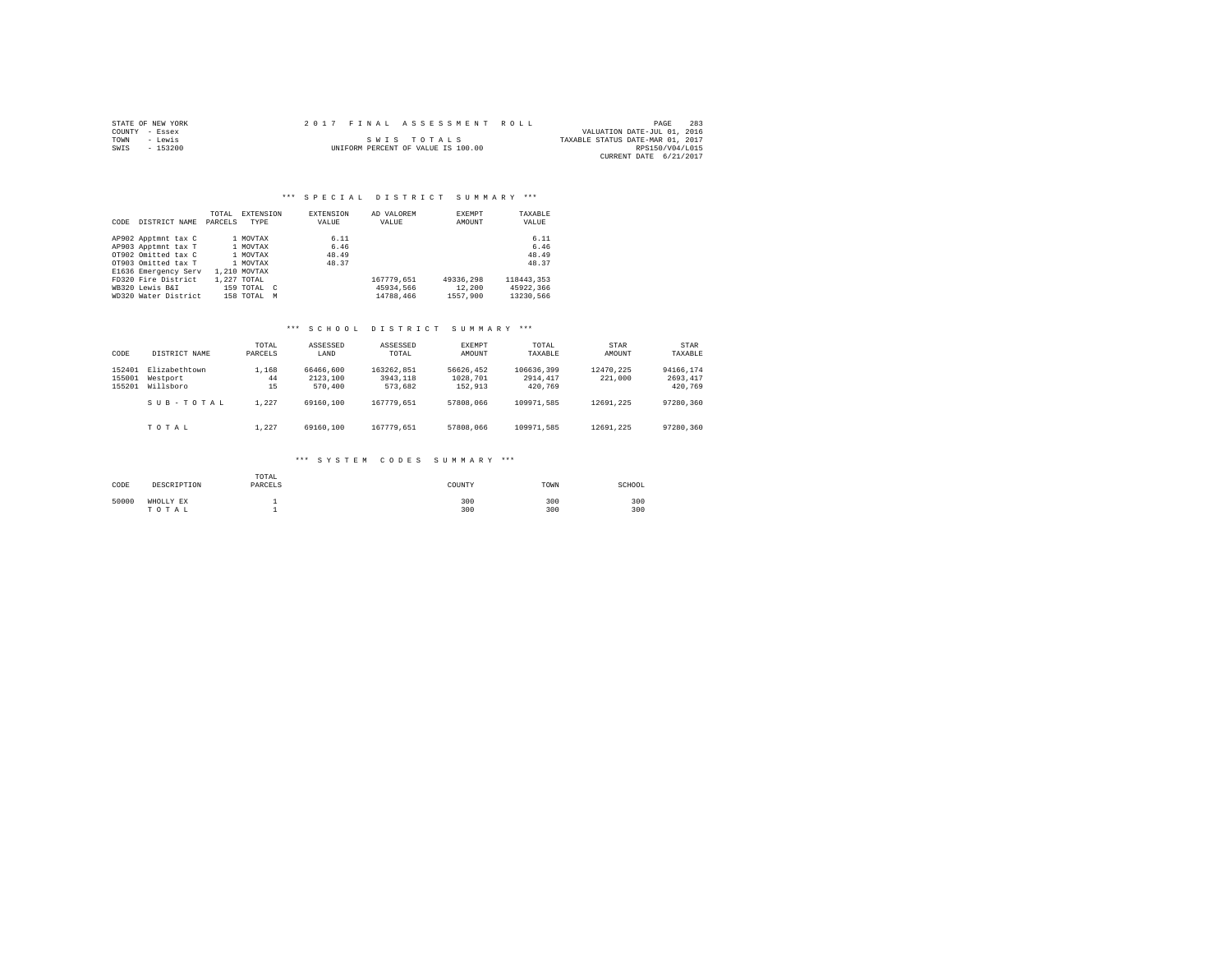STATE OF NEW YORK
COUNTY - Essex
TOWN - Lewis
SWIS - 153200

# 2017 FINAL ASSESSMENT ROLL

SWIS TOTALS
UNIFORM PERCENT OF VALUE IS 100.00

VALUATION DATE-JUL 01, 2016
TAXABLE STATUS DATE-MAR 01, 2017
RPS150/V04/L015
CURRENT DATE 6/21/2017

## *** SPECIAL DISTRICT SUMMARY ***

| CODE | DISTRICT NAME | TOTAL PARCELS | EXTENSION TYPE | EXTENSION VALUE | AD VALOREM VALUE | EXEMPT AMOUNT | TAXABLE VALUE |
|---|---|---|---|---|---|---|---|
| AP902 | Apptmnt tax C | 1 | MOVTAX | 6.11 | | | 6.11 |
| AP903 | Apptmnt tax T | 1 | MOVTAX | 6.46 | | | 6.46 |
| OT902 | Omitted tax C | 1 | MOVTAX | 48.49 | | | 48.49 |
| OT903 | Omitted tax T | 1 | MOVTAX | 48.37 | | | 48.37 |
| E1636 | Emergency Serv | 1,210 | MOVTAX | | | | |
| FD320 | Fire District | 1,227 | TOTAL | | 167779,651 | 49336,298 | 118443,353 |
| WB320 | Lewis B&I | 159 | TOTAL C | | 45934,566 | 12,200 | 45922,366 |
| WD320 | Water District | 158 | TOTAL M | | 14788,466 | 1557,900 | 13230,566 |

## *** SCHOOL DISTRICT SUMMARY ***

| CODE | DISTRICT NAME | TOTAL PARCELS | ASSESSED LAND | ASSESSED TOTAL | EXEMPT AMOUNT | TOTAL TAXABLE | STAR AMOUNT | STAR TAXABLE |
|---|---|---|---|---|---|---|---|---|
| 152401 | Elizabethtown | 1,168 | 66466,600 | 163262,851 | 56626,452 | 106636,399 | 12470,225 | 94166,174 |
| 155001 | Westport | 44 | 2123,100 | 3943,118 | 1028,701 | 2914,417 | 221,000 | 2693,417 |
| 155201 | Willsboro | 15 | 570,400 | 573,682 | 152,913 | 420,769 | | 420,769 |
| | SUB-TOTAL | 1,227 | 69160,100 | 167779,651 | 57808,066 | 109971,585 | 12691,225 | 97280,360 |
| | TOTAL | 1,227 | 69160,100 | 167779,651 | 57808,066 | 109971,585 | 12691,225 | 97280,360 |

## *** SYSTEM CODES SUMMARY ***

| CODE | DESCRIPTION | TOTAL PARCELS | COUNTY | TOWN | SCHOOL |
|---|---|---|---|---|---|
| 50000 | WHOLLY EX | 1 | 300 | 300 | 300 |
| | TOTAL | 1 | 300 | 300 | 300 |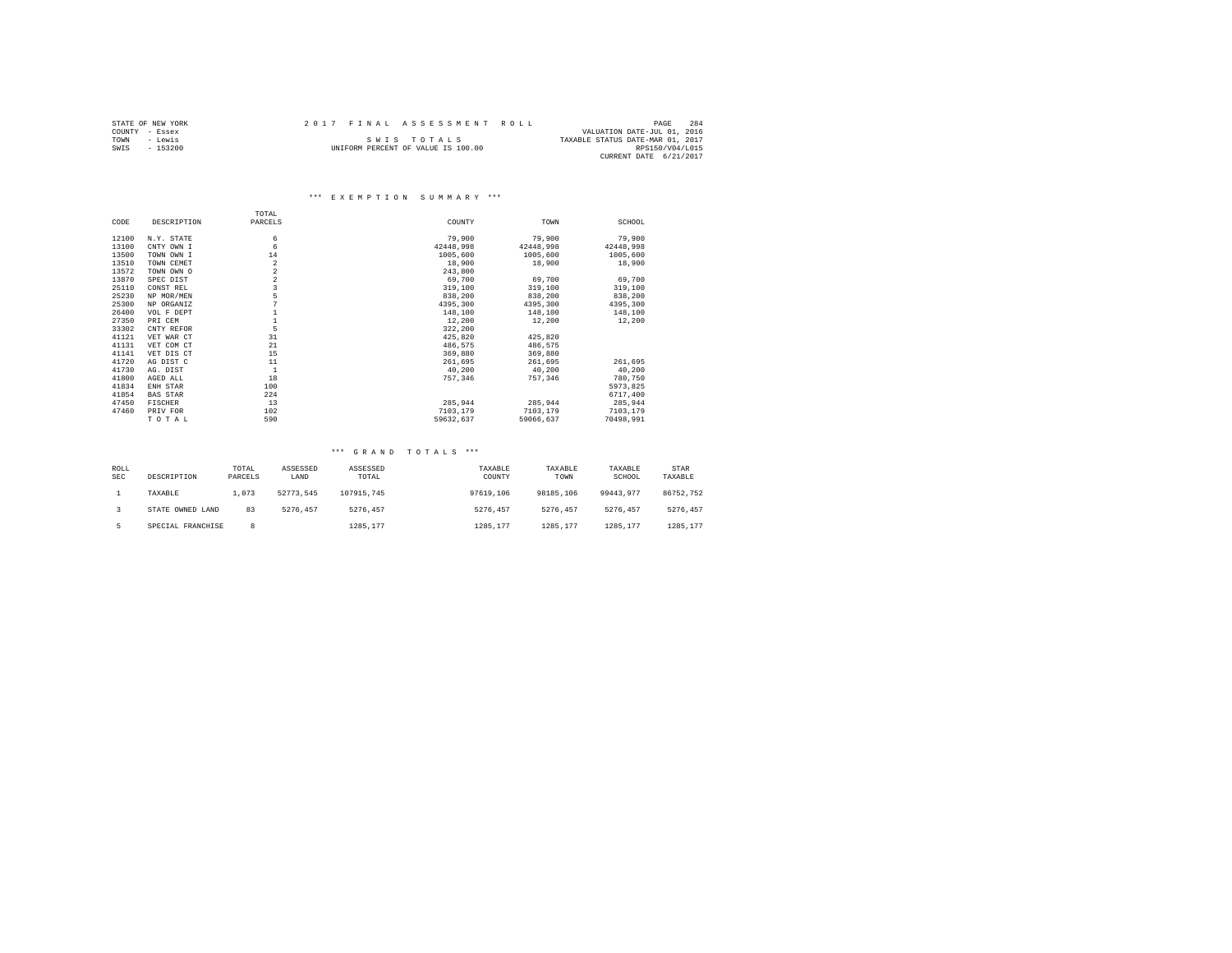STATE OF NEW YORK
COUNTY - Essex
TOWN - Lewis
SWIS - 153200

2017 FINAL ASSESSMENT ROLL

SWIS TOTALS

UNIFORM PERCENT OF VALUE IS 100.00

VALUATION DATE-JUL 01, 2016
TAXABLE STATUS DATE-MAR 01, 2017
RPS150/V04/L015
CURRENT DATE 6/21/2017

### *** EXEMPTION SUMMARY ***

| CODE | DESCRIPTION | TOTAL PARCELS | COUNTY | TOWN | SCHOOL |
|---|---|---|---|---|---|
| 12100 | N.Y. STATE | 6 | 79,900 | 79,900 | 79,900 |
| 13100 | CNTY OWN I | 6 | 42448,998 | 42448,998 | 42448,998 |
| 13500 | TOWN OWN I | 14 | 1005,600 | 1005,600 | 1005,600 |
| 13510 | TOWN CEMET | 2 | 18,900 | 18,900 | 18,900 |
| 13572 | TOWN OWN O | 2 | 243,800 | | |
| 13870 | SPEC DIST | 2 | 69,700 | 69,700 | 69,700 |
| 25110 | CONST REL | 3 | 319,100 | 319,100 | 319,100 |
| 25230 | NP MOR/MEN | 5 | 838,200 | 838,200 | 838,200 |
| 25300 | NP ORGANIZ | 7 | 4395,300 | 4395,300 | 4395,300 |
| 26400 | VOL F DEPT | 1 | 148,100 | 148,100 | 148,100 |
| 27350 | PRI CEM | 1 | 12,200 | 12,200 | 12,200 |
| 33302 | CNTY REFOR | 5 | 322,200 | | |
| 41121 | VET WAR CT | 31 | 425,820 | 425,820 | |
| 41131 | VET COM CT | 21 | 486,575 | 486,575 | |
| 41141 | VET DIS CT | 15 | 369,880 | 369,880 | |
| 41720 | AG DIST C | 11 | 261,695 | 261,695 | 261,695 |
| 41730 | AG. DIST | 1 | 40,200 | 40,200 | 40,200 |
| 41800 | AGED ALL | 18 | 757,346 | 757,346 | 780,750 |
| 41834 | ENH STAR | 100 | | | 5973,825 |
| 41854 | BAS STAR | 224 | | | 6717,400 |
| 47450 | FISCHER | 13 | 285,944 | 285,944 | 285,944 |
| 47460 | PRIV FOR | 102 | 7103,179 | 7103,179 | 7103,179 |
| | TOTAL | 590 | 59632,637 | 59066,637 | 70498,991 |

### *** GRAND TOTALS ***

| ROLL SEC | DESCRIPTION | TOTAL PARCELS | ASSESSED LAND | ASSESSED TOTAL | TAXABLE COUNTY | TAXABLE TOWN | TAXABLE SCHOOL | STAR TAXABLE |
|---|---|---|---|---|---|---|---|---|
| 1 | TAXABLE | 1,073 | 52773,545 | 107915,745 | 97619,106 | 98185,106 | 99443,977 | 86752,752 |
| 3 | STATE OWNED LAND | 83 | 5276,457 | 5276,457 | 5276,457 | 5276,457 | 5276,457 | 5276,457 |
| 5 | SPECIAL FRANCHISE | 8 | | 1285,177 | 1285,177 | 1285,177 | 1285,177 | 1285,177 |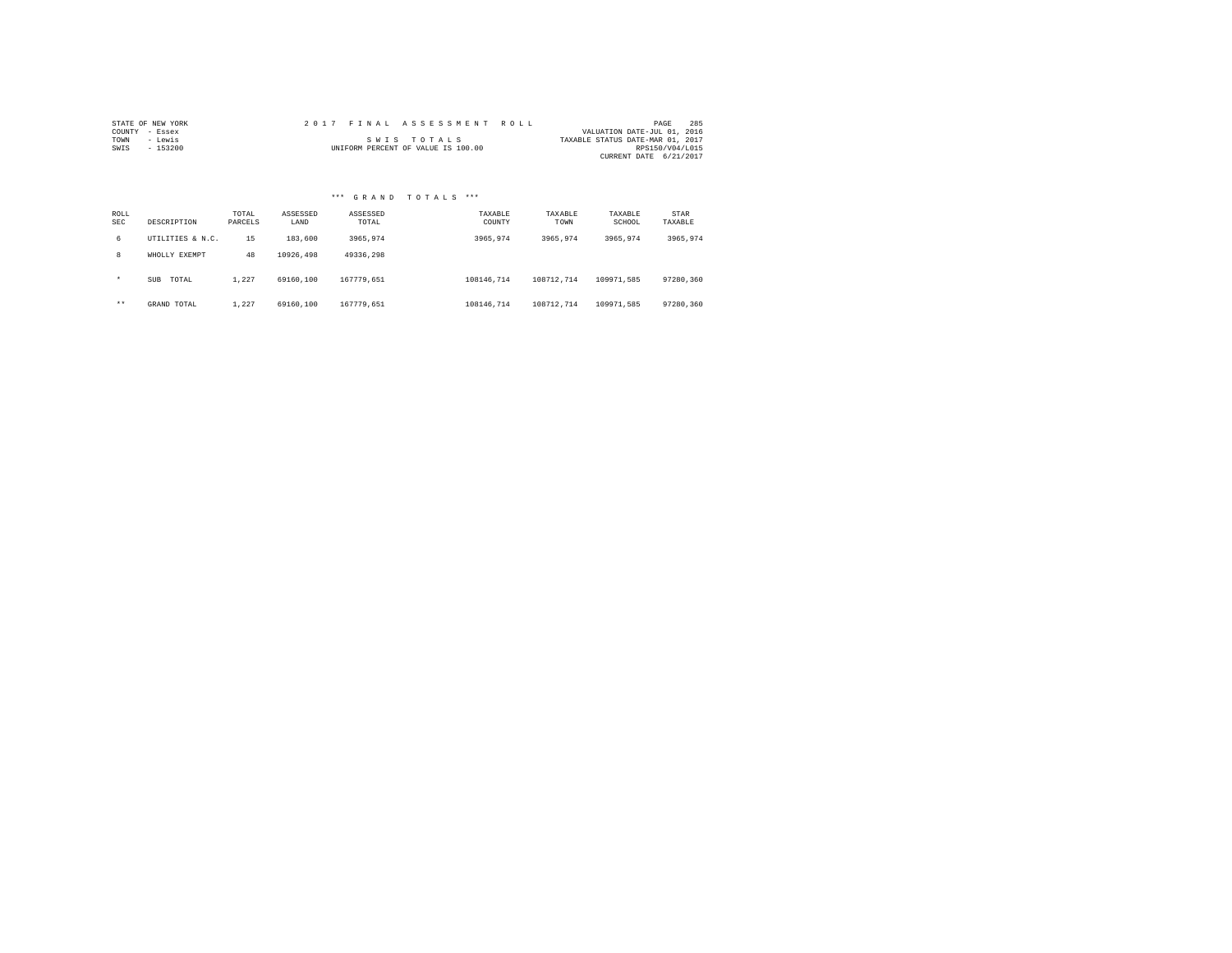STATE OF NEW YORK
COUNTY - Essex
TOWN - Lewis
SWIS - 153200

2 0 1 7 F I N A L A S S E S S M E N T R O L L

S W I S T O T A L S
UNIFORM PERCENT OF VALUE IS 100.00

VALUATION DATE-JUL 01, 2016
TAXABLE STATUS DATE-MAR 01, 2017
RPS150/V04/L015
CURRENT DATE 6/21/2017

### *** G R A N D T O T A L S ***

| ROLL SEC | DESCRIPTION | TOTAL PARCELS | ASSESSED LAND | ASSESSED TOTAL | TAXABLE COUNTY | TAXABLE TOWN | TAXABLE SCHOOL | STAR TAXABLE |
|---|---|---|---|---|---|---|---|---|
| 6 | UTILITIES & N.C. | 15 | 183,600 | 3965,974 | 3965,974 | 3965,974 | 3965,974 | 3965,974 |
| 8 | WHOLLY EXEMPT | 48 | 10926,498 | 49336,298 | | | | |
| * | SUB TOTAL | 1,227 | 69160,100 | 167779,651 | 108146,714 | 108712,714 | 109971,585 | 97280,360 |
| ** | GRAND TOTAL | 1,227 | 69160,100 | 167779,651 | 108146,714 | 108712,714 | 109971,585 | 97280,360 |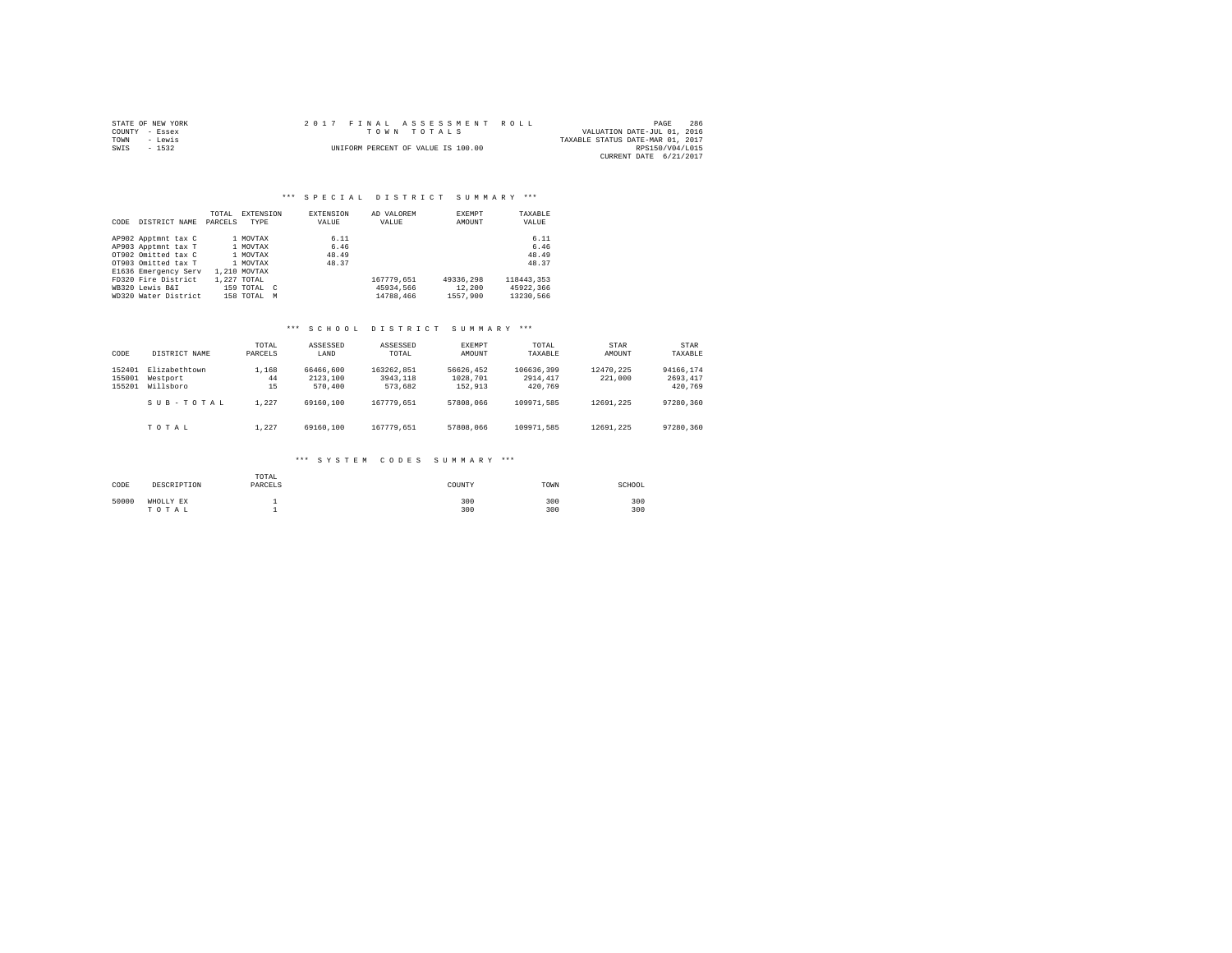STATE OF NEW YORK
COUNTY - Essex
TOWN - Lewis
SWIS - 1532

# 2017 FINAL ASSESSMENT ROLL

TOWN TOTALS

UNIFORM PERCENT OF VALUE IS 100.00

VALUATION DATE-JUL 01, 2016
TAXABLE STATUS DATE-MAR 01, 2017
RPS150/V04/L015
CURRENT DATE 6/21/2017

## *** SPECIAL DISTRICT SUMMARY ***

| CODE | DISTRICT NAME | TOTAL PARCELS | EXTENSION TYPE | EXTENSION VALUE | AD VALOREM VALUE | EXEMPT AMOUNT | TAXABLE VALUE |
|---|---|---|---|---|---|---|---|
| AP902 | Apptmnt tax C | 1 | MOVTAX | 6.11 | | | 6.11 |
| AP903 | Apptmnt tax T | 1 | MOVTAX | 6.46 | | | 6.46 |
| OT902 | Omitted tax C | 1 | MOVTAX | 48.49 | | | 48.49 |
| OT903 | Omitted tax T | 1 | MOVTAX | 48.37 | | | 48.37 |
| E1636 | Emergency Serv | 1,210 | MOVTAX | | | | |
| FD320 | Fire District | 1,227 | TOTAL | | 167779,651 | 49336,298 | 118443,353 |
| WB320 | Lewis B&I | 159 | TOTAL C | | 45934,566 | 12,200 | 45922,366 |
| WD320 | Water District | 158 | TOTAL M | | 14788,466 | 1557,900 | 13230,566 |

## *** SCHOOL DISTRICT SUMMARY ***

| CODE | DISTRICT NAME | TOTAL PARCELS | ASSESSED LAND | ASSESSED TOTAL | EXEMPT AMOUNT | TOTAL TAXABLE | STAR AMOUNT | STAR TAXABLE |
|---|---|---|---|---|---|---|---|---|
| 152401 | Elizabethtown | 1,168 | 66466,600 | 163262,851 | 56626,452 | 106636,399 | 12470,225 | 94166,174 |
| 155001 | Westport | 44 | 2123,100 | 3943,118 | 1028,701 | 2914,417 | 221,000 | 2693,417 |
| 155201 | Willsboro | 15 | 570,400 | 573,682 | 152,913 | 420,769 | | 420,769 |
| | S U B - T O T A L | 1,227 | 69160,100 | 167779,651 | 57808,066 | 109971,585 | 12691,225 | 97280,360 |
| | T O T A L | 1,227 | 69160,100 | 167779,651 | 57808,066 | 109971,585 | 12691,225 | 97280,360 |

## *** SYSTEM CODES SUMMARY ***

| CODE | DESCRIPTION | TOTAL PARCELS | COUNTY | TOWN | SCHOOL |
|---|---|---|---|---|---|
| 50000 | WHOLLY EX | 1 | 300 | 300 | 300 |
| | T O T A L | 1 | 300 | 300 | 300 |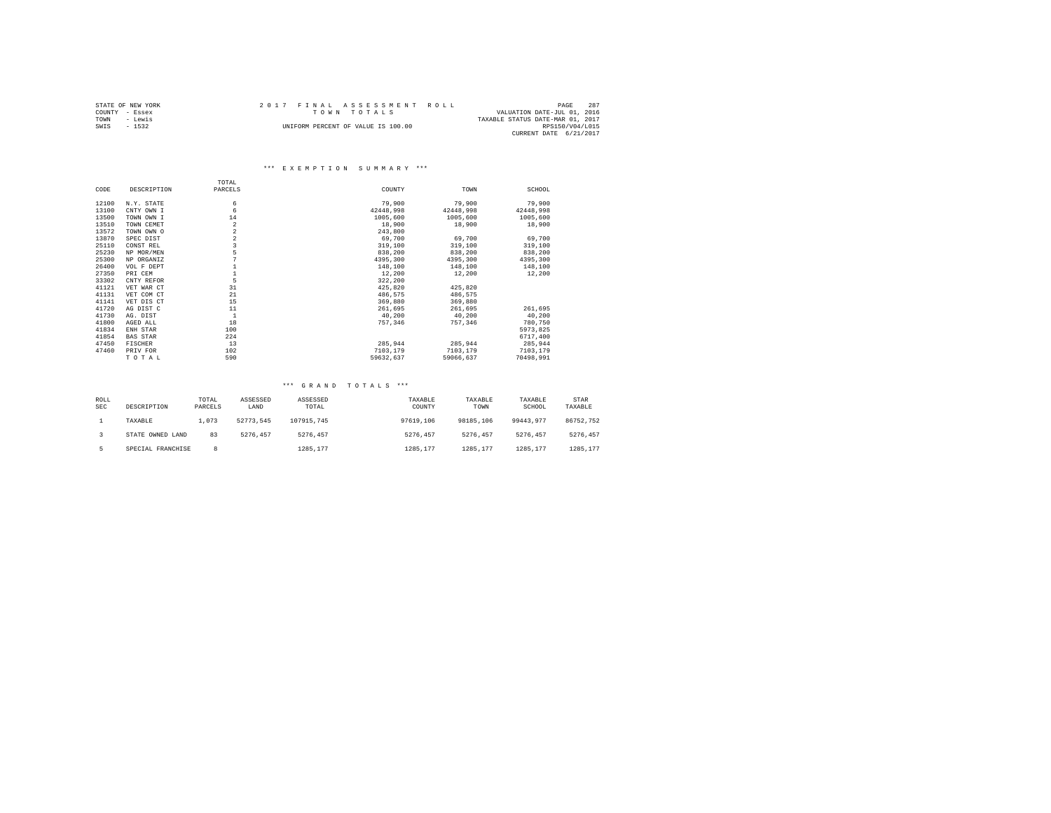STATE OF NEW YORK 2017 FINAL ASSESSMENT ROLL
COUNTY - Essex TOWN TOTALS VALUATION DATE-JUL 01, 2016
TOWN - Lewis TAXABLE STATUS DATE-MAR 01, 2017
SWIS - 1532 UNIFORM PERCENT OF VALUE IS 100.00 RPS150/V04/L015
CURRENT DATE 6/21/2017

### *** EXEMPTION SUMMARY ***

| CODE | DESCRIPTION | TOTAL PARCELS | COUNTY | TOWN | SCHOOL |
|---|---|---|---|---|---|
| 12100 | N.Y. STATE | 6 | 79,900 | 79,900 | 79,900 |
| 13100 | CNTY OWN I | 6 | 42448,998 | 42448,998 | 42448,998 |
| 13500 | TOWN OWN I | 14 | 1005,600 | 1005,600 | 1005,600 |
| 13510 | TOWN CEMET | 2 | 18,900 | 18,900 | 18,900 |
| 13572 | TOWN OWN O | 2 | 243,800 | | |
| 13870 | SPEC DIST | 2 | 69,700 | 69,700 | 69,700 |
| 25110 | CONST REL | 3 | 319,100 | 319,100 | 319,100 |
| 25230 | NP MOR/MEN | 5 | 838,200 | 838,200 | 838,200 |
| 25300 | NP ORGANIZ | 7 | 4395,300 | 4395,300 | 4395,300 |
| 26400 | VOL F DEPT | 1 | 148,100 | 148,100 | 148,100 |
| 27350 | PRI CEM | 1 | 12,200 | 12,200 | 12,200 |
| 33302 | CNTY REFOR | 5 | 322,200 | | |
| 41121 | VET WAR CT | 31 | 425,820 | 425,820 | |
| 41131 | VET COM CT | 21 | 486,575 | 486,575 | |
| 41141 | VET DIS CT | 15 | 369,880 | 369,880 | |
| 41720 | AG DIST C | 11 | 261,695 | 261,695 | 261,695 |
| 41730 | AG. DIST | 1 | 40,200 | 40,200 | 40,200 |
| 41800 | AGED ALL | 18 | 757,346 | 757,346 | 780,750 |
| 41834 | ENH STAR | 100 | | | 5973,825 |
| 41854 | BAS STAR | 224 | | | 6717,400 |
| 47450 | FISCHER | 13 | 285,944 | 285,944 | 285,944 |
| 47460 | PRIV FOR | 102 | 7103,179 | 7103,179 | 7103,179 |
| | T O T A L | 590 | 59632,637 | 59066,637 | 70498,991 |

### *** GRAND TOTALS ***

| ROLL SEC | DESCRIPTION | TOTAL PARCELS | ASSESSED LAND | ASSESSED TOTAL | TAXABLE COUNTY | TAXABLE TOWN | TAXABLE SCHOOL | STAR TAXABLE |
|---|---|---|---|---|---|---|---|---|
| 1 | TAXABLE | 1,073 | 52773,545 | 107915,745 | 97619,106 | 98185,106 | 99443,977 | 86752,752 |
| 3 | STATE OWNED LAND | 83 | 5276,457 | 5276,457 | 5276,457 | 5276,457 | 5276,457 | 5276,457 |
| 5 | SPECIAL FRANCHISE | 8 | | 1285,177 | 1285,177 | 1285,177 | 1285,177 | 1285,177 |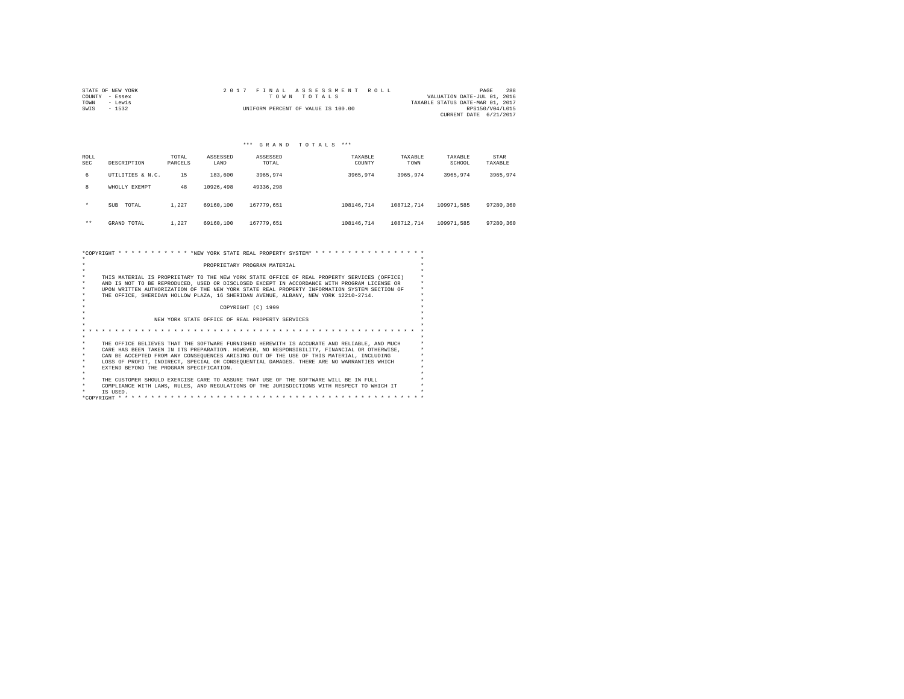STATE OF NEW YORK
COUNTY - Essex
TOWN - Lewis
SWIS - 1532

2017 FINAL ASSESSMENT ROLL
TOWN TOTALS
UNIFORM PERCENT OF VALUE IS 100.00

VALUATION DATE-JUL 01, 2016
TAXABLE STATUS DATE-MAR 01, 2017
RPS150/V04/L015
CURRENT DATE 6/21/2017

*** GRAND TOTALS ***

| ROLL SEC | DESCRIPTION | TOTAL PARCELS | ASSESSED LAND | ASSESSED TOTAL | TAXABLE COUNTY | TAXABLE TOWN | TAXABLE SCHOOL | STAR TAXABLE |
|---|---|---|---|---|---|---|---|---|
| 6 | UTILITIES & N.C. | 15 | 183,600 | 3965,974 | 3965,974 | 3965,974 | 3965,974 | 3965,974 |
| 8 | WHOLLY EXEMPT | 48 | 10926,498 | 49336,298 | | | | |
| * | SUB TOTAL | 1,227 | 69160,100 | 167779,651 | 108146,714 | 108712,714 | 109971,585 | 97280,360 |
| ** | GRAND TOTAL | 1,227 | 69160,100 | 167779,651 | 108146,714 | 108712,714 | 109971,585 | 97280,360 |

```
*COPYRIGHT * * * * * * * * * * * *NEW YORK STATE REAL PROPERTY SYSTEM* * * * * * * * * * * * * * * * * *
*                                                                                                     *
*                                PROPRIETARY PROGRAM MATERIAL                                         *
*                                                                                                     *
*     THIS MATERIAL IS PROPRIETARY TO THE NEW YORK STATE OFFICE OF REAL PROPERTY SERVICES (OFFICE)    *
*     AND IS NOT TO BE REPRODUCED, USED OR DISCLOSED EXCEPT IN ACCORDANCE WITH PROGRAM LICENSE OR     *
*     UPON WRITTEN AUTHORIZATION OF THE NEW YORK STATE REAL PROPERTY INFORMATION SYSTEM SECTION OF    *
*     THE OFFICE, SHERIDAN HOLLOW PLAZA, 16 SHERIDAN AVENUE, ALBANY, NEW YORK 12210-2714.             *
*                                                                                                     *
*                                     COPYRIGHT (C) 1999                                              *
*                                                                                                     *
*                     NEW YORK STATE OFFICE OF REAL PROPERTY SERVICES                                 *
*                                                                                                     *
* * * * * * * * * * * * * * * * * * * * * * * * * * * * * * * * * * * * * * * * * * * * * * * * * * * *
*                                                                                                     *
*     THE OFFICE BELIEVES THAT THE SOFTWARE FURNISHED HEREWITH IS ACCURATE AND RELIABLE, AND MUCH     *
*     CARE HAS BEEN TAKEN IN ITS PREPARATION. HOWEVER, NO RESPONSIBILITY, FINANCIAL OR OTHERWISE,     *
*     CAN BE ACCEPTED FROM ANY CONSEQUENCES ARISING OUT OF THE USE OF THIS MATERIAL, INCLUDING        *
*     LOSS OF PROFIT, INDIRECT, SPECIAL OR CONSEQUENTIAL DAMAGES. THERE ARE NO WARRANTIES WHICH       *
*     EXTEND BEYOND THE PROGRAM SPECIFICATION.                                                        *
*                                                                                                     *
*     THE CUSTOMER SHOULD EXERCISE CARE TO ASSURE THAT USE OF THE SOFTWARE WILL BE IN FULL            *
*     COMPLIANCE WITH LAWS, RULES, AND REGULATIONS OF THE JURISDICTIONS WITH RESPECT TO WHICH IT       *
*     IS USED.                                                                                        *
*COPYRIGHT * * * * * * * * * * * * * * * * * * * * * * * * * * * * * * * * * * * * * * * * * * * * * *
```